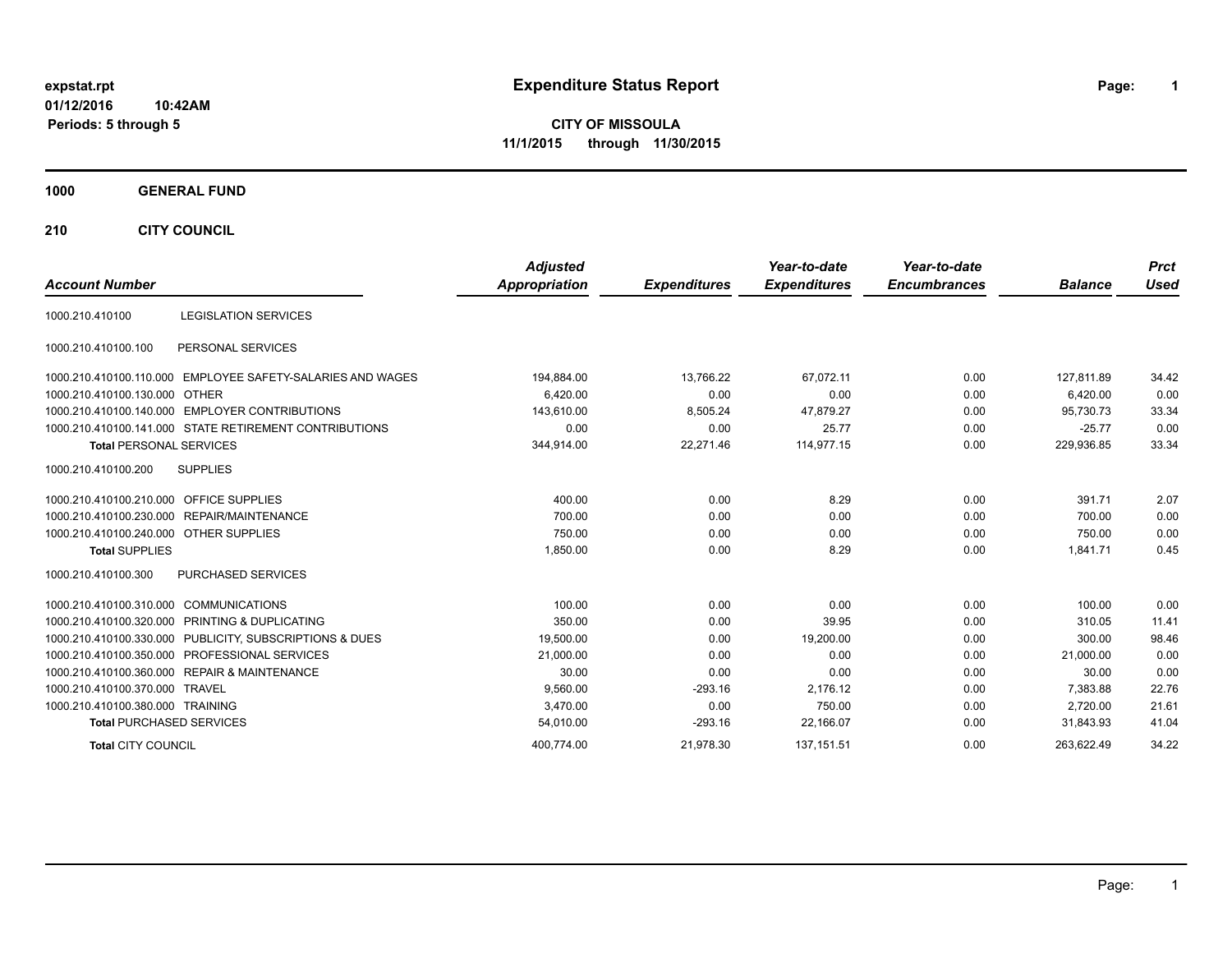expstat.rpt
01/12/2016 10:42AM
Periods: 5 through 5

# Expenditure Status Report

**CITY OF MISSOULA**
**11/1/2015 through 11/30/2015**

## 1000 GENERAL FUND

## 210 CITY COUNCIL

| Account Number | | Adjusted Appropriation | Expenditures | Year-to-date Expenditures | Year-to-date Encumbrances | Balance | Prct Used |
|---|---|---|---|---|---|---|---|
| 1000.210.410100 | LEGISLATION SERVICES | | | | | | |
| 1000.210.410100.100 | PERSONAL SERVICES | | | | | | |
| 1000.210.410100.110.000 | EMPLOYEE SAFETY-SALARIES AND WAGES | 194,884.00 | 13,766.22 | 67,072.11 | 0.00 | 127,811.89 | 34.42 |
| 1000.210.410100.130.000 | OTHER | 6,420.00 | 0.00 | 0.00 | 0.00 | 6,420.00 | 0.00 |
| 1000.210.410100.140.000 | EMPLOYER CONTRIBUTIONS | 143,610.00 | 8,505.24 | 47,879.27 | 0.00 | 95,730.73 | 33.34 |
| 1000.210.410100.141.000 | STATE RETIREMENT CONTRIBUTIONS | 0.00 | 0.00 | 25.77 | 0.00 | -25.77 | 0.00 |
| **Total** PERSONAL SERVICES | | 344,914.00 | 22,271.46 | 114,977.15 | 0.00 | 229,936.85 | 33.34 |
| 1000.210.410100.200 | SUPPLIES | | | | | | |
| 1000.210.410100.210.000 | OFFICE SUPPLIES | 400.00 | 0.00 | 8.29 | 0.00 | 391.71 | 2.07 |
| 1000.210.410100.230.000 | REPAIR/MAINTENANCE | 700.00 | 0.00 | 0.00 | 0.00 | 700.00 | 0.00 |
| 1000.210.410100.240.000 | OTHER SUPPLIES | 750.00 | 0.00 | 0.00 | 0.00 | 750.00 | 0.00 |
| **Total** SUPPLIES | | 1,850.00 | 0.00 | 8.29 | 0.00 | 1,841.71 | 0.45 |
| 1000.210.410100.300 | PURCHASED SERVICES | | | | | | |
| 1000.210.410100.310.000 | COMMUNICATIONS | 100.00 | 0.00 | 0.00 | 0.00 | 100.00 | 0.00 |
| 1000.210.410100.320.000 | PRINTING & DUPLICATING | 350.00 | 0.00 | 39.95 | 0.00 | 310.05 | 11.41 |
| 1000.210.410100.330.000 | PUBLICITY, SUBSCRIPTIONS & DUES | 19,500.00 | 0.00 | 19,200.00 | 0.00 | 300.00 | 98.46 |
| 1000.210.410100.350.000 | PROFESSIONAL SERVICES | 21,000.00 | 0.00 | 0.00 | 0.00 | 21,000.00 | 0.00 |
| 1000.210.410100.360.000 | REPAIR & MAINTENANCE | 30.00 | 0.00 | 0.00 | 0.00 | 30.00 | 0.00 |
| 1000.210.410100.370.000 | TRAVEL | 9,560.00 | -293.16 | 2,176.12 | 0.00 | 7,383.88 | 22.76 |
| 1000.210.410100.380.000 | TRAINING | 3,470.00 | 0.00 | 750.00 | 0.00 | 2,720.00 | 21.61 |
| **Total** PURCHASED SERVICES | | 54,010.00 | -293.16 | 22,166.07 | 0.00 | 31,843.93 | 41.04 |
| **Total** CITY COUNCIL | | 400,774.00 | 21,978.30 | 137,151.51 | 0.00 | 263,622.49 | 34.22 |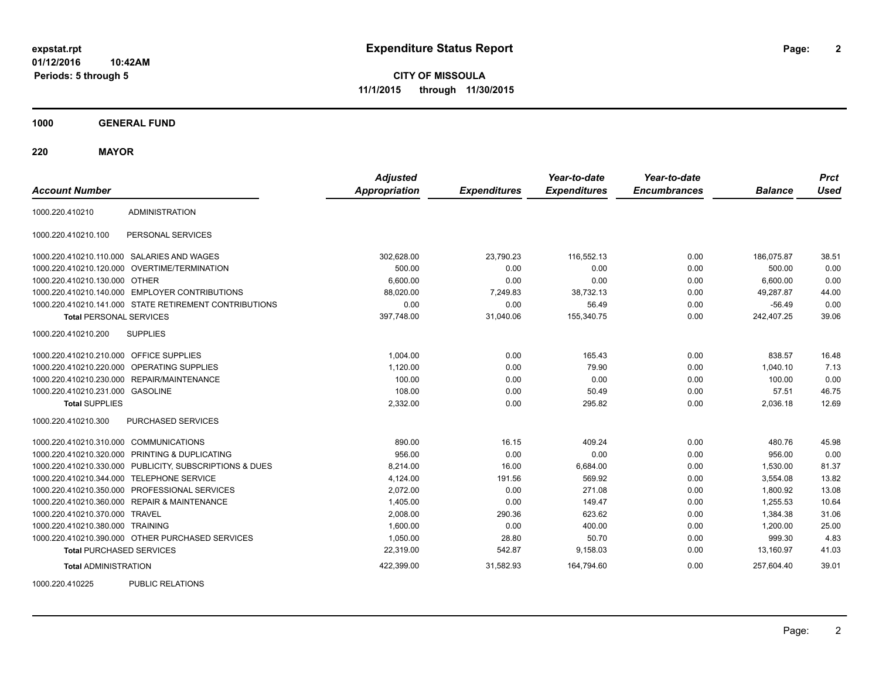**expstat.rpt**
**01/12/2016 10:42AM**
**Periods: 5 through 5**

# Expenditure Status Report

**CITY OF MISSOULA**
**11/1/2015 through 11/30/2015**

## 1000 GENERAL FUND

### 220 MAYOR

| Account Number | | Adjusted Appropriation | Expenditures | Year-to-date Expenditures | Year-to-date Encumbrances | Balance | Prct Used |
|---|---|---|---|---|---|---|---|
| 1000.220.410210 | ADMINISTRATION | | | | | | |
| 1000.220.410210.100 | PERSONAL SERVICES | | | | | | |
| 1000.220.410210.110.000 | SALARIES AND WAGES | 302,628.00 | 23,790.23 | 116,552.13 | 0.00 | 186,075.87 | 38.51 |
| 1000.220.410210.120.000 | OVERTIME/TERMINATION | 500.00 | 0.00 | 0.00 | 0.00 | 500.00 | 0.00 |
| 1000.220.410210.130.000 | OTHER | 6,600.00 | 0.00 | 0.00 | 0.00 | 6,600.00 | 0.00 |
| 1000.220.410210.140.000 | EMPLOYER CONTRIBUTIONS | 88,020.00 | 7,249.83 | 38,732.13 | 0.00 | 49,287.87 | 44.00 |
| 1000.220.410210.141.000 | STATE RETIREMENT CONTRIBUTIONS | 0.00 | 0.00 | 56.49 | 0.00 | -56.49 | 0.00 |
| **Total** PERSONAL SERVICES | | 397,748.00 | 31,040.06 | 155,340.75 | 0.00 | 242,407.25 | 39.06 |
| 1000.220.410210.200 | SUPPLIES | | | | | | |
| 1000.220.410210.210.000 | OFFICE SUPPLIES | 1,004.00 | 0.00 | 165.43 | 0.00 | 838.57 | 16.48 |
| 1000.220.410210.220.000 | OPERATING SUPPLIES | 1,120.00 | 0.00 | 79.90 | 0.00 | 1,040.10 | 7.13 |
| 1000.220.410210.230.000 | REPAIR/MAINTENANCE | 100.00 | 0.00 | 0.00 | 0.00 | 100.00 | 0.00 |
| 1000.220.410210.231.000 | GASOLINE | 108.00 | 0.00 | 50.49 | 0.00 | 57.51 | 46.75 |
| **Total** SUPPLIES | | 2,332.00 | 0.00 | 295.82 | 0.00 | 2,036.18 | 12.69 |
| 1000.220.410210.300 | PURCHASED SERVICES | | | | | | |
| 1000.220.410210.310.000 | COMMUNICATIONS | 890.00 | 16.15 | 409.24 | 0.00 | 480.76 | 45.98 |
| 1000.220.410210.320.000 | PRINTING & DUPLICATING | 956.00 | 0.00 | 0.00 | 0.00 | 956.00 | 0.00 |
| 1000.220.410210.330.000 | PUBLICITY, SUBSCRIPTIONS & DUES | 8,214.00 | 16.00 | 6,684.00 | 0.00 | 1,530.00 | 81.37 |
| 1000.220.410210.344.000 | TELEPHONE SERVICE | 4,124.00 | 191.56 | 569.92 | 0.00 | 3,554.08 | 13.82 |
| 1000.220.410210.350.000 | PROFESSIONAL SERVICES | 2,072.00 | 0.00 | 271.08 | 0.00 | 1,800.92 | 13.08 |
| 1000.220.410210.360.000 | REPAIR & MAINTENANCE | 1,405.00 | 0.00 | 149.47 | 0.00 | 1,255.53 | 10.64 |
| 1000.220.410210.370.000 | TRAVEL | 2,008.00 | 290.36 | 623.62 | 0.00 | 1,384.38 | 31.06 |
| 1000.220.410210.380.000 | TRAINING | 1,600.00 | 0.00 | 400.00 | 0.00 | 1,200.00 | 25.00 |
| 1000.220.410210.390.000 | OTHER PURCHASED SERVICES | 1,050.00 | 28.80 | 50.70 | 0.00 | 999.30 | 4.83 |
| **Total** PURCHASED SERVICES | | 22,319.00 | 542.87 | 9,158.03 | 0.00 | 13,160.97 | 41.03 |
| **Total** ADMINISTRATION | | 422,399.00 | 31,582.93 | 164,794.60 | 0.00 | 257,604.40 | 39.01 |
| 1000.220.410225 | PUBLIC RELATIONS | | | | | | |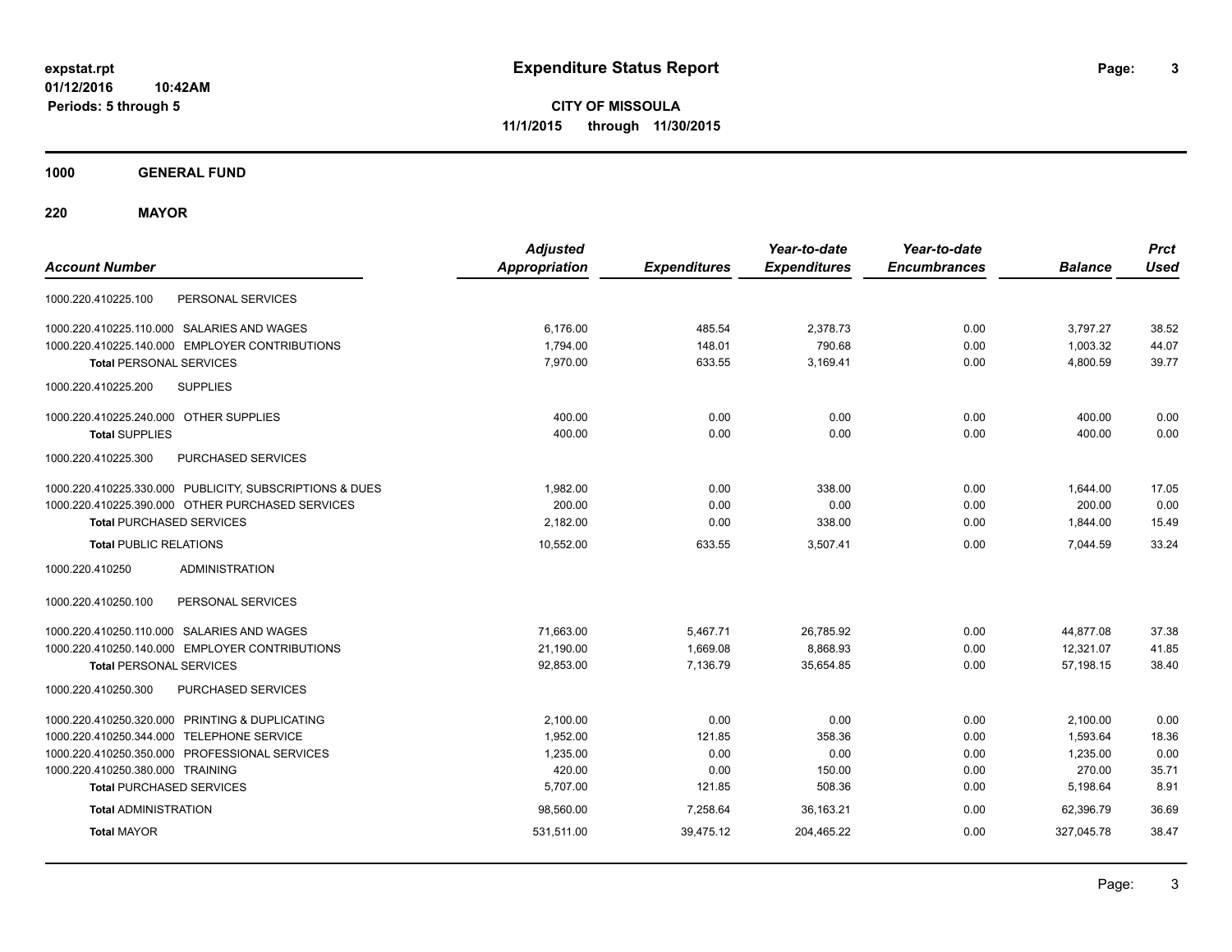# Expenditure Status Report

expstat.rpt
01/12/2016 10:42AM
Periods: 5 through 5

**CITY OF MISSOULA**
**11/1/2015 through 11/30/2015**

**1000 GENERAL FUND**

**220 MAYOR**

| Account Number | | Adjusted Appropriation | Expenditures | Year-to-date Expenditures | Year-to-date Encumbrances | Balance | Prct Used |
|---|---|---|---|---|---|---|---|
| 1000.220.410225.100 | PERSONAL SERVICES | | | | | | |
| 1000.220.410225.110.000 | SALARIES AND WAGES | 6,176.00 | 485.54 | 2,378.73 | 0.00 | 3,797.27 | 38.52 |
| 1000.220.410225.140.000 | EMPLOYER CONTRIBUTIONS | 1,794.00 | 148.01 | 790.68 | 0.00 | 1,003.32 | 44.07 |
| **Total** PERSONAL SERVICES | | 7,970.00 | 633.55 | 3,169.41 | 0.00 | 4,800.59 | 39.77 |
| 1000.220.410225.200 | SUPPLIES | | | | | | |
| 1000.220.410225.240.000 | OTHER SUPPLIES | 400.00 | 0.00 | 0.00 | 0.00 | 400.00 | 0.00 |
| **Total** SUPPLIES | | 400.00 | 0.00 | 0.00 | 0.00 | 400.00 | 0.00 |
| 1000.220.410225.300 | PURCHASED SERVICES | | | | | | |
| 1000.220.410225.330.000 | PUBLICITY, SUBSCRIPTIONS & DUES | 1,982.00 | 0.00 | 338.00 | 0.00 | 1,644.00 | 17.05 |
| 1000.220.410225.390.000 | OTHER PURCHASED SERVICES | 200.00 | 0.00 | 0.00 | 0.00 | 200.00 | 0.00 |
| **Total** PURCHASED SERVICES | | 2,182.00 | 0.00 | 338.00 | 0.00 | 1,844.00 | 15.49 |
| **Total** PUBLIC RELATIONS | | 10,552.00 | 633.55 | 3,507.41 | 0.00 | 7,044.59 | 33.24 |
| 1000.220.410250 | ADMINISTRATION | | | | | | |
| 1000.220.410250.100 | PERSONAL SERVICES | | | | | | |
| 1000.220.410250.110.000 | SALARIES AND WAGES | 71,663.00 | 5,467.71 | 26,785.92 | 0.00 | 44,877.08 | 37.38 |
| 1000.220.410250.140.000 | EMPLOYER CONTRIBUTIONS | 21,190.00 | 1,669.08 | 8,868.93 | 0.00 | 12,321.07 | 41.85 |
| **Total** PERSONAL SERVICES | | 92,853.00 | 7,136.79 | 35,654.85 | 0.00 | 57,198.15 | 38.40 |
| 1000.220.410250.300 | PURCHASED SERVICES | | | | | | |
| 1000.220.410250.320.000 | PRINTING & DUPLICATING | 2,100.00 | 0.00 | 0.00 | 0.00 | 2,100.00 | 0.00 |
| 1000.220.410250.344.000 | TELEPHONE SERVICE | 1,952.00 | 121.85 | 358.36 | 0.00 | 1,593.64 | 18.36 |
| 1000.220.410250.350.000 | PROFESSIONAL SERVICES | 1,235.00 | 0.00 | 0.00 | 0.00 | 1,235.00 | 0.00 |
| 1000.220.410250.380.000 | TRAINING | 420.00 | 0.00 | 150.00 | 0.00 | 270.00 | 35.71 |
| **Total** PURCHASED SERVICES | | 5,707.00 | 121.85 | 508.36 | 0.00 | 5,198.64 | 8.91 |
| **Total** ADMINISTRATION | | 98,560.00 | 7,258.64 | 36,163.21 | 0.00 | 62,396.79 | 36.69 |
| **Total** MAYOR | | 531,511.00 | 39,475.12 | 204,465.22 | 0.00 | 327,045.78 | 38.47 |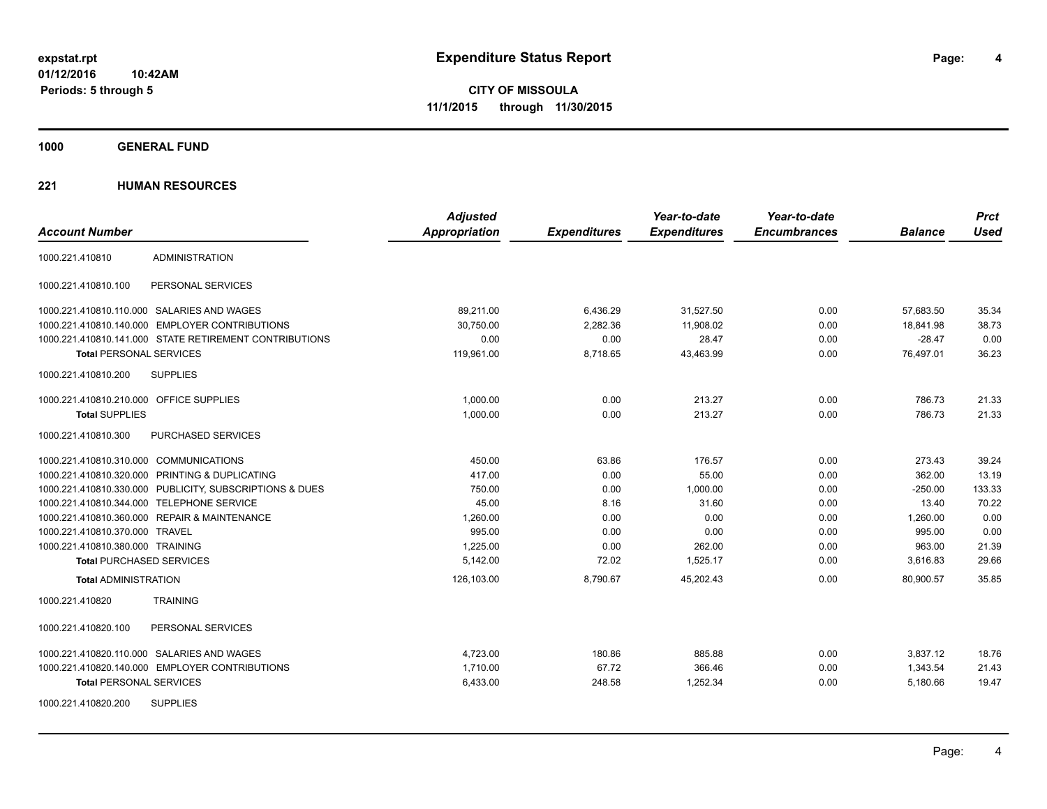# Expenditure Status Report

expstat.rpt
01/12/2016 10:42AM
Periods: 5 through 5

**CITY OF MISSOULA**
**11/1/2015 through 11/30/2015**

## 1000 GENERAL FUND

### 221 HUMAN RESOURCES

| Account Number | | Adjusted Appropriation | Expenditures | Year-to-date Expenditures | Year-to-date Encumbrances | Balance | Prct Used |
|---|---|---|---|---|---|---|---|
| 1000.221.410810 | ADMINISTRATION | | | | | | |
| 1000.221.410810.100 | PERSONAL SERVICES | | | | | | |
| 1000.221.410810.110.000 | SALARIES AND WAGES | 89,211.00 | 6,436.29 | 31,527.50 | 0.00 | 57,683.50 | 35.34 |
| 1000.221.410810.140.000 | EMPLOYER CONTRIBUTIONS | 30,750.00 | 2,282.36 | 11,908.02 | 0.00 | 18,841.98 | 38.73 |
| 1000.221.410810.141.000 | STATE RETIREMENT CONTRIBUTIONS | 0.00 | 0.00 | 28.47 | 0.00 | -28.47 | 0.00 |
| **Total** PERSONAL SERVICES | | 119,961.00 | 8,718.65 | 43,463.99 | 0.00 | 76,497.01 | 36.23 |
| 1000.221.410810.200 | SUPPLIES | | | | | | |
| 1000.221.410810.210.000 | OFFICE SUPPLIES | 1,000.00 | 0.00 | 213.27 | 0.00 | 786.73 | 21.33 |
| **Total** SUPPLIES | | 1,000.00 | 0.00 | 213.27 | 0.00 | 786.73 | 21.33 |
| 1000.221.410810.300 | PURCHASED SERVICES | | | | | | |
| 1000.221.410810.310.000 | COMMUNICATIONS | 450.00 | 63.86 | 176.57 | 0.00 | 273.43 | 39.24 |
| 1000.221.410810.320.000 | PRINTING & DUPLICATING | 417.00 | 0.00 | 55.00 | 0.00 | 362.00 | 13.19 |
| 1000.221.410810.330.000 | PUBLICITY, SUBSCRIPTIONS & DUES | 750.00 | 0.00 | 1,000.00 | 0.00 | -250.00 | 133.33 |
| 1000.221.410810.344.000 | TELEPHONE SERVICE | 45.00 | 8.16 | 31.60 | 0.00 | 13.40 | 70.22 |
| 1000.221.410810.360.000 | REPAIR & MAINTENANCE | 1,260.00 | 0.00 | 0.00 | 0.00 | 1,260.00 | 0.00 |
| 1000.221.410810.370.000 | TRAVEL | 995.00 | 0.00 | 0.00 | 0.00 | 995.00 | 0.00 |
| 1000.221.410810.380.000 | TRAINING | 1,225.00 | 0.00 | 262.00 | 0.00 | 963.00 | 21.39 |
| **Total** PURCHASED SERVICES | | 5,142.00 | 72.02 | 1,525.17 | 0.00 | 3,616.83 | 29.66 |
| **Total** ADMINISTRATION | | 126,103.00 | 8,790.67 | 45,202.43 | 0.00 | 80,900.57 | 35.85 |
| 1000.221.410820 | TRAINING | | | | | | |
| 1000.221.410820.100 | PERSONAL SERVICES | | | | | | |
| 1000.221.410820.110.000 | SALARIES AND WAGES | 4,723.00 | 180.86 | 885.88 | 0.00 | 3,837.12 | 18.76 |
| 1000.221.410820.140.000 | EMPLOYER CONTRIBUTIONS | 1,710.00 | 67.72 | 366.46 | 0.00 | 1,343.54 | 21.43 |
| **Total** PERSONAL SERVICES | | 6,433.00 | 248.58 | 1,252.34 | 0.00 | 5,180.66 | 19.47 |
| 1000.221.410820.200 | SUPPLIES | | | | | | |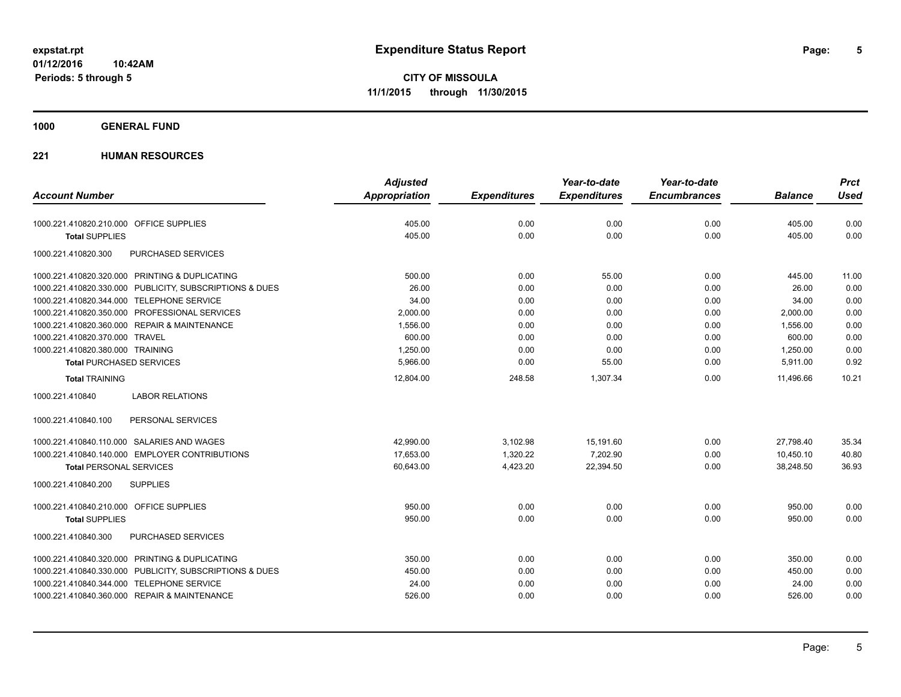**expstat.rpt**
**01/12/2016 10:42AM**
**Periods: 5 through 5**

# Expenditure Status Report

**CITY OF MISSOULA**
**11/1/2015 through 11/30/2015**

## 1000 GENERAL FUND

## 221 HUMAN RESOURCES

| Account Number | Adjusted Appropriation | Expenditures | Year-to-date Expenditures | Year-to-date Encumbrances | Balance | Prct Used |
|---|---|---|---|---|---|---|
| 1000.221.410820.210.000 OFFICE SUPPLIES | 405.00 | 0.00 | 0.00 | 0.00 | 405.00 | 0.00 |
| **Total** SUPPLIES | 405.00 | 0.00 | 0.00 | 0.00 | 405.00 | 0.00 |
| 1000.221.410820.300 PURCHASED SERVICES | | | | | | |
| 1000.221.410820.320.000 PRINTING & DUPLICATING | 500.00 | 0.00 | 55.00 | 0.00 | 445.00 | 11.00 |
| 1000.221.410820.330.000 PUBLICITY, SUBSCRIPTIONS & DUES | 26.00 | 0.00 | 0.00 | 0.00 | 26.00 | 0.00 |
| 1000.221.410820.344.000 TELEPHONE SERVICE | 34.00 | 0.00 | 0.00 | 0.00 | 34.00 | 0.00 |
| 1000.221.410820.350.000 PROFESSIONAL SERVICES | 2,000.00 | 0.00 | 0.00 | 0.00 | 2,000.00 | 0.00 |
| 1000.221.410820.360.000 REPAIR & MAINTENANCE | 1,556.00 | 0.00 | 0.00 | 0.00 | 1,556.00 | 0.00 |
| 1000.221.410820.370.000 TRAVEL | 600.00 | 0.00 | 0.00 | 0.00 | 600.00 | 0.00 |
| 1000.221.410820.380.000 TRAINING | 1,250.00 | 0.00 | 0.00 | 0.00 | 1,250.00 | 0.00 |
| **Total** PURCHASED SERVICES | 5,966.00 | 0.00 | 55.00 | 0.00 | 5,911.00 | 0.92 |
| **Total** TRAINING | 12,804.00 | 248.58 | 1,307.34 | 0.00 | 11,496.66 | 10.21 |
| 1000.221.410840 LABOR RELATIONS | | | | | | |
| 1000.221.410840.100 PERSONAL SERVICES | | | | | | |
| 1000.221.410840.110.000 SALARIES AND WAGES | 42,990.00 | 3,102.98 | 15,191.60 | 0.00 | 27,798.40 | 35.34 |
| 1000.221.410840.140.000 EMPLOYER CONTRIBUTIONS | 17,653.00 | 1,320.22 | 7,202.90 | 0.00 | 10,450.10 | 40.80 |
| **Total** PERSONAL SERVICES | 60,643.00 | 4,423.20 | 22,394.50 | 0.00 | 38,248.50 | 36.93 |
| 1000.221.410840.200 SUPPLIES | | | | | | |
| 1000.221.410840.210.000 OFFICE SUPPLIES | 950.00 | 0.00 | 0.00 | 0.00 | 950.00 | 0.00 |
| **Total** SUPPLIES | 950.00 | 0.00 | 0.00 | 0.00 | 950.00 | 0.00 |
| 1000.221.410840.300 PURCHASED SERVICES | | | | | | |
| 1000.221.410840.320.000 PRINTING & DUPLICATING | 350.00 | 0.00 | 0.00 | 0.00 | 350.00 | 0.00 |
| 1000.221.410840.330.000 PUBLICITY, SUBSCRIPTIONS & DUES | 450.00 | 0.00 | 0.00 | 0.00 | 450.00 | 0.00 |
| 1000.221.410840.344.000 TELEPHONE SERVICE | 24.00 | 0.00 | 0.00 | 0.00 | 24.00 | 0.00 |
| 1000.221.410840.360.000 REPAIR & MAINTENANCE | 526.00 | 0.00 | 0.00 | 0.00 | 526.00 | 0.00 |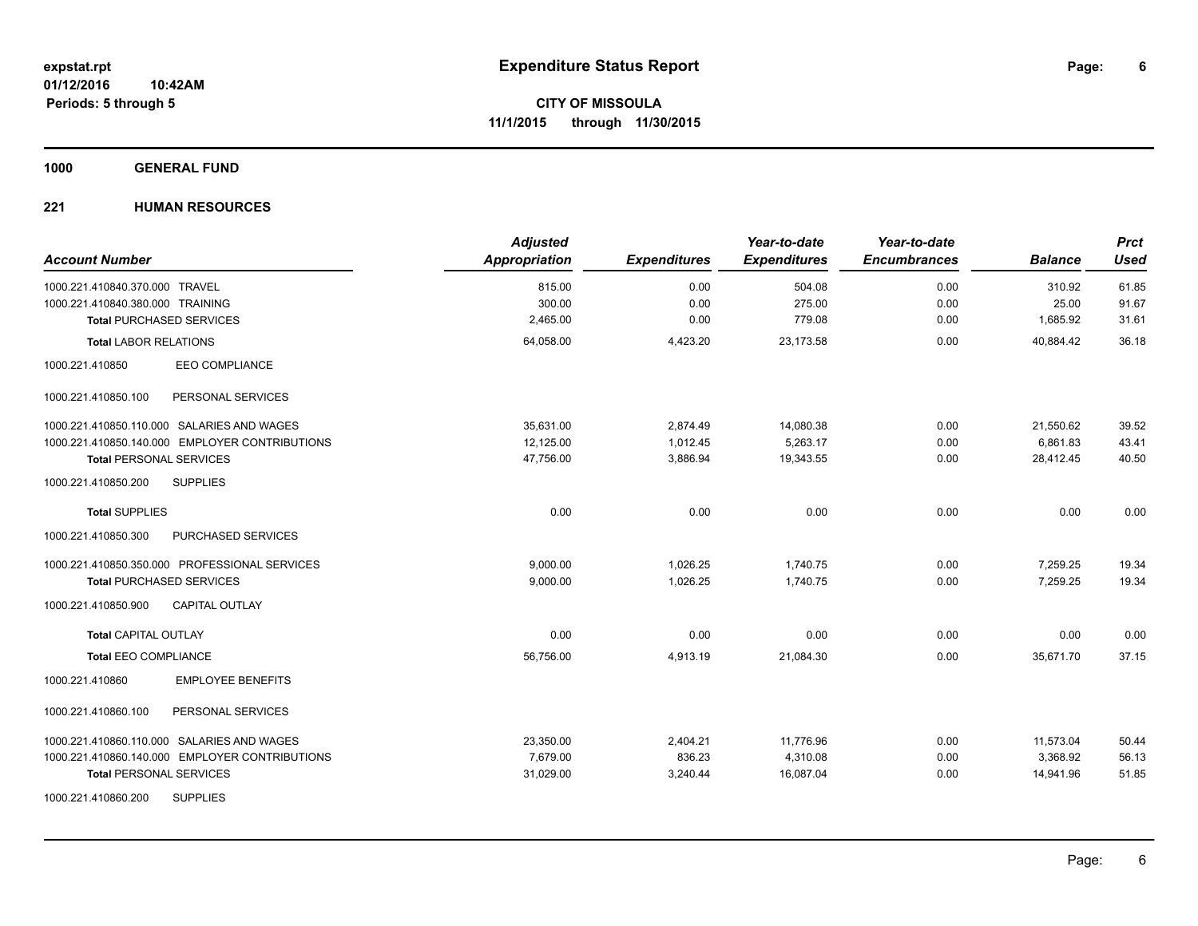**Expenditure Status Report**

**CITY OF MISSOULA**

**11/1/2015 through 11/30/2015**

expstat.rpt
01/12/2016 10:42AM
Periods: 5 through 5

## 1000 GENERAL FUND

### 221 HUMAN RESOURCES

| Account Number | Adjusted Appropriation | Expenditures | Year-to-date Expenditures | Year-to-date Encumbrances | Balance | Prct Used |
|---|---|---|---|---|---|---|
| 1000.221.410840.370.000 TRAVEL | 815.00 | 0.00 | 504.08 | 0.00 | 310.92 | 61.85 |
| 1000.221.410840.380.000 TRAINING | 300.00 | 0.00 | 275.00 | 0.00 | 25.00 | 91.67 |
| **Total** PURCHASED SERVICES | 2,465.00 | 0.00 | 779.08 | 0.00 | 1,685.92 | 31.61 |
| **Total** LABOR RELATIONS | 64,058.00 | 4,423.20 | 23,173.58 | 0.00 | 40,884.42 | 36.18 |
| 1000.221.410850 EEO COMPLIANCE | | | | | | |
| 1000.221.410850.100 PERSONAL SERVICES | | | | | | |
| 1000.221.410850.110.000 SALARIES AND WAGES | 35,631.00 | 2,874.49 | 14,080.38 | 0.00 | 21,550.62 | 39.52 |
| 1000.221.410850.140.000 EMPLOYER CONTRIBUTIONS | 12,125.00 | 1,012.45 | 5,263.17 | 0.00 | 6,861.83 | 43.41 |
| **Total** PERSONAL SERVICES | 47,756.00 | 3,886.94 | 19,343.55 | 0.00 | 28,412.45 | 40.50 |
| 1000.221.410850.200 SUPPLIES | | | | | | |
| **Total** SUPPLIES | 0.00 | 0.00 | 0.00 | 0.00 | 0.00 | 0.00 |
| 1000.221.410850.300 PURCHASED SERVICES | | | | | | |
| 1000.221.410850.350.000 PROFESSIONAL SERVICES | 9,000.00 | 1,026.25 | 1,740.75 | 0.00 | 7,259.25 | 19.34 |
| **Total** PURCHASED SERVICES | 9,000.00 | 1,026.25 | 1,740.75 | 0.00 | 7,259.25 | 19.34 |
| 1000.221.410850.900 CAPITAL OUTLAY | | | | | | |
| **Total** CAPITAL OUTLAY | 0.00 | 0.00 | 0.00 | 0.00 | 0.00 | 0.00 |
| **Total** EEO COMPLIANCE | 56,756.00 | 4,913.19 | 21,084.30 | 0.00 | 35,671.70 | 37.15 |
| 1000.221.410860 EMPLOYEE BENEFITS | | | | | | |
| 1000.221.410860.100 PERSONAL SERVICES | | | | | | |
| 1000.221.410860.110.000 SALARIES AND WAGES | 23,350.00 | 2,404.21 | 11,776.96 | 0.00 | 11,573.04 | 50.44 |
| 1000.221.410860.140.000 EMPLOYER CONTRIBUTIONS | 7,679.00 | 836.23 | 4,310.08 | 0.00 | 3,368.92 | 56.13 |
| **Total** PERSONAL SERVICES | 31,029.00 | 3,240.44 | 16,087.04 | 0.00 | 14,941.96 | 51.85 |
| 1000.221.410860.200 SUPPLIES | | | | | | |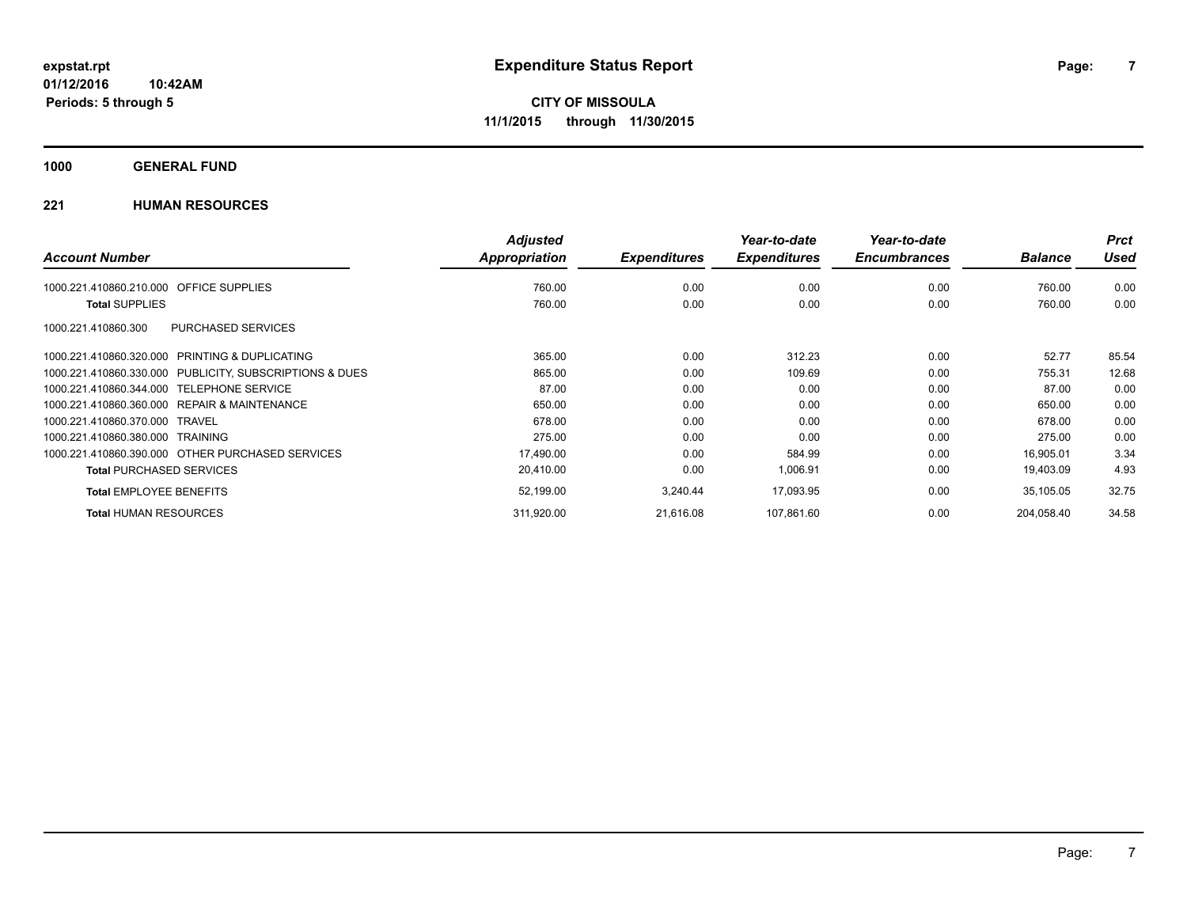**expstat.rpt**
**01/12/2016 10:42AM**
**Periods: 5 through 5**

# Expenditure Status Report

**CITY OF MISSOULA**
**11/1/2015 through 11/30/2015**

## 1000 GENERAL FUND

### 221 HUMAN RESOURCES

| Account Number | Adjusted Appropriation | Expenditures | Year-to-date Expenditures | Year-to-date Encumbrances | Balance | Prct Used |
|---|---|---|---|---|---|---|
| 1000.221.410860.210.000 OFFICE SUPPLIES | 760.00 | 0.00 | 0.00 | 0.00 | 760.00 | 0.00 |
| **Total** SUPPLIES | 760.00 | 0.00 | 0.00 | 0.00 | 760.00 | 0.00 |
| 1000.221.410860.300 PURCHASED SERVICES | | | | | | |
| 1000.221.410860.320.000 PRINTING & DUPLICATING | 365.00 | 0.00 | 312.23 | 0.00 | 52.77 | 85.54 |
| 1000.221.410860.330.000 PUBLICITY, SUBSCRIPTIONS & DUES | 865.00 | 0.00 | 109.69 | 0.00 | 755.31 | 12.68 |
| 1000.221.410860.344.000 TELEPHONE SERVICE | 87.00 | 0.00 | 0.00 | 0.00 | 87.00 | 0.00 |
| 1000.221.410860.360.000 REPAIR & MAINTENANCE | 650.00 | 0.00 | 0.00 | 0.00 | 650.00 | 0.00 |
| 1000.221.410860.370.000 TRAVEL | 678.00 | 0.00 | 0.00 | 0.00 | 678.00 | 0.00 |
| 1000.221.410860.380.000 TRAINING | 275.00 | 0.00 | 0.00 | 0.00 | 275.00 | 0.00 |
| 1000.221.410860.390.000 OTHER PURCHASED SERVICES | 17,490.00 | 0.00 | 584.99 | 0.00 | 16,905.01 | 3.34 |
| **Total** PURCHASED SERVICES | 20,410.00 | 0.00 | 1,006.91 | 0.00 | 19,403.09 | 4.93 |
| **Total** EMPLOYEE BENEFITS | 52,199.00 | 3,240.44 | 17,093.95 | 0.00 | 35,105.05 | 32.75 |
| **Total** HUMAN RESOURCES | 311,920.00 | 21,616.08 | 107,861.60 | 0.00 | 204,058.40 | 34.58 |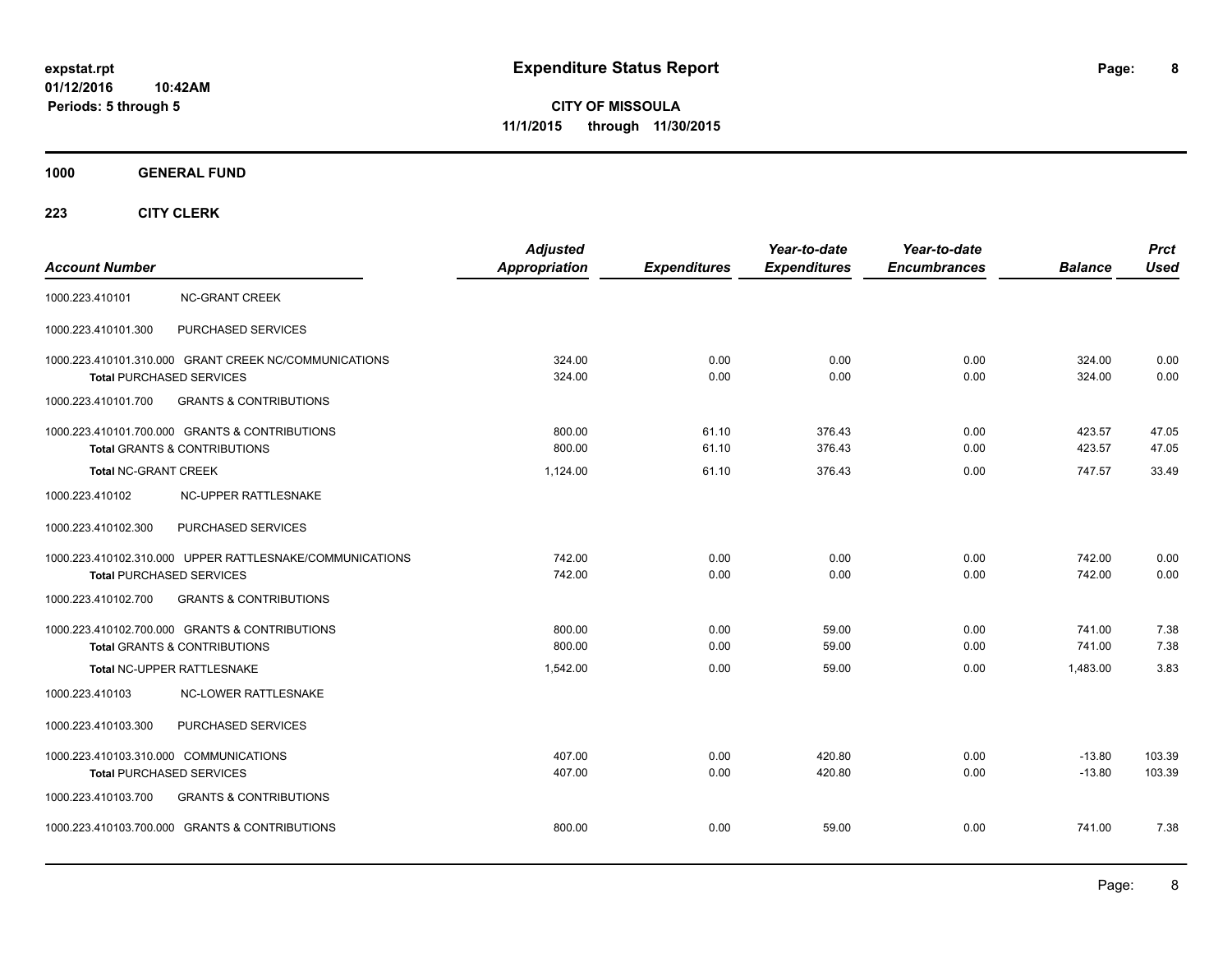**Expenditure Status Report**

**CITY OF MISSOULA**

**11/1/2015 through 11/30/2015**

expstat.rpt
01/12/2016 10:42AM
Periods: 5 through 5

**1000 GENERAL FUND**

**223 CITY CLERK**

| Account Number | | Adjusted Appropriation | Expenditures | Year-to-date Expenditures | Year-to-date Encumbrances | Balance | Prct Used |
|---|---|---|---|---|---|---|---|
| 1000.223.410101 | NC-GRANT CREEK | | | | | | |
| 1000.223.410101.300 | PURCHASED SERVICES | | | | | | |
| 1000.223.410101.310.000 | GRANT CREEK NC/COMMUNICATIONS | 324.00 | 0.00 | 0.00 | 0.00 | 324.00 | 0.00 |
| **Total** PURCHASED SERVICES | | 324.00 | 0.00 | 0.00 | 0.00 | 324.00 | 0.00 |
| 1000.223.410101.700 | GRANTS & CONTRIBUTIONS | | | | | | |
| 1000.223.410101.700.000 | GRANTS & CONTRIBUTIONS | 800.00 | 61.10 | 376.43 | 0.00 | 423.57 | 47.05 |
| **Total** GRANTS & CONTRIBUTIONS | | 800.00 | 61.10 | 376.43 | 0.00 | 423.57 | 47.05 |
| **Total** NC-GRANT CREEK | | 1,124.00 | 61.10 | 376.43 | 0.00 | 747.57 | 33.49 |
| 1000.223.410102 | NC-UPPER RATTLESNAKE | | | | | | |
| 1000.223.410102.300 | PURCHASED SERVICES | | | | | | |
| 1000.223.410102.310.000 | UPPER RATTLESNAKE/COMMUNICATIONS | 742.00 | 0.00 | 0.00 | 0.00 | 742.00 | 0.00 |
| **Total** PURCHASED SERVICES | | 742.00 | 0.00 | 0.00 | 0.00 | 742.00 | 0.00 |
| 1000.223.410102.700 | GRANTS & CONTRIBUTIONS | | | | | | |
| 1000.223.410102.700.000 | GRANTS & CONTRIBUTIONS | 800.00 | 0.00 | 59.00 | 0.00 | 741.00 | 7.38 |
| **Total** GRANTS & CONTRIBUTIONS | | 800.00 | 0.00 | 59.00 | 0.00 | 741.00 | 7.38 |
| **Total** NC-UPPER RATTLESNAKE | | 1,542.00 | 0.00 | 59.00 | 0.00 | 1,483.00 | 3.83 |
| 1000.223.410103 | NC-LOWER RATTLESNAKE | | | | | | |
| 1000.223.410103.300 | PURCHASED SERVICES | | | | | | |
| 1000.223.410103.310.000 | COMMUNICATIONS | 407.00 | 0.00 | 420.80 | 0.00 | -13.80 | 103.39 |
| **Total** PURCHASED SERVICES | | 407.00 | 0.00 | 420.80 | 0.00 | -13.80 | 103.39 |
| 1000.223.410103.700 | GRANTS & CONTRIBUTIONS | | | | | | |
| 1000.223.410103.700.000 | GRANTS & CONTRIBUTIONS | 800.00 | 0.00 | 59.00 | 0.00 | 741.00 | 7.38 |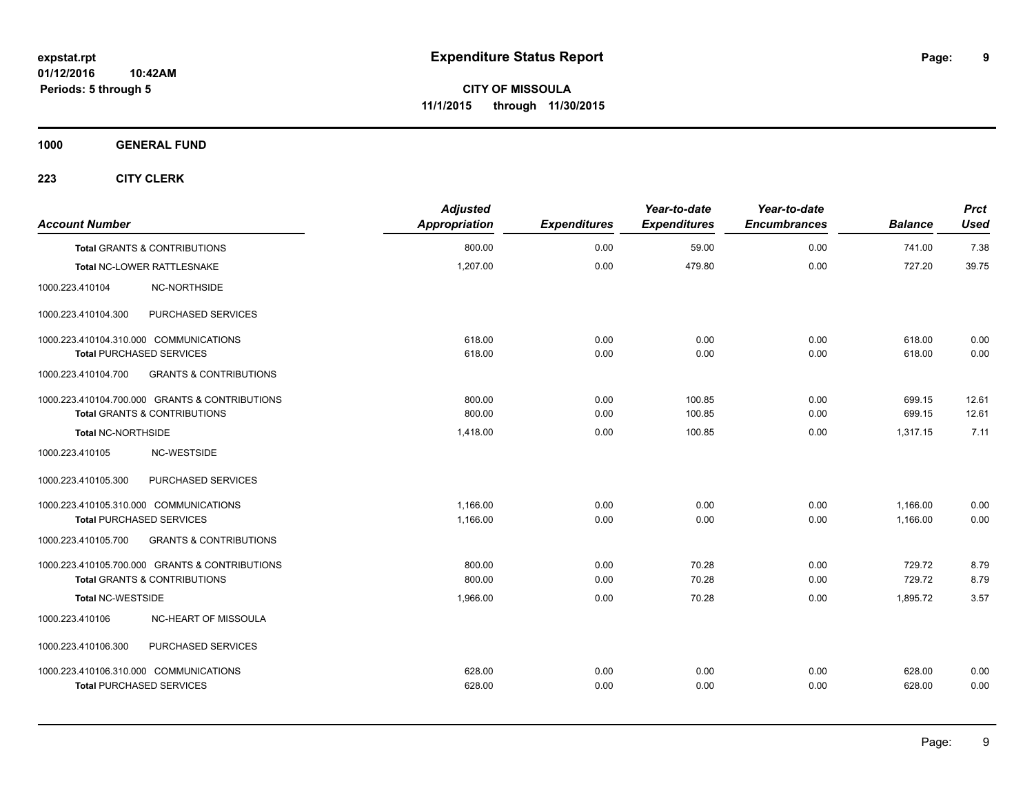# Expenditure Status Report

**CITY OF MISSOULA**

**11/1/2015 through 11/30/2015**

expstat.rpt
01/12/2016 10:42AM
Periods: 5 through 5

**1000 GENERAL FUND**

**223 CITY CLERK**

| Account Number | | Adjusted Appropriation | Expenditures | Year-to-date Expenditures | Year-to-date Encumbrances | Balance | Prct Used |
|---|---|---|---|---|---|---|---|
| **Total** GRANTS & CONTRIBUTIONS | | 800.00 | 0.00 | 59.00 | 0.00 | 741.00 | 7.38 |
| **Total** NC-LOWER RATTLESNAKE | | 1,207.00 | 0.00 | 479.80 | 0.00 | 727.20 | 39.75 |
| 1000.223.410104 | NC-NORTHSIDE | | | | | | |
| 1000.223.410104.300 | PURCHASED SERVICES | | | | | | |
| 1000.223.410104.310.000 COMMUNICATIONS | | 618.00 | 0.00 | 0.00 | 0.00 | 618.00 | 0.00 |
| **Total** PURCHASED SERVICES | | 618.00 | 0.00 | 0.00 | 0.00 | 618.00 | 0.00 |
| 1000.223.410104.700 | GRANTS & CONTRIBUTIONS | | | | | | |
| 1000.223.410104.700.000 GRANTS & CONTRIBUTIONS | | 800.00 | 0.00 | 100.85 | 0.00 | 699.15 | 12.61 |
| **Total** GRANTS & CONTRIBUTIONS | | 800.00 | 0.00 | 100.85 | 0.00 | 699.15 | 12.61 |
| **Total** NC-NORTHSIDE | | 1,418.00 | 0.00 | 100.85 | 0.00 | 1,317.15 | 7.11 |
| 1000.223.410105 | NC-WESTSIDE | | | | | | |
| 1000.223.410105.300 | PURCHASED SERVICES | | | | | | |
| 1000.223.410105.310.000 COMMUNICATIONS | | 1,166.00 | 0.00 | 0.00 | 0.00 | 1,166.00 | 0.00 |
| **Total** PURCHASED SERVICES | | 1,166.00 | 0.00 | 0.00 | 0.00 | 1,166.00 | 0.00 |
| 1000.223.410105.700 | GRANTS & CONTRIBUTIONS | | | | | | |
| 1000.223.410105.700.000 GRANTS & CONTRIBUTIONS | | 800.00 | 0.00 | 70.28 | 0.00 | 729.72 | 8.79 |
| **Total** GRANTS & CONTRIBUTIONS | | 800.00 | 0.00 | 70.28 | 0.00 | 729.72 | 8.79 |
| **Total** NC-WESTSIDE | | 1,966.00 | 0.00 | 70.28 | 0.00 | 1,895.72 | 3.57 |
| 1000.223.410106 | NC-HEART OF MISSOULA | | | | | | |
| 1000.223.410106.300 | PURCHASED SERVICES | | | | | | |
| 1000.223.410106.310.000 COMMUNICATIONS | | 628.00 | 0.00 | 0.00 | 0.00 | 628.00 | 0.00 |
| **Total** PURCHASED SERVICES | | 628.00 | 0.00 | 0.00 | 0.00 | 628.00 | 0.00 |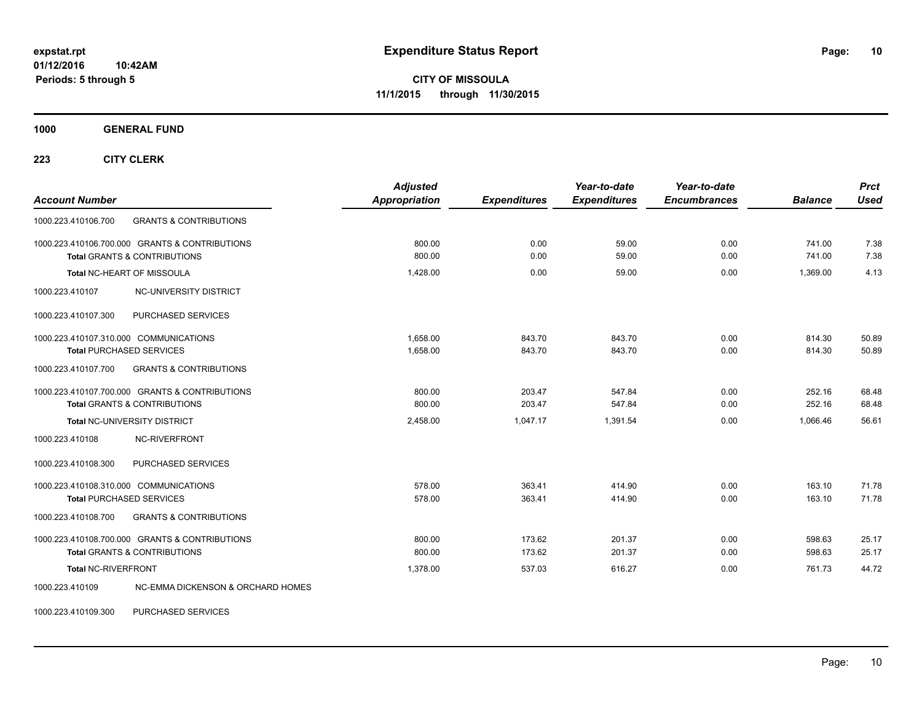**expstat.rpt**
**01/12/2016 10:42AM**
**Periods: 5 through 5**

# Expenditure Status Report

**CITY OF MISSOULA**
**11/1/2015 through 11/30/2015**

## 1000 GENERAL FUND

### 223 CITY CLERK

| Account Number | | Adjusted Appropriation | Expenditures | Year-to-date Expenditures | Year-to-date Encumbrances | Balance | Prct Used |
|---|---|---|---|---|---|---|---|
| 1000.223.410106.700 | GRANTS & CONTRIBUTIONS | | | | | | |
| 1000.223.410106.700.000 | GRANTS & CONTRIBUTIONS | 800.00 | 0.00 | 59.00 | 0.00 | 741.00 | 7.38 |
| **Total** GRANTS & CONTRIBUTIONS | | 800.00 | 0.00 | 59.00 | 0.00 | 741.00 | 7.38 |
| **Total** NC-HEART OF MISSOULA | | 1,428.00 | 0.00 | 59.00 | 0.00 | 1,369.00 | 4.13 |
| 1000.223.410107 | NC-UNIVERSITY DISTRICT | | | | | | |
| 1000.223.410107.300 | PURCHASED SERVICES | | | | | | |
| 1000.223.410107.310.000 | COMMUNICATIONS | 1,658.00 | 843.70 | 843.70 | 0.00 | 814.30 | 50.89 |
| **Total** PURCHASED SERVICES | | 1,658.00 | 843.70 | 843.70 | 0.00 | 814.30 | 50.89 |
| 1000.223.410107.700 | GRANTS & CONTRIBUTIONS | | | | | | |
| 1000.223.410107.700.000 | GRANTS & CONTRIBUTIONS | 800.00 | 203.47 | 547.84 | 0.00 | 252.16 | 68.48 |
| **Total** GRANTS & CONTRIBUTIONS | | 800.00 | 203.47 | 547.84 | 0.00 | 252.16 | 68.48 |
| **Total** NC-UNIVERSITY DISTRICT | | 2,458.00 | 1,047.17 | 1,391.54 | 0.00 | 1,066.46 | 56.61 |
| 1000.223.410108 | NC-RIVERFRONT | | | | | | |
| 1000.223.410108.300 | PURCHASED SERVICES | | | | | | |
| 1000.223.410108.310.000 | COMMUNICATIONS | 578.00 | 363.41 | 414.90 | 0.00 | 163.10 | 71.78 |
| **Total** PURCHASED SERVICES | | 578.00 | 363.41 | 414.90 | 0.00 | 163.10 | 71.78 |
| 1000.223.410108.700 | GRANTS & CONTRIBUTIONS | | | | | | |
| 1000.223.410108.700.000 | GRANTS & CONTRIBUTIONS | 800.00 | 173.62 | 201.37 | 0.00 | 598.63 | 25.17 |
| **Total** GRANTS & CONTRIBUTIONS | | 800.00 | 173.62 | 201.37 | 0.00 | 598.63 | 25.17 |
| **Total** NC-RIVERFRONT | | 1,378.00 | 537.03 | 616.27 | 0.00 | 761.73 | 44.72 |
| 1000.223.410109 | NC-EMMA DICKENSON & ORCHARD HOMES | | | | | | |
| 1000.223.410109.300 | PURCHASED SERVICES | | | | | | |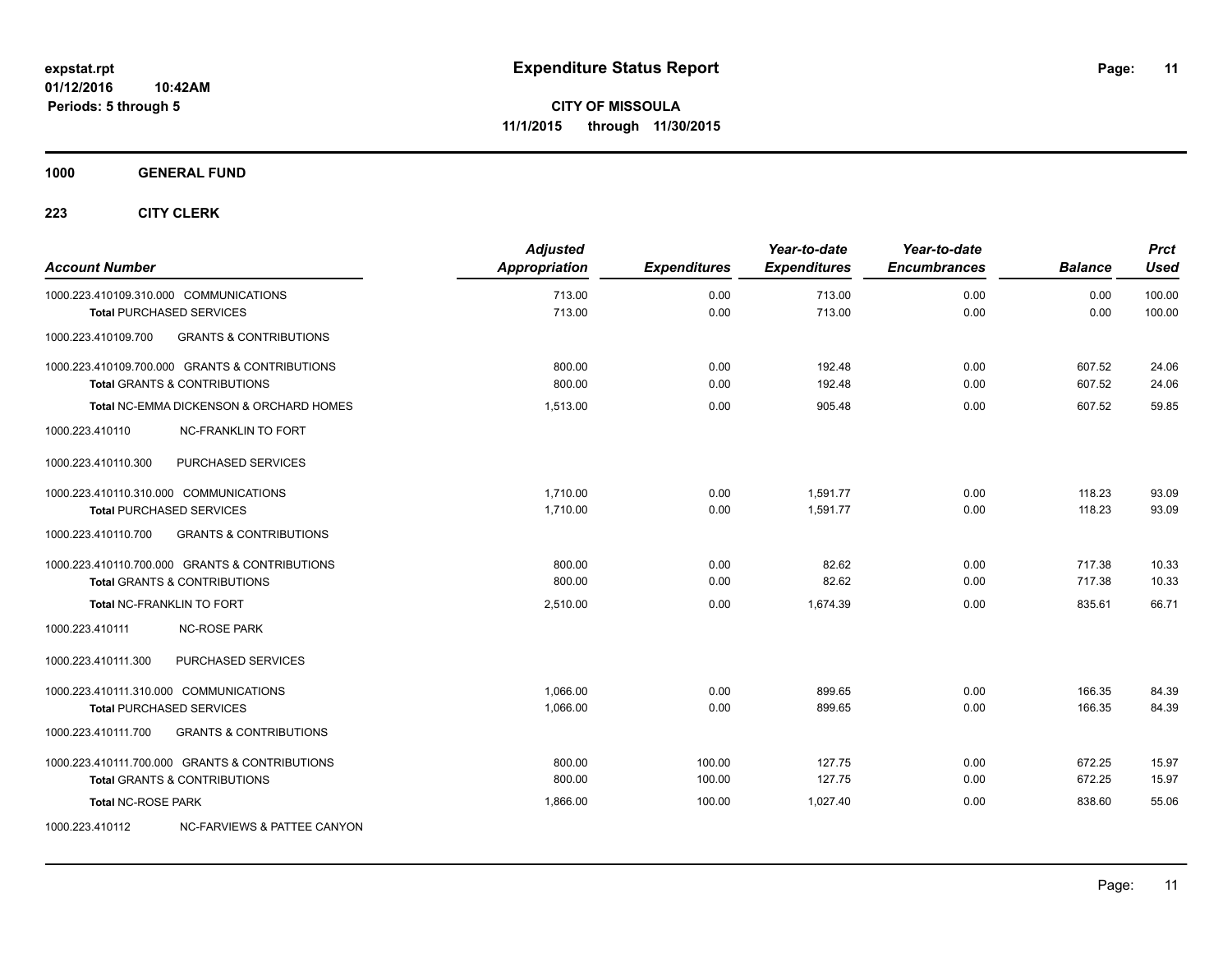**expstat.rpt**
**01/12/2016 10:42AM**
**Periods: 5 through 5**

# Expenditure Status Report

**CITY OF MISSOULA**
**11/1/2015 through 11/30/2015**

## 1000 GENERAL FUND

### 223 CITY CLERK

| Account Number | Adjusted Appropriation | Expenditures | Year-to-date Expenditures | Year-to-date Encumbrances | Balance | Prct Used |
|---|---|---|---|---|---|---|
| 1000.223.410109.310.000 COMMUNICATIONS | 713.00 | 0.00 | 713.00 | 0.00 | 0.00 | 100.00 |
| **Total** PURCHASED SERVICES | 713.00 | 0.00 | 713.00 | 0.00 | 0.00 | 100.00 |
| 1000.223.410109.700 GRANTS & CONTRIBUTIONS | | | | | | |
| 1000.223.410109.700.000 GRANTS & CONTRIBUTIONS | 800.00 | 0.00 | 192.48 | 0.00 | 607.52 | 24.06 |
| **Total** GRANTS & CONTRIBUTIONS | 800.00 | 0.00 | 192.48 | 0.00 | 607.52 | 24.06 |
| **Total** NC-EMMA DICKENSON & ORCHARD HOMES | 1,513.00 | 0.00 | 905.48 | 0.00 | 607.52 | 59.85 |
| 1000.223.410110 NC-FRANKLIN TO FORT | | | | | | |
| 1000.223.410110.300 PURCHASED SERVICES | | | | | | |
| 1000.223.410110.310.000 COMMUNICATIONS | 1,710.00 | 0.00 | 1,591.77 | 0.00 | 118.23 | 93.09 |
| **Total** PURCHASED SERVICES | 1,710.00 | 0.00 | 1,591.77 | 0.00 | 118.23 | 93.09 |
| 1000.223.410110.700 GRANTS & CONTRIBUTIONS | | | | | | |
| 1000.223.410110.700.000 GRANTS & CONTRIBUTIONS | 800.00 | 0.00 | 82.62 | 0.00 | 717.38 | 10.33 |
| **Total** GRANTS & CONTRIBUTIONS | 800.00 | 0.00 | 82.62 | 0.00 | 717.38 | 10.33 |
| **Total** NC-FRANKLIN TO FORT | 2,510.00 | 0.00 | 1,674.39 | 0.00 | 835.61 | 66.71 |
| 1000.223.410111 NC-ROSE PARK | | | | | | |
| 1000.223.410111.300 PURCHASED SERVICES | | | | | | |
| 1000.223.410111.310.000 COMMUNICATIONS | 1,066.00 | 0.00 | 899.65 | 0.00 | 166.35 | 84.39 |
| **Total** PURCHASED SERVICES | 1,066.00 | 0.00 | 899.65 | 0.00 | 166.35 | 84.39 |
| 1000.223.410111.700 GRANTS & CONTRIBUTIONS | | | | | | |
| 1000.223.410111.700.000 GRANTS & CONTRIBUTIONS | 800.00 | 100.00 | 127.75 | 0.00 | 672.25 | 15.97 |
| **Total** GRANTS & CONTRIBUTIONS | 800.00 | 100.00 | 127.75 | 0.00 | 672.25 | 15.97 |
| **Total** NC-ROSE PARK | 1,866.00 | 100.00 | 1,027.40 | 0.00 | 838.60 | 55.06 |
| 1000.223.410112 NC-FARVIEWS & PATTEE CANYON | | | | | | |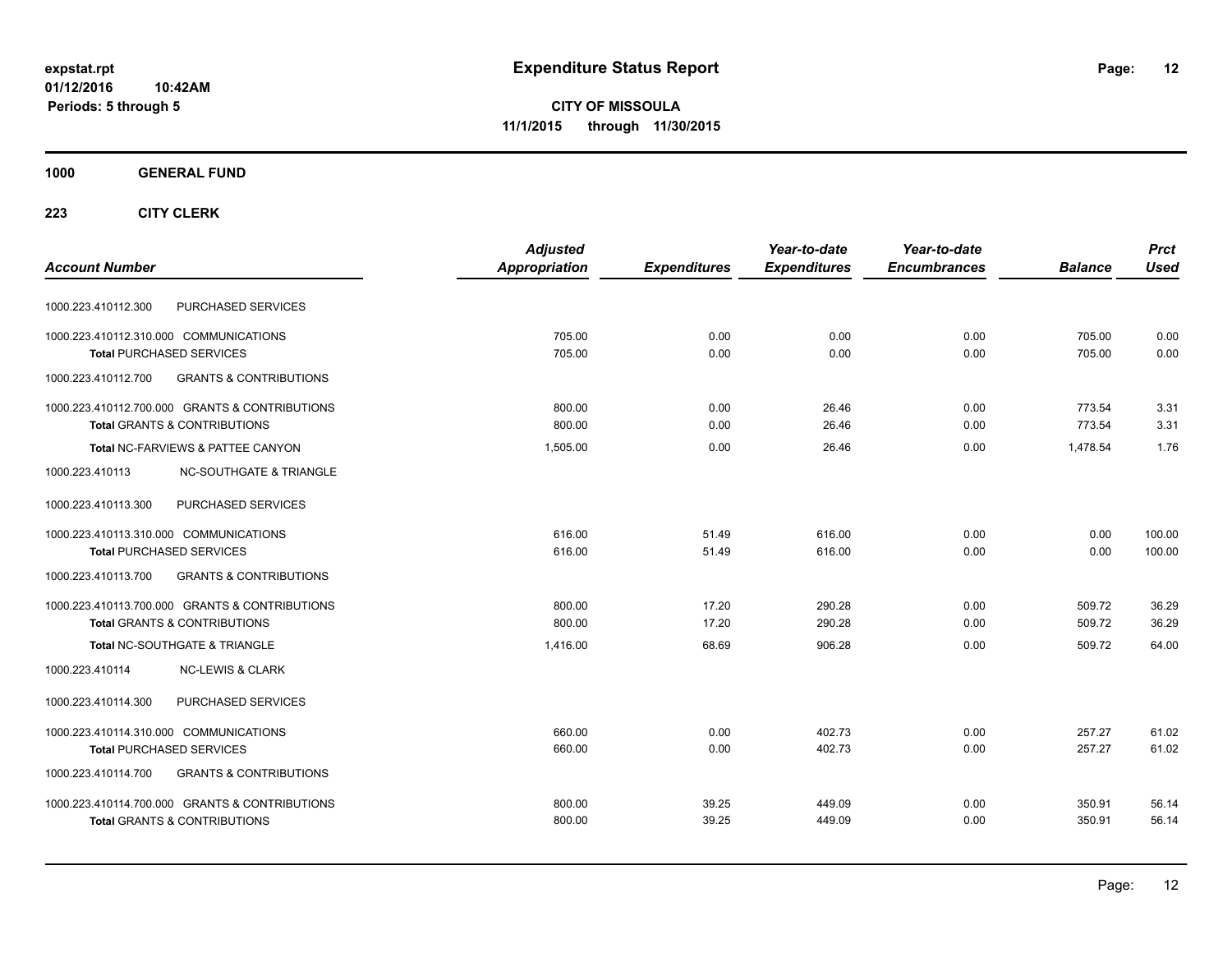**expstat.rpt**
**01/12/2016 10:42AM**
**Periods: 5 through 5**

# Expenditure Status Report

**CITY OF MISSOULA**
**11/1/2015 through 11/30/2015**

## 1000 GENERAL FUND

### 223 CITY CLERK

| Account Number | | Adjusted Appropriation | Expenditures | Year-to-date Expenditures | Year-to-date Encumbrances | Balance | Prct Used |
|---|---|---|---|---|---|---|---|
| 1000.223.410112.300 | PURCHASED SERVICES | | | | | | |
| 1000.223.410112.310.000 | COMMUNICATIONS | 705.00 | 0.00 | 0.00 | 0.00 | 705.00 | 0.00 |
| **Total** PURCHASED SERVICES | | 705.00 | 0.00 | 0.00 | 0.00 | 705.00 | 0.00 |
| 1000.223.410112.700 | GRANTS & CONTRIBUTIONS | | | | | | |
| 1000.223.410112.700.000 | GRANTS & CONTRIBUTIONS | 800.00 | 0.00 | 26.46 | 0.00 | 773.54 | 3.31 |
| **Total** GRANTS & CONTRIBUTIONS | | 800.00 | 0.00 | 26.46 | 0.00 | 773.54 | 3.31 |
| **Total** NC-FARVIEWS & PATTEE CANYON | | 1,505.00 | 0.00 | 26.46 | 0.00 | 1,478.54 | 1.76 |
| 1000.223.410113 | NC-SOUTHGATE & TRIANGLE | | | | | | |
| 1000.223.410113.300 | PURCHASED SERVICES | | | | | | |
| 1000.223.410113.310.000 | COMMUNICATIONS | 616.00 | 51.49 | 616.00 | 0.00 | 0.00 | 100.00 |
| **Total** PURCHASED SERVICES | | 616.00 | 51.49 | 616.00 | 0.00 | 0.00 | 100.00 |
| 1000.223.410113.700 | GRANTS & CONTRIBUTIONS | | | | | | |
| 1000.223.410113.700.000 | GRANTS & CONTRIBUTIONS | 800.00 | 17.20 | 290.28 | 0.00 | 509.72 | 36.29 |
| **Total** GRANTS & CONTRIBUTIONS | | 800.00 | 17.20 | 290.28 | 0.00 | 509.72 | 36.29 |
| **Total** NC-SOUTHGATE & TRIANGLE | | 1,416.00 | 68.69 | 906.28 | 0.00 | 509.72 | 64.00 |
| 1000.223.410114 | NC-LEWIS & CLARK | | | | | | |
| 1000.223.410114.300 | PURCHASED SERVICES | | | | | | |
| 1000.223.410114.310.000 | COMMUNICATIONS | 660.00 | 0.00 | 402.73 | 0.00 | 257.27 | 61.02 |
| **Total** PURCHASED SERVICES | | 660.00 | 0.00 | 402.73 | 0.00 | 257.27 | 61.02 |
| 1000.223.410114.700 | GRANTS & CONTRIBUTIONS | | | | | | |
| 1000.223.410114.700.000 | GRANTS & CONTRIBUTIONS | 800.00 | 39.25 | 449.09 | 0.00 | 350.91 | 56.14 |
| **Total** GRANTS & CONTRIBUTIONS | | 800.00 | 39.25 | 449.09 | 0.00 | 350.91 | 56.14 |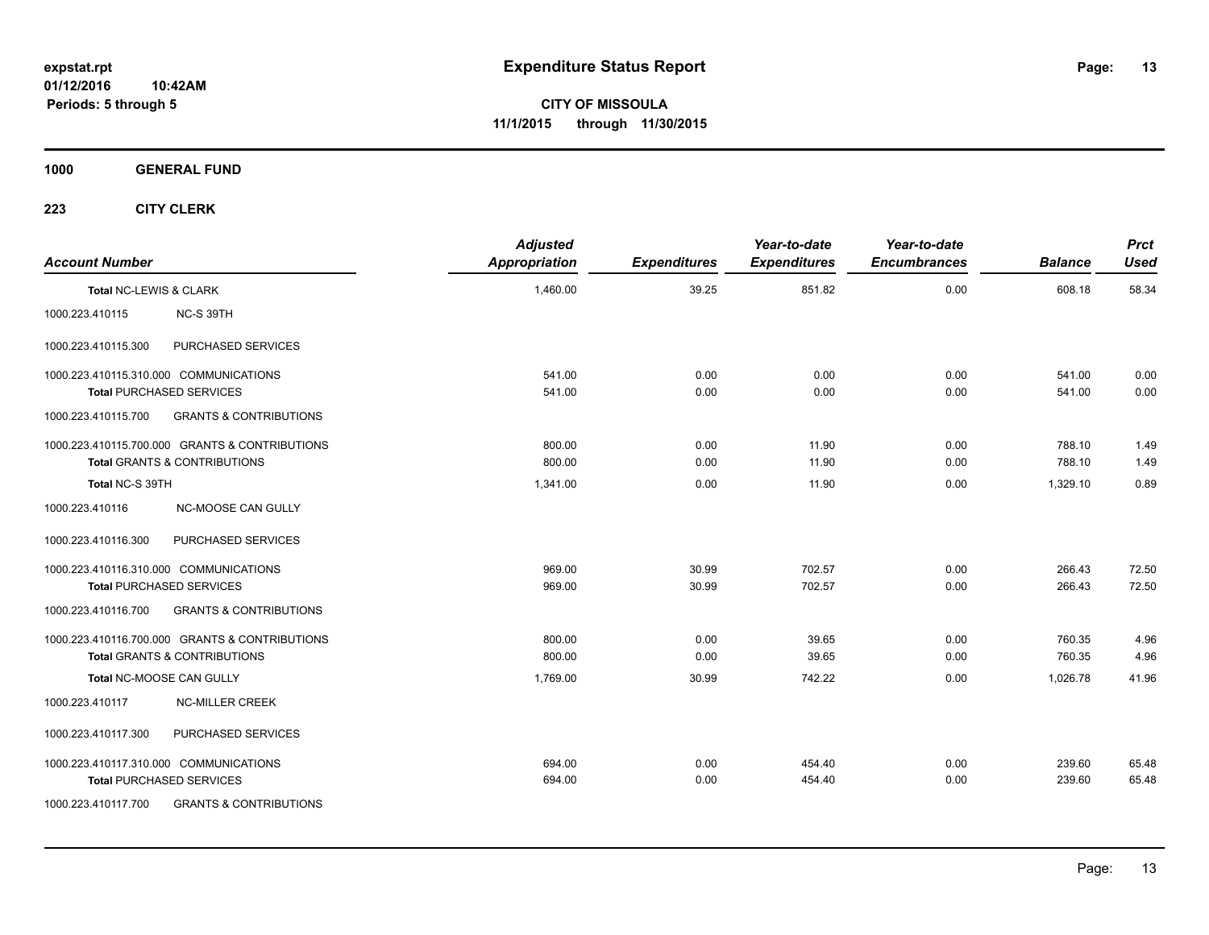# Expenditure Status Report

expstat.rpt
01/12/2016 10:42AM
Periods: 5 through 5

**CITY OF MISSOULA**
**11/1/2015 through 11/30/2015**

**1000 GENERAL FUND**

**223 CITY CLERK**

| Account Number | | Adjusted Appropriation | Expenditures | Year-to-date Expenditures | Year-to-date Encumbrances | Balance | Prct Used |
|---|---|---|---|---|---|---|---|
| Total NC-LEWIS & CLARK | | 1,460.00 | 39.25 | 851.82 | 0.00 | 608.18 | 58.34 |
| 1000.223.410115 | NC-S 39TH | | | | | | |
| 1000.223.410115.300 | PURCHASED SERVICES | | | | | | |
| 1000.223.410115.310.000 | COMMUNICATIONS | 541.00 | 0.00 | 0.00 | 0.00 | 541.00 | 0.00 |
| Total PURCHASED SERVICES | | 541.00 | 0.00 | 0.00 | 0.00 | 541.00 | 0.00 |
| 1000.223.410115.700 | GRANTS & CONTRIBUTIONS | | | | | | |
| 1000.223.410115.700.000 | GRANTS & CONTRIBUTIONS | 800.00 | 0.00 | 11.90 | 0.00 | 788.10 | 1.49 |
| Total GRANTS & CONTRIBUTIONS | | 800.00 | 0.00 | 11.90 | 0.00 | 788.10 | 1.49 |
| Total NC-S 39TH | | 1,341.00 | 0.00 | 11.90 | 0.00 | 1,329.10 | 0.89 |
| 1000.223.410116 | NC-MOOSE CAN GULLY | | | | | | |
| 1000.223.410116.300 | PURCHASED SERVICES | | | | | | |
| 1000.223.410116.310.000 | COMMUNICATIONS | 969.00 | 30.99 | 702.57 | 0.00 | 266.43 | 72.50 |
| Total PURCHASED SERVICES | | 969.00 | 30.99 | 702.57 | 0.00 | 266.43 | 72.50 |
| 1000.223.410116.700 | GRANTS & CONTRIBUTIONS | | | | | | |
| 1000.223.410116.700.000 | GRANTS & CONTRIBUTIONS | 800.00 | 0.00 | 39.65 | 0.00 | 760.35 | 4.96 |
| Total GRANTS & CONTRIBUTIONS | | 800.00 | 0.00 | 39.65 | 0.00 | 760.35 | 4.96 |
| Total NC-MOOSE CAN GULLY | | 1,769.00 | 30.99 | 742.22 | 0.00 | 1,026.78 | 41.96 |
| 1000.223.410117 | NC-MILLER CREEK | | | | | | |
| 1000.223.410117.300 | PURCHASED SERVICES | | | | | | |
| 1000.223.410117.310.000 | COMMUNICATIONS | 694.00 | 0.00 | 454.40 | 0.00 | 239.60 | 65.48 |
| Total PURCHASED SERVICES | | 694.00 | 0.00 | 454.40 | 0.00 | 239.60 | 65.48 |
| 1000.223.410117.700 | GRANTS & CONTRIBUTIONS | | | | | | |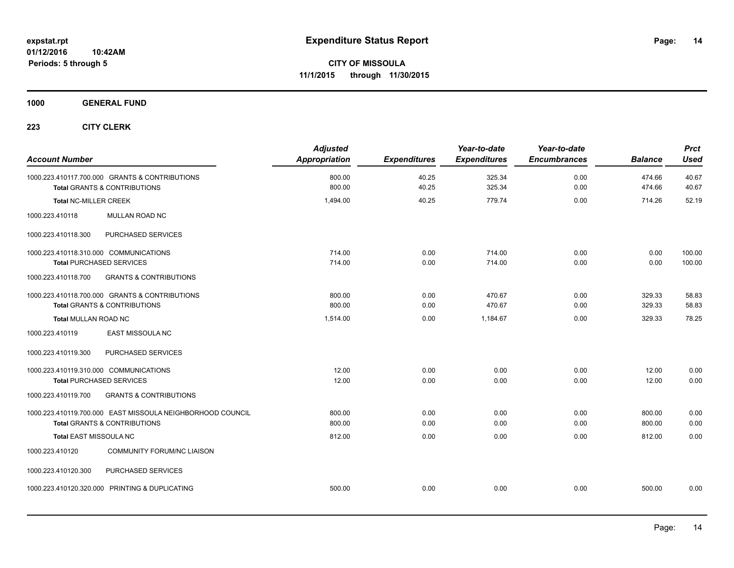# Expenditure Status Report

**CITY OF MISSOULA**
**11/1/2015 through 11/30/2015**

expstat.rpt
01/12/2016 10:42AM
Periods: 5 through 5

**1000 GENERAL FUND**

**223 CITY CLERK**

| Account Number | Adjusted Appropriation | Expenditures | Year-to-date Expenditures | Year-to-date Encumbrances | Balance | Prct Used |
|---|---|---|---|---|---|---|
| 1000.223.410117.700.000 GRANTS & CONTRIBUTIONS | 800.00 | 40.25 | 325.34 | 0.00 | 474.66 | 40.67 |
| **Total** GRANTS & CONTRIBUTIONS | 800.00 | 40.25 | 325.34 | 0.00 | 474.66 | 40.67 |
| **Total** NC-MILLER CREEK | 1,494.00 | 40.25 | 779.74 | 0.00 | 714.26 | 52.19 |
| 1000.223.410118 MULLAN ROAD NC | | | | | | |
| 1000.223.410118.300 PURCHASED SERVICES | | | | | | |
| 1000.223.410118.310.000 COMMUNICATIONS | 714.00 | 0.00 | 714.00 | 0.00 | 0.00 | 100.00 |
| **Total** PURCHASED SERVICES | 714.00 | 0.00 | 714.00 | 0.00 | 0.00 | 100.00 |
| 1000.223.410118.700 GRANTS & CONTRIBUTIONS | | | | | | |
| 1000.223.410118.700.000 GRANTS & CONTRIBUTIONS | 800.00 | 0.00 | 470.67 | 0.00 | 329.33 | 58.83 |
| **Total** GRANTS & CONTRIBUTIONS | 800.00 | 0.00 | 470.67 | 0.00 | 329.33 | 58.83 |
| **Total** MULLAN ROAD NC | 1,514.00 | 0.00 | 1,184.67 | 0.00 | 329.33 | 78.25 |
| 1000.223.410119 EAST MISSOULA NC | | | | | | |
| 1000.223.410119.300 PURCHASED SERVICES | | | | | | |
| 1000.223.410119.310.000 COMMUNICATIONS | 12.00 | 0.00 | 0.00 | 0.00 | 12.00 | 0.00 |
| **Total** PURCHASED SERVICES | 12.00 | 0.00 | 0.00 | 0.00 | 12.00 | 0.00 |
| 1000.223.410119.700 GRANTS & CONTRIBUTIONS | | | | | | |
| 1000.223.410119.700.000 EAST MISSOULA NEIGHBORHOOD COUNCIL | 800.00 | 0.00 | 0.00 | 0.00 | 800.00 | 0.00 |
| **Total** GRANTS & CONTRIBUTIONS | 800.00 | 0.00 | 0.00 | 0.00 | 800.00 | 0.00 |
| **Total** EAST MISSOULA NC | 812.00 | 0.00 | 0.00 | 0.00 | 812.00 | 0.00 |
| 1000.223.410120 COMMUNITY FORUM/NC LIAISON | | | | | | |
| 1000.223.410120.300 PURCHASED SERVICES | | | | | | |
| 1000.223.410120.320.000 PRINTING & DUPLICATING | 500.00 | 0.00 | 0.00 | 0.00 | 500.00 | 0.00 |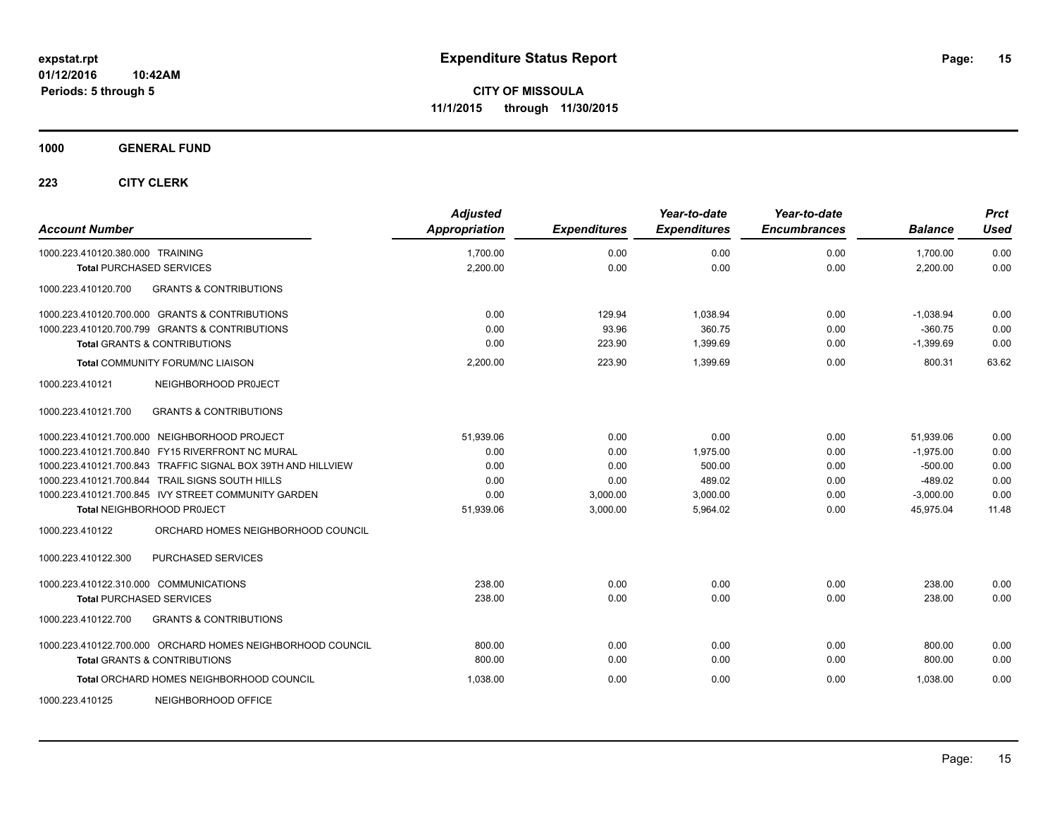**expstat.rpt**
**01/12/2016 10:42AM**
**Periods: 5 through 5**

# Expenditure Status Report

**CITY OF MISSOULA**
**11/1/2015 through 11/30/2015**

## 1000 GENERAL FUND

### 223 CITY CLERK

| Account Number | Adjusted Appropriation | Expenditures | Year-to-date Expenditures | Year-to-date Encumbrances | Balance | Prct Used |
|---|---|---|---|---|---|---|
| 1000.223.410120.380.000 TRAINING | 1,700.00 | 0.00 | 0.00 | 0.00 | 1,700.00 | 0.00 |
| **Total** PURCHASED SERVICES | 2,200.00 | 0.00 | 0.00 | 0.00 | 2,200.00 | 0.00 |
| 1000.223.410120.700 GRANTS & CONTRIBUTIONS | | | | | | |
| 1000.223.410120.700.000 GRANTS & CONTRIBUTIONS | 0.00 | 129.94 | 1,038.94 | 0.00 | -1,038.94 | 0.00 |
| 1000.223.410120.700.799 GRANTS & CONTRIBUTIONS | 0.00 | 93.96 | 360.75 | 0.00 | -360.75 | 0.00 |
| **Total** GRANTS & CONTRIBUTIONS | 0.00 | 223.90 | 1,399.69 | 0.00 | -1,399.69 | 0.00 |
| **Total** COMMUNITY FORUM/NC LIAISON | 2,200.00 | 223.90 | 1,399.69 | 0.00 | 800.31 | 63.62 |
| 1000.223.410121 NEIGHBORHOOD PR0JECT | | | | | | |
| 1000.223.410121.700 GRANTS & CONTRIBUTIONS | | | | | | |
| 1000.223.410121.700.000 NEIGHBORHOOD PROJECT | 51,939.06 | 0.00 | 0.00 | 0.00 | 51,939.06 | 0.00 |
| 1000.223.410121.700.840 FY15 RIVERFRONT NC MURAL | 0.00 | 0.00 | 1,975.00 | 0.00 | -1,975.00 | 0.00 |
| 1000.223.410121.700.843 TRAFFIC SIGNAL BOX 39TH AND HILLVIEW | 0.00 | 0.00 | 500.00 | 0.00 | -500.00 | 0.00 |
| 1000.223.410121.700.844 TRAIL SIGNS SOUTH HILLS | 0.00 | 0.00 | 489.02 | 0.00 | -489.02 | 0.00 |
| 1000.223.410121.700.845 IVY STREET COMMUNITY GARDEN | 0.00 | 3,000.00 | 3,000.00 | 0.00 | -3,000.00 | 0.00 |
| **Total** NEIGHBORHOOD PR0JECT | 51,939.06 | 3,000.00 | 5,964.02 | 0.00 | 45,975.04 | 11.48 |
| 1000.223.410122 ORCHARD HOMES NEIGHBORHOOD COUNCIL | | | | | | |
| 1000.223.410122.300 PURCHASED SERVICES | | | | | | |
| 1000.223.410122.310.000 COMMUNICATIONS | 238.00 | 0.00 | 0.00 | 0.00 | 238.00 | 0.00 |
| **Total** PURCHASED SERVICES | 238.00 | 0.00 | 0.00 | 0.00 | 238.00 | 0.00 |
| 1000.223.410122.700 GRANTS & CONTRIBUTIONS | | | | | | |
| 1000.223.410122.700.000 ORCHARD HOMES NEIGHBORHOOD COUNCIL | 800.00 | 0.00 | 0.00 | 0.00 | 800.00 | 0.00 |
| **Total** GRANTS & CONTRIBUTIONS | 800.00 | 0.00 | 0.00 | 0.00 | 800.00 | 0.00 |
| **Total** ORCHARD HOMES NEIGHBORHOOD COUNCIL | 1,038.00 | 0.00 | 0.00 | 0.00 | 1,038.00 | 0.00 |
| 1000.223.410125 NEIGHBORHOOD OFFICE | | | | | | |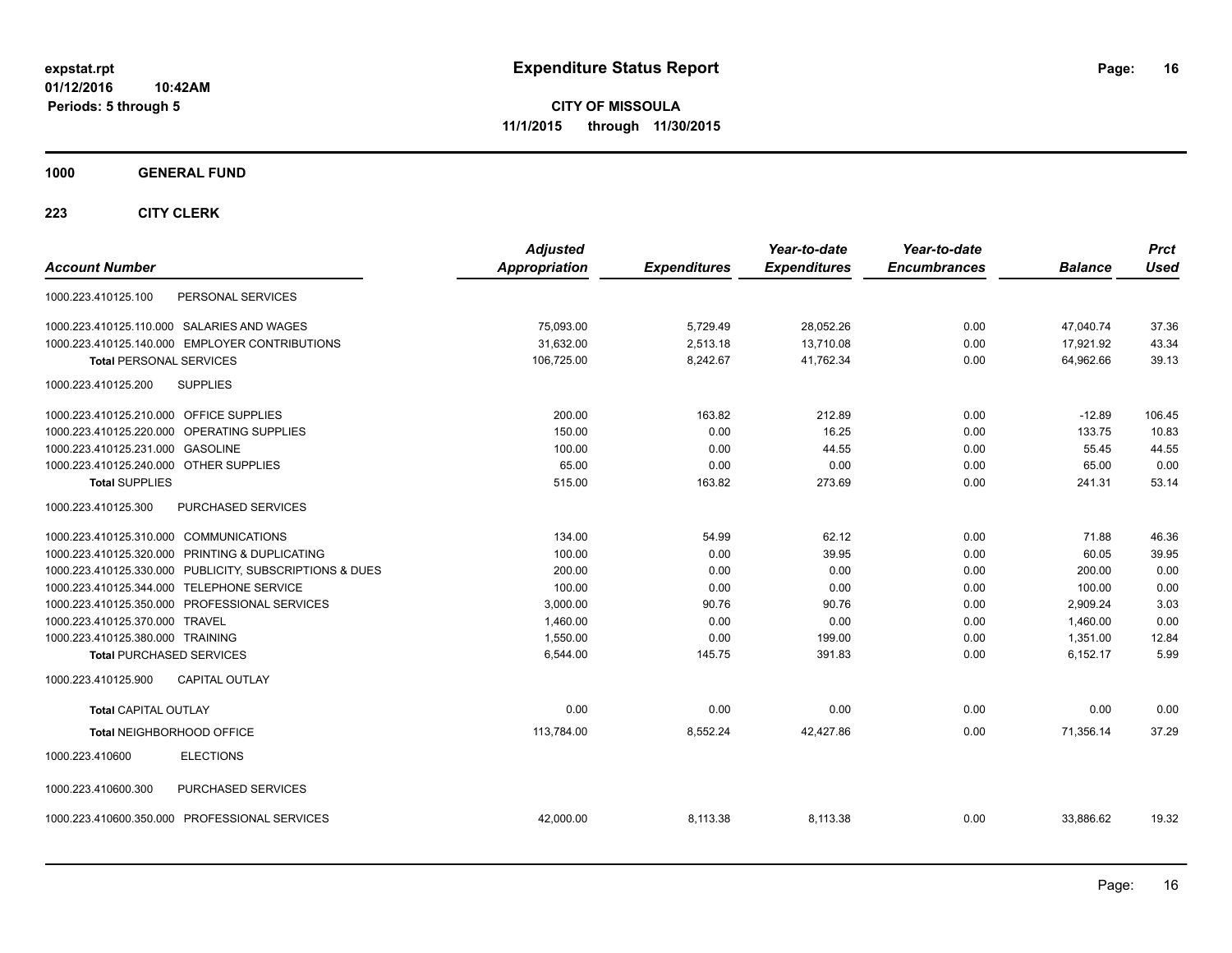# Expenditure Status Report

expstat.rpt
01/12/2016 10:42AM
Periods: 5 through 5

**CITY OF MISSOULA**
**11/1/2015 through 11/30/2015**

## 1000 GENERAL FUND

### 223 CITY CLERK

| Account Number | | Adjusted Appropriation | Expenditures | Year-to-date Expenditures | Year-to-date Encumbrances | Balance | Prct Used |
|---|---|---|---|---|---|---|---|
| 1000.223.410125.100 | PERSONAL SERVICES | | | | | | |
| 1000.223.410125.110.000 | SALARIES AND WAGES | 75,093.00 | 5,729.49 | 28,052.26 | 0.00 | 47,040.74 | 37.36 |
| 1000.223.410125.140.000 | EMPLOYER CONTRIBUTIONS | 31,632.00 | 2,513.18 | 13,710.08 | 0.00 | 17,921.92 | 43.34 |
| **Total** PERSONAL SERVICES | | 106,725.00 | 8,242.67 | 41,762.34 | 0.00 | 64,962.66 | 39.13 |
| 1000.223.410125.200 | SUPPLIES | | | | | | |
| 1000.223.410125.210.000 | OFFICE SUPPLIES | 200.00 | 163.82 | 212.89 | 0.00 | -12.89 | 106.45 |
| 1000.223.410125.220.000 | OPERATING SUPPLIES | 150.00 | 0.00 | 16.25 | 0.00 | 133.75 | 10.83 |
| 1000.223.410125.231.000 | GASOLINE | 100.00 | 0.00 | 44.55 | 0.00 | 55.45 | 44.55 |
| 1000.223.410125.240.000 | OTHER SUPPLIES | 65.00 | 0.00 | 0.00 | 0.00 | 65.00 | 0.00 |
| **Total** SUPPLIES | | 515.00 | 163.82 | 273.69 | 0.00 | 241.31 | 53.14 |
| 1000.223.410125.300 | PURCHASED SERVICES | | | | | | |
| 1000.223.410125.310.000 | COMMUNICATIONS | 134.00 | 54.99 | 62.12 | 0.00 | 71.88 | 46.36 |
| 1000.223.410125.320.000 | PRINTING & DUPLICATING | 100.00 | 0.00 | 39.95 | 0.00 | 60.05 | 39.95 |
| 1000.223.410125.330.000 | PUBLICITY, SUBSCRIPTIONS & DUES | 200.00 | 0.00 | 0.00 | 0.00 | 200.00 | 0.00 |
| 1000.223.410125.344.000 | TELEPHONE SERVICE | 100.00 | 0.00 | 0.00 | 0.00 | 100.00 | 0.00 |
| 1000.223.410125.350.000 | PROFESSIONAL SERVICES | 3,000.00 | 90.76 | 90.76 | 0.00 | 2,909.24 | 3.03 |
| 1000.223.410125.370.000 | TRAVEL | 1,460.00 | 0.00 | 0.00 | 0.00 | 1,460.00 | 0.00 |
| 1000.223.410125.380.000 | TRAINING | 1,550.00 | 0.00 | 199.00 | 0.00 | 1,351.00 | 12.84 |
| **Total** PURCHASED SERVICES | | 6,544.00 | 145.75 | 391.83 | 0.00 | 6,152.17 | 5.99 |
| 1000.223.410125.900 | CAPITAL OUTLAY | | | | | | |
| **Total** CAPITAL OUTLAY | | 0.00 | 0.00 | 0.00 | 0.00 | 0.00 | 0.00 |
| **Total** NEIGHBORHOOD OFFICE | | 113,784.00 | 8,552.24 | 42,427.86 | 0.00 | 71,356.14 | 37.29 |
| 1000.223.410600 | ELECTIONS | | | | | | |
| 1000.223.410600.300 | PURCHASED SERVICES | | | | | | |
| 1000.223.410600.350.000 | PROFESSIONAL SERVICES | 42,000.00 | 8,113.38 | 8,113.38 | 0.00 | 33,886.62 | 19.32 |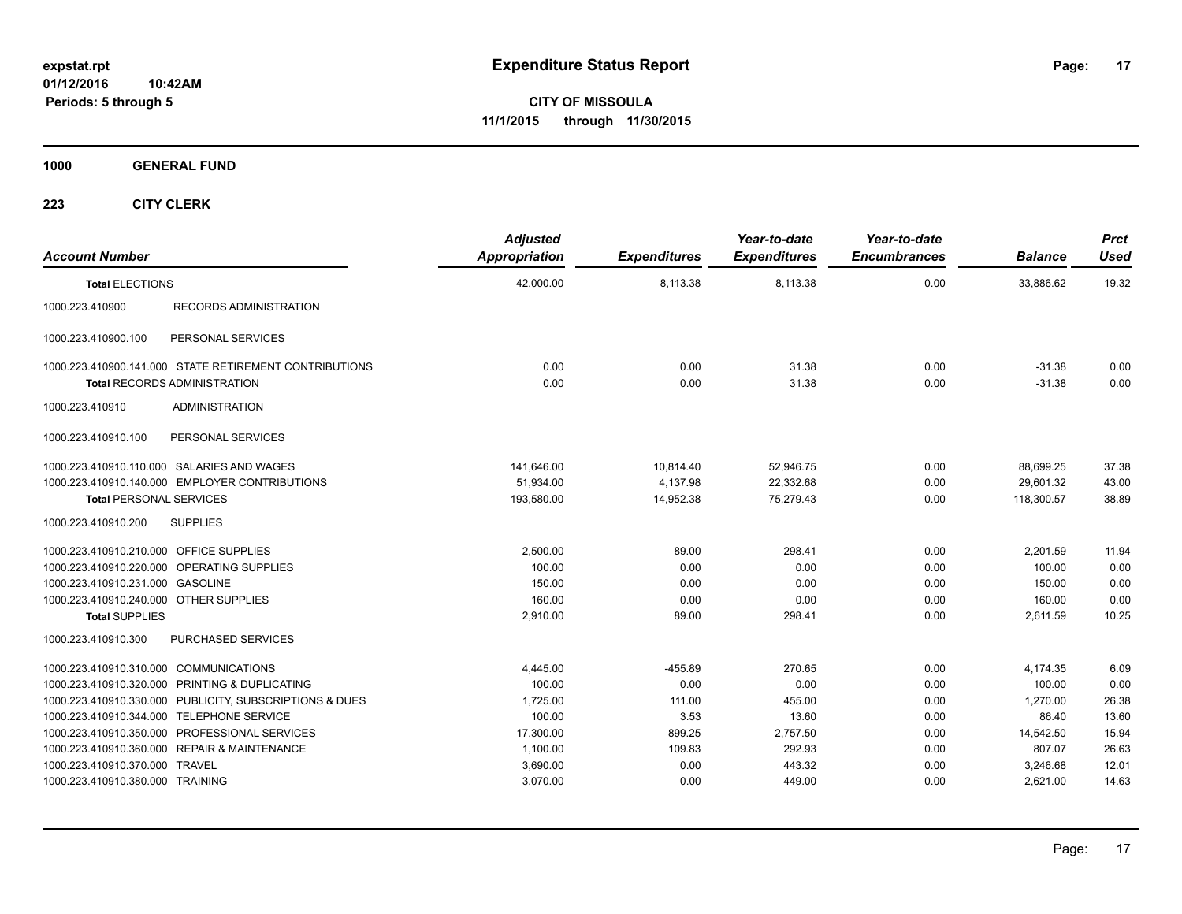# Expenditure Status Report

expstat.rpt
01/12/2016 10:42AM
Periods: 5 through 5

**CITY OF MISSOULA**
**11/1/2015 through 11/30/2015**

## 1000 GENERAL FUND

### 223 CITY CLERK

| Account Number | | Adjusted Appropriation | Expenditures | Year-to-date Expenditures | Year-to-date Encumbrances | Balance | Prct Used |
|---|---|---|---|---|---|---|---|
| **Total** ELECTIONS | | 42,000.00 | 8,113.38 | 8,113.38 | 0.00 | 33,886.62 | 19.32 |
| 1000.223.410900 | RECORDS ADMINISTRATION | | | | | | |
| 1000.223.410900.100 | PERSONAL SERVICES | | | | | | |
| 1000.223.410900.141.000 | STATE RETIREMENT CONTRIBUTIONS | 0.00 | 0.00 | 31.38 | 0.00 | -31.38 | 0.00 |
| **Total** RECORDS ADMINISTRATION | | 0.00 | 0.00 | 31.38 | 0.00 | -31.38 | 0.00 |
| 1000.223.410910 | ADMINISTRATION | | | | | | |
| 1000.223.410910.100 | PERSONAL SERVICES | | | | | | |
| 1000.223.410910.110.000 | SALARIES AND WAGES | 141,646.00 | 10,814.40 | 52,946.75 | 0.00 | 88,699.25 | 37.38 |
| 1000.223.410910.140.000 | EMPLOYER CONTRIBUTIONS | 51,934.00 | 4,137.98 | 22,332.68 | 0.00 | 29,601.32 | 43.00 |
| **Total** PERSONAL SERVICES | | 193,580.00 | 14,952.38 | 75,279.43 | 0.00 | 118,300.57 | 38.89 |
| 1000.223.410910.200 | SUPPLIES | | | | | | |
| 1000.223.410910.210.000 | OFFICE SUPPLIES | 2,500.00 | 89.00 | 298.41 | 0.00 | 2,201.59 | 11.94 |
| 1000.223.410910.220.000 | OPERATING SUPPLIES | 100.00 | 0.00 | 0.00 | 0.00 | 100.00 | 0.00 |
| 1000.223.410910.231.000 | GASOLINE | 150.00 | 0.00 | 0.00 | 0.00 | 150.00 | 0.00 |
| 1000.223.410910.240.000 | OTHER SUPPLIES | 160.00 | 0.00 | 0.00 | 0.00 | 160.00 | 0.00 |
| **Total** SUPPLIES | | 2,910.00 | 89.00 | 298.41 | 0.00 | 2,611.59 | 10.25 |
| 1000.223.410910.300 | PURCHASED SERVICES | | | | | | |
| 1000.223.410910.310.000 | COMMUNICATIONS | 4,445.00 | -455.89 | 270.65 | 0.00 | 4,174.35 | 6.09 |
| 1000.223.410910.320.000 | PRINTING & DUPLICATING | 100.00 | 0.00 | 0.00 | 0.00 | 100.00 | 0.00 |
| 1000.223.410910.330.000 | PUBLICITY, SUBSCRIPTIONS & DUES | 1,725.00 | 111.00 | 455.00 | 0.00 | 1,270.00 | 26.38 |
| 1000.223.410910.344.000 | TELEPHONE SERVICE | 100.00 | 3.53 | 13.60 | 0.00 | 86.40 | 13.60 |
| 1000.223.410910.350.000 | PROFESSIONAL SERVICES | 17,300.00 | 899.25 | 2,757.50 | 0.00 | 14,542.50 | 15.94 |
| 1000.223.410910.360.000 | REPAIR & MAINTENANCE | 1,100.00 | 109.83 | 292.93 | 0.00 | 807.07 | 26.63 |
| 1000.223.410910.370.000 | TRAVEL | 3,690.00 | 0.00 | 443.32 | 0.00 | 3,246.68 | 12.01 |
| 1000.223.410910.380.000 | TRAINING | 3,070.00 | 0.00 | 449.00 | 0.00 | 2,621.00 | 14.63 |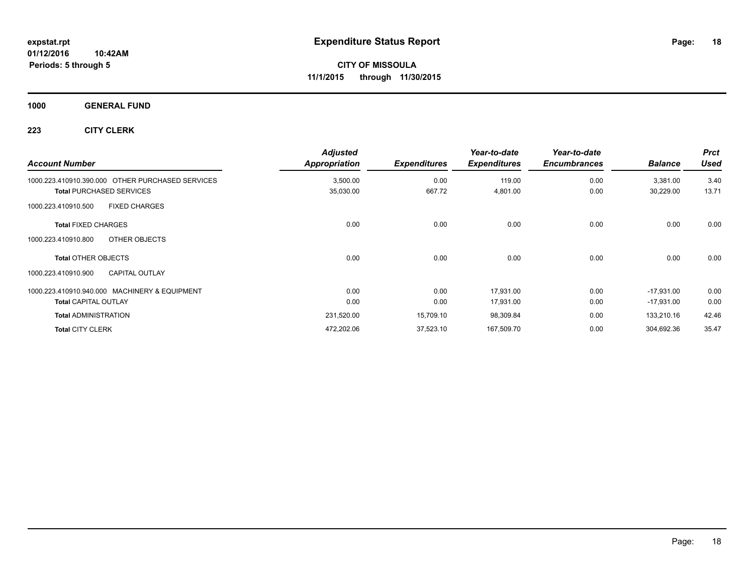**expstat.rpt**
**01/12/2016 10:42AM**
**Periods: 5 through 5**

# Expenditure Status Report

**CITY OF MISSOULA**
**11/1/2015 through 11/30/2015**

**1000 GENERAL FUND**

**223 CITY CLERK**

| Account Number | Adjusted Appropriation | Expenditures | Year-to-date Expenditures | Year-to-date Encumbrances | Balance | Prct Used |
|---|---|---|---|---|---|---|
| 1000.223.410910.390.000 OTHER PURCHASED SERVICES | 3,500.00 | 0.00 | 119.00 | 0.00 | 3,381.00 | 3.40 |
| **Total** PURCHASED SERVICES | 35,030.00 | 667.72 | 4,801.00 | 0.00 | 30,229.00 | 13.71 |
| 1000.223.410910.500 FIXED CHARGES | | | | | | |
| **Total** FIXED CHARGES | 0.00 | 0.00 | 0.00 | 0.00 | 0.00 | 0.00 |
| 1000.223.410910.800 OTHER OBJECTS | | | | | | |
| **Total** OTHER OBJECTS | 0.00 | 0.00 | 0.00 | 0.00 | 0.00 | 0.00 |
| 1000.223.410910.900 CAPITAL OUTLAY | | | | | | |
| 1000.223.410910.940.000 MACHINERY & EQUIPMENT | 0.00 | 0.00 | 17,931.00 | 0.00 | -17,931.00 | 0.00 |
| **Total** CAPITAL OUTLAY | 0.00 | 0.00 | 17,931.00 | 0.00 | -17,931.00 | 0.00 |
| **Total** ADMINISTRATION | 231,520.00 | 15,709.10 | 98,309.84 | 0.00 | 133,210.16 | 42.46 |
| **Total** CITY CLERK | 472,202.06 | 37,523.10 | 167,509.70 | 0.00 | 304,692.36 | 35.47 |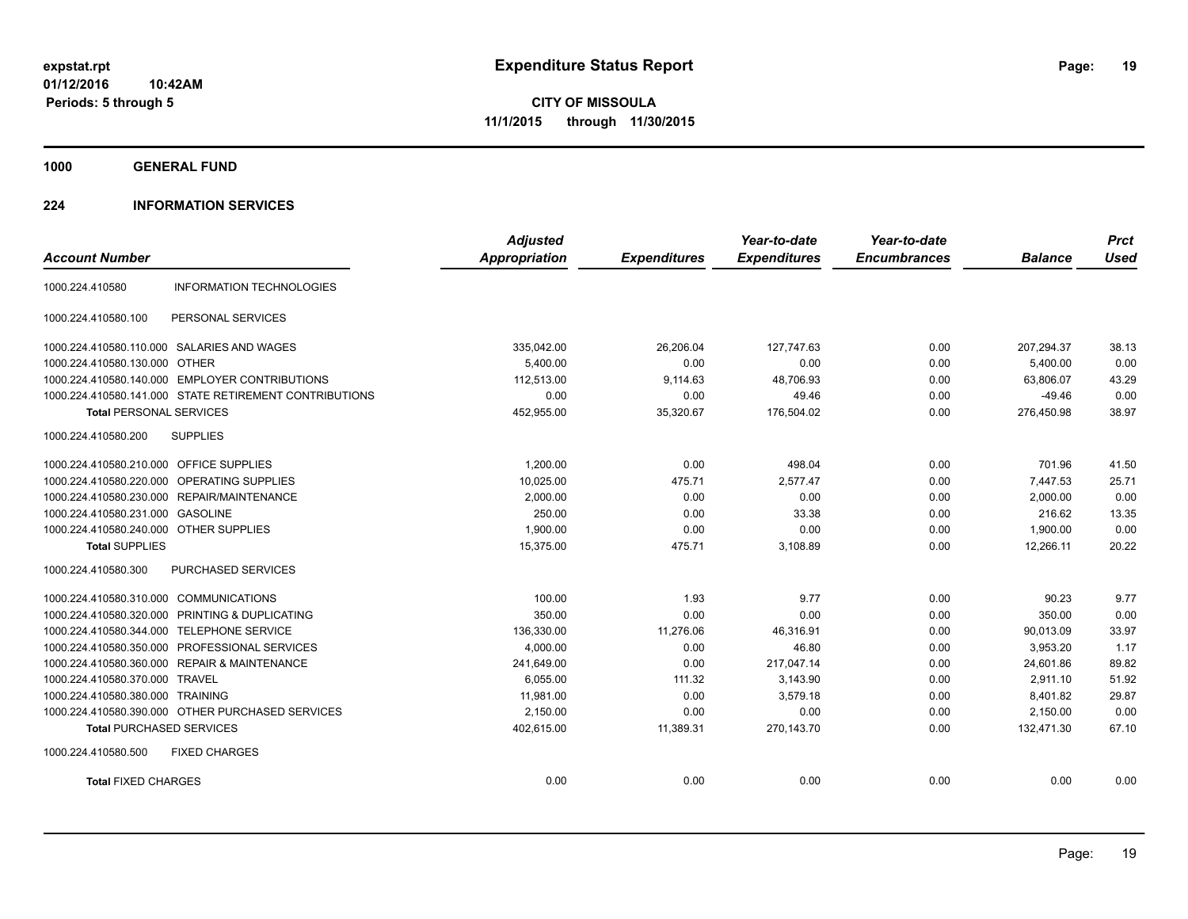# Expenditure Status Report

expstat.rpt
01/12/2016 10:42AM
Periods: 5 through 5

**CITY OF MISSOULA**
**11/1/2015 through 11/30/2015**

## 1000 GENERAL FUND

## 224 INFORMATION SERVICES

| Account Number | | Adjusted Appropriation | Expenditures | Year-to-date Expenditures | Year-to-date Encumbrances | Balance | Prct Used |
|---|---|---|---|---|---|---|---|
| 1000.224.410580 | INFORMATION TECHNOLOGIES | | | | | | |
| 1000.224.410580.100 | PERSONAL SERVICES | | | | | | |
| 1000.224.410580.110.000 | SALARIES AND WAGES | 335,042.00 | 26,206.04 | 127,747.63 | 0.00 | 207,294.37 | 38.13 |
| 1000.224.410580.130.000 | OTHER | 5,400.00 | 0.00 | 0.00 | 0.00 | 5,400.00 | 0.00 |
| 1000.224.410580.140.000 | EMPLOYER CONTRIBUTIONS | 112,513.00 | 9,114.63 | 48,706.93 | 0.00 | 63,806.07 | 43.29 |
| 1000.224.410580.141.000 | STATE RETIREMENT CONTRIBUTIONS | 0.00 | 0.00 | 49.46 | 0.00 | -49.46 | 0.00 |
| **Total** PERSONAL SERVICES | | 452,955.00 | 35,320.67 | 176,504.02 | 0.00 | 276,450.98 | 38.97 |
| 1000.224.410580.200 | SUPPLIES | | | | | | |
| 1000.224.410580.210.000 | OFFICE SUPPLIES | 1,200.00 | 0.00 | 498.04 | 0.00 | 701.96 | 41.50 |
| 1000.224.410580.220.000 | OPERATING SUPPLIES | 10,025.00 | 475.71 | 2,577.47 | 0.00 | 7,447.53 | 25.71 |
| 1000.224.410580.230.000 | REPAIR/MAINTENANCE | 2,000.00 | 0.00 | 0.00 | 0.00 | 2,000.00 | 0.00 |
| 1000.224.410580.231.000 | GASOLINE | 250.00 | 0.00 | 33.38 | 0.00 | 216.62 | 13.35 |
| 1000.224.410580.240.000 | OTHER SUPPLIES | 1,900.00 | 0.00 | 0.00 | 0.00 | 1,900.00 | 0.00 |
| **Total** SUPPLIES | | 15,375.00 | 475.71 | 3,108.89 | 0.00 | 12,266.11 | 20.22 |
| 1000.224.410580.300 | PURCHASED SERVICES | | | | | | |
| 1000.224.410580.310.000 | COMMUNICATIONS | 100.00 | 1.93 | 9.77 | 0.00 | 90.23 | 9.77 |
| 1000.224.410580.320.000 | PRINTING & DUPLICATING | 350.00 | 0.00 | 0.00 | 0.00 | 350.00 | 0.00 |
| 1000.224.410580.344.000 | TELEPHONE SERVICE | 136,330.00 | 11,276.06 | 46,316.91 | 0.00 | 90,013.09 | 33.97 |
| 1000.224.410580.350.000 | PROFESSIONAL SERVICES | 4,000.00 | 0.00 | 46.80 | 0.00 | 3,953.20 | 1.17 |
| 1000.224.410580.360.000 | REPAIR & MAINTENANCE | 241,649.00 | 0.00 | 217,047.14 | 0.00 | 24,601.86 | 89.82 |
| 1000.224.410580.370.000 | TRAVEL | 6,055.00 | 111.32 | 3,143.90 | 0.00 | 2,911.10 | 51.92 |
| 1000.224.410580.380.000 | TRAINING | 11,981.00 | 0.00 | 3,579.18 | 0.00 | 8,401.82 | 29.87 |
| 1000.224.410580.390.000 | OTHER PURCHASED SERVICES | 2,150.00 | 0.00 | 0.00 | 0.00 | 2,150.00 | 0.00 |
| **Total** PURCHASED SERVICES | | 402,615.00 | 11,389.31 | 270,143.70 | 0.00 | 132,471.30 | 67.10 |
| 1000.224.410580.500 | FIXED CHARGES | | | | | | |
| **Total** FIXED CHARGES | | 0.00 | 0.00 | 0.00 | 0.00 | 0.00 | 0.00 |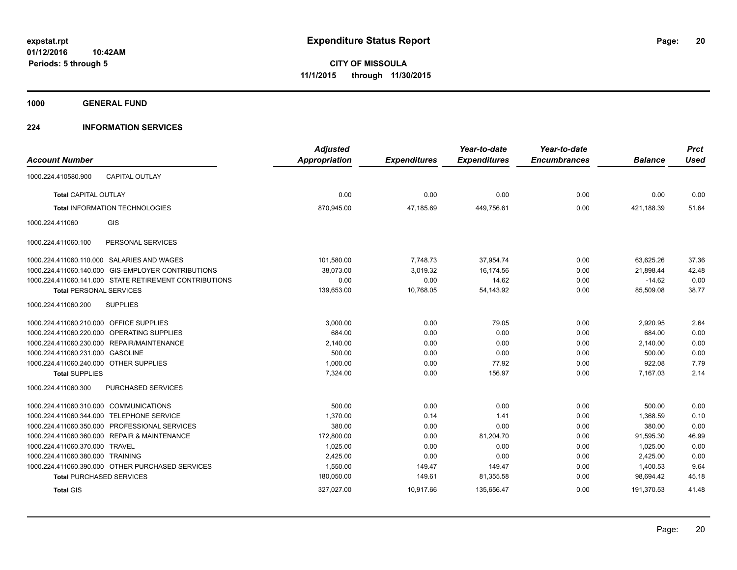# Expenditure Status Report

expstat.rpt
01/12/2016 10:42AM
Periods: 5 through 5

**CITY OF MISSOULA**
**11/1/2015 through 11/30/2015**

**1000 GENERAL FUND**

**224 INFORMATION SERVICES**

| Account Number | | Adjusted Appropriation | Expenditures | Year-to-date Expenditures | Year-to-date Encumbrances | Balance | Prct Used |
|---|---|---|---|---|---|---|---|
| 1000.224.410580.900 | CAPITAL OUTLAY | | | | | | |
| **Total** CAPITAL OUTLAY | | 0.00 | 0.00 | 0.00 | 0.00 | 0.00 | 0.00 |
| **Total** INFORMATION TECHNOLOGIES | | 870,945.00 | 47,185.69 | 449,756.61 | 0.00 | 421,188.39 | 51.64 |
| 1000.224.411060 | GIS | | | | | | |
| 1000.224.411060.100 | PERSONAL SERVICES | | | | | | |
| 1000.224.411060.110.000 | SALARIES AND WAGES | 101,580.00 | 7,748.73 | 37,954.74 | 0.00 | 63,625.26 | 37.36 |
| 1000.224.411060.140.000 | GIS-EMPLOYER CONTRIBUTIONS | 38,073.00 | 3,019.32 | 16,174.56 | 0.00 | 21,898.44 | 42.48 |
| 1000.224.411060.141.000 | STATE RETIREMENT CONTRIBUTIONS | 0.00 | 0.00 | 14.62 | 0.00 | -14.62 | 0.00 |
| **Total** PERSONAL SERVICES | | 139,653.00 | 10,768.05 | 54,143.92 | 0.00 | 85,509.08 | 38.77 |
| 1000.224.411060.200 | SUPPLIES | | | | | | |
| 1000.224.411060.210.000 | OFFICE SUPPLIES | 3,000.00 | 0.00 | 79.05 | 0.00 | 2,920.95 | 2.64 |
| 1000.224.411060.220.000 | OPERATING SUPPLIES | 684.00 | 0.00 | 0.00 | 0.00 | 684.00 | 0.00 |
| 1000.224.411060.230.000 | REPAIR/MAINTENANCE | 2,140.00 | 0.00 | 0.00 | 0.00 | 2,140.00 | 0.00 |
| 1000.224.411060.231.000 | GASOLINE | 500.00 | 0.00 | 0.00 | 0.00 | 500.00 | 0.00 |
| 1000.224.411060.240.000 | OTHER SUPPLIES | 1,000.00 | 0.00 | 77.92 | 0.00 | 922.08 | 7.79 |
| **Total** SUPPLIES | | 7,324.00 | 0.00 | 156.97 | 0.00 | 7,167.03 | 2.14 |
| 1000.224.411060.300 | PURCHASED SERVICES | | | | | | |
| 1000.224.411060.310.000 | COMMUNICATIONS | 500.00 | 0.00 | 0.00 | 0.00 | 500.00 | 0.00 |
| 1000.224.411060.344.000 | TELEPHONE SERVICE | 1,370.00 | 0.14 | 1.41 | 0.00 | 1,368.59 | 0.10 |
| 1000.224.411060.350.000 | PROFESSIONAL SERVICES | 380.00 | 0.00 | 0.00 | 0.00 | 380.00 | 0.00 |
| 1000.224.411060.360.000 | REPAIR & MAINTENANCE | 172,800.00 | 0.00 | 81,204.70 | 0.00 | 91,595.30 | 46.99 |
| 1000.224.411060.370.000 | TRAVEL | 1,025.00 | 0.00 | 0.00 | 0.00 | 1,025.00 | 0.00 |
| 1000.224.411060.380.000 | TRAINING | 2,425.00 | 0.00 | 0.00 | 0.00 | 2,425.00 | 0.00 |
| 1000.224.411060.390.000 | OTHER PURCHASED SERVICES | 1,550.00 | 149.47 | 149.47 | 0.00 | 1,400.53 | 9.64 |
| **Total** PURCHASED SERVICES | | 180,050.00 | 149.61 | 81,355.58 | 0.00 | 98,694.42 | 45.18 |
| **Total** GIS | | 327,027.00 | 10,917.66 | 135,656.47 | 0.00 | 191,370.53 | 41.48 |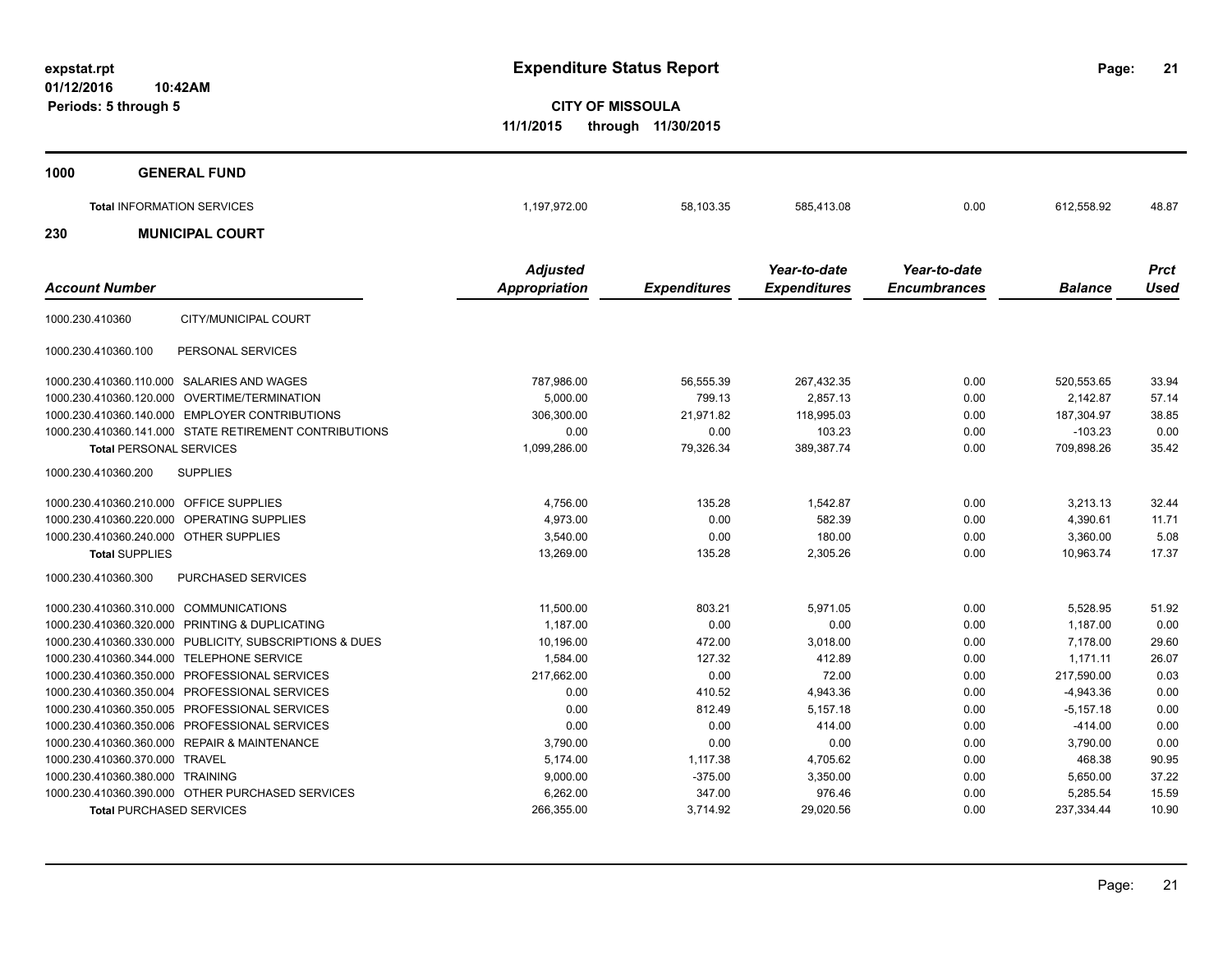**expstat.rpt**
**01/12/2016 10:42AM**
**Periods: 5 through 5**

# Expenditure Status Report

**CITY OF MISSOULA**
**11/1/2015 through 11/30/2015**

## 1000 GENERAL FUND

| | Adjusted Appropriation | Expenditures | Year-to-date Expenditures | Year-to-date Encumbrances | Balance | Prct Used |
|---|---|---|---|---|---|---|
| **Total** INFORMATION SERVICES | 1,197,972.00 | 58,103.35 | 585,413.08 | 0.00 | 612,558.92 | 48.87 |

## 230 MUNICIPAL COURT

| *Account Number* | *Adjusted Appropriation* | *Expenditures* | *Year-to-date Expenditures* | *Year-to-date Encumbrances* | *Balance* | *Prct Used* |
|---|---|---|---|---|---|---|
| 1000.230.410360 CITY/MUNICIPAL COURT | | | | | | |
| 1000.230.410360.100 PERSONAL SERVICES | | | | | | |
| 1000.230.410360.110.000 SALARIES AND WAGES | 787,986.00 | 56,555.39 | 267,432.35 | 0.00 | 520,553.65 | 33.94 |
| 1000.230.410360.120.000 OVERTIME/TERMINATION | 5,000.00 | 799.13 | 2,857.13 | 0.00 | 2,142.87 | 57.14 |
| 1000.230.410360.140.000 EMPLOYER CONTRIBUTIONS | 306,300.00 | 21,971.82 | 118,995.03 | 0.00 | 187,304.97 | 38.85 |
| 1000.230.410360.141.000 STATE RETIREMENT CONTRIBUTIONS | 0.00 | 0.00 | 103.23 | 0.00 | -103.23 | 0.00 |
| **Total** PERSONAL SERVICES | 1,099,286.00 | 79,326.34 | 389,387.74 | 0.00 | 709,898.26 | 35.42 |
| 1000.230.410360.200 SUPPLIES | | | | | | |
| 1000.230.410360.210.000 OFFICE SUPPLIES | 4,756.00 | 135.28 | 1,542.87 | 0.00 | 3,213.13 | 32.44 |
| 1000.230.410360.220.000 OPERATING SUPPLIES | 4,973.00 | 0.00 | 582.39 | 0.00 | 4,390.61 | 11.71 |
| 1000.230.410360.240.000 OTHER SUPPLIES | 3,540.00 | 0.00 | 180.00 | 0.00 | 3,360.00 | 5.08 |
| **Total** SUPPLIES | 13,269.00 | 135.28 | 2,305.26 | 0.00 | 10,963.74 | 17.37 |
| 1000.230.410360.300 PURCHASED SERVICES | | | | | | |
| 1000.230.410360.310.000 COMMUNICATIONS | 11,500.00 | 803.21 | 5,971.05 | 0.00 | 5,528.95 | 51.92 |
| 1000.230.410360.320.000 PRINTING & DUPLICATING | 1,187.00 | 0.00 | 0.00 | 0.00 | 1,187.00 | 0.00 |
| 1000.230.410360.330.000 PUBLICITY, SUBSCRIPTIONS & DUES | 10,196.00 | 472.00 | 3,018.00 | 0.00 | 7,178.00 | 29.60 |
| 1000.230.410360.344.000 TELEPHONE SERVICE | 1,584.00 | 127.32 | 412.89 | 0.00 | 1,171.11 | 26.07 |
| 1000.230.410360.350.000 PROFESSIONAL SERVICES | 217,662.00 | 0.00 | 72.00 | 0.00 | 217,590.00 | 0.03 |
| 1000.230.410360.350.004 PROFESSIONAL SERVICES | 0.00 | 410.52 | 4,943.36 | 0.00 | -4,943.36 | 0.00 |
| 1000.230.410360.350.005 PROFESSIONAL SERVICES | 0.00 | 812.49 | 5,157.18 | 0.00 | -5,157.18 | 0.00 |
| 1000.230.410360.350.006 PROFESSIONAL SERVICES | 0.00 | 0.00 | 414.00 | 0.00 | -414.00 | 0.00 |
| 1000.230.410360.360.000 REPAIR & MAINTENANCE | 3,790.00 | 0.00 | 0.00 | 0.00 | 3,790.00 | 0.00 |
| 1000.230.410360.370.000 TRAVEL | 5,174.00 | 1,117.38 | 4,705.62 | 0.00 | 468.38 | 90.95 |
| 1000.230.410360.380.000 TRAINING | 9,000.00 | -375.00 | 3,350.00 | 0.00 | 5,650.00 | 37.22 |
| 1000.230.410360.390.000 OTHER PURCHASED SERVICES | 6,262.00 | 347.00 | 976.46 | 0.00 | 5,285.54 | 15.59 |
| **Total** PURCHASED SERVICES | 266,355.00 | 3,714.92 | 29,020.56 | 0.00 | 237,334.44 | 10.90 |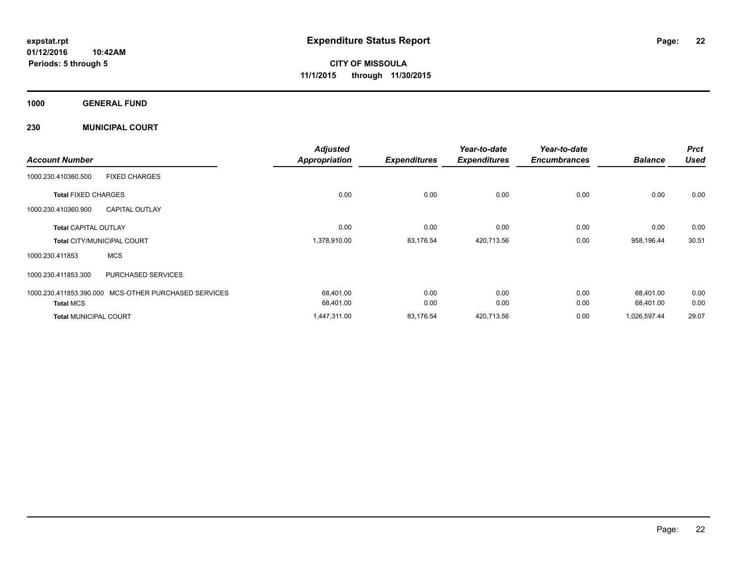**expstat.rpt**
**01/12/2016 10:42AM**
**Periods: 5 through 5**

# Expenditure Status Report

**CITY OF MISSOULA**
**11/1/2015 through 11/30/2015**

## 1000 GENERAL FUND

## 230 MUNICIPAL COURT

| Account Number | | Adjusted Appropriation | Expenditures | Year-to-date Expenditures | Year-to-date Encumbrances | Balance | Prct Used |
|---|---|---|---|---|---|---|---|
| 1000.230.410360.500 | FIXED CHARGES | | | | | | |
| **Total** FIXED CHARGES | | 0.00 | 0.00 | 0.00 | 0.00 | 0.00 | 0.00 |
| 1000.230.410360.900 | CAPITAL OUTLAY | | | | | | |
| **Total** CAPITAL OUTLAY | | 0.00 | 0.00 | 0.00 | 0.00 | 0.00 | 0.00 |
| **Total** CITY/MUNICIPAL COURT | | 1,378,910.00 | 83,176.54 | 420,713.56 | 0.00 | 958,196.44 | 30.51 |
| 1000.230.411853 | MCS | | | | | | |
| 1000.230.411853.300 | PURCHASED SERVICES | | | | | | |
| 1000.230.411853.390.000 | MCS-OTHER PURCHASED SERVICES | 68,401.00 | 0.00 | 0.00 | 0.00 | 68,401.00 | 0.00 |
| **Total** MCS | | 68,401.00 | 0.00 | 0.00 | 0.00 | 68,401.00 | 0.00 |
| **Total** MUNICIPAL COURT | | 1,447,311.00 | 83,176.54 | 420,713.56 | 0.00 | 1,026,597.44 | 29.07 |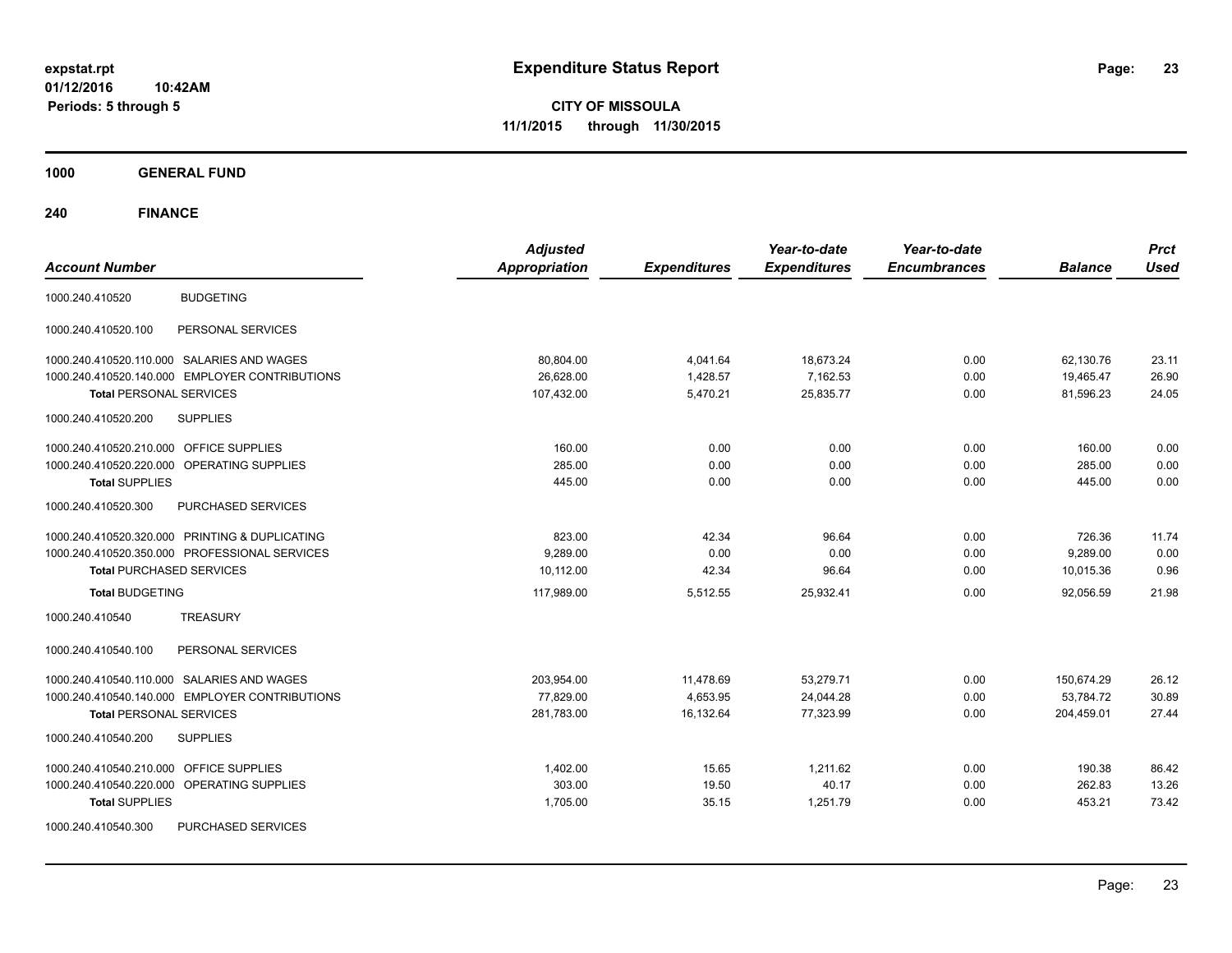# Expenditure Status Report

expstat.rpt
01/12/2016 10:42AM
Periods: 5 through 5

**CITY OF MISSOULA**
**11/1/2015 through 11/30/2015**

## 1000 GENERAL FUND

## 240 FINANCE

| Account Number | | Adjusted Appropriation | Expenditures | Year-to-date Expenditures | Year-to-date Encumbrances | Balance | Prct Used |
|---|---|---|---|---|---|---|---|
| 1000.240.410520 | BUDGETING | | | | | | |
| 1000.240.410520.100 | PERSONAL SERVICES | | | | | | |
| 1000.240.410520.110.000 | SALARIES AND WAGES | 80,804.00 | 4,041.64 | 18,673.24 | 0.00 | 62,130.76 | 23.11 |
| 1000.240.410520.140.000 | EMPLOYER CONTRIBUTIONS | 26,628.00 | 1,428.57 | 7,162.53 | 0.00 | 19,465.47 | 26.90 |
| **Total** PERSONAL SERVICES | | 107,432.00 | 5,470.21 | 25,835.77 | 0.00 | 81,596.23 | 24.05 |
| 1000.240.410520.200 | SUPPLIES | | | | | | |
| 1000.240.410520.210.000 | OFFICE SUPPLIES | 160.00 | 0.00 | 0.00 | 0.00 | 160.00 | 0.00 |
| 1000.240.410520.220.000 | OPERATING SUPPLIES | 285.00 | 0.00 | 0.00 | 0.00 | 285.00 | 0.00 |
| **Total** SUPPLIES | | 445.00 | 0.00 | 0.00 | 0.00 | 445.00 | 0.00 |
| 1000.240.410520.300 | PURCHASED SERVICES | | | | | | |
| 1000.240.410520.320.000 | PRINTING & DUPLICATING | 823.00 | 42.34 | 96.64 | 0.00 | 726.36 | 11.74 |
| 1000.240.410520.350.000 | PROFESSIONAL SERVICES | 9,289.00 | 0.00 | 0.00 | 0.00 | 9,289.00 | 0.00 |
| **Total** PURCHASED SERVICES | | 10,112.00 | 42.34 | 96.64 | 0.00 | 10,015.36 | 0.96 |
| **Total** BUDGETING | | 117,989.00 | 5,512.55 | 25,932.41 | 0.00 | 92,056.59 | 21.98 |
| 1000.240.410540 | TREASURY | | | | | | |
| 1000.240.410540.100 | PERSONAL SERVICES | | | | | | |
| 1000.240.410540.110.000 | SALARIES AND WAGES | 203,954.00 | 11,478.69 | 53,279.71 | 0.00 | 150,674.29 | 26.12 |
| 1000.240.410540.140.000 | EMPLOYER CONTRIBUTIONS | 77,829.00 | 4,653.95 | 24,044.28 | 0.00 | 53,784.72 | 30.89 |
| **Total** PERSONAL SERVICES | | 281,783.00 | 16,132.64 | 77,323.99 | 0.00 | 204,459.01 | 27.44 |
| 1000.240.410540.200 | SUPPLIES | | | | | | |
| 1000.240.410540.210.000 | OFFICE SUPPLIES | 1,402.00 | 15.65 | 1,211.62 | 0.00 | 190.38 | 86.42 |
| 1000.240.410540.220.000 | OPERATING SUPPLIES | 303.00 | 19.50 | 40.17 | 0.00 | 262.83 | 13.26 |
| **Total** SUPPLIES | | 1,705.00 | 35.15 | 1,251.79 | 0.00 | 453.21 | 73.42 |
| 1000.240.410540.300 | PURCHASED SERVICES | | | | | | |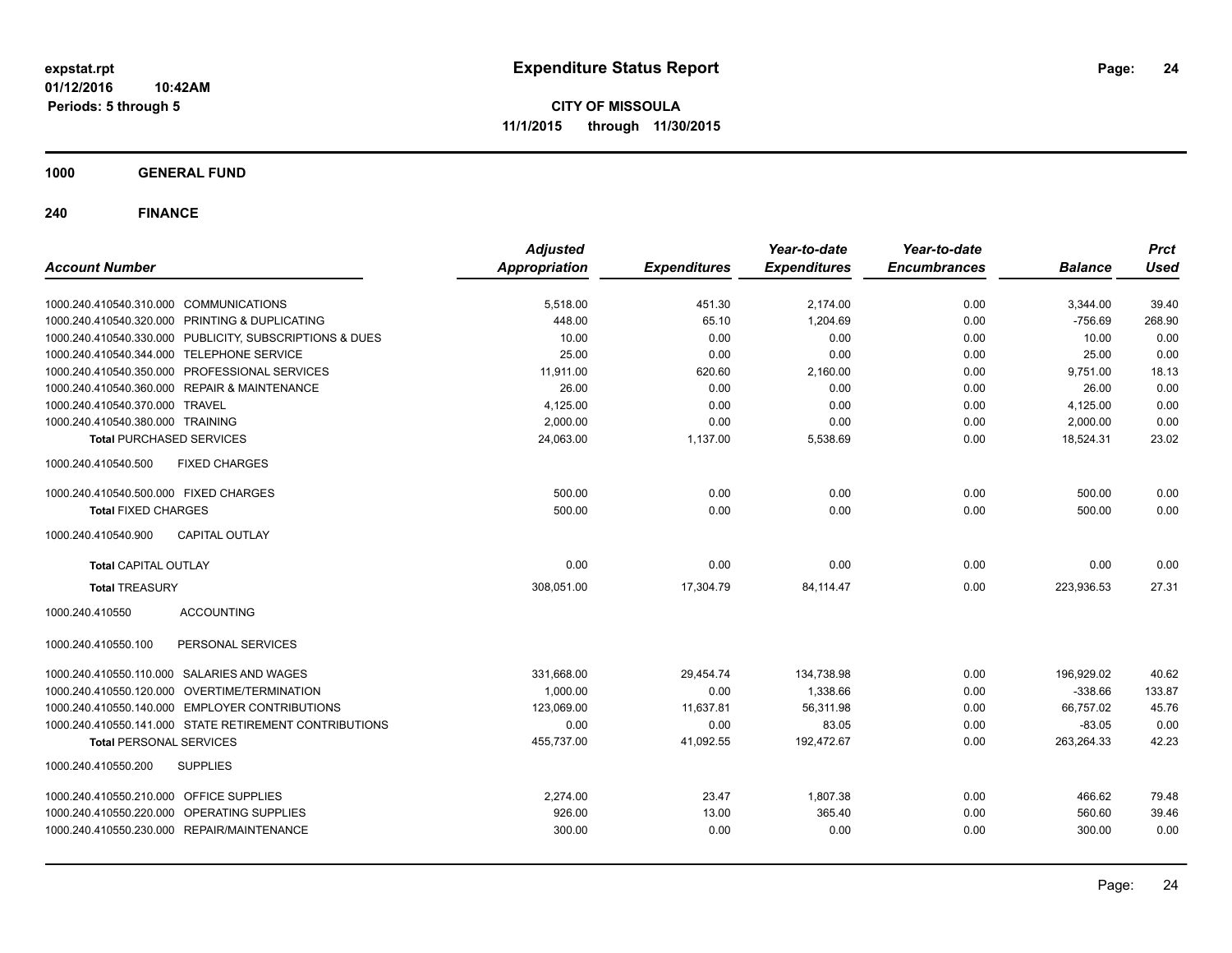# Expenditure Status Report

**CITY OF MISSOULA**

**11/1/2015 through 11/30/2015**

expstat.rpt
01/12/2016 10:42AM
Periods: 5 through 5

**1000 GENERAL FUND**

**240 FINANCE**

| Account Number | | Adjusted Appropriation | Expenditures | Year-to-date Expenditures | Year-to-date Encumbrances | Balance | Prct Used |
|---|---|---|---|---|---|---|---|
| 1000.240.410540.310.000 | COMMUNICATIONS | 5,518.00 | 451.30 | 2,174.00 | 0.00 | 3,344.00 | 39.40 |
| 1000.240.410540.320.000 | PRINTING & DUPLICATING | 448.00 | 65.10 | 1,204.69 | 0.00 | -756.69 | 268.90 |
| 1000.240.410540.330.000 | PUBLICITY, SUBSCRIPTIONS & DUES | 10.00 | 0.00 | 0.00 | 0.00 | 10.00 | 0.00 |
| 1000.240.410540.344.000 | TELEPHONE SERVICE | 25.00 | 0.00 | 0.00 | 0.00 | 25.00 | 0.00 |
| 1000.240.410540.350.000 | PROFESSIONAL SERVICES | 11,911.00 | 620.60 | 2,160.00 | 0.00 | 9,751.00 | 18.13 |
| 1000.240.410540.360.000 | REPAIR & MAINTENANCE | 26.00 | 0.00 | 0.00 | 0.00 | 26.00 | 0.00 |
| 1000.240.410540.370.000 | TRAVEL | 4,125.00 | 0.00 | 0.00 | 0.00 | 4,125.00 | 0.00 |
| 1000.240.410540.380.000 | TRAINING | 2,000.00 | 0.00 | 0.00 | 0.00 | 2,000.00 | 0.00 |
| **Total** PURCHASED SERVICES | | 24,063.00 | 1,137.00 | 5,538.69 | 0.00 | 18,524.31 | 23.02 |
| 1000.240.410540.500 | FIXED CHARGES | | | | | | |
| 1000.240.410540.500.000 | FIXED CHARGES | 500.00 | 0.00 | 0.00 | 0.00 | 500.00 | 0.00 |
| **Total** FIXED CHARGES | | 500.00 | 0.00 | 0.00 | 0.00 | 500.00 | 0.00 |
| 1000.240.410540.900 | CAPITAL OUTLAY | | | | | | |
| **Total** CAPITAL OUTLAY | | 0.00 | 0.00 | 0.00 | 0.00 | 0.00 | 0.00 |
| **Total** TREASURY | | 308,051.00 | 17,304.79 | 84,114.47 | 0.00 | 223,936.53 | 27.31 |
| 1000.240.410550 | ACCOUNTING | | | | | | |
| 1000.240.410550.100 | PERSONAL SERVICES | | | | | | |
| 1000.240.410550.110.000 | SALARIES AND WAGES | 331,668.00 | 29,454.74 | 134,738.98 | 0.00 | 196,929.02 | 40.62 |
| 1000.240.410550.120.000 | OVERTIME/TERMINATION | 1,000.00 | 0.00 | 1,338.66 | 0.00 | -338.66 | 133.87 |
| 1000.240.410550.140.000 | EMPLOYER CONTRIBUTIONS | 123,069.00 | 11,637.81 | 56,311.98 | 0.00 | 66,757.02 | 45.76 |
| 1000.240.410550.141.000 | STATE RETIREMENT CONTRIBUTIONS | 0.00 | 0.00 | 83.05 | 0.00 | -83.05 | 0.00 |
| **Total** PERSONAL SERVICES | | 455,737.00 | 41,092.55 | 192,472.67 | 0.00 | 263,264.33 | 42.23 |
| 1000.240.410550.200 | SUPPLIES | | | | | | |
| 1000.240.410550.210.000 | OFFICE SUPPLIES | 2,274.00 | 23.47 | 1,807.38 | 0.00 | 466.62 | 79.48 |
| 1000.240.410550.220.000 | OPERATING SUPPLIES | 926.00 | 13.00 | 365.40 | 0.00 | 560.60 | 39.46 |
| 1000.240.410550.230.000 | REPAIR/MAINTENANCE | 300.00 | 0.00 | 0.00 | 0.00 | 300.00 | 0.00 |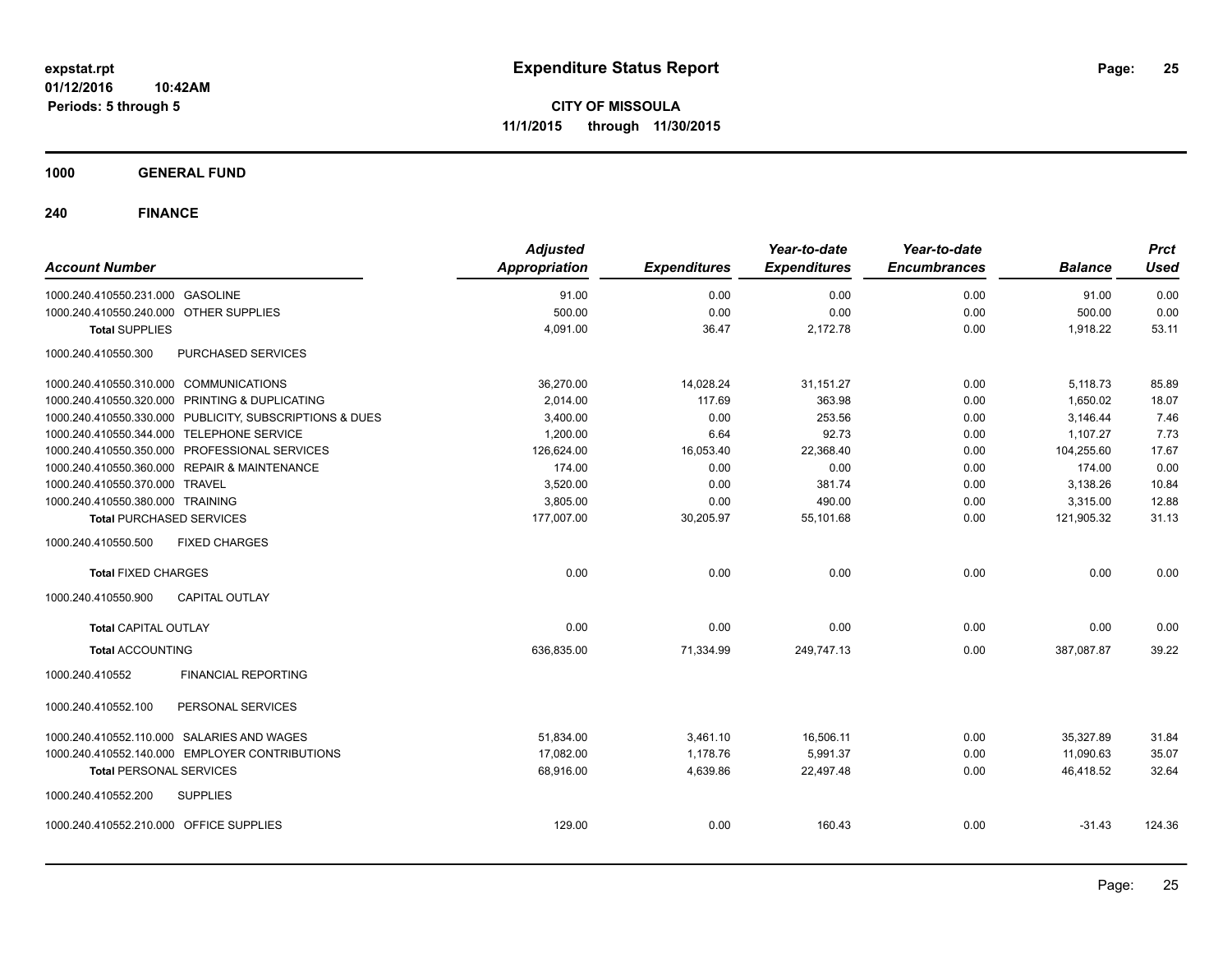**expstat.rpt**
**01/12/2016 10:42AM**
**Periods: 5 through 5**

# Expenditure Status Report

**CITY OF MISSOULA**
**11/1/2015 through 11/30/2015**

## 1000 GENERAL FUND

## 240 FINANCE

| Account Number | | Adjusted Appropriation | Expenditures | Year-to-date Expenditures | Year-to-date Encumbrances | Balance | Prct Used |
|---|---|---|---|---|---|---|---|
| 1000.240.410550.231.000 | GASOLINE | 91.00 | 0.00 | 0.00 | 0.00 | 91.00 | 0.00 |
| 1000.240.410550.240.000 | OTHER SUPPLIES | 500.00 | 0.00 | 0.00 | 0.00 | 500.00 | 0.00 |
| **Total** SUPPLIES | | 4,091.00 | 36.47 | 2,172.78 | 0.00 | 1,918.22 | 53.11 |
| 1000.240.410550.300 | PURCHASED SERVICES | | | | | | |
| 1000.240.410550.310.000 | COMMUNICATIONS | 36,270.00 | 14,028.24 | 31,151.27 | 0.00 | 5,118.73 | 85.89 |
| 1000.240.410550.320.000 | PRINTING & DUPLICATING | 2,014.00 | 117.69 | 363.98 | 0.00 | 1,650.02 | 18.07 |
| 1000.240.410550.330.000 | PUBLICITY, SUBSCRIPTIONS & DUES | 3,400.00 | 0.00 | 253.56 | 0.00 | 3,146.44 | 7.46 |
| 1000.240.410550.344.000 | TELEPHONE SERVICE | 1,200.00 | 6.64 | 92.73 | 0.00 | 1,107.27 | 7.73 |
| 1000.240.410550.350.000 | PROFESSIONAL SERVICES | 126,624.00 | 16,053.40 | 22,368.40 | 0.00 | 104,255.60 | 17.67 |
| 1000.240.410550.360.000 | REPAIR & MAINTENANCE | 174.00 | 0.00 | 0.00 | 0.00 | 174.00 | 0.00 |
| 1000.240.410550.370.000 | TRAVEL | 3,520.00 | 0.00 | 381.74 | 0.00 | 3,138.26 | 10.84 |
| 1000.240.410550.380.000 | TRAINING | 3,805.00 | 0.00 | 490.00 | 0.00 | 3,315.00 | 12.88 |
| **Total** PURCHASED SERVICES | | 177,007.00 | 30,205.97 | 55,101.68 | 0.00 | 121,905.32 | 31.13 |
| 1000.240.410550.500 | FIXED CHARGES | | | | | | |
| **Total** FIXED CHARGES | | 0.00 | 0.00 | 0.00 | 0.00 | 0.00 | 0.00 |
| 1000.240.410550.900 | CAPITAL OUTLAY | | | | | | |
| **Total** CAPITAL OUTLAY | | 0.00 | 0.00 | 0.00 | 0.00 | 0.00 | 0.00 |
| **Total** ACCOUNTING | | 636,835.00 | 71,334.99 | 249,747.13 | 0.00 | 387,087.87 | 39.22 |
| 1000.240.410552 | FINANCIAL REPORTING | | | | | | |
| 1000.240.410552.100 | PERSONAL SERVICES | | | | | | |
| 1000.240.410552.110.000 | SALARIES AND WAGES | 51,834.00 | 3,461.10 | 16,506.11 | 0.00 | 35,327.89 | 31.84 |
| 1000.240.410552.140.000 | EMPLOYER CONTRIBUTIONS | 17,082.00 | 1,178.76 | 5,991.37 | 0.00 | 11,090.63 | 35.07 |
| **Total** PERSONAL SERVICES | | 68,916.00 | 4,639.86 | 22,497.48 | 0.00 | 46,418.52 | 32.64 |
| 1000.240.410552.200 | SUPPLIES | | | | | | |
| 1000.240.410552.210.000 | OFFICE SUPPLIES | 129.00 | 0.00 | 160.43 | 0.00 | -31.43 | 124.36 |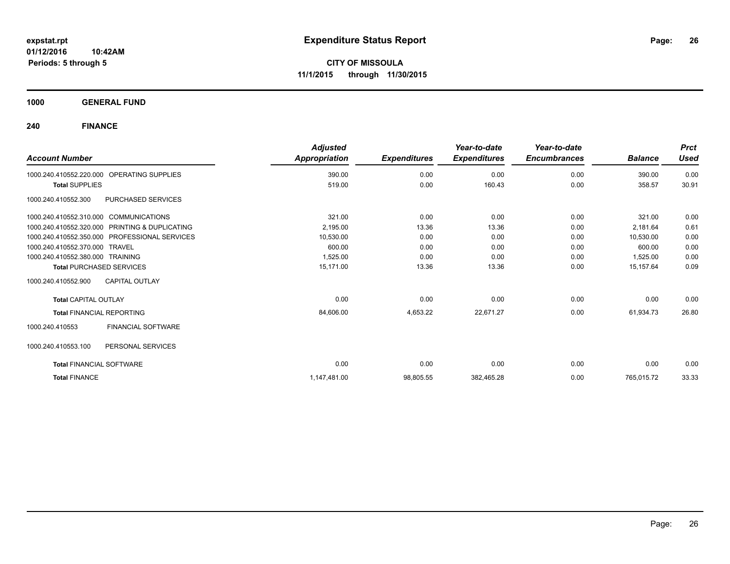# Expenditure Status Report

expstat.rpt
01/12/2016 10:42AM
Periods: 5 through 5

**CITY OF MISSOULA**
**11/1/2015 through 11/30/2015**

**1000 GENERAL FUND**

**240 FINANCE**

| Account Number | | Adjusted Appropriation | Expenditures | Year-to-date Expenditures | Year-to-date Encumbrances | Balance | Prct Used |
|---|---|---|---|---|---|---|---|
| 1000.240.410552.220.000 | OPERATING SUPPLIES | 390.00 | 0.00 | 0.00 | 0.00 | 390.00 | 0.00 |
| Total SUPPLIES | | 519.00 | 0.00 | 160.43 | 0.00 | 358.57 | 30.91 |
| 1000.240.410552.300 | PURCHASED SERVICES | | | | | | |
| 1000.240.410552.310.000 | COMMUNICATIONS | 321.00 | 0.00 | 0.00 | 0.00 | 321.00 | 0.00 |
| 1000.240.410552.320.000 | PRINTING & DUPLICATING | 2,195.00 | 13.36 | 13.36 | 0.00 | 2,181.64 | 0.61 |
| 1000.240.410552.350.000 | PROFESSIONAL SERVICES | 10,530.00 | 0.00 | 0.00 | 0.00 | 10,530.00 | 0.00 |
| 1000.240.410552.370.000 | TRAVEL | 600.00 | 0.00 | 0.00 | 0.00 | 600.00 | 0.00 |
| 1000.240.410552.380.000 | TRAINING | 1,525.00 | 0.00 | 0.00 | 0.00 | 1,525.00 | 0.00 |
| Total PURCHASED SERVICES | | 15,171.00 | 13.36 | 13.36 | 0.00 | 15,157.64 | 0.09 |
| 1000.240.410552.900 | CAPITAL OUTLAY | | | | | | |
| Total CAPITAL OUTLAY | | 0.00 | 0.00 | 0.00 | 0.00 | 0.00 | 0.00 |
| Total FINANCIAL REPORTING | | 84,606.00 | 4,653.22 | 22,671.27 | 0.00 | 61,934.73 | 26.80 |
| 1000.240.410553 | FINANCIAL SOFTWARE | | | | | | |
| 1000.240.410553.100 | PERSONAL SERVICES | | | | | | |
| Total FINANCIAL SOFTWARE | | 0.00 | 0.00 | 0.00 | 0.00 | 0.00 | 0.00 |
| Total FINANCE | | 1,147,481.00 | 98,805.55 | 382,465.28 | 0.00 | 765,015.72 | 33.33 |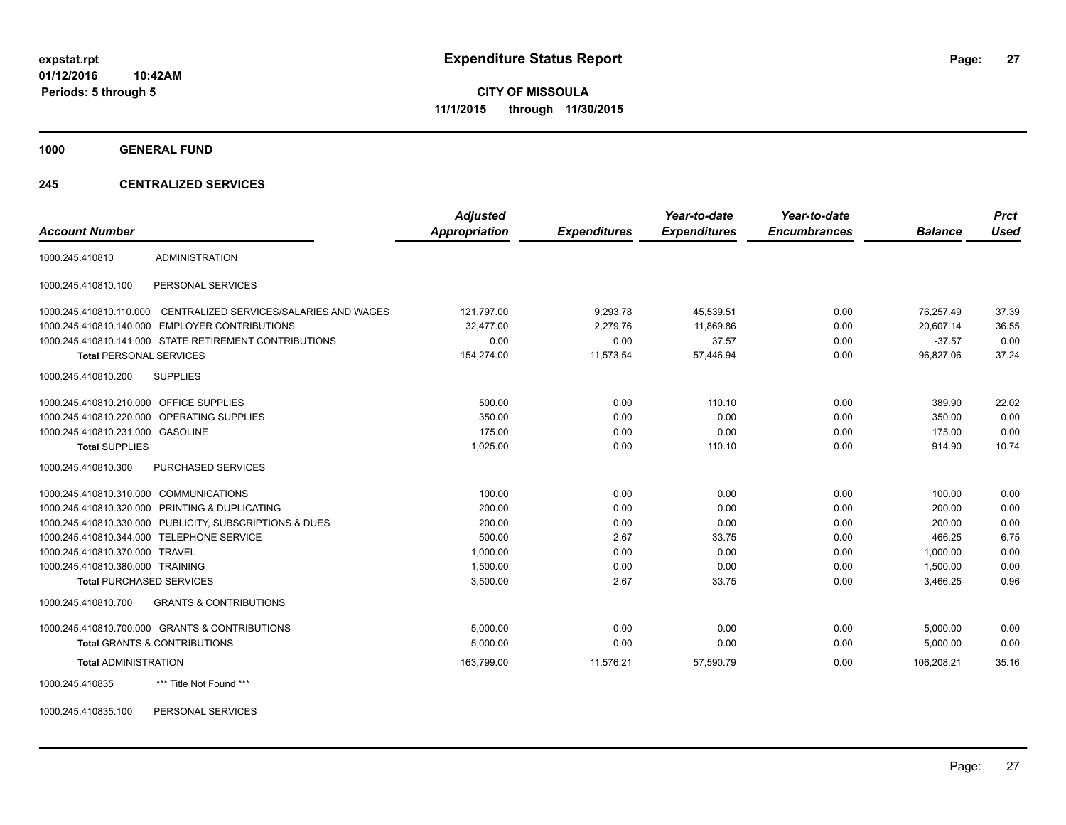**expstat.rpt**
**01/12/2016 10:42AM**
**Periods: 5 through 5**

# Expenditure Status Report

**CITY OF MISSOULA**
**11/1/2015 through 11/30/2015**

## 1000 GENERAL FUND

## 245 CENTRALIZED SERVICES

| Account Number | | Adjusted Appropriation | Expenditures | Year-to-date Expenditures | Year-to-date Encumbrances | Balance | Prct Used |
|---|---|---|---|---|---|---|---|
| 1000.245.410810 | ADMINISTRATION | | | | | | |
| 1000.245.410810.100 | PERSONAL SERVICES | | | | | | |
| 1000.245.410810.110.000 | CENTRALIZED SERVICES/SALARIES AND WAGES | 121,797.00 | 9,293.78 | 45,539.51 | 0.00 | 76,257.49 | 37.39 |
| 1000.245.410810.140.000 | EMPLOYER CONTRIBUTIONS | 32,477.00 | 2,279.76 | 11,869.86 | 0.00 | 20,607.14 | 36.55 |
| 1000.245.410810.141.000 | STATE RETIREMENT CONTRIBUTIONS | 0.00 | 0.00 | 37.57 | 0.00 | -37.57 | 0.00 |
| **Total** PERSONAL SERVICES | | 154,274.00 | 11,573.54 | 57,446.94 | 0.00 | 96,827.06 | 37.24 |
| 1000.245.410810.200 | SUPPLIES | | | | | | |
| 1000.245.410810.210.000 | OFFICE SUPPLIES | 500.00 | 0.00 | 110.10 | 0.00 | 389.90 | 22.02 |
| 1000.245.410810.220.000 | OPERATING SUPPLIES | 350.00 | 0.00 | 0.00 | 0.00 | 350.00 | 0.00 |
| 1000.245.410810.231.000 | GASOLINE | 175.00 | 0.00 | 0.00 | 0.00 | 175.00 | 0.00 |
| **Total** SUPPLIES | | 1,025.00 | 0.00 | 110.10 | 0.00 | 914.90 | 10.74 |
| 1000.245.410810.300 | PURCHASED SERVICES | | | | | | |
| 1000.245.410810.310.000 | COMMUNICATIONS | 100.00 | 0.00 | 0.00 | 0.00 | 100.00 | 0.00 |
| 1000.245.410810.320.000 | PRINTING & DUPLICATING | 200.00 | 0.00 | 0.00 | 0.00 | 200.00 | 0.00 |
| 1000.245.410810.330.000 | PUBLICITY, SUBSCRIPTIONS & DUES | 200.00 | 0.00 | 0.00 | 0.00 | 200.00 | 0.00 |
| 1000.245.410810.344.000 | TELEPHONE SERVICE | 500.00 | 2.67 | 33.75 | 0.00 | 466.25 | 6.75 |
| 1000.245.410810.370.000 | TRAVEL | 1,000.00 | 0.00 | 0.00 | 0.00 | 1,000.00 | 0.00 |
| 1000.245.410810.380.000 | TRAINING | 1,500.00 | 0.00 | 0.00 | 0.00 | 1,500.00 | 0.00 |
| **Total** PURCHASED SERVICES | | 3,500.00 | 2.67 | 33.75 | 0.00 | 3,466.25 | 0.96 |
| 1000.245.410810.700 | GRANTS & CONTRIBUTIONS | | | | | | |
| 1000.245.410810.700.000 | GRANTS & CONTRIBUTIONS | 5,000.00 | 0.00 | 0.00 | 0.00 | 5,000.00 | 0.00 |
| **Total** GRANTS & CONTRIBUTIONS | | 5,000.00 | 0.00 | 0.00 | 0.00 | 5,000.00 | 0.00 |
| **Total** ADMINISTRATION | | 163,799.00 | 11,576.21 | 57,590.79 | 0.00 | 106,208.21 | 35.16 |
| 1000.245.410835 | *** Title Not Found *** | | | | | | |
| 1000.245.410835.100 | PERSONAL SERVICES | | | | | | |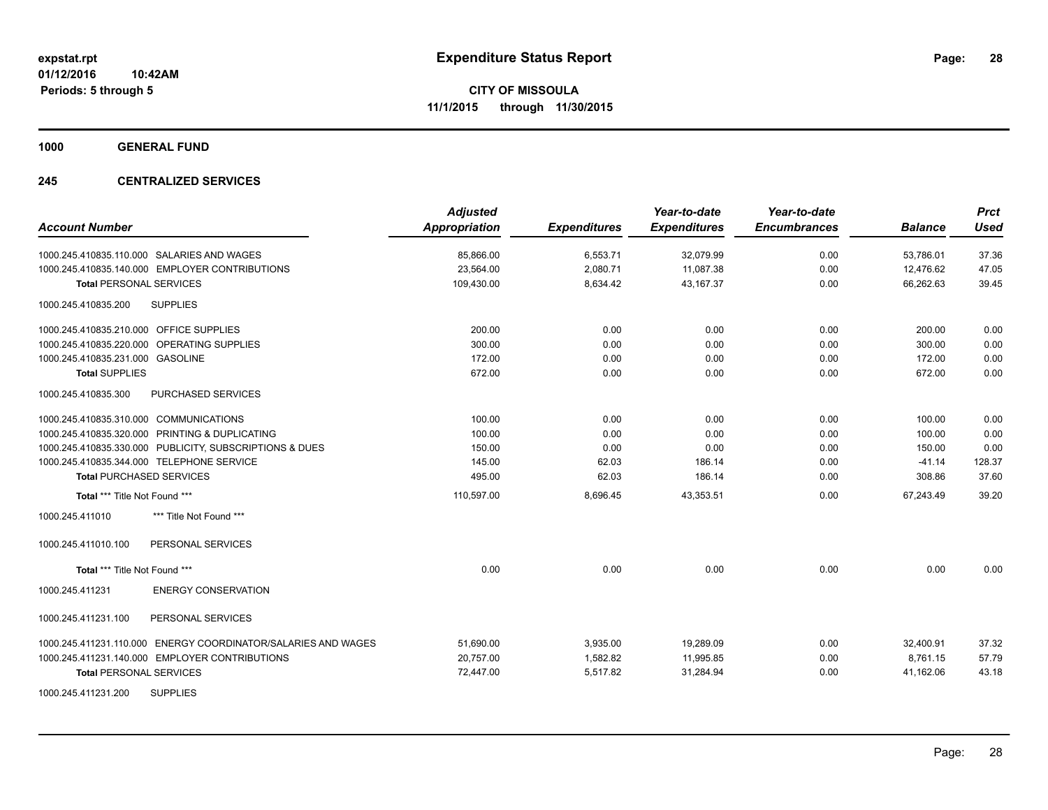**expstat.rpt**
**01/12/2016 10:42AM**
**Periods: 5 through 5**

# Expenditure Status Report

**CITY OF MISSOULA**
**11/1/2015 through 11/30/2015**

## 1000 GENERAL FUND

## 245 CENTRALIZED SERVICES

| Account Number | Adjusted Appropriation | Expenditures | Year-to-date Expenditures | Year-to-date Encumbrances | Balance | Prct Used |
|---|---|---|---|---|---|---|
| 1000.245.410835.110.000 SALARIES AND WAGES | 85,866.00 | 6,553.71 | 32,079.99 | 0.00 | 53,786.01 | 37.36 |
| 1000.245.410835.140.000 EMPLOYER CONTRIBUTIONS | 23,564.00 | 2,080.71 | 11,087.38 | 0.00 | 12,476.62 | 47.05 |
| **Total** PERSONAL SERVICES | 109,430.00 | 8,634.42 | 43,167.37 | 0.00 | 66,262.63 | 39.45 |
| 1000.245.410835.200 SUPPLIES | | | | | | |
| 1000.245.410835.210.000 OFFICE SUPPLIES | 200.00 | 0.00 | 0.00 | 0.00 | 200.00 | 0.00 |
| 1000.245.410835.220.000 OPERATING SUPPLIES | 300.00 | 0.00 | 0.00 | 0.00 | 300.00 | 0.00 |
| 1000.245.410835.231.000 GASOLINE | 172.00 | 0.00 | 0.00 | 0.00 | 172.00 | 0.00 |
| **Total** SUPPLIES | 672.00 | 0.00 | 0.00 | 0.00 | 672.00 | 0.00 |
| 1000.245.410835.300 PURCHASED SERVICES | | | | | | |
| 1000.245.410835.310.000 COMMUNICATIONS | 100.00 | 0.00 | 0.00 | 0.00 | 100.00 | 0.00 |
| 1000.245.410835.320.000 PRINTING & DUPLICATING | 100.00 | 0.00 | 0.00 | 0.00 | 100.00 | 0.00 |
| 1000.245.410835.330.000 PUBLICITY, SUBSCRIPTIONS & DUES | 150.00 | 0.00 | 0.00 | 0.00 | 150.00 | 0.00 |
| 1000.245.410835.344.000 TELEPHONE SERVICE | 145.00 | 62.03 | 186.14 | 0.00 | -41.14 | 128.37 |
| **Total** PURCHASED SERVICES | 495.00 | 62.03 | 186.14 | 0.00 | 308.86 | 37.60 |
| **Total** *** Title Not Found *** | 110,597.00 | 8,696.45 | 43,353.51 | 0.00 | 67,243.49 | 39.20 |
| 1000.245.411010 *** Title Not Found *** | | | | | | |
| 1000.245.411010.100 PERSONAL SERVICES | | | | | | |
| **Total** *** Title Not Found *** | 0.00 | 0.00 | 0.00 | 0.00 | 0.00 | 0.00 |
| 1000.245.411231 ENERGY CONSERVATION | | | | | | |
| 1000.245.411231.100 PERSONAL SERVICES | | | | | | |
| 1000.245.411231.110.000 ENERGY COORDINATOR/SALARIES AND WAGES | 51,690.00 | 3,935.00 | 19,289.09 | 0.00 | 32,400.91 | 37.32 |
| 1000.245.411231.140.000 EMPLOYER CONTRIBUTIONS | 20,757.00 | 1,582.82 | 11,995.85 | 0.00 | 8,761.15 | 57.79 |
| **Total** PERSONAL SERVICES | 72,447.00 | 5,517.82 | 31,284.94 | 0.00 | 41,162.06 | 43.18 |
| 1000.245.411231.200 SUPPLIES | | | | | | |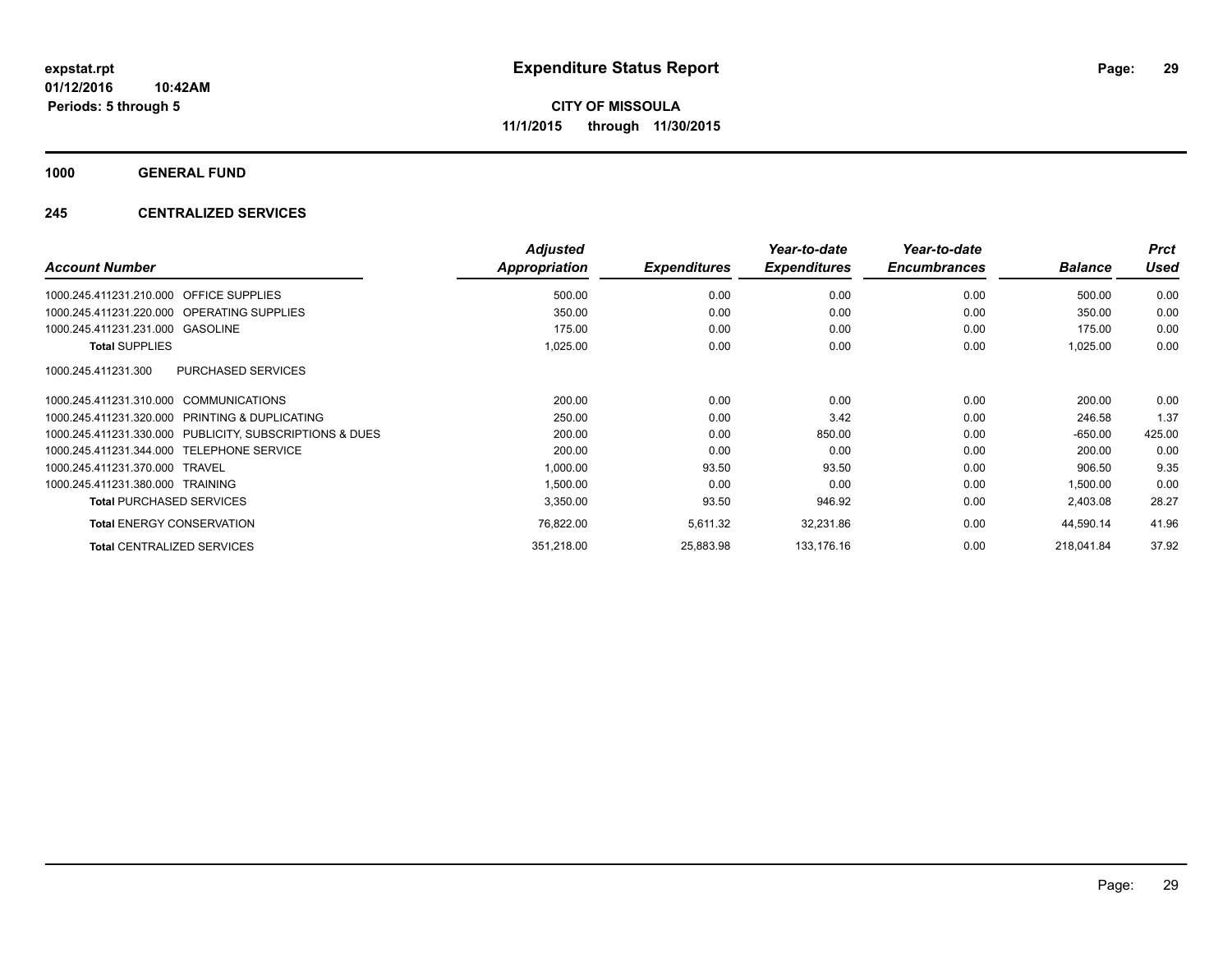expstat.rpt
01/12/2016 10:42AM
Periods: 5 through 5

# Expenditure Status Report

**CITY OF MISSOULA**
**11/1/2015 through 11/30/2015**

## 1000 GENERAL FUND

### 245 CENTRALIZED SERVICES

| Account Number | | Adjusted Appropriation | Expenditures | Year-to-date Expenditures | Year-to-date Encumbrances | Balance | Prct Used |
|---|---|---|---|---|---|---|---|
| 1000.245.411231.210.000 | OFFICE SUPPLIES | 500.00 | 0.00 | 0.00 | 0.00 | 500.00 | 0.00 |
| 1000.245.411231.220.000 | OPERATING SUPPLIES | 350.00 | 0.00 | 0.00 | 0.00 | 350.00 | 0.00 |
| 1000.245.411231.231.000 | GASOLINE | 175.00 | 0.00 | 0.00 | 0.00 | 175.00 | 0.00 |
| **Total** SUPPLIES | | 1,025.00 | 0.00 | 0.00 | 0.00 | 1,025.00 | 0.00 |
| 1000.245.411231.300 | PURCHASED SERVICES | | | | | | |
| 1000.245.411231.310.000 | COMMUNICATIONS | 200.00 | 0.00 | 0.00 | 0.00 | 200.00 | 0.00 |
| 1000.245.411231.320.000 | PRINTING & DUPLICATING | 250.00 | 0.00 | 3.42 | 0.00 | 246.58 | 1.37 |
| 1000.245.411231.330.000 | PUBLICITY, SUBSCRIPTIONS & DUES | 200.00 | 0.00 | 850.00 | 0.00 | -650.00 | 425.00 |
| 1000.245.411231.344.000 | TELEPHONE SERVICE | 200.00 | 0.00 | 0.00 | 0.00 | 200.00 | 0.00 |
| 1000.245.411231.370.000 | TRAVEL | 1,000.00 | 93.50 | 93.50 | 0.00 | 906.50 | 9.35 |
| 1000.245.411231.380.000 | TRAINING | 1,500.00 | 0.00 | 0.00 | 0.00 | 1,500.00 | 0.00 |
| **Total** PURCHASED SERVICES | | 3,350.00 | 93.50 | 946.92 | 0.00 | 2,403.08 | 28.27 |
| **Total** ENERGY CONSERVATION | | 76,822.00 | 5,611.32 | 32,231.86 | 0.00 | 44,590.14 | 41.96 |
| **Total** CENTRALIZED SERVICES | | 351,218.00 | 25,883.98 | 133,176.16 | 0.00 | 218,041.84 | 37.92 |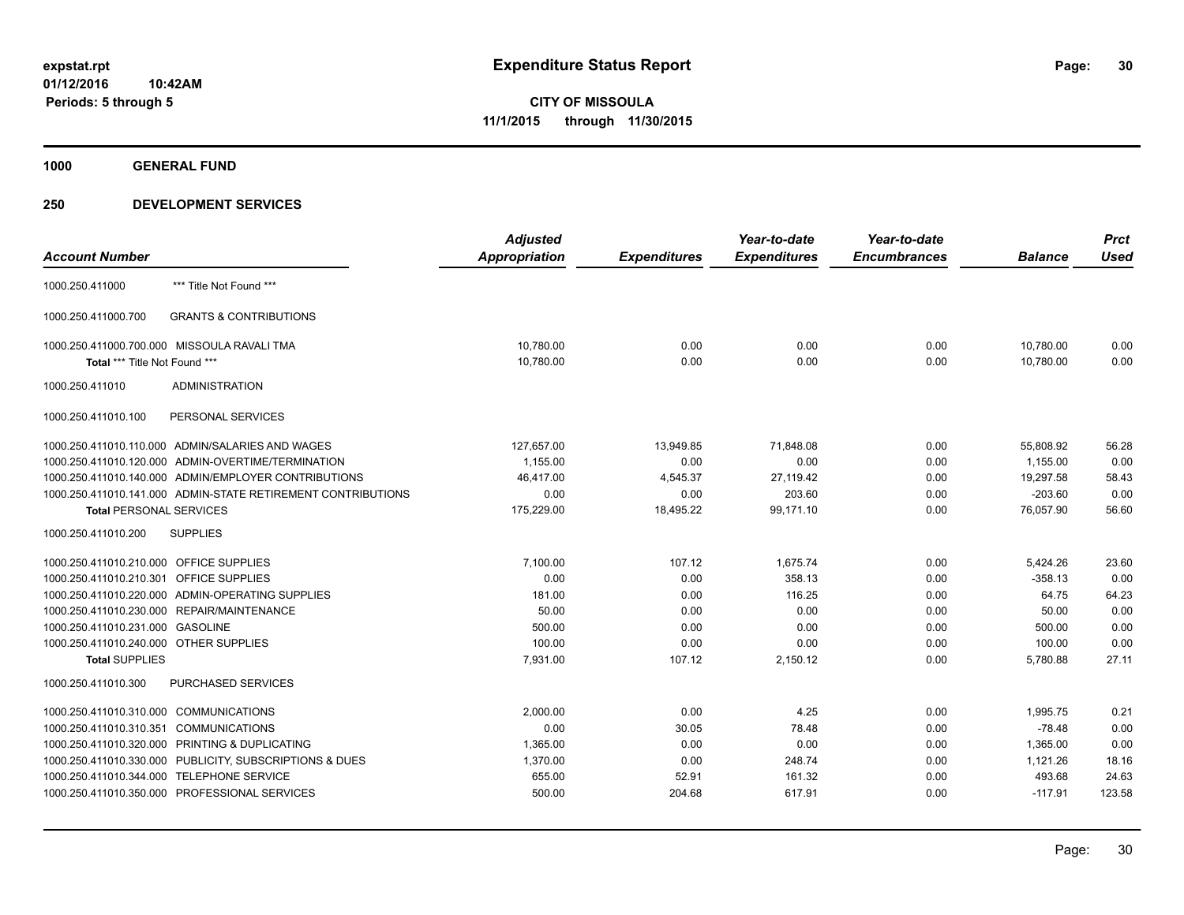# Expenditure Status Report

**expstat.rpt**
**01/12/2016 10:42AM**
**Periods: 5 through 5**

**CITY OF MISSOULA**
**11/1/2015 through 11/30/2015**

**1000 GENERAL FUND**

**250 DEVELOPMENT SERVICES**

| Account Number | | Adjusted Appropriation | Expenditures | Year-to-date Expenditures | Year-to-date Encumbrances | Balance | Prct Used |
|---|---|---|---|---|---|---|---|
| 1000.250.411000 | *** Title Not Found *** | | | | | | |
| 1000.250.411000.700 | GRANTS & CONTRIBUTIONS | | | | | | |
| 1000.250.411000.700.000 | MISSOULA RAVALI TMA | 10,780.00 | 0.00 | 0.00 | 0.00 | 10,780.00 | 0.00 |
| **Total** *** Title Not Found *** | | 10,780.00 | 0.00 | 0.00 | 0.00 | 10,780.00 | 0.00 |
| 1000.250.411010 | ADMINISTRATION | | | | | | |
| 1000.250.411010.100 | PERSONAL SERVICES | | | | | | |
| 1000.250.411010.110.000 | ADMIN/SALARIES AND WAGES | 127,657.00 | 13,949.85 | 71,848.08 | 0.00 | 55,808.92 | 56.28 |
| 1000.250.411010.120.000 | ADMIN-OVERTIME/TERMINATION | 1,155.00 | 0.00 | 0.00 | 0.00 | 1,155.00 | 0.00 |
| 1000.250.411010.140.000 | ADMIN/EMPLOYER CONTRIBUTIONS | 46,417.00 | 4,545.37 | 27,119.42 | 0.00 | 19,297.58 | 58.43 |
| 1000.250.411010.141.000 | ADMIN-STATE RETIREMENT CONTRIBUTIONS | 0.00 | 0.00 | 203.60 | 0.00 | -203.60 | 0.00 |
| **Total PERSONAL SERVICES** | | 175,229.00 | 18,495.22 | 99,171.10 | 0.00 | 76,057.90 | 56.60 |
| 1000.250.411010.200 | SUPPLIES | | | | | | |
| 1000.250.411010.210.000 | OFFICE SUPPLIES | 7,100.00 | 107.12 | 1,675.74 | 0.00 | 5,424.26 | 23.60 |
| 1000.250.411010.210.301 | OFFICE SUPPLIES | 0.00 | 0.00 | 358.13 | 0.00 | -358.13 | 0.00 |
| 1000.250.411010.220.000 | ADMIN-OPERATING SUPPLIES | 181.00 | 0.00 | 116.25 | 0.00 | 64.75 | 64.23 |
| 1000.250.411010.230.000 | REPAIR/MAINTENANCE | 50.00 | 0.00 | 0.00 | 0.00 | 50.00 | 0.00 |
| 1000.250.411010.231.000 | GASOLINE | 500.00 | 0.00 | 0.00 | 0.00 | 500.00 | 0.00 |
| 1000.250.411010.240.000 | OTHER SUPPLIES | 100.00 | 0.00 | 0.00 | 0.00 | 100.00 | 0.00 |
| **Total SUPPLIES** | | 7,931.00 | 107.12 | 2,150.12 | 0.00 | 5,780.88 | 27.11 |
| 1000.250.411010.300 | PURCHASED SERVICES | | | | | | |
| 1000.250.411010.310.000 | COMMUNICATIONS | 2,000.00 | 0.00 | 4.25 | 0.00 | 1,995.75 | 0.21 |
| 1000.250.411010.310.351 | COMMUNICATIONS | 0.00 | 30.05 | 78.48 | 0.00 | -78.48 | 0.00 |
| 1000.250.411010.320.000 | PRINTING & DUPLICATING | 1,365.00 | 0.00 | 0.00 | 0.00 | 1,365.00 | 0.00 |
| 1000.250.411010.330.000 | PUBLICITY, SUBSCRIPTIONS & DUES | 1,370.00 | 0.00 | 248.74 | 0.00 | 1,121.26 | 18.16 |
| 1000.250.411010.344.000 | TELEPHONE SERVICE | 655.00 | 52.91 | 161.32 | 0.00 | 493.68 | 24.63 |
| 1000.250.411010.350.000 | PROFESSIONAL SERVICES | 500.00 | 204.68 | 617.91 | 0.00 | -117.91 | 123.58 |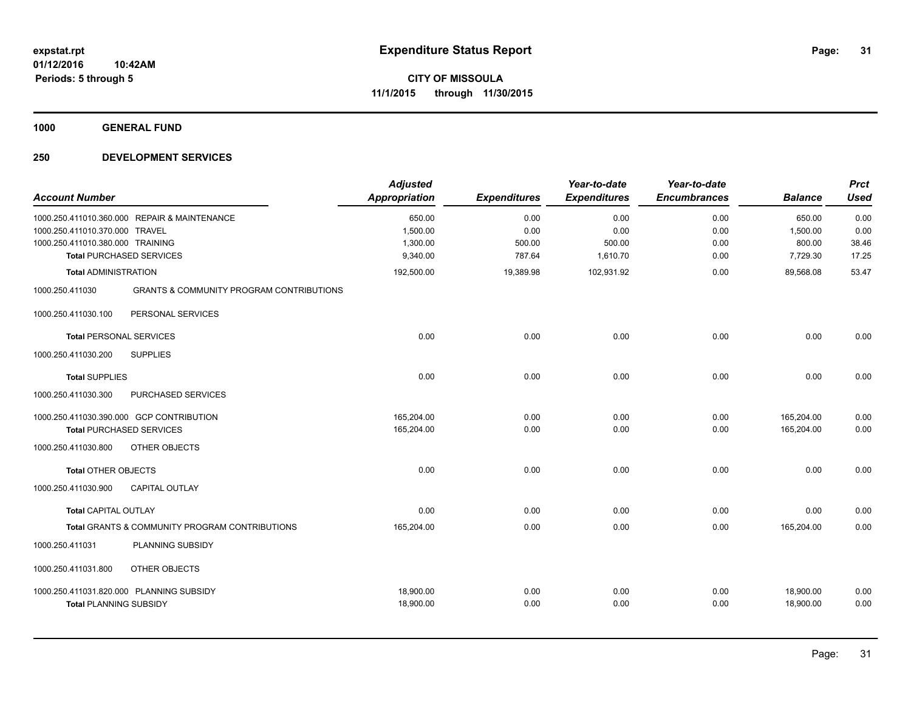# Expenditure Status Report

**CITY OF MISSOULA**

**11/1/2015 through 11/30/2015**

expstat.rpt
01/12/2016 10:42AM
Periods: 5 through 5

## 1000 GENERAL FUND

## 250 DEVELOPMENT SERVICES

| Account Number | | Adjusted Appropriation | Expenditures | Year-to-date Expenditures | Year-to-date Encumbrances | Balance | Prct Used |
|---|---|---|---|---|---|---|---|
| 1000.250.411010.360.000 | REPAIR & MAINTENANCE | 650.00 | 0.00 | 0.00 | 0.00 | 650.00 | 0.00 |
| 1000.250.411010.370.000 | TRAVEL | 1,500.00 | 0.00 | 0.00 | 0.00 | 1,500.00 | 0.00 |
| 1000.250.411010.380.000 | TRAINING | 1,300.00 | 500.00 | 500.00 | 0.00 | 800.00 | 38.46 |
| **Total** PURCHASED SERVICES | | 9,340.00 | 787.64 | 1,610.70 | 0.00 | 7,729.30 | 17.25 |
| **Total** ADMINISTRATION | | 192,500.00 | 19,389.98 | 102,931.92 | 0.00 | 89,568.08 | 53.47 |
| 1000.250.411030 | GRANTS & COMMUNITY PROGRAM CONTRIBUTIONS | | | | | | |
| 1000.250.411030.100 | PERSONAL SERVICES | | | | | | |
| **Total** PERSONAL SERVICES | | 0.00 | 0.00 | 0.00 | 0.00 | 0.00 | 0.00 |
| 1000.250.411030.200 | SUPPLIES | | | | | | |
| **Total** SUPPLIES | | 0.00 | 0.00 | 0.00 | 0.00 | 0.00 | 0.00 |
| 1000.250.411030.300 | PURCHASED SERVICES | | | | | | |
| 1000.250.411030.390.000 | GCP CONTRIBUTION | 165,204.00 | 0.00 | 0.00 | 0.00 | 165,204.00 | 0.00 |
| **Total** PURCHASED SERVICES | | 165,204.00 | 0.00 | 0.00 | 0.00 | 165,204.00 | 0.00 |
| 1000.250.411030.800 | OTHER OBJECTS | | | | | | |
| **Total** OTHER OBJECTS | | 0.00 | 0.00 | 0.00 | 0.00 | 0.00 | 0.00 |
| 1000.250.411030.900 | CAPITAL OUTLAY | | | | | | |
| **Total** CAPITAL OUTLAY | | 0.00 | 0.00 | 0.00 | 0.00 | 0.00 | 0.00 |
| **Total** GRANTS & COMMUNITY PROGRAM CONTRIBUTIONS | | 165,204.00 | 0.00 | 0.00 | 0.00 | 165,204.00 | 0.00 |
| 1000.250.411031 | PLANNING SUBSIDY | | | | | | |
| 1000.250.411031.800 | OTHER OBJECTS | | | | | | |
| 1000.250.411031.820.000 | PLANNING SUBSIDY | 18,900.00 | 0.00 | 0.00 | 0.00 | 18,900.00 | 0.00 |
| **Total** PLANNING SUBSIDY | | 18,900.00 | 0.00 | 0.00 | 0.00 | 18,900.00 | 0.00 |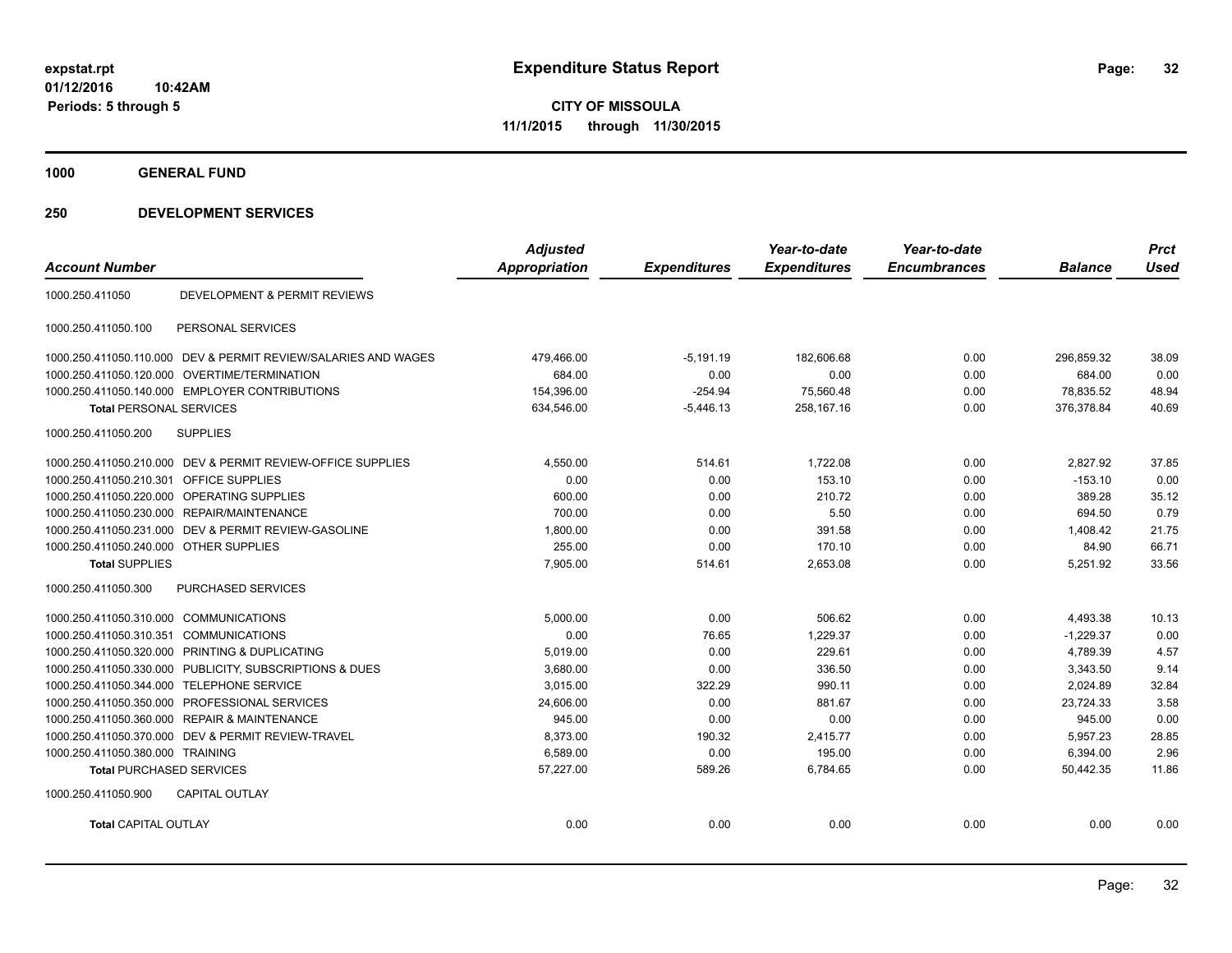**expstat.rpt**
**01/12/2016 10:42AM**
**Periods: 5 through 5**

# Expenditure Status Report

**CITY OF MISSOULA**
**11/1/2015 through 11/30/2015**

## 1000 GENERAL FUND

## 250 DEVELOPMENT SERVICES

| Account Number | | Adjusted Appropriation | Expenditures | Year-to-date Expenditures | Year-to-date Encumbrances | Balance | Prct Used |
|---|---|---|---|---|---|---|---|
| 1000.250.411050 | DEVELOPMENT & PERMIT REVIEWS | | | | | | |
| 1000.250.411050.100 | PERSONAL SERVICES | | | | | | |
| 1000.250.411050.110.000 | DEV & PERMIT REVIEW/SALARIES AND WAGES | 479,466.00 | -5,191.19 | 182,606.68 | 0.00 | 296,859.32 | 38.09 |
| 1000.250.411050.120.000 | OVERTIME/TERMINATION | 684.00 | 0.00 | 0.00 | 0.00 | 684.00 | 0.00 |
| 1000.250.411050.140.000 | EMPLOYER CONTRIBUTIONS | 154,396.00 | -254.94 | 75,560.48 | 0.00 | 78,835.52 | 48.94 |
| **Total** PERSONAL SERVICES | | 634,546.00 | -5,446.13 | 258,167.16 | 0.00 | 376,378.84 | 40.69 |
| 1000.250.411050.200 | SUPPLIES | | | | | | |
| 1000.250.411050.210.000 | DEV & PERMIT REVIEW-OFFICE SUPPLIES | 4,550.00 | 514.61 | 1,722.08 | 0.00 | 2,827.92 | 37.85 |
| 1000.250.411050.210.301 | OFFICE SUPPLIES | 0.00 | 0.00 | 153.10 | 0.00 | -153.10 | 0.00 |
| 1000.250.411050.220.000 | OPERATING SUPPLIES | 600.00 | 0.00 | 210.72 | 0.00 | 389.28 | 35.12 |
| 1000.250.411050.230.000 | REPAIR/MAINTENANCE | 700.00 | 0.00 | 5.50 | 0.00 | 694.50 | 0.79 |
| 1000.250.411050.231.000 | DEV & PERMIT REVIEW-GASOLINE | 1,800.00 | 0.00 | 391.58 | 0.00 | 1,408.42 | 21.75 |
| 1000.250.411050.240.000 | OTHER SUPPLIES | 255.00 | 0.00 | 170.10 | 0.00 | 84.90 | 66.71 |
| **Total** SUPPLIES | | 7,905.00 | 514.61 | 2,653.08 | 0.00 | 5,251.92 | 33.56 |
| 1000.250.411050.300 | PURCHASED SERVICES | | | | | | |
| 1000.250.411050.310.000 | COMMUNICATIONS | 5,000.00 | 0.00 | 506.62 | 0.00 | 4,493.38 | 10.13 |
| 1000.250.411050.310.351 | COMMUNICATIONS | 0.00 | 76.65 | 1,229.37 | 0.00 | -1,229.37 | 0.00 |
| 1000.250.411050.320.000 | PRINTING & DUPLICATING | 5,019.00 | 0.00 | 229.61 | 0.00 | 4,789.39 | 4.57 |
| 1000.250.411050.330.000 | PUBLICITY, SUBSCRIPTIONS & DUES | 3,680.00 | 0.00 | 336.50 | 0.00 | 3,343.50 | 9.14 |
| 1000.250.411050.344.000 | TELEPHONE SERVICE | 3,015.00 | 322.29 | 990.11 | 0.00 | 2,024.89 | 32.84 |
| 1000.250.411050.350.000 | PROFESSIONAL SERVICES | 24,606.00 | 0.00 | 881.67 | 0.00 | 23,724.33 | 3.58 |
| 1000.250.411050.360.000 | REPAIR & MAINTENANCE | 945.00 | 0.00 | 0.00 | 0.00 | 945.00 | 0.00 |
| 1000.250.411050.370.000 | DEV & PERMIT REVIEW-TRAVEL | 8,373.00 | 190.32 | 2,415.77 | 0.00 | 5,957.23 | 28.85 |
| 1000.250.411050.380.000 | TRAINING | 6,589.00 | 0.00 | 195.00 | 0.00 | 6,394.00 | 2.96 |
| **Total** PURCHASED SERVICES | | 57,227.00 | 589.26 | 6,784.65 | 0.00 | 50,442.35 | 11.86 |
| 1000.250.411050.900 | CAPITAL OUTLAY | | | | | | |
| **Total** CAPITAL OUTLAY | | 0.00 | 0.00 | 0.00 | 0.00 | 0.00 | 0.00 |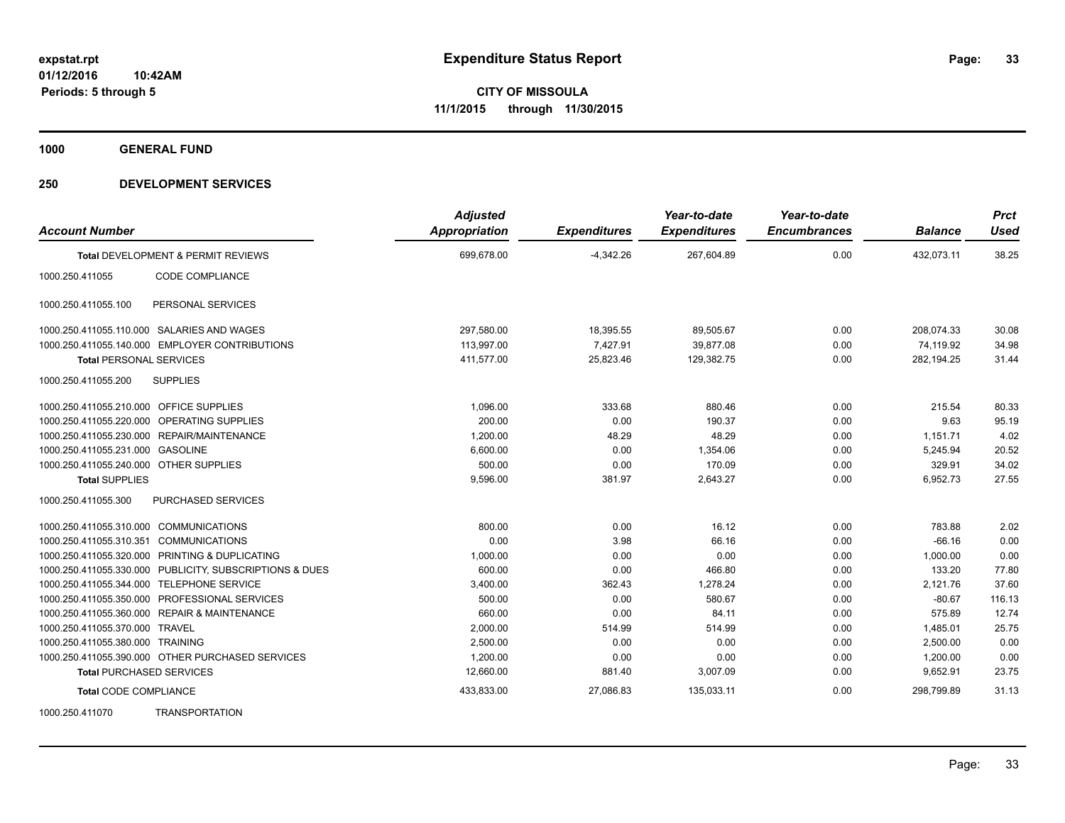# Expenditure Status Report

**CITY OF MISSOULA**
**11/1/2015 through 11/30/2015**

expstat.rpt
01/12/2016 10:42AM
Periods: 5 through 5

**1000 GENERAL FUND**

**250 DEVELOPMENT SERVICES**

| Account Number | | Adjusted Appropriation | Expenditures | Year-to-date Expenditures | Year-to-date Encumbrances | Balance | Prct Used |
|---|---|---|---|---|---|---|---|
| **Total** DEVELOPMENT & PERMIT REVIEWS | | 699,678.00 | -4,342.26 | 267,604.89 | 0.00 | 432,073.11 | 38.25 |
| 1000.250.411055 | CODE COMPLIANCE | | | | | | |
| 1000.250.411055.100 | PERSONAL SERVICES | | | | | | |
| 1000.250.411055.110.000 | SALARIES AND WAGES | 297,580.00 | 18,395.55 | 89,505.67 | 0.00 | 208,074.33 | 30.08 |
| 1000.250.411055.140.000 | EMPLOYER CONTRIBUTIONS | 113,997.00 | 7,427.91 | 39,877.08 | 0.00 | 74,119.92 | 34.98 |
| **Total** PERSONAL SERVICES | | 411,577.00 | 25,823.46 | 129,382.75 | 0.00 | 282,194.25 | 31.44 |
| 1000.250.411055.200 | SUPPLIES | | | | | | |
| 1000.250.411055.210.000 | OFFICE SUPPLIES | 1,096.00 | 333.68 | 880.46 | 0.00 | 215.54 | 80.33 |
| 1000.250.411055.220.000 | OPERATING SUPPLIES | 200.00 | 0.00 | 190.37 | 0.00 | 9.63 | 95.19 |
| 1000.250.411055.230.000 | REPAIR/MAINTENANCE | 1,200.00 | 48.29 | 48.29 | 0.00 | 1,151.71 | 4.02 |
| 1000.250.411055.231.000 | GASOLINE | 6,600.00 | 0.00 | 1,354.06 | 0.00 | 5,245.94 | 20.52 |
| 1000.250.411055.240.000 | OTHER SUPPLIES | 500.00 | 0.00 | 170.09 | 0.00 | 329.91 | 34.02 |
| **Total** SUPPLIES | | 9,596.00 | 381.97 | 2,643.27 | 0.00 | 6,952.73 | 27.55 |
| 1000.250.411055.300 | PURCHASED SERVICES | | | | | | |
| 1000.250.411055.310.000 | COMMUNICATIONS | 800.00 | 0.00 | 16.12 | 0.00 | 783.88 | 2.02 |
| 1000.250.411055.310.351 | COMMUNICATIONS | 0.00 | 3.98 | 66.16 | 0.00 | -66.16 | 0.00 |
| 1000.250.411055.320.000 | PRINTING & DUPLICATING | 1,000.00 | 0.00 | 0.00 | 0.00 | 1,000.00 | 0.00 |
| 1000.250.411055.330.000 | PUBLICITY, SUBSCRIPTIONS & DUES | 600.00 | 0.00 | 466.80 | 0.00 | 133.20 | 77.80 |
| 1000.250.411055.344.000 | TELEPHONE SERVICE | 3,400.00 | 362.43 | 1,278.24 | 0.00 | 2,121.76 | 37.60 |
| 1000.250.411055.350.000 | PROFESSIONAL SERVICES | 500.00 | 0.00 | 580.67 | 0.00 | -80.67 | 116.13 |
| 1000.250.411055.360.000 | REPAIR & MAINTENANCE | 660.00 | 0.00 | 84.11 | 0.00 | 575.89 | 12.74 |
| 1000.250.411055.370.000 | TRAVEL | 2,000.00 | 514.99 | 514.99 | 0.00 | 1,485.01 | 25.75 |
| 1000.250.411055.380.000 | TRAINING | 2,500.00 | 0.00 | 0.00 | 0.00 | 2,500.00 | 0.00 |
| 1000.250.411055.390.000 | OTHER PURCHASED SERVICES | 1,200.00 | 0.00 | 0.00 | 0.00 | 1,200.00 | 0.00 |
| **Total** PURCHASED SERVICES | | 12,660.00 | 881.40 | 3,007.09 | 0.00 | 9,652.91 | 23.75 |
| **Total** CODE COMPLIANCE | | 433,833.00 | 27,086.83 | 135,033.11 | 0.00 | 298,799.89 | 31.13 |
| 1000.250.411070 | TRANSPORTATION | | | | | | |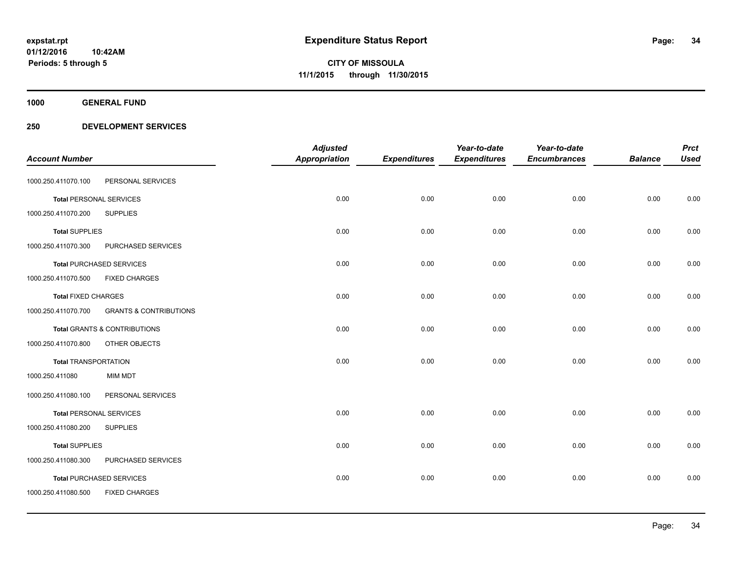**Expenditure Status Report**

**CITY OF MISSOULA**
**11/1/2015 through 11/30/2015**

expstat.rpt
01/12/2016 10:42AM
Periods: 5 through 5

**1000 GENERAL FUND**

**250 DEVELOPMENT SERVICES**

| Account Number | | Adjusted Appropriation | Expenditures | Year-to-date Expenditures | Year-to-date Encumbrances | Balance | Prct Used |
|---|---|---|---|---|---|---|---|
| 1000.250.411070.100 | PERSONAL SERVICES | | | | | | |
| **Total** PERSONAL SERVICES | | 0.00 | 0.00 | 0.00 | 0.00 | 0.00 | 0.00 |
| 1000.250.411070.200 | SUPPLIES | | | | | | |
| **Total** SUPPLIES | | 0.00 | 0.00 | 0.00 | 0.00 | 0.00 | 0.00 |
| 1000.250.411070.300 | PURCHASED SERVICES | | | | | | |
| **Total** PURCHASED SERVICES | | 0.00 | 0.00 | 0.00 | 0.00 | 0.00 | 0.00 |
| 1000.250.411070.500 | FIXED CHARGES | | | | | | |
| **Total** FIXED CHARGES | | 0.00 | 0.00 | 0.00 | 0.00 | 0.00 | 0.00 |
| 1000.250.411070.700 | GRANTS & CONTRIBUTIONS | | | | | | |
| **Total** GRANTS & CONTRIBUTIONS | | 0.00 | 0.00 | 0.00 | 0.00 | 0.00 | 0.00 |
| 1000.250.411070.800 | OTHER OBJECTS | | | | | | |
| **Total** TRANSPORTATION | | 0.00 | 0.00 | 0.00 | 0.00 | 0.00 | 0.00 |
| 1000.250.411080 | MIM MDT | | | | | | |
| 1000.250.411080.100 | PERSONAL SERVICES | | | | | | |
| **Total** PERSONAL SERVICES | | 0.00 | 0.00 | 0.00 | 0.00 | 0.00 | 0.00 |
| 1000.250.411080.200 | SUPPLIES | | | | | | |
| **Total** SUPPLIES | | 0.00 | 0.00 | 0.00 | 0.00 | 0.00 | 0.00 |
| 1000.250.411080.300 | PURCHASED SERVICES | | | | | | |
| **Total** PURCHASED SERVICES | | 0.00 | 0.00 | 0.00 | 0.00 | 0.00 | 0.00 |
| 1000.250.411080.500 | FIXED CHARGES | | | | | | |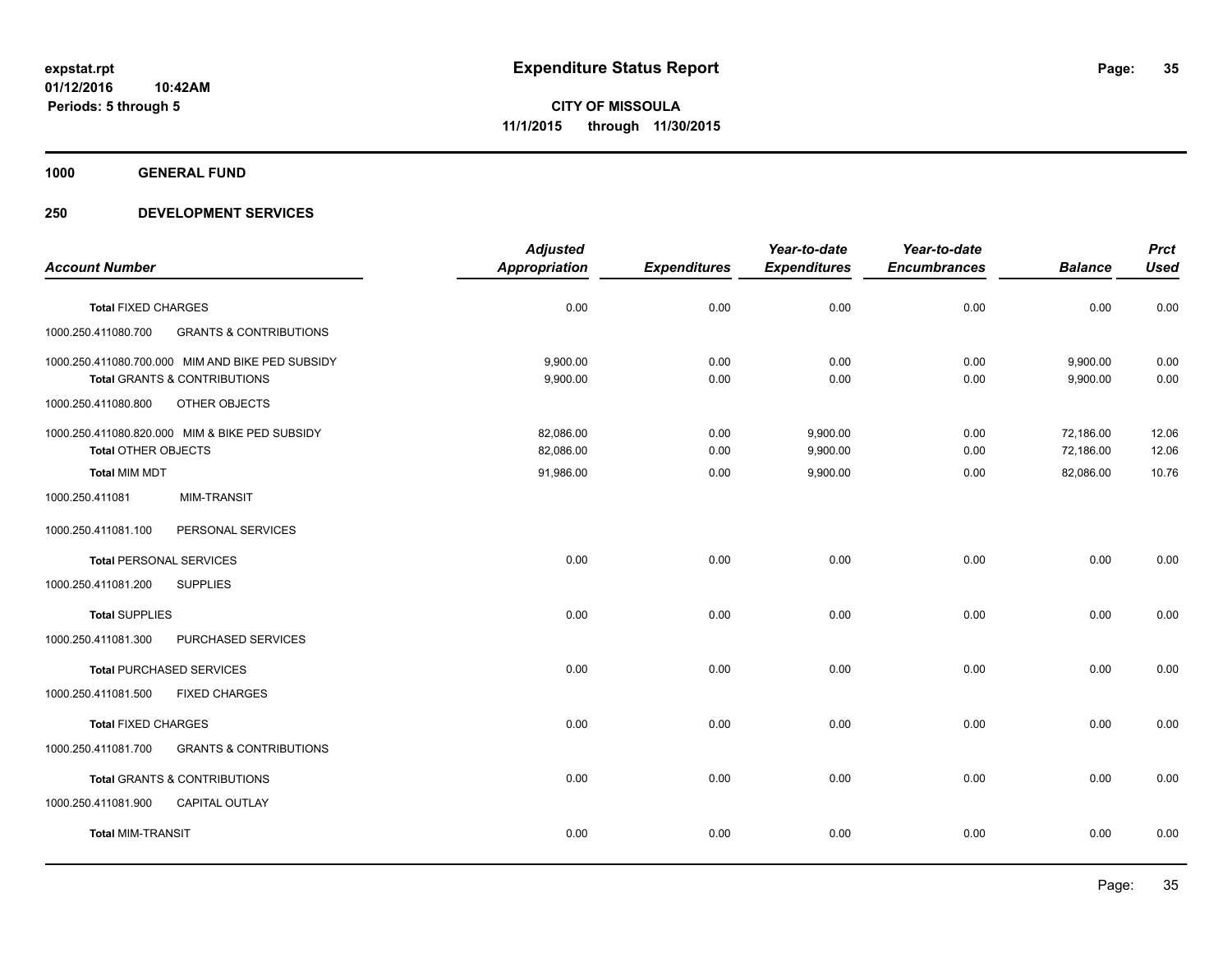**Expenditure Status Report**

**CITY OF MISSOULA**

**11/1/2015 through 11/30/2015**

expstat.rpt
01/12/2016 10:42AM
Periods: 5 through 5

**1000 GENERAL FUND**

**250 DEVELOPMENT SERVICES**

| Account Number | Adjusted Appropriation | Expenditures | Year-to-date Expenditures | Year-to-date Encumbrances | Balance | Prct Used |
|---|---|---|---|---|---|---|
| **Total** FIXED CHARGES | 0.00 | 0.00 | 0.00 | 0.00 | 0.00 | 0.00 |
| 1000.250.411080.700 GRANTS & CONTRIBUTIONS | | | | | | |
| 1000.250.411080.700.000 MIM AND BIKE PED SUBSIDY | 9,900.00 | 0.00 | 0.00 | 0.00 | 9,900.00 | 0.00 |
| **Total** GRANTS & CONTRIBUTIONS | 9,900.00 | 0.00 | 0.00 | 0.00 | 9,900.00 | 0.00 |
| 1000.250.411080.800 OTHER OBJECTS | | | | | | |
| 1000.250.411080.820.000 MIM & BIKE PED SUBSIDY | 82,086.00 | 0.00 | 9,900.00 | 0.00 | 72,186.00 | 12.06 |
| **Total** OTHER OBJECTS | 82,086.00 | 0.00 | 9,900.00 | 0.00 | 72,186.00 | 12.06 |
| **Total** MIM MDT | 91,986.00 | 0.00 | 9,900.00 | 0.00 | 82,086.00 | 10.76 |
| 1000.250.411081 MIM-TRANSIT | | | | | | |
| 1000.250.411081.100 PERSONAL SERVICES | | | | | | |
| **Total** PERSONAL SERVICES | 0.00 | 0.00 | 0.00 | 0.00 | 0.00 | 0.00 |
| 1000.250.411081.200 SUPPLIES | | | | | | |
| **Total** SUPPLIES | 0.00 | 0.00 | 0.00 | 0.00 | 0.00 | 0.00 |
| 1000.250.411081.300 PURCHASED SERVICES | | | | | | |
| **Total** PURCHASED SERVICES | 0.00 | 0.00 | 0.00 | 0.00 | 0.00 | 0.00 |
| 1000.250.411081.500 FIXED CHARGES | | | | | | |
| **Total** FIXED CHARGES | 0.00 | 0.00 | 0.00 | 0.00 | 0.00 | 0.00 |
| 1000.250.411081.700 GRANTS & CONTRIBUTIONS | | | | | | |
| **Total** GRANTS & CONTRIBUTIONS | 0.00 | 0.00 | 0.00 | 0.00 | 0.00 | 0.00 |
| 1000.250.411081.900 CAPITAL OUTLAY | | | | | | |
| **Total** MIM-TRANSIT | 0.00 | 0.00 | 0.00 | 0.00 | 0.00 | 0.00 |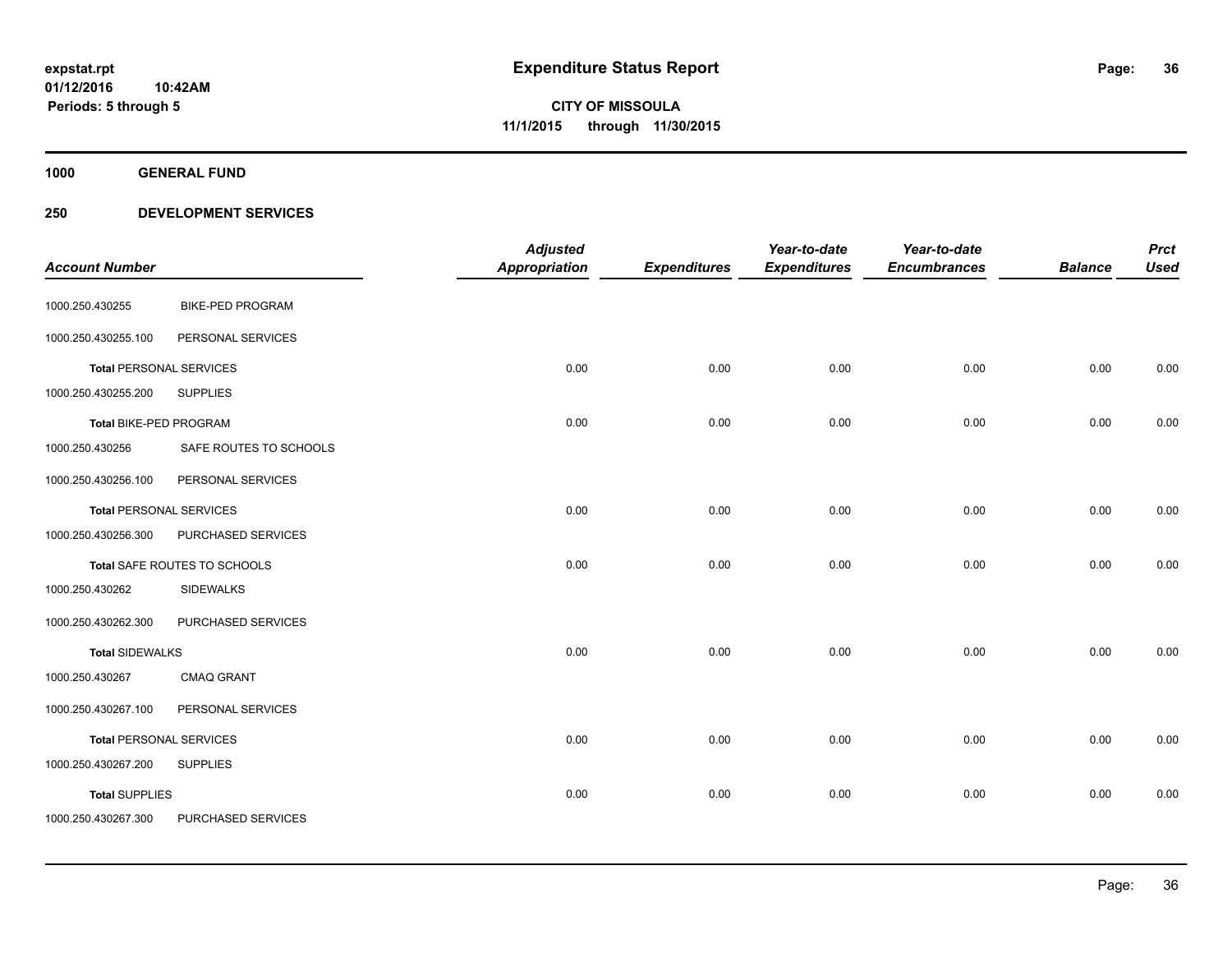expstat.rpt
01/12/2016 10:42AM
Periods: 5 through 5

# Expenditure Status Report

**CITY OF MISSOULA**
**11/1/2015 through 11/30/2015**

**1000 GENERAL FUND**

**250 DEVELOPMENT SERVICES**

| Account Number | | Adjusted Appropriation | Expenditures | Year-to-date Expenditures | Year-to-date Encumbrances | Balance | Prct Used |
|---|---|---|---|---|---|---|---|
| 1000.250.430255 | BIKE-PED PROGRAM | | | | | | |
| 1000.250.430255.100 | PERSONAL SERVICES | | | | | | |
| **Total** PERSONAL SERVICES | | 0.00 | 0.00 | 0.00 | 0.00 | 0.00 | 0.00 |
| 1000.250.430255.200 | SUPPLIES | | | | | | |
| **Total** BIKE-PED PROGRAM | | 0.00 | 0.00 | 0.00 | 0.00 | 0.00 | 0.00 |
| 1000.250.430256 | SAFE ROUTES TO SCHOOLS | | | | | | |
| 1000.250.430256.100 | PERSONAL SERVICES | | | | | | |
| **Total** PERSONAL SERVICES | | 0.00 | 0.00 | 0.00 | 0.00 | 0.00 | 0.00 |
| 1000.250.430256.300 | PURCHASED SERVICES | | | | | | |
| **Total** SAFE ROUTES TO SCHOOLS | | 0.00 | 0.00 | 0.00 | 0.00 | 0.00 | 0.00 |
| 1000.250.430262 | SIDEWALKS | | | | | | |
| 1000.250.430262.300 | PURCHASED SERVICES | | | | | | |
| **Total** SIDEWALKS | | 0.00 | 0.00 | 0.00 | 0.00 | 0.00 | 0.00 |
| 1000.250.430267 | CMAQ GRANT | | | | | | |
| 1000.250.430267.100 | PERSONAL SERVICES | | | | | | |
| **Total** PERSONAL SERVICES | | 0.00 | 0.00 | 0.00 | 0.00 | 0.00 | 0.00 |
| 1000.250.430267.200 | SUPPLIES | | | | | | |
| **Total** SUPPLIES | | 0.00 | 0.00 | 0.00 | 0.00 | 0.00 | 0.00 |
| 1000.250.430267.300 | PURCHASED SERVICES | | | | | | |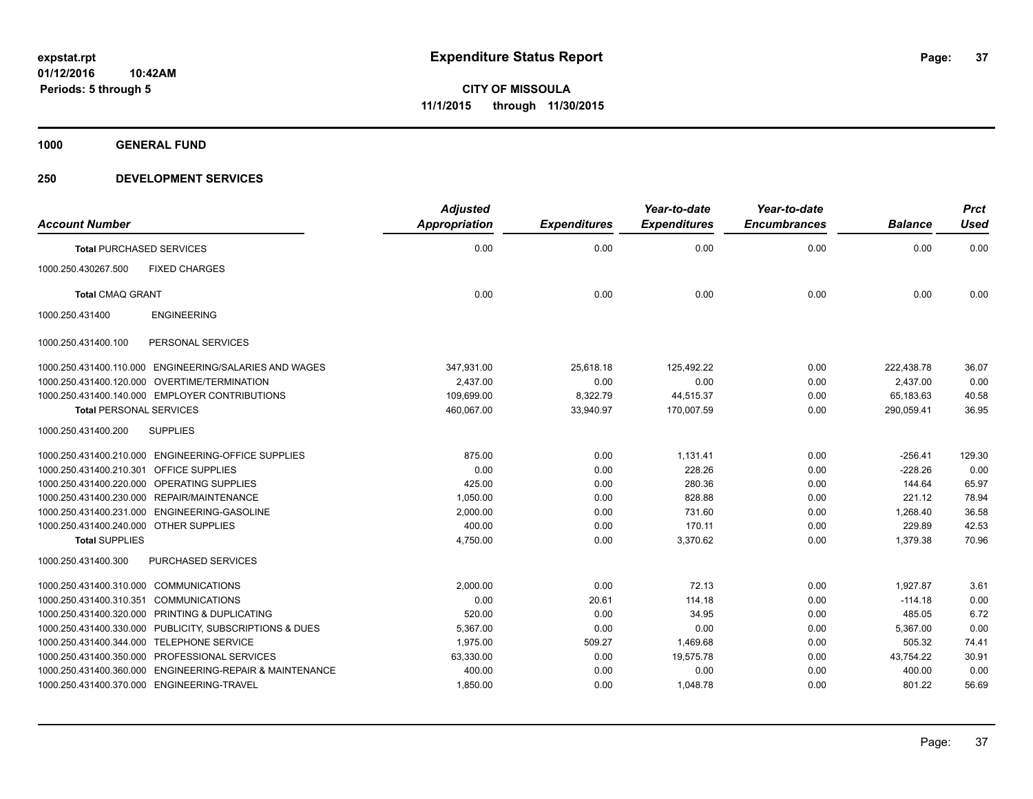**expstat.rpt**
**01/12/2016 10:42AM**
**Periods: 5 through 5**

# Expenditure Status Report

**CITY OF MISSOULA**
**11/1/2015 through 11/30/2015**

## 1000 GENERAL FUND

## 250 DEVELOPMENT SERVICES

| Account Number | | Adjusted Appropriation | Expenditures | Year-to-date Expenditures | Year-to-date Encumbrances | Balance | Prct Used |
|---|---|---|---|---|---|---|---|
| **Total** PURCHASED SERVICES | | 0.00 | 0.00 | 0.00 | 0.00 | 0.00 | 0.00 |
| 1000.250.430267.500 | FIXED CHARGES | | | | | | |
| **Total** CMAQ GRANT | | 0.00 | 0.00 | 0.00 | 0.00 | 0.00 | 0.00 |
| 1000.250.431400 | ENGINEERING | | | | | | |
| 1000.250.431400.100 | PERSONAL SERVICES | | | | | | |
| 1000.250.431400.110.000 | ENGINEERING/SALARIES AND WAGES | 347,931.00 | 25,618.18 | 125,492.22 | 0.00 | 222,438.78 | 36.07 |
| 1000.250.431400.120.000 | OVERTIME/TERMINATION | 2,437.00 | 0.00 | 0.00 | 0.00 | 2,437.00 | 0.00 |
| 1000.250.431400.140.000 | EMPLOYER CONTRIBUTIONS | 109,699.00 | 8,322.79 | 44,515.37 | 0.00 | 65,183.63 | 40.58 |
| **Total** PERSONAL SERVICES | | 460,067.00 | 33,940.97 | 170,007.59 | 0.00 | 290,059.41 | 36.95 |
| 1000.250.431400.200 | SUPPLIES | | | | | | |
| 1000.250.431400.210.000 | ENGINEERING-OFFICE SUPPLIES | 875.00 | 0.00 | 1,131.41 | 0.00 | -256.41 | 129.30 |
| 1000.250.431400.210.301 | OFFICE SUPPLIES | 0.00 | 0.00 | 228.26 | 0.00 | -228.26 | 0.00 |
| 1000.250.431400.220.000 | OPERATING SUPPLIES | 425.00 | 0.00 | 280.36 | 0.00 | 144.64 | 65.97 |
| 1000.250.431400.230.000 | REPAIR/MAINTENANCE | 1,050.00 | 0.00 | 828.88 | 0.00 | 221.12 | 78.94 |
| 1000.250.431400.231.000 | ENGINEERING-GASOLINE | 2,000.00 | 0.00 | 731.60 | 0.00 | 1,268.40 | 36.58 |
| 1000.250.431400.240.000 | OTHER SUPPLIES | 400.00 | 0.00 | 170.11 | 0.00 | 229.89 | 42.53 |
| **Total** SUPPLIES | | 4,750.00 | 0.00 | 3,370.62 | 0.00 | 1,379.38 | 70.96 |
| 1000.250.431400.300 | PURCHASED SERVICES | | | | | | |
| 1000.250.431400.310.000 | COMMUNICATIONS | 2,000.00 | 0.00 | 72.13 | 0.00 | 1,927.87 | 3.61 |
| 1000.250.431400.310.351 | COMMUNICATIONS | 0.00 | 20.61 | 114.18 | 0.00 | -114.18 | 0.00 |
| 1000.250.431400.320.000 | PRINTING & DUPLICATING | 520.00 | 0.00 | 34.95 | 0.00 | 485.05 | 6.72 |
| 1000.250.431400.330.000 | PUBLICITY, SUBSCRIPTIONS & DUES | 5,367.00 | 0.00 | 0.00 | 0.00 | 5,367.00 | 0.00 |
| 1000.250.431400.344.000 | TELEPHONE SERVICE | 1,975.00 | 509.27 | 1,469.68 | 0.00 | 505.32 | 74.41 |
| 1000.250.431400.350.000 | PROFESSIONAL SERVICES | 63,330.00 | 0.00 | 19,575.78 | 0.00 | 43,754.22 | 30.91 |
| 1000.250.431400.360.000 | ENGINEERING-REPAIR & MAINTENANCE | 400.00 | 0.00 | 0.00 | 0.00 | 400.00 | 0.00 |
| 1000.250.431400.370.000 | ENGINEERING-TRAVEL | 1,850.00 | 0.00 | 1,048.78 | 0.00 | 801.22 | 56.69 |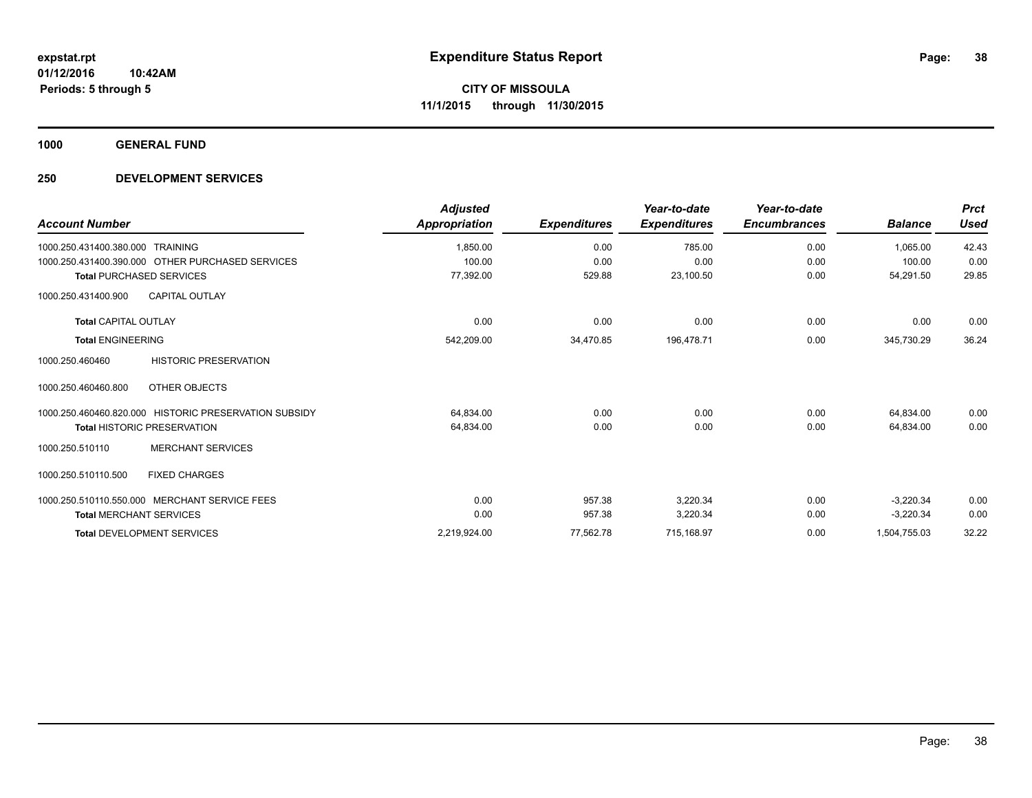# Expenditure Status Report

expstat.rpt
01/12/2016 10:42AM
Periods: 5 through 5

**CITY OF MISSOULA**
**11/1/2015 through 11/30/2015**

**1000 GENERAL FUND**

**250 DEVELOPMENT SERVICES**

| Account Number | Adjusted Appropriation | Expenditures | Year-to-date Expenditures | Year-to-date Encumbrances | Balance | Prct Used |
|---|---|---|---|---|---|---|
| 1000.250.431400.380.000 TRAINING | 1,850.00 | 0.00 | 785.00 | 0.00 | 1,065.00 | 42.43 |
| 1000.250.431400.390.000 OTHER PURCHASED SERVICES | 100.00 | 0.00 | 0.00 | 0.00 | 100.00 | 0.00 |
| **Total** PURCHASED SERVICES | 77,392.00 | 529.88 | 23,100.50 | 0.00 | 54,291.50 | 29.85 |
| 1000.250.431400.900 CAPITAL OUTLAY | | | | | | |
| **Total** CAPITAL OUTLAY | 0.00 | 0.00 | 0.00 | 0.00 | 0.00 | 0.00 |
| **Total** ENGINEERING | 542,209.00 | 34,470.85 | 196,478.71 | 0.00 | 345,730.29 | 36.24 |
| 1000.250.460460 HISTORIC PRESERVATION | | | | | | |
| 1000.250.460460.800 OTHER OBJECTS | | | | | | |
| 1000.250.460460.820.000 HISTORIC PRESERVATION SUBSIDY | 64,834.00 | 0.00 | 0.00 | 0.00 | 64,834.00 | 0.00 |
| **Total** HISTORIC PRESERVATION | 64,834.00 | 0.00 | 0.00 | 0.00 | 64,834.00 | 0.00 |
| 1000.250.510110 MERCHANT SERVICES | | | | | | |
| 1000.250.510110.500 FIXED CHARGES | | | | | | |
| 1000.250.510110.550.000 MERCHANT SERVICE FEES | 0.00 | 957.38 | 3,220.34 | 0.00 | -3,220.34 | 0.00 |
| **Total** MERCHANT SERVICES | 0.00 | 957.38 | 3,220.34 | 0.00 | -3,220.34 | 0.00 |
| **Total** DEVELOPMENT SERVICES | 2,219,924.00 | 77,562.78 | 715,168.97 | 0.00 | 1,504,755.03 | 32.22 |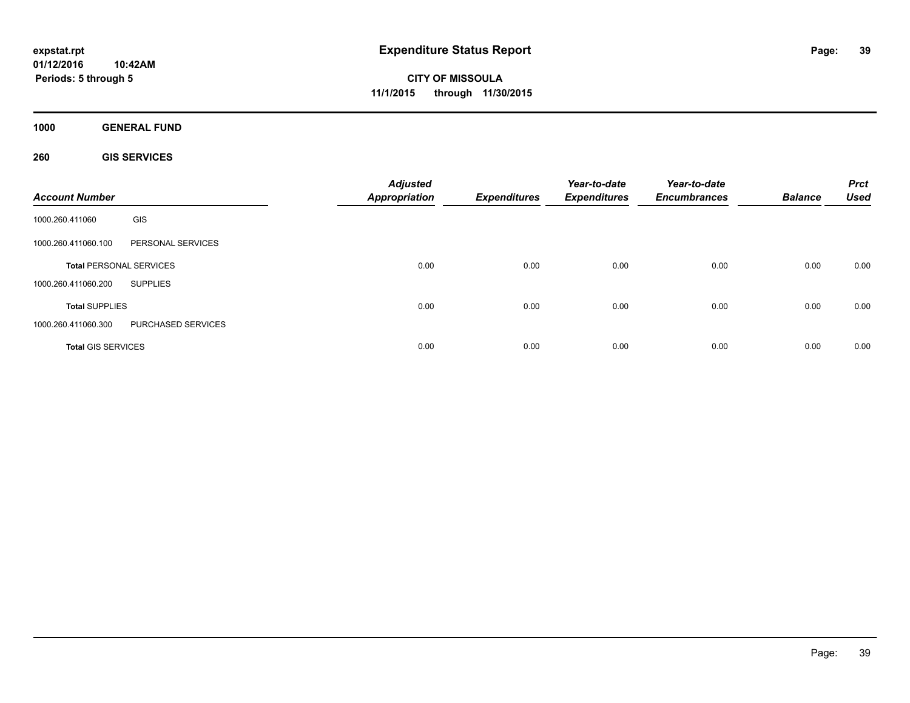**expstat.rpt**
**01/12/2016 10:42AM**
**Periods: 5 through 5**

# Expenditure Status Report

**CITY OF MISSOULA**
**11/1/2015 through 11/30/2015**

**1000 GENERAL FUND**

**260 GIS SERVICES**

| Account Number | | Adjusted Appropriation | Expenditures | Year-to-date Expenditures | Year-to-date Encumbrances | Balance | Prct Used |
|---|---|---|---|---|---|---|---|
| 1000.260.411060 | GIS | | | | | | |
| 1000.260.411060.100 | PERSONAL SERVICES | | | | | | |
| **Total** PERSONAL SERVICES | | 0.00 | 0.00 | 0.00 | 0.00 | 0.00 | 0.00 |
| 1000.260.411060.200 | SUPPLIES | | | | | | |
| **Total** SUPPLIES | | 0.00 | 0.00 | 0.00 | 0.00 | 0.00 | 0.00 |
| 1000.260.411060.300 | PURCHASED SERVICES | | | | | | |
| **Total** GIS SERVICES | | 0.00 | 0.00 | 0.00 | 0.00 | 0.00 | 0.00 |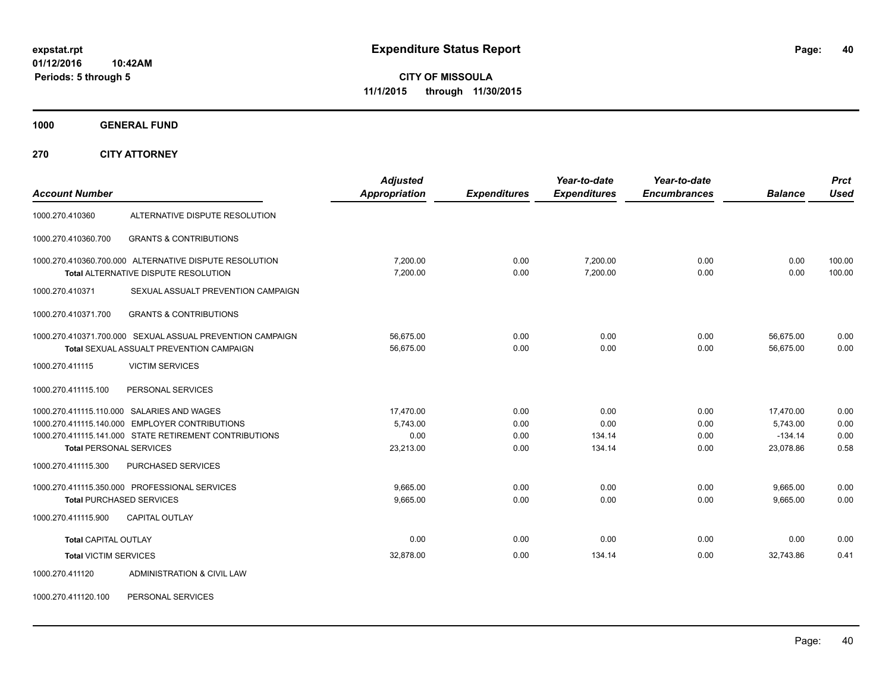# Expenditure Status Report

expstat.rpt
01/12/2016 10:42AM
Periods: 5 through 5

**CITY OF MISSOULA**
**11/1/2015 through 11/30/2015**

**1000 GENERAL FUND**

**270 CITY ATTORNEY**

| Account Number | | Adjusted Appropriation | Expenditures | Year-to-date Expenditures | Year-to-date Encumbrances | Balance | Prct Used |
|---|---|---|---|---|---|---|---|
| 1000.270.410360 | ALTERNATIVE DISPUTE RESOLUTION | | | | | | |
| 1000.270.410360.700 | GRANTS & CONTRIBUTIONS | | | | | | |
| 1000.270.410360.700.000 | ALTERNATIVE DISPUTE RESOLUTION | 7,200.00 | 0.00 | 7,200.00 | 0.00 | 0.00 | 100.00 |
| | **Total** ALTERNATIVE DISPUTE RESOLUTION | 7,200.00 | 0.00 | 7,200.00 | 0.00 | 0.00 | 100.00 |
| 1000.270.410371 | SEXUAL ASSAULT PREVENTION CAMPAIGN | | | | | | |
| 1000.270.410371.700 | GRANTS & CONTRIBUTIONS | | | | | | |
| 1000.270.410371.700.000 | SEXUAL ASSUAL PREVENTION CAMPAIGN | 56,675.00 | 0.00 | 0.00 | 0.00 | 56,675.00 | 0.00 |
| | **Total** SEXUAL ASSUALT PREVENTION CAMPAIGN | 56,675.00 | 0.00 | 0.00 | 0.00 | 56,675.00 | 0.00 |
| 1000.270.411115 | VICTIM SERVICES | | | | | | |
| 1000.270.411115.100 | PERSONAL SERVICES | | | | | | |
| 1000.270.411115.110.000 | SALARIES AND WAGES | 17,470.00 | 0.00 | 0.00 | 0.00 | 17,470.00 | 0.00 |
| 1000.270.411115.140.000 | EMPLOYER CONTRIBUTIONS | 5,743.00 | 0.00 | 0.00 | 0.00 | 5,743.00 | 0.00 |
| 1000.270.411115.141.000 | STATE RETIREMENT CONTRIBUTIONS | 0.00 | 0.00 | 134.14 | 0.00 | -134.14 | 0.00 |
| | **Total** PERSONAL SERVICES | 23,213.00 | 0.00 | 134.14 | 0.00 | 23,078.86 | 0.58 |
| 1000.270.411115.300 | PURCHASED SERVICES | | | | | | |
| 1000.270.411115.350.000 | PROFESSIONAL SERVICES | 9,665.00 | 0.00 | 0.00 | 0.00 | 9,665.00 | 0.00 |
| | **Total** PURCHASED SERVICES | 9,665.00 | 0.00 | 0.00 | 0.00 | 9,665.00 | 0.00 |
| 1000.270.411115.900 | CAPITAL OUTLAY | | | | | | |
| | **Total** CAPITAL OUTLAY | 0.00 | 0.00 | 0.00 | 0.00 | 0.00 | 0.00 |
| | **Total** VICTIM SERVICES | 32,878.00 | 0.00 | 134.14 | 0.00 | 32,743.86 | 0.41 |
| 1000.270.411120 | ADMINISTRATION & CIVIL LAW | | | | | | |
| 1000.270.411120.100 | PERSONAL SERVICES | | | | | | |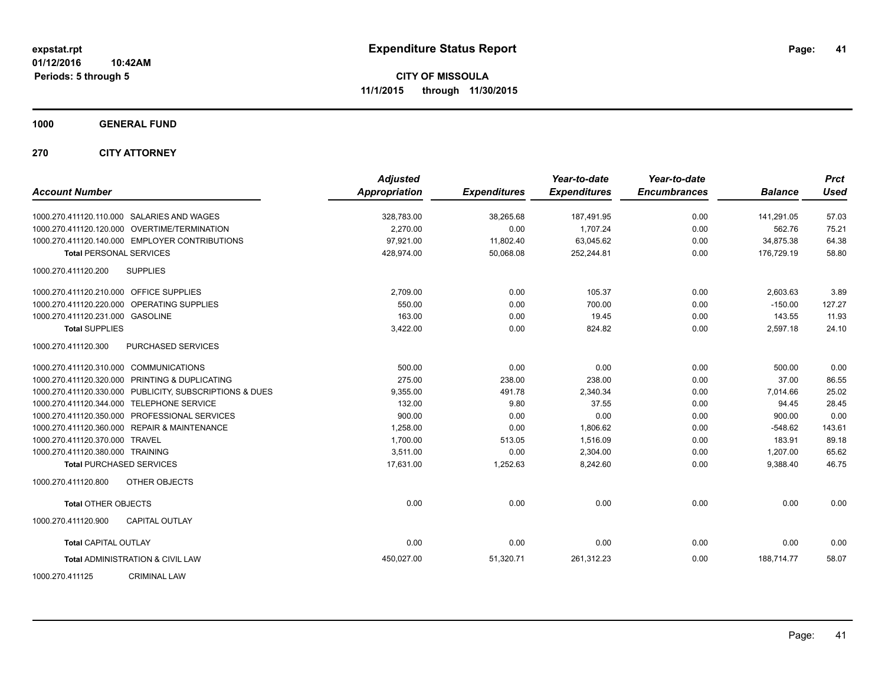**expstat.rpt**
**01/12/2016 10:42AM**
**Periods: 5 through 5**

# Expenditure Status Report

**CITY OF MISSOULA**
**11/1/2015 through 11/30/2015**

## 1000 GENERAL FUND

### 270 CITY ATTORNEY

| Account Number | Adjusted Appropriation | Expenditures | Year-to-date Expenditures | Year-to-date Encumbrances | Balance | Prct Used |
|---|---|---|---|---|---|---|
| 1000.270.411120.110.000 SALARIES AND WAGES | 328,783.00 | 38,265.68 | 187,491.95 | 0.00 | 141,291.05 | 57.03 |
| 1000.270.411120.120.000 OVERTIME/TERMINATION | 2,270.00 | 0.00 | 1,707.24 | 0.00 | 562.76 | 75.21 |
| 1000.270.411120.140.000 EMPLOYER CONTRIBUTIONS | 97,921.00 | 11,802.40 | 63,045.62 | 0.00 | 34,875.38 | 64.38 |
| **Total** PERSONAL SERVICES | 428,974.00 | 50,068.08 | 252,244.81 | 0.00 | 176,729.19 | 58.80 |
| 1000.270.411120.200 SUPPLIES | | | | | | |
| 1000.270.411120.210.000 OFFICE SUPPLIES | 2,709.00 | 0.00 | 105.37 | 0.00 | 2,603.63 | 3.89 |
| 1000.270.411120.220.000 OPERATING SUPPLIES | 550.00 | 0.00 | 700.00 | 0.00 | -150.00 | 127.27 |
| 1000.270.411120.231.000 GASOLINE | 163.00 | 0.00 | 19.45 | 0.00 | 143.55 | 11.93 |
| **Total** SUPPLIES | 3,422.00 | 0.00 | 824.82 | 0.00 | 2,597.18 | 24.10 |
| 1000.270.411120.300 PURCHASED SERVICES | | | | | | |
| 1000.270.411120.310.000 COMMUNICATIONS | 500.00 | 0.00 | 0.00 | 0.00 | 500.00 | 0.00 |
| 1000.270.411120.320.000 PRINTING & DUPLICATING | 275.00 | 238.00 | 238.00 | 0.00 | 37.00 | 86.55 |
| 1000.270.411120.330.000 PUBLICITY, SUBSCRIPTIONS & DUES | 9,355.00 | 491.78 | 2,340.34 | 0.00 | 7,014.66 | 25.02 |
| 1000.270.411120.344.000 TELEPHONE SERVICE | 132.00 | 9.80 | 37.55 | 0.00 | 94.45 | 28.45 |
| 1000.270.411120.350.000 PROFESSIONAL SERVICES | 900.00 | 0.00 | 0.00 | 0.00 | 900.00 | 0.00 |
| 1000.270.411120.360.000 REPAIR & MAINTENANCE | 1,258.00 | 0.00 | 1,806.62 | 0.00 | -548.62 | 143.61 |
| 1000.270.411120.370.000 TRAVEL | 1,700.00 | 513.05 | 1,516.09 | 0.00 | 183.91 | 89.18 |
| 1000.270.411120.380.000 TRAINING | 3,511.00 | 0.00 | 2,304.00 | 0.00 | 1,207.00 | 65.62 |
| **Total** PURCHASED SERVICES | 17,631.00 | 1,252.63 | 8,242.60 | 0.00 | 9,388.40 | 46.75 |
| 1000.270.411120.800 OTHER OBJECTS | | | | | | |
| **Total** OTHER OBJECTS | 0.00 | 0.00 | 0.00 | 0.00 | 0.00 | 0.00 |
| 1000.270.411120.900 CAPITAL OUTLAY | | | | | | |
| **Total** CAPITAL OUTLAY | 0.00 | 0.00 | 0.00 | 0.00 | 0.00 | 0.00 |
| **Total** ADMINISTRATION & CIVIL LAW | 450,027.00 | 51,320.71 | 261,312.23 | 0.00 | 188,714.77 | 58.07 |

1000.270.411125 CRIMINAL LAW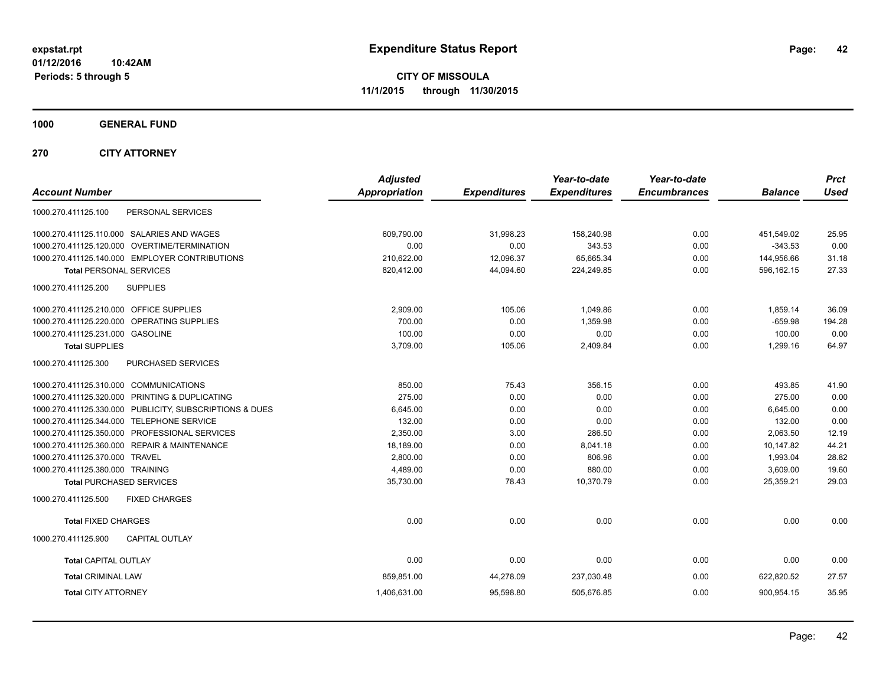**expstat.rpt**
**01/12/2016 10:42AM**
**Periods: 5 through 5**

# Expenditure Status Report

**CITY OF MISSOULA**
**11/1/2015 through 11/30/2015**

## 1000 GENERAL FUND

## 270 CITY ATTORNEY

| Account Number | | Adjusted Appropriation | Expenditures | Year-to-date Expenditures | Year-to-date Encumbrances | Balance | Prct Used |
|---|---|---|---|---|---|---|---|
| 1000.270.411125.100 | PERSONAL SERVICES | | | | | | |
| 1000.270.411125.110.000 | SALARIES AND WAGES | 609,790.00 | 31,998.23 | 158,240.98 | 0.00 | 451,549.02 | 25.95 |
| 1000.270.411125.120.000 | OVERTIME/TERMINATION | 0.00 | 0.00 | 343.53 | 0.00 | -343.53 | 0.00 |
| 1000.270.411125.140.000 | EMPLOYER CONTRIBUTIONS | 210,622.00 | 12,096.37 | 65,665.34 | 0.00 | 144,956.66 | 31.18 |
| **Total** PERSONAL SERVICES | | 820,412.00 | 44,094.60 | 224,249.85 | 0.00 | 596,162.15 | 27.33 |
| 1000.270.411125.200 | SUPPLIES | | | | | | |
| 1000.270.411125.210.000 | OFFICE SUPPLIES | 2,909.00 | 105.06 | 1,049.86 | 0.00 | 1,859.14 | 36.09 |
| 1000.270.411125.220.000 | OPERATING SUPPLIES | 700.00 | 0.00 | 1,359.98 | 0.00 | -659.98 | 194.28 |
| 1000.270.411125.231.000 | GASOLINE | 100.00 | 0.00 | 0.00 | 0.00 | 100.00 | 0.00 |
| **Total** SUPPLIES | | 3,709.00 | 105.06 | 2,409.84 | 0.00 | 1,299.16 | 64.97 |
| 1000.270.411125.300 | PURCHASED SERVICES | | | | | | |
| 1000.270.411125.310.000 | COMMUNICATIONS | 850.00 | 75.43 | 356.15 | 0.00 | 493.85 | 41.90 |
| 1000.270.411125.320.000 | PRINTING & DUPLICATING | 275.00 | 0.00 | 0.00 | 0.00 | 275.00 | 0.00 |
| 1000.270.411125.330.000 | PUBLICITY, SUBSCRIPTIONS & DUES | 6,645.00 | 0.00 | 0.00 | 0.00 | 6,645.00 | 0.00 |
| 1000.270.411125.344.000 | TELEPHONE SERVICE | 132.00 | 0.00 | 0.00 | 0.00 | 132.00 | 0.00 |
| 1000.270.411125.350.000 | PROFESSIONAL SERVICES | 2,350.00 | 3.00 | 286.50 | 0.00 | 2,063.50 | 12.19 |
| 1000.270.411125.360.000 | REPAIR & MAINTENANCE | 18,189.00 | 0.00 | 8,041.18 | 0.00 | 10,147.82 | 44.21 |
| 1000.270.411125.370.000 | TRAVEL | 2,800.00 | 0.00 | 806.96 | 0.00 | 1,993.04 | 28.82 |
| 1000.270.411125.380.000 | TRAINING | 4,489.00 | 0.00 | 880.00 | 0.00 | 3,609.00 | 19.60 |
| **Total** PURCHASED SERVICES | | 35,730.00 | 78.43 | 10,370.79 | 0.00 | 25,359.21 | 29.03 |
| 1000.270.411125.500 | FIXED CHARGES | | | | | | |
| **Total** FIXED CHARGES | | 0.00 | 0.00 | 0.00 | 0.00 | 0.00 | 0.00 |
| 1000.270.411125.900 | CAPITAL OUTLAY | | | | | | |
| **Total** CAPITAL OUTLAY | | 0.00 | 0.00 | 0.00 | 0.00 | 0.00 | 0.00 |
| **Total** CRIMINAL LAW | | 859,851.00 | 44,278.09 | 237,030.48 | 0.00 | 622,820.52 | 27.57 |
| **Total** CITY ATTORNEY | | 1,406,631.00 | 95,598.80 | 505,676.85 | 0.00 | 900,954.15 | 35.95 |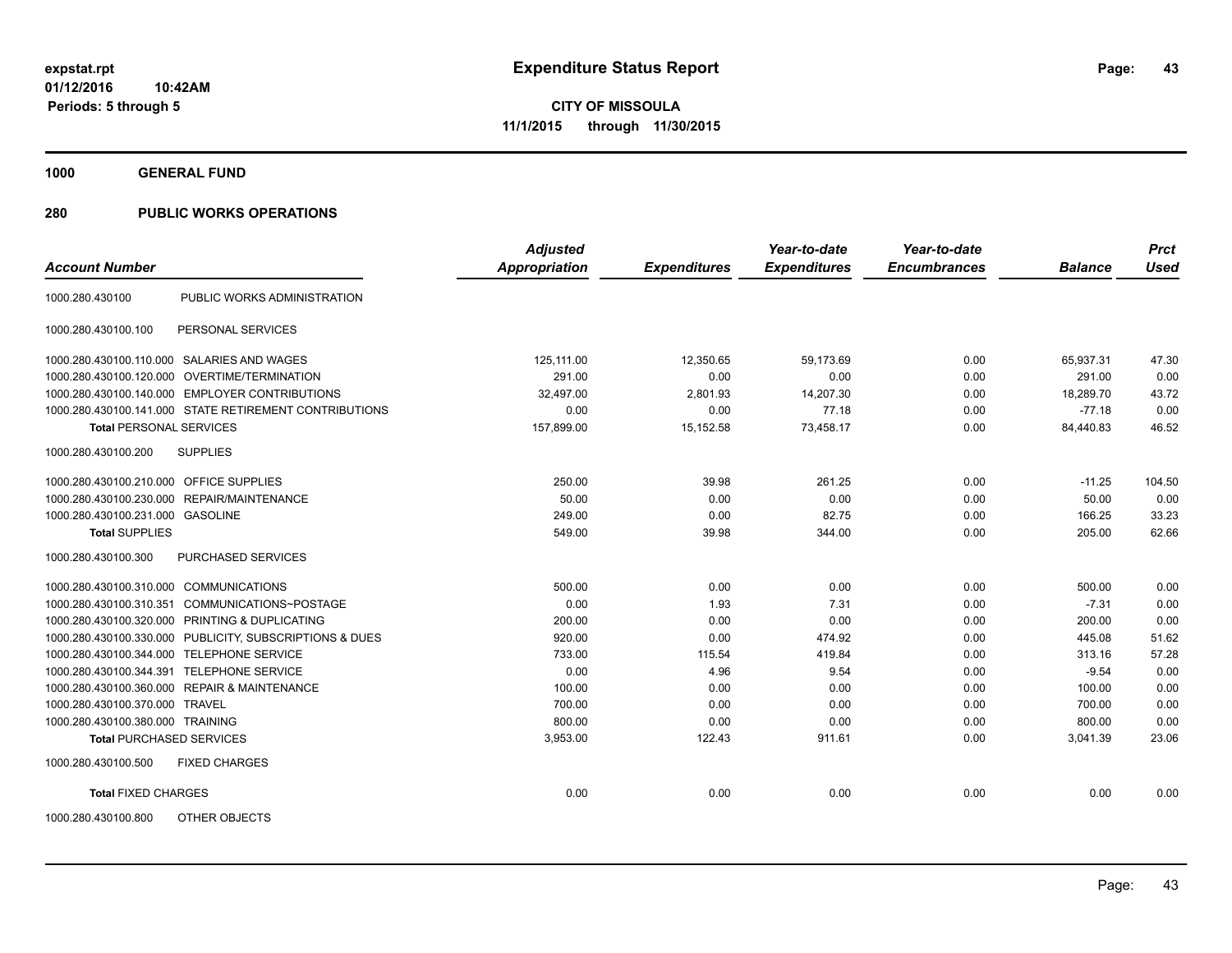# Expenditure Status Report

expstat.rpt
01/12/2016 10:42AM
Periods: 5 through 5

**CITY OF MISSOULA**
**11/1/2015 through 11/30/2015**

## 1000 GENERAL FUND

## 280 PUBLIC WORKS OPERATIONS

| Account Number | | Adjusted Appropriation | Expenditures | Year-to-date Expenditures | Year-to-date Encumbrances | Balance | Prct Used |
|---|---|---|---|---|---|---|---|
| 1000.280.430100 | PUBLIC WORKS ADMINISTRATION | | | | | | |
| 1000.280.430100.100 | PERSONAL SERVICES | | | | | | |
| 1000.280.430100.110.000 | SALARIES AND WAGES | 125,111.00 | 12,350.65 | 59,173.69 | 0.00 | 65,937.31 | 47.30 |
| 1000.280.430100.120.000 | OVERTIME/TERMINATION | 291.00 | 0.00 | 0.00 | 0.00 | 291.00 | 0.00 |
| 1000.280.430100.140.000 | EMPLOYER CONTRIBUTIONS | 32,497.00 | 2,801.93 | 14,207.30 | 0.00 | 18,289.70 | 43.72 |
| 1000.280.430100.141.000 | STATE RETIREMENT CONTRIBUTIONS | 0.00 | 0.00 | 77.18 | 0.00 | -77.18 | 0.00 |
| **Total** PERSONAL SERVICES | | 157,899.00 | 15,152.58 | 73,458.17 | 0.00 | 84,440.83 | 46.52 |
| 1000.280.430100.200 | SUPPLIES | | | | | | |
| 1000.280.430100.210.000 | OFFICE SUPPLIES | 250.00 | 39.98 | 261.25 | 0.00 | -11.25 | 104.50 |
| 1000.280.430100.230.000 | REPAIR/MAINTENANCE | 50.00 | 0.00 | 0.00 | 0.00 | 50.00 | 0.00 |
| 1000.280.430100.231.000 | GASOLINE | 249.00 | 0.00 | 82.75 | 0.00 | 166.25 | 33.23 |
| **Total** SUPPLIES | | 549.00 | 39.98 | 344.00 | 0.00 | 205.00 | 62.66 |
| 1000.280.430100.300 | PURCHASED SERVICES | | | | | | |
| 1000.280.430100.310.000 | COMMUNICATIONS | 500.00 | 0.00 | 0.00 | 0.00 | 500.00 | 0.00 |
| 1000.280.430100.310.351 | COMMUNICATIONS~POSTAGE | 0.00 | 1.93 | 7.31 | 0.00 | -7.31 | 0.00 |
| 1000.280.430100.320.000 | PRINTING & DUPLICATING | 200.00 | 0.00 | 0.00 | 0.00 | 200.00 | 0.00 |
| 1000.280.430100.330.000 | PUBLICITY, SUBSCRIPTIONS & DUES | 920.00 | 0.00 | 474.92 | 0.00 | 445.08 | 51.62 |
| 1000.280.430100.344.000 | TELEPHONE SERVICE | 733.00 | 115.54 | 419.84 | 0.00 | 313.16 | 57.28 |
| 1000.280.430100.344.391 | TELEPHONE SERVICE | 0.00 | 4.96 | 9.54 | 0.00 | -9.54 | 0.00 |
| 1000.280.430100.360.000 | REPAIR & MAINTENANCE | 100.00 | 0.00 | 0.00 | 0.00 | 100.00 | 0.00 |
| 1000.280.430100.370.000 | TRAVEL | 700.00 | 0.00 | 0.00 | 0.00 | 700.00 | 0.00 |
| 1000.280.430100.380.000 | TRAINING | 800.00 | 0.00 | 0.00 | 0.00 | 800.00 | 0.00 |
| **Total** PURCHASED SERVICES | | 3,953.00 | 122.43 | 911.61 | 0.00 | 3,041.39 | 23.06 |
| 1000.280.430100.500 | FIXED CHARGES | | | | | | |
| **Total** FIXED CHARGES | | 0.00 | 0.00 | 0.00 | 0.00 | 0.00 | 0.00 |
| 1000.280.430100.800 | OTHER OBJECTS | | | | | | |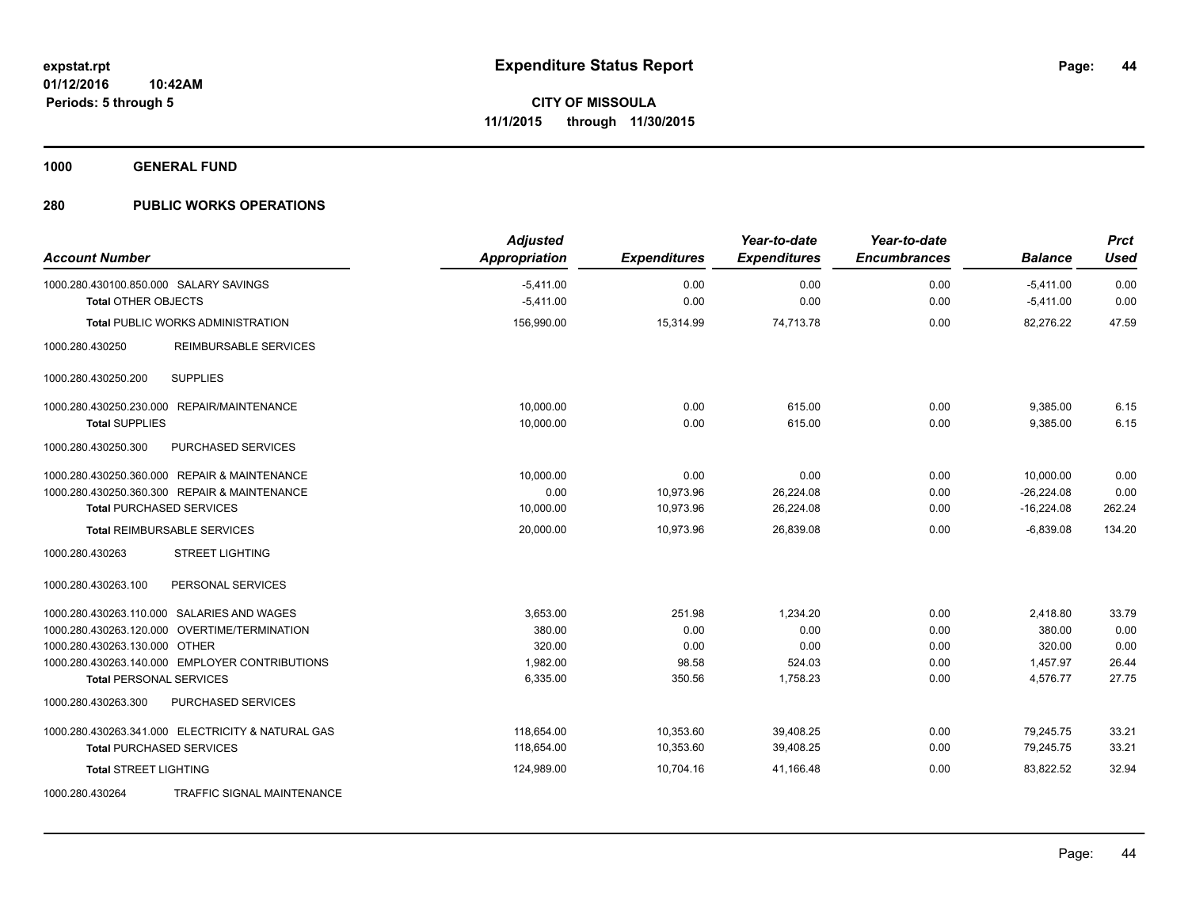# Expenditure Status Report

**CITY OF MISSOULA**

**11/1/2015 through 11/30/2015**

expstat.rpt
01/12/2016 10:42AM
Periods: 5 through 5

**1000 GENERAL FUND**

**280 PUBLIC WORKS OPERATIONS**

| Account Number | | Adjusted Appropriation | Expenditures | Year-to-date Expenditures | Year-to-date Encumbrances | Balance | Prct Used |
|---|---|---|---|---|---|---|---|
| 1000.280.430100.850.000 | SALARY SAVINGS | -5,411.00 | 0.00 | 0.00 | 0.00 | -5,411.00 | 0.00 |
| **Total** OTHER OBJECTS | | -5,411.00 | 0.00 | 0.00 | 0.00 | -5,411.00 | 0.00 |
| **Total** PUBLIC WORKS ADMINISTRATION | | 156,990.00 | 15,314.99 | 74,713.78 | 0.00 | 82,276.22 | 47.59 |
| 1000.280.430250 | REIMBURSABLE SERVICES | | | | | | |
| 1000.280.430250.200 | SUPPLIES | | | | | | |
| 1000.280.430250.230.000 | REPAIR/MAINTENANCE | 10,000.00 | 0.00 | 615.00 | 0.00 | 9,385.00 | 6.15 |
| **Total** SUPPLIES | | 10,000.00 | 0.00 | 615.00 | 0.00 | 9,385.00 | 6.15 |
| 1000.280.430250.300 | PURCHASED SERVICES | | | | | | |
| 1000.280.430250.360.000 | REPAIR & MAINTENANCE | 10,000.00 | 0.00 | 0.00 | 0.00 | 10,000.00 | 0.00 |
| 1000.280.430250.360.300 | REPAIR & MAINTENANCE | 0.00 | 10,973.96 | 26,224.08 | 0.00 | -26,224.08 | 0.00 |
| **Total** PURCHASED SERVICES | | 10,000.00 | 10,973.96 | 26,224.08 | 0.00 | -16,224.08 | 262.24 |
| **Total** REIMBURSABLE SERVICES | | 20,000.00 | 10,973.96 | 26,839.08 | 0.00 | -6,839.08 | 134.20 |
| 1000.280.430263 | STREET LIGHTING | | | | | | |
| 1000.280.430263.100 | PERSONAL SERVICES | | | | | | |
| 1000.280.430263.110.000 | SALARIES AND WAGES | 3,653.00 | 251.98 | 1,234.20 | 0.00 | 2,418.80 | 33.79 |
| 1000.280.430263.120.000 | OVERTIME/TERMINATION | 380.00 | 0.00 | 0.00 | 0.00 | 380.00 | 0.00 |
| 1000.280.430263.130.000 | OTHER | 320.00 | 0.00 | 0.00 | 0.00 | 320.00 | 0.00 |
| 1000.280.430263.140.000 | EMPLOYER CONTRIBUTIONS | 1,982.00 | 98.58 | 524.03 | 0.00 | 1,457.97 | 26.44 |
| **Total** PERSONAL SERVICES | | 6,335.00 | 350.56 | 1,758.23 | 0.00 | 4,576.77 | 27.75 |
| 1000.280.430263.300 | PURCHASED SERVICES | | | | | | |
| 1000.280.430263.341.000 | ELECTRICITY & NATURAL GAS | 118,654.00 | 10,353.60 | 39,408.25 | 0.00 | 79,245.75 | 33.21 |
| **Total** PURCHASED SERVICES | | 118,654.00 | 10,353.60 | 39,408.25 | 0.00 | 79,245.75 | 33.21 |
| **Total** STREET LIGHTING | | 124,989.00 | 10,704.16 | 41,166.48 | 0.00 | 83,822.52 | 32.94 |
| 1000.280.430264 | TRAFFIC SIGNAL MAINTENANCE | | | | | | |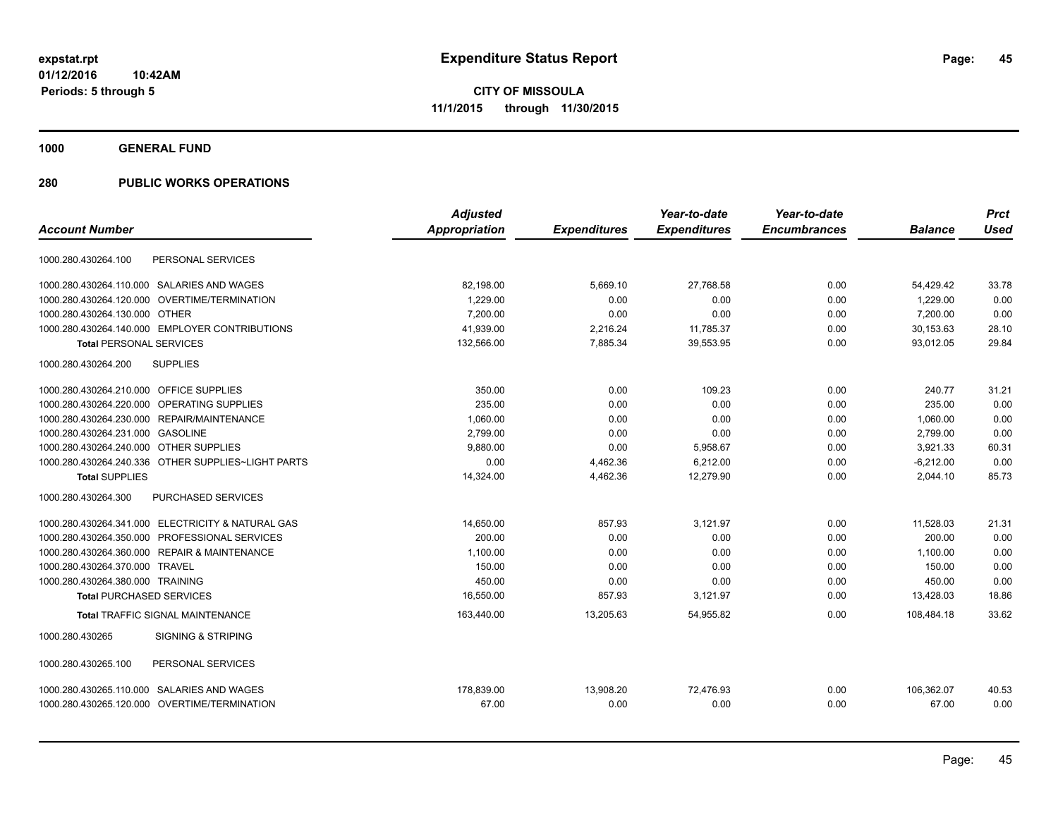**expstat.rpt**
**01/12/2016 10:42AM**
**Periods: 5 through 5**

# Expenditure Status Report

**CITY OF MISSOULA**
**11/1/2015 through 11/30/2015**

**1000 GENERAL FUND**

**280 PUBLIC WORKS OPERATIONS**

| Account Number | | Adjusted Appropriation | Expenditures | Year-to-date Expenditures | Year-to-date Encumbrances | Balance | Prct Used |
|---|---|---|---|---|---|---|---|
| 1000.280.430264.100 | PERSONAL SERVICES | | | | | | |
| 1000.280.430264.110.000 | SALARIES AND WAGES | 82,198.00 | 5,669.10 | 27,768.58 | 0.00 | 54,429.42 | 33.78 |
| 1000.280.430264.120.000 | OVERTIME/TERMINATION | 1,229.00 | 0.00 | 0.00 | 0.00 | 1,229.00 | 0.00 |
| 1000.280.430264.130.000 | OTHER | 7,200.00 | 0.00 | 0.00 | 0.00 | 7,200.00 | 0.00 |
| 1000.280.430264.140.000 | EMPLOYER CONTRIBUTIONS | 41,939.00 | 2,216.24 | 11,785.37 | 0.00 | 30,153.63 | 28.10 |
| **Total** PERSONAL SERVICES | | 132,566.00 | 7,885.34 | 39,553.95 | 0.00 | 93,012.05 | 29.84 |
| 1000.280.430264.200 | SUPPLIES | | | | | | |
| 1000.280.430264.210.000 | OFFICE SUPPLIES | 350.00 | 0.00 | 109.23 | 0.00 | 240.77 | 31.21 |
| 1000.280.430264.220.000 | OPERATING SUPPLIES | 235.00 | 0.00 | 0.00 | 0.00 | 235.00 | 0.00 |
| 1000.280.430264.230.000 | REPAIR/MAINTENANCE | 1,060.00 | 0.00 | 0.00 | 0.00 | 1,060.00 | 0.00 |
| 1000.280.430264.231.000 | GASOLINE | 2,799.00 | 0.00 | 0.00 | 0.00 | 2,799.00 | 0.00 |
| 1000.280.430264.240.000 | OTHER SUPPLIES | 9,880.00 | 0.00 | 5,958.67 | 0.00 | 3,921.33 | 60.31 |
| 1000.280.430264.240.336 | OTHER SUPPLIES~LIGHT PARTS | 0.00 | 4,462.36 | 6,212.00 | 0.00 | -6,212.00 | 0.00 |
| **Total** SUPPLIES | | 14,324.00 | 4,462.36 | 12,279.90 | 0.00 | 2,044.10 | 85.73 |
| 1000.280.430264.300 | PURCHASED SERVICES | | | | | | |
| 1000.280.430264.341.000 | ELECTRICITY & NATURAL GAS | 14,650.00 | 857.93 | 3,121.97 | 0.00 | 11,528.03 | 21.31 |
| 1000.280.430264.350.000 | PROFESSIONAL SERVICES | 200.00 | 0.00 | 0.00 | 0.00 | 200.00 | 0.00 |
| 1000.280.430264.360.000 | REPAIR & MAINTENANCE | 1,100.00 | 0.00 | 0.00 | 0.00 | 1,100.00 | 0.00 |
| 1000.280.430264.370.000 | TRAVEL | 150.00 | 0.00 | 0.00 | 0.00 | 150.00 | 0.00 |
| 1000.280.430264.380.000 | TRAINING | 450.00 | 0.00 | 0.00 | 0.00 | 450.00 | 0.00 |
| **Total** PURCHASED SERVICES | | 16,550.00 | 857.93 | 3,121.97 | 0.00 | 13,428.03 | 18.86 |
| **Total** TRAFFIC SIGNAL MAINTENANCE | | 163,440.00 | 13,205.63 | 54,955.82 | 0.00 | 108,484.18 | 33.62 |
| 1000.280.430265 | SIGNING & STRIPING | | | | | | |
| 1000.280.430265.100 | PERSONAL SERVICES | | | | | | |
| 1000.280.430265.110.000 | SALARIES AND WAGES | 178,839.00 | 13,908.20 | 72,476.93 | 0.00 | 106,362.07 | 40.53 |
| 1000.280.430265.120.000 | OVERTIME/TERMINATION | 67.00 | 0.00 | 0.00 | 0.00 | 67.00 | 0.00 |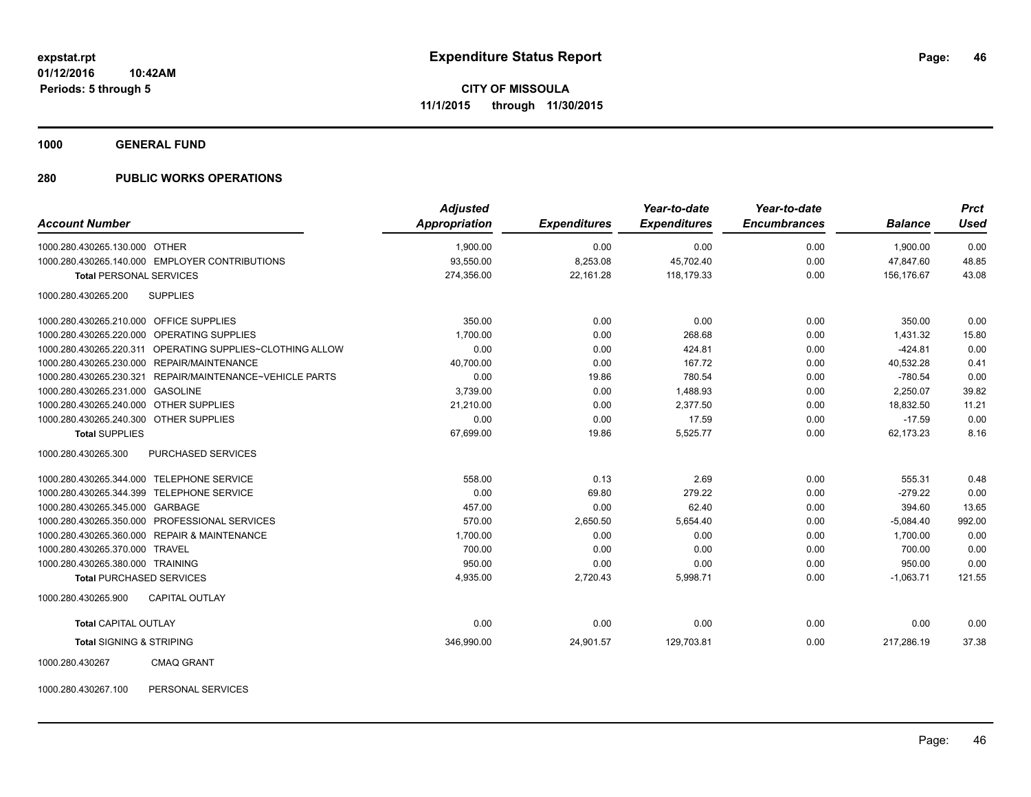**expstat.rpt**
**01/12/2016 10:42AM**
**Periods: 5 through 5**

# Expenditure Status Report

**CITY OF MISSOULA**
**11/1/2015 through 11/30/2015**

## 1000 GENERAL FUND

## 280 PUBLIC WORKS OPERATIONS

| Account Number | | Adjusted Appropriation | Expenditures | Year-to-date Expenditures | Year-to-date Encumbrances | Balance | Prct Used |
|---|---|---|---|---|---|---|---|
| 1000.280.430265.130.000 | OTHER | 1,900.00 | 0.00 | 0.00 | 0.00 | 1,900.00 | 0.00 |
| 1000.280.430265.140.000 | EMPLOYER CONTRIBUTIONS | 93,550.00 | 8,253.08 | 45,702.40 | 0.00 | 47,847.60 | 48.85 |
| **Total** PERSONAL SERVICES | | 274,356.00 | 22,161.28 | 118,179.33 | 0.00 | 156,176.67 | 43.08 |
| 1000.280.430265.200 | SUPPLIES | | | | | | |
| 1000.280.430265.210.000 | OFFICE SUPPLIES | 350.00 | 0.00 | 0.00 | 0.00 | 350.00 | 0.00 |
| 1000.280.430265.220.000 | OPERATING SUPPLIES | 1,700.00 | 0.00 | 268.68 | 0.00 | 1,431.32 | 15.80 |
| 1000.280.430265.220.311 | OPERATING SUPPLIES~CLOTHING ALLOW | 0.00 | 0.00 | 424.81 | 0.00 | -424.81 | 0.00 |
| 1000.280.430265.230.000 | REPAIR/MAINTENANCE | 40,700.00 | 0.00 | 167.72 | 0.00 | 40,532.28 | 0.41 |
| 1000.280.430265.230.321 | REPAIR/MAINTENANCE~VEHICLE PARTS | 0.00 | 19.86 | 780.54 | 0.00 | -780.54 | 0.00 |
| 1000.280.430265.231.000 | GASOLINE | 3,739.00 | 0.00 | 1,488.93 | 0.00 | 2,250.07 | 39.82 |
| 1000.280.430265.240.000 | OTHER SUPPLIES | 21,210.00 | 0.00 | 2,377.50 | 0.00 | 18,832.50 | 11.21 |
| 1000.280.430265.240.300 | OTHER SUPPLIES | 0.00 | 0.00 | 17.59 | 0.00 | -17.59 | 0.00 |
| **Total** SUPPLIES | | 67,699.00 | 19.86 | 5,525.77 | 0.00 | 62,173.23 | 8.16 |
| 1000.280.430265.300 | PURCHASED SERVICES | | | | | | |
| 1000.280.430265.344.000 | TELEPHONE SERVICE | 558.00 | 0.13 | 2.69 | 0.00 | 555.31 | 0.48 |
| 1000.280.430265.344.399 | TELEPHONE SERVICE | 0.00 | 69.80 | 279.22 | 0.00 | -279.22 | 0.00 |
| 1000.280.430265.345.000 | GARBAGE | 457.00 | 0.00 | 62.40 | 0.00 | 394.60 | 13.65 |
| 1000.280.430265.350.000 | PROFESSIONAL SERVICES | 570.00 | 2,650.50 | 5,654.40 | 0.00 | -5,084.40 | 992.00 |
| 1000.280.430265.360.000 | REPAIR & MAINTENANCE | 1,700.00 | 0.00 | 0.00 | 0.00 | 1,700.00 | 0.00 |
| 1000.280.430265.370.000 | TRAVEL | 700.00 | 0.00 | 0.00 | 0.00 | 700.00 | 0.00 |
| 1000.280.430265.380.000 | TRAINING | 950.00 | 0.00 | 0.00 | 0.00 | 950.00 | 0.00 |
| **Total** PURCHASED SERVICES | | 4,935.00 | 2,720.43 | 5,998.71 | 0.00 | -1,063.71 | 121.55 |
| 1000.280.430265.900 | CAPITAL OUTLAY | | | | | | |
| **Total** CAPITAL OUTLAY | | 0.00 | 0.00 | 0.00 | 0.00 | 0.00 | 0.00 |
| **Total** SIGNING & STRIPING | | 346,990.00 | 24,901.57 | 129,703.81 | 0.00 | 217,286.19 | 37.38 |
| 1000.280.430267 | CMAQ GRANT | | | | | | |
| 1000.280.430267.100 | PERSONAL SERVICES | | | | | | |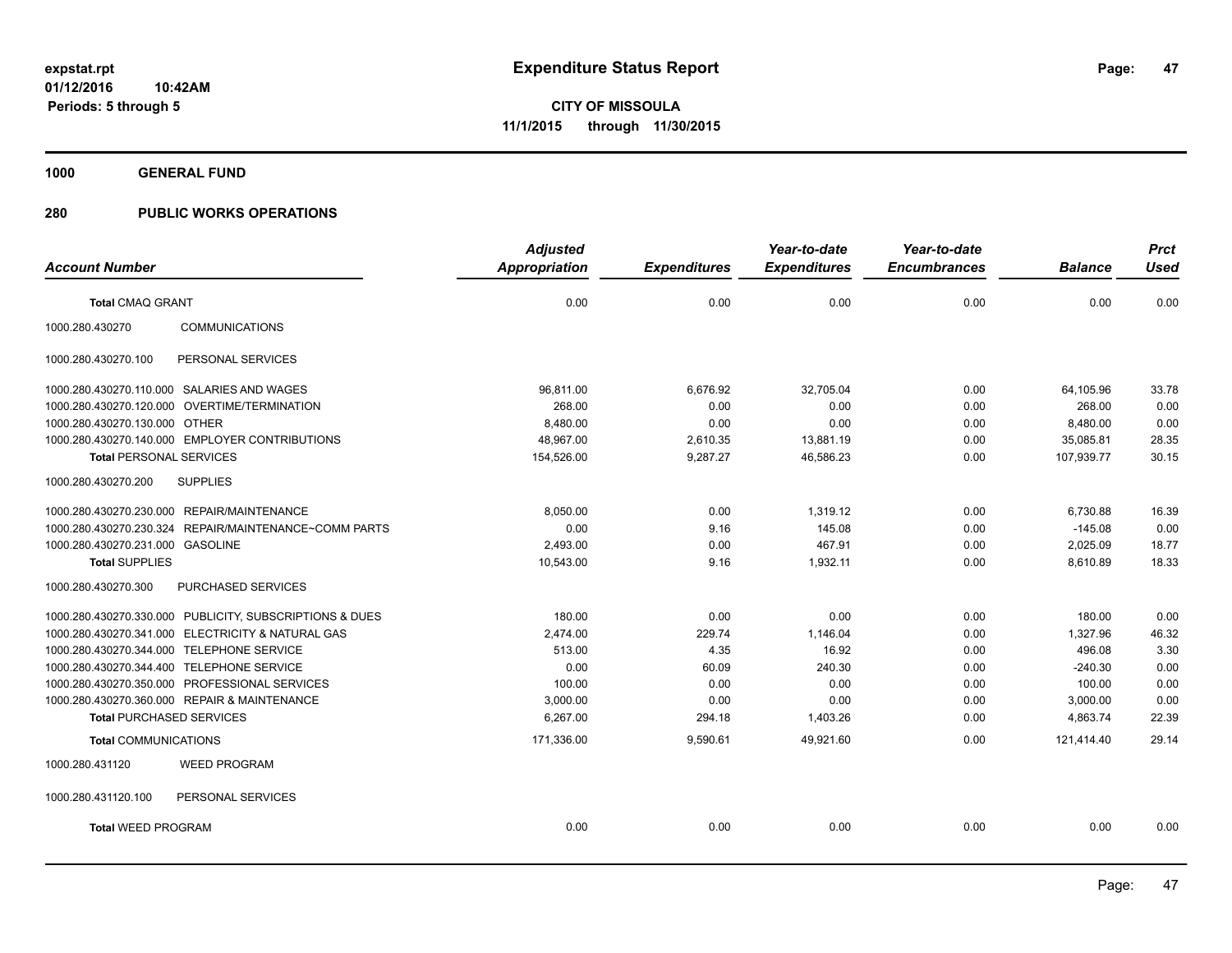**expstat.rpt**
**01/12/2016 10:42AM**
**Periods: 5 through 5**

# Expenditure Status Report

**CITY OF MISSOULA**
**11/1/2015 through 11/30/2015**

## 1000 GENERAL FUND

### 280 PUBLIC WORKS OPERATIONS

| Account Number | Adjusted Appropriation | Expenditures | Year-to-date Expenditures | Year-to-date Encumbrances | Balance | Prct Used |
|---|---|---|---|---|---|---|
| **Total** CMAQ GRANT | 0.00 | 0.00 | 0.00 | 0.00 | 0.00 | 0.00 |
| 1000.280.430270 COMMUNICATIONS | | | | | | |
| 1000.280.430270.100 PERSONAL SERVICES | | | | | | |
| 1000.280.430270.110.000 SALARIES AND WAGES | 96,811.00 | 6,676.92 | 32,705.04 | 0.00 | 64,105.96 | 33.78 |
| 1000.280.430270.120.000 OVERTIME/TERMINATION | 268.00 | 0.00 | 0.00 | 0.00 | 268.00 | 0.00 |
| 1000.280.430270.130.000 OTHER | 8,480.00 | 0.00 | 0.00 | 0.00 | 8,480.00 | 0.00 |
| 1000.280.430270.140.000 EMPLOYER CONTRIBUTIONS | 48,967.00 | 2,610.35 | 13,881.19 | 0.00 | 35,085.81 | 28.35 |
| **Total** PERSONAL SERVICES | 154,526.00 | 9,287.27 | 46,586.23 | 0.00 | 107,939.77 | 30.15 |
| 1000.280.430270.200 SUPPLIES | | | | | | |
| 1000.280.430270.230.000 REPAIR/MAINTENANCE | 8,050.00 | 0.00 | 1,319.12 | 0.00 | 6,730.88 | 16.39 |
| 1000.280.430270.230.324 REPAIR/MAINTENANCE~COMM PARTS | 0.00 | 9.16 | 145.08 | 0.00 | -145.08 | 0.00 |
| 1000.280.430270.231.000 GASOLINE | 2,493.00 | 0.00 | 467.91 | 0.00 | 2,025.09 | 18.77 |
| **Total** SUPPLIES | 10,543.00 | 9.16 | 1,932.11 | 0.00 | 8,610.89 | 18.33 |
| 1000.280.430270.300 PURCHASED SERVICES | | | | | | |
| 1000.280.430270.330.000 PUBLICITY, SUBSCRIPTIONS & DUES | 180.00 | 0.00 | 0.00 | 0.00 | 180.00 | 0.00 |
| 1000.280.430270.341.000 ELECTRICITY & NATURAL GAS | 2,474.00 | 229.74 | 1,146.04 | 0.00 | 1,327.96 | 46.32 |
| 1000.280.430270.344.000 TELEPHONE SERVICE | 513.00 | 4.35 | 16.92 | 0.00 | 496.08 | 3.30 |
| 1000.280.430270.344.400 TELEPHONE SERVICE | 0.00 | 60.09 | 240.30 | 0.00 | -240.30 | 0.00 |
| 1000.280.430270.350.000 PROFESSIONAL SERVICES | 100.00 | 0.00 | 0.00 | 0.00 | 100.00 | 0.00 |
| 1000.280.430270.360.000 REPAIR & MAINTENANCE | 3,000.00 | 0.00 | 0.00 | 0.00 | 3,000.00 | 0.00 |
| **Total** PURCHASED SERVICES | 6,267.00 | 294.18 | 1,403.26 | 0.00 | 4,863.74 | 22.39 |
| **Total** COMMUNICATIONS | 171,336.00 | 9,590.61 | 49,921.60 | 0.00 | 121,414.40 | 29.14 |
| 1000.280.431120 WEED PROGRAM | | | | | | |
| 1000.280.431120.100 PERSONAL SERVICES | | | | | | |
| **Total** WEED PROGRAM | 0.00 | 0.00 | 0.00 | 0.00 | 0.00 | 0.00 |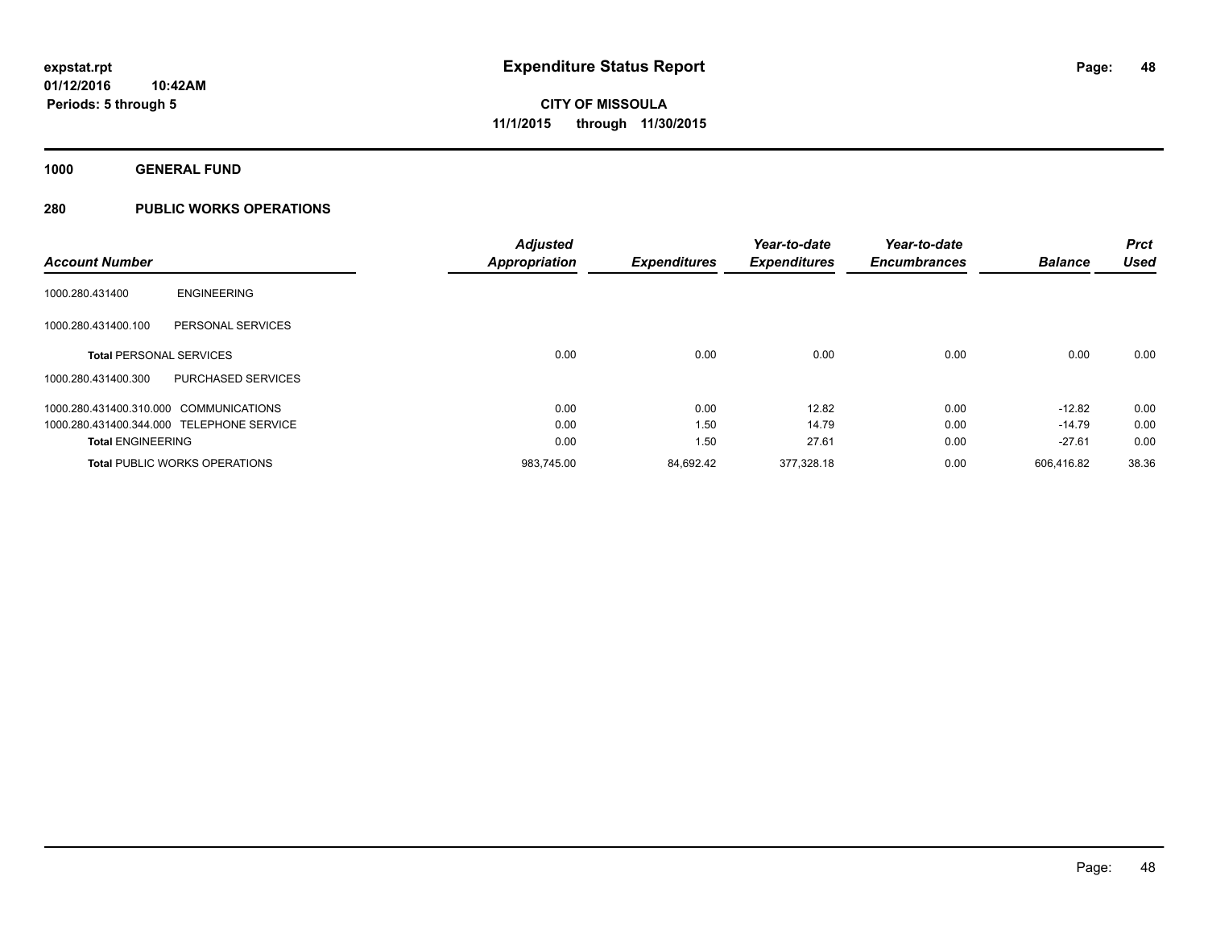**expstat.rpt**
**01/12/2016 10:42AM**
**Periods: 5 through 5**

# Expenditure Status Report

**CITY OF MISSOULA**
**11/1/2015 through 11/30/2015**

**1000 GENERAL FUND**

**280 PUBLIC WORKS OPERATIONS**

| Account Number | | Adjusted Appropriation | Expenditures | Year-to-date Expenditures | Year-to-date Encumbrances | Balance | Prct Used |
|---|---|---|---|---|---|---|---|
| 1000.280.431400 | ENGINEERING | | | | | | |
| 1000.280.431400.100 | PERSONAL SERVICES | | | | | | |
| **Total** PERSONAL SERVICES | | 0.00 | 0.00 | 0.00 | 0.00 | 0.00 | 0.00 |
| 1000.280.431400.300 | PURCHASED SERVICES | | | | | | |
| 1000.280.431400.310.000 | COMMUNICATIONS | 0.00 | 0.00 | 12.82 | 0.00 | -12.82 | 0.00 |
| 1000.280.431400.344.000 | TELEPHONE SERVICE | 0.00 | 1.50 | 14.79 | 0.00 | -14.79 | 0.00 |
| **Total** ENGINEERING | | 0.00 | 1.50 | 27.61 | 0.00 | -27.61 | 0.00 |
| **Total** PUBLIC WORKS OPERATIONS | | 983,745.00 | 84,692.42 | 377,328.18 | 0.00 | 606,416.82 | 38.36 |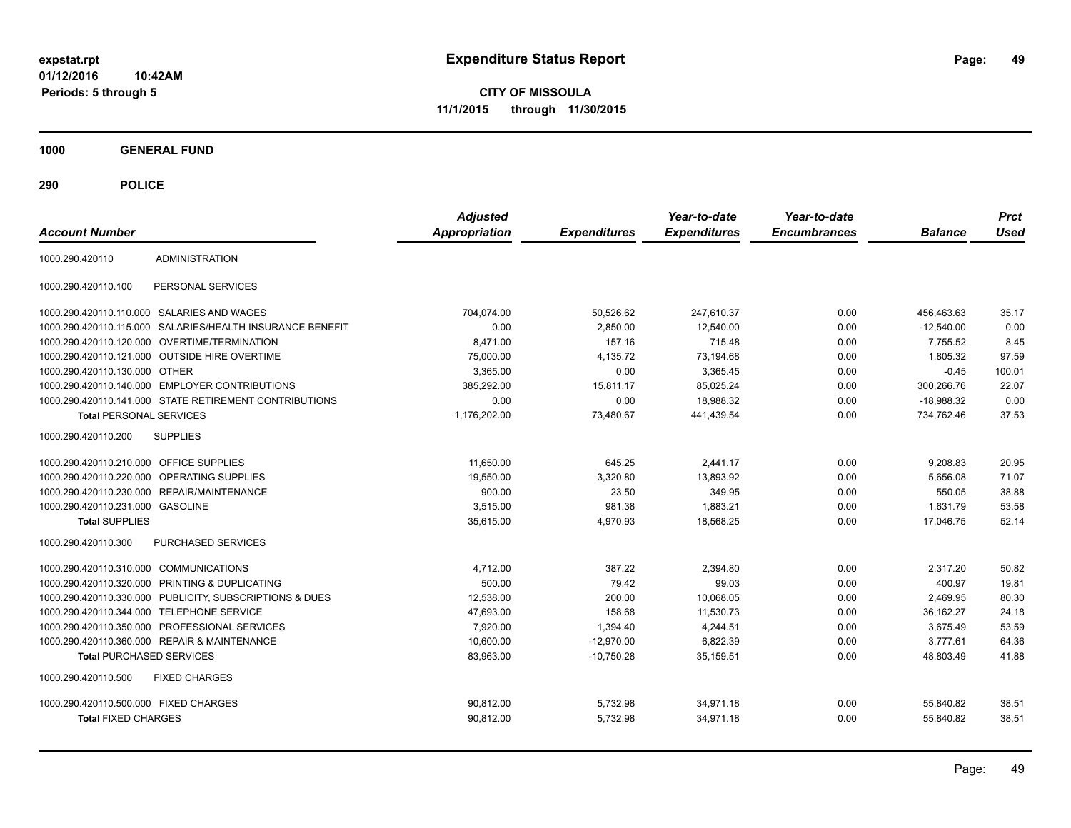# Expenditure Status Report

**CITY OF MISSOULA**

**11/1/2015 through 11/30/2015**

expstat.rpt
01/12/2016 10:42AM
Periods: 5 through 5

## 1000 GENERAL FUND

## 290 POLICE

| Account Number | | Adjusted Appropriation | Expenditures | Year-to-date Expenditures | Year-to-date Encumbrances | Balance | Prct Used |
|---|---|---|---|---|---|---|---|
| 1000.290.420110 | ADMINISTRATION | | | | | | |
| 1000.290.420110.100 | PERSONAL SERVICES | | | | | | |
| 1000.290.420110.110.000 | SALARIES AND WAGES | 704,074.00 | 50,526.62 | 247,610.37 | 0.00 | 456,463.63 | 35.17 |
| 1000.290.420110.115.000 | SALARIES/HEALTH INSURANCE BENEFIT | 0.00 | 2,850.00 | 12,540.00 | 0.00 | -12,540.00 | 0.00 |
| 1000.290.420110.120.000 | OVERTIME/TERMINATION | 8,471.00 | 157.16 | 715.48 | 0.00 | 7,755.52 | 8.45 |
| 1000.290.420110.121.000 | OUTSIDE HIRE OVERTIME | 75,000.00 | 4,135.72 | 73,194.68 | 0.00 | 1,805.32 | 97.59 |
| 1000.290.420110.130.000 | OTHER | 3,365.00 | 0.00 | 3,365.45 | 0.00 | -0.45 | 100.01 |
| 1000.290.420110.140.000 | EMPLOYER CONTRIBUTIONS | 385,292.00 | 15,811.17 | 85,025.24 | 0.00 | 300,266.76 | 22.07 |
| 1000.290.420110.141.000 | STATE RETIREMENT CONTRIBUTIONS | 0.00 | 0.00 | 18,988.32 | 0.00 | -18,988.32 | 0.00 |
| **Total** PERSONAL SERVICES | | 1,176,202.00 | 73,480.67 | 441,439.54 | 0.00 | 734,762.46 | 37.53 |
| 1000.290.420110.200 | SUPPLIES | | | | | | |
| 1000.290.420110.210.000 | OFFICE SUPPLIES | 11,650.00 | 645.25 | 2,441.17 | 0.00 | 9,208.83 | 20.95 |
| 1000.290.420110.220.000 | OPERATING SUPPLIES | 19,550.00 | 3,320.80 | 13,893.92 | 0.00 | 5,656.08 | 71.07 |
| 1000.290.420110.230.000 | REPAIR/MAINTENANCE | 900.00 | 23.50 | 349.95 | 0.00 | 550.05 | 38.88 |
| 1000.290.420110.231.000 | GASOLINE | 3,515.00 | 981.38 | 1,883.21 | 0.00 | 1,631.79 | 53.58 |
| **Total** SUPPLIES | | 35,615.00 | 4,970.93 | 18,568.25 | 0.00 | 17,046.75 | 52.14 |
| 1000.290.420110.300 | PURCHASED SERVICES | | | | | | |
| 1000.290.420110.310.000 | COMMUNICATIONS | 4,712.00 | 387.22 | 2,394.80 | 0.00 | 2,317.20 | 50.82 |
| 1000.290.420110.320.000 | PRINTING & DUPLICATING | 500.00 | 79.42 | 99.03 | 0.00 | 400.97 | 19.81 |
| 1000.290.420110.330.000 | PUBLICITY, SUBSCRIPTIONS & DUES | 12,538.00 | 200.00 | 10,068.05 | 0.00 | 2,469.95 | 80.30 |
| 1000.290.420110.344.000 | TELEPHONE SERVICE | 47,693.00 | 158.68 | 11,530.73 | 0.00 | 36,162.27 | 24.18 |
| 1000.290.420110.350.000 | PROFESSIONAL SERVICES | 7,920.00 | 1,394.40 | 4,244.51 | 0.00 | 3,675.49 | 53.59 |
| 1000.290.420110.360.000 | REPAIR & MAINTENANCE | 10,600.00 | -12,970.00 | 6,822.39 | 0.00 | 3,777.61 | 64.36 |
| **Total** PURCHASED SERVICES | | 83,963.00 | -10,750.28 | 35,159.51 | 0.00 | 48,803.49 | 41.88 |
| 1000.290.420110.500 | FIXED CHARGES | | | | | | |
| 1000.290.420110.500.000 | FIXED CHARGES | 90,812.00 | 5,732.98 | 34,971.18 | 0.00 | 55,840.82 | 38.51 |
| **Total** FIXED CHARGES | | 90,812.00 | 5,732.98 | 34,971.18 | 0.00 | 55,840.82 | 38.51 |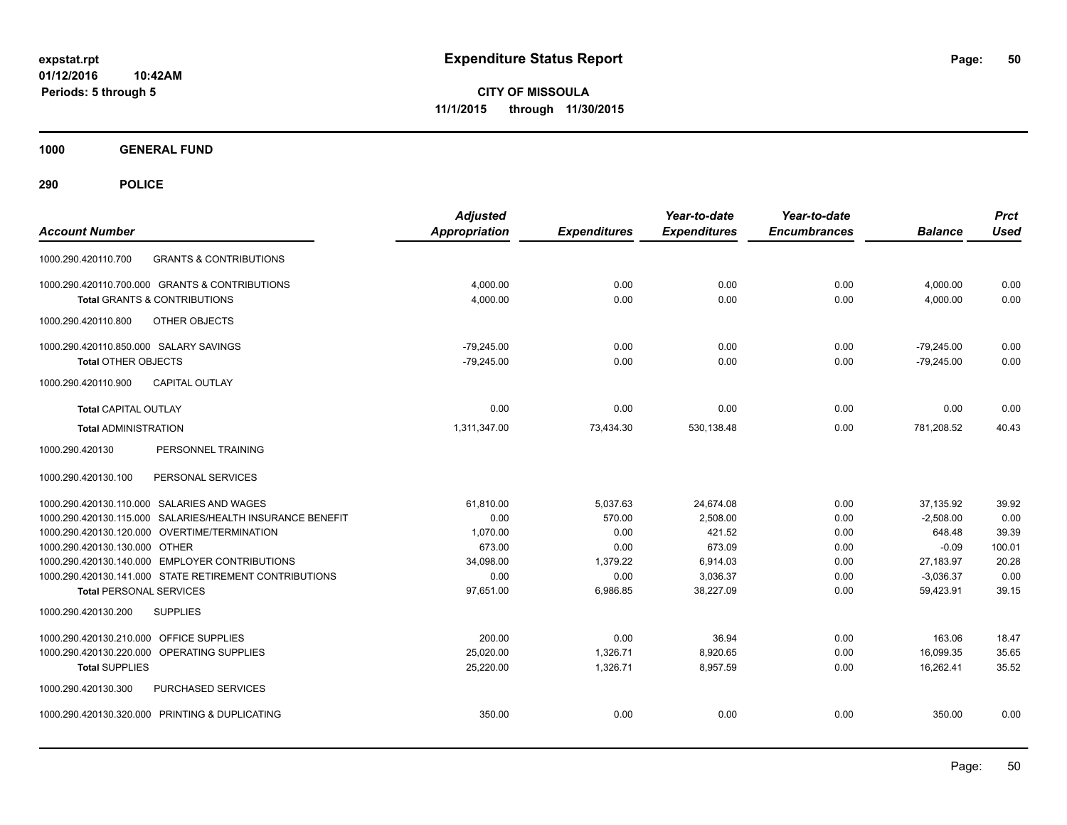# Expenditure Status Report

expstat.rpt
01/12/2016 10:42AM
Periods: 5 through 5

**CITY OF MISSOULA**
**11/1/2015 through 11/30/2015**

**1000 GENERAL FUND**

**290 POLICE**

| Account Number | Adjusted Appropriation | Expenditures | Year-to-date Expenditures | Year-to-date Encumbrances | Balance | Prct Used |
|---|---|---|---|---|---|---|
| 1000.290.420110.700 GRANTS & CONTRIBUTIONS | | | | | | |
| 1000.290.420110.700.000 GRANTS & CONTRIBUTIONS | 4,000.00 | 0.00 | 0.00 | 0.00 | 4,000.00 | 0.00 |
| **Total** GRANTS & CONTRIBUTIONS | 4,000.00 | 0.00 | 0.00 | 0.00 | 4,000.00 | 0.00 |
| 1000.290.420110.800 OTHER OBJECTS | | | | | | |
| 1000.290.420110.850.000 SALARY SAVINGS | -79,245.00 | 0.00 | 0.00 | 0.00 | -79,245.00 | 0.00 |
| **Total** OTHER OBJECTS | -79,245.00 | 0.00 | 0.00 | 0.00 | -79,245.00 | 0.00 |
| 1000.290.420110.900 CAPITAL OUTLAY | | | | | | |
| **Total** CAPITAL OUTLAY | 0.00 | 0.00 | 0.00 | 0.00 | 0.00 | 0.00 |
| **Total** ADMINISTRATION | 1,311,347.00 | 73,434.30 | 530,138.48 | 0.00 | 781,208.52 | 40.43 |
| 1000.290.420130 PERSONNEL TRAINING | | | | | | |
| 1000.290.420130.100 PERSONAL SERVICES | | | | | | |
| 1000.290.420130.110.000 SALARIES AND WAGES | 61,810.00 | 5,037.63 | 24,674.08 | 0.00 | 37,135.92 | 39.92 |
| 1000.290.420130.115.000 SALARIES/HEALTH INSURANCE BENEFIT | 0.00 | 570.00 | 2,508.00 | 0.00 | -2,508.00 | 0.00 |
| 1000.290.420130.120.000 OVERTIME/TERMINATION | 1,070.00 | 0.00 | 421.52 | 0.00 | 648.48 | 39.39 |
| 1000.290.420130.130.000 OTHER | 673.00 | 0.00 | 673.09 | 0.00 | -0.09 | 100.01 |
| 1000.290.420130.140.000 EMPLOYER CONTRIBUTIONS | 34,098.00 | 1,379.22 | 6,914.03 | 0.00 | 27,183.97 | 20.28 |
| 1000.290.420130.141.000 STATE RETIREMENT CONTRIBUTIONS | 0.00 | 0.00 | 3,036.37 | 0.00 | -3,036.37 | 0.00 |
| **Total** PERSONAL SERVICES | 97,651.00 | 6,986.85 | 38,227.09 | 0.00 | 59,423.91 | 39.15 |
| 1000.290.420130.200 SUPPLIES | | | | | | |
| 1000.290.420130.210.000 OFFICE SUPPLIES | 200.00 | 0.00 | 36.94 | 0.00 | 163.06 | 18.47 |
| 1000.290.420130.220.000 OPERATING SUPPLIES | 25,020.00 | 1,326.71 | 8,920.65 | 0.00 | 16,099.35 | 35.65 |
| **Total** SUPPLIES | 25,220.00 | 1,326.71 | 8,957.59 | 0.00 | 16,262.41 | 35.52 |
| 1000.290.420130.300 PURCHASED SERVICES | | | | | | |
| 1000.290.420130.320.000 PRINTING & DUPLICATING | 350.00 | 0.00 | 0.00 | 0.00 | 350.00 | 0.00 |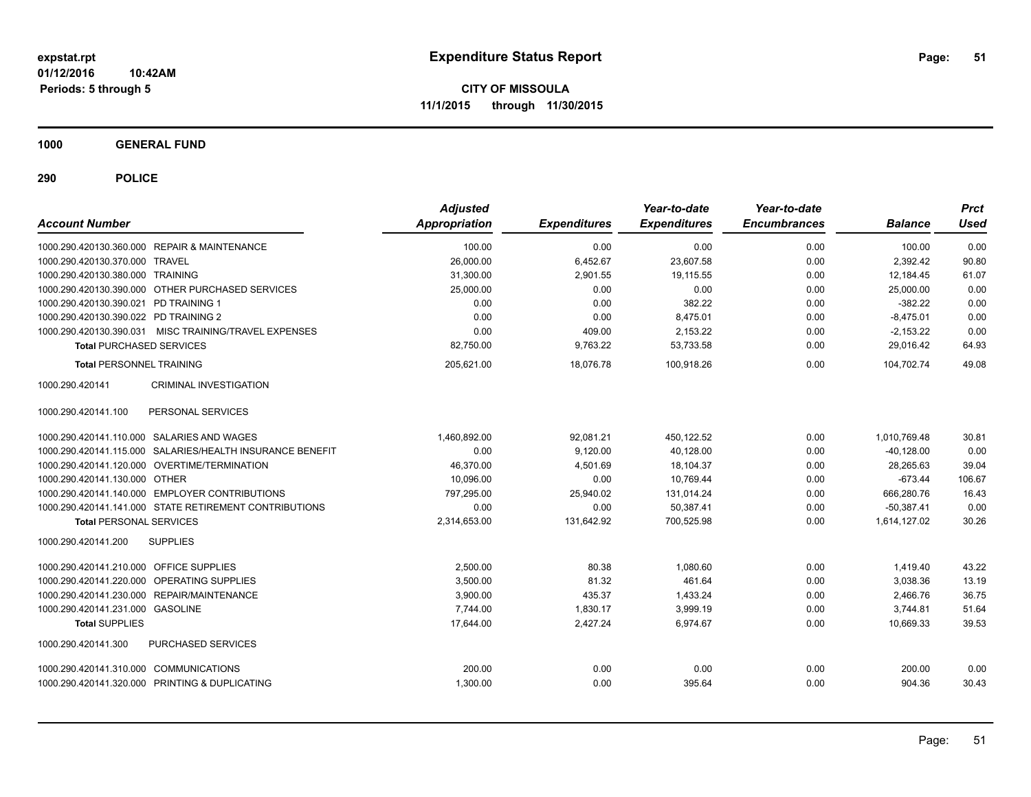**expstat.rpt**
**01/12/2016 10:42AM**
**Periods: 5 through 5**

# Expenditure Status Report

**CITY OF MISSOULA**
**11/1/2015 through 11/30/2015**

## 1000 GENERAL FUND

### 290 POLICE

| Account Number | | Adjusted Appropriation | Expenditures | Year-to-date Expenditures | Year-to-date Encumbrances | Balance | Prct Used |
|---|---|---|---|---|---|---|---|
| 1000.290.420130.360.000 | REPAIR & MAINTENANCE | 100.00 | 0.00 | 0.00 | 0.00 | 100.00 | 0.00 |
| 1000.290.420130.370.000 | TRAVEL | 26,000.00 | 6,452.67 | 23,607.58 | 0.00 | 2,392.42 | 90.80 |
| 1000.290.420130.380.000 | TRAINING | 31,300.00 | 2,901.55 | 19,115.55 | 0.00 | 12,184.45 | 61.07 |
| 1000.290.420130.390.000 | OTHER PURCHASED SERVICES | 25,000.00 | 0.00 | 0.00 | 0.00 | 25,000.00 | 0.00 |
| 1000.290.420130.390.021 | PD TRAINING 1 | 0.00 | 0.00 | 382.22 | 0.00 | -382.22 | 0.00 |
| 1000.290.420130.390.022 | PD TRAINING 2 | 0.00 | 0.00 | 8,475.01 | 0.00 | -8,475.01 | 0.00 |
| 1000.290.420130.390.031 | MISC TRAINING/TRAVEL EXPENSES | 0.00 | 409.00 | 2,153.22 | 0.00 | -2,153.22 | 0.00 |
| **Total** PURCHASED SERVICES | | 82,750.00 | 9,763.22 | 53,733.58 | 0.00 | 29,016.42 | 64.93 |
| **Total** PERSONNEL TRAINING | | 205,621.00 | 18,076.78 | 100,918.26 | 0.00 | 104,702.74 | 49.08 |
| 1000.290.420141 | CRIMINAL INVESTIGATION | | | | | | |
| 1000.290.420141.100 | PERSONAL SERVICES | | | | | | |
| 1000.290.420141.110.000 | SALARIES AND WAGES | 1,460,892.00 | 92,081.21 | 450,122.52 | 0.00 | 1,010,769.48 | 30.81 |
| 1000.290.420141.115.000 | SALARIES/HEALTH INSURANCE BENEFIT | 0.00 | 9,120.00 | 40,128.00 | 0.00 | -40,128.00 | 0.00 |
| 1000.290.420141.120.000 | OVERTIME/TERMINATION | 46,370.00 | 4,501.69 | 18,104.37 | 0.00 | 28,265.63 | 39.04 |
| 1000.290.420141.130.000 | OTHER | 10,096.00 | 0.00 | 10,769.44 | 0.00 | -673.44 | 106.67 |
| 1000.290.420141.140.000 | EMPLOYER CONTRIBUTIONS | 797,295.00 | 25,940.02 | 131,014.24 | 0.00 | 666,280.76 | 16.43 |
| 1000.290.420141.141.000 | STATE RETIREMENT CONTRIBUTIONS | 0.00 | 0.00 | 50,387.41 | 0.00 | -50,387.41 | 0.00 |
| **Total** PERSONAL SERVICES | | 2,314,653.00 | 131,642.92 | 700,525.98 | 0.00 | 1,614,127.02 | 30.26 |
| 1000.290.420141.200 | SUPPLIES | | | | | | |
| 1000.290.420141.210.000 | OFFICE SUPPLIES | 2,500.00 | 80.38 | 1,080.60 | 0.00 | 1,419.40 | 43.22 |
| 1000.290.420141.220.000 | OPERATING SUPPLIES | 3,500.00 | 81.32 | 461.64 | 0.00 | 3,038.36 | 13.19 |
| 1000.290.420141.230.000 | REPAIR/MAINTENANCE | 3,900.00 | 435.37 | 1,433.24 | 0.00 | 2,466.76 | 36.75 |
| 1000.290.420141.231.000 | GASOLINE | 7,744.00 | 1,830.17 | 3,999.19 | 0.00 | 3,744.81 | 51.64 |
| **Total** SUPPLIES | | 17,644.00 | 2,427.24 | 6,974.67 | 0.00 | 10,669.33 | 39.53 |
| 1000.290.420141.300 | PURCHASED SERVICES | | | | | | |
| 1000.290.420141.310.000 | COMMUNICATIONS | 200.00 | 0.00 | 0.00 | 0.00 | 200.00 | 0.00 |
| 1000.290.420141.320.000 | PRINTING & DUPLICATING | 1,300.00 | 0.00 | 395.64 | 0.00 | 904.36 | 30.43 |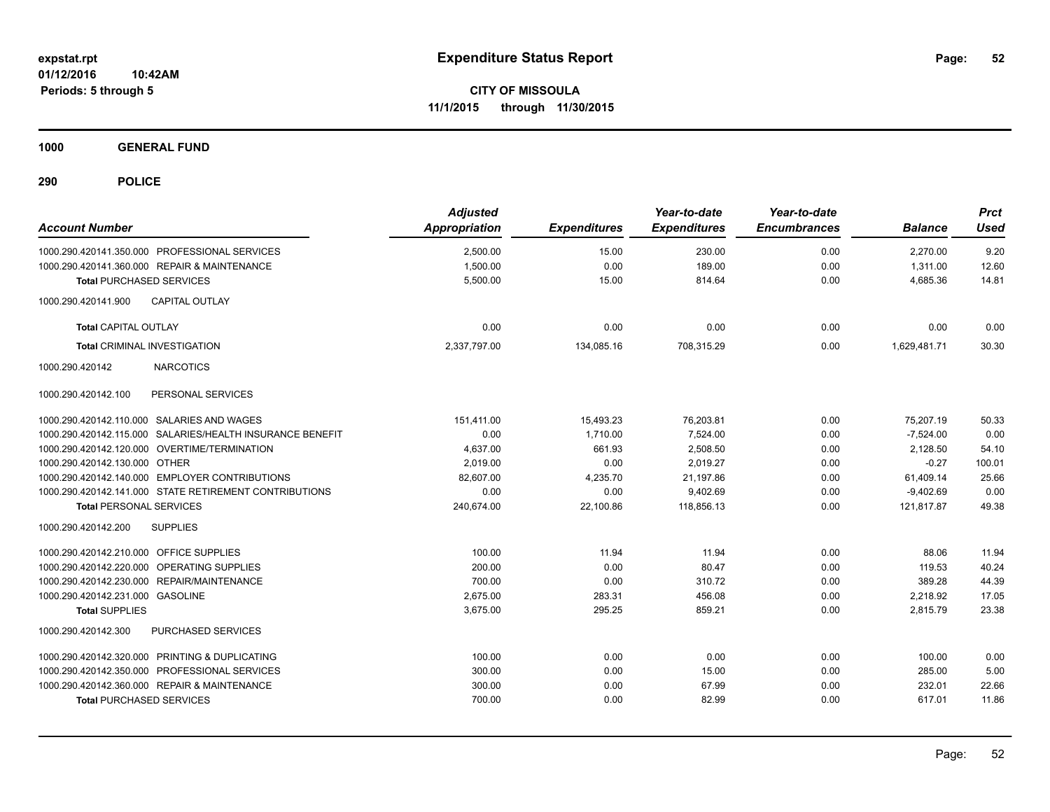# Expenditure Status Report

expstat.rpt
01/12/2016 10:42AM
Periods: 5 through 5

**CITY OF MISSOULA**
**11/1/2015 through 11/30/2015**

**1000 GENERAL FUND**

**290 POLICE**

| Account Number | Adjusted Appropriation | Expenditures | Year-to-date Expenditures | Year-to-date Encumbrances | Balance | Prct Used |
|---|---|---|---|---|---|---|
| 1000.290.420141.350.000 PROFESSIONAL SERVICES | 2,500.00 | 15.00 | 230.00 | 0.00 | 2,270.00 | 9.20 |
| 1000.290.420141.360.000 REPAIR & MAINTENANCE | 1,500.00 | 0.00 | 189.00 | 0.00 | 1,311.00 | 12.60 |
| **Total** PURCHASED SERVICES | 5,500.00 | 15.00 | 814.64 | 0.00 | 4,685.36 | 14.81 |
| 1000.290.420141.900 CAPITAL OUTLAY | | | | | | |
| **Total** CAPITAL OUTLAY | 0.00 | 0.00 | 0.00 | 0.00 | 0.00 | 0.00 |
| **Total** CRIMINAL INVESTIGATION | 2,337,797.00 | 134,085.16 | 708,315.29 | 0.00 | 1,629,481.71 | 30.30 |
| 1000.290.420142 NARCOTICS | | | | | | |
| 1000.290.420142.100 PERSONAL SERVICES | | | | | | |
| 1000.290.420142.110.000 SALARIES AND WAGES | 151,411.00 | 15,493.23 | 76,203.81 | 0.00 | 75,207.19 | 50.33 |
| 1000.290.420142.115.000 SALARIES/HEALTH INSURANCE BENEFIT | 0.00 | 1,710.00 | 7,524.00 | 0.00 | -7,524.00 | 0.00 |
| 1000.290.420142.120.000 OVERTIME/TERMINATION | 4,637.00 | 661.93 | 2,508.50 | 0.00 | 2,128.50 | 54.10 |
| 1000.290.420142.130.000 OTHER | 2,019.00 | 0.00 | 2,019.27 | 0.00 | -0.27 | 100.01 |
| 1000.290.420142.140.000 EMPLOYER CONTRIBUTIONS | 82,607.00 | 4,235.70 | 21,197.86 | 0.00 | 61,409.14 | 25.66 |
| 1000.290.420142.141.000 STATE RETIREMENT CONTRIBUTIONS | 0.00 | 0.00 | 9,402.69 | 0.00 | -9,402.69 | 0.00 |
| **Total** PERSONAL SERVICES | 240,674.00 | 22,100.86 | 118,856.13 | 0.00 | 121,817.87 | 49.38 |
| 1000.290.420142.200 SUPPLIES | | | | | | |
| 1000.290.420142.210.000 OFFICE SUPPLIES | 100.00 | 11.94 | 11.94 | 0.00 | 88.06 | 11.94 |
| 1000.290.420142.220.000 OPERATING SUPPLIES | 200.00 | 0.00 | 80.47 | 0.00 | 119.53 | 40.24 |
| 1000.290.420142.230.000 REPAIR/MAINTENANCE | 700.00 | 0.00 | 310.72 | 0.00 | 389.28 | 44.39 |
| 1000.290.420142.231.000 GASOLINE | 2,675.00 | 283.31 | 456.08 | 0.00 | 2,218.92 | 17.05 |
| **Total** SUPPLIES | 3,675.00 | 295.25 | 859.21 | 0.00 | 2,815.79 | 23.38 |
| 1000.290.420142.300 PURCHASED SERVICES | | | | | | |
| 1000.290.420142.320.000 PRINTING & DUPLICATING | 100.00 | 0.00 | 0.00 | 0.00 | 100.00 | 0.00 |
| 1000.290.420142.350.000 PROFESSIONAL SERVICES | 300.00 | 0.00 | 15.00 | 0.00 | 285.00 | 5.00 |
| 1000.290.420142.360.000 REPAIR & MAINTENANCE | 300.00 | 0.00 | 67.99 | 0.00 | 232.01 | 22.66 |
| **Total** PURCHASED SERVICES | 700.00 | 0.00 | 82.99 | 0.00 | 617.01 | 11.86 |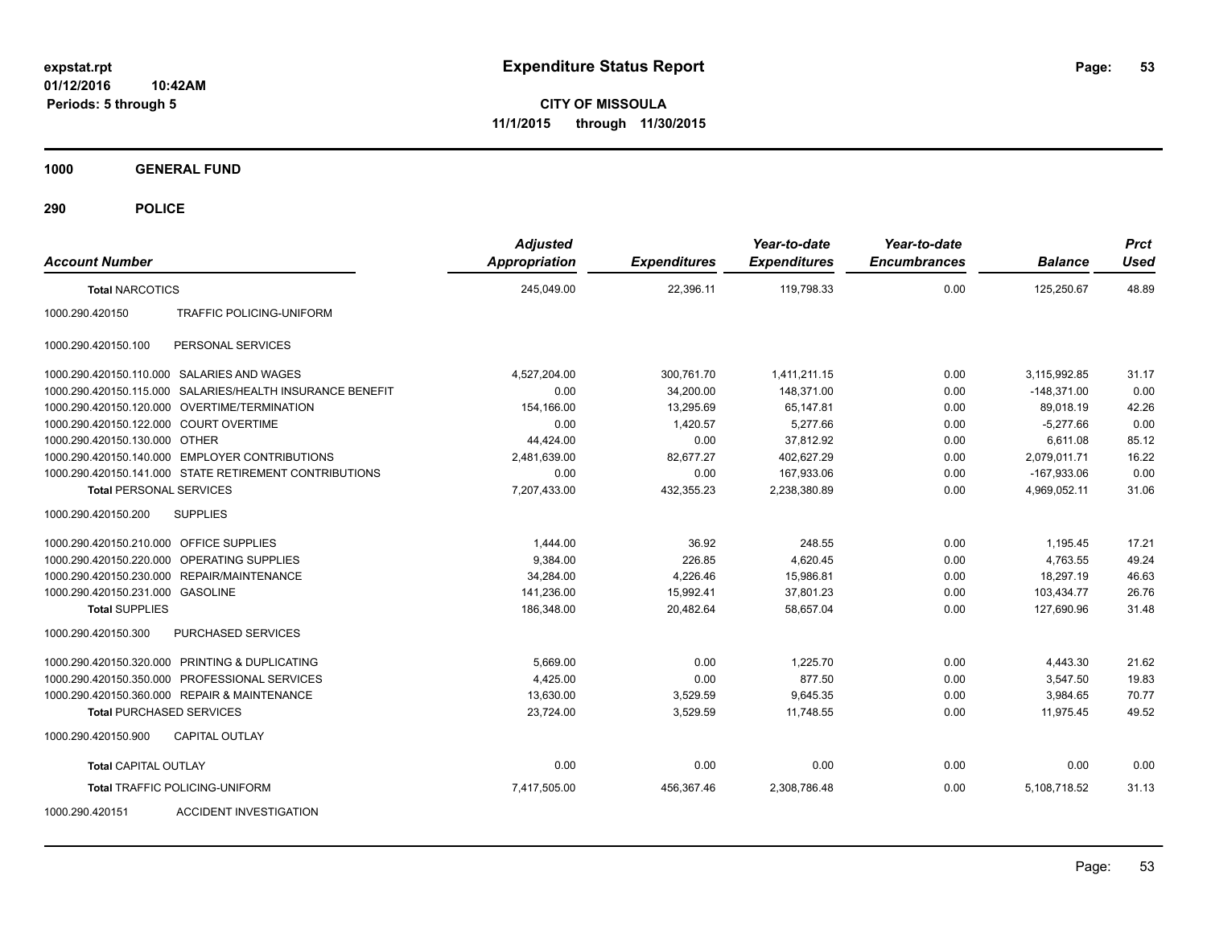# Expenditure Status Report

expstat.rpt
01/12/2016 10:42AM
Periods: 5 through 5

**CITY OF MISSOULA**
**11/1/2015 through 11/30/2015**

**1000 GENERAL FUND**

**290 POLICE**

| Account Number | | Adjusted Appropriation | Expenditures | Year-to-date Expenditures | Year-to-date Encumbrances | Balance | Prct Used |
|---|---|---|---|---|---|---|---|
| **Total NARCOTICS** | | 245,049.00 | 22,396.11 | 119,798.33 | 0.00 | 125,250.67 | 48.89 |
| 1000.290.420150 | TRAFFIC POLICING-UNIFORM | | | | | | |
| 1000.290.420150.100 | PERSONAL SERVICES | | | | | | |
| 1000.290.420150.110.000 | SALARIES AND WAGES | 4,527,204.00 | 300,761.70 | 1,411,211.15 | 0.00 | 3,115,992.85 | 31.17 |
| 1000.290.420150.115.000 | SALARIES/HEALTH INSURANCE BENEFIT | 0.00 | 34,200.00 | 148,371.00 | 0.00 | -148,371.00 | 0.00 |
| 1000.290.420150.120.000 | OVERTIME/TERMINATION | 154,166.00 | 13,295.69 | 65,147.81 | 0.00 | 89,018.19 | 42.26 |
| 1000.290.420150.122.000 | COURT OVERTIME | 0.00 | 1,420.57 | 5,277.66 | 0.00 | -5,277.66 | 0.00 |
| 1000.290.420150.130.000 | OTHER | 44,424.00 | 0.00 | 37,812.92 | 0.00 | 6,611.08 | 85.12 |
| 1000.290.420150.140.000 | EMPLOYER CONTRIBUTIONS | 2,481,639.00 | 82,677.27 | 402,627.29 | 0.00 | 2,079,011.71 | 16.22 |
| 1000.290.420150.141.000 | STATE RETIREMENT CONTRIBUTIONS | 0.00 | 0.00 | 167,933.06 | 0.00 | -167,933.06 | 0.00 |
| **Total PERSONAL SERVICES** | | 7,207,433.00 | 432,355.23 | 2,238,380.89 | 0.00 | 4,969,052.11 | 31.06 |
| 1000.290.420150.200 | SUPPLIES | | | | | | |
| 1000.290.420150.210.000 | OFFICE SUPPLIES | 1,444.00 | 36.92 | 248.55 | 0.00 | 1,195.45 | 17.21 |
| 1000.290.420150.220.000 | OPERATING SUPPLIES | 9,384.00 | 226.85 | 4,620.45 | 0.00 | 4,763.55 | 49.24 |
| 1000.290.420150.230.000 | REPAIR/MAINTENANCE | 34,284.00 | 4,226.46 | 15,986.81 | 0.00 | 18,297.19 | 46.63 |
| 1000.290.420150.231.000 | GASOLINE | 141,236.00 | 15,992.41 | 37,801.23 | 0.00 | 103,434.77 | 26.76 |
| **Total SUPPLIES** | | 186,348.00 | 20,482.64 | 58,657.04 | 0.00 | 127,690.96 | 31.48 |
| 1000.290.420150.300 | PURCHASED SERVICES | | | | | | |
| 1000.290.420150.320.000 | PRINTING & DUPLICATING | 5,669.00 | 0.00 | 1,225.70 | 0.00 | 4,443.30 | 21.62 |
| 1000.290.420150.350.000 | PROFESSIONAL SERVICES | 4,425.00 | 0.00 | 877.50 | 0.00 | 3,547.50 | 19.83 |
| 1000.290.420150.360.000 | REPAIR & MAINTENANCE | 13,630.00 | 3,529.59 | 9,645.35 | 0.00 | 3,984.65 | 70.77 |
| **Total PURCHASED SERVICES** | | 23,724.00 | 3,529.59 | 11,748.55 | 0.00 | 11,975.45 | 49.52 |
| 1000.290.420150.900 | CAPITAL OUTLAY | | | | | | |
| **Total CAPITAL OUTLAY** | | 0.00 | 0.00 | 0.00 | 0.00 | 0.00 | 0.00 |
| **Total TRAFFIC POLICING-UNIFORM** | | 7,417,505.00 | 456,367.46 | 2,308,786.48 | 0.00 | 5,108,718.52 | 31.13 |
| 1000.290.420151 | ACCIDENT INVESTIGATION | | | | | | |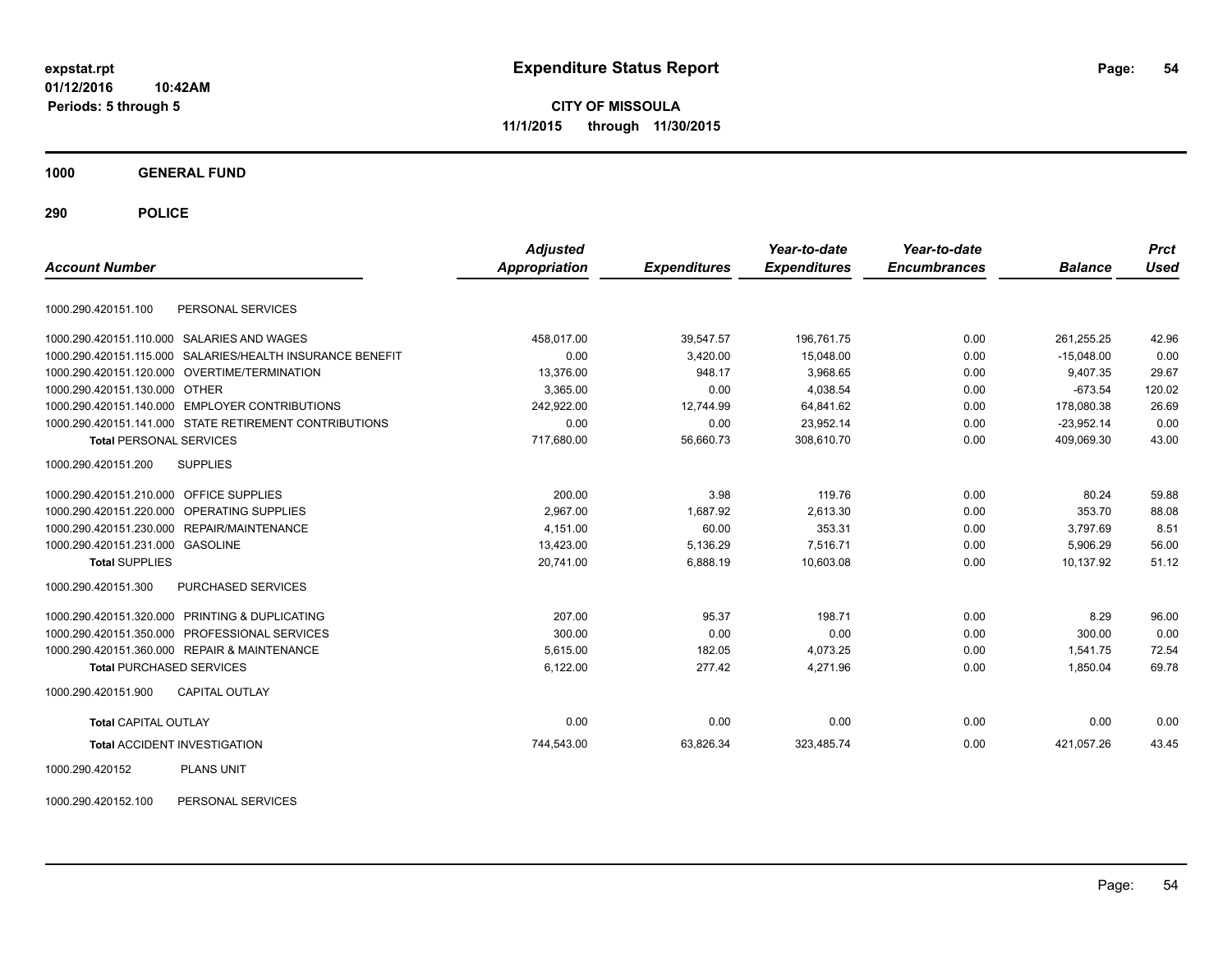expstat.rpt
01/12/2016 10:42AM
Periods: 5 through 5

# Expenditure Status Report

**CITY OF MISSOULA**
**11/1/2015 through 11/30/2015**

**1000 GENERAL FUND**

**290 POLICE**

| Account Number | | Adjusted Appropriation | Expenditures | Year-to-date Expenditures | Year-to-date Encumbrances | Balance | Prct Used |
|---|---|---|---|---|---|---|---|
| 1000.290.420151.100 | PERSONAL SERVICES | | | | | | |
| 1000.290.420151.110.000 | SALARIES AND WAGES | 458,017.00 | 39,547.57 | 196,761.75 | 0.00 | 261,255.25 | 42.96 |
| 1000.290.420151.115.000 | SALARIES/HEALTH INSURANCE BENEFIT | 0.00 | 3,420.00 | 15,048.00 | 0.00 | -15,048.00 | 0.00 |
| 1000.290.420151.120.000 | OVERTIME/TERMINATION | 13,376.00 | 948.17 | 3,968.65 | 0.00 | 9,407.35 | 29.67 |
| 1000.290.420151.130.000 | OTHER | 3,365.00 | 0.00 | 4,038.54 | 0.00 | -673.54 | 120.02 |
| 1000.290.420151.140.000 | EMPLOYER CONTRIBUTIONS | 242,922.00 | 12,744.99 | 64,841.62 | 0.00 | 178,080.38 | 26.69 |
| 1000.290.420151.141.000 | STATE RETIREMENT CONTRIBUTIONS | 0.00 | 0.00 | 23,952.14 | 0.00 | -23,952.14 | 0.00 |
| **Total** PERSONAL SERVICES | | 717,680.00 | 56,660.73 | 308,610.70 | 0.00 | 409,069.30 | 43.00 |
| 1000.290.420151.200 | SUPPLIES | | | | | | |
| 1000.290.420151.210.000 | OFFICE SUPPLIES | 200.00 | 3.98 | 119.76 | 0.00 | 80.24 | 59.88 |
| 1000.290.420151.220.000 | OPERATING SUPPLIES | 2,967.00 | 1,687.92 | 2,613.30 | 0.00 | 353.70 | 88.08 |
| 1000.290.420151.230.000 | REPAIR/MAINTENANCE | 4,151.00 | 60.00 | 353.31 | 0.00 | 3,797.69 | 8.51 |
| 1000.290.420151.231.000 | GASOLINE | 13,423.00 | 5,136.29 | 7,516.71 | 0.00 | 5,906.29 | 56.00 |
| **Total** SUPPLIES | | 20,741.00 | 6,888.19 | 10,603.08 | 0.00 | 10,137.92 | 51.12 |
| 1000.290.420151.300 | PURCHASED SERVICES | | | | | | |
| 1000.290.420151.320.000 | PRINTING & DUPLICATING | 207.00 | 95.37 | 198.71 | 0.00 | 8.29 | 96.00 |
| 1000.290.420151.350.000 | PROFESSIONAL SERVICES | 300.00 | 0.00 | 0.00 | 0.00 | 300.00 | 0.00 |
| 1000.290.420151.360.000 | REPAIR & MAINTENANCE | 5,615.00 | 182.05 | 4,073.25 | 0.00 | 1,541.75 | 72.54 |
| **Total** PURCHASED SERVICES | | 6,122.00 | 277.42 | 4,271.96 | 0.00 | 1,850.04 | 69.78 |
| 1000.290.420151.900 | CAPITAL OUTLAY | | | | | | |
| **Total** CAPITAL OUTLAY | | 0.00 | 0.00 | 0.00 | 0.00 | 0.00 | 0.00 |
| **Total** ACCIDENT INVESTIGATION | | 744,543.00 | 63,826.34 | 323,485.74 | 0.00 | 421,057.26 | 43.45 |
| 1000.290.420152 | PLANS UNIT | | | | | | |
| 1000.290.420152.100 | PERSONAL SERVICES | | | | | | |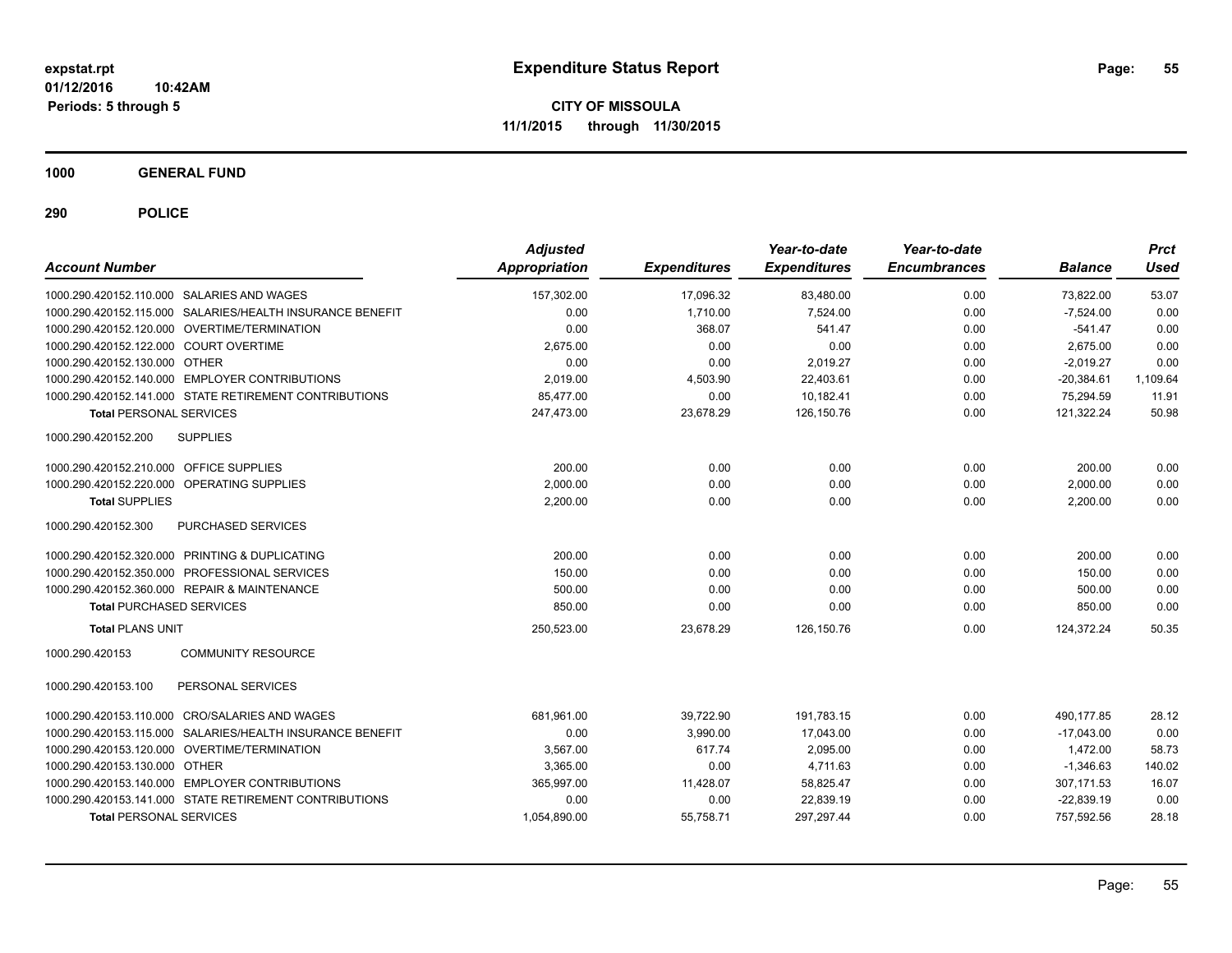# Expenditure Status Report

**CITY OF MISSOULA**

**11/1/2015 through 11/30/2015**

expstat.rpt
01/12/2016 10:42AM
Periods: 5 through 5

## 1000 GENERAL FUND

### 290 POLICE

| Account Number | | Adjusted Appropriation | Expenditures | Year-to-date Expenditures | Year-to-date Encumbrances | Balance | Prct Used |
|---|---|---|---|---|---|---|---|
| 1000.290.420152.110.000 | SALARIES AND WAGES | 157,302.00 | 17,096.32 | 83,480.00 | 0.00 | 73,822.00 | 53.07 |
| 1000.290.420152.115.000 | SALARIES/HEALTH INSURANCE BENEFIT | 0.00 | 1,710.00 | 7,524.00 | 0.00 | -7,524.00 | 0.00 |
| 1000.290.420152.120.000 | OVERTIME/TERMINATION | 0.00 | 368.07 | 541.47 | 0.00 | -541.47 | 0.00 |
| 1000.290.420152.122.000 | COURT OVERTIME | 2,675.00 | 0.00 | 0.00 | 0.00 | 2,675.00 | 0.00 |
| 1000.290.420152.130.000 | OTHER | 0.00 | 0.00 | 2,019.27 | 0.00 | -2,019.27 | 0.00 |
| 1000.290.420152.140.000 | EMPLOYER CONTRIBUTIONS | 2,019.00 | 4,503.90 | 22,403.61 | 0.00 | -20,384.61 | 1,109.64 |
| 1000.290.420152.141.000 | STATE RETIREMENT CONTRIBUTIONS | 85,477.00 | 0.00 | 10,182.41 | 0.00 | 75,294.59 | 11.91 |
| **Total** PERSONAL SERVICES | | 247,473.00 | 23,678.29 | 126,150.76 | 0.00 | 121,322.24 | 50.98 |
| 1000.290.420152.200 | SUPPLIES | | | | | | |
| 1000.290.420152.210.000 | OFFICE SUPPLIES | 200.00 | 0.00 | 0.00 | 0.00 | 200.00 | 0.00 |
| 1000.290.420152.220.000 | OPERATING SUPPLIES | 2,000.00 | 0.00 | 0.00 | 0.00 | 2,000.00 | 0.00 |
| **Total** SUPPLIES | | 2,200.00 | 0.00 | 0.00 | 0.00 | 2,200.00 | 0.00 |
| 1000.290.420152.300 | PURCHASED SERVICES | | | | | | |
| 1000.290.420152.320.000 | PRINTING & DUPLICATING | 200.00 | 0.00 | 0.00 | 0.00 | 200.00 | 0.00 |
| 1000.290.420152.350.000 | PROFESSIONAL SERVICES | 150.00 | 0.00 | 0.00 | 0.00 | 150.00 | 0.00 |
| 1000.290.420152.360.000 | REPAIR & MAINTENANCE | 500.00 | 0.00 | 0.00 | 0.00 | 500.00 | 0.00 |
| **Total** PURCHASED SERVICES | | 850.00 | 0.00 | 0.00 | 0.00 | 850.00 | 0.00 |
| **Total** PLANS UNIT | | 250,523.00 | 23,678.29 | 126,150.76 | 0.00 | 124,372.24 | 50.35 |
| 1000.290.420153 | COMMUNITY RESOURCE | | | | | | |
| 1000.290.420153.100 | PERSONAL SERVICES | | | | | | |
| 1000.290.420153.110.000 | CRO/SALARIES AND WAGES | 681,961.00 | 39,722.90 | 191,783.15 | 0.00 | 490,177.85 | 28.12 |
| 1000.290.420153.115.000 | SALARIES/HEALTH INSURANCE BENEFIT | 0.00 | 3,990.00 | 17,043.00 | 0.00 | -17,043.00 | 0.00 |
| 1000.290.420153.120.000 | OVERTIME/TERMINATION | 3,567.00 | 617.74 | 2,095.00 | 0.00 | 1,472.00 | 58.73 |
| 1000.290.420153.130.000 | OTHER | 3,365.00 | 0.00 | 4,711.63 | 0.00 | -1,346.63 | 140.02 |
| 1000.290.420153.140.000 | EMPLOYER CONTRIBUTIONS | 365,997.00 | 11,428.07 | 58,825.47 | 0.00 | 307,171.53 | 16.07 |
| 1000.290.420153.141.000 | STATE RETIREMENT CONTRIBUTIONS | 0.00 | 0.00 | 22,839.19 | 0.00 | -22,839.19 | 0.00 |
| **Total** PERSONAL SERVICES | | 1,054,890.00 | 55,758.71 | 297,297.44 | 0.00 | 757,592.56 | 28.18 |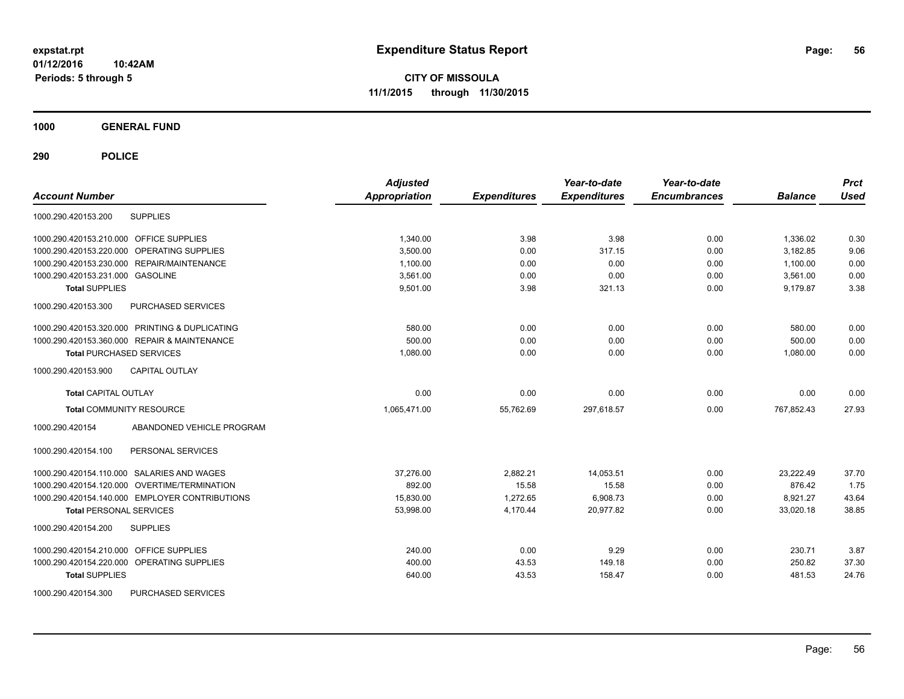**Expenditure Status Report**

**CITY OF MISSOULA**

**11/1/2015 through 11/30/2015**

expstat.rpt
01/12/2016 10:42AM
Periods: 5 through 5

**1000 GENERAL FUND**

**290 POLICE**

| Account Number | | Adjusted Appropriation | Expenditures | Year-to-date Expenditures | Year-to-date Encumbrances | Balance | Prct Used |
|---|---|---|---|---|---|---|---|
| 1000.290.420153.200 | SUPPLIES | | | | | | |
| 1000.290.420153.210.000 | OFFICE SUPPLIES | 1,340.00 | 3.98 | 3.98 | 0.00 | 1,336.02 | 0.30 |
| 1000.290.420153.220.000 | OPERATING SUPPLIES | 3,500.00 | 0.00 | 317.15 | 0.00 | 3,182.85 | 9.06 |
| 1000.290.420153.230.000 | REPAIR/MAINTENANCE | 1,100.00 | 0.00 | 0.00 | 0.00 | 1,100.00 | 0.00 |
| 1000.290.420153.231.000 | GASOLINE | 3,561.00 | 0.00 | 0.00 | 0.00 | 3,561.00 | 0.00 |
| **Total SUPPLIES** | | 9,501.00 | 3.98 | 321.13 | 0.00 | 9,179.87 | 3.38 |
| 1000.290.420153.300 | PURCHASED SERVICES | | | | | | |
| 1000.290.420153.320.000 | PRINTING & DUPLICATING | 580.00 | 0.00 | 0.00 | 0.00 | 580.00 | 0.00 |
| 1000.290.420153.360.000 | REPAIR & MAINTENANCE | 500.00 | 0.00 | 0.00 | 0.00 | 500.00 | 0.00 |
| **Total PURCHASED SERVICES** | | 1,080.00 | 0.00 | 0.00 | 0.00 | 1,080.00 | 0.00 |
| 1000.290.420153.900 | CAPITAL OUTLAY | | | | | | |
| **Total CAPITAL OUTLAY** | | 0.00 | 0.00 | 0.00 | 0.00 | 0.00 | 0.00 |
| **Total COMMUNITY RESOURCE** | | 1,065,471.00 | 55,762.69 | 297,618.57 | 0.00 | 767,852.43 | 27.93 |
| 1000.290.420154 | ABANDONED VEHICLE PROGRAM | | | | | | |
| 1000.290.420154.100 | PERSONAL SERVICES | | | | | | |
| 1000.290.420154.110.000 | SALARIES AND WAGES | 37,276.00 | 2,882.21 | 14,053.51 | 0.00 | 23,222.49 | 37.70 |
| 1000.290.420154.120.000 | OVERTIME/TERMINATION | 892.00 | 15.58 | 15.58 | 0.00 | 876.42 | 1.75 |
| 1000.290.420154.140.000 | EMPLOYER CONTRIBUTIONS | 15,830.00 | 1,272.65 | 6,908.73 | 0.00 | 8,921.27 | 43.64 |
| **Total PERSONAL SERVICES** | | 53,998.00 | 4,170.44 | 20,977.82 | 0.00 | 33,020.18 | 38.85 |
| 1000.290.420154.200 | SUPPLIES | | | | | | |
| 1000.290.420154.210.000 | OFFICE SUPPLIES | 240.00 | 0.00 | 9.29 | 0.00 | 230.71 | 3.87 |
| 1000.290.420154.220.000 | OPERATING SUPPLIES | 400.00 | 43.53 | 149.18 | 0.00 | 250.82 | 37.30 |
| **Total SUPPLIES** | | 640.00 | 43.53 | 158.47 | 0.00 | 481.53 | 24.76 |
| 1000.290.420154.300 | PURCHASED SERVICES | | | | | | |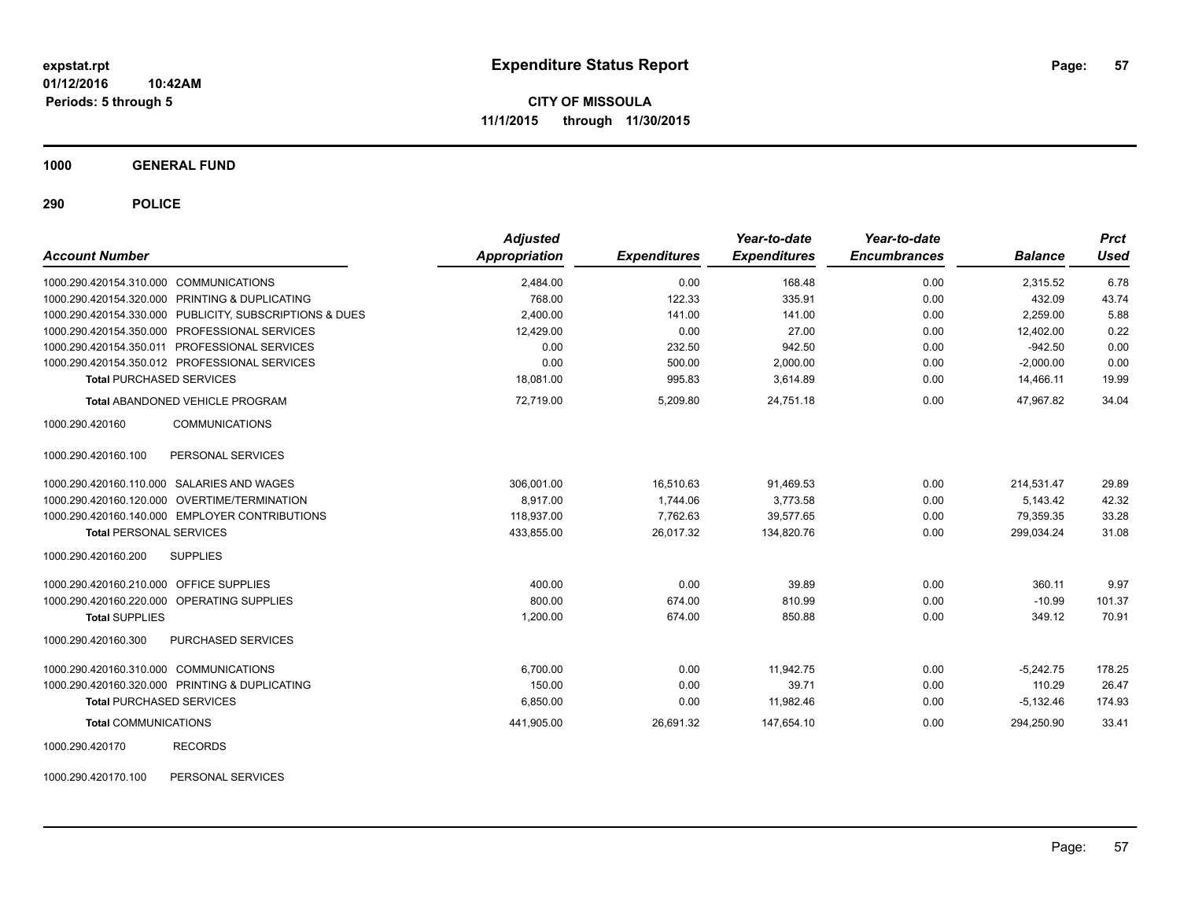**Expenditure Status Report**

**CITY OF MISSOULA**

**11/1/2015 through 11/30/2015**

expstat.rpt
01/12/2016 10:42AM
Periods: 5 through 5

## 1000 GENERAL FUND

### 290 POLICE

| Account Number | Adjusted Appropriation | Expenditures | Year-to-date Expenditures | Year-to-date Encumbrances | Balance | Prct Used |
|---|---|---|---|---|---|---|
| 1000.290.420154.310.000 COMMUNICATIONS | 2,484.00 | 0.00 | 168.48 | 0.00 | 2,315.52 | 6.78 |
| 1000.290.420154.320.000 PRINTING & DUPLICATING | 768.00 | 122.33 | 335.91 | 0.00 | 432.09 | 43.74 |
| 1000.290.420154.330.000 PUBLICITY, SUBSCRIPTIONS & DUES | 2,400.00 | 141.00 | 141.00 | 0.00 | 2,259.00 | 5.88 |
| 1000.290.420154.350.000 PROFESSIONAL SERVICES | 12,429.00 | 0.00 | 27.00 | 0.00 | 12,402.00 | 0.22 |
| 1000.290.420154.350.011 PROFESSIONAL SERVICES | 0.00 | 232.50 | 942.50 | 0.00 | -942.50 | 0.00 |
| 1000.290.420154.350.012 PROFESSIONAL SERVICES | 0.00 | 500.00 | 2,000.00 | 0.00 | -2,000.00 | 0.00 |
| **Total** PURCHASED SERVICES | 18,081.00 | 995.83 | 3,614.89 | 0.00 | 14,466.11 | 19.99 |
| **Total** ABANDONED VEHICLE PROGRAM | 72,719.00 | 5,209.80 | 24,751.18 | 0.00 | 47,967.82 | 34.04 |
| 1000.290.420160 COMMUNICATIONS | | | | | | |
| 1000.290.420160.100 PERSONAL SERVICES | | | | | | |
| 1000.290.420160.110.000 SALARIES AND WAGES | 306,001.00 | 16,510.63 | 91,469.53 | 0.00 | 214,531.47 | 29.89 |
| 1000.290.420160.120.000 OVERTIME/TERMINATION | 8,917.00 | 1,744.06 | 3,773.58 | 0.00 | 5,143.42 | 42.32 |
| 1000.290.420160.140.000 EMPLOYER CONTRIBUTIONS | 118,937.00 | 7,762.63 | 39,577.65 | 0.00 | 79,359.35 | 33.28 |
| **Total** PERSONAL SERVICES | 433,855.00 | 26,017.32 | 134,820.76 | 0.00 | 299,034.24 | 31.08 |
| 1000.290.420160.200 SUPPLIES | | | | | | |
| 1000.290.420160.210.000 OFFICE SUPPLIES | 400.00 | 0.00 | 39.89 | 0.00 | 360.11 | 9.97 |
| 1000.290.420160.220.000 OPERATING SUPPLIES | 800.00 | 674.00 | 810.99 | 0.00 | -10.99 | 101.37 |
| **Total** SUPPLIES | 1,200.00 | 674.00 | 850.88 | 0.00 | 349.12 | 70.91 |
| 1000.290.420160.300 PURCHASED SERVICES | | | | | | |
| 1000.290.420160.310.000 COMMUNICATIONS | 6,700.00 | 0.00 | 11,942.75 | 0.00 | -5,242.75 | 178.25 |
| 1000.290.420160.320.000 PRINTING & DUPLICATING | 150.00 | 0.00 | 39.71 | 0.00 | 110.29 | 26.47 |
| **Total** PURCHASED SERVICES | 6,850.00 | 0.00 | 11,982.46 | 0.00 | -5,132.46 | 174.93 |
| **Total** COMMUNICATIONS | 441,905.00 | 26,691.32 | 147,654.10 | 0.00 | 294,250.90 | 33.41 |
| 1000.290.420170 RECORDS | | | | | | |
| 1000.290.420170.100 PERSONAL SERVICES | | | | | | |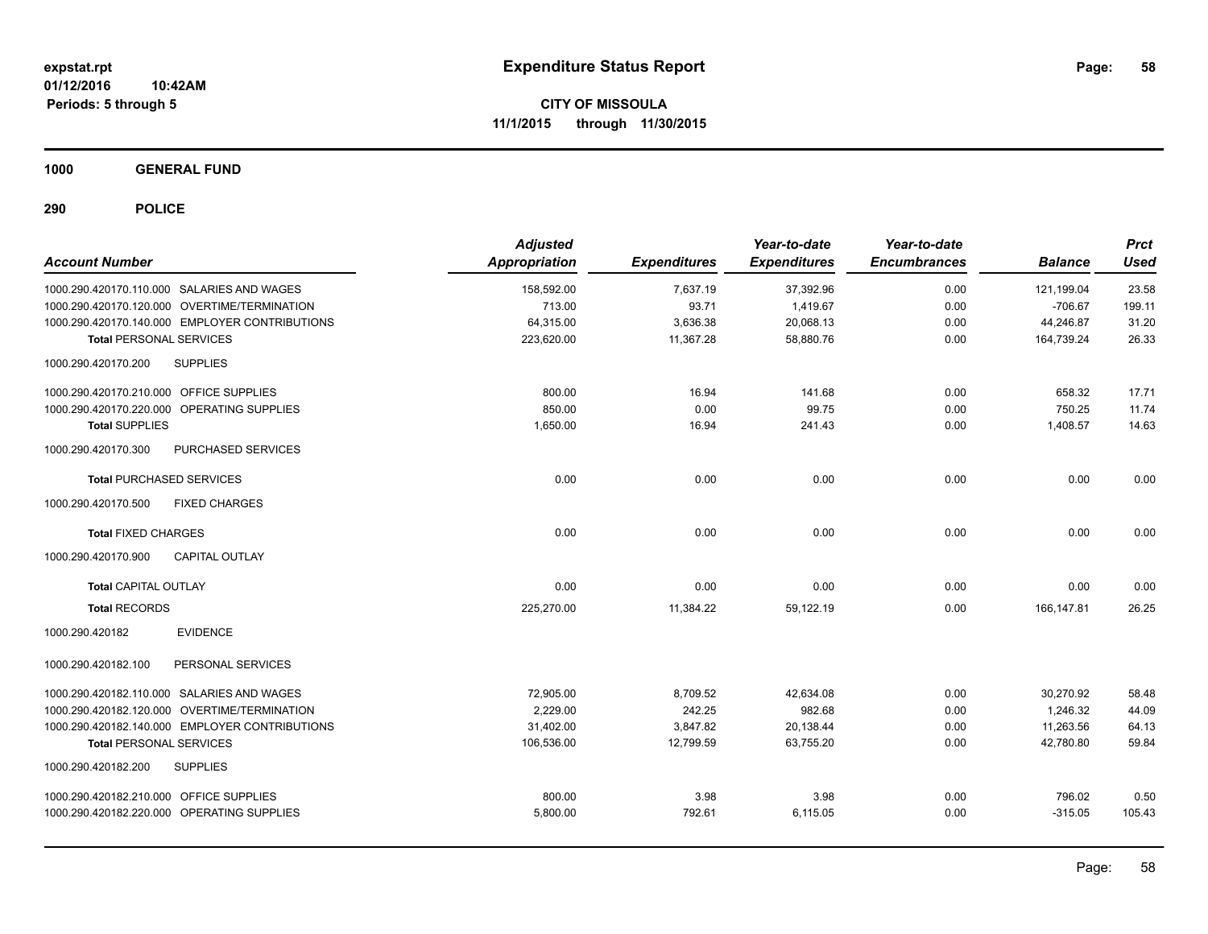# Expenditure Status Report

**expstat.rpt**
**01/12/2016 10:42AM**
**Periods: 5 through 5**

**CITY OF MISSOULA**
**11/1/2015 through 11/30/2015**

**1000 GENERAL FUND**

**290 POLICE**

| Account Number | Adjusted Appropriation | Expenditures | Year-to-date Expenditures | Year-to-date Encumbrances | Balance | Prct Used |
|---|---|---|---|---|---|---|
| 1000.290.420170.110.000 SALARIES AND WAGES | 158,592.00 | 7,637.19 | 37,392.96 | 0.00 | 121,199.04 | 23.58 |
| 1000.290.420170.120.000 OVERTIME/TERMINATION | 713.00 | 93.71 | 1,419.67 | 0.00 | -706.67 | 199.11 |
| 1000.290.420170.140.000 EMPLOYER CONTRIBUTIONS | 64,315.00 | 3,636.38 | 20,068.13 | 0.00 | 44,246.87 | 31.20 |
| **Total** PERSONAL SERVICES | 223,620.00 | 11,367.28 | 58,880.76 | 0.00 | 164,739.24 | 26.33 |
| 1000.290.420170.200 SUPPLIES | | | | | | |
| 1000.290.420170.210.000 OFFICE SUPPLIES | 800.00 | 16.94 | 141.68 | 0.00 | 658.32 | 17.71 |
| 1000.290.420170.220.000 OPERATING SUPPLIES | 850.00 | 0.00 | 99.75 | 0.00 | 750.25 | 11.74 |
| **Total** SUPPLIES | 1,650.00 | 16.94 | 241.43 | 0.00 | 1,408.57 | 14.63 |
| 1000.290.420170.300 PURCHASED SERVICES | | | | | | |
| **Total** PURCHASED SERVICES | 0.00 | 0.00 | 0.00 | 0.00 | 0.00 | 0.00 |
| 1000.290.420170.500 FIXED CHARGES | | | | | | |
| **Total** FIXED CHARGES | 0.00 | 0.00 | 0.00 | 0.00 | 0.00 | 0.00 |
| 1000.290.420170.900 CAPITAL OUTLAY | | | | | | |
| **Total** CAPITAL OUTLAY | 0.00 | 0.00 | 0.00 | 0.00 | 0.00 | 0.00 |
| **Total** RECORDS | 225,270.00 | 11,384.22 | 59,122.19 | 0.00 | 166,147.81 | 26.25 |
| 1000.290.420182 EVIDENCE | | | | | | |
| 1000.290.420182.100 PERSONAL SERVICES | | | | | | |
| 1000.290.420182.110.000 SALARIES AND WAGES | 72,905.00 | 8,709.52 | 42,634.08 | 0.00 | 30,270.92 | 58.48 |
| 1000.290.420182.120.000 OVERTIME/TERMINATION | 2,229.00 | 242.25 | 982.68 | 0.00 | 1,246.32 | 44.09 |
| 1000.290.420182.140.000 EMPLOYER CONTRIBUTIONS | 31,402.00 | 3,847.82 | 20,138.44 | 0.00 | 11,263.56 | 64.13 |
| **Total** PERSONAL SERVICES | 106,536.00 | 12,799.59 | 63,755.20 | 0.00 | 42,780.80 | 59.84 |
| 1000.290.420182.200 SUPPLIES | | | | | | |
| 1000.290.420182.210.000 OFFICE SUPPLIES | 800.00 | 3.98 | 3.98 | 0.00 | 796.02 | 0.50 |
| 1000.290.420182.220.000 OPERATING SUPPLIES | 5,800.00 | 792.61 | 6,115.05 | 0.00 | -315.05 | 105.43 |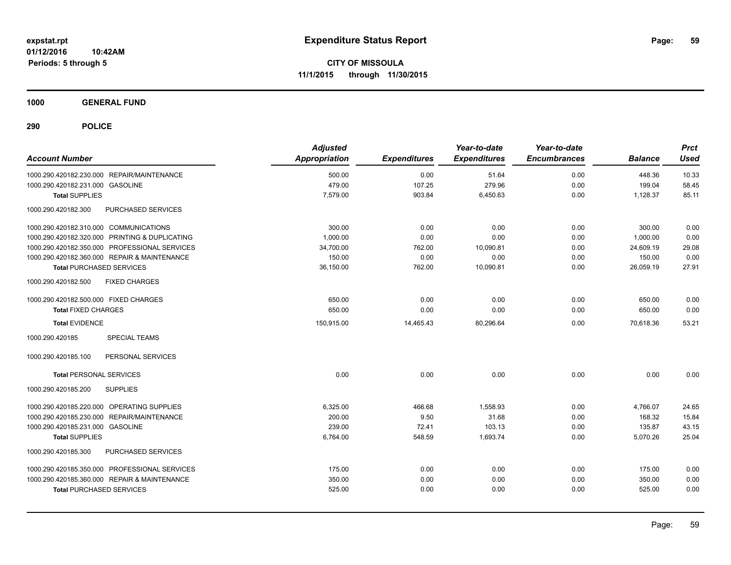# Expenditure Status Report

expstat.rpt
01/12/2016 10:42AM
Periods: 5 through 5

**CITY OF MISSOULA**
**11/1/2015 through 11/30/2015**

**1000 GENERAL FUND**

**290 POLICE**

| Account Number | | Adjusted Appropriation | Expenditures | Year-to-date Expenditures | Year-to-date Encumbrances | Balance | Prct Used |
|---|---|---|---|---|---|---|---|
| 1000.290.420182.230.000 | REPAIR/MAINTENANCE | 500.00 | 0.00 | 51.64 | 0.00 | 448.36 | 10.33 |
| 1000.290.420182.231.000 | GASOLINE | 479.00 | 107.25 | 279.96 | 0.00 | 199.04 | 58.45 |
| **Total** SUPPLIES | | 7,579.00 | 903.84 | 6,450.63 | 0.00 | 1,128.37 | 85.11 |
| 1000.290.420182.300 | PURCHASED SERVICES | | | | | | |
| 1000.290.420182.310.000 | COMMUNICATIONS | 300.00 | 0.00 | 0.00 | 0.00 | 300.00 | 0.00 |
| 1000.290.420182.320.000 | PRINTING & DUPLICATING | 1,000.00 | 0.00 | 0.00 | 0.00 | 1,000.00 | 0.00 |
| 1000.290.420182.350.000 | PROFESSIONAL SERVICES | 34,700.00 | 762.00 | 10,090.81 | 0.00 | 24,609.19 | 29.08 |
| 1000.290.420182.360.000 | REPAIR & MAINTENANCE | 150.00 | 0.00 | 0.00 | 0.00 | 150.00 | 0.00 |
| **Total** PURCHASED SERVICES | | 36,150.00 | 762.00 | 10,090.81 | 0.00 | 26,059.19 | 27.91 |
| 1000.290.420182.500 | FIXED CHARGES | | | | | | |
| 1000.290.420182.500.000 | FIXED CHARGES | 650.00 | 0.00 | 0.00 | 0.00 | 650.00 | 0.00 |
| **Total** FIXED CHARGES | | 650.00 | 0.00 | 0.00 | 0.00 | 650.00 | 0.00 |
| **Total** EVIDENCE | | 150,915.00 | 14,465.43 | 80,296.64 | 0.00 | 70,618.36 | 53.21 |
| 1000.290.420185 | SPECIAL TEAMS | | | | | | |
| 1000.290.420185.100 | PERSONAL SERVICES | | | | | | |
| **Total** PERSONAL SERVICES | | 0.00 | 0.00 | 0.00 | 0.00 | 0.00 | 0.00 |
| 1000.290.420185.200 | SUPPLIES | | | | | | |
| 1000.290.420185.220.000 | OPERATING SUPPLIES | 6,325.00 | 466.68 | 1,558.93 | 0.00 | 4,766.07 | 24.65 |
| 1000.290.420185.230.000 | REPAIR/MAINTENANCE | 200.00 | 9.50 | 31.68 | 0.00 | 168.32 | 15.84 |
| 1000.290.420185.231.000 | GASOLINE | 239.00 | 72.41 | 103.13 | 0.00 | 135.87 | 43.15 |
| **Total** SUPPLIES | | 6,764.00 | 548.59 | 1,693.74 | 0.00 | 5,070.26 | 25.04 |
| 1000.290.420185.300 | PURCHASED SERVICES | | | | | | |
| 1000.290.420185.350.000 | PROFESSIONAL SERVICES | 175.00 | 0.00 | 0.00 | 0.00 | 175.00 | 0.00 |
| 1000.290.420185.360.000 | REPAIR & MAINTENANCE | 350.00 | 0.00 | 0.00 | 0.00 | 350.00 | 0.00 |
| **Total** PURCHASED SERVICES | | 525.00 | 0.00 | 0.00 | 0.00 | 525.00 | 0.00 |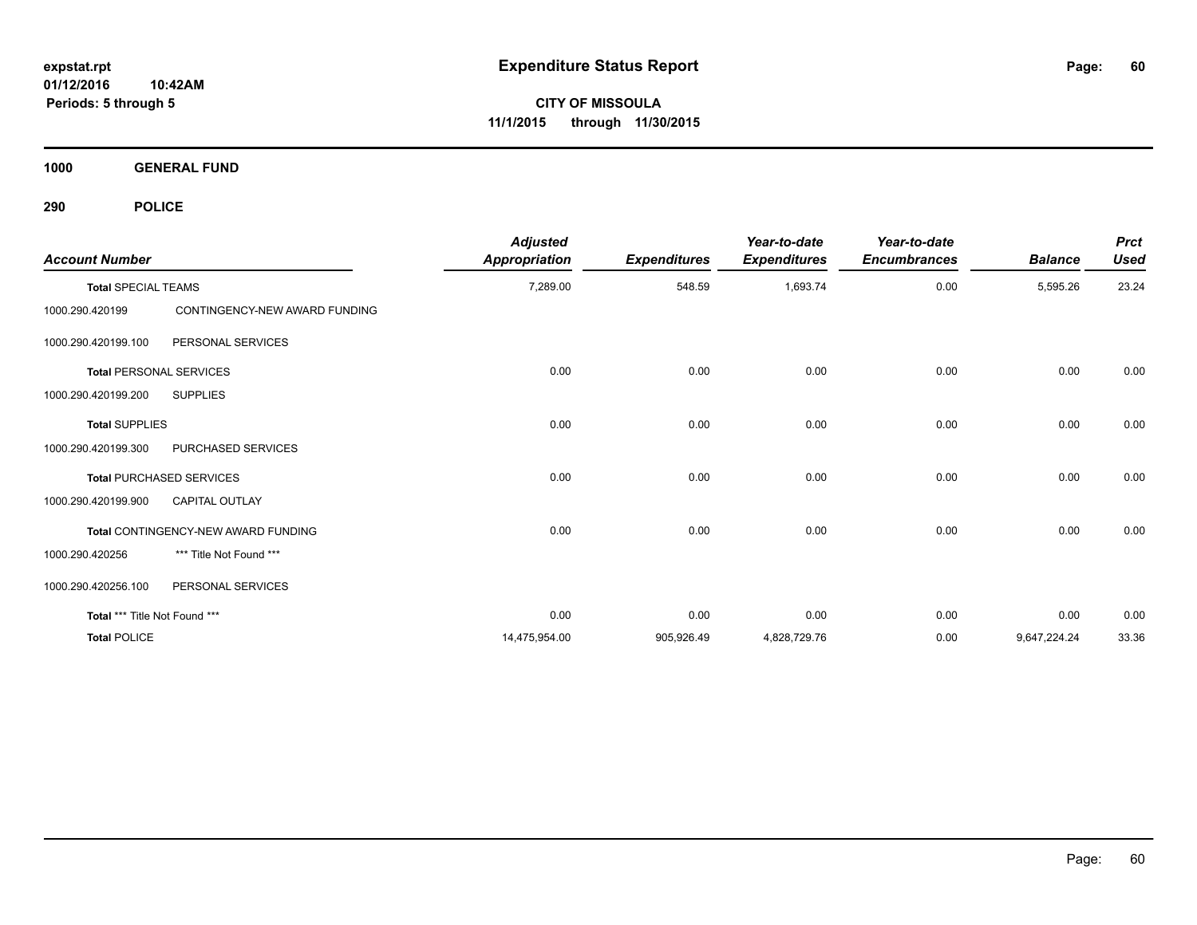**expstat.rpt**
**01/12/2016 10:42AM**
**Periods: 5 through 5**

# Expenditure Status Report

**CITY OF MISSOULA**
**11/1/2015 through 11/30/2015**

## 1000 GENERAL FUND

### 290 POLICE

| Account Number | | Adjusted Appropriation | Expenditures | Year-to-date Expenditures | Year-to-date Encumbrances | Balance | Prct Used |
|---|---|---|---|---|---|---|---|
| **Total** SPECIAL TEAMS | | 7,289.00 | 548.59 | 1,693.74 | 0.00 | 5,595.26 | 23.24 |
| 1000.290.420199 | CONTINGENCY-NEW AWARD FUNDING | | | | | | |
| 1000.290.420199.100 | PERSONAL SERVICES | | | | | | |
| **Total** PERSONAL SERVICES | | 0.00 | 0.00 | 0.00 | 0.00 | 0.00 | 0.00 |
| 1000.290.420199.200 | SUPPLIES | | | | | | |
| **Total** SUPPLIES | | 0.00 | 0.00 | 0.00 | 0.00 | 0.00 | 0.00 |
| 1000.290.420199.300 | PURCHASED SERVICES | | | | | | |
| **Total** PURCHASED SERVICES | | 0.00 | 0.00 | 0.00 | 0.00 | 0.00 | 0.00 |
| 1000.290.420199.900 | CAPITAL OUTLAY | | | | | | |
| **Total** CONTINGENCY-NEW AWARD FUNDING | | 0.00 | 0.00 | 0.00 | 0.00 | 0.00 | 0.00 |
| 1000.290.420256 | *** Title Not Found *** | | | | | | |
| 1000.290.420256.100 | PERSONAL SERVICES | | | | | | |
| **Total** *** Title Not Found *** | | 0.00 | 0.00 | 0.00 | 0.00 | 0.00 | 0.00 |
| **Total** POLICE | | 14,475,954.00 | 905,926.49 | 4,828,729.76 | 0.00 | 9,647,224.24 | 33.36 |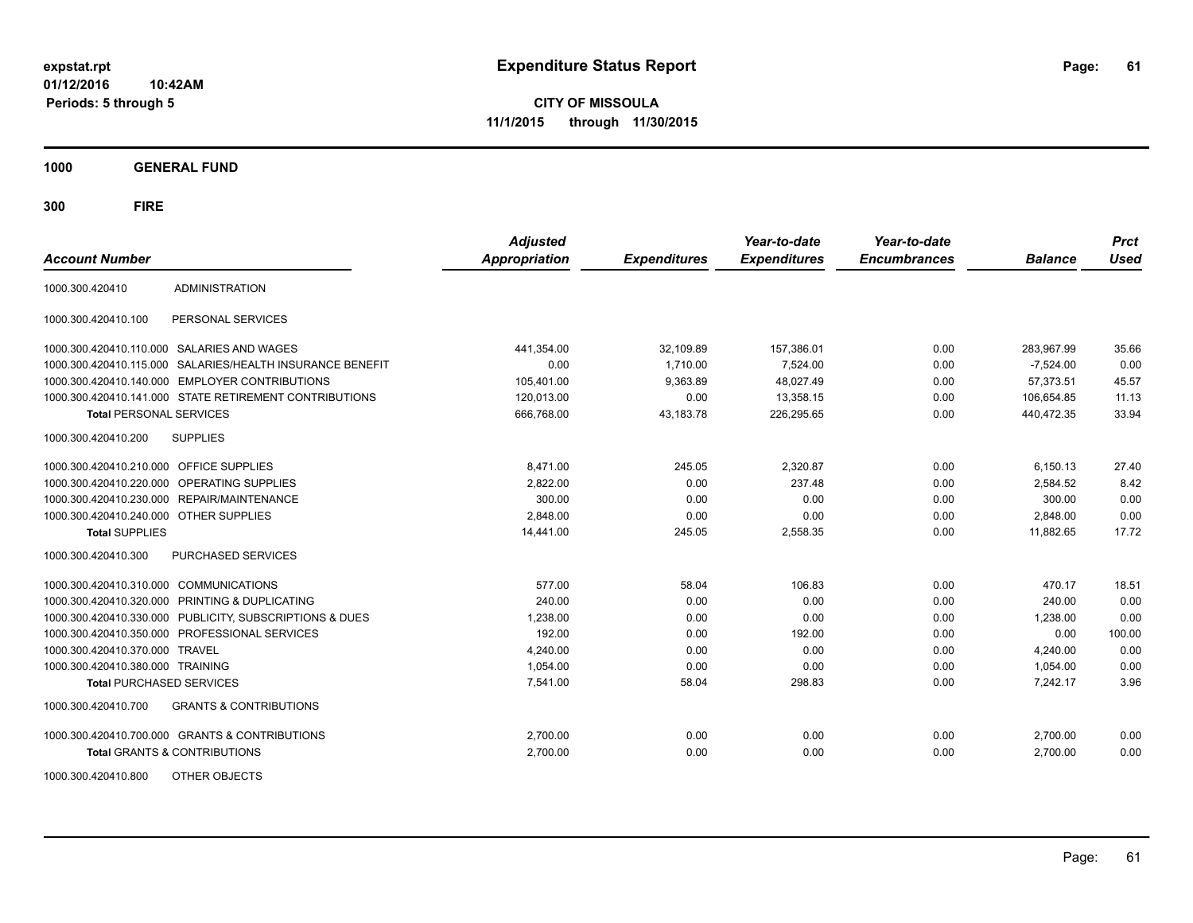# Expenditure Status Report

**CITY OF MISSOULA**

**11/1/2015 through 11/30/2015**

expstat.rpt
01/12/2016 10:42AM
Periods: 5 through 5

## 1000 GENERAL FUND

## 300 FIRE

| Account Number | | Adjusted Appropriation | Expenditures | Year-to-date Expenditures | Year-to-date Encumbrances | Balance | Prct Used |
|---|---|---|---|---|---|---|---|
| 1000.300.420410 | ADMINISTRATION | | | | | | |
| 1000.300.420410.100 | PERSONAL SERVICES | | | | | | |
| 1000.300.420410.110.000 | SALARIES AND WAGES | 441,354.00 | 32,109.89 | 157,386.01 | 0.00 | 283,967.99 | 35.66 |
| 1000.300.420410.115.000 | SALARIES/HEALTH INSURANCE BENEFIT | 0.00 | 1,710.00 | 7,524.00 | 0.00 | -7,524.00 | 0.00 |
| 1000.300.420410.140.000 | EMPLOYER CONTRIBUTIONS | 105,401.00 | 9,363.89 | 48,027.49 | 0.00 | 57,373.51 | 45.57 |
| 1000.300.420410.141.000 | STATE RETIREMENT CONTRIBUTIONS | 120,013.00 | 0.00 | 13,358.15 | 0.00 | 106,654.85 | 11.13 |
| **Total** PERSONAL SERVICES | | 666,768.00 | 43,183.78 | 226,295.65 | 0.00 | 440,472.35 | 33.94 |
| 1000.300.420410.200 | SUPPLIES | | | | | | |
| 1000.300.420410.210.000 | OFFICE SUPPLIES | 8,471.00 | 245.05 | 2,320.87 | 0.00 | 6,150.13 | 27.40 |
| 1000.300.420410.220.000 | OPERATING SUPPLIES | 2,822.00 | 0.00 | 237.48 | 0.00 | 2,584.52 | 8.42 |
| 1000.300.420410.230.000 | REPAIR/MAINTENANCE | 300.00 | 0.00 | 0.00 | 0.00 | 300.00 | 0.00 |
| 1000.300.420410.240.000 | OTHER SUPPLIES | 2,848.00 | 0.00 | 0.00 | 0.00 | 2,848.00 | 0.00 |
| **Total** SUPPLIES | | 14,441.00 | 245.05 | 2,558.35 | 0.00 | 11,882.65 | 17.72 |
| 1000.300.420410.300 | PURCHASED SERVICES | | | | | | |
| 1000.300.420410.310.000 | COMMUNICATIONS | 577.00 | 58.04 | 106.83 | 0.00 | 470.17 | 18.51 |
| 1000.300.420410.320.000 | PRINTING & DUPLICATING | 240.00 | 0.00 | 0.00 | 0.00 | 240.00 | 0.00 |
| 1000.300.420410.330.000 | PUBLICITY, SUBSCRIPTIONS & DUES | 1,238.00 | 0.00 | 0.00 | 0.00 | 1,238.00 | 0.00 |
| 1000.300.420410.350.000 | PROFESSIONAL SERVICES | 192.00 | 0.00 | 192.00 | 0.00 | 0.00 | 100.00 |
| 1000.300.420410.370.000 | TRAVEL | 4,240.00 | 0.00 | 0.00 | 0.00 | 4,240.00 | 0.00 |
| 1000.300.420410.380.000 | TRAINING | 1,054.00 | 0.00 | 0.00 | 0.00 | 1,054.00 | 0.00 |
| **Total** PURCHASED SERVICES | | 7,541.00 | 58.04 | 298.83 | 0.00 | 7,242.17 | 3.96 |
| 1000.300.420410.700 | GRANTS & CONTRIBUTIONS | | | | | | |
| 1000.300.420410.700.000 | GRANTS & CONTRIBUTIONS | 2,700.00 | 0.00 | 0.00 | 0.00 | 2,700.00 | 0.00 |
| **Total** GRANTS & CONTRIBUTIONS | | 2,700.00 | 0.00 | 0.00 | 0.00 | 2,700.00 | 0.00 |
| 1000.300.420410.800 | OTHER OBJECTS | | | | | | |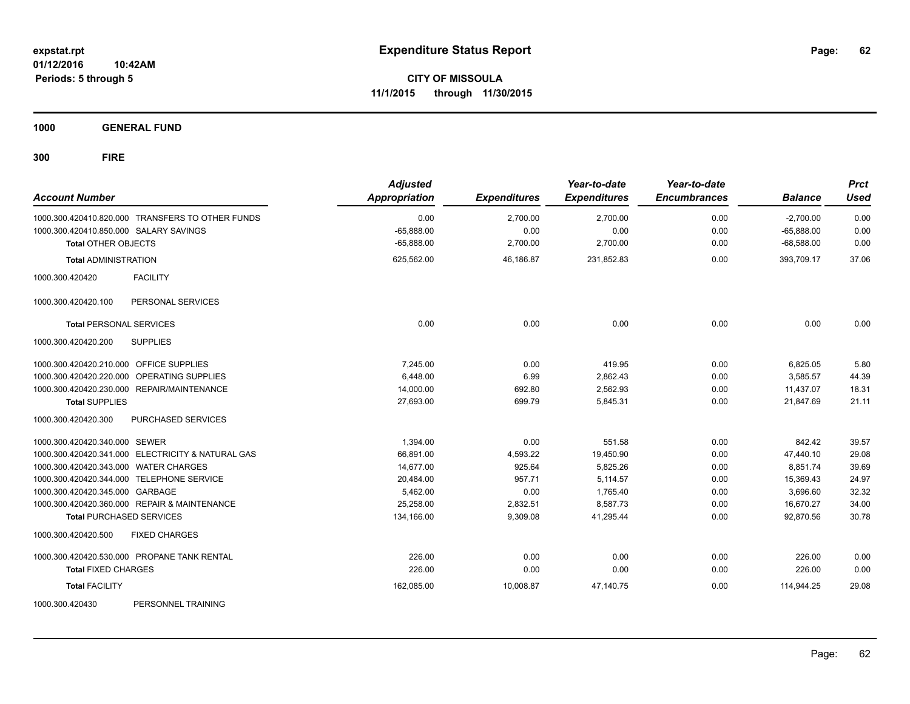# Expenditure Status Report

**CITY OF MISSOULA**
**11/1/2015 through 11/30/2015**

expstat.rpt
01/12/2016 10:42AM
Periods: 5 through 5

**1000 GENERAL FUND**

**300 FIRE**

| Account Number | Adjusted Appropriation | Expenditures | Year-to-date Expenditures | Year-to-date Encumbrances | Balance | Prct Used |
|---|---|---|---|---|---|---|
| 1000.300.420410.820.000 TRANSFERS TO OTHER FUNDS | 0.00 | 2,700.00 | 2,700.00 | 0.00 | -2,700.00 | 0.00 |
| 1000.300.420410.850.000 SALARY SAVINGS | -65,888.00 | 0.00 | 0.00 | 0.00 | -65,888.00 | 0.00 |
| **Total** OTHER OBJECTS | -65,888.00 | 2,700.00 | 2,700.00 | 0.00 | -68,588.00 | 0.00 |
| **Total** ADMINISTRATION | 625,562.00 | 46,186.87 | 231,852.83 | 0.00 | 393,709.17 | 37.06 |
| 1000.300.420420 FACILITY | | | | | | |
| 1000.300.420420.100 PERSONAL SERVICES | | | | | | |
| **Total** PERSONAL SERVICES | 0.00 | 0.00 | 0.00 | 0.00 | 0.00 | 0.00 |
| 1000.300.420420.200 SUPPLIES | | | | | | |
| 1000.300.420420.210.000 OFFICE SUPPLIES | 7,245.00 | 0.00 | 419.95 | 0.00 | 6,825.05 | 5.80 |
| 1000.300.420420.220.000 OPERATING SUPPLIES | 6,448.00 | 6.99 | 2,862.43 | 0.00 | 3,585.57 | 44.39 |
| 1000.300.420420.230.000 REPAIR/MAINTENANCE | 14,000.00 | 692.80 | 2,562.93 | 0.00 | 11,437.07 | 18.31 |
| **Total** SUPPLIES | 27,693.00 | 699.79 | 5,845.31 | 0.00 | 21,847.69 | 21.11 |
| 1000.300.420420.300 PURCHASED SERVICES | | | | | | |
| 1000.300.420420.340.000 SEWER | 1,394.00 | 0.00 | 551.58 | 0.00 | 842.42 | 39.57 |
| 1000.300.420420.341.000 ELECTRICITY & NATURAL GAS | 66,891.00 | 4,593.22 | 19,450.90 | 0.00 | 47,440.10 | 29.08 |
| 1000.300.420420.343.000 WATER CHARGES | 14,677.00 | 925.64 | 5,825.26 | 0.00 | 8,851.74 | 39.69 |
| 1000.300.420420.344.000 TELEPHONE SERVICE | 20,484.00 | 957.71 | 5,114.57 | 0.00 | 15,369.43 | 24.97 |
| 1000.300.420420.345.000 GARBAGE | 5,462.00 | 0.00 | 1,765.40 | 0.00 | 3,696.60 | 32.32 |
| 1000.300.420420.360.000 REPAIR & MAINTENANCE | 25,258.00 | 2,832.51 | 8,587.73 | 0.00 | 16,670.27 | 34.00 |
| **Total** PURCHASED SERVICES | 134,166.00 | 9,309.08 | 41,295.44 | 0.00 | 92,870.56 | 30.78 |
| 1000.300.420420.500 FIXED CHARGES | | | | | | |
| 1000.300.420420.530.000 PROPANE TANK RENTAL | 226.00 | 0.00 | 0.00 | 0.00 | 226.00 | 0.00 |
| **Total** FIXED CHARGES | 226.00 | 0.00 | 0.00 | 0.00 | 226.00 | 0.00 |
| **Total** FACILITY | 162,085.00 | 10,008.87 | 47,140.75 | 0.00 | 114,944.25 | 29.08 |
| 1000.300.420430 PERSONNEL TRAINING | | | | | | |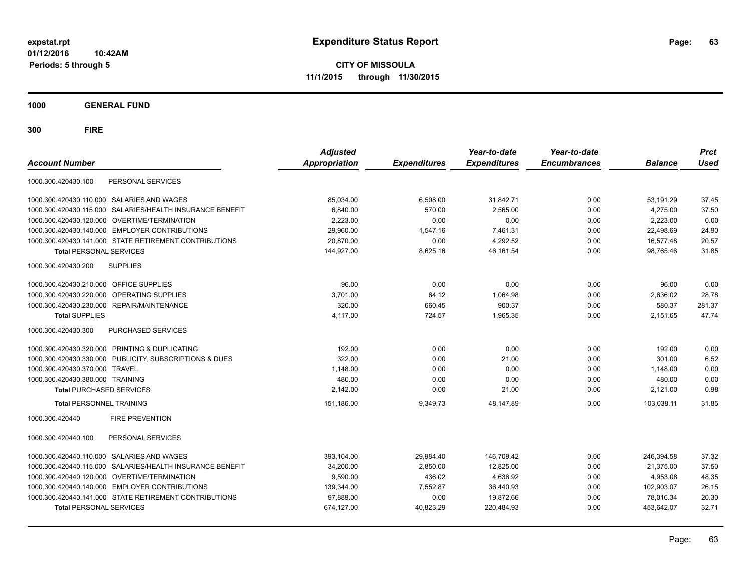# Expenditure Status Report

expstat.rpt
01/12/2016 10:42AM
Periods: 5 through 5

**CITY OF MISSOULA**
**11/1/2015 through 11/30/2015**

## 1000 GENERAL FUND

## 300 FIRE

| Account Number | | Adjusted Appropriation | Expenditures | Year-to-date Expenditures | Year-to-date Encumbrances | Balance | Prct Used |
|---|---|---|---|---|---|---|---|
| 1000.300.420430.100 | PERSONAL SERVICES | | | | | | |
| 1000.300.420430.110.000 | SALARIES AND WAGES | 85,034.00 | 6,508.00 | 31,842.71 | 0.00 | 53,191.29 | 37.45 |
| 1000.300.420430.115.000 | SALARIES/HEALTH INSURANCE BENEFIT | 6,840.00 | 570.00 | 2,565.00 | 0.00 | 4,275.00 | 37.50 |
| 1000.300.420430.120.000 | OVERTIME/TERMINATION | 2,223.00 | 0.00 | 0.00 | 0.00 | 2,223.00 | 0.00 |
| 1000.300.420430.140.000 | EMPLOYER CONTRIBUTIONS | 29,960.00 | 1,547.16 | 7,461.31 | 0.00 | 22,498.69 | 24.90 |
| 1000.300.420430.141.000 | STATE RETIREMENT CONTRIBUTIONS | 20,870.00 | 0.00 | 4,292.52 | 0.00 | 16,577.48 | 20.57 |
| **Total** PERSONAL SERVICES | | 144,927.00 | 8,625.16 | 46,161.54 | 0.00 | 98,765.46 | 31.85 |
| 1000.300.420430.200 | SUPPLIES | | | | | | |
| 1000.300.420430.210.000 | OFFICE SUPPLIES | 96.00 | 0.00 | 0.00 | 0.00 | 96.00 | 0.00 |
| 1000.300.420430.220.000 | OPERATING SUPPLIES | 3,701.00 | 64.12 | 1,064.98 | 0.00 | 2,636.02 | 28.78 |
| 1000.300.420430.230.000 | REPAIR/MAINTENANCE | 320.00 | 660.45 | 900.37 | 0.00 | -580.37 | 281.37 |
| **Total** SUPPLIES | | 4,117.00 | 724.57 | 1,965.35 | 0.00 | 2,151.65 | 47.74 |
| 1000.300.420430.300 | PURCHASED SERVICES | | | | | | |
| 1000.300.420430.320.000 | PRINTING & DUPLICATING | 192.00 | 0.00 | 0.00 | 0.00 | 192.00 | 0.00 |
| 1000.300.420430.330.000 | PUBLICITY, SUBSCRIPTIONS & DUES | 322.00 | 0.00 | 21.00 | 0.00 | 301.00 | 6.52 |
| 1000.300.420430.370.000 | TRAVEL | 1,148.00 | 0.00 | 0.00 | 0.00 | 1,148.00 | 0.00 |
| 1000.300.420430.380.000 | TRAINING | 480.00 | 0.00 | 0.00 | 0.00 | 480.00 | 0.00 |
| **Total** PURCHASED SERVICES | | 2,142.00 | 0.00 | 21.00 | 0.00 | 2,121.00 | 0.98 |
| **Total** PERSONNEL TRAINING | | 151,186.00 | 9,349.73 | 48,147.89 | 0.00 | 103,038.11 | 31.85 |
| 1000.300.420440 | FIRE PREVENTION | | | | | | |
| 1000.300.420440.100 | PERSONAL SERVICES | | | | | | |
| 1000.300.420440.110.000 | SALARIES AND WAGES | 393,104.00 | 29,984.40 | 146,709.42 | 0.00 | 246,394.58 | 37.32 |
| 1000.300.420440.115.000 | SALARIES/HEALTH INSURANCE BENEFIT | 34,200.00 | 2,850.00 | 12,825.00 | 0.00 | 21,375.00 | 37.50 |
| 1000.300.420440.120.000 | OVERTIME/TERMINATION | 9,590.00 | 436.02 | 4,636.92 | 0.00 | 4,953.08 | 48.35 |
| 1000.300.420440.140.000 | EMPLOYER CONTRIBUTIONS | 139,344.00 | 7,552.87 | 36,440.93 | 0.00 | 102,903.07 | 26.15 |
| 1000.300.420440.141.000 | STATE RETIREMENT CONTRIBUTIONS | 97,889.00 | 0.00 | 19,872.66 | 0.00 | 78,016.34 | 20.30 |
| **Total** PERSONAL SERVICES | | 674,127.00 | 40,823.29 | 220,484.93 | 0.00 | 453,642.07 | 32.71 |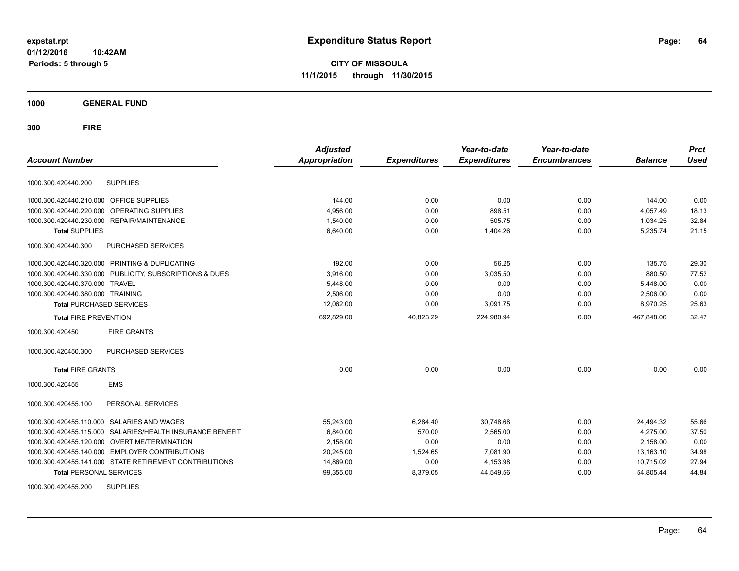# Expenditure Status Report

**CITY OF MISSOULA**

**11/1/2015 through 11/30/2015**

expstat.rpt
01/12/2016 10:42AM
Periods: 5 through 5

**1000 GENERAL FUND**

**300 FIRE**

| Account Number | | Adjusted Appropriation | Expenditures | Year-to-date Expenditures | Year-to-date Encumbrances | Balance | Prct Used |
|---|---|---|---|---|---|---|---|
| 1000.300.420440.200 | SUPPLIES | | | | | | |
| 1000.300.420440.210.000 | OFFICE SUPPLIES | 144.00 | 0.00 | 0.00 | 0.00 | 144.00 | 0.00 |
| 1000.300.420440.220.000 | OPERATING SUPPLIES | 4,956.00 | 0.00 | 898.51 | 0.00 | 4,057.49 | 18.13 |
| 1000.300.420440.230.000 | REPAIR/MAINTENANCE | 1,540.00 | 0.00 | 505.75 | 0.00 | 1,034.25 | 32.84 |
| **Total** SUPPLIES | | 6,640.00 | 0.00 | 1,404.26 | 0.00 | 5,235.74 | 21.15 |
| 1000.300.420440.300 | PURCHASED SERVICES | | | | | | |
| 1000.300.420440.320.000 | PRINTING & DUPLICATING | 192.00 | 0.00 | 56.25 | 0.00 | 135.75 | 29.30 |
| 1000.300.420440.330.000 | PUBLICITY, SUBSCRIPTIONS & DUES | 3,916.00 | 0.00 | 3,035.50 | 0.00 | 880.50 | 77.52 |
| 1000.300.420440.370.000 | TRAVEL | 5,448.00 | 0.00 | 0.00 | 0.00 | 5,448.00 | 0.00 |
| 1000.300.420440.380.000 | TRAINING | 2,506.00 | 0.00 | 0.00 | 0.00 | 2,506.00 | 0.00 |
| **Total** PURCHASED SERVICES | | 12,062.00 | 0.00 | 3,091.75 | 0.00 | 8,970.25 | 25.63 |
| **Total** FIRE PREVENTION | | 692,829.00 | 40,823.29 | 224,980.94 | 0.00 | 467,848.06 | 32.47 |
| 1000.300.420450 | FIRE GRANTS | | | | | | |
| 1000.300.420450.300 | PURCHASED SERVICES | | | | | | |
| **Total** FIRE GRANTS | | 0.00 | 0.00 | 0.00 | 0.00 | 0.00 | 0.00 |
| 1000.300.420455 | EMS | | | | | | |
| 1000.300.420455.100 | PERSONAL SERVICES | | | | | | |
| 1000.300.420455.110.000 | SALARIES AND WAGES | 55,243.00 | 6,284.40 | 30,748.68 | 0.00 | 24,494.32 | 55.66 |
| 1000.300.420455.115.000 | SALARIES/HEALTH INSURANCE BENEFIT | 6,840.00 | 570.00 | 2,565.00 | 0.00 | 4,275.00 | 37.50 |
| 1000.300.420455.120.000 | OVERTIME/TERMINATION | 2,158.00 | 0.00 | 0.00 | 0.00 | 2,158.00 | 0.00 |
| 1000.300.420455.140.000 | EMPLOYER CONTRIBUTIONS | 20,245.00 | 1,524.65 | 7,081.90 | 0.00 | 13,163.10 | 34.98 |
| 1000.300.420455.141.000 | STATE RETIREMENT CONTRIBUTIONS | 14,869.00 | 0.00 | 4,153.98 | 0.00 | 10,715.02 | 27.94 |
| **Total** PERSONAL SERVICES | | 99,355.00 | 8,379.05 | 44,549.56 | 0.00 | 54,805.44 | 44.84 |
| 1000.300.420455.200 | SUPPLIES | | | | | | |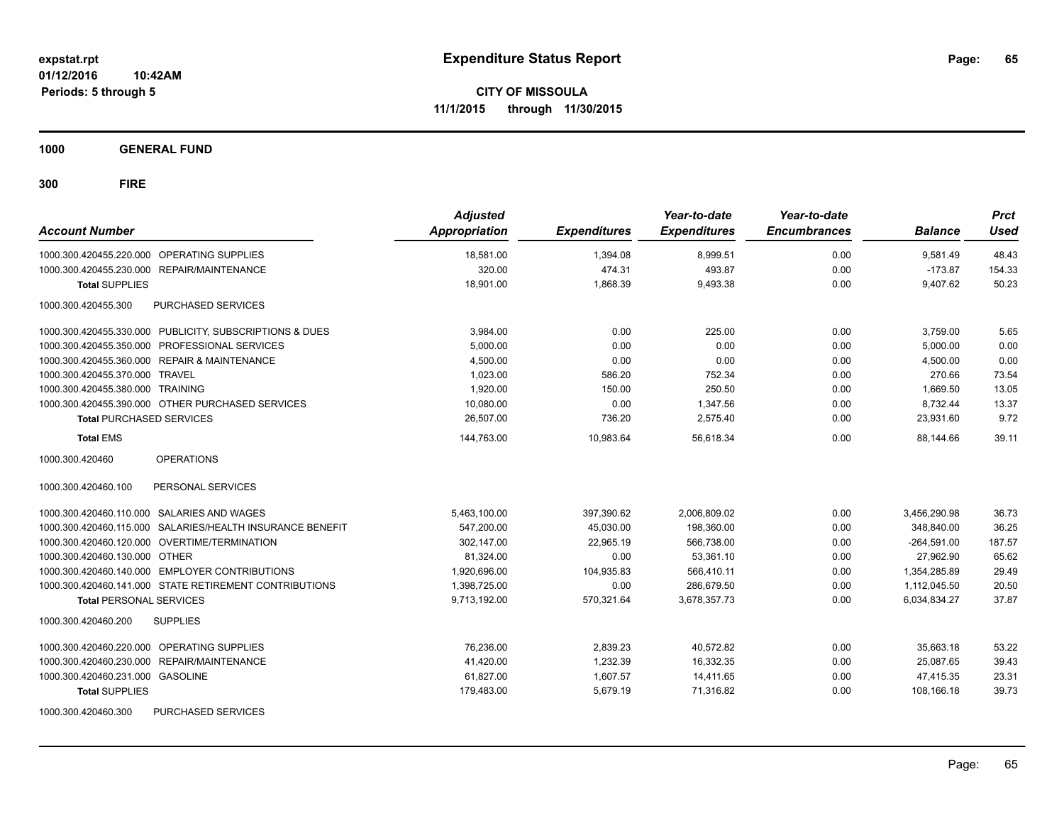**expstat.rpt**
**01/12/2016 10:42AM**
**Periods: 5 through 5**

# Expenditure Status Report

**CITY OF MISSOULA**
**11/1/2015 through 11/30/2015**

## 1000 GENERAL FUND

### 300 FIRE

| Account Number | | Adjusted Appropriation | Expenditures | Year-to-date Expenditures | Year-to-date Encumbrances | Balance | Prct Used |
|---|---|---|---|---|---|---|---|
| 1000.300.420455.220.000 | OPERATING SUPPLIES | 18,581.00 | 1,394.08 | 8,999.51 | 0.00 | 9,581.49 | 48.43 |
| 1000.300.420455.230.000 | REPAIR/MAINTENANCE | 320.00 | 474.31 | 493.87 | 0.00 | -173.87 | 154.33 |
| **Total** SUPPLIES | | 18,901.00 | 1,868.39 | 9,493.38 | 0.00 | 9,407.62 | 50.23 |
| 1000.300.420455.300 | PURCHASED SERVICES | | | | | | |
| 1000.300.420455.330.000 | PUBLICITY, SUBSCRIPTIONS & DUES | 3,984.00 | 0.00 | 225.00 | 0.00 | 3,759.00 | 5.65 |
| 1000.300.420455.350.000 | PROFESSIONAL SERVICES | 5,000.00 | 0.00 | 0.00 | 0.00 | 5,000.00 | 0.00 |
| 1000.300.420455.360.000 | REPAIR & MAINTENANCE | 4,500.00 | 0.00 | 0.00 | 0.00 | 4,500.00 | 0.00 |
| 1000.300.420455.370.000 | TRAVEL | 1,023.00 | 586.20 | 752.34 | 0.00 | 270.66 | 73.54 |
| 1000.300.420455.380.000 | TRAINING | 1,920.00 | 150.00 | 250.50 | 0.00 | 1,669.50 | 13.05 |
| 1000.300.420455.390.000 | OTHER PURCHASED SERVICES | 10,080.00 | 0.00 | 1,347.56 | 0.00 | 8,732.44 | 13.37 |
| **Total** PURCHASED SERVICES | | 26,507.00 | 736.20 | 2,575.40 | 0.00 | 23,931.60 | 9.72 |
| **Total** EMS | | 144,763.00 | 10,983.64 | 56,618.34 | 0.00 | 88,144.66 | 39.11 |
| 1000.300.420460 | OPERATIONS | | | | | | |
| 1000.300.420460.100 | PERSONAL SERVICES | | | | | | |
| 1000.300.420460.110.000 | SALARIES AND WAGES | 5,463,100.00 | 397,390.62 | 2,006,809.02 | 0.00 | 3,456,290.98 | 36.73 |
| 1000.300.420460.115.000 | SALARIES/HEALTH INSURANCE BENEFIT | 547,200.00 | 45,030.00 | 198,360.00 | 0.00 | 348,840.00 | 36.25 |
| 1000.300.420460.120.000 | OVERTIME/TERMINATION | 302,147.00 | 22,965.19 | 566,738.00 | 0.00 | -264,591.00 | 187.57 |
| 1000.300.420460.130.000 | OTHER | 81,324.00 | 0.00 | 53,361.10 | 0.00 | 27,962.90 | 65.62 |
| 1000.300.420460.140.000 | EMPLOYER CONTRIBUTIONS | 1,920,696.00 | 104,935.83 | 566,410.11 | 0.00 | 1,354,285.89 | 29.49 |
| 1000.300.420460.141.000 | STATE RETIREMENT CONTRIBUTIONS | 1,398,725.00 | 0.00 | 286,679.50 | 0.00 | 1,112,045.50 | 20.50 |
| **Total** PERSONAL SERVICES | | 9,713,192.00 | 570,321.64 | 3,678,357.73 | 0.00 | 6,034,834.27 | 37.87 |
| 1000.300.420460.200 | SUPPLIES | | | | | | |
| 1000.300.420460.220.000 | OPERATING SUPPLIES | 76,236.00 | 2,839.23 | 40,572.82 | 0.00 | 35,663.18 | 53.22 |
| 1000.300.420460.230.000 | REPAIR/MAINTENANCE | 41,420.00 | 1,232.39 | 16,332.35 | 0.00 | 25,087.65 | 39.43 |
| 1000.300.420460.231.000 | GASOLINE | 61,827.00 | 1,607.57 | 14,411.65 | 0.00 | 47,415.35 | 23.31 |
| **Total** SUPPLIES | | 179,483.00 | 5,679.19 | 71,316.82 | 0.00 | 108,166.18 | 39.73 |
| 1000.300.420460.300 | PURCHASED SERVICES | | | | | | |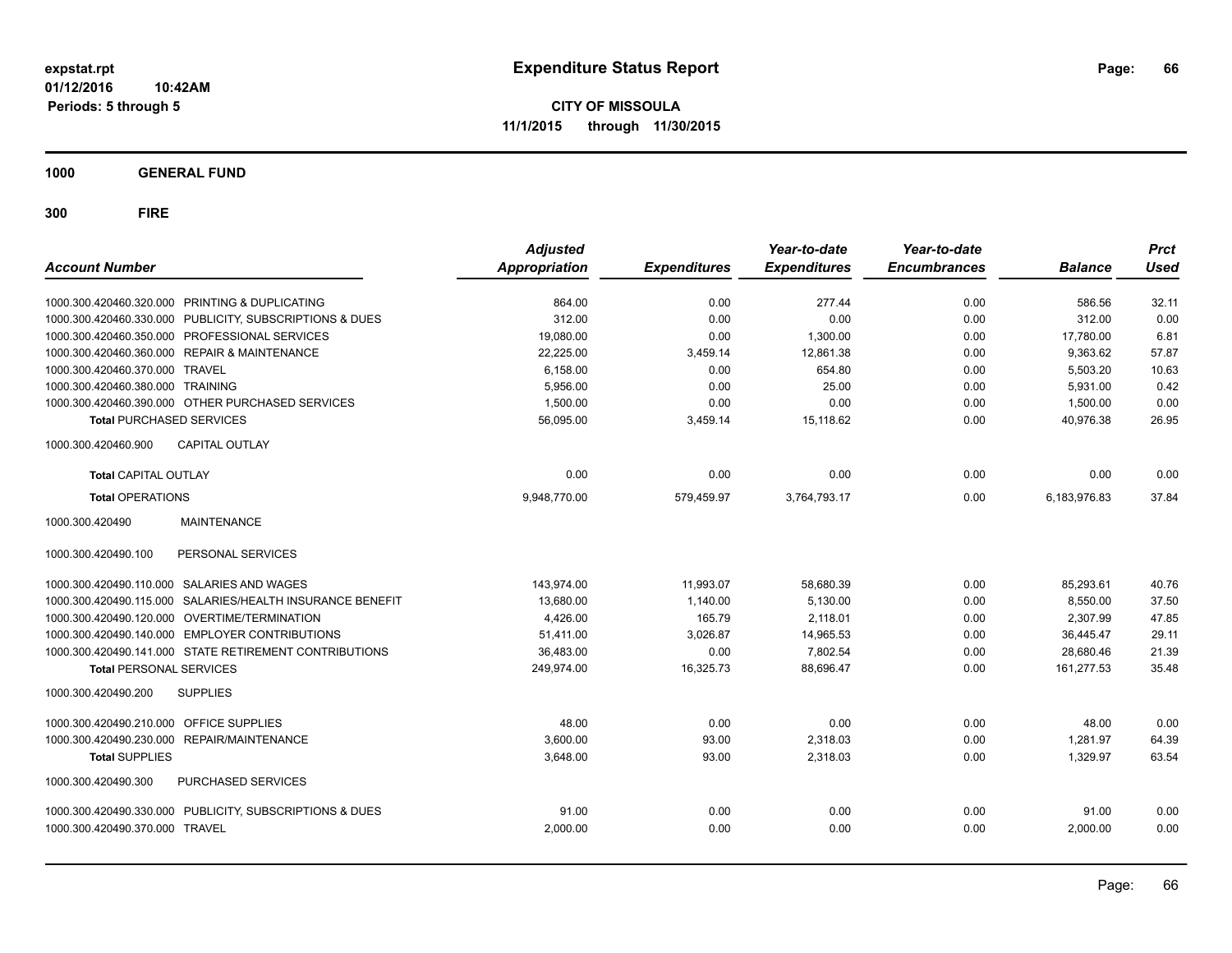**expstat.rpt**
**01/12/2016 10:42AM**
**Periods: 5 through 5**

# Expenditure Status Report

**CITY OF MISSOULA**
**11/1/2015 through 11/30/2015**

## 1000 GENERAL FUND

## 300 FIRE

| Account Number | Adjusted Appropriation | Expenditures | Year-to-date Expenditures | Year-to-date Encumbrances | Balance | Prct Used |
|---|---|---|---|---|---|---|
| 1000.300.420460.320.000 PRINTING & DUPLICATING | 864.00 | 0.00 | 277.44 | 0.00 | 586.56 | 32.11 |
| 1000.300.420460.330.000 PUBLICITY, SUBSCRIPTIONS & DUES | 312.00 | 0.00 | 0.00 | 0.00 | 312.00 | 0.00 |
| 1000.300.420460.350.000 PROFESSIONAL SERVICES | 19,080.00 | 0.00 | 1,300.00 | 0.00 | 17,780.00 | 6.81 |
| 1000.300.420460.360.000 REPAIR & MAINTENANCE | 22,225.00 | 3,459.14 | 12,861.38 | 0.00 | 9,363.62 | 57.87 |
| 1000.300.420460.370.000 TRAVEL | 6,158.00 | 0.00 | 654.80 | 0.00 | 5,503.20 | 10.63 |
| 1000.300.420460.380.000 TRAINING | 5,956.00 | 0.00 | 25.00 | 0.00 | 5,931.00 | 0.42 |
| 1000.300.420460.390.000 OTHER PURCHASED SERVICES | 1,500.00 | 0.00 | 0.00 | 0.00 | 1,500.00 | 0.00 |
| **Total** PURCHASED SERVICES | 56,095.00 | 3,459.14 | 15,118.62 | 0.00 | 40,976.38 | 26.95 |
| 1000.300.420460.900 CAPITAL OUTLAY | | | | | | |
| **Total** CAPITAL OUTLAY | 0.00 | 0.00 | 0.00 | 0.00 | 0.00 | 0.00 |
| **Total** OPERATIONS | 9,948,770.00 | 579,459.97 | 3,764,793.17 | 0.00 | 6,183,976.83 | 37.84 |
| 1000.300.420490 MAINTENANCE | | | | | | |
| 1000.300.420490.100 PERSONAL SERVICES | | | | | | |
| 1000.300.420490.110.000 SALARIES AND WAGES | 143,974.00 | 11,993.07 | 58,680.39 | 0.00 | 85,293.61 | 40.76 |
| 1000.300.420490.115.000 SALARIES/HEALTH INSURANCE BENEFIT | 13,680.00 | 1,140.00 | 5,130.00 | 0.00 | 8,550.00 | 37.50 |
| 1000.300.420490.120.000 OVERTIME/TERMINATION | 4,426.00 | 165.79 | 2,118.01 | 0.00 | 2,307.99 | 47.85 |
| 1000.300.420490.140.000 EMPLOYER CONTRIBUTIONS | 51,411.00 | 3,026.87 | 14,965.53 | 0.00 | 36,445.47 | 29.11 |
| 1000.300.420490.141.000 STATE RETIREMENT CONTRIBUTIONS | 36,483.00 | 0.00 | 7,802.54 | 0.00 | 28,680.46 | 21.39 |
| **Total** PERSONAL SERVICES | 249,974.00 | 16,325.73 | 88,696.47 | 0.00 | 161,277.53 | 35.48 |
| 1000.300.420490.200 SUPPLIES | | | | | | |
| 1000.300.420490.210.000 OFFICE SUPPLIES | 48.00 | 0.00 | 0.00 | 0.00 | 48.00 | 0.00 |
| 1000.300.420490.230.000 REPAIR/MAINTENANCE | 3,600.00 | 93.00 | 2,318.03 | 0.00 | 1,281.97 | 64.39 |
| **Total** SUPPLIES | 3,648.00 | 93.00 | 2,318.03 | 0.00 | 1,329.97 | 63.54 |
| 1000.300.420490.300 PURCHASED SERVICES | | | | | | |
| 1000.300.420490.330.000 PUBLICITY, SUBSCRIPTIONS & DUES | 91.00 | 0.00 | 0.00 | 0.00 | 91.00 | 0.00 |
| 1000.300.420490.370.000 TRAVEL | 2,000.00 | 0.00 | 0.00 | 0.00 | 2,000.00 | 0.00 |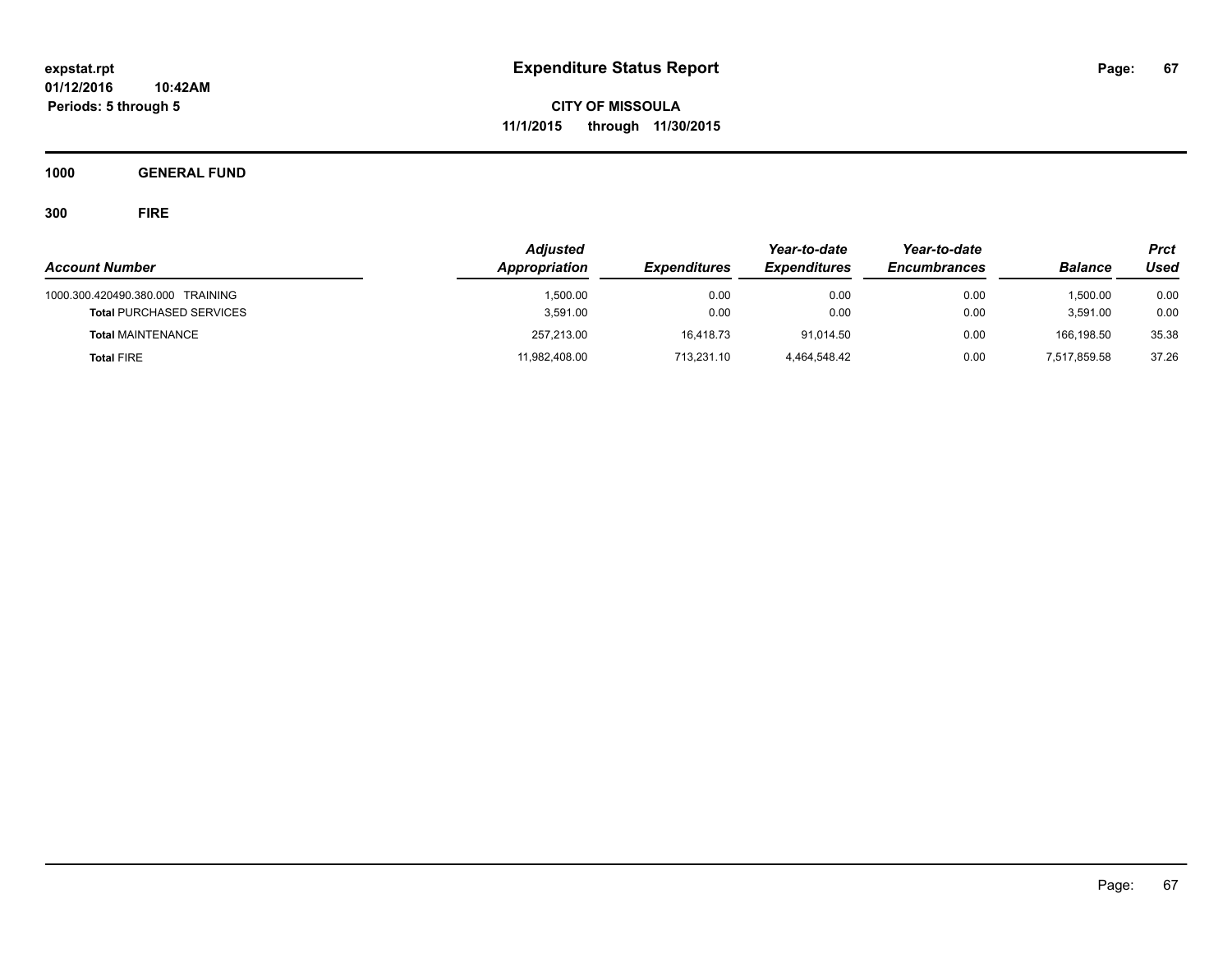**Expenditure Status Report**

**CITY OF MISSOULA**

**11/1/2015 through 11/30/2015**

**expstat.rpt**
**01/12/2016 10:42AM**
**Periods: 5 through 5**

**1000 GENERAL FUND**

**300 FIRE**

| Account Number | Adjusted Appropriation | Expenditures | Year-to-date Expenditures | Year-to-date Encumbrances | Balance | Prct Used |
|---|---|---|---|---|---|---|
| 1000.300.420490.380.000 TRAINING | 1,500.00 | 0.00 | 0.00 | 0.00 | 1,500.00 | 0.00 |
| **Total** PURCHASED SERVICES | 3,591.00 | 0.00 | 0.00 | 0.00 | 3,591.00 | 0.00 |
| **Total** MAINTENANCE | 257,213.00 | 16,418.73 | 91,014.50 | 0.00 | 166,198.50 | 35.38 |
| **Total** FIRE | 11,982,408.00 | 713,231.10 | 4,464,548.42 | 0.00 | 7,517,859.58 | 37.26 |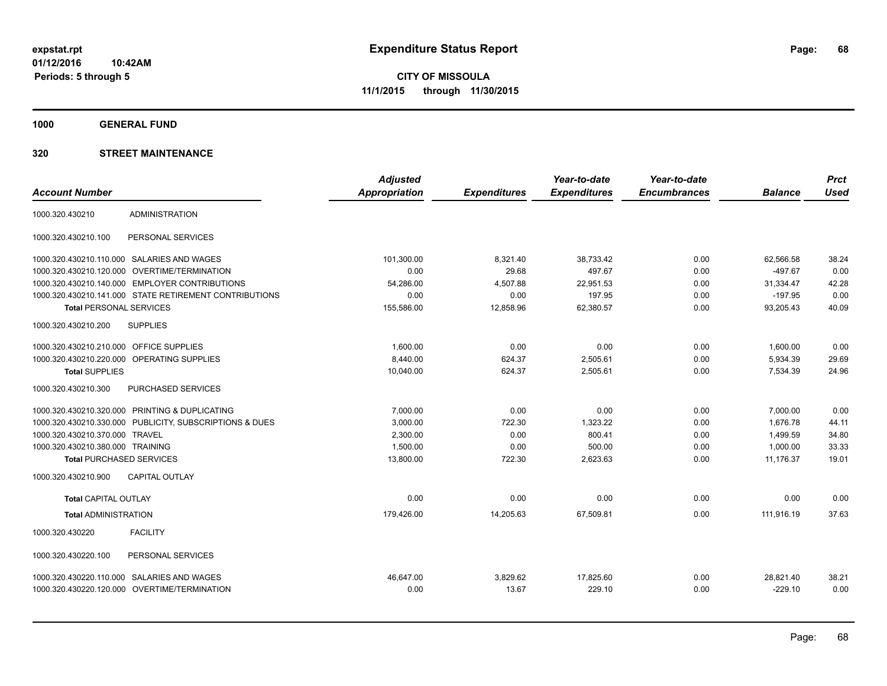# Expenditure Status Report

expstat.rpt
01/12/2016 10:42AM
Periods: 5 through 5

**CITY OF MISSOULA**
**11/1/2015 through 11/30/2015**

**1000 GENERAL FUND**

**320 STREET MAINTENANCE**

| Account Number | | Adjusted Appropriation | Expenditures | Year-to-date Expenditures | Year-to-date Encumbrances | Balance | Prct Used |
|---|---|---|---|---|---|---|---|
| 1000.320.430210 | ADMINISTRATION | | | | | | |
| 1000.320.430210.100 | PERSONAL SERVICES | | | | | | |
| 1000.320.430210.110.000 | SALARIES AND WAGES | 101,300.00 | 8,321.40 | 38,733.42 | 0.00 | 62,566.58 | 38.24 |
| 1000.320.430210.120.000 | OVERTIME/TERMINATION | 0.00 | 29.68 | 497.67 | 0.00 | -497.67 | 0.00 |
| 1000.320.430210.140.000 | EMPLOYER CONTRIBUTIONS | 54,286.00 | 4,507.88 | 22,951.53 | 0.00 | 31,334.47 | 42.28 |
| 1000.320.430210.141.000 | STATE RETIREMENT CONTRIBUTIONS | 0.00 | 0.00 | 197.95 | 0.00 | -197.95 | 0.00 |
| **Total** PERSONAL SERVICES | | 155,586.00 | 12,858.96 | 62,380.57 | 0.00 | 93,205.43 | 40.09 |
| 1000.320.430210.200 | SUPPLIES | | | | | | |
| 1000.320.430210.210.000 | OFFICE SUPPLIES | 1,600.00 | 0.00 | 0.00 | 0.00 | 1,600.00 | 0.00 |
| 1000.320.430210.220.000 | OPERATING SUPPLIES | 8,440.00 | 624.37 | 2,505.61 | 0.00 | 5,934.39 | 29.69 |
| **Total** SUPPLIES | | 10,040.00 | 624.37 | 2,505.61 | 0.00 | 7,534.39 | 24.96 |
| 1000.320.430210.300 | PURCHASED SERVICES | | | | | | |
| 1000.320.430210.320.000 | PRINTING & DUPLICATING | 7,000.00 | 0.00 | 0.00 | 0.00 | 7,000.00 | 0.00 |
| 1000.320.430210.330.000 | PUBLICITY, SUBSCRIPTIONS & DUES | 3,000.00 | 722.30 | 1,323.22 | 0.00 | 1,676.78 | 44.11 |
| 1000.320.430210.370.000 | TRAVEL | 2,300.00 | 0.00 | 800.41 | 0.00 | 1,499.59 | 34.80 |
| 1000.320.430210.380.000 | TRAINING | 1,500.00 | 0.00 | 500.00 | 0.00 | 1,000.00 | 33.33 |
| **Total** PURCHASED SERVICES | | 13,800.00 | 722.30 | 2,623.63 | 0.00 | 11,176.37 | 19.01 |
| 1000.320.430210.900 | CAPITAL OUTLAY | | | | | | |
| **Total** CAPITAL OUTLAY | | 0.00 | 0.00 | 0.00 | 0.00 | 0.00 | 0.00 |
| **Total** ADMINISTRATION | | 179,426.00 | 14,205.63 | 67,509.81 | 0.00 | 111,916.19 | 37.63 |
| 1000.320.430220 | FACILITY | | | | | | |
| 1000.320.430220.100 | PERSONAL SERVICES | | | | | | |
| 1000.320.430220.110.000 | SALARIES AND WAGES | 46,647.00 | 3,829.62 | 17,825.60 | 0.00 | 28,821.40 | 38.21 |
| 1000.320.430220.120.000 | OVERTIME/TERMINATION | 0.00 | 13.67 | 229.10 | 0.00 | -229.10 | 0.00 |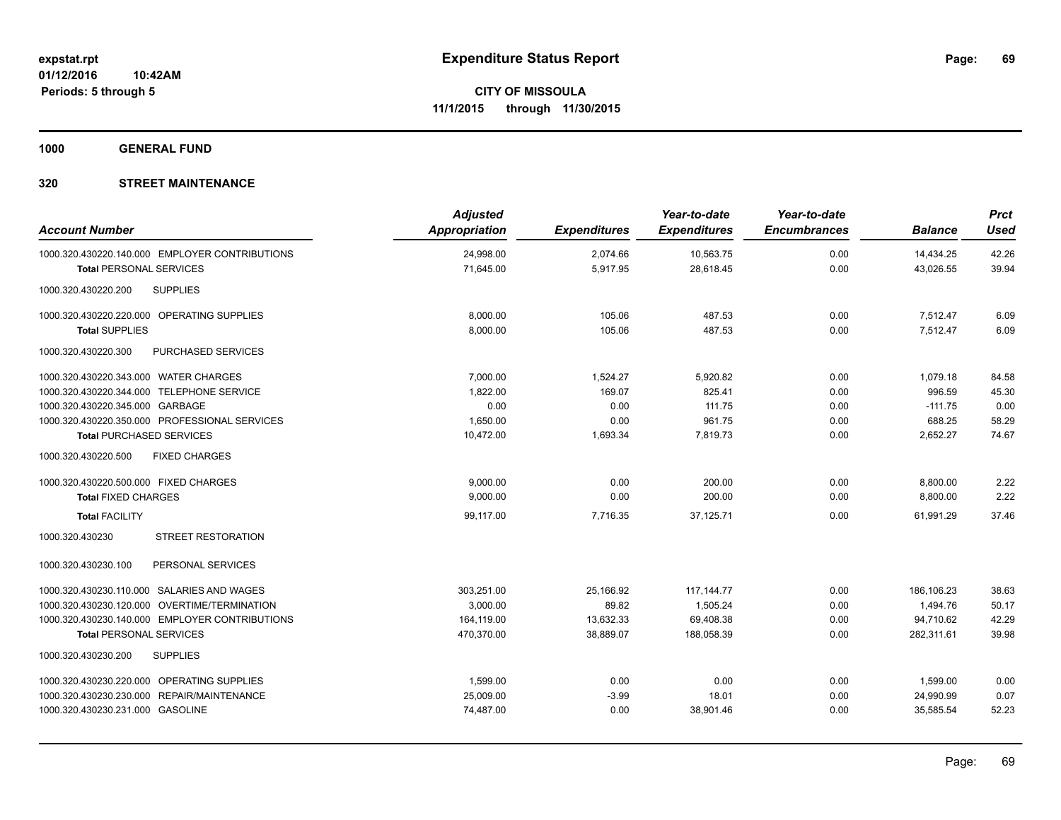**expstat.rpt**
**01/12/2016 10:42AM**
**Periods: 5 through 5**

# Expenditure Status Report

**CITY OF MISSOULA**
**11/1/2015 through 11/30/2015**

## 1000 GENERAL FUND

## 320 STREET MAINTENANCE

| Account Number | Adjusted Appropriation | Expenditures | Year-to-date Expenditures | Year-to-date Encumbrances | Balance | Prct Used |
|---|---|---|---|---|---|---|
| 1000.320.430220.140.000 EMPLOYER CONTRIBUTIONS | 24,998.00 | 2,074.66 | 10,563.75 | 0.00 | 14,434.25 | 42.26 |
| **Total** PERSONAL SERVICES | 71,645.00 | 5,917.95 | 28,618.45 | 0.00 | 43,026.55 | 39.94 |
| 1000.320.430220.200 SUPPLIES | | | | | | |
| 1000.320.430220.220.000 OPERATING SUPPLIES | 8,000.00 | 105.06 | 487.53 | 0.00 | 7,512.47 | 6.09 |
| **Total** SUPPLIES | 8,000.00 | 105.06 | 487.53 | 0.00 | 7,512.47 | 6.09 |
| 1000.320.430220.300 PURCHASED SERVICES | | | | | | |
| 1000.320.430220.343.000 WATER CHARGES | 7,000.00 | 1,524.27 | 5,920.82 | 0.00 | 1,079.18 | 84.58 |
| 1000.320.430220.344.000 TELEPHONE SERVICE | 1,822.00 | 169.07 | 825.41 | 0.00 | 996.59 | 45.30 |
| 1000.320.430220.345.000 GARBAGE | 0.00 | 0.00 | 111.75 | 0.00 | -111.75 | 0.00 |
| 1000.320.430220.350.000 PROFESSIONAL SERVICES | 1,650.00 | 0.00 | 961.75 | 0.00 | 688.25 | 58.29 |
| **Total** PURCHASED SERVICES | 10,472.00 | 1,693.34 | 7,819.73 | 0.00 | 2,652.27 | 74.67 |
| 1000.320.430220.500 FIXED CHARGES | | | | | | |
| 1000.320.430220.500.000 FIXED CHARGES | 9,000.00 | 0.00 | 200.00 | 0.00 | 8,800.00 | 2.22 |
| **Total** FIXED CHARGES | 9,000.00 | 0.00 | 200.00 | 0.00 | 8,800.00 | 2.22 |
| **Total** FACILITY | 99,117.00 | 7,716.35 | 37,125.71 | 0.00 | 61,991.29 | 37.46 |
| 1000.320.430230 STREET RESTORATION | | | | | | |
| 1000.320.430230.100 PERSONAL SERVICES | | | | | | |
| 1000.320.430230.110.000 SALARIES AND WAGES | 303,251.00 | 25,166.92 | 117,144.77 | 0.00 | 186,106.23 | 38.63 |
| 1000.320.430230.120.000 OVERTIME/TERMINATION | 3,000.00 | 89.82 | 1,505.24 | 0.00 | 1,494.76 | 50.17 |
| 1000.320.430230.140.000 EMPLOYER CONTRIBUTIONS | 164,119.00 | 13,632.33 | 69,408.38 | 0.00 | 94,710.62 | 42.29 |
| **Total** PERSONAL SERVICES | 470,370.00 | 38,889.07 | 188,058.39 | 0.00 | 282,311.61 | 39.98 |
| 1000.320.430230.200 SUPPLIES | | | | | | |
| 1000.320.430230.220.000 OPERATING SUPPLIES | 1,599.00 | 0.00 | 0.00 | 0.00 | 1,599.00 | 0.00 |
| 1000.320.430230.230.000 REPAIR/MAINTENANCE | 25,009.00 | -3.99 | 18.01 | 0.00 | 24,990.99 | 0.07 |
| 1000.320.430230.231.000 GASOLINE | 74,487.00 | 0.00 | 38,901.46 | 0.00 | 35,585.54 | 52.23 |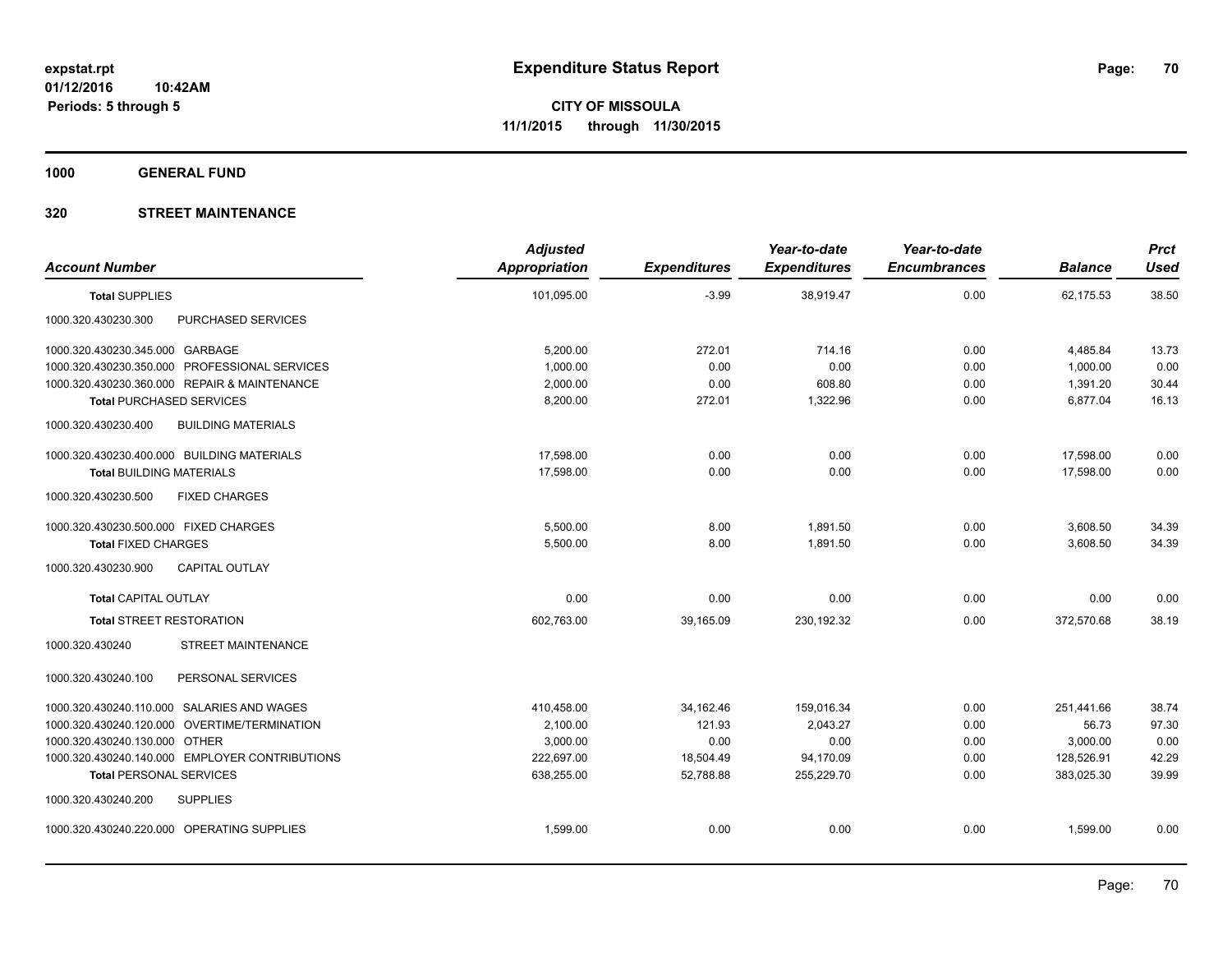# Expenditure Status Report

expstat.rpt
01/12/2016 10:42AM
Periods: 5 through 5

**CITY OF MISSOULA**
**11/1/2015 through 11/30/2015**

## 1000 GENERAL FUND

## 320 STREET MAINTENANCE

| Account Number | Adjusted Appropriation | Expenditures | Year-to-date Expenditures | Year-to-date Encumbrances | Balance | Prct Used |
|---|---|---|---|---|---|---|
| **Total SUPPLIES** | 101,095.00 | -3.99 | 38,919.47 | 0.00 | 62,175.53 | 38.50 |
| 1000.320.430230.300 PURCHASED SERVICES | | | | | | |
| 1000.320.430230.345.000 GARBAGE | 5,200.00 | 272.01 | 714.16 | 0.00 | 4,485.84 | 13.73 |
| 1000.320.430230.350.000 PROFESSIONAL SERVICES | 1,000.00 | 0.00 | 0.00 | 0.00 | 1,000.00 | 0.00 |
| 1000.320.430230.360.000 REPAIR & MAINTENANCE | 2,000.00 | 0.00 | 608.80 | 0.00 | 1,391.20 | 30.44 |
| **Total PURCHASED SERVICES** | 8,200.00 | 272.01 | 1,322.96 | 0.00 | 6,877.04 | 16.13 |
| 1000.320.430230.400 BUILDING MATERIALS | | | | | | |
| 1000.320.430230.400.000 BUILDING MATERIALS | 17,598.00 | 0.00 | 0.00 | 0.00 | 17,598.00 | 0.00 |
| **Total BUILDING MATERIALS** | 17,598.00 | 0.00 | 0.00 | 0.00 | 17,598.00 | 0.00 |
| 1000.320.430230.500 FIXED CHARGES | | | | | | |
| 1000.320.430230.500.000 FIXED CHARGES | 5,500.00 | 8.00 | 1,891.50 | 0.00 | 3,608.50 | 34.39 |
| **Total FIXED CHARGES** | 5,500.00 | 8.00 | 1,891.50 | 0.00 | 3,608.50 | 34.39 |
| 1000.320.430230.900 CAPITAL OUTLAY | | | | | | |
| **Total CAPITAL OUTLAY** | 0.00 | 0.00 | 0.00 | 0.00 | 0.00 | 0.00 |
| **Total STREET RESTORATION** | 602,763.00 | 39,165.09 | 230,192.32 | 0.00 | 372,570.68 | 38.19 |
| 1000.320.430240 STREET MAINTENANCE | | | | | | |
| 1000.320.430240.100 PERSONAL SERVICES | | | | | | |
| 1000.320.430240.110.000 SALARIES AND WAGES | 410,458.00 | 34,162.46 | 159,016.34 | 0.00 | 251,441.66 | 38.74 |
| 1000.320.430240.120.000 OVERTIME/TERMINATION | 2,100.00 | 121.93 | 2,043.27 | 0.00 | 56.73 | 97.30 |
| 1000.320.430240.130.000 OTHER | 3,000.00 | 0.00 | 0.00 | 0.00 | 3,000.00 | 0.00 |
| 1000.320.430240.140.000 EMPLOYER CONTRIBUTIONS | 222,697.00 | 18,504.49 | 94,170.09 | 0.00 | 128,526.91 | 42.29 |
| **Total PERSONAL SERVICES** | 638,255.00 | 52,788.88 | 255,229.70 | 0.00 | 383,025.30 | 39.99 |
| 1000.320.430240.200 SUPPLIES | | | | | | |
| 1000.320.430240.220.000 OPERATING SUPPLIES | 1,599.00 | 0.00 | 0.00 | 0.00 | 1,599.00 | 0.00 |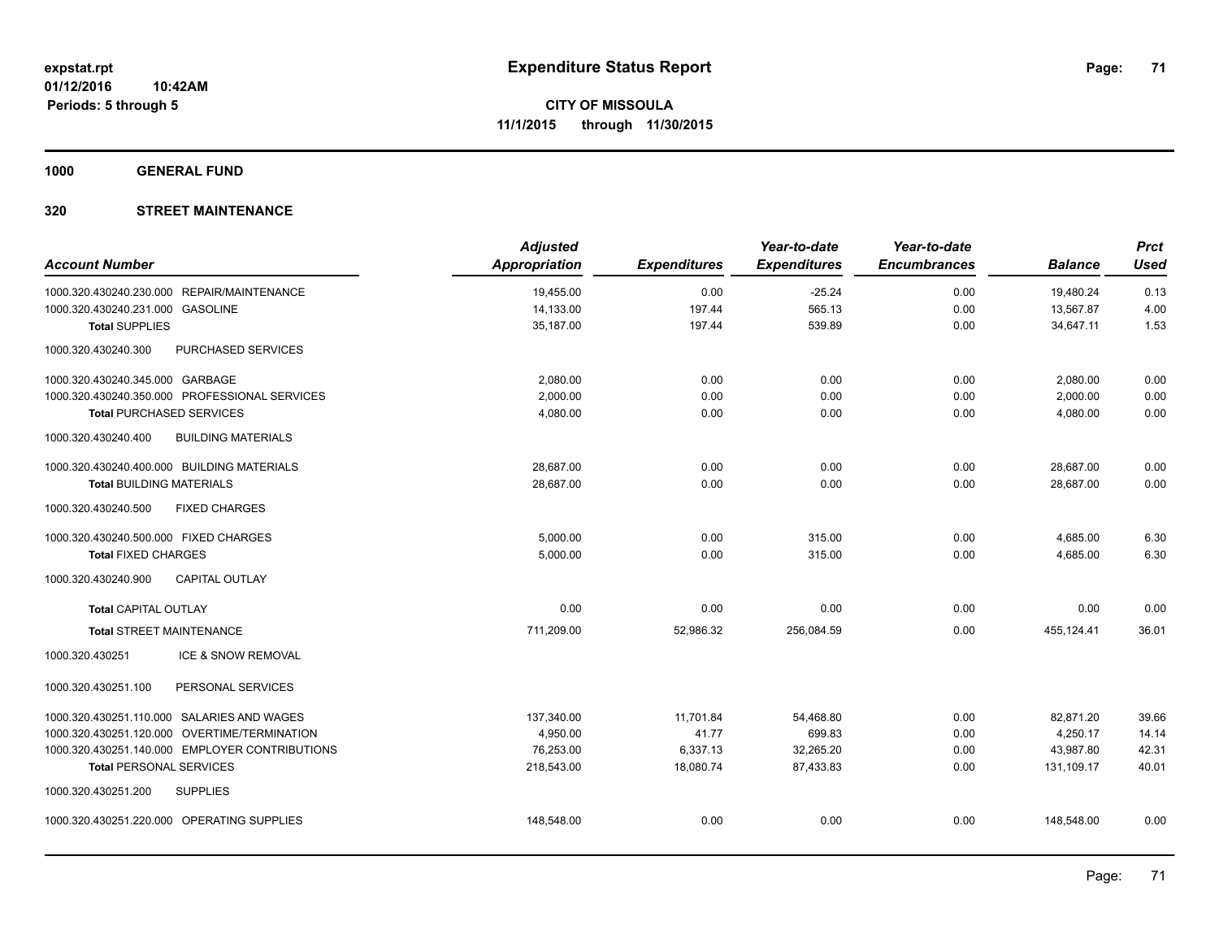**expstat.rpt**
**01/12/2016 10:42AM**
**Periods: 5 through 5**

# Expenditure Status Report

**CITY OF MISSOULA**
**11/1/2015 through 11/30/2015**

## 1000 GENERAL FUND

## 320 STREET MAINTENANCE

| Account Number | Adjusted Appropriation | Expenditures | Year-to-date Expenditures | Year-to-date Encumbrances | Balance | Prct Used |
|---|---|---|---|---|---|---|
| 1000.320.430240.230.000 REPAIR/MAINTENANCE | 19,455.00 | 0.00 | -25.24 | 0.00 | 19,480.24 | 0.13 |
| 1000.320.430240.231.000 GASOLINE | 14,133.00 | 197.44 | 565.13 | 0.00 | 13,567.87 | 4.00 |
| **Total** SUPPLIES | 35,187.00 | 197.44 | 539.89 | 0.00 | 34,647.11 | 1.53 |
| 1000.320.430240.300 PURCHASED SERVICES | | | | | | |
| 1000.320.430240.345.000 GARBAGE | 2,080.00 | 0.00 | 0.00 | 0.00 | 2,080.00 | 0.00 |
| 1000.320.430240.350.000 PROFESSIONAL SERVICES | 2,000.00 | 0.00 | 0.00 | 0.00 | 2,000.00 | 0.00 |
| **Total** PURCHASED SERVICES | 4,080.00 | 0.00 | 0.00 | 0.00 | 4,080.00 | 0.00 |
| 1000.320.430240.400 BUILDING MATERIALS | | | | | | |
| 1000.320.430240.400.000 BUILDING MATERIALS | 28,687.00 | 0.00 | 0.00 | 0.00 | 28,687.00 | 0.00 |
| **Total** BUILDING MATERIALS | 28,687.00 | 0.00 | 0.00 | 0.00 | 28,687.00 | 0.00 |
| 1000.320.430240.500 FIXED CHARGES | | | | | | |
| 1000.320.430240.500.000 FIXED CHARGES | 5,000.00 | 0.00 | 315.00 | 0.00 | 4,685.00 | 6.30 |
| **Total** FIXED CHARGES | 5,000.00 | 0.00 | 315.00 | 0.00 | 4,685.00 | 6.30 |
| 1000.320.430240.900 CAPITAL OUTLAY | | | | | | |
| **Total** CAPITAL OUTLAY | 0.00 | 0.00 | 0.00 | 0.00 | 0.00 | 0.00 |
| **Total** STREET MAINTENANCE | 711,209.00 | 52,986.32 | 256,084.59 | 0.00 | 455,124.41 | 36.01 |
| 1000.320.430251 ICE & SNOW REMOVAL | | | | | | |
| 1000.320.430251.100 PERSONAL SERVICES | | | | | | |
| 1000.320.430251.110.000 SALARIES AND WAGES | 137,340.00 | 11,701.84 | 54,468.80 | 0.00 | 82,871.20 | 39.66 |
| 1000.320.430251.120.000 OVERTIME/TERMINATION | 4,950.00 | 41.77 | 699.83 | 0.00 | 4,250.17 | 14.14 |
| 1000.320.430251.140.000 EMPLOYER CONTRIBUTIONS | 76,253.00 | 6,337.13 | 32,265.20 | 0.00 | 43,987.80 | 42.31 |
| **Total** PERSONAL SERVICES | 218,543.00 | 18,080.74 | 87,433.83 | 0.00 | 131,109.17 | 40.01 |
| 1000.320.430251.200 SUPPLIES | | | | | | |
| 1000.320.430251.220.000 OPERATING SUPPLIES | 148,548.00 | 0.00 | 0.00 | 0.00 | 148,548.00 | 0.00 |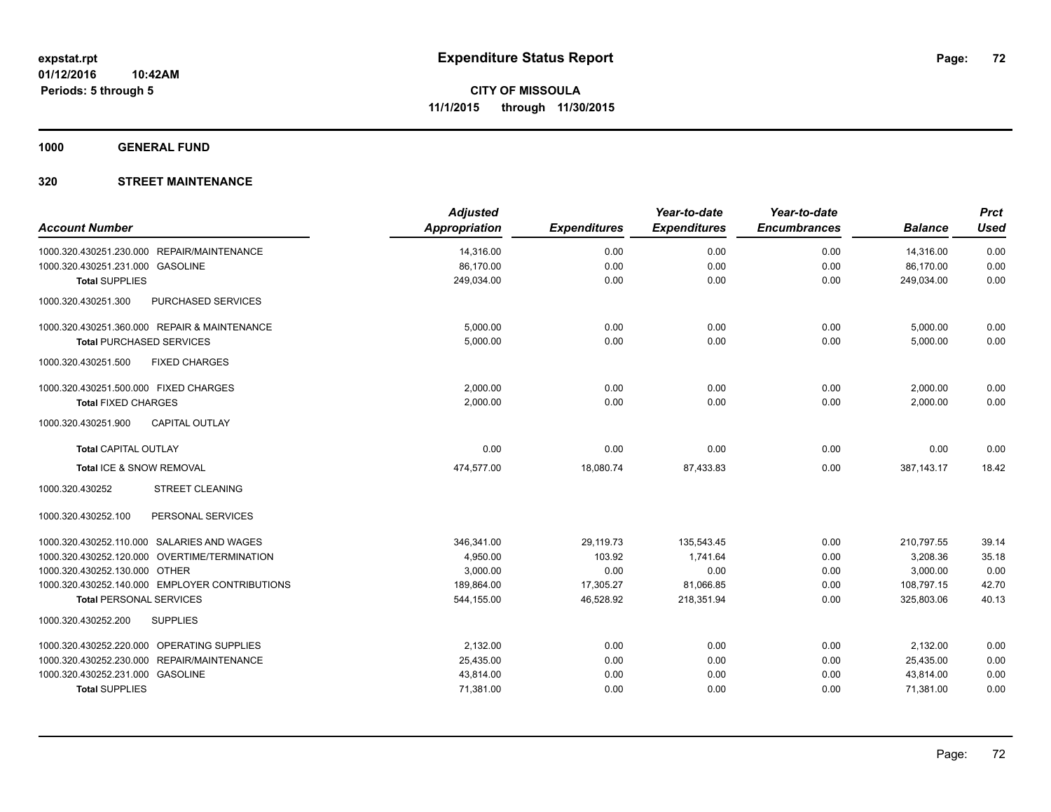# Expenditure Status Report

**CITY OF MISSOULA**
**11/1/2015 through 11/30/2015**

expstat.rpt
01/12/2016 10:42AM
Periods: 5 through 5

**1000 GENERAL FUND**

**320 STREET MAINTENANCE**

| Account Number | Adjusted Appropriation | Expenditures | Year-to-date Expenditures | Year-to-date Encumbrances | Balance | Prct Used |
|---|---|---|---|---|---|---|
| 1000.320.430251.230.000 REPAIR/MAINTENANCE | 14,316.00 | 0.00 | 0.00 | 0.00 | 14,316.00 | 0.00 |
| 1000.320.430251.231.000 GASOLINE | 86,170.00 | 0.00 | 0.00 | 0.00 | 86,170.00 | 0.00 |
| **Total** SUPPLIES | 249,034.00 | 0.00 | 0.00 | 0.00 | 249,034.00 | 0.00 |
| 1000.320.430251.300 PURCHASED SERVICES | | | | | | |
| 1000.320.430251.360.000 REPAIR & MAINTENANCE | 5,000.00 | 0.00 | 0.00 | 0.00 | 5,000.00 | 0.00 |
| **Total** PURCHASED SERVICES | 5,000.00 | 0.00 | 0.00 | 0.00 | 5,000.00 | 0.00 |
| 1000.320.430251.500 FIXED CHARGES | | | | | | |
| 1000.320.430251.500.000 FIXED CHARGES | 2,000.00 | 0.00 | 0.00 | 0.00 | 2,000.00 | 0.00 |
| **Total** FIXED CHARGES | 2,000.00 | 0.00 | 0.00 | 0.00 | 2,000.00 | 0.00 |
| 1000.320.430251.900 CAPITAL OUTLAY | | | | | | |
| **Total** CAPITAL OUTLAY | 0.00 | 0.00 | 0.00 | 0.00 | 0.00 | 0.00 |
| **Total** ICE & SNOW REMOVAL | 474,577.00 | 18,080.74 | 87,433.83 | 0.00 | 387,143.17 | 18.42 |
| 1000.320.430252 STREET CLEANING | | | | | | |
| 1000.320.430252.100 PERSONAL SERVICES | | | | | | |
| 1000.320.430252.110.000 SALARIES AND WAGES | 346,341.00 | 29,119.73 | 135,543.45 | 0.00 | 210,797.55 | 39.14 |
| 1000.320.430252.120.000 OVERTIME/TERMINATION | 4,950.00 | 103.92 | 1,741.64 | 0.00 | 3,208.36 | 35.18 |
| 1000.320.430252.130.000 OTHER | 3,000.00 | 0.00 | 0.00 | 0.00 | 3,000.00 | 0.00 |
| 1000.320.430252.140.000 EMPLOYER CONTRIBUTIONS | 189,864.00 | 17,305.27 | 81,066.85 | 0.00 | 108,797.15 | 42.70 |
| **Total** PERSONAL SERVICES | 544,155.00 | 46,528.92 | 218,351.94 | 0.00 | 325,803.06 | 40.13 |
| 1000.320.430252.200 SUPPLIES | | | | | | |
| 1000.320.430252.220.000 OPERATING SUPPLIES | 2,132.00 | 0.00 | 0.00 | 0.00 | 2,132.00 | 0.00 |
| 1000.320.430252.230.000 REPAIR/MAINTENANCE | 25,435.00 | 0.00 | 0.00 | 0.00 | 25,435.00 | 0.00 |
| 1000.320.430252.231.000 GASOLINE | 43,814.00 | 0.00 | 0.00 | 0.00 | 43,814.00 | 0.00 |
| **Total** SUPPLIES | 71,381.00 | 0.00 | 0.00 | 0.00 | 71,381.00 | 0.00 |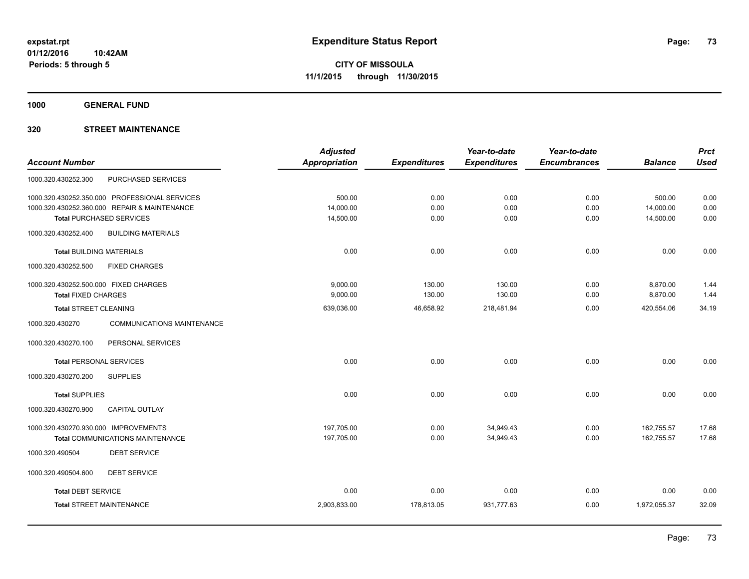**expstat.rpt**
**01/12/2016 10:42AM**
**Periods: 5 through 5**

# Expenditure Status Report

**CITY OF MISSOULA**
**11/1/2015 through 11/30/2015**

## 1000 GENERAL FUND

## 320 STREET MAINTENANCE

| Account Number | | Adjusted Appropriation | Expenditures | Year-to-date Expenditures | Year-to-date Encumbrances | Balance | Prct Used |
|---|---|---|---|---|---|---|---|
| 1000.320.430252.300 | PURCHASED SERVICES | | | | | | |
| 1000.320.430252.350.000 | PROFESSIONAL SERVICES | 500.00 | 0.00 | 0.00 | 0.00 | 500.00 | 0.00 |
| 1000.320.430252.360.000 | REPAIR & MAINTENANCE | 14,000.00 | 0.00 | 0.00 | 0.00 | 14,000.00 | 0.00 |
| **Total** PURCHASED SERVICES | | 14,500.00 | 0.00 | 0.00 | 0.00 | 14,500.00 | 0.00 |
| 1000.320.430252.400 | BUILDING MATERIALS | | | | | | |
| **Total** BUILDING MATERIALS | | 0.00 | 0.00 | 0.00 | 0.00 | 0.00 | 0.00 |
| 1000.320.430252.500 | FIXED CHARGES | | | | | | |
| 1000.320.430252.500.000 | FIXED CHARGES | 9,000.00 | 130.00 | 130.00 | 0.00 | 8,870.00 | 1.44 |
| **Total** FIXED CHARGES | | 9,000.00 | 130.00 | 130.00 | 0.00 | 8,870.00 | 1.44 |
| **Total** STREET CLEANING | | 639,036.00 | 46,658.92 | 218,481.94 | 0.00 | 420,554.06 | 34.19 |
| 1000.320.430270 | COMMUNICATIONS MAINTENANCE | | | | | | |
| 1000.320.430270.100 | PERSONAL SERVICES | | | | | | |
| **Total** PERSONAL SERVICES | | 0.00 | 0.00 | 0.00 | 0.00 | 0.00 | 0.00 |
| 1000.320.430270.200 | SUPPLIES | | | | | | |
| **Total** SUPPLIES | | 0.00 | 0.00 | 0.00 | 0.00 | 0.00 | 0.00 |
| 1000.320.430270.900 | CAPITAL OUTLAY | | | | | | |
| 1000.320.430270.930.000 | IMPROVEMENTS | 197,705.00 | 0.00 | 34,949.43 | 0.00 | 162,755.57 | 17.68 |
| **Total** COMMUNICATIONS MAINTENANCE | | 197,705.00 | 0.00 | 34,949.43 | 0.00 | 162,755.57 | 17.68 |
| 1000.320.490504 | DEBT SERVICE | | | | | | |
| 1000.320.490504.600 | DEBT SERVICE | | | | | | |
| **Total** DEBT SERVICE | | 0.00 | 0.00 | 0.00 | 0.00 | 0.00 | 0.00 |
| **Total** STREET MAINTENANCE | | 2,903,833.00 | 178,813.05 | 931,777.63 | 0.00 | 1,972,055.37 | 32.09 |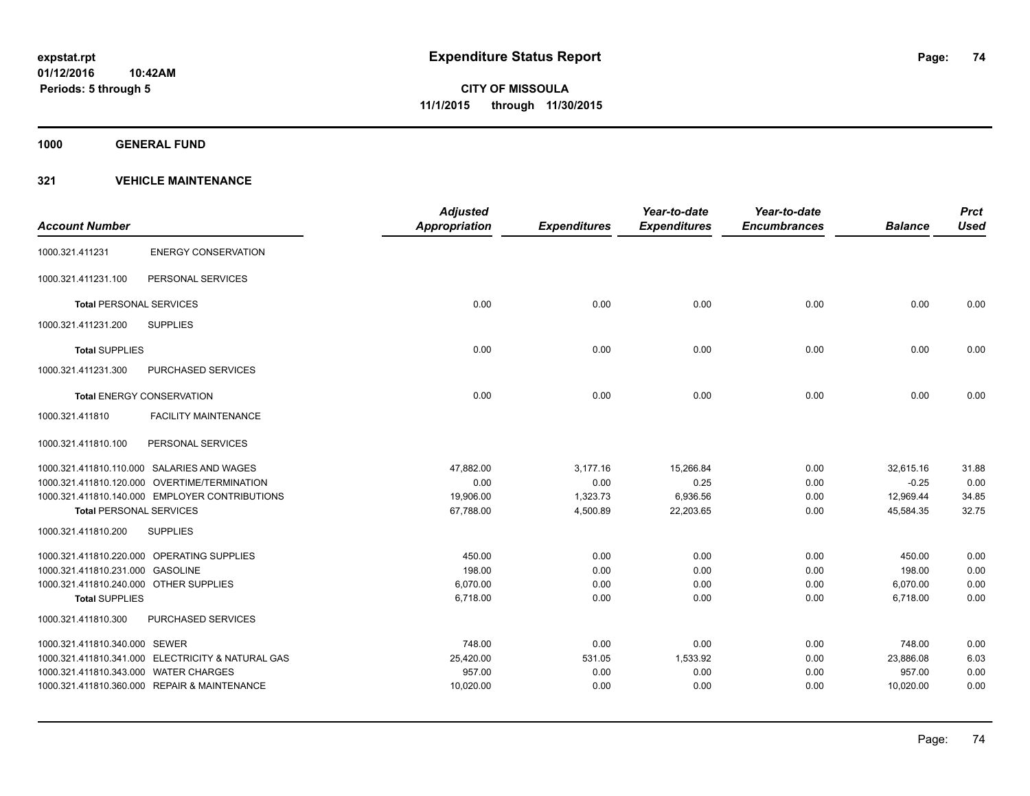**expstat.rpt**
**01/12/2016 10:42AM**
**Periods: 5 through 5**

# Expenditure Status Report

**CITY OF MISSOULA**
**11/1/2015 through 11/30/2015**

## 1000 GENERAL FUND

### 321 VEHICLE MAINTENANCE

| Account Number | | Adjusted Appropriation | Expenditures | Year-to-date Expenditures | Year-to-date Encumbrances | Balance | Prct Used |
|---|---|---|---|---|---|---|---|
| 1000.321.411231 | ENERGY CONSERVATION | | | | | | |
| 1000.321.411231.100 | PERSONAL SERVICES | | | | | | |
| **Total** PERSONAL SERVICES | | 0.00 | 0.00 | 0.00 | 0.00 | 0.00 | 0.00 |
| 1000.321.411231.200 | SUPPLIES | | | | | | |
| **Total** SUPPLIES | | 0.00 | 0.00 | 0.00 | 0.00 | 0.00 | 0.00 |
| 1000.321.411231.300 | PURCHASED SERVICES | | | | | | |
| **Total** ENERGY CONSERVATION | | 0.00 | 0.00 | 0.00 | 0.00 | 0.00 | 0.00 |
| 1000.321.411810 | FACILITY MAINTENANCE | | | | | | |
| 1000.321.411810.100 | PERSONAL SERVICES | | | | | | |
| 1000.321.411810.110.000 | SALARIES AND WAGES | 47,882.00 | 3,177.16 | 15,266.84 | 0.00 | 32,615.16 | 31.88 |
| 1000.321.411810.120.000 | OVERTIME/TERMINATION | 0.00 | 0.00 | 0.25 | 0.00 | -0.25 | 0.00 |
| 1000.321.411810.140.000 | EMPLOYER CONTRIBUTIONS | 19,906.00 | 1,323.73 | 6,936.56 | 0.00 | 12,969.44 | 34.85 |
| **Total** PERSONAL SERVICES | | 67,788.00 | 4,500.89 | 22,203.65 | 0.00 | 45,584.35 | 32.75 |
| 1000.321.411810.200 | SUPPLIES | | | | | | |
| 1000.321.411810.220.000 | OPERATING SUPPLIES | 450.00 | 0.00 | 0.00 | 0.00 | 450.00 | 0.00 |
| 1000.321.411810.231.000 | GASOLINE | 198.00 | 0.00 | 0.00 | 0.00 | 198.00 | 0.00 |
| 1000.321.411810.240.000 | OTHER SUPPLIES | 6,070.00 | 0.00 | 0.00 | 0.00 | 6,070.00 | 0.00 |
| **Total** SUPPLIES | | 6,718.00 | 0.00 | 0.00 | 0.00 | 6,718.00 | 0.00 |
| 1000.321.411810.300 | PURCHASED SERVICES | | | | | | |
| 1000.321.411810.340.000 | SEWER | 748.00 | 0.00 | 0.00 | 0.00 | 748.00 | 0.00 |
| 1000.321.411810.341.000 | ELECTRICITY & NATURAL GAS | 25,420.00 | 531.05 | 1,533.92 | 0.00 | 23,886.08 | 6.03 |
| 1000.321.411810.343.000 | WATER CHARGES | 957.00 | 0.00 | 0.00 | 0.00 | 957.00 | 0.00 |
| 1000.321.411810.360.000 | REPAIR & MAINTENANCE | 10,020.00 | 0.00 | 0.00 | 0.00 | 10,020.00 | 0.00 |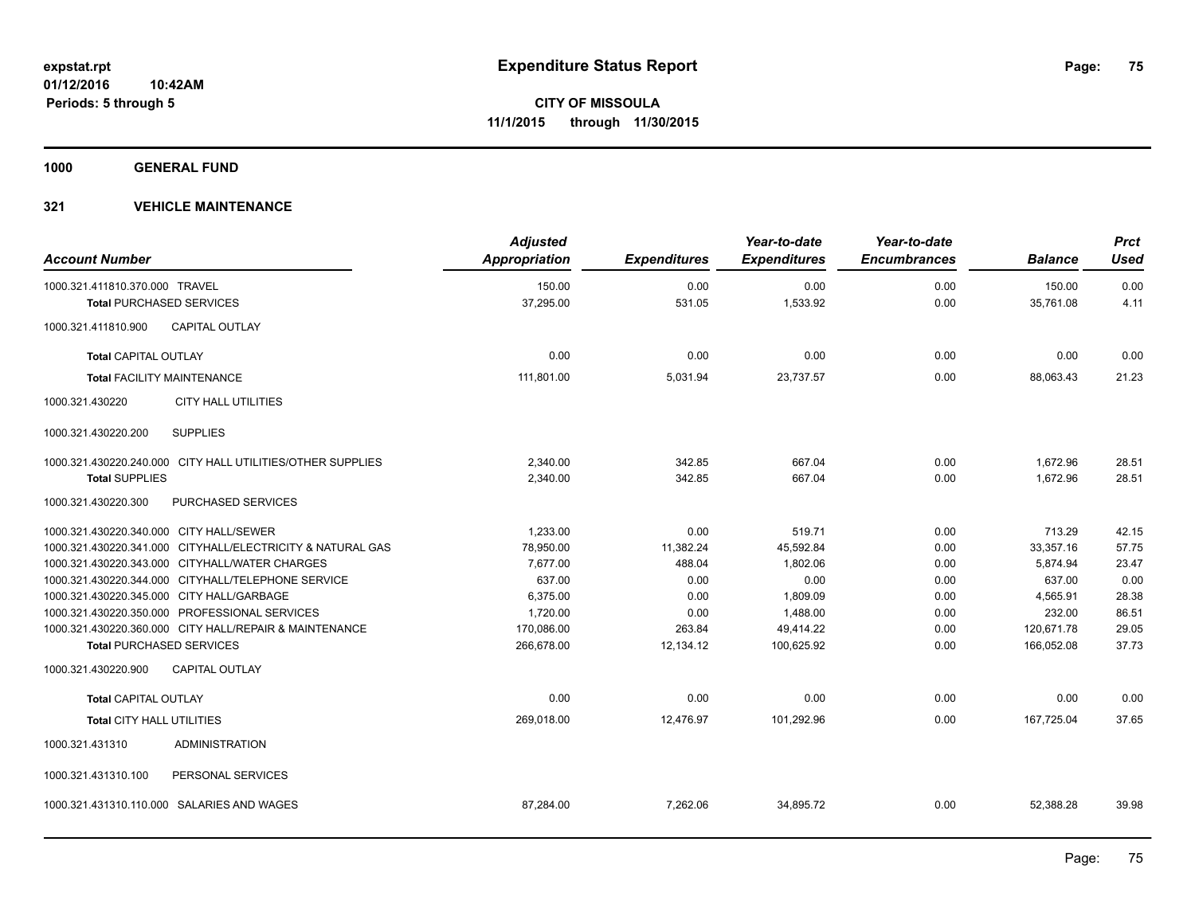# Expenditure Status Report

expstat.rpt
01/12/2016 10:42AM
Periods: 5 through 5

**CITY OF MISSOULA**
**11/1/2015 through 11/30/2015**

**1000 GENERAL FUND**

**321 VEHICLE MAINTENANCE**

| Account Number | Adjusted Appropriation | Expenditures | Year-to-date Expenditures | Year-to-date Encumbrances | Balance | Prct Used |
|---|---|---|---|---|---|---|
| 1000.321.411810.370.000 TRAVEL | 150.00 | 0.00 | 0.00 | 0.00 | 150.00 | 0.00 |
| **Total** PURCHASED SERVICES | 37,295.00 | 531.05 | 1,533.92 | 0.00 | 35,761.08 | 4.11 |
| 1000.321.411810.900 CAPITAL OUTLAY | | | | | | |
| **Total** CAPITAL OUTLAY | 0.00 | 0.00 | 0.00 | 0.00 | 0.00 | 0.00 |
| **Total** FACILITY MAINTENANCE | 111,801.00 | 5,031.94 | 23,737.57 | 0.00 | 88,063.43 | 21.23 |
| 1000.321.430220 CITY HALL UTILITIES | | | | | | |
| 1000.321.430220.200 SUPPLIES | | | | | | |
| 1000.321.430220.240.000 CITY HALL UTILITIES/OTHER SUPPLIES | 2,340.00 | 342.85 | 667.04 | 0.00 | 1,672.96 | 28.51 |
| **Total** SUPPLIES | 2,340.00 | 342.85 | 667.04 | 0.00 | 1,672.96 | 28.51 |
| 1000.321.430220.300 PURCHASED SERVICES | | | | | | |
| 1000.321.430220.340.000 CITY HALL/SEWER | 1,233.00 | 0.00 | 519.71 | 0.00 | 713.29 | 42.15 |
| 1000.321.430220.341.000 CITYHALL/ELECTRICITY & NATURAL GAS | 78,950.00 | 11,382.24 | 45,592.84 | 0.00 | 33,357.16 | 57.75 |
| 1000.321.430220.343.000 CITYHALL/WATER CHARGES | 7,677.00 | 488.04 | 1,802.06 | 0.00 | 5,874.94 | 23.47 |
| 1000.321.430220.344.000 CITYHALL/TELEPHONE SERVICE | 637.00 | 0.00 | 0.00 | 0.00 | 637.00 | 0.00 |
| 1000.321.430220.345.000 CITY HALL/GARBAGE | 6,375.00 | 0.00 | 1,809.09 | 0.00 | 4,565.91 | 28.38 |
| 1000.321.430220.350.000 PROFESSIONAL SERVICES | 1,720.00 | 0.00 | 1,488.00 | 0.00 | 232.00 | 86.51 |
| 1000.321.430220.360.000 CITY HALL/REPAIR & MAINTENANCE | 170,086.00 | 263.84 | 49,414.22 | 0.00 | 120,671.78 | 29.05 |
| **Total** PURCHASED SERVICES | 266,678.00 | 12,134.12 | 100,625.92 | 0.00 | 166,052.08 | 37.73 |
| 1000.321.430220.900 CAPITAL OUTLAY | | | | | | |
| **Total** CAPITAL OUTLAY | 0.00 | 0.00 | 0.00 | 0.00 | 0.00 | 0.00 |
| **Total** CITY HALL UTILITIES | 269,018.00 | 12,476.97 | 101,292.96 | 0.00 | 167,725.04 | 37.65 |
| 1000.321.431310 ADMINISTRATION | | | | | | |
| 1000.321.431310.100 PERSONAL SERVICES | | | | | | |
| 1000.321.431310.110.000 SALARIES AND WAGES | 87,284.00 | 7,262.06 | 34,895.72 | 0.00 | 52,388.28 | 39.98 |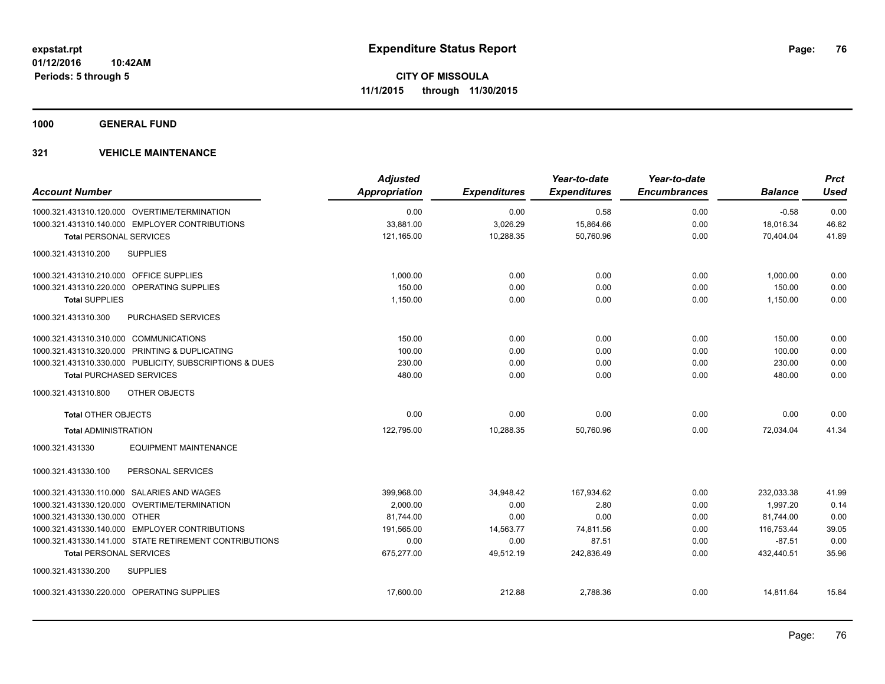expstat.rpt
01/12/2016 10:42AM
Periods: 5 through 5

# Expenditure Status Report

**CITY OF MISSOULA**
**11/1/2015 through 11/30/2015**

**1000 GENERAL FUND**

**321 VEHICLE MAINTENANCE**

| Account Number | Adjusted Appropriation | Expenditures | Year-to-date Expenditures | Year-to-date Encumbrances | Balance | Prct Used |
|---|---|---|---|---|---|---|
| 1000.321.431310.120.000 OVERTIME/TERMINATION | 0.00 | 0.00 | 0.58 | 0.00 | -0.58 | 0.00 |
| 1000.321.431310.140.000 EMPLOYER CONTRIBUTIONS | 33,881.00 | 3,026.29 | 15,864.66 | 0.00 | 18,016.34 | 46.82 |
| **Total** PERSONAL SERVICES | 121,165.00 | 10,288.35 | 50,760.96 | 0.00 | 70,404.04 | 41.89 |
| 1000.321.431310.200 SUPPLIES | | | | | | |
| 1000.321.431310.210.000 OFFICE SUPPLIES | 1,000.00 | 0.00 | 0.00 | 0.00 | 1,000.00 | 0.00 |
| 1000.321.431310.220.000 OPERATING SUPPLIES | 150.00 | 0.00 | 0.00 | 0.00 | 150.00 | 0.00 |
| **Total SUPPLIES** | 1,150.00 | 0.00 | 0.00 | 0.00 | 1,150.00 | 0.00 |
| 1000.321.431310.300 PURCHASED SERVICES | | | | | | |
| 1000.321.431310.310.000 COMMUNICATIONS | 150.00 | 0.00 | 0.00 | 0.00 | 150.00 | 0.00 |
| 1000.321.431310.320.000 PRINTING & DUPLICATING | 100.00 | 0.00 | 0.00 | 0.00 | 100.00 | 0.00 |
| 1000.321.431310.330.000 PUBLICITY, SUBSCRIPTIONS & DUES | 230.00 | 0.00 | 0.00 | 0.00 | 230.00 | 0.00 |
| **Total** PURCHASED SERVICES | 480.00 | 0.00 | 0.00 | 0.00 | 480.00 | 0.00 |
| 1000.321.431310.800 OTHER OBJECTS | | | | | | |
| **Total** OTHER OBJECTS | 0.00 | 0.00 | 0.00 | 0.00 | 0.00 | 0.00 |
| **Total** ADMINISTRATION | 122,795.00 | 10,288.35 | 50,760.96 | 0.00 | 72,034.04 | 41.34 |
| 1000.321.431330 EQUIPMENT MAINTENANCE | | | | | | |
| 1000.321.431330.100 PERSONAL SERVICES | | | | | | |
| 1000.321.431330.110.000 SALARIES AND WAGES | 399,968.00 | 34,948.42 | 167,934.62 | 0.00 | 232,033.38 | 41.99 |
| 1000.321.431330.120.000 OVERTIME/TERMINATION | 2,000.00 | 0.00 | 2.80 | 0.00 | 1,997.20 | 0.14 |
| 1000.321.431330.130.000 OTHER | 81,744.00 | 0.00 | 0.00 | 0.00 | 81,744.00 | 0.00 |
| 1000.321.431330.140.000 EMPLOYER CONTRIBUTIONS | 191,565.00 | 14,563.77 | 74,811.56 | 0.00 | 116,753.44 | 39.05 |
| 1000.321.431330.141.000 STATE RETIREMENT CONTRIBUTIONS | 0.00 | 0.00 | 87.51 | 0.00 | -87.51 | 0.00 |
| **Total** PERSONAL SERVICES | 675,277.00 | 49,512.19 | 242,836.49 | 0.00 | 432,440.51 | 35.96 |
| 1000.321.431330.200 SUPPLIES | | | | | | |
| 1000.321.431330.220.000 OPERATING SUPPLIES | 17,600.00 | 212.88 | 2,788.36 | 0.00 | 14,811.64 | 15.84 |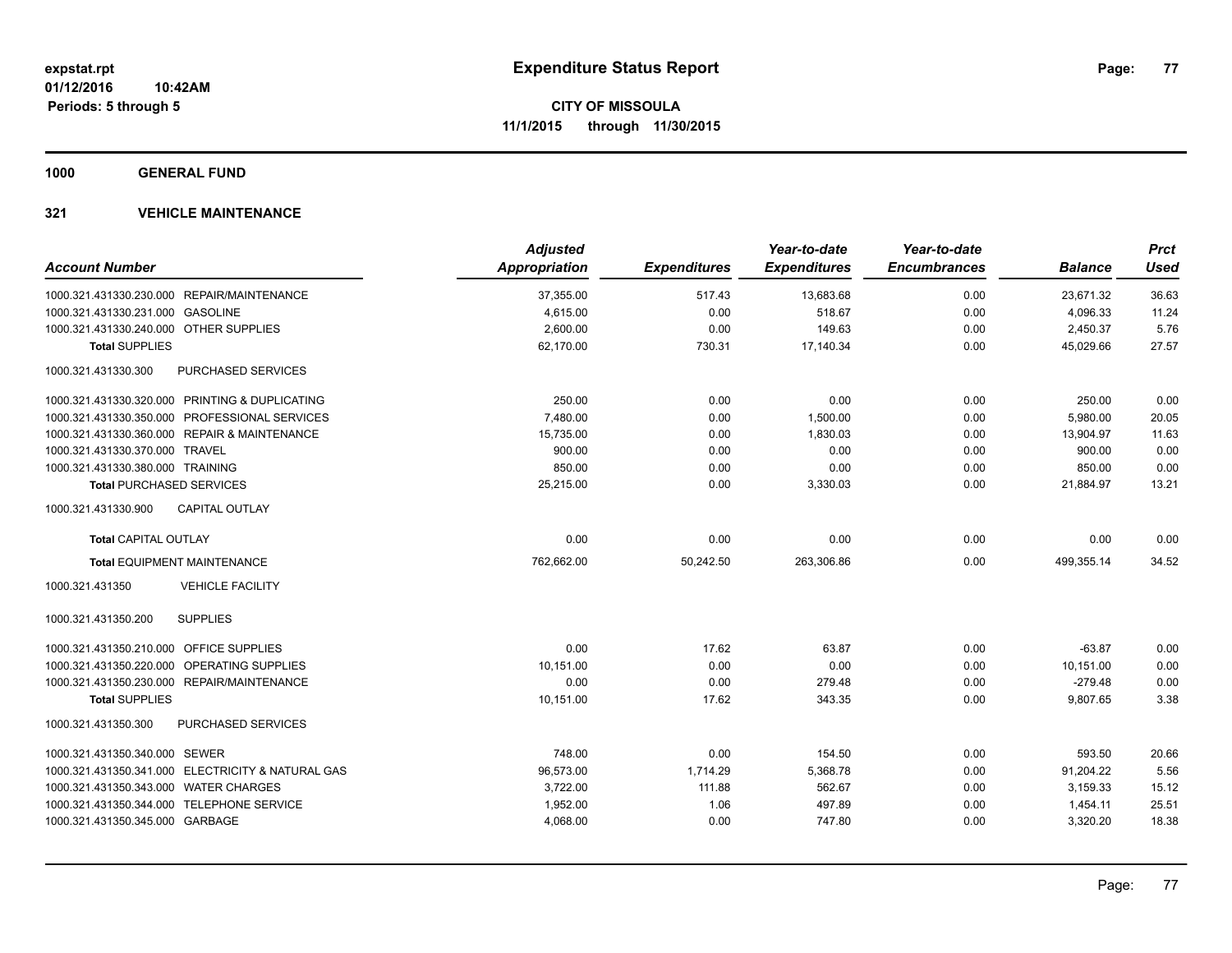# Expenditure Status Report

**CITY OF MISSOULA**

**11/1/2015 through 11/30/2015**

expstat.rpt
01/12/2016 10:42AM
Periods: 5 through 5

## 1000 GENERAL FUND

### 321 VEHICLE MAINTENANCE

| Account Number | | Adjusted Appropriation | Expenditures | Year-to-date Expenditures | Year-to-date Encumbrances | Balance | Prct Used |
|---|---|---|---|---|---|---|---|
| 1000.321.431330.230.000 | REPAIR/MAINTENANCE | 37,355.00 | 517.43 | 13,683.68 | 0.00 | 23,671.32 | 36.63 |
| 1000.321.431330.231.000 | GASOLINE | 4,615.00 | 0.00 | 518.67 | 0.00 | 4,096.33 | 11.24 |
| 1000.321.431330.240.000 | OTHER SUPPLIES | 2,600.00 | 0.00 | 149.63 | 0.00 | 2,450.37 | 5.76 |
| **Total SUPPLIES** | | 62,170.00 | 730.31 | 17,140.34 | 0.00 | 45,029.66 | 27.57 |
| 1000.321.431330.300 | PURCHASED SERVICES | | | | | | |
| 1000.321.431330.320.000 | PRINTING & DUPLICATING | 250.00 | 0.00 | 0.00 | 0.00 | 250.00 | 0.00 |
| 1000.321.431330.350.000 | PROFESSIONAL SERVICES | 7,480.00 | 0.00 | 1,500.00 | 0.00 | 5,980.00 | 20.05 |
| 1000.321.431330.360.000 | REPAIR & MAINTENANCE | 15,735.00 | 0.00 | 1,830.03 | 0.00 | 13,904.97 | 11.63 |
| 1000.321.431330.370.000 | TRAVEL | 900.00 | 0.00 | 0.00 | 0.00 | 900.00 | 0.00 |
| 1000.321.431330.380.000 | TRAINING | 850.00 | 0.00 | 0.00 | 0.00 | 850.00 | 0.00 |
| **Total PURCHASED SERVICES** | | 25,215.00 | 0.00 | 3,330.03 | 0.00 | 21,884.97 | 13.21 |
| 1000.321.431330.900 | CAPITAL OUTLAY | | | | | | |
| **Total CAPITAL OUTLAY** | | 0.00 | 0.00 | 0.00 | 0.00 | 0.00 | 0.00 |
| **Total EQUIPMENT MAINTENANCE** | | 762,662.00 | 50,242.50 | 263,306.86 | 0.00 | 499,355.14 | 34.52 |
| 1000.321.431350 | VEHICLE FACILITY | | | | | | |
| 1000.321.431350.200 | SUPPLIES | | | | | | |
| 1000.321.431350.210.000 | OFFICE SUPPLIES | 0.00 | 17.62 | 63.87 | 0.00 | -63.87 | 0.00 |
| 1000.321.431350.220.000 | OPERATING SUPPLIES | 10,151.00 | 0.00 | 0.00 | 0.00 | 10,151.00 | 0.00 |
| 1000.321.431350.230.000 | REPAIR/MAINTENANCE | 0.00 | 0.00 | 279.48 | 0.00 | -279.48 | 0.00 |
| **Total SUPPLIES** | | 10,151.00 | 17.62 | 343.35 | 0.00 | 9,807.65 | 3.38 |
| 1000.321.431350.300 | PURCHASED SERVICES | | | | | | |
| 1000.321.431350.340.000 | SEWER | 748.00 | 0.00 | 154.50 | 0.00 | 593.50 | 20.66 |
| 1000.321.431350.341.000 | ELECTRICITY & NATURAL GAS | 96,573.00 | 1,714.29 | 5,368.78 | 0.00 | 91,204.22 | 5.56 |
| 1000.321.431350.343.000 | WATER CHARGES | 3,722.00 | 111.88 | 562.67 | 0.00 | 3,159.33 | 15.12 |
| 1000.321.431350.344.000 | TELEPHONE SERVICE | 1,952.00 | 1.06 | 497.89 | 0.00 | 1,454.11 | 25.51 |
| 1000.321.431350.345.000 | GARBAGE | 4,068.00 | 0.00 | 747.80 | 0.00 | 3,320.20 | 18.38 |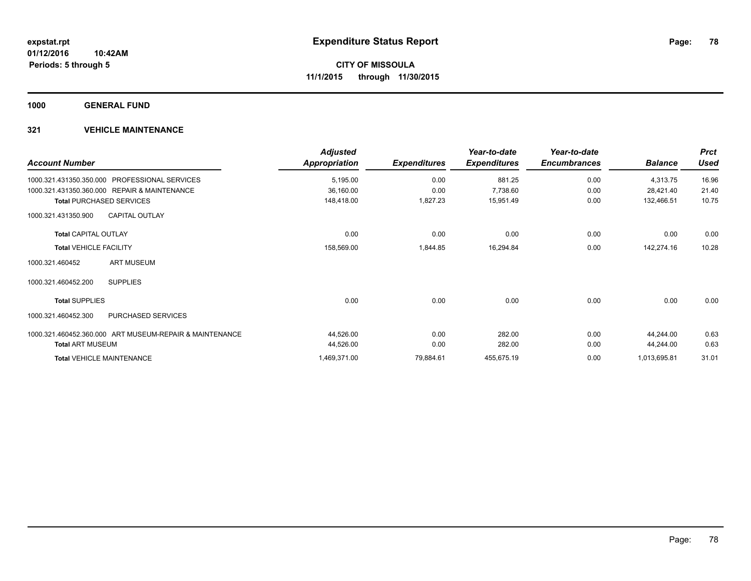# Expenditure Status Report

expstat.rpt
01/12/2016 10:42AM
Periods: 5 through 5

**CITY OF MISSOULA**
**11/1/2015 through 11/30/2015**

## 1000 GENERAL FUND

## 321 VEHICLE MAINTENANCE

| Account Number | Adjusted Appropriation | Expenditures | Year-to-date Expenditures | Year-to-date Encumbrances | Balance | Prct Used |
|---|---|---|---|---|---|---|
| 1000.321.431350.350.000 PROFESSIONAL SERVICES | 5,195.00 | 0.00 | 881.25 | 0.00 | 4,313.75 | 16.96 |
| 1000.321.431350.360.000 REPAIR & MAINTENANCE | 36,160.00 | 0.00 | 7,738.60 | 0.00 | 28,421.40 | 21.40 |
| **Total** PURCHASED SERVICES | 148,418.00 | 1,827.23 | 15,951.49 | 0.00 | 132,466.51 | 10.75 |
| 1000.321.431350.900 CAPITAL OUTLAY | | | | | | |
| **Total** CAPITAL OUTLAY | 0.00 | 0.00 | 0.00 | 0.00 | 0.00 | 0.00 |
| **Total** VEHICLE FACILITY | 158,569.00 | 1,844.85 | 16,294.84 | 0.00 | 142,274.16 | 10.28 |
| 1000.321.460452 ART MUSEUM | | | | | | |
| 1000.321.460452.200 SUPPLIES | | | | | | |
| **Total** SUPPLIES | 0.00 | 0.00 | 0.00 | 0.00 | 0.00 | 0.00 |
| 1000.321.460452.300 PURCHASED SERVICES | | | | | | |
| 1000.321.460452.360.000 ART MUSEUM-REPAIR & MAINTENANCE | 44,526.00 | 0.00 | 282.00 | 0.00 | 44,244.00 | 0.63 |
| **Total** ART MUSEUM | 44,526.00 | 0.00 | 282.00 | 0.00 | 44,244.00 | 0.63 |
| **Total** VEHICLE MAINTENANCE | 1,469,371.00 | 79,884.61 | 455,675.19 | 0.00 | 1,013,695.81 | 31.01 |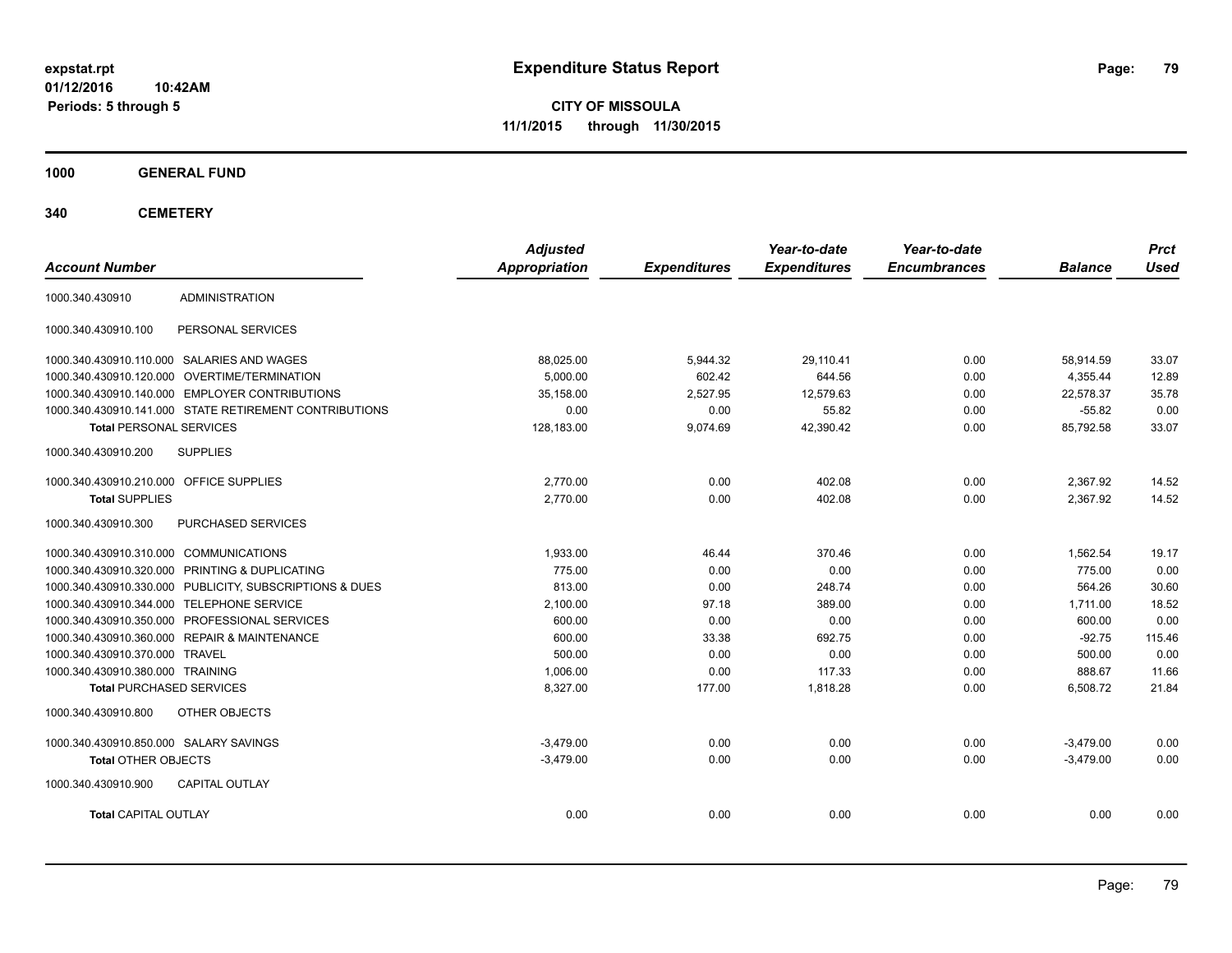expstat.rpt
01/12/2016 10:42AM
Periods: 5 through 5

# Expenditure Status Report

**CITY OF MISSOULA**
**11/1/2015 through 11/30/2015**

## 1000 GENERAL FUND

## 340 CEMETERY

| Account Number | | Adjusted Appropriation | Expenditures | Year-to-date Expenditures | Year-to-date Encumbrances | Balance | Prct Used |
|---|---|---|---|---|---|---|---|
| 1000.340.430910 | ADMINISTRATION | | | | | | |
| 1000.340.430910.100 | PERSONAL SERVICES | | | | | | |
| 1000.340.430910.110.000 | SALARIES AND WAGES | 88,025.00 | 5,944.32 | 29,110.41 | 0.00 | 58,914.59 | 33.07 |
| 1000.340.430910.120.000 | OVERTIME/TERMINATION | 5,000.00 | 602.42 | 644.56 | 0.00 | 4,355.44 | 12.89 |
| 1000.340.430910.140.000 | EMPLOYER CONTRIBUTIONS | 35,158.00 | 2,527.95 | 12,579.63 | 0.00 | 22,578.37 | 35.78 |
| 1000.340.430910.141.000 | STATE RETIREMENT CONTRIBUTIONS | 0.00 | 0.00 | 55.82 | 0.00 | -55.82 | 0.00 |
| **Total** PERSONAL SERVICES | | 128,183.00 | 9,074.69 | 42,390.42 | 0.00 | 85,792.58 | 33.07 |
| 1000.340.430910.200 | SUPPLIES | | | | | | |
| 1000.340.430910.210.000 | OFFICE SUPPLIES | 2,770.00 | 0.00 | 402.08 | 0.00 | 2,367.92 | 14.52 |
| **Total** SUPPLIES | | 2,770.00 | 0.00 | 402.08 | 0.00 | 2,367.92 | 14.52 |
| 1000.340.430910.300 | PURCHASED SERVICES | | | | | | |
| 1000.340.430910.310.000 | COMMUNICATIONS | 1,933.00 | 46.44 | 370.46 | 0.00 | 1,562.54 | 19.17 |
| 1000.340.430910.320.000 | PRINTING & DUPLICATING | 775.00 | 0.00 | 0.00 | 0.00 | 775.00 | 0.00 |
| 1000.340.430910.330.000 | PUBLICITY, SUBSCRIPTIONS & DUES | 813.00 | 0.00 | 248.74 | 0.00 | 564.26 | 30.60 |
| 1000.340.430910.344.000 | TELEPHONE SERVICE | 2,100.00 | 97.18 | 389.00 | 0.00 | 1,711.00 | 18.52 |
| 1000.340.430910.350.000 | PROFESSIONAL SERVICES | 600.00 | 0.00 | 0.00 | 0.00 | 600.00 | 0.00 |
| 1000.340.430910.360.000 | REPAIR & MAINTENANCE | 600.00 | 33.38 | 692.75 | 0.00 | -92.75 | 115.46 |
| 1000.340.430910.370.000 | TRAVEL | 500.00 | 0.00 | 0.00 | 0.00 | 500.00 | 0.00 |
| 1000.340.430910.380.000 | TRAINING | 1,006.00 | 0.00 | 117.33 | 0.00 | 888.67 | 11.66 |
| **Total** PURCHASED SERVICES | | 8,327.00 | 177.00 | 1,818.28 | 0.00 | 6,508.72 | 21.84 |
| 1000.340.430910.800 | OTHER OBJECTS | | | | | | |
| 1000.340.430910.850.000 | SALARY SAVINGS | -3,479.00 | 0.00 | 0.00 | 0.00 | -3,479.00 | 0.00 |
| **Total** OTHER OBJECTS | | -3,479.00 | 0.00 | 0.00 | 0.00 | -3,479.00 | 0.00 |
| 1000.340.430910.900 | CAPITAL OUTLAY | | | | | | |
| **Total** CAPITAL OUTLAY | | 0.00 | 0.00 | 0.00 | 0.00 | 0.00 | 0.00 |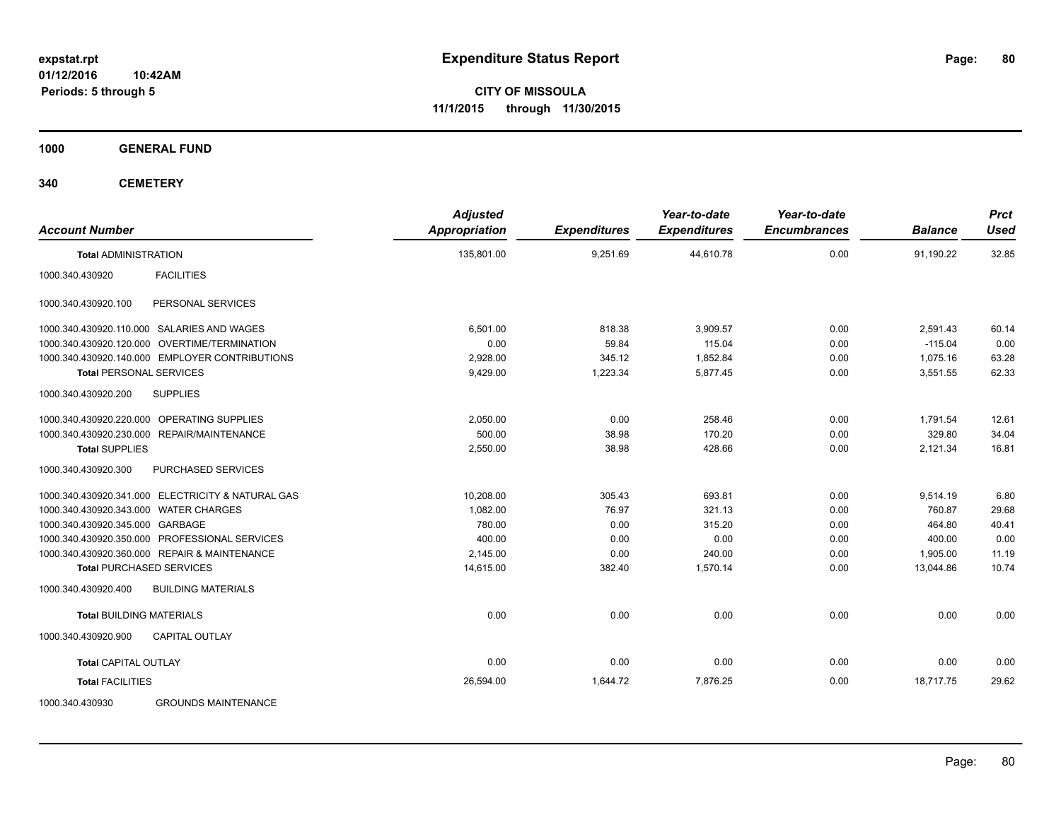# Expenditure Status Report

**CITY OF MISSOULA**
**11/1/2015 through 11/30/2015**

expstat.rpt
01/12/2016 10:42AM
Periods: 5 through 5

**1000 GENERAL FUND**

**340 CEMETERY**

| Account Number | | Adjusted Appropriation | Expenditures | Year-to-date Expenditures | Year-to-date Encumbrances | Balance | Prct Used |
|---|---|---|---|---|---|---|---|
| **Total ADMINISTRATION** | | 135,801.00 | 9,251.69 | 44,610.78 | 0.00 | 91,190.22 | 32.85 |
| 1000.340.430920 | FACILITIES | | | | | | |
| 1000.340.430920.100 | PERSONAL SERVICES | | | | | | |
| 1000.340.430920.110.000 | SALARIES AND WAGES | 6,501.00 | 818.38 | 3,909.57 | 0.00 | 2,591.43 | 60.14 |
| 1000.340.430920.120.000 | OVERTIME/TERMINATION | 0.00 | 59.84 | 115.04 | 0.00 | -115.04 | 0.00 |
| 1000.340.430920.140.000 | EMPLOYER CONTRIBUTIONS | 2,928.00 | 345.12 | 1,852.84 | 0.00 | 1,075.16 | 63.28 |
| **Total PERSONAL SERVICES** | | 9,429.00 | 1,223.34 | 5,877.45 | 0.00 | 3,551.55 | 62.33 |
| 1000.340.430920.200 | SUPPLIES | | | | | | |
| 1000.340.430920.220.000 | OPERATING SUPPLIES | 2,050.00 | 0.00 | 258.46 | 0.00 | 1,791.54 | 12.61 |
| 1000.340.430920.230.000 | REPAIR/MAINTENANCE | 500.00 | 38.98 | 170.20 | 0.00 | 329.80 | 34.04 |
| **Total SUPPLIES** | | 2,550.00 | 38.98 | 428.66 | 0.00 | 2,121.34 | 16.81 |
| 1000.340.430920.300 | PURCHASED SERVICES | | | | | | |
| 1000.340.430920.341.000 | ELECTRICITY & NATURAL GAS | 10,208.00 | 305.43 | 693.81 | 0.00 | 9,514.19 | 6.80 |
| 1000.340.430920.343.000 | WATER CHARGES | 1,082.00 | 76.97 | 321.13 | 0.00 | 760.87 | 29.68 |
| 1000.340.430920.345.000 | GARBAGE | 780.00 | 0.00 | 315.20 | 0.00 | 464.80 | 40.41 |
| 1000.340.430920.350.000 | PROFESSIONAL SERVICES | 400.00 | 0.00 | 0.00 | 0.00 | 400.00 | 0.00 |
| 1000.340.430920.360.000 | REPAIR & MAINTENANCE | 2,145.00 | 0.00 | 240.00 | 0.00 | 1,905.00 | 11.19 |
| **Total PURCHASED SERVICES** | | 14,615.00 | 382.40 | 1,570.14 | 0.00 | 13,044.86 | 10.74 |
| 1000.340.430920.400 | BUILDING MATERIALS | | | | | | |
| **Total BUILDING MATERIALS** | | 0.00 | 0.00 | 0.00 | 0.00 | 0.00 | 0.00 |
| 1000.340.430920.900 | CAPITAL OUTLAY | | | | | | |
| **Total CAPITAL OUTLAY** | | 0.00 | 0.00 | 0.00 | 0.00 | 0.00 | 0.00 |
| **Total FACILITIES** | | 26,594.00 | 1,644.72 | 7,876.25 | 0.00 | 18,717.75 | 29.62 |
| 1000.340.430930 | GROUNDS MAINTENANCE | | | | | | |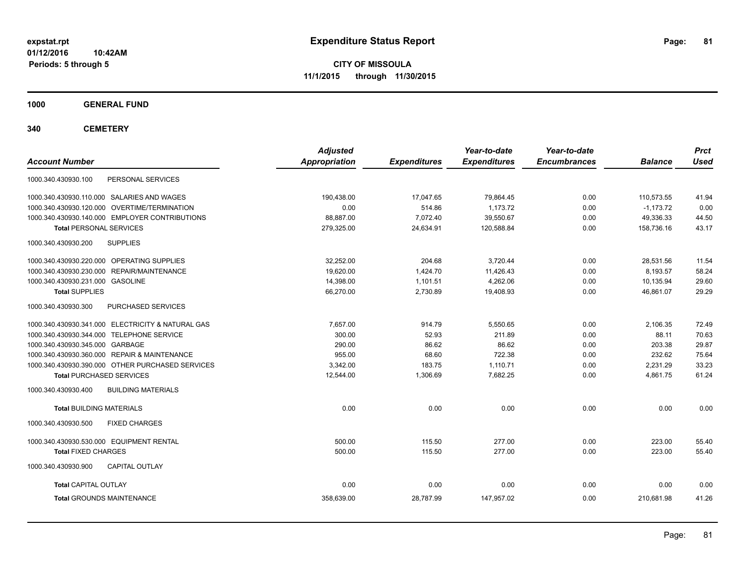expstat.rpt
01/12/2016 10:42AM
Periods: 5 through 5

# Expenditure Status Report

**CITY OF MISSOULA**
**11/1/2015 through 11/30/2015**

## 1000 GENERAL FUND

## 340 CEMETERY

| Account Number | | Adjusted Appropriation | Expenditures | Year-to-date Expenditures | Year-to-date Encumbrances | Balance | Prct Used |
|---|---|---|---|---|---|---|---|
| 1000.340.430930.100 | PERSONAL SERVICES | | | | | | |
| 1000.340.430930.110.000 | SALARIES AND WAGES | 190,438.00 | 17,047.65 | 79,864.45 | 0.00 | 110,573.55 | 41.94 |
| 1000.340.430930.120.000 | OVERTIME/TERMINATION | 0.00 | 514.86 | 1,173.72 | 0.00 | -1,173.72 | 0.00 |
| 1000.340.430930.140.000 | EMPLOYER CONTRIBUTIONS | 88,887.00 | 7,072.40 | 39,550.67 | 0.00 | 49,336.33 | 44.50 |
| **Total** PERSONAL SERVICES | | 279,325.00 | 24,634.91 | 120,588.84 | 0.00 | 158,736.16 | 43.17 |
| 1000.340.430930.200 | SUPPLIES | | | | | | |
| 1000.340.430930.220.000 | OPERATING SUPPLIES | 32,252.00 | 204.68 | 3,720.44 | 0.00 | 28,531.56 | 11.54 |
| 1000.340.430930.230.000 | REPAIR/MAINTENANCE | 19,620.00 | 1,424.70 | 11,426.43 | 0.00 | 8,193.57 | 58.24 |
| 1000.340.430930.231.000 | GASOLINE | 14,398.00 | 1,101.51 | 4,262.06 | 0.00 | 10,135.94 | 29.60 |
| **Total** SUPPLIES | | 66,270.00 | 2,730.89 | 19,408.93 | 0.00 | 46,861.07 | 29.29 |
| 1000.340.430930.300 | PURCHASED SERVICES | | | | | | |
| 1000.340.430930.341.000 | ELECTRICITY & NATURAL GAS | 7,657.00 | 914.79 | 5,550.65 | 0.00 | 2,106.35 | 72.49 |
| 1000.340.430930.344.000 | TELEPHONE SERVICE | 300.00 | 52.93 | 211.89 | 0.00 | 88.11 | 70.63 |
| 1000.340.430930.345.000 | GARBAGE | 290.00 | 86.62 | 86.62 | 0.00 | 203.38 | 29.87 |
| 1000.340.430930.360.000 | REPAIR & MAINTENANCE | 955.00 | 68.60 | 722.38 | 0.00 | 232.62 | 75.64 |
| 1000.340.430930.390.000 | OTHER PURCHASED SERVICES | 3,342.00 | 183.75 | 1,110.71 | 0.00 | 2,231.29 | 33.23 |
| **Total** PURCHASED SERVICES | | 12,544.00 | 1,306.69 | 7,682.25 | 0.00 | 4,861.75 | 61.24 |
| 1000.340.430930.400 | BUILDING MATERIALS | | | | | | |
| **Total** BUILDING MATERIALS | | 0.00 | 0.00 | 0.00 | 0.00 | 0.00 | 0.00 |
| 1000.340.430930.500 | FIXED CHARGES | | | | | | |
| 1000.340.430930.530.000 | EQUIPMENT RENTAL | 500.00 | 115.50 | 277.00 | 0.00 | 223.00 | 55.40 |
| **Total** FIXED CHARGES | | 500.00 | 115.50 | 277.00 | 0.00 | 223.00 | 55.40 |
| 1000.340.430930.900 | CAPITAL OUTLAY | | | | | | |
| **Total** CAPITAL OUTLAY | | 0.00 | 0.00 | 0.00 | 0.00 | 0.00 | 0.00 |
| **Total** GROUNDS MAINTENANCE | | 358,639.00 | 28,787.99 | 147,957.02 | 0.00 | 210,681.98 | 41.26 |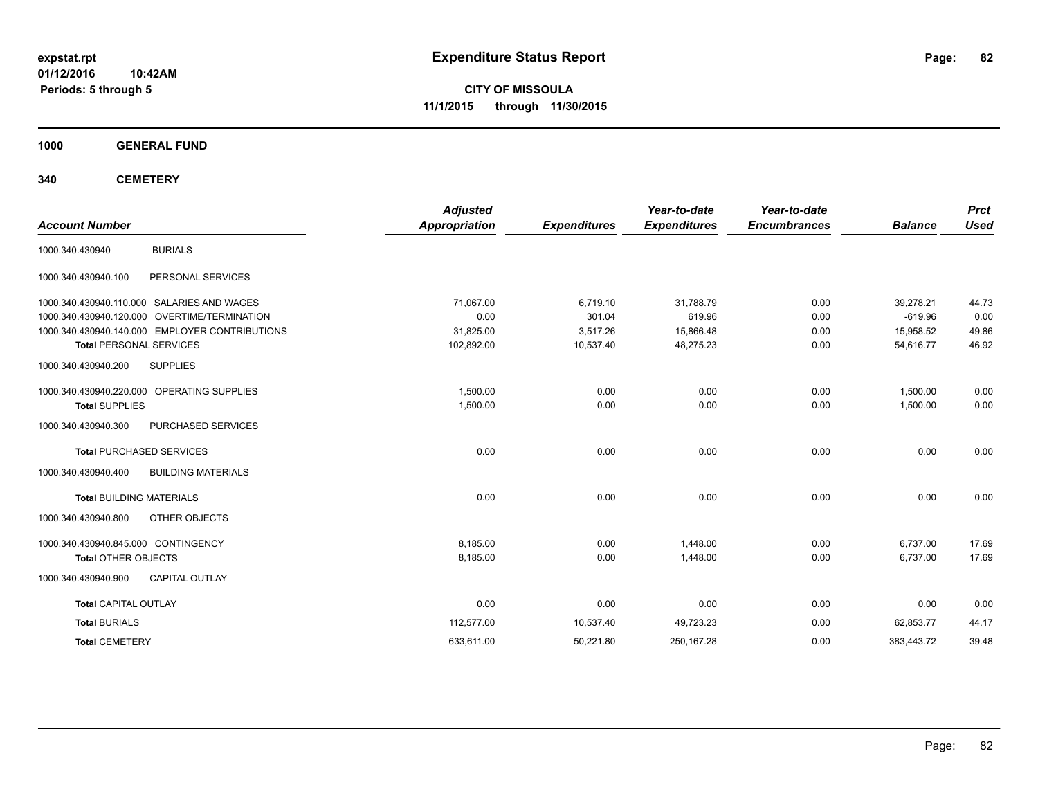**expstat.rpt**
**01/12/2016 10:42AM**
**Periods: 5 through 5**

# Expenditure Status Report

**CITY OF MISSOULA**
**11/1/2015 through 11/30/2015**

## 1000 GENERAL FUND

## 340 CEMETERY

| Account Number | | Adjusted Appropriation | Expenditures | Year-to-date Expenditures | Year-to-date Encumbrances | Balance | Prct Used |
|---|---|---|---|---|---|---|---|
| 1000.340.430940 | BURIALS | | | | | | |
| 1000.340.430940.100 | PERSONAL SERVICES | | | | | | |
| 1000.340.430940.110.000 | SALARIES AND WAGES | 71,067.00 | 6,719.10 | 31,788.79 | 0.00 | 39,278.21 | 44.73 |
| 1000.340.430940.120.000 | OVERTIME/TERMINATION | 0.00 | 301.04 | 619.96 | 0.00 | -619.96 | 0.00 |
| 1000.340.430940.140.000 | EMPLOYER CONTRIBUTIONS | 31,825.00 | 3,517.26 | 15,866.48 | 0.00 | 15,958.52 | 49.86 |
| **Total** PERSONAL SERVICES | | 102,892.00 | 10,537.40 | 48,275.23 | 0.00 | 54,616.77 | 46.92 |
| 1000.340.430940.200 | SUPPLIES | | | | | | |
| 1000.340.430940.220.000 | OPERATING SUPPLIES | 1,500.00 | 0.00 | 0.00 | 0.00 | 1,500.00 | 0.00 |
| **Total** SUPPLIES | | 1,500.00 | 0.00 | 0.00 | 0.00 | 1,500.00 | 0.00 |
| 1000.340.430940.300 | PURCHASED SERVICES | | | | | | |
| **Total** PURCHASED SERVICES | | 0.00 | 0.00 | 0.00 | 0.00 | 0.00 | 0.00 |
| 1000.340.430940.400 | BUILDING MATERIALS | | | | | | |
| **Total** BUILDING MATERIALS | | 0.00 | 0.00 | 0.00 | 0.00 | 0.00 | 0.00 |
| 1000.340.430940.800 | OTHER OBJECTS | | | | | | |
| 1000.340.430940.845.000 | CONTINGENCY | 8,185.00 | 0.00 | 1,448.00 | 0.00 | 6,737.00 | 17.69 |
| **Total** OTHER OBJECTS | | 8,185.00 | 0.00 | 1,448.00 | 0.00 | 6,737.00 | 17.69 |
| 1000.340.430940.900 | CAPITAL OUTLAY | | | | | | |
| **Total** CAPITAL OUTLAY | | 0.00 | 0.00 | 0.00 | 0.00 | 0.00 | 0.00 |
| **Total** BURIALS | | 112,577.00 | 10,537.40 | 49,723.23 | 0.00 | 62,853.77 | 44.17 |
| **Total** CEMETERY | | 633,611.00 | 50,221.80 | 250,167.28 | 0.00 | 383,443.72 | 39.48 |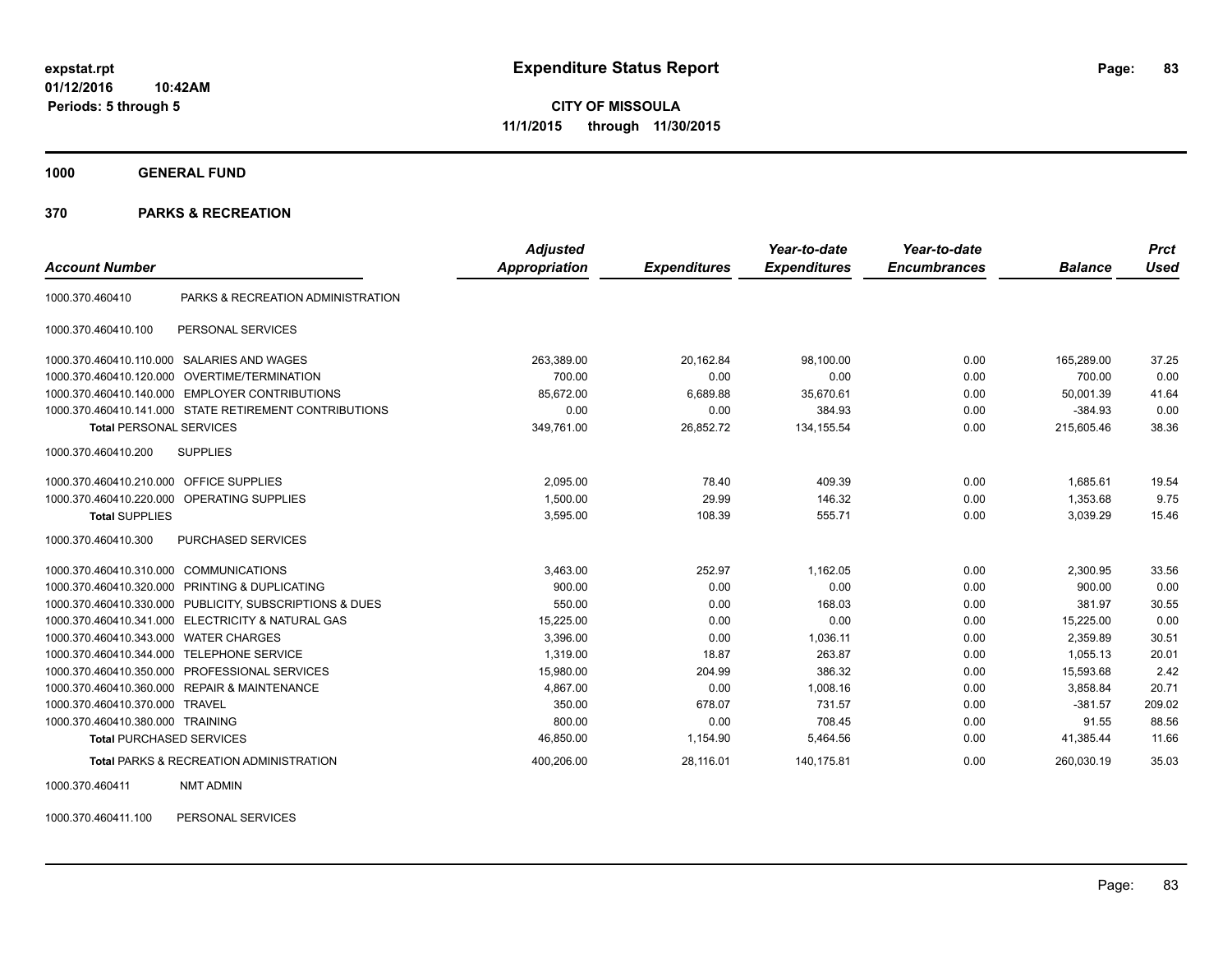# Expenditure Status Report

expstat.rpt
01/12/2016 10:42AM
Periods: 5 through 5

**CITY OF MISSOULA**
**11/1/2015 through 11/30/2015**

**1000 GENERAL FUND**

**370 PARKS & RECREATION**

| Account Number | | Adjusted Appropriation | Expenditures | Year-to-date Expenditures | Year-to-date Encumbrances | Balance | Prct Used |
|---|---|---|---|---|---|---|---|
| 1000.370.460410 | PARKS & RECREATION ADMINISTRATION | | | | | | |
| 1000.370.460410.100 | PERSONAL SERVICES | | | | | | |
| 1000.370.460410.110.000 | SALARIES AND WAGES | 263,389.00 | 20,162.84 | 98,100.00 | 0.00 | 165,289.00 | 37.25 |
| 1000.370.460410.120.000 | OVERTIME/TERMINATION | 700.00 | 0.00 | 0.00 | 0.00 | 700.00 | 0.00 |
| 1000.370.460410.140.000 | EMPLOYER CONTRIBUTIONS | 85,672.00 | 6,689.88 | 35,670.61 | 0.00 | 50,001.39 | 41.64 |
| 1000.370.460410.141.000 | STATE RETIREMENT CONTRIBUTIONS | 0.00 | 0.00 | 384.93 | 0.00 | -384.93 | 0.00 |
| **Total** PERSONAL SERVICES | | 349,761.00 | 26,852.72 | 134,155.54 | 0.00 | 215,605.46 | 38.36 |
| 1000.370.460410.200 | SUPPLIES | | | | | | |
| 1000.370.460410.210.000 | OFFICE SUPPLIES | 2,095.00 | 78.40 | 409.39 | 0.00 | 1,685.61 | 19.54 |
| 1000.370.460410.220.000 | OPERATING SUPPLIES | 1,500.00 | 29.99 | 146.32 | 0.00 | 1,353.68 | 9.75 |
| **Total** SUPPLIES | | 3,595.00 | 108.39 | 555.71 | 0.00 | 3,039.29 | 15.46 |
| 1000.370.460410.300 | PURCHASED SERVICES | | | | | | |
| 1000.370.460410.310.000 | COMMUNICATIONS | 3,463.00 | 252.97 | 1,162.05 | 0.00 | 2,300.95 | 33.56 |
| 1000.370.460410.320.000 | PRINTING & DUPLICATING | 900.00 | 0.00 | 0.00 | 0.00 | 900.00 | 0.00 |
| 1000.370.460410.330.000 | PUBLICITY, SUBSCRIPTIONS & DUES | 550.00 | 0.00 | 168.03 | 0.00 | 381.97 | 30.55 |
| 1000.370.460410.341.000 | ELECTRICITY & NATURAL GAS | 15,225.00 | 0.00 | 0.00 | 0.00 | 15,225.00 | 0.00 |
| 1000.370.460410.343.000 | WATER CHARGES | 3,396.00 | 0.00 | 1,036.11 | 0.00 | 2,359.89 | 30.51 |
| 1000.370.460410.344.000 | TELEPHONE SERVICE | 1,319.00 | 18.87 | 263.87 | 0.00 | 1,055.13 | 20.01 |
| 1000.370.460410.350.000 | PROFESSIONAL SERVICES | 15,980.00 | 204.99 | 386.32 | 0.00 | 15,593.68 | 2.42 |
| 1000.370.460410.360.000 | REPAIR & MAINTENANCE | 4,867.00 | 0.00 | 1,008.16 | 0.00 | 3,858.84 | 20.71 |
| 1000.370.460410.370.000 | TRAVEL | 350.00 | 678.07 | 731.57 | 0.00 | -381.57 | 209.02 |
| 1000.370.460410.380.000 | TRAINING | 800.00 | 0.00 | 708.45 | 0.00 | 91.55 | 88.56 |
| **Total** PURCHASED SERVICES | | 46,850.00 | 1,154.90 | 5,464.56 | 0.00 | 41,385.44 | 11.66 |
| **Total** PARKS & RECREATION ADMINISTRATION | | 400,206.00 | 28,116.01 | 140,175.81 | 0.00 | 260,030.19 | 35.03 |
| 1000.370.460411 | NMT ADMIN | | | | | | |
| 1000.370.460411.100 | PERSONAL SERVICES | | | | | | |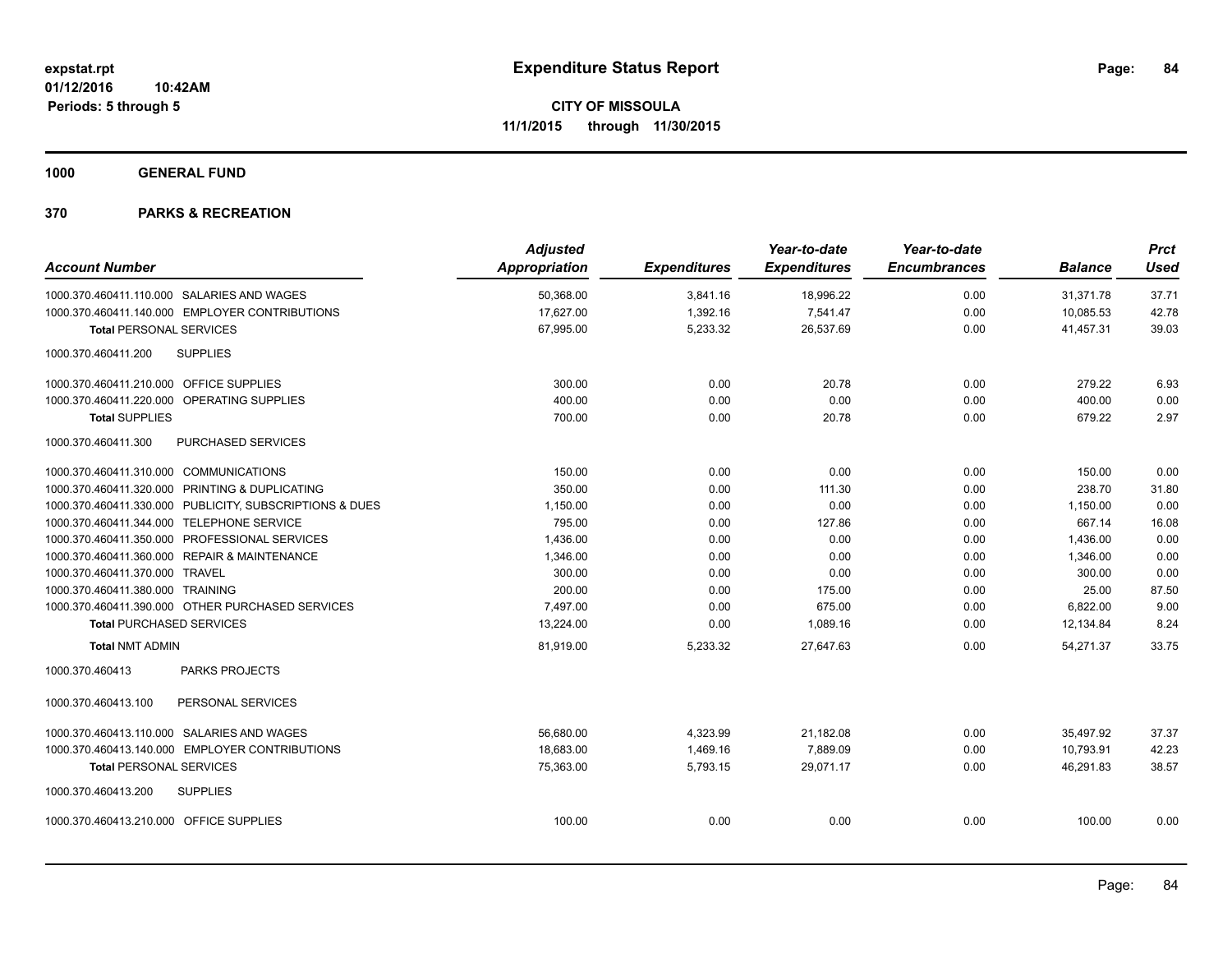# Expenditure Status Report

expstat.rpt
01/12/2016 10:42AM
Periods: 5 through 5

**CITY OF MISSOULA**
**11/1/2015 through 11/30/2015**

**1000 GENERAL FUND**

**370 PARKS & RECREATION**

| Account Number | Adjusted Appropriation | Expenditures | Year-to-date Expenditures | Year-to-date Encumbrances | Balance | Prct Used |
|---|---|---|---|---|---|---|
| 1000.370.460411.110.000 SALARIES AND WAGES | 50,368.00 | 3,841.16 | 18,996.22 | 0.00 | 31,371.78 | 37.71 |
| 1000.370.460411.140.000 EMPLOYER CONTRIBUTIONS | 17,627.00 | 1,392.16 | 7,541.47 | 0.00 | 10,085.53 | 42.78 |
| **Total** PERSONAL SERVICES | 67,995.00 | 5,233.32 | 26,537.69 | 0.00 | 41,457.31 | 39.03 |
| 1000.370.460411.200 SUPPLIES | | | | | | |
| 1000.370.460411.210.000 OFFICE SUPPLIES | 300.00 | 0.00 | 20.78 | 0.00 | 279.22 | 6.93 |
| 1000.370.460411.220.000 OPERATING SUPPLIES | 400.00 | 0.00 | 0.00 | 0.00 | 400.00 | 0.00 |
| **Total** SUPPLIES | 700.00 | 0.00 | 20.78 | 0.00 | 679.22 | 2.97 |
| 1000.370.460411.300 PURCHASED SERVICES | | | | | | |
| 1000.370.460411.310.000 COMMUNICATIONS | 150.00 | 0.00 | 0.00 | 0.00 | 150.00 | 0.00 |
| 1000.370.460411.320.000 PRINTING & DUPLICATING | 350.00 | 0.00 | 111.30 | 0.00 | 238.70 | 31.80 |
| 1000.370.460411.330.000 PUBLICITY, SUBSCRIPTIONS & DUES | 1,150.00 | 0.00 | 0.00 | 0.00 | 1,150.00 | 0.00 |
| 1000.370.460411.344.000 TELEPHONE SERVICE | 795.00 | 0.00 | 127.86 | 0.00 | 667.14 | 16.08 |
| 1000.370.460411.350.000 PROFESSIONAL SERVICES | 1,436.00 | 0.00 | 0.00 | 0.00 | 1,436.00 | 0.00 |
| 1000.370.460411.360.000 REPAIR & MAINTENANCE | 1,346.00 | 0.00 | 0.00 | 0.00 | 1,346.00 | 0.00 |
| 1000.370.460411.370.000 TRAVEL | 300.00 | 0.00 | 0.00 | 0.00 | 300.00 | 0.00 |
| 1000.370.460411.380.000 TRAINING | 200.00 | 0.00 | 175.00 | 0.00 | 25.00 | 87.50 |
| 1000.370.460411.390.000 OTHER PURCHASED SERVICES | 7,497.00 | 0.00 | 675.00 | 0.00 | 6,822.00 | 9.00 |
| **Total** PURCHASED SERVICES | 13,224.00 | 0.00 | 1,089.16 | 0.00 | 12,134.84 | 8.24 |
| **Total** NMT ADMIN | 81,919.00 | 5,233.32 | 27,647.63 | 0.00 | 54,271.37 | 33.75 |
| 1000.370.460413 PARKS PROJECTS | | | | | | |
| 1000.370.460413.100 PERSONAL SERVICES | | | | | | |
| 1000.370.460413.110.000 SALARIES AND WAGES | 56,680.00 | 4,323.99 | 21,182.08 | 0.00 | 35,497.92 | 37.37 |
| 1000.370.460413.140.000 EMPLOYER CONTRIBUTIONS | 18,683.00 | 1,469.16 | 7,889.09 | 0.00 | 10,793.91 | 42.23 |
| **Total** PERSONAL SERVICES | 75,363.00 | 5,793.15 | 29,071.17 | 0.00 | 46,291.83 | 38.57 |
| 1000.370.460413.200 SUPPLIES | | | | | | |
| 1000.370.460413.210.000 OFFICE SUPPLIES | 100.00 | 0.00 | 0.00 | 0.00 | 100.00 | 0.00 |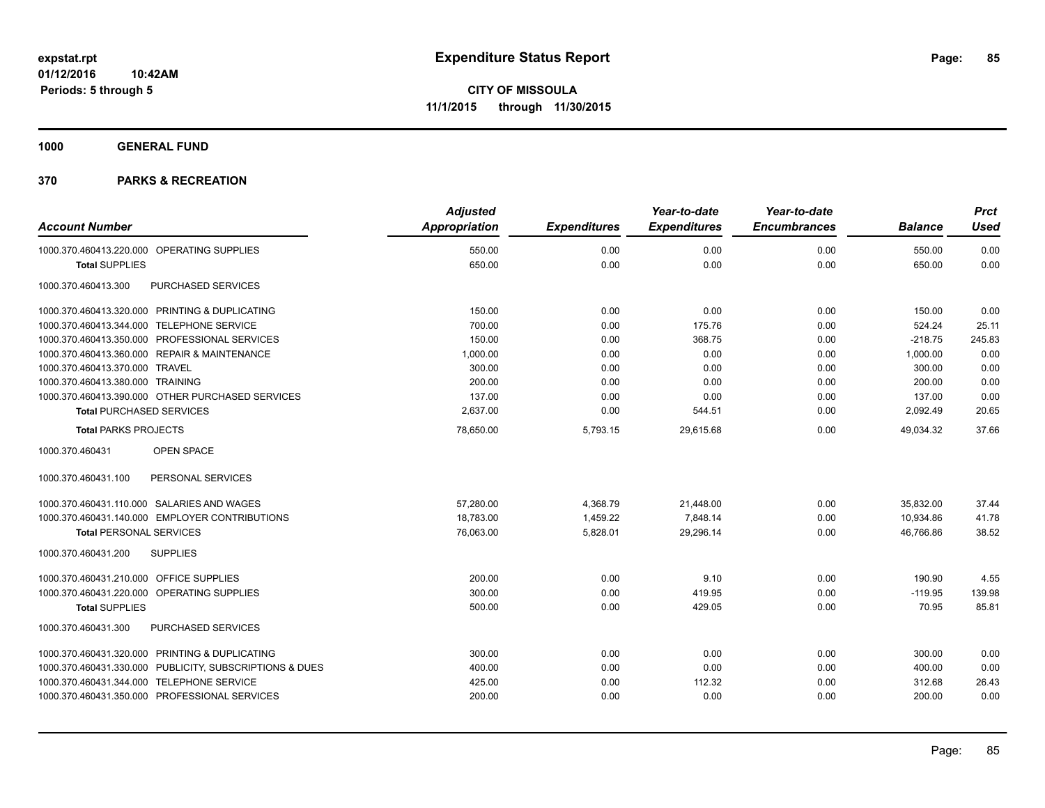# Expenditure Status Report

**CITY OF MISSOULA**
**11/1/2015 through 11/30/2015**

expstat.rpt
01/12/2016 10:42AM
Periods: 5 through 5

**1000 GENERAL FUND**

**370 PARKS & RECREATION**

| Account Number | Adjusted Appropriation | Expenditures | Year-to-date Expenditures | Year-to-date Encumbrances | Balance | Prct Used |
|---|---|---|---|---|---|---|
| 1000.370.460413.220.000 OPERATING SUPPLIES | 550.00 | 0.00 | 0.00 | 0.00 | 550.00 | 0.00 |
| **Total** SUPPLIES | 650.00 | 0.00 | 0.00 | 0.00 | 650.00 | 0.00 |
| 1000.370.460413.300 PURCHASED SERVICES | | | | | | |
| 1000.370.460413.320.000 PRINTING & DUPLICATING | 150.00 | 0.00 | 0.00 | 0.00 | 150.00 | 0.00 |
| 1000.370.460413.344.000 TELEPHONE SERVICE | 700.00 | 0.00 | 175.76 | 0.00 | 524.24 | 25.11 |
| 1000.370.460413.350.000 PROFESSIONAL SERVICES | 150.00 | 0.00 | 368.75 | 0.00 | -218.75 | 245.83 |
| 1000.370.460413.360.000 REPAIR & MAINTENANCE | 1,000.00 | 0.00 | 0.00 | 0.00 | 1,000.00 | 0.00 |
| 1000.370.460413.370.000 TRAVEL | 300.00 | 0.00 | 0.00 | 0.00 | 300.00 | 0.00 |
| 1000.370.460413.380.000 TRAINING | 200.00 | 0.00 | 0.00 | 0.00 | 200.00 | 0.00 |
| 1000.370.460413.390.000 OTHER PURCHASED SERVICES | 137.00 | 0.00 | 0.00 | 0.00 | 137.00 | 0.00 |
| **Total** PURCHASED SERVICES | 2,637.00 | 0.00 | 544.51 | 0.00 | 2,092.49 | 20.65 |
| **Total** PARKS PROJECTS | 78,650.00 | 5,793.15 | 29,615.68 | 0.00 | 49,034.32 | 37.66 |
| 1000.370.460431 OPEN SPACE | | | | | | |
| 1000.370.460431.100 PERSONAL SERVICES | | | | | | |
| 1000.370.460431.110.000 SALARIES AND WAGES | 57,280.00 | 4,368.79 | 21,448.00 | 0.00 | 35,832.00 | 37.44 |
| 1000.370.460431.140.000 EMPLOYER CONTRIBUTIONS | 18,783.00 | 1,459.22 | 7,848.14 | 0.00 | 10,934.86 | 41.78 |
| **Total** PERSONAL SERVICES | 76,063.00 | 5,828.01 | 29,296.14 | 0.00 | 46,766.86 | 38.52 |
| 1000.370.460431.200 SUPPLIES | | | | | | |
| 1000.370.460431.210.000 OFFICE SUPPLIES | 200.00 | 0.00 | 9.10 | 0.00 | 190.90 | 4.55 |
| 1000.370.460431.220.000 OPERATING SUPPLIES | 300.00 | 0.00 | 419.95 | 0.00 | -119.95 | 139.98 |
| **Total** SUPPLIES | 500.00 | 0.00 | 429.05 | 0.00 | 70.95 | 85.81 |
| 1000.370.460431.300 PURCHASED SERVICES | | | | | | |
| 1000.370.460431.320.000 PRINTING & DUPLICATING | 300.00 | 0.00 | 0.00 | 0.00 | 300.00 | 0.00 |
| 1000.370.460431.330.000 PUBLICITY, SUBSCRIPTIONS & DUES | 400.00 | 0.00 | 0.00 | 0.00 | 400.00 | 0.00 |
| 1000.370.460431.344.000 TELEPHONE SERVICE | 425.00 | 0.00 | 112.32 | 0.00 | 312.68 | 26.43 |
| 1000.370.460431.350.000 PROFESSIONAL SERVICES | 200.00 | 0.00 | 0.00 | 0.00 | 200.00 | 0.00 |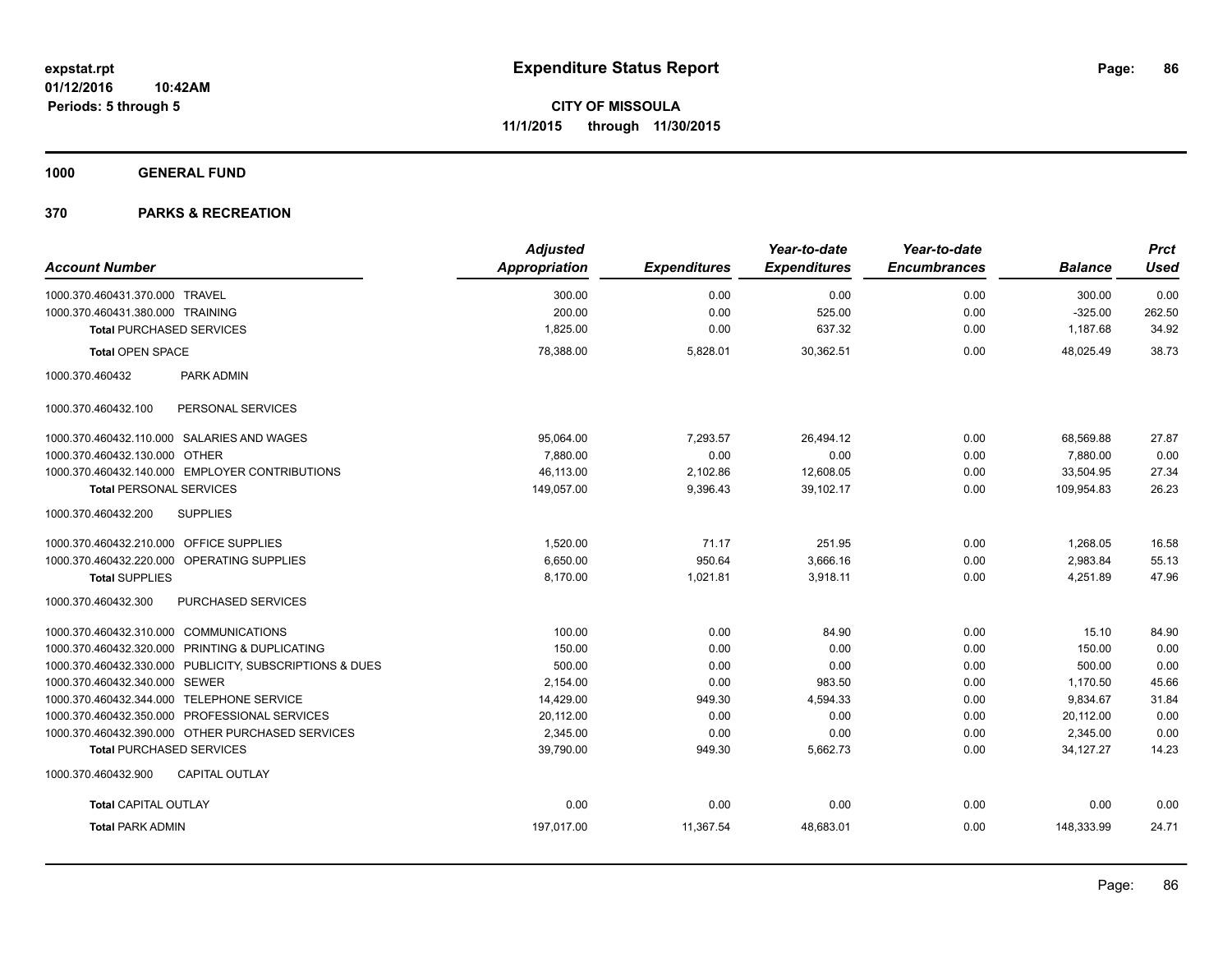# Expenditure Status Report

**CITY OF MISSOULA**
**11/1/2015 through 11/30/2015**

expstat.rpt
01/12/2016 10:42AM
Periods: 5 through 5

**1000 GENERAL FUND**

**370 PARKS & RECREATION**

| Account Number | Adjusted Appropriation | Expenditures | Year-to-date Expenditures | Year-to-date Encumbrances | Balance | Prct Used |
|---|---|---|---|---|---|---|
| 1000.370.460431.370.000 TRAVEL | 300.00 | 0.00 | 0.00 | 0.00 | 300.00 | 0.00 |
| 1000.370.460431.380.000 TRAINING | 200.00 | 0.00 | 525.00 | 0.00 | -325.00 | 262.50 |
| **Total** PURCHASED SERVICES | 1,825.00 | 0.00 | 637.32 | 0.00 | 1,187.68 | 34.92 |
| **Total** OPEN SPACE | 78,388.00 | 5,828.01 | 30,362.51 | 0.00 | 48,025.49 | 38.73 |
| 1000.370.460432 PARK ADMIN | | | | | | |
| 1000.370.460432.100 PERSONAL SERVICES | | | | | | |
| 1000.370.460432.110.000 SALARIES AND WAGES | 95,064.00 | 7,293.57 | 26,494.12 | 0.00 | 68,569.88 | 27.87 |
| 1000.370.460432.130.000 OTHER | 7,880.00 | 0.00 | 0.00 | 0.00 | 7,880.00 | 0.00 |
| 1000.370.460432.140.000 EMPLOYER CONTRIBUTIONS | 46,113.00 | 2,102.86 | 12,608.05 | 0.00 | 33,504.95 | 27.34 |
| **Total** PERSONAL SERVICES | 149,057.00 | 9,396.43 | 39,102.17 | 0.00 | 109,954.83 | 26.23 |
| 1000.370.460432.200 SUPPLIES | | | | | | |
| 1000.370.460432.210.000 OFFICE SUPPLIES | 1,520.00 | 71.17 | 251.95 | 0.00 | 1,268.05 | 16.58 |
| 1000.370.460432.220.000 OPERATING SUPPLIES | 6,650.00 | 950.64 | 3,666.16 | 0.00 | 2,983.84 | 55.13 |
| **Total** SUPPLIES | 8,170.00 | 1,021.81 | 3,918.11 | 0.00 | 4,251.89 | 47.96 |
| 1000.370.460432.300 PURCHASED SERVICES | | | | | | |
| 1000.370.460432.310.000 COMMUNICATIONS | 100.00 | 0.00 | 84.90 | 0.00 | 15.10 | 84.90 |
| 1000.370.460432.320.000 PRINTING & DUPLICATING | 150.00 | 0.00 | 0.00 | 0.00 | 150.00 | 0.00 |
| 1000.370.460432.330.000 PUBLICITY, SUBSCRIPTIONS & DUES | 500.00 | 0.00 | 0.00 | 0.00 | 500.00 | 0.00 |
| 1000.370.460432.340.000 SEWER | 2,154.00 | 0.00 | 983.50 | 0.00 | 1,170.50 | 45.66 |
| 1000.370.460432.344.000 TELEPHONE SERVICE | 14,429.00 | 949.30 | 4,594.33 | 0.00 | 9,834.67 | 31.84 |
| 1000.370.460432.350.000 PROFESSIONAL SERVICES | 20,112.00 | 0.00 | 0.00 | 0.00 | 20,112.00 | 0.00 |
| 1000.370.460432.390.000 OTHER PURCHASED SERVICES | 2,345.00 | 0.00 | 0.00 | 0.00 | 2,345.00 | 0.00 |
| **Total** PURCHASED SERVICES | 39,790.00 | 949.30 | 5,662.73 | 0.00 | 34,127.27 | 14.23 |
| 1000.370.460432.900 CAPITAL OUTLAY | | | | | | |
| **Total** CAPITAL OUTLAY | 0.00 | 0.00 | 0.00 | 0.00 | 0.00 | 0.00 |
| **Total** PARK ADMIN | 197,017.00 | 11,367.54 | 48,683.01 | 0.00 | 148,333.99 | 24.71 |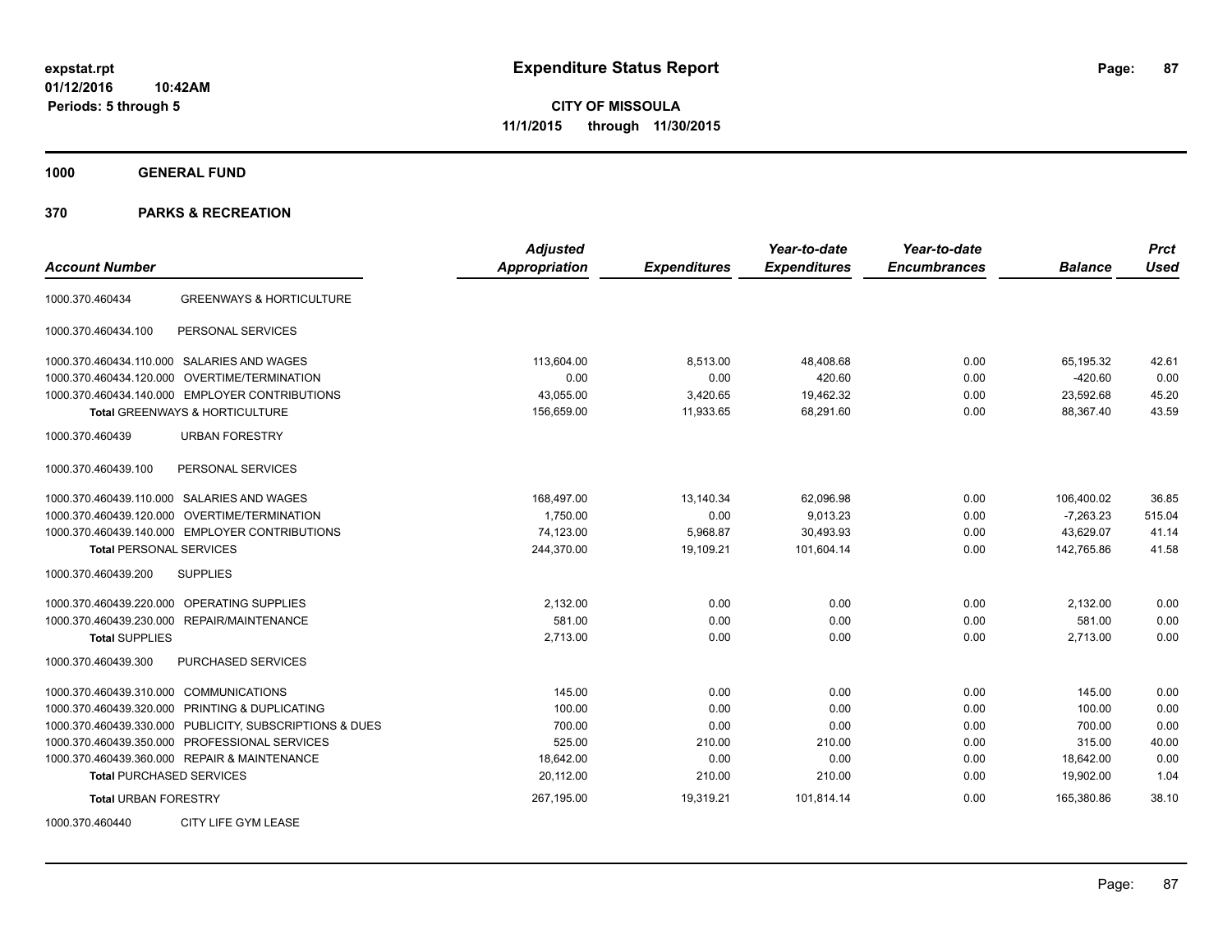**expstat.rpt**
**01/12/2016 10:42AM**
**Periods: 5 through 5**

# Expenditure Status Report

**CITY OF MISSOULA**
**11/1/2015 through 11/30/2015**

## 1000 GENERAL FUND

## 370 PARKS & RECREATION

| Account Number | | Adjusted Appropriation | Expenditures | Year-to-date Expenditures | Year-to-date Encumbrances | Balance | Prct Used |
|---|---|---|---|---|---|---|---|
| 1000.370.460434 | GREENWAYS & HORTICULTURE | | | | | | |
| 1000.370.460434.100 | PERSONAL SERVICES | | | | | | |
| 1000.370.460434.110.000 | SALARIES AND WAGES | 113,604.00 | 8,513.00 | 48,408.68 | 0.00 | 65,195.32 | 42.61 |
| 1000.370.460434.120.000 | OVERTIME/TERMINATION | 0.00 | 0.00 | 420.60 | 0.00 | -420.60 | 0.00 |
| 1000.370.460434.140.000 | EMPLOYER CONTRIBUTIONS | 43,055.00 | 3,420.65 | 19,462.32 | 0.00 | 23,592.68 | 45.20 |
| **Total** GREENWAYS & HORTICULTURE | | 156,659.00 | 11,933.65 | 68,291.60 | 0.00 | 88,367.40 | 43.59 |
| 1000.370.460439 | URBAN FORESTRY | | | | | | |
| 1000.370.460439.100 | PERSONAL SERVICES | | | | | | |
| 1000.370.460439.110.000 | SALARIES AND WAGES | 168,497.00 | 13,140.34 | 62,096.98 | 0.00 | 106,400.02 | 36.85 |
| 1000.370.460439.120.000 | OVERTIME/TERMINATION | 1,750.00 | 0.00 | 9,013.23 | 0.00 | -7,263.23 | 515.04 |
| 1000.370.460439.140.000 | EMPLOYER CONTRIBUTIONS | 74,123.00 | 5,968.87 | 30,493.93 | 0.00 | 43,629.07 | 41.14 |
| **Total** PERSONAL SERVICES | | 244,370.00 | 19,109.21 | 101,604.14 | 0.00 | 142,765.86 | 41.58 |
| 1000.370.460439.200 | SUPPLIES | | | | | | |
| 1000.370.460439.220.000 | OPERATING SUPPLIES | 2,132.00 | 0.00 | 0.00 | 0.00 | 2,132.00 | 0.00 |
| 1000.370.460439.230.000 | REPAIR/MAINTENANCE | 581.00 | 0.00 | 0.00 | 0.00 | 581.00 | 0.00 |
| **Total** SUPPLIES | | 2,713.00 | 0.00 | 0.00 | 0.00 | 2,713.00 | 0.00 |
| 1000.370.460439.300 | PURCHASED SERVICES | | | | | | |
| 1000.370.460439.310.000 | COMMUNICATIONS | 145.00 | 0.00 | 0.00 | 0.00 | 145.00 | 0.00 |
| 1000.370.460439.320.000 | PRINTING & DUPLICATING | 100.00 | 0.00 | 0.00 | 0.00 | 100.00 | 0.00 |
| 1000.370.460439.330.000 | PUBLICITY, SUBSCRIPTIONS & DUES | 700.00 | 0.00 | 0.00 | 0.00 | 700.00 | 0.00 |
| 1000.370.460439.350.000 | PROFESSIONAL SERVICES | 525.00 | 210.00 | 210.00 | 0.00 | 315.00 | 40.00 |
| 1000.370.460439.360.000 | REPAIR & MAINTENANCE | 18,642.00 | 0.00 | 0.00 | 0.00 | 18,642.00 | 0.00 |
| **Total** PURCHASED SERVICES | | 20,112.00 | 210.00 | 210.00 | 0.00 | 19,902.00 | 1.04 |
| **Total** URBAN FORESTRY | | 267,195.00 | 19,319.21 | 101,814.14 | 0.00 | 165,380.86 | 38.10 |
| 1000.370.460440 | CITY LIFE GYM LEASE | | | | | | |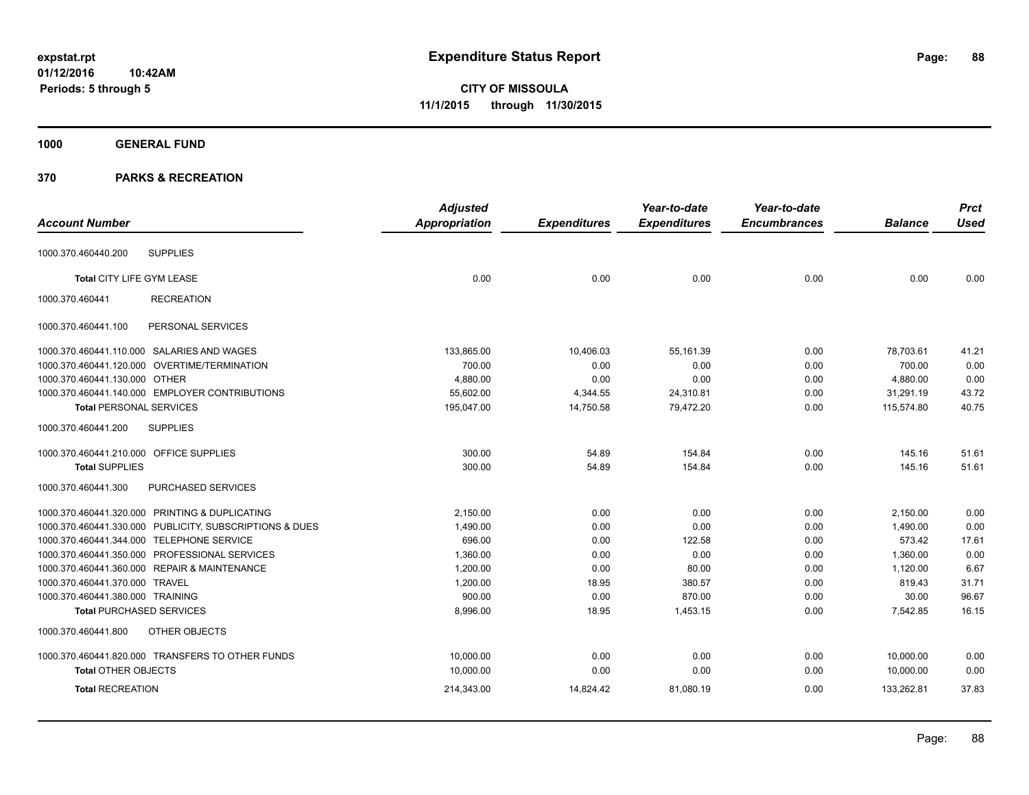expstat.rpt
01/12/2016 10:42AM
Periods: 5 through 5

# Expenditure Status Report

**CITY OF MISSOULA**
**11/1/2015 through 11/30/2015**

## 1000 GENERAL FUND

## 370 PARKS & RECREATION

| Account Number | | Adjusted Appropriation | Expenditures | Year-to-date Expenditures | Year-to-date Encumbrances | Balance | Prct Used |
|---|---|---|---|---|---|---|---|
| 1000.370.460440.200 | SUPPLIES | | | | | | |
| **Total** CITY LIFE GYM LEASE | | 0.00 | 0.00 | 0.00 | 0.00 | 0.00 | 0.00 |
| 1000.370.460441 | RECREATION | | | | | | |
| 1000.370.460441.100 | PERSONAL SERVICES | | | | | | |
| 1000.370.460441.110.000 | SALARIES AND WAGES | 133,865.00 | 10,406.03 | 55,161.39 | 0.00 | 78,703.61 | 41.21 |
| 1000.370.460441.120.000 | OVERTIME/TERMINATION | 700.00 | 0.00 | 0.00 | 0.00 | 700.00 | 0.00 |
| 1000.370.460441.130.000 | OTHER | 4,880.00 | 0.00 | 0.00 | 0.00 | 4,880.00 | 0.00 |
| 1000.370.460441.140.000 | EMPLOYER CONTRIBUTIONS | 55,602.00 | 4,344.55 | 24,310.81 | 0.00 | 31,291.19 | 43.72 |
| **Total** PERSONAL SERVICES | | 195,047.00 | 14,750.58 | 79,472.20 | 0.00 | 115,574.80 | 40.75 |
| 1000.370.460441.200 | SUPPLIES | | | | | | |
| 1000.370.460441.210.000 | OFFICE SUPPLIES | 300.00 | 54.89 | 154.84 | 0.00 | 145.16 | 51.61 |
| **Total** SUPPLIES | | 300.00 | 54.89 | 154.84 | 0.00 | 145.16 | 51.61 |
| 1000.370.460441.300 | PURCHASED SERVICES | | | | | | |
| 1000.370.460441.320.000 | PRINTING & DUPLICATING | 2,150.00 | 0.00 | 0.00 | 0.00 | 2,150.00 | 0.00 |
| 1000.370.460441.330.000 | PUBLICITY, SUBSCRIPTIONS & DUES | 1,490.00 | 0.00 | 0.00 | 0.00 | 1,490.00 | 0.00 |
| 1000.370.460441.344.000 | TELEPHONE SERVICE | 696.00 | 0.00 | 122.58 | 0.00 | 573.42 | 17.61 |
| 1000.370.460441.350.000 | PROFESSIONAL SERVICES | 1,360.00 | 0.00 | 0.00 | 0.00 | 1,360.00 | 0.00 |
| 1000.370.460441.360.000 | REPAIR & MAINTENANCE | 1,200.00 | 0.00 | 80.00 | 0.00 | 1,120.00 | 6.67 |
| 1000.370.460441.370.000 | TRAVEL | 1,200.00 | 18.95 | 380.57 | 0.00 | 819.43 | 31.71 |
| 1000.370.460441.380.000 | TRAINING | 900.00 | 0.00 | 870.00 | 0.00 | 30.00 | 96.67 |
| **Total** PURCHASED SERVICES | | 8,996.00 | 18.95 | 1,453.15 | 0.00 | 7,542.85 | 16.15 |
| 1000.370.460441.800 | OTHER OBJECTS | | | | | | |
| 1000.370.460441.820.000 | TRANSFERS TO OTHER FUNDS | 10,000.00 | 0.00 | 0.00 | 0.00 | 10,000.00 | 0.00 |
| **Total** OTHER OBJECTS | | 10,000.00 | 0.00 | 0.00 | 0.00 | 10,000.00 | 0.00 |
| **Total** RECREATION | | 214,343.00 | 14,824.42 | 81,080.19 | 0.00 | 133,262.81 | 37.83 |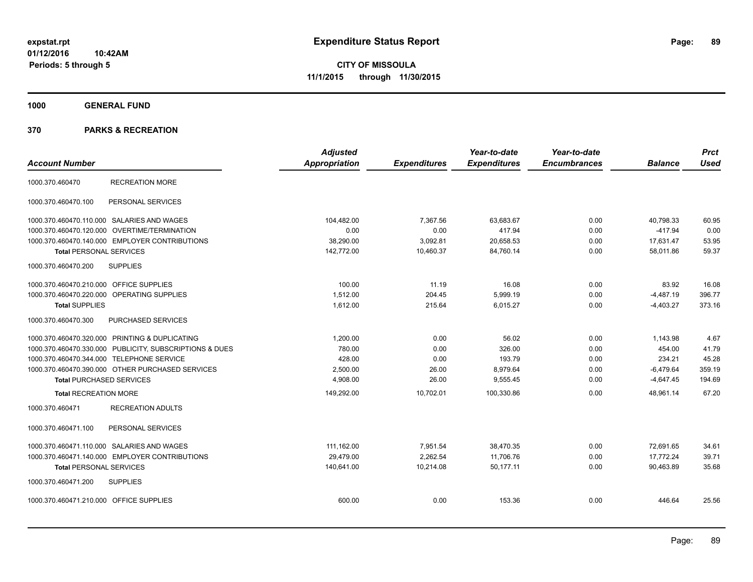**expstat.rpt**
**01/12/2016 10:42AM**
**Periods: 5 through 5**

# Expenditure Status Report

**CITY OF MISSOULA**
**11/1/2015 through 11/30/2015**

## 1000 GENERAL FUND

## 370 PARKS & RECREATION

| Account Number | | Adjusted Appropriation | Expenditures | Year-to-date Expenditures | Year-to-date Encumbrances | Balance | Prct Used |
|---|---|---|---|---|---|---|---|
| 1000.370.460470 | RECREATION MORE | | | | | | |
| 1000.370.460470.100 | PERSONAL SERVICES | | | | | | |
| 1000.370.460470.110.000 | SALARIES AND WAGES | 104,482.00 | 7,367.56 | 63,683.67 | 0.00 | 40,798.33 | 60.95 |
| 1000.370.460470.120.000 | OVERTIME/TERMINATION | 0.00 | 0.00 | 417.94 | 0.00 | -417.94 | 0.00 |
| 1000.370.460470.140.000 | EMPLOYER CONTRIBUTIONS | 38,290.00 | 3,092.81 | 20,658.53 | 0.00 | 17,631.47 | 53.95 |
| **Total** PERSONAL SERVICES | | 142,772.00 | 10,460.37 | 84,760.14 | 0.00 | 58,011.86 | 59.37 |
| 1000.370.460470.200 | SUPPLIES | | | | | | |
| 1000.370.460470.210.000 | OFFICE SUPPLIES | 100.00 | 11.19 | 16.08 | 0.00 | 83.92 | 16.08 |
| 1000.370.460470.220.000 | OPERATING SUPPLIES | 1,512.00 | 204.45 | 5,999.19 | 0.00 | -4,487.19 | 396.77 |
| **Total** SUPPLIES | | 1,612.00 | 215.64 | 6,015.27 | 0.00 | -4,403.27 | 373.16 |
| 1000.370.460470.300 | PURCHASED SERVICES | | | | | | |
| 1000.370.460470.320.000 | PRINTING & DUPLICATING | 1,200.00 | 0.00 | 56.02 | 0.00 | 1,143.98 | 4.67 |
| 1000.370.460470.330.000 | PUBLICITY, SUBSCRIPTIONS & DUES | 780.00 | 0.00 | 326.00 | 0.00 | 454.00 | 41.79 |
| 1000.370.460470.344.000 | TELEPHONE SERVICE | 428.00 | 0.00 | 193.79 | 0.00 | 234.21 | 45.28 |
| 1000.370.460470.390.000 | OTHER PURCHASED SERVICES | 2,500.00 | 26.00 | 8,979.64 | 0.00 | -6,479.64 | 359.19 |
| **Total** PURCHASED SERVICES | | 4,908.00 | 26.00 | 9,555.45 | 0.00 | -4,647.45 | 194.69 |
| **Total** RECREATION MORE | | 149,292.00 | 10,702.01 | 100,330.86 | 0.00 | 48,961.14 | 67.20 |
| 1000.370.460471 | RECREATION ADULTS | | | | | | |
| 1000.370.460471.100 | PERSONAL SERVICES | | | | | | |
| 1000.370.460471.110.000 | SALARIES AND WAGES | 111,162.00 | 7,951.54 | 38,470.35 | 0.00 | 72,691.65 | 34.61 |
| 1000.370.460471.140.000 | EMPLOYER CONTRIBUTIONS | 29,479.00 | 2,262.54 | 11,706.76 | 0.00 | 17,772.24 | 39.71 |
| **Total** PERSONAL SERVICES | | 140,641.00 | 10,214.08 | 50,177.11 | 0.00 | 90,463.89 | 35.68 |
| 1000.370.460471.200 | SUPPLIES | | | | | | |
| 1000.370.460471.210.000 | OFFICE SUPPLIES | 600.00 | 0.00 | 153.36 | 0.00 | 446.64 | 25.56 |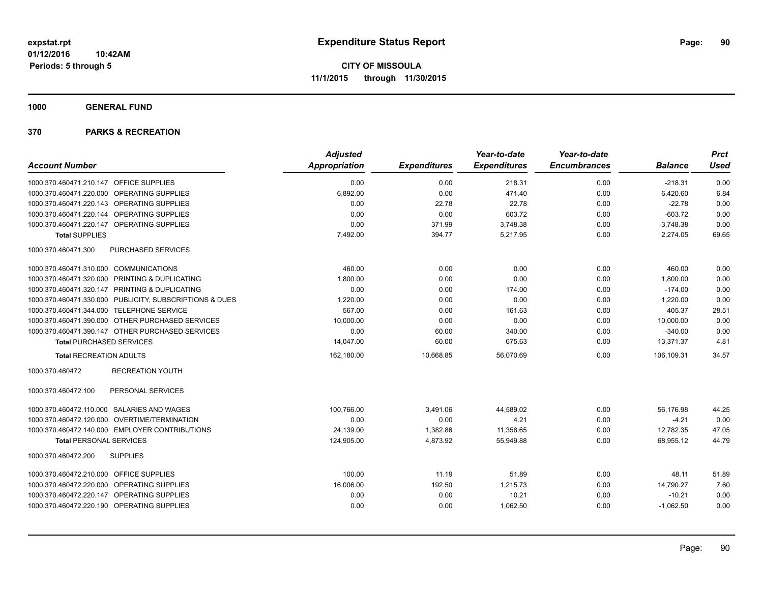# Expenditure Status Report

expstat.rpt
01/12/2016 10:42AM
Periods: 5 through 5

**CITY OF MISSOULA**
**11/1/2015 through 11/30/2015**

## 1000 GENERAL FUND

## 370 PARKS & RECREATION

| Account Number | | Adjusted Appropriation | Expenditures | Year-to-date Expenditures | Year-to-date Encumbrances | Balance | Prct Used |
|---|---|---|---|---|---|---|---|
| 1000.370.460471.210.147 | OFFICE SUPPLIES | 0.00 | 0.00 | 218.31 | 0.00 | -218.31 | 0.00 |
| 1000.370.460471.220.000 | OPERATING SUPPLIES | 6,892.00 | 0.00 | 471.40 | 0.00 | 6,420.60 | 6.84 |
| 1000.370.460471.220.143 | OPERATING SUPPLIES | 0.00 | 22.78 | 22.78 | 0.00 | -22.78 | 0.00 |
| 1000.370.460471.220.144 | OPERATING SUPPLIES | 0.00 | 0.00 | 603.72 | 0.00 | -603.72 | 0.00 |
| 1000.370.460471.220.147 | OPERATING SUPPLIES | 0.00 | 371.99 | 3,748.38 | 0.00 | -3,748.38 | 0.00 |
| **Total** SUPPLIES | | 7,492.00 | 394.77 | 5,217.95 | 0.00 | 2,274.05 | 69.65 |
| 1000.370.460471.300 | PURCHASED SERVICES | | | | | | |
| 1000.370.460471.310.000 | COMMUNICATIONS | 460.00 | 0.00 | 0.00 | 0.00 | 460.00 | 0.00 |
| 1000.370.460471.320.000 | PRINTING & DUPLICATING | 1,800.00 | 0.00 | 0.00 | 0.00 | 1,800.00 | 0.00 |
| 1000.370.460471.320.147 | PRINTING & DUPLICATING | 0.00 | 0.00 | 174.00 | 0.00 | -174.00 | 0.00 |
| 1000.370.460471.330.000 | PUBLICITY, SUBSCRIPTIONS & DUES | 1,220.00 | 0.00 | 0.00 | 0.00 | 1,220.00 | 0.00 |
| 1000.370.460471.344.000 | TELEPHONE SERVICE | 567.00 | 0.00 | 161.63 | 0.00 | 405.37 | 28.51 |
| 1000.370.460471.390.000 | OTHER PURCHASED SERVICES | 10,000.00 | 0.00 | 0.00 | 0.00 | 10,000.00 | 0.00 |
| 1000.370.460471.390.147 | OTHER PURCHASED SERVICES | 0.00 | 60.00 | 340.00 | 0.00 | -340.00 | 0.00 |
| **Total** PURCHASED SERVICES | | 14,047.00 | 60.00 | 675.63 | 0.00 | 13,371.37 | 4.81 |
| **Total** RECREATION ADULTS | | 162,180.00 | 10,668.85 | 56,070.69 | 0.00 | 106,109.31 | 34.57 |
| 1000.370.460472 | RECREATION YOUTH | | | | | | |
| 1000.370.460472.100 | PERSONAL SERVICES | | | | | | |
| 1000.370.460472.110.000 | SALARIES AND WAGES | 100,766.00 | 3,491.06 | 44,589.02 | 0.00 | 56,176.98 | 44.25 |
| 1000.370.460472.120.000 | OVERTIME/TERMINATION | 0.00 | 0.00 | 4.21 | 0.00 | -4.21 | 0.00 |
| 1000.370.460472.140.000 | EMPLOYER CONTRIBUTIONS | 24,139.00 | 1,382.86 | 11,356.65 | 0.00 | 12,782.35 | 47.05 |
| **Total** PERSONAL SERVICES | | 124,905.00 | 4,873.92 | 55,949.88 | 0.00 | 68,955.12 | 44.79 |
| 1000.370.460472.200 | SUPPLIES | | | | | | |
| 1000.370.460472.210.000 | OFFICE SUPPLIES | 100.00 | 11.19 | 51.89 | 0.00 | 48.11 | 51.89 |
| 1000.370.460472.220.000 | OPERATING SUPPLIES | 16,006.00 | 192.50 | 1,215.73 | 0.00 | 14,790.27 | 7.60 |
| 1000.370.460472.220.147 | OPERATING SUPPLIES | 0.00 | 0.00 | 10.21 | 0.00 | -10.21 | 0.00 |
| 1000.370.460472.220.190 | OPERATING SUPPLIES | 0.00 | 0.00 | 1,062.50 | 0.00 | -1,062.50 | 0.00 |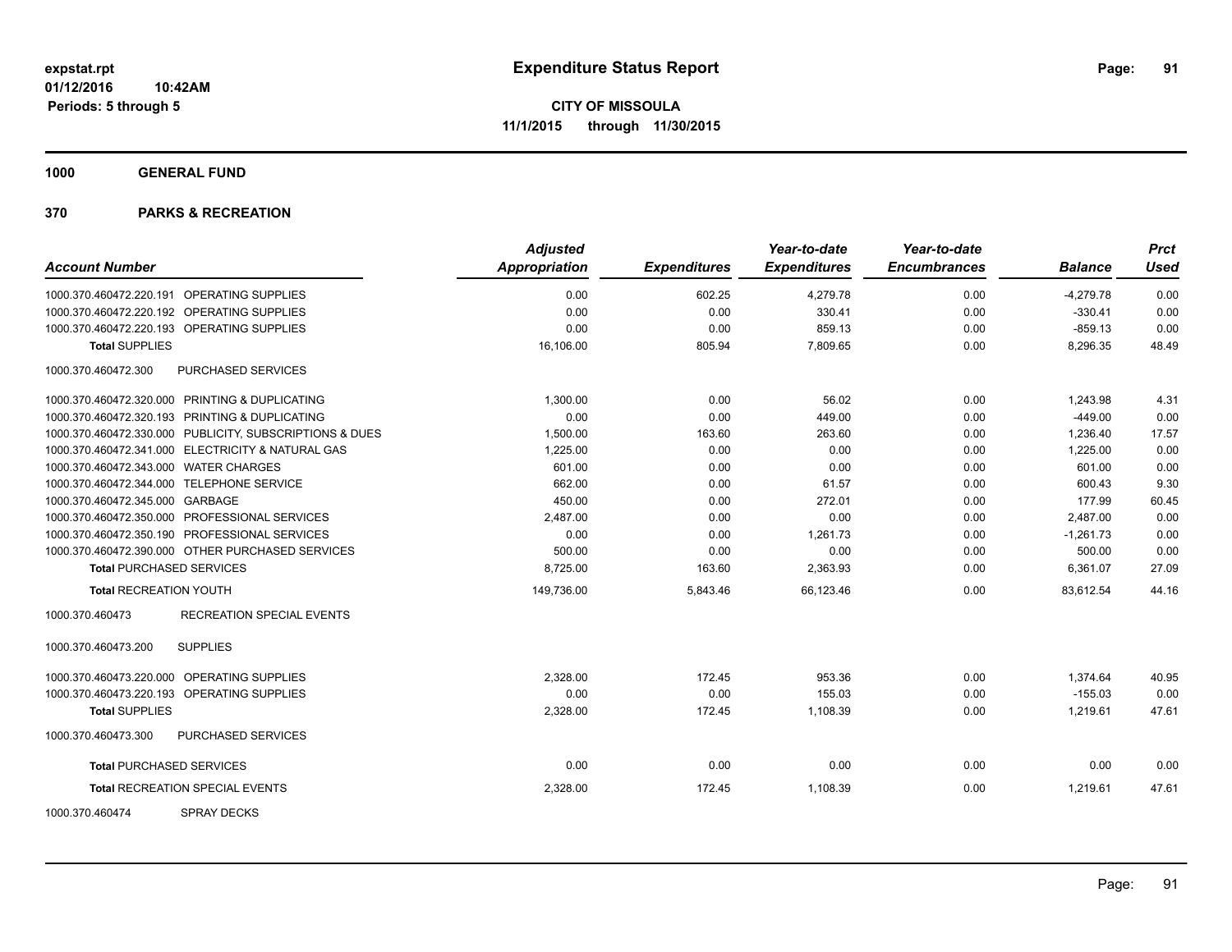# Expenditure Status Report

expstat.rpt
01/12/2016 10:42AM
Periods: 5 through 5

**CITY OF MISSOULA**
**11/1/2015 through 11/30/2015**

**1000 GENERAL FUND**

**370 PARKS & RECREATION**

| Account Number | | Adjusted Appropriation | Expenditures | Year-to-date Expenditures | Year-to-date Encumbrances | Balance | Prct Used |
|---|---|---|---|---|---|---|---|
| 1000.370.460472.220.191 | OPERATING SUPPLIES | 0.00 | 602.25 | 4,279.78 | 0.00 | -4,279.78 | 0.00 |
| 1000.370.460472.220.192 | OPERATING SUPPLIES | 0.00 | 0.00 | 330.41 | 0.00 | -330.41 | 0.00 |
| 1000.370.460472.220.193 | OPERATING SUPPLIES | 0.00 | 0.00 | 859.13 | 0.00 | -859.13 | 0.00 |
| **Total** SUPPLIES | | 16,106.00 | 805.94 | 7,809.65 | 0.00 | 8,296.35 | 48.49 |
| 1000.370.460472.300 | PURCHASED SERVICES | | | | | | |
| 1000.370.460472.320.000 | PRINTING & DUPLICATING | 1,300.00 | 0.00 | 56.02 | 0.00 | 1,243.98 | 4.31 |
| 1000.370.460472.320.193 | PRINTING & DUPLICATING | 0.00 | 0.00 | 449.00 | 0.00 | -449.00 | 0.00 |
| 1000.370.460472.330.000 | PUBLICITY, SUBSCRIPTIONS & DUES | 1,500.00 | 163.60 | 263.60 | 0.00 | 1,236.40 | 17.57 |
| 1000.370.460472.341.000 | ELECTRICITY & NATURAL GAS | 1,225.00 | 0.00 | 0.00 | 0.00 | 1,225.00 | 0.00 |
| 1000.370.460472.343.000 | WATER CHARGES | 601.00 | 0.00 | 0.00 | 0.00 | 601.00 | 0.00 |
| 1000.370.460472.344.000 | TELEPHONE SERVICE | 662.00 | 0.00 | 61.57 | 0.00 | 600.43 | 9.30 |
| 1000.370.460472.345.000 | GARBAGE | 450.00 | 0.00 | 272.01 | 0.00 | 177.99 | 60.45 |
| 1000.370.460472.350.000 | PROFESSIONAL SERVICES | 2,487.00 | 0.00 | 0.00 | 0.00 | 2,487.00 | 0.00 |
| 1000.370.460472.350.190 | PROFESSIONAL SERVICES | 0.00 | 0.00 | 1,261.73 | 0.00 | -1,261.73 | 0.00 |
| 1000.370.460472.390.000 | OTHER PURCHASED SERVICES | 500.00 | 0.00 | 0.00 | 0.00 | 500.00 | 0.00 |
| **Total** PURCHASED SERVICES | | 8,725.00 | 163.60 | 2,363.93 | 0.00 | 6,361.07 | 27.09 |
| **Total** RECREATION YOUTH | | 149,736.00 | 5,843.46 | 66,123.46 | 0.00 | 83,612.54 | 44.16 |
| 1000.370.460473 | RECREATION SPECIAL EVENTS | | | | | | |
| 1000.370.460473.200 | SUPPLIES | | | | | | |
| 1000.370.460473.220.000 | OPERATING SUPPLIES | 2,328.00 | 172.45 | 953.36 | 0.00 | 1,374.64 | 40.95 |
| 1000.370.460473.220.193 | OPERATING SUPPLIES | 0.00 | 0.00 | 155.03 | 0.00 | -155.03 | 0.00 |
| **Total** SUPPLIES | | 2,328.00 | 172.45 | 1,108.39 | 0.00 | 1,219.61 | 47.61 |
| 1000.370.460473.300 | PURCHASED SERVICES | | | | | | |
| **Total** PURCHASED SERVICES | | 0.00 | 0.00 | 0.00 | 0.00 | 0.00 | 0.00 |
| **Total** RECREATION SPECIAL EVENTS | | 2,328.00 | 172.45 | 1,108.39 | 0.00 | 1,219.61 | 47.61 |
| 1000.370.460474 | SPRAY DECKS | | | | | | |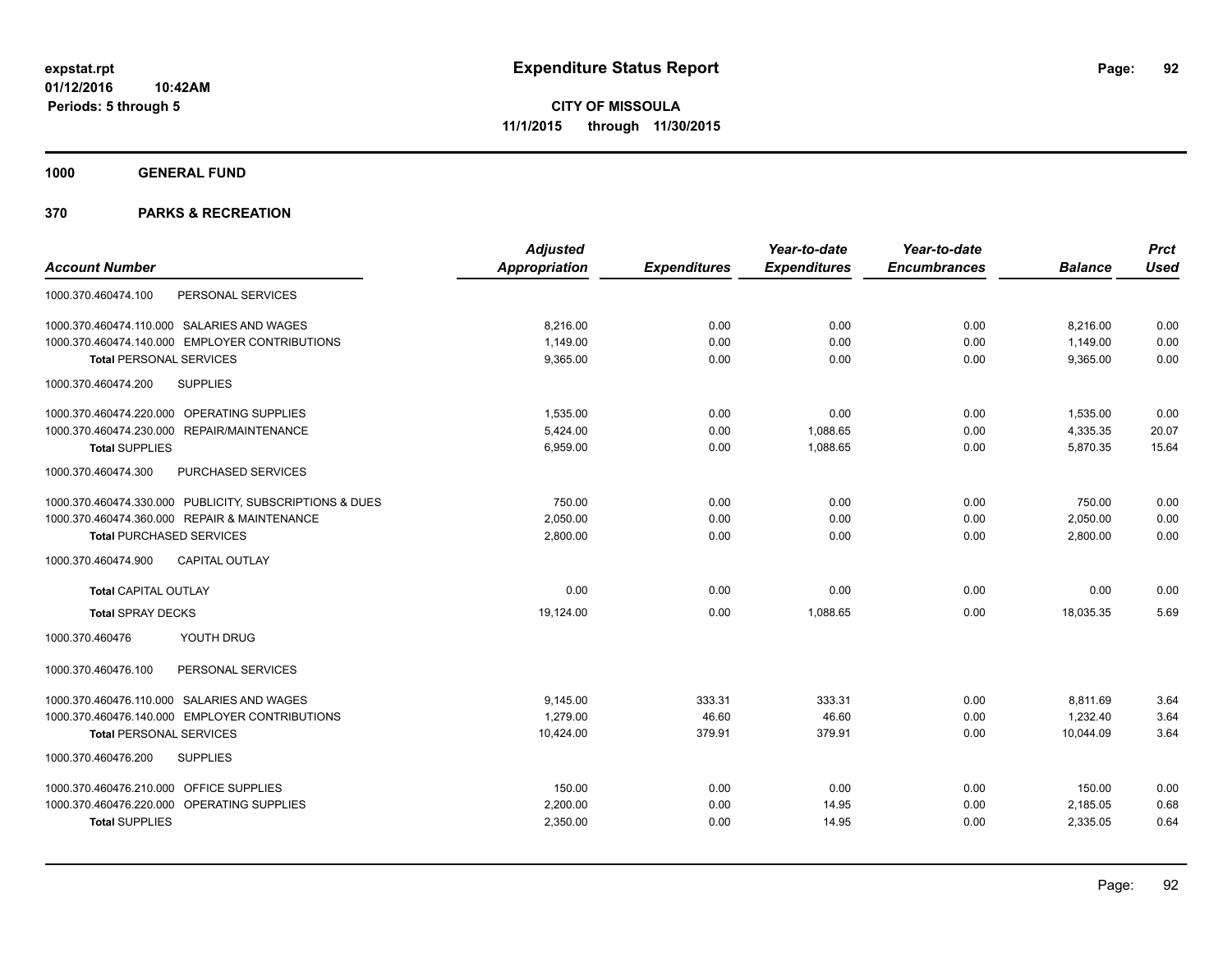**expstat.rpt**
**01/12/2016 10:42AM**
**Periods: 5 through 5**

# Expenditure Status Report

**CITY OF MISSOULA**
**11/1/2015 through 11/30/2015**

## 1000 GENERAL FUND

## 370 PARKS & RECREATION

| Account Number | Adjusted Appropriation | Expenditures | Year-to-date Expenditures | Year-to-date Encumbrances | Balance | Prct Used |
|---|---|---|---|---|---|---|
| 1000.370.460474.100 PERSONAL SERVICES | | | | | | |
| 1000.370.460474.110.000 SALARIES AND WAGES | 8,216.00 | 0.00 | 0.00 | 0.00 | 8,216.00 | 0.00 |
| 1000.370.460474.140.000 EMPLOYER CONTRIBUTIONS | 1,149.00 | 0.00 | 0.00 | 0.00 | 1,149.00 | 0.00 |
| **Total** PERSONAL SERVICES | 9,365.00 | 0.00 | 0.00 | 0.00 | 9,365.00 | 0.00 |
| 1000.370.460474.200 SUPPLIES | | | | | | |
| 1000.370.460474.220.000 OPERATING SUPPLIES | 1,535.00 | 0.00 | 0.00 | 0.00 | 1,535.00 | 0.00 |
| 1000.370.460474.230.000 REPAIR/MAINTENANCE | 5,424.00 | 0.00 | 1,088.65 | 0.00 | 4,335.35 | 20.07 |
| **Total** SUPPLIES | 6,959.00 | 0.00 | 1,088.65 | 0.00 | 5,870.35 | 15.64 |
| 1000.370.460474.300 PURCHASED SERVICES | | | | | | |
| 1000.370.460474.330.000 PUBLICITY, SUBSCRIPTIONS & DUES | 750.00 | 0.00 | 0.00 | 0.00 | 750.00 | 0.00 |
| 1000.370.460474.360.000 REPAIR & MAINTENANCE | 2,050.00 | 0.00 | 0.00 | 0.00 | 2,050.00 | 0.00 |
| **Total** PURCHASED SERVICES | 2,800.00 | 0.00 | 0.00 | 0.00 | 2,800.00 | 0.00 |
| 1000.370.460474.900 CAPITAL OUTLAY | | | | | | |
| **Total** CAPITAL OUTLAY | 0.00 | 0.00 | 0.00 | 0.00 | 0.00 | 0.00 |
| **Total** SPRAY DECKS | 19,124.00 | 0.00 | 1,088.65 | 0.00 | 18,035.35 | 5.69 |
| 1000.370.460476 YOUTH DRUG | | | | | | |
| 1000.370.460476.100 PERSONAL SERVICES | | | | | | |
| 1000.370.460476.110.000 SALARIES AND WAGES | 9,145.00 | 333.31 | 333.31 | 0.00 | 8,811.69 | 3.64 |
| 1000.370.460476.140.000 EMPLOYER CONTRIBUTIONS | 1,279.00 | 46.60 | 46.60 | 0.00 | 1,232.40 | 3.64 |
| **Total** PERSONAL SERVICES | 10,424.00 | 379.91 | 379.91 | 0.00 | 10,044.09 | 3.64 |
| 1000.370.460476.200 SUPPLIES | | | | | | |
| 1000.370.460476.210.000 OFFICE SUPPLIES | 150.00 | 0.00 | 0.00 | 0.00 | 150.00 | 0.00 |
| 1000.370.460476.220.000 OPERATING SUPPLIES | 2,200.00 | 0.00 | 14.95 | 0.00 | 2,185.05 | 0.68 |
| **Total** SUPPLIES | 2,350.00 | 0.00 | 14.95 | 0.00 | 2,335.05 | 0.64 |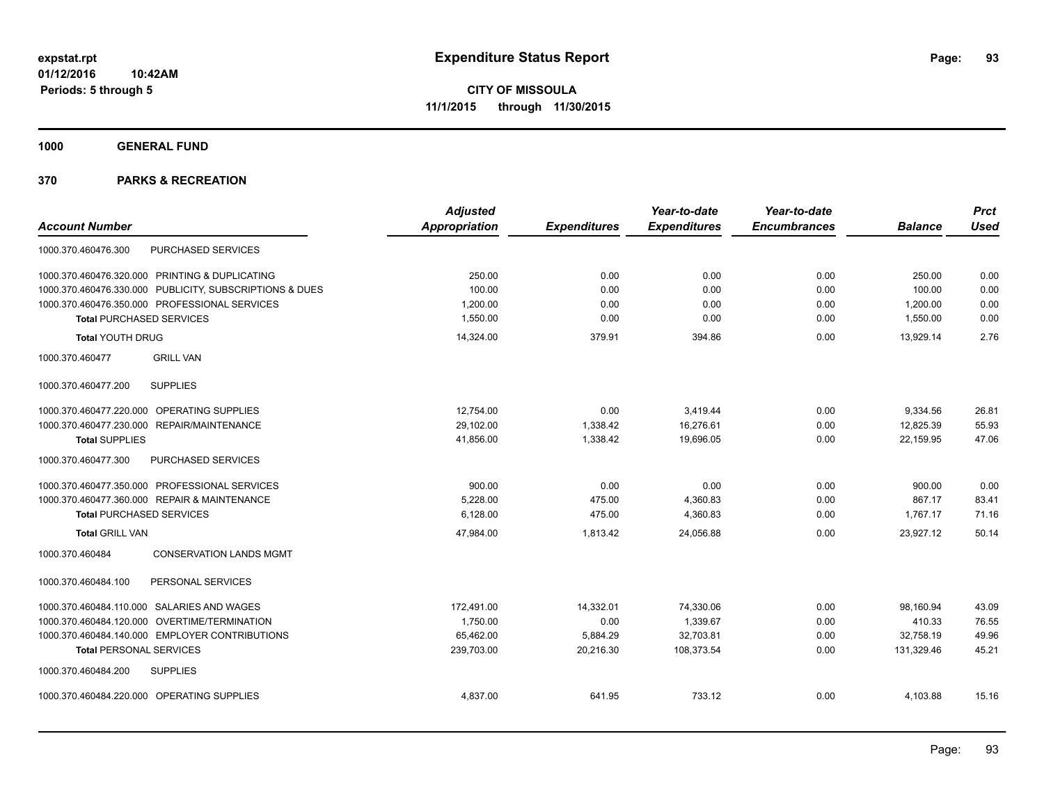# Expenditure Status Report

**CITY OF MISSOULA**
**11/1/2015 through 11/30/2015**

expstat.rpt
01/12/2016 10:42AM
Periods: 5 through 5

**1000 GENERAL FUND**

**370 PARKS & RECREATION**

| Account Number | | Adjusted Appropriation | Expenditures | Year-to-date Expenditures | Year-to-date Encumbrances | Balance | Prct Used |
|---|---|---|---|---|---|---|---|
| 1000.370.460476.300 | PURCHASED SERVICES | | | | | | |
| 1000.370.460476.320.000 | PRINTING & DUPLICATING | 250.00 | 0.00 | 0.00 | 0.00 | 250.00 | 0.00 |
| 1000.370.460476.330.000 | PUBLICITY, SUBSCRIPTIONS & DUES | 100.00 | 0.00 | 0.00 | 0.00 | 100.00 | 0.00 |
| 1000.370.460476.350.000 | PROFESSIONAL SERVICES | 1,200.00 | 0.00 | 0.00 | 0.00 | 1,200.00 | 0.00 |
| **Total** PURCHASED SERVICES | | 1,550.00 | 0.00 | 0.00 | 0.00 | 1,550.00 | 0.00 |
| **Total** YOUTH DRUG | | 14,324.00 | 379.91 | 394.86 | 0.00 | 13,929.14 | 2.76 |
| 1000.370.460477 | GRILL VAN | | | | | | |
| 1000.370.460477.200 | SUPPLIES | | | | | | |
| 1000.370.460477.220.000 | OPERATING SUPPLIES | 12,754.00 | 0.00 | 3,419.44 | 0.00 | 9,334.56 | 26.81 |
| 1000.370.460477.230.000 | REPAIR/MAINTENANCE | 29,102.00 | 1,338.42 | 16,276.61 | 0.00 | 12,825.39 | 55.93 |
| **Total** SUPPLIES | | 41,856.00 | 1,338.42 | 19,696.05 | 0.00 | 22,159.95 | 47.06 |
| 1000.370.460477.300 | PURCHASED SERVICES | | | | | | |
| 1000.370.460477.350.000 | PROFESSIONAL SERVICES | 900.00 | 0.00 | 0.00 | 0.00 | 900.00 | 0.00 |
| 1000.370.460477.360.000 | REPAIR & MAINTENANCE | 5,228.00 | 475.00 | 4,360.83 | 0.00 | 867.17 | 83.41 |
| **Total** PURCHASED SERVICES | | 6,128.00 | 475.00 | 4,360.83 | 0.00 | 1,767.17 | 71.16 |
| **Total** GRILL VAN | | 47,984.00 | 1,813.42 | 24,056.88 | 0.00 | 23,927.12 | 50.14 |
| 1000.370.460484 | CONSERVATION LANDS MGMT | | | | | | |
| 1000.370.460484.100 | PERSONAL SERVICES | | | | | | |
| 1000.370.460484.110.000 | SALARIES AND WAGES | 172,491.00 | 14,332.01 | 74,330.06 | 0.00 | 98,160.94 | 43.09 |
| 1000.370.460484.120.000 | OVERTIME/TERMINATION | 1,750.00 | 0.00 | 1,339.67 | 0.00 | 410.33 | 76.55 |
| 1000.370.460484.140.000 | EMPLOYER CONTRIBUTIONS | 65,462.00 | 5,884.29 | 32,703.81 | 0.00 | 32,758.19 | 49.96 |
| **Total** PERSONAL SERVICES | | 239,703.00 | 20,216.30 | 108,373.54 | 0.00 | 131,329.46 | 45.21 |
| 1000.370.460484.200 | SUPPLIES | | | | | | |
| 1000.370.460484.220.000 | OPERATING SUPPLIES | 4,837.00 | 641.95 | 733.12 | 0.00 | 4,103.88 | 15.16 |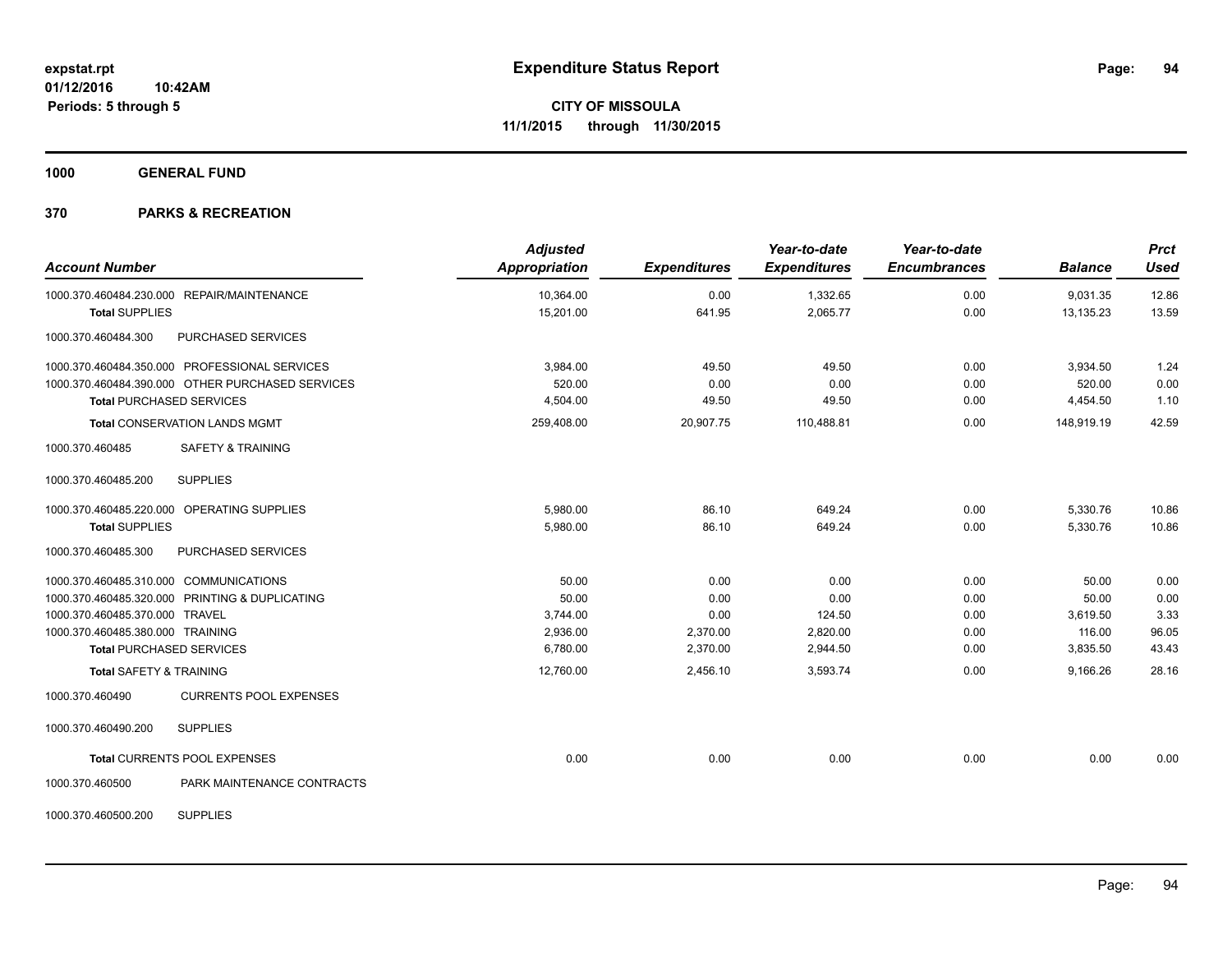# Expenditure Status Report

**CITY OF MISSOULA**
**11/1/2015 through 11/30/2015**

expstat.rpt
01/12/2016 10:42AM
Periods: 5 through 5

**1000 GENERAL FUND**

**370 PARKS & RECREATION**

| Account Number | | Adjusted Appropriation | Expenditures | Year-to-date Expenditures | Year-to-date Encumbrances | Balance | Prct Used |
|---|---|---|---|---|---|---|---|
| 1000.370.460484.230.000 | REPAIR/MAINTENANCE | 10,364.00 | 0.00 | 1,332.65 | 0.00 | 9,031.35 | 12.86 |
| **Total** SUPPLIES | | 15,201.00 | 641.95 | 2,065.77 | 0.00 | 13,135.23 | 13.59 |
| 1000.370.460484.300 | PURCHASED SERVICES | | | | | | |
| 1000.370.460484.350.000 | PROFESSIONAL SERVICES | 3,984.00 | 49.50 | 49.50 | 0.00 | 3,934.50 | 1.24 |
| 1000.370.460484.390.000 | OTHER PURCHASED SERVICES | 520.00 | 0.00 | 0.00 | 0.00 | 520.00 | 0.00 |
| **Total** PURCHASED SERVICES | | 4,504.00 | 49.50 | 49.50 | 0.00 | 4,454.50 | 1.10 |
| **Total** CONSERVATION LANDS MGMT | | 259,408.00 | 20,907.75 | 110,488.81 | 0.00 | 148,919.19 | 42.59 |
| 1000.370.460485 | SAFETY & TRAINING | | | | | | |
| 1000.370.460485.200 | SUPPLIES | | | | | | |
| 1000.370.460485.220.000 | OPERATING SUPPLIES | 5,980.00 | 86.10 | 649.24 | 0.00 | 5,330.76 | 10.86 |
| **Total** SUPPLIES | | 5,980.00 | 86.10 | 649.24 | 0.00 | 5,330.76 | 10.86 |
| 1000.370.460485.300 | PURCHASED SERVICES | | | | | | |
| 1000.370.460485.310.000 | COMMUNICATIONS | 50.00 | 0.00 | 0.00 | 0.00 | 50.00 | 0.00 |
| 1000.370.460485.320.000 | PRINTING & DUPLICATING | 50.00 | 0.00 | 0.00 | 0.00 | 50.00 | 0.00 |
| 1000.370.460485.370.000 | TRAVEL | 3,744.00 | 0.00 | 124.50 | 0.00 | 3,619.50 | 3.33 |
| 1000.370.460485.380.000 | TRAINING | 2,936.00 | 2,370.00 | 2,820.00 | 0.00 | 116.00 | 96.05 |
| **Total** PURCHASED SERVICES | | 6,780.00 | 2,370.00 | 2,944.50 | 0.00 | 3,835.50 | 43.43 |
| **Total** SAFETY & TRAINING | | 12,760.00 | 2,456.10 | 3,593.74 | 0.00 | 9,166.26 | 28.16 |
| 1000.370.460490 | CURRENTS POOL EXPENSES | | | | | | |
| 1000.370.460490.200 | SUPPLIES | | | | | | |
| **Total** CURRENTS POOL EXPENSES | | 0.00 | 0.00 | 0.00 | 0.00 | 0.00 | 0.00 |
| 1000.370.460500 | PARK MAINTENANCE CONTRACTS | | | | | | |
| 1000.370.460500.200 | SUPPLIES | | | | | | |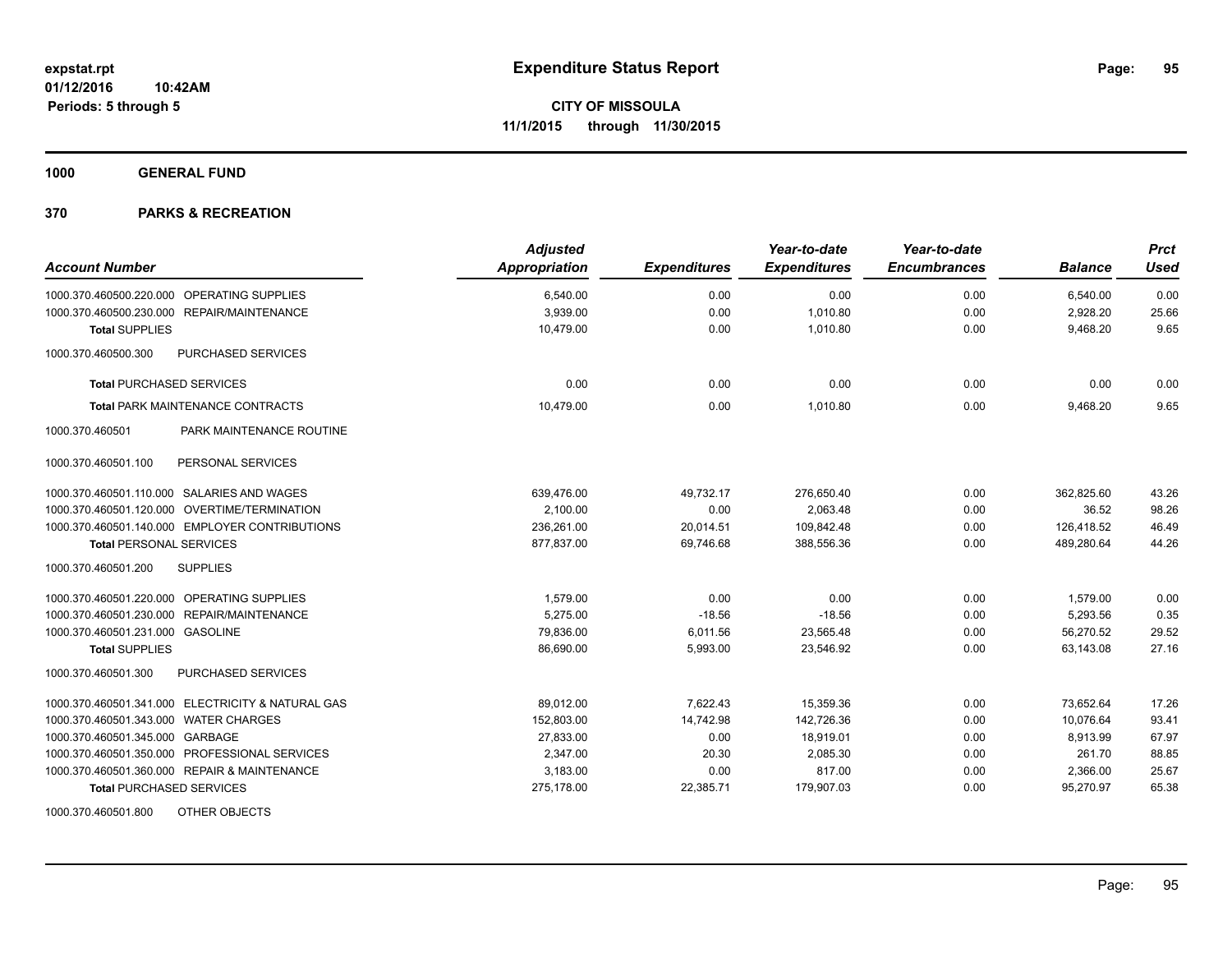**Expenditure Status Report**

**CITY OF MISSOULA**

**11/1/2015 through 11/30/2015**

expstat.rpt
01/12/2016 10:42AM
Periods: 5 through 5

**1000 GENERAL FUND**

**370 PARKS & RECREATION**

| Account Number | | Adjusted Appropriation | Expenditures | Year-to-date Expenditures | Year-to-date Encumbrances | Balance | Prct Used |
|---|---|---|---|---|---|---|---|
| 1000.370.460500.220.000 | OPERATING SUPPLIES | 6,540.00 | 0.00 | 0.00 | 0.00 | 6,540.00 | 0.00 |
| 1000.370.460500.230.000 | REPAIR/MAINTENANCE | 3,939.00 | 0.00 | 1,010.80 | 0.00 | 2,928.20 | 25.66 |
| **Total** SUPPLIES | | 10,479.00 | 0.00 | 1,010.80 | 0.00 | 9,468.20 | 9.65 |
| 1000.370.460500.300 | PURCHASED SERVICES | | | | | | |
| **Total** PURCHASED SERVICES | | 0.00 | 0.00 | 0.00 | 0.00 | 0.00 | 0.00 |
| **Total** PARK MAINTENANCE CONTRACTS | | 10,479.00 | 0.00 | 1,010.80 | 0.00 | 9,468.20 | 9.65 |
| 1000.370.460501 | PARK MAINTENANCE ROUTINE | | | | | | |
| 1000.370.460501.100 | PERSONAL SERVICES | | | | | | |
| 1000.370.460501.110.000 | SALARIES AND WAGES | 639,476.00 | 49,732.17 | 276,650.40 | 0.00 | 362,825.60 | 43.26 |
| 1000.370.460501.120.000 | OVERTIME/TERMINATION | 2,100.00 | 0.00 | 2,063.48 | 0.00 | 36.52 | 98.26 |
| 1000.370.460501.140.000 | EMPLOYER CONTRIBUTIONS | 236,261.00 | 20,014.51 | 109,842.48 | 0.00 | 126,418.52 | 46.49 |
| **Total** PERSONAL SERVICES | | 877,837.00 | 69,746.68 | 388,556.36 | 0.00 | 489,280.64 | 44.26 |
| 1000.370.460501.200 | SUPPLIES | | | | | | |
| 1000.370.460501.220.000 | OPERATING SUPPLIES | 1,579.00 | 0.00 | 0.00 | 0.00 | 1,579.00 | 0.00 |
| 1000.370.460501.230.000 | REPAIR/MAINTENANCE | 5,275.00 | -18.56 | -18.56 | 0.00 | 5,293.56 | 0.35 |
| 1000.370.460501.231.000 | GASOLINE | 79,836.00 | 6,011.56 | 23,565.48 | 0.00 | 56,270.52 | 29.52 |
| **Total** SUPPLIES | | 86,690.00 | 5,993.00 | 23,546.92 | 0.00 | 63,143.08 | 27.16 |
| 1000.370.460501.300 | PURCHASED SERVICES | | | | | | |
| 1000.370.460501.341.000 | ELECTRICITY & NATURAL GAS | 89,012.00 | 7,622.43 | 15,359.36 | 0.00 | 73,652.64 | 17.26 |
| 1000.370.460501.343.000 | WATER CHARGES | 152,803.00 | 14,742.98 | 142,726.36 | 0.00 | 10,076.64 | 93.41 |
| 1000.370.460501.345.000 | GARBAGE | 27,833.00 | 0.00 | 18,919.01 | 0.00 | 8,913.99 | 67.97 |
| 1000.370.460501.350.000 | PROFESSIONAL SERVICES | 2,347.00 | 20.30 | 2,085.30 | 0.00 | 261.70 | 88.85 |
| 1000.370.460501.360.000 | REPAIR & MAINTENANCE | 3,183.00 | 0.00 | 817.00 | 0.00 | 2,366.00 | 25.67 |
| **Total** PURCHASED SERVICES | | 275,178.00 | 22,385.71 | 179,907.03 | 0.00 | 95,270.97 | 65.38 |
| 1000.370.460501.800 | OTHER OBJECTS | | | | | | |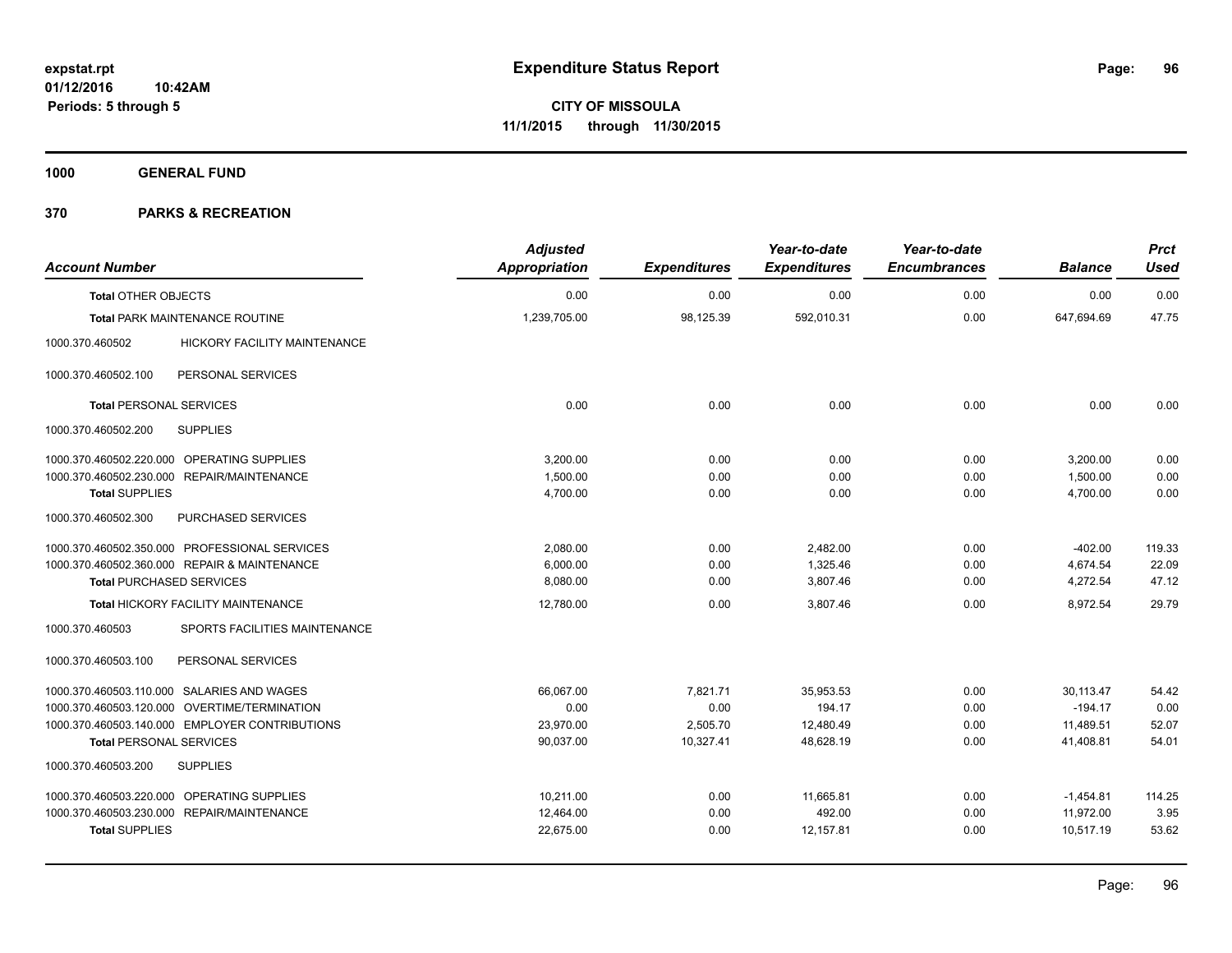**expstat.rpt**
**01/12/2016 10:42AM**
**Periods: 5 through 5**

# Expenditure Status Report

**CITY OF MISSOULA**
**11/1/2015 through 11/30/2015**

## 1000 GENERAL FUND

## 370 PARKS & RECREATION

| Account Number | | Adjusted Appropriation | Expenditures | Year-to-date Expenditures | Year-to-date Encumbrances | Balance | Prct Used |
|---|---|---|---|---|---|---|---|
| **Total** OTHER OBJECTS | | 0.00 | 0.00 | 0.00 | 0.00 | 0.00 | 0.00 |
| **Total** PARK MAINTENANCE ROUTINE | | 1,239,705.00 | 98,125.39 | 592,010.31 | 0.00 | 647,694.69 | 47.75 |
| 1000.370.460502 | HICKORY FACILITY MAINTENANCE | | | | | | |
| 1000.370.460502.100 | PERSONAL SERVICES | | | | | | |
| **Total** PERSONAL SERVICES | | 0.00 | 0.00 | 0.00 | 0.00 | 0.00 | 0.00 |
| 1000.370.460502.200 | SUPPLIES | | | | | | |
| 1000.370.460502.220.000 | OPERATING SUPPLIES | 3,200.00 | 0.00 | 0.00 | 0.00 | 3,200.00 | 0.00 |
| 1000.370.460502.230.000 | REPAIR/MAINTENANCE | 1,500.00 | 0.00 | 0.00 | 0.00 | 1,500.00 | 0.00 |
| **Total** SUPPLIES | | 4,700.00 | 0.00 | 0.00 | 0.00 | 4,700.00 | 0.00 |
| 1000.370.460502.300 | PURCHASED SERVICES | | | | | | |
| 1000.370.460502.350.000 | PROFESSIONAL SERVICES | 2,080.00 | 0.00 | 2,482.00 | 0.00 | -402.00 | 119.33 |
| 1000.370.460502.360.000 | REPAIR & MAINTENANCE | 6,000.00 | 0.00 | 1,325.46 | 0.00 | 4,674.54 | 22.09 |
| **Total** PURCHASED SERVICES | | 8,080.00 | 0.00 | 3,807.46 | 0.00 | 4,272.54 | 47.12 |
| **Total** HICKORY FACILITY MAINTENANCE | | 12,780.00 | 0.00 | 3,807.46 | 0.00 | 8,972.54 | 29.79 |
| 1000.370.460503 | SPORTS FACILITIES MAINTENANCE | | | | | | |
| 1000.370.460503.100 | PERSONAL SERVICES | | | | | | |
| 1000.370.460503.110.000 | SALARIES AND WAGES | 66,067.00 | 7,821.71 | 35,953.53 | 0.00 | 30,113.47 | 54.42 |
| 1000.370.460503.120.000 | OVERTIME/TERMINATION | 0.00 | 0.00 | 194.17 | 0.00 | -194.17 | 0.00 |
| 1000.370.460503.140.000 | EMPLOYER CONTRIBUTIONS | 23,970.00 | 2,505.70 | 12,480.49 | 0.00 | 11,489.51 | 52.07 |
| **Total** PERSONAL SERVICES | | 90,037.00 | 10,327.41 | 48,628.19 | 0.00 | 41,408.81 | 54.01 |
| 1000.370.460503.200 | SUPPLIES | | | | | | |
| 1000.370.460503.220.000 | OPERATING SUPPLIES | 10,211.00 | 0.00 | 11,665.81 | 0.00 | -1,454.81 | 114.25 |
| 1000.370.460503.230.000 | REPAIR/MAINTENANCE | 12,464.00 | 0.00 | 492.00 | 0.00 | 11,972.00 | 3.95 |
| **Total** SUPPLIES | | 22,675.00 | 0.00 | 12,157.81 | 0.00 | 10,517.19 | 53.62 |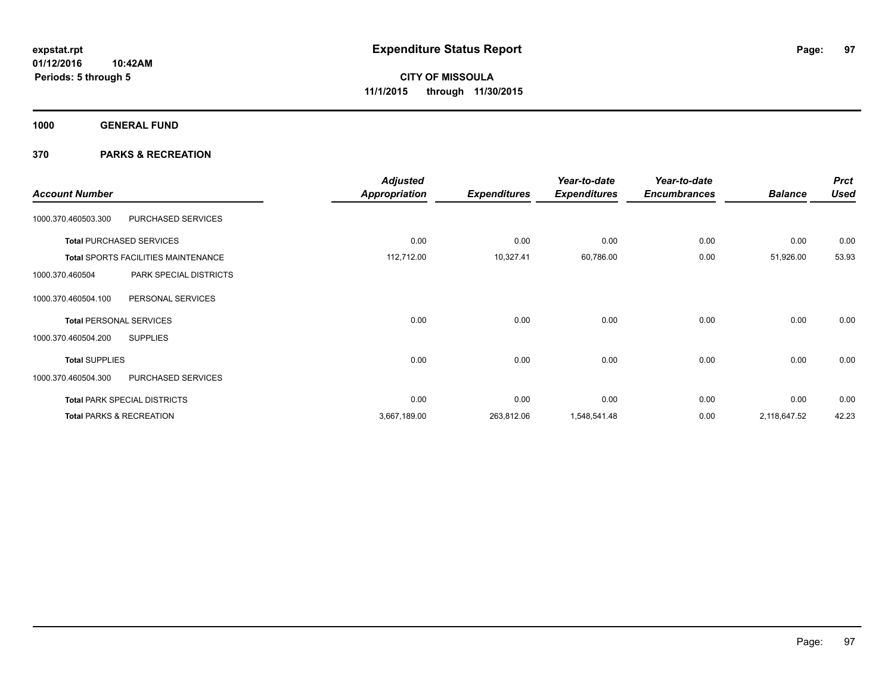# Expenditure Status Report

**CITY OF MISSOULA**

**11/1/2015 through 11/30/2015**

expstat.rpt
01/12/2016 10:42AM
Periods: 5 through 5

**1000 GENERAL FUND**

**370 PARKS & RECREATION**

| Account Number | | Adjusted Appropriation | Expenditures | Year-to-date Expenditures | Year-to-date Encumbrances | Balance | Prct Used |
|---|---|---|---|---|---|---|---|
| 1000.370.460503.300 | PURCHASED SERVICES | | | | | | |
| **Total** PURCHASED SERVICES | | 0.00 | 0.00 | 0.00 | 0.00 | 0.00 | 0.00 |
| **Total** SPORTS FACILITIES MAINTENANCE | | 112,712.00 | 10,327.41 | 60,786.00 | 0.00 | 51,926.00 | 53.93 |
| 1000.370.460504 | PARK SPECIAL DISTRICTS | | | | | | |
| 1000.370.460504.100 | PERSONAL SERVICES | | | | | | |
| **Total** PERSONAL SERVICES | | 0.00 | 0.00 | 0.00 | 0.00 | 0.00 | 0.00 |
| 1000.370.460504.200 | SUPPLIES | | | | | | |
| **Total** SUPPLIES | | 0.00 | 0.00 | 0.00 | 0.00 | 0.00 | 0.00 |
| 1000.370.460504.300 | PURCHASED SERVICES | | | | | | |
| **Total** PARK SPECIAL DISTRICTS | | 0.00 | 0.00 | 0.00 | 0.00 | 0.00 | 0.00 |
| **Total** PARKS & RECREATION | | 3,667,189.00 | 263,812.06 | 1,548,541.48 | 0.00 | 2,118,647.52 | 42.23 |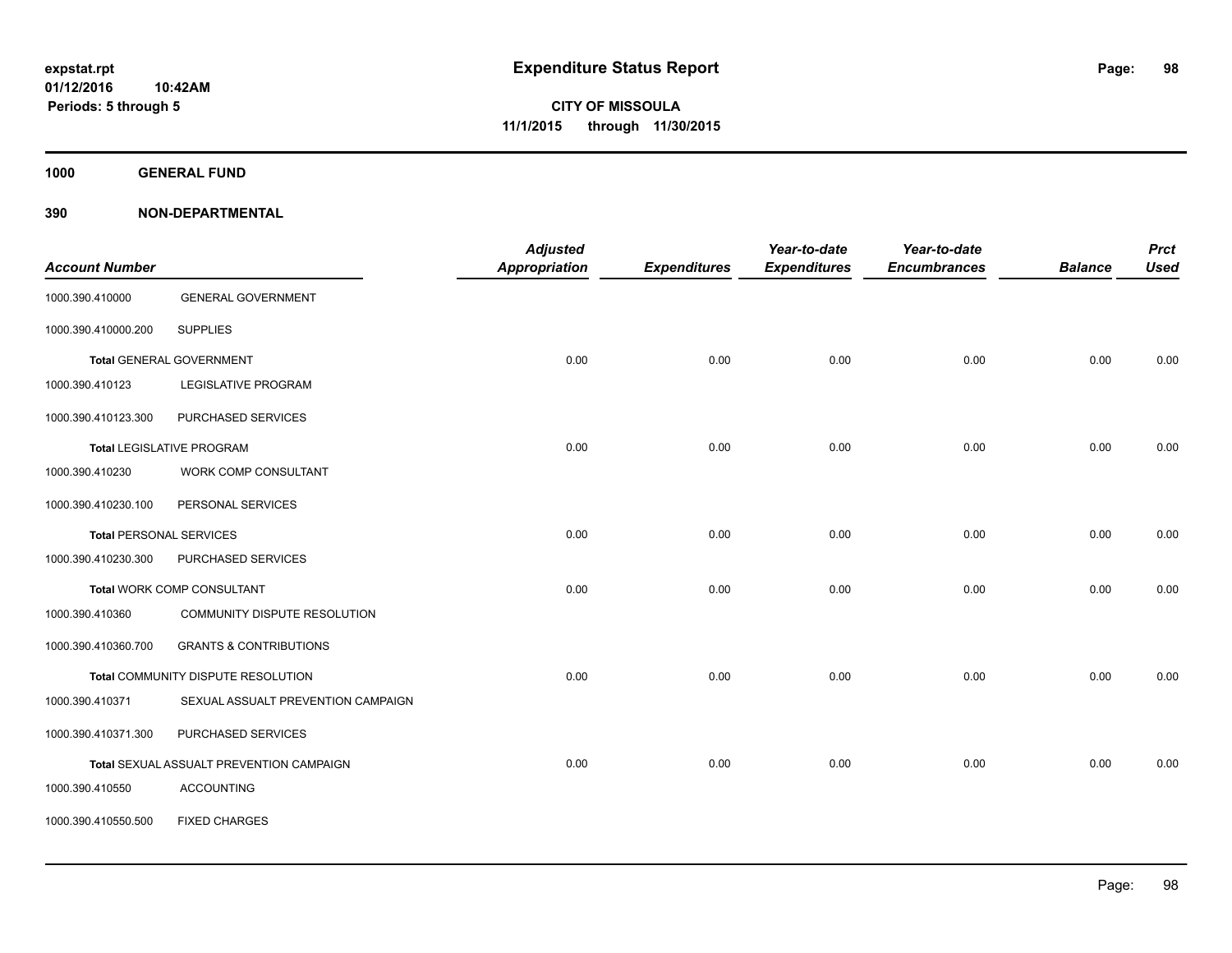expstat.rpt
01/12/2016 10:42AM
Periods: 5 through 5

# Expenditure Status Report

**CITY OF MISSOULA**
**11/1/2015 through 11/30/2015**

**1000 GENERAL FUND**

**390 NON-DEPARTMENTAL**

| Account Number | | Adjusted Appropriation | Expenditures | Year-to-date Expenditures | Year-to-date Encumbrances | Balance | Prct Used |
|---|---|---|---|---|---|---|---|
| 1000.390.410000 | GENERAL GOVERNMENT | | | | | | |
| 1000.390.410000.200 | SUPPLIES | | | | | | |
| **Total** GENERAL GOVERNMENT | | 0.00 | 0.00 | 0.00 | 0.00 | 0.00 | 0.00 |
| 1000.390.410123 | LEGISLATIVE PROGRAM | | | | | | |
| 1000.390.410123.300 | PURCHASED SERVICES | | | | | | |
| **Total** LEGISLATIVE PROGRAM | | 0.00 | 0.00 | 0.00 | 0.00 | 0.00 | 0.00 |
| 1000.390.410230 | WORK COMP CONSULTANT | | | | | | |
| 1000.390.410230.100 | PERSONAL SERVICES | | | | | | |
| **Total** PERSONAL SERVICES | | 0.00 | 0.00 | 0.00 | 0.00 | 0.00 | 0.00 |
| 1000.390.410230.300 | PURCHASED SERVICES | | | | | | |
| **Total** WORK COMP CONSULTANT | | 0.00 | 0.00 | 0.00 | 0.00 | 0.00 | 0.00 |
| 1000.390.410360 | COMMUNITY DISPUTE RESOLUTION | | | | | | |
| 1000.390.410360.700 | GRANTS & CONTRIBUTIONS | | | | | | |
| **Total** COMMUNITY DISPUTE RESOLUTION | | 0.00 | 0.00 | 0.00 | 0.00 | 0.00 | 0.00 |
| 1000.390.410371 | SEXUAL ASSUALT PREVENTION CAMPAIGN | | | | | | |
| 1000.390.410371.300 | PURCHASED SERVICES | | | | | | |
| **Total** SEXUAL ASSUALT PREVENTION CAMPAIGN | | 0.00 | 0.00 | 0.00 | 0.00 | 0.00 | 0.00 |
| 1000.390.410550 | ACCOUNTING | | | | | | |
| 1000.390.410550.500 | FIXED CHARGES | | | | | | |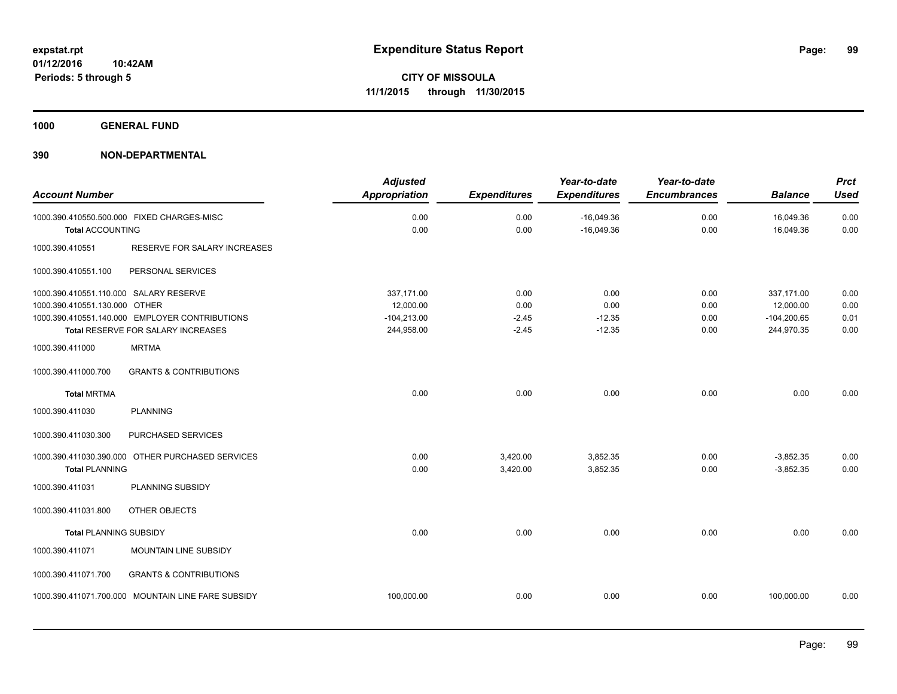**expstat.rpt**
**01/12/2016 10:42AM**
**Periods: 5 through 5**

# Expenditure Status Report

**CITY OF MISSOULA**
**11/1/2015 through 11/30/2015**

## 1000 GENERAL FUND

## 390 NON-DEPARTMENTAL

| Account Number | | Adjusted Appropriation | Expenditures | Year-to-date Expenditures | Year-to-date Encumbrances | Balance | Prct Used |
|---|---|---|---|---|---|---|---|
| 1000.390.410550.500.000 | FIXED CHARGES-MISC | 0.00 | 0.00 | -16,049.36 | 0.00 | 16,049.36 | 0.00 |
| **Total** ACCOUNTING | | 0.00 | 0.00 | -16,049.36 | 0.00 | 16,049.36 | 0.00 |
| 1000.390.410551 | RESERVE FOR SALARY INCREASES | | | | | | |
| 1000.390.410551.100 | PERSONAL SERVICES | | | | | | |
| 1000.390.410551.110.000 | SALARY RESERVE | 337,171.00 | 0.00 | 0.00 | 0.00 | 337,171.00 | 0.00 |
| 1000.390.410551.130.000 | OTHER | 12,000.00 | 0.00 | 0.00 | 0.00 | 12,000.00 | 0.00 |
| 1000.390.410551.140.000 | EMPLOYER CONTRIBUTIONS | -104,213.00 | -2.45 | -12.35 | 0.00 | -104,200.65 | 0.01 |
| **Total** RESERVE FOR SALARY INCREASES | | 244,958.00 | -2.45 | -12.35 | 0.00 | 244,970.35 | 0.00 |
| 1000.390.411000 | MRTMA | | | | | | |
| 1000.390.411000.700 | GRANTS & CONTRIBUTIONS | | | | | | |
| **Total** MRTMA | | 0.00 | 0.00 | 0.00 | 0.00 | 0.00 | 0.00 |
| 1000.390.411030 | PLANNING | | | | | | |
| 1000.390.411030.300 | PURCHASED SERVICES | | | | | | |
| 1000.390.411030.390.000 | OTHER PURCHASED SERVICES | 0.00 | 3,420.00 | 3,852.35 | 0.00 | -3,852.35 | 0.00 |
| **Total** PLANNING | | 0.00 | 3,420.00 | 3,852.35 | 0.00 | -3,852.35 | 0.00 |
| 1000.390.411031 | PLANNING SUBSIDY | | | | | | |
| 1000.390.411031.800 | OTHER OBJECTS | | | | | | |
| **Total** PLANNING SUBSIDY | | 0.00 | 0.00 | 0.00 | 0.00 | 0.00 | 0.00 |
| 1000.390.411071 | MOUNTAIN LINE SUBSIDY | | | | | | |
| 1000.390.411071.700 | GRANTS & CONTRIBUTIONS | | | | | | |
| 1000.390.411071.700.000 | MOUNTAIN LINE FARE SUBSIDY | 100,000.00 | 0.00 | 0.00 | 0.00 | 100,000.00 | 0.00 |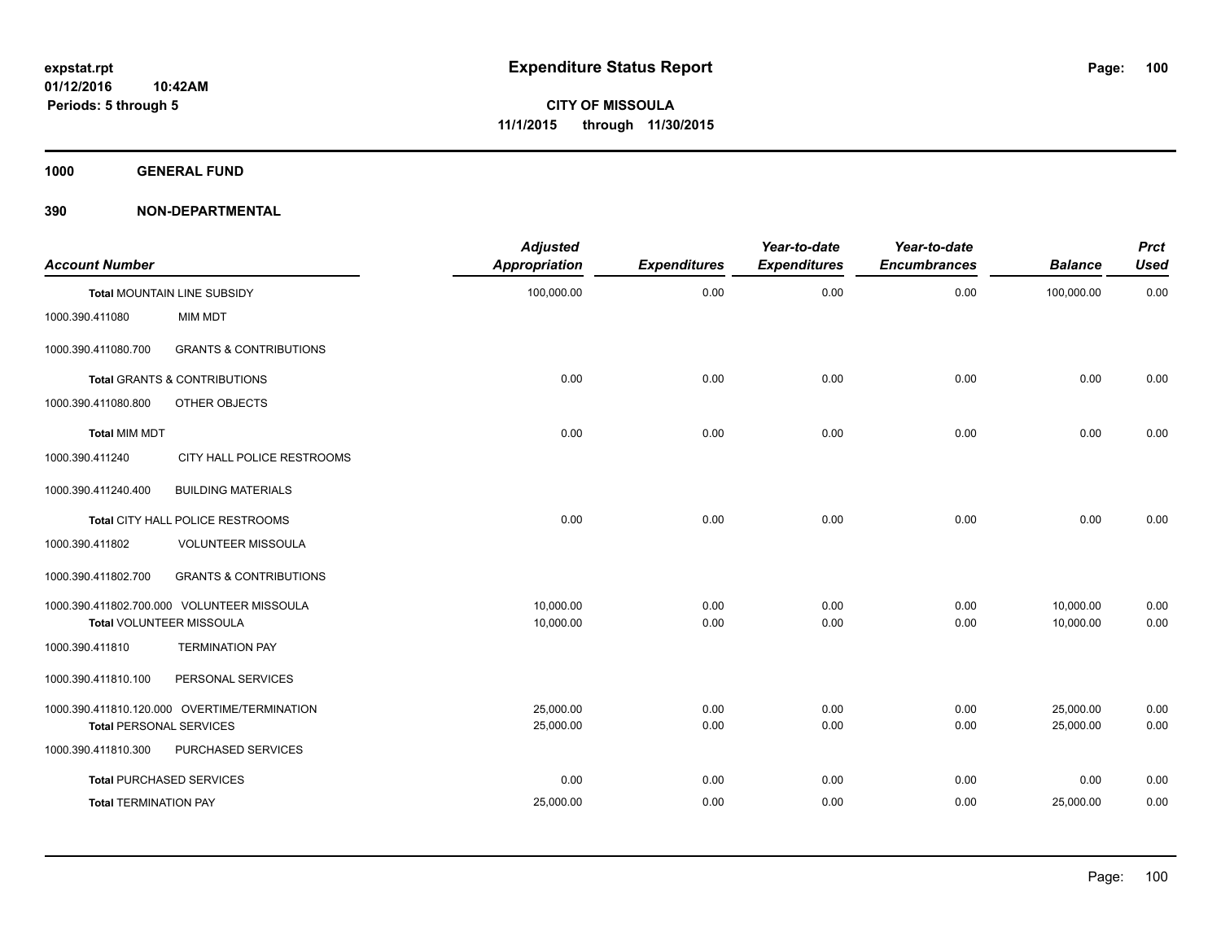**expstat.rpt**
**01/12/2016 10:42AM**
**Periods: 5 through 5**

# Expenditure Status Report

**CITY OF MISSOULA**
**11/1/2015 through 11/30/2015**

## 1000 GENERAL FUND

## 390 NON-DEPARTMENTAL

| Account Number | | Adjusted Appropriation | Expenditures | Year-to-date Expenditures | Year-to-date Encumbrances | Balance | Prct Used |
|---|---|---|---|---|---|---|---|
| **Total** MOUNTAIN LINE SUBSIDY | | 100,000.00 | 0.00 | 0.00 | 0.00 | 100,000.00 | 0.00 |
| 1000.390.411080 | MIM MDT | | | | | | |
| 1000.390.411080.700 | GRANTS & CONTRIBUTIONS | | | | | | |
| **Total** GRANTS & CONTRIBUTIONS | | 0.00 | 0.00 | 0.00 | 0.00 | 0.00 | 0.00 |
| 1000.390.411080.800 | OTHER OBJECTS | | | | | | |
| **Total** MIM MDT | | 0.00 | 0.00 | 0.00 | 0.00 | 0.00 | 0.00 |
| 1000.390.411240 | CITY HALL POLICE RESTROOMS | | | | | | |
| 1000.390.411240.400 | BUILDING MATERIALS | | | | | | |
| **Total** CITY HALL POLICE RESTROOMS | | 0.00 | 0.00 | 0.00 | 0.00 | 0.00 | 0.00 |
| 1000.390.411802 | VOLUNTEER MISSOULA | | | | | | |
| 1000.390.411802.700 | GRANTS & CONTRIBUTIONS | | | | | | |
| 1000.390.411802.700.000 | VOLUNTEER MISSOULA | 10,000.00 | 0.00 | 0.00 | 0.00 | 10,000.00 | 0.00 |
| **Total** VOLUNTEER MISSOULA | | 10,000.00 | 0.00 | 0.00 | 0.00 | 10,000.00 | 0.00 |
| 1000.390.411810 | TERMINATION PAY | | | | | | |
| 1000.390.411810.100 | PERSONAL SERVICES | | | | | | |
| 1000.390.411810.120.000 | OVERTIME/TERMINATION | 25,000.00 | 0.00 | 0.00 | 0.00 | 25,000.00 | 0.00 |
| **Total** PERSONAL SERVICES | | 25,000.00 | 0.00 | 0.00 | 0.00 | 25,000.00 | 0.00 |
| 1000.390.411810.300 | PURCHASED SERVICES | | | | | | |
| **Total** PURCHASED SERVICES | | 0.00 | 0.00 | 0.00 | 0.00 | 0.00 | 0.00 |
| **Total** TERMINATION PAY | | 25,000.00 | 0.00 | 0.00 | 0.00 | 25,000.00 | 0.00 |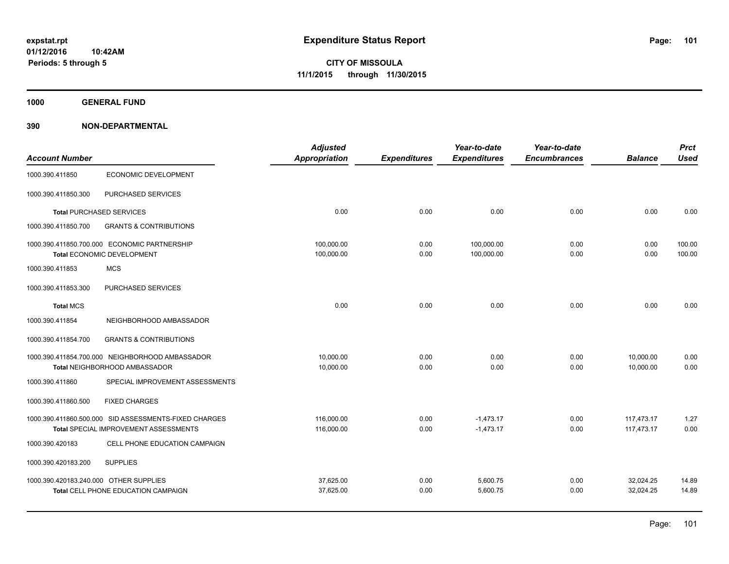# Expenditure Status Report

**CITY OF MISSOULA**
**11/1/2015 through 11/30/2015**

expstat.rpt
01/12/2016 10:42AM
Periods: 5 through 5

**1000 GENERAL FUND**

**390 NON-DEPARTMENTAL**

| Account Number | | Adjusted Appropriation | Expenditures | Year-to-date Expenditures | Year-to-date Encumbrances | Balance | Prct Used |
|---|---|---|---|---|---|---|---|
| 1000.390.411850 | ECONOMIC DEVELOPMENT | | | | | | |
| 1000.390.411850.300 | PURCHASED SERVICES | | | | | | |
| **Total** PURCHASED SERVICES | | 0.00 | 0.00 | 0.00 | 0.00 | 0.00 | 0.00 |
| 1000.390.411850.700 | GRANTS & CONTRIBUTIONS | | | | | | |
| 1000.390.411850.700.000 | ECONOMIC PARTNERSHIP | 100,000.00 | 0.00 | 100,000.00 | 0.00 | 0.00 | 100.00 |
| **Total** ECONOMIC DEVELOPMENT | | 100,000.00 | 0.00 | 100,000.00 | 0.00 | 0.00 | 100.00 |
| 1000.390.411853 | MCS | | | | | | |
| 1000.390.411853.300 | PURCHASED SERVICES | | | | | | |
| **Total** MCS | | 0.00 | 0.00 | 0.00 | 0.00 | 0.00 | 0.00 |
| 1000.390.411854 | NEIGHBORHOOD AMBASSADOR | | | | | | |
| 1000.390.411854.700 | GRANTS & CONTRIBUTIONS | | | | | | |
| 1000.390.411854.700.000 | NEIGHBORHOOD AMBASSADOR | 10,000.00 | 0.00 | 0.00 | 0.00 | 10,000.00 | 0.00 |
| **Total** NEIGHBORHOOD AMBASSADOR | | 10,000.00 | 0.00 | 0.00 | 0.00 | 10,000.00 | 0.00 |
| 1000.390.411860 | SPECIAL IMPROVEMENT ASSESSMENTS | | | | | | |
| 1000.390.411860.500 | FIXED CHARGES | | | | | | |
| 1000.390.411860.500.000 | SID ASSESSMENTS-FIXED CHARGES | 116,000.00 | 0.00 | -1,473.17 | 0.00 | 117,473.17 | 1.27 |
| **Total** SPECIAL IMPROVEMENT ASSESSMENTS | | 116,000.00 | 0.00 | -1,473.17 | 0.00 | 117,473.17 | 0.00 |
| 1000.390.420183 | CELL PHONE EDUCATION CAMPAIGN | | | | | | |
| 1000.390.420183.200 | SUPPLIES | | | | | | |
| 1000.390.420183.240.000 | OTHER SUPPLIES | 37,625.00 | 0.00 | 5,600.75 | 0.00 | 32,024.25 | 14.89 |
| **Total** CELL PHONE EDUCATION CAMPAIGN | | 37,625.00 | 0.00 | 5,600.75 | 0.00 | 32,024.25 | 14.89 |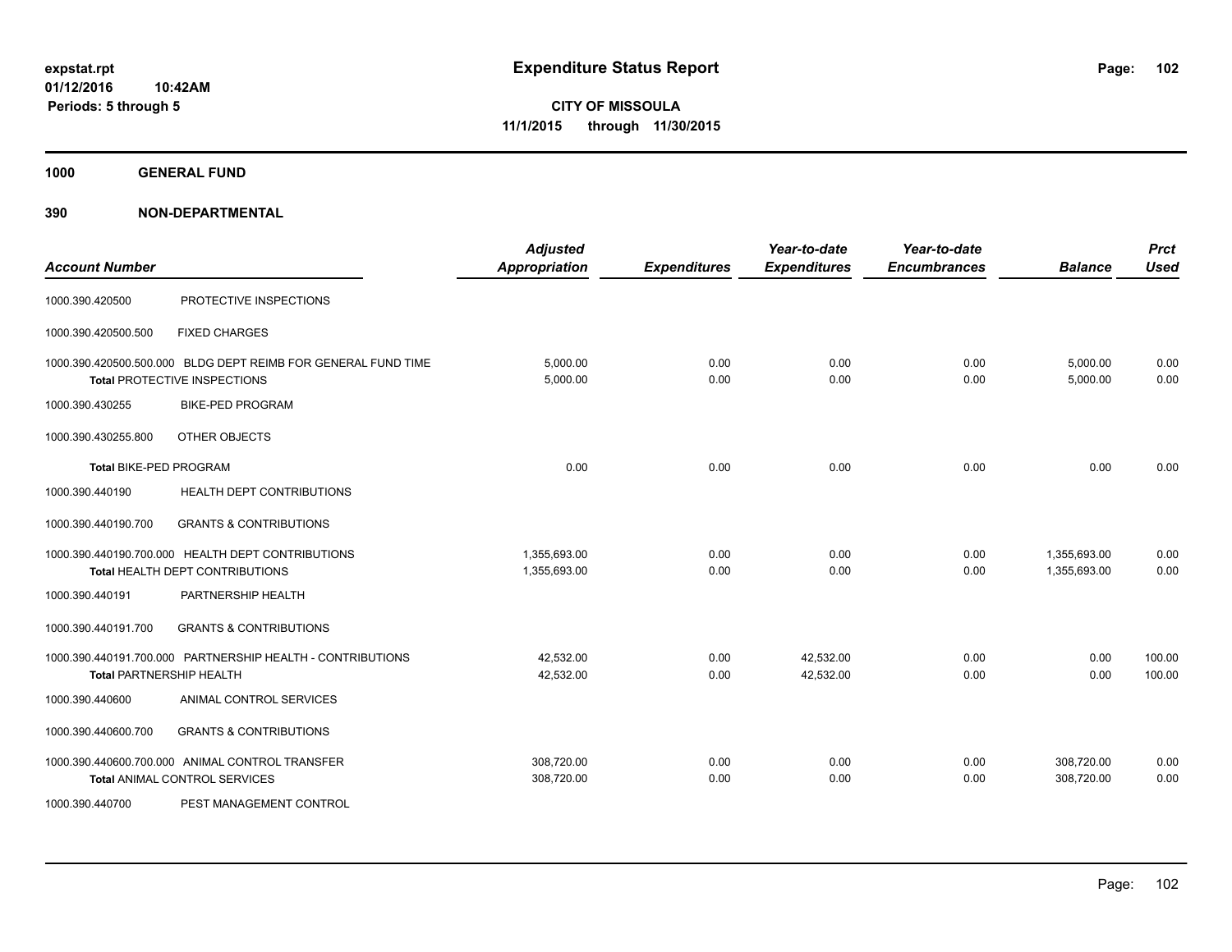**Expenditure Status Report**

**CITY OF MISSOULA**

**11/1/2015 through 11/30/2015**

expstat.rpt
01/12/2016 10:42AM
Periods: 5 through 5

## 1000 GENERAL FUND

## 390 NON-DEPARTMENTAL

| Account Number | | Adjusted Appropriation | Expenditures | Year-to-date Expenditures | Year-to-date Encumbrances | Balance | Prct Used |
|---|---|---|---|---|---|---|---|
| 1000.390.420500 | PROTECTIVE INSPECTIONS | | | | | | |
| 1000.390.420500.500 | FIXED CHARGES | | | | | | |
| 1000.390.420500.500.000 | BLDG DEPT REIMB FOR GENERAL FUND TIME | 5,000.00 | 0.00 | 0.00 | 0.00 | 5,000.00 | 0.00 |
| **Total** PROTECTIVE INSPECTIONS | | 5,000.00 | 0.00 | 0.00 | 0.00 | 5,000.00 | 0.00 |
| 1000.390.430255 | BIKE-PED PROGRAM | | | | | | |
| 1000.390.430255.800 | OTHER OBJECTS | | | | | | |
| **Total** BIKE-PED PROGRAM | | 0.00 | 0.00 | 0.00 | 0.00 | 0.00 | 0.00 |
| 1000.390.440190 | HEALTH DEPT CONTRIBUTIONS | | | | | | |
| 1000.390.440190.700 | GRANTS & CONTRIBUTIONS | | | | | | |
| 1000.390.440190.700.000 | HEALTH DEPT CONTRIBUTIONS | 1,355,693.00 | 0.00 | 0.00 | 0.00 | 1,355,693.00 | 0.00 |
| **Total** HEALTH DEPT CONTRIBUTIONS | | 1,355,693.00 | 0.00 | 0.00 | 0.00 | 1,355,693.00 | 0.00 |
| 1000.390.440191 | PARTNERSHIP HEALTH | | | | | | |
| 1000.390.440191.700 | GRANTS & CONTRIBUTIONS | | | | | | |
| 1000.390.440191.700.000 | PARTNERSHIP HEALTH - CONTRIBUTIONS | 42,532.00 | 0.00 | 42,532.00 | 0.00 | 0.00 | 100.00 |
| **Total** PARTNERSHIP HEALTH | | 42,532.00 | 0.00 | 42,532.00 | 0.00 | 0.00 | 100.00 |
| 1000.390.440600 | ANIMAL CONTROL SERVICES | | | | | | |
| 1000.390.440600.700 | GRANTS & CONTRIBUTIONS | | | | | | |
| 1000.390.440600.700.000 | ANIMAL CONTROL TRANSFER | 308,720.00 | 0.00 | 0.00 | 0.00 | 308,720.00 | 0.00 |
| **Total** ANIMAL CONTROL SERVICES | | 308,720.00 | 0.00 | 0.00 | 0.00 | 308,720.00 | 0.00 |
| 1000.390.440700 | PEST MANAGEMENT CONTROL | | | | | | |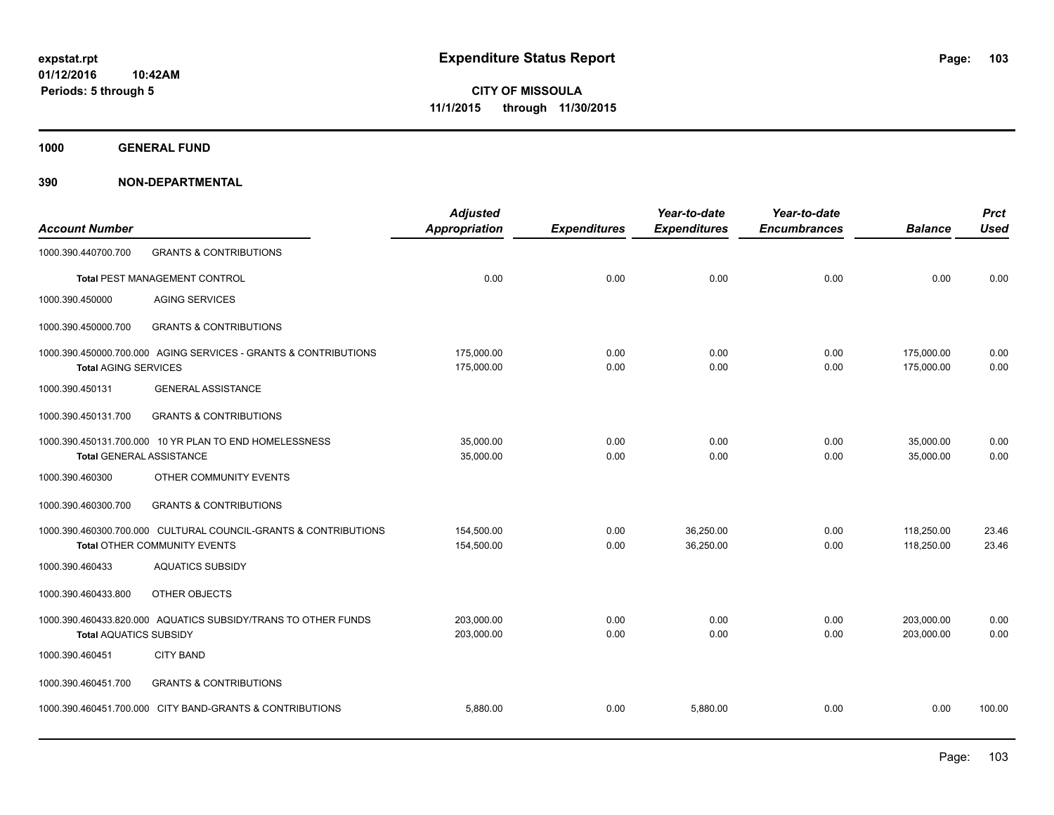# Expenditure Status Report

**CITY OF MISSOULA**

**11/1/2015 through 11/30/2015**

expstat.rpt
01/12/2016 10:42AM
Periods: 5 through 5

## 1000 GENERAL FUND

## 390 NON-DEPARTMENTAL

| Account Number | | Adjusted Appropriation | Expenditures | Year-to-date Expenditures | Year-to-date Encumbrances | Balance | Prct Used |
|---|---|---|---|---|---|---|---|
| 1000.390.440700.700 | GRANTS & CONTRIBUTIONS | | | | | | |
| **Total** PEST MANAGEMENT CONTROL | | 0.00 | 0.00 | 0.00 | 0.00 | 0.00 | 0.00 |
| 1000.390.450000 | AGING SERVICES | | | | | | |
| 1000.390.450000.700 | GRANTS & CONTRIBUTIONS | | | | | | |
| 1000.390.450000.700.000 | AGING SERVICES - GRANTS & CONTRIBUTIONS | 175,000.00 | 0.00 | 0.00 | 0.00 | 175,000.00 | 0.00 |
| **Total** AGING SERVICES | | 175,000.00 | 0.00 | 0.00 | 0.00 | 175,000.00 | 0.00 |
| 1000.390.450131 | GENERAL ASSISTANCE | | | | | | |
| 1000.390.450131.700 | GRANTS & CONTRIBUTIONS | | | | | | |
| 1000.390.450131.700.000 | 10 YR PLAN TO END HOMELESSNESS | 35,000.00 | 0.00 | 0.00 | 0.00 | 35,000.00 | 0.00 |
| **Total** GENERAL ASSISTANCE | | 35,000.00 | 0.00 | 0.00 | 0.00 | 35,000.00 | 0.00 |
| 1000.390.460300 | OTHER COMMUNITY EVENTS | | | | | | |
| 1000.390.460300.700 | GRANTS & CONTRIBUTIONS | | | | | | |
| 1000.390.460300.700.000 | CULTURAL COUNCIL-GRANTS & CONTRIBUTIONS | 154,500.00 | 0.00 | 36,250.00 | 0.00 | 118,250.00 | 23.46 |
| **Total** OTHER COMMUNITY EVENTS | | 154,500.00 | 0.00 | 36,250.00 | 0.00 | 118,250.00 | 23.46 |
| 1000.390.460433 | AQUATICS SUBSIDY | | | | | | |
| 1000.390.460433.800 | OTHER OBJECTS | | | | | | |
| 1000.390.460433.820.000 | AQUATICS SUBSIDY/TRANS TO OTHER FUNDS | 203,000.00 | 0.00 | 0.00 | 0.00 | 203,000.00 | 0.00 |
| **Total** AQUATICS SUBSIDY | | 203,000.00 | 0.00 | 0.00 | 0.00 | 203,000.00 | 0.00 |
| 1000.390.460451 | CITY BAND | | | | | | |
| 1000.390.460451.700 | GRANTS & CONTRIBUTIONS | | | | | | |
| 1000.390.460451.700.000 | CITY BAND-GRANTS & CONTRIBUTIONS | 5,880.00 | 0.00 | 5,880.00 | 0.00 | 0.00 | 100.00 |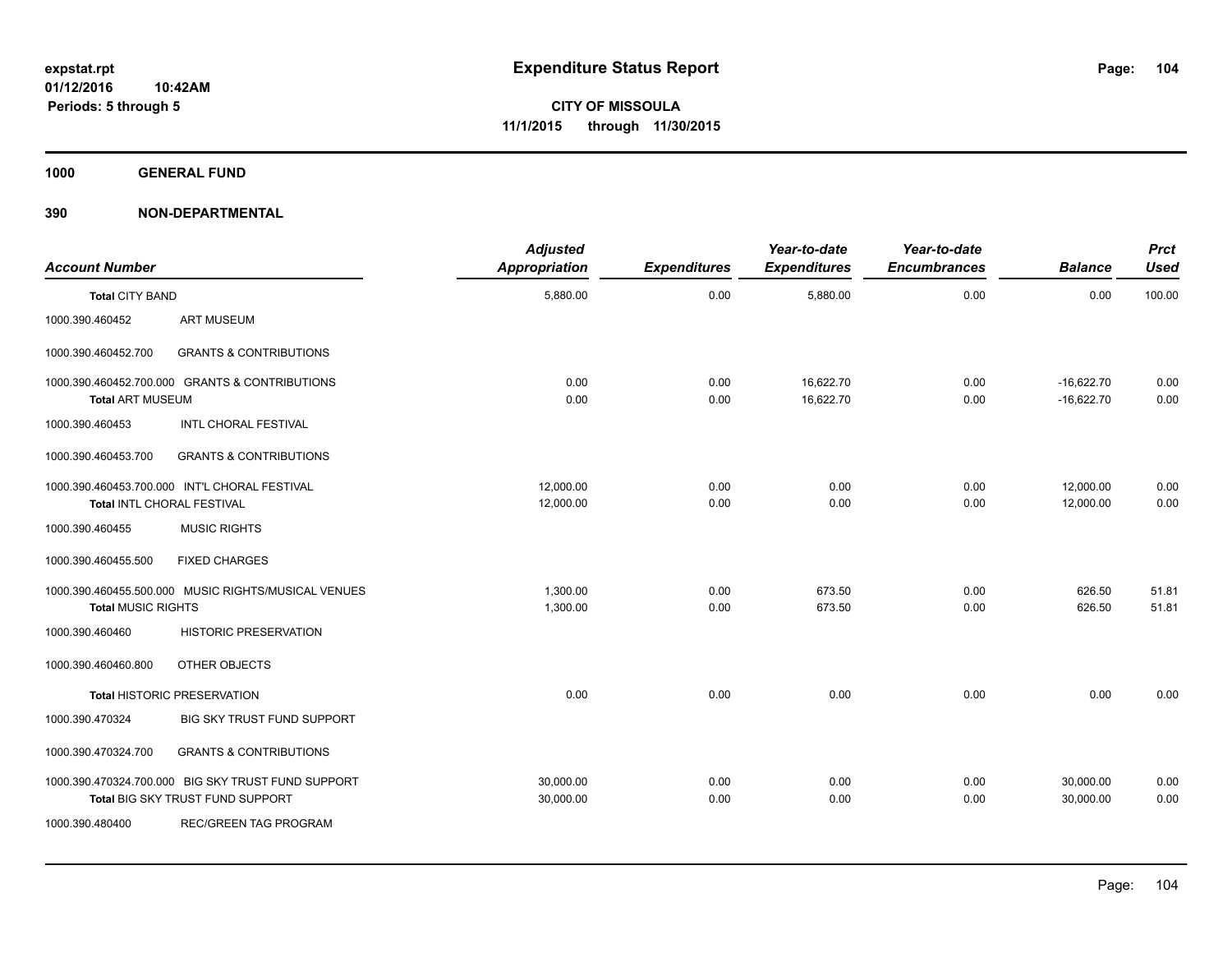# Expenditure Status Report

expstat.rpt
01/12/2016 10:42AM
Periods: 5 through 5

**CITY OF MISSOULA**
**11/1/2015 through 11/30/2015**

**1000 GENERAL FUND**

**390 NON-DEPARTMENTAL**

| Account Number | | Adjusted Appropriation | Expenditures | Year-to-date Expenditures | Year-to-date Encumbrances | Balance | Prct Used |
|---|---|---|---|---|---|---|---|
| **Total** CITY BAND | | 5,880.00 | 0.00 | 5,880.00 | 0.00 | 0.00 | 100.00 |
| 1000.390.460452 | ART MUSEUM | | | | | | |
| 1000.390.460452.700 | GRANTS & CONTRIBUTIONS | | | | | | |
| 1000.390.460452.700.000 | GRANTS & CONTRIBUTIONS | 0.00 | 0.00 | 16,622.70 | 0.00 | -16,622.70 | 0.00 |
| **Total** ART MUSEUM | | 0.00 | 0.00 | 16,622.70 | 0.00 | -16,622.70 | 0.00 |
| 1000.390.460453 | INTL CHORAL FESTIVAL | | | | | | |
| 1000.390.460453.700 | GRANTS & CONTRIBUTIONS | | | | | | |
| 1000.390.460453.700.000 | INT'L CHORAL FESTIVAL | 12,000.00 | 0.00 | 0.00 | 0.00 | 12,000.00 | 0.00 |
| **Total** INTL CHORAL FESTIVAL | | 12,000.00 | 0.00 | 0.00 | 0.00 | 12,000.00 | 0.00 |
| 1000.390.460455 | MUSIC RIGHTS | | | | | | |
| 1000.390.460455.500 | FIXED CHARGES | | | | | | |
| 1000.390.460455.500.000 | MUSIC RIGHTS/MUSICAL VENUES | 1,300.00 | 0.00 | 673.50 | 0.00 | 626.50 | 51.81 |
| **Total** MUSIC RIGHTS | | 1,300.00 | 0.00 | 673.50 | 0.00 | 626.50 | 51.81 |
| 1000.390.460460 | HISTORIC PRESERVATION | | | | | | |
| 1000.390.460460.800 | OTHER OBJECTS | | | | | | |
| **Total** HISTORIC PRESERVATION | | 0.00 | 0.00 | 0.00 | 0.00 | 0.00 | 0.00 |
| 1000.390.470324 | BIG SKY TRUST FUND SUPPORT | | | | | | |
| 1000.390.470324.700 | GRANTS & CONTRIBUTIONS | | | | | | |
| 1000.390.470324.700.000 | BIG SKY TRUST FUND SUPPORT | 30,000.00 | 0.00 | 0.00 | 0.00 | 30,000.00 | 0.00 |
| **Total** BIG SKY TRUST FUND SUPPORT | | 30,000.00 | 0.00 | 0.00 | 0.00 | 30,000.00 | 0.00 |
| 1000.390.480400 | REC/GREEN TAG PROGRAM | | | | | | |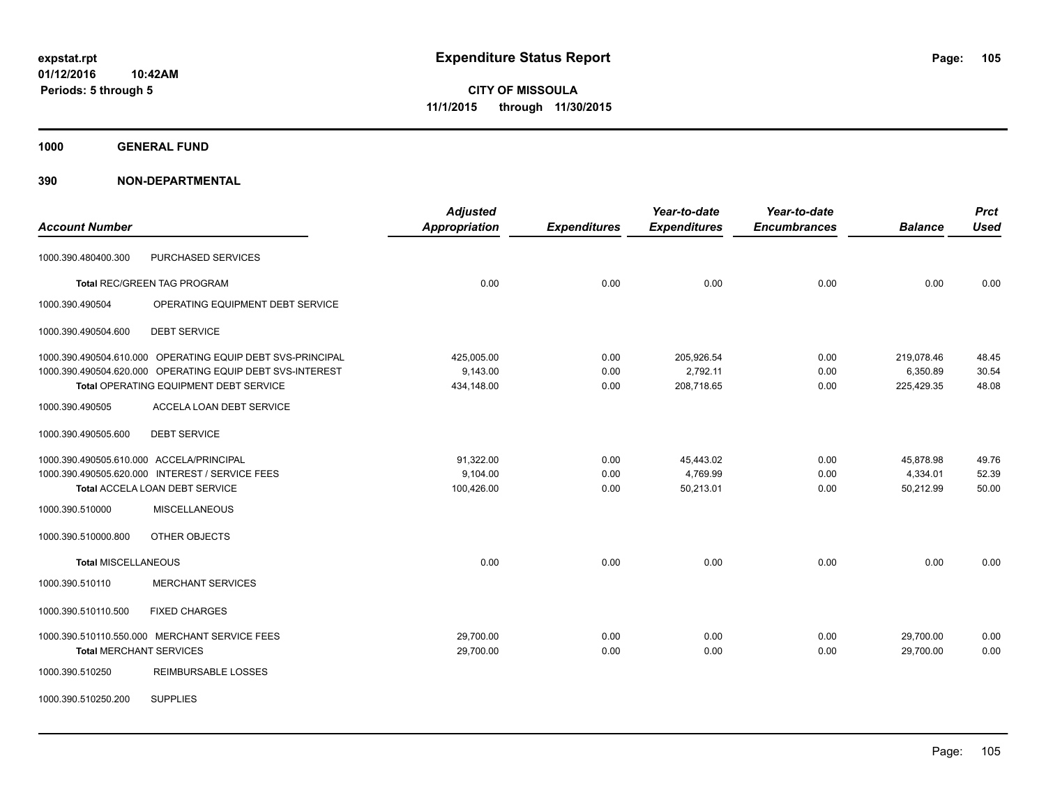# Expenditure Status Report

**CITY OF MISSOULA**

**11/1/2015 through 11/30/2015**

expstat.rpt
01/12/2016 10:42AM
Periods: 5 through 5

**1000 GENERAL FUND**

**390 NON-DEPARTMENTAL**

| Account Number | | Adjusted Appropriation | Expenditures | Year-to-date Expenditures | Year-to-date Encumbrances | Balance | Prct Used |
|---|---|---|---|---|---|---|---|
| 1000.390.480400.300 | PURCHASED SERVICES | | | | | | |
| **Total** REC/GREEN TAG PROGRAM | | 0.00 | 0.00 | 0.00 | 0.00 | 0.00 | 0.00 |
| 1000.390.490504 | OPERATING EQUIPMENT DEBT SERVICE | | | | | | |
| 1000.390.490504.600 | DEBT SERVICE | | | | | | |
| 1000.390.490504.610.000 | OPERATING EQUIP DEBT SVS-PRINCIPAL | 425,005.00 | 0.00 | 205,926.54 | 0.00 | 219,078.46 | 48.45 |
| 1000.390.490504.620.000 | OPERATING EQUIP DEBT SVS-INTEREST | 9,143.00 | 0.00 | 2,792.11 | 0.00 | 6,350.89 | 30.54 |
| **Total** OPERATING EQUIPMENT DEBT SERVICE | | 434,148.00 | 0.00 | 208,718.65 | 0.00 | 225,429.35 | 48.08 |
| 1000.390.490505 | ACCELA LOAN DEBT SERVICE | | | | | | |
| 1000.390.490505.600 | DEBT SERVICE | | | | | | |
| 1000.390.490505.610.000 | ACCELA/PRINCIPAL | 91,322.00 | 0.00 | 45,443.02 | 0.00 | 45,878.98 | 49.76 |
| 1000.390.490505.620.000 | INTEREST / SERVICE FEES | 9,104.00 | 0.00 | 4,769.99 | 0.00 | 4,334.01 | 52.39 |
| **Total** ACCELA LOAN DEBT SERVICE | | 100,426.00 | 0.00 | 50,213.01 | 0.00 | 50,212.99 | 50.00 |
| 1000.390.510000 | MISCELLANEOUS | | | | | | |
| 1000.390.510000.800 | OTHER OBJECTS | | | | | | |
| **Total** MISCELLANEOUS | | 0.00 | 0.00 | 0.00 | 0.00 | 0.00 | 0.00 |
| 1000.390.510110 | MERCHANT SERVICES | | | | | | |
| 1000.390.510110.500 | FIXED CHARGES | | | | | | |
| 1000.390.510110.550.000 | MERCHANT SERVICE FEES | 29,700.00 | 0.00 | 0.00 | 0.00 | 29,700.00 | 0.00 |
| **Total** MERCHANT SERVICES | | 29,700.00 | 0.00 | 0.00 | 0.00 | 29,700.00 | 0.00 |
| 1000.390.510250 | REIMBURSABLE LOSSES | | | | | | |
| 1000.390.510250.200 | SUPPLIES | | | | | | |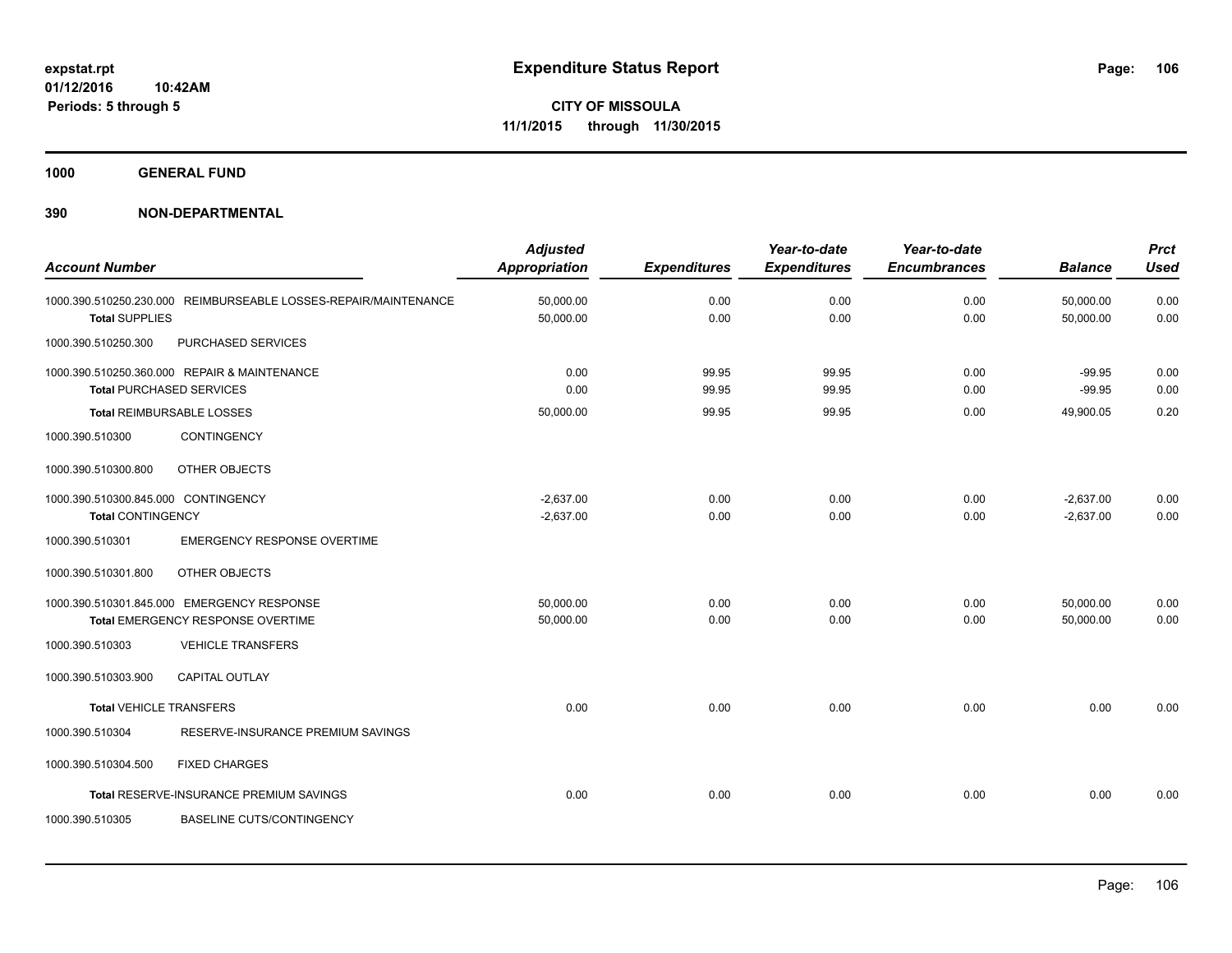**expstat.rpt**
**01/12/2016 10:42AM**
**Periods: 5 through 5**

# Expenditure Status Report

**CITY OF MISSOULA**
**11/1/2015 through 11/30/2015**

**1000 GENERAL FUND**

**390 NON-DEPARTMENTAL**

| Account Number | | Adjusted Appropriation | Expenditures | Year-to-date Expenditures | Year-to-date Encumbrances | Balance | Prct Used |
|---|---|---|---|---|---|---|---|
| 1000.390.510250.230.000 | REIMBURSEABLE LOSSES-REPAIR/MAINTENANCE | 50,000.00 | 0.00 | 0.00 | 0.00 | 50,000.00 | 0.00 |
| **Total** SUPPLIES | | 50,000.00 | 0.00 | 0.00 | 0.00 | 50,000.00 | 0.00 |
| 1000.390.510250.300 | PURCHASED SERVICES | | | | | | |
| 1000.390.510250.360.000 | REPAIR & MAINTENANCE | 0.00 | 99.95 | 99.95 | 0.00 | -99.95 | 0.00 |
| **Total** PURCHASED SERVICES | | 0.00 | 99.95 | 99.95 | 0.00 | -99.95 | 0.00 |
| **Total** REIMBURSABLE LOSSES | | 50,000.00 | 99.95 | 99.95 | 0.00 | 49,900.05 | 0.20 |
| 1000.390.510300 | CONTINGENCY | | | | | | |
| 1000.390.510300.800 | OTHER OBJECTS | | | | | | |
| 1000.390.510300.845.000 | CONTINGENCY | -2,637.00 | 0.00 | 0.00 | 0.00 | -2,637.00 | 0.00 |
| **Total** CONTINGENCY | | -2,637.00 | 0.00 | 0.00 | 0.00 | -2,637.00 | 0.00 |
| 1000.390.510301 | EMERGENCY RESPONSE OVERTIME | | | | | | |
| 1000.390.510301.800 | OTHER OBJECTS | | | | | | |
| 1000.390.510301.845.000 | EMERGENCY RESPONSE | 50,000.00 | 0.00 | 0.00 | 0.00 | 50,000.00 | 0.00 |
| **Total** EMERGENCY RESPONSE OVERTIME | | 50,000.00 | 0.00 | 0.00 | 0.00 | 50,000.00 | 0.00 |
| 1000.390.510303 | VEHICLE TRANSFERS | | | | | | |
| 1000.390.510303.900 | CAPITAL OUTLAY | | | | | | |
| **Total** VEHICLE TRANSFERS | | 0.00 | 0.00 | 0.00 | 0.00 | 0.00 | 0.00 |
| 1000.390.510304 | RESERVE-INSURANCE PREMIUM SAVINGS | | | | | | |
| 1000.390.510304.500 | FIXED CHARGES | | | | | | |
| **Total** RESERVE-INSURANCE PREMIUM SAVINGS | | 0.00 | 0.00 | 0.00 | 0.00 | 0.00 | 0.00 |
| 1000.390.510305 | BASELINE CUTS/CONTINGENCY | | | | | | |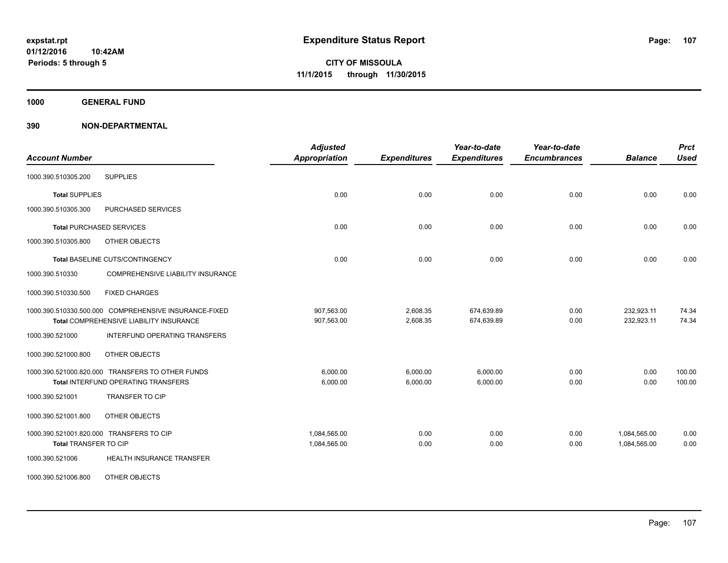**Expenditure Status Report**

**CITY OF MISSOULA**
**11/1/2015 through 11/30/2015**

expstat.rpt
01/12/2016 10:42AM
Periods: 5 through 5

**1000 GENERAL FUND**

**390 NON-DEPARTMENTAL**

| Account Number | | Adjusted Appropriation | Expenditures | Year-to-date Expenditures | Year-to-date Encumbrances | Balance | Prct Used |
|---|---|---|---|---|---|---|---|
| 1000.390.510305.200 | SUPPLIES | | | | | | |
| **Total** SUPPLIES | | 0.00 | 0.00 | 0.00 | 0.00 | 0.00 | 0.00 |
| 1000.390.510305.300 | PURCHASED SERVICES | | | | | | |
| **Total** PURCHASED SERVICES | | 0.00 | 0.00 | 0.00 | 0.00 | 0.00 | 0.00 |
| 1000.390.510305.800 | OTHER OBJECTS | | | | | | |
| **Total** BASELINE CUTS/CONTINGENCY | | 0.00 | 0.00 | 0.00 | 0.00 | 0.00 | 0.00 |
| 1000.390.510330 | COMPREHENSIVE LIABILITY INSURANCE | | | | | | |
| 1000.390.510330.500 | FIXED CHARGES | | | | | | |
| 1000.390.510330.500.000 | COMPREHENSIVE INSURANCE-FIXED | 907,563.00 | 2,608.35 | 674,639.89 | 0.00 | 232,923.11 | 74.34 |
| **Total** COMPREHENSIVE LIABILITY INSURANCE | | 907,563.00 | 2,608.35 | 674,639.89 | 0.00 | 232,923.11 | 74.34 |
| 1000.390.521000 | INTERFUND OPERATING TRANSFERS | | | | | | |
| 1000.390.521000.800 | OTHER OBJECTS | | | | | | |
| 1000.390.521000.820.000 | TRANSFERS TO OTHER FUNDS | 6,000.00 | 6,000.00 | 6,000.00 | 0.00 | 0.00 | 100.00 |
| **Total** INTERFUND OPERATING TRANSFERS | | 6,000.00 | 6,000.00 | 6,000.00 | 0.00 | 0.00 | 100.00 |
| 1000.390.521001 | TRANSFER TO CIP | | | | | | |
| 1000.390.521001.800 | OTHER OBJECTS | | | | | | |
| 1000.390.521001.820.000 | TRANSFERS TO CIP | 1,084,565.00 | 0.00 | 0.00 | 0.00 | 1,084,565.00 | 0.00 |
| **Total** TRANSFER TO CIP | | 1,084,565.00 | 0.00 | 0.00 | 0.00 | 1,084,565.00 | 0.00 |
| 1000.390.521006 | HEALTH INSURANCE TRANSFER | | | | | | |
| 1000.390.521006.800 | OTHER OBJECTS | | | | | | |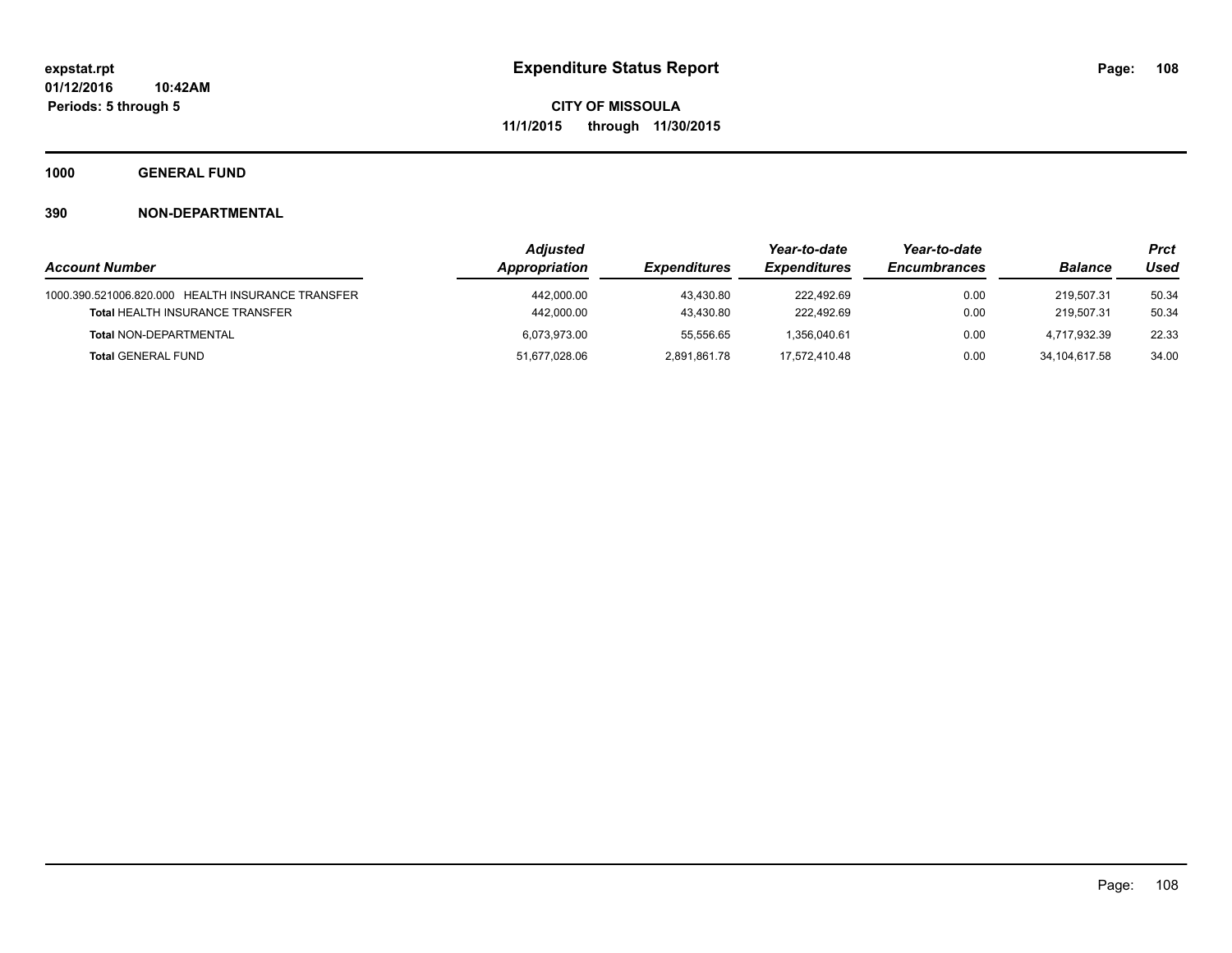expstat.rpt
01/12/2016 10:42AM
Periods: 5 through 5

# Expenditure Status Report

**CITY OF MISSOULA**
**11/1/2015 through 11/30/2015**

## 1000 GENERAL FUND

### 390 NON-DEPARTMENTAL

| Account Number | Adjusted Appropriation | Expenditures | Year-to-date Expenditures | Year-to-date Encumbrances | Balance | Prct Used |
|---|---|---|---|---|---|---|
| 1000.390.521006.820.000 HEALTH INSURANCE TRANSFER | 442,000.00 | 43,430.80 | 222,492.69 | 0.00 | 219,507.31 | 50.34 |
| **Total** HEALTH INSURANCE TRANSFER | 442,000.00 | 43,430.80 | 222,492.69 | 0.00 | 219,507.31 | 50.34 |
| **Total** NON-DEPARTMENTAL | 6,073,973.00 | 55,556.65 | 1,356,040.61 | 0.00 | 4,717,932.39 | 22.33 |
| **Total** GENERAL FUND | 51,677,028.06 | 2,891,861.78 | 17,572,410.48 | 0.00 | 34,104,617.58 | 34.00 |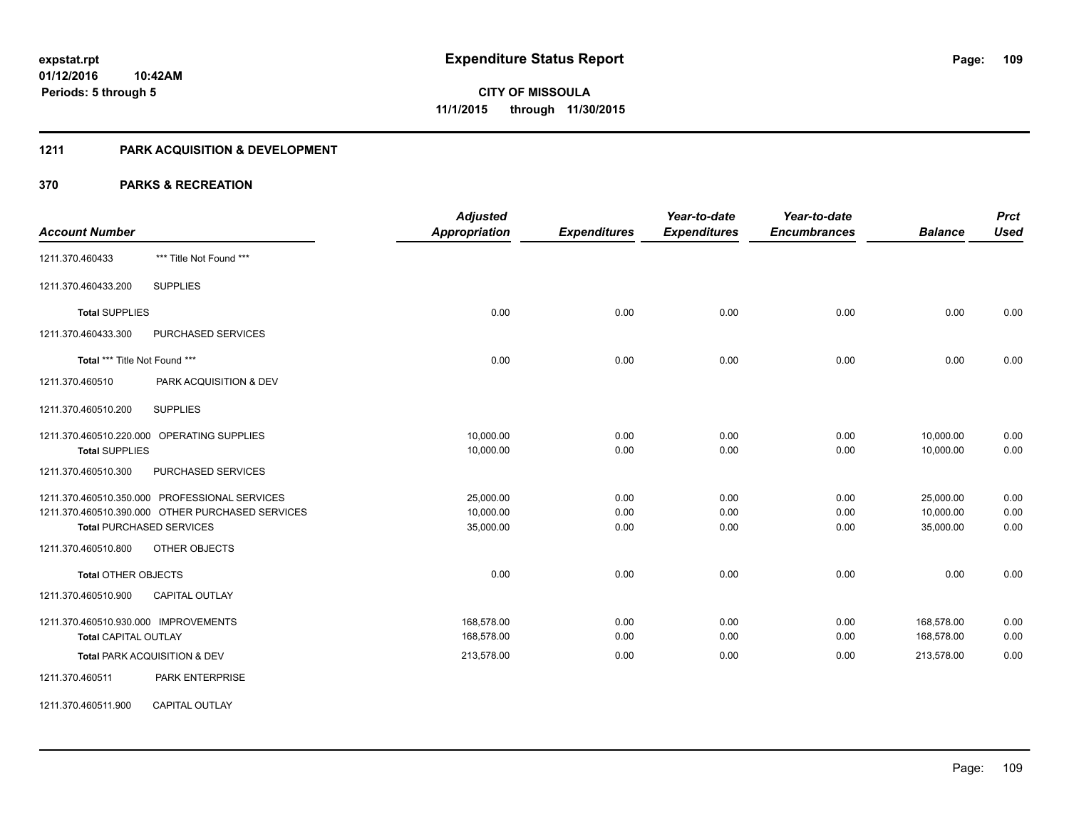**expstat.rpt**
**01/12/2016 10:42AM**
**Periods: 5 through 5**

# Expenditure Status Report

**CITY OF MISSOULA**
**11/1/2015 through 11/30/2015**

## 1211 PARK ACQUISITION & DEVELOPMENT

### 370 PARKS & RECREATION

| Account Number | | Adjusted Appropriation | Expenditures | Year-to-date Expenditures | Year-to-date Encumbrances | Balance | Prct Used |
|---|---|---|---|---|---|---|---|
| 1211.370.460433 | *** Title Not Found *** | | | | | | |
| 1211.370.460433.200 | SUPPLIES | | | | | | |
| **Total** SUPPLIES | | 0.00 | 0.00 | 0.00 | 0.00 | 0.00 | 0.00 |
| 1211.370.460433.300 | PURCHASED SERVICES | | | | | | |
| **Total** *** Title Not Found *** | | 0.00 | 0.00 | 0.00 | 0.00 | 0.00 | 0.00 |
| 1211.370.460510 | PARK ACQUISITION & DEV | | | | | | |
| 1211.370.460510.200 | SUPPLIES | | | | | | |
| 1211.370.460510.220.000 | OPERATING SUPPLIES | 10,000.00 | 0.00 | 0.00 | 0.00 | 10,000.00 | 0.00 |
| **Total** SUPPLIES | | 10,000.00 | 0.00 | 0.00 | 0.00 | 10,000.00 | 0.00 |
| 1211.370.460510.300 | PURCHASED SERVICES | | | | | | |
| 1211.370.460510.350.000 | PROFESSIONAL SERVICES | 25,000.00 | 0.00 | 0.00 | 0.00 | 25,000.00 | 0.00 |
| 1211.370.460510.390.000 | OTHER PURCHASED SERVICES | 10,000.00 | 0.00 | 0.00 | 0.00 | 10,000.00 | 0.00 |
| **Total** PURCHASED SERVICES | | 35,000.00 | 0.00 | 0.00 | 0.00 | 35,000.00 | 0.00 |
| 1211.370.460510.800 | OTHER OBJECTS | | | | | | |
| **Total** OTHER OBJECTS | | 0.00 | 0.00 | 0.00 | 0.00 | 0.00 | 0.00 |
| 1211.370.460510.900 | CAPITAL OUTLAY | | | | | | |
| 1211.370.460510.930.000 | IMPROVEMENTS | 168,578.00 | 0.00 | 0.00 | 0.00 | 168,578.00 | 0.00 |
| **Total** CAPITAL OUTLAY | | 168,578.00 | 0.00 | 0.00 | 0.00 | 168,578.00 | 0.00 |
| **Total** PARK ACQUISITION & DEV | | 213,578.00 | 0.00 | 0.00 | 0.00 | 213,578.00 | 0.00 |
| 1211.370.460511 | PARK ENTERPRISE | | | | | | |
| 1211.370.460511.900 | CAPITAL OUTLAY | | | | | | |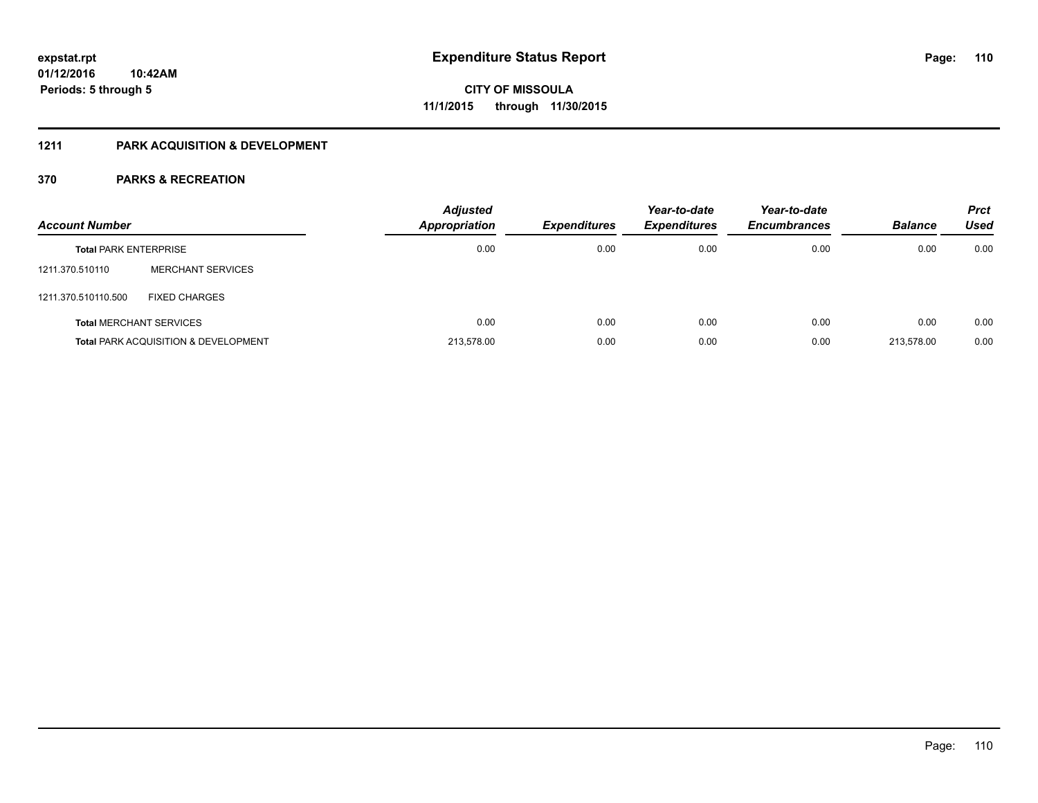**Expenditure Status Report**

expstat.rpt
01/12/2016 10:42AM
Periods: 5 through 5

**CITY OF MISSOULA**
**11/1/2015 through 11/30/2015**

## 1211 PARK ACQUISITION & DEVELOPMENT

### 370 PARKS & RECREATION

| Account Number | | Adjusted Appropriation | Expenditures | Year-to-date Expenditures | Year-to-date Encumbrances | Balance | Prct Used |
|---|---|---|---|---|---|---|---|
| **Total** PARK ENTERPRISE | | 0.00 | 0.00 | 0.00 | 0.00 | 0.00 | 0.00 |
| 1211.370.510110 | MERCHANT SERVICES | | | | | | |
| 1211.370.510110.500 | FIXED CHARGES | | | | | | |
| **Total** MERCHANT SERVICES | | 0.00 | 0.00 | 0.00 | 0.00 | 0.00 | 0.00 |
| **Total** PARK ACQUISITION & DEVELOPMENT | | 213,578.00 | 0.00 | 0.00 | 0.00 | 213,578.00 | 0.00 |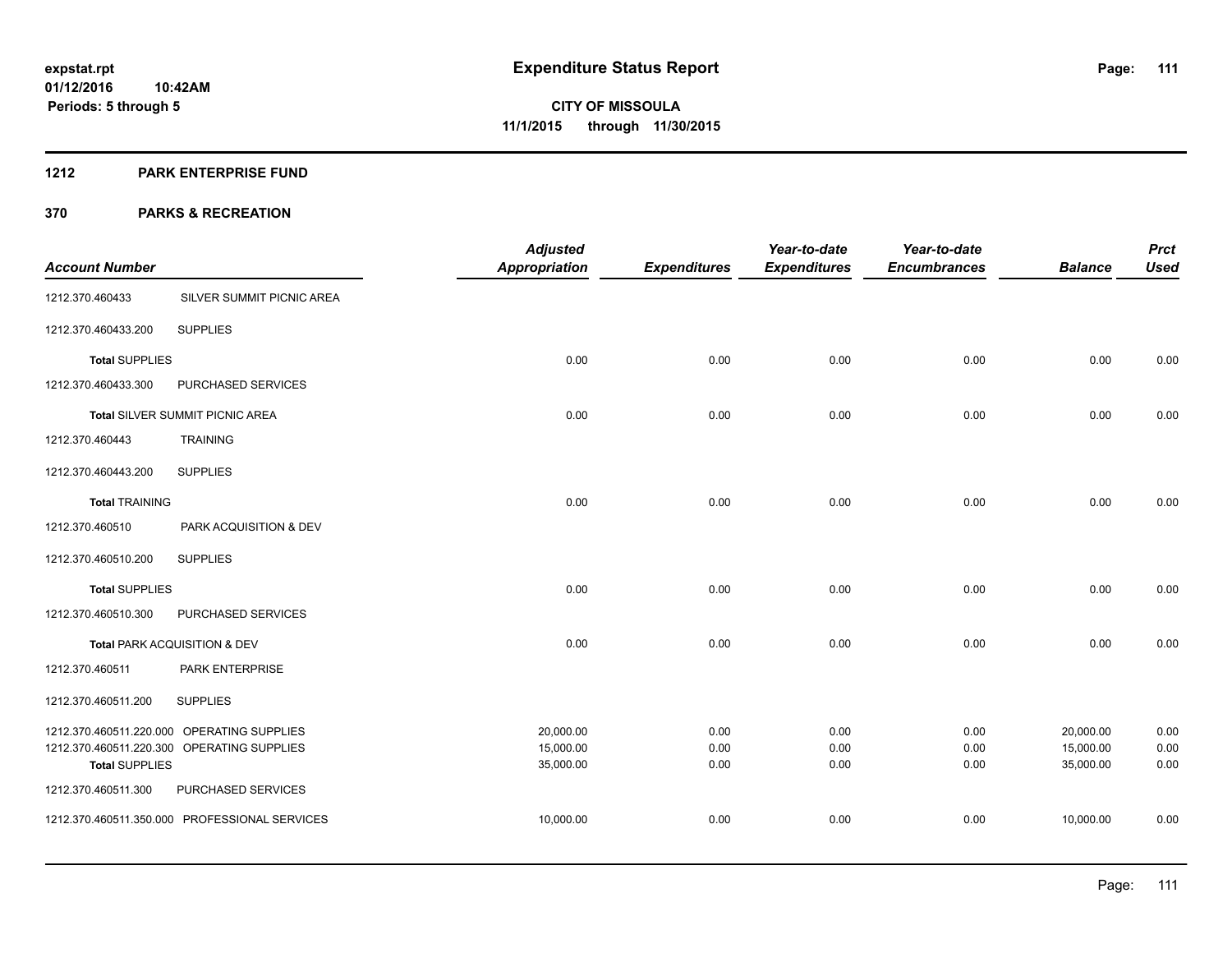**expstat.rpt**
**01/12/2016 10:42AM**
**Periods: 5 through 5**

# Expenditure Status Report

**CITY OF MISSOULA**
**11/1/2015 through 11/30/2015**

## 1212 PARK ENTERPRISE FUND

## 370 PARKS & RECREATION

| Account Number | | Adjusted Appropriation | Expenditures | Year-to-date Expenditures | Year-to-date Encumbrances | Balance | Prct Used |
|---|---|---|---|---|---|---|---|
| 1212.370.460433 | SILVER SUMMIT PICNIC AREA | | | | | | |
| 1212.370.460433.200 | SUPPLIES | | | | | | |
| **Total** SUPPLIES | | 0.00 | 0.00 | 0.00 | 0.00 | 0.00 | 0.00 |
| 1212.370.460433.300 | PURCHASED SERVICES | | | | | | |
| **Total** SILVER SUMMIT PICNIC AREA | | 0.00 | 0.00 | 0.00 | 0.00 | 0.00 | 0.00 |
| 1212.370.460443 | TRAINING | | | | | | |
| 1212.370.460443.200 | SUPPLIES | | | | | | |
| **Total** TRAINING | | 0.00 | 0.00 | 0.00 | 0.00 | 0.00 | 0.00 |
| 1212.370.460510 | PARK ACQUISITION & DEV | | | | | | |
| 1212.370.460510.200 | SUPPLIES | | | | | | |
| **Total** SUPPLIES | | 0.00 | 0.00 | 0.00 | 0.00 | 0.00 | 0.00 |
| 1212.370.460510.300 | PURCHASED SERVICES | | | | | | |
| **Total** PARK ACQUISITION & DEV | | 0.00 | 0.00 | 0.00 | 0.00 | 0.00 | 0.00 |
| 1212.370.460511 | PARK ENTERPRISE | | | | | | |
| 1212.370.460511.200 | SUPPLIES | | | | | | |
| 1212.370.460511.220.000 | OPERATING SUPPLIES | 20,000.00 | 0.00 | 0.00 | 0.00 | 20,000.00 | 0.00 |
| 1212.370.460511.220.300 | OPERATING SUPPLIES | 15,000.00 | 0.00 | 0.00 | 0.00 | 15,000.00 | 0.00 |
| **Total** SUPPLIES | | 35,000.00 | 0.00 | 0.00 | 0.00 | 35,000.00 | 0.00 |
| 1212.370.460511.300 | PURCHASED SERVICES | | | | | | |
| 1212.370.460511.350.000 | PROFESSIONAL SERVICES | 10,000.00 | 0.00 | 0.00 | 0.00 | 10,000.00 | 0.00 |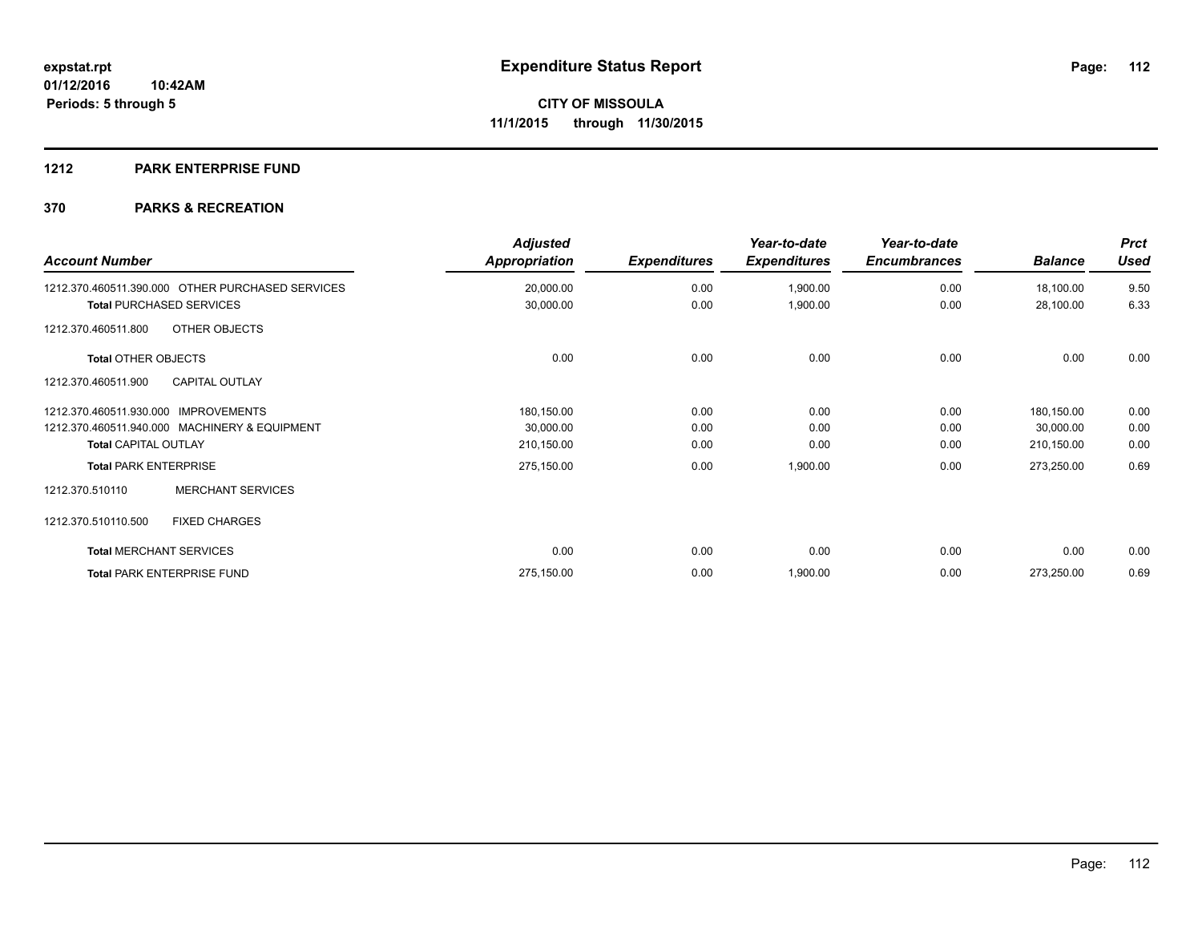**expstat.rpt**
**01/12/2016 10:42AM**
**Periods: 5 through 5**

# Expenditure Status Report

**CITY OF MISSOULA**
**11/1/2015 through 11/30/2015**

## 1212 PARK ENTERPRISE FUND

## 370 PARKS & RECREATION

| Account Number | Adjusted Appropriation | Expenditures | Year-to-date Expenditures | Year-to-date Encumbrances | Balance | Prct Used |
|---|---|---|---|---|---|---|
| 1212.370.460511.390.000 OTHER PURCHASED SERVICES | 20,000.00 | 0.00 | 1,900.00 | 0.00 | 18,100.00 | 9.50 |
| **Total** PURCHASED SERVICES | 30,000.00 | 0.00 | 1,900.00 | 0.00 | 28,100.00 | 6.33 |
| 1212.370.460511.800 OTHER OBJECTS | | | | | | |
| **Total** OTHER OBJECTS | 0.00 | 0.00 | 0.00 | 0.00 | 0.00 | 0.00 |
| 1212.370.460511.900 CAPITAL OUTLAY | | | | | | |
| 1212.370.460511.930.000 IMPROVEMENTS | 180,150.00 | 0.00 | 0.00 | 0.00 | 180,150.00 | 0.00 |
| 1212.370.460511.940.000 MACHINERY & EQUIPMENT | 30,000.00 | 0.00 | 0.00 | 0.00 | 30,000.00 | 0.00 |
| **Total** CAPITAL OUTLAY | 210,150.00 | 0.00 | 0.00 | 0.00 | 210,150.00 | 0.00 |
| **Total** PARK ENTERPRISE | 275,150.00 | 0.00 | 1,900.00 | 0.00 | 273,250.00 | 0.69 |
| 1212.370.510110 MERCHANT SERVICES | | | | | | |
| 1212.370.510110.500 FIXED CHARGES | | | | | | |
| **Total** MERCHANT SERVICES | 0.00 | 0.00 | 0.00 | 0.00 | 0.00 | 0.00 |
| **Total** PARK ENTERPRISE FUND | 275,150.00 | 0.00 | 1,900.00 | 0.00 | 273,250.00 | 0.69 |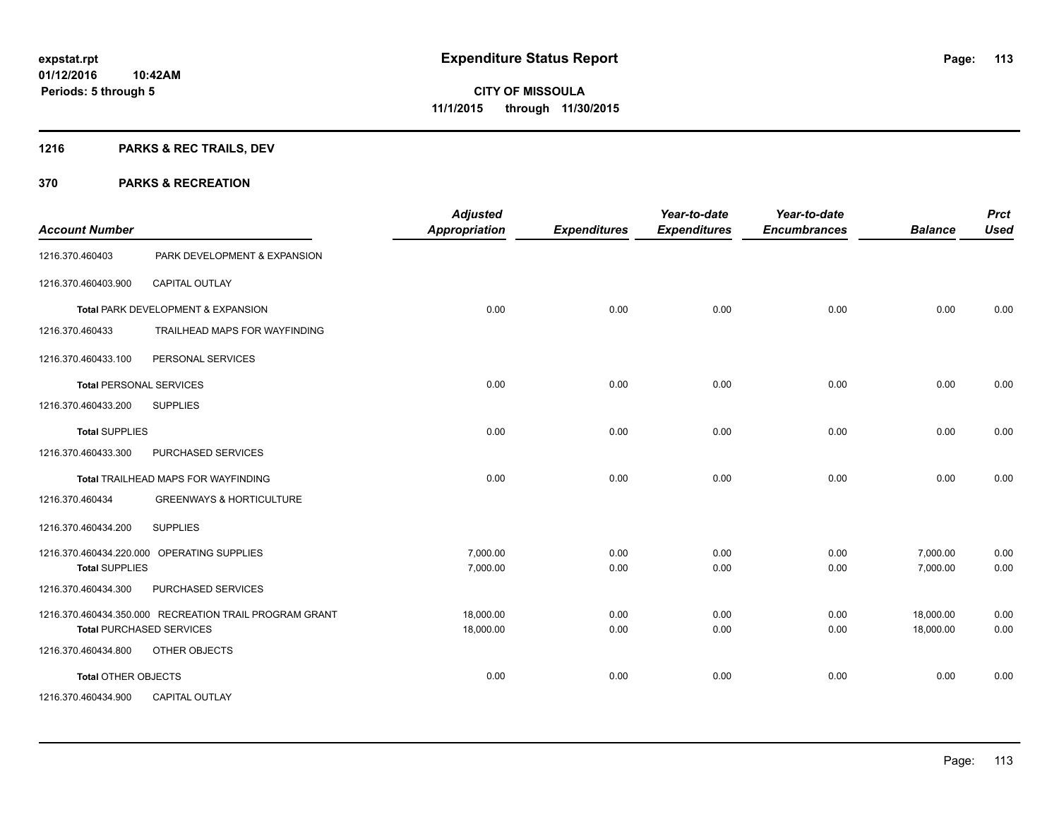# Expenditure Status Report

**CITY OF MISSOULA**
**11/1/2015 through 11/30/2015**

expstat.rpt
01/12/2016 10:42AM
Periods: 5 through 5

## 1216 PARKS & REC TRAILS, DEV

## 370 PARKS & RECREATION

| Account Number | | Adjusted Appropriation | Expenditures | Year-to-date Expenditures | Year-to-date Encumbrances | Balance | Prct Used |
|---|---|---|---|---|---|---|---|
| 1216.370.460403 | PARK DEVELOPMENT & EXPANSION | | | | | | |
| 1216.370.460403.900 | CAPITAL OUTLAY | | | | | | |
| **Total** PARK DEVELOPMENT & EXPANSION | | 0.00 | 0.00 | 0.00 | 0.00 | 0.00 | 0.00 |
| 1216.370.460433 | TRAILHEAD MAPS FOR WAYFINDING | | | | | | |
| 1216.370.460433.100 | PERSONAL SERVICES | | | | | | |
| **Total** PERSONAL SERVICES | | 0.00 | 0.00 | 0.00 | 0.00 | 0.00 | 0.00 |
| 1216.370.460433.200 | SUPPLIES | | | | | | |
| **Total** SUPPLIES | | 0.00 | 0.00 | 0.00 | 0.00 | 0.00 | 0.00 |
| 1216.370.460433.300 | PURCHASED SERVICES | | | | | | |
| **Total** TRAILHEAD MAPS FOR WAYFINDING | | 0.00 | 0.00 | 0.00 | 0.00 | 0.00 | 0.00 |
| 1216.370.460434 | GREENWAYS & HORTICULTURE | | | | | | |
| 1216.370.460434.200 | SUPPLIES | | | | | | |
| 1216.370.460434.220.000 | OPERATING SUPPLIES | 7,000.00 | 0.00 | 0.00 | 0.00 | 7,000.00 | 0.00 |
| **Total** SUPPLIES | | 7,000.00 | 0.00 | 0.00 | 0.00 | 7,000.00 | 0.00 |
| 1216.370.460434.300 | PURCHASED SERVICES | | | | | | |
| 1216.370.460434.350.000 | RECREATION TRAIL PROGRAM GRANT | 18,000.00 | 0.00 | 0.00 | 0.00 | 18,000.00 | 0.00 |
| **Total** PURCHASED SERVICES | | 18,000.00 | 0.00 | 0.00 | 0.00 | 18,000.00 | 0.00 |
| 1216.370.460434.800 | OTHER OBJECTS | | | | | | |
| **Total** OTHER OBJECTS | | 0.00 | 0.00 | 0.00 | 0.00 | 0.00 | 0.00 |
| 1216.370.460434.900 | CAPITAL OUTLAY | | | | | | |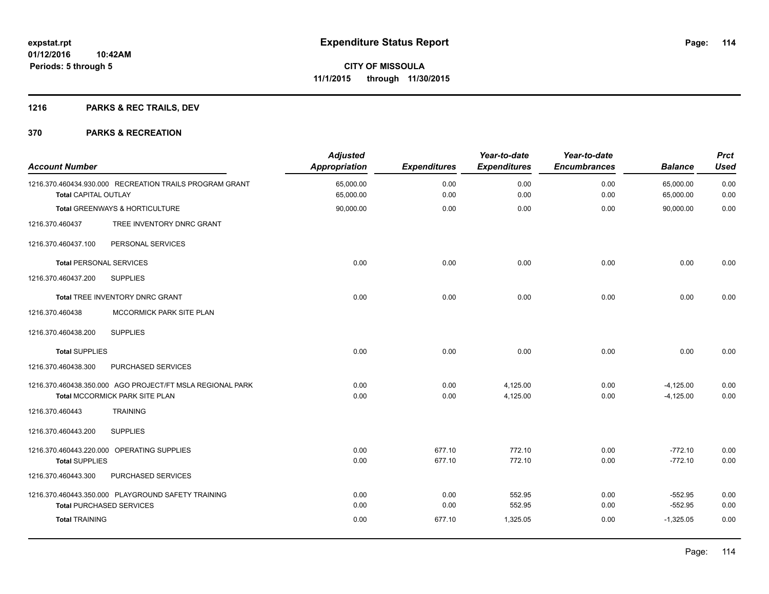**expstat.rpt**
**01/12/2016 10:42AM**
**Periods: 5 through 5**

# Expenditure Status Report

**CITY OF MISSOULA**
**11/1/2015 through 11/30/2015**

## 1216 PARKS & REC TRAILS, DEV

## 370 PARKS & RECREATION

| Account Number | Adjusted Appropriation | Expenditures | Year-to-date Expenditures | Year-to-date Encumbrances | Balance | Prct Used |
|---|---|---|---|---|---|---|
| 1216.370.460434.930.000 RECREATION TRAILS PROGRAM GRANT | 65,000.00 | 0.00 | 0.00 | 0.00 | 65,000.00 | 0.00 |
| **Total** CAPITAL OUTLAY | 65,000.00 | 0.00 | 0.00 | 0.00 | 65,000.00 | 0.00 |
| **Total** GREENWAYS & HORTICULTURE | 90,000.00 | 0.00 | 0.00 | 0.00 | 90,000.00 | 0.00 |
| 1216.370.460437 TREE INVENTORY DNRC GRANT | | | | | | |
| 1216.370.460437.100 PERSONAL SERVICES | | | | | | |
| **Total** PERSONAL SERVICES | 0.00 | 0.00 | 0.00 | 0.00 | 0.00 | 0.00 |
| 1216.370.460437.200 SUPPLIES | | | | | | |
| **Total** TREE INVENTORY DNRC GRANT | 0.00 | 0.00 | 0.00 | 0.00 | 0.00 | 0.00 |
| 1216.370.460438 MCCORMICK PARK SITE PLAN | | | | | | |
| 1216.370.460438.200 SUPPLIES | | | | | | |
| **Total** SUPPLIES | 0.00 | 0.00 | 0.00 | 0.00 | 0.00 | 0.00 |
| 1216.370.460438.300 PURCHASED SERVICES | | | | | | |
| 1216.370.460438.350.000 AGO PROJECT/FT MSLA REGIONAL PARK | 0.00 | 0.00 | 4,125.00 | 0.00 | -4,125.00 | 0.00 |
| **Total** MCCORMICK PARK SITE PLAN | 0.00 | 0.00 | 4,125.00 | 0.00 | -4,125.00 | 0.00 |
| 1216.370.460443 TRAINING | | | | | | |
| 1216.370.460443.200 SUPPLIES | | | | | | |
| 1216.370.460443.220.000 OPERATING SUPPLIES | 0.00 | 677.10 | 772.10 | 0.00 | -772.10 | 0.00 |
| **Total** SUPPLIES | 0.00 | 677.10 | 772.10 | 0.00 | -772.10 | 0.00 |
| 1216.370.460443.300 PURCHASED SERVICES | | | | | | |
| 1216.370.460443.350.000 PLAYGROUND SAFETY TRAINING | 0.00 | 0.00 | 552.95 | 0.00 | -552.95 | 0.00 |
| **Total** PURCHASED SERVICES | 0.00 | 0.00 | 552.95 | 0.00 | -552.95 | 0.00 |
| **Total** TRAINING | 0.00 | 677.10 | 1,325.05 | 0.00 | -1,325.05 | 0.00 |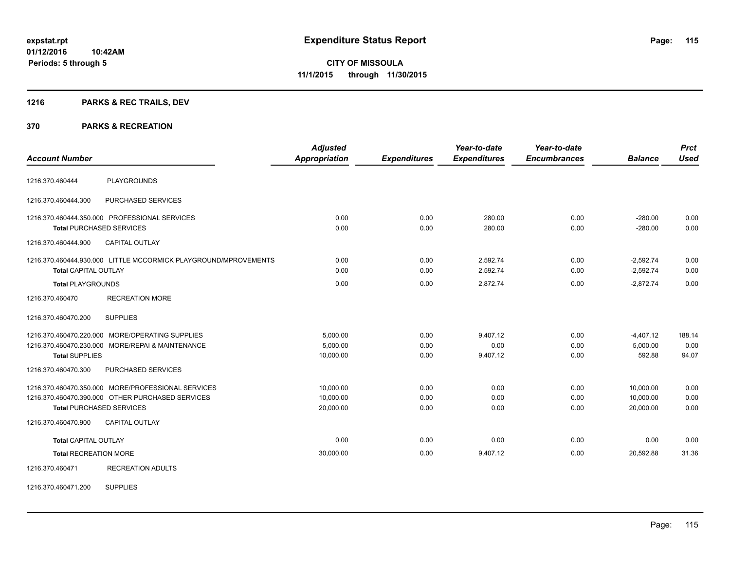# Expenditure Status Report

**CITY OF MISSOULA**

**11/1/2015 through 11/30/2015**

expstat.rpt
01/12/2016 10:42AM
Periods: 5 through 5

## 1216 PARKS & REC TRAILS, DEV

## 370 PARKS & RECREATION

| Account Number | | Adjusted Appropriation | Expenditures | Year-to-date Expenditures | Year-to-date Encumbrances | Balance | Prct Used |
|---|---|---|---|---|---|---|---|
| 1216.370.460444 | PLAYGROUNDS | | | | | | |
| 1216.370.460444.300 | PURCHASED SERVICES | | | | | | |
| 1216.370.460444.350.000 | PROFESSIONAL SERVICES | 0.00 | 0.00 | 280.00 | 0.00 | -280.00 | 0.00 |
| **Total** PURCHASED SERVICES | | 0.00 | 0.00 | 280.00 | 0.00 | -280.00 | 0.00 |
| 1216.370.460444.900 | CAPITAL OUTLAY | | | | | | |
| 1216.370.460444.930.000 | LITTLE MCCORMICK PLAYGROUND/MPROVEMENTS | 0.00 | 0.00 | 2,592.74 | 0.00 | -2,592.74 | 0.00 |
| **Total** CAPITAL OUTLAY | | 0.00 | 0.00 | 2,592.74 | 0.00 | -2,592.74 | 0.00 |
| **Total** PLAYGROUNDS | | 0.00 | 0.00 | 2,872.74 | 0.00 | -2,872.74 | 0.00 |
| 1216.370.460470 | RECREATION MORE | | | | | | |
| 1216.370.460470.200 | SUPPLIES | | | | | | |
| 1216.370.460470.220.000 | MORE/OPERATING SUPPLIES | 5,000.00 | 0.00 | 9,407.12 | 0.00 | -4,407.12 | 188.14 |
| 1216.370.460470.230.000 | MORE/REPAI & MAINTENANCE | 5,000.00 | 0.00 | 0.00 | 0.00 | 5,000.00 | 0.00 |
| **Total** SUPPLIES | | 10,000.00 | 0.00 | 9,407.12 | 0.00 | 592.88 | 94.07 |
| 1216.370.460470.300 | PURCHASED SERVICES | | | | | | |
| 1216.370.460470.350.000 | MORE/PROFESSIONAL SERVICES | 10,000.00 | 0.00 | 0.00 | 0.00 | 10,000.00 | 0.00 |
| 1216.370.460470.390.000 | OTHER PURCHASED SERVICES | 10,000.00 | 0.00 | 0.00 | 0.00 | 10,000.00 | 0.00 |
| **Total** PURCHASED SERVICES | | 20,000.00 | 0.00 | 0.00 | 0.00 | 20,000.00 | 0.00 |
| 1216.370.460470.900 | CAPITAL OUTLAY | | | | | | |
| **Total** CAPITAL OUTLAY | | 0.00 | 0.00 | 0.00 | 0.00 | 0.00 | 0.00 |
| **Total** RECREATION MORE | | 30,000.00 | 0.00 | 9,407.12 | 0.00 | 20,592.88 | 31.36 |
| 1216.370.460471 | RECREATION ADULTS | | | | | | |
| 1216.370.460471.200 | SUPPLIES | | | | | | |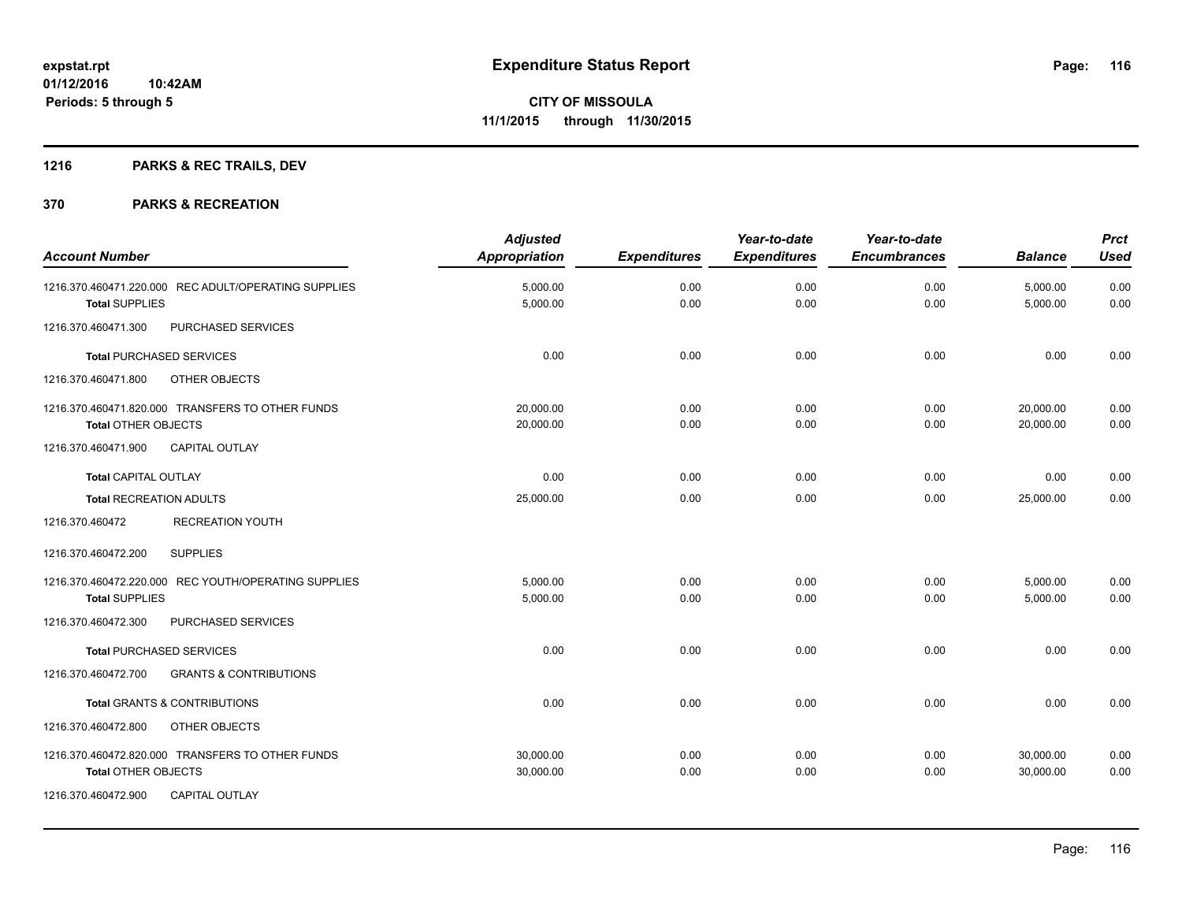# Expenditure Status Report

**CITY OF MISSOULA**
**11/1/2015 through 11/30/2015**

expstat.rpt
01/12/2016 10:42AM
Periods: 5 through 5

## 1216 PARKS & REC TRAILS, DEV

## 370 PARKS & RECREATION

| Account Number | Adjusted Appropriation | Expenditures | Year-to-date Expenditures | Year-to-date Encumbrances | Balance | Prct Used |
|---|---|---|---|---|---|---|
| 1216.370.460471.220.000 REC ADULT/OPERATING SUPPLIES | 5,000.00 | 0.00 | 0.00 | 0.00 | 5,000.00 | 0.00 |
| **Total** SUPPLIES | 5,000.00 | 0.00 | 0.00 | 0.00 | 5,000.00 | 0.00 |
| 1216.370.460471.300 PURCHASED SERVICES | | | | | | |
| **Total** PURCHASED SERVICES | 0.00 | 0.00 | 0.00 | 0.00 | 0.00 | 0.00 |
| 1216.370.460471.800 OTHER OBJECTS | | | | | | |
| 1216.370.460471.820.000 TRANSFERS TO OTHER FUNDS | 20,000.00 | 0.00 | 0.00 | 0.00 | 20,000.00 | 0.00 |
| **Total** OTHER OBJECTS | 20,000.00 | 0.00 | 0.00 | 0.00 | 20,000.00 | 0.00 |
| 1216.370.460471.900 CAPITAL OUTLAY | | | | | | |
| **Total** CAPITAL OUTLAY | 0.00 | 0.00 | 0.00 | 0.00 | 0.00 | 0.00 |
| **Total** RECREATION ADULTS | 25,000.00 | 0.00 | 0.00 | 0.00 | 25,000.00 | 0.00 |
| 1216.370.460472 RECREATION YOUTH | | | | | | |
| 1216.370.460472.200 SUPPLIES | | | | | | |
| 1216.370.460472.220.000 REC YOUTH/OPERATING SUPPLIES | 5,000.00 | 0.00 | 0.00 | 0.00 | 5,000.00 | 0.00 |
| **Total** SUPPLIES | 5,000.00 | 0.00 | 0.00 | 0.00 | 5,000.00 | 0.00 |
| 1216.370.460472.300 PURCHASED SERVICES | | | | | | |
| **Total** PURCHASED SERVICES | 0.00 | 0.00 | 0.00 | 0.00 | 0.00 | 0.00 |
| 1216.370.460472.700 GRANTS & CONTRIBUTIONS | | | | | | |
| **Total** GRANTS & CONTRIBUTIONS | 0.00 | 0.00 | 0.00 | 0.00 | 0.00 | 0.00 |
| 1216.370.460472.800 OTHER OBJECTS | | | | | | |
| 1216.370.460472.820.000 TRANSFERS TO OTHER FUNDS | 30,000.00 | 0.00 | 0.00 | 0.00 | 30,000.00 | 0.00 |
| **Total** OTHER OBJECTS | 30,000.00 | 0.00 | 0.00 | 0.00 | 30,000.00 | 0.00 |
| 1216.370.460472.900 CAPITAL OUTLAY | | | | | | |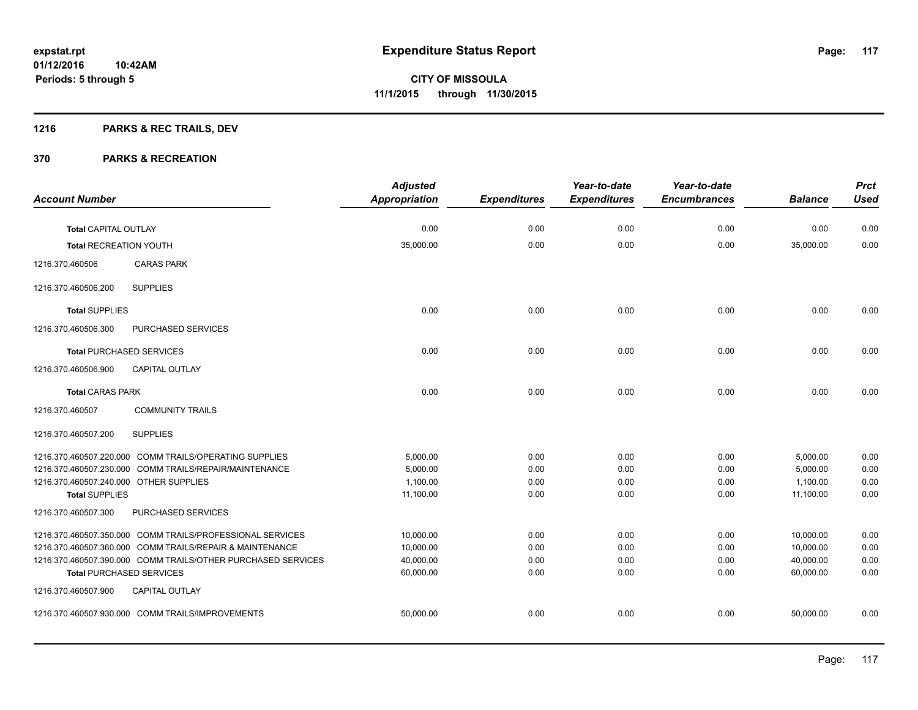**expstat.rpt**
**01/12/2016 10:42AM**
**Periods: 5 through 5**

# Expenditure Status Report

**CITY OF MISSOULA**
**11/1/2015 through 11/30/2015**

## 1216 PARKS & REC TRAILS, DEV

## 370 PARKS & RECREATION

| Account Number | | Adjusted Appropriation | Expenditures | Year-to-date Expenditures | Year-to-date Encumbrances | Balance | Prct Used |
|---|---|---|---|---|---|---|---|
| **Total** CAPITAL OUTLAY | | 0.00 | 0.00 | 0.00 | 0.00 | 0.00 | 0.00 |
| **Total** RECREATION YOUTH | | 35,000.00 | 0.00 | 0.00 | 0.00 | 35,000.00 | 0.00 |
| 1216.370.460506 | CARAS PARK | | | | | | |
| 1216.370.460506.200 | SUPPLIES | | | | | | |
| **Total** SUPPLIES | | 0.00 | 0.00 | 0.00 | 0.00 | 0.00 | 0.00 |
| 1216.370.460506.300 | PURCHASED SERVICES | | | | | | |
| **Total** PURCHASED SERVICES | | 0.00 | 0.00 | 0.00 | 0.00 | 0.00 | 0.00 |
| 1216.370.460506.900 | CAPITAL OUTLAY | | | | | | |
| **Total** CARAS PARK | | 0.00 | 0.00 | 0.00 | 0.00 | 0.00 | 0.00 |
| 1216.370.460507 | COMMUNITY TRAILS | | | | | | |
| 1216.370.460507.200 | SUPPLIES | | | | | | |
| 1216.370.460507.220.000 | COMM TRAILS/OPERATING SUPPLIES | 5,000.00 | 0.00 | 0.00 | 0.00 | 5,000.00 | 0.00 |
| 1216.370.460507.230.000 | COMM TRAILS/REPAIR/MAINTENANCE | 5,000.00 | 0.00 | 0.00 | 0.00 | 5,000.00 | 0.00 |
| 1216.370.460507.240.000 | OTHER SUPPLIES | 1,100.00 | 0.00 | 0.00 | 0.00 | 1,100.00 | 0.00 |
| **Total** SUPPLIES | | 11,100.00 | 0.00 | 0.00 | 0.00 | 11,100.00 | 0.00 |
| 1216.370.460507.300 | PURCHASED SERVICES | | | | | | |
| 1216.370.460507.350.000 | COMM TRAILS/PROFESSIONAL SERVICES | 10,000.00 | 0.00 | 0.00 | 0.00 | 10,000.00 | 0.00 |
| 1216.370.460507.360.000 | COMM TRAILS/REPAIR & MAINTENANCE | 10,000.00 | 0.00 | 0.00 | 0.00 | 10,000.00 | 0.00 |
| 1216.370.460507.390.000 | COMM TRAILS/OTHER PURCHASED SERVICES | 40,000.00 | 0.00 | 0.00 | 0.00 | 40,000.00 | 0.00 |
| **Total** PURCHASED SERVICES | | 60,000.00 | 0.00 | 0.00 | 0.00 | 60,000.00 | 0.00 |
| 1216.370.460507.900 | CAPITAL OUTLAY | | | | | | |
| 1216.370.460507.930.000 | COMM TRAILS/IMPROVEMENTS | 50,000.00 | 0.00 | 0.00 | 0.00 | 50,000.00 | 0.00 |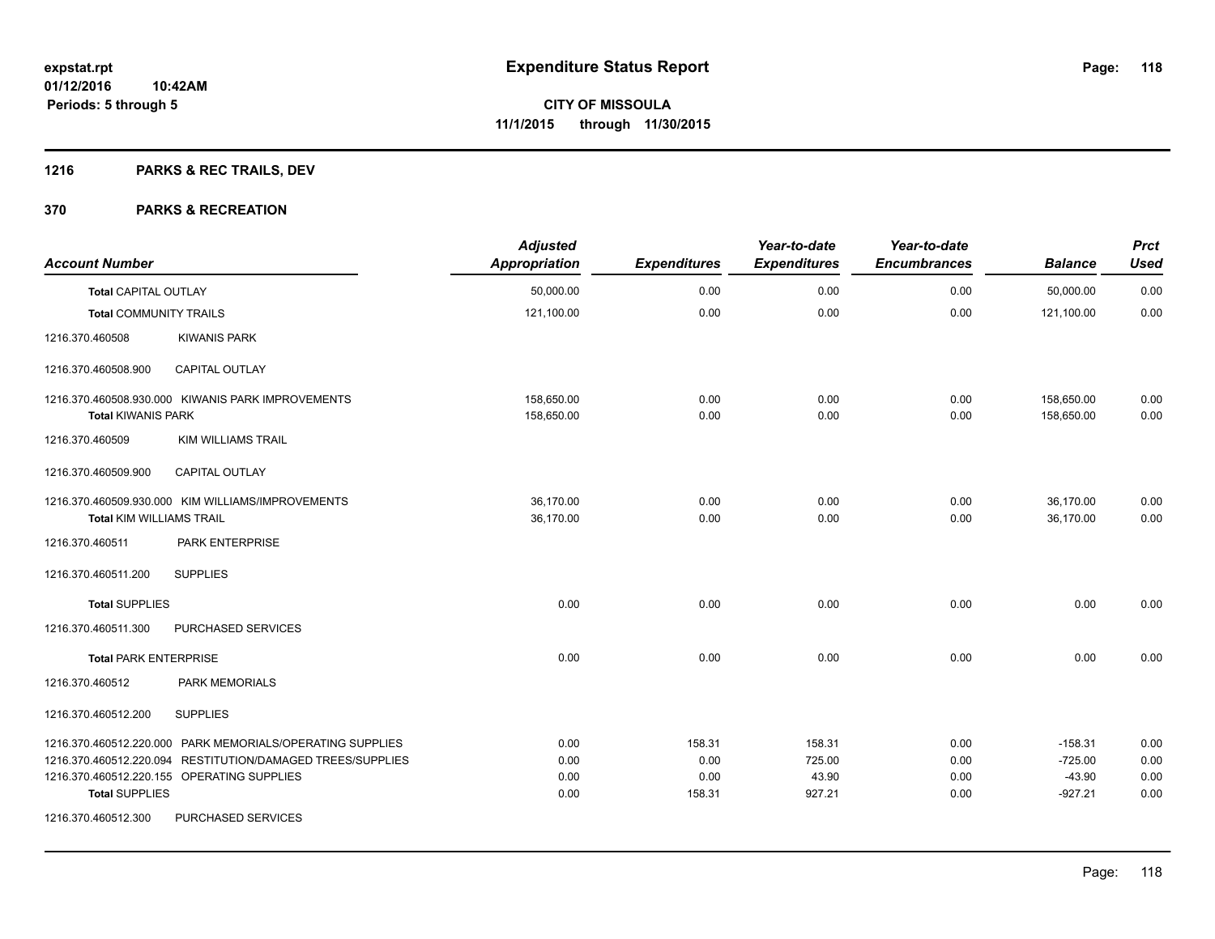**expstat.rpt**
**01/12/2016 10:42AM**
**Periods: 5 through 5**

# Expenditure Status Report

**CITY OF MISSOULA**
**11/1/2015 through 11/30/2015**

## 1216 PARKS & REC TRAILS, DEV

## 370 PARKS & RECREATION

| Account Number | | Adjusted Appropriation | Expenditures | Year-to-date Expenditures | Year-to-date Encumbrances | Balance | Prct Used |
|---|---|---|---|---|---|---|---|
| **Total** CAPITAL OUTLAY | | 50,000.00 | 0.00 | 0.00 | 0.00 | 50,000.00 | 0.00 |
| **Total** COMMUNITY TRAILS | | 121,100.00 | 0.00 | 0.00 | 0.00 | 121,100.00 | 0.00 |
| 1216.370.460508 | KIWANIS PARK | | | | | | |
| 1216.370.460508.900 | CAPITAL OUTLAY | | | | | | |
| 1216.370.460508.930.000 | KIWANIS PARK IMPROVEMENTS | 158,650.00 | 0.00 | 0.00 | 0.00 | 158,650.00 | 0.00 |
| **Total** KIWANIS PARK | | 158,650.00 | 0.00 | 0.00 | 0.00 | 158,650.00 | 0.00 |
| 1216.370.460509 | KIM WILLIAMS TRAIL | | | | | | |
| 1216.370.460509.900 | CAPITAL OUTLAY | | | | | | |
| 1216.370.460509.930.000 | KIM WILLIAMS/IMPROVEMENTS | 36,170.00 | 0.00 | 0.00 | 0.00 | 36,170.00 | 0.00 |
| **Total** KIM WILLIAMS TRAIL | | 36,170.00 | 0.00 | 0.00 | 0.00 | 36,170.00 | 0.00 |
| 1216.370.460511 | PARK ENTERPRISE | | | | | | |
| 1216.370.460511.200 | SUPPLIES | | | | | | |
| **Total** SUPPLIES | | 0.00 | 0.00 | 0.00 | 0.00 | 0.00 | 0.00 |
| 1216.370.460511.300 | PURCHASED SERVICES | | | | | | |
| **Total** PARK ENTERPRISE | | 0.00 | 0.00 | 0.00 | 0.00 | 0.00 | 0.00 |
| 1216.370.460512 | PARK MEMORIALS | | | | | | |
| 1216.370.460512.200 | SUPPLIES | | | | | | |
| 1216.370.460512.220.000 | PARK MEMORIALS/OPERATING SUPPLIES | 0.00 | 158.31 | 158.31 | 0.00 | -158.31 | 0.00 |
| 1216.370.460512.220.094 | RESTITUTION/DAMAGED TREES/SUPPLIES | 0.00 | 0.00 | 725.00 | 0.00 | -725.00 | 0.00 |
| 1216.370.460512.220.155 | OPERATING SUPPLIES | 0.00 | 0.00 | 43.90 | 0.00 | -43.90 | 0.00 |
| **Total** SUPPLIES | | 0.00 | 158.31 | 927.21 | 0.00 | -927.21 | 0.00 |
| 1216.370.460512.300 | PURCHASED SERVICES | | | | | | |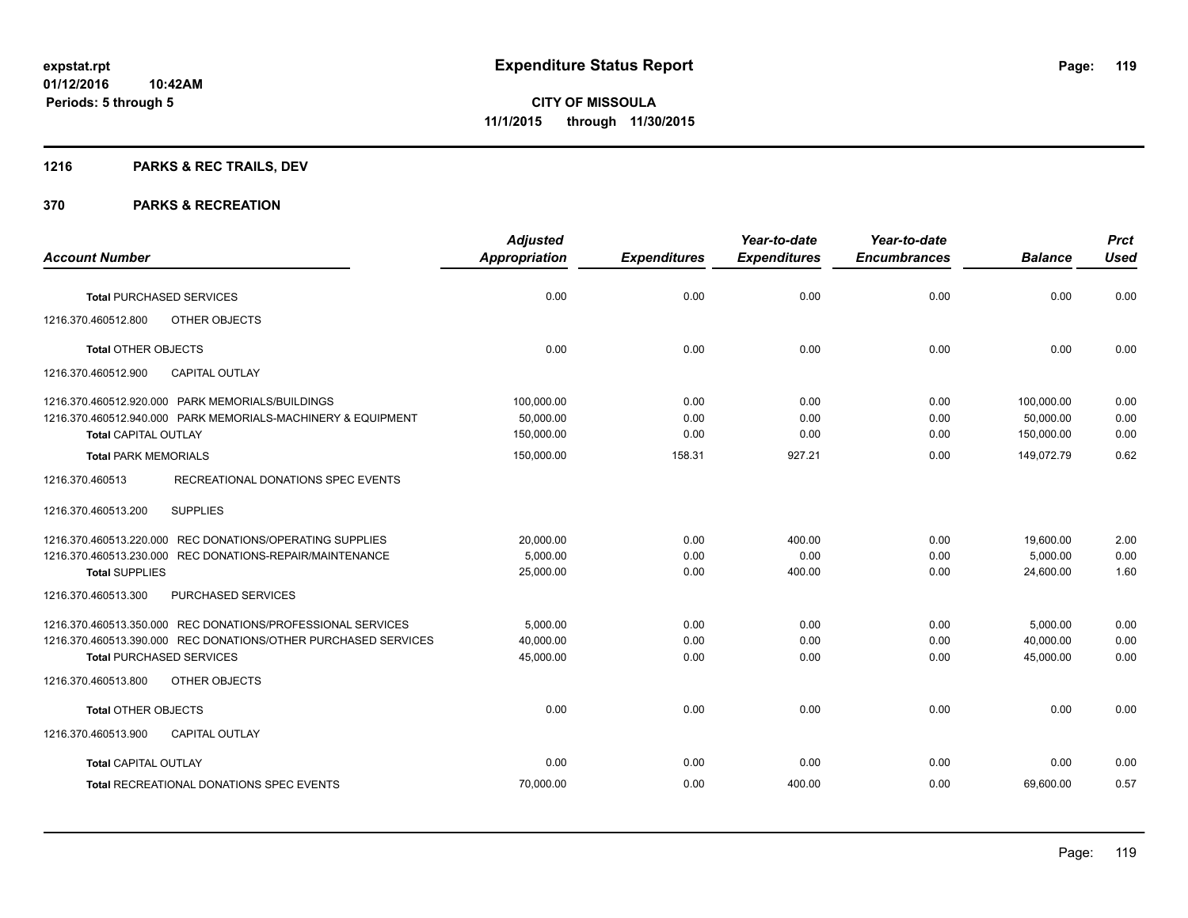**expstat.rpt**
**01/12/2016 10:42AM**
**Periods: 5 through 5**

# Expenditure Status Report

**CITY OF MISSOULA**
**11/1/2015 through 11/30/2015**

## 1216 PARKS & REC TRAILS, DEV

## 370 PARKS & RECREATION

| Account Number | Adjusted Appropriation | Expenditures | Year-to-date Expenditures | Year-to-date Encumbrances | Balance | Prct Used |
|---|---|---|---|---|---|---|
| **Total** PURCHASED SERVICES | 0.00 | 0.00 | 0.00 | 0.00 | 0.00 | 0.00 |
| 1216.370.460512.800 OTHER OBJECTS | | | | | | |
| **Total** OTHER OBJECTS | 0.00 | 0.00 | 0.00 | 0.00 | 0.00 | 0.00 |
| 1216.370.460512.900 CAPITAL OUTLAY | | | | | | |
| 1216.370.460512.920.000 PARK MEMORIALS/BUILDINGS | 100,000.00 | 0.00 | 0.00 | 0.00 | 100,000.00 | 0.00 |
| 1216.370.460512.940.000 PARK MEMORIALS-MACHINERY & EQUIPMENT | 50,000.00 | 0.00 | 0.00 | 0.00 | 50,000.00 | 0.00 |
| **Total** CAPITAL OUTLAY | 150,000.00 | 0.00 | 0.00 | 0.00 | 150,000.00 | 0.00 |
| **Total** PARK MEMORIALS | 150,000.00 | 158.31 | 927.21 | 0.00 | 149,072.79 | 0.62 |
| 1216.370.460513 RECREATIONAL DONATIONS SPEC EVENTS | | | | | | |
| 1216.370.460513.200 SUPPLIES | | | | | | |
| 1216.370.460513.220.000 REC DONATIONS/OPERATING SUPPLIES | 20,000.00 | 0.00 | 400.00 | 0.00 | 19,600.00 | 2.00 |
| 1216.370.460513.230.000 REC DONATIONS-REPAIR/MAINTENANCE | 5,000.00 | 0.00 | 0.00 | 0.00 | 5,000.00 | 0.00 |
| **Total** SUPPLIES | 25,000.00 | 0.00 | 400.00 | 0.00 | 24,600.00 | 1.60 |
| 1216.370.460513.300 PURCHASED SERVICES | | | | | | |
| 1216.370.460513.350.000 REC DONATIONS/PROFESSIONAL SERVICES | 5,000.00 | 0.00 | 0.00 | 0.00 | 5,000.00 | 0.00 |
| 1216.370.460513.390.000 REC DONATIONS/OTHER PURCHASED SERVICES | 40,000.00 | 0.00 | 0.00 | 0.00 | 40,000.00 | 0.00 |
| **Total** PURCHASED SERVICES | 45,000.00 | 0.00 | 0.00 | 0.00 | 45,000.00 | 0.00 |
| 1216.370.460513.800 OTHER OBJECTS | | | | | | |
| **Total** OTHER OBJECTS | 0.00 | 0.00 | 0.00 | 0.00 | 0.00 | 0.00 |
| 1216.370.460513.900 CAPITAL OUTLAY | | | | | | |
| **Total** CAPITAL OUTLAY | 0.00 | 0.00 | 0.00 | 0.00 | 0.00 | 0.00 |
| **Total** RECREATIONAL DONATIONS SPEC EVENTS | 70,000.00 | 0.00 | 400.00 | 0.00 | 69,600.00 | 0.57 |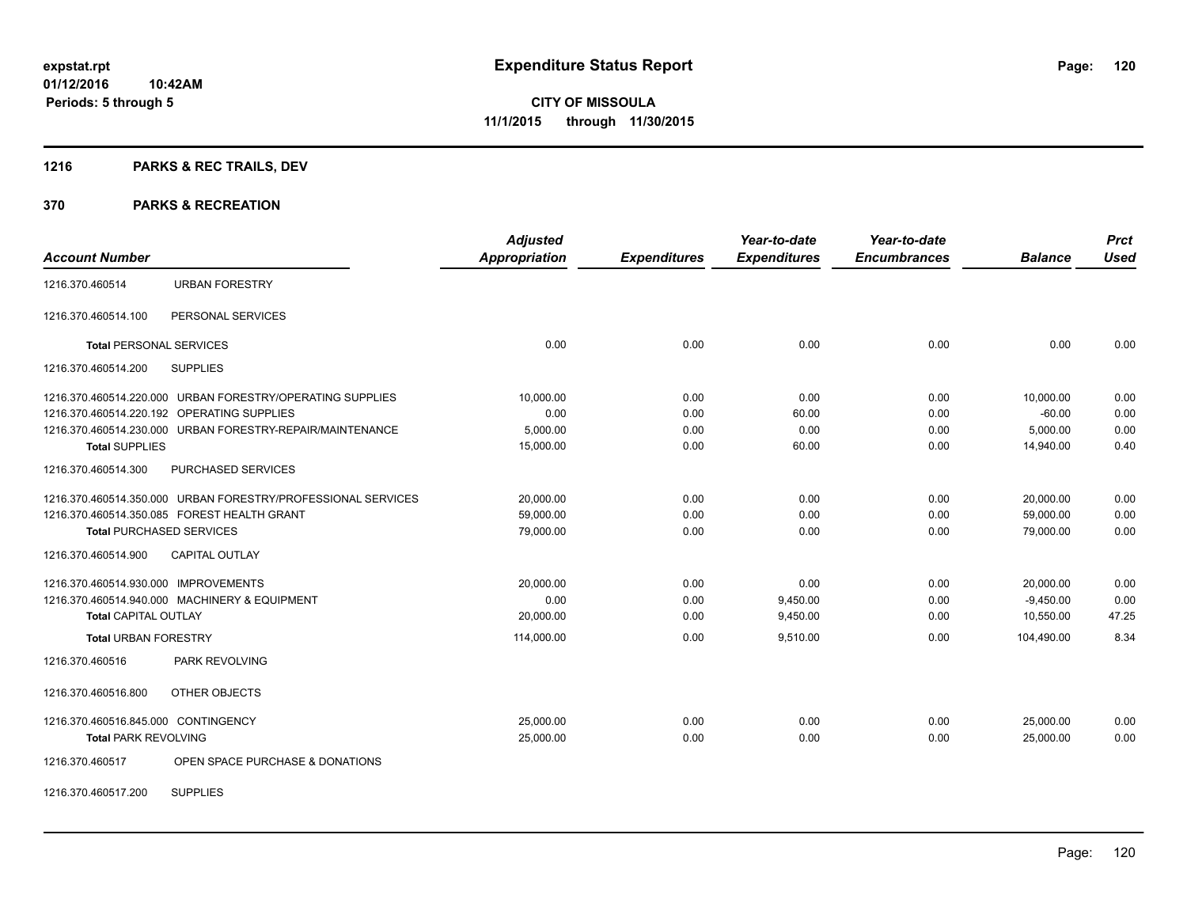**expstat.rpt**
**01/12/2016 10:42AM**
**Periods: 5 through 5**

# Expenditure Status Report

**CITY OF MISSOULA**
**11/1/2015 through 11/30/2015**

## 1216 PARKS & REC TRAILS, DEV

## 370 PARKS & RECREATION

| Account Number | | Adjusted Appropriation | Expenditures | Year-to-date Expenditures | Year-to-date Encumbrances | Balance | Prct Used |
|---|---|---|---|---|---|---|---|
| 1216.370.460514 | URBAN FORESTRY | | | | | | |
| 1216.370.460514.100 | PERSONAL SERVICES | | | | | | |
| Total PERSONAL SERVICES | | 0.00 | 0.00 | 0.00 | 0.00 | 0.00 | 0.00 |
| 1216.370.460514.200 | SUPPLIES | | | | | | |
| 1216.370.460514.220.000 | URBAN FORESTRY/OPERATING SUPPLIES | 10,000.00 | 0.00 | 0.00 | 0.00 | 10,000.00 | 0.00 |
| 1216.370.460514.220.192 | OPERATING SUPPLIES | 0.00 | 0.00 | 60.00 | 0.00 | -60.00 | 0.00 |
| 1216.370.460514.230.000 | URBAN FORESTRY-REPAIR/MAINTENANCE | 5,000.00 | 0.00 | 0.00 | 0.00 | 5,000.00 | 0.00 |
| Total SUPPLIES | | 15,000.00 | 0.00 | 60.00 | 0.00 | 14,940.00 | 0.40 |
| 1216.370.460514.300 | PURCHASED SERVICES | | | | | | |
| 1216.370.460514.350.000 | URBAN FORESTRY/PROFESSIONAL SERVICES | 20,000.00 | 0.00 | 0.00 | 0.00 | 20,000.00 | 0.00 |
| 1216.370.460514.350.085 | FOREST HEALTH GRANT | 59,000.00 | 0.00 | 0.00 | 0.00 | 59,000.00 | 0.00 |
| Total PURCHASED SERVICES | | 79,000.00 | 0.00 | 0.00 | 0.00 | 79,000.00 | 0.00 |
| 1216.370.460514.900 | CAPITAL OUTLAY | | | | | | |
| 1216.370.460514.930.000 | IMPROVEMENTS | 20,000.00 | 0.00 | 0.00 | 0.00 | 20,000.00 | 0.00 |
| 1216.370.460514.940.000 | MACHINERY & EQUIPMENT | 0.00 | 0.00 | 9,450.00 | 0.00 | -9,450.00 | 0.00 |
| Total CAPITAL OUTLAY | | 20,000.00 | 0.00 | 9,450.00 | 0.00 | 10,550.00 | 47.25 |
| Total URBAN FORESTRY | | 114,000.00 | 0.00 | 9,510.00 | 0.00 | 104,490.00 | 8.34 |
| 1216.370.460516 | PARK REVOLVING | | | | | | |
| 1216.370.460516.800 | OTHER OBJECTS | | | | | | |
| 1216.370.460516.845.000 | CONTINGENCY | 25,000.00 | 0.00 | 0.00 | 0.00 | 25,000.00 | 0.00 |
| Total PARK REVOLVING | | 25,000.00 | 0.00 | 0.00 | 0.00 | 25,000.00 | 0.00 |
| 1216.370.460517 | OPEN SPACE PURCHASE & DONATIONS | | | | | | |
| 1216.370.460517.200 | SUPPLIES | | | | | | |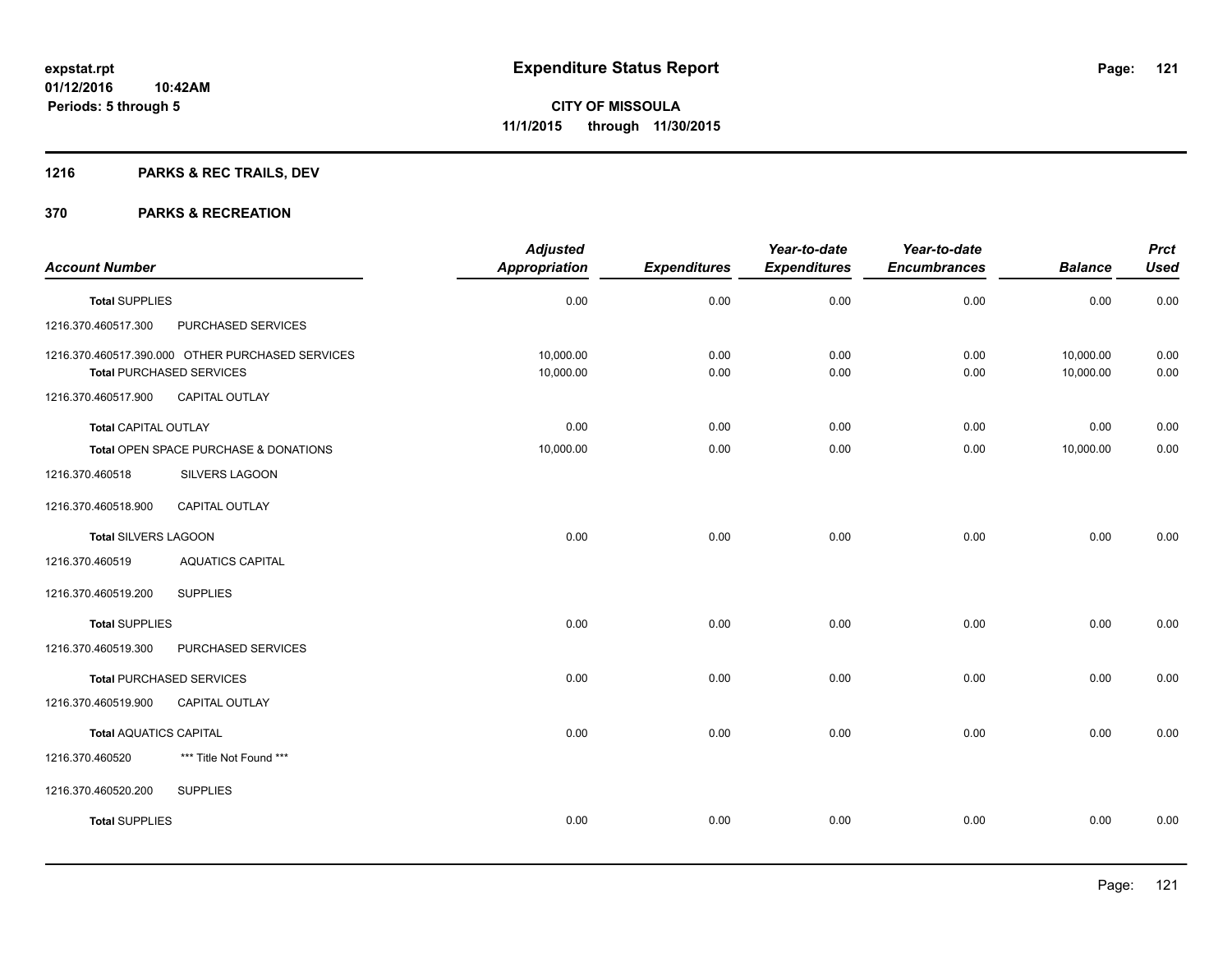# Expenditure Status Report

**CITY OF MISSOULA**
**11/1/2015 through 11/30/2015**

expstat.rpt
01/12/2016 10:42AM
Periods: 5 through 5

## 1216 PARKS & REC TRAILS, DEV

## 370 PARKS & RECREATION

| Account Number | | Adjusted Appropriation | Expenditures | Year-to-date Expenditures | Year-to-date Encumbrances | Balance | Prct Used |
|---|---|---|---|---|---|---|---|
| **Total** SUPPLIES | | 0.00 | 0.00 | 0.00 | 0.00 | 0.00 | 0.00 |
| 1216.370.460517.300 | PURCHASED SERVICES | | | | | | |
| 1216.370.460517.390.000 | OTHER PURCHASED SERVICES | 10,000.00 | 0.00 | 0.00 | 0.00 | 10,000.00 | 0.00 |
| **Total** PURCHASED SERVICES | | 10,000.00 | 0.00 | 0.00 | 0.00 | 10,000.00 | 0.00 |
| 1216.370.460517.900 | CAPITAL OUTLAY | | | | | | |
| **Total** CAPITAL OUTLAY | | 0.00 | 0.00 | 0.00 | 0.00 | 0.00 | 0.00 |
| **Total** OPEN SPACE PURCHASE & DONATIONS | | 10,000.00 | 0.00 | 0.00 | 0.00 | 10,000.00 | 0.00 |
| 1216.370.460518 | SILVERS LAGOON | | | | | | |
| 1216.370.460518.900 | CAPITAL OUTLAY | | | | | | |
| **Total** SILVERS LAGOON | | 0.00 | 0.00 | 0.00 | 0.00 | 0.00 | 0.00 |
| 1216.370.460519 | AQUATICS CAPITAL | | | | | | |
| 1216.370.460519.200 | SUPPLIES | | | | | | |
| **Total** SUPPLIES | | 0.00 | 0.00 | 0.00 | 0.00 | 0.00 | 0.00 |
| 1216.370.460519.300 | PURCHASED SERVICES | | | | | | |
| **Total** PURCHASED SERVICES | | 0.00 | 0.00 | 0.00 | 0.00 | 0.00 | 0.00 |
| 1216.370.460519.900 | CAPITAL OUTLAY | | | | | | |
| **Total** AQUATICS CAPITAL | | 0.00 | 0.00 | 0.00 | 0.00 | 0.00 | 0.00 |
| 1216.370.460520 | *** Title Not Found *** | | | | | | |
| 1216.370.460520.200 | SUPPLIES | | | | | | |
| **Total** SUPPLIES | | 0.00 | 0.00 | 0.00 | 0.00 | 0.00 | 0.00 |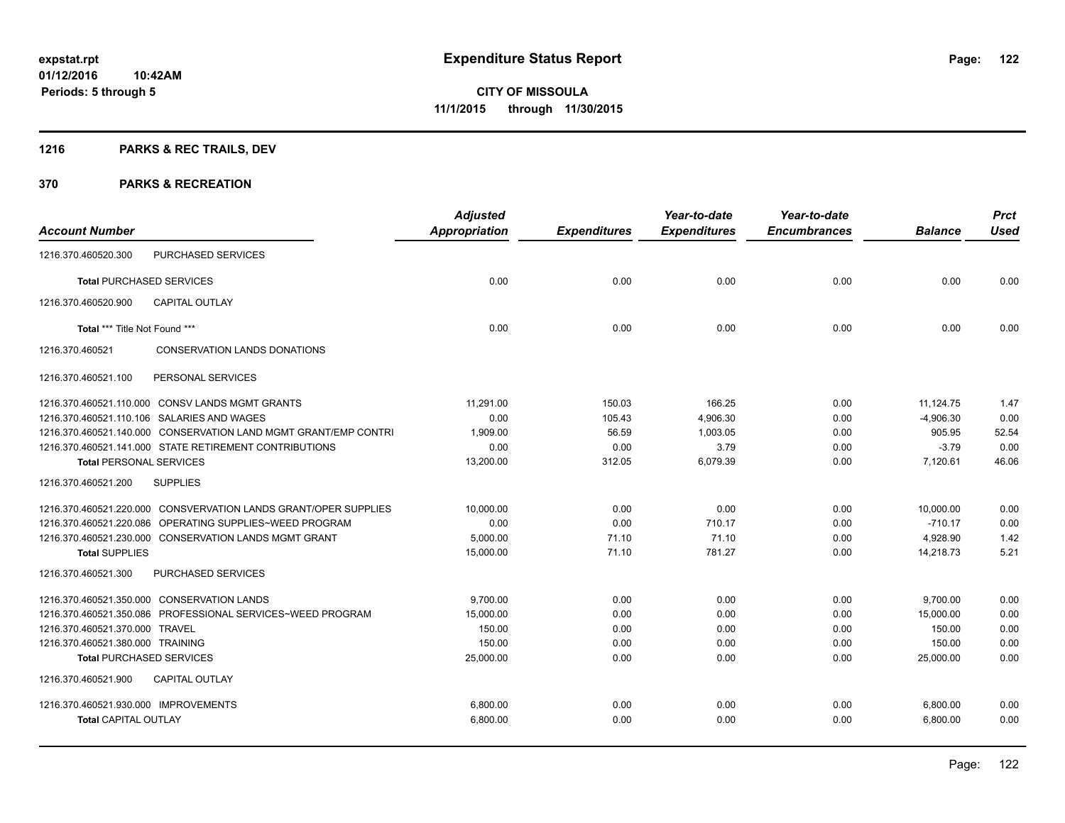**expstat.rpt**
**01/12/2016 10:42AM**
**Periods: 5 through 5**

# Expenditure Status Report

**CITY OF MISSOULA**
**11/1/2015 through 11/30/2015**

## 1216 PARKS & REC TRAILS, DEV

## 370 PARKS & RECREATION

| Account Number | | Adjusted Appropriation | Expenditures | Year-to-date Expenditures | Year-to-date Encumbrances | Balance | Prct Used |
|---|---|---|---|---|---|---|---|
| 1216.370.460520.300 | PURCHASED SERVICES | | | | | | |
| **Total** PURCHASED SERVICES | | 0.00 | 0.00 | 0.00 | 0.00 | 0.00 | 0.00 |
| 1216.370.460520.900 | CAPITAL OUTLAY | | | | | | |
| **Total** *** Title Not Found *** | | 0.00 | 0.00 | 0.00 | 0.00 | 0.00 | 0.00 |
| 1216.370.460521 | CONSERVATION LANDS DONATIONS | | | | | | |
| 1216.370.460521.100 | PERSONAL SERVICES | | | | | | |
| 1216.370.460521.110.000 | CONSV LANDS MGMT GRANTS | 11,291.00 | 150.03 | 166.25 | 0.00 | 11,124.75 | 1.47 |
| 1216.370.460521.110.106 | SALARIES AND WAGES | 0.00 | 105.43 | 4,906.30 | 0.00 | -4,906.30 | 0.00 |
| 1216.370.460521.140.000 | CONSERVATION LAND MGMT GRANT/EMP CONTRI | 1,909.00 | 56.59 | 1,003.05 | 0.00 | 905.95 | 52.54 |
| 1216.370.460521.141.000 | STATE RETIREMENT CONTRIBUTIONS | 0.00 | 0.00 | 3.79 | 0.00 | -3.79 | 0.00 |
| **Total** PERSONAL SERVICES | | 13,200.00 | 312.05 | 6,079.39 | 0.00 | 7,120.61 | 46.06 |
| 1216.370.460521.200 | SUPPLIES | | | | | | |
| 1216.370.460521.220.000 | CONSVERVATION LANDS GRANT/OPER SUPPLIES | 10,000.00 | 0.00 | 0.00 | 0.00 | 10,000.00 | 0.00 |
| 1216.370.460521.220.086 | OPERATING SUPPLIES~WEED PROGRAM | 0.00 | 0.00 | 710.17 | 0.00 | -710.17 | 0.00 |
| 1216.370.460521.230.000 | CONSERVATION LANDS MGMT GRANT | 5,000.00 | 71.10 | 71.10 | 0.00 | 4,928.90 | 1.42 |
| **Total** SUPPLIES | | 15,000.00 | 71.10 | 781.27 | 0.00 | 14,218.73 | 5.21 |
| 1216.370.460521.300 | PURCHASED SERVICES | | | | | | |
| 1216.370.460521.350.000 | CONSERVATION LANDS | 9,700.00 | 0.00 | 0.00 | 0.00 | 9,700.00 | 0.00 |
| 1216.370.460521.350.086 | PROFESSIONAL SERVICES~WEED PROGRAM | 15,000.00 | 0.00 | 0.00 | 0.00 | 15,000.00 | 0.00 |
| 1216.370.460521.370.000 | TRAVEL | 150.00 | 0.00 | 0.00 | 0.00 | 150.00 | 0.00 |
| 1216.370.460521.380.000 | TRAINING | 150.00 | 0.00 | 0.00 | 0.00 | 150.00 | 0.00 |
| **Total** PURCHASED SERVICES | | 25,000.00 | 0.00 | 0.00 | 0.00 | 25,000.00 | 0.00 |
| 1216.370.460521.900 | CAPITAL OUTLAY | | | | | | |
| 1216.370.460521.930.000 | IMPROVEMENTS | 6,800.00 | 0.00 | 0.00 | 0.00 | 6,800.00 | 0.00 |
| **Total** CAPITAL OUTLAY | | 6,800.00 | 0.00 | 0.00 | 0.00 | 6,800.00 | 0.00 |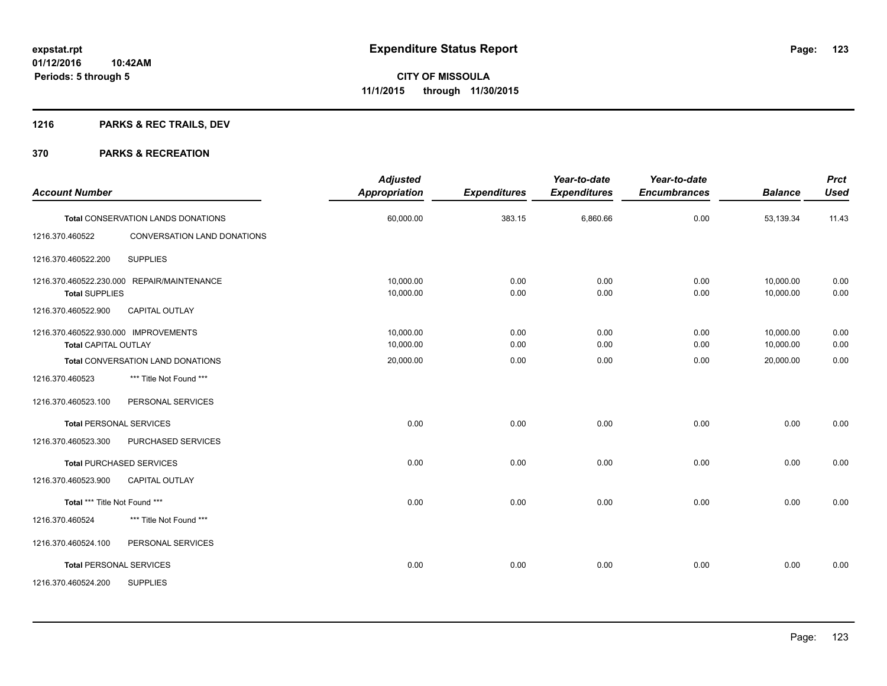**expstat.rpt**
**01/12/2016 10:42AM**
**Periods: 5 through 5**

# Expenditure Status Report

**CITY OF MISSOULA**
**11/1/2015 through 11/30/2015**

## 1216 PARKS & REC TRAILS, DEV

## 370 PARKS & RECREATION

| Account Number | | Adjusted Appropriation | Expenditures | Year-to-date Expenditures | Year-to-date Encumbrances | Balance | Prct Used |
|---|---|---|---|---|---|---|---|
| **Total** CONSERVATION LANDS DONATIONS | | 60,000.00 | 383.15 | 6,860.66 | 0.00 | 53,139.34 | 11.43 |
| 1216.370.460522 | CONVERSATION LAND DONATIONS | | | | | | |
| 1216.370.460522.200 | SUPPLIES | | | | | | |
| 1216.370.460522.230.000 | REPAIR/MAINTENANCE | 10,000.00 | 0.00 | 0.00 | 0.00 | 10,000.00 | 0.00 |
| **Total** SUPPLIES | | 10,000.00 | 0.00 | 0.00 | 0.00 | 10,000.00 | 0.00 |
| 1216.370.460522.900 | CAPITAL OUTLAY | | | | | | |
| 1216.370.460522.930.000 | IMPROVEMENTS | 10,000.00 | 0.00 | 0.00 | 0.00 | 10,000.00 | 0.00 |
| **Total** CAPITAL OUTLAY | | 10,000.00 | 0.00 | 0.00 | 0.00 | 10,000.00 | 0.00 |
| **Total** CONVERSATION LAND DONATIONS | | 20,000.00 | 0.00 | 0.00 | 0.00 | 20,000.00 | 0.00 |
| 1216.370.460523 | *** Title Not Found *** | | | | | | |
| 1216.370.460523.100 | PERSONAL SERVICES | | | | | | |
| **Total** PERSONAL SERVICES | | 0.00 | 0.00 | 0.00 | 0.00 | 0.00 | 0.00 |
| 1216.370.460523.300 | PURCHASED SERVICES | | | | | | |
| **Total** PURCHASED SERVICES | | 0.00 | 0.00 | 0.00 | 0.00 | 0.00 | 0.00 |
| 1216.370.460523.900 | CAPITAL OUTLAY | | | | | | |
| **Total** *** Title Not Found *** | | 0.00 | 0.00 | 0.00 | 0.00 | 0.00 | 0.00 |
| 1216.370.460524 | *** Title Not Found *** | | | | | | |
| 1216.370.460524.100 | PERSONAL SERVICES | | | | | | |
| **Total** PERSONAL SERVICES | | 0.00 | 0.00 | 0.00 | 0.00 | 0.00 | 0.00 |
| 1216.370.460524.200 | SUPPLIES | | | | | | |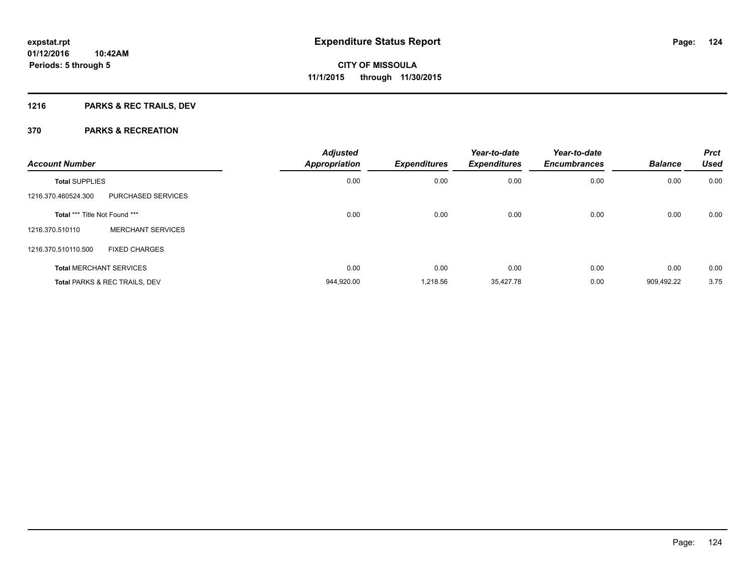**expstat.rpt**
**01/12/2016 10:42AM**
**Periods: 5 through 5**

# Expenditure Status Report

**CITY OF MISSOULA**
**11/1/2015 through 11/30/2015**

## 1216 PARKS & REC TRAILS, DEV

## 370 PARKS & RECREATION

| Account Number | | Adjusted Appropriation | Expenditures | Year-to-date Expenditures | Year-to-date Encumbrances | Balance | Prct Used |
|---|---|---|---|---|---|---|---|
| **Total** SUPPLIES | | 0.00 | 0.00 | 0.00 | 0.00 | 0.00 | 0.00 |
| 1216.370.460524.300 | PURCHASED SERVICES | | | | | | |
| **Total** *** Title Not Found *** | | 0.00 | 0.00 | 0.00 | 0.00 | 0.00 | 0.00 |
| 1216.370.510110 | MERCHANT SERVICES | | | | | | |
| 1216.370.510110.500 | FIXED CHARGES | | | | | | |
| **Total** MERCHANT SERVICES | | 0.00 | 0.00 | 0.00 | 0.00 | 0.00 | 0.00 |
| **Total** PARKS & REC TRAILS, DEV | | 944,920.00 | 1,218.56 | 35,427.78 | 0.00 | 909,492.22 | 3.75 |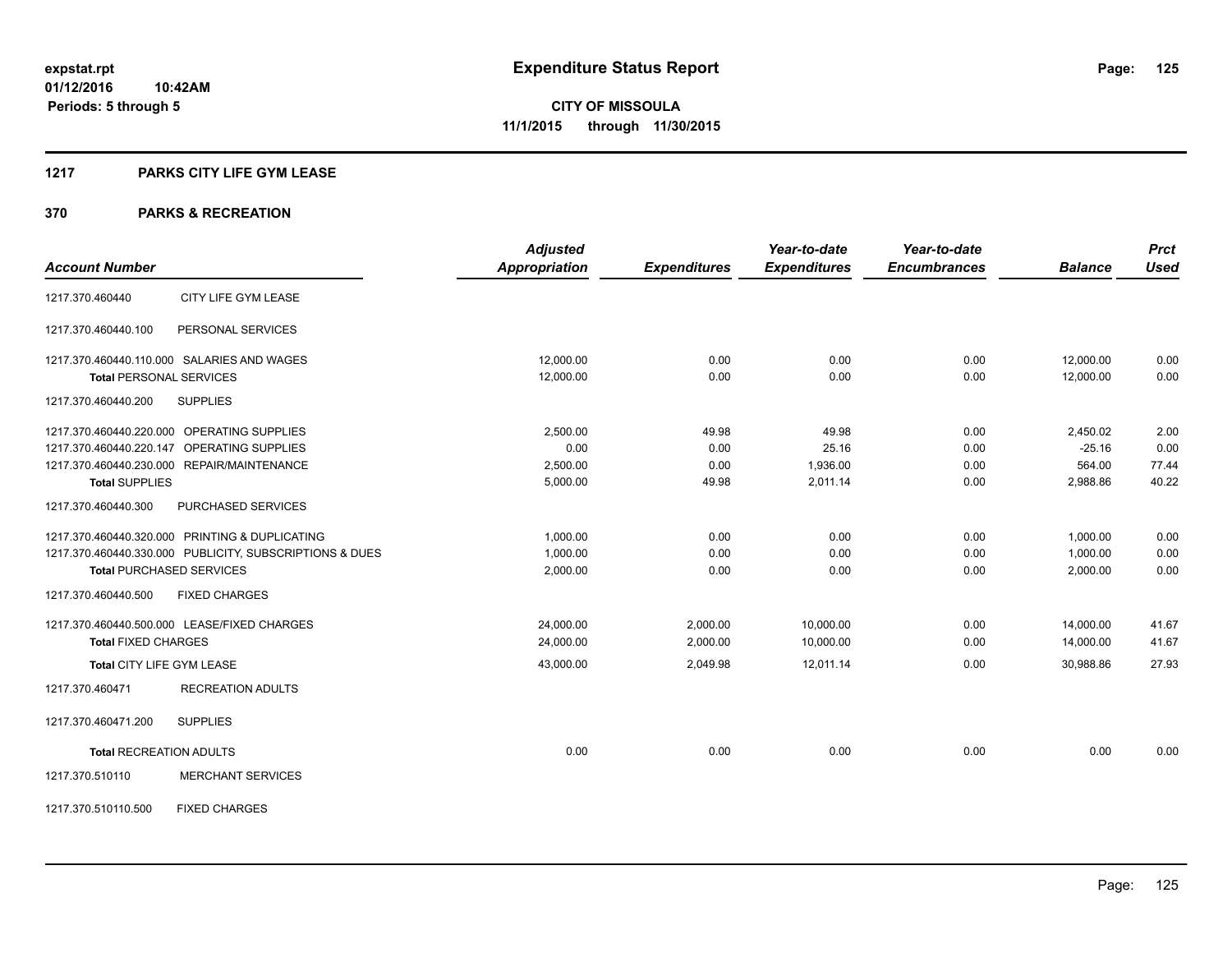# Expenditure Status Report

**CITY OF MISSOULA**

**11/1/2015 through 11/30/2015**

expstat.rpt
01/12/2016 10:42AM
Periods: 5 through 5

## 1217 PARKS CITY LIFE GYM LEASE

## 370 PARKS & RECREATION

| Account Number | | Adjusted Appropriation | Expenditures | Year-to-date Expenditures | Year-to-date Encumbrances | Balance | Prct Used |
|---|---|---|---|---|---|---|---|
| 1217.370.460440 | CITY LIFE GYM LEASE | | | | | | |
| 1217.370.460440.100 | PERSONAL SERVICES | | | | | | |
| 1217.370.460440.110.000 | SALARIES AND WAGES | 12,000.00 | 0.00 | 0.00 | 0.00 | 12,000.00 | 0.00 |
| **Total** PERSONAL SERVICES | | 12,000.00 | 0.00 | 0.00 | 0.00 | 12,000.00 | 0.00 |
| 1217.370.460440.200 | SUPPLIES | | | | | | |
| 1217.370.460440.220.000 | OPERATING SUPPLIES | 2,500.00 | 49.98 | 49.98 | 0.00 | 2,450.02 | 2.00 |
| 1217.370.460440.220.147 | OPERATING SUPPLIES | 0.00 | 0.00 | 25.16 | 0.00 | -25.16 | 0.00 |
| 1217.370.460440.230.000 | REPAIR/MAINTENANCE | 2,500.00 | 0.00 | 1,936.00 | 0.00 | 564.00 | 77.44 |
| **Total** SUPPLIES | | 5,000.00 | 49.98 | 2,011.14 | 0.00 | 2,988.86 | 40.22 |
| 1217.370.460440.300 | PURCHASED SERVICES | | | | | | |
| 1217.370.460440.320.000 | PRINTING & DUPLICATING | 1,000.00 | 0.00 | 0.00 | 0.00 | 1,000.00 | 0.00 |
| 1217.370.460440.330.000 | PUBLICITY, SUBSCRIPTIONS & DUES | 1,000.00 | 0.00 | 0.00 | 0.00 | 1,000.00 | 0.00 |
| **Total** PURCHASED SERVICES | | 2,000.00 | 0.00 | 0.00 | 0.00 | 2,000.00 | 0.00 |
| 1217.370.460440.500 | FIXED CHARGES | | | | | | |
| 1217.370.460440.500.000 | LEASE/FIXED CHARGES | 24,000.00 | 2,000.00 | 10,000.00 | 0.00 | 14,000.00 | 41.67 |
| **Total** FIXED CHARGES | | 24,000.00 | 2,000.00 | 10,000.00 | 0.00 | 14,000.00 | 41.67 |
| **Total** CITY LIFE GYM LEASE | | 43,000.00 | 2,049.98 | 12,011.14 | 0.00 | 30,988.86 | 27.93 |
| 1217.370.460471 | RECREATION ADULTS | | | | | | |
| 1217.370.460471.200 | SUPPLIES | | | | | | |
| **Total** RECREATION ADULTS | | 0.00 | 0.00 | 0.00 | 0.00 | 0.00 | 0.00 |
| 1217.370.510110 | MERCHANT SERVICES | | | | | | |
| 1217.370.510110.500 | FIXED CHARGES | | | | | | |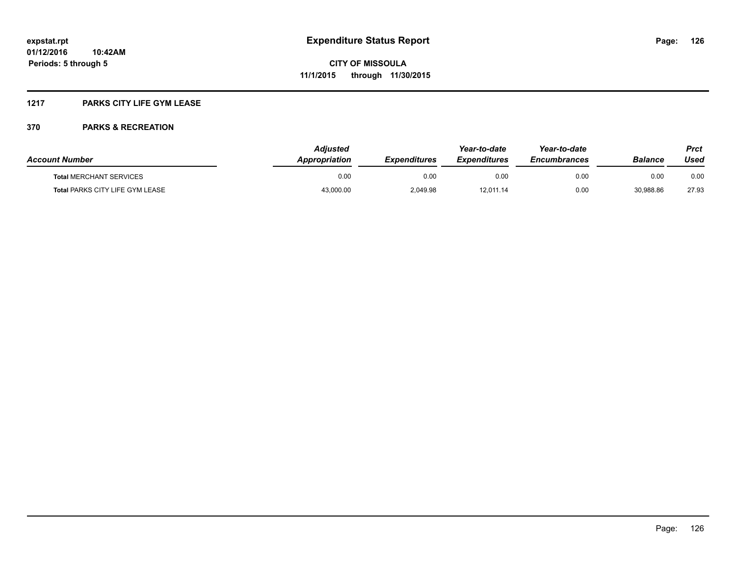# Expenditure Status Report

**CITY OF MISSOULA**

**11/1/2015 through 11/30/2015**

expstat.rpt
01/12/2016 10:42AM
Periods: 5 through 5

## 1217 PARKS CITY LIFE GYM LEASE

## 370 PARKS & RECREATION

| Account Number | Adjusted Appropriation | Expenditures | Year-to-date Expenditures | Year-to-date Encumbrances | Balance | Prct Used |
|---|---|---|---|---|---|---|
| **Total** MERCHANT SERVICES | 0.00 | 0.00 | 0.00 | 0.00 | 0.00 | 0.00 |
| **Total** PARKS CITY LIFE GYM LEASE | 43,000.00 | 2,049.98 | 12,011.14 | 0.00 | 30,988.86 | 27.93 |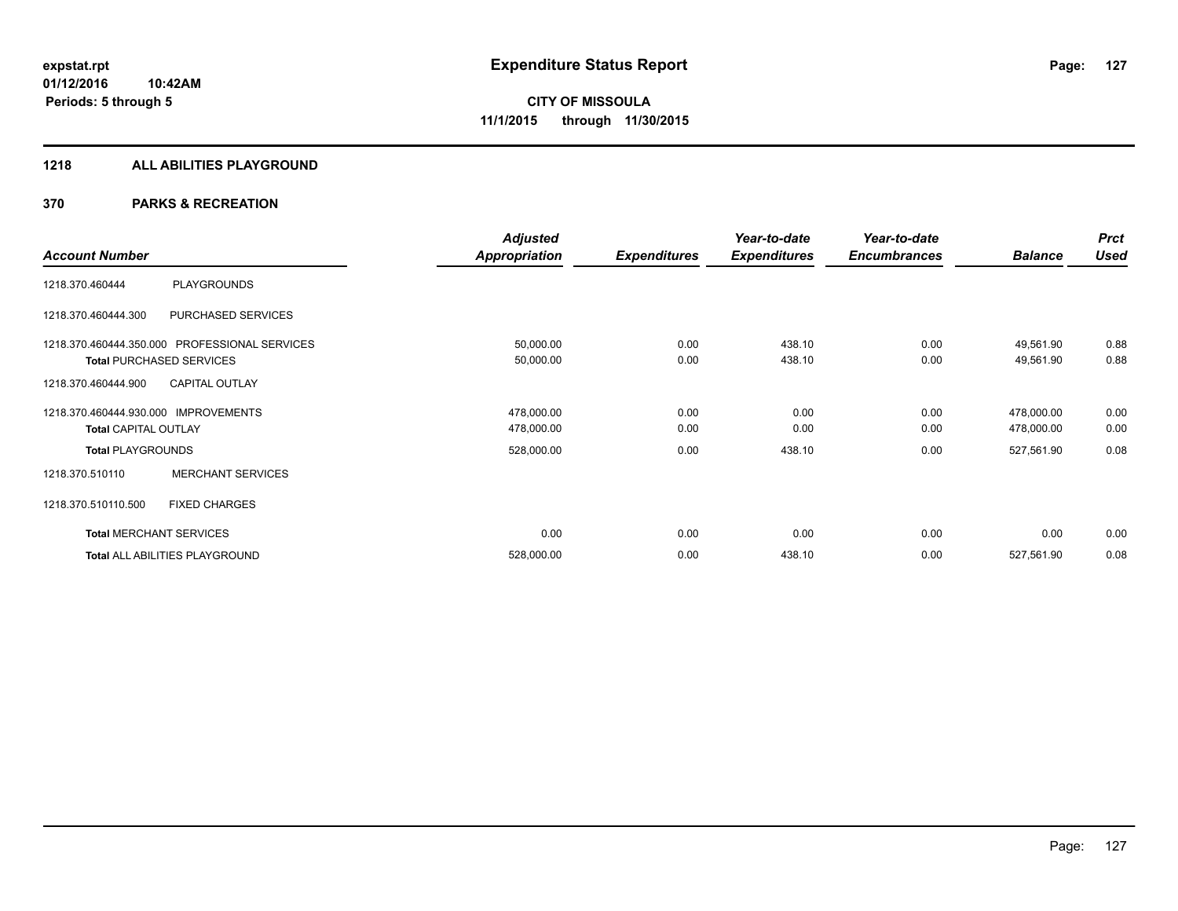**expstat.rpt**
**01/12/2016 10:42AM**
**Periods: 5 through 5**

# Expenditure Status Report

**CITY OF MISSOULA**
**11/1/2015 through 11/30/2015**

## 1218 ALL ABILITIES PLAYGROUND

## 370 PARKS & RECREATION

| Account Number | | Adjusted Appropriation | Expenditures | Year-to-date Expenditures | Year-to-date Encumbrances | Balance | Prct Used |
|---|---|---|---|---|---|---|---|
| 1218.370.460444 | PLAYGROUNDS | | | | | | |
| 1218.370.460444.300 | PURCHASED SERVICES | | | | | | |
| 1218.370.460444.350.000 | PROFESSIONAL SERVICES | 50,000.00 | 0.00 | 438.10 | 0.00 | 49,561.90 | 0.88 |
| **Total** PURCHASED SERVICES | | 50,000.00 | 0.00 | 438.10 | 0.00 | 49,561.90 | 0.88 |
| 1218.370.460444.900 | CAPITAL OUTLAY | | | | | | |
| 1218.370.460444.930.000 | IMPROVEMENTS | 478,000.00 | 0.00 | 0.00 | 0.00 | 478,000.00 | 0.00 |
| **Total** CAPITAL OUTLAY | | 478,000.00 | 0.00 | 0.00 | 0.00 | 478,000.00 | 0.00 |
| **Total** PLAYGROUNDS | | 528,000.00 | 0.00 | 438.10 | 0.00 | 527,561.90 | 0.08 |
| 1218.370.510110 | MERCHANT SERVICES | | | | | | |
| 1218.370.510110.500 | FIXED CHARGES | | | | | | |
| **Total** MERCHANT SERVICES | | 0.00 | 0.00 | 0.00 | 0.00 | 0.00 | 0.00 |
| **Total** ALL ABILITIES PLAYGROUND | | 528,000.00 | 0.00 | 438.10 | 0.00 | 527,561.90 | 0.08 |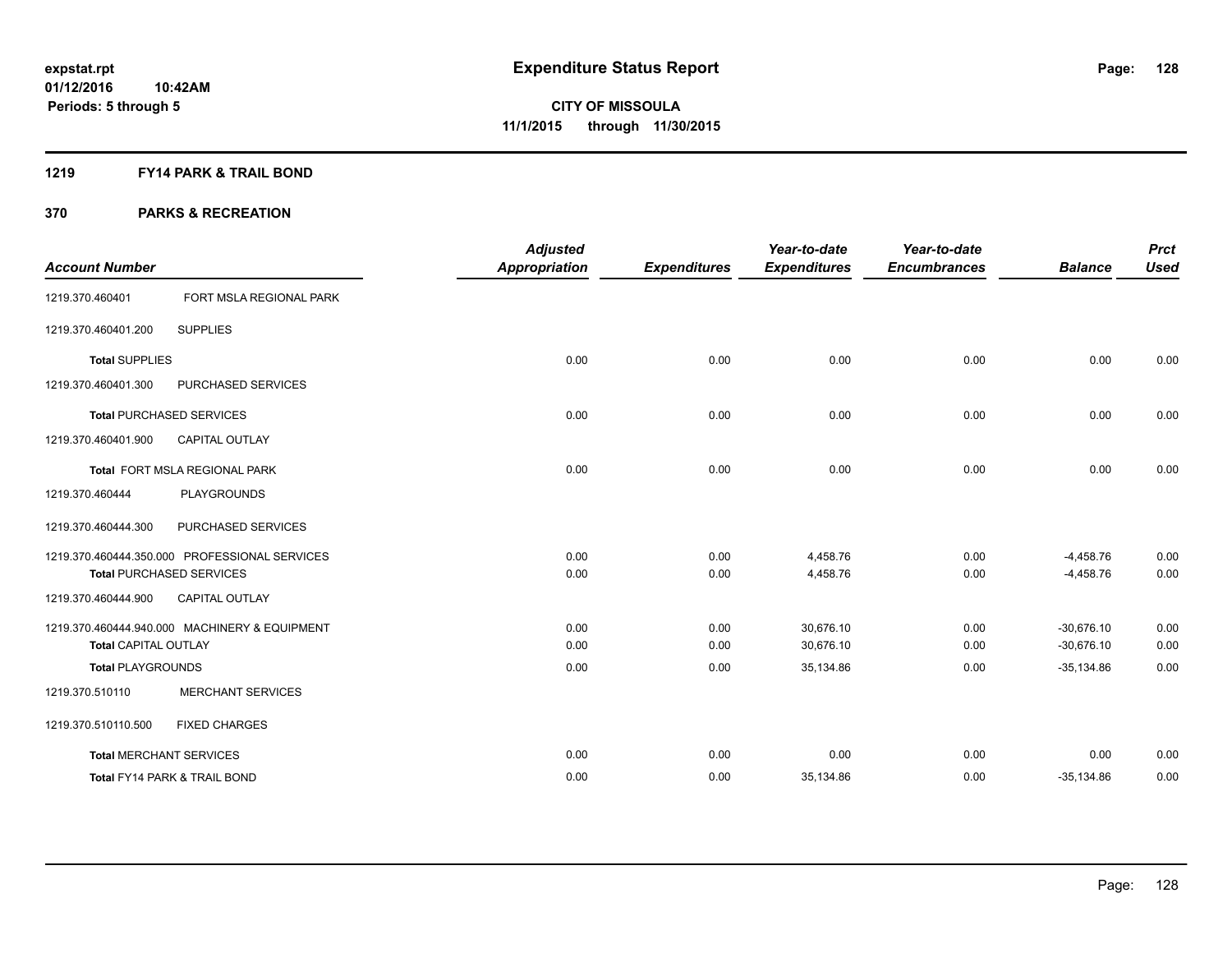expstat.rpt
01/12/2016 10:42AM
Periods: 5 through 5

# Expenditure Status Report

**CITY OF MISSOULA**
**11/1/2015 through 11/30/2015**

## 1219 FY14 PARK & TRAIL BOND

## 370 PARKS & RECREATION

| Account Number | | Adjusted Appropriation | Expenditures | Year-to-date Expenditures | Year-to-date Encumbrances | Balance | Prct Used |
|---|---|---|---|---|---|---|---|
| 1219.370.460401 | FORT MSLA REGIONAL PARK | | | | | | |
| 1219.370.460401.200 | SUPPLIES | | | | | | |
| **Total** SUPPLIES | | 0.00 | 0.00 | 0.00 | 0.00 | 0.00 | 0.00 |
| 1219.370.460401.300 | PURCHASED SERVICES | | | | | | |
| **Total** PURCHASED SERVICES | | 0.00 | 0.00 | 0.00 | 0.00 | 0.00 | 0.00 |
| 1219.370.460401.900 | CAPITAL OUTLAY | | | | | | |
| **Total** FORT MSLA REGIONAL PARK | | 0.00 | 0.00 | 0.00 | 0.00 | 0.00 | 0.00 |
| 1219.370.460444 | PLAYGROUNDS | | | | | | |
| 1219.370.460444.300 | PURCHASED SERVICES | | | | | | |
| 1219.370.460444.350.000 | PROFESSIONAL SERVICES | 0.00 | 0.00 | 4,458.76 | 0.00 | -4,458.76 | 0.00 |
| **Total** PURCHASED SERVICES | | 0.00 | 0.00 | 4,458.76 | 0.00 | -4,458.76 | 0.00 |
| 1219.370.460444.900 | CAPITAL OUTLAY | | | | | | |
| 1219.370.460444.940.000 | MACHINERY & EQUIPMENT | 0.00 | 0.00 | 30,676.10 | 0.00 | -30,676.10 | 0.00 |
| **Total** CAPITAL OUTLAY | | 0.00 | 0.00 | 30,676.10 | 0.00 | -30,676.10 | 0.00 |
| **Total** PLAYGROUNDS | | 0.00 | 0.00 | 35,134.86 | 0.00 | -35,134.86 | 0.00 |
| 1219.370.510110 | MERCHANT SERVICES | | | | | | |
| 1219.370.510110.500 | FIXED CHARGES | | | | | | |
| **Total** MERCHANT SERVICES | | 0.00 | 0.00 | 0.00 | 0.00 | 0.00 | 0.00 |
| **Total** FY14 PARK & TRAIL BOND | | 0.00 | 0.00 | 35,134.86 | 0.00 | -35,134.86 | 0.00 |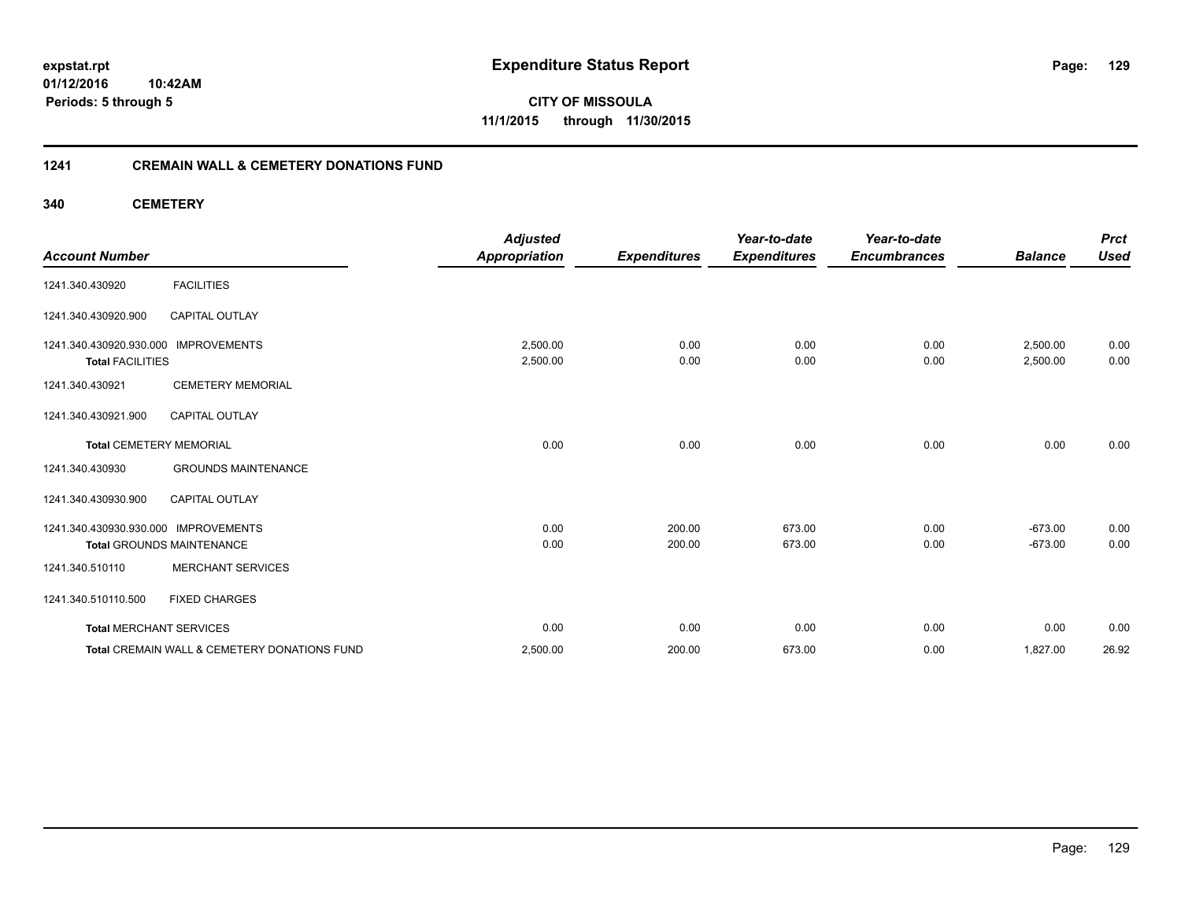**expstat.rpt**
**01/12/2016 10:42AM**
**Periods: 5 through 5**

# Expenditure Status Report

**CITY OF MISSOULA**
**11/1/2015 through 11/30/2015**

## 1241 CREMAIN WALL & CEMETERY DONATIONS FUND

### 340 CEMETERY

| Account Number | | Adjusted Appropriation | Expenditures | Year-to-date Expenditures | Year-to-date Encumbrances | Balance | Prct Used |
|---|---|---|---|---|---|---|---|
| 1241.340.430920 | FACILITIES | | | | | | |
| 1241.340.430920.900 | CAPITAL OUTLAY | | | | | | |
| 1241.340.430920.930.000 | IMPROVEMENTS | 2,500.00 | 0.00 | 0.00 | 0.00 | 2,500.00 | 0.00 |
| **Total** FACILITIES | | 2,500.00 | 0.00 | 0.00 | 0.00 | 2,500.00 | 0.00 |
| 1241.340.430921 | CEMETERY MEMORIAL | | | | | | |
| 1241.340.430921.900 | CAPITAL OUTLAY | | | | | | |
| **Total** CEMETERY MEMORIAL | | 0.00 | 0.00 | 0.00 | 0.00 | 0.00 | 0.00 |
| 1241.340.430930 | GROUNDS MAINTENANCE | | | | | | |
| 1241.340.430930.900 | CAPITAL OUTLAY | | | | | | |
| 1241.340.430930.930.000 | IMPROVEMENTS | 0.00 | 200.00 | 673.00 | 0.00 | -673.00 | 0.00 |
| **Total** GROUNDS MAINTENANCE | | 0.00 | 200.00 | 673.00 | 0.00 | -673.00 | 0.00 |
| 1241.340.510110 | MERCHANT SERVICES | | | | | | |
| 1241.340.510110.500 | FIXED CHARGES | | | | | | |
| **Total** MERCHANT SERVICES | | 0.00 | 0.00 | 0.00 | 0.00 | 0.00 | 0.00 |
| **Total** CREMAIN WALL & CEMETERY DONATIONS FUND | | 2,500.00 | 200.00 | 673.00 | 0.00 | 1,827.00 | 26.92 |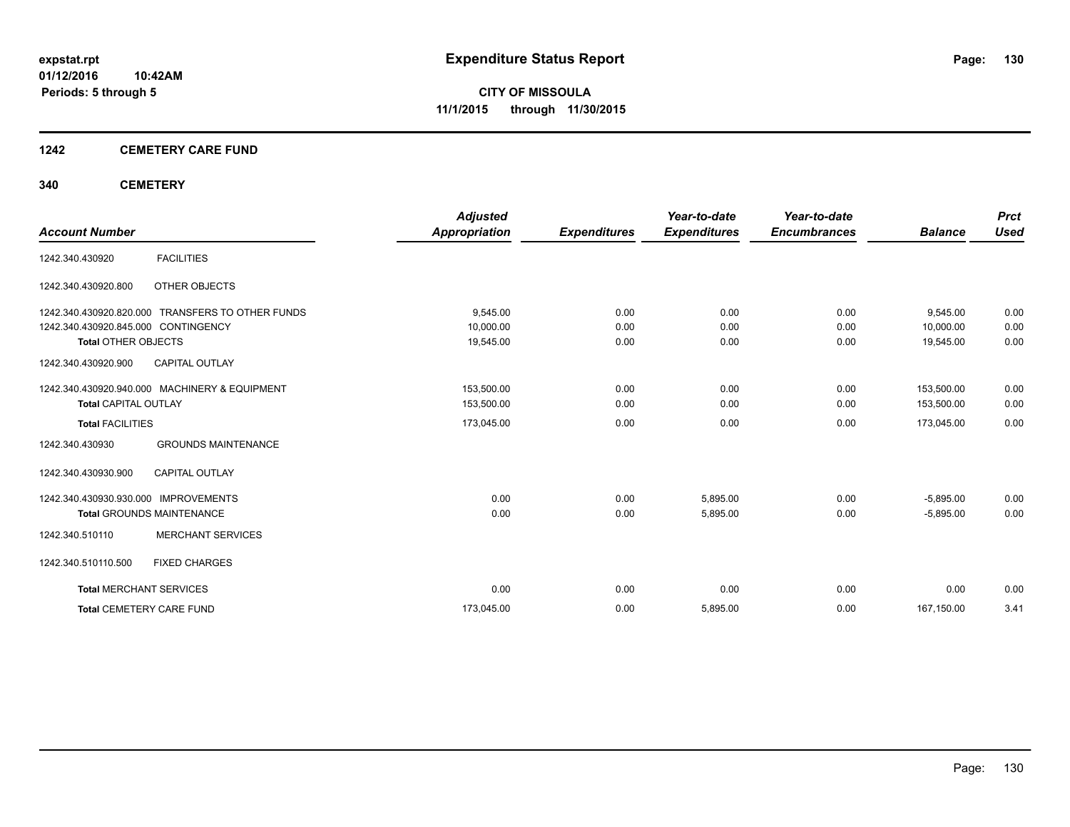**expstat.rpt**
**01/12/2016 10:42AM**
**Periods: 5 through 5**

# Expenditure Status Report

**CITY OF MISSOULA**
**11/1/2015 through 11/30/2015**

## 1242 CEMETERY CARE FUND

## 340 CEMETERY

| Account Number | | Adjusted Appropriation | Expenditures | Year-to-date Expenditures | Year-to-date Encumbrances | Balance | Prct Used |
|---|---|---|---|---|---|---|---|
| 1242.340.430920 | FACILITIES | | | | | | |
| 1242.340.430920.800 | OTHER OBJECTS | | | | | | |
| 1242.340.430920.820.000 | TRANSFERS TO OTHER FUNDS | 9,545.00 | 0.00 | 0.00 | 0.00 | 9,545.00 | 0.00 |
| 1242.340.430920.845.000 | CONTINGENCY | 10,000.00 | 0.00 | 0.00 | 0.00 | 10,000.00 | 0.00 |
| **Total OTHER OBJECTS** | | 19,545.00 | 0.00 | 0.00 | 0.00 | 19,545.00 | 0.00 |
| 1242.340.430920.900 | CAPITAL OUTLAY | | | | | | |
| 1242.340.430920.940.000 | MACHINERY & EQUIPMENT | 153,500.00 | 0.00 | 0.00 | 0.00 | 153,500.00 | 0.00 |
| **Total CAPITAL OUTLAY** | | 153,500.00 | 0.00 | 0.00 | 0.00 | 153,500.00 | 0.00 |
| **Total FACILITIES** | | 173,045.00 | 0.00 | 0.00 | 0.00 | 173,045.00 | 0.00 |
| 1242.340.430930 | GROUNDS MAINTENANCE | | | | | | |
| 1242.340.430930.900 | CAPITAL OUTLAY | | | | | | |
| 1242.340.430930.930.000 | IMPROVEMENTS | 0.00 | 0.00 | 5,895.00 | 0.00 | -5,895.00 | 0.00 |
| **Total GROUNDS MAINTENANCE** | | 0.00 | 0.00 | 5,895.00 | 0.00 | -5,895.00 | 0.00 |
| 1242.340.510110 | MERCHANT SERVICES | | | | | | |
| 1242.340.510110.500 | FIXED CHARGES | | | | | | |
| **Total MERCHANT SERVICES** | | 0.00 | 0.00 | 0.00 | 0.00 | 0.00 | 0.00 |
| **Total CEMETERY CARE FUND** | | 173,045.00 | 0.00 | 5,895.00 | 0.00 | 167,150.00 | 3.41 |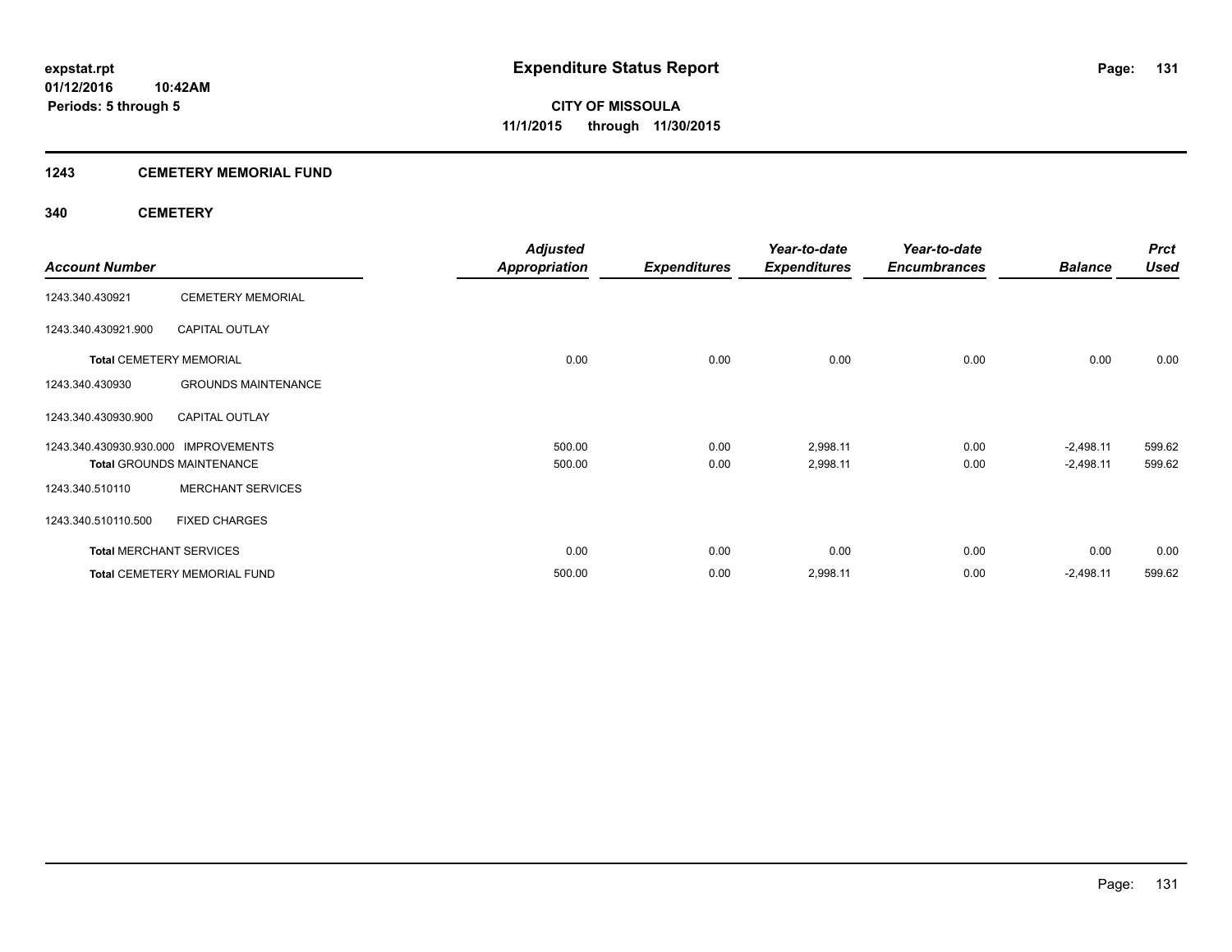# Expenditure Status Report

expstat.rpt
01/12/2016 10:42AM
Periods: 5 through 5

**CITY OF MISSOULA**
**11/1/2015 through 11/30/2015**

## 1243 CEMETERY MEMORIAL FUND

### 340 CEMETERY

| Account Number | | Adjusted Appropriation | Expenditures | Year-to-date Expenditures | Year-to-date Encumbrances | Balance | Prct Used |
|---|---|---|---|---|---|---|---|
| 1243.340.430921 | CEMETERY MEMORIAL | | | | | | |
| 1243.340.430921.900 | CAPITAL OUTLAY | | | | | | |
| **Total** CEMETERY MEMORIAL | | 0.00 | 0.00 | 0.00 | 0.00 | 0.00 | 0.00 |
| 1243.340.430930 | GROUNDS MAINTENANCE | | | | | | |
| 1243.340.430930.900 | CAPITAL OUTLAY | | | | | | |
| 1243.340.430930.930.000 | IMPROVEMENTS | 500.00 | 0.00 | 2,998.11 | 0.00 | -2,498.11 | 599.62 |
| **Total** GROUNDS MAINTENANCE | | 500.00 | 0.00 | 2,998.11 | 0.00 | -2,498.11 | 599.62 |
| 1243.340.510110 | MERCHANT SERVICES | | | | | | |
| 1243.340.510110.500 | FIXED CHARGES | | | | | | |
| **Total** MERCHANT SERVICES | | 0.00 | 0.00 | 0.00 | 0.00 | 0.00 | 0.00 |
| **Total** CEMETERY MEMORIAL FUND | | 500.00 | 0.00 | 2,998.11 | 0.00 | -2,498.11 | 599.62 |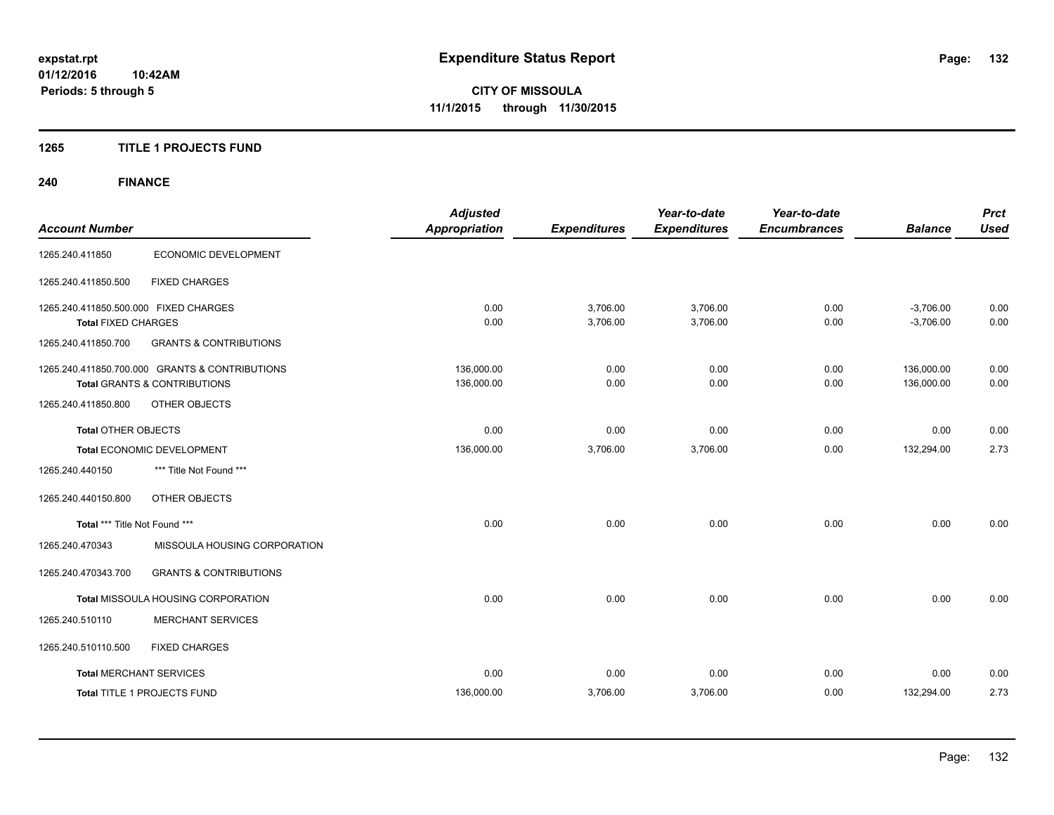expstat.rpt
01/12/2016 10:42AM
Periods: 5 through 5

# Expenditure Status Report

**CITY OF MISSOULA**
**11/1/2015 through 11/30/2015**

## 1265 TITLE 1 PROJECTS FUND

### 240 FINANCE

| Account Number | | Adjusted Appropriation | Expenditures | Year-to-date Expenditures | Year-to-date Encumbrances | Balance | Prct Used |
|---|---|---|---|---|---|---|---|
| 1265.240.411850 | ECONOMIC DEVELOPMENT | | | | | | |
| 1265.240.411850.500 | FIXED CHARGES | | | | | | |
| 1265.240.411850.500.000 FIXED CHARGES | | 0.00 | 3,706.00 | 3,706.00 | 0.00 | -3,706.00 | 0.00 |
| **Total** FIXED CHARGES | | 0.00 | 3,706.00 | 3,706.00 | 0.00 | -3,706.00 | 0.00 |
| 1265.240.411850.700 | GRANTS & CONTRIBUTIONS | | | | | | |
| 1265.240.411850.700.000 GRANTS & CONTRIBUTIONS | | 136,000.00 | 0.00 | 0.00 | 0.00 | 136,000.00 | 0.00 |
| **Total** GRANTS & CONTRIBUTIONS | | 136,000.00 | 0.00 | 0.00 | 0.00 | 136,000.00 | 0.00 |
| 1265.240.411850.800 | OTHER OBJECTS | | | | | | |
| **Total** OTHER OBJECTS | | 0.00 | 0.00 | 0.00 | 0.00 | 0.00 | 0.00 |
| **Total** ECONOMIC DEVELOPMENT | | 136,000.00 | 3,706.00 | 3,706.00 | 0.00 | 132,294.00 | 2.73 |
| 1265.240.440150 | *** Title Not Found *** | | | | | | |
| 1265.240.440150.800 | OTHER OBJECTS | | | | | | |
| **Total** *** Title Not Found *** | | 0.00 | 0.00 | 0.00 | 0.00 | 0.00 | 0.00 |
| 1265.240.470343 | MISSOULA HOUSING CORPORATION | | | | | | |
| 1265.240.470343.700 | GRANTS & CONTRIBUTIONS | | | | | | |
| **Total** MISSOULA HOUSING CORPORATION | | 0.00 | 0.00 | 0.00 | 0.00 | 0.00 | 0.00 |
| 1265.240.510110 | MERCHANT SERVICES | | | | | | |
| 1265.240.510110.500 | FIXED CHARGES | | | | | | |
| **Total** MERCHANT SERVICES | | 0.00 | 0.00 | 0.00 | 0.00 | 0.00 | 0.00 |
| **Total** TITLE 1 PROJECTS FUND | | 136,000.00 | 3,706.00 | 3,706.00 | 0.00 | 132,294.00 | 2.73 |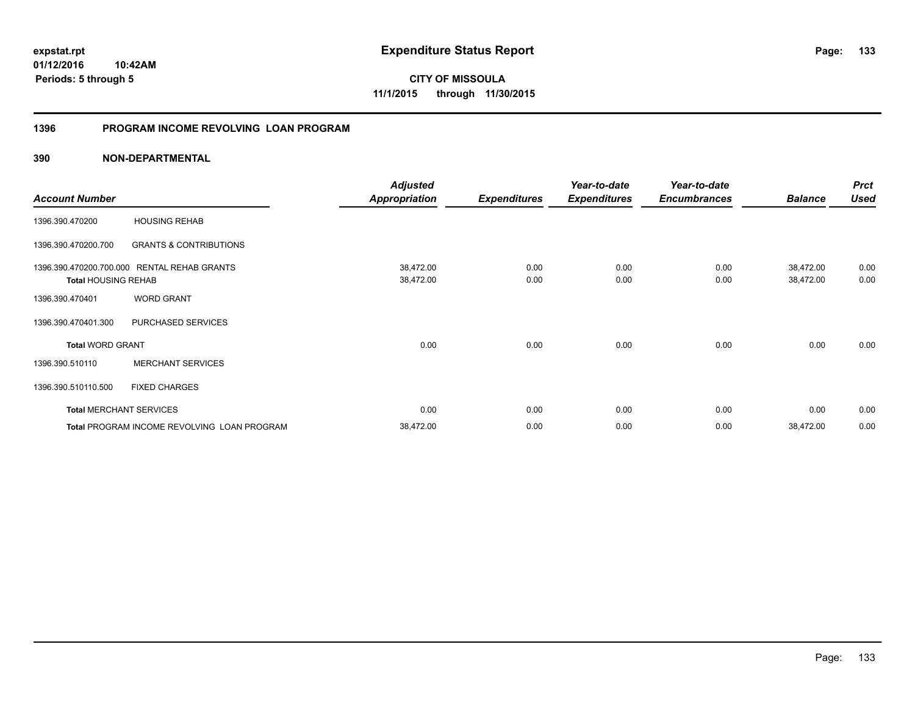**expstat.rpt**
**01/12/2016 10:42AM**
**Periods: 5 through 5**

# Expenditure Status Report

**CITY OF MISSOULA**
**11/1/2015 through 11/30/2015**

## 1396 PROGRAM INCOME REVOLVING LOAN PROGRAM

## 390 NON-DEPARTMENTAL

| Account Number | | Adjusted Appropriation | Expenditures | Year-to-date Expenditures | Year-to-date Encumbrances | Balance | Prct Used |
|---|---|---|---|---|---|---|---|
| 1396.390.470200 | HOUSING REHAB | | | | | | |
| 1396.390.470200.700 | GRANTS & CONTRIBUTIONS | | | | | | |
| 1396.390.470200.700.000 | RENTAL REHAB GRANTS | 38,472.00 | 0.00 | 0.00 | 0.00 | 38,472.00 | 0.00 |
| **Total** HOUSING REHAB | | 38,472.00 | 0.00 | 0.00 | 0.00 | 38,472.00 | 0.00 |
| 1396.390.470401 | WORD GRANT | | | | | | |
| 1396.390.470401.300 | PURCHASED SERVICES | | | | | | |
| **Total** WORD GRANT | | 0.00 | 0.00 | 0.00 | 0.00 | 0.00 | 0.00 |
| 1396.390.510110 | MERCHANT SERVICES | | | | | | |
| 1396.390.510110.500 | FIXED CHARGES | | | | | | |
| **Total** MERCHANT SERVICES | | 0.00 | 0.00 | 0.00 | 0.00 | 0.00 | 0.00 |
| **Total** PROGRAM INCOME REVOLVING LOAN PROGRAM | | 38,472.00 | 0.00 | 0.00 | 0.00 | 38,472.00 | 0.00 |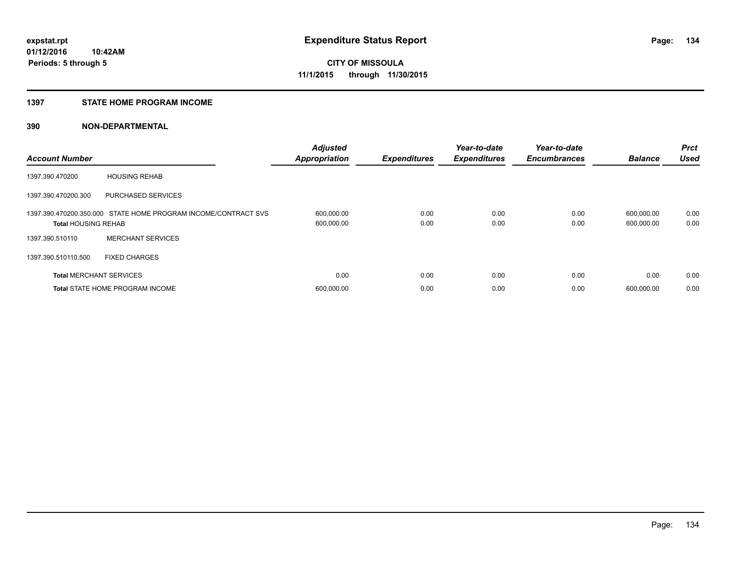**expstat.rpt**
**01/12/2016 10:42AM**
**Periods: 5 through 5**

# Expenditure Status Report

**CITY OF MISSOULA**
**11/1/2015 through 11/30/2015**

## 1397 STATE HOME PROGRAM INCOME

## 390 NON-DEPARTMENTAL

| Account Number | | Adjusted Appropriation | Expenditures | Year-to-date Expenditures | Year-to-date Encumbrances | Balance | Prct Used |
|---|---|---|---|---|---|---|---|
| 1397.390.470200 | HOUSING REHAB | | | | | | |
| 1397.390.470200.300 | PURCHASED SERVICES | | | | | | |
| 1397.390.470200.350.000 | STATE HOME PROGRAM INCOME/CONTRACT SVS | 600,000.00 | 0.00 | 0.00 | 0.00 | 600,000.00 | 0.00 |
| **Total** HOUSING REHAB | | 600,000.00 | 0.00 | 0.00 | 0.00 | 600,000.00 | 0.00 |
| 1397.390.510110 | MERCHANT SERVICES | | | | | | |
| 1397.390.510110.500 | FIXED CHARGES | | | | | | |
| **Total** MERCHANT SERVICES | | 0.00 | 0.00 | 0.00 | 0.00 | 0.00 | 0.00 |
| **Total** STATE HOME PROGRAM INCOME | | 600,000.00 | 0.00 | 0.00 | 0.00 | 600,000.00 | 0.00 |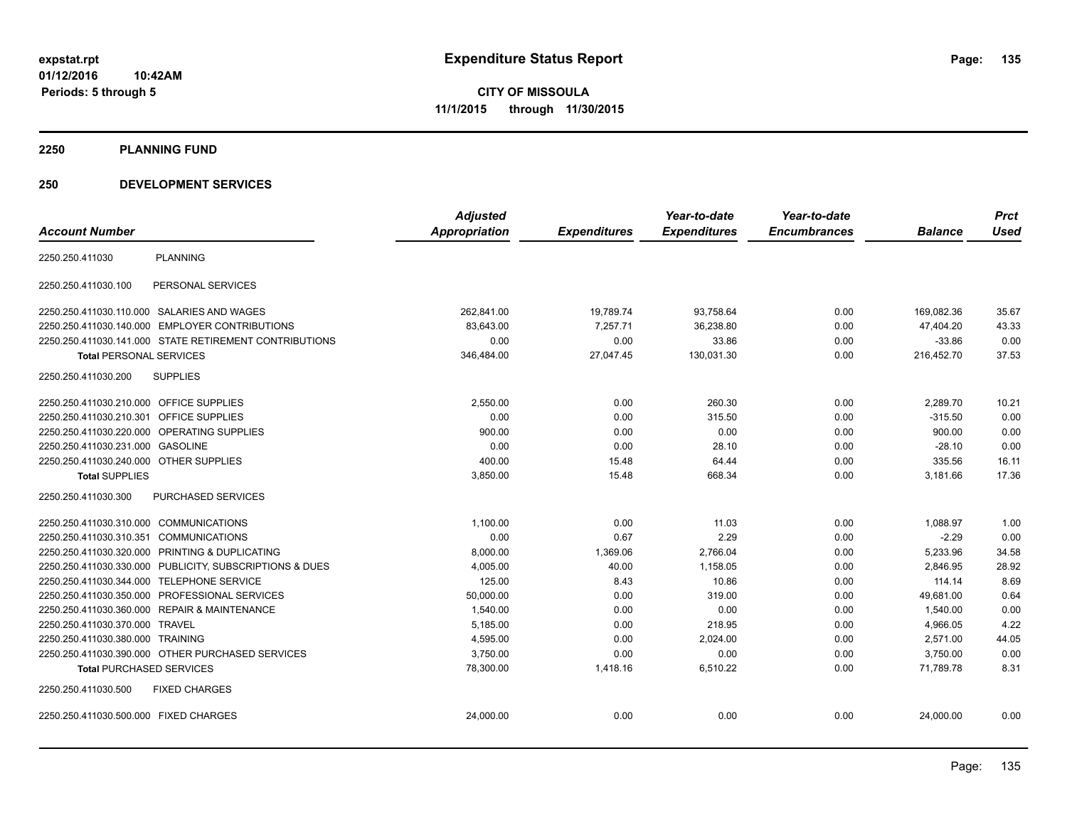# Expenditure Status Report

**CITY OF MISSOULA**

**11/1/2015 through 11/30/2015**

expstat.rpt
01/12/2016 10:42AM
Periods: 5 through 5

## 2250 PLANNING FUND

## 250 DEVELOPMENT SERVICES

| Account Number | | Adjusted Appropriation | Expenditures | Year-to-date Expenditures | Year-to-date Encumbrances | Balance | Prct Used |
|---|---|---|---|---|---|---|---|
| 2250.250.411030 | PLANNING | | | | | | |
| 2250.250.411030.100 | PERSONAL SERVICES | | | | | | |
| 2250.250.411030.110.000 | SALARIES AND WAGES | 262,841.00 | 19,789.74 | 93,758.64 | 0.00 | 169,082.36 | 35.67 |
| 2250.250.411030.140.000 | EMPLOYER CONTRIBUTIONS | 83,643.00 | 7,257.71 | 36,238.80 | 0.00 | 47,404.20 | 43.33 |
| 2250.250.411030.141.000 | STATE RETIREMENT CONTRIBUTIONS | 0.00 | 0.00 | 33.86 | 0.00 | -33.86 | 0.00 |
| **Total** PERSONAL SERVICES | | 346,484.00 | 27,047.45 | 130,031.30 | 0.00 | 216,452.70 | 37.53 |
| 2250.250.411030.200 | SUPPLIES | | | | | | |
| 2250.250.411030.210.000 | OFFICE SUPPLIES | 2,550.00 | 0.00 | 260.30 | 0.00 | 2,289.70 | 10.21 |
| 2250.250.411030.210.301 | OFFICE SUPPLIES | 0.00 | 0.00 | 315.50 | 0.00 | -315.50 | 0.00 |
| 2250.250.411030.220.000 | OPERATING SUPPLIES | 900.00 | 0.00 | 0.00 | 0.00 | 900.00 | 0.00 |
| 2250.250.411030.231.000 | GASOLINE | 0.00 | 0.00 | 28.10 | 0.00 | -28.10 | 0.00 |
| 2250.250.411030.240.000 | OTHER SUPPLIES | 400.00 | 15.48 | 64.44 | 0.00 | 335.56 | 16.11 |
| **Total** SUPPLIES | | 3,850.00 | 15.48 | 668.34 | 0.00 | 3,181.66 | 17.36 |
| 2250.250.411030.300 | PURCHASED SERVICES | | | | | | |
| 2250.250.411030.310.000 | COMMUNICATIONS | 1,100.00 | 0.00 | 11.03 | 0.00 | 1,088.97 | 1.00 |
| 2250.250.411030.310.351 | COMMUNICATIONS | 0.00 | 0.67 | 2.29 | 0.00 | -2.29 | 0.00 |
| 2250.250.411030.320.000 | PRINTING & DUPLICATING | 8,000.00 | 1,369.06 | 2,766.04 | 0.00 | 5,233.96 | 34.58 |
| 2250.250.411030.330.000 | PUBLICITY, SUBSCRIPTIONS & DUES | 4,005.00 | 40.00 | 1,158.05 | 0.00 | 2,846.95 | 28.92 |
| 2250.250.411030.344.000 | TELEPHONE SERVICE | 125.00 | 8.43 | 10.86 | 0.00 | 114.14 | 8.69 |
| 2250.250.411030.350.000 | PROFESSIONAL SERVICES | 50,000.00 | 0.00 | 319.00 | 0.00 | 49,681.00 | 0.64 |
| 2250.250.411030.360.000 | REPAIR & MAINTENANCE | 1,540.00 | 0.00 | 0.00 | 0.00 | 1,540.00 | 0.00 |
| 2250.250.411030.370.000 | TRAVEL | 5,185.00 | 0.00 | 218.95 | 0.00 | 4,966.05 | 4.22 |
| 2250.250.411030.380.000 | TRAINING | 4,595.00 | 0.00 | 2,024.00 | 0.00 | 2,571.00 | 44.05 |
| 2250.250.411030.390.000 | OTHER PURCHASED SERVICES | 3,750.00 | 0.00 | 0.00 | 0.00 | 3,750.00 | 0.00 |
| **Total** PURCHASED SERVICES | | 78,300.00 | 1,418.16 | 6,510.22 | 0.00 | 71,789.78 | 8.31 |
| 2250.250.411030.500 | FIXED CHARGES | | | | | | |
| 2250.250.411030.500.000 | FIXED CHARGES | 24,000.00 | 0.00 | 0.00 | 0.00 | 24,000.00 | 0.00 |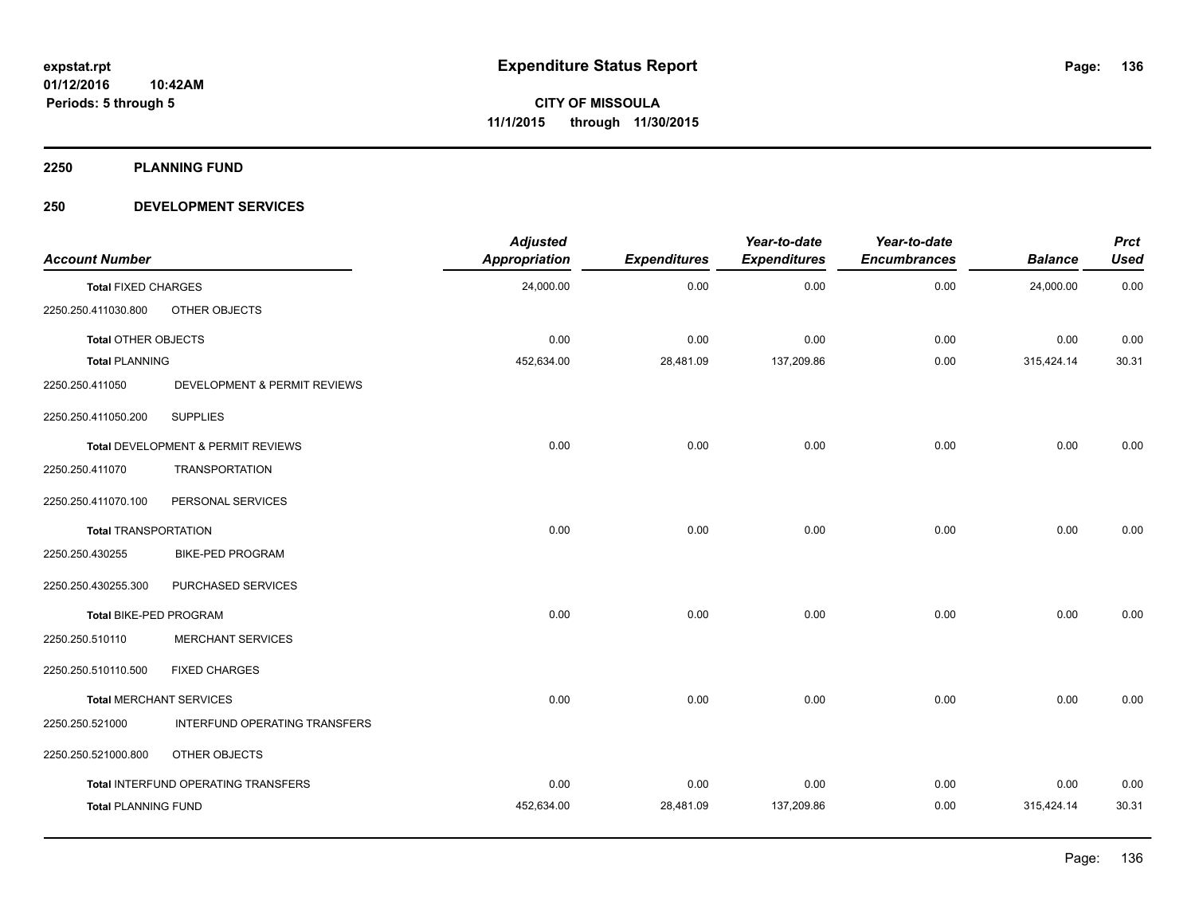# Expenditure Status Report

expstat.rpt
01/12/2016 10:42AM
Periods: 5 through 5

**CITY OF MISSOULA**
**11/1/2015 through 11/30/2015**

## 2250 PLANNING FUND

### 250 DEVELOPMENT SERVICES

| Account Number | | Adjusted Appropriation | Expenditures | Year-to-date Expenditures | Year-to-date Encumbrances | Balance | Prct Used |
|---|---|---|---|---|---|---|---|
| **Total** FIXED CHARGES | | 24,000.00 | 0.00 | 0.00 | 0.00 | 24,000.00 | 0.00 |
| 2250.250.411030.800 | OTHER OBJECTS | | | | | | |
| **Total** OTHER OBJECTS | | 0.00 | 0.00 | 0.00 | 0.00 | 0.00 | 0.00 |
| **Total** PLANNING | | 452,634.00 | 28,481.09 | 137,209.86 | 0.00 | 315,424.14 | 30.31 |
| 2250.250.411050 | DEVELOPMENT & PERMIT REVIEWS | | | | | | |
| 2250.250.411050.200 | SUPPLIES | | | | | | |
| **Total** DEVELOPMENT & PERMIT REVIEWS | | 0.00 | 0.00 | 0.00 | 0.00 | 0.00 | 0.00 |
| 2250.250.411070 | TRANSPORTATION | | | | | | |
| 2250.250.411070.100 | PERSONAL SERVICES | | | | | | |
| **Total** TRANSPORTATION | | 0.00 | 0.00 | 0.00 | 0.00 | 0.00 | 0.00 |
| 2250.250.430255 | BIKE-PED PROGRAM | | | | | | |
| 2250.250.430255.300 | PURCHASED SERVICES | | | | | | |
| **Total** BIKE-PED PROGRAM | | 0.00 | 0.00 | 0.00 | 0.00 | 0.00 | 0.00 |
| 2250.250.510110 | MERCHANT SERVICES | | | | | | |
| 2250.250.510110.500 | FIXED CHARGES | | | | | | |
| **Total** MERCHANT SERVICES | | 0.00 | 0.00 | 0.00 | 0.00 | 0.00 | 0.00 |
| 2250.250.521000 | INTERFUND OPERATING TRANSFERS | | | | | | |
| 2250.250.521000.800 | OTHER OBJECTS | | | | | | |
| **Total** INTERFUND OPERATING TRANSFERS | | 0.00 | 0.00 | 0.00 | 0.00 | 0.00 | 0.00 |
| **Total** PLANNING FUND | | 452,634.00 | 28,481.09 | 137,209.86 | 0.00 | 315,424.14 | 30.31 |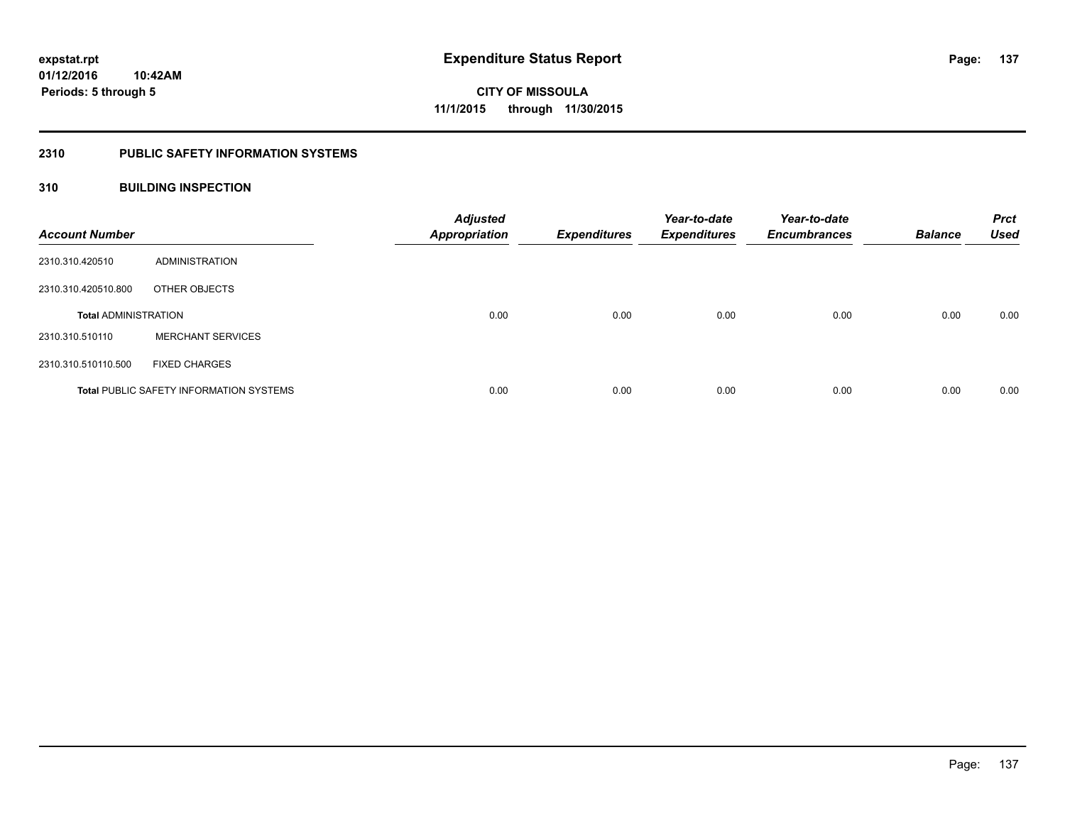**expstat.rpt**
**01/12/2016 10:42AM**
**Periods: 5 through 5**

# Expenditure Status Report

**CITY OF MISSOULA**
**11/1/2015 through 11/30/2015**

## 2310 PUBLIC SAFETY INFORMATION SYSTEMS

## 310 BUILDING INSPECTION

| Account Number | | Adjusted Appropriation | Expenditures | Year-to-date Expenditures | Year-to-date Encumbrances | Balance | Prct Used |
|---|---|---|---|---|---|---|---|
| 2310.310.420510 | ADMINISTRATION | | | | | | |
| 2310.310.420510.800 | OTHER OBJECTS | | | | | | |
| **Total** ADMINISTRATION | | 0.00 | 0.00 | 0.00 | 0.00 | 0.00 | 0.00 |
| 2310.310.510110 | MERCHANT SERVICES | | | | | | |
| 2310.310.510110.500 | FIXED CHARGES | | | | | | |
| **Total** PUBLIC SAFETY INFORMATION SYSTEMS | | 0.00 | 0.00 | 0.00 | 0.00 | 0.00 | 0.00 |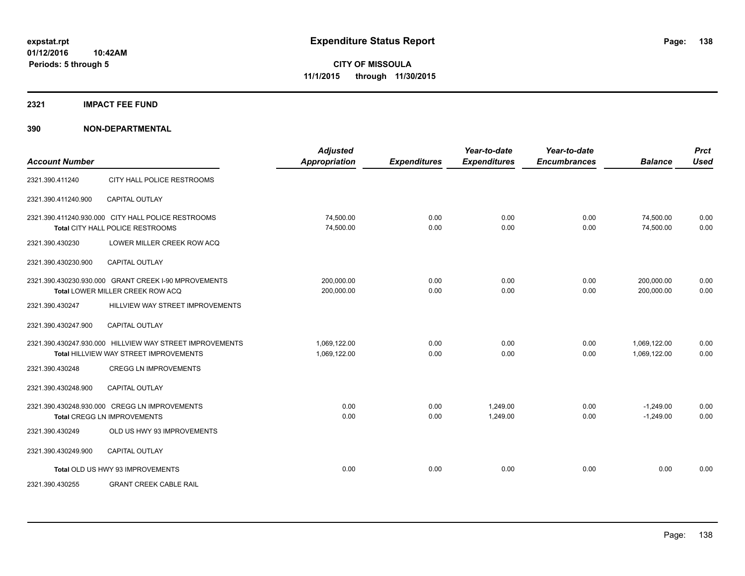# Expenditure Status Report

**CITY OF MISSOULA**

**11/1/2015 through 11/30/2015**

expstat.rpt
01/12/2016 10:42AM
Periods: 5 through 5

## 2321 IMPACT FEE FUND

## 390 NON-DEPARTMENTAL

| Account Number | | Adjusted Appropriation | Expenditures | Year-to-date Expenditures | Year-to-date Encumbrances | Balance | Prct Used |
|---|---|---|---|---|---|---|---|
| 2321.390.411240 | CITY HALL POLICE RESTROOMS | | | | | | |
| 2321.390.411240.900 | CAPITAL OUTLAY | | | | | | |
| 2321.390.411240.930.000 | CITY HALL POLICE RESTROOMS | 74,500.00 | 0.00 | 0.00 | 0.00 | 74,500.00 | 0.00 |
| | **Total** CITY HALL POLICE RESTROOMS | 74,500.00 | 0.00 | 0.00 | 0.00 | 74,500.00 | 0.00 |
| 2321.390.430230 | LOWER MILLER CREEK ROW ACQ | | | | | | |
| 2321.390.430230.900 | CAPITAL OUTLAY | | | | | | |
| 2321.390.430230.930.000 | GRANT CREEK I-90 MPROVEMENTS | 200,000.00 | 0.00 | 0.00 | 0.00 | 200,000.00 | 0.00 |
| | **Total** LOWER MILLER CREEK ROW ACQ | 200,000.00 | 0.00 | 0.00 | 0.00 | 200,000.00 | 0.00 |
| 2321.390.430247 | HILLVIEW WAY STREET IMPROVEMENTS | | | | | | |
| 2321.390.430247.900 | CAPITAL OUTLAY | | | | | | |
| 2321.390.430247.930.000 | HILLVIEW WAY STREET IMPROVEMENTS | 1,069,122.00 | 0.00 | 0.00 | 0.00 | 1,069,122.00 | 0.00 |
| | **Total** HILLVIEW WAY STREET IMPROVEMENTS | 1,069,122.00 | 0.00 | 0.00 | 0.00 | 1,069,122.00 | 0.00 |
| 2321.390.430248 | CREGG LN IMPROVEMENTS | | | | | | |
| 2321.390.430248.900 | CAPITAL OUTLAY | | | | | | |
| 2321.390.430248.930.000 | CREGG LN IMPROVEMENTS | 0.00 | 0.00 | 1,249.00 | 0.00 | -1,249.00 | 0.00 |
| | **Total** CREGG LN IMPROVEMENTS | 0.00 | 0.00 | 1,249.00 | 0.00 | -1,249.00 | 0.00 |
| 2321.390.430249 | OLD US HWY 93 IMPROVEMENTS | | | | | | |
| 2321.390.430249.900 | CAPITAL OUTLAY | | | | | | |
| | **Total** OLD US HWY 93 IMPROVEMENTS | 0.00 | 0.00 | 0.00 | 0.00 | 0.00 | 0.00 |
| 2321.390.430255 | GRANT CREEK CABLE RAIL | | | | | | |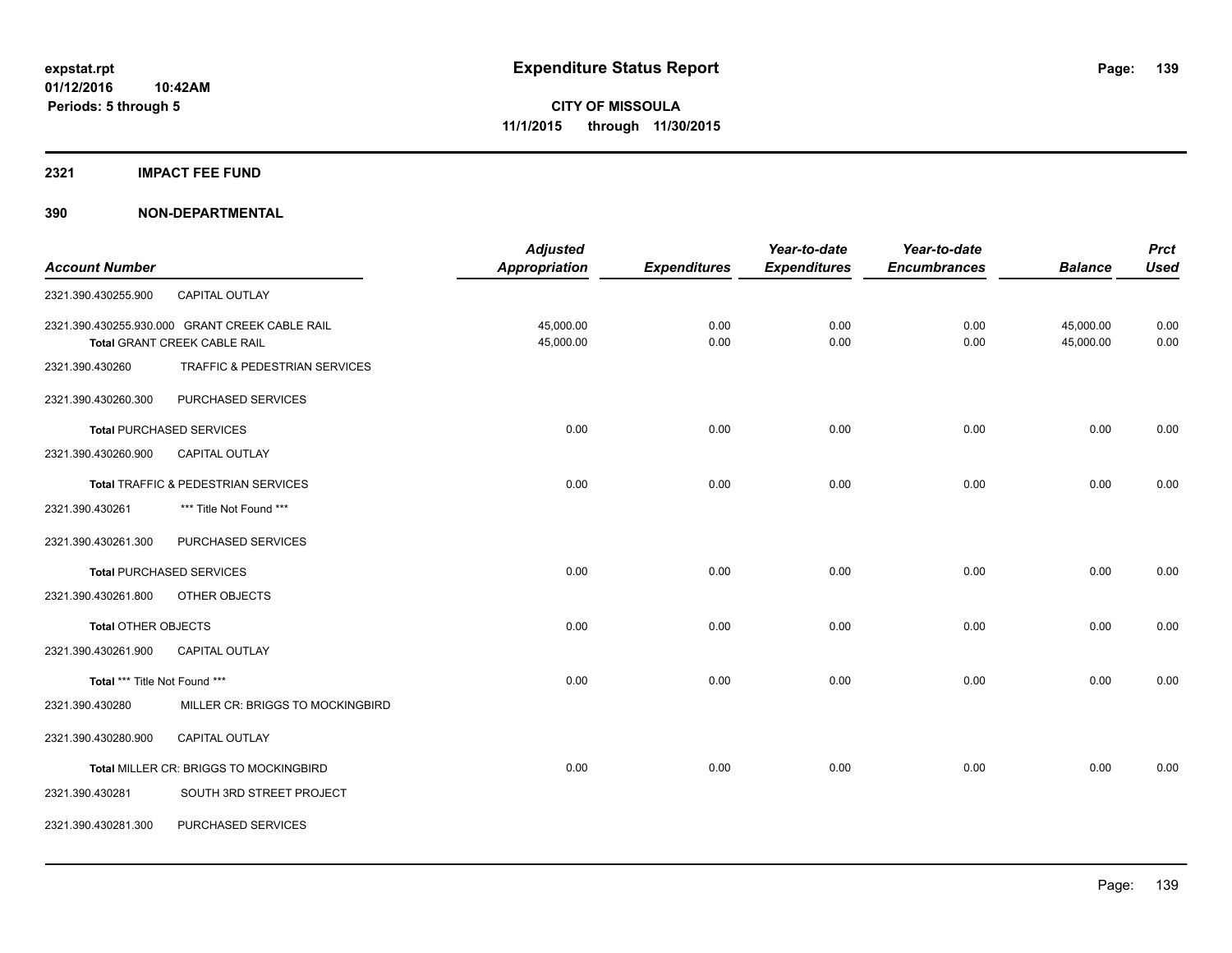**expstat.rpt**
**01/12/2016 10:42AM**
**Periods: 5 through 5**

# Expenditure Status Report

**CITY OF MISSOULA**
**11/1/2015 through 11/30/2015**

## 2321 IMPACT FEE FUND

## 390 NON-DEPARTMENTAL

| Account Number | | Adjusted Appropriation | Expenditures | Year-to-date Expenditures | Year-to-date Encumbrances | Balance | Prct Used |
|---|---|---|---|---|---|---|---|
| 2321.390.430255.900 | CAPITAL OUTLAY | | | | | | |
| 2321.390.430255.930.000 | GRANT CREEK CABLE RAIL | 45,000.00 | 0.00 | 0.00 | 0.00 | 45,000.00 | 0.00 |
| **Total** GRANT CREEK CABLE RAIL | | 45,000.00 | 0.00 | 0.00 | 0.00 | 45,000.00 | 0.00 |
| 2321.390.430260 | TRAFFIC & PEDESTRIAN SERVICES | | | | | | |
| 2321.390.430260.300 | PURCHASED SERVICES | | | | | | |
| **Total** PURCHASED SERVICES | | 0.00 | 0.00 | 0.00 | 0.00 | 0.00 | 0.00 |
| 2321.390.430260.900 | CAPITAL OUTLAY | | | | | | |
| **Total** TRAFFIC & PEDESTRIAN SERVICES | | 0.00 | 0.00 | 0.00 | 0.00 | 0.00 | 0.00 |
| 2321.390.430261 | *** Title Not Found *** | | | | | | |
| 2321.390.430261.300 | PURCHASED SERVICES | | | | | | |
| **Total** PURCHASED SERVICES | | 0.00 | 0.00 | 0.00 | 0.00 | 0.00 | 0.00 |
| 2321.390.430261.800 | OTHER OBJECTS | | | | | | |
| **Total** OTHER OBJECTS | | 0.00 | 0.00 | 0.00 | 0.00 | 0.00 | 0.00 |
| 2321.390.430261.900 | CAPITAL OUTLAY | | | | | | |
| **Total** *** Title Not Found *** | | 0.00 | 0.00 | 0.00 | 0.00 | 0.00 | 0.00 |
| 2321.390.430280 | MILLER CR: BRIGGS TO MOCKINGBIRD | | | | | | |
| 2321.390.430280.900 | CAPITAL OUTLAY | | | | | | |
| **Total** MILLER CR: BRIGGS TO MOCKINGBIRD | | 0.00 | 0.00 | 0.00 | 0.00 | 0.00 | 0.00 |
| 2321.390.430281 | SOUTH 3RD STREET PROJECT | | | | | | |
| 2321.390.430281.300 | PURCHASED SERVICES | | | | | | |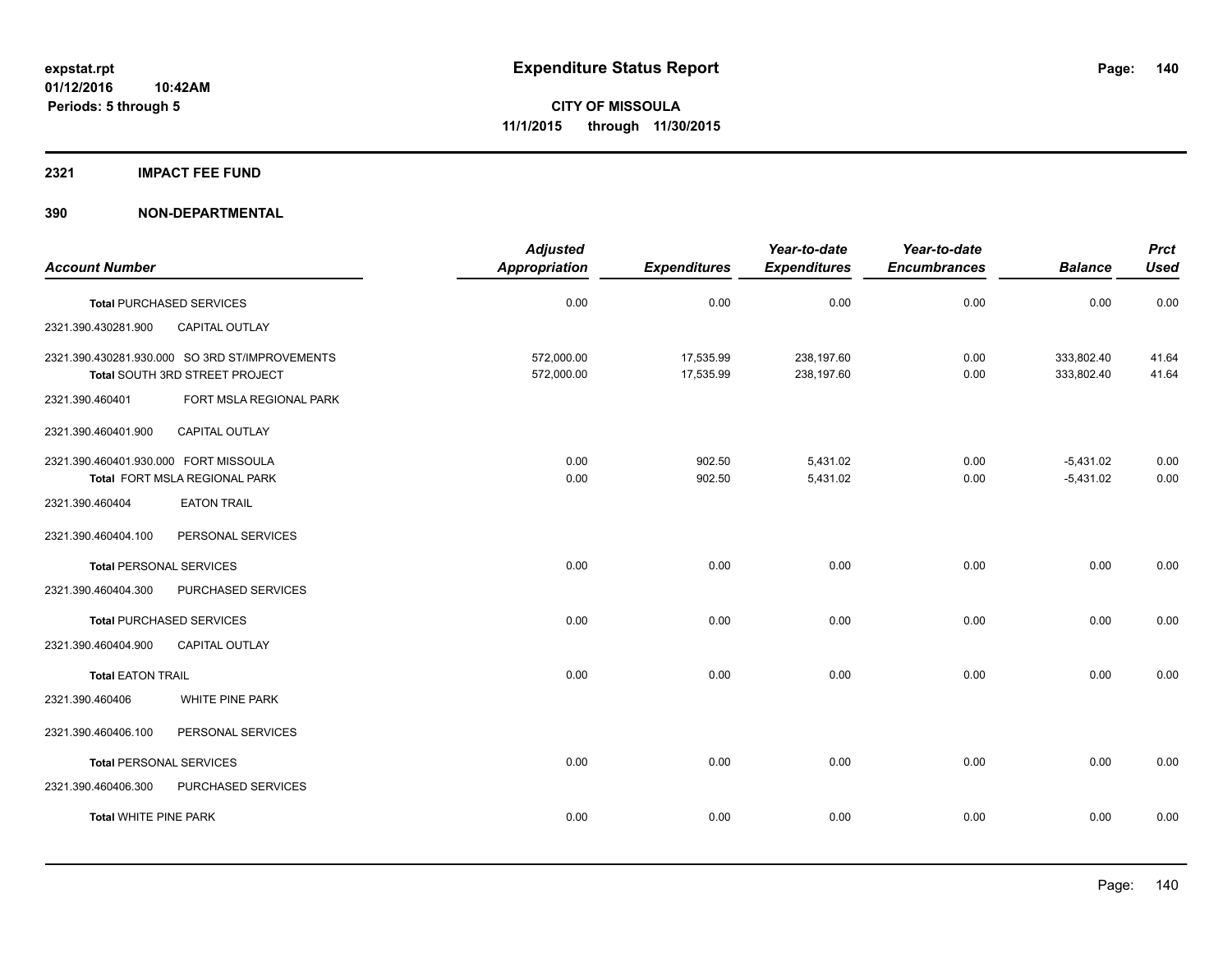**expstat.rpt**
**01/12/2016 10:42AM**
**Periods: 5 through 5**

# Expenditure Status Report

**CITY OF MISSOULA**
**11/1/2015 through 11/30/2015**

## 2321 IMPACT FEE FUND

## 390 NON-DEPARTMENTAL

| Account Number | | Adjusted Appropriation | Expenditures | Year-to-date Expenditures | Year-to-date Encumbrances | Balance | Prct Used |
|---|---|---|---|---|---|---|---|
| **Total** PURCHASED SERVICES | | 0.00 | 0.00 | 0.00 | 0.00 | 0.00 | 0.00 |
| 2321.390.430281.900 | CAPITAL OUTLAY | | | | | | |
| 2321.390.430281.930.000 | SO 3RD ST/IMPROVEMENTS | 572,000.00 | 17,535.99 | 238,197.60 | 0.00 | 333,802.40 | 41.64 |
| **Total** SOUTH 3RD STREET PROJECT | | 572,000.00 | 17,535.99 | 238,197.60 | 0.00 | 333,802.40 | 41.64 |
| 2321.390.460401 | FORT MSLA REGIONAL PARK | | | | | | |
| 2321.390.460401.900 | CAPITAL OUTLAY | | | | | | |
| 2321.390.460401.930.000 | FORT MISSOULA | 0.00 | 902.50 | 5,431.02 | 0.00 | -5,431.02 | 0.00 |
| **Total** FORT MSLA REGIONAL PARK | | 0.00 | 902.50 | 5,431.02 | 0.00 | -5,431.02 | 0.00 |
| 2321.390.460404 | EATON TRAIL | | | | | | |
| 2321.390.460404.100 | PERSONAL SERVICES | | | | | | |
| **Total** PERSONAL SERVICES | | 0.00 | 0.00 | 0.00 | 0.00 | 0.00 | 0.00 |
| 2321.390.460404.300 | PURCHASED SERVICES | | | | | | |
| **Total** PURCHASED SERVICES | | 0.00 | 0.00 | 0.00 | 0.00 | 0.00 | 0.00 |
| 2321.390.460404.900 | CAPITAL OUTLAY | | | | | | |
| **Total** EATON TRAIL | | 0.00 | 0.00 | 0.00 | 0.00 | 0.00 | 0.00 |
| 2321.390.460406 | WHITE PINE PARK | | | | | | |
| 2321.390.460406.100 | PERSONAL SERVICES | | | | | | |
| **Total** PERSONAL SERVICES | | 0.00 | 0.00 | 0.00 | 0.00 | 0.00 | 0.00 |
| 2321.390.460406.300 | PURCHASED SERVICES | | | | | | |
| **Total** WHITE PINE PARK | | 0.00 | 0.00 | 0.00 | 0.00 | 0.00 | 0.00 |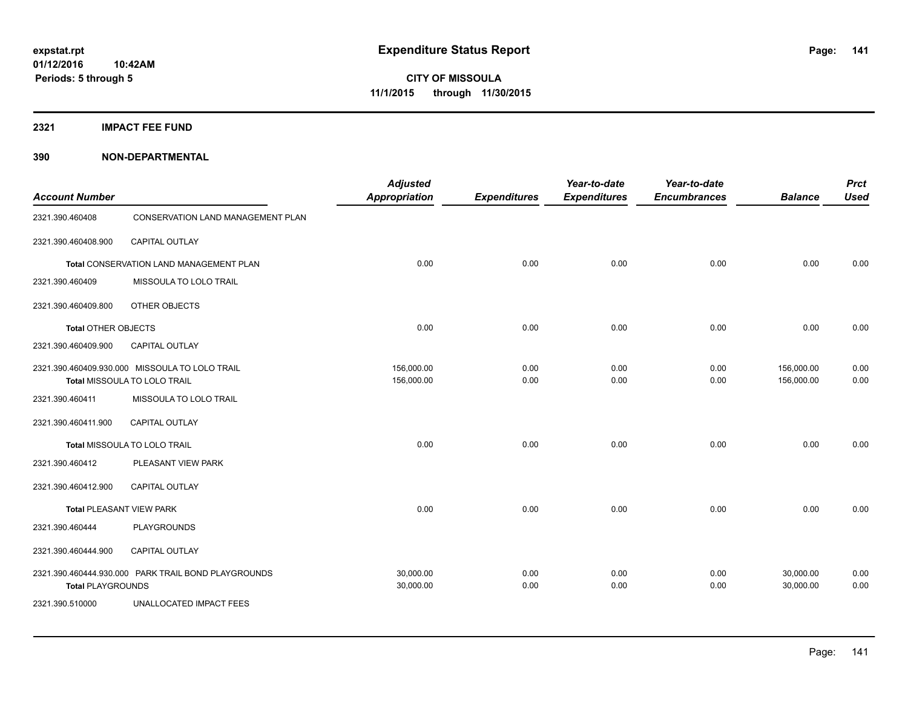**expstat.rpt**
**01/12/2016 10:42AM**
**Periods: 5 through 5**

# Expenditure Status Report

**CITY OF MISSOULA**
**11/1/2015 through 11/30/2015**

## 2321 IMPACT FEE FUND

## 390 NON-DEPARTMENTAL

| Account Number | | Adjusted Appropriation | Expenditures | Year-to-date Expenditures | Year-to-date Encumbrances | Balance | Prct Used |
|---|---|---|---|---|---|---|---|
| 2321.390.460408 | CONSERVATION LAND MANAGEMENT PLAN | | | | | | |
| 2321.390.460408.900 | CAPITAL OUTLAY | | | | | | |
| **Total** CONSERVATION LAND MANAGEMENT PLAN | | 0.00 | 0.00 | 0.00 | 0.00 | 0.00 | 0.00 |
| 2321.390.460409 | MISSOULA TO LOLO TRAIL | | | | | | |
| 2321.390.460409.800 | OTHER OBJECTS | | | | | | |
| **Total** OTHER OBJECTS | | 0.00 | 0.00 | 0.00 | 0.00 | 0.00 | 0.00 |
| 2321.390.460409.900 | CAPITAL OUTLAY | | | | | | |
| 2321.390.460409.930.000 | MISSOULA TO LOLO TRAIL | 156,000.00 | 0.00 | 0.00 | 0.00 | 156,000.00 | 0.00 |
| **Total** MISSOULA TO LOLO TRAIL | | 156,000.00 | 0.00 | 0.00 | 0.00 | 156,000.00 | 0.00 |
| 2321.390.460411 | MISSOULA TO LOLO TRAIL | | | | | | |
| 2321.390.460411.900 | CAPITAL OUTLAY | | | | | | |
| **Total** MISSOULA TO LOLO TRAIL | | 0.00 | 0.00 | 0.00 | 0.00 | 0.00 | 0.00 |
| 2321.390.460412 | PLEASANT VIEW PARK | | | | | | |
| 2321.390.460412.900 | CAPITAL OUTLAY | | | | | | |
| **Total** PLEASANT VIEW PARK | | 0.00 | 0.00 | 0.00 | 0.00 | 0.00 | 0.00 |
| 2321.390.460444 | PLAYGROUNDS | | | | | | |
| 2321.390.460444.900 | CAPITAL OUTLAY | | | | | | |
| 2321.390.460444.930.000 | PARK TRAIL BOND PLAYGROUNDS | 30,000.00 | 0.00 | 0.00 | 0.00 | 30,000.00 | 0.00 |
| **Total** PLAYGROUNDS | | 30,000.00 | 0.00 | 0.00 | 0.00 | 30,000.00 | 0.00 |
| 2321.390.510000 | UNALLOCATED IMPACT FEES | | | | | | |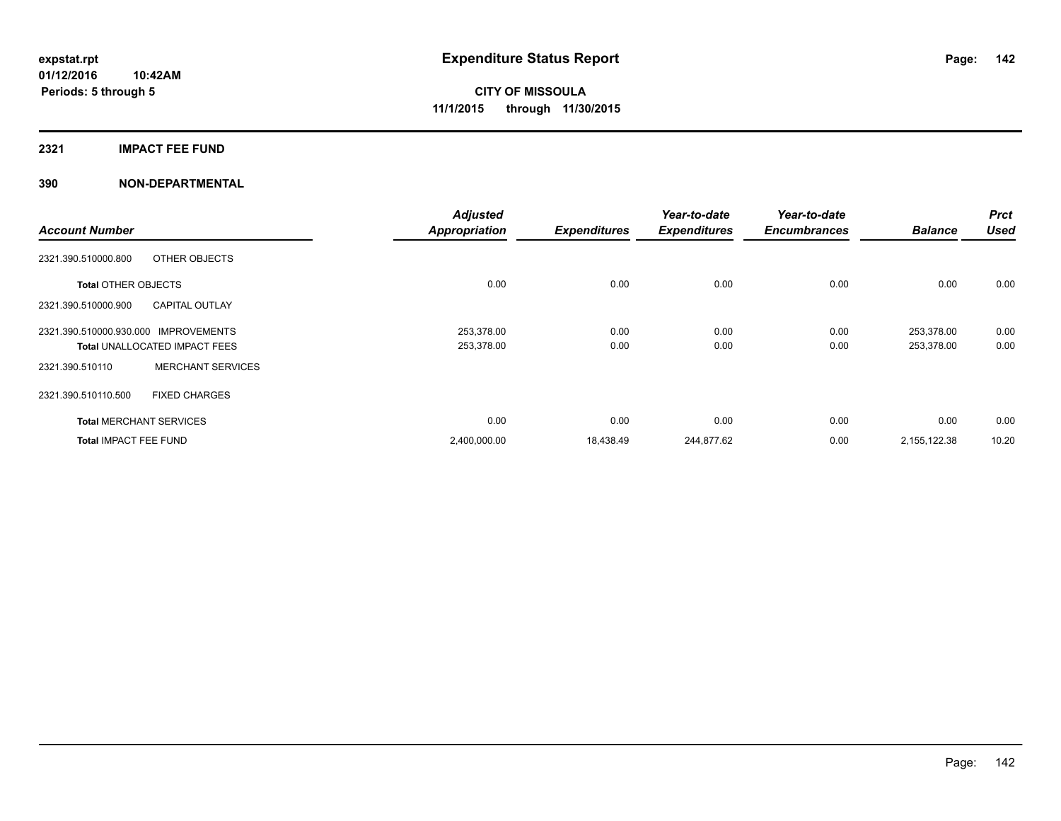**expstat.rpt**
**01/12/2016 10:42AM**
**Periods: 5 through 5**

# Expenditure Status Report

**CITY OF MISSOULA**
**11/1/2015 through 11/30/2015**

## 2321 IMPACT FEE FUND

## 390 NON-DEPARTMENTAL

| Account Number | | *Adjusted Appropriation* | *Expenditures* | *Year-to-date Expenditures* | *Year-to-date Encumbrances* | *Balance* | *Prct Used* |
|---|---|---|---|---|---|---|---|
| 2321.390.510000.800 | OTHER OBJECTS | | | | | | |
| **Total** OTHER OBJECTS | | 0.00 | 0.00 | 0.00 | 0.00 | 0.00 | 0.00 |
| 2321.390.510000.900 | CAPITAL OUTLAY | | | | | | |
| 2321.390.510000.930.000 | IMPROVEMENTS | 253,378.00 | 0.00 | 0.00 | 0.00 | 253,378.00 | 0.00 |
| **Total** UNALLOCATED IMPACT FEES | | 253,378.00 | 0.00 | 0.00 | 0.00 | 253,378.00 | 0.00 |
| 2321.390.510110 | MERCHANT SERVICES | | | | | | |
| 2321.390.510110.500 | FIXED CHARGES | | | | | | |
| **Total** MERCHANT SERVICES | | 0.00 | 0.00 | 0.00 | 0.00 | 0.00 | 0.00 |
| **Total** IMPACT FEE FUND | | 2,400,000.00 | 18,438.49 | 244,877.62 | 0.00 | 2,155,122.38 | 10.20 |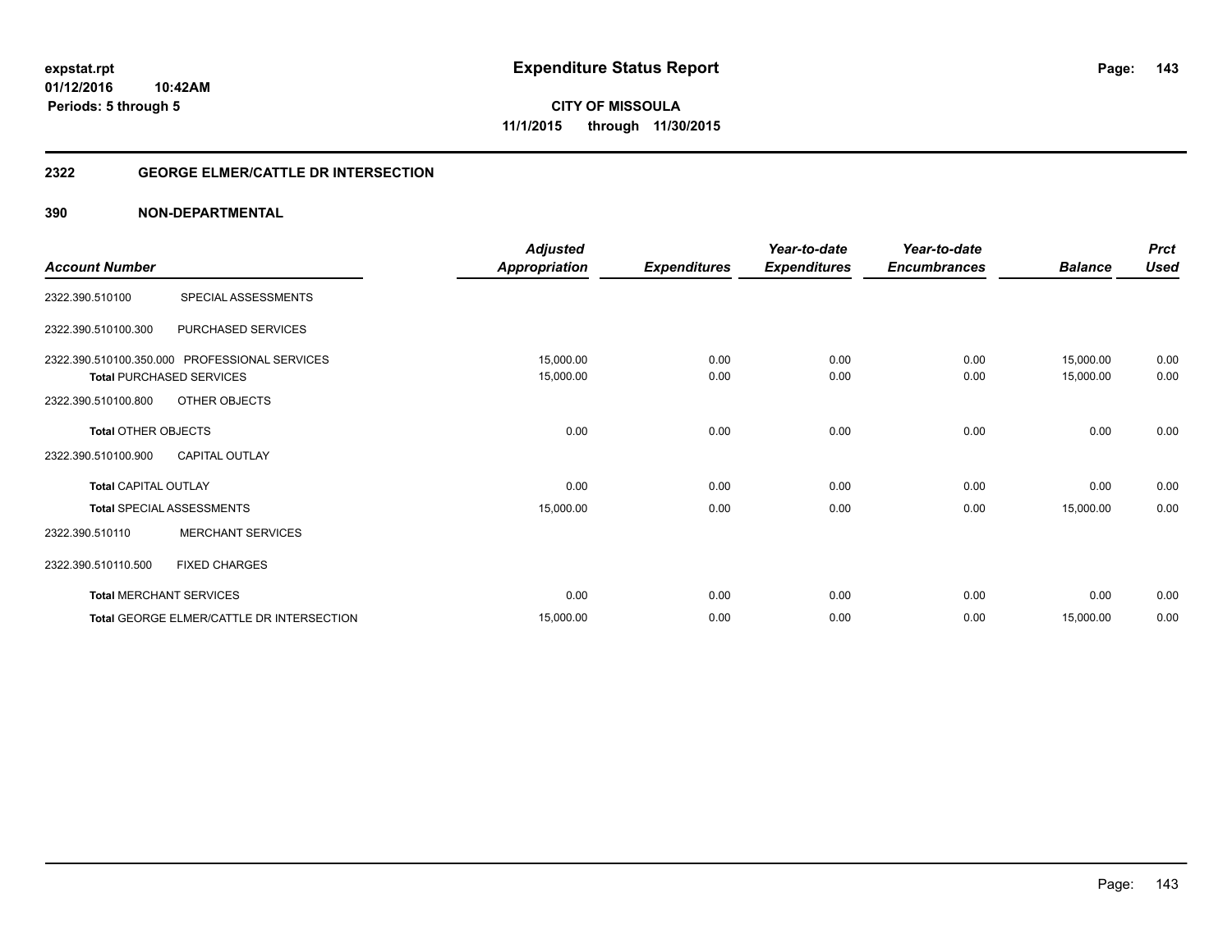expstat.rpt
01/12/2016 10:42AM
Periods: 5 through 5

# Expenditure Status Report

**CITY OF MISSOULA**
**11/1/2015 through 11/30/2015**

## 2322 GEORGE ELMER/CATTLE DR INTERSECTION

### 390 NON-DEPARTMENTAL

| Account Number | | Adjusted Appropriation | Expenditures | Year-to-date Expenditures | Year-to-date Encumbrances | Balance | Prct Used |
|---|---|---|---|---|---|---|---|
| 2322.390.510100 | SPECIAL ASSESSMENTS | | | | | | |
| 2322.390.510100.300 | PURCHASED SERVICES | | | | | | |
| 2322.390.510100.350.000 | PROFESSIONAL SERVICES | 15,000.00 | 0.00 | 0.00 | 0.00 | 15,000.00 | 0.00 |
| **Total** PURCHASED SERVICES | | 15,000.00 | 0.00 | 0.00 | 0.00 | 15,000.00 | 0.00 |
| 2322.390.510100.800 | OTHER OBJECTS | | | | | | |
| **Total** OTHER OBJECTS | | 0.00 | 0.00 | 0.00 | 0.00 | 0.00 | 0.00 |
| 2322.390.510100.900 | CAPITAL OUTLAY | | | | | | |
| **Total** CAPITAL OUTLAY | | 0.00 | 0.00 | 0.00 | 0.00 | 0.00 | 0.00 |
| **Total** SPECIAL ASSESSMENTS | | 15,000.00 | 0.00 | 0.00 | 0.00 | 15,000.00 | 0.00 |
| 2322.390.510110 | MERCHANT SERVICES | | | | | | |
| 2322.390.510110.500 | FIXED CHARGES | | | | | | |
| **Total** MERCHANT SERVICES | | 0.00 | 0.00 | 0.00 | 0.00 | 0.00 | 0.00 |
| **Total** GEORGE ELMER/CATTLE DR INTERSECTION | | 15,000.00 | 0.00 | 0.00 | 0.00 | 15,000.00 | 0.00 |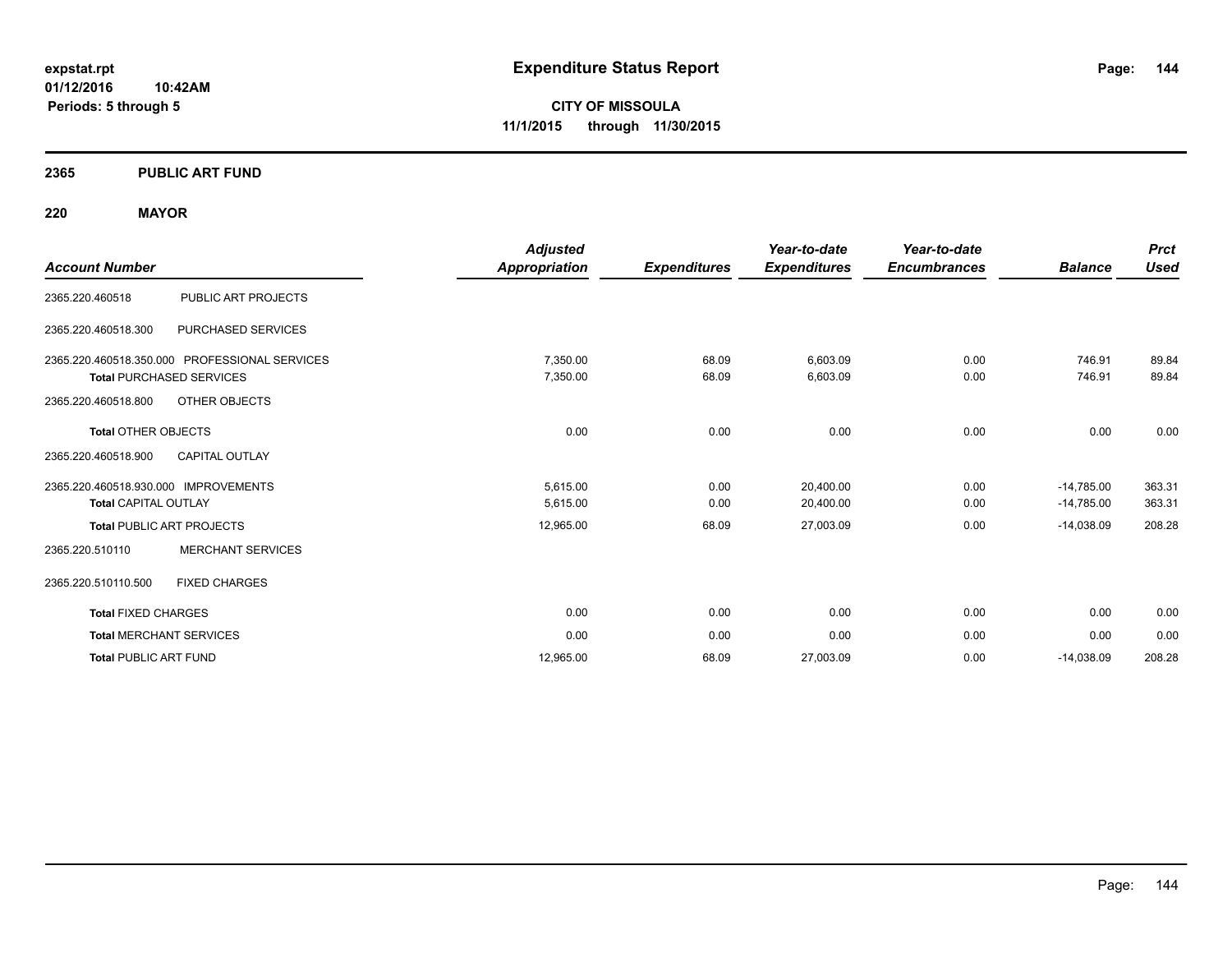**expstat.rpt**
**01/12/2016 10:42AM**
**Periods: 5 through 5**

# Expenditure Status Report

**CITY OF MISSOULA**
**11/1/2015 through 11/30/2015**

## 2365 PUBLIC ART FUND

## 220 MAYOR

| Account Number | | Adjusted Appropriation | Expenditures | Year-to-date Expenditures | Year-to-date Encumbrances | Balance | Prct Used |
|---|---|---|---|---|---|---|---|
| 2365.220.460518 | PUBLIC ART PROJECTS | | | | | | |
| 2365.220.460518.300 | PURCHASED SERVICES | | | | | | |
| 2365.220.460518.350.000 | PROFESSIONAL SERVICES | 7,350.00 | 68.09 | 6,603.09 | 0.00 | 746.91 | 89.84 |
| **Total** PURCHASED SERVICES | | 7,350.00 | 68.09 | 6,603.09 | 0.00 | 746.91 | 89.84 |
| 2365.220.460518.800 | OTHER OBJECTS | | | | | | |
| **Total** OTHER OBJECTS | | 0.00 | 0.00 | 0.00 | 0.00 | 0.00 | 0.00 |
| 2365.220.460518.900 | CAPITAL OUTLAY | | | | | | |
| 2365.220.460518.930.000 | IMPROVEMENTS | 5,615.00 | 0.00 | 20,400.00 | 0.00 | -14,785.00 | 363.31 |
| **Total** CAPITAL OUTLAY | | 5,615.00 | 0.00 | 20,400.00 | 0.00 | -14,785.00 | 363.31 |
| **Total** PUBLIC ART PROJECTS | | 12,965.00 | 68.09 | 27,003.09 | 0.00 | -14,038.09 | 208.28 |
| 2365.220.510110 | MERCHANT SERVICES | | | | | | |
| 2365.220.510110.500 | FIXED CHARGES | | | | | | |
| **Total** FIXED CHARGES | | 0.00 | 0.00 | 0.00 | 0.00 | 0.00 | 0.00 |
| **Total** MERCHANT SERVICES | | 0.00 | 0.00 | 0.00 | 0.00 | 0.00 | 0.00 |
| **Total** PUBLIC ART FUND | | 12,965.00 | 68.09 | 27,003.09 | 0.00 | -14,038.09 | 208.28 |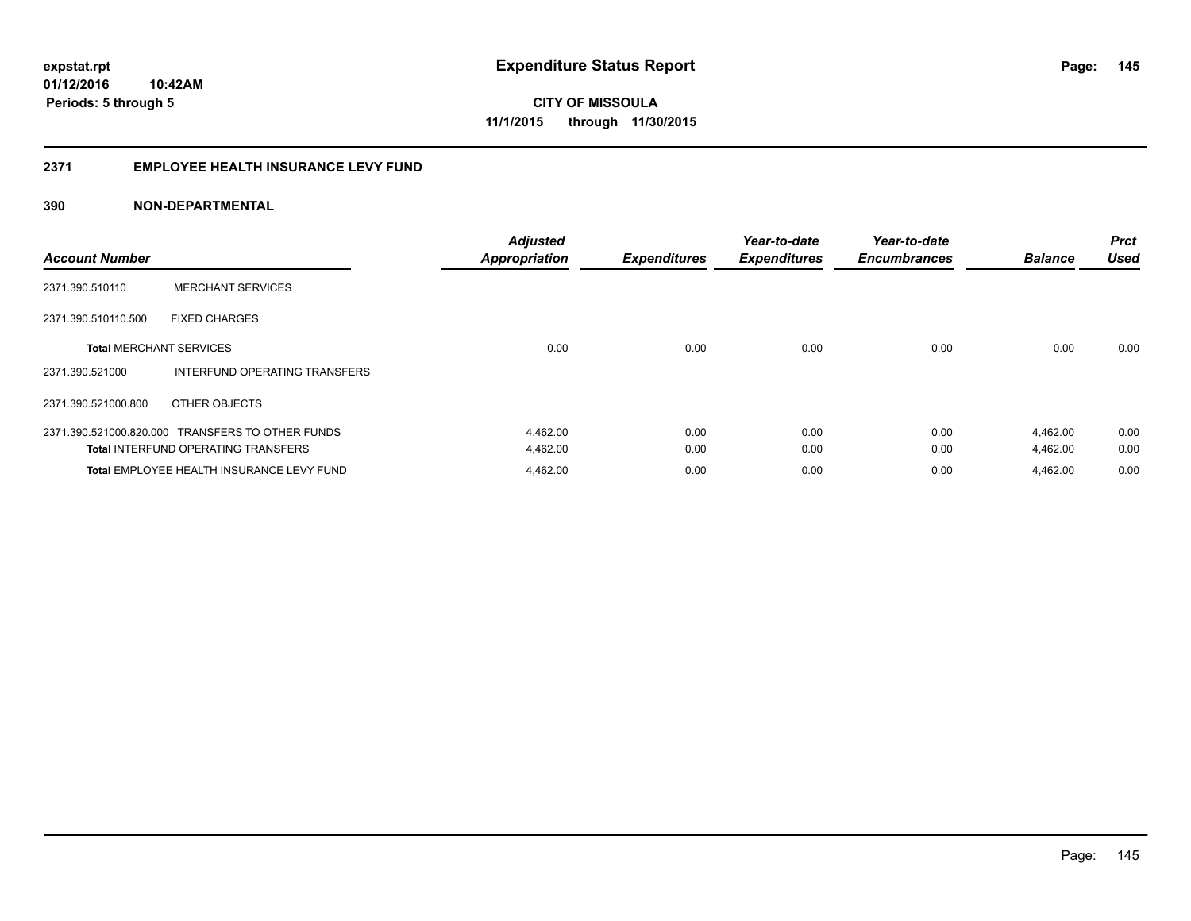expstat.rpt
01/12/2016 10:42AM
Periods: 5 through 5

# Expenditure Status Report

CITY OF MISSOULA
11/1/2015 through 11/30/2015

## 2371 EMPLOYEE HEALTH INSURANCE LEVY FUND

### 390 NON-DEPARTMENTAL

| Account Number | | Adjusted Appropriation | Expenditures | Year-to-date Expenditures | Year-to-date Encumbrances | Balance | Prct Used |
|---|---|---|---|---|---|---|---|
| 2371.390.510110 | MERCHANT SERVICES | | | | | | |
| 2371.390.510110.500 | FIXED CHARGES | | | | | | |
| **Total** MERCHANT SERVICES | | 0.00 | 0.00 | 0.00 | 0.00 | 0.00 | 0.00 |
| 2371.390.521000 | INTERFUND OPERATING TRANSFERS | | | | | | |
| 2371.390.521000.800 | OTHER OBJECTS | | | | | | |
| 2371.390.521000.820.000 | TRANSFERS TO OTHER FUNDS | 4,462.00 | 0.00 | 0.00 | 0.00 | 4,462.00 | 0.00 |
| **Total** INTERFUND OPERATING TRANSFERS | | 4,462.00 | 0.00 | 0.00 | 0.00 | 4,462.00 | 0.00 |
| **Total** EMPLOYEE HEALTH INSURANCE LEVY FUND | | 4,462.00 | 0.00 | 0.00 | 0.00 | 4,462.00 | 0.00 |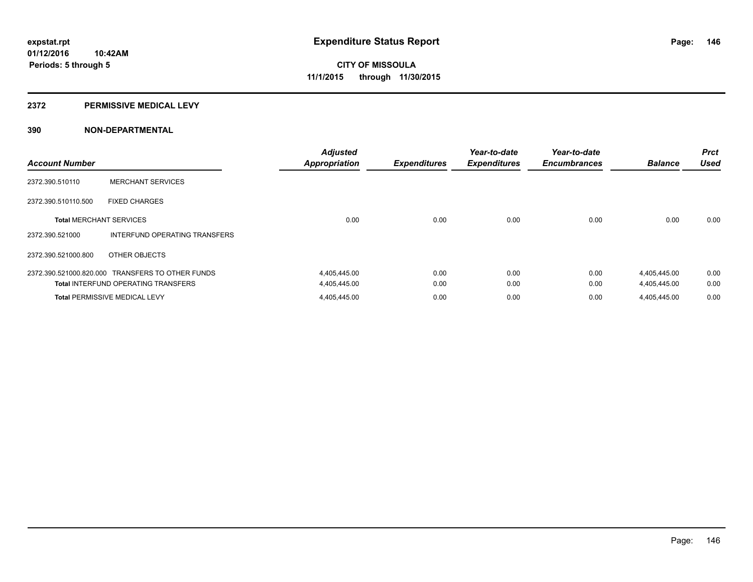expstat.rpt
01/12/2016 10:42AM
Periods: 5 through 5

# Expenditure Status Report

CITY OF MISSOULA
11/1/2015 through 11/30/2015

## 2372 PERMISSIVE MEDICAL LEVY

## 390 NON-DEPARTMENTAL

| Account Number | | Adjusted Appropriation | Expenditures | Year-to-date Expenditures | Year-to-date Encumbrances | Balance | Prct Used |
|---|---|---|---|---|---|---|---|
| 2372.390.510110 | MERCHANT SERVICES | | | | | | |
| 2372.390.510110.500 | FIXED CHARGES | | | | | | |
| **Total** MERCHANT SERVICES | | 0.00 | 0.00 | 0.00 | 0.00 | 0.00 | 0.00 |
| 2372.390.521000 | INTERFUND OPERATING TRANSFERS | | | | | | |
| 2372.390.521000.800 | OTHER OBJECTS | | | | | | |
| 2372.390.521000.820.000 | TRANSFERS TO OTHER FUNDS | 4,405,445.00 | 0.00 | 0.00 | 0.00 | 4,405,445.00 | 0.00 |
| **Total** INTERFUND OPERATING TRANSFERS | | 4,405,445.00 | 0.00 | 0.00 | 0.00 | 4,405,445.00 | 0.00 |
| **Total** PERMISSIVE MEDICAL LEVY | | 4,405,445.00 | 0.00 | 0.00 | 0.00 | 4,405,445.00 | 0.00 |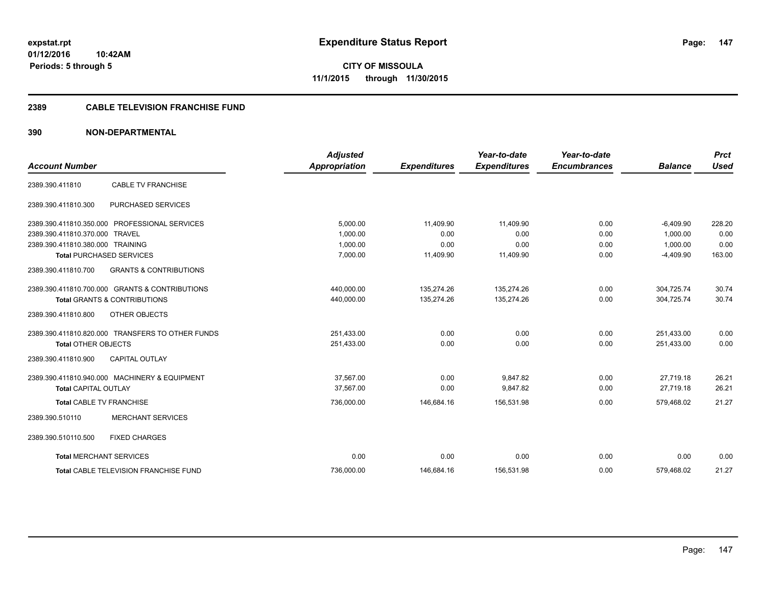# Expenditure Status Report

**CITY OF MISSOULA**

**11/1/2015 through 11/30/2015**

expstat.rpt
01/12/2016 10:42AM
Periods: 5 through 5

## 2389 CABLE TELEVISION FRANCHISE FUND

## 390 NON-DEPARTMENTAL

| Account Number | | Adjusted Appropriation | Expenditures | Year-to-date Expenditures | Year-to-date Encumbrances | Balance | Prct Used |
|---|---|---|---|---|---|---|---|
| 2389.390.411810 | CABLE TV FRANCHISE | | | | | | |
| 2389.390.411810.300 | PURCHASED SERVICES | | | | | | |
| 2389.390.411810.350.000 | PROFESSIONAL SERVICES | 5,000.00 | 11,409.90 | 11,409.90 | 0.00 | -6,409.90 | 228.20 |
| 2389.390.411810.370.000 | TRAVEL | 1,000.00 | 0.00 | 0.00 | 0.00 | 1,000.00 | 0.00 |
| 2389.390.411810.380.000 | TRAINING | 1,000.00 | 0.00 | 0.00 | 0.00 | 1,000.00 | 0.00 |
| **Total** PURCHASED SERVICES | | 7,000.00 | 11,409.90 | 11,409.90 | 0.00 | -4,409.90 | 163.00 |
| 2389.390.411810.700 | GRANTS & CONTRIBUTIONS | | | | | | |
| 2389.390.411810.700.000 | GRANTS & CONTRIBUTIONS | 440,000.00 | 135,274.26 | 135,274.26 | 0.00 | 304,725.74 | 30.74 |
| **Total** GRANTS & CONTRIBUTIONS | | 440,000.00 | 135,274.26 | 135,274.26 | 0.00 | 304,725.74 | 30.74 |
| 2389.390.411810.800 | OTHER OBJECTS | | | | | | |
| 2389.390.411810.820.000 | TRANSFERS TO OTHER FUNDS | 251,433.00 | 0.00 | 0.00 | 0.00 | 251,433.00 | 0.00 |
| **Total** OTHER OBJECTS | | 251,433.00 | 0.00 | 0.00 | 0.00 | 251,433.00 | 0.00 |
| 2389.390.411810.900 | CAPITAL OUTLAY | | | | | | |
| 2389.390.411810.940.000 | MACHINERY & EQUIPMENT | 37,567.00 | 0.00 | 9,847.82 | 0.00 | 27,719.18 | 26.21 |
| **Total** CAPITAL OUTLAY | | 37,567.00 | 0.00 | 9,847.82 | 0.00 | 27,719.18 | 26.21 |
| **Total** CABLE TV FRANCHISE | | 736,000.00 | 146,684.16 | 156,531.98 | 0.00 | 579,468.02 | 21.27 |
| 2389.390.510110 | MERCHANT SERVICES | | | | | | |
| 2389.390.510110.500 | FIXED CHARGES | | | | | | |
| **Total** MERCHANT SERVICES | | 0.00 | 0.00 | 0.00 | 0.00 | 0.00 | 0.00 |
| **Total** CABLE TELEVISION FRANCHISE FUND | | 736,000.00 | 146,684.16 | 156,531.98 | 0.00 | 579,468.02 | 21.27 |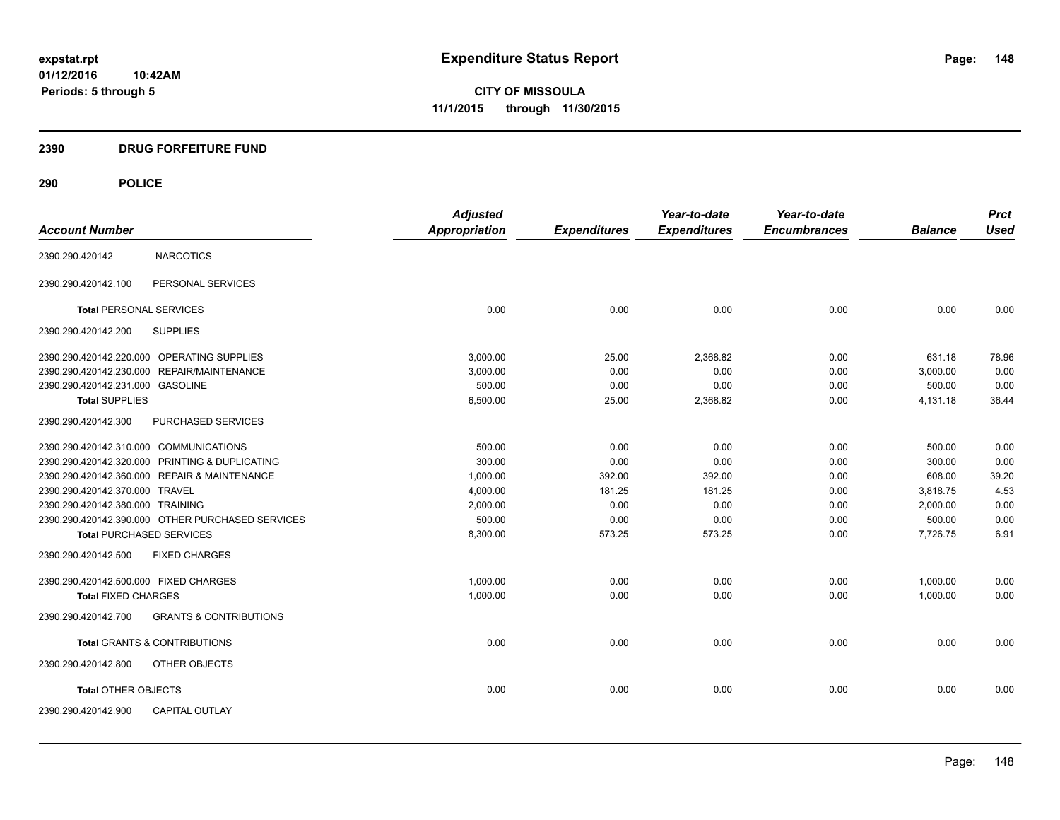**expstat.rpt**
**01/12/2016 10:42AM**
**Periods: 5 through 5**

# Expenditure Status Report

**CITY OF MISSOULA**
**11/1/2015 through 11/30/2015**

## 2390 DRUG FORFEITURE FUND

## 290 POLICE

| Account Number | | Adjusted Appropriation | Expenditures | Year-to-date Expenditures | Year-to-date Encumbrances | Balance | Prct Used |
|---|---|---|---|---|---|---|---|
| 2390.290.420142 | NARCOTICS | | | | | | |
| 2390.290.420142.100 | PERSONAL SERVICES | | | | | | |
| **Total** PERSONAL SERVICES | | 0.00 | 0.00 | 0.00 | 0.00 | 0.00 | 0.00 |
| 2390.290.420142.200 | SUPPLIES | | | | | | |
| 2390.290.420142.220.000 | OPERATING SUPPLIES | 3,000.00 | 25.00 | 2,368.82 | 0.00 | 631.18 | 78.96 |
| 2390.290.420142.230.000 | REPAIR/MAINTENANCE | 3,000.00 | 0.00 | 0.00 | 0.00 | 3,000.00 | 0.00 |
| 2390.290.420142.231.000 | GASOLINE | 500.00 | 0.00 | 0.00 | 0.00 | 500.00 | 0.00 |
| **Total SUPPLIES** | | 6,500.00 | 25.00 | 2,368.82 | 0.00 | 4,131.18 | 36.44 |
| 2390.290.420142.300 | PURCHASED SERVICES | | | | | | |
| 2390.290.420142.310.000 | COMMUNICATIONS | 500.00 | 0.00 | 0.00 | 0.00 | 500.00 | 0.00 |
| 2390.290.420142.320.000 | PRINTING & DUPLICATING | 300.00 | 0.00 | 0.00 | 0.00 | 300.00 | 0.00 |
| 2390.290.420142.360.000 | REPAIR & MAINTENANCE | 1,000.00 | 392.00 | 392.00 | 0.00 | 608.00 | 39.20 |
| 2390.290.420142.370.000 | TRAVEL | 4,000.00 | 181.25 | 181.25 | 0.00 | 3,818.75 | 4.53 |
| 2390.290.420142.380.000 | TRAINING | 2,000.00 | 0.00 | 0.00 | 0.00 | 2,000.00 | 0.00 |
| 2390.290.420142.390.000 | OTHER PURCHASED SERVICES | 500.00 | 0.00 | 0.00 | 0.00 | 500.00 | 0.00 |
| **Total** PURCHASED SERVICES | | 8,300.00 | 573.25 | 573.25 | 0.00 | 7,726.75 | 6.91 |
| 2390.290.420142.500 | FIXED CHARGES | | | | | | |
| 2390.290.420142.500.000 | FIXED CHARGES | 1,000.00 | 0.00 | 0.00 | 0.00 | 1,000.00 | 0.00 |
| **Total FIXED CHARGES** | | 1,000.00 | 0.00 | 0.00 | 0.00 | 1,000.00 | 0.00 |
| 2390.290.420142.700 | GRANTS & CONTRIBUTIONS | | | | | | |
| **Total** GRANTS & CONTRIBUTIONS | | 0.00 | 0.00 | 0.00 | 0.00 | 0.00 | 0.00 |
| 2390.290.420142.800 | OTHER OBJECTS | | | | | | |
| **Total** OTHER OBJECTS | | 0.00 | 0.00 | 0.00 | 0.00 | 0.00 | 0.00 |
| 2390.290.420142.900 | CAPITAL OUTLAY | | | | | | |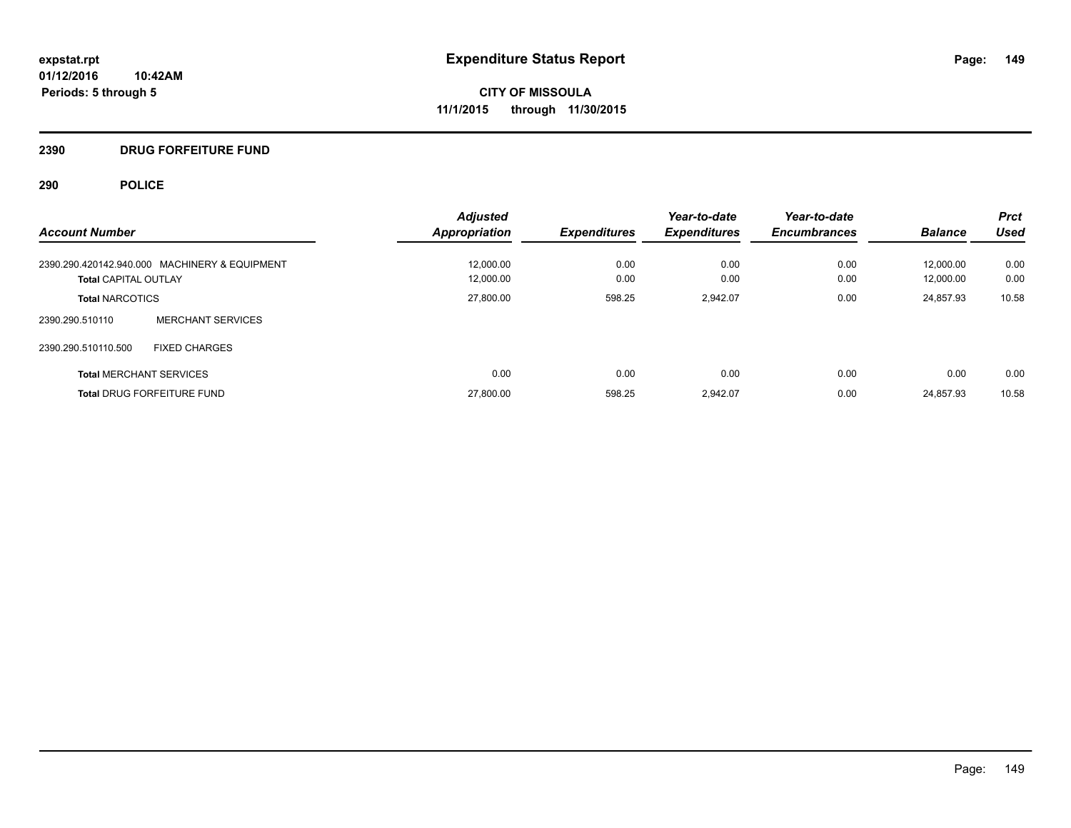**expstat.rpt**
**01/12/2016 10:42AM**
**Periods: 5 through 5**

# Expenditure Status Report

**CITY OF MISSOULA**
**11/1/2015 through 11/30/2015**

## 2390 DRUG FORFEITURE FUND

## 290 POLICE

| Account Number | | Adjusted Appropriation | Expenditures | Year-to-date Expenditures | Year-to-date Encumbrances | Balance | Prct Used |
|---|---|---|---|---|---|---|---|
| 2390.290.420142.940.000 | MACHINERY & EQUIPMENT | 12,000.00 | 0.00 | 0.00 | 0.00 | 12,000.00 | 0.00 |
| **Total** CAPITAL OUTLAY | | 12,000.00 | 0.00 | 0.00 | 0.00 | 12,000.00 | 0.00 |
| **Total** NARCOTICS | | 27,800.00 | 598.25 | 2,942.07 | 0.00 | 24,857.93 | 10.58 |
| 2390.290.510110 | MERCHANT SERVICES | | | | | | |
| 2390.290.510110.500 | FIXED CHARGES | | | | | | |
| **Total** MERCHANT SERVICES | | 0.00 | 0.00 | 0.00 | 0.00 | 0.00 | 0.00 |
| **Total** DRUG FORFEITURE FUND | | 27,800.00 | 598.25 | 2,942.07 | 0.00 | 24,857.93 | 10.58 |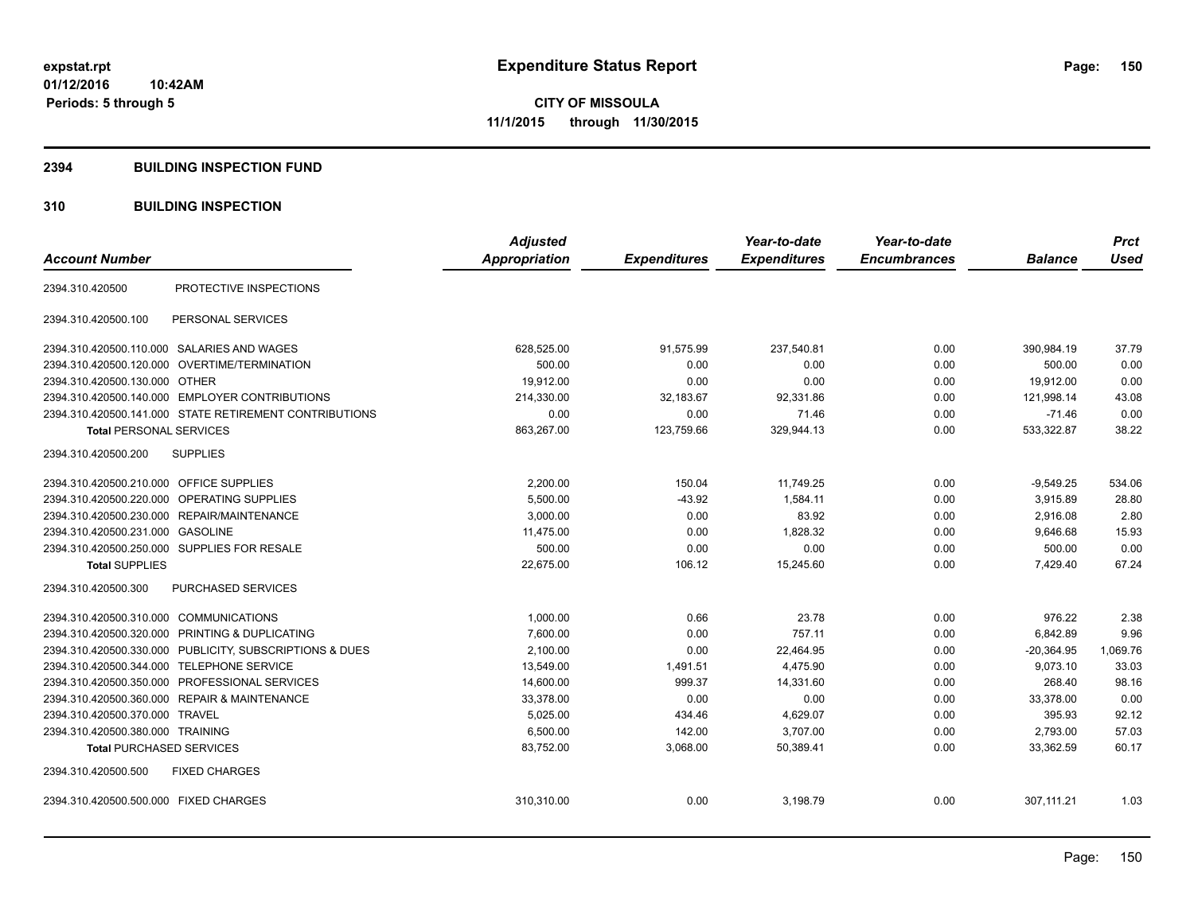**expstat.rpt**
**01/12/2016 10:42AM**
**Periods: 5 through 5**

# Expenditure Status Report

**CITY OF MISSOULA**
**11/1/2015 through 11/30/2015**

## 2394 BUILDING INSPECTION FUND

### 310 BUILDING INSPECTION

| Account Number | | Adjusted Appropriation | Expenditures | Year-to-date Expenditures | Year-to-date Encumbrances | Balance | Prct Used |
|---|---|---|---|---|---|---|---|
| 2394.310.420500 | PROTECTIVE INSPECTIONS | | | | | | |
| 2394.310.420500.100 | PERSONAL SERVICES | | | | | | |
| 2394.310.420500.110.000 | SALARIES AND WAGES | 628,525.00 | 91,575.99 | 237,540.81 | 0.00 | 390,984.19 | 37.79 |
| 2394.310.420500.120.000 | OVERTIME/TERMINATION | 500.00 | 0.00 | 0.00 | 0.00 | 500.00 | 0.00 |
| 2394.310.420500.130.000 | OTHER | 19,912.00 | 0.00 | 0.00 | 0.00 | 19,912.00 | 0.00 |
| 2394.310.420500.140.000 | EMPLOYER CONTRIBUTIONS | 214,330.00 | 32,183.67 | 92,331.86 | 0.00 | 121,998.14 | 43.08 |
| 2394.310.420500.141.000 | STATE RETIREMENT CONTRIBUTIONS | 0.00 | 0.00 | 71.46 | 0.00 | -71.46 | 0.00 |
| **Total** PERSONAL SERVICES | | 863,267.00 | 123,759.66 | 329,944.13 | 0.00 | 533,322.87 | 38.22 |
| 2394.310.420500.200 | SUPPLIES | | | | | | |
| 2394.310.420500.210.000 | OFFICE SUPPLIES | 2,200.00 | 150.04 | 11,749.25 | 0.00 | -9,549.25 | 534.06 |
| 2394.310.420500.220.000 | OPERATING SUPPLIES | 5,500.00 | -43.92 | 1,584.11 | 0.00 | 3,915.89 | 28.80 |
| 2394.310.420500.230.000 | REPAIR/MAINTENANCE | 3,000.00 | 0.00 | 83.92 | 0.00 | 2,916.08 | 2.80 |
| 2394.310.420500.231.000 | GASOLINE | 11,475.00 | 0.00 | 1,828.32 | 0.00 | 9,646.68 | 15.93 |
| 2394.310.420500.250.000 | SUPPLIES FOR RESALE | 500.00 | 0.00 | 0.00 | 0.00 | 500.00 | 0.00 |
| **Total** SUPPLIES | | 22,675.00 | 106.12 | 15,245.60 | 0.00 | 7,429.40 | 67.24 |
| 2394.310.420500.300 | PURCHASED SERVICES | | | | | | |
| 2394.310.420500.310.000 | COMMUNICATIONS | 1,000.00 | 0.66 | 23.78 | 0.00 | 976.22 | 2.38 |
| 2394.310.420500.320.000 | PRINTING & DUPLICATING | 7,600.00 | 0.00 | 757.11 | 0.00 | 6,842.89 | 9.96 |
| 2394.310.420500.330.000 | PUBLICITY, SUBSCRIPTIONS & DUES | 2,100.00 | 0.00 | 22,464.95 | 0.00 | -20,364.95 | 1,069.76 |
| 2394.310.420500.344.000 | TELEPHONE SERVICE | 13,549.00 | 1,491.51 | 4,475.90 | 0.00 | 9,073.10 | 33.03 |
| 2394.310.420500.350.000 | PROFESSIONAL SERVICES | 14,600.00 | 999.37 | 14,331.60 | 0.00 | 268.40 | 98.16 |
| 2394.310.420500.360.000 | REPAIR & MAINTENANCE | 33,378.00 | 0.00 | 0.00 | 0.00 | 33,378.00 | 0.00 |
| 2394.310.420500.370.000 | TRAVEL | 5,025.00 | 434.46 | 4,629.07 | 0.00 | 395.93 | 92.12 |
| 2394.310.420500.380.000 | TRAINING | 6,500.00 | 142.00 | 3,707.00 | 0.00 | 2,793.00 | 57.03 |
| **Total** PURCHASED SERVICES | | 83,752.00 | 3,068.00 | 50,389.41 | 0.00 | 33,362.59 | 60.17 |
| 2394.310.420500.500 | FIXED CHARGES | | | | | | |
| 2394.310.420500.500.000 | FIXED CHARGES | 310,310.00 | 0.00 | 3,198.79 | 0.00 | 307,111.21 | 1.03 |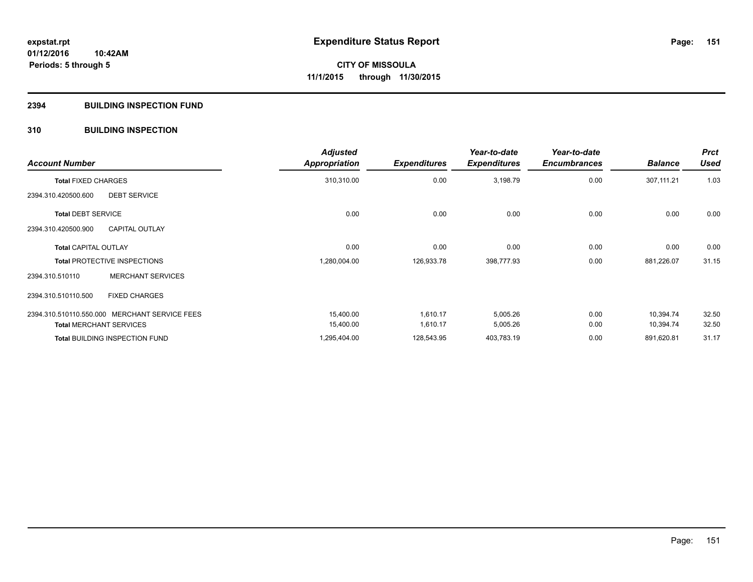# Expenditure Status Report

**CITY OF MISSOULA**
**11/1/2015 through 11/30/2015**

expstat.rpt
01/12/2016 10:42AM
Periods: 5 through 5

## 2394 BUILDING INSPECTION FUND

### 310 BUILDING INSPECTION

| Account Number | | Adjusted Appropriation | Expenditures | Year-to-date Expenditures | Year-to-date Encumbrances | Balance | Prct Used |
|---|---|---|---|---|---|---|---|
| **Total** FIXED CHARGES | | 310,310.00 | 0.00 | 3,198.79 | 0.00 | 307,111.21 | 1.03 |
| 2394.310.420500.600 | DEBT SERVICE | | | | | | |
| **Total** DEBT SERVICE | | 0.00 | 0.00 | 0.00 | 0.00 | 0.00 | 0.00 |
| 2394.310.420500.900 | CAPITAL OUTLAY | | | | | | |
| **Total** CAPITAL OUTLAY | | 0.00 | 0.00 | 0.00 | 0.00 | 0.00 | 0.00 |
| **Total** PROTECTIVE INSPECTIONS | | 1,280,004.00 | 126,933.78 | 398,777.93 | 0.00 | 881,226.07 | 31.15 |
| 2394.310.510110 | MERCHANT SERVICES | | | | | | |
| 2394.310.510110.500 | FIXED CHARGES | | | | | | |
| 2394.310.510110.550.000 | MERCHANT SERVICE FEES | 15,400.00 | 1,610.17 | 5,005.26 | 0.00 | 10,394.74 | 32.50 |
| **Total** MERCHANT SERVICES | | 15,400.00 | 1,610.17 | 5,005.26 | 0.00 | 10,394.74 | 32.50 |
| **Total** BUILDING INSPECTION FUND | | 1,295,404.00 | 128,543.95 | 403,783.19 | 0.00 | 891,620.81 | 31.17 |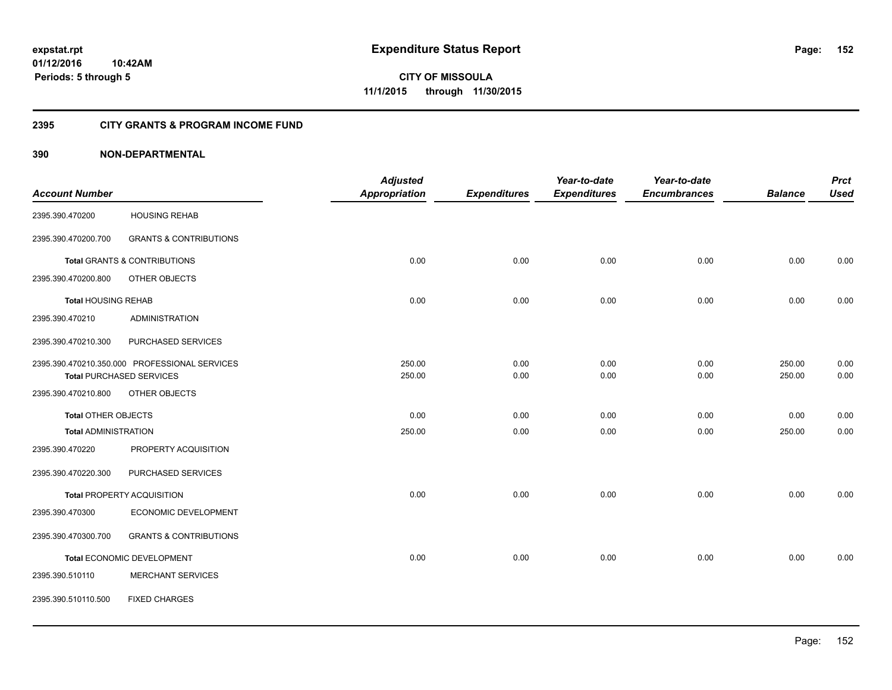# Expenditure Status Report

**CITY OF MISSOULA**
**11/1/2015 through 11/30/2015**

expstat.rpt
01/12/2016 10:42AM
Periods: 5 through 5

## 2395 CITY GRANTS & PROGRAM INCOME FUND

## 390 NON-DEPARTMENTAL

| Account Number | | Adjusted Appropriation | Expenditures | Year-to-date Expenditures | Year-to-date Encumbrances | Balance | Prct Used |
|---|---|---|---|---|---|---|---|
| 2395.390.470200 | HOUSING REHAB | | | | | | |
| 2395.390.470200.700 | GRANTS & CONTRIBUTIONS | | | | | | |
| **Total** GRANTS & CONTRIBUTIONS | | 0.00 | 0.00 | 0.00 | 0.00 | 0.00 | 0.00 |
| 2395.390.470200.800 | OTHER OBJECTS | | | | | | |
| **Total** HOUSING REHAB | | 0.00 | 0.00 | 0.00 | 0.00 | 0.00 | 0.00 |
| 2395.390.470210 | ADMINISTRATION | | | | | | |
| 2395.390.470210.300 | PURCHASED SERVICES | | | | | | |
| 2395.390.470210.350.000 | PROFESSIONAL SERVICES | 250.00 | 0.00 | 0.00 | 0.00 | 250.00 | 0.00 |
| **Total** PURCHASED SERVICES | | 250.00 | 0.00 | 0.00 | 0.00 | 250.00 | 0.00 |
| 2395.390.470210.800 | OTHER OBJECTS | | | | | | |
| **Total** OTHER OBJECTS | | 0.00 | 0.00 | 0.00 | 0.00 | 0.00 | 0.00 |
| **Total** ADMINISTRATION | | 250.00 | 0.00 | 0.00 | 0.00 | 250.00 | 0.00 |
| 2395.390.470220 | PROPERTY ACQUISITION | | | | | | |
| 2395.390.470220.300 | PURCHASED SERVICES | | | | | | |
| **Total** PROPERTY ACQUISITION | | 0.00 | 0.00 | 0.00 | 0.00 | 0.00 | 0.00 |
| 2395.390.470300 | ECONOMIC DEVELOPMENT | | | | | | |
| 2395.390.470300.700 | GRANTS & CONTRIBUTIONS | | | | | | |
| **Total** ECONOMIC DEVELOPMENT | | 0.00 | 0.00 | 0.00 | 0.00 | 0.00 | 0.00 |
| 2395.390.510110 | MERCHANT SERVICES | | | | | | |
| 2395.390.510110.500 | FIXED CHARGES | | | | | | |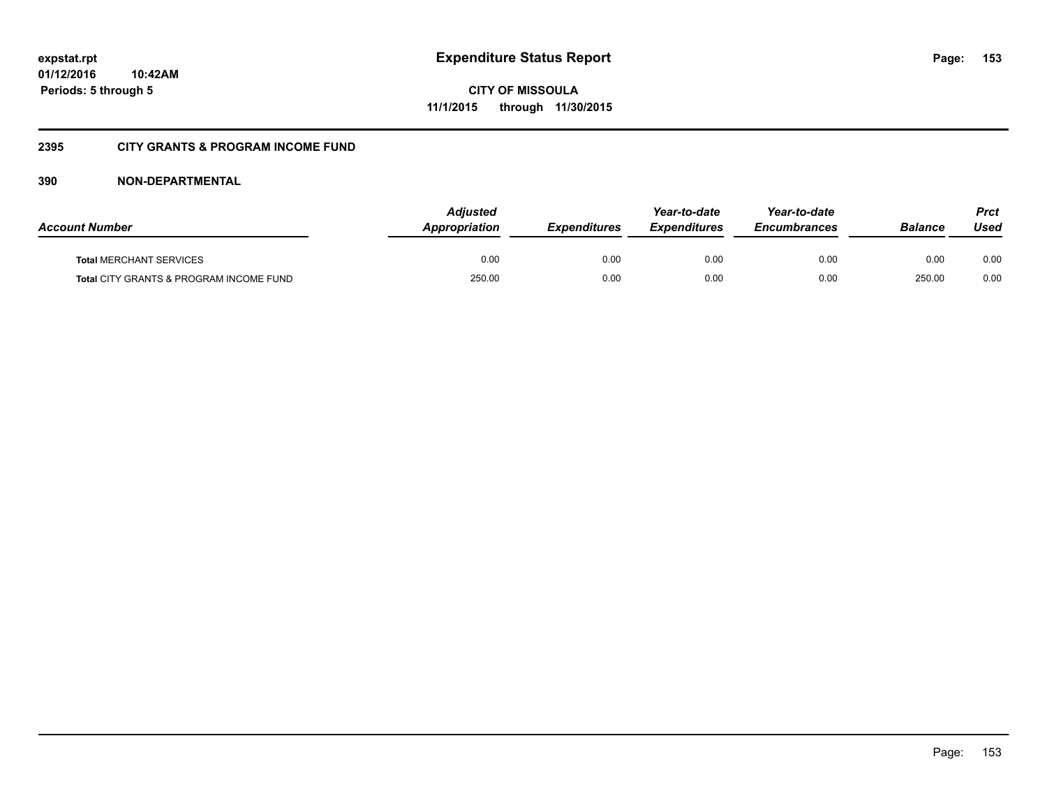**expstat.rpt**
**01/12/2016 10:42AM**
**Periods: 5 through 5**

# Expenditure Status Report

**CITY OF MISSOULA**
**11/1/2015 through 11/30/2015**

## 2395 CITY GRANTS & PROGRAM INCOME FUND

## 390 NON-DEPARTMENTAL

| Account Number | Adjusted Appropriation | Expenditures | Year-to-date Expenditures | Year-to-date Encumbrances | Balance | Prct Used |
|---|---|---|---|---|---|---|
| **Total** MERCHANT SERVICES | 0.00 | 0.00 | 0.00 | 0.00 | 0.00 | 0.00 |
| **Total** CITY GRANTS & PROGRAM INCOME FUND | 250.00 | 0.00 | 0.00 | 0.00 | 250.00 | 0.00 |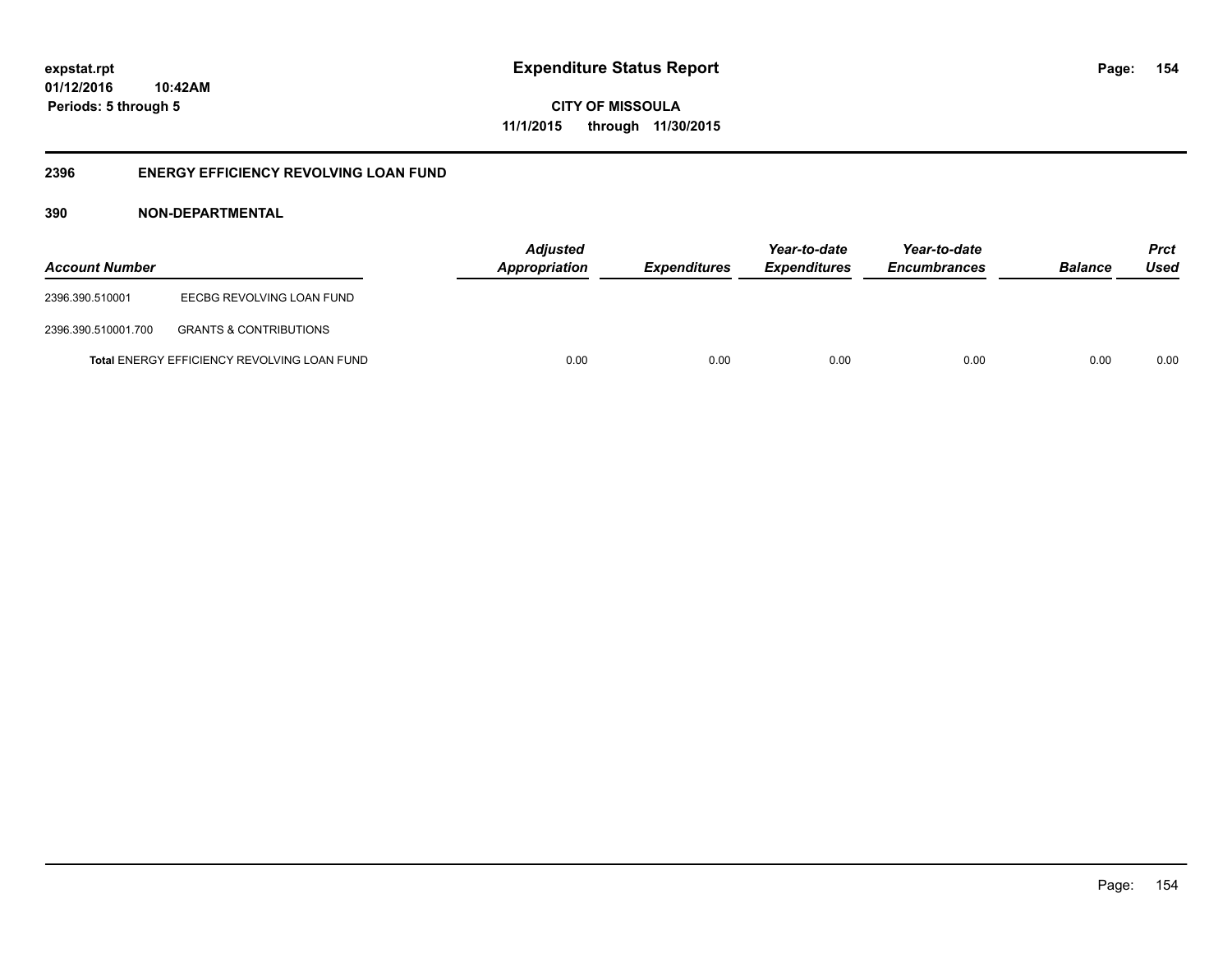# Expenditure Status Report

expstat.rpt
01/12/2016 10:42AM
Periods: 5 through 5

**CITY OF MISSOULA**
**11/1/2015 through 11/30/2015**

## 2396 ENERGY EFFICIENCY REVOLVING LOAN FUND

### 390 NON-DEPARTMENTAL

| Account Number | | *Adjusted Appropriation* | *Expenditures* | *Year-to-date Expenditures* | *Year-to-date Encumbrances* | *Balance* | *Prct Used* |
|---|---|---|---|---|---|---|---|
| 2396.390.510001 | EECBG REVOLVING LOAN FUND | | | | | | |
| 2396.390.510001.700 | GRANTS & CONTRIBUTIONS | | | | | | |
| **Total** ENERGY EFFICIENCY REVOLVING LOAN FUND | | 0.00 | 0.00 | 0.00 | 0.00 | 0.00 | 0.00 |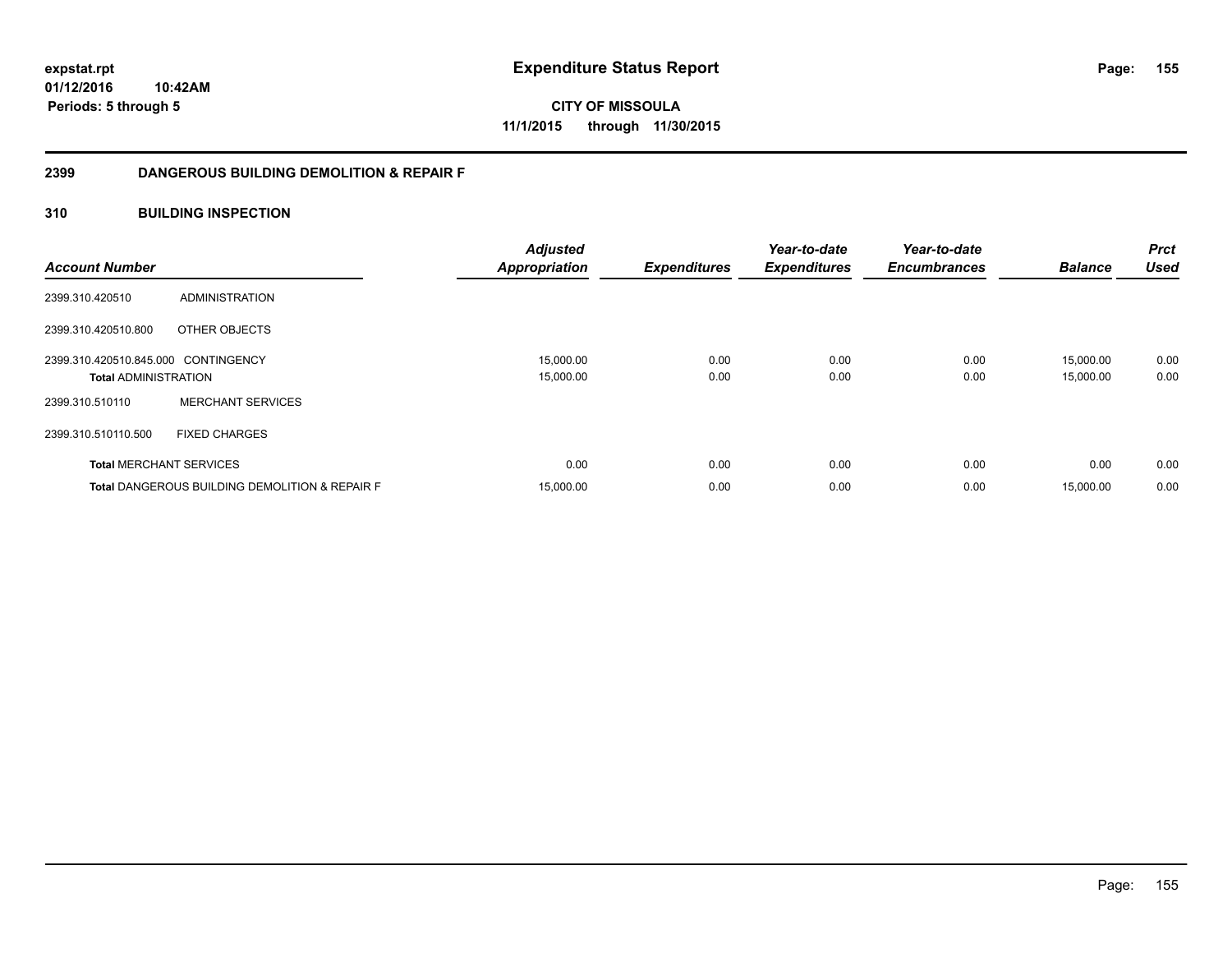**expstat.rpt**
**01/12/2016 10:42AM**
**Periods: 5 through 5**

# Expenditure Status Report

**CITY OF MISSOULA**
**11/1/2015 through 11/30/2015**

## 2399 DANGEROUS BUILDING DEMOLITION & REPAIR F

### 310 BUILDING INSPECTION

| Account Number | | Adjusted Appropriation | Expenditures | Year-to-date Expenditures | Year-to-date Encumbrances | Balance | Prct Used |
|---|---|---|---|---|---|---|---|
| 2399.310.420510 | ADMINISTRATION | | | | | | |
| 2399.310.420510.800 | OTHER OBJECTS | | | | | | |
| 2399.310.420510.845.000 | CONTINGENCY | 15,000.00 | 0.00 | 0.00 | 0.00 | 15,000.00 | 0.00 |
| **Total** ADMINISTRATION | | 15,000.00 | 0.00 | 0.00 | 0.00 | 15,000.00 | 0.00 |
| 2399.310.510110 | MERCHANT SERVICES | | | | | | |
| 2399.310.510110.500 | FIXED CHARGES | | | | | | |
| **Total** MERCHANT SERVICES | | 0.00 | 0.00 | 0.00 | 0.00 | 0.00 | 0.00 |
| **Total** DANGEROUS BUILDING DEMOLITION & REPAIR F | | 15,000.00 | 0.00 | 0.00 | 0.00 | 15,000.00 | 0.00 |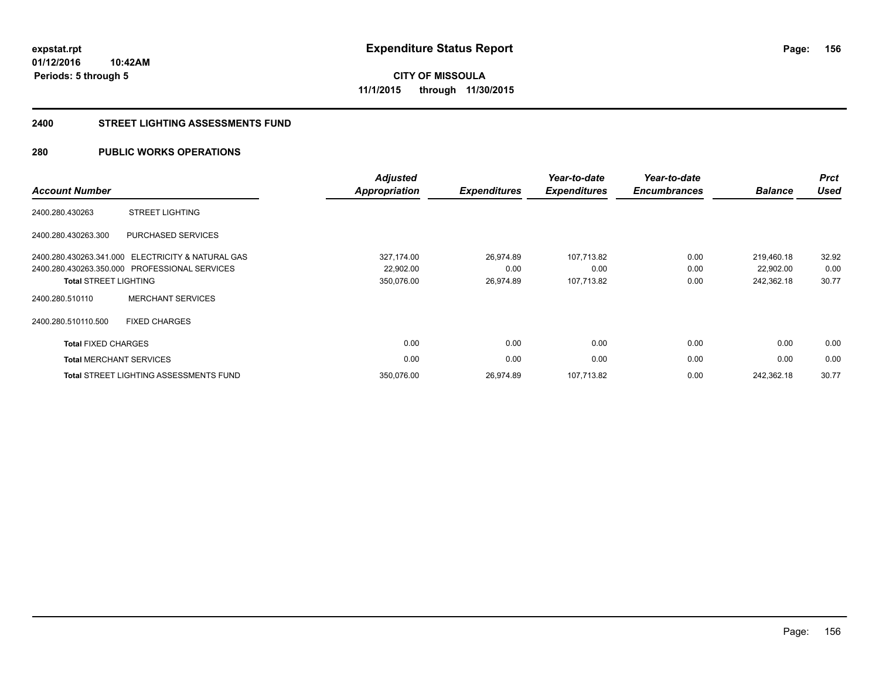# Expenditure Status Report

**CITY OF MISSOULA**
**11/1/2015 through 11/30/2015**

expstat.rpt
01/12/2016 10:42AM
Periods: 5 through 5

## 2400 STREET LIGHTING ASSESSMENTS FUND

## 280 PUBLIC WORKS OPERATIONS

| Account Number | | Adjusted Appropriation | Expenditures | Year-to-date Expenditures | Year-to-date Encumbrances | Balance | Prct Used |
|---|---|---|---|---|---|---|---|
| 2400.280.430263 | STREET LIGHTING | | | | | | |
| 2400.280.430263.300 | PURCHASED SERVICES | | | | | | |
| 2400.280.430263.341.000 | ELECTRICITY & NATURAL GAS | 327,174.00 | 26,974.89 | 107,713.82 | 0.00 | 219,460.18 | 32.92 |
| 2400.280.430263.350.000 | PROFESSIONAL SERVICES | 22,902.00 | 0.00 | 0.00 | 0.00 | 22,902.00 | 0.00 |
| **Total** STREET LIGHTING | | 350,076.00 | 26,974.89 | 107,713.82 | 0.00 | 242,362.18 | 30.77 |
| 2400.280.510110 | MERCHANT SERVICES | | | | | | |
| 2400.280.510110.500 | FIXED CHARGES | | | | | | |
| **Total** FIXED CHARGES | | 0.00 | 0.00 | 0.00 | 0.00 | 0.00 | 0.00 |
| **Total** MERCHANT SERVICES | | 0.00 | 0.00 | 0.00 | 0.00 | 0.00 | 0.00 |
| **Total** STREET LIGHTING ASSESSMENTS FUND | | 350,076.00 | 26,974.89 | 107,713.82 | 0.00 | 242,362.18 | 30.77 |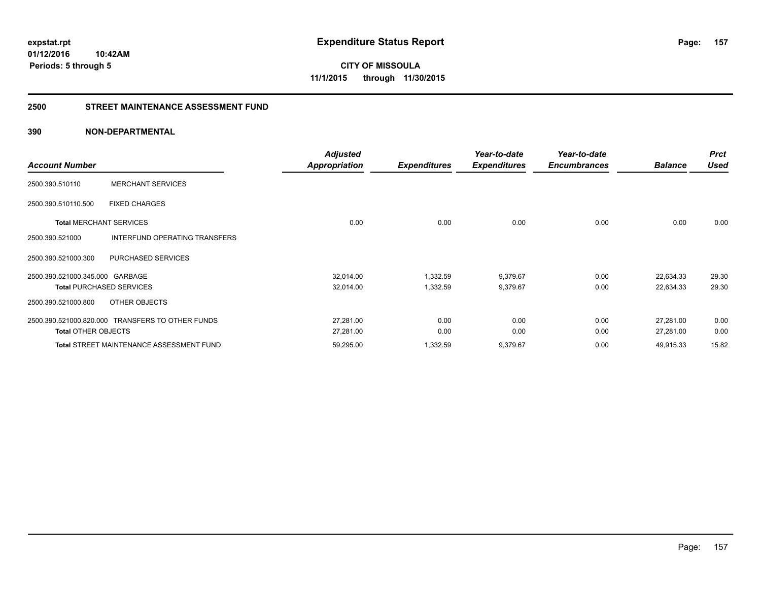**expstat.rpt**
**01/12/2016 10:42AM**
**Periods: 5 through 5**

# Expenditure Status Report

**CITY OF MISSOULA**
**11/1/2015 through 11/30/2015**

## 2500 STREET MAINTENANCE ASSESSMENT FUND

## 390 NON-DEPARTMENTAL

| Account Number | | Adjusted Appropriation | Expenditures | Year-to-date Expenditures | Year-to-date Encumbrances | Balance | Prct Used |
|---|---|---|---|---|---|---|---|
| 2500.390.510110 | MERCHANT SERVICES | | | | | | |
| 2500.390.510110.500 | FIXED CHARGES | | | | | | |
| **Total** MERCHANT SERVICES | | 0.00 | 0.00 | 0.00 | 0.00 | 0.00 | 0.00 |
| 2500.390.521000 | INTERFUND OPERATING TRANSFERS | | | | | | |
| 2500.390.521000.300 | PURCHASED SERVICES | | | | | | |
| 2500.390.521000.345.000 | GARBAGE | 32,014.00 | 1,332.59 | 9,379.67 | 0.00 | 22,634.33 | 29.30 |
| **Total** PURCHASED SERVICES | | 32,014.00 | 1,332.59 | 9,379.67 | 0.00 | 22,634.33 | 29.30 |
| 2500.390.521000.800 | OTHER OBJECTS | | | | | | |
| 2500.390.521000.820.000 | TRANSFERS TO OTHER FUNDS | 27,281.00 | 0.00 | 0.00 | 0.00 | 27,281.00 | 0.00 |
| **Total** OTHER OBJECTS | | 27,281.00 | 0.00 | 0.00 | 0.00 | 27,281.00 | 0.00 |
| **Total** STREET MAINTENANCE ASSESSMENT FUND | | 59,295.00 | 1,332.59 | 9,379.67 | 0.00 | 49,915.33 | 15.82 |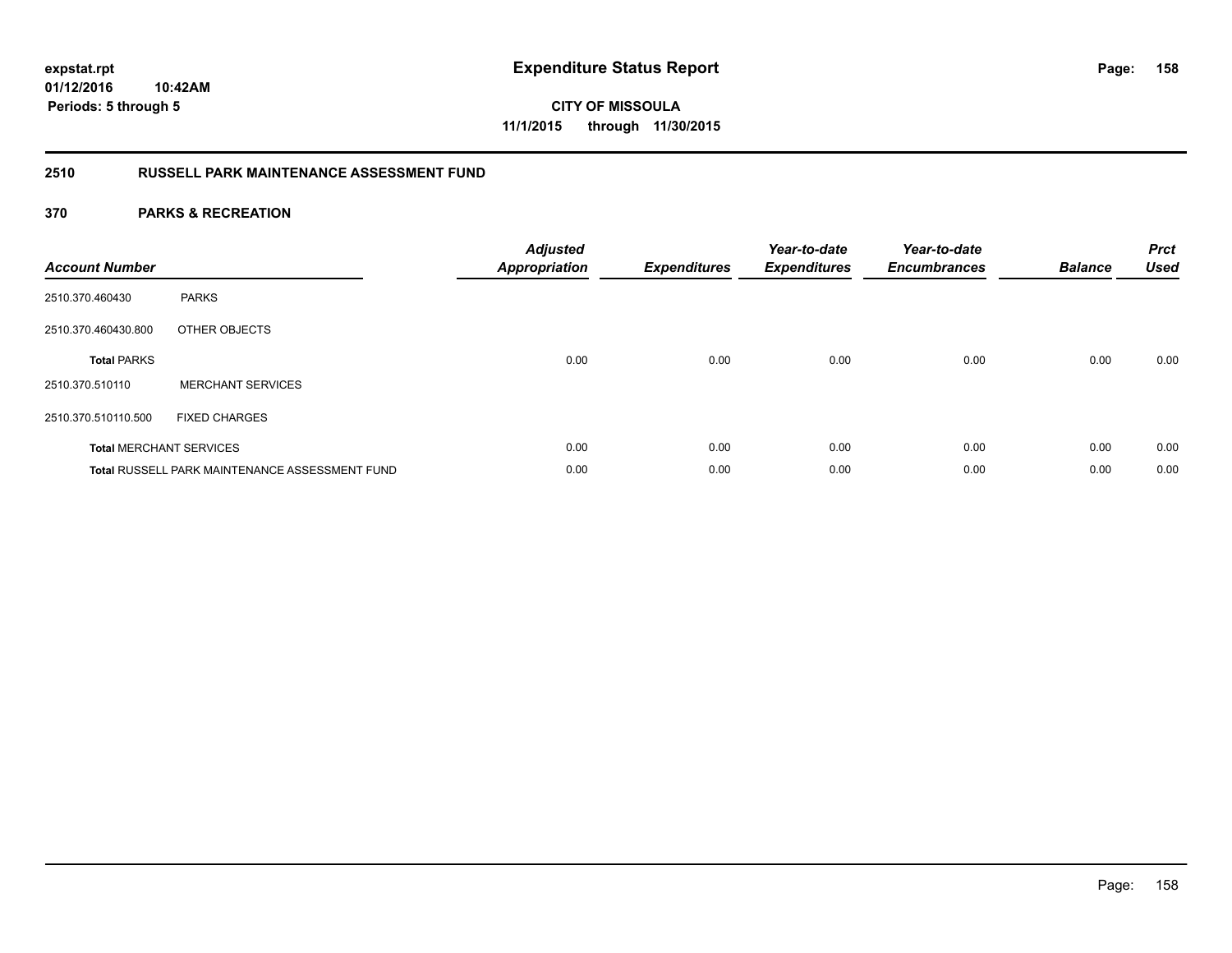**expstat.rpt**
**01/12/2016 10:42AM**
**Periods: 5 through 5**

# Expenditure Status Report

**CITY OF MISSOULA**
**11/1/2015 through 11/30/2015**

## 2510 RUSSELL PARK MAINTENANCE ASSESSMENT FUND

## 370 PARKS & RECREATION

| Account Number | | Adjusted Appropriation | Expenditures | Year-to-date Expenditures | Year-to-date Encumbrances | Balance | Prct Used |
|---|---|---|---|---|---|---|---|
| 2510.370.460430 | PARKS | | | | | | |
| 2510.370.460430.800 | OTHER OBJECTS | | | | | | |
| **Total** PARKS | | 0.00 | 0.00 | 0.00 | 0.00 | 0.00 | 0.00 |
| 2510.370.510110 | MERCHANT SERVICES | | | | | | |
| 2510.370.510110.500 | FIXED CHARGES | | | | | | |
| **Total** MERCHANT SERVICES | | 0.00 | 0.00 | 0.00 | 0.00 | 0.00 | 0.00 |
| **Total** RUSSELL PARK MAINTENANCE ASSESSMENT FUND | | 0.00 | 0.00 | 0.00 | 0.00 | 0.00 | 0.00 |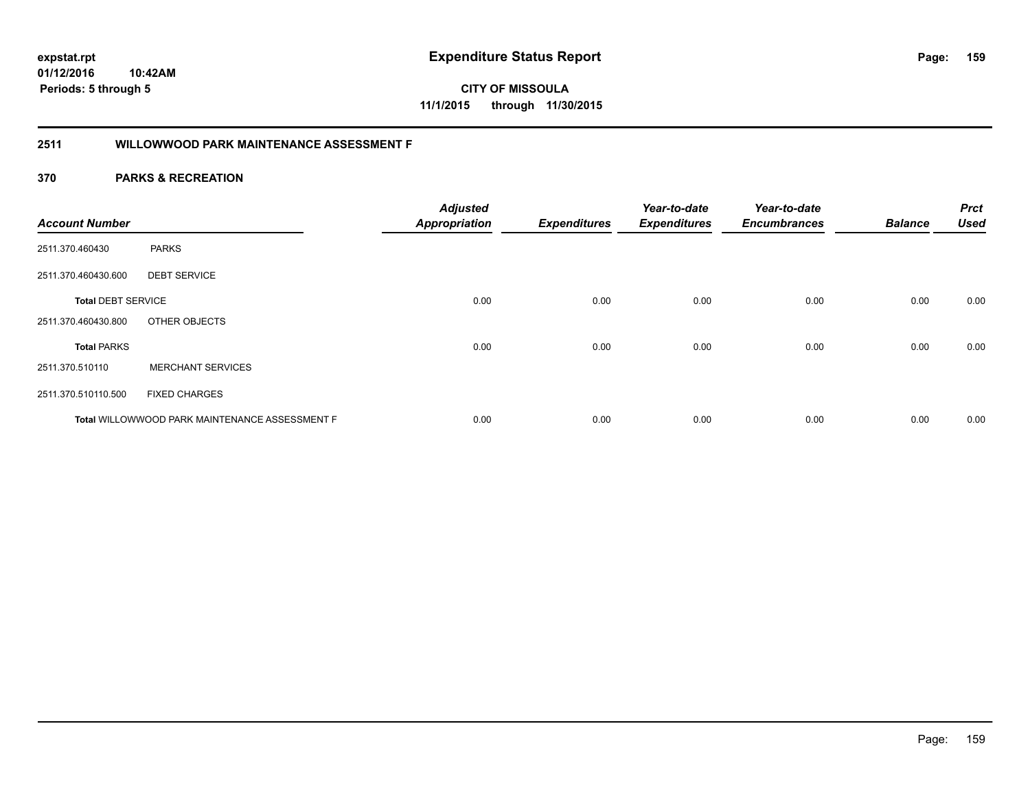**expstat.rpt**
**01/12/2016 10:42AM**
**Periods: 5 through 5**

# Expenditure Status Report

**CITY OF MISSOULA**
**11/1/2015 through 11/30/2015**

## 2511 WILLOWWOOD PARK MAINTENANCE ASSESSMENT F

### 370 PARKS & RECREATION

| Account Number | | Adjusted Appropriation | Expenditures | Year-to-date Expenditures | Year-to-date Encumbrances | Balance | Prct Used |
|---|---|---|---|---|---|---|---|
| 2511.370.460430 | PARKS | | | | | | |
| 2511.370.460430.600 | DEBT SERVICE | | | | | | |
| **Total** DEBT SERVICE | | 0.00 | 0.00 | 0.00 | 0.00 | 0.00 | 0.00 |
| 2511.370.460430.800 | OTHER OBJECTS | | | | | | |
| **Total** PARKS | | 0.00 | 0.00 | 0.00 | 0.00 | 0.00 | 0.00 |
| 2511.370.510110 | MERCHANT SERVICES | | | | | | |
| 2511.370.510110.500 | FIXED CHARGES | | | | | | |
| **Total** WILLOWWOOD PARK MAINTENANCE ASSESSMENT F | | 0.00 | 0.00 | 0.00 | 0.00 | 0.00 | 0.00 |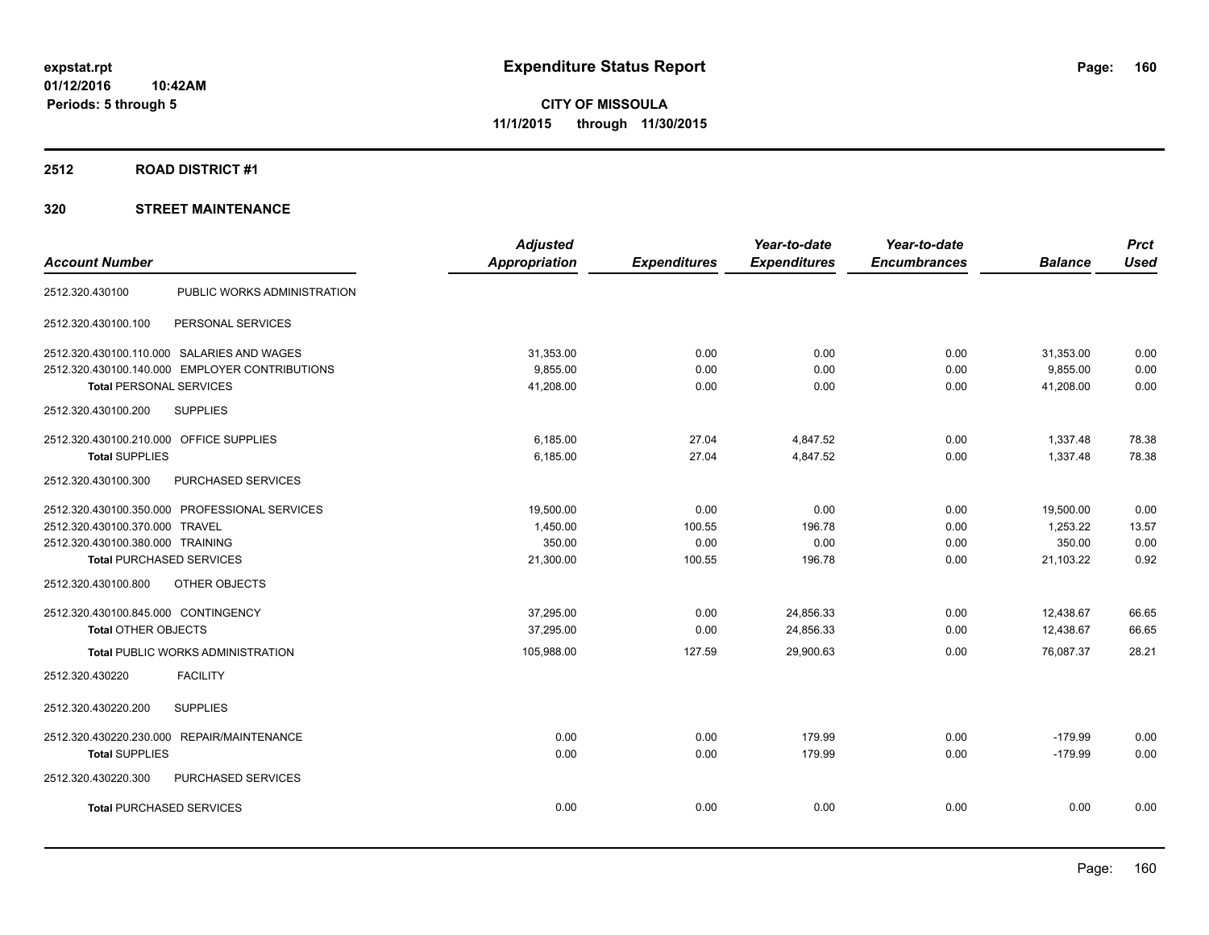expstat.rpt
01/12/2016 10:42AM
Periods: 5 through 5

# Expenditure Status Report

**CITY OF MISSOULA**
**11/1/2015 through 11/30/2015**

## 2512 ROAD DISTRICT #1

### 320 STREET MAINTENANCE

| Account Number | | Adjusted Appropriation | Expenditures | Year-to-date Expenditures | Year-to-date Encumbrances | Balance | Prct Used |
|---|---|---|---|---|---|---|---|
| 2512.320.430100 | PUBLIC WORKS ADMINISTRATION | | | | | | |
| 2512.320.430100.100 | PERSONAL SERVICES | | | | | | |
| 2512.320.430100.110.000 | SALARIES AND WAGES | 31,353.00 | 0.00 | 0.00 | 0.00 | 31,353.00 | 0.00 |
| 2512.320.430100.140.000 | EMPLOYER CONTRIBUTIONS | 9,855.00 | 0.00 | 0.00 | 0.00 | 9,855.00 | 0.00 |
| **Total** PERSONAL SERVICES | | 41,208.00 | 0.00 | 0.00 | 0.00 | 41,208.00 | 0.00 |
| 2512.320.430100.200 | SUPPLIES | | | | | | |
| 2512.320.430100.210.000 | OFFICE SUPPLIES | 6,185.00 | 27.04 | 4,847.52 | 0.00 | 1,337.48 | 78.38 |
| **Total** SUPPLIES | | 6,185.00 | 27.04 | 4,847.52 | 0.00 | 1,337.48 | 78.38 |
| 2512.320.430100.300 | PURCHASED SERVICES | | | | | | |
| 2512.320.430100.350.000 | PROFESSIONAL SERVICES | 19,500.00 | 0.00 | 0.00 | 0.00 | 19,500.00 | 0.00 |
| 2512.320.430100.370.000 | TRAVEL | 1,450.00 | 100.55 | 196.78 | 0.00 | 1,253.22 | 13.57 |
| 2512.320.430100.380.000 | TRAINING | 350.00 | 0.00 | 0.00 | 0.00 | 350.00 | 0.00 |
| **Total** PURCHASED SERVICES | | 21,300.00 | 100.55 | 196.78 | 0.00 | 21,103.22 | 0.92 |
| 2512.320.430100.800 | OTHER OBJECTS | | | | | | |
| 2512.320.430100.845.000 | CONTINGENCY | 37,295.00 | 0.00 | 24,856.33 | 0.00 | 12,438.67 | 66.65 |
| **Total** OTHER OBJECTS | | 37,295.00 | 0.00 | 24,856.33 | 0.00 | 12,438.67 | 66.65 |
| **Total** PUBLIC WORKS ADMINISTRATION | | 105,988.00 | 127.59 | 29,900.63 | 0.00 | 76,087.37 | 28.21 |
| 2512.320.430220 | FACILITY | | | | | | |
| 2512.320.430220.200 | SUPPLIES | | | | | | |
| 2512.320.430220.230.000 | REPAIR/MAINTENANCE | 0.00 | 0.00 | 179.99 | 0.00 | -179.99 | 0.00 |
| **Total** SUPPLIES | | 0.00 | 0.00 | 179.99 | 0.00 | -179.99 | 0.00 |
| 2512.320.430220.300 | PURCHASED SERVICES | | | | | | |
| **Total** PURCHASED SERVICES | | 0.00 | 0.00 | 0.00 | 0.00 | 0.00 | 0.00 |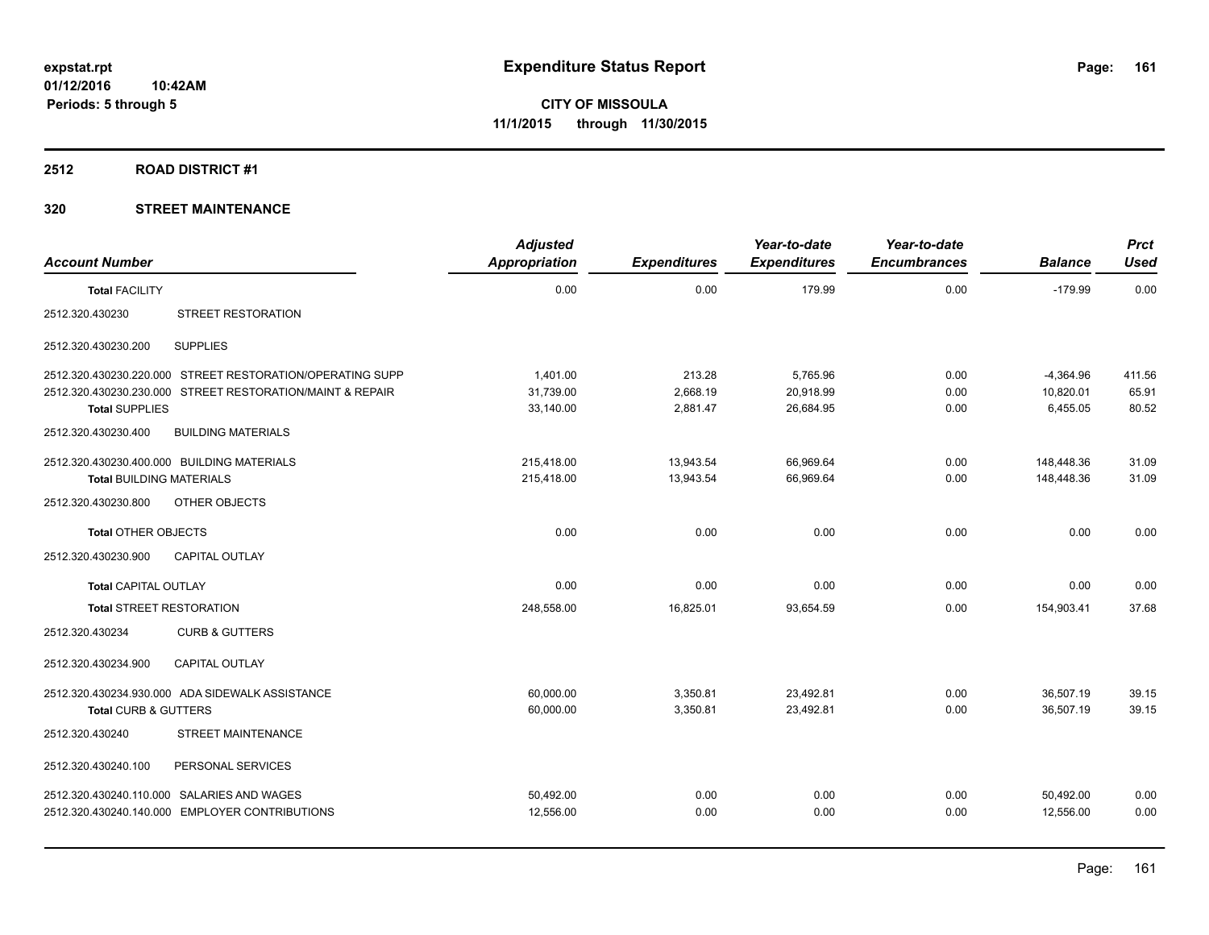**expstat.rpt**
**01/12/2016 10:42AM**
**Periods: 5 through 5**

# Expenditure Status Report

**CITY OF MISSOULA**
**11/1/2015 through 11/30/2015**

## 2512 ROAD DISTRICT #1

### 320 STREET MAINTENANCE

| Account Number | | Adjusted Appropriation | Expenditures | Year-to-date Expenditures | Year-to-date Encumbrances | Balance | Prct Used |
|---|---|---|---|---|---|---|---|
| **Total** FACILITY | | 0.00 | 0.00 | 179.99 | 0.00 | -179.99 | 0.00 |
| 2512.320.430230 | STREET RESTORATION | | | | | | |
| 2512.320.430230.200 | SUPPLIES | | | | | | |
| 2512.320.430230.220.000 | STREET RESTORATION/OPERATING SUPP | 1,401.00 | 213.28 | 5,765.96 | 0.00 | -4,364.96 | 411.56 |
| 2512.320.430230.230.000 | STREET RESTORATION/MAINT & REPAIR | 31,739.00 | 2,668.19 | 20,918.99 | 0.00 | 10,820.01 | 65.91 |
| **Total** SUPPLIES | | 33,140.00 | 2,881.47 | 26,684.95 | 0.00 | 6,455.05 | 80.52 |
| 2512.320.430230.400 | BUILDING MATERIALS | | | | | | |
| 2512.320.430230.400.000 | BUILDING MATERIALS | 215,418.00 | 13,943.54 | 66,969.64 | 0.00 | 148,448.36 | 31.09 |
| **Total** BUILDING MATERIALS | | 215,418.00 | 13,943.54 | 66,969.64 | 0.00 | 148,448.36 | 31.09 |
| 2512.320.430230.800 | OTHER OBJECTS | | | | | | |
| **Total** OTHER OBJECTS | | 0.00 | 0.00 | 0.00 | 0.00 | 0.00 | 0.00 |
| 2512.320.430230.900 | CAPITAL OUTLAY | | | | | | |
| **Total** CAPITAL OUTLAY | | 0.00 | 0.00 | 0.00 | 0.00 | 0.00 | 0.00 |
| **Total** STREET RESTORATION | | 248,558.00 | 16,825.01 | 93,654.59 | 0.00 | 154,903.41 | 37.68 |
| 2512.320.430234 | CURB & GUTTERS | | | | | | |
| 2512.320.430234.900 | CAPITAL OUTLAY | | | | | | |
| 2512.320.430234.930.000 | ADA SIDEWALK ASSISTANCE | 60,000.00 | 3,350.81 | 23,492.81 | 0.00 | 36,507.19 | 39.15 |
| **Total** CURB & GUTTERS | | 60,000.00 | 3,350.81 | 23,492.81 | 0.00 | 36,507.19 | 39.15 |
| 2512.320.430240 | STREET MAINTENANCE | | | | | | |
| 2512.320.430240.100 | PERSONAL SERVICES | | | | | | |
| 2512.320.430240.110.000 | SALARIES AND WAGES | 50,492.00 | 0.00 | 0.00 | 0.00 | 50,492.00 | 0.00 |
| 2512.320.430240.140.000 | EMPLOYER CONTRIBUTIONS | 12,556.00 | 0.00 | 0.00 | 0.00 | 12,556.00 | 0.00 |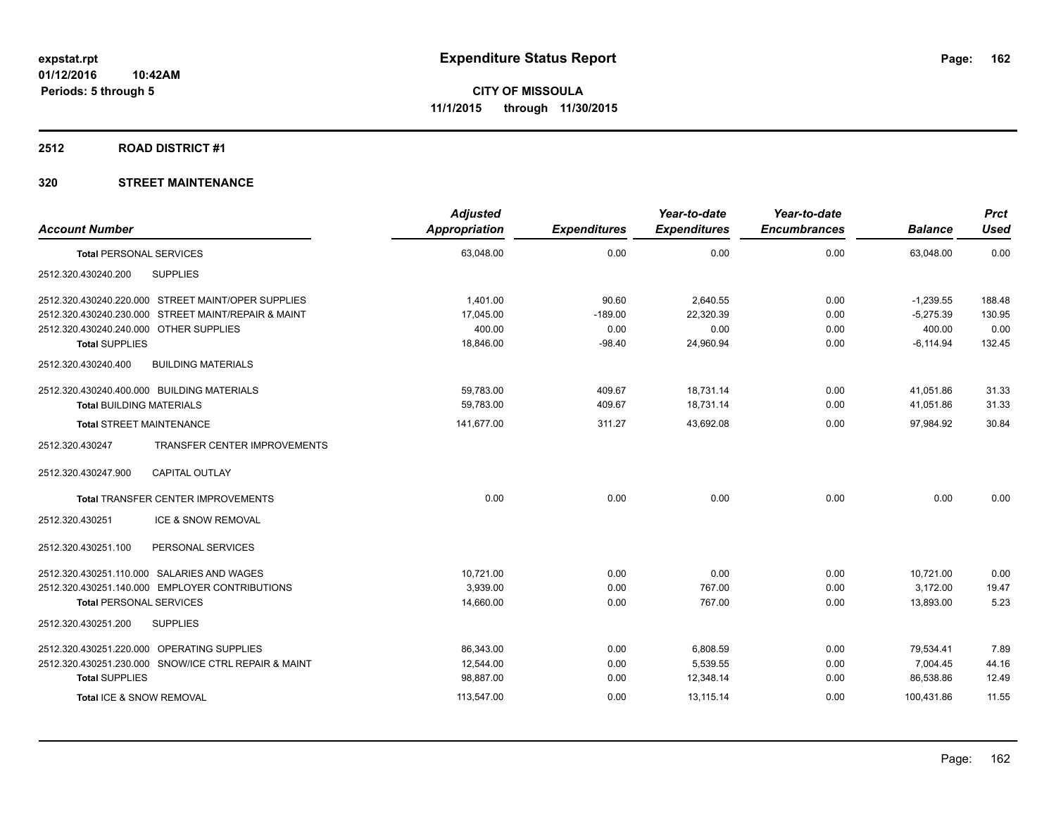# Expenditure Status Report

**CITY OF MISSOULA**

**11/1/2015 through 11/30/2015**

expstat.rpt
01/12/2016 10:42AM
Periods: 5 through 5

## 2512 ROAD DISTRICT #1

## 320 STREET MAINTENANCE

| Account Number | Adjusted Appropriation | Expenditures | Year-to-date Expenditures | Year-to-date Encumbrances | Balance | Prct Used |
|---|---|---|---|---|---|---|
| **Total** PERSONAL SERVICES | 63,048.00 | 0.00 | 0.00 | 0.00 | 63,048.00 | 0.00 |
| 2512.320.430240.200 SUPPLIES | | | | | | |
| 2512.320.430240.220.000 STREET MAINT/OPER SUPPLIES | 1,401.00 | 90.60 | 2,640.55 | 0.00 | -1,239.55 | 188.48 |
| 2512.320.430240.230.000 STREET MAINT/REPAIR & MAINT | 17,045.00 | -189.00 | 22,320.39 | 0.00 | -5,275.39 | 130.95 |
| 2512.320.430240.240.000 OTHER SUPPLIES | 400.00 | 0.00 | 0.00 | 0.00 | 400.00 | 0.00 |
| **Total SUPPLIES** | 18,846.00 | -98.40 | 24,960.94 | 0.00 | -6,114.94 | 132.45 |
| 2512.320.430240.400 BUILDING MATERIALS | | | | | | |
| 2512.320.430240.400.000 BUILDING MATERIALS | 59,783.00 | 409.67 | 18,731.14 | 0.00 | 41,051.86 | 31.33 |
| **Total** BUILDING MATERIALS | 59,783.00 | 409.67 | 18,731.14 | 0.00 | 41,051.86 | 31.33 |
| **Total** STREET MAINTENANCE | 141,677.00 | 311.27 | 43,692.08 | 0.00 | 97,984.92 | 30.84 |
| 2512.320.430247 TRANSFER CENTER IMPROVEMENTS | | | | | | |
| 2512.320.430247.900 CAPITAL OUTLAY | | | | | | |
| **Total** TRANSFER CENTER IMPROVEMENTS | 0.00 | 0.00 | 0.00 | 0.00 | 0.00 | 0.00 |
| 2512.320.430251 ICE & SNOW REMOVAL | | | | | | |
| 2512.320.430251.100 PERSONAL SERVICES | | | | | | |
| 2512.320.430251.110.000 SALARIES AND WAGES | 10,721.00 | 0.00 | 0.00 | 0.00 | 10,721.00 | 0.00 |
| 2512.320.430251.140.000 EMPLOYER CONTRIBUTIONS | 3,939.00 | 0.00 | 767.00 | 0.00 | 3,172.00 | 19.47 |
| **Total** PERSONAL SERVICES | 14,660.00 | 0.00 | 767.00 | 0.00 | 13,893.00 | 5.23 |
| 2512.320.430251.200 SUPPLIES | | | | | | |
| 2512.320.430251.220.000 OPERATING SUPPLIES | 86,343.00 | 0.00 | 6,808.59 | 0.00 | 79,534.41 | 7.89 |
| 2512.320.430251.230.000 SNOW/ICE CTRL REPAIR & MAINT | 12,544.00 | 0.00 | 5,539.55 | 0.00 | 7,004.45 | 44.16 |
| **Total SUPPLIES** | 98,887.00 | 0.00 | 12,348.14 | 0.00 | 86,538.86 | 12.49 |
| **Total** ICE & SNOW REMOVAL | 113,547.00 | 0.00 | 13,115.14 | 0.00 | 100,431.86 | 11.55 |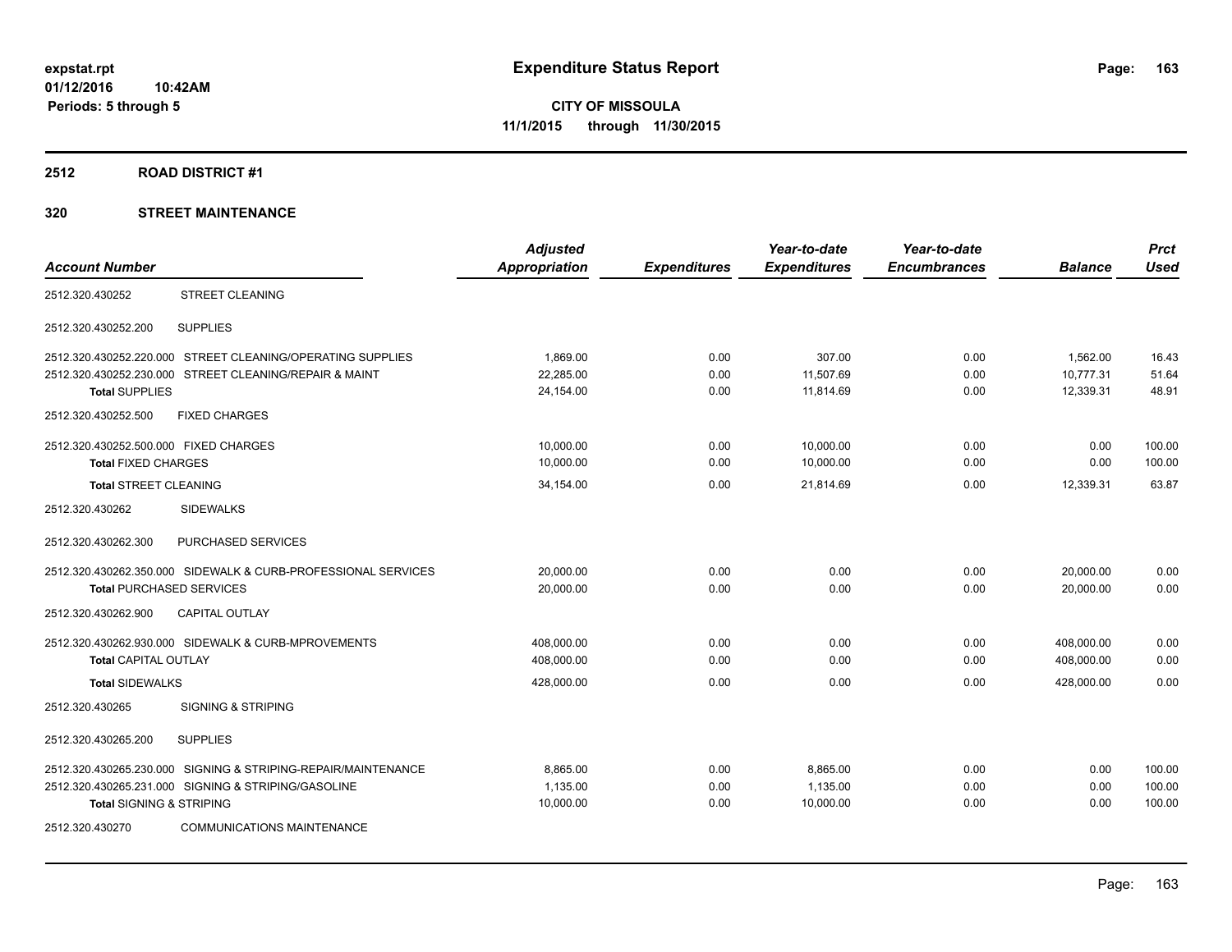expstat.rpt
01/12/2016 10:42AM
Periods: 5 through 5

# Expenditure Status Report

**CITY OF MISSOULA**
**11/1/2015 through 11/30/2015**

## 2512 ROAD DISTRICT #1

## 320 STREET MAINTENANCE

| Account Number | | Adjusted Appropriation | Expenditures | Year-to-date Expenditures | Year-to-date Encumbrances | Balance | Prct Used |
|---|---|---|---|---|---|---|---|
| 2512.320.430252 | STREET CLEANING | | | | | | |
| 2512.320.430252.200 | SUPPLIES | | | | | | |
| 2512.320.430252.220.000 | STREET CLEANING/OPERATING SUPPLIES | 1,869.00 | 0.00 | 307.00 | 0.00 | 1,562.00 | 16.43 |
| 2512.320.430252.230.000 | STREET CLEANING/REPAIR & MAINT | 22,285.00 | 0.00 | 11,507.69 | 0.00 | 10,777.31 | 51.64 |
| **Total SUPPLIES** | | 24,154.00 | 0.00 | 11,814.69 | 0.00 | 12,339.31 | 48.91 |
| 2512.320.430252.500 | FIXED CHARGES | | | | | | |
| 2512.320.430252.500.000 | FIXED CHARGES | 10,000.00 | 0.00 | 10,000.00 | 0.00 | 0.00 | 100.00 |
| **Total FIXED CHARGES** | | 10,000.00 | 0.00 | 10,000.00 | 0.00 | 0.00 | 100.00 |
| **Total STREET CLEANING** | | 34,154.00 | 0.00 | 21,814.69 | 0.00 | 12,339.31 | 63.87 |
| 2512.320.430262 | SIDEWALKS | | | | | | |
| 2512.320.430262.300 | PURCHASED SERVICES | | | | | | |
| 2512.320.430262.350.000 | SIDEWALK & CURB-PROFESSIONAL SERVICES | 20,000.00 | 0.00 | 0.00 | 0.00 | 20,000.00 | 0.00 |
| **Total PURCHASED SERVICES** | | 20,000.00 | 0.00 | 0.00 | 0.00 | 20,000.00 | 0.00 |
| 2512.320.430262.900 | CAPITAL OUTLAY | | | | | | |
| 2512.320.430262.930.000 | SIDEWALK & CURB-MPROVEMENTS | 408,000.00 | 0.00 | 0.00 | 0.00 | 408,000.00 | 0.00 |
| **Total CAPITAL OUTLAY** | | 408,000.00 | 0.00 | 0.00 | 0.00 | 408,000.00 | 0.00 |
| **Total SIDEWALKS** | | 428,000.00 | 0.00 | 0.00 | 0.00 | 428,000.00 | 0.00 |
| 2512.320.430265 | SIGNING & STRIPING | | | | | | |
| 2512.320.430265.200 | SUPPLIES | | | | | | |
| 2512.320.430265.230.000 | SIGNING & STRIPING-REPAIR/MAINTENANCE | 8,865.00 | 0.00 | 8,865.00 | 0.00 | 0.00 | 100.00 |
| 2512.320.430265.231.000 | SIGNING & STRIPING/GASOLINE | 1,135.00 | 0.00 | 1,135.00 | 0.00 | 0.00 | 100.00 |
| **Total SIGNING & STRIPING** | | 10,000.00 | 0.00 | 10,000.00 | 0.00 | 0.00 | 100.00 |
| 2512.320.430270 | COMMUNICATIONS MAINTENANCE | | | | | | |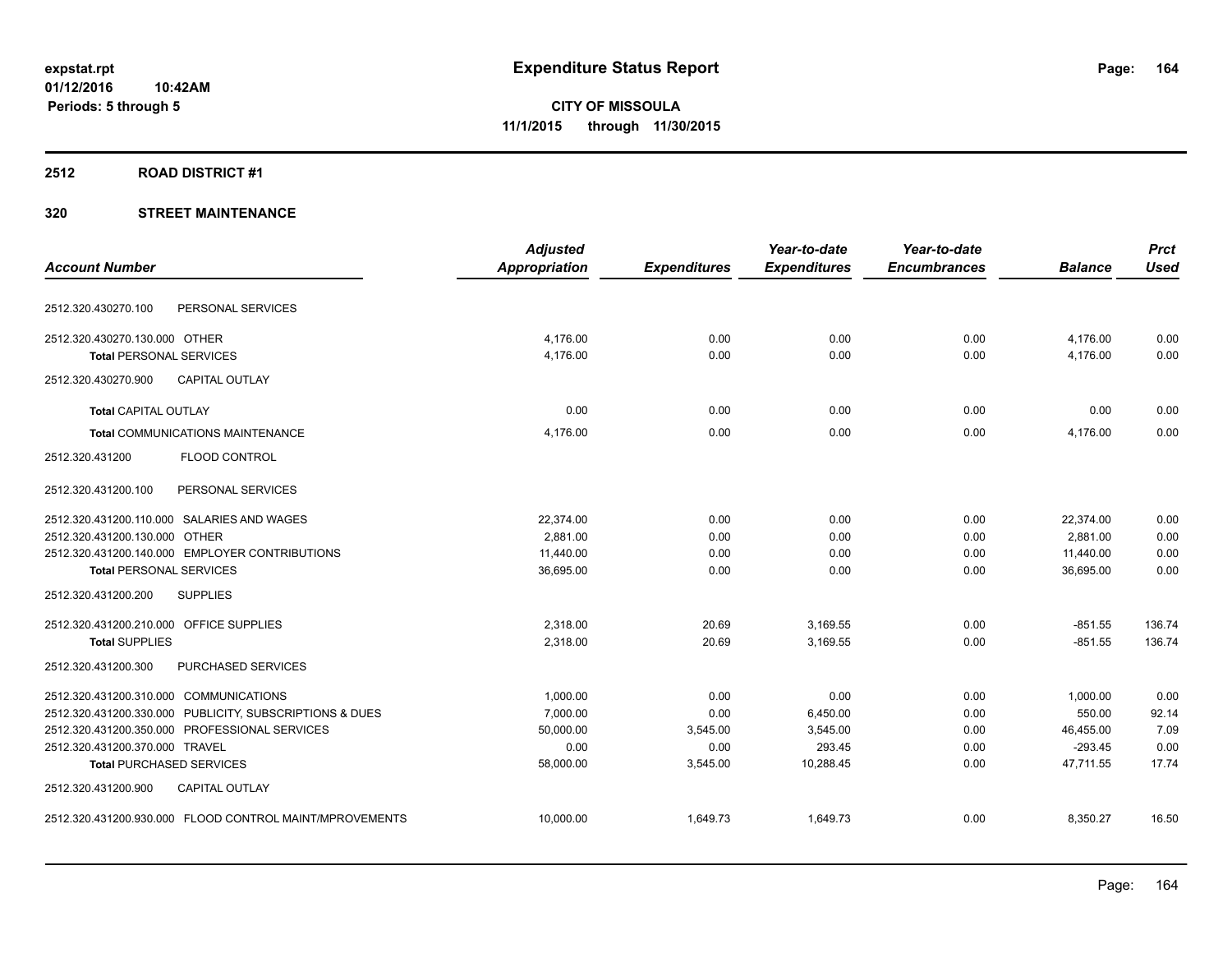# Expenditure Status Report

expstat.rpt
01/12/2016 10:42AM
Periods: 5 through 5

**CITY OF MISSOULA**
**11/1/2015 through 11/30/2015**

## 2512 ROAD DISTRICT #1

## 320 STREET MAINTENANCE

| Account Number | | Adjusted Appropriation | Expenditures | Year-to-date Expenditures | Year-to-date Encumbrances | Balance | Prct Used |
|---|---|---|---|---|---|---|---|
| 2512.320.430270.100 | PERSONAL SERVICES | | | | | | |
| 2512.320.430270.130.000 | OTHER | 4,176.00 | 0.00 | 0.00 | 0.00 | 4,176.00 | 0.00 |
| **Total** PERSONAL SERVICES | | 4,176.00 | 0.00 | 0.00 | 0.00 | 4,176.00 | 0.00 |
| 2512.320.430270.900 | CAPITAL OUTLAY | | | | | | |
| **Total** CAPITAL OUTLAY | | 0.00 | 0.00 | 0.00 | 0.00 | 0.00 | 0.00 |
| **Total** COMMUNICATIONS MAINTENANCE | | 4,176.00 | 0.00 | 0.00 | 0.00 | 4,176.00 | 0.00 |
| 2512.320.431200 | FLOOD CONTROL | | | | | | |
| 2512.320.431200.100 | PERSONAL SERVICES | | | | | | |
| 2512.320.431200.110.000 | SALARIES AND WAGES | 22,374.00 | 0.00 | 0.00 | 0.00 | 22,374.00 | 0.00 |
| 2512.320.431200.130.000 | OTHER | 2,881.00 | 0.00 | 0.00 | 0.00 | 2,881.00 | 0.00 |
| 2512.320.431200.140.000 | EMPLOYER CONTRIBUTIONS | 11,440.00 | 0.00 | 0.00 | 0.00 | 11,440.00 | 0.00 |
| **Total** PERSONAL SERVICES | | 36,695.00 | 0.00 | 0.00 | 0.00 | 36,695.00 | 0.00 |
| 2512.320.431200.200 | SUPPLIES | | | | | | |
| 2512.320.431200.210.000 | OFFICE SUPPLIES | 2,318.00 | 20.69 | 3,169.55 | 0.00 | -851.55 | 136.74 |
| **Total** SUPPLIES | | 2,318.00 | 20.69 | 3,169.55 | 0.00 | -851.55 | 136.74 |
| 2512.320.431200.300 | PURCHASED SERVICES | | | | | | |
| 2512.320.431200.310.000 | COMMUNICATIONS | 1,000.00 | 0.00 | 0.00 | 0.00 | 1,000.00 | 0.00 |
| 2512.320.431200.330.000 | PUBLICITY, SUBSCRIPTIONS & DUES | 7,000.00 | 0.00 | 6,450.00 | 0.00 | 550.00 | 92.14 |
| 2512.320.431200.350.000 | PROFESSIONAL SERVICES | 50,000.00 | 3,545.00 | 3,545.00 | 0.00 | 46,455.00 | 7.09 |
| 2512.320.431200.370.000 | TRAVEL | 0.00 | 0.00 | 293.45 | 0.00 | -293.45 | 0.00 |
| **Total** PURCHASED SERVICES | | 58,000.00 | 3,545.00 | 10,288.45 | 0.00 | 47,711.55 | 17.74 |
| 2512.320.431200.900 | CAPITAL OUTLAY | | | | | | |
| 2512.320.431200.930.000 | FLOOD CONTROL MAINT/MPROVEMENTS | 10,000.00 | 1,649.73 | 1,649.73 | 0.00 | 8,350.27 | 16.50 |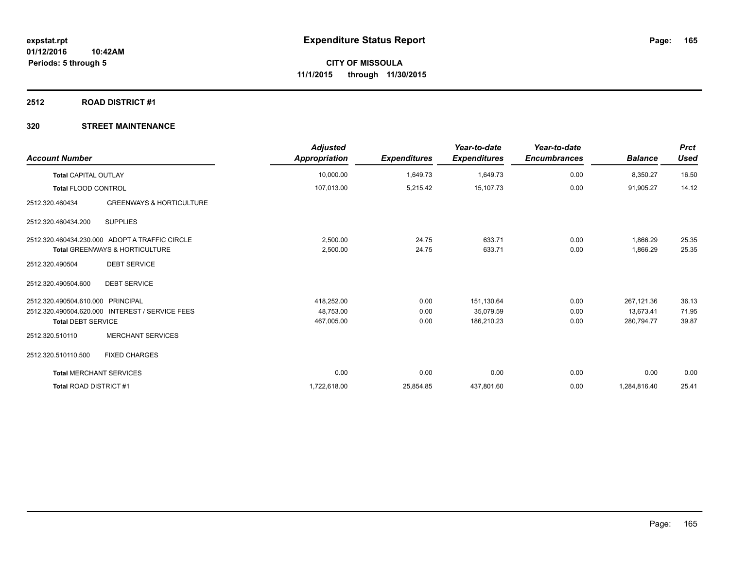**expstat.rpt**
**01/12/2016 10:42AM**
**Periods: 5 through 5**

# Expenditure Status Report

**CITY OF MISSOULA**
**11/1/2015 through 11/30/2015**

## 2512 ROAD DISTRICT #1

### 320 STREET MAINTENANCE

| Account Number | | Adjusted Appropriation | Expenditures | Year-to-date Expenditures | Year-to-date Encumbrances | Balance | Prct Used |
|---|---|---|---|---|---|---|---|
| **Total** CAPITAL OUTLAY | | 10,000.00 | 1,649.73 | 1,649.73 | 0.00 | 8,350.27 | 16.50 |
| **Total** FLOOD CONTROL | | 107,013.00 | 5,215.42 | 15,107.73 | 0.00 | 91,905.27 | 14.12 |
| 2512.320.460434 | GREENWAYS & HORTICULTURE | | | | | | |
| 2512.320.460434.200 | SUPPLIES | | | | | | |
| 2512.320.460434.230.000 | ADOPT A TRAFFIC CIRCLE | 2,500.00 | 24.75 | 633.71 | 0.00 | 1,866.29 | 25.35 |
| **Total** GREENWAYS & HORTICULTURE | | 2,500.00 | 24.75 | 633.71 | 0.00 | 1,866.29 | 25.35 |
| 2512.320.490504 | DEBT SERVICE | | | | | | |
| 2512.320.490504.600 | DEBT SERVICE | | | | | | |
| 2512.320.490504.610.000 | PRINCIPAL | 418,252.00 | 0.00 | 151,130.64 | 0.00 | 267,121.36 | 36.13 |
| 2512.320.490504.620.000 | INTEREST / SERVICE FEES | 48,753.00 | 0.00 | 35,079.59 | 0.00 | 13,673.41 | 71.95 |
| **Total** DEBT SERVICE | | 467,005.00 | 0.00 | 186,210.23 | 0.00 | 280,794.77 | 39.87 |
| 2512.320.510110 | MERCHANT SERVICES | | | | | | |
| 2512.320.510110.500 | FIXED CHARGES | | | | | | |
| **Total** MERCHANT SERVICES | | 0.00 | 0.00 | 0.00 | 0.00 | 0.00 | 0.00 |
| **Total** ROAD DISTRICT #1 | | 1,722,618.00 | 25,854.85 | 437,801.60 | 0.00 | 1,284,816.40 | 25.41 |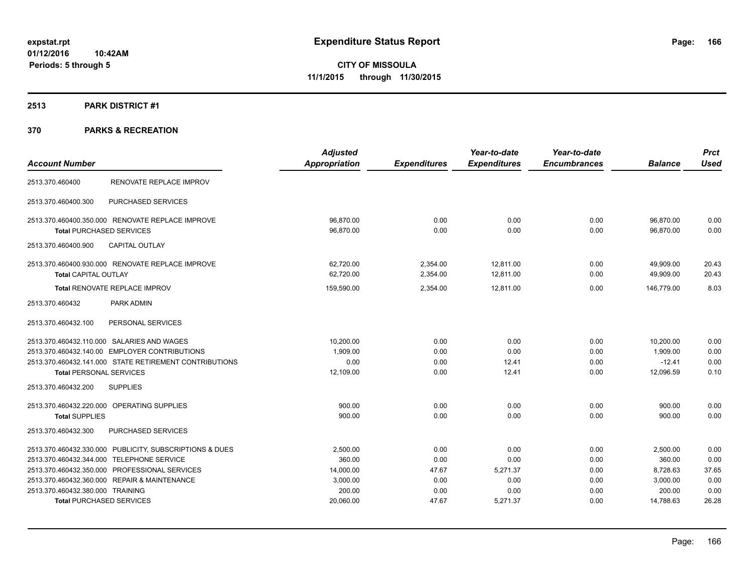**expstat.rpt**
**01/12/2016 10:42AM**
**Periods: 5 through 5**

# Expenditure Status Report

**CITY OF MISSOULA**
**11/1/2015 through 11/30/2015**

## 2513 PARK DISTRICT #1

## 370 PARKS & RECREATION

| Account Number | | Adjusted Appropriation | Expenditures | Year-to-date Expenditures | Year-to-date Encumbrances | Balance | Prct Used |
|---|---|---|---|---|---|---|---|
| 2513.370.460400 | RENOVATE REPLACE IMPROV | | | | | | |
| 2513.370.460400.300 | PURCHASED SERVICES | | | | | | |
| 2513.370.460400.350.000 | RENOVATE REPLACE IMPROVE | 96,870.00 | 0.00 | 0.00 | 0.00 | 96,870.00 | 0.00 |
| **Total** PURCHASED SERVICES | | 96,870.00 | 0.00 | 0.00 | 0.00 | 96,870.00 | 0.00 |
| 2513.370.460400.900 | CAPITAL OUTLAY | | | | | | |
| 2513.370.460400.930.000 | RENOVATE REPLACE IMPROVE | 62,720.00 | 2,354.00 | 12,811.00 | 0.00 | 49,909.00 | 20.43 |
| **Total** CAPITAL OUTLAY | | 62,720.00 | 2,354.00 | 12,811.00 | 0.00 | 49,909.00 | 20.43 |
| **Total** RENOVATE REPLACE IMPROV | | 159,590.00 | 2,354.00 | 12,811.00 | 0.00 | 146,779.00 | 8.03 |
| 2513.370.460432 | PARK ADMIN | | | | | | |
| 2513.370.460432.100 | PERSONAL SERVICES | | | | | | |
| 2513.370.460432.110.000 | SALARIES AND WAGES | 10,200.00 | 0.00 | 0.00 | 0.00 | 10,200.00 | 0.00 |
| 2513.370.460432.140.00 | EMPLOYER CONTRIBUTIONS | 1,909.00 | 0.00 | 0.00 | 0.00 | 1,909.00 | 0.00 |
| 2513.370.460432.141.000 | STATE RETIREMENT CONTRIBUTIONS | 0.00 | 0.00 | 12.41 | 0.00 | -12.41 | 0.00 |
| **Total** PERSONAL SERVICES | | 12,109.00 | 0.00 | 12.41 | 0.00 | 12,096.59 | 0.10 |
| 2513.370.460432.200 | SUPPLIES | | | | | | |
| 2513.370.460432.220.000 | OPERATING SUPPLIES | 900.00 | 0.00 | 0.00 | 0.00 | 900.00 | 0.00 |
| **Total** SUPPLIES | | 900.00 | 0.00 | 0.00 | 0.00 | 900.00 | 0.00 |
| 2513.370.460432.300 | PURCHASED SERVICES | | | | | | |
| 2513.370.460432.330.000 | PUBLICITY, SUBSCRIPTIONS & DUES | 2,500.00 | 0.00 | 0.00 | 0.00 | 2,500.00 | 0.00 |
| 2513.370.460432.344.000 | TELEPHONE SERVICE | 360.00 | 0.00 | 0.00 | 0.00 | 360.00 | 0.00 |
| 2513.370.460432.350.000 | PROFESSIONAL SERVICES | 14,000.00 | 47.67 | 5,271.37 | 0.00 | 8,728.63 | 37.65 |
| 2513.370.460432.360.000 | REPAIR & MAINTENANCE | 3,000.00 | 0.00 | 0.00 | 0.00 | 3,000.00 | 0.00 |
| 2513.370.460432.380.000 | TRAINING | 200.00 | 0.00 | 0.00 | 0.00 | 200.00 | 0.00 |
| **Total** PURCHASED SERVICES | | 20,060.00 | 47.67 | 5,271.37 | 0.00 | 14,788.63 | 26.28 |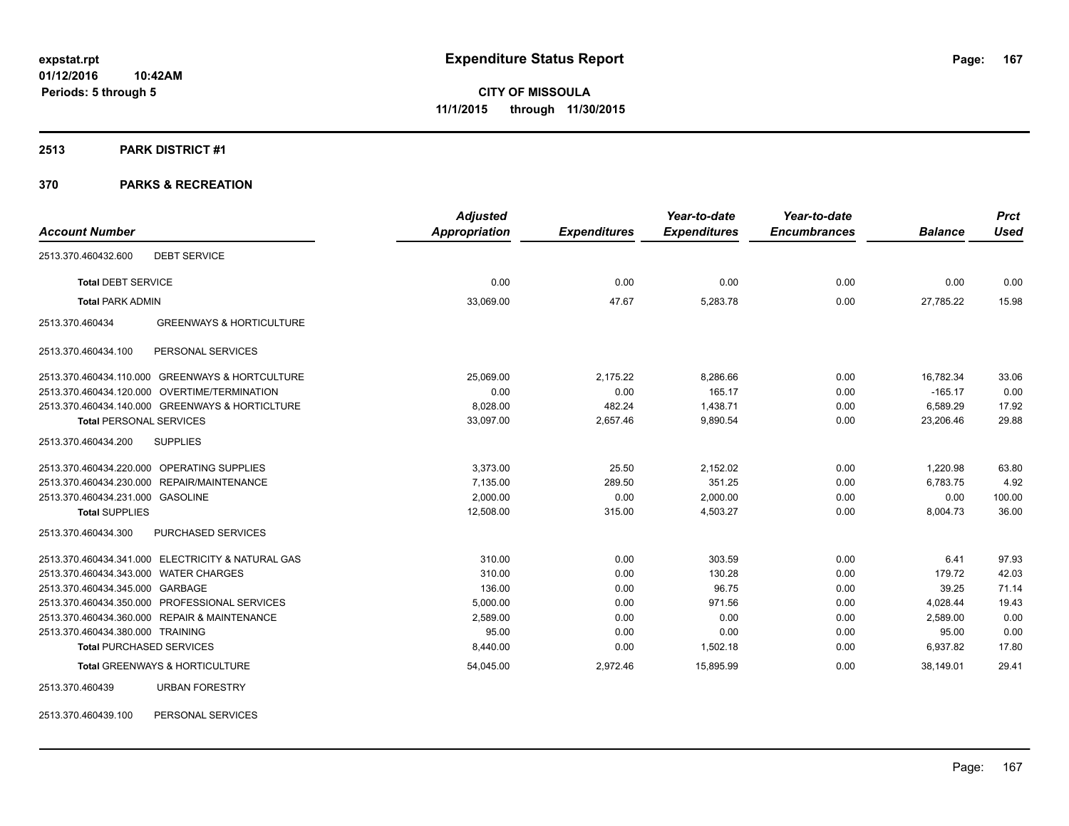# Expenditure Status Report

expstat.rpt
01/12/2016 10:42AM
Periods: 5 through 5

**CITY OF MISSOULA**
**11/1/2015 through 11/30/2015**

## 2513 PARK DISTRICT #1

## 370 PARKS & RECREATION

| Account Number | Adjusted Appropriation | Expenditures | Year-to-date Expenditures | Year-to-date Encumbrances | Balance | Prct Used |
|---|---|---|---|---|---|---|
| 2513.370.460432.600 DEBT SERVICE | | | | | | |
| **Total** DEBT SERVICE | 0.00 | 0.00 | 0.00 | 0.00 | 0.00 | 0.00 |
| **Total** PARK ADMIN | 33,069.00 | 47.67 | 5,283.78 | 0.00 | 27,785.22 | 15.98 |
| 2513.370.460434 GREENWAYS & HORTICULTURE | | | | | | |
| 2513.370.460434.100 PERSONAL SERVICES | | | | | | |
| 2513.370.460434.110.000 GREENWAYS & HORTCULTURE | 25,069.00 | 2,175.22 | 8,286.66 | 0.00 | 16,782.34 | 33.06 |
| 2513.370.460434.120.000 OVERTIME/TERMINATION | 0.00 | 0.00 | 165.17 | 0.00 | -165.17 | 0.00 |
| 2513.370.460434.140.000 GREENWAYS & HORTICLTURE | 8,028.00 | 482.24 | 1,438.71 | 0.00 | 6,589.29 | 17.92 |
| **Total** PERSONAL SERVICES | 33,097.00 | 2,657.46 | 9,890.54 | 0.00 | 23,206.46 | 29.88 |
| 2513.370.460434.200 SUPPLIES | | | | | | |
| 2513.370.460434.220.000 OPERATING SUPPLIES | 3,373.00 | 25.50 | 2,152.02 | 0.00 | 1,220.98 | 63.80 |
| 2513.370.460434.230.000 REPAIR/MAINTENANCE | 7,135.00 | 289.50 | 351.25 | 0.00 | 6,783.75 | 4.92 |
| 2513.370.460434.231.000 GASOLINE | 2,000.00 | 0.00 | 2,000.00 | 0.00 | 0.00 | 100.00 |
| **Total** SUPPLIES | 12,508.00 | 315.00 | 4,503.27 | 0.00 | 8,004.73 | 36.00 |
| 2513.370.460434.300 PURCHASED SERVICES | | | | | | |
| 2513.370.460434.341.000 ELECTRICITY & NATURAL GAS | 310.00 | 0.00 | 303.59 | 0.00 | 6.41 | 97.93 |
| 2513.370.460434.343.000 WATER CHARGES | 310.00 | 0.00 | 130.28 | 0.00 | 179.72 | 42.03 |
| 2513.370.460434.345.000 GARBAGE | 136.00 | 0.00 | 96.75 | 0.00 | 39.25 | 71.14 |
| 2513.370.460434.350.000 PROFESSIONAL SERVICES | 5,000.00 | 0.00 | 971.56 | 0.00 | 4,028.44 | 19.43 |
| 2513.370.460434.360.000 REPAIR & MAINTENANCE | 2,589.00 | 0.00 | 0.00 | 0.00 | 2,589.00 | 0.00 |
| 2513.370.460434.380.000 TRAINING | 95.00 | 0.00 | 0.00 | 0.00 | 95.00 | 0.00 |
| **Total** PURCHASED SERVICES | 8,440.00 | 0.00 | 1,502.18 | 0.00 | 6,937.82 | 17.80 |
| **Total** GREENWAYS & HORTICULTURE | 54,045.00 | 2,972.46 | 15,895.99 | 0.00 | 38,149.01 | 29.41 |
| 2513.370.460439 URBAN FORESTRY | | | | | | |
| 2513.370.460439.100 PERSONAL SERVICES | | | | | | |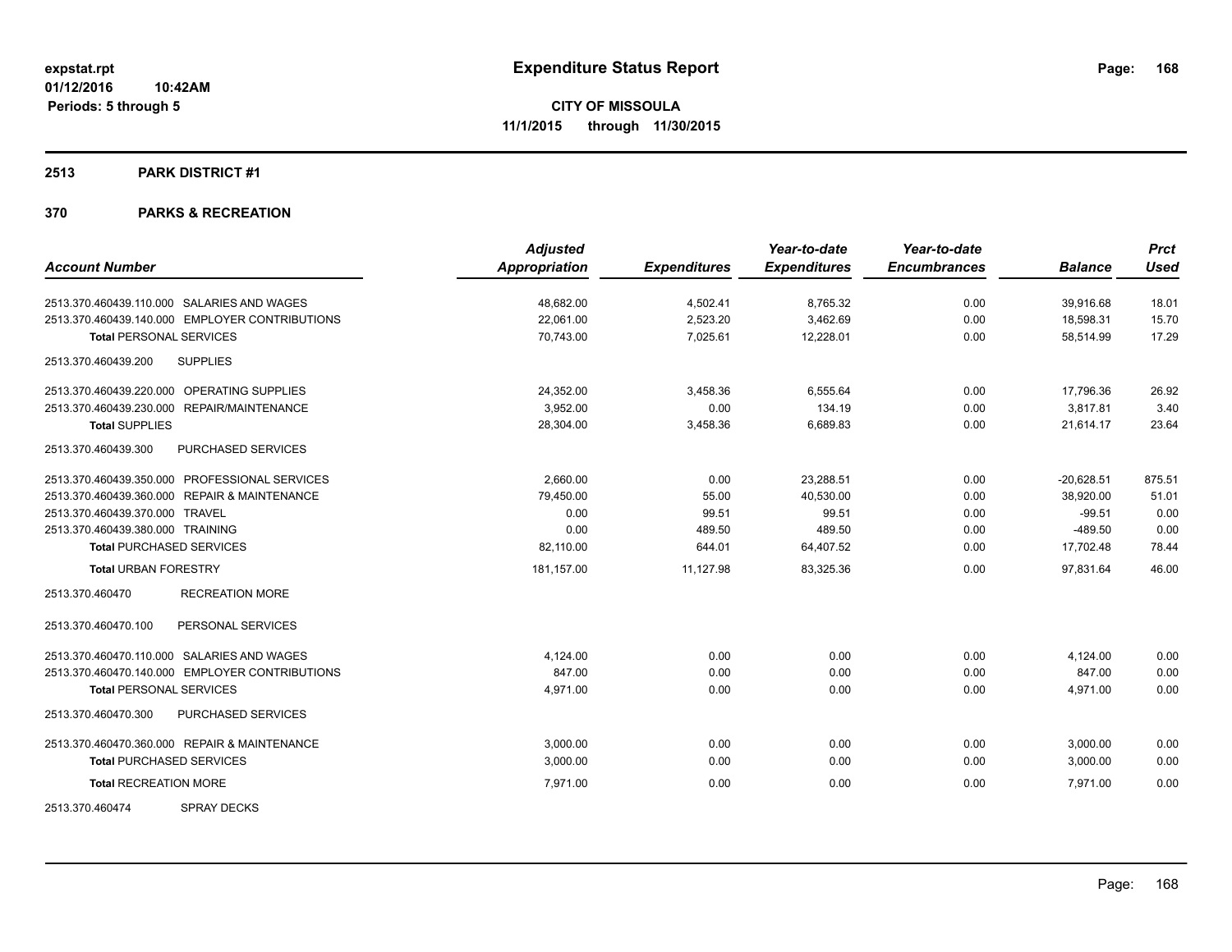expstat.rpt
01/12/2016 10:42AM
Periods: 5 through 5

# Expenditure Status Report

**CITY OF MISSOULA**
**11/1/2015 through 11/30/2015**

## 2513 PARK DISTRICT #1

## 370 PARKS & RECREATION

| Account Number | Adjusted Appropriation | Expenditures | Year-to-date Expenditures | Year-to-date Encumbrances | Balance | Prct Used |
|---|---|---|---|---|---|---|
| 2513.370.460439.110.000 SALARIES AND WAGES | 48,682.00 | 4,502.41 | 8,765.32 | 0.00 | 39,916.68 | 18.01 |
| 2513.370.460439.140.000 EMPLOYER CONTRIBUTIONS | 22,061.00 | 2,523.20 | 3,462.69 | 0.00 | 18,598.31 | 15.70 |
| **Total** PERSONAL SERVICES | 70,743.00 | 7,025.61 | 12,228.01 | 0.00 | 58,514.99 | 17.29 |
| 2513.370.460439.200 SUPPLIES | | | | | | |
| 2513.370.460439.220.000 OPERATING SUPPLIES | 24,352.00 | 3,458.36 | 6,555.64 | 0.00 | 17,796.36 | 26.92 |
| 2513.370.460439.230.000 REPAIR/MAINTENANCE | 3,952.00 | 0.00 | 134.19 | 0.00 | 3,817.81 | 3.40 |
| **Total** SUPPLIES | 28,304.00 | 3,458.36 | 6,689.83 | 0.00 | 21,614.17 | 23.64 |
| 2513.370.460439.300 PURCHASED SERVICES | | | | | | |
| 2513.370.460439.350.000 PROFESSIONAL SERVICES | 2,660.00 | 0.00 | 23,288.51 | 0.00 | -20,628.51 | 875.51 |
| 2513.370.460439.360.000 REPAIR & MAINTENANCE | 79,450.00 | 55.00 | 40,530.00 | 0.00 | 38,920.00 | 51.01 |
| 2513.370.460439.370.000 TRAVEL | 0.00 | 99.51 | 99.51 | 0.00 | -99.51 | 0.00 |
| 2513.370.460439.380.000 TRAINING | 0.00 | 489.50 | 489.50 | 0.00 | -489.50 | 0.00 |
| **Total** PURCHASED SERVICES | 82,110.00 | 644.01 | 64,407.52 | 0.00 | 17,702.48 | 78.44 |
| **Total** URBAN FORESTRY | 181,157.00 | 11,127.98 | 83,325.36 | 0.00 | 97,831.64 | 46.00 |
| 2513.370.460470 RECREATION MORE | | | | | | |
| 2513.370.460470.100 PERSONAL SERVICES | | | | | | |
| 2513.370.460470.110.000 SALARIES AND WAGES | 4,124.00 | 0.00 | 0.00 | 0.00 | 4,124.00 | 0.00 |
| 2513.370.460470.140.000 EMPLOYER CONTRIBUTIONS | 847.00 | 0.00 | 0.00 | 0.00 | 847.00 | 0.00 |
| **Total** PERSONAL SERVICES | 4,971.00 | 0.00 | 0.00 | 0.00 | 4,971.00 | 0.00 |
| 2513.370.460470.300 PURCHASED SERVICES | | | | | | |
| 2513.370.460470.360.000 REPAIR & MAINTENANCE | 3,000.00 | 0.00 | 0.00 | 0.00 | 3,000.00 | 0.00 |
| **Total** PURCHASED SERVICES | 3,000.00 | 0.00 | 0.00 | 0.00 | 3,000.00 | 0.00 |
| **Total** RECREATION MORE | 7,971.00 | 0.00 | 0.00 | 0.00 | 7,971.00 | 0.00 |
| 2513.370.460474 SPRAY DECKS | | | | | | |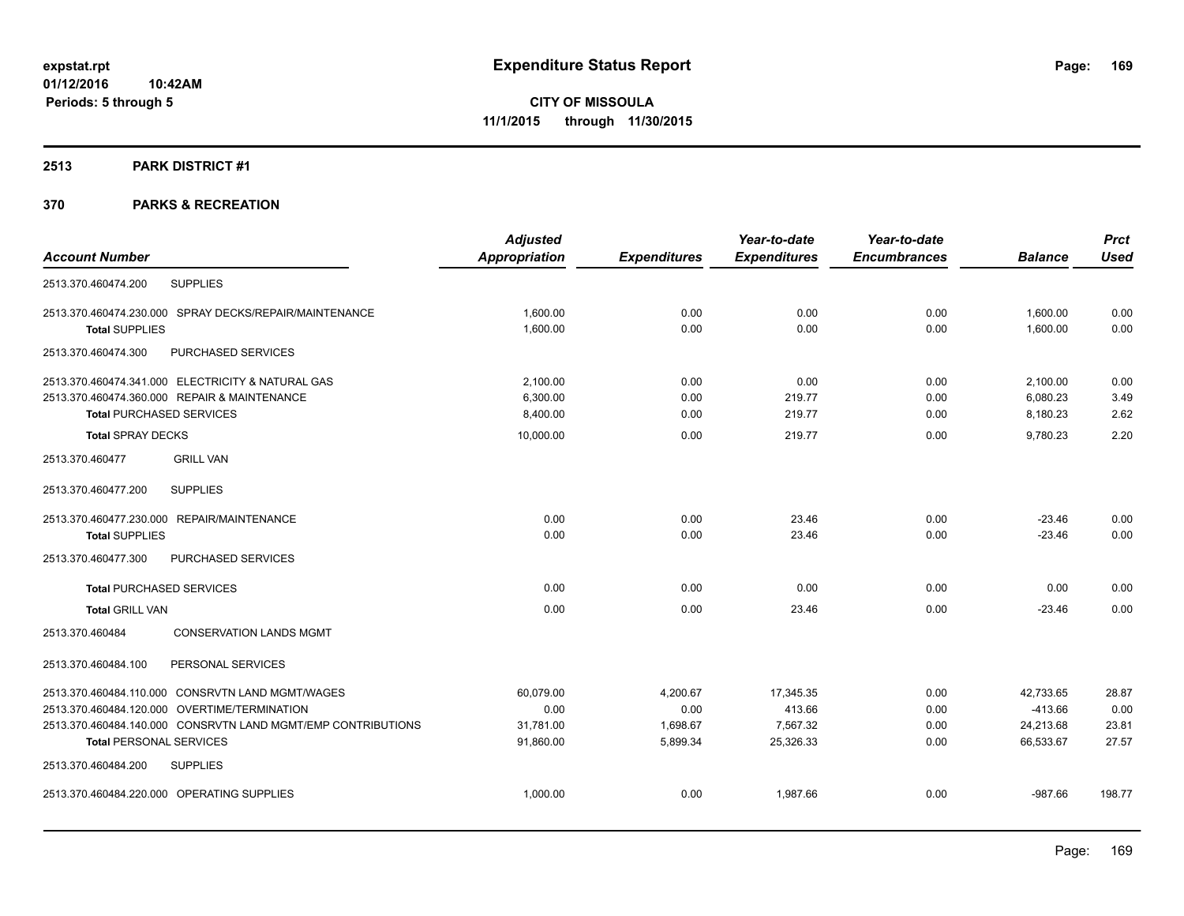# Expenditure Status Report

**CITY OF MISSOULA**
**11/1/2015 through 11/30/2015**

expstat.rpt
01/12/2016 10:42AM
Periods: 5 through 5

## 2513 PARK DISTRICT #1

### 370 PARKS & RECREATION

| Account Number | Adjusted Appropriation | Expenditures | Year-to-date Expenditures | Year-to-date Encumbrances | Balance | Prct Used |
|---|---|---|---|---|---|---|
| 2513.370.460474.200 SUPPLIES | | | | | | |
| 2513.370.460474.230.000 SPRAY DECKS/REPAIR/MAINTENANCE | 1,600.00 | 0.00 | 0.00 | 0.00 | 1,600.00 | 0.00 |
| **Total** SUPPLIES | 1,600.00 | 0.00 | 0.00 | 0.00 | 1,600.00 | 0.00 |
| 2513.370.460474.300 PURCHASED SERVICES | | | | | | |
| 2513.370.460474.341.000 ELECTRICITY & NATURAL GAS | 2,100.00 | 0.00 | 0.00 | 0.00 | 2,100.00 | 0.00 |
| 2513.370.460474.360.000 REPAIR & MAINTENANCE | 6,300.00 | 0.00 | 219.77 | 0.00 | 6,080.23 | 3.49 |
| **Total** PURCHASED SERVICES | 8,400.00 | 0.00 | 219.77 | 0.00 | 8,180.23 | 2.62 |
| **Total** SPRAY DECKS | 10,000.00 | 0.00 | 219.77 | 0.00 | 9,780.23 | 2.20 |
| 2513.370.460477 GRILL VAN | | | | | | |
| 2513.370.460477.200 SUPPLIES | | | | | | |
| 2513.370.460477.230.000 REPAIR/MAINTENANCE | 0.00 | 0.00 | 23.46 | 0.00 | -23.46 | 0.00 |
| **Total** SUPPLIES | 0.00 | 0.00 | 23.46 | 0.00 | -23.46 | 0.00 |
| 2513.370.460477.300 PURCHASED SERVICES | | | | | | |
| **Total** PURCHASED SERVICES | 0.00 | 0.00 | 0.00 | 0.00 | 0.00 | 0.00 |
| **Total** GRILL VAN | 0.00 | 0.00 | 23.46 | 0.00 | -23.46 | 0.00 |
| 2513.370.460484 CONSERVATION LANDS MGMT | | | | | | |
| 2513.370.460484.100 PERSONAL SERVICES | | | | | | |
| 2513.370.460484.110.000 CONSRVTN LAND MGMT/WAGES | 60,079.00 | 4,200.67 | 17,345.35 | 0.00 | 42,733.65 | 28.87 |
| 2513.370.460484.120.000 OVERTIME/TERMINATION | 0.00 | 0.00 | 413.66 | 0.00 | -413.66 | 0.00 |
| 2513.370.460484.140.000 CONSRVTN LAND MGMT/EMP CONTRIBUTIONS | 31,781.00 | 1,698.67 | 7,567.32 | 0.00 | 24,213.68 | 23.81 |
| **Total** PERSONAL SERVICES | 91,860.00 | 5,899.34 | 25,326.33 | 0.00 | 66,533.67 | 27.57 |
| 2513.370.460484.200 SUPPLIES | | | | | | |
| 2513.370.460484.220.000 OPERATING SUPPLIES | 1,000.00 | 0.00 | 1,987.66 | 0.00 | -987.66 | 198.77 |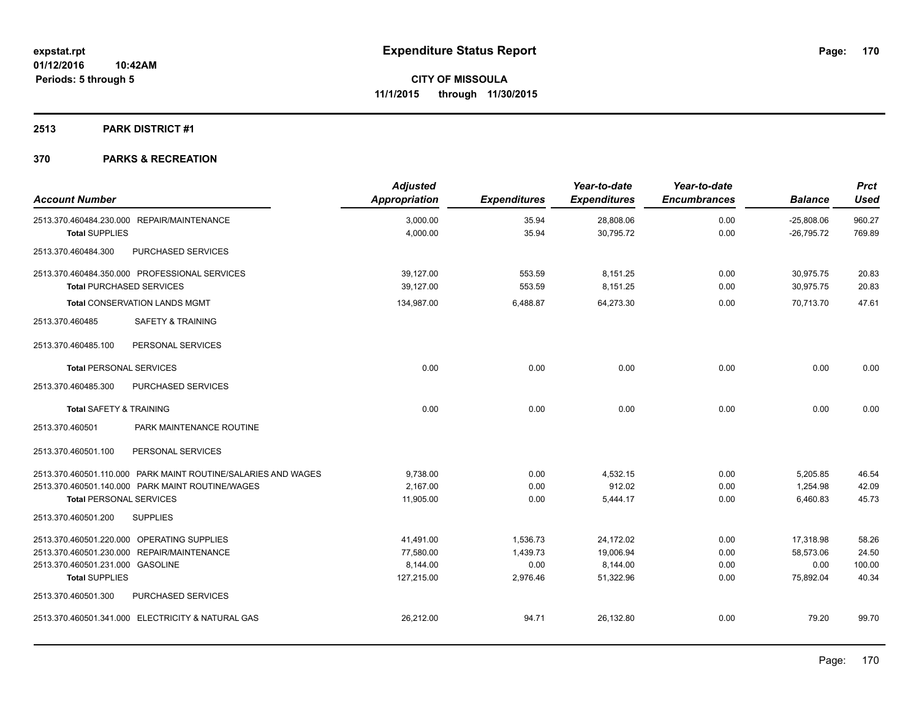**expstat.rpt**
**01/12/2016 10:42AM**
**Periods: 5 through 5**

# Expenditure Status Report

**CITY OF MISSOULA**
**11/1/2015 through 11/30/2015**

## 2513 PARK DISTRICT #1

## 370 PARKS & RECREATION

| Account Number | Adjusted Appropriation | Expenditures | Year-to-date Expenditures | Year-to-date Encumbrances | Balance | Prct Used |
|---|---|---|---|---|---|---|
| 2513.370.460484.230.000 REPAIR/MAINTENANCE | 3,000.00 | 35.94 | 28,808.06 | 0.00 | -25,808.06 | 960.27 |
| **Total** SUPPLIES | 4,000.00 | 35.94 | 30,795.72 | 0.00 | -26,795.72 | 769.89 |
| 2513.370.460484.300 PURCHASED SERVICES | | | | | | |
| 2513.370.460484.350.000 PROFESSIONAL SERVICES | 39,127.00 | 553.59 | 8,151.25 | 0.00 | 30,975.75 | 20.83 |
| **Total** PURCHASED SERVICES | 39,127.00 | 553.59 | 8,151.25 | 0.00 | 30,975.75 | 20.83 |
| **Total** CONSERVATION LANDS MGMT | 134,987.00 | 6,488.87 | 64,273.30 | 0.00 | 70,713.70 | 47.61 |
| 2513.370.460485 SAFETY & TRAINING | | | | | | |
| 2513.370.460485.100 PERSONAL SERVICES | | | | | | |
| **Total** PERSONAL SERVICES | 0.00 | 0.00 | 0.00 | 0.00 | 0.00 | 0.00 |
| 2513.370.460485.300 PURCHASED SERVICES | | | | | | |
| **Total** SAFETY & TRAINING | 0.00 | 0.00 | 0.00 | 0.00 | 0.00 | 0.00 |
| 2513.370.460501 PARK MAINTENANCE ROUTINE | | | | | | |
| 2513.370.460501.100 PERSONAL SERVICES | | | | | | |
| 2513.370.460501.110.000 PARK MAINT ROUTINE/SALARIES AND WAGES | 9,738.00 | 0.00 | 4,532.15 | 0.00 | 5,205.85 | 46.54 |
| 2513.370.460501.140.000 PARK MAINT ROUTINE/WAGES | 2,167.00 | 0.00 | 912.02 | 0.00 | 1,254.98 | 42.09 |
| **Total** PERSONAL SERVICES | 11,905.00 | 0.00 | 5,444.17 | 0.00 | 6,460.83 | 45.73 |
| 2513.370.460501.200 SUPPLIES | | | | | | |
| 2513.370.460501.220.000 OPERATING SUPPLIES | 41,491.00 | 1,536.73 | 24,172.02 | 0.00 | 17,318.98 | 58.26 |
| 2513.370.460501.230.000 REPAIR/MAINTENANCE | 77,580.00 | 1,439.73 | 19,006.94 | 0.00 | 58,573.06 | 24.50 |
| 2513.370.460501.231.000 GASOLINE | 8,144.00 | 0.00 | 8,144.00 | 0.00 | 0.00 | 100.00 |
| **Total** SUPPLIES | 127,215.00 | 2,976.46 | 51,322.96 | 0.00 | 75,892.04 | 40.34 |
| 2513.370.460501.300 PURCHASED SERVICES | | | | | | |
| 2513.370.460501.341.000 ELECTRICITY & NATURAL GAS | 26,212.00 | 94.71 | 26,132.80 | 0.00 | 79.20 | 99.70 |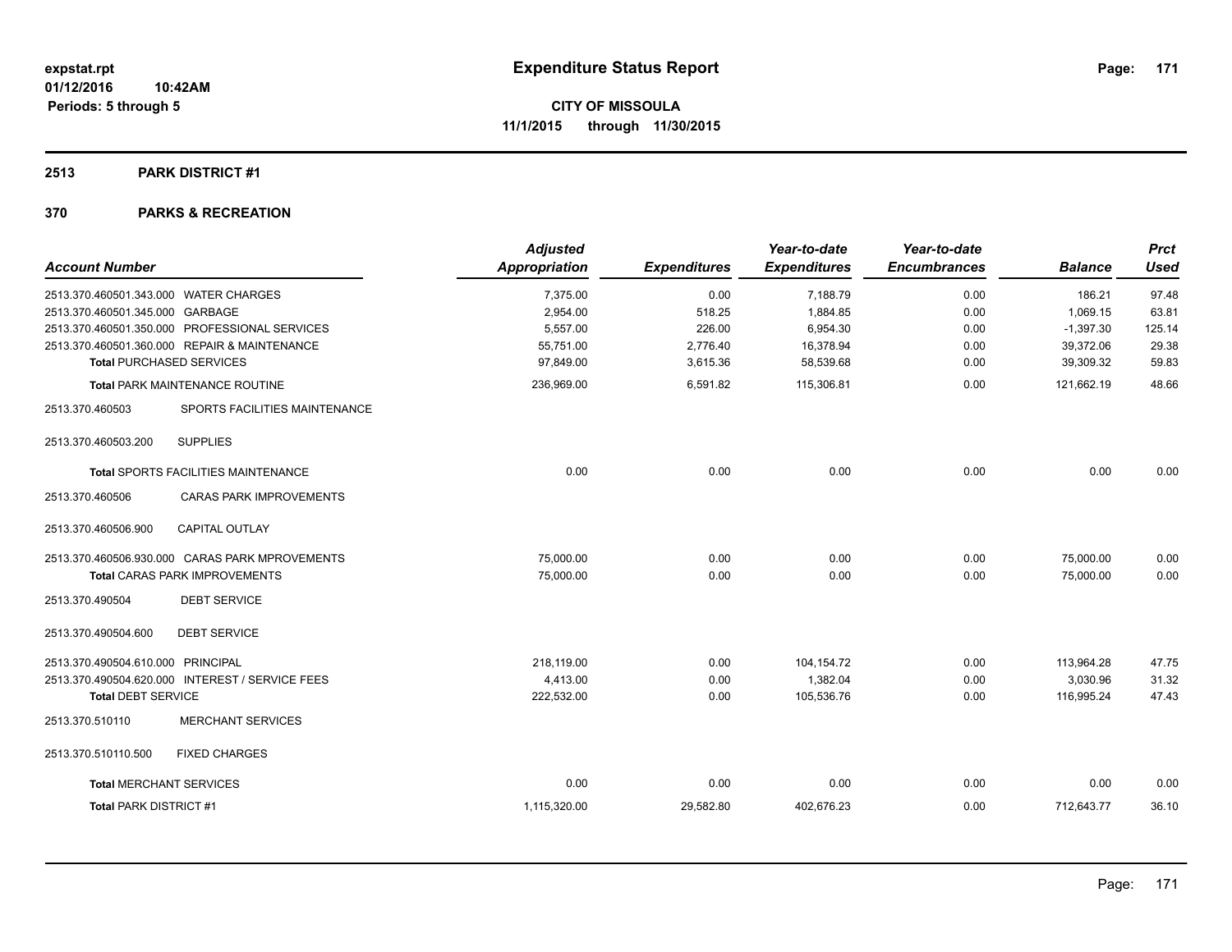**expstat.rpt**
**01/12/2016 10:42AM**
**Periods: 5 through 5**

# Expenditure Status Report

**CITY OF MISSOULA**
**11/1/2015 through 11/30/2015**

## 2513 PARK DISTRICT #1

## 370 PARKS & RECREATION

| Account Number | | Adjusted Appropriation | Expenditures | Year-to-date Expenditures | Year-to-date Encumbrances | Balance | Prct Used |
|---|---|---|---|---|---|---|---|
| 2513.370.460501.343.000 | WATER CHARGES | 7,375.00 | 0.00 | 7,188.79 | 0.00 | 186.21 | 97.48 |
| 2513.370.460501.345.000 | GARBAGE | 2,954.00 | 518.25 | 1,884.85 | 0.00 | 1,069.15 | 63.81 |
| 2513.370.460501.350.000 | PROFESSIONAL SERVICES | 5,557.00 | 226.00 | 6,954.30 | 0.00 | -1,397.30 | 125.14 |
| 2513.370.460501.360.000 | REPAIR & MAINTENANCE | 55,751.00 | 2,776.40 | 16,378.94 | 0.00 | 39,372.06 | 29.38 |
| **Total** PURCHASED SERVICES | | 97,849.00 | 3,615.36 | 58,539.68 | 0.00 | 39,309.32 | 59.83 |
| **Total** PARK MAINTENANCE ROUTINE | | 236,969.00 | 6,591.82 | 115,306.81 | 0.00 | 121,662.19 | 48.66 |
| 2513.370.460503 | SPORTS FACILITIES MAINTENANCE | | | | | | |
| 2513.370.460503.200 | SUPPLIES | | | | | | |
| **Total** SPORTS FACILITIES MAINTENANCE | | 0.00 | 0.00 | 0.00 | 0.00 | 0.00 | 0.00 |
| 2513.370.460506 | CARAS PARK IMPROVEMENTS | | | | | | |
| 2513.370.460506.900 | CAPITAL OUTLAY | | | | | | |
| 2513.370.460506.930.000 | CARAS PARK MPROVEMENTS | 75,000.00 | 0.00 | 0.00 | 0.00 | 75,000.00 | 0.00 |
| **Total** CARAS PARK IMPROVEMENTS | | 75,000.00 | 0.00 | 0.00 | 0.00 | 75,000.00 | 0.00 |
| 2513.370.490504 | DEBT SERVICE | | | | | | |
| 2513.370.490504.600 | DEBT SERVICE | | | | | | |
| 2513.370.490504.610.000 | PRINCIPAL | 218,119.00 | 0.00 | 104,154.72 | 0.00 | 113,964.28 | 47.75 |
| 2513.370.490504.620.000 | INTEREST / SERVICE FEES | 4,413.00 | 0.00 | 1,382.04 | 0.00 | 3,030.96 | 31.32 |
| **Total** DEBT SERVICE | | 222,532.00 | 0.00 | 105,536.76 | 0.00 | 116,995.24 | 47.43 |
| 2513.370.510110 | MERCHANT SERVICES | | | | | | |
| 2513.370.510110.500 | FIXED CHARGES | | | | | | |
| **Total** MERCHANT SERVICES | | 0.00 | 0.00 | 0.00 | 0.00 | 0.00 | 0.00 |
| **Total PARK DISTRICT #1** | | 1,115,320.00 | 29,582.80 | 402,676.23 | 0.00 | 712,643.77 | 36.10 |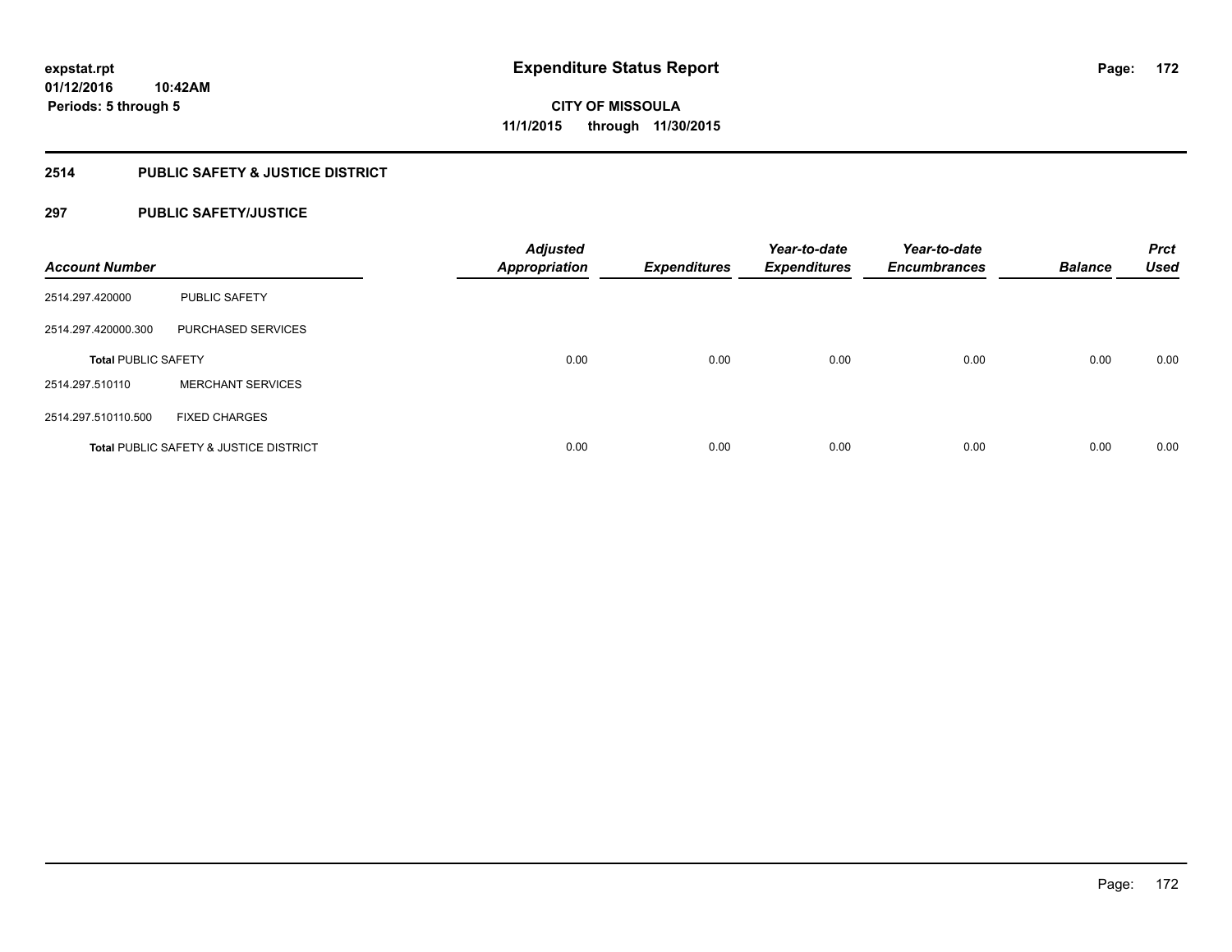# Expenditure Status Report

**CITY OF MISSOULA**

**11/1/2015 through 11/30/2015**

expstat.rpt
01/12/2016 10:42AM
Periods: 5 through 5

## 2514 PUBLIC SAFETY & JUSTICE DISTRICT

### 297 PUBLIC SAFETY/JUSTICE

| Account Number | | Adjusted Appropriation | Expenditures | Year-to-date Expenditures | Year-to-date Encumbrances | Balance | Prct Used |
|---|---|---|---|---|---|---|---|
| 2514.297.420000 | PUBLIC SAFETY | | | | | | |
| 2514.297.420000.300 | PURCHASED SERVICES | | | | | | |
| **Total** PUBLIC SAFETY | | 0.00 | 0.00 | 0.00 | 0.00 | 0.00 | 0.00 |
| 2514.297.510110 | MERCHANT SERVICES | | | | | | |
| 2514.297.510110.500 | FIXED CHARGES | | | | | | |
| **Total** PUBLIC SAFETY & JUSTICE DISTRICT | | 0.00 | 0.00 | 0.00 | 0.00 | 0.00 | 0.00 |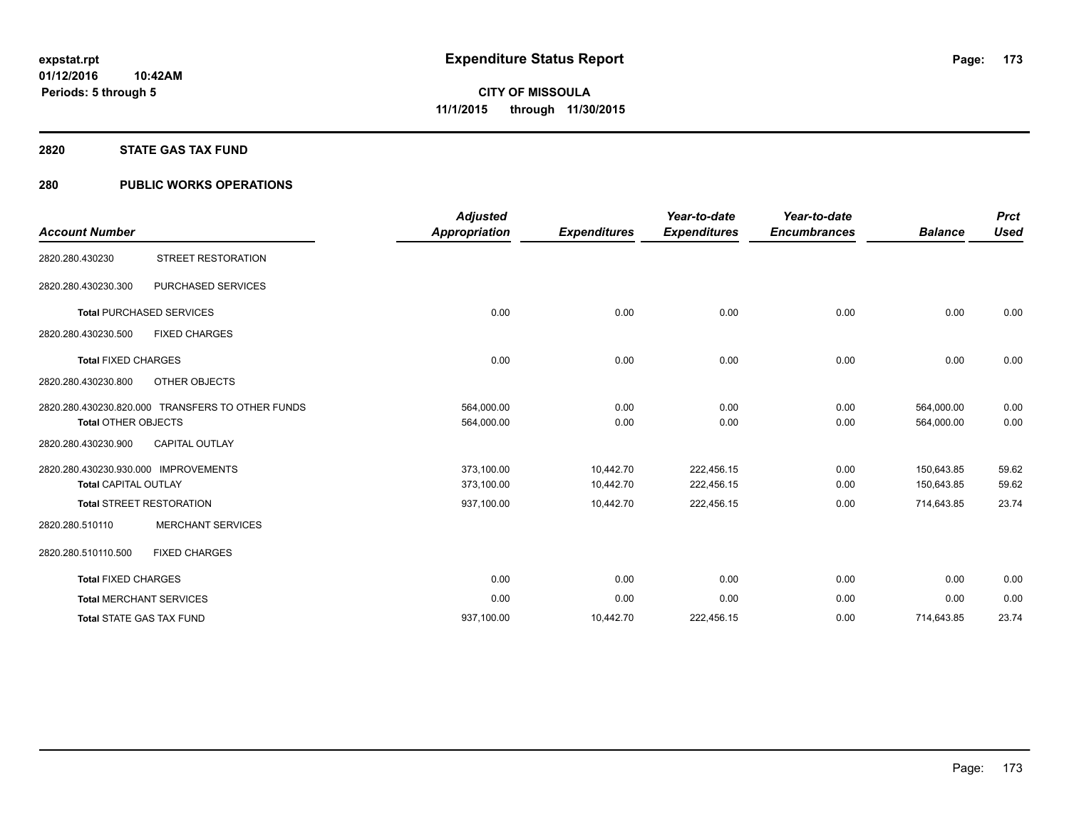**expstat.rpt**
**01/12/2016 10:42AM**
**Periods: 5 through 5**

# Expenditure Status Report

**CITY OF MISSOULA**
**11/1/2015 through 11/30/2015**

## 2820 STATE GAS TAX FUND

## 280 PUBLIC WORKS OPERATIONS

| Account Number | | Adjusted Appropriation | Expenditures | Year-to-date Expenditures | Year-to-date Encumbrances | Balance | Prct Used |
|---|---|---|---|---|---|---|---|
| 2820.280.430230 | STREET RESTORATION | | | | | | |
| 2820.280.430230.300 | PURCHASED SERVICES | | | | | | |
| Total PURCHASED SERVICES | | 0.00 | 0.00 | 0.00 | 0.00 | 0.00 | 0.00 |
| 2820.280.430230.500 | FIXED CHARGES | | | | | | |
| Total FIXED CHARGES | | 0.00 | 0.00 | 0.00 | 0.00 | 0.00 | 0.00 |
| 2820.280.430230.800 | OTHER OBJECTS | | | | | | |
| 2820.280.430230.820.000 | TRANSFERS TO OTHER FUNDS | 564,000.00 | 0.00 | 0.00 | 0.00 | 564,000.00 | 0.00 |
| Total OTHER OBJECTS | | 564,000.00 | 0.00 | 0.00 | 0.00 | 564,000.00 | 0.00 |
| 2820.280.430230.900 | CAPITAL OUTLAY | | | | | | |
| 2820.280.430230.930.000 | IMPROVEMENTS | 373,100.00 | 10,442.70 | 222,456.15 | 0.00 | 150,643.85 | 59.62 |
| Total CAPITAL OUTLAY | | 373,100.00 | 10,442.70 | 222,456.15 | 0.00 | 150,643.85 | 59.62 |
| Total STREET RESTORATION | | 937,100.00 | 10,442.70 | 222,456.15 | 0.00 | 714,643.85 | 23.74 |
| 2820.280.510110 | MERCHANT SERVICES | | | | | | |
| 2820.280.510110.500 | FIXED CHARGES | | | | | | |
| Total FIXED CHARGES | | 0.00 | 0.00 | 0.00 | 0.00 | 0.00 | 0.00 |
| Total MERCHANT SERVICES | | 0.00 | 0.00 | 0.00 | 0.00 | 0.00 | 0.00 |
| Total STATE GAS TAX FUND | | 937,100.00 | 10,442.70 | 222,456.15 | 0.00 | 714,643.85 | 23.74 |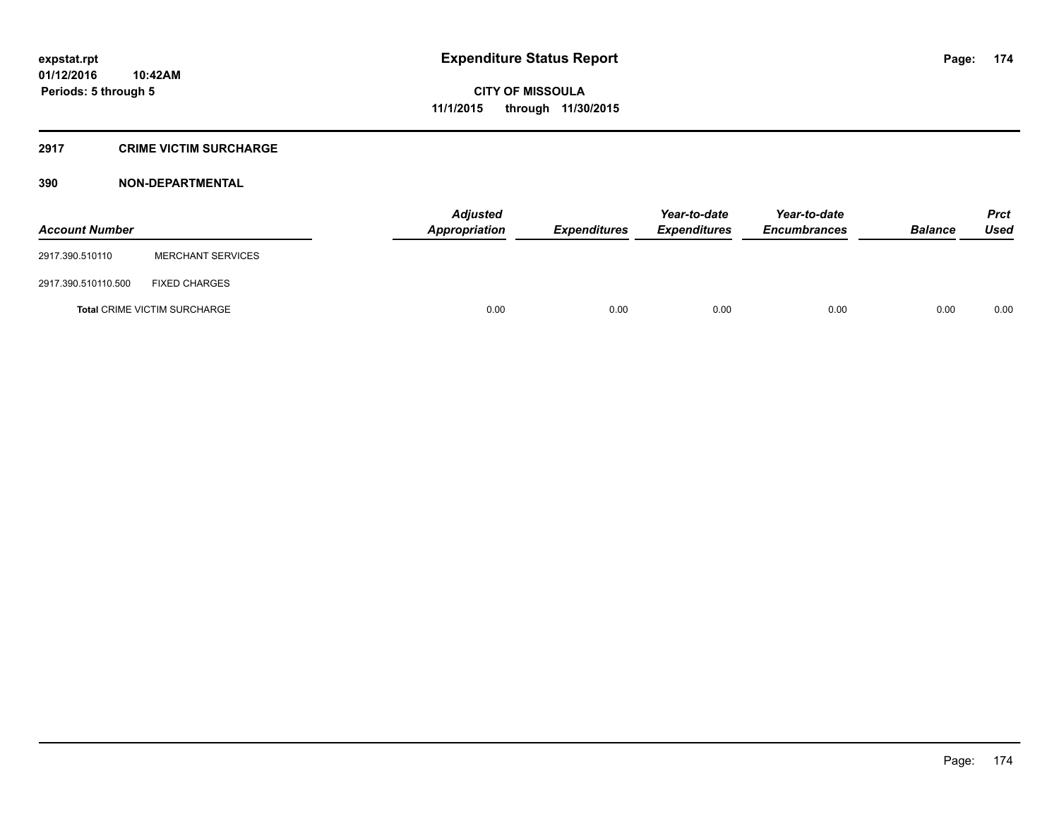**expstat.rpt**
**01/12/2016 10:42AM**
**Periods: 5 through 5**

# Expenditure Status Report

**CITY OF MISSOULA**
**11/1/2015 through 11/30/2015**

## 2917 CRIME VICTIM SURCHARGE

### 390 NON-DEPARTMENTAL

| Account Number | | Adjusted Appropriation | Expenditures | Year-to-date Expenditures | Year-to-date Encumbrances | Balance | Prct Used |
|---|---|---|---|---|---|---|---|
| 2917.390.510110 | MERCHANT SERVICES | | | | | | |
| 2917.390.510110.500 | FIXED CHARGES | | | | | | |
| **Total** CRIME VICTIM SURCHARGE | | 0.00 | 0.00 | 0.00 | 0.00 | 0.00 | 0.00 |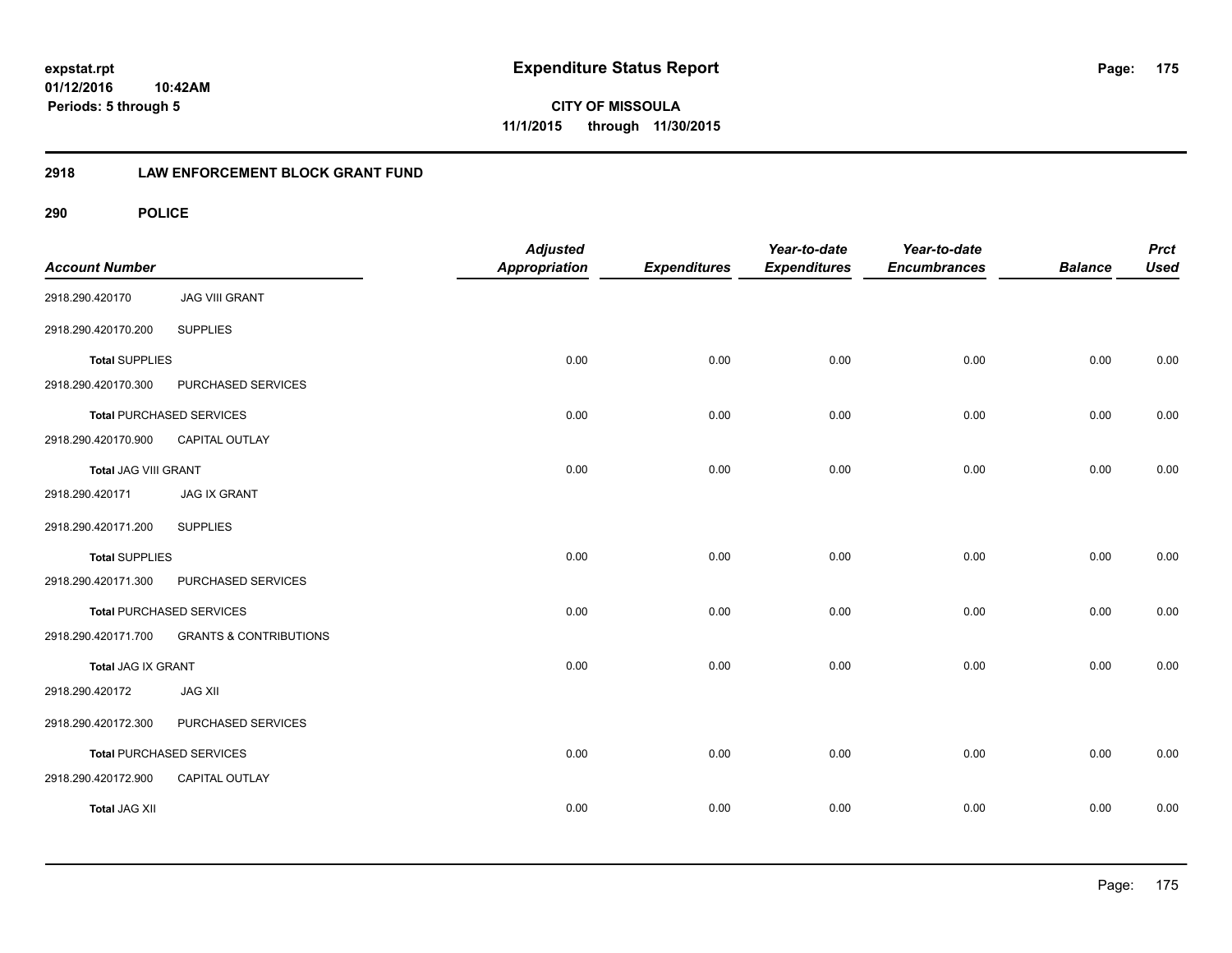# Expenditure Status Report

expstat.rpt
01/12/2016 10:42AM
Periods: 5 through 5

**CITY OF MISSOULA**
**11/1/2015 through 11/30/2015**

## 2918 LAW ENFORCEMENT BLOCK GRANT FUND

### 290 POLICE

| Account Number | | Adjusted Appropriation | Expenditures | Year-to-date Expenditures | Year-to-date Encumbrances | Balance | Prct Used |
|---|---|---|---|---|---|---|---|
| 2918.290.420170 | JAG VIII GRANT | | | | | | |
| 2918.290.420170.200 | SUPPLIES | | | | | | |
| **Total** SUPPLIES | | 0.00 | 0.00 | 0.00 | 0.00 | 0.00 | 0.00 |
| 2918.290.420170.300 | PURCHASED SERVICES | | | | | | |
| **Total** PURCHASED SERVICES | | 0.00 | 0.00 | 0.00 | 0.00 | 0.00 | 0.00 |
| 2918.290.420170.900 | CAPITAL OUTLAY | | | | | | |
| **Total** JAG VIII GRANT | | 0.00 | 0.00 | 0.00 | 0.00 | 0.00 | 0.00 |
| 2918.290.420171 | JAG IX GRANT | | | | | | |
| 2918.290.420171.200 | SUPPLIES | | | | | | |
| **Total** SUPPLIES | | 0.00 | 0.00 | 0.00 | 0.00 | 0.00 | 0.00 |
| 2918.290.420171.300 | PURCHASED SERVICES | | | | | | |
| **Total** PURCHASED SERVICES | | 0.00 | 0.00 | 0.00 | 0.00 | 0.00 | 0.00 |
| 2918.290.420171.700 | GRANTS & CONTRIBUTIONS | | | | | | |
| **Total** JAG IX GRANT | | 0.00 | 0.00 | 0.00 | 0.00 | 0.00 | 0.00 |
| 2918.290.420172 | JAG XII | | | | | | |
| 2918.290.420172.300 | PURCHASED SERVICES | | | | | | |
| **Total** PURCHASED SERVICES | | 0.00 | 0.00 | 0.00 | 0.00 | 0.00 | 0.00 |
| 2918.290.420172.900 | CAPITAL OUTLAY | | | | | | |
| **Total** JAG XII | | 0.00 | 0.00 | 0.00 | 0.00 | 0.00 | 0.00 |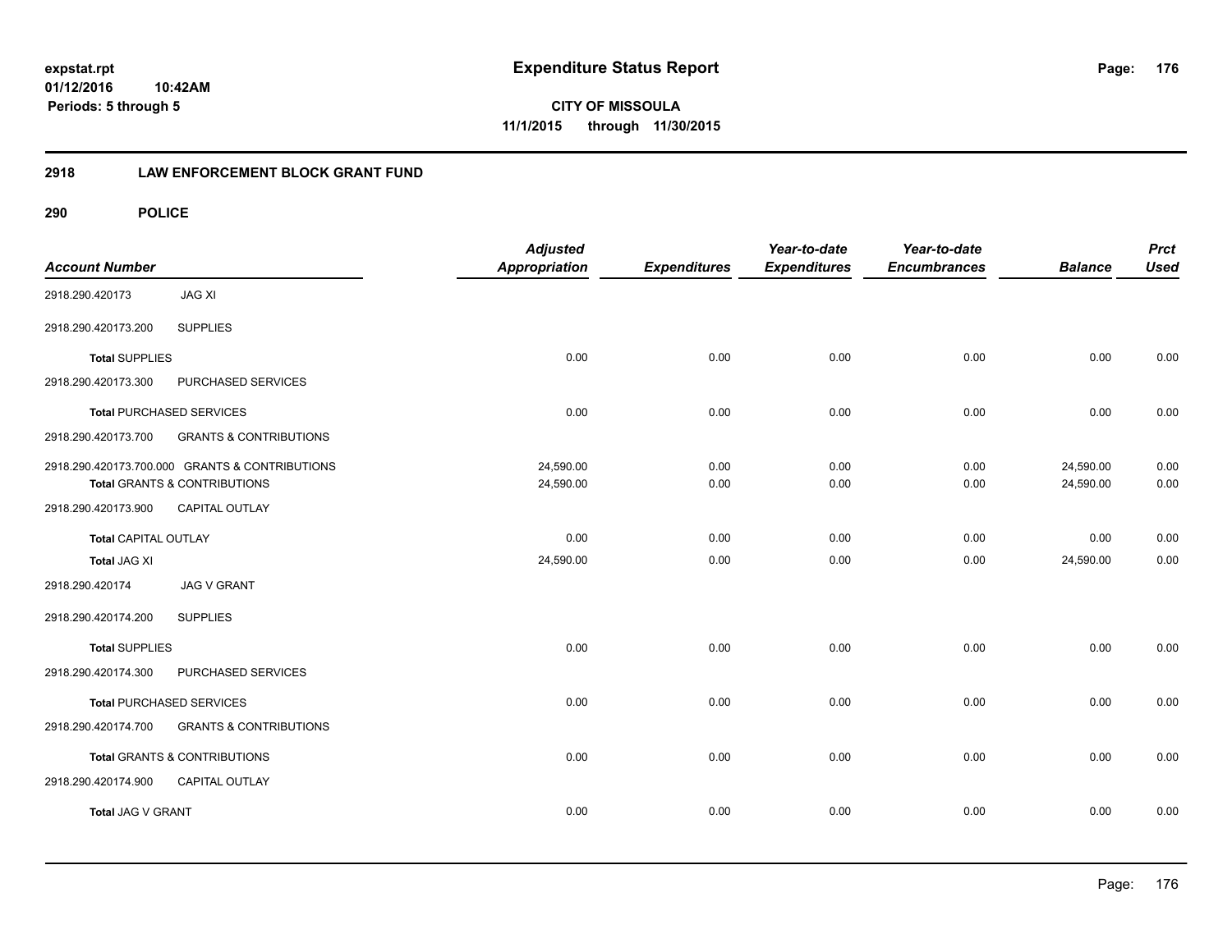**expstat.rpt**
**01/12/2016 10:42AM**
**Periods: 5 through 5**

# Expenditure Status Report

**CITY OF MISSOULA**
**11/1/2015 through 11/30/2015**

## 2918 LAW ENFORCEMENT BLOCK GRANT FUND

## 290 POLICE

| Account Number | | Adjusted Appropriation | Expenditures | Year-to-date Expenditures | Year-to-date Encumbrances | Balance | Prct Used |
|---|---|---|---|---|---|---|---|
| 2918.290.420173 | JAG XI | | | | | | |
| 2918.290.420173.200 | SUPPLIES | | | | | | |
| Total SUPPLIES | | 0.00 | 0.00 | 0.00 | 0.00 | 0.00 | 0.00 |
| 2918.290.420173.300 | PURCHASED SERVICES | | | | | | |
| Total PURCHASED SERVICES | | 0.00 | 0.00 | 0.00 | 0.00 | 0.00 | 0.00 |
| 2918.290.420173.700 | GRANTS & CONTRIBUTIONS | | | | | | |
| 2918.290.420173.700.000 | GRANTS & CONTRIBUTIONS | 24,590.00 | 0.00 | 0.00 | 0.00 | 24,590.00 | 0.00 |
| Total GRANTS & CONTRIBUTIONS | | 24,590.00 | 0.00 | 0.00 | 0.00 | 24,590.00 | 0.00 |
| 2918.290.420173.900 | CAPITAL OUTLAY | | | | | | |
| Total CAPITAL OUTLAY | | 0.00 | 0.00 | 0.00 | 0.00 | 0.00 | 0.00 |
| Total JAG XI | | 24,590.00 | 0.00 | 0.00 | 0.00 | 24,590.00 | 0.00 |
| 2918.290.420174 | JAG V GRANT | | | | | | |
| 2918.290.420174.200 | SUPPLIES | | | | | | |
| Total SUPPLIES | | 0.00 | 0.00 | 0.00 | 0.00 | 0.00 | 0.00 |
| 2918.290.420174.300 | PURCHASED SERVICES | | | | | | |
| Total PURCHASED SERVICES | | 0.00 | 0.00 | 0.00 | 0.00 | 0.00 | 0.00 |
| 2918.290.420174.700 | GRANTS & CONTRIBUTIONS | | | | | | |
| Total GRANTS & CONTRIBUTIONS | | 0.00 | 0.00 | 0.00 | 0.00 | 0.00 | 0.00 |
| 2918.290.420174.900 | CAPITAL OUTLAY | | | | | | |
| Total JAG V GRANT | | 0.00 | 0.00 | 0.00 | 0.00 | 0.00 | 0.00 |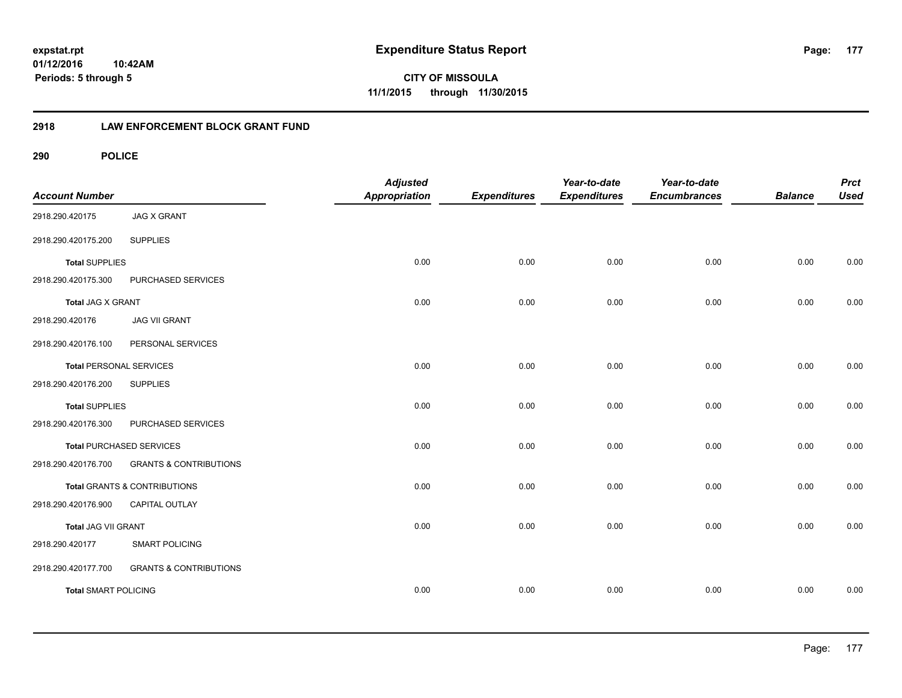**expstat.rpt**
**01/12/2016 10:42AM**
**Periods: 5 through 5**

# Expenditure Status Report

**CITY OF MISSOULA**
**11/1/2015 through 11/30/2015**

## 2918 LAW ENFORCEMENT BLOCK GRANT FUND

### 290 POLICE

| Account Number | | Adjusted Appropriation | Expenditures | Year-to-date Expenditures | Year-to-date Encumbrances | Balance | Prct Used |
|---|---|---|---|---|---|---|---|
| 2918.290.420175 | JAG X GRANT | | | | | | |
| 2918.290.420175.200 | SUPPLIES | | | | | | |
| **Total** SUPPLIES | | 0.00 | 0.00 | 0.00 | 0.00 | 0.00 | 0.00 |
| 2918.290.420175.300 | PURCHASED SERVICES | | | | | | |
| **Total** JAG X GRANT | | 0.00 | 0.00 | 0.00 | 0.00 | 0.00 | 0.00 |
| 2918.290.420176 | JAG VII GRANT | | | | | | |
| 2918.290.420176.100 | PERSONAL SERVICES | | | | | | |
| **Total** PERSONAL SERVICES | | 0.00 | 0.00 | 0.00 | 0.00 | 0.00 | 0.00 |
| 2918.290.420176.200 | SUPPLIES | | | | | | |
| **Total** SUPPLIES | | 0.00 | 0.00 | 0.00 | 0.00 | 0.00 | 0.00 |
| 2918.290.420176.300 | PURCHASED SERVICES | | | | | | |
| **Total** PURCHASED SERVICES | | 0.00 | 0.00 | 0.00 | 0.00 | 0.00 | 0.00 |
| 2918.290.420176.700 | GRANTS & CONTRIBUTIONS | | | | | | |
| **Total** GRANTS & CONTRIBUTIONS | | 0.00 | 0.00 | 0.00 | 0.00 | 0.00 | 0.00 |
| 2918.290.420176.900 | CAPITAL OUTLAY | | | | | | |
| **Total** JAG VII GRANT | | 0.00 | 0.00 | 0.00 | 0.00 | 0.00 | 0.00 |
| 2918.290.420177 | SMART POLICING | | | | | | |
| 2918.290.420177.700 | GRANTS & CONTRIBUTIONS | | | | | | |
| **Total** SMART POLICING | | 0.00 | 0.00 | 0.00 | 0.00 | 0.00 | 0.00 |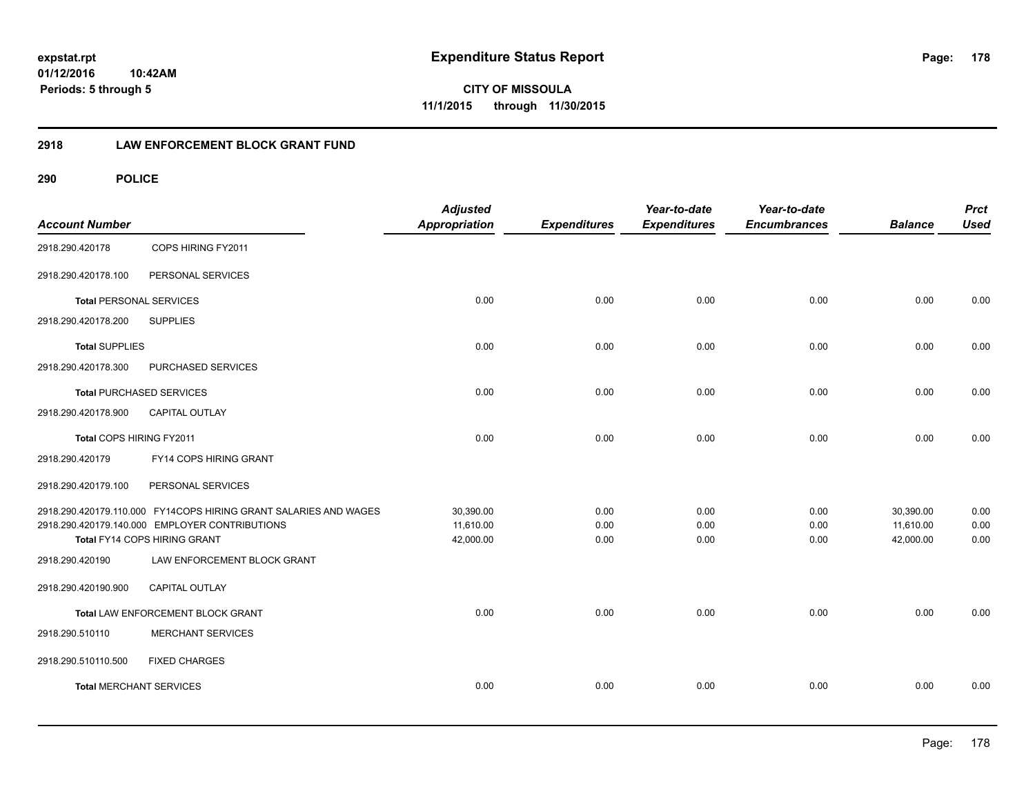# Expenditure Status Report

**CITY OF MISSOULA**
**11/1/2015 through 11/30/2015**

expstat.rpt
01/12/2016 10:42AM
Periods: 5 through 5

## 2918 LAW ENFORCEMENT BLOCK GRANT FUND

### 290 POLICE

| Account Number | | Adjusted Appropriation | Expenditures | Year-to-date Expenditures | Year-to-date Encumbrances | Balance | Prct Used |
|---|---|---|---|---|---|---|---|
| 2918.290.420178 | COPS HIRING FY2011 | | | | | | |
| 2918.290.420178.100 | PERSONAL SERVICES | | | | | | |
| **Total** PERSONAL SERVICES | | 0.00 | 0.00 | 0.00 | 0.00 | 0.00 | 0.00 |
| 2918.290.420178.200 | SUPPLIES | | | | | | |
| **Total** SUPPLIES | | 0.00 | 0.00 | 0.00 | 0.00 | 0.00 | 0.00 |
| 2918.290.420178.300 | PURCHASED SERVICES | | | | | | |
| **Total** PURCHASED SERVICES | | 0.00 | 0.00 | 0.00 | 0.00 | 0.00 | 0.00 |
| 2918.290.420178.900 | CAPITAL OUTLAY | | | | | | |
| Total COPS HIRING FY2011 | | 0.00 | 0.00 | 0.00 | 0.00 | 0.00 | 0.00 |
| 2918.290.420179 | FY14 COPS HIRING GRANT | | | | | | |
| 2918.290.420179.100 | PERSONAL SERVICES | | | | | | |
| 2918.290.420179.110.000 | FY14COPS HIRING GRANT SALARIES AND WAGES | 30,390.00 | 0.00 | 0.00 | 0.00 | 30,390.00 | 0.00 |
| 2918.290.420179.140.000 | EMPLOYER CONTRIBUTIONS | 11,610.00 | 0.00 | 0.00 | 0.00 | 11,610.00 | 0.00 |
| Total FY14 COPS HIRING GRANT | | 42,000.00 | 0.00 | 0.00 | 0.00 | 42,000.00 | 0.00 |
| 2918.290.420190 | LAW ENFORCEMENT BLOCK GRANT | | | | | | |
| 2918.290.420190.900 | CAPITAL OUTLAY | | | | | | |
| Total LAW ENFORCEMENT BLOCK GRANT | | 0.00 | 0.00 | 0.00 | 0.00 | 0.00 | 0.00 |
| 2918.290.510110 | MERCHANT SERVICES | | | | | | |
| 2918.290.510110.500 | FIXED CHARGES | | | | | | |
| **Total** MERCHANT SERVICES | | 0.00 | 0.00 | 0.00 | 0.00 | 0.00 | 0.00 |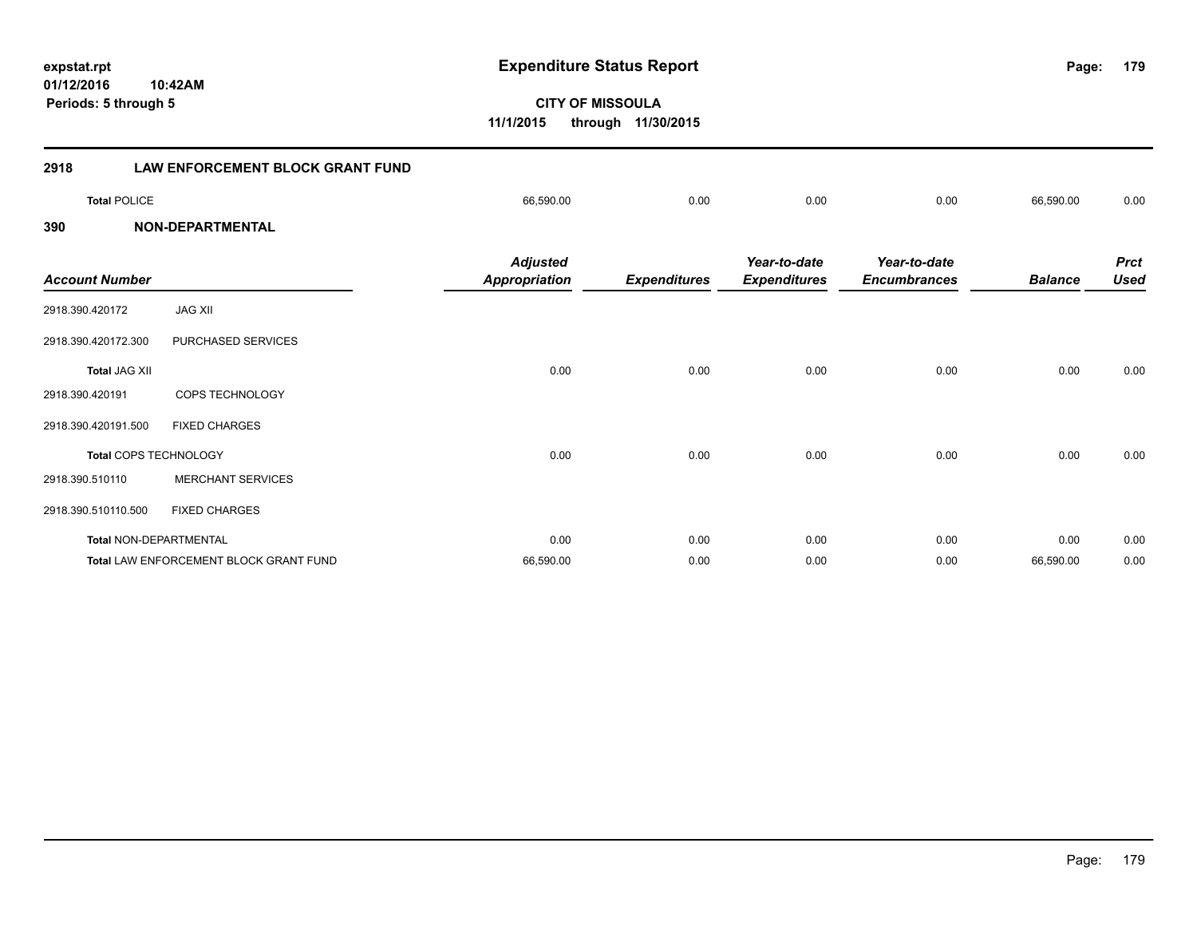**expstat.rpt**
**01/12/2016 10:42AM**
**Periods: 5 through 5**

# Expenditure Status Report

**CITY OF MISSOULA**
**11/1/2015 through 11/30/2015**

## 2918 LAW ENFORCEMENT BLOCK GRANT FUND

| | | Adjusted Appropriation | Expenditures | Year-to-date Expenditures | Year-to-date Encumbrances | Balance | Prct Used |
|---|---|---|---|---|---|---|---|
| **Total** POLICE | | 66,590.00 | 0.00 | 0.00 | 0.00 | 66,590.00 | 0.00 |

## 390 NON-DEPARTMENTAL

| Account Number | | Adjusted Appropriation | Expenditures | Year-to-date Expenditures | Year-to-date Encumbrances | Balance | Prct Used |
|---|---|---|---|---|---|---|---|
| 2918.390.420172 | JAG XII | | | | | | |
| 2918.390.420172.300 | PURCHASED SERVICES | | | | | | |
| **Total** JAG XII | | 0.00 | 0.00 | 0.00 | 0.00 | 0.00 | 0.00 |
| 2918.390.420191 | COPS TECHNOLOGY | | | | | | |
| 2918.390.420191.500 | FIXED CHARGES | | | | | | |
| **Total** COPS TECHNOLOGY | | 0.00 | 0.00 | 0.00 | 0.00 | 0.00 | 0.00 |
| 2918.390.510110 | MERCHANT SERVICES | | | | | | |
| 2918.390.510110.500 | FIXED CHARGES | | | | | | |
| **Total** NON-DEPARTMENTAL | | 0.00 | 0.00 | 0.00 | 0.00 | 0.00 | 0.00 |
| **Total** LAW ENFORCEMENT BLOCK GRANT FUND | | 66,590.00 | 0.00 | 0.00 | 0.00 | 66,590.00 | 0.00 |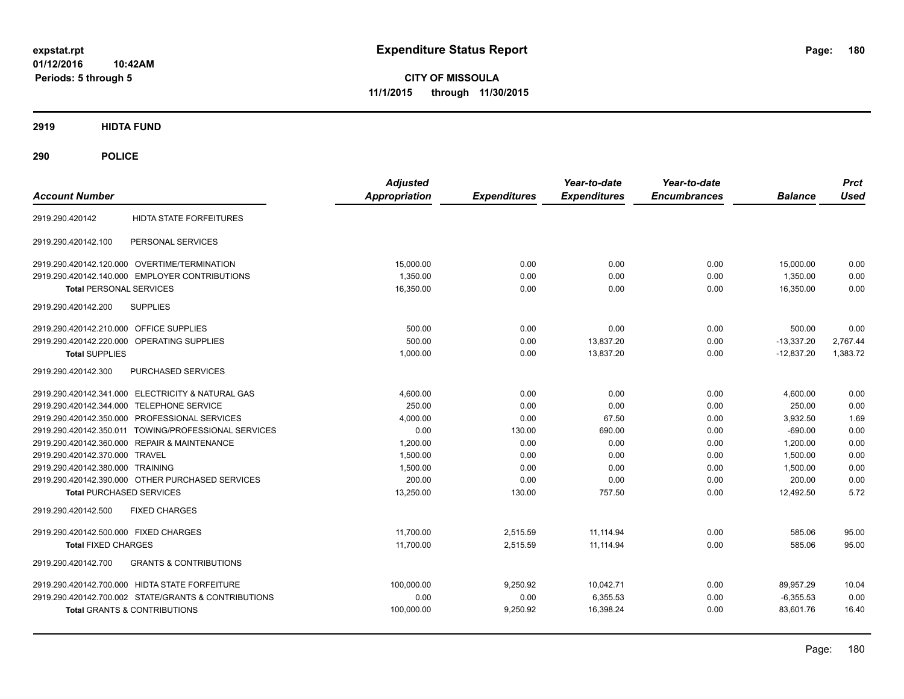expstat.rpt
01/12/2016 10:42AM
Periods: 5 through 5

# Expenditure Status Report

**CITY OF MISSOULA**
**11/1/2015 through 11/30/2015**

## 2919 HIDTA FUND

## 290 POLICE

| Account Number | | Adjusted Appropriation | Expenditures | Year-to-date Expenditures | Year-to-date Encumbrances | Balance | Prct Used |
|---|---|---|---|---|---|---|---|
| 2919.290.420142 | HIDTA STATE FORFEITURES | | | | | | |
| 2919.290.420142.100 | PERSONAL SERVICES | | | | | | |
| 2919.290.420142.120.000 | OVERTIME/TERMINATION | 15,000.00 | 0.00 | 0.00 | 0.00 | 15,000.00 | 0.00 |
| 2919.290.420142.140.000 | EMPLOYER CONTRIBUTIONS | 1,350.00 | 0.00 | 0.00 | 0.00 | 1,350.00 | 0.00 |
| **Total** PERSONAL SERVICES | | 16,350.00 | 0.00 | 0.00 | 0.00 | 16,350.00 | 0.00 |
| 2919.290.420142.200 | SUPPLIES | | | | | | |
| 2919.290.420142.210.000 | OFFICE SUPPLIES | 500.00 | 0.00 | 0.00 | 0.00 | 500.00 | 0.00 |
| 2919.290.420142.220.000 | OPERATING SUPPLIES | 500.00 | 0.00 | 13,837.20 | 0.00 | -13,337.20 | 2,767.44 |
| **Total** SUPPLIES | | 1,000.00 | 0.00 | 13,837.20 | 0.00 | -12,837.20 | 1,383.72 |
| 2919.290.420142.300 | PURCHASED SERVICES | | | | | | |
| 2919.290.420142.341.000 | ELECTRICITY & NATURAL GAS | 4,600.00 | 0.00 | 0.00 | 0.00 | 4,600.00 | 0.00 |
| 2919.290.420142.344.000 | TELEPHONE SERVICE | 250.00 | 0.00 | 0.00 | 0.00 | 250.00 | 0.00 |
| 2919.290.420142.350.000 | PROFESSIONAL SERVICES | 4,000.00 | 0.00 | 67.50 | 0.00 | 3,932.50 | 1.69 |
| 2919.290.420142.350.011 | TOWING/PROFESSIONAL SERVICES | 0.00 | 130.00 | 690.00 | 0.00 | -690.00 | 0.00 |
| 2919.290.420142.360.000 | REPAIR & MAINTENANCE | 1,200.00 | 0.00 | 0.00 | 0.00 | 1,200.00 | 0.00 |
| 2919.290.420142.370.000 | TRAVEL | 1,500.00 | 0.00 | 0.00 | 0.00 | 1,500.00 | 0.00 |
| 2919.290.420142.380.000 | TRAINING | 1,500.00 | 0.00 | 0.00 | 0.00 | 1,500.00 | 0.00 |
| 2919.290.420142.390.000 | OTHER PURCHASED SERVICES | 200.00 | 0.00 | 0.00 | 0.00 | 200.00 | 0.00 |
| **Total** PURCHASED SERVICES | | 13,250.00 | 130.00 | 757.50 | 0.00 | 12,492.50 | 5.72 |
| 2919.290.420142.500 | FIXED CHARGES | | | | | | |
| 2919.290.420142.500.000 | FIXED CHARGES | 11,700.00 | 2,515.59 | 11,114.94 | 0.00 | 585.06 | 95.00 |
| **Total** FIXED CHARGES | | 11,700.00 | 2,515.59 | 11,114.94 | 0.00 | 585.06 | 95.00 |
| 2919.290.420142.700 | GRANTS & CONTRIBUTIONS | | | | | | |
| 2919.290.420142.700.000 | HIDTA STATE FORFEITURE | 100,000.00 | 9,250.92 | 10,042.71 | 0.00 | 89,957.29 | 10.04 |
| 2919.290.420142.700.002 | STATE/GRANTS & CONTRIBUTIONS | 0.00 | 0.00 | 6,355.53 | 0.00 | -6,355.53 | 0.00 |
| **Total** GRANTS & CONTRIBUTIONS | | 100,000.00 | 9,250.92 | 16,398.24 | 0.00 | 83,601.76 | 16.40 |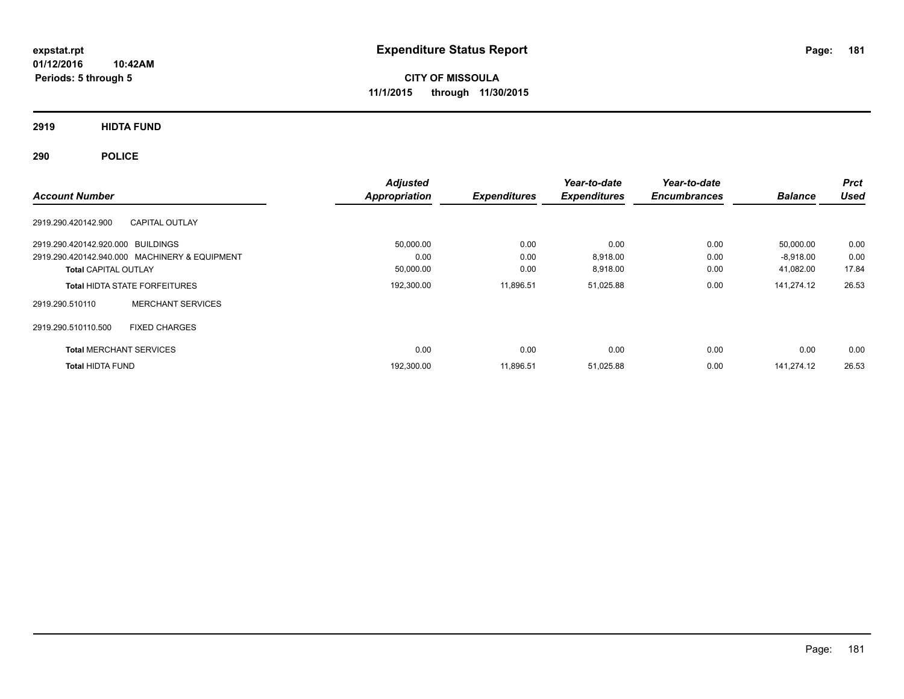expstat.rpt
01/12/2016 10:42AM
Periods: 5 through 5

# Expenditure Status Report

**CITY OF MISSOULA**
**11/1/2015 through 11/30/2015**

## 2919 HIDTA FUND

## 290 POLICE

| Account Number | | Adjusted Appropriation | Expenditures | Year-to-date Expenditures | Year-to-date Encumbrances | Balance | Prct Used |
|---|---|---|---|---|---|---|---|
| 2919.290.420142.900 | CAPITAL OUTLAY | | | | | | |
| 2919.290.420142.920.000 | BUILDINGS | 50,000.00 | 0.00 | 0.00 | 0.00 | 50,000.00 | 0.00 |
| 2919.290.420142.940.000 | MACHINERY & EQUIPMENT | 0.00 | 0.00 | 8,918.00 | 0.00 | -8,918.00 | 0.00 |
| **Total** CAPITAL OUTLAY | | 50,000.00 | 0.00 | 8,918.00 | 0.00 | 41,082.00 | 17.84 |
| **Total** HIDTA STATE FORFEITURES | | 192,300.00 | 11,896.51 | 51,025.88 | 0.00 | 141,274.12 | 26.53 |
| 2919.290.510110 | MERCHANT SERVICES | | | | | | |
| 2919.290.510110.500 | FIXED CHARGES | | | | | | |
| **Total** MERCHANT SERVICES | | 0.00 | 0.00 | 0.00 | 0.00 | 0.00 | 0.00 |
| **Total** HIDTA FUND | | 192,300.00 | 11,896.51 | 51,025.88 | 0.00 | 141,274.12 | 26.53 |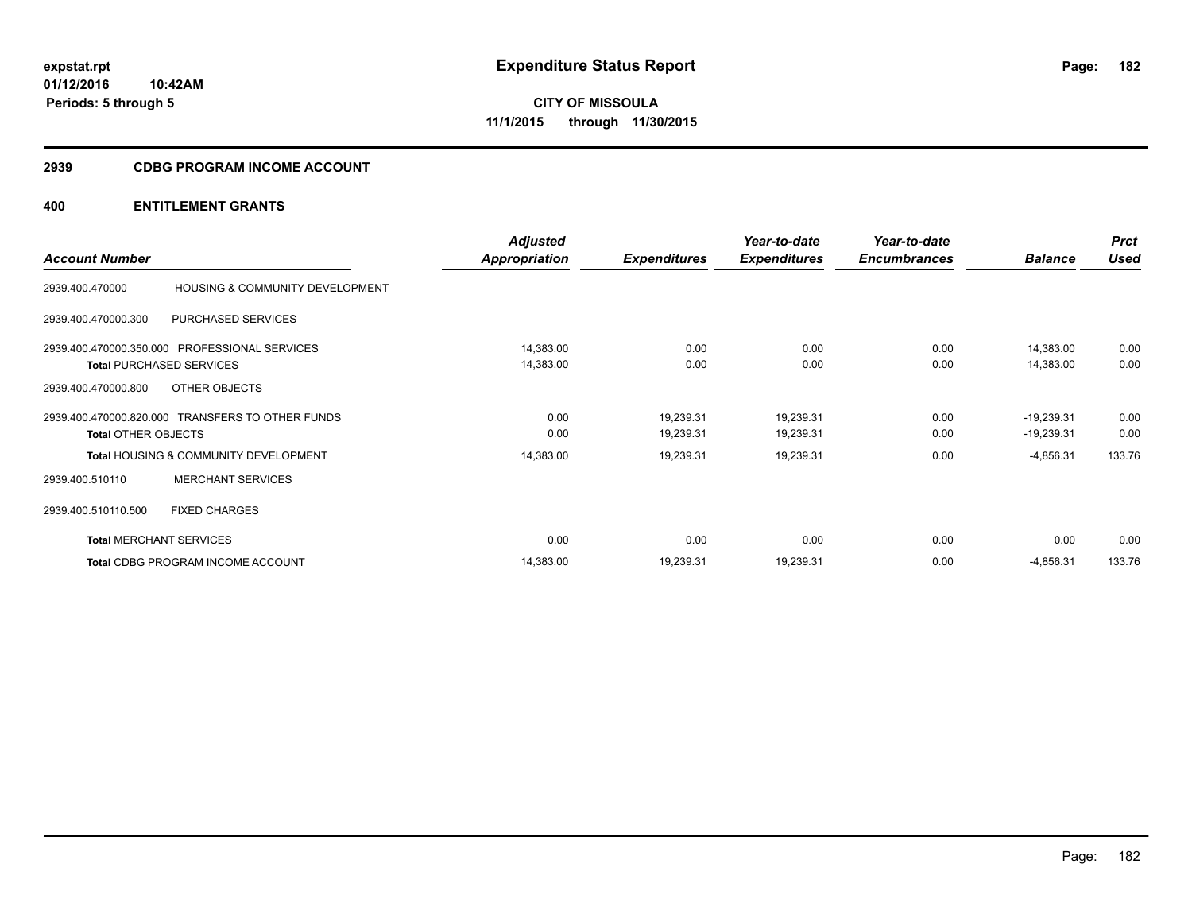expstat.rpt
01/12/2016 10:42AM
Periods: 5 through 5

# Expenditure Status Report

**CITY OF MISSOULA**
**11/1/2015 through 11/30/2015**

## 2939 CDBG PROGRAM INCOME ACCOUNT

### 400 ENTITLEMENT GRANTS

| Account Number | | Adjusted Appropriation | Expenditures | Year-to-date Expenditures | Year-to-date Encumbrances | Balance | Prct Used |
|---|---|---|---|---|---|---|---|
| 2939.400.470000 | HOUSING & COMMUNITY DEVELOPMENT | | | | | | |
| 2939.400.470000.300 | PURCHASED SERVICES | | | | | | |
| 2939.400.470000.350.000 | PROFESSIONAL SERVICES | 14,383.00 | 0.00 | 0.00 | 0.00 | 14,383.00 | 0.00 |
| **Total** PURCHASED SERVICES | | 14,383.00 | 0.00 | 0.00 | 0.00 | 14,383.00 | 0.00 |
| 2939.400.470000.800 | OTHER OBJECTS | | | | | | |
| 2939.400.470000.820.000 | TRANSFERS TO OTHER FUNDS | 0.00 | 19,239.31 | 19,239.31 | 0.00 | -19,239.31 | 0.00 |
| **Total** OTHER OBJECTS | | 0.00 | 19,239.31 | 19,239.31 | 0.00 | -19,239.31 | 0.00 |
| **Total** HOUSING & COMMUNITY DEVELOPMENT | | 14,383.00 | 19,239.31 | 19,239.31 | 0.00 | -4,856.31 | 133.76 |
| 2939.400.510110 | MERCHANT SERVICES | | | | | | |
| 2939.400.510110.500 | FIXED CHARGES | | | | | | |
| **Total** MERCHANT SERVICES | | 0.00 | 0.00 | 0.00 | 0.00 | 0.00 | 0.00 |
| **Total** CDBG PROGRAM INCOME ACCOUNT | | 14,383.00 | 19,239.31 | 19,239.31 | 0.00 | -4,856.31 | 133.76 |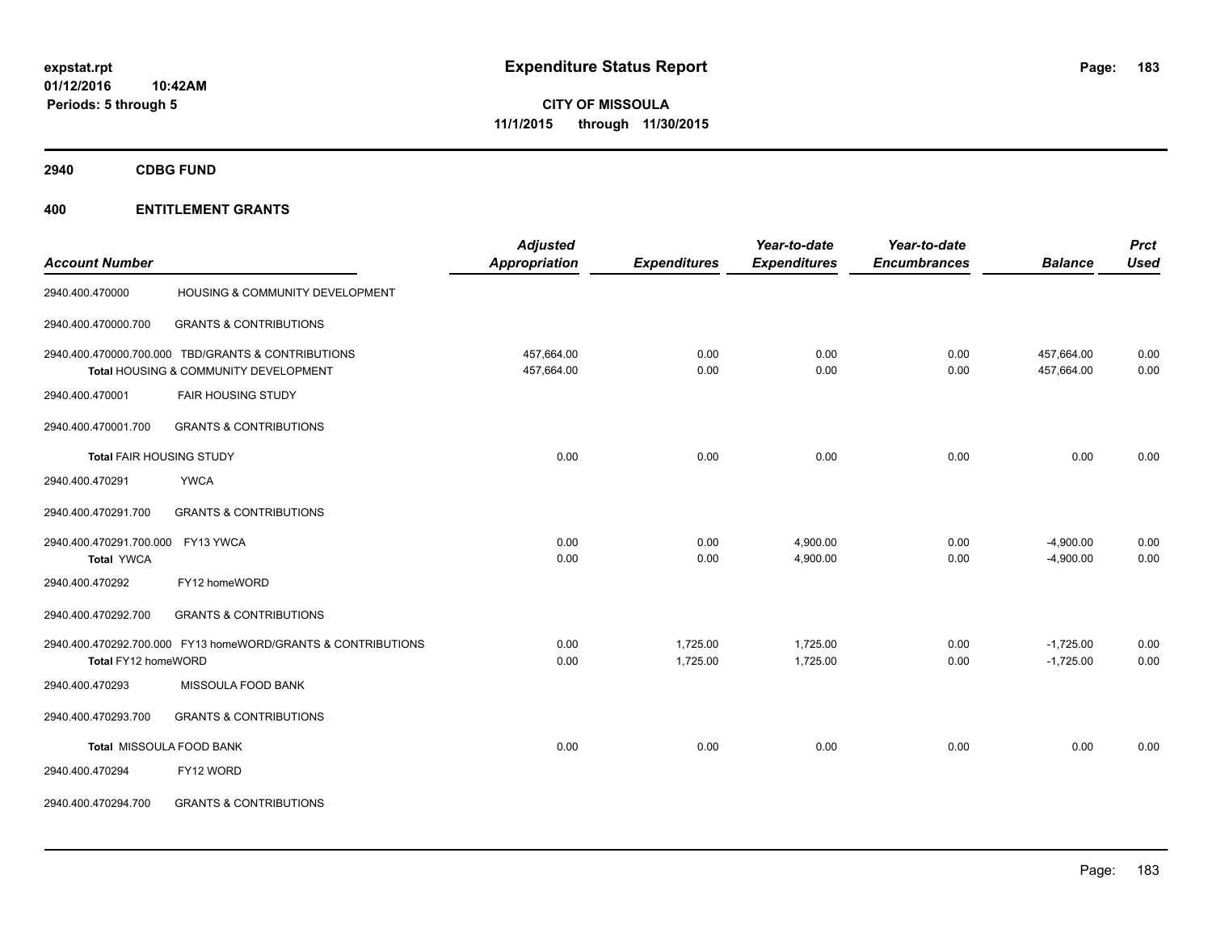**expstat.rpt**
**01/12/2016 10:42AM**
**Periods: 5 through 5**

# Expenditure Status Report

**CITY OF MISSOULA**
**11/1/2015 through 11/30/2015**

## 2940 CDBG FUND

## 400 ENTITLEMENT GRANTS

| Account Number | | *Adjusted Appropriation* | *Expenditures* | *Year-to-date Expenditures* | *Year-to-date Encumbrances* | *Balance* | *Prct Used* |
|---|---|---|---|---|---|---|---|
| 2940.400.470000 | HOUSING & COMMUNITY DEVELOPMENT | | | | | | |
| 2940.400.470000.700 | GRANTS & CONTRIBUTIONS | | | | | | |
| 2940.400.470000.700.000 | TBD/GRANTS & CONTRIBUTIONS | 457,664.00 | 0.00 | 0.00 | 0.00 | 457,664.00 | 0.00 |
| **Total** HOUSING & COMMUNITY DEVELOPMENT | | 457,664.00 | 0.00 | 0.00 | 0.00 | 457,664.00 | 0.00 |
| 2940.400.470001 | FAIR HOUSING STUDY | | | | | | |
| 2940.400.470001.700 | GRANTS & CONTRIBUTIONS | | | | | | |
| **Total** FAIR HOUSING STUDY | | 0.00 | 0.00 | 0.00 | 0.00 | 0.00 | 0.00 |
| 2940.400.470291 | YWCA | | | | | | |
| 2940.400.470291.700 | GRANTS & CONTRIBUTIONS | | | | | | |
| 2940.400.470291.700.000 | FY13 YWCA | 0.00 | 0.00 | 4,900.00 | 0.00 | -4,900.00 | 0.00 |
| **Total** YWCA | | 0.00 | 0.00 | 4,900.00 | 0.00 | -4,900.00 | 0.00 |
| 2940.400.470292 | FY12 homeWORD | | | | | | |
| 2940.400.470292.700 | GRANTS & CONTRIBUTIONS | | | | | | |
| 2940.400.470292.700.000 | FY13 homeWORD/GRANTS & CONTRIBUTIONS | 0.00 | 1,725.00 | 1,725.00 | 0.00 | -1,725.00 | 0.00 |
| **Total** FY12 homeWORD | | 0.00 | 1,725.00 | 1,725.00 | 0.00 | -1,725.00 | 0.00 |
| 2940.400.470293 | MISSOULA FOOD BANK | | | | | | |
| 2940.400.470293.700 | GRANTS & CONTRIBUTIONS | | | | | | |
| **Total** MISSOULA FOOD BANK | | 0.00 | 0.00 | 0.00 | 0.00 | 0.00 | 0.00 |
| 2940.400.470294 | FY12 WORD | | | | | | |
| 2940.400.470294.700 | GRANTS & CONTRIBUTIONS | | | | | | |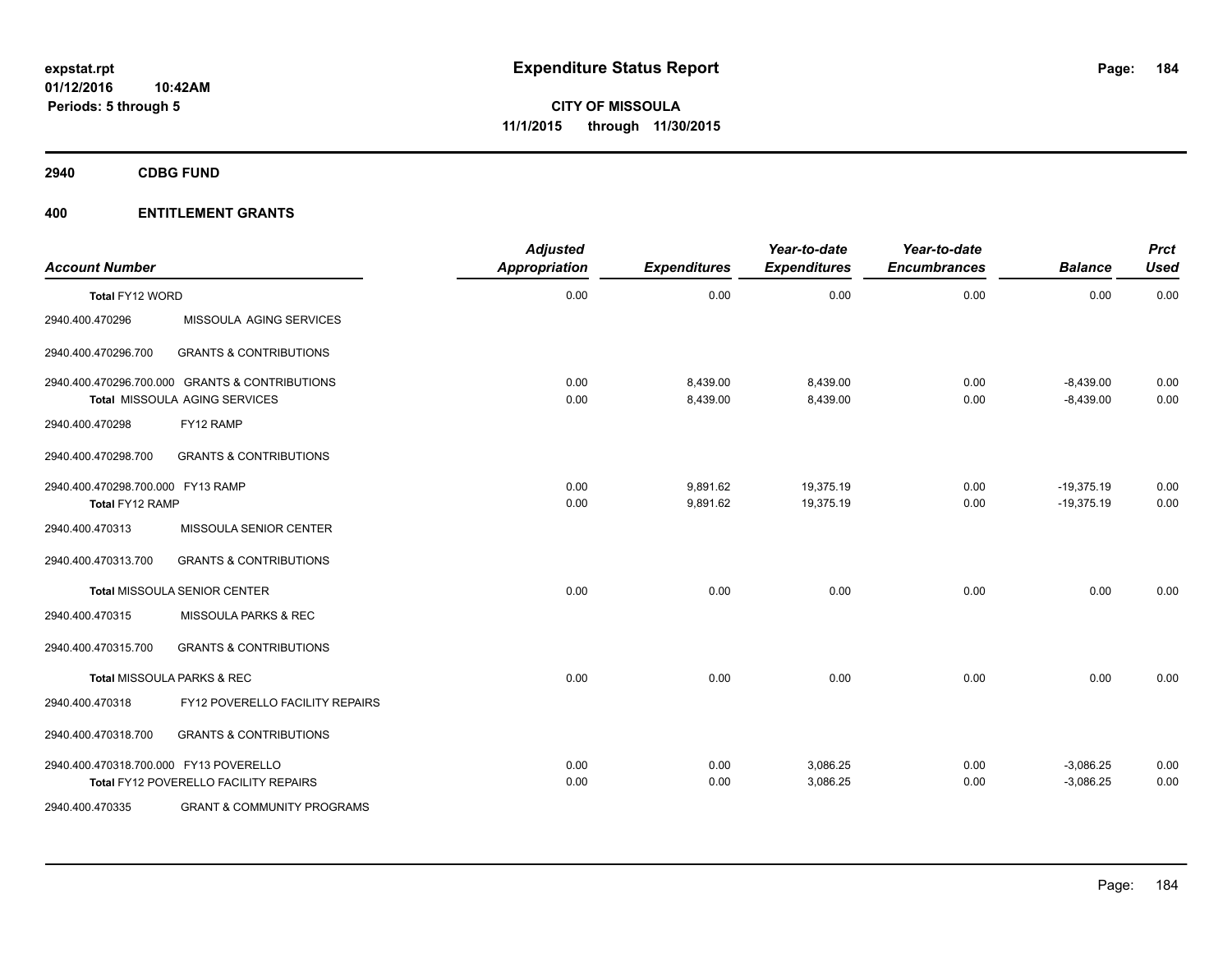**expstat.rpt**
**01/12/2016 10:42AM**
**Periods: 5 through 5**

# Expenditure Status Report

**CITY OF MISSOULA**
**11/1/2015 through 11/30/2015**

## 2940 CDBG FUND

## 400 ENTITLEMENT GRANTS

| Account Number | | Adjusted Appropriation | Expenditures | Year-to-date Expenditures | Year-to-date Encumbrances | Balance | Prct Used |
|---|---|---|---|---|---|---|---|
| **Total** FY12 WORD | | 0.00 | 0.00 | 0.00 | 0.00 | 0.00 | 0.00 |
| 2940.400.470296 | MISSOULA AGING SERVICES | | | | | | |
| 2940.400.470296.700 | GRANTS & CONTRIBUTIONS | | | | | | |
| 2940.400.470296.700.000 | GRANTS & CONTRIBUTIONS | 0.00 | 8,439.00 | 8,439.00 | 0.00 | -8,439.00 | 0.00 |
| **Total** MISSOULA AGING SERVICES | | 0.00 | 8,439.00 | 8,439.00 | 0.00 | -8,439.00 | 0.00 |
| 2940.400.470298 | FY12 RAMP | | | | | | |
| 2940.400.470298.700 | GRANTS & CONTRIBUTIONS | | | | | | |
| 2940.400.470298.700.000 | FY13 RAMP | 0.00 | 9,891.62 | 19,375.19 | 0.00 | -19,375.19 | 0.00 |
| **Total** FY12 RAMP | | 0.00 | 9,891.62 | 19,375.19 | 0.00 | -19,375.19 | 0.00 |
| 2940.400.470313 | MISSOULA SENIOR CENTER | | | | | | |
| 2940.400.470313.700 | GRANTS & CONTRIBUTIONS | | | | | | |
| **Total** MISSOULA SENIOR CENTER | | 0.00 | 0.00 | 0.00 | 0.00 | 0.00 | 0.00 |
| 2940.400.470315 | MISSOULA PARKS & REC | | | | | | |
| 2940.400.470315.700 | GRANTS & CONTRIBUTIONS | | | | | | |
| **Total** MISSOULA PARKS & REC | | 0.00 | 0.00 | 0.00 | 0.00 | 0.00 | 0.00 |
| 2940.400.470318 | FY12 POVERELLO FACILITY REPAIRS | | | | | | |
| 2940.400.470318.700 | GRANTS & CONTRIBUTIONS | | | | | | |
| 2940.400.470318.700.000 | FY13 POVERELLO | 0.00 | 0.00 | 3,086.25 | 0.00 | -3,086.25 | 0.00 |
| **Total** FY12 POVERELLO FACILITY REPAIRS | | 0.00 | 0.00 | 3,086.25 | 0.00 | -3,086.25 | 0.00 |
| 2940.400.470335 | GRANT & COMMUNITY PROGRAMS | | | | | | |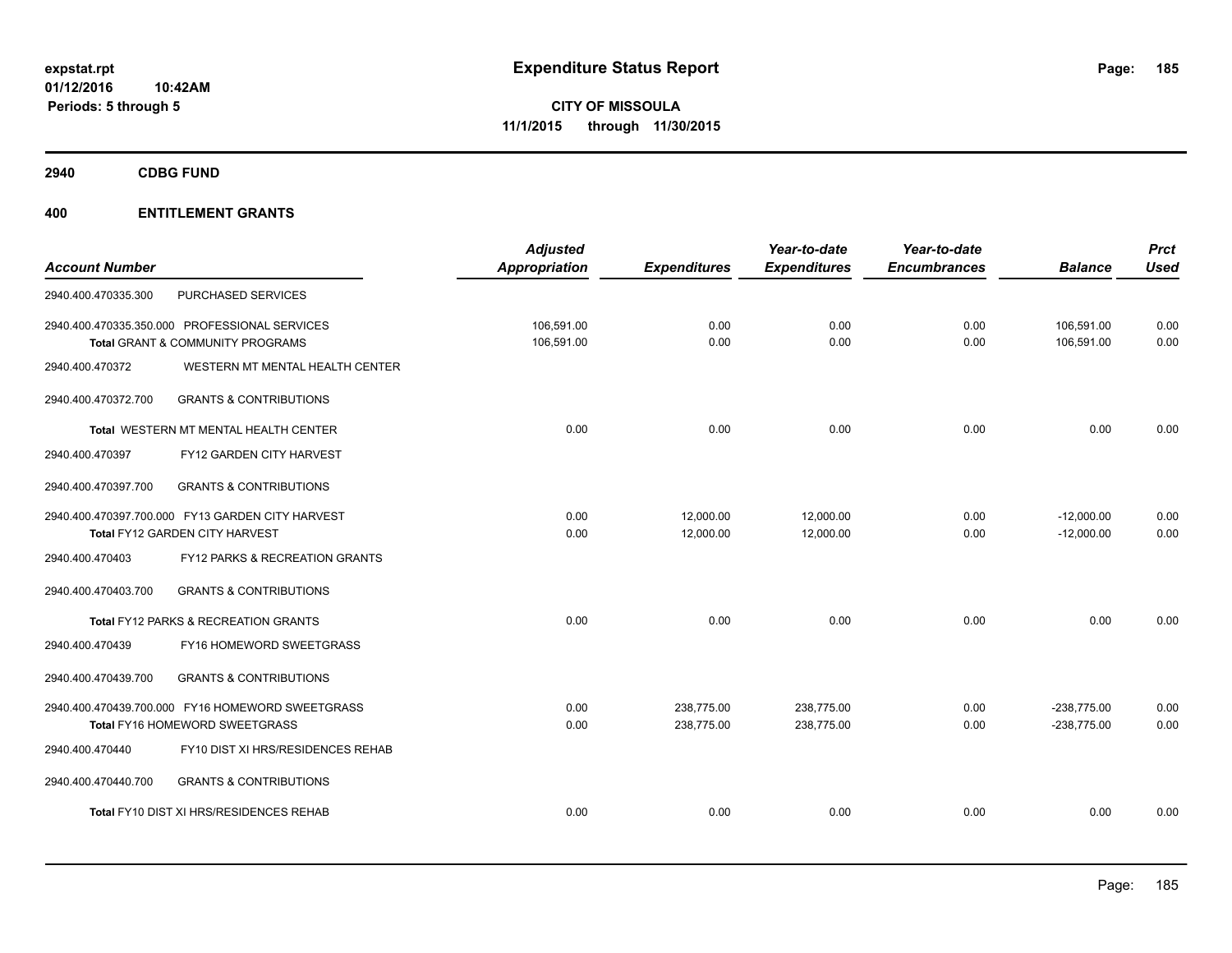**expstat.rpt**
**01/12/2016 10:42AM**
**Periods: 5 through 5**

# Expenditure Status Report

**CITY OF MISSOULA**
**11/1/2015 through 11/30/2015**

## 2940 CDBG FUND

## 400 ENTITLEMENT GRANTS

| Account Number | | Adjusted Appropriation | Expenditures | Year-to-date Expenditures | Year-to-date Encumbrances | Balance | Prct Used |
|---|---|---|---|---|---|---|---|
| 2940.400.470335.300 | PURCHASED SERVICES | | | | | | |
| 2940.400.470335.350.000 PROFESSIONAL SERVICES | | 106,591.00 | 0.00 | 0.00 | 0.00 | 106,591.00 | 0.00 |
| **Total** GRANT & COMMUNITY PROGRAMS | | 106,591.00 | 0.00 | 0.00 | 0.00 | 106,591.00 | 0.00 |
| 2940.400.470372 | WESTERN MT MENTAL HEALTH CENTER | | | | | | |
| 2940.400.470372.700 | GRANTS & CONTRIBUTIONS | | | | | | |
| **Total** WESTERN MT MENTAL HEALTH CENTER | | 0.00 | 0.00 | 0.00 | 0.00 | 0.00 | 0.00 |
| 2940.400.470397 | FY12 GARDEN CITY HARVEST | | | | | | |
| 2940.400.470397.700 | GRANTS & CONTRIBUTIONS | | | | | | |
| 2940.400.470397.700.000 FY13 GARDEN CITY HARVEST | | 0.00 | 12,000.00 | 12,000.00 | 0.00 | -12,000.00 | 0.00 |
| **Total** FY12 GARDEN CITY HARVEST | | 0.00 | 12,000.00 | 12,000.00 | 0.00 | -12,000.00 | 0.00 |
| 2940.400.470403 | FY12 PARKS & RECREATION GRANTS | | | | | | |
| 2940.400.470403.700 | GRANTS & CONTRIBUTIONS | | | | | | |
| **Total** FY12 PARKS & RECREATION GRANTS | | 0.00 | 0.00 | 0.00 | 0.00 | 0.00 | 0.00 |
| 2940.400.470439 | FY16 HOMEWORD SWEETGRASS | | | | | | |
| 2940.400.470439.700 | GRANTS & CONTRIBUTIONS | | | | | | |
| 2940.400.470439.700.000 FY16 HOMEWORD SWEETGRASS | | 0.00 | 238,775.00 | 238,775.00 | 0.00 | -238,775.00 | 0.00 |
| **Total** FY16 HOMEWORD SWEETGRASS | | 0.00 | 238,775.00 | 238,775.00 | 0.00 | -238,775.00 | 0.00 |
| 2940.400.470440 | FY10 DIST XI HRS/RESIDENCES REHAB | | | | | | |
| 2940.400.470440.700 | GRANTS & CONTRIBUTIONS | | | | | | |
| **Total** FY10 DIST XI HRS/RESIDENCES REHAB | | 0.00 | 0.00 | 0.00 | 0.00 | 0.00 | 0.00 |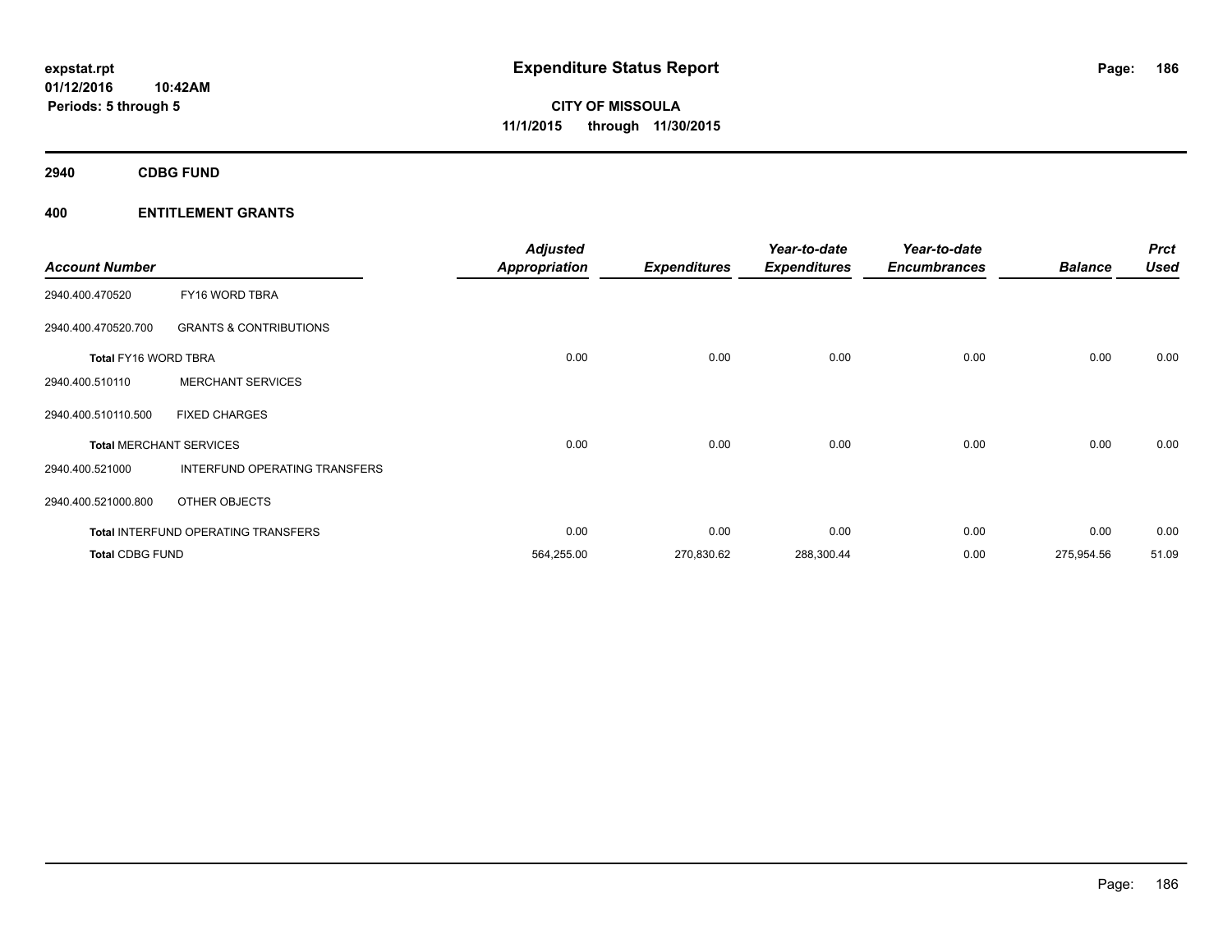**expstat.rpt**
**01/12/2016 10:42AM**
**Periods: 5 through 5**

# Expenditure Status Report

**CITY OF MISSOULA**
**11/1/2015 through 11/30/2015**

## 2940 CDBG FUND

## 400 ENTITLEMENT GRANTS

| Account Number | | *Adjusted Appropriation* | *Expenditures* | *Year-to-date Expenditures* | *Year-to-date Encumbrances* | *Balance* | *Prct Used* |
|---|---|---|---|---|---|---|---|
| 2940.400.470520 | FY16 WORD TBRA | | | | | | |
| 2940.400.470520.700 | GRANTS & CONTRIBUTIONS | | | | | | |
| **Total** FY16 WORD TBRA | | 0.00 | 0.00 | 0.00 | 0.00 | 0.00 | 0.00 |
| 2940.400.510110 | MERCHANT SERVICES | | | | | | |
| 2940.400.510110.500 | FIXED CHARGES | | | | | | |
| **Total** MERCHANT SERVICES | | 0.00 | 0.00 | 0.00 | 0.00 | 0.00 | 0.00 |
| 2940.400.521000 | INTERFUND OPERATING TRANSFERS | | | | | | |
| 2940.400.521000.800 | OTHER OBJECTS | | | | | | |
| **Total** INTERFUND OPERATING TRANSFERS | | 0.00 | 0.00 | 0.00 | 0.00 | 0.00 | 0.00 |
| **Total CDBG FUND** | | 564,255.00 | 270,830.62 | 288,300.44 | 0.00 | 275,954.56 | 51.09 |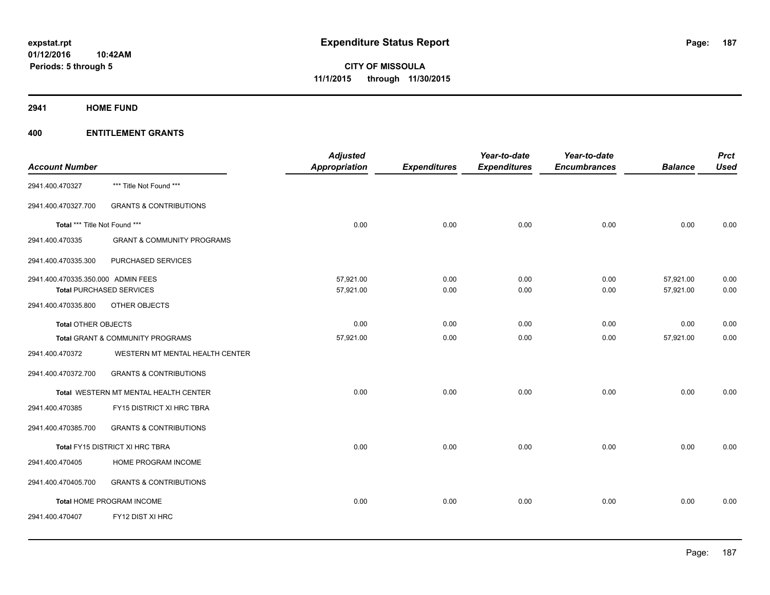expstat.rpt
01/12/2016 10:42AM
Periods: 5 through 5

# Expenditure Status Report

**CITY OF MISSOULA**
**11/1/2015 through 11/30/2015**

## 2941 HOME FUND

## 400 ENTITLEMENT GRANTS

| Account Number | | Adjusted Appropriation | Expenditures | Year-to-date Expenditures | Year-to-date Encumbrances | Balance | Prct Used |
|---|---|---|---|---|---|---|---|
| 2941.400.470327 | *** Title Not Found *** | | | | | | |
| 2941.400.470327.700 | GRANTS & CONTRIBUTIONS | | | | | | |
| Total *** Title Not Found *** | | 0.00 | 0.00 | 0.00 | 0.00 | 0.00 | 0.00 |
| 2941.400.470335 | GRANT & COMMUNITY PROGRAMS | | | | | | |
| 2941.400.470335.300 | PURCHASED SERVICES | | | | | | |
| 2941.400.470335.350.000 | ADMIN FEES | 57,921.00 | 0.00 | 0.00 | 0.00 | 57,921.00 | 0.00 |
| Total PURCHASED SERVICES | | 57,921.00 | 0.00 | 0.00 | 0.00 | 57,921.00 | 0.00 |
| 2941.400.470335.800 | OTHER OBJECTS | | | | | | |
| Total OTHER OBJECTS | | 0.00 | 0.00 | 0.00 | 0.00 | 0.00 | 0.00 |
| Total GRANT & COMMUNITY PROGRAMS | | 57,921.00 | 0.00 | 0.00 | 0.00 | 57,921.00 | 0.00 |
| 2941.400.470372 | WESTERN MT MENTAL HEALTH CENTER | | | | | | |
| 2941.400.470372.700 | GRANTS & CONTRIBUTIONS | | | | | | |
| Total WESTERN MT MENTAL HEALTH CENTER | | 0.00 | 0.00 | 0.00 | 0.00 | 0.00 | 0.00 |
| 2941.400.470385 | FY15 DISTRICT XI HRC TBRA | | | | | | |
| 2941.400.470385.700 | GRANTS & CONTRIBUTIONS | | | | | | |
| Total FY15 DISTRICT XI HRC TBRA | | 0.00 | 0.00 | 0.00 | 0.00 | 0.00 | 0.00 |
| 2941.400.470405 | HOME PROGRAM INCOME | | | | | | |
| 2941.400.470405.700 | GRANTS & CONTRIBUTIONS | | | | | | |
| Total HOME PROGRAM INCOME | | 0.00 | 0.00 | 0.00 | 0.00 | 0.00 | 0.00 |
| 2941.400.470407 | FY12 DIST XI HRC | | | | | | |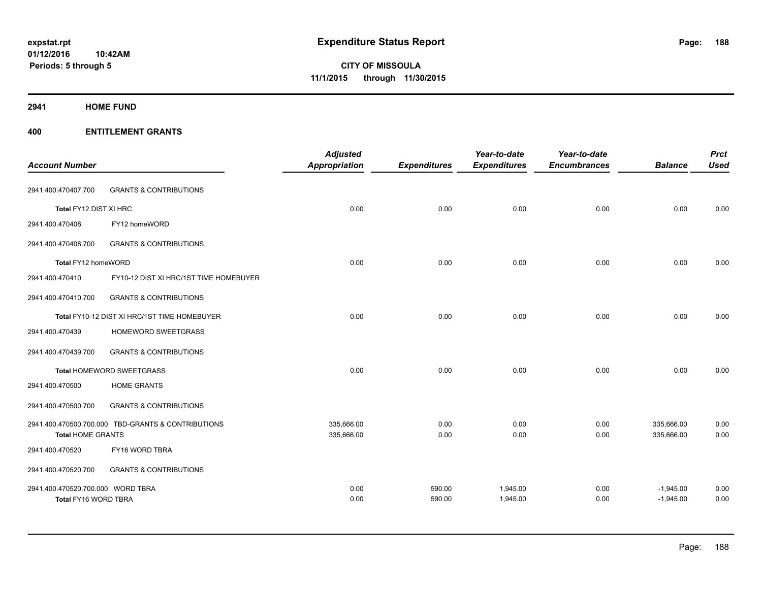# Expenditure Status Report

**CITY OF MISSOULA**
**11/1/2015 through 11/30/2015**

expstat.rpt
01/12/2016 10:42AM
Periods: 5 through 5

## 2941 HOME FUND

### 400 ENTITLEMENT GRANTS

| Account Number | | Adjusted Appropriation | Expenditures | Year-to-date Expenditures | Year-to-date Encumbrances | Balance | Prct Used |
|---|---|---|---|---|---|---|---|
| 2941.400.470407.700 | GRANTS & CONTRIBUTIONS | | | | | | |
| Total FY12 DIST XI HRC | | 0.00 | 0.00 | 0.00 | 0.00 | 0.00 | 0.00 |
| 2941.400.470408 | FY12 homeWORD | | | | | | |
| 2941.400.470408.700 | GRANTS & CONTRIBUTIONS | | | | | | |
| Total FY12 homeWORD | | 0.00 | 0.00 | 0.00 | 0.00 | 0.00 | 0.00 |
| 2941.400.470410 | FY10-12 DIST XI HRC/1ST TIME HOMEBUYER | | | | | | |
| 2941.400.470410.700 | GRANTS & CONTRIBUTIONS | | | | | | |
| Total FY10-12 DIST XI HRC/1ST TIME HOMEBUYER | | 0.00 | 0.00 | 0.00 | 0.00 | 0.00 | 0.00 |
| 2941.400.470439 | HOMEWORD SWEETGRASS | | | | | | |
| 2941.400.470439.700 | GRANTS & CONTRIBUTIONS | | | | | | |
| Total HOMEWORD SWEETGRASS | | 0.00 | 0.00 | 0.00 | 0.00 | 0.00 | 0.00 |
| 2941.400.470500 | HOME GRANTS | | | | | | |
| 2941.400.470500.700 | GRANTS & CONTRIBUTIONS | | | | | | |
| 2941.400.470500.700.000 | TBD-GRANTS & CONTRIBUTIONS | 335,666.00 | 0.00 | 0.00 | 0.00 | 335,666.00 | 0.00 |
| Total HOME GRANTS | | 335,666.00 | 0.00 | 0.00 | 0.00 | 335,666.00 | 0.00 |
| 2941.400.470520 | FY16 WORD TBRA | | | | | | |
| 2941.400.470520.700 | GRANTS & CONTRIBUTIONS | | | | | | |
| 2941.400.470520.700.000 | WORD TBRA | 0.00 | 590.00 | 1,945.00 | 0.00 | -1,945.00 | 0.00 |
| Total FY16 WORD TBRA | | 0.00 | 590.00 | 1,945.00 | 0.00 | -1,945.00 | 0.00 |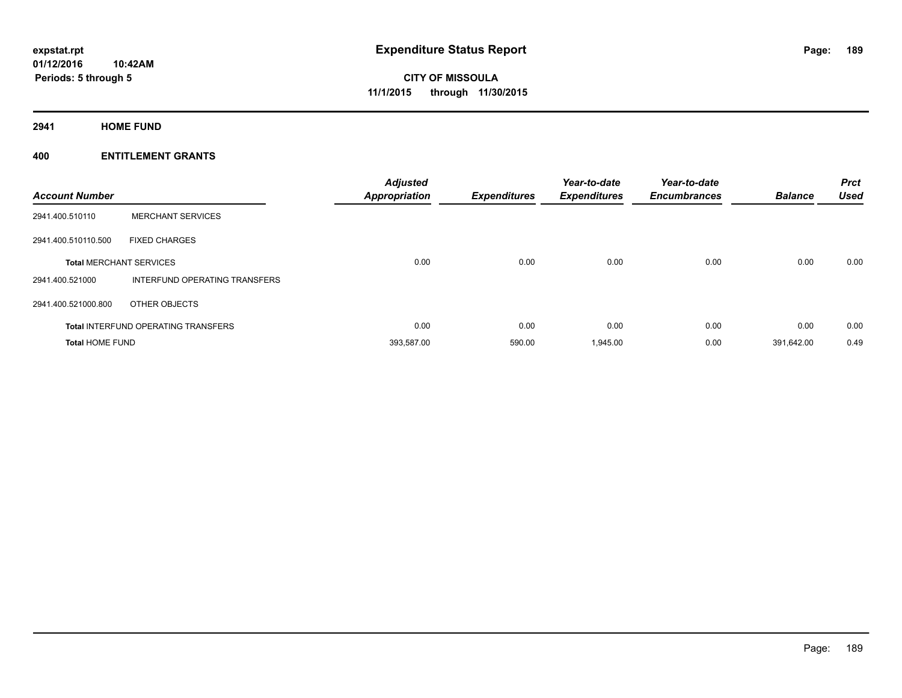**expstat.rpt**
**01/12/2016 10:42AM**
**Periods: 5 through 5**

# Expenditure Status Report

**CITY OF MISSOULA**
**11/1/2015 through 11/30/2015**

## 2941 HOME FUND

### 400 ENTITLEMENT GRANTS

| Account Number | | Adjusted Appropriation | Expenditures | Year-to-date Expenditures | Year-to-date Encumbrances | Balance | Prct Used |
|---|---|---|---|---|---|---|---|
| 2941.400.510110 | MERCHANT SERVICES | | | | | | |
| 2941.400.510110.500 | FIXED CHARGES | | | | | | |
| **Total** MERCHANT SERVICES | | 0.00 | 0.00 | 0.00 | 0.00 | 0.00 | 0.00 |
| 2941.400.521000 | INTERFUND OPERATING TRANSFERS | | | | | | |
| 2941.400.521000.800 | OTHER OBJECTS | | | | | | |
| **Total** INTERFUND OPERATING TRANSFERS | | 0.00 | 0.00 | 0.00 | 0.00 | 0.00 | 0.00 |
| **Total** HOME FUND | | 393,587.00 | 590.00 | 1,945.00 | 0.00 | 391,642.00 | 0.49 |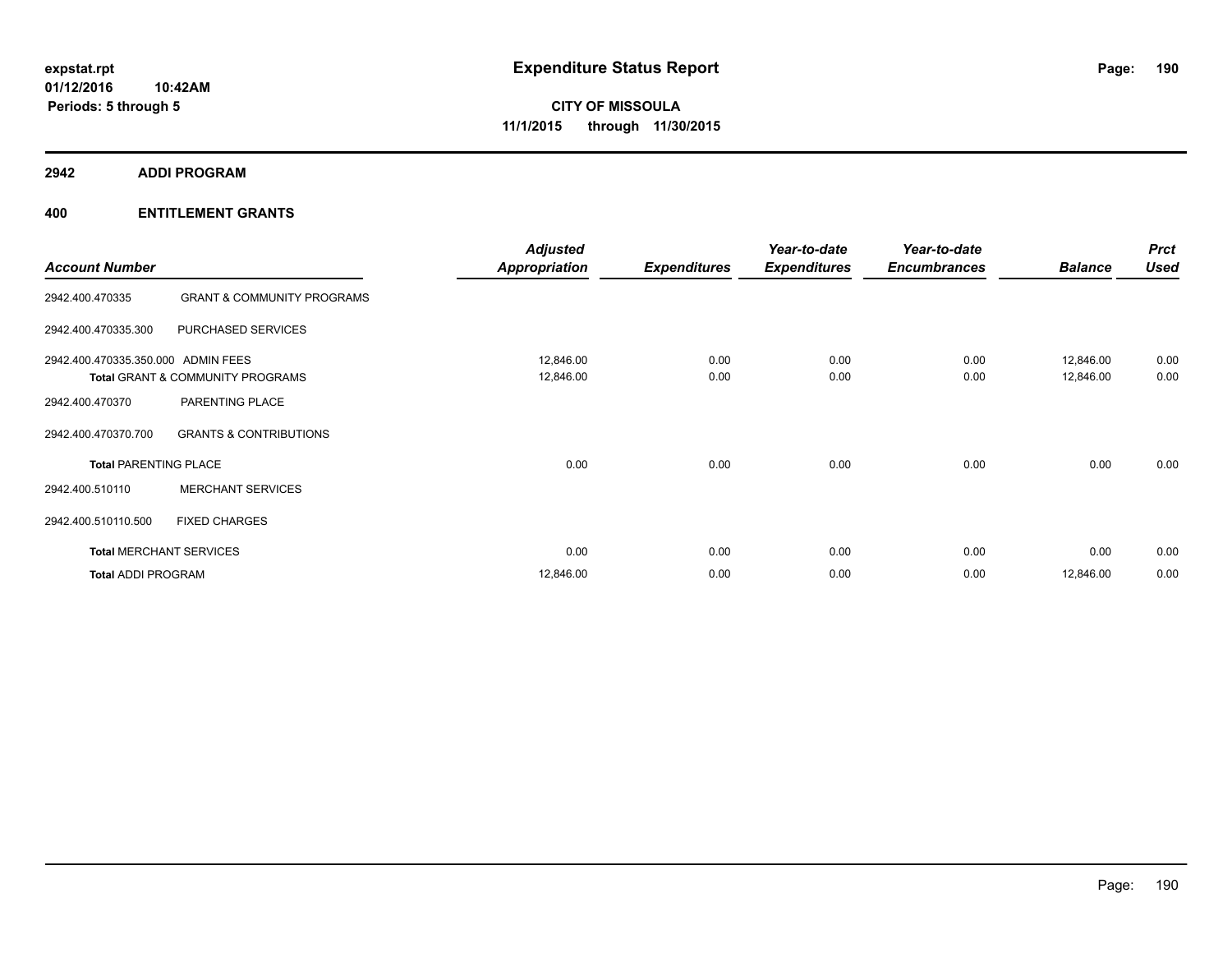**expstat.rpt**
**01/12/2016 10:42AM**
**Periods: 5 through 5**

# Expenditure Status Report

**CITY OF MISSOULA**
**11/1/2015 through 11/30/2015**

## 2942 ADDI PROGRAM

### 400 ENTITLEMENT GRANTS

| Account Number | | Adjusted Appropriation | Expenditures | Year-to-date Expenditures | Year-to-date Encumbrances | Balance | Prct Used |
|---|---|---|---|---|---|---|---|
| 2942.400.470335 | GRANT & COMMUNITY PROGRAMS | | | | | | |
| 2942.400.470335.300 | PURCHASED SERVICES | | | | | | |
| 2942.400.470335.350.000 | ADMIN FEES | 12,846.00 | 0.00 | 0.00 | 0.00 | 12,846.00 | 0.00 |
| **Total** GRANT & COMMUNITY PROGRAMS | | 12,846.00 | 0.00 | 0.00 | 0.00 | 12,846.00 | 0.00 |
| 2942.400.470370 | PARENTING PLACE | | | | | | |
| 2942.400.470370.700 | GRANTS & CONTRIBUTIONS | | | | | | |
| **Total** PARENTING PLACE | | 0.00 | 0.00 | 0.00 | 0.00 | 0.00 | 0.00 |
| 2942.400.510110 | MERCHANT SERVICES | | | | | | |
| 2942.400.510110.500 | FIXED CHARGES | | | | | | |
| **Total** MERCHANT SERVICES | | 0.00 | 0.00 | 0.00 | 0.00 | 0.00 | 0.00 |
| **Total** ADDI PROGRAM | | 12,846.00 | 0.00 | 0.00 | 0.00 | 12,846.00 | 0.00 |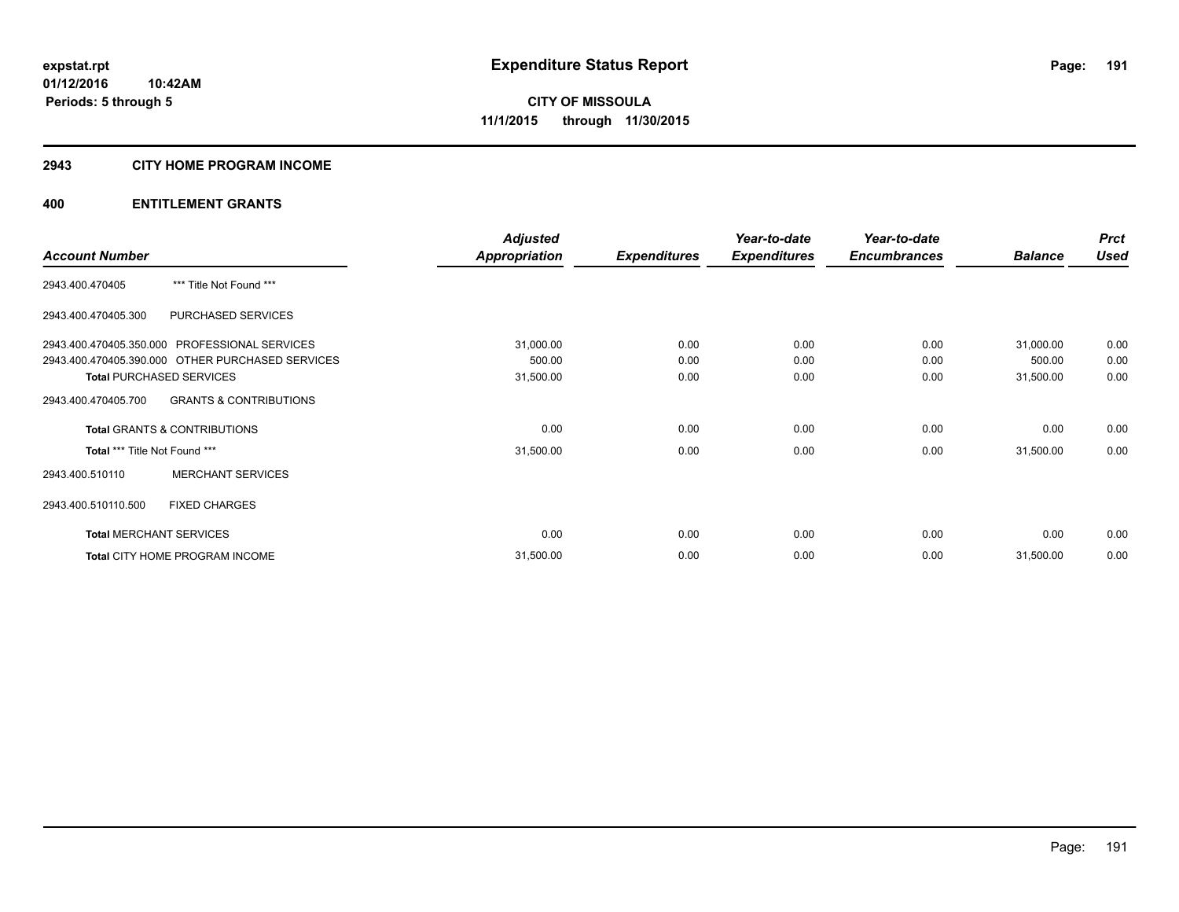# Expenditure Status Report

**CITY OF MISSOULA**

**11/1/2015 through 11/30/2015**

expstat.rpt
01/12/2016 10:42AM
Periods: 5 through 5

## 2943 CITY HOME PROGRAM INCOME

## 400 ENTITLEMENT GRANTS

| Account Number | | Adjusted Appropriation | Expenditures | Year-to-date Expenditures | Year-to-date Encumbrances | Balance | Prct Used |
|---|---|---|---|---|---|---|---|
| 2943.400.470405 | *** Title Not Found *** | | | | | | |
| 2943.400.470405.300 | PURCHASED SERVICES | | | | | | |
| 2943.400.470405.350.000 | PROFESSIONAL SERVICES | 31,000.00 | 0.00 | 0.00 | 0.00 | 31,000.00 | 0.00 |
| 2943.400.470405.390.000 | OTHER PURCHASED SERVICES | 500.00 | 0.00 | 0.00 | 0.00 | 500.00 | 0.00 |
| **Total** PURCHASED SERVICES | | 31,500.00 | 0.00 | 0.00 | 0.00 | 31,500.00 | 0.00 |
| 2943.400.470405.700 | GRANTS & CONTRIBUTIONS | | | | | | |
| **Total** GRANTS & CONTRIBUTIONS | | 0.00 | 0.00 | 0.00 | 0.00 | 0.00 | 0.00 |
| **Total** *** Title Not Found *** | | 31,500.00 | 0.00 | 0.00 | 0.00 | 31,500.00 | 0.00 |
| 2943.400.510110 | MERCHANT SERVICES | | | | | | |
| 2943.400.510110.500 | FIXED CHARGES | | | | | | |
| **Total** MERCHANT SERVICES | | 0.00 | 0.00 | 0.00 | 0.00 | 0.00 | 0.00 |
| **Total** CITY HOME PROGRAM INCOME | | 31,500.00 | 0.00 | 0.00 | 0.00 | 31,500.00 | 0.00 |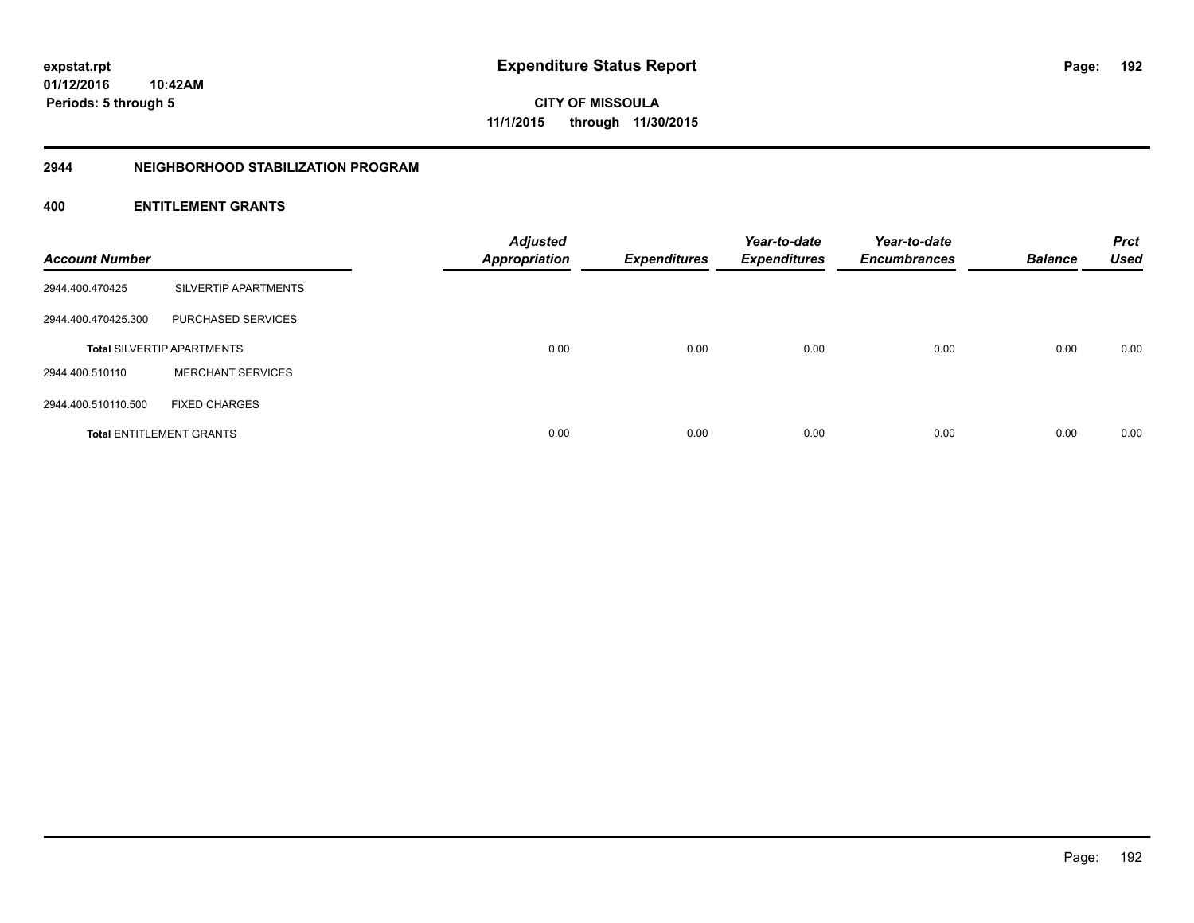expstat.rpt
01/12/2016 10:42AM
Periods: 5 through 5

# Expenditure Status Report

CITY OF MISSOULA
11/1/2015 through 11/30/2015

## 2944 NEIGHBORHOOD STABILIZATION PROGRAM

### 400 ENTITLEMENT GRANTS

| Account Number | | Adjusted Appropriation | Expenditures | Year-to-date Expenditures | Year-to-date Encumbrances | Balance | Prct Used |
|---|---|---|---|---|---|---|---|
| 2944.400.470425 | SILVERTIP APARTMENTS | | | | | | |
| 2944.400.470425.300 | PURCHASED SERVICES | | | | | | |
| **Total** SILVERTIP APARTMENTS | | 0.00 | 0.00 | 0.00 | 0.00 | 0.00 | 0.00 |
| 2944.400.510110 | MERCHANT SERVICES | | | | | | |
| 2944.400.510110.500 | FIXED CHARGES | | | | | | |
| **Total** ENTITLEMENT GRANTS | | 0.00 | 0.00 | 0.00 | 0.00 | 0.00 | 0.00 |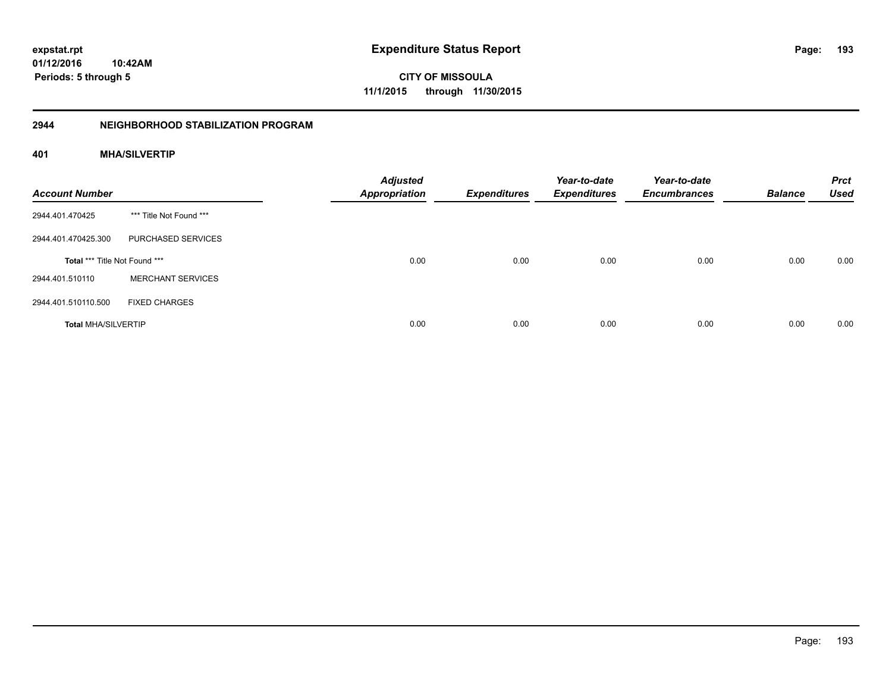**expstat.rpt**
**01/12/2016 10:42AM**
**Periods: 5 through 5**

# Expenditure Status Report

**CITY OF MISSOULA**
**11/1/2015 through 11/30/2015**

## 2944 NEIGHBORHOOD STABILIZATION PROGRAM

### 401 MHA/SILVERTIP

| Account Number | | Adjusted Appropriation | Expenditures | Year-to-date Expenditures | Year-to-date Encumbrances | Balance | Prct Used |
|---|---|---|---|---|---|---|---|
| 2944.401.470425 | *** Title Not Found *** | | | | | | |
| 2944.401.470425.300 | PURCHASED SERVICES | | | | | | |
| **Total** *** Title Not Found *** | | 0.00 | 0.00 | 0.00 | 0.00 | 0.00 | 0.00 |
| 2944.401.510110 | MERCHANT SERVICES | | | | | | |
| 2944.401.510110.500 | FIXED CHARGES | | | | | | |
| **Total** MHA/SILVERTIP | | 0.00 | 0.00 | 0.00 | 0.00 | 0.00 | 0.00 |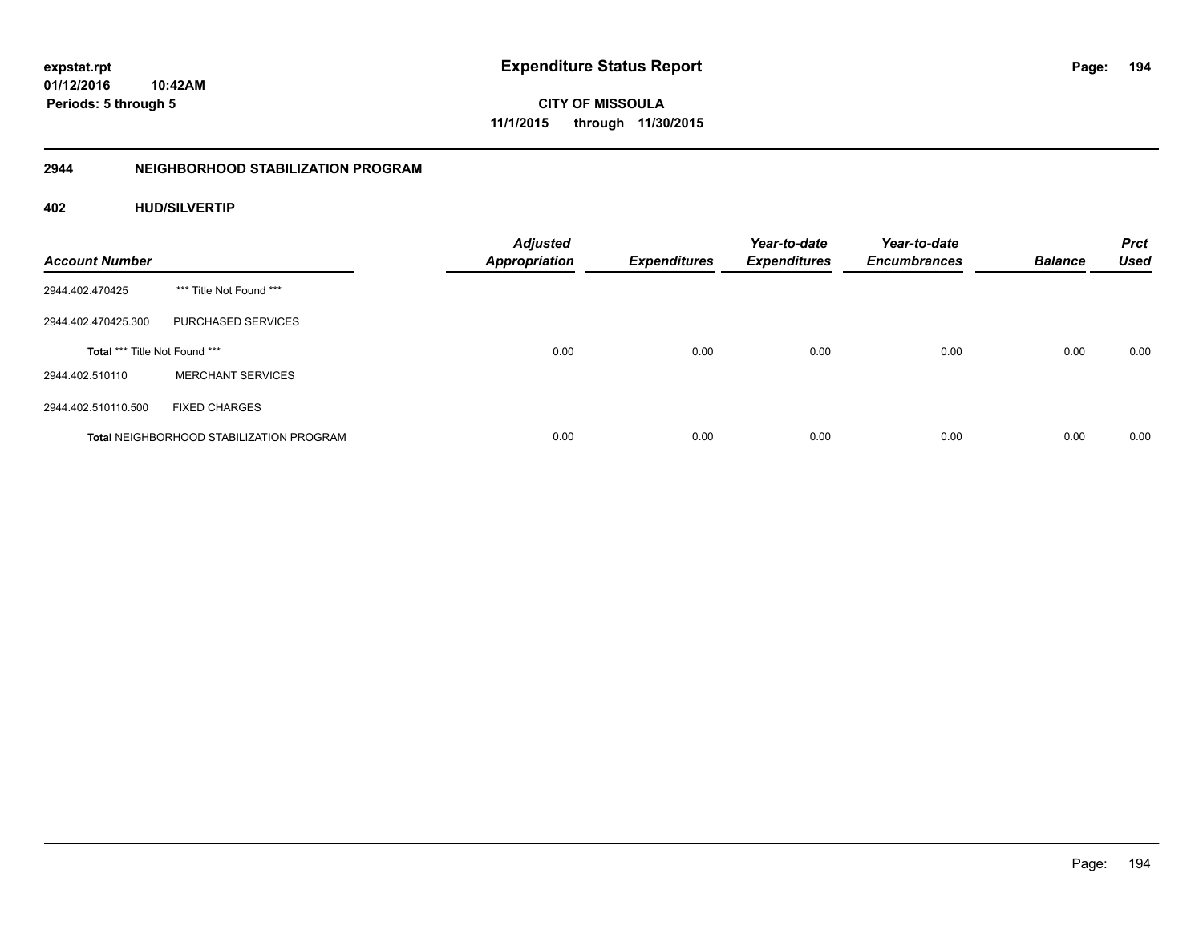**expstat.rpt**
**01/12/2016 10:42AM**
**Periods: 5 through 5**

# Expenditure Status Report

**CITY OF MISSOULA**
**11/1/2015 through 11/30/2015**

## 2944 NEIGHBORHOOD STABILIZATION PROGRAM

### 402 HUD/SILVERTIP

| Account Number | | Adjusted Appropriation | Expenditures | Year-to-date Expenditures | Year-to-date Encumbrances | Balance | Prct Used |
|---|---|---|---|---|---|---|---|
| 2944.402.470425 | *** Title Not Found *** | | | | | | |
| 2944.402.470425.300 | PURCHASED SERVICES | | | | | | |
| **Total** *** Title Not Found *** | | 0.00 | 0.00 | 0.00 | 0.00 | 0.00 | 0.00 |
| 2944.402.510110 | MERCHANT SERVICES | | | | | | |
| 2944.402.510110.500 | FIXED CHARGES | | | | | | |
| **Total** NEIGHBORHOOD STABILIZATION PROGRAM | | 0.00 | 0.00 | 0.00 | 0.00 | 0.00 | 0.00 |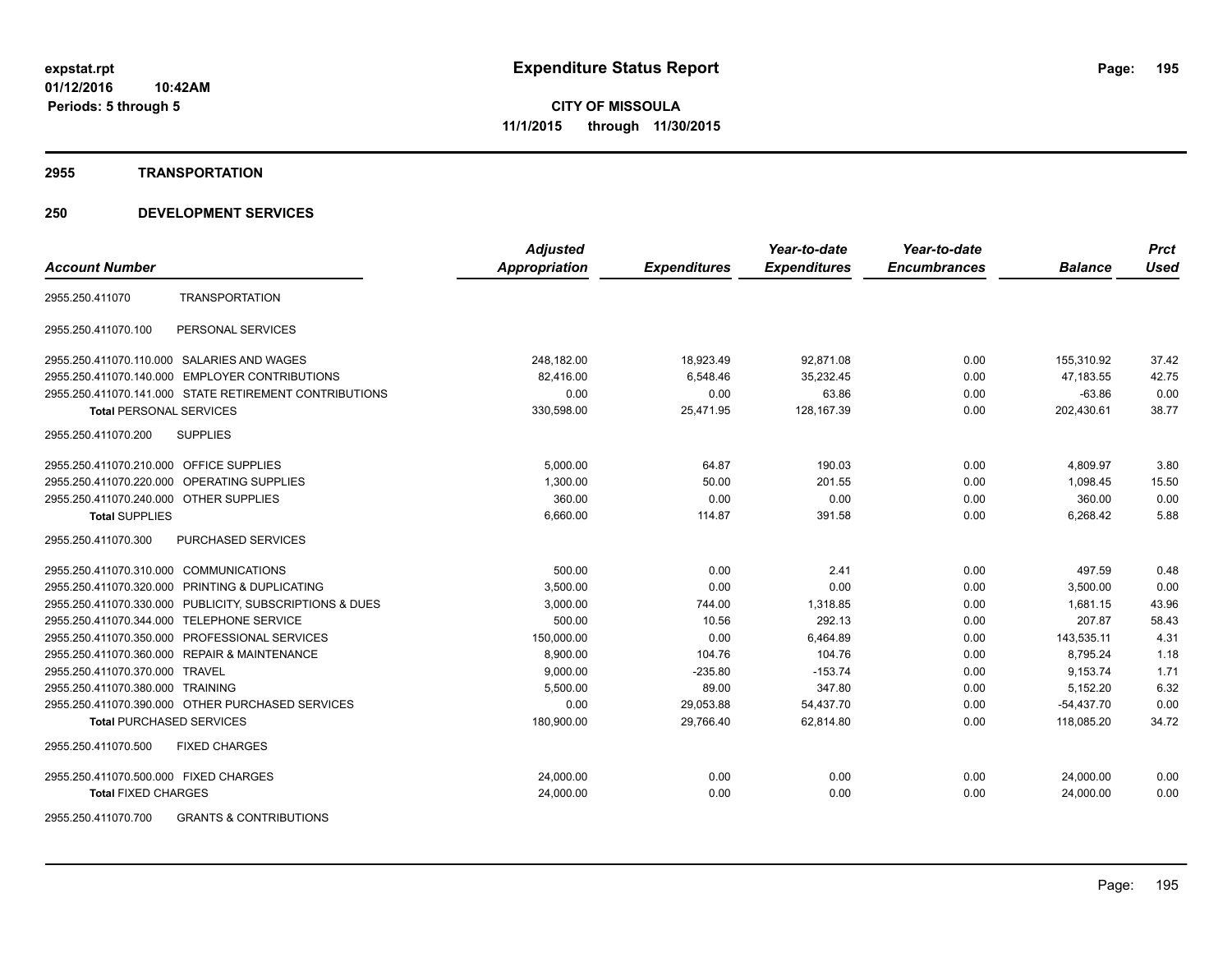**expstat.rpt**
**01/12/2016 10:42AM**
**Periods: 5 through 5**

# Expenditure Status Report

**CITY OF MISSOULA**
**11/1/2015 through 11/30/2015**

## 2955 TRANSPORTATION

## 250 DEVELOPMENT SERVICES

| Account Number | | Adjusted Appropriation | Expenditures | Year-to-date Expenditures | Year-to-date Encumbrances | Balance | Prct Used |
|---|---|---|---|---|---|---|---|
| 2955.250.411070 | TRANSPORTATION | | | | | | |
| 2955.250.411070.100 | PERSONAL SERVICES | | | | | | |
| 2955.250.411070.110.000 | SALARIES AND WAGES | 248,182.00 | 18,923.49 | 92,871.08 | 0.00 | 155,310.92 | 37.42 |
| 2955.250.411070.140.000 | EMPLOYER CONTRIBUTIONS | 82,416.00 | 6,548.46 | 35,232.45 | 0.00 | 47,183.55 | 42.75 |
| 2955.250.411070.141.000 | STATE RETIREMENT CONTRIBUTIONS | 0.00 | 0.00 | 63.86 | 0.00 | -63.86 | 0.00 |
| **Total** PERSONAL SERVICES | | 330,598.00 | 25,471.95 | 128,167.39 | 0.00 | 202,430.61 | 38.77 |
| 2955.250.411070.200 | SUPPLIES | | | | | | |
| 2955.250.411070.210.000 | OFFICE SUPPLIES | 5,000.00 | 64.87 | 190.03 | 0.00 | 4,809.97 | 3.80 |
| 2955.250.411070.220.000 | OPERATING SUPPLIES | 1,300.00 | 50.00 | 201.55 | 0.00 | 1,098.45 | 15.50 |
| 2955.250.411070.240.000 | OTHER SUPPLIES | 360.00 | 0.00 | 0.00 | 0.00 | 360.00 | 0.00 |
| **Total SUPPLIES** | | 6,660.00 | 114.87 | 391.58 | 0.00 | 6,268.42 | 5.88 |
| 2955.250.411070.300 | PURCHASED SERVICES | | | | | | |
| 2955.250.411070.310.000 | COMMUNICATIONS | 500.00 | 0.00 | 2.41 | 0.00 | 497.59 | 0.48 |
| 2955.250.411070.320.000 | PRINTING & DUPLICATING | 3,500.00 | 0.00 | 0.00 | 0.00 | 3,500.00 | 0.00 |
| 2955.250.411070.330.000 | PUBLICITY, SUBSCRIPTIONS & DUES | 3,000.00 | 744.00 | 1,318.85 | 0.00 | 1,681.15 | 43.96 |
| 2955.250.411070.344.000 | TELEPHONE SERVICE | 500.00 | 10.56 | 292.13 | 0.00 | 207.87 | 58.43 |
| 2955.250.411070.350.000 | PROFESSIONAL SERVICES | 150,000.00 | 0.00 | 6,464.89 | 0.00 | 143,535.11 | 4.31 |
| 2955.250.411070.360.000 | REPAIR & MAINTENANCE | 8,900.00 | 104.76 | 104.76 | 0.00 | 8,795.24 | 1.18 |
| 2955.250.411070.370.000 | TRAVEL | 9,000.00 | -235.80 | -153.74 | 0.00 | 9,153.74 | 1.71 |
| 2955.250.411070.380.000 | TRAINING | 5,500.00 | 89.00 | 347.80 | 0.00 | 5,152.20 | 6.32 |
| 2955.250.411070.390.000 | OTHER PURCHASED SERVICES | 0.00 | 29,053.88 | 54,437.70 | 0.00 | -54,437.70 | 0.00 |
| **Total** PURCHASED SERVICES | | 180,900.00 | 29,766.40 | 62,814.80 | 0.00 | 118,085.20 | 34.72 |
| 2955.250.411070.500 | FIXED CHARGES | | | | | | |
| 2955.250.411070.500.000 | FIXED CHARGES | 24,000.00 | 0.00 | 0.00 | 0.00 | 24,000.00 | 0.00 |
| **Total** FIXED CHARGES | | 24,000.00 | 0.00 | 0.00 | 0.00 | 24,000.00 | 0.00 |
| 2955.250.411070.700 | GRANTS & CONTRIBUTIONS | | | | | | |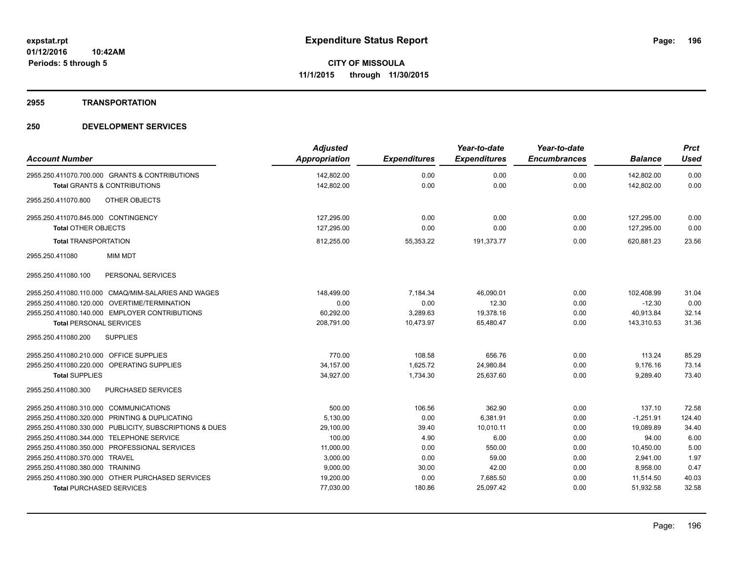**expstat.rpt**
**01/12/2016 10:42AM**
**Periods: 5 through 5**

# Expenditure Status Report

**CITY OF MISSOULA**
**11/1/2015 through 11/30/2015**

## 2955 TRANSPORTATION

## 250 DEVELOPMENT SERVICES

| Account Number | Adjusted Appropriation | Expenditures | Year-to-date Expenditures | Year-to-date Encumbrances | Balance | Prct Used |
|---|---|---|---|---|---|---|
| 2955.250.411070.700.000 GRANTS & CONTRIBUTIONS | 142,802.00 | 0.00 | 0.00 | 0.00 | 142,802.00 | 0.00 |
| **Total** GRANTS & CONTRIBUTIONS | 142,802.00 | 0.00 | 0.00 | 0.00 | 142,802.00 | 0.00 |
| 2955.250.411070.800 OTHER OBJECTS | | | | | | |
| 2955.250.411070.845.000 CONTINGENCY | 127,295.00 | 0.00 | 0.00 | 0.00 | 127,295.00 | 0.00 |
| **Total** OTHER OBJECTS | 127,295.00 | 0.00 | 0.00 | 0.00 | 127,295.00 | 0.00 |
| **Total** TRANSPORTATION | 812,255.00 | 55,353.22 | 191,373.77 | 0.00 | 620,881.23 | 23.56 |
| 2955.250.411080 MIM MDT | | | | | | |
| 2955.250.411080.100 PERSONAL SERVICES | | | | | | |
| 2955.250.411080.110.000 CMAQ/MIM-SALARIES AND WAGES | 148,499.00 | 7,184.34 | 46,090.01 | 0.00 | 102,408.99 | 31.04 |
| 2955.250.411080.120.000 OVERTIME/TERMINATION | 0.00 | 0.00 | 12.30 | 0.00 | -12.30 | 0.00 |
| 2955.250.411080.140.000 EMPLOYER CONTRIBUTIONS | 60,292.00 | 3,289.63 | 19,378.16 | 0.00 | 40,913.84 | 32.14 |
| **Total** PERSONAL SERVICES | 208,791.00 | 10,473.97 | 65,480.47 | 0.00 | 143,310.53 | 31.36 |
| 2955.250.411080.200 SUPPLIES | | | | | | |
| 2955.250.411080.210.000 OFFICE SUPPLIES | 770.00 | 108.58 | 656.76 | 0.00 | 113.24 | 85.29 |
| 2955.250.411080.220.000 OPERATING SUPPLIES | 34,157.00 | 1,625.72 | 24,980.84 | 0.00 | 9,176.16 | 73.14 |
| **Total** SUPPLIES | 34,927.00 | 1,734.30 | 25,637.60 | 0.00 | 9,289.40 | 73.40 |
| 2955.250.411080.300 PURCHASED SERVICES | | | | | | |
| 2955.250.411080.310.000 COMMUNICATIONS | 500.00 | 106.56 | 362.90 | 0.00 | 137.10 | 72.58 |
| 2955.250.411080.320.000 PRINTING & DUPLICATING | 5,130.00 | 0.00 | 6,381.91 | 0.00 | -1,251.91 | 124.40 |
| 2955.250.411080.330.000 PUBLICITY, SUBSCRIPTIONS & DUES | 29,100.00 | 39.40 | 10,010.11 | 0.00 | 19,089.89 | 34.40 |
| 2955.250.411080.344.000 TELEPHONE SERVICE | 100.00 | 4.90 | 6.00 | 0.00 | 94.00 | 6.00 |
| 2955.250.411080.350.000 PROFESSIONAL SERVICES | 11,000.00 | 0.00 | 550.00 | 0.00 | 10,450.00 | 5.00 |
| 2955.250.411080.370.000 TRAVEL | 3,000.00 | 0.00 | 59.00 | 0.00 | 2,941.00 | 1.97 |
| 2955.250.411080.380.000 TRAINING | 9,000.00 | 30.00 | 42.00 | 0.00 | 8,958.00 | 0.47 |
| 2955.250.411080.390.000 OTHER PURCHASED SERVICES | 19,200.00 | 0.00 | 7,685.50 | 0.00 | 11,514.50 | 40.03 |
| **Total** PURCHASED SERVICES | 77,030.00 | 180.86 | 25,097.42 | 0.00 | 51,932.58 | 32.58 |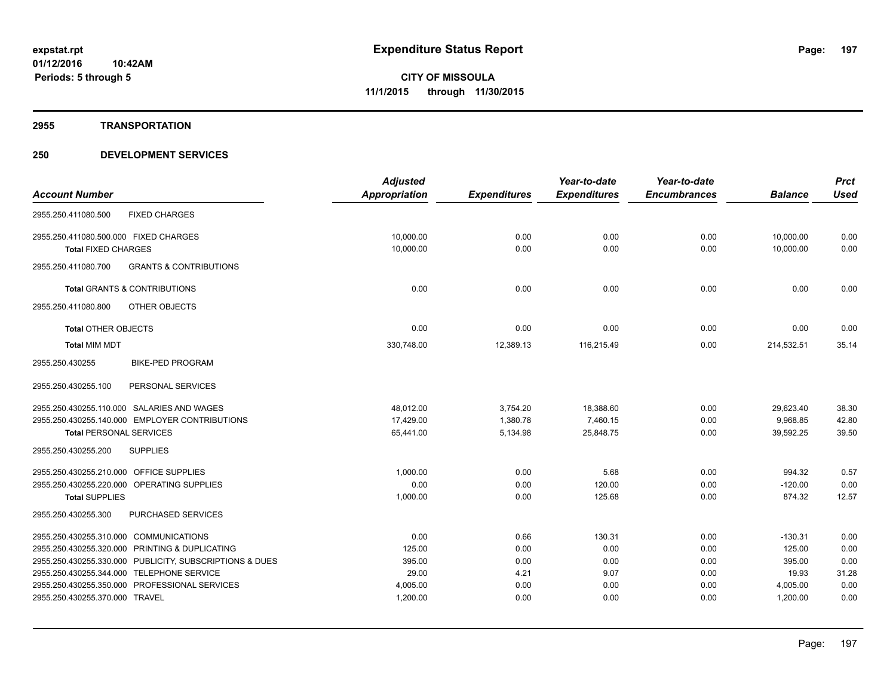**expstat.rpt**
**01/12/2016 10:42AM**
**Periods: 5 through 5**

# Expenditure Status Report

**CITY OF MISSOULA**
**11/1/2015 through 11/30/2015**

## 2955 TRANSPORTATION

## 250 DEVELOPMENT SERVICES

| Account Number | Adjusted Appropriation | Expenditures | Year-to-date Expenditures | Year-to-date Encumbrances | Balance | Prct Used |
|---|---|---|---|---|---|---|
| 2955.250.411080.500 FIXED CHARGES | | | | | | |
| 2955.250.411080.500.000 FIXED CHARGES | 10,000.00 | 0.00 | 0.00 | 0.00 | 10,000.00 | 0.00 |
| **Total** FIXED CHARGES | 10,000.00 | 0.00 | 0.00 | 0.00 | 10,000.00 | 0.00 |
| 2955.250.411080.700 GRANTS & CONTRIBUTIONS | | | | | | |
| **Total** GRANTS & CONTRIBUTIONS | 0.00 | 0.00 | 0.00 | 0.00 | 0.00 | 0.00 |
| 2955.250.411080.800 OTHER OBJECTS | | | | | | |
| **Total** OTHER OBJECTS | 0.00 | 0.00 | 0.00 | 0.00 | 0.00 | 0.00 |
| **Total** MIM MDT | 330,748.00 | 12,389.13 | 116,215.49 | 0.00 | 214,532.51 | 35.14 |
| 2955.250.430255 BIKE-PED PROGRAM | | | | | | |
| 2955.250.430255.100 PERSONAL SERVICES | | | | | | |
| 2955.250.430255.110.000 SALARIES AND WAGES | 48,012.00 | 3,754.20 | 18,388.60 | 0.00 | 29,623.40 | 38.30 |
| 2955.250.430255.140.000 EMPLOYER CONTRIBUTIONS | 17,429.00 | 1,380.78 | 7,460.15 | 0.00 | 9,968.85 | 42.80 |
| **Total** PERSONAL SERVICES | 65,441.00 | 5,134.98 | 25,848.75 | 0.00 | 39,592.25 | 39.50 |
| 2955.250.430255.200 SUPPLIES | | | | | | |
| 2955.250.430255.210.000 OFFICE SUPPLIES | 1,000.00 | 0.00 | 5.68 | 0.00 | 994.32 | 0.57 |
| 2955.250.430255.220.000 OPERATING SUPPLIES | 0.00 | 0.00 | 120.00 | 0.00 | -120.00 | 0.00 |
| **Total** SUPPLIES | 1,000.00 | 0.00 | 125.68 | 0.00 | 874.32 | 12.57 |
| 2955.250.430255.300 PURCHASED SERVICES | | | | | | |
| 2955.250.430255.310.000 COMMUNICATIONS | 0.00 | 0.66 | 130.31 | 0.00 | -130.31 | 0.00 |
| 2955.250.430255.320.000 PRINTING & DUPLICATING | 125.00 | 0.00 | 0.00 | 0.00 | 125.00 | 0.00 |
| 2955.250.430255.330.000 PUBLICITY, SUBSCRIPTIONS & DUES | 395.00 | 0.00 | 0.00 | 0.00 | 395.00 | 0.00 |
| 2955.250.430255.344.000 TELEPHONE SERVICE | 29.00 | 4.21 | 9.07 | 0.00 | 19.93 | 31.28 |
| 2955.250.430255.350.000 PROFESSIONAL SERVICES | 4,005.00 | 0.00 | 0.00 | 0.00 | 4,005.00 | 0.00 |
| 2955.250.430255.370.000 TRAVEL | 1,200.00 | 0.00 | 0.00 | 0.00 | 1,200.00 | 0.00 |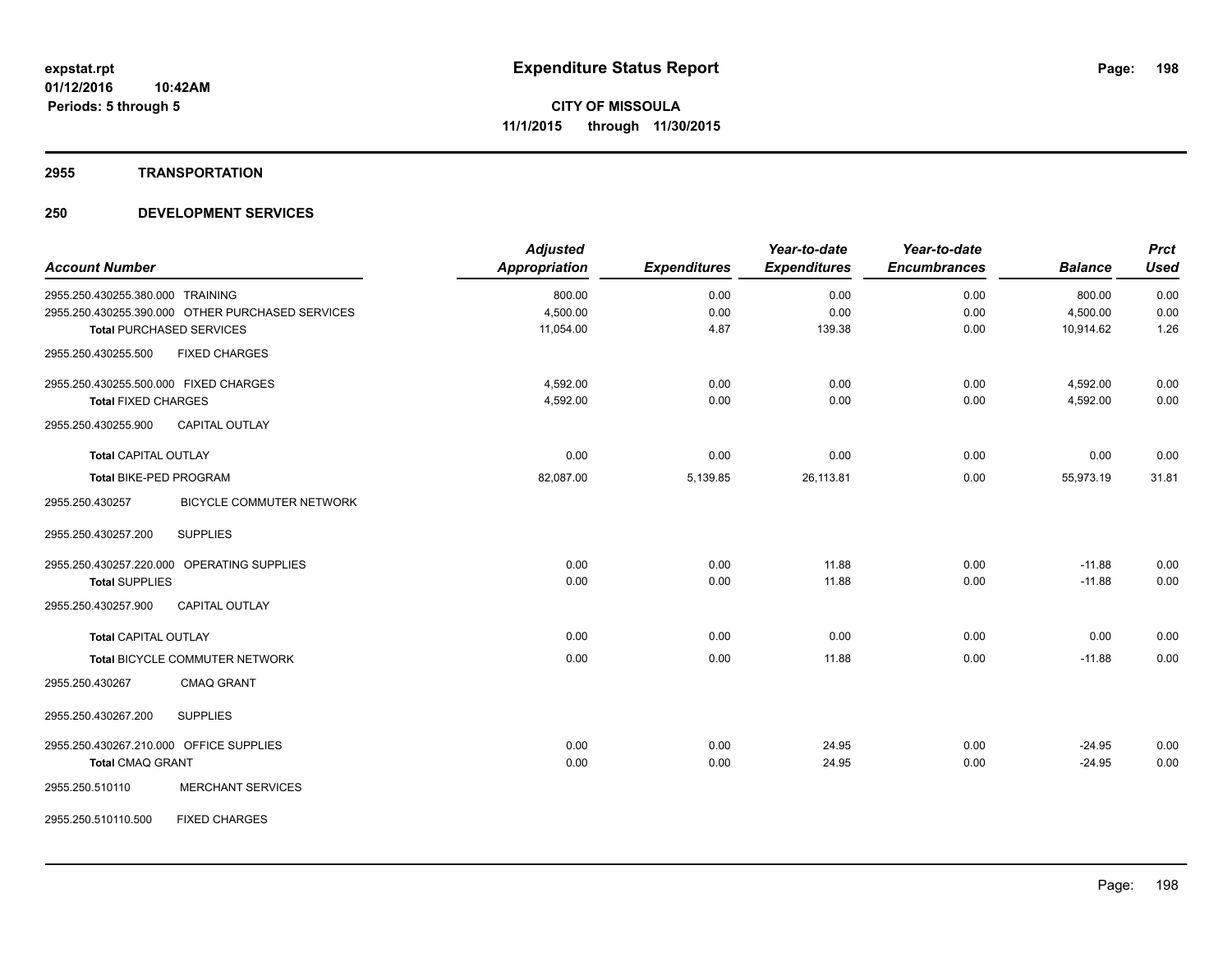# Expenditure Status Report

**CITY OF MISSOULA**
**11/1/2015 through 11/30/2015**

expstat.rpt
01/12/2016 10:42AM
Periods: 5 through 5

## 2955 TRANSPORTATION

## 250 DEVELOPMENT SERVICES

| Account Number | Adjusted Appropriation | Expenditures | Year-to-date Expenditures | Year-to-date Encumbrances | Balance | Prct Used |
|---|---|---|---|---|---|---|
| 2955.250.430255.380.000 TRAINING | 800.00 | 0.00 | 0.00 | 0.00 | 800.00 | 0.00 |
| 2955.250.430255.390.000 OTHER PURCHASED SERVICES | 4,500.00 | 0.00 | 0.00 | 0.00 | 4,500.00 | 0.00 |
| Total PURCHASED SERVICES | 11,054.00 | 4.87 | 139.38 | 0.00 | 10,914.62 | 1.26 |
| 2955.250.430255.500 FIXED CHARGES | | | | | | |
| 2955.250.430255.500.000 FIXED CHARGES | 4,592.00 | 0.00 | 0.00 | 0.00 | 4,592.00 | 0.00 |
| Total FIXED CHARGES | 4,592.00 | 0.00 | 0.00 | 0.00 | 4,592.00 | 0.00 |
| 2955.250.430255.900 CAPITAL OUTLAY | | | | | | |
| Total CAPITAL OUTLAY | 0.00 | 0.00 | 0.00 | 0.00 | 0.00 | 0.00 |
| Total BIKE-PED PROGRAM | 82,087.00 | 5,139.85 | 26,113.81 | 0.00 | 55,973.19 | 31.81 |
| 2955.250.430257 BICYCLE COMMUTER NETWORK | | | | | | |
| 2955.250.430257.200 SUPPLIES | | | | | | |
| 2955.250.430257.220.000 OPERATING SUPPLIES | 0.00 | 0.00 | 11.88 | 0.00 | -11.88 | 0.00 |
| Total SUPPLIES | 0.00 | 0.00 | 11.88 | 0.00 | -11.88 | 0.00 |
| 2955.250.430257.900 CAPITAL OUTLAY | | | | | | |
| Total CAPITAL OUTLAY | 0.00 | 0.00 | 0.00 | 0.00 | 0.00 | 0.00 |
| Total BICYCLE COMMUTER NETWORK | 0.00 | 0.00 | 11.88 | 0.00 | -11.88 | 0.00 |
| 2955.250.430267 CMAQ GRANT | | | | | | |
| 2955.250.430267.200 SUPPLIES | | | | | | |
| 2955.250.430267.210.000 OFFICE SUPPLIES | 0.00 | 0.00 | 24.95 | 0.00 | -24.95 | 0.00 |
| Total CMAQ GRANT | 0.00 | 0.00 | 24.95 | 0.00 | -24.95 | 0.00 |
| 2955.250.510110 MERCHANT SERVICES | | | | | | |
| 2955.250.510110.500 FIXED CHARGES | | | | | | |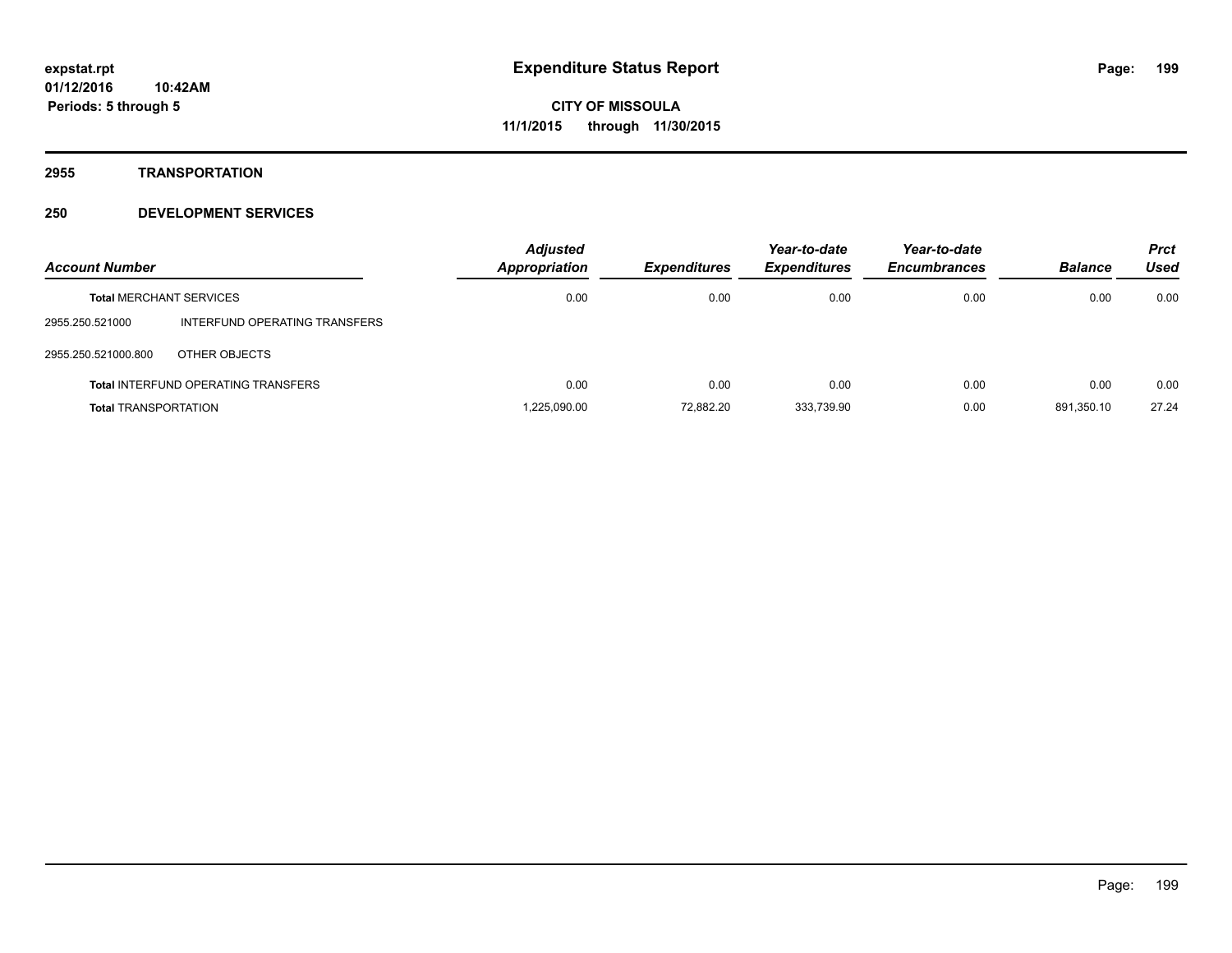**expstat.rpt**
**01/12/2016 10:42AM**
**Periods: 5 through 5**

# Expenditure Status Report

**CITY OF MISSOULA**
**11/1/2015 through 11/30/2015**

## 2955 TRANSPORTATION

## 250 DEVELOPMENT SERVICES

| Account Number | | Adjusted Appropriation | Expenditures | Year-to-date Expenditures | Year-to-date Encumbrances | Balance | Prct Used |
|---|---|---|---|---|---|---|---|
| **Total** MERCHANT SERVICES | | 0.00 | 0.00 | 0.00 | 0.00 | 0.00 | 0.00 |
| 2955.250.521000 | INTERFUND OPERATING TRANSFERS | | | | | | |
| 2955.250.521000.800 | OTHER OBJECTS | | | | | | |
| **Total** INTERFUND OPERATING TRANSFERS | | 0.00 | 0.00 | 0.00 | 0.00 | 0.00 | 0.00 |
| **Total** TRANSPORTATION | | 1,225,090.00 | 72,882.20 | 333,739.90 | 0.00 | 891,350.10 | 27.24 |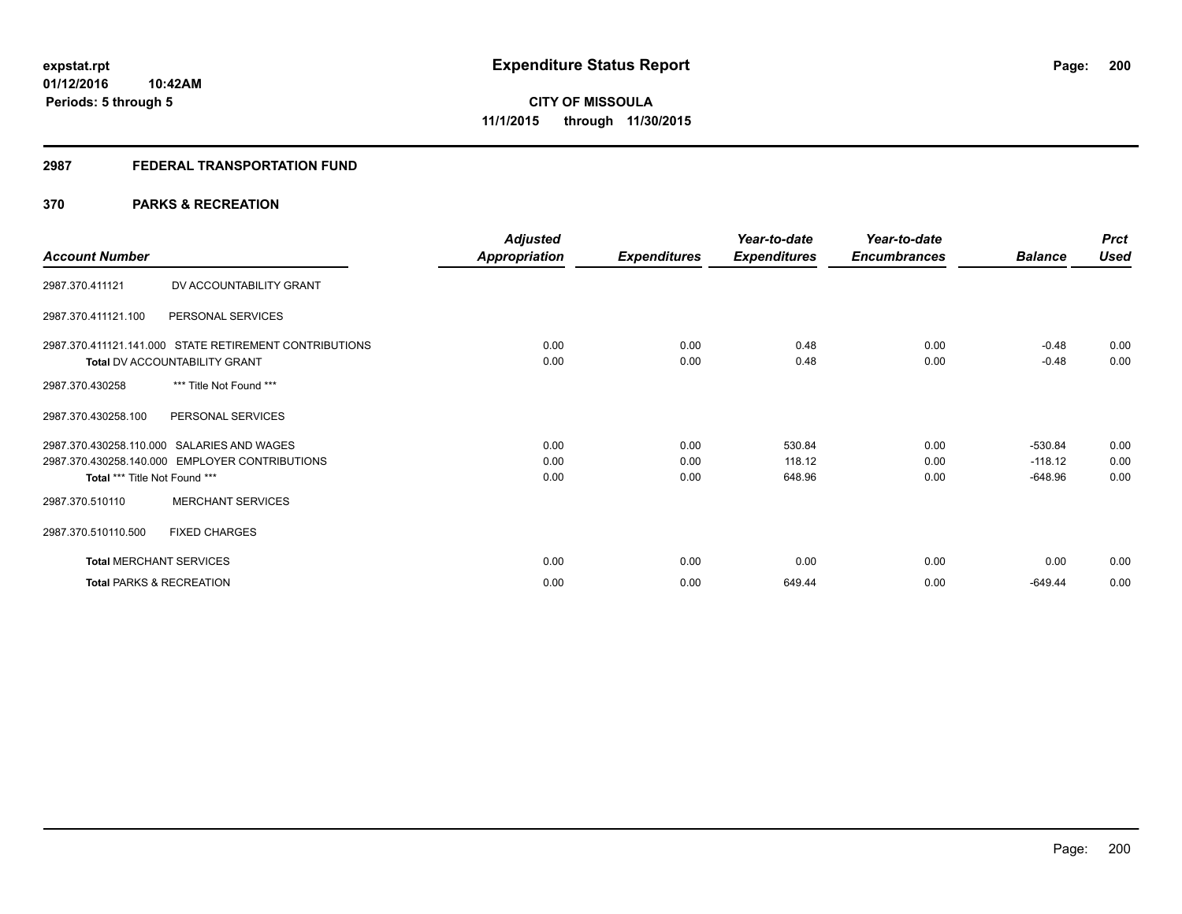# Expenditure Status Report

**CITY OF MISSOULA**

**11/1/2015 through 11/30/2015**

expstat.rpt
01/12/2016 10:42AM
Periods: 5 through 5

## 2987 FEDERAL TRANSPORTATION FUND

### 370 PARKS & RECREATION

| Account Number | | Adjusted Appropriation | Expenditures | Year-to-date Expenditures | Year-to-date Encumbrances | Balance | Prct Used |
|---|---|---|---|---|---|---|---|
| 2987.370.411121 | DV ACCOUNTABILITY GRANT | | | | | | |
| 2987.370.411121.100 | PERSONAL SERVICES | | | | | | |
| 2987.370.411121.141.000 | STATE RETIREMENT CONTRIBUTIONS | 0.00 | 0.00 | 0.48 | 0.00 | -0.48 | 0.00 |
| **Total** DV ACCOUNTABILITY GRANT | | 0.00 | 0.00 | 0.48 | 0.00 | -0.48 | 0.00 |
| 2987.370.430258 | *** Title Not Found *** | | | | | | |
| 2987.370.430258.100 | PERSONAL SERVICES | | | | | | |
| 2987.370.430258.110.000 | SALARIES AND WAGES | 0.00 | 0.00 | 530.84 | 0.00 | -530.84 | 0.00 |
| 2987.370.430258.140.000 | EMPLOYER CONTRIBUTIONS | 0.00 | 0.00 | 118.12 | 0.00 | -118.12 | 0.00 |
| **Total** *** Title Not Found *** | | 0.00 | 0.00 | 648.96 | 0.00 | -648.96 | 0.00 |
| 2987.370.510110 | MERCHANT SERVICES | | | | | | |
| 2987.370.510110.500 | FIXED CHARGES | | | | | | |
| **Total** MERCHANT SERVICES | | 0.00 | 0.00 | 0.00 | 0.00 | 0.00 | 0.00 |
| **Total** PARKS & RECREATION | | 0.00 | 0.00 | 649.44 | 0.00 | -649.44 | 0.00 |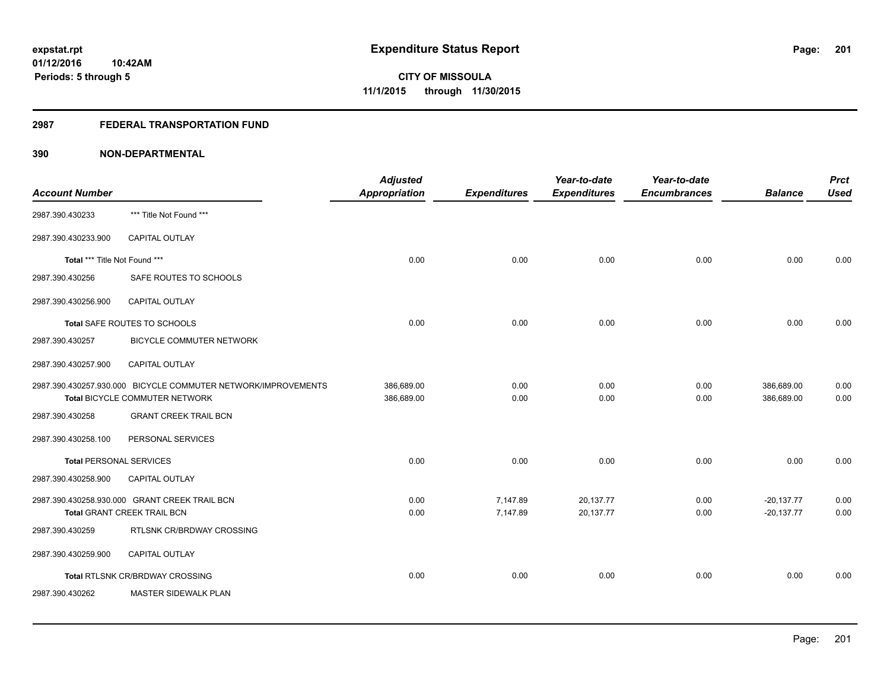# Expenditure Status Report

**CITY OF MISSOULA**

**11/1/2015 through 11/30/2015**

expstat.rpt
01/12/2016 10:42AM
Periods: 5 through 5

## 2987 FEDERAL TRANSPORTATION FUND

## 390 NON-DEPARTMENTAL

| Account Number | | Adjusted Appropriation | Expenditures | Year-to-date Expenditures | Year-to-date Encumbrances | Balance | Prct Used |
|---|---|---|---|---|---|---|---|
| 2987.390.430233 | *** Title Not Found *** | | | | | | |
| 2987.390.430233.900 | CAPITAL OUTLAY | | | | | | |
| **Total** *** Title Not Found *** | | 0.00 | 0.00 | 0.00 | 0.00 | 0.00 | 0.00 |
| 2987.390.430256 | SAFE ROUTES TO SCHOOLS | | | | | | |
| 2987.390.430256.900 | CAPITAL OUTLAY | | | | | | |
| **Total** SAFE ROUTES TO SCHOOLS | | 0.00 | 0.00 | 0.00 | 0.00 | 0.00 | 0.00 |
| 2987.390.430257 | BICYCLE COMMUTER NETWORK | | | | | | |
| 2987.390.430257.900 | CAPITAL OUTLAY | | | | | | |
| 2987.390.430257.930.000 | BICYCLE COMMUTER NETWORK/IMPROVEMENTS | 386,689.00 | 0.00 | 0.00 | 0.00 | 386,689.00 | 0.00 |
| **Total** BICYCLE COMMUTER NETWORK | | 386,689.00 | 0.00 | 0.00 | 0.00 | 386,689.00 | 0.00 |
| 2987.390.430258 | GRANT CREEK TRAIL BCN | | | | | | |
| 2987.390.430258.100 | PERSONAL SERVICES | | | | | | |
| **Total** PERSONAL SERVICES | | 0.00 | 0.00 | 0.00 | 0.00 | 0.00 | 0.00 |
| 2987.390.430258.900 | CAPITAL OUTLAY | | | | | | |
| 2987.390.430258.930.000 | GRANT CREEK TRAIL BCN | 0.00 | 7,147.89 | 20,137.77 | 0.00 | -20,137.77 | 0.00 |
| **Total** GRANT CREEK TRAIL BCN | | 0.00 | 7,147.89 | 20,137.77 | 0.00 | -20,137.77 | 0.00 |
| 2987.390.430259 | RTLSNK CR/BRDWAY CROSSING | | | | | | |
| 2987.390.430259.900 | CAPITAL OUTLAY | | | | | | |
| **Total** RTLSNK CR/BRDWAY CROSSING | | 0.00 | 0.00 | 0.00 | 0.00 | 0.00 | 0.00 |
| 2987.390.430262 | MASTER SIDEWALK PLAN | | | | | | |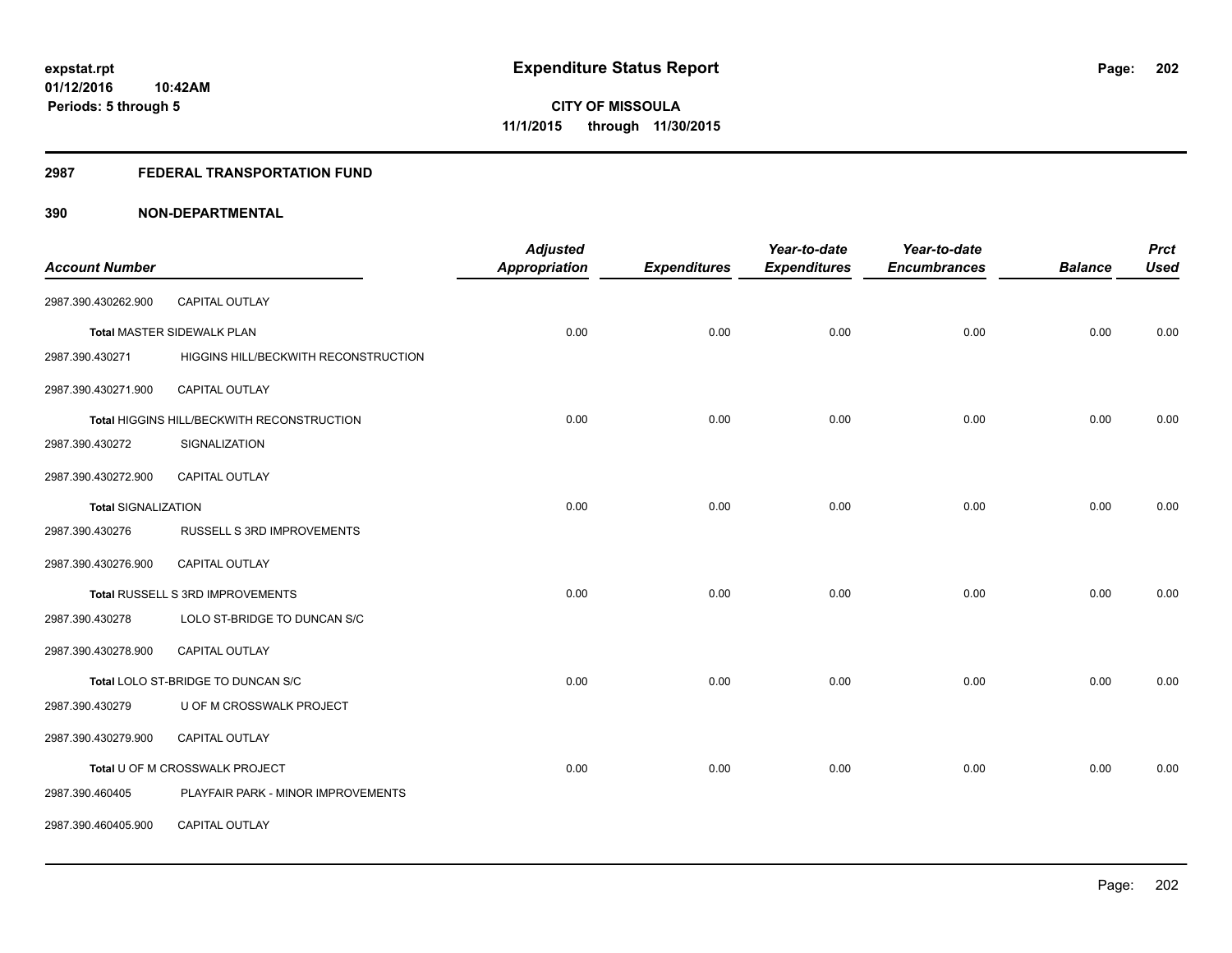expstat.rpt
01/12/2016 10:42AM
Periods: 5 through 5

# Expenditure Status Report

CITY OF MISSOULA
11/1/2015 through 11/30/2015

## 2987 FEDERAL TRANSPORTATION FUND

### 390 NON-DEPARTMENTAL

| Account Number | | Adjusted Appropriation | Expenditures | Year-to-date Expenditures | Year-to-date Encumbrances | Balance | Prct Used |
|---|---|---|---|---|---|---|---|
| 2987.390.430262.900 | CAPITAL OUTLAY | | | | | | |
| Total MASTER SIDEWALK PLAN | | 0.00 | 0.00 | 0.00 | 0.00 | 0.00 | 0.00 |
| 2987.390.430271 | HIGGINS HILL/BECKWITH RECONSTRUCTION | | | | | | |
| 2987.390.430271.900 | CAPITAL OUTLAY | | | | | | |
| Total HIGGINS HILL/BECKWITH RECONSTRUCTION | | 0.00 | 0.00 | 0.00 | 0.00 | 0.00 | 0.00 |
| 2987.390.430272 | SIGNALIZATION | | | | | | |
| 2987.390.430272.900 | CAPITAL OUTLAY | | | | | | |
| Total SIGNALIZATION | | 0.00 | 0.00 | 0.00 | 0.00 | 0.00 | 0.00 |
| 2987.390.430276 | RUSSELL S 3RD IMPROVEMENTS | | | | | | |
| 2987.390.430276.900 | CAPITAL OUTLAY | | | | | | |
| Total RUSSELL S 3RD IMPROVEMENTS | | 0.00 | 0.00 | 0.00 | 0.00 | 0.00 | 0.00 |
| 2987.390.430278 | LOLO ST-BRIDGE TO DUNCAN S/C | | | | | | |
| 2987.390.430278.900 | CAPITAL OUTLAY | | | | | | |
| Total LOLO ST-BRIDGE TO DUNCAN S/C | | 0.00 | 0.00 | 0.00 | 0.00 | 0.00 | 0.00 |
| 2987.390.430279 | U OF M CROSSWALK PROJECT | | | | | | |
| 2987.390.430279.900 | CAPITAL OUTLAY | | | | | | |
| Total U OF M CROSSWALK PROJECT | | 0.00 | 0.00 | 0.00 | 0.00 | 0.00 | 0.00 |
| 2987.390.460405 | PLAYFAIR PARK - MINOR IMPROVEMENTS | | | | | | |
| 2987.390.460405.900 | CAPITAL OUTLAY | | | | | | |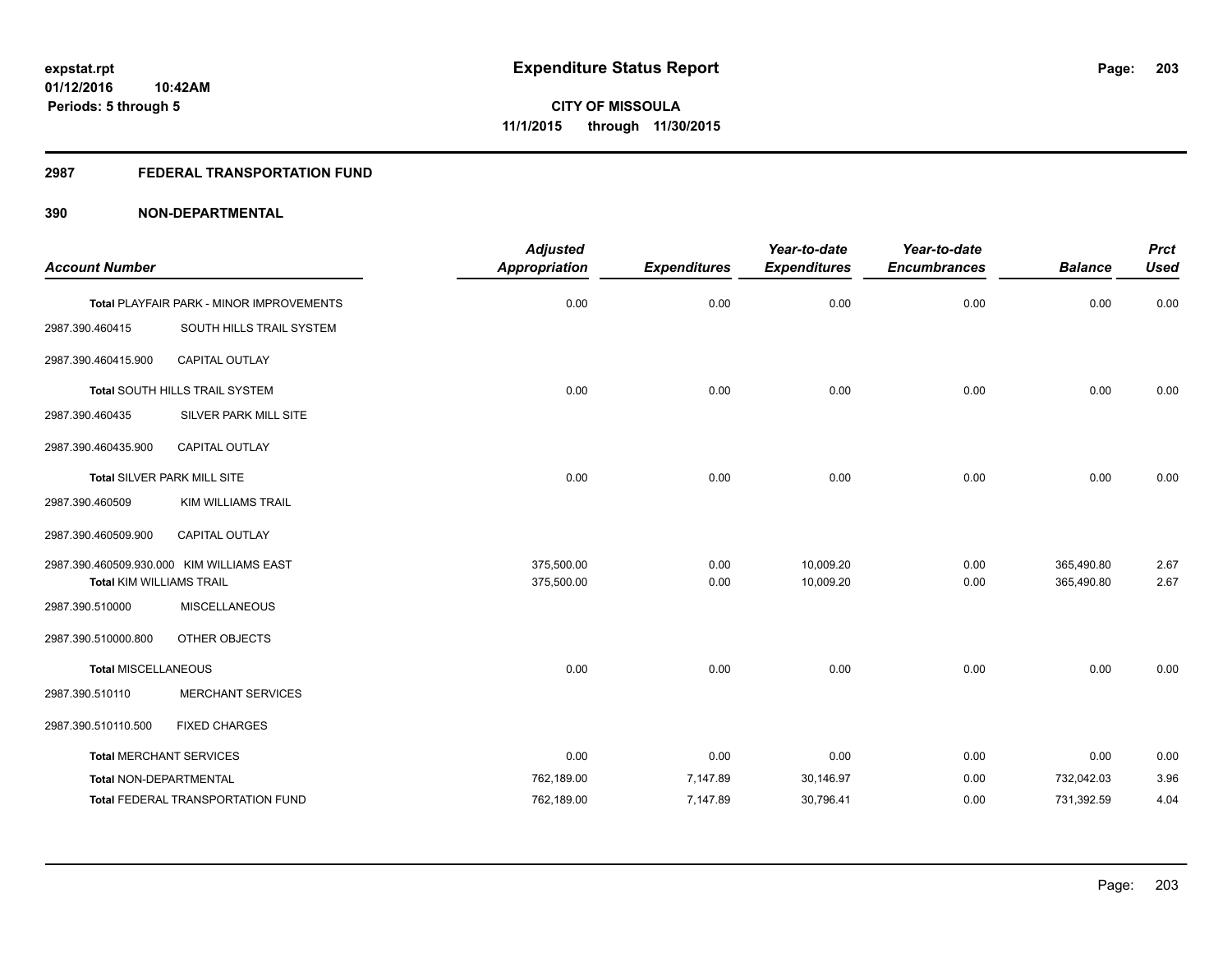# Expenditure Status Report

expstat.rpt
01/12/2016 10:42AM
Periods: 5 through 5

**CITY OF MISSOULA**
**11/1/2015 through 11/30/2015**

## 2987 FEDERAL TRANSPORTATION FUND

### 390 NON-DEPARTMENTAL

| Account Number | | Adjusted Appropriation | Expenditures | Year-to-date Expenditures | Year-to-date Encumbrances | Balance | Prct Used |
|---|---|---|---|---|---|---|---|
| Total PLAYFAIR PARK - MINOR IMPROVEMENTS | | 0.00 | 0.00 | 0.00 | 0.00 | 0.00 | 0.00 |
| 2987.390.460415 | SOUTH HILLS TRAIL SYSTEM | | | | | | |
| 2987.390.460415.900 | CAPITAL OUTLAY | | | | | | |
| Total SOUTH HILLS TRAIL SYSTEM | | 0.00 | 0.00 | 0.00 | 0.00 | 0.00 | 0.00 |
| 2987.390.460435 | SILVER PARK MILL SITE | | | | | | |
| 2987.390.460435.900 | CAPITAL OUTLAY | | | | | | |
| Total SILVER PARK MILL SITE | | 0.00 | 0.00 | 0.00 | 0.00 | 0.00 | 0.00 |
| 2987.390.460509 | KIM WILLIAMS TRAIL | | | | | | |
| 2987.390.460509.900 | CAPITAL OUTLAY | | | | | | |
| 2987.390.460509.930.000 | KIM WILLIAMS EAST | 375,500.00 | 0.00 | 10,009.20 | 0.00 | 365,490.80 | 2.67 |
| Total KIM WILLIAMS TRAIL | | 375,500.00 | 0.00 | 10,009.20 | 0.00 | 365,490.80 | 2.67 |
| 2987.390.510000 | MISCELLANEOUS | | | | | | |
| 2987.390.510000.800 | OTHER OBJECTS | | | | | | |
| Total MISCELLANEOUS | | 0.00 | 0.00 | 0.00 | 0.00 | 0.00 | 0.00 |
| 2987.390.510110 | MERCHANT SERVICES | | | | | | |
| 2987.390.510110.500 | FIXED CHARGES | | | | | | |
| Total MERCHANT SERVICES | | 0.00 | 0.00 | 0.00 | 0.00 | 0.00 | 0.00 |
| Total NON-DEPARTMENTAL | | 762,189.00 | 7,147.89 | 30,146.97 | 0.00 | 732,042.03 | 3.96 |
| Total FEDERAL TRANSPORTATION FUND | | 762,189.00 | 7,147.89 | 30,796.41 | 0.00 | 731,392.59 | 4.04 |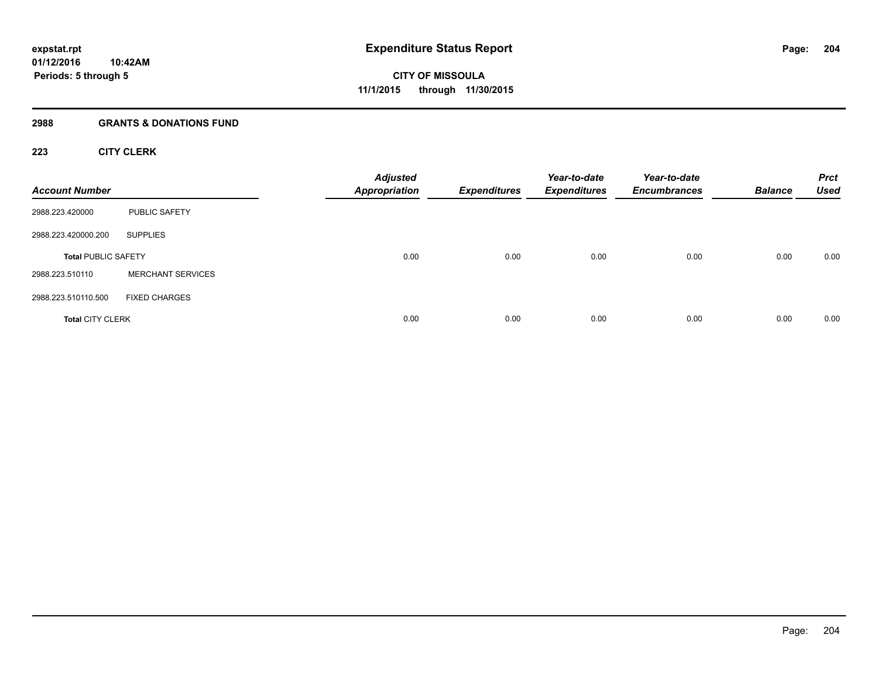**expstat.rpt**
**01/12/2016 10:42AM**
**Periods: 5 through 5**

# Expenditure Status Report

**CITY OF MISSOULA**
**11/1/2015 through 11/30/2015**

## 2988 GRANTS & DONATIONS FUND

### 223 CITY CLERK

| Account Number | | Adjusted Appropriation | Expenditures | Year-to-date Expenditures | Year-to-date Encumbrances | Balance | Prct Used |
|---|---|---|---|---|---|---|---|
| 2988.223.420000 | PUBLIC SAFETY | | | | | | |
| 2988.223.420000.200 | SUPPLIES | | | | | | |
| **Total** PUBLIC SAFETY | | 0.00 | 0.00 | 0.00 | 0.00 | 0.00 | 0.00 |
| 2988.223.510110 | MERCHANT SERVICES | | | | | | |
| 2988.223.510110.500 | FIXED CHARGES | | | | | | |
| **Total** CITY CLERK | | 0.00 | 0.00 | 0.00 | 0.00 | 0.00 | 0.00 |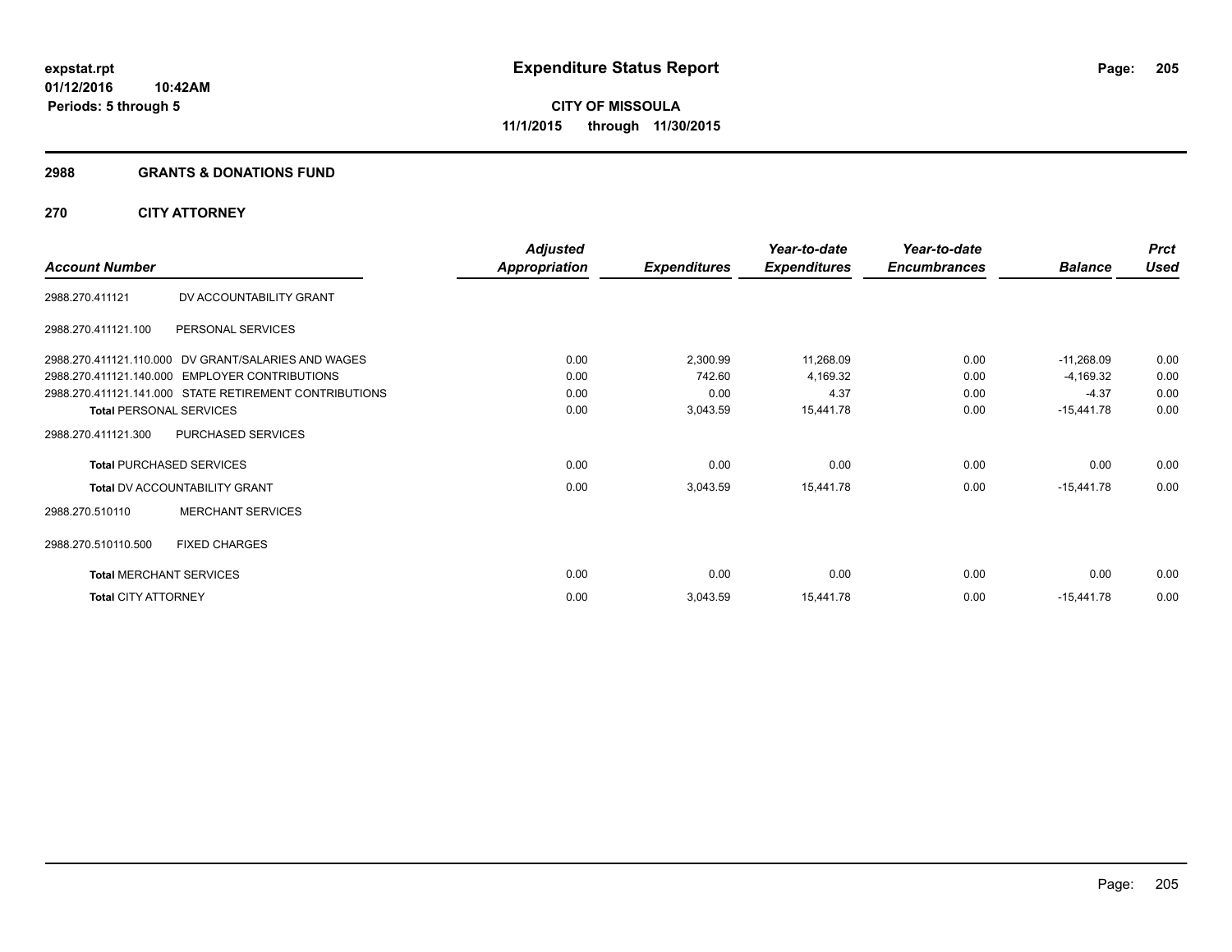# Expenditure Status Report

**CITY OF MISSOULA**
**11/1/2015 through 11/30/2015**

expstat.rpt
01/12/2016 10:42AM
Periods: 5 through 5

## 2988 GRANTS & DONATIONS FUND

### 270 CITY ATTORNEY

| Account Number | | Adjusted Appropriation | Expenditures | Year-to-date Expenditures | Year-to-date Encumbrances | Balance | Prct Used |
|---|---|---|---|---|---|---|---|
| 2988.270.411121 | DV ACCOUNTABILITY GRANT | | | | | | |
| 2988.270.411121.100 | PERSONAL SERVICES | | | | | | |
| 2988.270.411121.110.000 | DV GRANT/SALARIES AND WAGES | 0.00 | 2,300.99 | 11,268.09 | 0.00 | -11,268.09 | 0.00 |
| 2988.270.411121.140.000 | EMPLOYER CONTRIBUTIONS | 0.00 | 742.60 | 4,169.32 | 0.00 | -4,169.32 | 0.00 |
| 2988.270.411121.141.000 | STATE RETIREMENT CONTRIBUTIONS | 0.00 | 0.00 | 4.37 | 0.00 | -4.37 | 0.00 |
| **Total** PERSONAL SERVICES | | 0.00 | 3,043.59 | 15,441.78 | 0.00 | -15,441.78 | 0.00 |
| 2988.270.411121.300 | PURCHASED SERVICES | | | | | | |
| **Total** PURCHASED SERVICES | | 0.00 | 0.00 | 0.00 | 0.00 | 0.00 | 0.00 |
| **Total** DV ACCOUNTABILITY GRANT | | 0.00 | 3,043.59 | 15,441.78 | 0.00 | -15,441.78 | 0.00 |
| 2988.270.510110 | MERCHANT SERVICES | | | | | | |
| 2988.270.510110.500 | FIXED CHARGES | | | | | | |
| **Total** MERCHANT SERVICES | | 0.00 | 0.00 | 0.00 | 0.00 | 0.00 | 0.00 |
| **Total** CITY ATTORNEY | | 0.00 | 3,043.59 | 15,441.78 | 0.00 | -15,441.78 | 0.00 |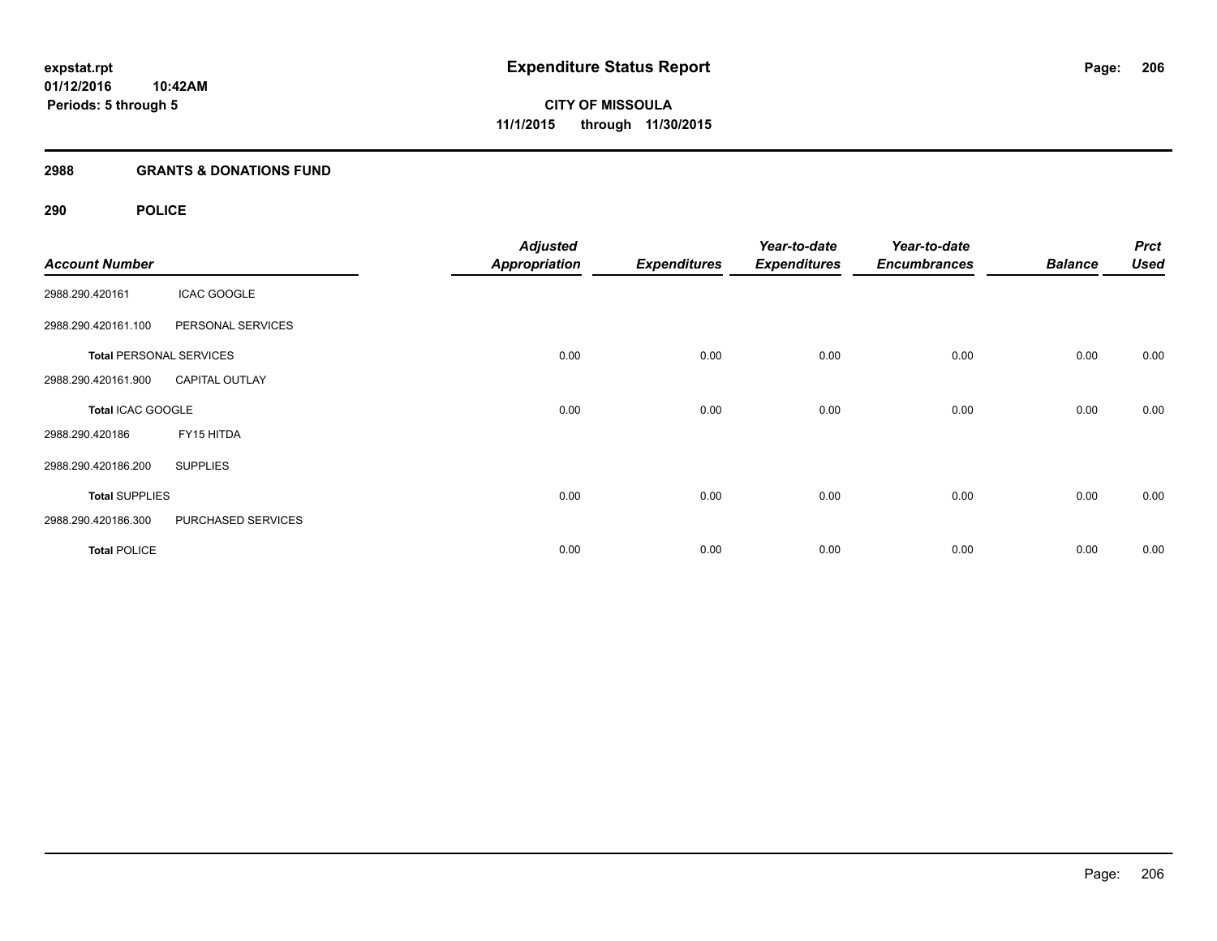# Expenditure Status Report

**CITY OF MISSOULA**

**11/1/2015 through 11/30/2015**

expstat.rpt
01/12/2016 10:42AM
Periods: 5 through 5

## 2988 GRANTS & DONATIONS FUND

### 290 POLICE

| Account Number | | Adjusted Appropriation | Expenditures | Year-to-date Expenditures | Year-to-date Encumbrances | Balance | Prct Used |
|---|---|---|---|---|---|---|---|
| 2988.290.420161 | ICAC GOOGLE | | | | | | |
| 2988.290.420161.100 | PERSONAL SERVICES | | | | | | |
| **Total** PERSONAL SERVICES | | 0.00 | 0.00 | 0.00 | 0.00 | 0.00 | 0.00 |
| 2988.290.420161.900 | CAPITAL OUTLAY | | | | | | |
| **Total** ICAC GOOGLE | | 0.00 | 0.00 | 0.00 | 0.00 | 0.00 | 0.00 |
| 2988.290.420186 | FY15 HITDA | | | | | | |
| 2988.290.420186.200 | SUPPLIES | | | | | | |
| **Total** SUPPLIES | | 0.00 | 0.00 | 0.00 | 0.00 | 0.00 | 0.00 |
| 2988.290.420186.300 | PURCHASED SERVICES | | | | | | |
| **Total** POLICE | | 0.00 | 0.00 | 0.00 | 0.00 | 0.00 | 0.00 |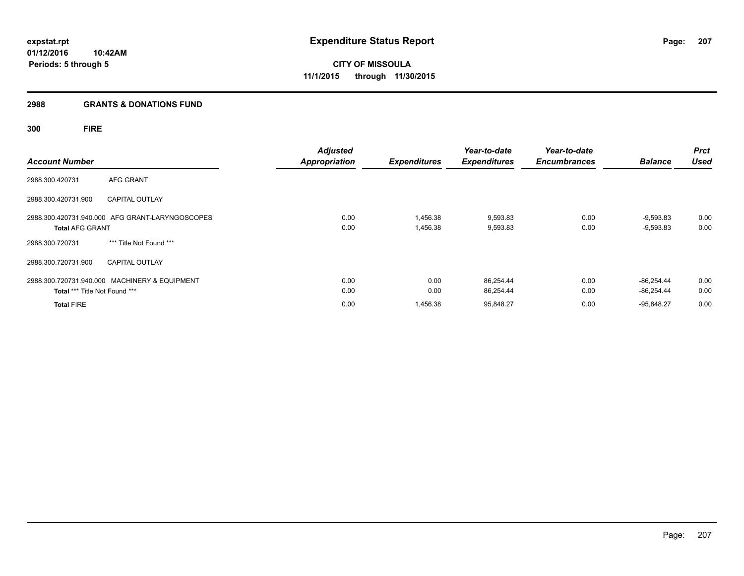**expstat.rpt**
**01/12/2016 10:42AM**
**Periods: 5 through 5**

# Expenditure Status Report

**CITY OF MISSOULA**
**11/1/2015 through 11/30/2015**

## 2988 GRANTS & DONATIONS FUND

### 300 FIRE

| Account Number | | Adjusted Appropriation | Expenditures | Year-to-date Expenditures | Year-to-date Encumbrances | Balance | Prct Used |
|---|---|---|---|---|---|---|---|
| 2988.300.420731 | AFG GRANT | | | | | | |
| 2988.300.420731.900 | CAPITAL OUTLAY | | | | | | |
| 2988.300.420731.940.000 | AFG GRANT-LARYNGOSCOPES | 0.00 | 1,456.38 | 9,593.83 | 0.00 | -9,593.83 | 0.00 |
| **Total** AFG GRANT | | 0.00 | 1,456.38 | 9,593.83 | 0.00 | -9,593.83 | 0.00 |
| 2988.300.720731 | *** Title Not Found *** | | | | | | |
| 2988.300.720731.900 | CAPITAL OUTLAY | | | | | | |
| 2988.300.720731.940.000 | MACHINERY & EQUIPMENT | 0.00 | 0.00 | 86,254.44 | 0.00 | -86,254.44 | 0.00 |
| **Total** *** Title Not Found *** | | 0.00 | 0.00 | 86,254.44 | 0.00 | -86,254.44 | 0.00 |
| **Total** FIRE | | 0.00 | 1,456.38 | 95,848.27 | 0.00 | -95,848.27 | 0.00 |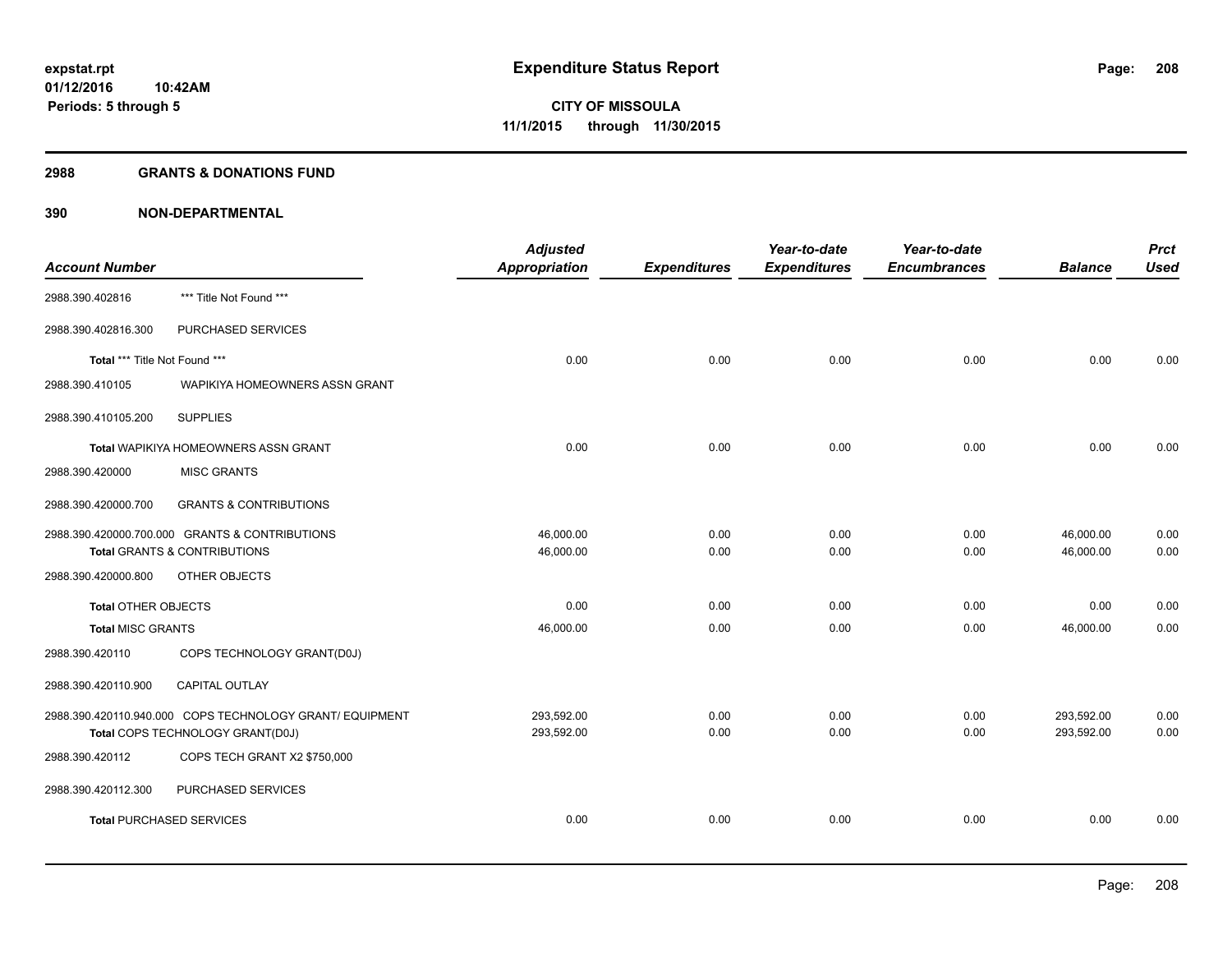**Expenditure Status Report**

**CITY OF MISSOULA**

**11/1/2015 through 11/30/2015**

expstat.rpt
01/12/2016 10:42AM
Periods: 5 through 5

## 2988 GRANTS & DONATIONS FUND

## 390 NON-DEPARTMENTAL

| Account Number | | Adjusted Appropriation | Expenditures | Year-to-date Expenditures | Year-to-date Encumbrances | Balance | Prct Used |
|---|---|---|---|---|---|---|---|
| 2988.390.402816 | *** Title Not Found *** | | | | | | |
| 2988.390.402816.300 | PURCHASED SERVICES | | | | | | |
| **Total** *** Title Not Found *** | | 0.00 | 0.00 | 0.00 | 0.00 | 0.00 | 0.00 |
| 2988.390.410105 | WAPIKIYA HOMEOWNERS ASSN GRANT | | | | | | |
| 2988.390.410105.200 | SUPPLIES | | | | | | |
| **Total** WAPIKIYA HOMEOWNERS ASSN GRANT | | 0.00 | 0.00 | 0.00 | 0.00 | 0.00 | 0.00 |
| 2988.390.420000 | MISC GRANTS | | | | | | |
| 2988.390.420000.700 | GRANTS & CONTRIBUTIONS | | | | | | |
| 2988.390.420000.700.000 | GRANTS & CONTRIBUTIONS | 46,000.00 | 0.00 | 0.00 | 0.00 | 46,000.00 | 0.00 |
| **Total** GRANTS & CONTRIBUTIONS | | 46,000.00 | 0.00 | 0.00 | 0.00 | 46,000.00 | 0.00 |
| 2988.390.420000.800 | OTHER OBJECTS | | | | | | |
| **Total** OTHER OBJECTS | | 0.00 | 0.00 | 0.00 | 0.00 | 0.00 | 0.00 |
| **Total** MISC GRANTS | | 46,000.00 | 0.00 | 0.00 | 0.00 | 46,000.00 | 0.00 |
| 2988.390.420110 | COPS TECHNOLOGY GRANT(D0J) | | | | | | |
| 2988.390.420110.900 | CAPITAL OUTLAY | | | | | | |
| 2988.390.420110.940.000 | COPS TECHNOLOGY GRANT/ EQUIPMENT | 293,592.00 | 0.00 | 0.00 | 0.00 | 293,592.00 | 0.00 |
| **Total** COPS TECHNOLOGY GRANT(D0J) | | 293,592.00 | 0.00 | 0.00 | 0.00 | 293,592.00 | 0.00 |
| 2988.390.420112 | COPS TECH GRANT X2 $750,000 | | | | | | |
| 2988.390.420112.300 | PURCHASED SERVICES | | | | | | |
| **Total** PURCHASED SERVICES | | 0.00 | 0.00 | 0.00 | 0.00 | 0.00 | 0.00 |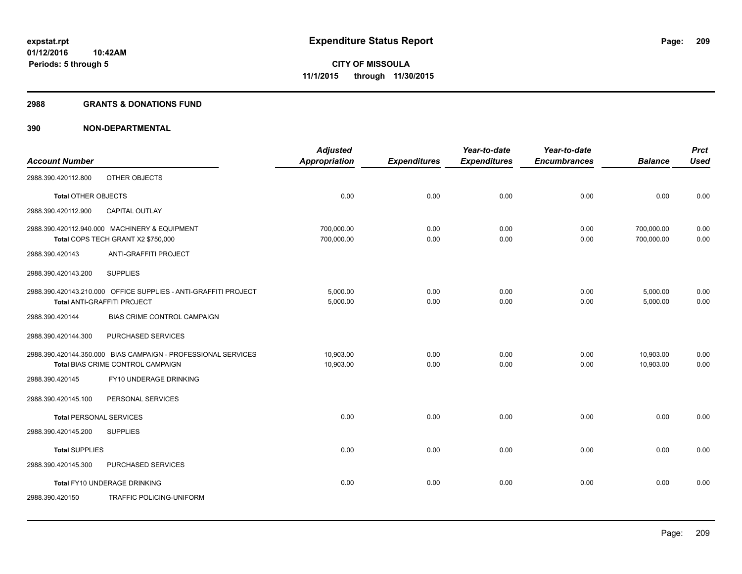expstat.rpt
01/12/2016 10:42AM
Periods: 5 through 5

# Expenditure Status Report

**CITY OF MISSOULA**
**11/1/2015 through 11/30/2015**

## 2988 GRANTS & DONATIONS FUND

## 390 NON-DEPARTMENTAL

| Account Number | Adjusted Appropriation | Expenditures | Year-to-date Expenditures | Year-to-date Encumbrances | Balance | Prct Used |
|---|---|---|---|---|---|---|
| 2988.390.420112.800 OTHER OBJECTS | | | | | | |
| Total OTHER OBJECTS | 0.00 | 0.00 | 0.00 | 0.00 | 0.00 | 0.00 |
| 2988.390.420112.900 CAPITAL OUTLAY | | | | | | |
| 2988.390.420112.940.000 MACHINERY & EQUIPMENT | 700,000.00 | 0.00 | 0.00 | 0.00 | 700,000.00 | 0.00 |
| Total COPS TECH GRANT X2 $750,000 | 700,000.00 | 0.00 | 0.00 | 0.00 | 700,000.00 | 0.00 |
| 2988.390.420143 ANTI-GRAFFITI PROJECT | | | | | | |
| 2988.390.420143.200 SUPPLIES | | | | | | |
| 2988.390.420143.210.000 OFFICE SUPPLIES - ANTI-GRAFFITI PROJECT | 5,000.00 | 0.00 | 0.00 | 0.00 | 5,000.00 | 0.00 |
| Total ANTI-GRAFFITI PROJECT | 5,000.00 | 0.00 | 0.00 | 0.00 | 5,000.00 | 0.00 |
| 2988.390.420144 BIAS CRIME CONTROL CAMPAIGN | | | | | | |
| 2988.390.420144.300 PURCHASED SERVICES | | | | | | |
| 2988.390.420144.350.000 BIAS CAMPAIGN - PROFESSIONAL SERVICES | 10,903.00 | 0.00 | 0.00 | 0.00 | 10,903.00 | 0.00 |
| Total BIAS CRIME CONTROL CAMPAIGN | 10,903.00 | 0.00 | 0.00 | 0.00 | 10,903.00 | 0.00 |
| 2988.390.420145 FY10 UNDERAGE DRINKING | | | | | | |
| 2988.390.420145.100 PERSONAL SERVICES | | | | | | |
| Total PERSONAL SERVICES | 0.00 | 0.00 | 0.00 | 0.00 | 0.00 | 0.00 |
| 2988.390.420145.200 SUPPLIES | | | | | | |
| Total SUPPLIES | 0.00 | 0.00 | 0.00 | 0.00 | 0.00 | 0.00 |
| 2988.390.420145.300 PURCHASED SERVICES | | | | | | |
| Total FY10 UNDERAGE DRINKING | 0.00 | 0.00 | 0.00 | 0.00 | 0.00 | 0.00 |
| 2988.390.420150 TRAFFIC POLICING-UNIFORM | | | | | | |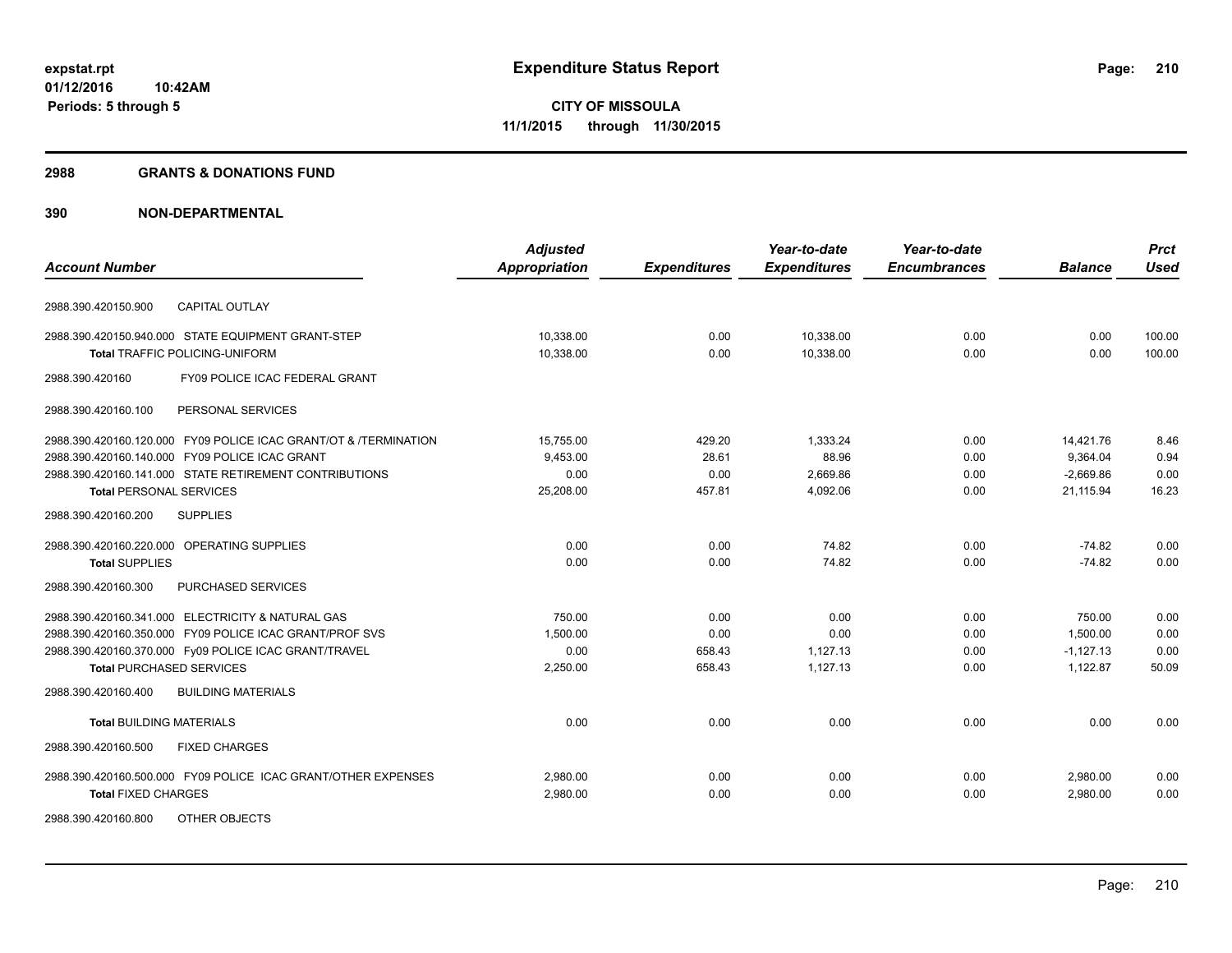**expstat.rpt**
**01/12/2016 10:42AM**
**Periods: 5 through 5**

# Expenditure Status Report

**CITY OF MISSOULA**
**11/1/2015 through 11/30/2015**

## 2988 GRANTS & DONATIONS FUND

## 390 NON-DEPARTMENTAL

| Account Number | Adjusted Appropriation | Expenditures | Year-to-date Expenditures | Year-to-date Encumbrances | Balance | Prct Used |
|---|---|---|---|---|---|---|
| 2988.390.420150.900 CAPITAL OUTLAY | | | | | | |
| 2988.390.420150.940.000 STATE EQUIPMENT GRANT-STEP | 10,338.00 | 0.00 | 10,338.00 | 0.00 | 0.00 | 100.00 |
| **Total** TRAFFIC POLICING-UNIFORM | 10,338.00 | 0.00 | 10,338.00 | 0.00 | 0.00 | 100.00 |
| 2988.390.420160 FY09 POLICE ICAC FEDERAL GRANT | | | | | | |
| 2988.390.420160.100 PERSONAL SERVICES | | | | | | |
| 2988.390.420160.120.000 FY09 POLICE ICAC GRANT/OT & /TERMINATION | 15,755.00 | 429.20 | 1,333.24 | 0.00 | 14,421.76 | 8.46 |
| 2988.390.420160.140.000 FY09 POLICE ICAC GRANT | 9,453.00 | 28.61 | 88.96 | 0.00 | 9,364.04 | 0.94 |
| 2988.390.420160.141.000 STATE RETIREMENT CONTRIBUTIONS | 0.00 | 0.00 | 2,669.86 | 0.00 | -2,669.86 | 0.00 |
| **Total** PERSONAL SERVICES | 25,208.00 | 457.81 | 4,092.06 | 0.00 | 21,115.94 | 16.23 |
| 2988.390.420160.200 SUPPLIES | | | | | | |
| 2988.390.420160.220.000 OPERATING SUPPLIES | 0.00 | 0.00 | 74.82 | 0.00 | -74.82 | 0.00 |
| **Total** SUPPLIES | 0.00 | 0.00 | 74.82 | 0.00 | -74.82 | 0.00 |
| 2988.390.420160.300 PURCHASED SERVICES | | | | | | |
| 2988.390.420160.341.000 ELECTRICITY & NATURAL GAS | 750.00 | 0.00 | 0.00 | 0.00 | 750.00 | 0.00 |
| 2988.390.420160.350.000 FY09 POLICE ICAC GRANT/PROF SVS | 1,500.00 | 0.00 | 0.00 | 0.00 | 1,500.00 | 0.00 |
| 2988.390.420160.370.000 Fy09 POLICE ICAC GRANT/TRAVEL | 0.00 | 658.43 | 1,127.13 | 0.00 | -1,127.13 | 0.00 |
| **Total** PURCHASED SERVICES | 2,250.00 | 658.43 | 1,127.13 | 0.00 | 1,122.87 | 50.09 |
| 2988.390.420160.400 BUILDING MATERIALS | | | | | | |
| **Total** BUILDING MATERIALS | 0.00 | 0.00 | 0.00 | 0.00 | 0.00 | 0.00 |
| 2988.390.420160.500 FIXED CHARGES | | | | | | |
| 2988.390.420160.500.000 FY09 POLICE ICAC GRANT/OTHER EXPENSES | 2,980.00 | 0.00 | 0.00 | 0.00 | 2,980.00 | 0.00 |
| **Total** FIXED CHARGES | 2,980.00 | 0.00 | 0.00 | 0.00 | 2,980.00 | 0.00 |
| 2988.390.420160.800 OTHER OBJECTS | | | | | | |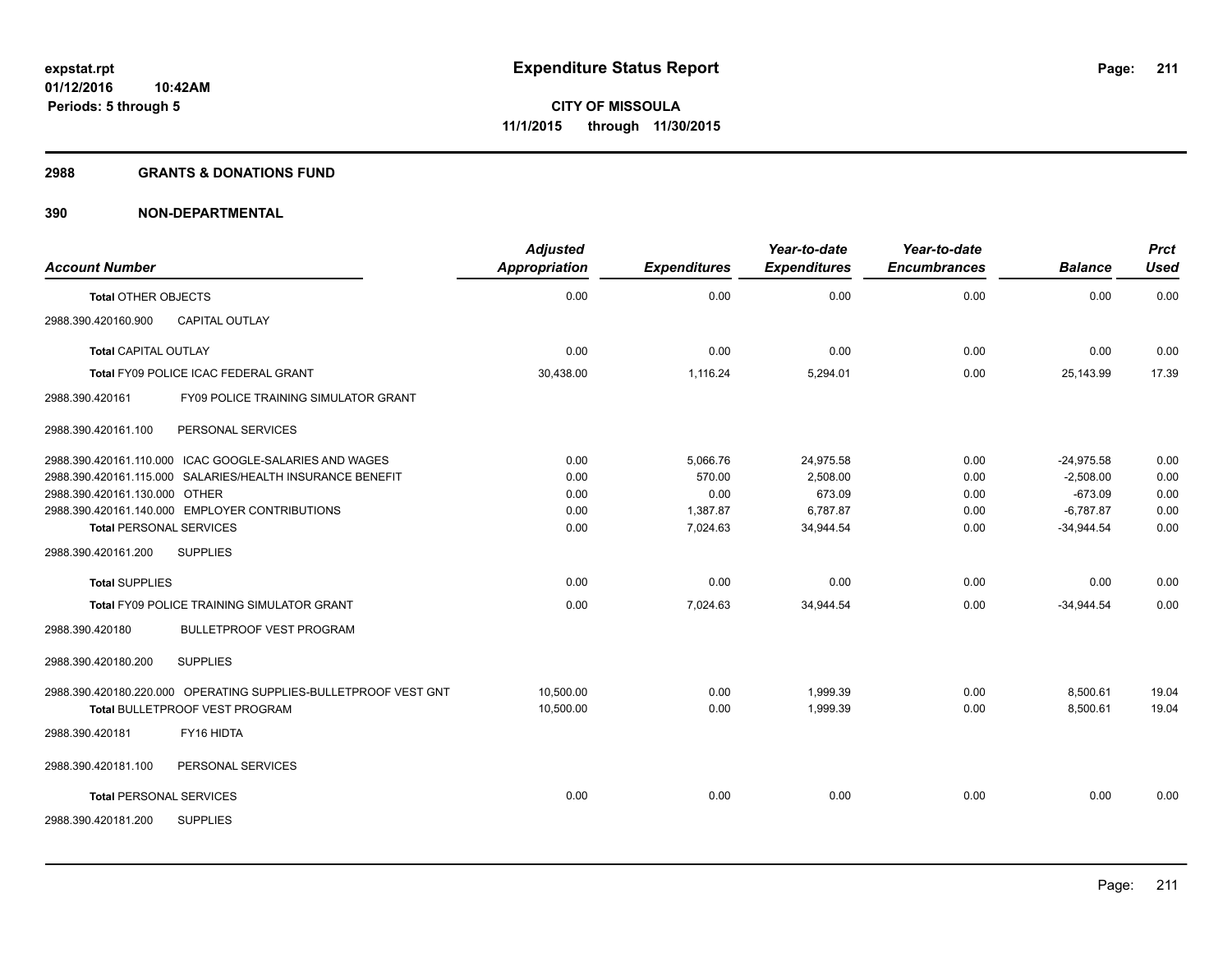# Expenditure Status Report

expstat.rpt
01/12/2016 10:42AM
Periods: 5 through 5

**CITY OF MISSOULA**
**11/1/2015 through 11/30/2015**

## 2988 GRANTS & DONATIONS FUND

## 390 NON-DEPARTMENTAL

| Account Number | | Adjusted Appropriation | Expenditures | Year-to-date Expenditures | Year-to-date Encumbrances | Balance | Prct Used |
|---|---|---|---|---|---|---|---|
| **Total** OTHER OBJECTS | | 0.00 | 0.00 | 0.00 | 0.00 | 0.00 | 0.00 |
| 2988.390.420160.900 | CAPITAL OUTLAY | | | | | | |
| **Total** CAPITAL OUTLAY | | 0.00 | 0.00 | 0.00 | 0.00 | 0.00 | 0.00 |
| **Total** FY09 POLICE ICAC FEDERAL GRANT | | 30,438.00 | 1,116.24 | 5,294.01 | 0.00 | 25,143.99 | 17.39 |
| 2988.390.420161 | FY09 POLICE TRAINING SIMULATOR GRANT | | | | | | |
| 2988.390.420161.100 | PERSONAL SERVICES | | | | | | |
| 2988.390.420161.110.000 | ICAC GOOGLE-SALARIES AND WAGES | 0.00 | 5,066.76 | 24,975.58 | 0.00 | -24,975.58 | 0.00 |
| 2988.390.420161.115.000 | SALARIES/HEALTH INSURANCE BENEFIT | 0.00 | 570.00 | 2,508.00 | 0.00 | -2,508.00 | 0.00 |
| 2988.390.420161.130.000 | OTHER | 0.00 | 0.00 | 673.09 | 0.00 | -673.09 | 0.00 |
| 2988.390.420161.140.000 | EMPLOYER CONTRIBUTIONS | 0.00 | 1,387.87 | 6,787.87 | 0.00 | -6,787.87 | 0.00 |
| **Total** PERSONAL SERVICES | | 0.00 | 7,024.63 | 34,944.54 | 0.00 | -34,944.54 | 0.00 |
| 2988.390.420161.200 | SUPPLIES | | | | | | |
| **Total** SUPPLIES | | 0.00 | 0.00 | 0.00 | 0.00 | 0.00 | 0.00 |
| **Total** FY09 POLICE TRAINING SIMULATOR GRANT | | 0.00 | 7,024.63 | 34,944.54 | 0.00 | -34,944.54 | 0.00 |
| 2988.390.420180 | BULLETPROOF VEST PROGRAM | | | | | | |
| 2988.390.420180.200 | SUPPLIES | | | | | | |
| 2988.390.420180.220.000 | OPERATING SUPPLIES-BULLETPROOF VEST GNT | 10,500.00 | 0.00 | 1,999.39 | 0.00 | 8,500.61 | 19.04 |
| **Total** BULLETPROOF VEST PROGRAM | | 10,500.00 | 0.00 | 1,999.39 | 0.00 | 8,500.61 | 19.04 |
| 2988.390.420181 | FY16 HIDTA | | | | | | |
| 2988.390.420181.100 | PERSONAL SERVICES | | | | | | |
| **Total** PERSONAL SERVICES | | 0.00 | 0.00 | 0.00 | 0.00 | 0.00 | 0.00 |
| 2988.390.420181.200 | SUPPLIES | | | | | | |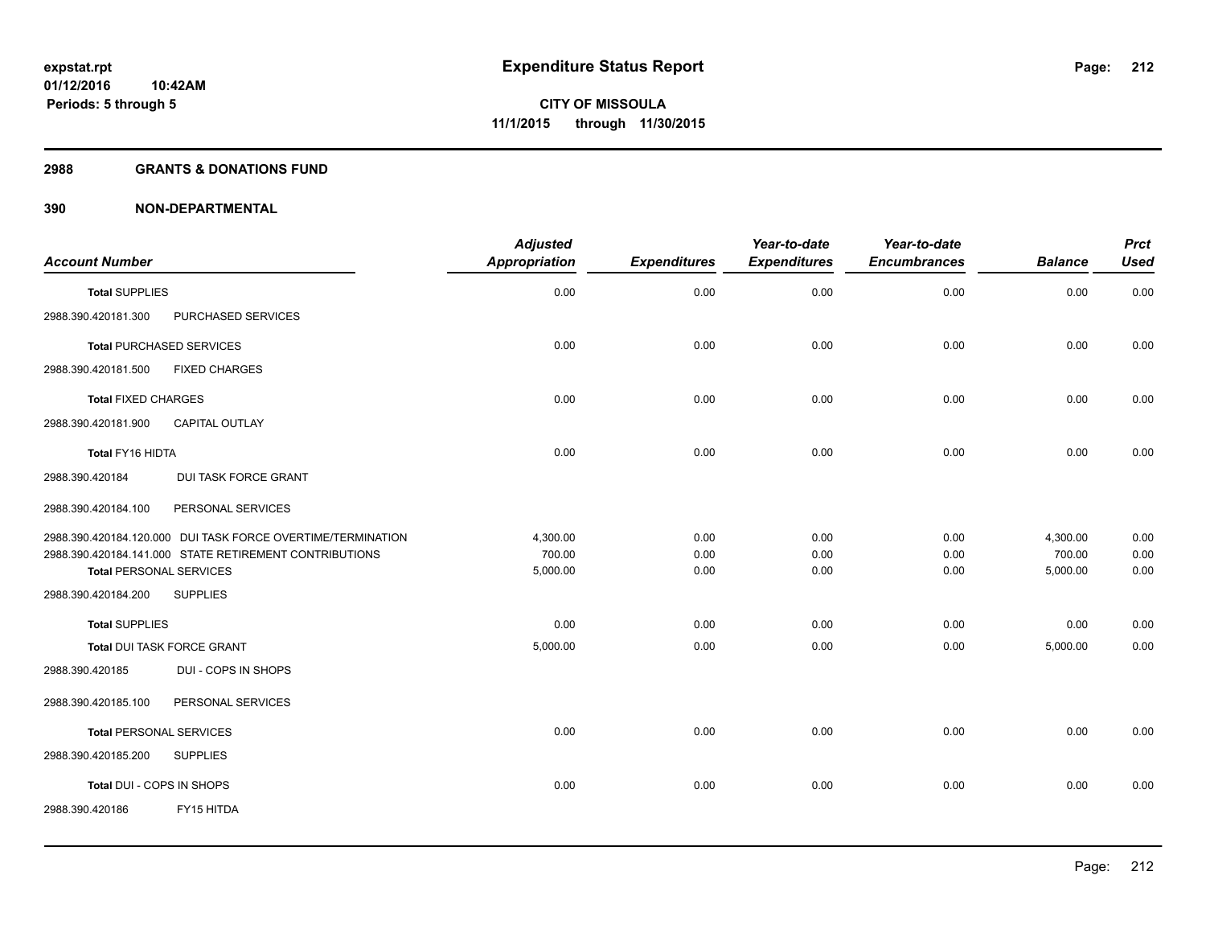**Expenditure Status Report**

**CITY OF MISSOULA**
**11/1/2015 through 11/30/2015**

expstat.rpt
01/12/2016 10:42AM
Periods: 5 through 5

## 2988 GRANTS & DONATIONS FUND

## 390 NON-DEPARTMENTAL

| Account Number | | Adjusted Appropriation | Expenditures | Year-to-date Expenditures | Year-to-date Encumbrances | Balance | Prct Used |
|---|---|---|---|---|---|---|---|
| **Total** SUPPLIES | | 0.00 | 0.00 | 0.00 | 0.00 | 0.00 | 0.00 |
| 2988.390.420181.300 | PURCHASED SERVICES | | | | | | |
| **Total** PURCHASED SERVICES | | 0.00 | 0.00 | 0.00 | 0.00 | 0.00 | 0.00 |
| 2988.390.420181.500 | FIXED CHARGES | | | | | | |
| **Total** FIXED CHARGES | | 0.00 | 0.00 | 0.00 | 0.00 | 0.00 | 0.00 |
| 2988.390.420181.900 | CAPITAL OUTLAY | | | | | | |
| **Total FY16 HIDTA** | | 0.00 | 0.00 | 0.00 | 0.00 | 0.00 | 0.00 |
| 2988.390.420184 | DUI TASK FORCE GRANT | | | | | | |
| 2988.390.420184.100 | PERSONAL SERVICES | | | | | | |
| 2988.390.420184.120.000 | DUI TASK FORCE OVERTIME/TERMINATION | 4,300.00 | 0.00 | 0.00 | 0.00 | 4,300.00 | 0.00 |
| 2988.390.420184.141.000 | STATE RETIREMENT CONTRIBUTIONS | 700.00 | 0.00 | 0.00 | 0.00 | 700.00 | 0.00 |
| **Total** PERSONAL SERVICES | | 5,000.00 | 0.00 | 0.00 | 0.00 | 5,000.00 | 0.00 |
| 2988.390.420184.200 | SUPPLIES | | | | | | |
| **Total** SUPPLIES | | 0.00 | 0.00 | 0.00 | 0.00 | 0.00 | 0.00 |
| **Total** DUI TASK FORCE GRANT | | 5,000.00 | 0.00 | 0.00 | 0.00 | 5,000.00 | 0.00 |
| 2988.390.420185 | DUI - COPS IN SHOPS | | | | | | |
| 2988.390.420185.100 | PERSONAL SERVICES | | | | | | |
| **Total** PERSONAL SERVICES | | 0.00 | 0.00 | 0.00 | 0.00 | 0.00 | 0.00 |
| 2988.390.420185.200 | SUPPLIES | | | | | | |
| **Total** DUI - COPS IN SHOPS | | 0.00 | 0.00 | 0.00 | 0.00 | 0.00 | 0.00 |
| 2988.390.420186 | FY15 HITDA | | | | | | |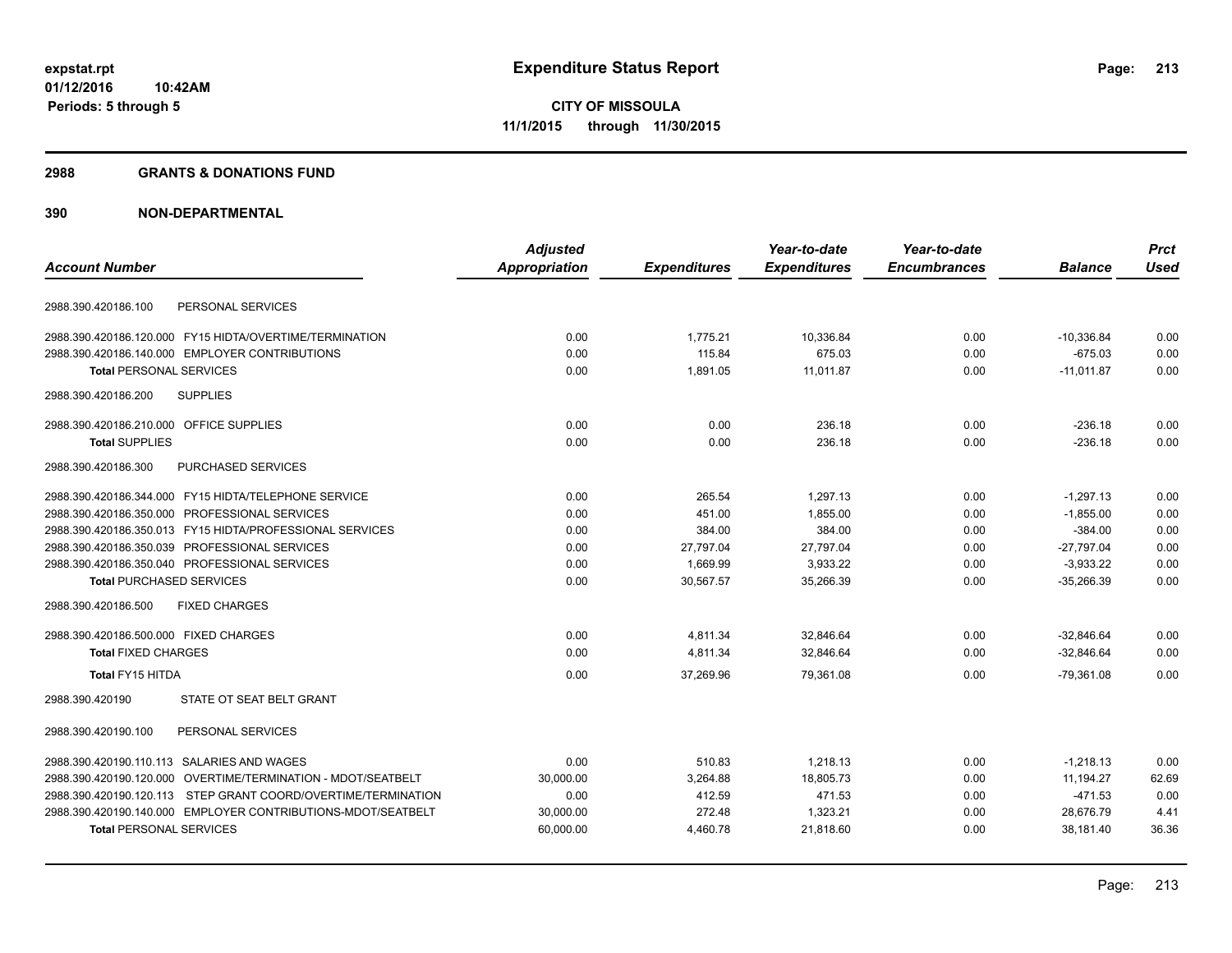**expstat.rpt**
**01/12/2016 10:42AM**
**Periods: 5 through 5**

# Expenditure Status Report

**CITY OF MISSOULA**
**11/1/2015 through 11/30/2015**

## 2988 GRANTS & DONATIONS FUND

## 390 NON-DEPARTMENTAL

| Account Number | | Adjusted Appropriation | Expenditures | Year-to-date Expenditures | Year-to-date Encumbrances | Balance | Prct Used |
|---|---|---|---|---|---|---|---|
| 2988.390.420186.100 | PERSONAL SERVICES | | | | | | |
| 2988.390.420186.120.000 | FY15 HIDTA/OVERTIME/TERMINATION | 0.00 | 1,775.21 | 10,336.84 | 0.00 | -10,336.84 | 0.00 |
| 2988.390.420186.140.000 | EMPLOYER CONTRIBUTIONS | 0.00 | 115.84 | 675.03 | 0.00 | -675.03 | 0.00 |
| **Total** PERSONAL SERVICES | | 0.00 | 1,891.05 | 11,011.87 | 0.00 | -11,011.87 | 0.00 |
| 2988.390.420186.200 | SUPPLIES | | | | | | |
| 2988.390.420186.210.000 | OFFICE SUPPLIES | 0.00 | 0.00 | 236.18 | 0.00 | -236.18 | 0.00 |
| **Total** SUPPLIES | | 0.00 | 0.00 | 236.18 | 0.00 | -236.18 | 0.00 |
| 2988.390.420186.300 | PURCHASED SERVICES | | | | | | |
| 2988.390.420186.344.000 | FY15 HIDTA/TELEPHONE SERVICE | 0.00 | 265.54 | 1,297.13 | 0.00 | -1,297.13 | 0.00 |
| 2988.390.420186.350.000 | PROFESSIONAL SERVICES | 0.00 | 451.00 | 1,855.00 | 0.00 | -1,855.00 | 0.00 |
| 2988.390.420186.350.013 | FY15 HIDTA/PROFESSIONAL SERVICES | 0.00 | 384.00 | 384.00 | 0.00 | -384.00 | 0.00 |
| 2988.390.420186.350.039 | PROFESSIONAL SERVICES | 0.00 | 27,797.04 | 27,797.04 | 0.00 | -27,797.04 | 0.00 |
| 2988.390.420186.350.040 | PROFESSIONAL SERVICES | 0.00 | 1,669.99 | 3,933.22 | 0.00 | -3,933.22 | 0.00 |
| **Total** PURCHASED SERVICES | | 0.00 | 30,567.57 | 35,266.39 | 0.00 | -35,266.39 | 0.00 |
| 2988.390.420186.500 | FIXED CHARGES | | | | | | |
| 2988.390.420186.500.000 | FIXED CHARGES | 0.00 | 4,811.34 | 32,846.64 | 0.00 | -32,846.64 | 0.00 |
| **Total** FIXED CHARGES | | 0.00 | 4,811.34 | 32,846.64 | 0.00 | -32,846.64 | 0.00 |
| **Total** FY15 HITDA | | 0.00 | 37,269.96 | 79,361.08 | 0.00 | -79,361.08 | 0.00 |
| 2988.390.420190 | STATE OT SEAT BELT GRANT | | | | | | |
| 2988.390.420190.100 | PERSONAL SERVICES | | | | | | |
| 2988.390.420190.110.113 | SALARIES AND WAGES | 0.00 | 510.83 | 1,218.13 | 0.00 | -1,218.13 | 0.00 |
| 2988.390.420190.120.000 | OVERTIME/TERMINATION - MDOT/SEATBELT | 30,000.00 | 3,264.88 | 18,805.73 | 0.00 | 11,194.27 | 62.69 |
| 2988.390.420190.120.113 | STEP GRANT COORD/OVERTIME/TERMINATION | 0.00 | 412.59 | 471.53 | 0.00 | -471.53 | 0.00 |
| 2988.390.420190.140.000 | EMPLOYER CONTRIBUTIONS-MDOT/SEATBELT | 30,000.00 | 272.48 | 1,323.21 | 0.00 | 28,676.79 | 4.41 |
| **Total** PERSONAL SERVICES | | 60,000.00 | 4,460.78 | 21,818.60 | 0.00 | 38,181.40 | 36.36 |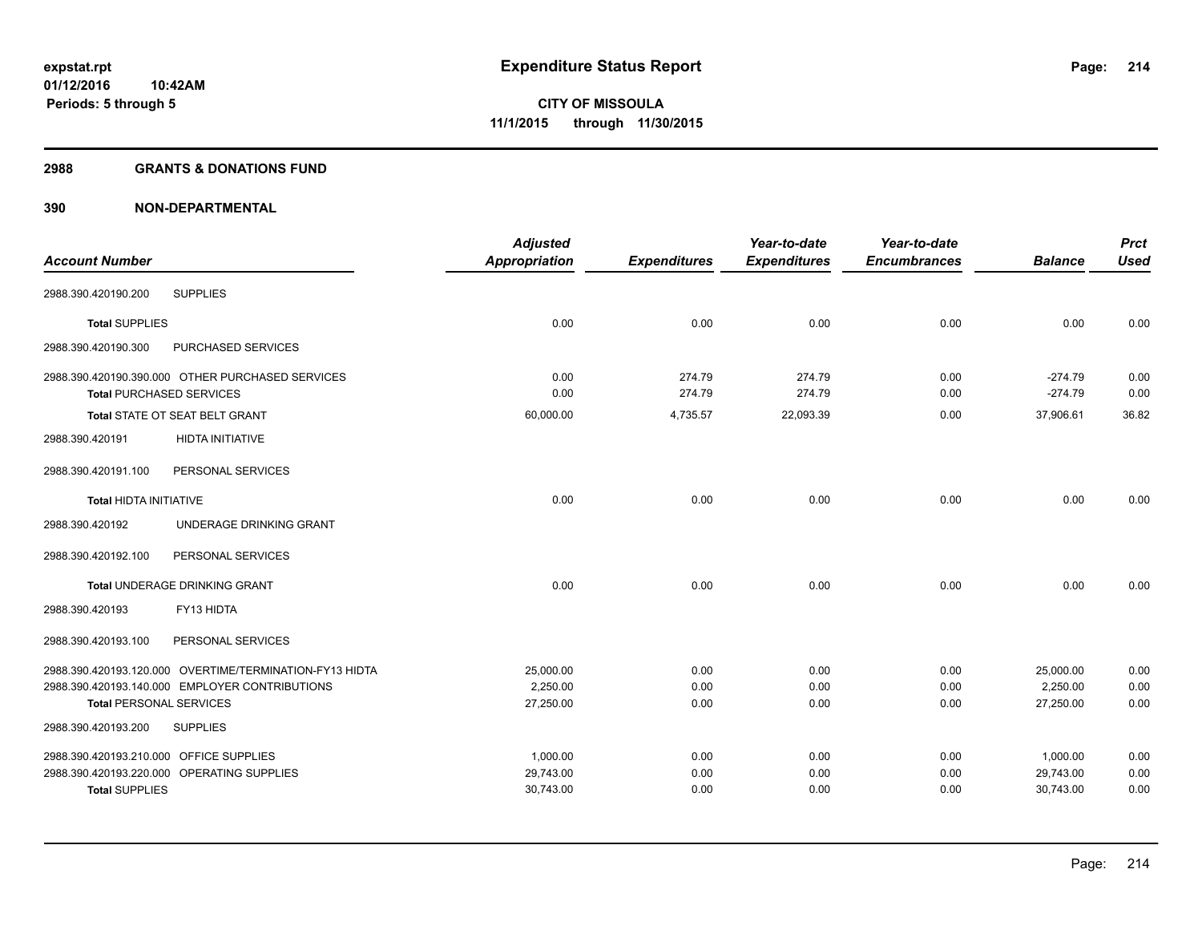# Expenditure Status Report

expstat.rpt
01/12/2016 10:42AM
Periods: 5 through 5

CITY OF MISSOULA
11/1/2015 through 11/30/2015

## 2988 GRANTS & DONATIONS FUND

### 390 NON-DEPARTMENTAL

| Account Number | Adjusted Appropriation | Expenditures | Year-to-date Expenditures | Year-to-date Encumbrances | Balance | Prct Used |
|---|---|---|---|---|---|---|
| 2988.390.420190.200 SUPPLIES | | | | | | |
| **Total** SUPPLIES | 0.00 | 0.00 | 0.00 | 0.00 | 0.00 | 0.00 |
| 2988.390.420190.300 PURCHASED SERVICES | | | | | | |
| 2988.390.420190.390.000 OTHER PURCHASED SERVICES | 0.00 | 274.79 | 274.79 | 0.00 | -274.79 | 0.00 |
| **Total** PURCHASED SERVICES | 0.00 | 274.79 | 274.79 | 0.00 | -274.79 | 0.00 |
| **Total** STATE OT SEAT BELT GRANT | 60,000.00 | 4,735.57 | 22,093.39 | 0.00 | 37,906.61 | 36.82 |
| 2988.390.420191 HIDTA INITIATIVE | | | | | | |
| 2988.390.420191.100 PERSONAL SERVICES | | | | | | |
| **Total** HIDTA INITIATIVE | 0.00 | 0.00 | 0.00 | 0.00 | 0.00 | 0.00 |
| 2988.390.420192 UNDERAGE DRINKING GRANT | | | | | | |
| 2988.390.420192.100 PERSONAL SERVICES | | | | | | |
| **Total** UNDERAGE DRINKING GRANT | 0.00 | 0.00 | 0.00 | 0.00 | 0.00 | 0.00 |
| 2988.390.420193 FY13 HIDTA | | | | | | |
| 2988.390.420193.100 PERSONAL SERVICES | | | | | | |
| 2988.390.420193.120.000 OVERTIME/TERMINATION-FY13 HIDTA | 25,000.00 | 0.00 | 0.00 | 0.00 | 25,000.00 | 0.00 |
| 2988.390.420193.140.000 EMPLOYER CONTRIBUTIONS | 2,250.00 | 0.00 | 0.00 | 0.00 | 2,250.00 | 0.00 |
| **Total** PERSONAL SERVICES | 27,250.00 | 0.00 | 0.00 | 0.00 | 27,250.00 | 0.00 |
| 2988.390.420193.200 SUPPLIES | | | | | | |
| 2988.390.420193.210.000 OFFICE SUPPLIES | 1,000.00 | 0.00 | 0.00 | 0.00 | 1,000.00 | 0.00 |
| 2988.390.420193.220.000 OPERATING SUPPLIES | 29,743.00 | 0.00 | 0.00 | 0.00 | 29,743.00 | 0.00 |
| **Total** SUPPLIES | 30,743.00 | 0.00 | 0.00 | 0.00 | 30,743.00 | 0.00 |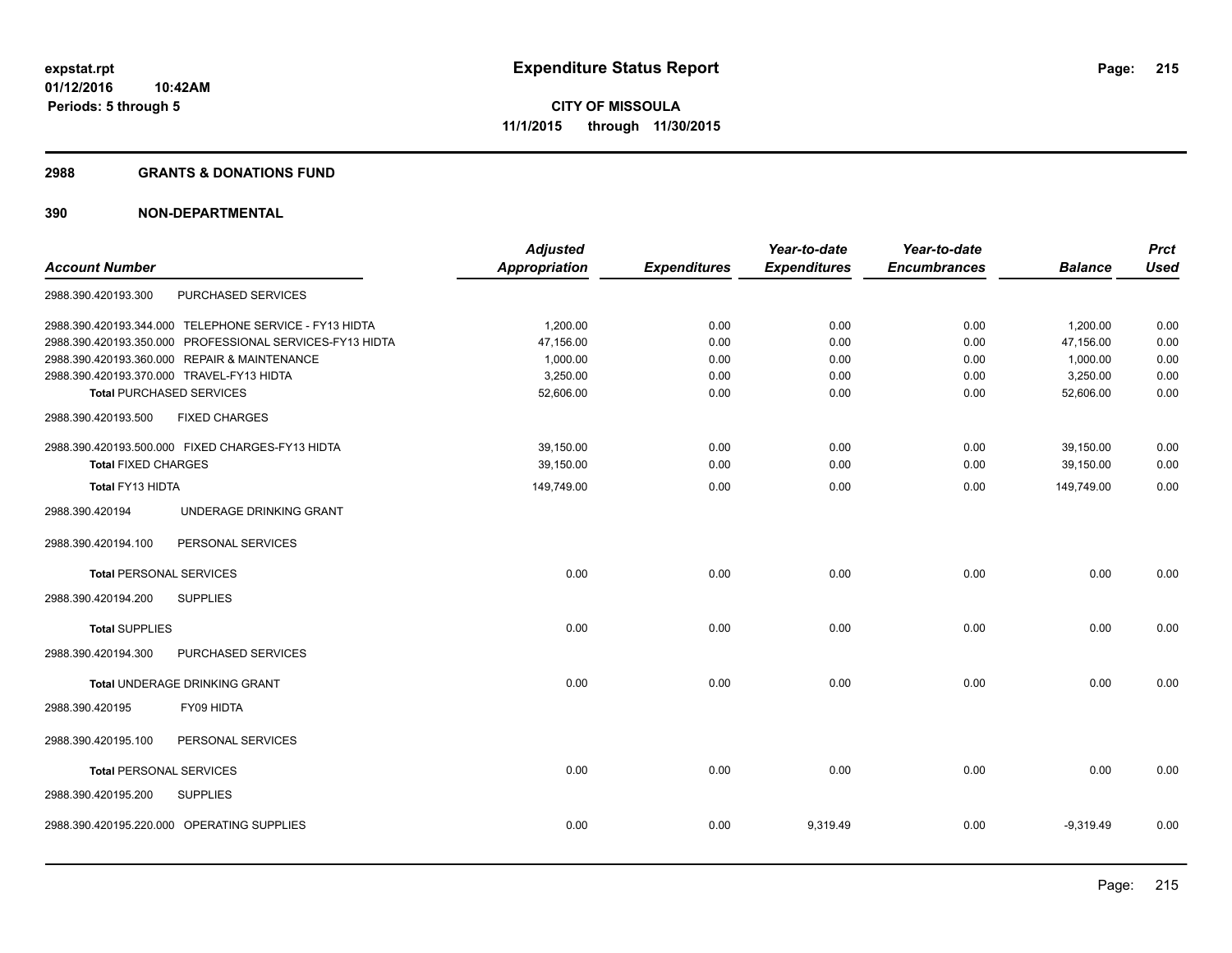# Expenditure Status Report

expstat.rpt
01/12/2016 10:42AM
Periods: 5 through 5

**CITY OF MISSOULA**
**11/1/2015 through 11/30/2015**

## 2988 GRANTS & DONATIONS FUND

### 390 NON-DEPARTMENTAL

| Account Number | Adjusted Appropriation | Expenditures | Year-to-date Expenditures | Year-to-date Encumbrances | Balance | Prct Used |
|---|---|---|---|---|---|---|
| 2988.390.420193.300 PURCHASED SERVICES | | | | | | |
| 2988.390.420193.344.000 TELEPHONE SERVICE - FY13 HIDTA | 1,200.00 | 0.00 | 0.00 | 0.00 | 1,200.00 | 0.00 |
| 2988.390.420193.350.000 PROFESSIONAL SERVICES-FY13 HIDTA | 47,156.00 | 0.00 | 0.00 | 0.00 | 47,156.00 | 0.00 |
| 2988.390.420193.360.000 REPAIR & MAINTENANCE | 1,000.00 | 0.00 | 0.00 | 0.00 | 1,000.00 | 0.00 |
| 2988.390.420193.370.000 TRAVEL-FY13 HIDTA | 3,250.00 | 0.00 | 0.00 | 0.00 | 3,250.00 | 0.00 |
| **Total** PURCHASED SERVICES | 52,606.00 | 0.00 | 0.00 | 0.00 | 52,606.00 | 0.00 |
| 2988.390.420193.500 FIXED CHARGES | | | | | | |
| 2988.390.420193.500.000 FIXED CHARGES-FY13 HIDTA | 39,150.00 | 0.00 | 0.00 | 0.00 | 39,150.00 | 0.00 |
| **Total** FIXED CHARGES | 39,150.00 | 0.00 | 0.00 | 0.00 | 39,150.00 | 0.00 |
| **Total** FY13 HIDTA | 149,749.00 | 0.00 | 0.00 | 0.00 | 149,749.00 | 0.00 |
| 2988.390.420194 UNDERAGE DRINKING GRANT | | | | | | |
| 2988.390.420194.100 PERSONAL SERVICES | | | | | | |
| **Total** PERSONAL SERVICES | 0.00 | 0.00 | 0.00 | 0.00 | 0.00 | 0.00 |
| 2988.390.420194.200 SUPPLIES | | | | | | |
| **Total** SUPPLIES | 0.00 | 0.00 | 0.00 | 0.00 | 0.00 | 0.00 |
| 2988.390.420194.300 PURCHASED SERVICES | | | | | | |
| **Total** UNDERAGE DRINKING GRANT | 0.00 | 0.00 | 0.00 | 0.00 | 0.00 | 0.00 |
| 2988.390.420195 FY09 HIDTA | | | | | | |
| 2988.390.420195.100 PERSONAL SERVICES | | | | | | |
| **Total** PERSONAL SERVICES | 0.00 | 0.00 | 0.00 | 0.00 | 0.00 | 0.00 |
| 2988.390.420195.200 SUPPLIES | | | | | | |
| 2988.390.420195.220.000 OPERATING SUPPLIES | 0.00 | 0.00 | 9,319.49 | 0.00 | -9,319.49 | 0.00 |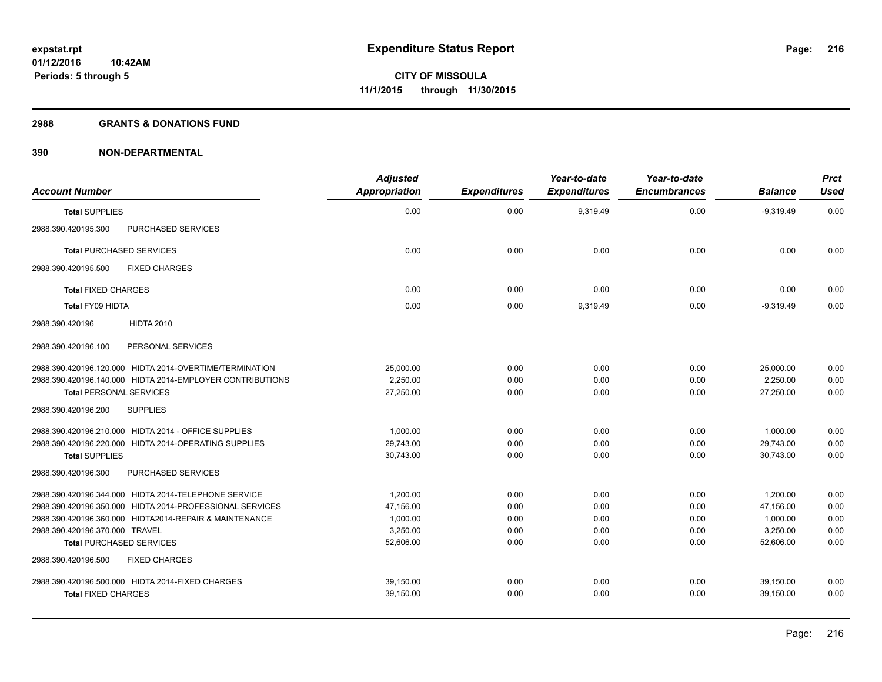**expstat.rpt**
**01/12/2016 10:42AM**
**Periods: 5 through 5**

# Expenditure Status Report

**CITY OF MISSOULA**
**11/1/2015 through 11/30/2015**

## 2988 GRANTS & DONATIONS FUND

## 390 NON-DEPARTMENTAL

| Account Number | Adjusted Appropriation | Expenditures | Year-to-date Expenditures | Year-to-date Encumbrances | Balance | Prct Used |
|---|---|---|---|---|---|---|
| **Total SUPPLIES** | 0.00 | 0.00 | 9,319.49 | 0.00 | -9,319.49 | 0.00 |
| 2988.390.420195.300 PURCHASED SERVICES | | | | | | |
| **Total PURCHASED SERVICES** | 0.00 | 0.00 | 0.00 | 0.00 | 0.00 | 0.00 |
| 2988.390.420195.500 FIXED CHARGES | | | | | | |
| **Total FIXED CHARGES** | 0.00 | 0.00 | 0.00 | 0.00 | 0.00 | 0.00 |
| **Total FY09 HIDTA** | 0.00 | 0.00 | 9,319.49 | 0.00 | -9,319.49 | 0.00 |
| 2988.390.420196 HIDTA 2010 | | | | | | |
| 2988.390.420196.100 PERSONAL SERVICES | | | | | | |
| 2988.390.420196.120.000 HIDTA 2014-OVERTIME/TERMINATION | 25,000.00 | 0.00 | 0.00 | 0.00 | 25,000.00 | 0.00 |
| 2988.390.420196.140.000 HIDTA 2014-EMPLOYER CONTRIBUTIONS | 2,250.00 | 0.00 | 0.00 | 0.00 | 2,250.00 | 0.00 |
| **Total PERSONAL SERVICES** | 27,250.00 | 0.00 | 0.00 | 0.00 | 27,250.00 | 0.00 |
| 2988.390.420196.200 SUPPLIES | | | | | | |
| 2988.390.420196.210.000 HIDTA 2014 - OFFICE SUPPLIES | 1,000.00 | 0.00 | 0.00 | 0.00 | 1,000.00 | 0.00 |
| 2988.390.420196.220.000 HIDTA 2014-OPERATING SUPPLIES | 29,743.00 | 0.00 | 0.00 | 0.00 | 29,743.00 | 0.00 |
| **Total SUPPLIES** | 30,743.00 | 0.00 | 0.00 | 0.00 | 30,743.00 | 0.00 |
| 2988.390.420196.300 PURCHASED SERVICES | | | | | | |
| 2988.390.420196.344.000 HIDTA 2014-TELEPHONE SERVICE | 1,200.00 | 0.00 | 0.00 | 0.00 | 1,200.00 | 0.00 |
| 2988.390.420196.350.000 HIDTA 2014-PROFESSIONAL SERVICES | 47,156.00 | 0.00 | 0.00 | 0.00 | 47,156.00 | 0.00 |
| 2988.390.420196.360.000 HIDTA2014-REPAIR & MAINTENANCE | 1,000.00 | 0.00 | 0.00 | 0.00 | 1,000.00 | 0.00 |
| 2988.390.420196.370.000 TRAVEL | 3,250.00 | 0.00 | 0.00 | 0.00 | 3,250.00 | 0.00 |
| **Total PURCHASED SERVICES** | 52,606.00 | 0.00 | 0.00 | 0.00 | 52,606.00 | 0.00 |
| 2988.390.420196.500 FIXED CHARGES | | | | | | |
| 2988.390.420196.500.000 HIDTA 2014-FIXED CHARGES | 39,150.00 | 0.00 | 0.00 | 0.00 | 39,150.00 | 0.00 |
| **Total FIXED CHARGES** | 39,150.00 | 0.00 | 0.00 | 0.00 | 39,150.00 | 0.00 |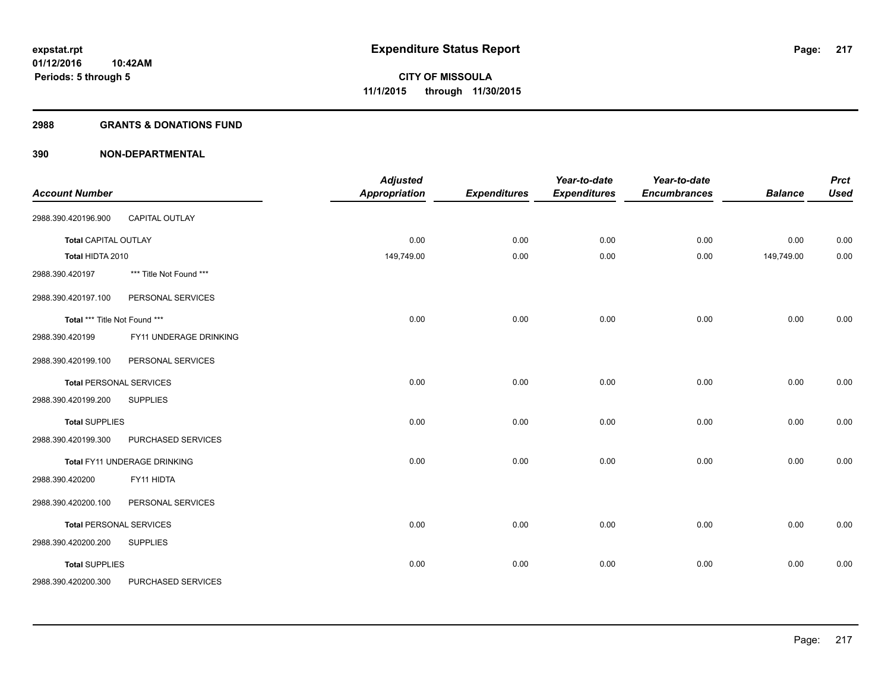# Expenditure Status Report

**CITY OF MISSOULA**
**11/1/2015 through 11/30/2015**

expstat.rpt
01/12/2016 10:42AM
Periods: 5 through 5

## 2988 GRANTS & DONATIONS FUND

### 390 NON-DEPARTMENTAL

| Account Number | | Adjusted Appropriation | Expenditures | Year-to-date Expenditures | Year-to-date Encumbrances | Balance | Prct Used |
|---|---|---|---|---|---|---|---|
| 2988.390.420196.900 | CAPITAL OUTLAY | | | | | | |
| **Total** CAPITAL OUTLAY | | 0.00 | 0.00 | 0.00 | 0.00 | 0.00 | 0.00 |
| **Total** HIDTA 2010 | | 149,749.00 | 0.00 | 0.00 | 0.00 | 149,749.00 | 0.00 |
| 2988.390.420197 | *** Title Not Found *** | | | | | | |
| 2988.390.420197.100 | PERSONAL SERVICES | | | | | | |
| **Total** *** Title Not Found *** | | 0.00 | 0.00 | 0.00 | 0.00 | 0.00 | 0.00 |
| 2988.390.420199 | FY11 UNDERAGE DRINKING | | | | | | |
| 2988.390.420199.100 | PERSONAL SERVICES | | | | | | |
| **Total** PERSONAL SERVICES | | 0.00 | 0.00 | 0.00 | 0.00 | 0.00 | 0.00 |
| 2988.390.420199.200 | SUPPLIES | | | | | | |
| **Total** SUPPLIES | | 0.00 | 0.00 | 0.00 | 0.00 | 0.00 | 0.00 |
| 2988.390.420199.300 | PURCHASED SERVICES | | | | | | |
| **Total** FY11 UNDERAGE DRINKING | | 0.00 | 0.00 | 0.00 | 0.00 | 0.00 | 0.00 |
| 2988.390.420200 | FY11 HIDTA | | | | | | |
| 2988.390.420200.100 | PERSONAL SERVICES | | | | | | |
| **Total** PERSONAL SERVICES | | 0.00 | 0.00 | 0.00 | 0.00 | 0.00 | 0.00 |
| 2988.390.420200.200 | SUPPLIES | | | | | | |
| **Total** SUPPLIES | | 0.00 | 0.00 | 0.00 | 0.00 | 0.00 | 0.00 |
| 2988.390.420200.300 | PURCHASED SERVICES | | | | | | |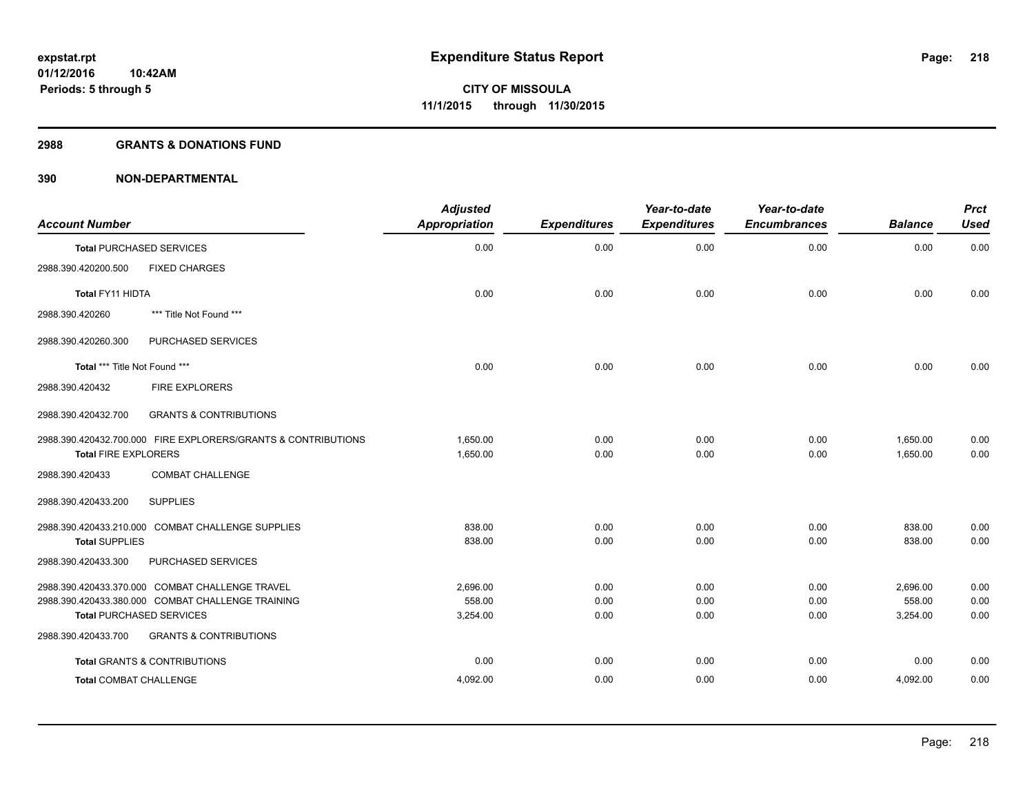# Expenditure Status Report

**CITY OF MISSOULA**
**11/1/2015 through 11/30/2015**

expstat.rpt
01/12/2016 10:42AM
Periods: 5 through 5

## 2988 GRANTS & DONATIONS FUND

## 390 NON-DEPARTMENTAL

| Account Number | Adjusted Appropriation | Expenditures | Year-to-date Expenditures | Year-to-date Encumbrances | Balance | Prct Used |
|---|---|---|---|---|---|---|
| **Total** PURCHASED SERVICES | 0.00 | 0.00 | 0.00 | 0.00 | 0.00 | 0.00 |
| 2988.390.420200.500 FIXED CHARGES | | | | | | |
| **Total** FY11 HIDTA | 0.00 | 0.00 | 0.00 | 0.00 | 0.00 | 0.00 |
| 2988.390.420260 *** Title Not Found *** | | | | | | |
| 2988.390.420260.300 PURCHASED SERVICES | | | | | | |
| **Total** *** Title Not Found *** | 0.00 | 0.00 | 0.00 | 0.00 | 0.00 | 0.00 |
| 2988.390.420432 FIRE EXPLORERS | | | | | | |
| 2988.390.420432.700 GRANTS & CONTRIBUTIONS | | | | | | |
| 2988.390.420432.700.000 FIRE EXPLORERS/GRANTS & CONTRIBUTIONS | 1,650.00 | 0.00 | 0.00 | 0.00 | 1,650.00 | 0.00 |
| **Total** FIRE EXPLORERS | 1,650.00 | 0.00 | 0.00 | 0.00 | 1,650.00 | 0.00 |
| 2988.390.420433 COMBAT CHALLENGE | | | | | | |
| 2988.390.420433.200 SUPPLIES | | | | | | |
| 2988.390.420433.210.000 COMBAT CHALLENGE SUPPLIES | 838.00 | 0.00 | 0.00 | 0.00 | 838.00 | 0.00 |
| **Total** SUPPLIES | 838.00 | 0.00 | 0.00 | 0.00 | 838.00 | 0.00 |
| 2988.390.420433.300 PURCHASED SERVICES | | | | | | |
| 2988.390.420433.370.000 COMBAT CHALLENGE TRAVEL | 2,696.00 | 0.00 | 0.00 | 0.00 | 2,696.00 | 0.00 |
| 2988.390.420433.380.000 COMBAT CHALLENGE TRAINING | 558.00 | 0.00 | 0.00 | 0.00 | 558.00 | 0.00 |
| **Total** PURCHASED SERVICES | 3,254.00 | 0.00 | 0.00 | 0.00 | 3,254.00 | 0.00 |
| 2988.390.420433.700 GRANTS & CONTRIBUTIONS | | | | | | |
| **Total** GRANTS & CONTRIBUTIONS | 0.00 | 0.00 | 0.00 | 0.00 | 0.00 | 0.00 |
| **Total** COMBAT CHALLENGE | 4,092.00 | 0.00 | 0.00 | 0.00 | 4,092.00 | 0.00 |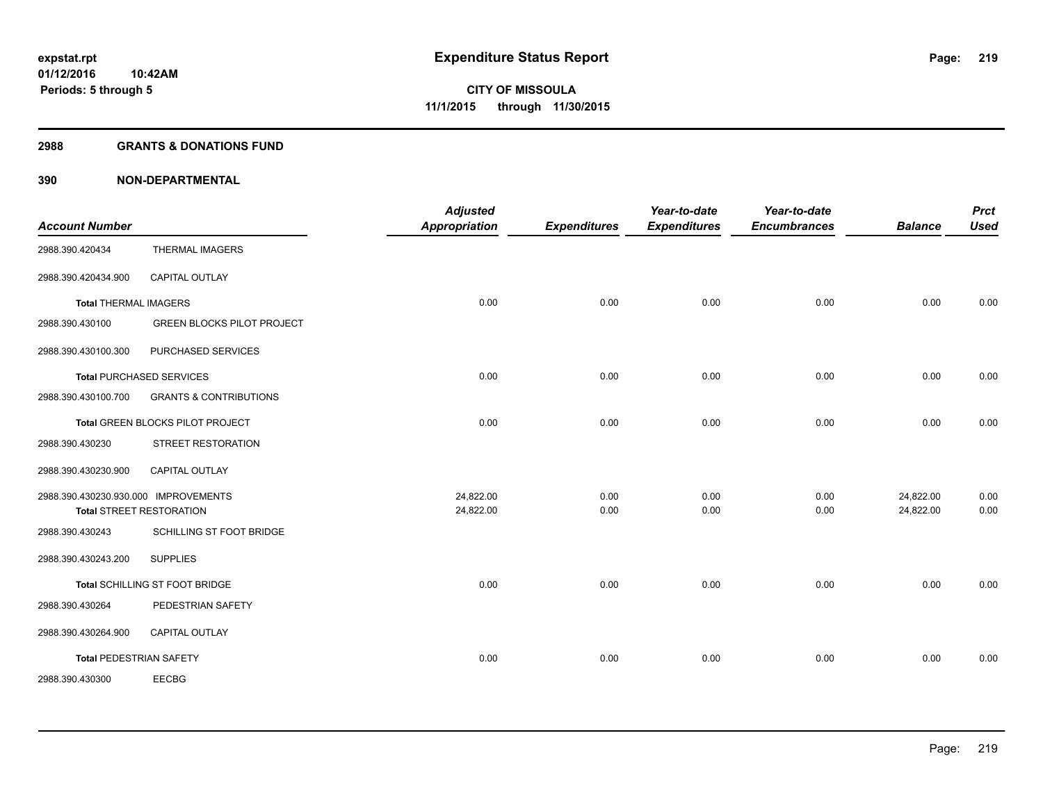# Expenditure Status Report

expstat.rpt
01/12/2016 10:42AM
Periods: 5 through 5

**CITY OF MISSOULA**
**11/1/2015 through 11/30/2015**

## 2988 GRANTS & DONATIONS FUND

### 390 NON-DEPARTMENTAL

| Account Number | | Adjusted Appropriation | Expenditures | Year-to-date Expenditures | Year-to-date Encumbrances | Balance | Prct Used |
|---|---|---|---|---|---|---|---|
| 2988.390.420434 | THERMAL IMAGERS | | | | | | |
| 2988.390.420434.900 | CAPITAL OUTLAY | | | | | | |
| **Total** THERMAL IMAGERS | | 0.00 | 0.00 | 0.00 | 0.00 | 0.00 | 0.00 |
| 2988.390.430100 | GREEN BLOCKS PILOT PROJECT | | | | | | |
| 2988.390.430100.300 | PURCHASED SERVICES | | | | | | |
| **Total** PURCHASED SERVICES | | 0.00 | 0.00 | 0.00 | 0.00 | 0.00 | 0.00 |
| 2988.390.430100.700 | GRANTS & CONTRIBUTIONS | | | | | | |
| **Total** GREEN BLOCKS PILOT PROJECT | | 0.00 | 0.00 | 0.00 | 0.00 | 0.00 | 0.00 |
| 2988.390.430230 | STREET RESTORATION | | | | | | |
| 2988.390.430230.900 | CAPITAL OUTLAY | | | | | | |
| 2988.390.430230.930.000 | IMPROVEMENTS | 24,822.00 | 0.00 | 0.00 | 0.00 | 24,822.00 | 0.00 |
| **Total** STREET RESTORATION | | 24,822.00 | 0.00 | 0.00 | 0.00 | 24,822.00 | 0.00 |
| 2988.390.430243 | SCHILLING ST FOOT BRIDGE | | | | | | |
| 2988.390.430243.200 | SUPPLIES | | | | | | |
| **Total** SCHILLING ST FOOT BRIDGE | | 0.00 | 0.00 | 0.00 | 0.00 | 0.00 | 0.00 |
| 2988.390.430264 | PEDESTRIAN SAFETY | | | | | | |
| 2988.390.430264.900 | CAPITAL OUTLAY | | | | | | |
| **Total** PEDESTRIAN SAFETY | | 0.00 | 0.00 | 0.00 | 0.00 | 0.00 | 0.00 |
| 2988.390.430300 | EECBG | | | | | | |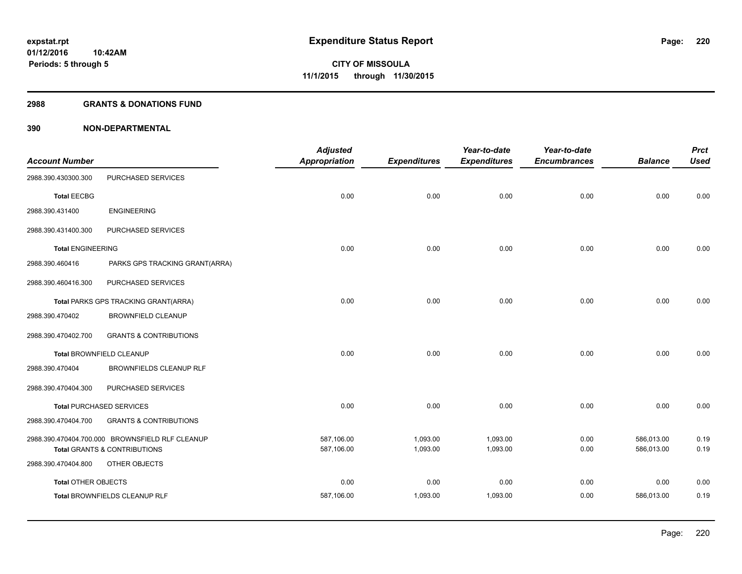# Expenditure Status Report

**CITY OF MISSOULA**

**11/1/2015 through 11/30/2015**

expstat.rpt
01/12/2016 10:42AM
Periods: 5 through 5

## 2988 GRANTS & DONATIONS FUND

## 390 NON-DEPARTMENTAL

| Account Number | | Adjusted Appropriation | Expenditures | Year-to-date Expenditures | Year-to-date Encumbrances | Balance | Prct Used |
|---|---|---|---|---|---|---|---|
| 2988.390.430300.300 | PURCHASED SERVICES | | | | | | |
| **Total** EECBG | | 0.00 | 0.00 | 0.00 | 0.00 | 0.00 | 0.00 |
| 2988.390.431400 | ENGINEERING | | | | | | |
| 2988.390.431400.300 | PURCHASED SERVICES | | | | | | |
| **Total** ENGINEERING | | 0.00 | 0.00 | 0.00 | 0.00 | 0.00 | 0.00 |
| 2988.390.460416 | PARKS GPS TRACKING GRANT(ARRA) | | | | | | |
| 2988.390.460416.300 | PURCHASED SERVICES | | | | | | |
| **Total** PARKS GPS TRACKING GRANT(ARRA) | | 0.00 | 0.00 | 0.00 | 0.00 | 0.00 | 0.00 |
| 2988.390.470402 | BROWNFIELD CLEANUP | | | | | | |
| 2988.390.470402.700 | GRANTS & CONTRIBUTIONS | | | | | | |
| **Total** BROWNFIELD CLEANUP | | 0.00 | 0.00 | 0.00 | 0.00 | 0.00 | 0.00 |
| 2988.390.470404 | BROWNFIELDS CLEANUP RLF | | | | | | |
| 2988.390.470404.300 | PURCHASED SERVICES | | | | | | |
| **Total** PURCHASED SERVICES | | 0.00 | 0.00 | 0.00 | 0.00 | 0.00 | 0.00 |
| 2988.390.470404.700 | GRANTS & CONTRIBUTIONS | | | | | | |
| 2988.390.470404.700.000 | BROWNSFIELD RLF CLEANUP | 587,106.00 | 1,093.00 | 1,093.00 | 0.00 | 586,013.00 | 0.19 |
| **Total** GRANTS & CONTRIBUTIONS | | 587,106.00 | 1,093.00 | 1,093.00 | 0.00 | 586,013.00 | 0.19 |
| 2988.390.470404.800 | OTHER OBJECTS | | | | | | |
| **Total** OTHER OBJECTS | | 0.00 | 0.00 | 0.00 | 0.00 | 0.00 | 0.00 |
| **Total** BROWNFIELDS CLEANUP RLF | | 587,106.00 | 1,093.00 | 1,093.00 | 0.00 | 586,013.00 | 0.19 |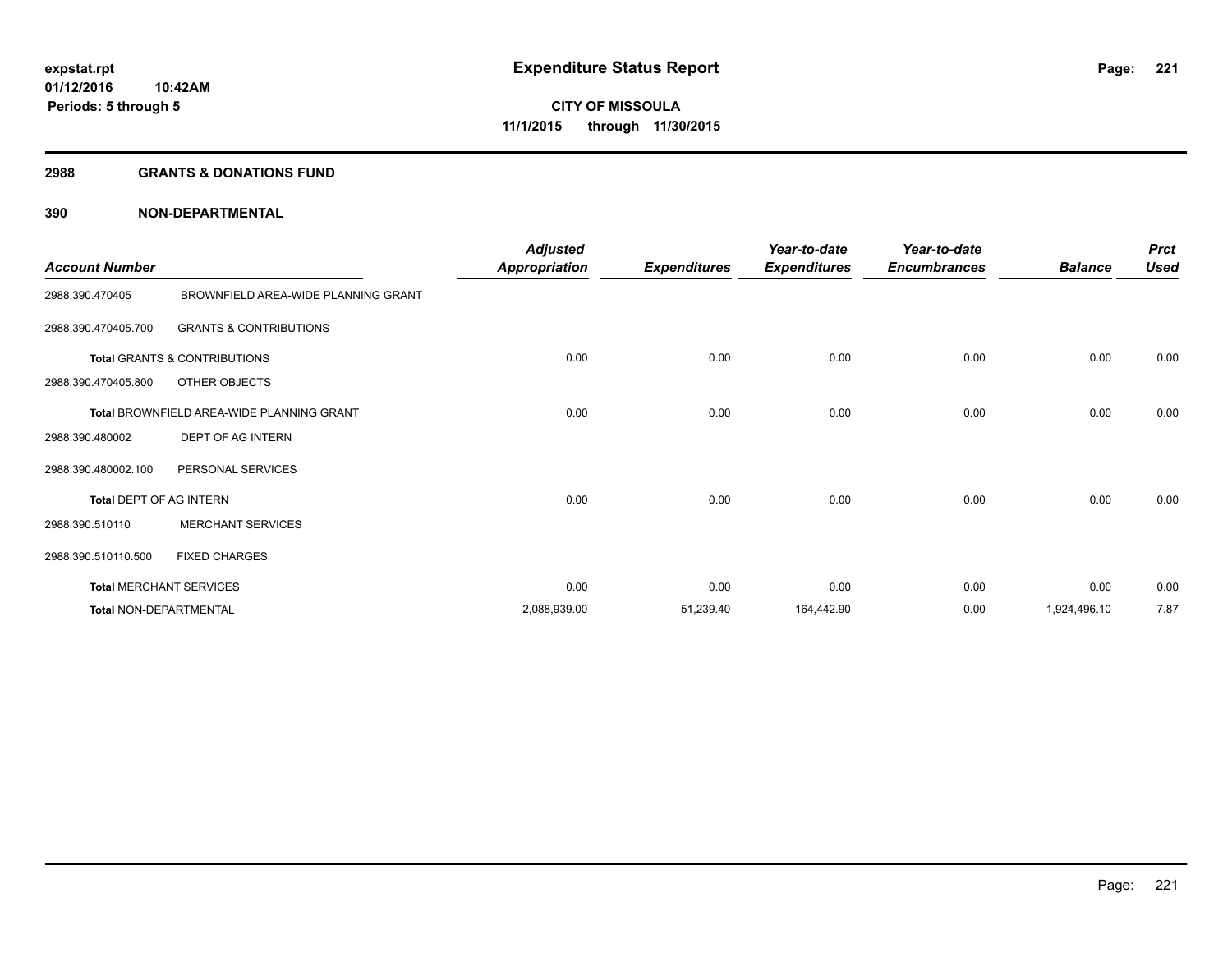**expstat.rpt**
**01/12/2016 10:42AM**
**Periods: 5 through 5**

# Expenditure Status Report

**CITY OF MISSOULA**
**11/1/2015 through 11/30/2015**

## 2988 GRANTS & DONATIONS FUND

### 390 NON-DEPARTMENTAL

| Account Number | | Adjusted Appropriation | Expenditures | Year-to-date Expenditures | Year-to-date Encumbrances | Balance | Prct Used |
|---|---|---|---|---|---|---|---|
| 2988.390.470405 | BROWNFIELD AREA-WIDE PLANNING GRANT | | | | | | |
| 2988.390.470405.700 | GRANTS & CONTRIBUTIONS | | | | | | |
| **Total** GRANTS & CONTRIBUTIONS | | 0.00 | 0.00 | 0.00 | 0.00 | 0.00 | 0.00 |
| 2988.390.470405.800 | OTHER OBJECTS | | | | | | |
| **Total** BROWNFIELD AREA-WIDE PLANNING GRANT | | 0.00 | 0.00 | 0.00 | 0.00 | 0.00 | 0.00 |
| 2988.390.480002 | DEPT OF AG INTERN | | | | | | |
| 2988.390.480002.100 | PERSONAL SERVICES | | | | | | |
| **Total** DEPT OF AG INTERN | | 0.00 | 0.00 | 0.00 | 0.00 | 0.00 | 0.00 |
| 2988.390.510110 | MERCHANT SERVICES | | | | | | |
| 2988.390.510110.500 | FIXED CHARGES | | | | | | |
| **Total** MERCHANT SERVICES | | 0.00 | 0.00 | 0.00 | 0.00 | 0.00 | 0.00 |
| **Total** NON-DEPARTMENTAL | | 2,088,939.00 | 51,239.40 | 164,442.90 | 0.00 | 1,924,496.10 | 7.87 |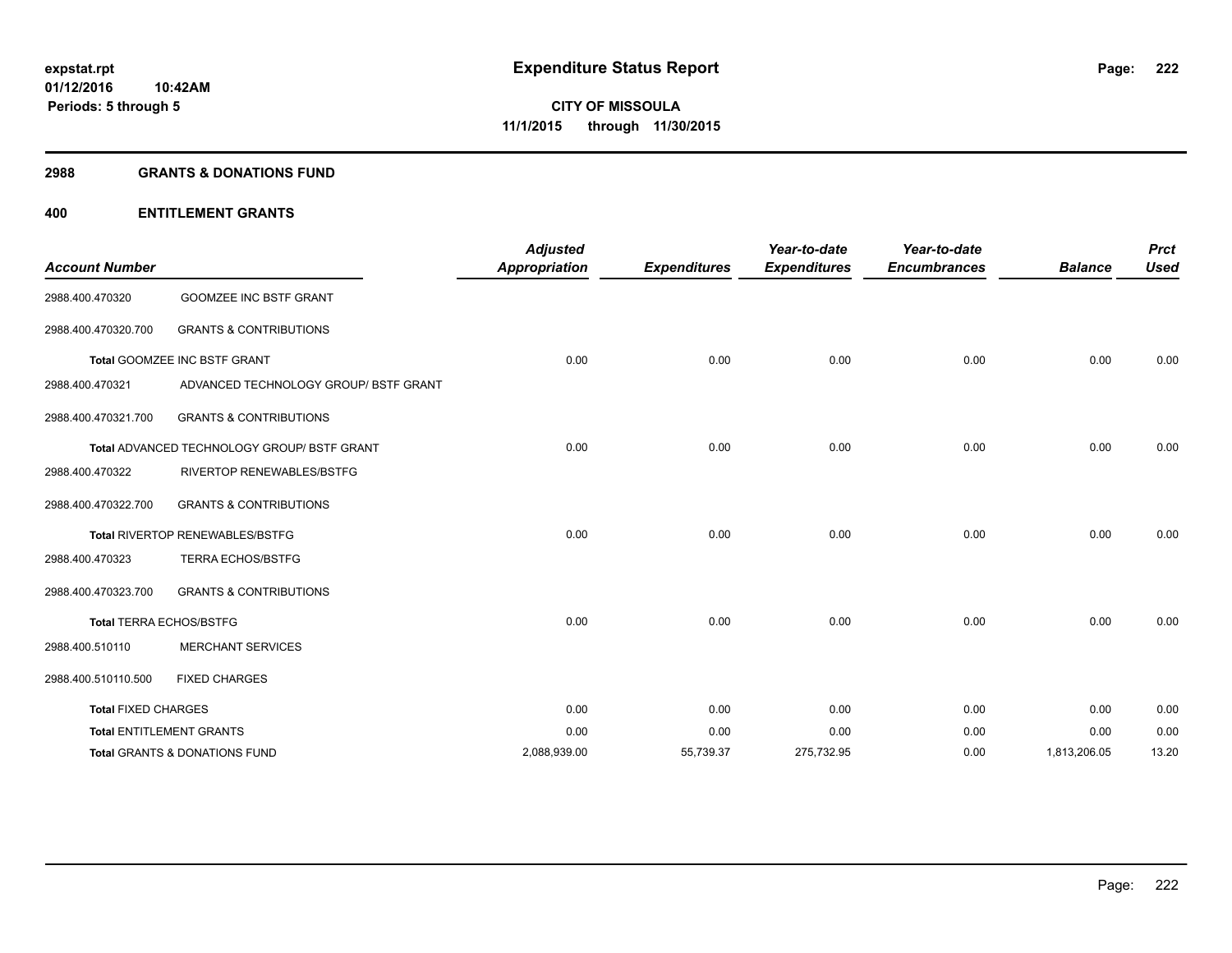**Expenditure Status Report**

**CITY OF MISSOULA**

**11/1/2015 through 11/30/2015**

expstat.rpt
01/12/2016 10:42AM
Periods: 5 through 5

## 2988 GRANTS & DONATIONS FUND

## 400 ENTITLEMENT GRANTS

| Account Number | | Adjusted Appropriation | Expenditures | Year-to-date Expenditures | Year-to-date Encumbrances | Balance | Prct Used |
|---|---|---|---|---|---|---|---|
| 2988.400.470320 | GOOMZEE INC BSTF GRANT | | | | | | |
| 2988.400.470320.700 | GRANTS & CONTRIBUTIONS | | | | | | |
| **Total** GOOMZEE INC BSTF GRANT | | 0.00 | 0.00 | 0.00 | 0.00 | 0.00 | 0.00 |
| 2988.400.470321 | ADVANCED TECHNOLOGY GROUP/ BSTF GRANT | | | | | | |
| 2988.400.470321.700 | GRANTS & CONTRIBUTIONS | | | | | | |
| **Total** ADVANCED TECHNOLOGY GROUP/ BSTF GRANT | | 0.00 | 0.00 | 0.00 | 0.00 | 0.00 | 0.00 |
| 2988.400.470322 | RIVERTOP RENEWABLES/BSTFG | | | | | | |
| 2988.400.470322.700 | GRANTS & CONTRIBUTIONS | | | | | | |
| **Total** RIVERTOP RENEWABLES/BSTFG | | 0.00 | 0.00 | 0.00 | 0.00 | 0.00 | 0.00 |
| 2988.400.470323 | TERRA ECHOS/BSTFG | | | | | | |
| 2988.400.470323.700 | GRANTS & CONTRIBUTIONS | | | | | | |
| **Total** TERRA ECHOS/BSTFG | | 0.00 | 0.00 | 0.00 | 0.00 | 0.00 | 0.00 |
| 2988.400.510110 | MERCHANT SERVICES | | | | | | |
| 2988.400.510110.500 | FIXED CHARGES | | | | | | |
| **Total** FIXED CHARGES | | 0.00 | 0.00 | 0.00 | 0.00 | 0.00 | 0.00 |
| **Total** ENTITLEMENT GRANTS | | 0.00 | 0.00 | 0.00 | 0.00 | 0.00 | 0.00 |
| **Total** GRANTS & DONATIONS FUND | | 2,088,939.00 | 55,739.37 | 275,732.95 | 0.00 | 1,813,206.05 | 13.20 |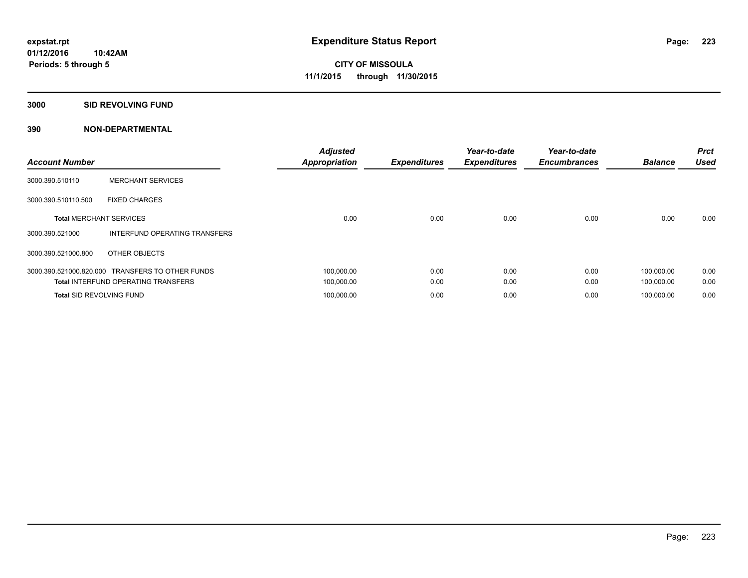**expstat.rpt**
**01/12/2016 10:42AM**
**Periods: 5 through 5**

# Expenditure Status Report

**CITY OF MISSOULA**
**11/1/2015 through 11/30/2015**

## 3000 SID REVOLVING FUND

## 390 NON-DEPARTMENTAL

| Account Number | | Adjusted Appropriation | Expenditures | Year-to-date Expenditures | Year-to-date Encumbrances | Balance | Prct Used |
|---|---|---|---|---|---|---|---|
| 3000.390.510110 | MERCHANT SERVICES | | | | | | |
| 3000.390.510110.500 | FIXED CHARGES | | | | | | |
| **Total** MERCHANT SERVICES | | 0.00 | 0.00 | 0.00 | 0.00 | 0.00 | 0.00 |
| 3000.390.521000 | INTERFUND OPERATING TRANSFERS | | | | | | |
| 3000.390.521000.800 | OTHER OBJECTS | | | | | | |
| 3000.390.521000.820.000 | TRANSFERS TO OTHER FUNDS | 100,000.00 | 0.00 | 0.00 | 0.00 | 100,000.00 | 0.00 |
| **Total** INTERFUND OPERATING TRANSFERS | | 100,000.00 | 0.00 | 0.00 | 0.00 | 100,000.00 | 0.00 |
| **Total** SID REVOLVING FUND | | 100,000.00 | 0.00 | 0.00 | 0.00 | 100,000.00 | 0.00 |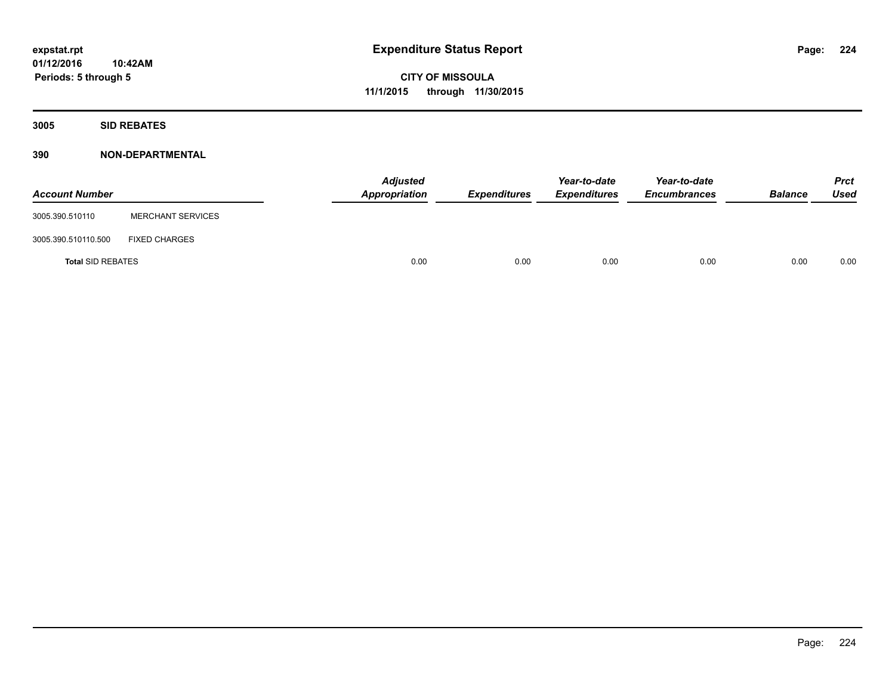**expstat.rpt**
**01/12/2016 10:42AM**
**Periods: 5 through 5**

# Expenditure Status Report

**CITY OF MISSOULA**
**11/1/2015 through 11/30/2015**

## 3005 SID REBATES

## 390 NON-DEPARTMENTAL

| Account Number | | Adjusted Appropriation | Expenditures | Year-to-date Expenditures | Year-to-date Encumbrances | Balance | Prct Used |
|---|---|---|---|---|---|---|---|
| 3005.390.510110 | MERCHANT SERVICES | | | | | | |
| 3005.390.510110.500 | FIXED CHARGES | | | | | | |
| **Total** SID REBATES | | 0.00 | 0.00 | 0.00 | 0.00 | 0.00 | 0.00 |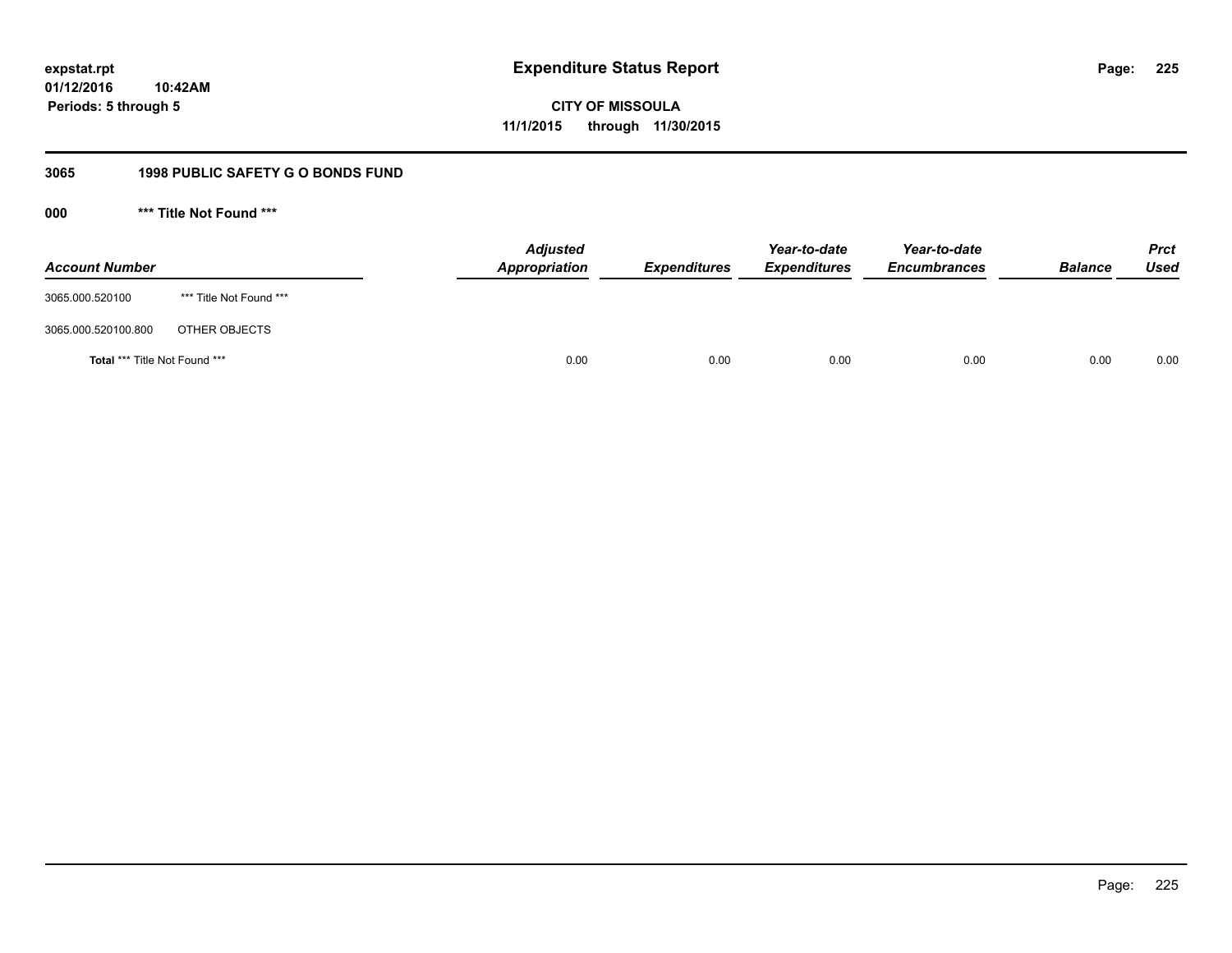**expstat.rpt**
**01/12/2016 10:42AM**
**Periods: 5 through 5**

# Expenditure Status Report

**CITY OF MISSOULA**
**11/1/2015 through 11/30/2015**

## 3065 1998 PUBLIC SAFETY G O BONDS FUND

### 000 *** Title Not Found ***

| Account Number | | Adjusted Appropriation | Expenditures | Year-to-date Expenditures | Year-to-date Encumbrances | Balance | Prct Used |
|---|---|---|---|---|---|---|---|
| 3065.000.520100 | *** Title Not Found *** | | | | | | |
| 3065.000.520100.800 | OTHER OBJECTS | | | | | | |
| **Total** *** Title Not Found *** | | 0.00 | 0.00 | 0.00 | 0.00 | 0.00 | 0.00 |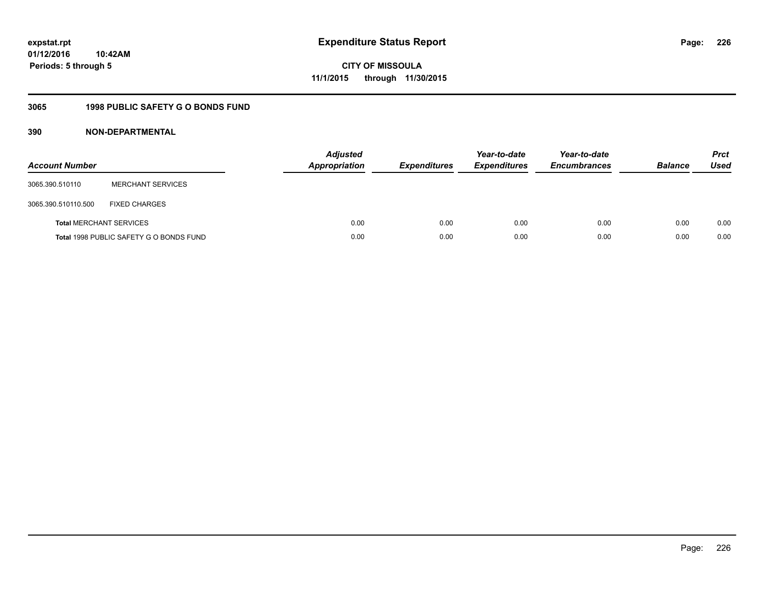expstat.rpt
01/12/2016 10:42AM
Periods: 5 through 5

# Expenditure Status Report

CITY OF MISSOULA
11/1/2015 through 11/30/2015

## 3065 1998 PUBLIC SAFETY G O BONDS FUND

## 390 NON-DEPARTMENTAL

| Account Number | | Adjusted Appropriation | Expenditures | Year-to-date Expenditures | Year-to-date Encumbrances | Balance | Prct Used |
|---|---|---|---|---|---|---|---|
| 3065.390.510110 | MERCHANT SERVICES | | | | | | |
| 3065.390.510110.500 | FIXED CHARGES | | | | | | |
| **Total** MERCHANT SERVICES | | 0.00 | 0.00 | 0.00 | 0.00 | 0.00 | 0.00 |
| **Total** 1998 PUBLIC SAFETY G O BONDS FUND | | 0.00 | 0.00 | 0.00 | 0.00 | 0.00 | 0.00 |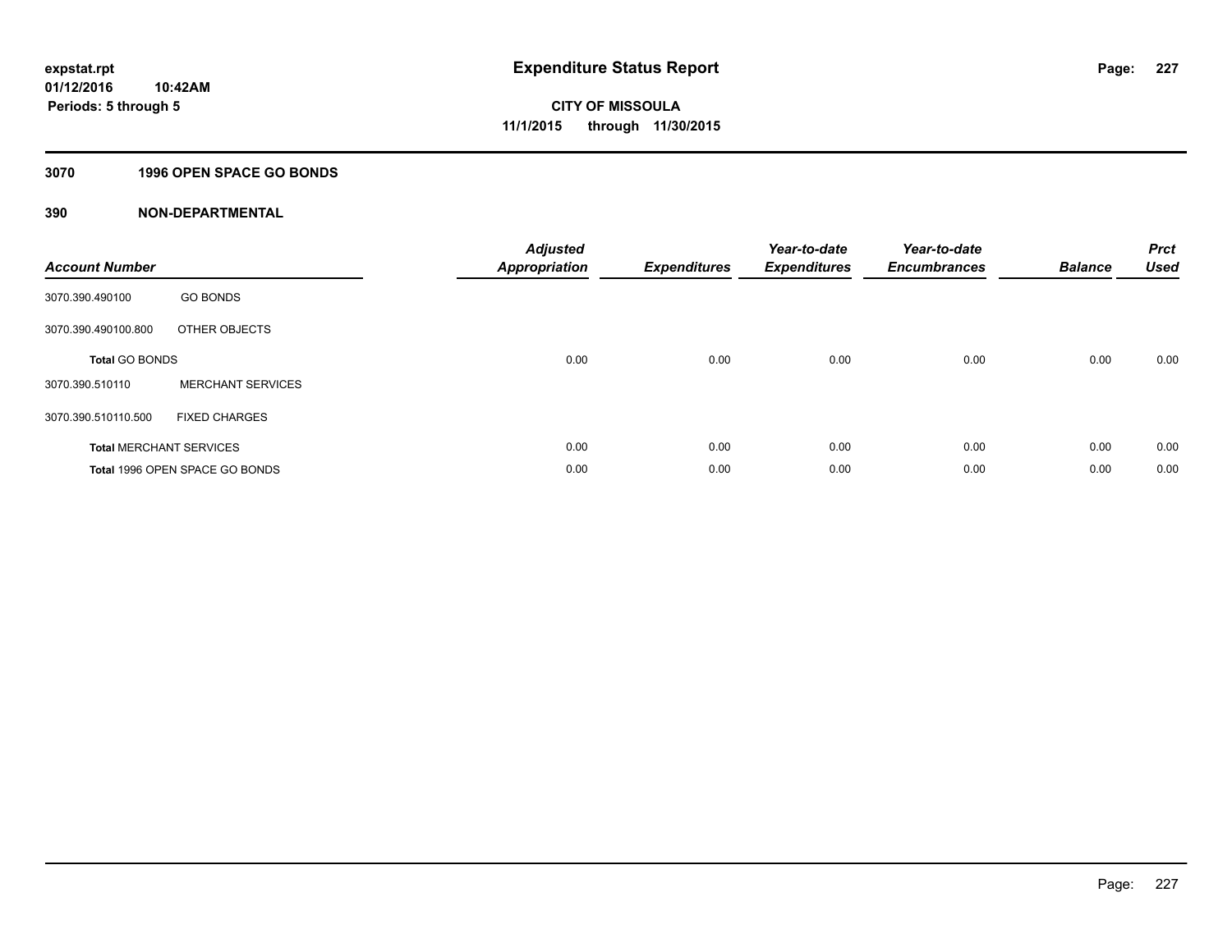# Expenditure Status Report

expstat.rpt
01/12/2016 10:42AM
Periods: 5 through 5

**CITY OF MISSOULA**
**11/1/2015 through 11/30/2015**

## 3070 1996 OPEN SPACE GO BONDS

## 390 NON-DEPARTMENTAL

| Account Number | | Adjusted Appropriation | Expenditures | Year-to-date Expenditures | Year-to-date Encumbrances | Balance | Prct Used |
|---|---|---|---|---|---|---|---|
| 3070.390.490100 | GO BONDS | | | | | | |
| 3070.390.490100.800 | OTHER OBJECTS | | | | | | |
| **Total** GO BONDS | | 0.00 | 0.00 | 0.00 | 0.00 | 0.00 | 0.00 |
| 3070.390.510110 | MERCHANT SERVICES | | | | | | |
| 3070.390.510110.500 | FIXED CHARGES | | | | | | |
| **Total** MERCHANT SERVICES | | 0.00 | 0.00 | 0.00 | 0.00 | 0.00 | 0.00 |
| **Total** 1996 OPEN SPACE GO BONDS | | 0.00 | 0.00 | 0.00 | 0.00 | 0.00 | 0.00 |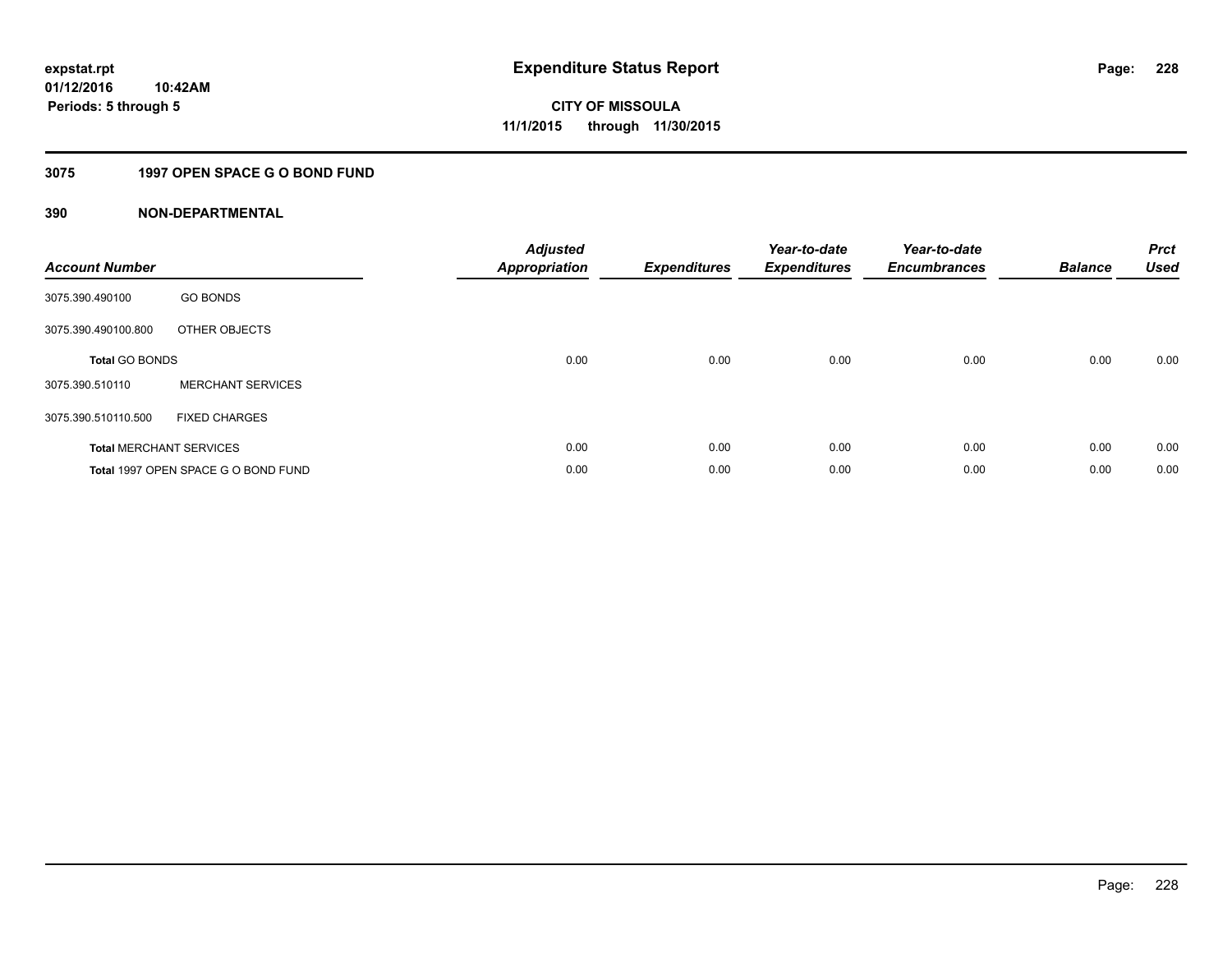**expstat.rpt**
**01/12/2016 10:42AM**
**Periods: 5 through 5**

# Expenditure Status Report

**CITY OF MISSOULA**
**11/1/2015 through 11/30/2015**

## 3075 1997 OPEN SPACE G O BOND FUND

## 390 NON-DEPARTMENTAL

| Account Number | | Adjusted Appropriation | Expenditures | Year-to-date Expenditures | Year-to-date Encumbrances | Balance | Prct Used |
|---|---|---|---|---|---|---|---|
| 3075.390.490100 | GO BONDS | | | | | | |
| 3075.390.490100.800 | OTHER OBJECTS | | | | | | |
| **Total** GO BONDS | | 0.00 | 0.00 | 0.00 | 0.00 | 0.00 | 0.00 |
| 3075.390.510110 | MERCHANT SERVICES | | | | | | |
| 3075.390.510110.500 | FIXED CHARGES | | | | | | |
| **Total** MERCHANT SERVICES | | 0.00 | 0.00 | 0.00 | 0.00 | 0.00 | 0.00 |
| **Total** 1997 OPEN SPACE G O BOND FUND | | 0.00 | 0.00 | 0.00 | 0.00 | 0.00 | 0.00 |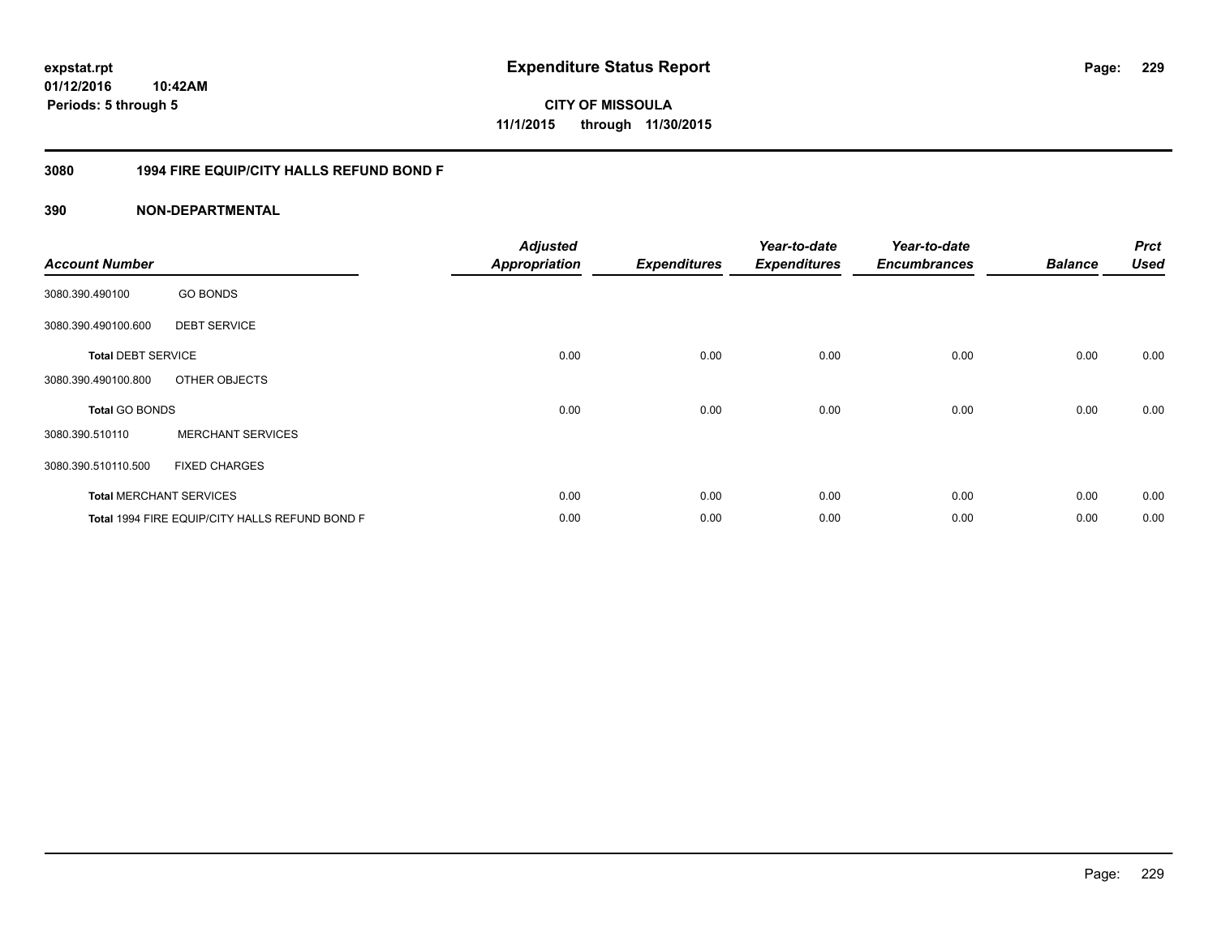**expstat.rpt**
**01/12/2016 10:42AM**
**Periods: 5 through 5**

# Expenditure Status Report

**CITY OF MISSOULA**
**11/1/2015 through 11/30/2015**

## 3080 1994 FIRE EQUIP/CITY HALLS REFUND BOND F

## 390 NON-DEPARTMENTAL

| Account Number | | Adjusted Appropriation | Expenditures | Year-to-date Expenditures | Year-to-date Encumbrances | Balance | Prct Used |
|---|---|---|---|---|---|---|---|
| 3080.390.490100 | GO BONDS | | | | | | |
| 3080.390.490100.600 | DEBT SERVICE | | | | | | |
| **Total** DEBT SERVICE | | 0.00 | 0.00 | 0.00 | 0.00 | 0.00 | 0.00 |
| 3080.390.490100.800 | OTHER OBJECTS | | | | | | |
| **Total** GO BONDS | | 0.00 | 0.00 | 0.00 | 0.00 | 0.00 | 0.00 |
| 3080.390.510110 | MERCHANT SERVICES | | | | | | |
| 3080.390.510110.500 | FIXED CHARGES | | | | | | |
| **Total** MERCHANT SERVICES | | 0.00 | 0.00 | 0.00 | 0.00 | 0.00 | 0.00 |
| **Total** 1994 FIRE EQUIP/CITY HALLS REFUND BOND F | | 0.00 | 0.00 | 0.00 | 0.00 | 0.00 | 0.00 |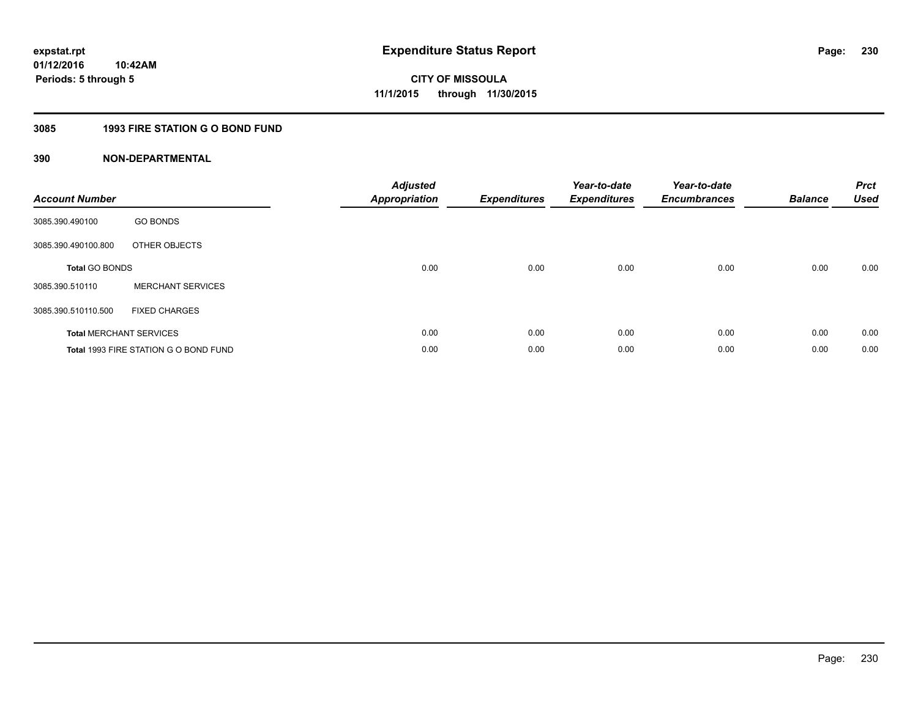**expstat.rpt**
**01/12/2016 10:42AM**
**Periods: 5 through 5**

# Expenditure Status Report

**CITY OF MISSOULA**
**11/1/2015 through 11/30/2015**

## 3085 1993 FIRE STATION G O BOND FUND

## 390 NON-DEPARTMENTAL

| Account Number | | Adjusted Appropriation | Expenditures | Year-to-date Expenditures | Year-to-date Encumbrances | Balance | Prct Used |
|---|---|---|---|---|---|---|---|
| 3085.390.490100 | GO BONDS | | | | | | |
| 3085.390.490100.800 | OTHER OBJECTS | | | | | | |
| **Total** GO BONDS | | 0.00 | 0.00 | 0.00 | 0.00 | 0.00 | 0.00 |
| 3085.390.510110 | MERCHANT SERVICES | | | | | | |
| 3085.390.510110.500 | FIXED CHARGES | | | | | | |
| **Total** MERCHANT SERVICES | | 0.00 | 0.00 | 0.00 | 0.00 | 0.00 | 0.00 |
| **Total** 1993 FIRE STATION G O BOND FUND | | 0.00 | 0.00 | 0.00 | 0.00 | 0.00 | 0.00 |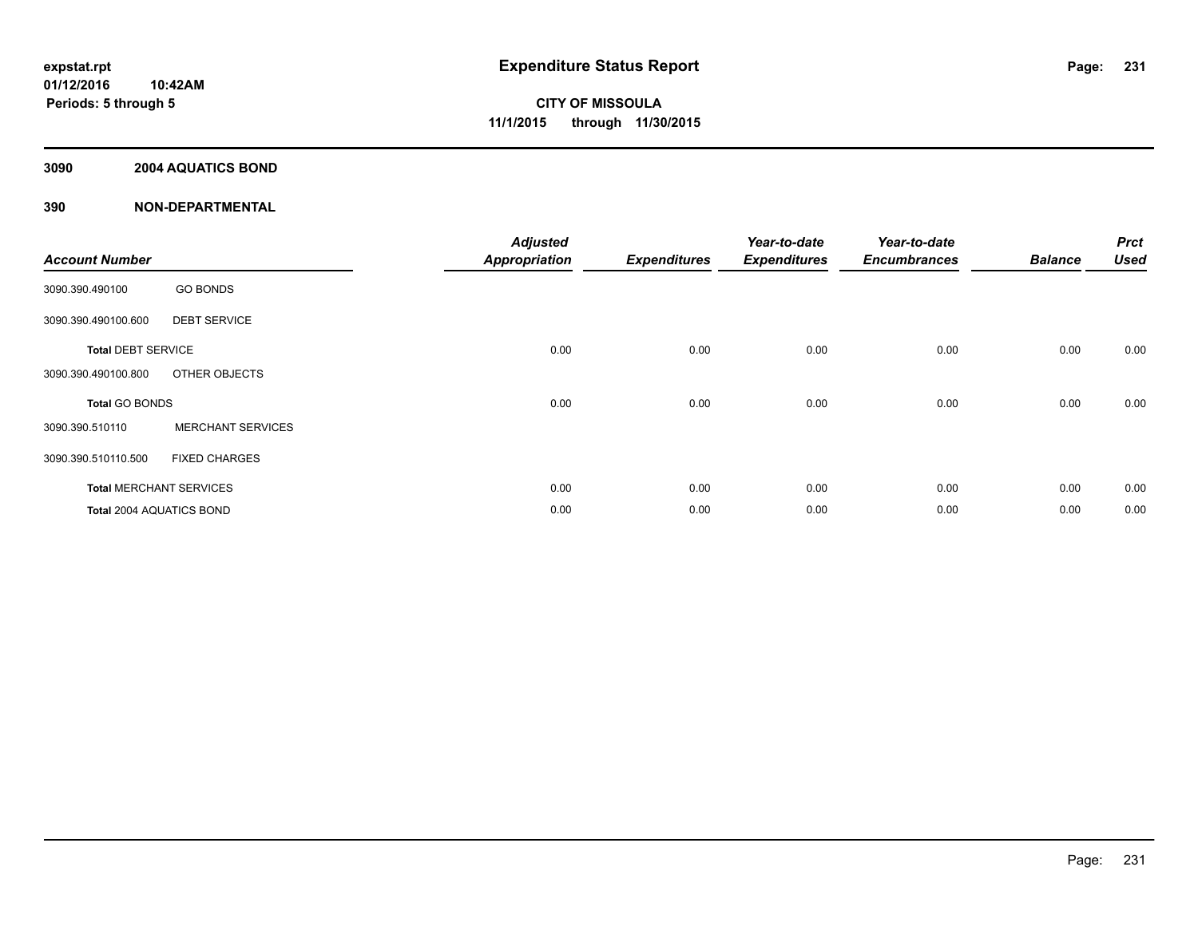# Expenditure Status Report

**expstat.rpt**
**01/12/2016 10:42AM**
**Periods: 5 through 5**

**CITY OF MISSOULA**
**11/1/2015 through 11/30/2015**

## 3090 2004 AQUATICS BOND

## 390 NON-DEPARTMENTAL

| Account Number | | Adjusted Appropriation | Expenditures | Year-to-date Expenditures | Year-to-date Encumbrances | Balance | Prct Used |
|---|---|---|---|---|---|---|---|
| 3090.390.490100 | GO BONDS | | | | | | |
| 3090.390.490100.600 | DEBT SERVICE | | | | | | |
| **Total** DEBT SERVICE | | 0.00 | 0.00 | 0.00 | 0.00 | 0.00 | 0.00 |
| 3090.390.490100.800 | OTHER OBJECTS | | | | | | |
| **Total** GO BONDS | | 0.00 | 0.00 | 0.00 | 0.00 | 0.00 | 0.00 |
| 3090.390.510110 | MERCHANT SERVICES | | | | | | |
| 3090.390.510110.500 | FIXED CHARGES | | | | | | |
| **Total** MERCHANT SERVICES | | 0.00 | 0.00 | 0.00 | 0.00 | 0.00 | 0.00 |
| **Total** 2004 AQUATICS BOND | | 0.00 | 0.00 | 0.00 | 0.00 | 0.00 | 0.00 |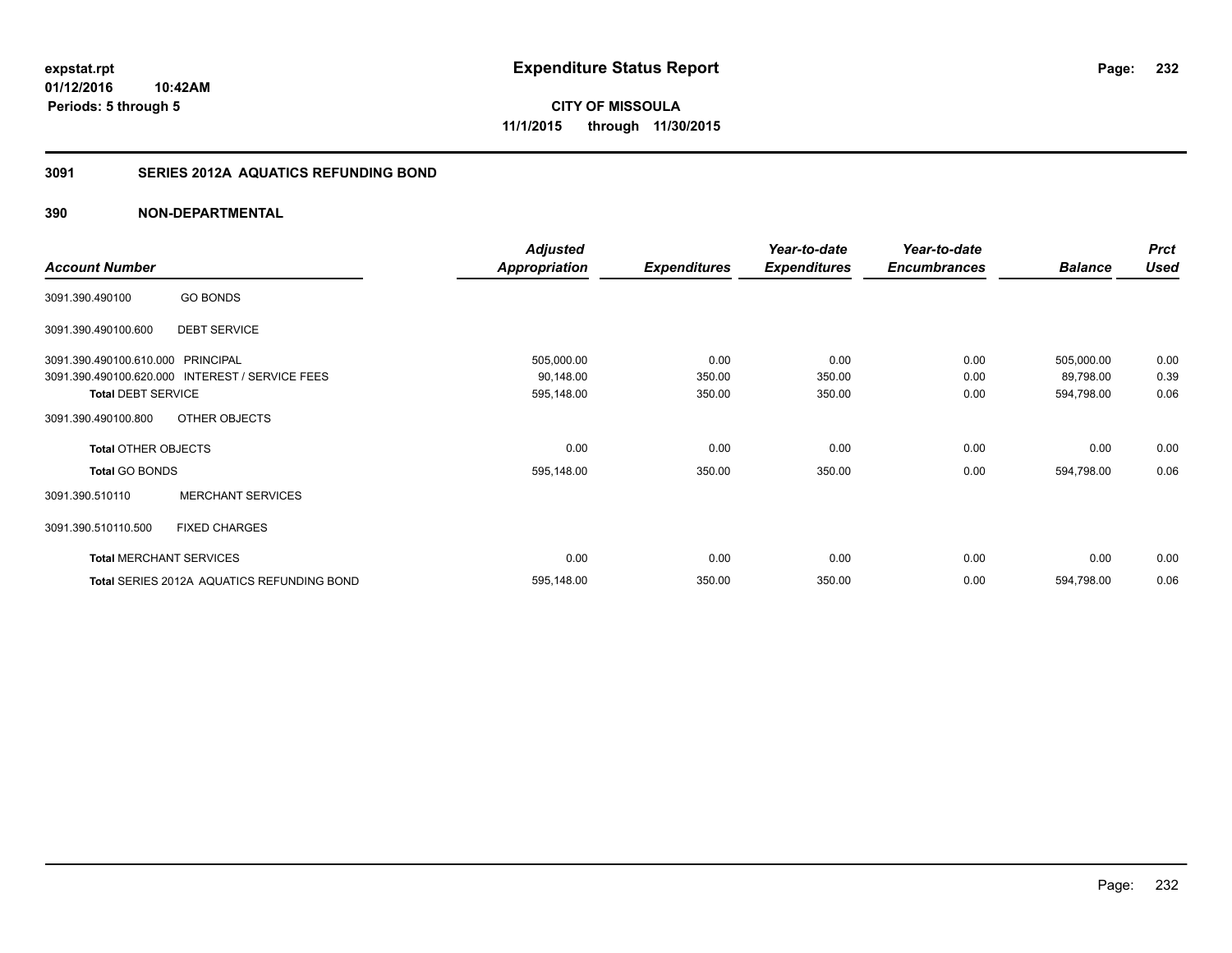**expstat.rpt**
**01/12/2016 10:42AM**
**Periods: 5 through 5**

# Expenditure Status Report

**CITY OF MISSOULA**
**11/1/2015 through 11/30/2015**

## 3091 SERIES 2012A AQUATICS REFUNDING BOND

## 390 NON-DEPARTMENTAL

| Account Number | | Adjusted Appropriation | Expenditures | Year-to-date Expenditures | Year-to-date Encumbrances | Balance | Prct Used |
|---|---|---|---|---|---|---|---|
| 3091.390.490100 | GO BONDS | | | | | | |
| 3091.390.490100.600 | DEBT SERVICE | | | | | | |
| 3091.390.490100.610.000 | PRINCIPAL | 505,000.00 | 0.00 | 0.00 | 0.00 | 505,000.00 | 0.00 |
| 3091.390.490100.620.000 | INTEREST / SERVICE FEES | 90,148.00 | 350.00 | 350.00 | 0.00 | 89,798.00 | 0.39 |
| **Total** DEBT SERVICE | | 595,148.00 | 350.00 | 350.00 | 0.00 | 594,798.00 | 0.06 |
| 3091.390.490100.800 | OTHER OBJECTS | | | | | | |
| **Total** OTHER OBJECTS | | 0.00 | 0.00 | 0.00 | 0.00 | 0.00 | 0.00 |
| **Total** GO BONDS | | 595,148.00 | 350.00 | 350.00 | 0.00 | 594,798.00 | 0.06 |
| 3091.390.510110 | MERCHANT SERVICES | | | | | | |
| 3091.390.510110.500 | FIXED CHARGES | | | | | | |
| **Total** MERCHANT SERVICES | | 0.00 | 0.00 | 0.00 | 0.00 | 0.00 | 0.00 |
| **Total** SERIES 2012A AQUATICS REFUNDING BOND | | 595,148.00 | 350.00 | 350.00 | 0.00 | 594,798.00 | 0.06 |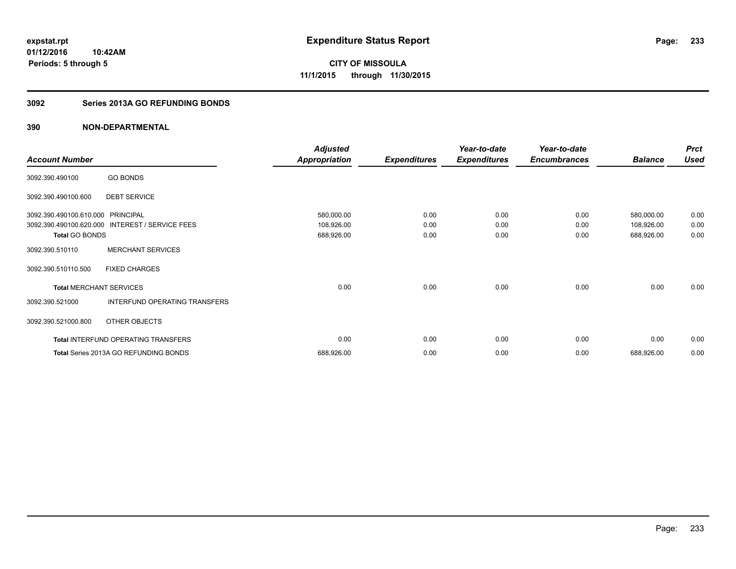**expstat.rpt**
**01/12/2016 10:42AM**
**Periods: 5 through 5**

# Expenditure Status Report

**CITY OF MISSOULA**
**11/1/2015 through 11/30/2015**

## 3092 Series 2013A GO REFUNDING BONDS

### 390 NON-DEPARTMENTAL

| Account Number | | Adjusted Appropriation | Expenditures | Year-to-date Expenditures | Year-to-date Encumbrances | Balance | Prct Used |
|---|---|---|---|---|---|---|---|
| 3092.390.490100 | GO BONDS | | | | | | |
| 3092.390.490100.600 | DEBT SERVICE | | | | | | |
| 3092.390.490100.610.000 | PRINCIPAL | 580,000.00 | 0.00 | 0.00 | 0.00 | 580,000.00 | 0.00 |
| 3092.390.490100.620.000 | INTEREST / SERVICE FEES | 108,926.00 | 0.00 | 0.00 | 0.00 | 108,926.00 | 0.00 |
| **Total** GO BONDS | | 688,926.00 | 0.00 | 0.00 | 0.00 | 688,926.00 | 0.00 |
| 3092.390.510110 | MERCHANT SERVICES | | | | | | |
| 3092.390.510110.500 | FIXED CHARGES | | | | | | |
| **Total** MERCHANT SERVICES | | 0.00 | 0.00 | 0.00 | 0.00 | 0.00 | 0.00 |
| 3092.390.521000 | INTERFUND OPERATING TRANSFERS | | | | | | |
| 3092.390.521000.800 | OTHER OBJECTS | | | | | | |
| **Total** INTERFUND OPERATING TRANSFERS | | 0.00 | 0.00 | 0.00 | 0.00 | 0.00 | 0.00 |
| **Total** Series 2013A GO REFUNDING BONDS | | 688,926.00 | 0.00 | 0.00 | 0.00 | 688,926.00 | 0.00 |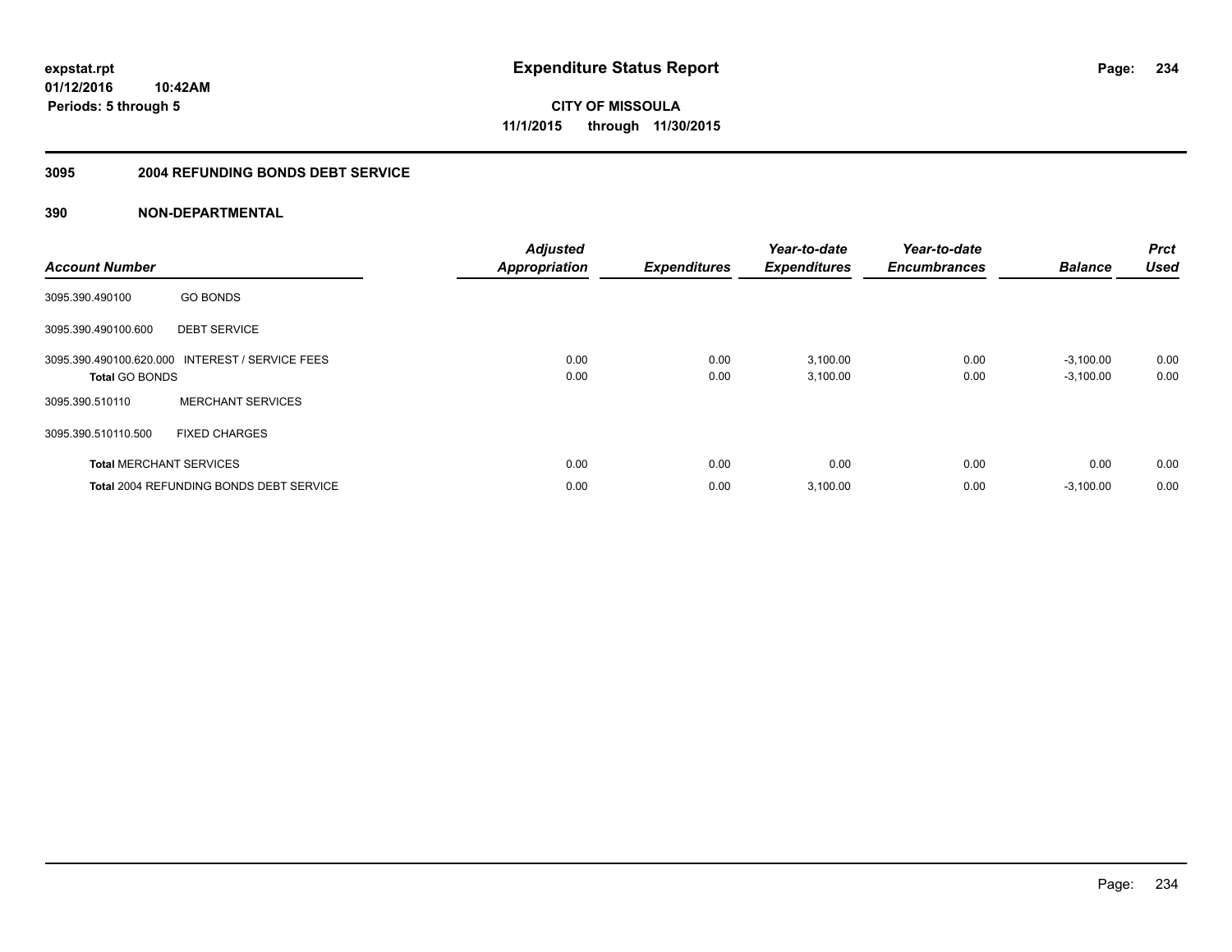**expstat.rpt**
**01/12/2016 10:42AM**
**Periods: 5 through 5**

# Expenditure Status Report

**CITY OF MISSOULA**
**11/1/2015 through 11/30/2015**

## 3095 2004 REFUNDING BONDS DEBT SERVICE

### 390 NON-DEPARTMENTAL

| Account Number | | Adjusted Appropriation | Expenditures | Year-to-date Expenditures | Year-to-date Encumbrances | Balance | Prct Used |
|---|---|---|---|---|---|---|---|
| 3095.390.490100 | GO BONDS | | | | | | |
| 3095.390.490100.600 | DEBT SERVICE | | | | | | |
| 3095.390.490100.620.000 | INTEREST / SERVICE FEES | 0.00 | 0.00 | 3,100.00 | 0.00 | -3,100.00 | 0.00 |
| **Total** GO BONDS | | 0.00 | 0.00 | 3,100.00 | 0.00 | -3,100.00 | 0.00 |
| 3095.390.510110 | MERCHANT SERVICES | | | | | | |
| 3095.390.510110.500 | FIXED CHARGES | | | | | | |
| **Total** MERCHANT SERVICES | | 0.00 | 0.00 | 0.00 | 0.00 | 0.00 | 0.00 |
| **Total** 2004 REFUNDING BONDS DEBT SERVICE | | 0.00 | 0.00 | 3,100.00 | 0.00 | -3,100.00 | 0.00 |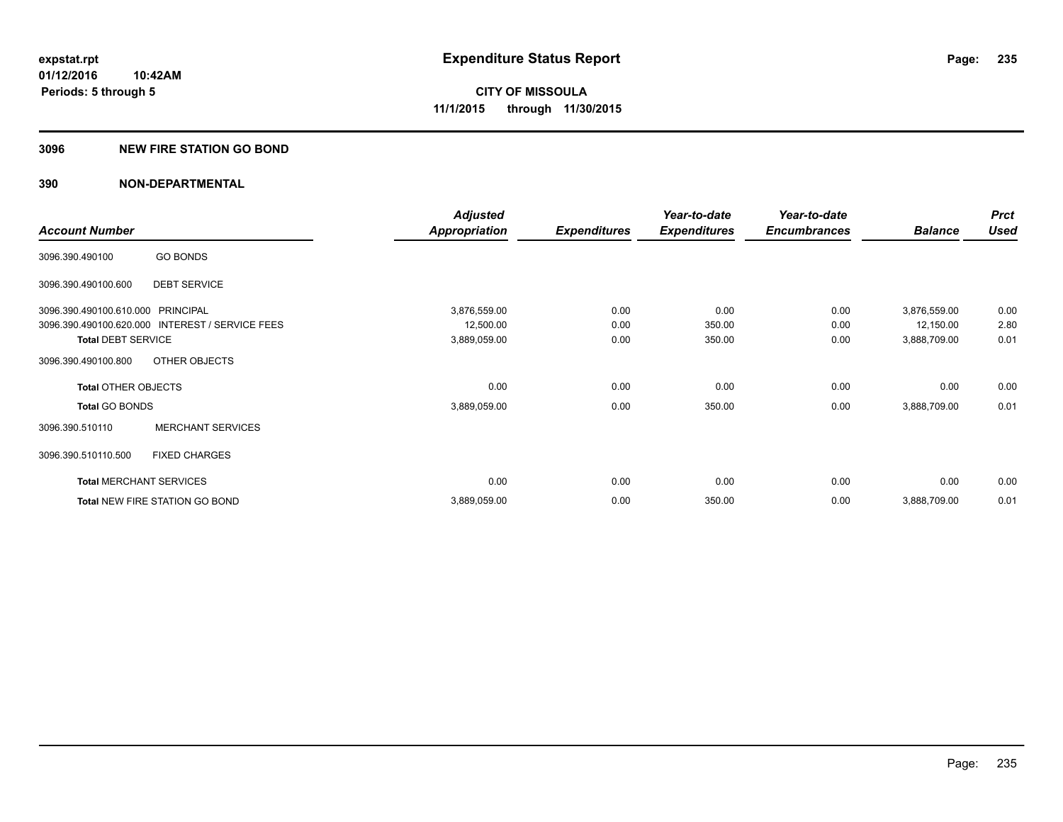**expstat.rpt**
**01/12/2016 10:42AM**
**Periods: 5 through 5**

# Expenditure Status Report

**CITY OF MISSOULA**
**11/1/2015 through 11/30/2015**

## 3096 NEW FIRE STATION GO BOND

## 390 NON-DEPARTMENTAL

| Account Number | | Adjusted Appropriation | Expenditures | Year-to-date Expenditures | Year-to-date Encumbrances | Balance | Prct Used |
|---|---|---|---|---|---|---|---|
| 3096.390.490100 | GO BONDS | | | | | | |
| 3096.390.490100.600 | DEBT SERVICE | | | | | | |
| 3096.390.490100.610.000 | PRINCIPAL | 3,876,559.00 | 0.00 | 0.00 | 0.00 | 3,876,559.00 | 0.00 |
| 3096.390.490100.620.000 | INTEREST / SERVICE FEES | 12,500.00 | 0.00 | 350.00 | 0.00 | 12,150.00 | 2.80 |
| **Total** DEBT SERVICE | | 3,889,059.00 | 0.00 | 350.00 | 0.00 | 3,888,709.00 | 0.01 |
| 3096.390.490100.800 | OTHER OBJECTS | | | | | | |
| **Total** OTHER OBJECTS | | 0.00 | 0.00 | 0.00 | 0.00 | 0.00 | 0.00 |
| **Total** GO BONDS | | 3,889,059.00 | 0.00 | 350.00 | 0.00 | 3,888,709.00 | 0.01 |
| 3096.390.510110 | MERCHANT SERVICES | | | | | | |
| 3096.390.510110.500 | FIXED CHARGES | | | | | | |
| **Total** MERCHANT SERVICES | | 0.00 | 0.00 | 0.00 | 0.00 | 0.00 | 0.00 |
| **Total** NEW FIRE STATION GO BOND | | 3,889,059.00 | 0.00 | 350.00 | 0.00 | 3,888,709.00 | 0.01 |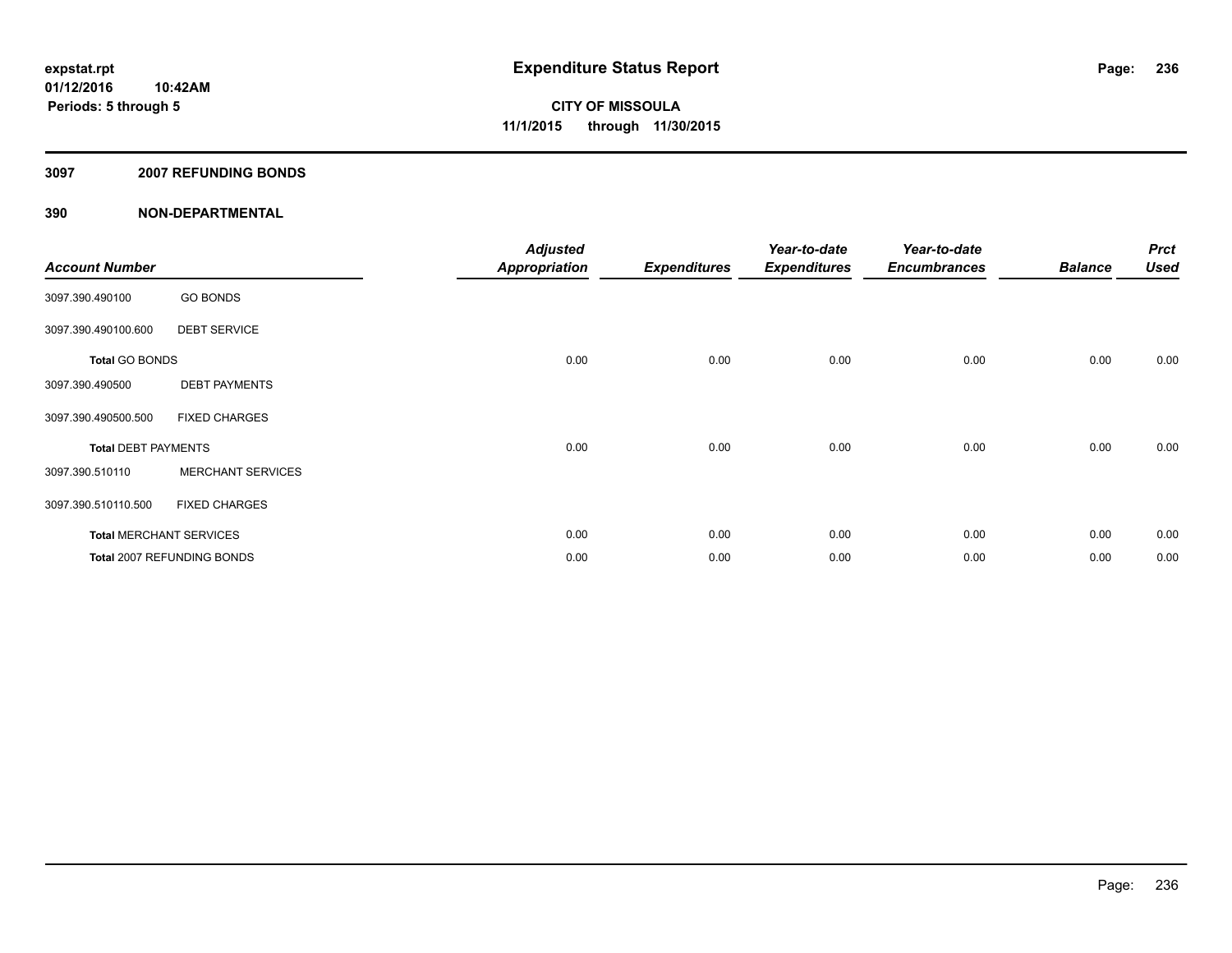**expstat.rpt**
**01/12/2016 10:42AM**
**Periods: 5 through 5**

# Expenditure Status Report

**CITY OF MISSOULA**
**11/1/2015 through 11/30/2015**

## 3097 2007 REFUNDING BONDS

## 390 NON-DEPARTMENTAL

| Account Number | | Adjusted Appropriation | Expenditures | Year-to-date Expenditures | Year-to-date Encumbrances | Balance | Prct Used |
|---|---|---|---|---|---|---|---|
| 3097.390.490100 | GO BONDS | | | | | | |
| 3097.390.490100.600 | DEBT SERVICE | | | | | | |
| **Total** GO BONDS | | 0.00 | 0.00 | 0.00 | 0.00 | 0.00 | 0.00 |
| 3097.390.490500 | DEBT PAYMENTS | | | | | | |
| 3097.390.490500.500 | FIXED CHARGES | | | | | | |
| **Total** DEBT PAYMENTS | | 0.00 | 0.00 | 0.00 | 0.00 | 0.00 | 0.00 |
| 3097.390.510110 | MERCHANT SERVICES | | | | | | |
| 3097.390.510110.500 | FIXED CHARGES | | | | | | |
| **Total** MERCHANT SERVICES | | 0.00 | 0.00 | 0.00 | 0.00 | 0.00 | 0.00 |
| **Total** 2007 REFUNDING BONDS | | 0.00 | 0.00 | 0.00 | 0.00 | 0.00 | 0.00 |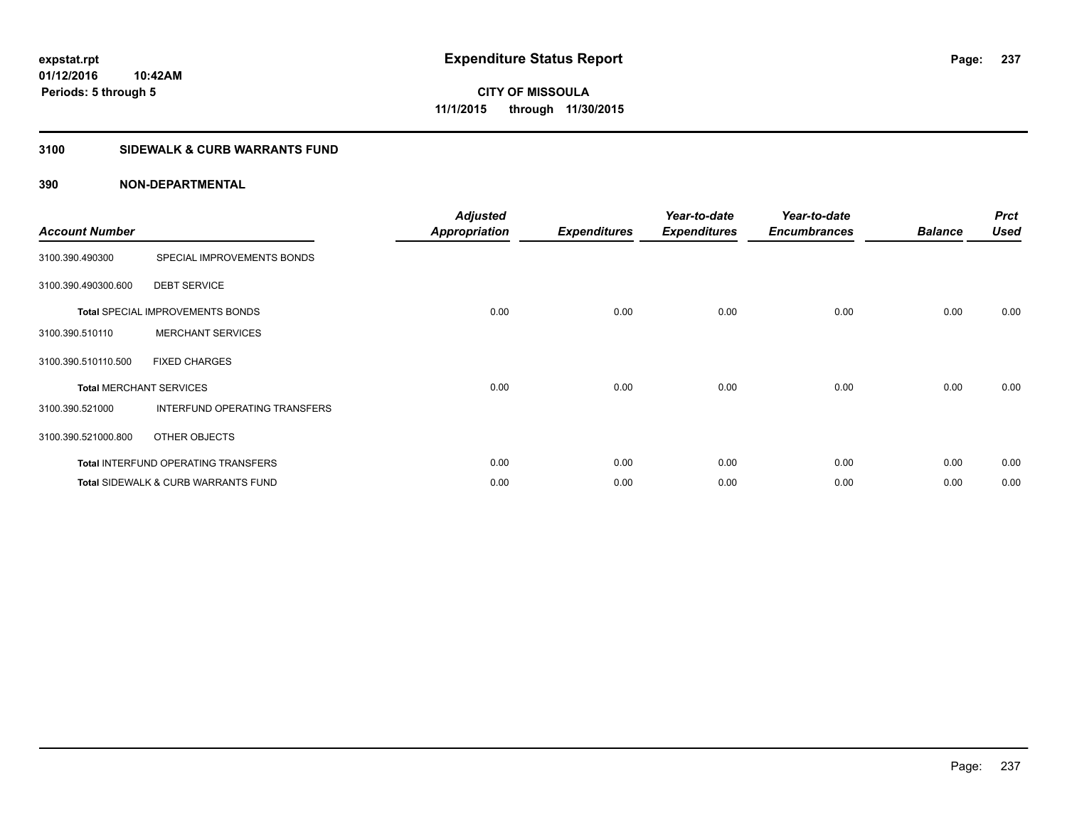**expstat.rpt**
**01/12/2016 10:42AM**
**Periods: 5 through 5**

# Expenditure Status Report

**CITY OF MISSOULA**
**11/1/2015 through 11/30/2015**

## 3100 SIDEWALK & CURB WARRANTS FUND

### 390 NON-DEPARTMENTAL

| Account Number | | Adjusted Appropriation | Expenditures | Year-to-date Expenditures | Year-to-date Encumbrances | Balance | Prct Used |
|---|---|---|---|---|---|---|---|
| 3100.390.490300 | SPECIAL IMPROVEMENTS BONDS | | | | | | |
| 3100.390.490300.600 | DEBT SERVICE | | | | | | |
| **Total** SPECIAL IMPROVEMENTS BONDS | | 0.00 | 0.00 | 0.00 | 0.00 | 0.00 | 0.00 |
| 3100.390.510110 | MERCHANT SERVICES | | | | | | |
| 3100.390.510110.500 | FIXED CHARGES | | | | | | |
| **Total** MERCHANT SERVICES | | 0.00 | 0.00 | 0.00 | 0.00 | 0.00 | 0.00 |
| 3100.390.521000 | INTERFUND OPERATING TRANSFERS | | | | | | |
| 3100.390.521000.800 | OTHER OBJECTS | | | | | | |
| **Total** INTERFUND OPERATING TRANSFERS | | 0.00 | 0.00 | 0.00 | 0.00 | 0.00 | 0.00 |
| **Total** SIDEWALK & CURB WARRANTS FUND | | 0.00 | 0.00 | 0.00 | 0.00 | 0.00 | 0.00 |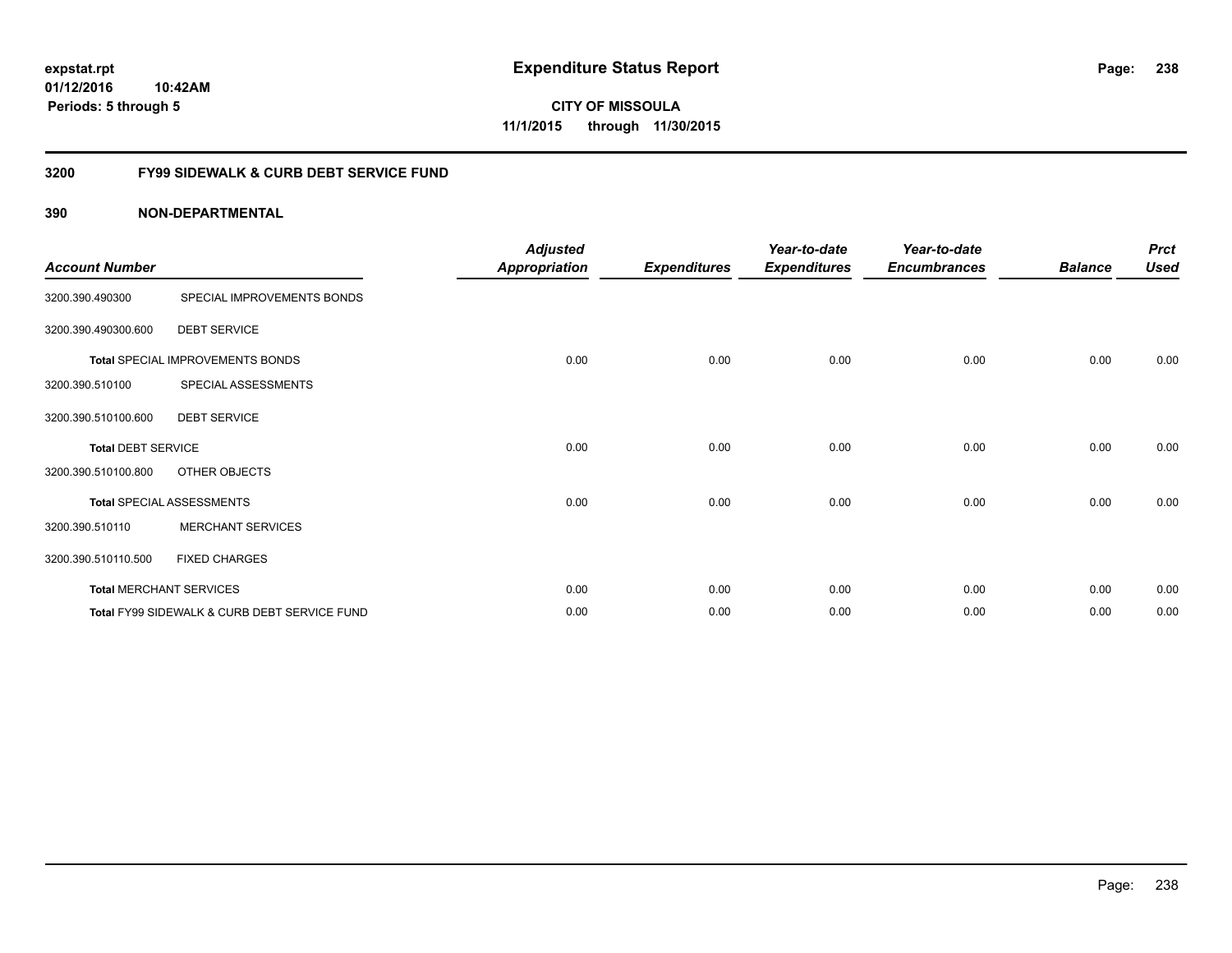**expstat.rpt**
**01/12/2016 10:42AM**
**Periods: 5 through 5**

# Expenditure Status Report

**CITY OF MISSOULA**
**11/1/2015 through 11/30/2015**

## 3200 FY99 SIDEWALK & CURB DEBT SERVICE FUND

### 390 NON-DEPARTMENTAL

| Account Number | | Adjusted Appropriation | Expenditures | Year-to-date Expenditures | Year-to-date Encumbrances | Balance | Prct Used |
|---|---|---|---|---|---|---|---|
| 3200.390.490300 | SPECIAL IMPROVEMENTS BONDS | | | | | | |
| 3200.390.490300.600 | DEBT SERVICE | | | | | | |
| **Total** SPECIAL IMPROVEMENTS BONDS | | 0.00 | 0.00 | 0.00 | 0.00 | 0.00 | 0.00 |
| 3200.390.510100 | SPECIAL ASSESSMENTS | | | | | | |
| 3200.390.510100.600 | DEBT SERVICE | | | | | | |
| **Total** DEBT SERVICE | | 0.00 | 0.00 | 0.00 | 0.00 | 0.00 | 0.00 |
| 3200.390.510100.800 | OTHER OBJECTS | | | | | | |
| **Total** SPECIAL ASSESSMENTS | | 0.00 | 0.00 | 0.00 | 0.00 | 0.00 | 0.00 |
| 3200.390.510110 | MERCHANT SERVICES | | | | | | |
| 3200.390.510110.500 | FIXED CHARGES | | | | | | |
| **Total** MERCHANT SERVICES | | 0.00 | 0.00 | 0.00 | 0.00 | 0.00 | 0.00 |
| **Total** FY99 SIDEWALK & CURB DEBT SERVICE FUND | | 0.00 | 0.00 | 0.00 | 0.00 | 0.00 | 0.00 |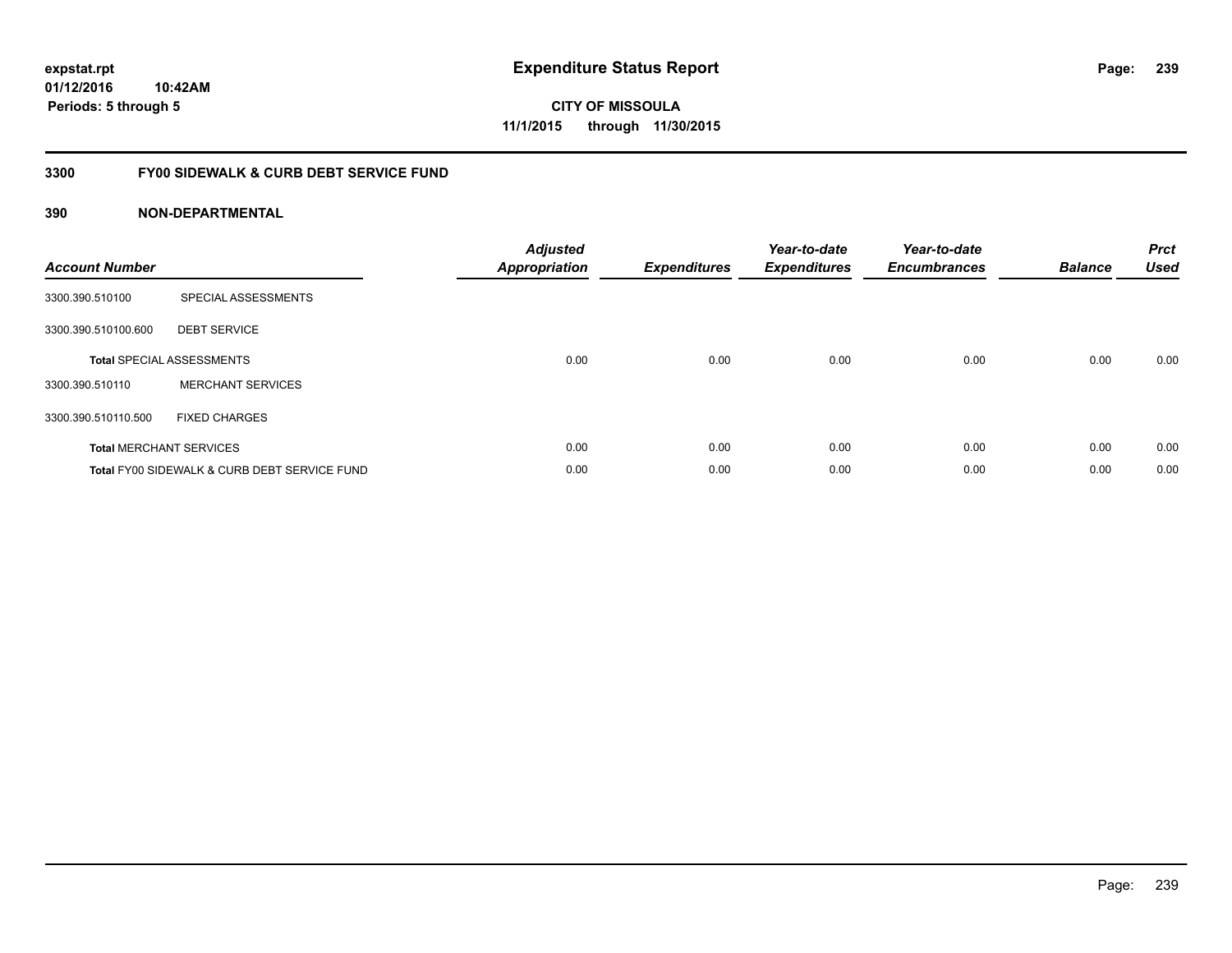expstat.rpt
01/12/2016 10:42AM
Periods: 5 through 5

# Expenditure Status Report

CITY OF MISSOULA
11/1/2015 through 11/30/2015

## 3300 FY00 SIDEWALK & CURB DEBT SERVICE FUND

## 390 NON-DEPARTMENTAL

| Account Number | | Adjusted Appropriation | Expenditures | Year-to-date Expenditures | Year-to-date Encumbrances | Balance | Prct Used |
|---|---|---|---|---|---|---|---|
| 3300.390.510100 | SPECIAL ASSESSMENTS | | | | | | |
| 3300.390.510100.600 | DEBT SERVICE | | | | | | |
| **Total** SPECIAL ASSESSMENTS | | 0.00 | 0.00 | 0.00 | 0.00 | 0.00 | 0.00 |
| 3300.390.510110 | MERCHANT SERVICES | | | | | | |
| 3300.390.510110.500 | FIXED CHARGES | | | | | | |
| **Total** MERCHANT SERVICES | | 0.00 | 0.00 | 0.00 | 0.00 | 0.00 | 0.00 |
| **Total** FY00 SIDEWALK & CURB DEBT SERVICE FUND | | 0.00 | 0.00 | 0.00 | 0.00 | 0.00 | 0.00 |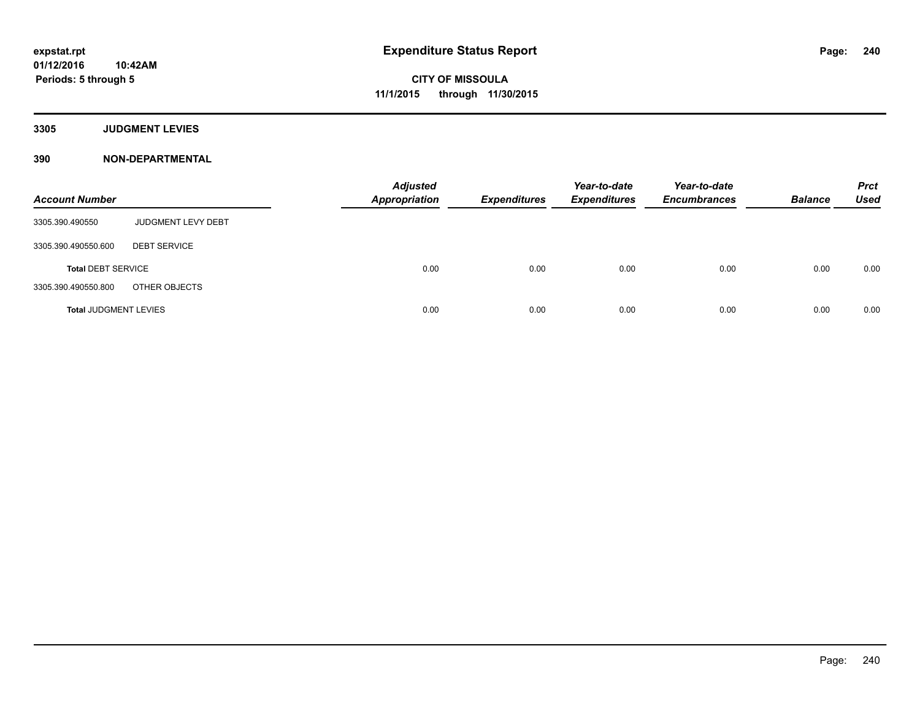# Expenditure Status Report

**CITY OF MISSOULA**
**11/1/2015 through 11/30/2015**

expstat.rpt
01/12/2016 10:42AM
Periods: 5 through 5

**3305 JUDGMENT LEVIES**

**390 NON-DEPARTMENTAL**

| Account Number | | Adjusted Appropriation | Expenditures | Year-to-date Expenditures | Year-to-date Encumbrances | Balance | Prct Used |
|---|---|---|---|---|---|---|---|
| 3305.390.490550 | JUDGMENT LEVY DEBT | | | | | | |
| 3305.390.490550.600 | DEBT SERVICE | | | | | | |
| **Total** DEBT SERVICE | | 0.00 | 0.00 | 0.00 | 0.00 | 0.00 | 0.00 |
| 3305.390.490550.800 | OTHER OBJECTS | | | | | | |
| **Total** JUDGMENT LEVIES | | 0.00 | 0.00 | 0.00 | 0.00 | 0.00 | 0.00 |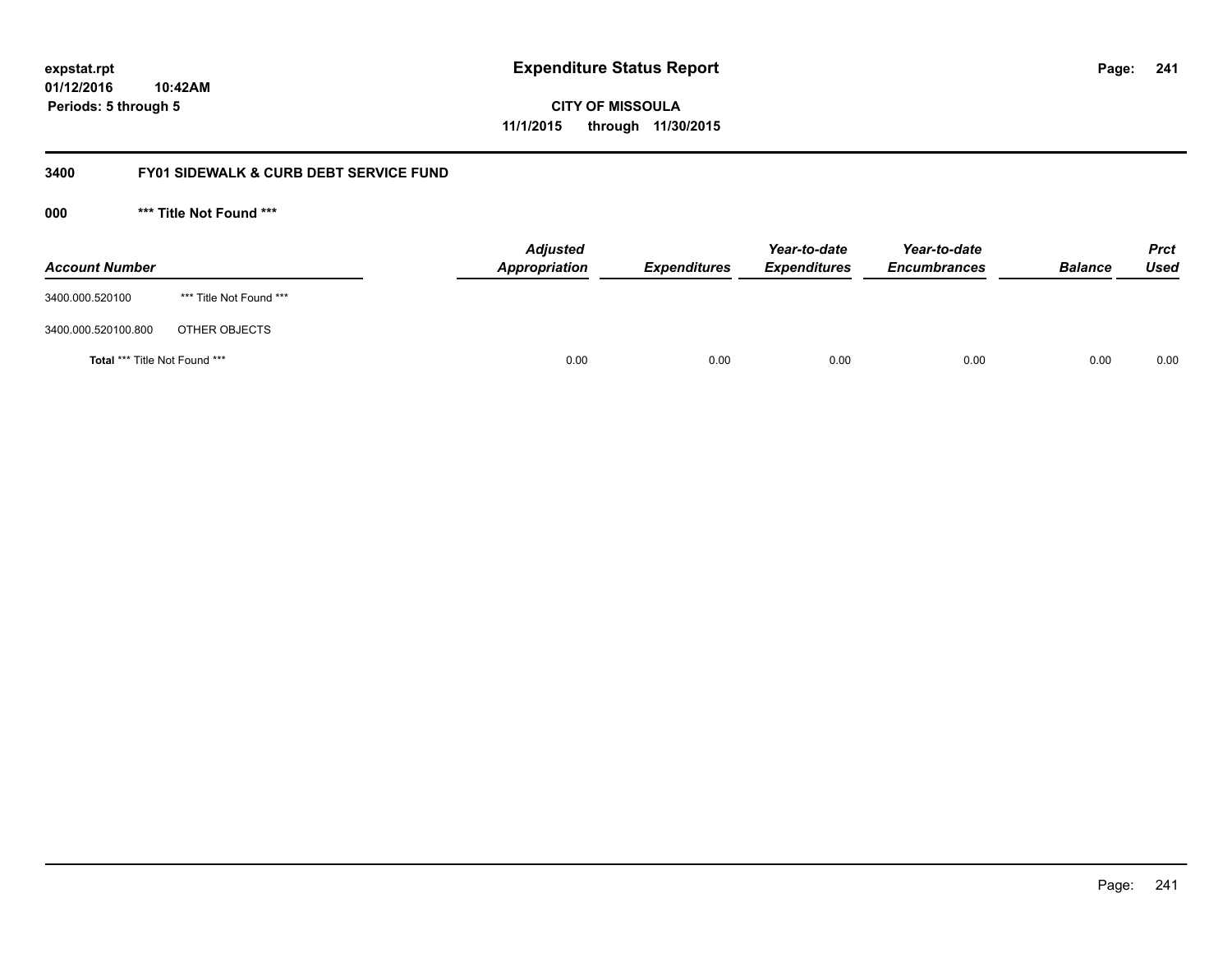**expstat.rpt**
**01/12/2016 10:42AM**
**Periods: 5 through 5**

# Expenditure Status Report

**CITY OF MISSOULA**
**11/1/2015 through 11/30/2015**

## 3400 FY01 SIDEWALK & CURB DEBT SERVICE FUND

### 000 *** Title Not Found ***

| Account Number | | Adjusted Appropriation | Expenditures | Year-to-date Expenditures | Year-to-date Encumbrances | Balance | Prct Used |
|---|---|---|---|---|---|---|---|
| 3400.000.520100 | *** Title Not Found *** | | | | | | |
| 3400.000.520100.800 | OTHER OBJECTS | | | | | | |
| **Total** *** Title Not Found *** | | 0.00 | 0.00 | 0.00 | 0.00 | 0.00 | 0.00 |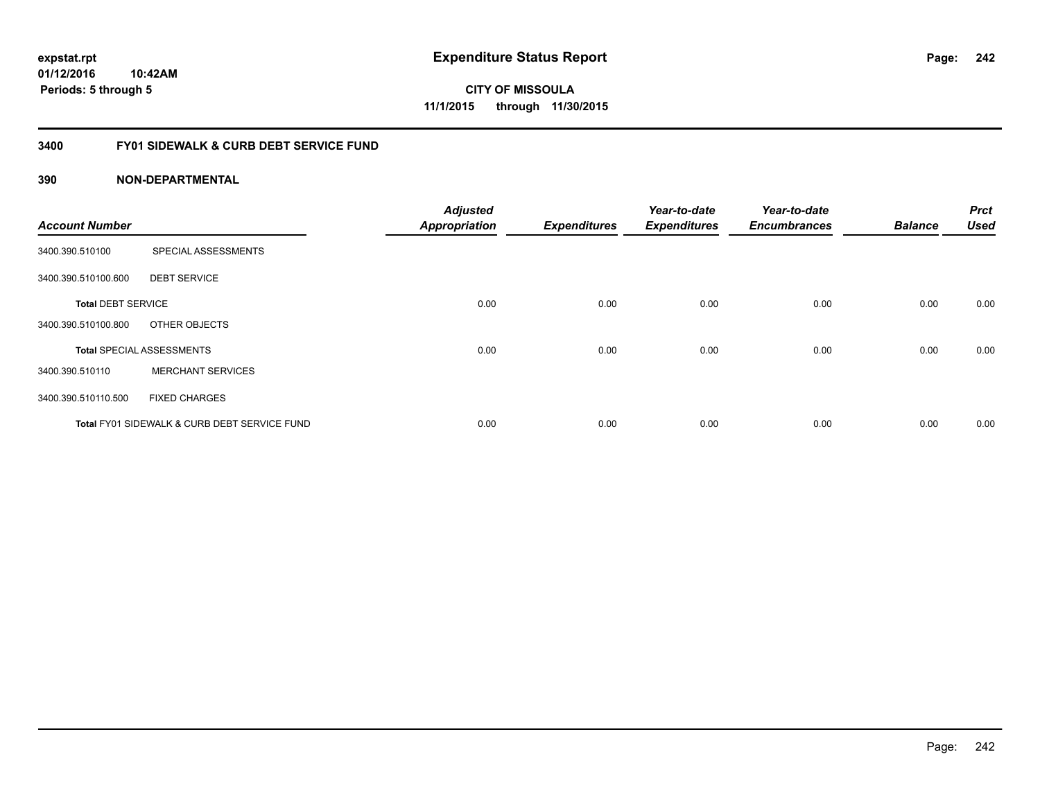# Expenditure Status Report

expstat.rpt
01/12/2016 10:42AM
Periods: 5 through 5

**CITY OF MISSOULA**
**11/1/2015 through 11/30/2015**

## 3400 FY01 SIDEWALK & CURB DEBT SERVICE FUND

### 390 NON-DEPARTMENTAL

| Account Number | | Adjusted Appropriation | Expenditures | Year-to-date Expenditures | Year-to-date Encumbrances | Balance | Prct Used |
|---|---|---|---|---|---|---|---|
| 3400.390.510100 | SPECIAL ASSESSMENTS | | | | | | |
| 3400.390.510100.600 | DEBT SERVICE | | | | | | |
| **Total** DEBT SERVICE | | 0.00 | 0.00 | 0.00 | 0.00 | 0.00 | 0.00 |
| 3400.390.510100.800 | OTHER OBJECTS | | | | | | |
| **Total** SPECIAL ASSESSMENTS | | 0.00 | 0.00 | 0.00 | 0.00 | 0.00 | 0.00 |
| 3400.390.510110 | MERCHANT SERVICES | | | | | | |
| 3400.390.510110.500 | FIXED CHARGES | | | | | | |
| **Total** FY01 SIDEWALK & CURB DEBT SERVICE FUND | | 0.00 | 0.00 | 0.00 | 0.00 | 0.00 | 0.00 |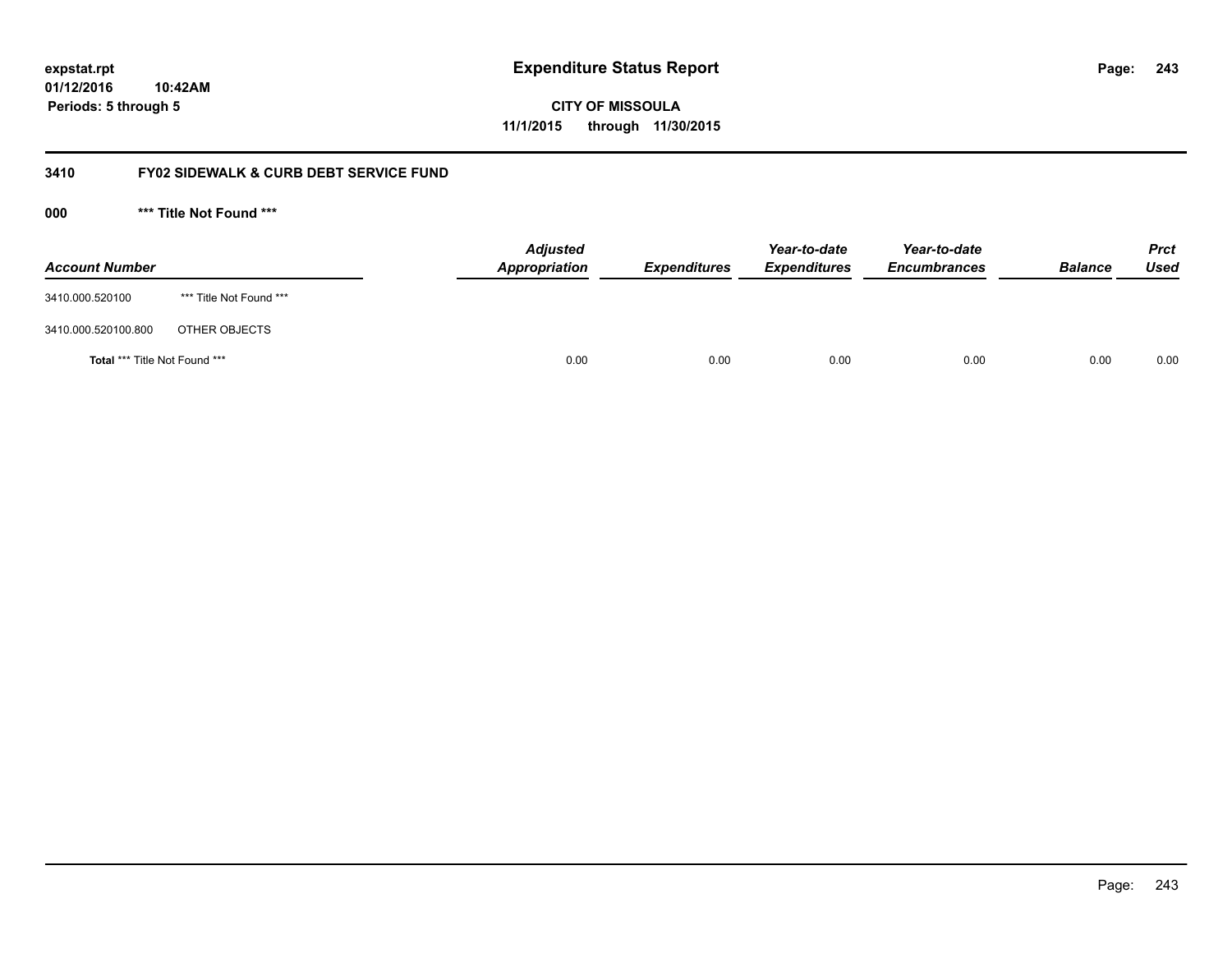**expstat.rpt**
**01/12/2016 10:42AM**
**Periods: 5 through 5**

# Expenditure Status Report

**CITY OF MISSOULA**
**11/1/2015 through 11/30/2015**

## 3410 FY02 SIDEWALK & CURB DEBT SERVICE FUND

### 000 *** Title Not Found ***

| Account Number | | Adjusted Appropriation | Expenditures | Year-to-date Expenditures | Year-to-date Encumbrances | Balance | Prct Used |
|---|---|---|---|---|---|---|---|
| 3410.000.520100 | *** Title Not Found *** | | | | | | |
| 3410.000.520100.800 | OTHER OBJECTS | | | | | | |
| **Total** *** Title Not Found *** | | 0.00 | 0.00 | 0.00 | 0.00 | 0.00 | 0.00 |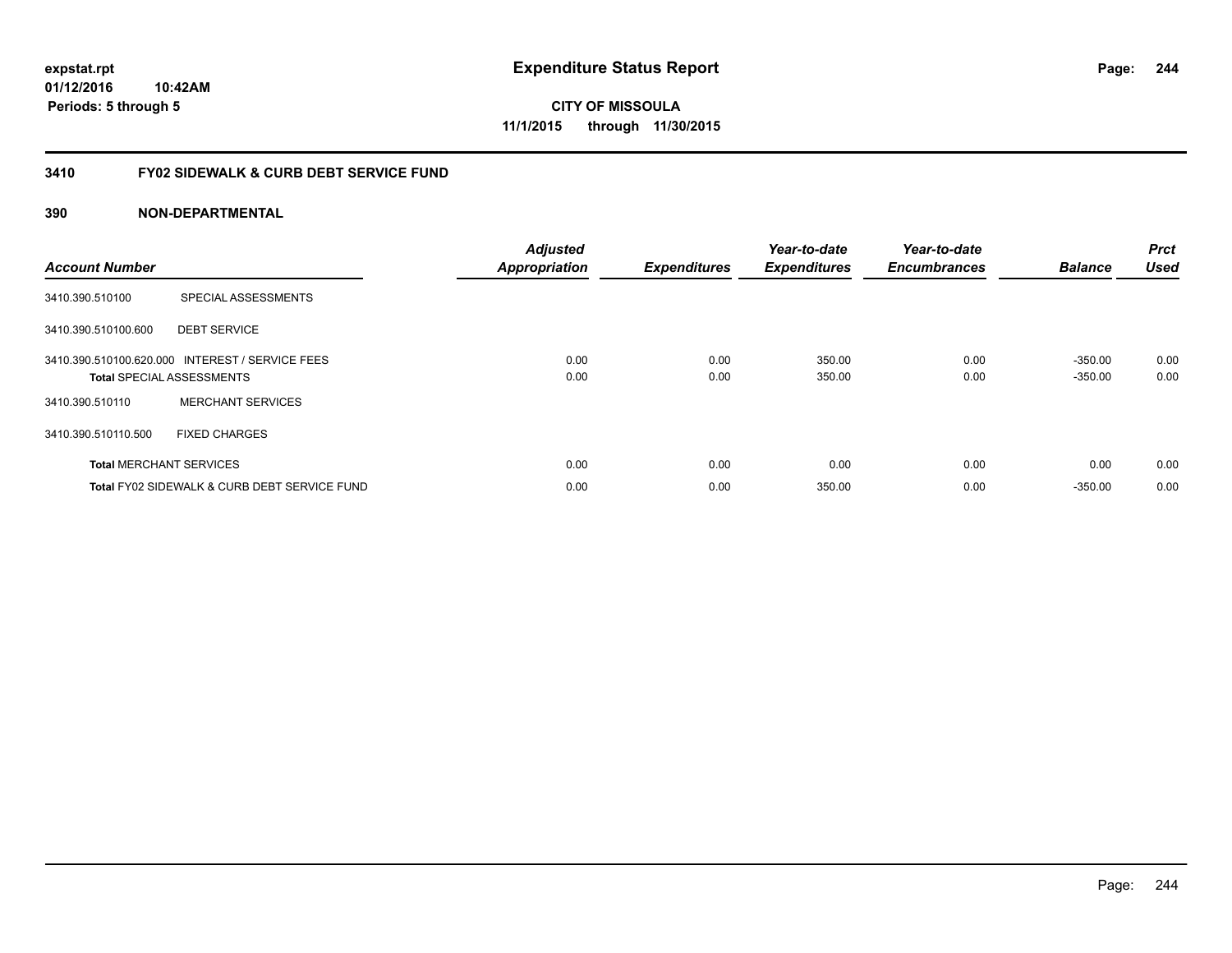**expstat.rpt**
**01/12/2016 10:42AM**
**Periods: 5 through 5**

# Expenditure Status Report

**CITY OF MISSOULA**
**11/1/2015 through 11/30/2015**

## 3410 FY02 SIDEWALK & CURB DEBT SERVICE FUND

### 390 NON-DEPARTMENTAL

| Account Number | | Adjusted Appropriation | Expenditures | Year-to-date Expenditures | Year-to-date Encumbrances | Balance | Prct Used |
|---|---|---|---|---|---|---|---|
| 3410.390.510100 | SPECIAL ASSESSMENTS | | | | | | |
| 3410.390.510100.600 | DEBT SERVICE | | | | | | |
| 3410.390.510100.620.000 | INTEREST / SERVICE FEES | 0.00 | 0.00 | 350.00 | 0.00 | -350.00 | 0.00 |
| **Total** SPECIAL ASSESSMENTS | | 0.00 | 0.00 | 350.00 | 0.00 | -350.00 | 0.00 |
| 3410.390.510110 | MERCHANT SERVICES | | | | | | |
| 3410.390.510110.500 | FIXED CHARGES | | | | | | |
| **Total** MERCHANT SERVICES | | 0.00 | 0.00 | 0.00 | 0.00 | 0.00 | 0.00 |
| **Total** FY02 SIDEWALK & CURB DEBT SERVICE FUND | | 0.00 | 0.00 | 350.00 | 0.00 | -350.00 | 0.00 |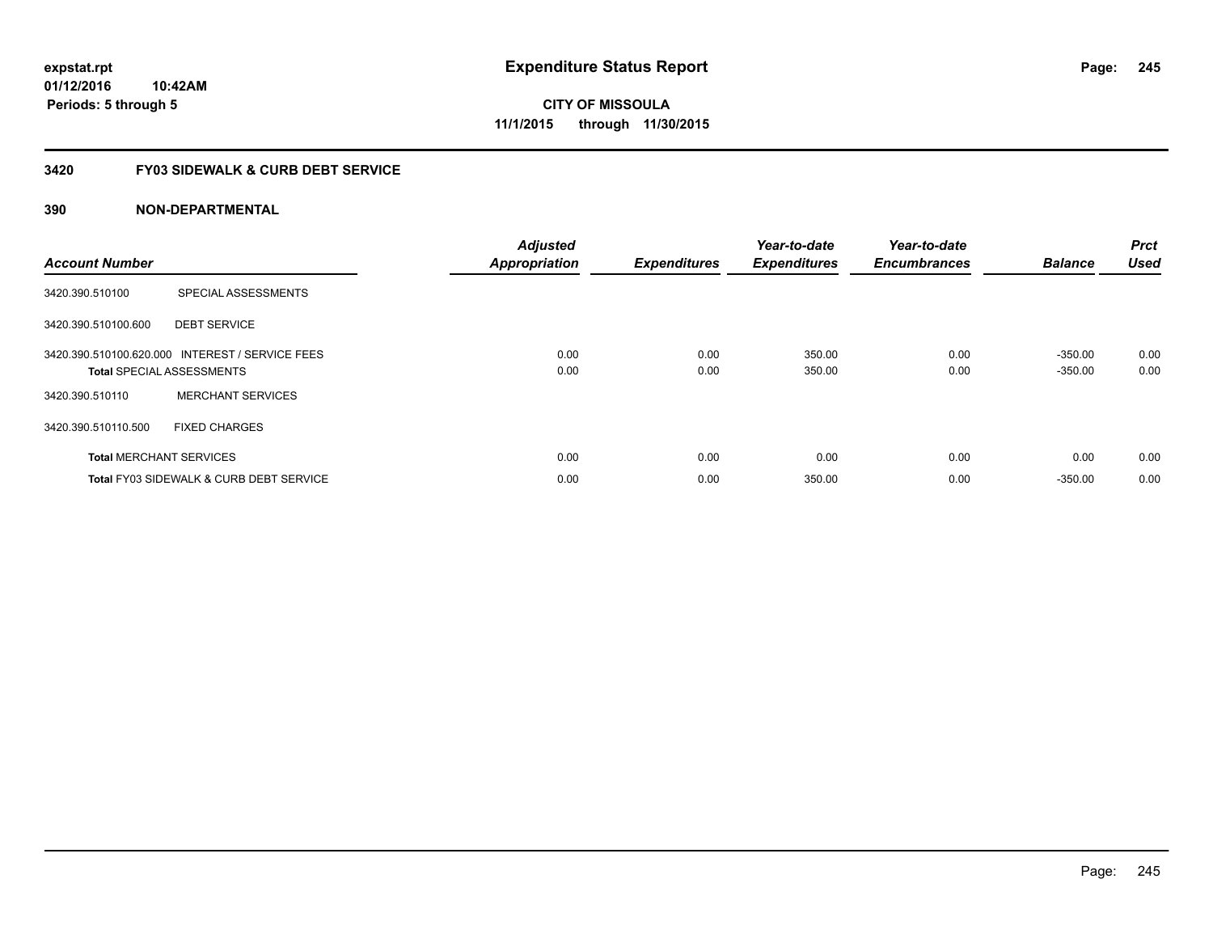expstat.rpt
01/12/2016 10:42AM
Periods: 5 through 5

# Expenditure Status Report

**CITY OF MISSOULA**
**11/1/2015 through 11/30/2015**

## 3420 FY03 SIDEWALK & CURB DEBT SERVICE

## 390 NON-DEPARTMENTAL

| Account Number | | Adjusted Appropriation | Expenditures | Year-to-date Expenditures | Year-to-date Encumbrances | Balance | Prct Used |
|---|---|---|---|---|---|---|---|
| 3420.390.510100 | SPECIAL ASSESSMENTS | | | | | | |
| 3420.390.510100.600 | DEBT SERVICE | | | | | | |
| 3420.390.510100.620.000 | INTEREST / SERVICE FEES | 0.00 | 0.00 | 350.00 | 0.00 | -350.00 | 0.00 |
| **Total** SPECIAL ASSESSMENTS | | 0.00 | 0.00 | 350.00 | 0.00 | -350.00 | 0.00 |
| 3420.390.510110 | MERCHANT SERVICES | | | | | | |
| 3420.390.510110.500 | FIXED CHARGES | | | | | | |
| **Total** MERCHANT SERVICES | | 0.00 | 0.00 | 0.00 | 0.00 | 0.00 | 0.00 |
| **Total** FY03 SIDEWALK & CURB DEBT SERVICE | | 0.00 | 0.00 | 350.00 | 0.00 | -350.00 | 0.00 |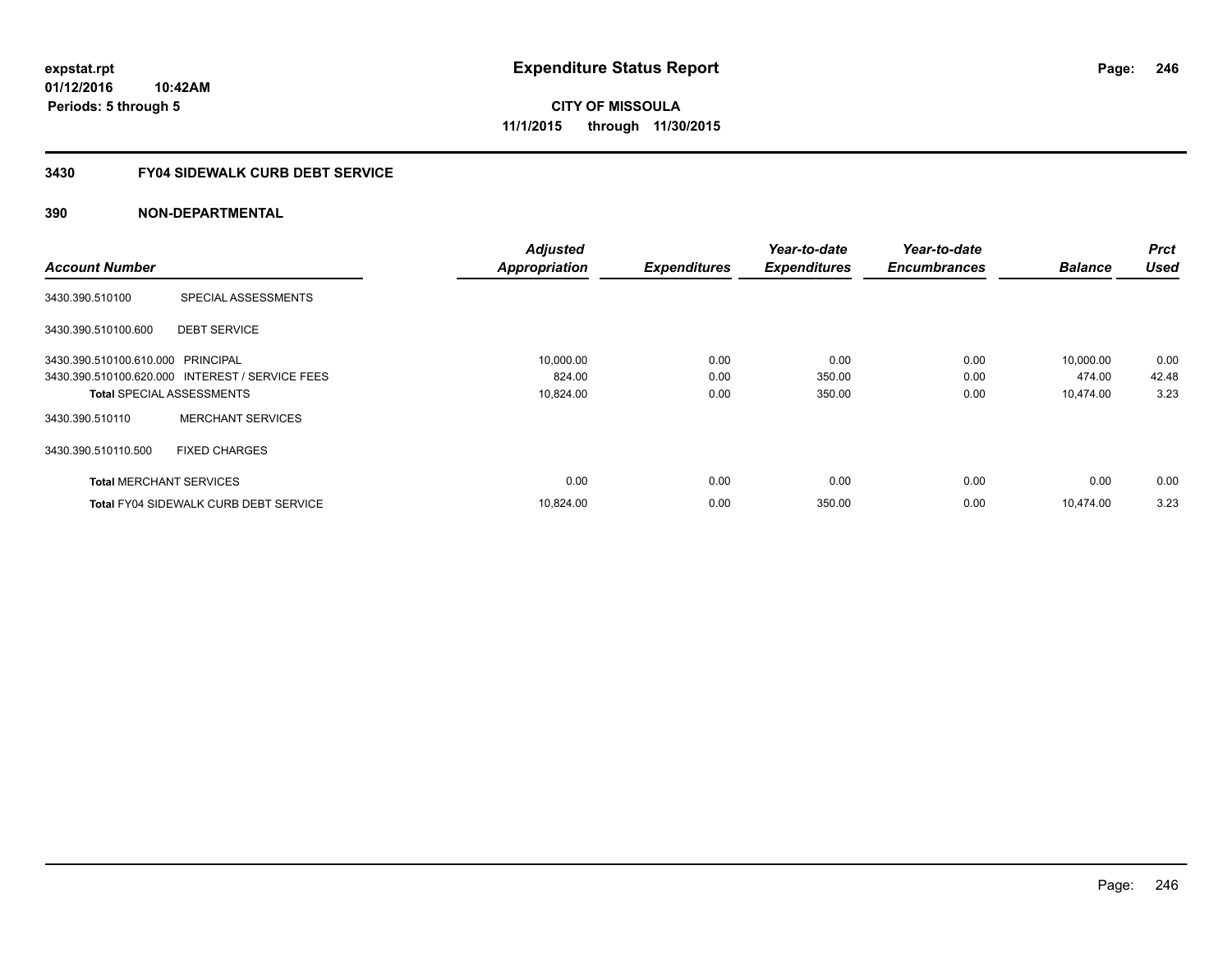**expstat.rpt**
**01/12/2016 10:42AM**
**Periods: 5 through 5**

# Expenditure Status Report

**CITY OF MISSOULA**
**11/1/2015 through 11/30/2015**

## 3430 FY04 SIDEWALK CURB DEBT SERVICE

## 390 NON-DEPARTMENTAL

| Account Number | | Adjusted Appropriation | Expenditures | Year-to-date Expenditures | Year-to-date Encumbrances | Balance | Prct Used |
|---|---|---|---|---|---|---|---|
| 3430.390.510100 | SPECIAL ASSESSMENTS | | | | | | |
| 3430.390.510100.600 | DEBT SERVICE | | | | | | |
| 3430.390.510100.610.000 | PRINCIPAL | 10,000.00 | 0.00 | 0.00 | 0.00 | 10,000.00 | 0.00 |
| 3430.390.510100.620.000 | INTEREST / SERVICE FEES | 824.00 | 0.00 | 350.00 | 0.00 | 474.00 | 42.48 |
| **Total** SPECIAL ASSESSMENTS | | 10,824.00 | 0.00 | 350.00 | 0.00 | 10,474.00 | 3.23 |
| 3430.390.510110 | MERCHANT SERVICES | | | | | | |
| 3430.390.510110.500 | FIXED CHARGES | | | | | | |
| **Total** MERCHANT SERVICES | | 0.00 | 0.00 | 0.00 | 0.00 | 0.00 | 0.00 |
| **Total** FY04 SIDEWALK CURB DEBT SERVICE | | 10,824.00 | 0.00 | 350.00 | 0.00 | 10,474.00 | 3.23 |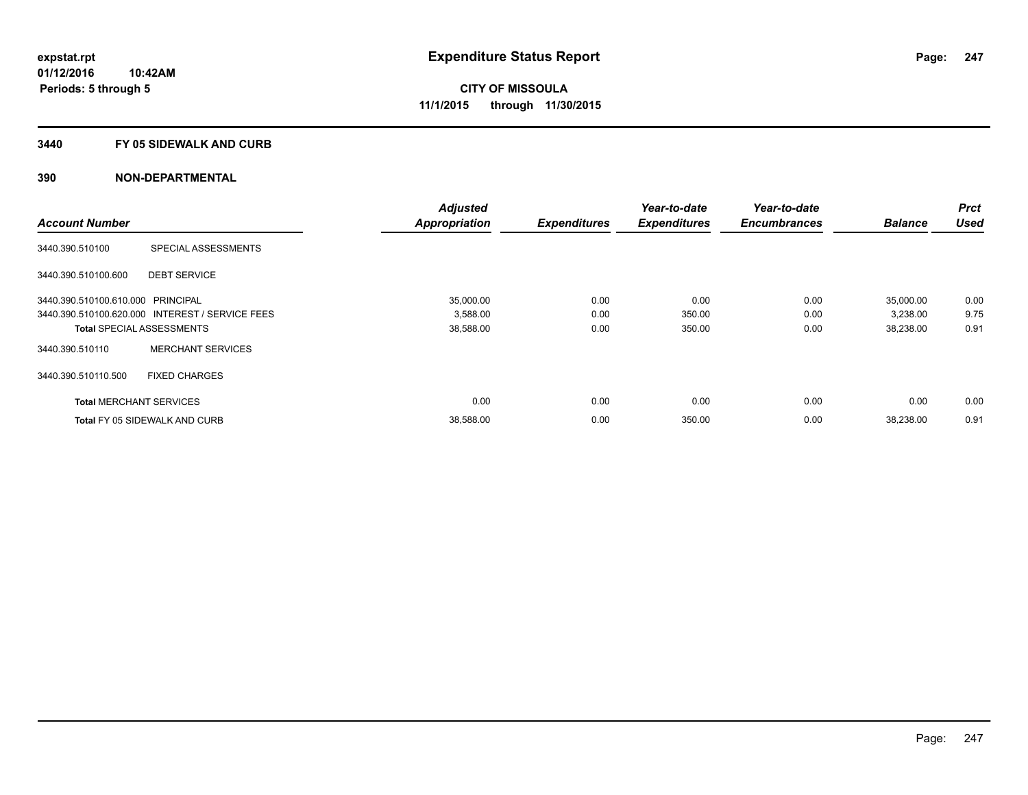# Expenditure Status Report

expstat.rpt
01/12/2016 10:42AM
Periods: 5 through 5

**CITY OF MISSOULA**
**11/1/2015 through 11/30/2015**

## 3440 FY 05 SIDEWALK AND CURB

## 390 NON-DEPARTMENTAL

| Account Number | | Adjusted Appropriation | Expenditures | Year-to-date Expenditures | Year-to-date Encumbrances | Balance | Prct Used |
|---|---|---|---|---|---|---|---|
| 3440.390.510100 | SPECIAL ASSESSMENTS | | | | | | |
| 3440.390.510100.600 | DEBT SERVICE | | | | | | |
| 3440.390.510100.610.000 | PRINCIPAL | 35,000.00 | 0.00 | 0.00 | 0.00 | 35,000.00 | 0.00 |
| 3440.390.510100.620.000 | INTEREST / SERVICE FEES | 3,588.00 | 0.00 | 350.00 | 0.00 | 3,238.00 | 9.75 |
| **Total** SPECIAL ASSESSMENTS | | 38,588.00 | 0.00 | 350.00 | 0.00 | 38,238.00 | 0.91 |
| 3440.390.510110 | MERCHANT SERVICES | | | | | | |
| 3440.390.510110.500 | FIXED CHARGES | | | | | | |
| **Total** MERCHANT SERVICES | | 0.00 | 0.00 | 0.00 | 0.00 | 0.00 | 0.00 |
| **Total** FY 05 SIDEWALK AND CURB | | 38,588.00 | 0.00 | 350.00 | 0.00 | 38,238.00 | 0.91 |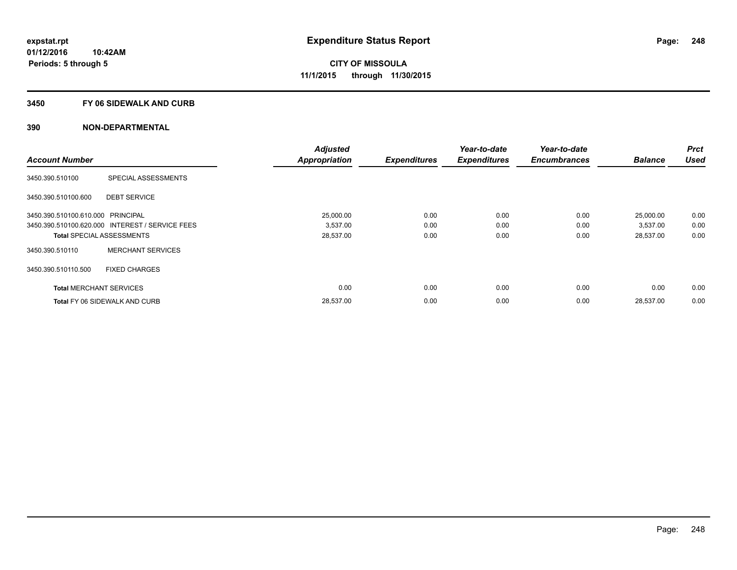expstat.rpt
01/12/2016 10:42AM
Periods: 5 through 5

# Expenditure Status Report

**CITY OF MISSOULA**
**11/1/2015 through 11/30/2015**

## 3450 FY 06 SIDEWALK AND CURB

## 390 NON-DEPARTMENTAL

| Account Number | | Adjusted Appropriation | Expenditures | Year-to-date Expenditures | Year-to-date Encumbrances | Balance | Prct Used |
|---|---|---|---|---|---|---|---|
| 3450.390.510100 | SPECIAL ASSESSMENTS | | | | | | |
| 3450.390.510100.600 | DEBT SERVICE | | | | | | |
| 3450.390.510100.610.000 | PRINCIPAL | 25,000.00 | 0.00 | 0.00 | 0.00 | 25,000.00 | 0.00 |
| 3450.390.510100.620.000 | INTEREST / SERVICE FEES | 3,537.00 | 0.00 | 0.00 | 0.00 | 3,537.00 | 0.00 |
| **Total** SPECIAL ASSESSMENTS | | 28,537.00 | 0.00 | 0.00 | 0.00 | 28,537.00 | 0.00 |
| 3450.390.510110 | MERCHANT SERVICES | | | | | | |
| 3450.390.510110.500 | FIXED CHARGES | | | | | | |
| **Total** MERCHANT SERVICES | | 0.00 | 0.00 | 0.00 | 0.00 | 0.00 | 0.00 |
| **Total** FY 06 SIDEWALK AND CURB | | 28,537.00 | 0.00 | 0.00 | 0.00 | 28,537.00 | 0.00 |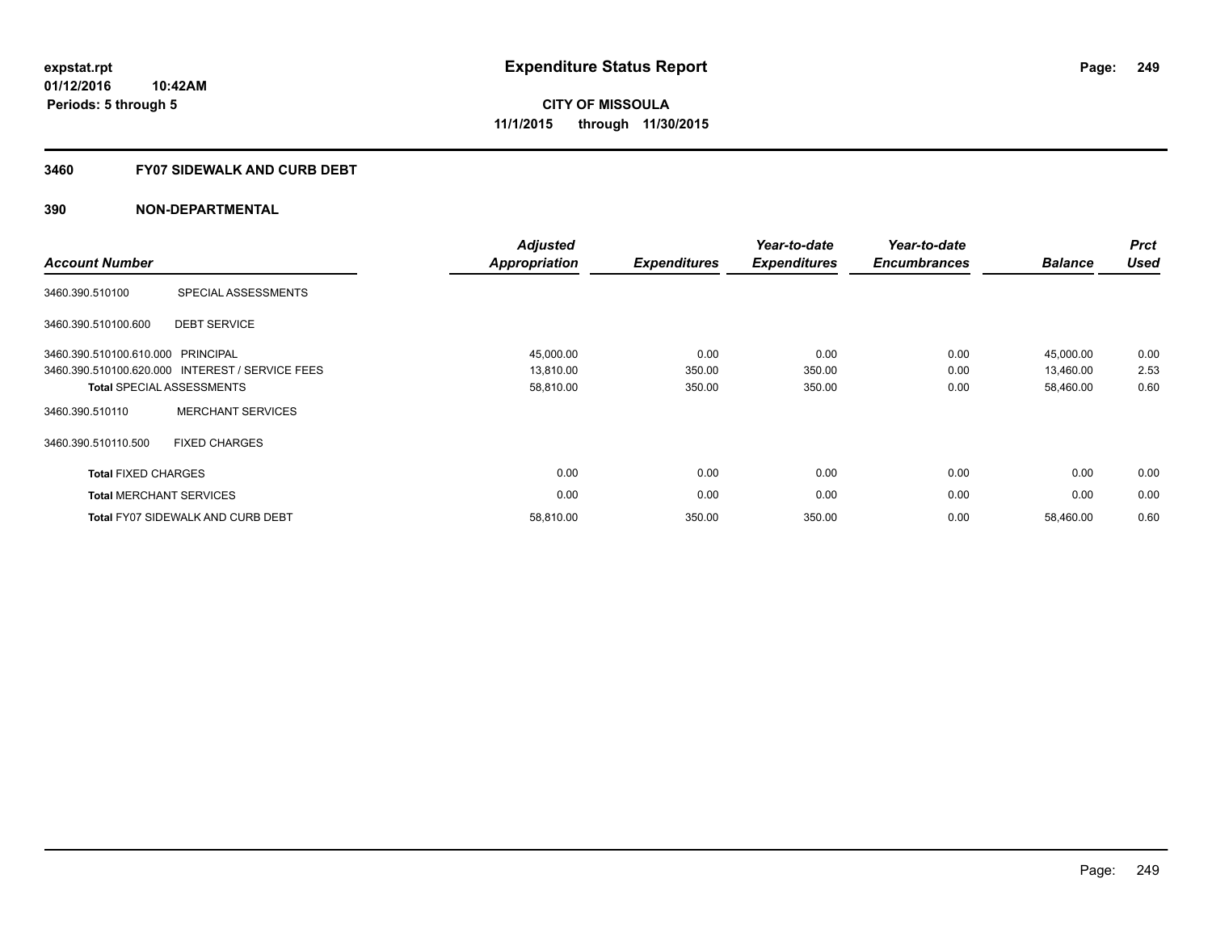# Expenditure Status Report

expstat.rpt
01/12/2016 10:42AM
Periods: 5 through 5

**CITY OF MISSOULA**
**11/1/2015 through 11/30/2015**

## 3460 FY07 SIDEWALK AND CURB DEBT

## 390 NON-DEPARTMENTAL

| Account Number | | Adjusted Appropriation | Expenditures | Year-to-date Expenditures | Year-to-date Encumbrances | Balance | Prct Used |
|---|---|---|---|---|---|---|---|
| 3460.390.510100 | SPECIAL ASSESSMENTS | | | | | | |
| 3460.390.510100.600 | DEBT SERVICE | | | | | | |
| 3460.390.510100.610.000 | PRINCIPAL | 45,000.00 | 0.00 | 0.00 | 0.00 | 45,000.00 | 0.00 |
| 3460.390.510100.620.000 | INTEREST / SERVICE FEES | 13,810.00 | 350.00 | 350.00 | 0.00 | 13,460.00 | 2.53 |
| **Total** SPECIAL ASSESSMENTS | | 58,810.00 | 350.00 | 350.00 | 0.00 | 58,460.00 | 0.60 |
| 3460.390.510110 | MERCHANT SERVICES | | | | | | |
| 3460.390.510110.500 | FIXED CHARGES | | | | | | |
| **Total** FIXED CHARGES | | 0.00 | 0.00 | 0.00 | 0.00 | 0.00 | 0.00 |
| **Total** MERCHANT SERVICES | | 0.00 | 0.00 | 0.00 | 0.00 | 0.00 | 0.00 |
| **Total** FY07 SIDEWALK AND CURB DEBT | | 58,810.00 | 350.00 | 350.00 | 0.00 | 58,460.00 | 0.60 |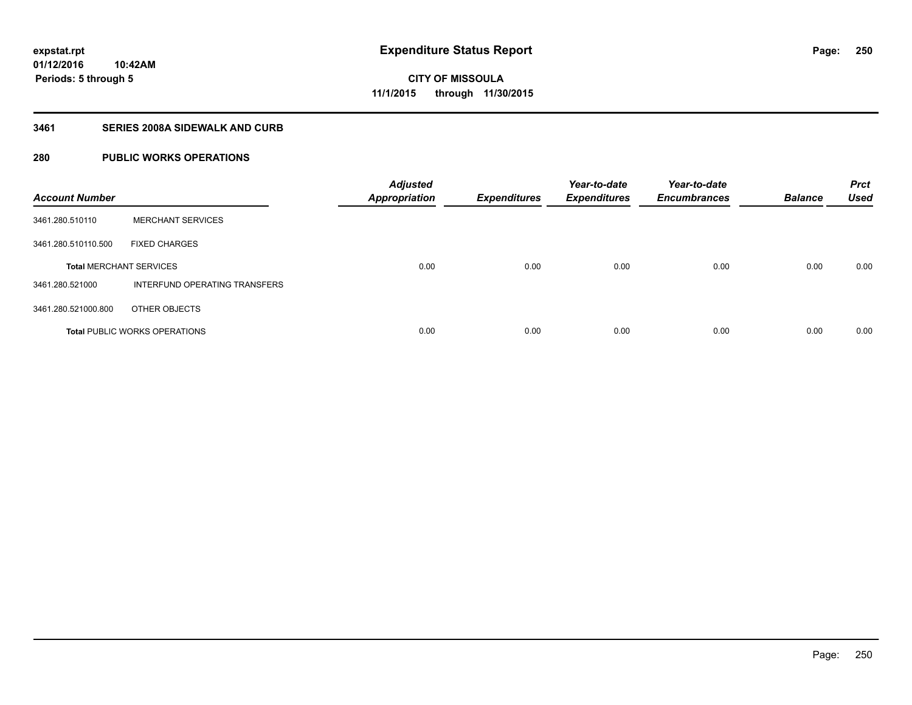expstat.rpt
01/12/2016 10:42AM
Periods: 5 through 5

# Expenditure Status Report

CITY OF MISSOULA
11/1/2015 through 11/30/2015

## 3461 SERIES 2008A SIDEWALK AND CURB

## 280 PUBLIC WORKS OPERATIONS

| Account Number | | Adjusted Appropriation | Expenditures | Year-to-date Expenditures | Year-to-date Encumbrances | Balance | Prct Used |
|---|---|---|---|---|---|---|---|
| 3461.280.510110 | MERCHANT SERVICES | | | | | | |
| 3461.280.510110.500 | FIXED CHARGES | | | | | | |
| **Total** MERCHANT SERVICES | | 0.00 | 0.00 | 0.00 | 0.00 | 0.00 | 0.00 |
| 3461.280.521000 | INTERFUND OPERATING TRANSFERS | | | | | | |
| 3461.280.521000.800 | OTHER OBJECTS | | | | | | |
| **Total** PUBLIC WORKS OPERATIONS | | 0.00 | 0.00 | 0.00 | 0.00 | 0.00 | 0.00 |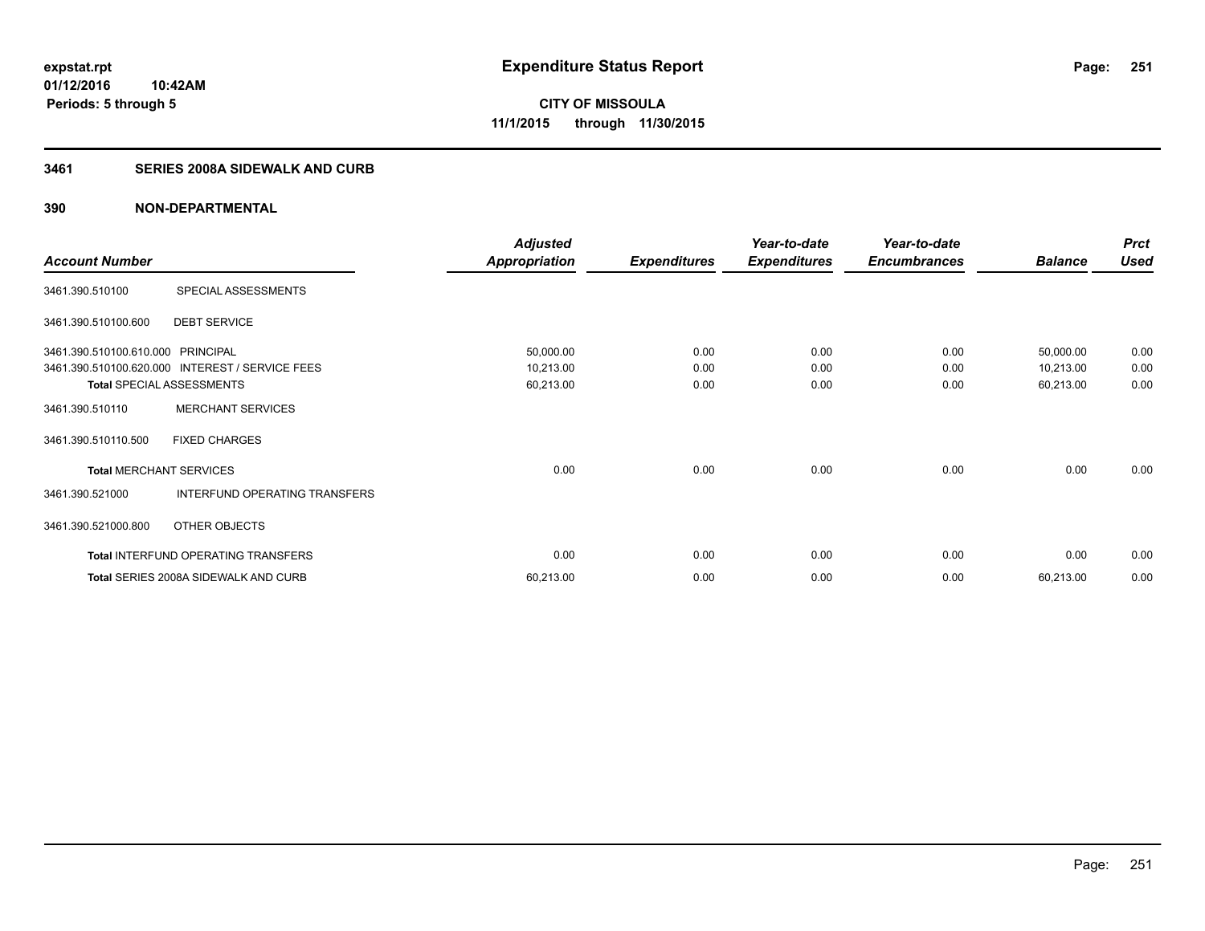expstat.rpt
01/12/2016 10:42AM
Periods: 5 through 5

# Expenditure Status Report

**CITY OF MISSOULA**
**11/1/2015 through 11/30/2015**

## 3461 SERIES 2008A SIDEWALK AND CURB

### 390 NON-DEPARTMENTAL

| Account Number | | Adjusted Appropriation | Expenditures | Year-to-date Expenditures | Year-to-date Encumbrances | Balance | Prct Used |
|---|---|---|---|---|---|---|---|
| 3461.390.510100 | SPECIAL ASSESSMENTS | | | | | | |
| 3461.390.510100.600 | DEBT SERVICE | | | | | | |
| 3461.390.510100.610.000 | PRINCIPAL | 50,000.00 | 0.00 | 0.00 | 0.00 | 50,000.00 | 0.00 |
| 3461.390.510100.620.000 | INTEREST / SERVICE FEES | 10,213.00 | 0.00 | 0.00 | 0.00 | 10,213.00 | 0.00 |
| **Total** SPECIAL ASSESSMENTS | | 60,213.00 | 0.00 | 0.00 | 0.00 | 60,213.00 | 0.00 |
| 3461.390.510110 | MERCHANT SERVICES | | | | | | |
| 3461.390.510110.500 | FIXED CHARGES | | | | | | |
| **Total** MERCHANT SERVICES | | 0.00 | 0.00 | 0.00 | 0.00 | 0.00 | 0.00 |
| 3461.390.521000 | INTERFUND OPERATING TRANSFERS | | | | | | |
| 3461.390.521000.800 | OTHER OBJECTS | | | | | | |
| **Total** INTERFUND OPERATING TRANSFERS | | 0.00 | 0.00 | 0.00 | 0.00 | 0.00 | 0.00 |
| **Total** SERIES 2008A SIDEWALK AND CURB | | 60,213.00 | 0.00 | 0.00 | 0.00 | 60,213.00 | 0.00 |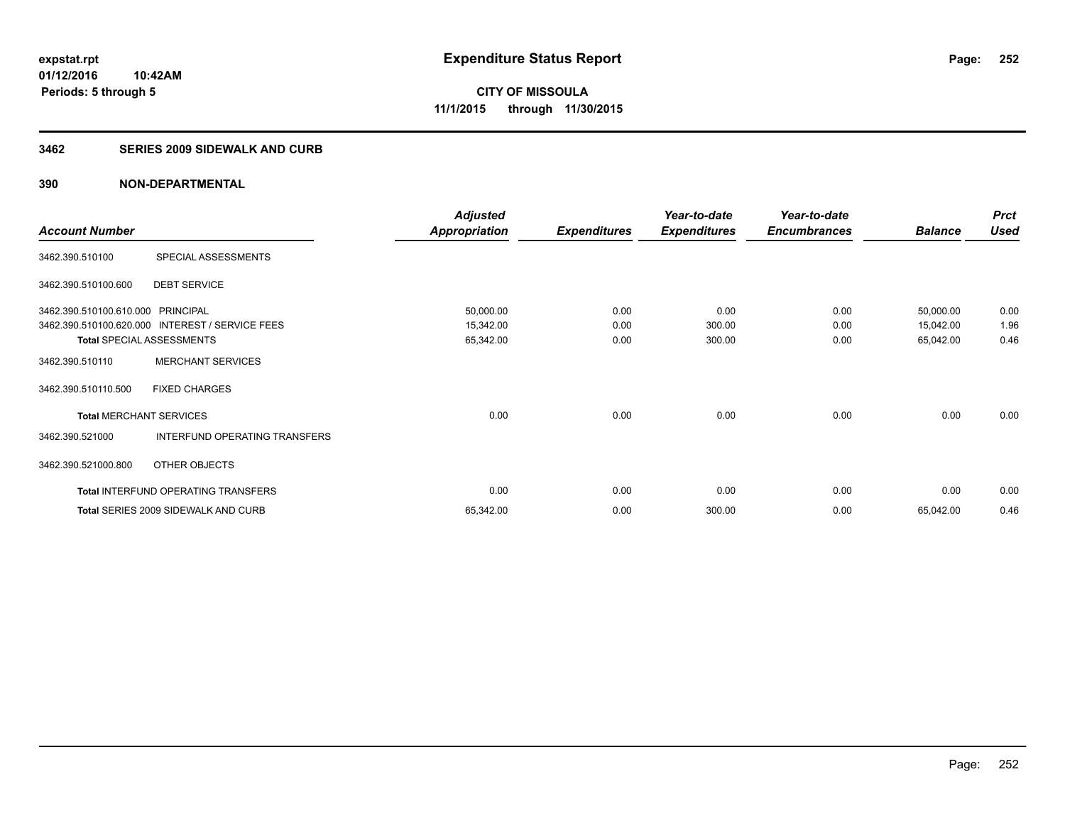# Expenditure Status Report

expstat.rpt
01/12/2016 10:42AM
Periods: 5 through 5

**CITY OF MISSOULA**
**11/1/2015 through 11/30/2015**

## 3462 SERIES 2009 SIDEWALK AND CURB

## 390 NON-DEPARTMENTAL

| Account Number | | Adjusted Appropriation | Expenditures | Year-to-date Expenditures | Year-to-date Encumbrances | Balance | Prct Used |
|---|---|---|---|---|---|---|---|
| 3462.390.510100 | SPECIAL ASSESSMENTS | | | | | | |
| 3462.390.510100.600 | DEBT SERVICE | | | | | | |
| 3462.390.510100.610.000 | PRINCIPAL | 50,000.00 | 0.00 | 0.00 | 0.00 | 50,000.00 | 0.00 |
| 3462.390.510100.620.000 | INTEREST / SERVICE FEES | 15,342.00 | 0.00 | 300.00 | 0.00 | 15,042.00 | 1.96 |
| **Total** SPECIAL ASSESSMENTS | | 65,342.00 | 0.00 | 300.00 | 0.00 | 65,042.00 | 0.46 |
| 3462.390.510110 | MERCHANT SERVICES | | | | | | |
| 3462.390.510110.500 | FIXED CHARGES | | | | | | |
| **Total** MERCHANT SERVICES | | 0.00 | 0.00 | 0.00 | 0.00 | 0.00 | 0.00 |
| 3462.390.521000 | INTERFUND OPERATING TRANSFERS | | | | | | |
| 3462.390.521000.800 | OTHER OBJECTS | | | | | | |
| **Total** INTERFUND OPERATING TRANSFERS | | 0.00 | 0.00 | 0.00 | 0.00 | 0.00 | 0.00 |
| **Total** SERIES 2009 SIDEWALK AND CURB | | 65,342.00 | 0.00 | 300.00 | 0.00 | 65,042.00 | 0.46 |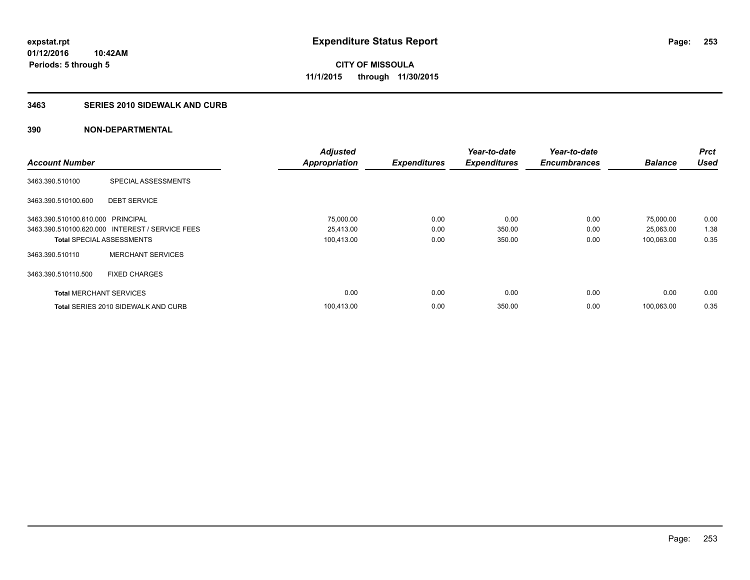# Expenditure Status Report

expstat.rpt
01/12/2016 10:42AM
Periods: 5 through 5

**CITY OF MISSOULA**
**11/1/2015 through 11/30/2015**

## 3463 SERIES 2010 SIDEWALK AND CURB

## 390 NON-DEPARTMENTAL

| Account Number | | Adjusted Appropriation | Expenditures | Year-to-date Expenditures | Year-to-date Encumbrances | Balance | Prct Used |
|---|---|---|---|---|---|---|---|
| 3463.390.510100 | SPECIAL ASSESSMENTS | | | | | | |
| 3463.390.510100.600 | DEBT SERVICE | | | | | | |
| 3463.390.510100.610.000 | PRINCIPAL | 75,000.00 | 0.00 | 0.00 | 0.00 | 75,000.00 | 0.00 |
| 3463.390.510100.620.000 | INTEREST / SERVICE FEES | 25,413.00 | 0.00 | 350.00 | 0.00 | 25,063.00 | 1.38 |
| **Total** SPECIAL ASSESSMENTS | | 100,413.00 | 0.00 | 350.00 | 0.00 | 100,063.00 | 0.35 |
| 3463.390.510110 | MERCHANT SERVICES | | | | | | |
| 3463.390.510110.500 | FIXED CHARGES | | | | | | |
| **Total** MERCHANT SERVICES | | 0.00 | 0.00 | 0.00 | 0.00 | 0.00 | 0.00 |
| **Total** SERIES 2010 SIDEWALK AND CURB | | 100,413.00 | 0.00 | 350.00 | 0.00 | 100,063.00 | 0.35 |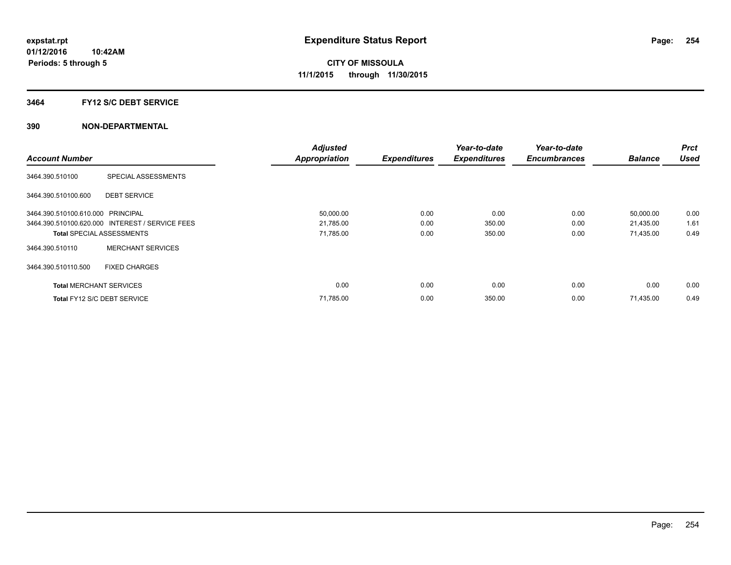# Expenditure Status Report

expstat.rpt
01/12/2016 10:42AM
Periods: 5 through 5

**CITY OF MISSOULA**
**11/1/2015 through 11/30/2015**

## 3464 FY12 S/C DEBT SERVICE

### 390 NON-DEPARTMENTAL

| Account Number | | Adjusted Appropriation | Expenditures | Year-to-date Expenditures | Year-to-date Encumbrances | Balance | Prct Used |
|---|---|---|---|---|---|---|---|
| 3464.390.510100 | SPECIAL ASSESSMENTS | | | | | | |
| 3464.390.510100.600 | DEBT SERVICE | | | | | | |
| 3464.390.510100.610.000 | PRINCIPAL | 50,000.00 | 0.00 | 0.00 | 0.00 | 50,000.00 | 0.00 |
| 3464.390.510100.620.000 | INTEREST / SERVICE FEES | 21,785.00 | 0.00 | 350.00 | 0.00 | 21,435.00 | 1.61 |
| **Total** SPECIAL ASSESSMENTS | | 71,785.00 | 0.00 | 350.00 | 0.00 | 71,435.00 | 0.49 |
| 3464.390.510110 | MERCHANT SERVICES | | | | | | |
| 3464.390.510110.500 | FIXED CHARGES | | | | | | |
| **Total** MERCHANT SERVICES | | 0.00 | 0.00 | 0.00 | 0.00 | 0.00 | 0.00 |
| **Total** FY12 S/C DEBT SERVICE | | 71,785.00 | 0.00 | 350.00 | 0.00 | 71,435.00 | 0.49 |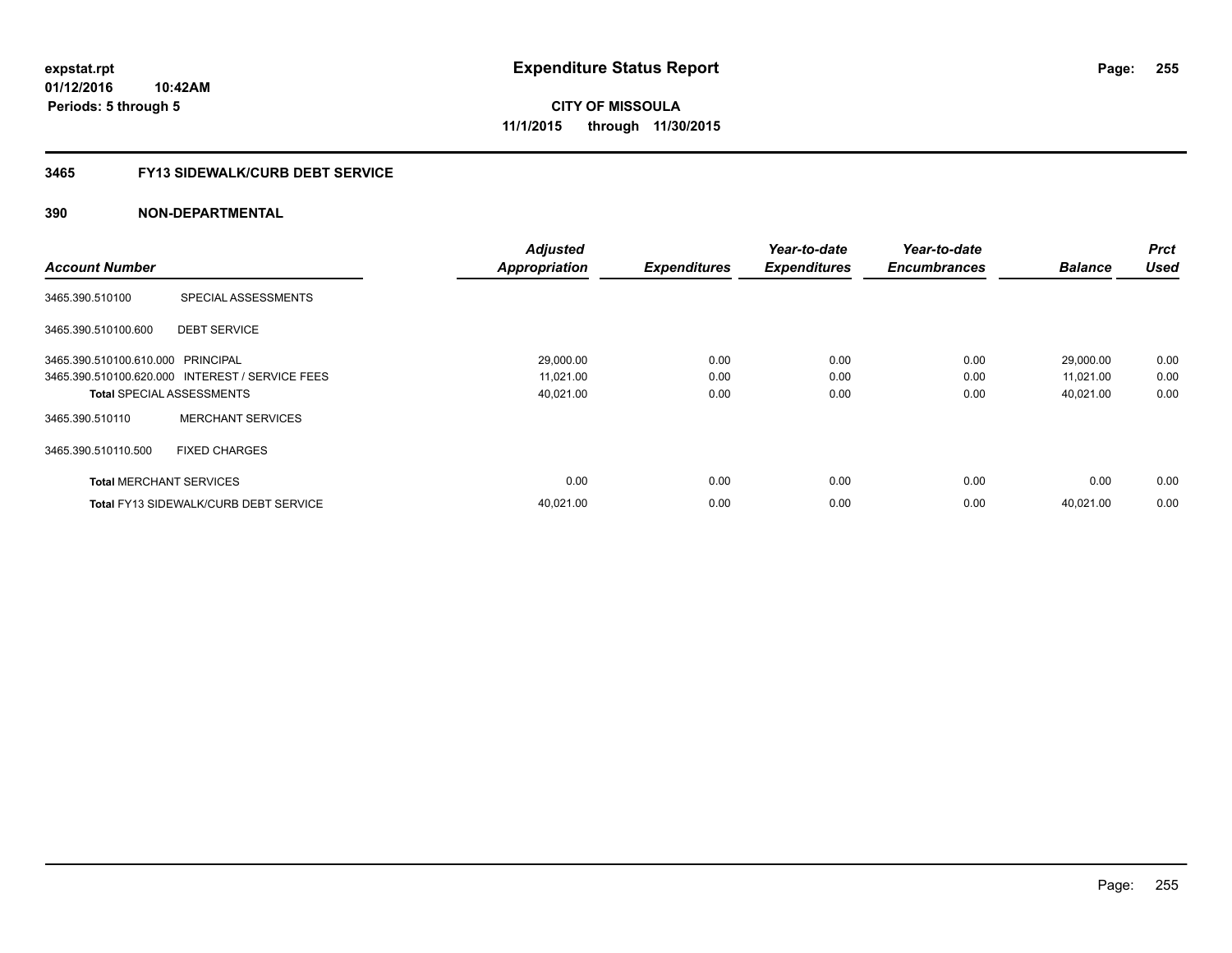expstat.rpt
01/12/2016 10:42AM
Periods: 5 through 5

# Expenditure Status Report

**CITY OF MISSOULA**
**11/1/2015 through 11/30/2015**

## 3465 FY13 SIDEWALK/CURB DEBT SERVICE

## 390 NON-DEPARTMENTAL

| Account Number | | Adjusted Appropriation | Expenditures | Year-to-date Expenditures | Year-to-date Encumbrances | Balance | Prct Used |
|---|---|---|---|---|---|---|---|
| 3465.390.510100 | SPECIAL ASSESSMENTS | | | | | | |
| 3465.390.510100.600 | DEBT SERVICE | | | | | | |
| 3465.390.510100.610.000 | PRINCIPAL | 29,000.00 | 0.00 | 0.00 | 0.00 | 29,000.00 | 0.00 |
| 3465.390.510100.620.000 | INTEREST / SERVICE FEES | 11,021.00 | 0.00 | 0.00 | 0.00 | 11,021.00 | 0.00 |
| **Total** SPECIAL ASSESSMENTS | | 40,021.00 | 0.00 | 0.00 | 0.00 | 40,021.00 | 0.00 |
| 3465.390.510110 | MERCHANT SERVICES | | | | | | |
| 3465.390.510110.500 | FIXED CHARGES | | | | | | |
| **Total** MERCHANT SERVICES | | 0.00 | 0.00 | 0.00 | 0.00 | 0.00 | 0.00 |
| **Total** FY13 SIDEWALK/CURB DEBT SERVICE | | 40,021.00 | 0.00 | 0.00 | 0.00 | 40,021.00 | 0.00 |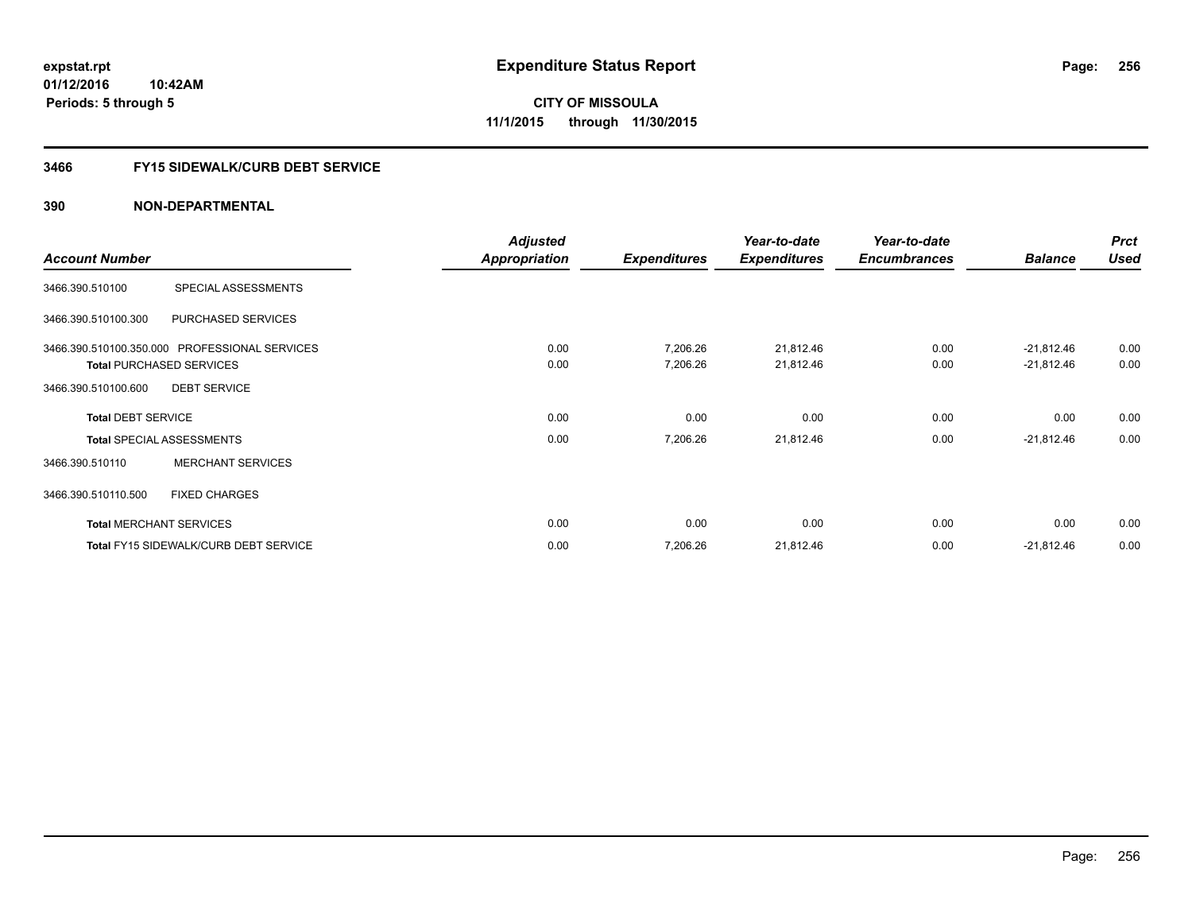expstat.rpt
01/12/2016 10:42AM
Periods: 5 through 5

# Expenditure Status Report

**CITY OF MISSOULA**
**11/1/2015 through 11/30/2015**

## 3466 FY15 SIDEWALK/CURB DEBT SERVICE

### 390 NON-DEPARTMENTAL

| Account Number | | Adjusted Appropriation | Expenditures | Year-to-date Expenditures | Year-to-date Encumbrances | Balance | Prct Used |
|---|---|---|---|---|---|---|---|
| 3466.390.510100 | SPECIAL ASSESSMENTS | | | | | | |
| 3466.390.510100.300 | PURCHASED SERVICES | | | | | | |
| 3466.390.510100.350.000 | PROFESSIONAL SERVICES | 0.00 | 7,206.26 | 21,812.46 | 0.00 | -21,812.46 | 0.00 |
| **Total** PURCHASED SERVICES | | 0.00 | 7,206.26 | 21,812.46 | 0.00 | -21,812.46 | 0.00 |
| 3466.390.510100.600 | DEBT SERVICE | | | | | | |
| **Total** DEBT SERVICE | | 0.00 | 0.00 | 0.00 | 0.00 | 0.00 | 0.00 |
| **Total** SPECIAL ASSESSMENTS | | 0.00 | 7,206.26 | 21,812.46 | 0.00 | -21,812.46 | 0.00 |
| 3466.390.510110 | MERCHANT SERVICES | | | | | | |
| 3466.390.510110.500 | FIXED CHARGES | | | | | | |
| **Total** MERCHANT SERVICES | | 0.00 | 0.00 | 0.00 | 0.00 | 0.00 | 0.00 |
| **Total** FY15 SIDEWALK/CURB DEBT SERVICE | | 0.00 | 7,206.26 | 21,812.46 | 0.00 | -21,812.46 | 0.00 |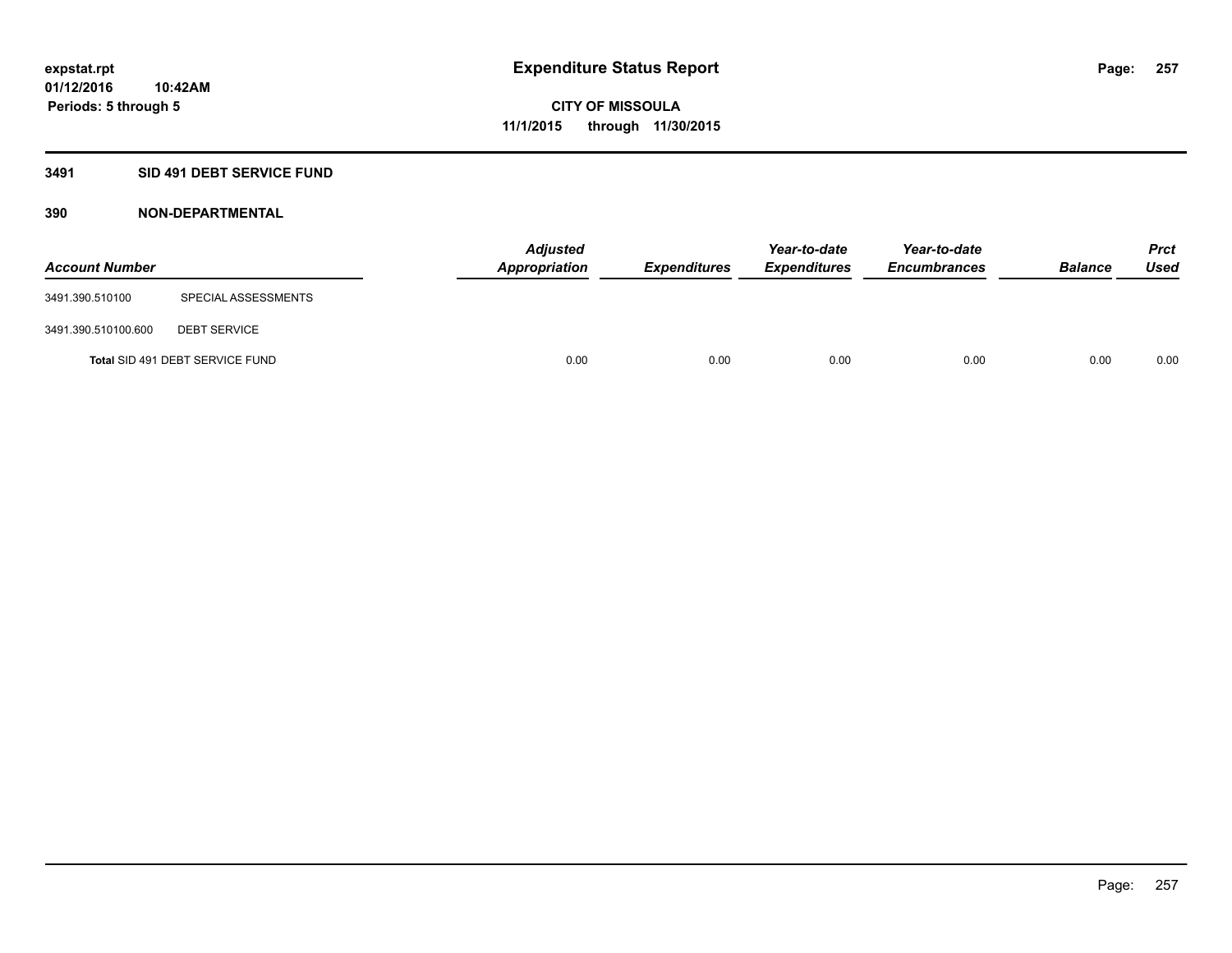# Expenditure Status Report

expstat.rpt
01/12/2016 10:42AM
Periods: 5 through 5

**CITY OF MISSOULA**
**11/1/2015 through 11/30/2015**

## 3491 SID 491 DEBT SERVICE FUND

### 390 NON-DEPARTMENTAL

| Account Number | | Adjusted Appropriation | Expenditures | Year-to-date Expenditures | Year-to-date Encumbrances | Balance | Prct Used |
|---|---|---|---|---|---|---|---|
| 3491.390.510100 | SPECIAL ASSESSMENTS | | | | | | |
| 3491.390.510100.600 | DEBT SERVICE | | | | | | |
| **Total** SID 491 DEBT SERVICE FUND | | 0.00 | 0.00 | 0.00 | 0.00 | 0.00 | 0.00 |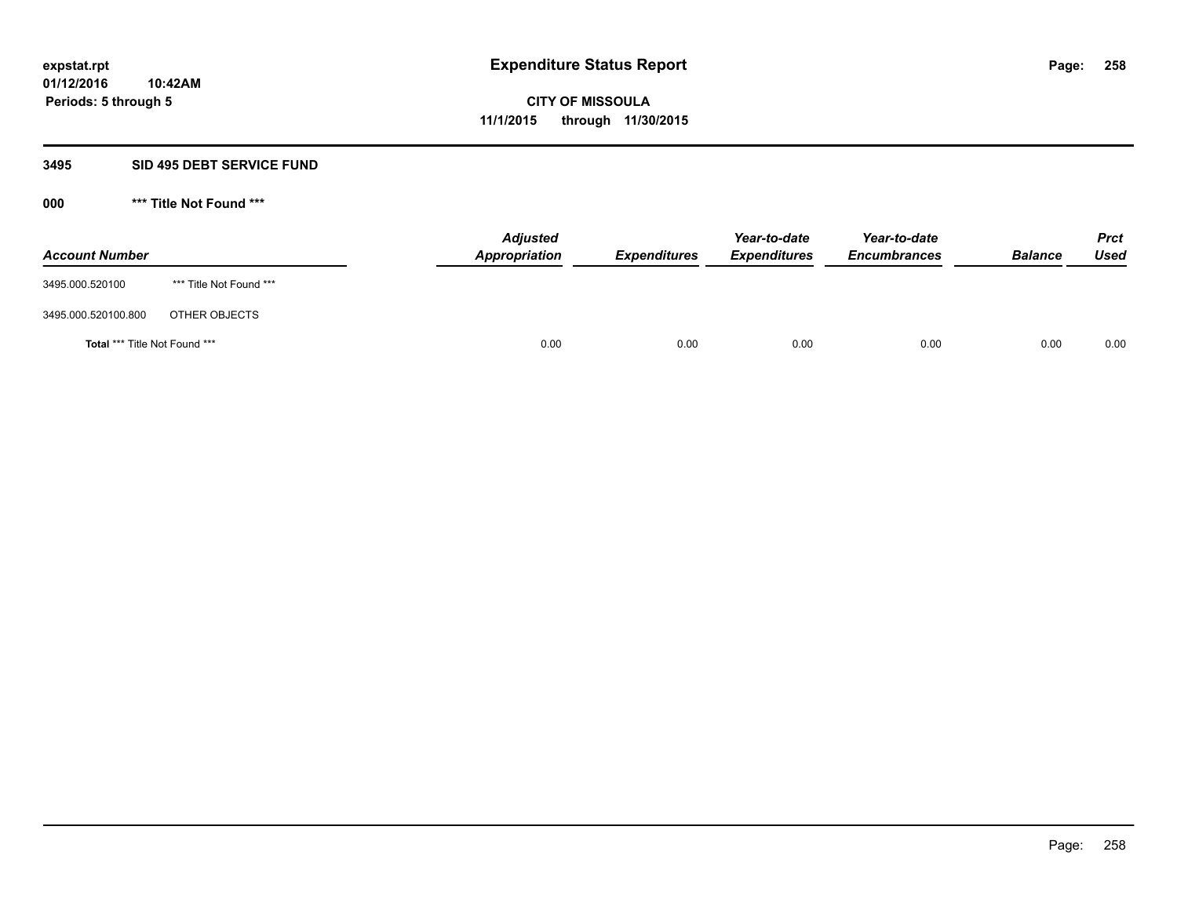# Expenditure Status Report

**expstat.rpt**
**01/12/2016 10:42AM**
**Periods: 5 through 5**

**CITY OF MISSOULA**
**11/1/2015 through 11/30/2015**

## 3495 SID 495 DEBT SERVICE FUND

### 000 *** Title Not Found ***

| Account Number | | Adjusted Appropriation | Expenditures | Year-to-date Expenditures | Year-to-date Encumbrances | Balance | Prct Used |
|---|---|---|---|---|---|---|---|
| 3495.000.520100 | *** Title Not Found *** | | | | | | |
| 3495.000.520100.800 | OTHER OBJECTS | | | | | | |
| **Total** *** Title Not Found *** | | 0.00 | 0.00 | 0.00 | 0.00 | 0.00 | 0.00 |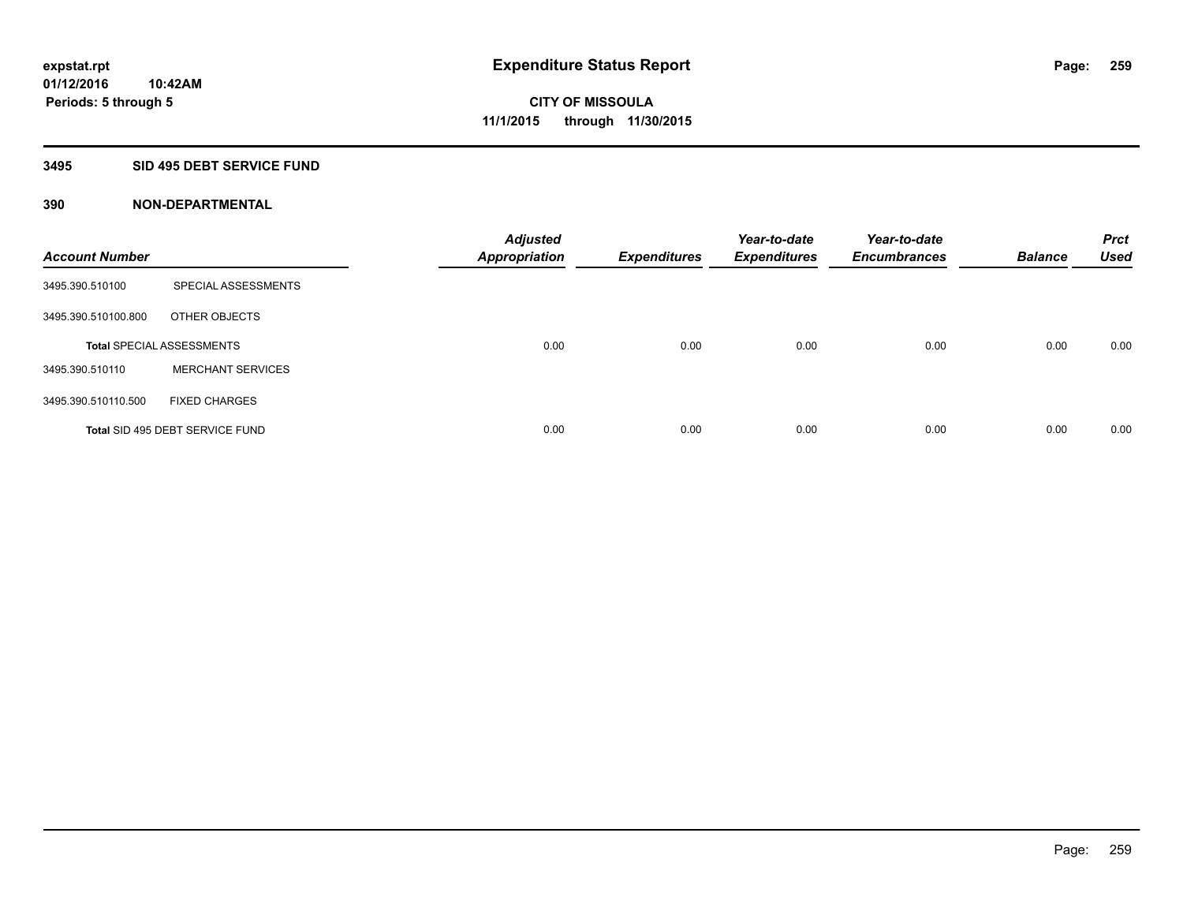expstat.rpt
01/12/2016 10:42AM
Periods: 5 through 5

# Expenditure Status Report

CITY OF MISSOULA
11/1/2015 through 11/30/2015

## 3495 SID 495 DEBT SERVICE FUND

## 390 NON-DEPARTMENTAL

| Account Number | | Adjusted Appropriation | Expenditures | Year-to-date Expenditures | Year-to-date Encumbrances | Balance | Prct Used |
|---|---|---|---|---|---|---|---|
| 3495.390.510100 | SPECIAL ASSESSMENTS | | | | | | |
| 3495.390.510100.800 | OTHER OBJECTS | | | | | | |
| Total SPECIAL ASSESSMENTS | | 0.00 | 0.00 | 0.00 | 0.00 | 0.00 | 0.00 |
| 3495.390.510110 | MERCHANT SERVICES | | | | | | |
| 3495.390.510110.500 | FIXED CHARGES | | | | | | |
| Total SID 495 DEBT SERVICE FUND | | 0.00 | 0.00 | 0.00 | 0.00 | 0.00 | 0.00 |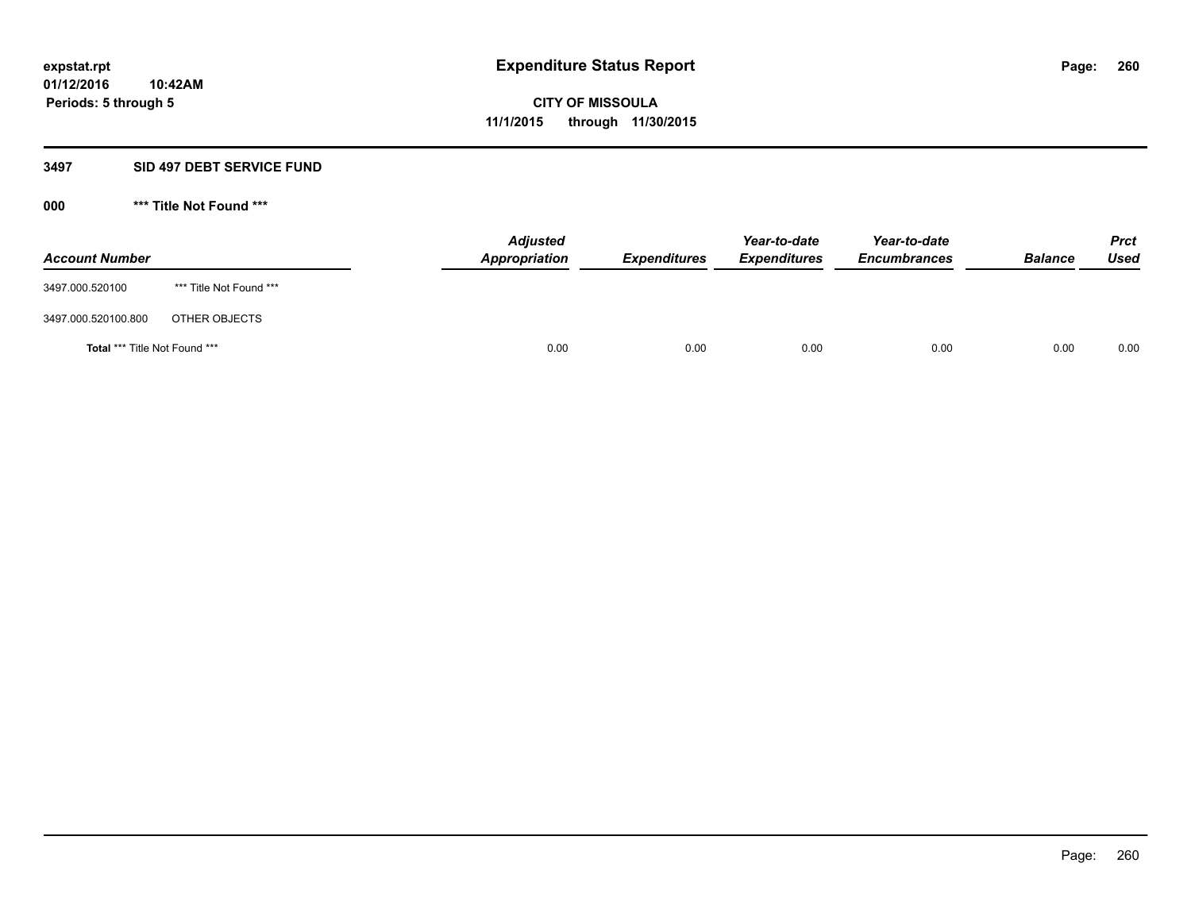expstat.rpt
01/12/2016 10:42AM
Periods: 5 through 5

# Expenditure Status Report

**CITY OF MISSOULA**
**11/1/2015 through 11/30/2015**

## 3497 SID 497 DEBT SERVICE FUND

### 000 *** Title Not Found ***

| Account Number | | Adjusted Appropriation | Expenditures | Year-to-date Expenditures | Year-to-date Encumbrances | Balance | Prct Used |
|---|---|---|---|---|---|---|---|
| 3497.000.520100 | *** Title Not Found *** | | | | | | |
| 3497.000.520100.800 | OTHER OBJECTS | | | | | | |
| **Total** *** Title Not Found *** | | 0.00 | 0.00 | 0.00 | 0.00 | 0.00 | 0.00 |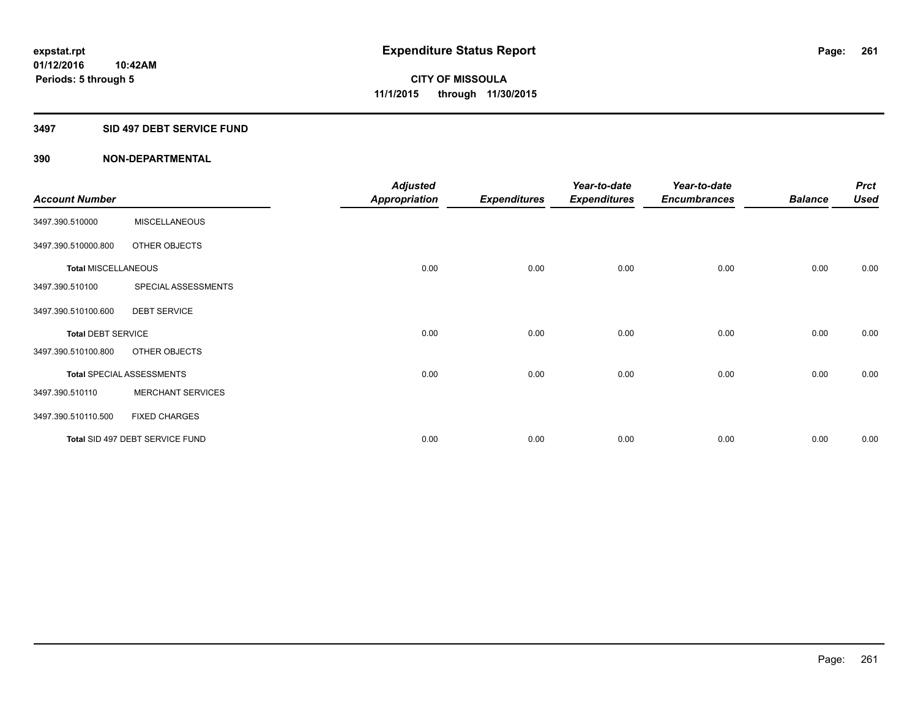expstat.rpt
01/12/2016 10:42AM
Periods: 5 through 5

# Expenditure Status Report

CITY OF MISSOULA
11/1/2015 through 11/30/2015

## 3497 SID 497 DEBT SERVICE FUND

## 390 NON-DEPARTMENTAL

| Account Number | | Adjusted Appropriation | Expenditures | Year-to-date Expenditures | Year-to-date Encumbrances | Balance | Prct Used |
|---|---|---|---|---|---|---|---|
| 3497.390.510000 | MISCELLANEOUS | | | | | | |
| 3497.390.510000.800 | OTHER OBJECTS | | | | | | |
| Total MISCELLANEOUS | | 0.00 | 0.00 | 0.00 | 0.00 | 0.00 | 0.00 |
| 3497.390.510100 | SPECIAL ASSESSMENTS | | | | | | |
| 3497.390.510100.600 | DEBT SERVICE | | | | | | |
| Total DEBT SERVICE | | 0.00 | 0.00 | 0.00 | 0.00 | 0.00 | 0.00 |
| 3497.390.510100.800 | OTHER OBJECTS | | | | | | |
| Total SPECIAL ASSESSMENTS | | 0.00 | 0.00 | 0.00 | 0.00 | 0.00 | 0.00 |
| 3497.390.510110 | MERCHANT SERVICES | | | | | | |
| 3497.390.510110.500 | FIXED CHARGES | | | | | | |
| Total SID 497 DEBT SERVICE FUND | | 0.00 | 0.00 | 0.00 | 0.00 | 0.00 | 0.00 |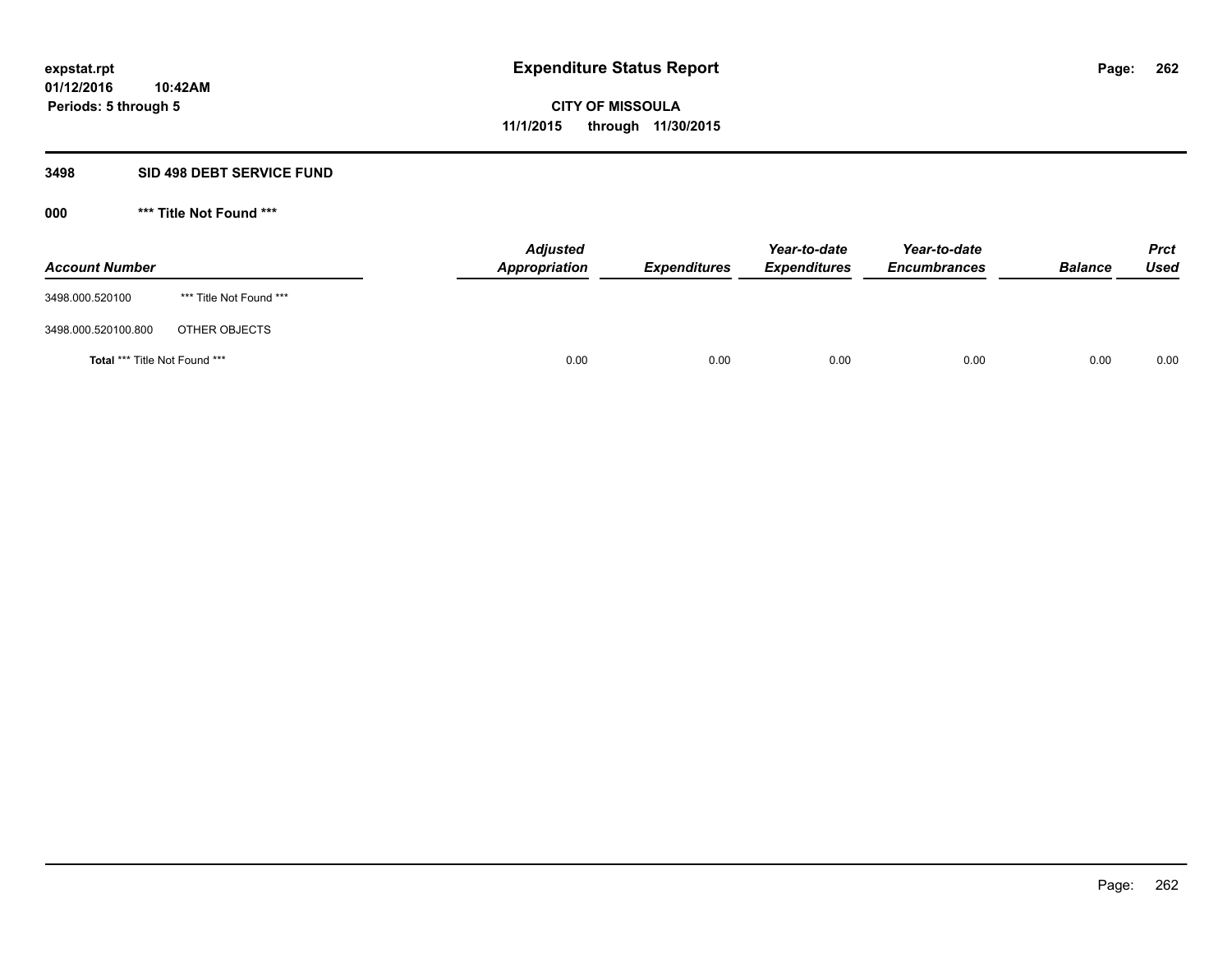# Expenditure Status Report

**CITY OF MISSOULA**
**11/1/2015 through 11/30/2015**

expstat.rpt
01/12/2016 10:42AM
Periods: 5 through 5

## 3498 SID 498 DEBT SERVICE FUND

### 000 *** Title Not Found ***

| Account Number | | Adjusted Appropriation | Expenditures | Year-to-date Expenditures | Year-to-date Encumbrances | Balance | Prct Used |
|---|---|---|---|---|---|---|---|
| 3498.000.520100 | *** Title Not Found *** | | | | | | |
| 3498.000.520100.800 | OTHER OBJECTS | | | | | | |
| **Total** *** Title Not Found *** | | 0.00 | 0.00 | 0.00 | 0.00 | 0.00 | 0.00 |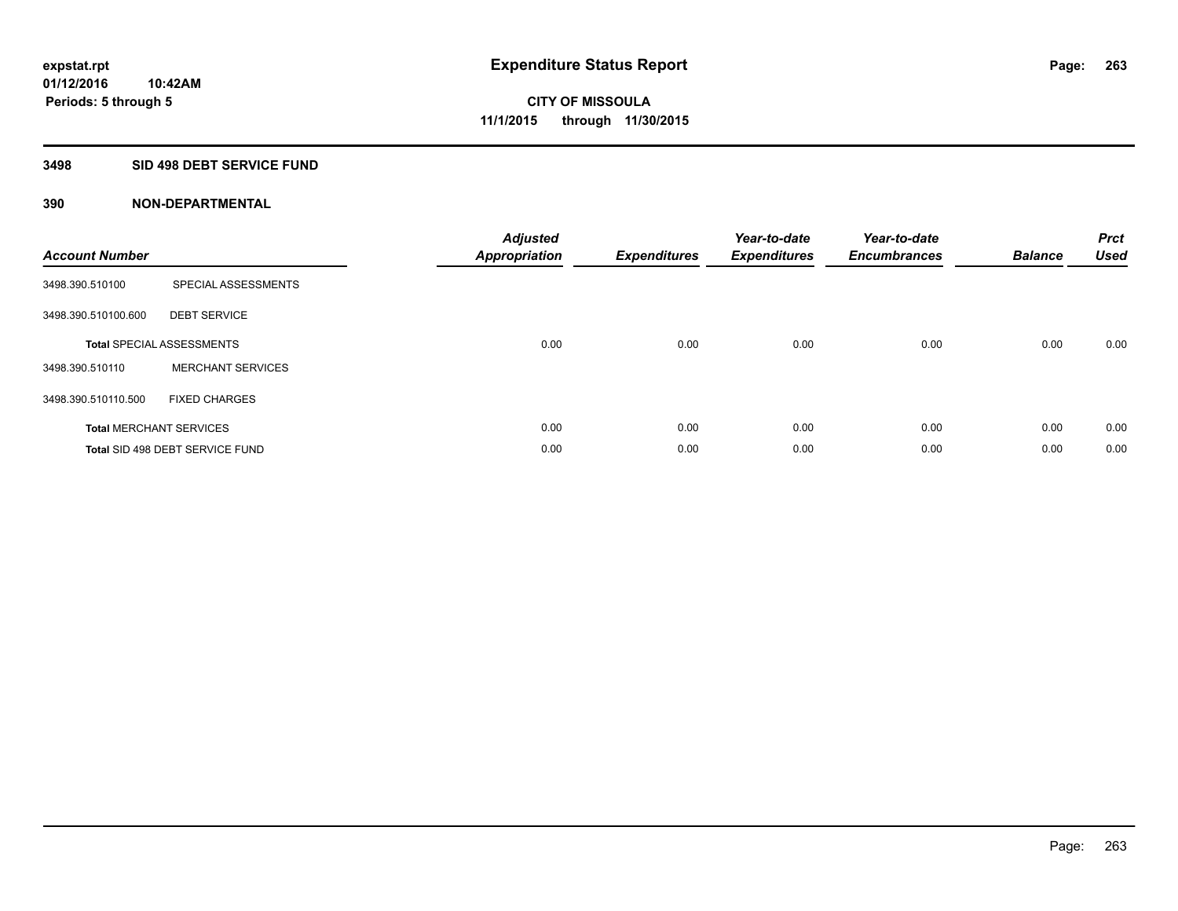# Expenditure Status Report

**CITY OF MISSOULA**
**11/1/2015 through 11/30/2015**

expstat.rpt
01/12/2016 10:42AM
Periods: 5 through 5

## 3498 SID 498 DEBT SERVICE FUND

### 390 NON-DEPARTMENTAL

| Account Number | | Adjusted Appropriation | Expenditures | Year-to-date Expenditures | Year-to-date Encumbrances | Balance | Prct Used |
|---|---|---|---|---|---|---|---|
| 3498.390.510100 | SPECIAL ASSESSMENTS | | | | | | |
| 3498.390.510100.600 | DEBT SERVICE | | | | | | |
| Total SPECIAL ASSESSMENTS | | 0.00 | 0.00 | 0.00 | 0.00 | 0.00 | 0.00 |
| 3498.390.510110 | MERCHANT SERVICES | | | | | | |
| 3498.390.510110.500 | FIXED CHARGES | | | | | | |
| Total MERCHANT SERVICES | | 0.00 | 0.00 | 0.00 | 0.00 | 0.00 | 0.00 |
| Total SID 498 DEBT SERVICE FUND | | 0.00 | 0.00 | 0.00 | 0.00 | 0.00 | 0.00 |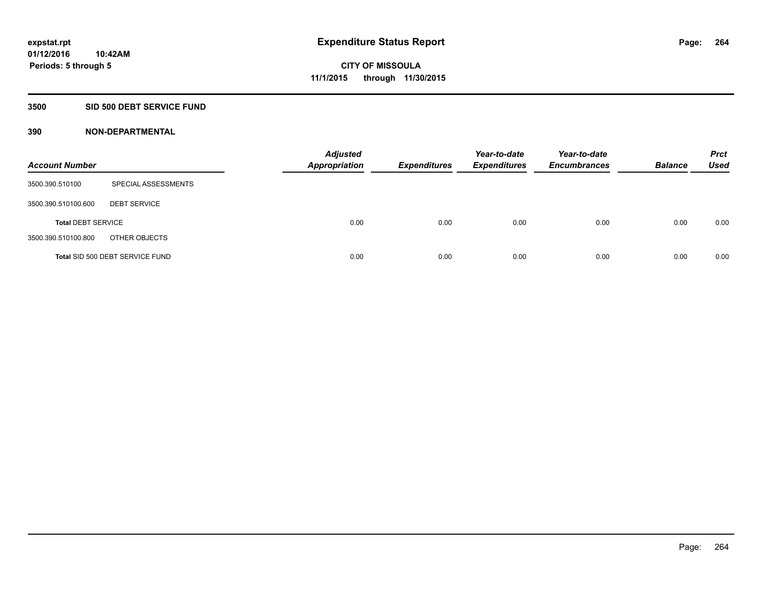# Expenditure Status Report

expstat.rpt
01/12/2016 10:42AM
Periods: 5 through 5

**CITY OF MISSOULA**
**11/1/2015 through 11/30/2015**

## 3500 SID 500 DEBT SERVICE FUND

### 390 NON-DEPARTMENTAL

| Account Number | | Adjusted Appropriation | Expenditures | Year-to-date Expenditures | Year-to-date Encumbrances | Balance | Prct Used |
|---|---|---|---|---|---|---|---|
| 3500.390.510100 | SPECIAL ASSESSMENTS | | | | | | |
| 3500.390.510100.600 | DEBT SERVICE | | | | | | |
| **Total** DEBT SERVICE | | 0.00 | 0.00 | 0.00 | 0.00 | 0.00 | 0.00 |
| 3500.390.510100.800 | OTHER OBJECTS | | | | | | |
| **Total** SID 500 DEBT SERVICE FUND | | 0.00 | 0.00 | 0.00 | 0.00 | 0.00 | 0.00 |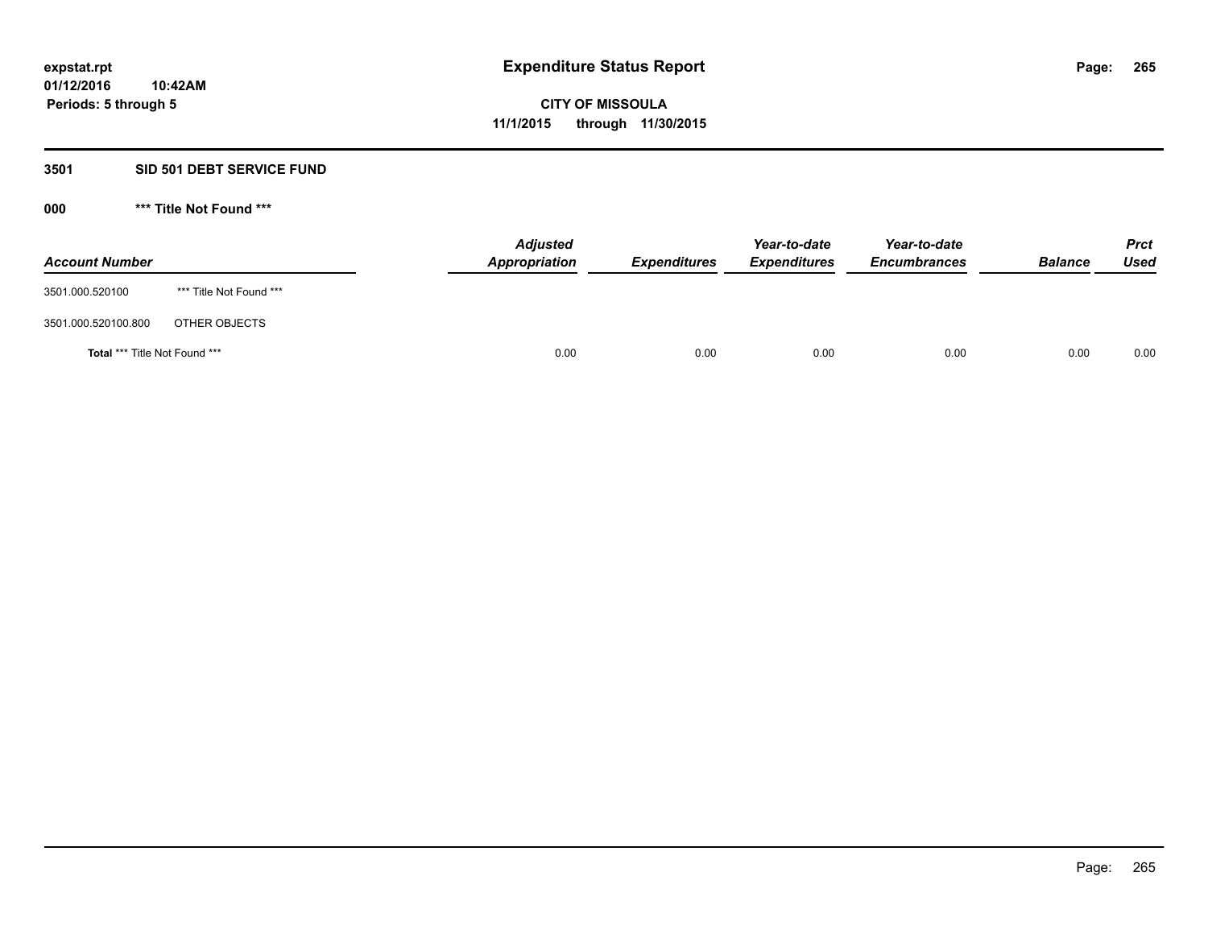**expstat.rpt**
**01/12/2016 10:42AM**
**Periods: 5 through 5**

# Expenditure Status Report

**CITY OF MISSOULA**
**11/1/2015 through 11/30/2015**

## 3501 SID 501 DEBT SERVICE FUND

### 000 *** Title Not Found ***

| Account Number | | Adjusted Appropriation | Expenditures | Year-to-date Expenditures | Year-to-date Encumbrances | Balance | Prct Used |
|---|---|---|---|---|---|---|---|
| 3501.000.520100 | *** Title Not Found *** | | | | | | |
| 3501.000.520100.800 | OTHER OBJECTS | | | | | | |
| **Total** *** Title Not Found *** | | 0.00 | 0.00 | 0.00 | 0.00 | 0.00 | 0.00 |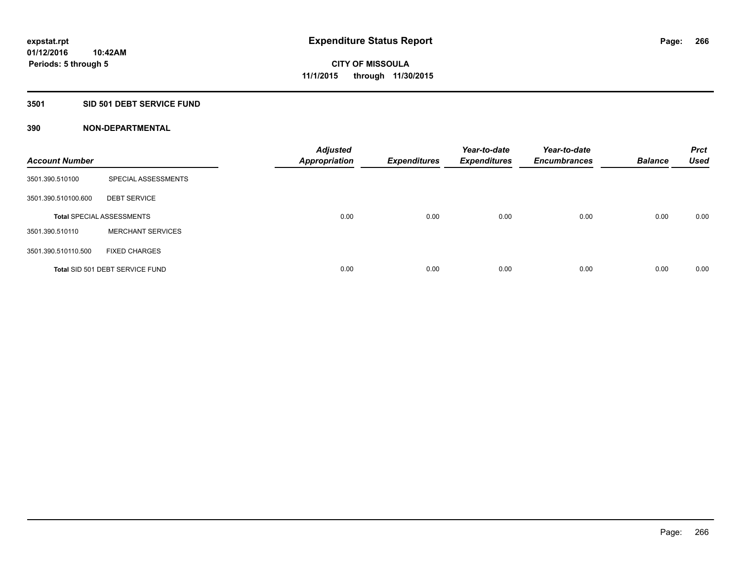# Expenditure Status Report

**expstat.rpt**
**01/12/2016 10:42AM**
**Periods: 5 through 5**

**CITY OF MISSOULA**
**11/1/2015 through 11/30/2015**

## 3501 SID 501 DEBT SERVICE FUND

### 390 NON-DEPARTMENTAL

| Account Number | | Adjusted Appropriation | Expenditures | Year-to-date Expenditures | Year-to-date Encumbrances | Balance | Prct Used |
|---|---|---|---|---|---|---|---|
| 3501.390.510100 | SPECIAL ASSESSMENTS | | | | | | |
| 3501.390.510100.600 | DEBT SERVICE | | | | | | |
| **Total** SPECIAL ASSESSMENTS | | 0.00 | 0.00 | 0.00 | 0.00 | 0.00 | 0.00 |
| 3501.390.510110 | MERCHANT SERVICES | | | | | | |
| 3501.390.510110.500 | FIXED CHARGES | | | | | | |
| **Total** SID 501 DEBT SERVICE FUND | | 0.00 | 0.00 | 0.00 | 0.00 | 0.00 | 0.00 |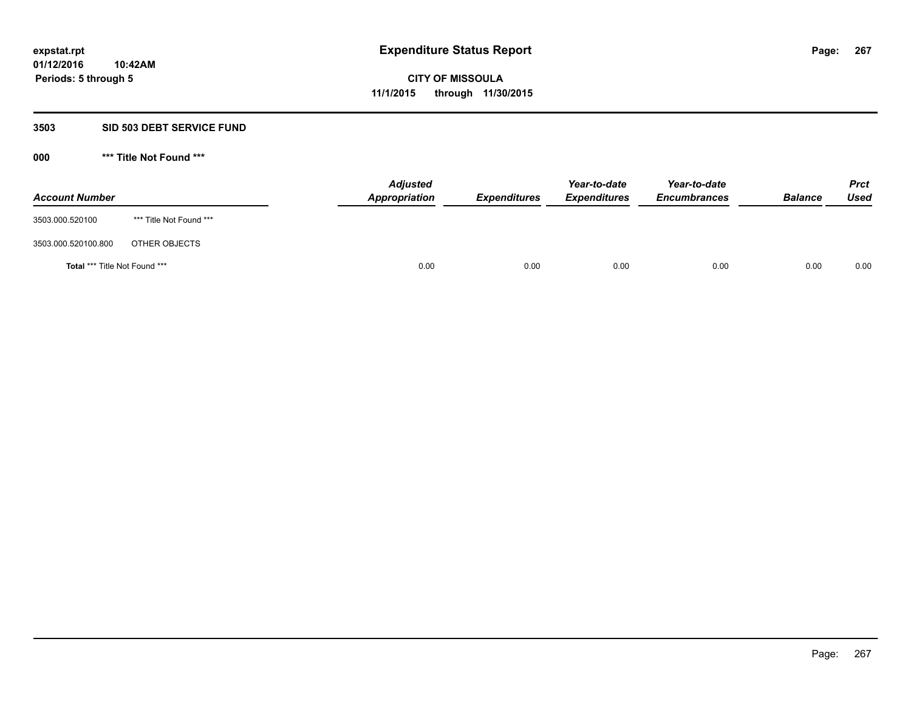**expstat.rpt**
**01/12/2016 10:42AM**
**Periods: 5 through 5**

# Expenditure Status Report

**CITY OF MISSOULA**
**11/1/2015 through 11/30/2015**

## 3503 SID 503 DEBT SERVICE FUND

### 000 *** Title Not Found ***

| Account Number | | Adjusted Appropriation | Expenditures | Year-to-date Expenditures | Year-to-date Encumbrances | Balance | Prct Used |
|---|---|---|---|---|---|---|---|
| 3503.000.520100 | *** Title Not Found *** | | | | | | |
| 3503.000.520100.800 | OTHER OBJECTS | | | | | | |
| **Total** *** Title Not Found *** | | 0.00 | 0.00 | 0.00 | 0.00 | 0.00 | 0.00 |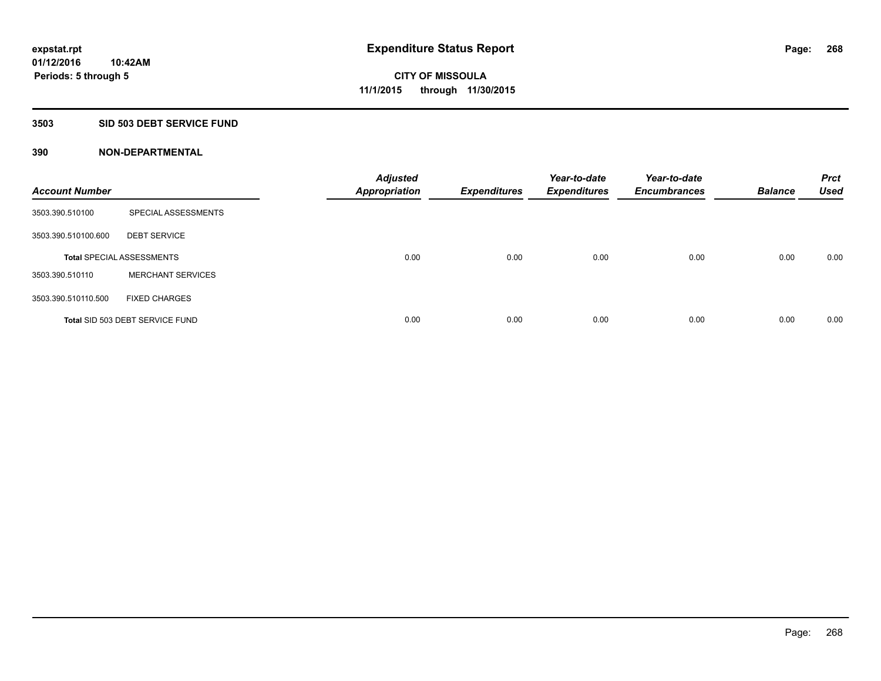expstat.rpt
01/12/2016 10:42AM
Periods: 5 through 5

# Expenditure Status Report

CITY OF MISSOULA
11/1/2015 through 11/30/2015

## 3503 SID 503 DEBT SERVICE FUND

## 390 NON-DEPARTMENTAL

| Account Number | | *Adjusted Appropriation* | *Expenditures* | *Year-to-date Expenditures* | *Year-to-date Encumbrances* | *Balance* | *Prct Used* |
|---|---|---|---|---|---|---|---|
| 3503.390.510100 | SPECIAL ASSESSMENTS | | | | | | |
| 3503.390.510100.600 | DEBT SERVICE | | | | | | |
| **Total** SPECIAL ASSESSMENTS | | 0.00 | 0.00 | 0.00 | 0.00 | 0.00 | 0.00 |
| 3503.390.510110 | MERCHANT SERVICES | | | | | | |
| 3503.390.510110.500 | FIXED CHARGES | | | | | | |
| **Total** SID 503 DEBT SERVICE FUND | | 0.00 | 0.00 | 0.00 | 0.00 | 0.00 | 0.00 |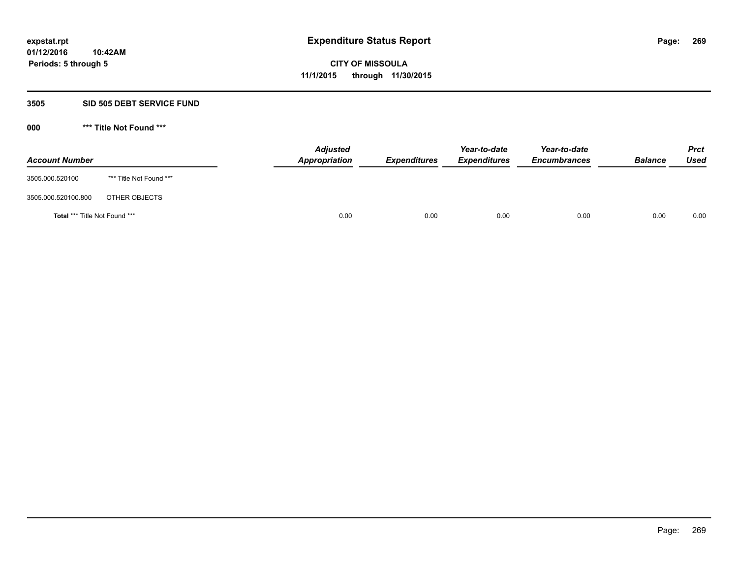**expstat.rpt**
**01/12/2016 10:42AM**
**Periods: 5 through 5**

# Expenditure Status Report

**CITY OF MISSOULA**
**11/1/2015 through 11/30/2015**

## 3505 SID 505 DEBT SERVICE FUND

### 000 *** Title Not Found ***

| Account Number | | Adjusted Appropriation | Expenditures | Year-to-date Expenditures | Year-to-date Encumbrances | Balance | Prct Used |
|---|---|---|---|---|---|---|---|
| 3505.000.520100 | *** Title Not Found *** | | | | | | |
| 3505.000.520100.800 | OTHER OBJECTS | | | | | | |
| **Total** *** Title Not Found *** | | 0.00 | 0.00 | 0.00 | 0.00 | 0.00 | 0.00 |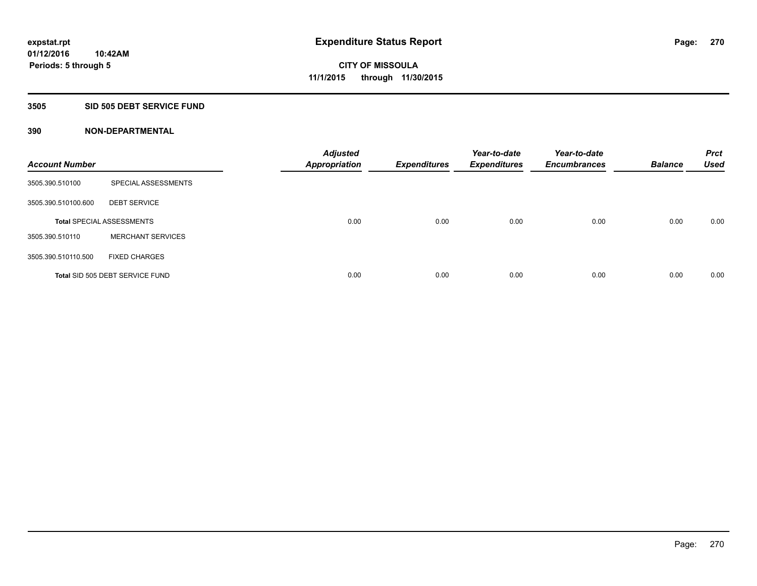expstat.rpt
01/12/2016 10:42AM
Periods: 5 through 5

# Expenditure Status Report

**CITY OF MISSOULA**
**11/1/2015 through 11/30/2015**

## 3505 SID 505 DEBT SERVICE FUND

### 390 NON-DEPARTMENTAL

| Account Number | | Adjusted Appropriation | Expenditures | Year-to-date Expenditures | Year-to-date Encumbrances | Balance | Prct Used |
|---|---|---|---|---|---|---|---|
| 3505.390.510100 | SPECIAL ASSESSMENTS | | | | | | |
| 3505.390.510100.600 | DEBT SERVICE | | | | | | |
| Total SPECIAL ASSESSMENTS | | 0.00 | 0.00 | 0.00 | 0.00 | 0.00 | 0.00 |
| 3505.390.510110 | MERCHANT SERVICES | | | | | | |
| 3505.390.510110.500 | FIXED CHARGES | | | | | | |
| Total SID 505 DEBT SERVICE FUND | | 0.00 | 0.00 | 0.00 | 0.00 | 0.00 | 0.00 |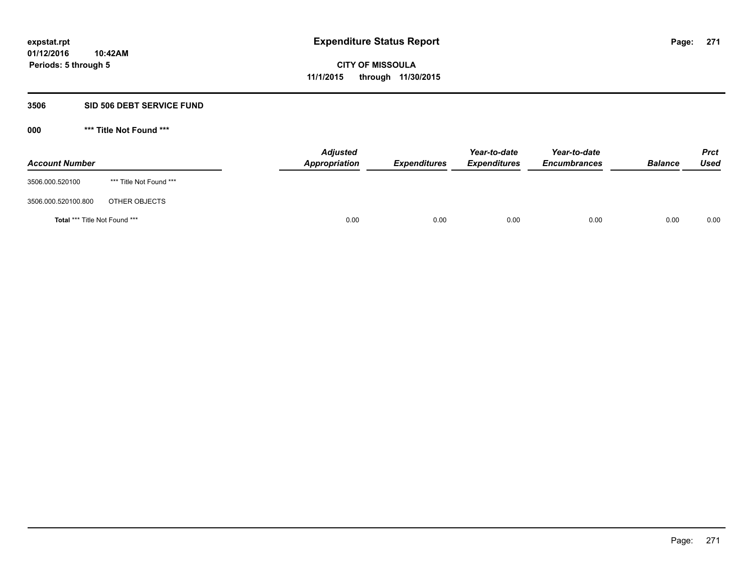# Expenditure Status Report

**CITY OF MISSOULA**

**11/1/2015 through 11/30/2015**

expstat.rpt
01/12/2016 10:42AM
Periods: 5 through 5

## 3506 SID 506 DEBT SERVICE FUND

### 000 *** Title Not Found ***

| Account Number | | Adjusted Appropriation | Expenditures | Year-to-date Expenditures | Year-to-date Encumbrances | Balance | Prct Used |
|---|---|---|---|---|---|---|---|
| 3506.000.520100 | *** Title Not Found *** | | | | | | |
| 3506.000.520100.800 | OTHER OBJECTS | | | | | | |
| **Total** *** Title Not Found *** | | 0.00 | 0.00 | 0.00 | 0.00 | 0.00 | 0.00 |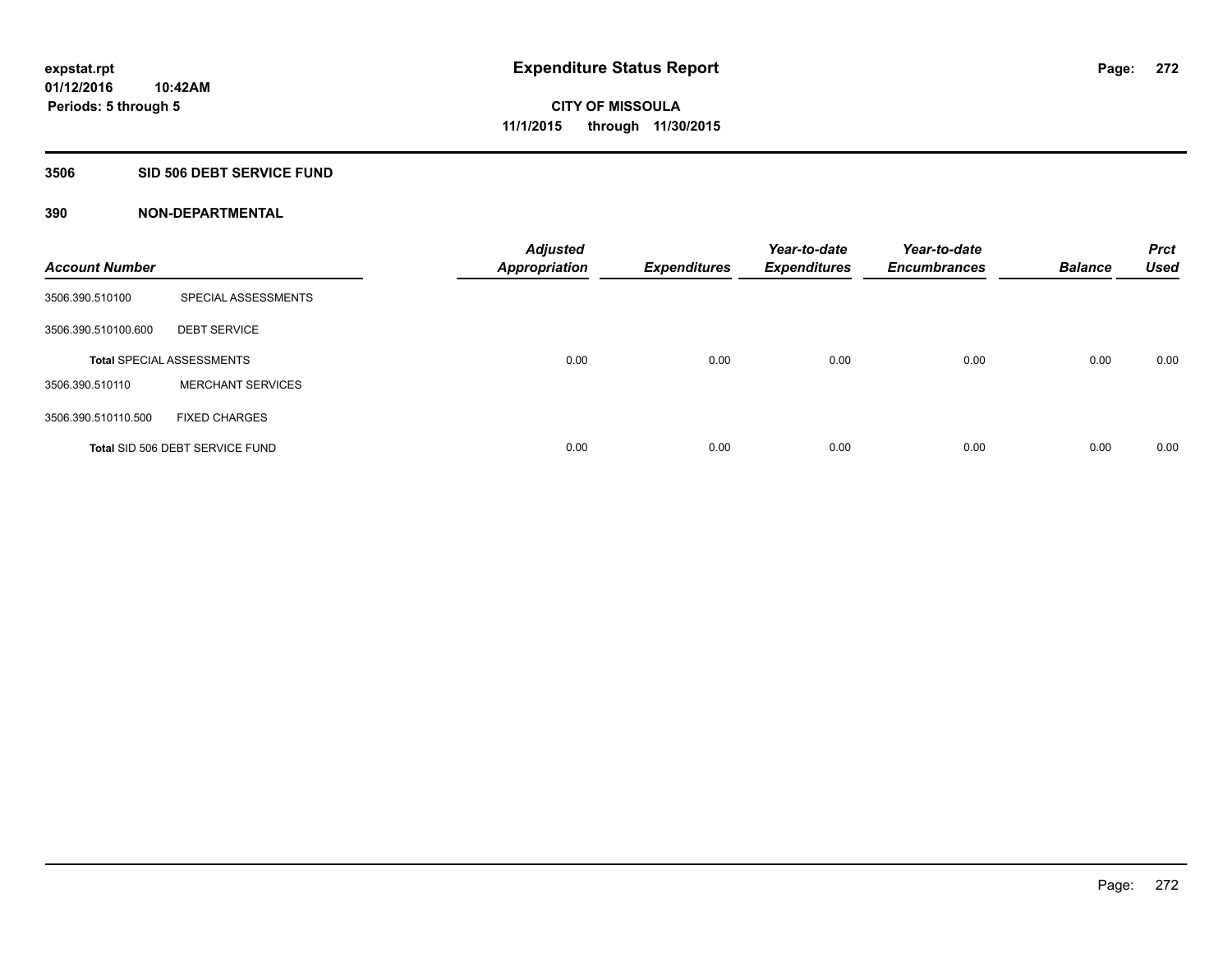expstat.rpt
01/12/2016 10:42AM
Periods: 5 through 5

# Expenditure Status Report

**CITY OF MISSOULA**
**11/1/2015 through 11/30/2015**

## 3506 SID 506 DEBT SERVICE FUND

### 390 NON-DEPARTMENTAL

| Account Number | | Adjusted Appropriation | Expenditures | Year-to-date Expenditures | Year-to-date Encumbrances | Balance | Prct Used |
|---|---|---|---|---|---|---|---|
| 3506.390.510100 | SPECIAL ASSESSMENTS | | | | | | |
| 3506.390.510100.600 | DEBT SERVICE | | | | | | |
| Total SPECIAL ASSESSMENTS | | 0.00 | 0.00 | 0.00 | 0.00 | 0.00 | 0.00 |
| 3506.390.510110 | MERCHANT SERVICES | | | | | | |
| 3506.390.510110.500 | FIXED CHARGES | | | | | | |
| Total SID 506 DEBT SERVICE FUND | | 0.00 | 0.00 | 0.00 | 0.00 | 0.00 | 0.00 |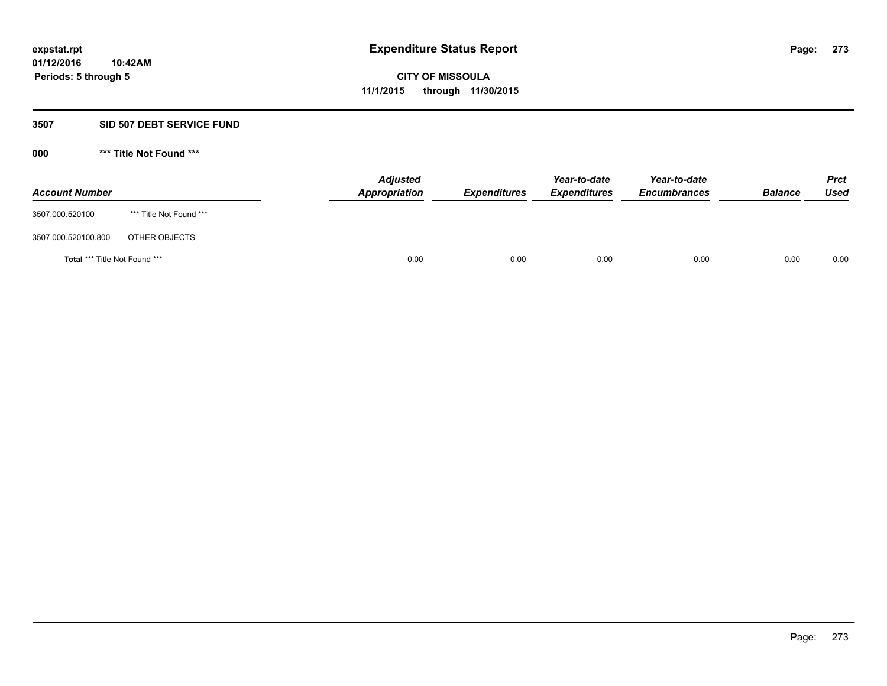# Expenditure Status Report

expstat.rpt
01/12/2016 10:42AM
Periods: 5 through 5

**CITY OF MISSOULA**
**11/1/2015 through 11/30/2015**

## 3507 SID 507 DEBT SERVICE FUND

### 000 *** Title Not Found ***

| Account Number | | Adjusted Appropriation | Expenditures | Year-to-date Expenditures | Year-to-date Encumbrances | Balance | Prct Used |
|---|---|---|---|---|---|---|---|
| 3507.000.520100 | *** Title Not Found *** | | | | | | |
| 3507.000.520100.800 | OTHER OBJECTS | | | | | | |
| **Total** *** Title Not Found *** | | 0.00 | 0.00 | 0.00 | 0.00 | 0.00 | 0.00 |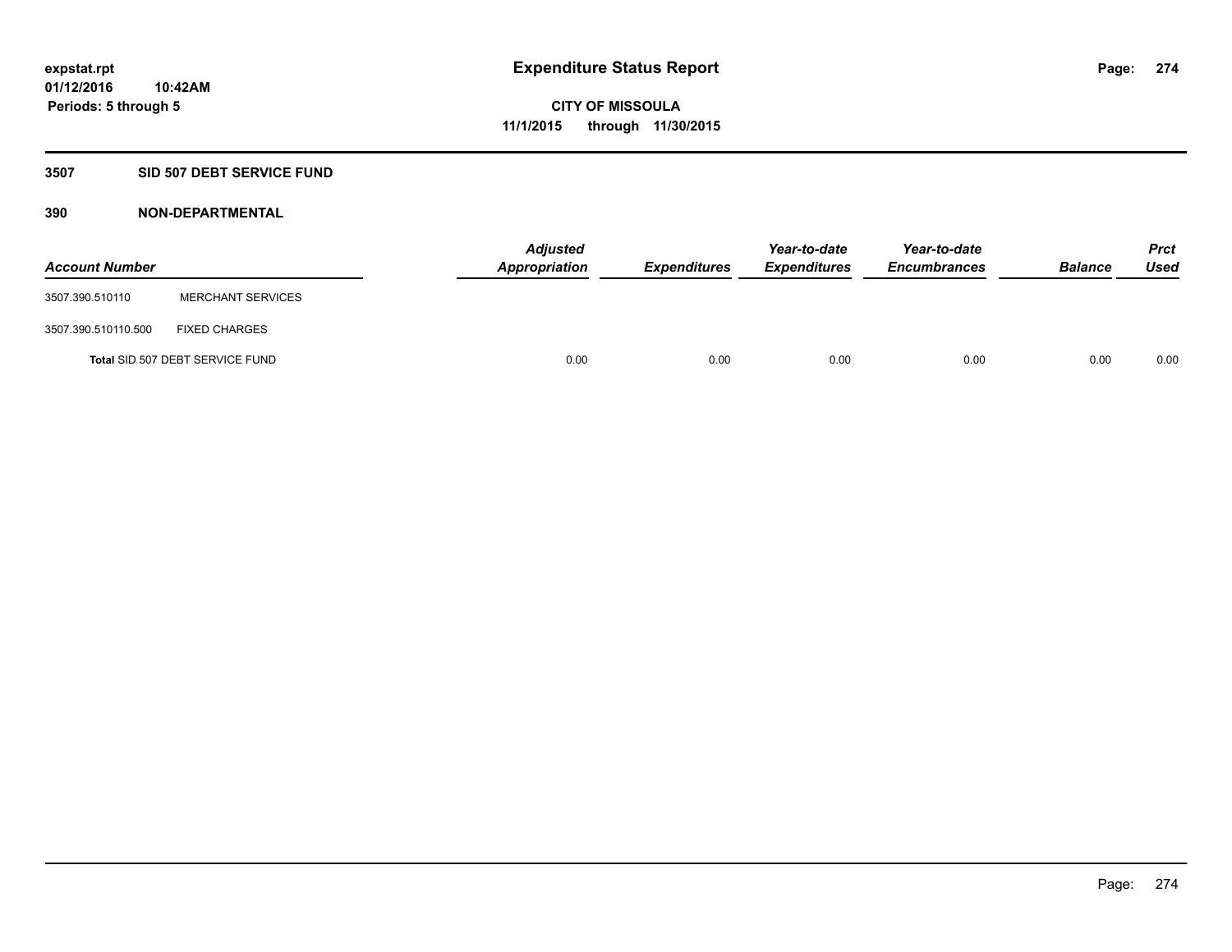**expstat.rpt**
**01/12/2016 10:42AM**
**Periods: 5 through 5**

# Expenditure Status Report

**CITY OF MISSOULA**
**11/1/2015 through 11/30/2015**

## 3507 SID 507 DEBT SERVICE FUND

### 390 NON-DEPARTMENTAL

| Account Number | | Adjusted Appropriation | Expenditures | Year-to-date Expenditures | Year-to-date Encumbrances | Balance | Prct Used |
|---|---|---|---|---|---|---|---|
| 3507.390.510110 | MERCHANT SERVICES | | | | | | |
| 3507.390.510110.500 | FIXED CHARGES | | | | | | |
| Total SID 507 DEBT SERVICE FUND | | 0.00 | 0.00 | 0.00 | 0.00 | 0.00 | 0.00 |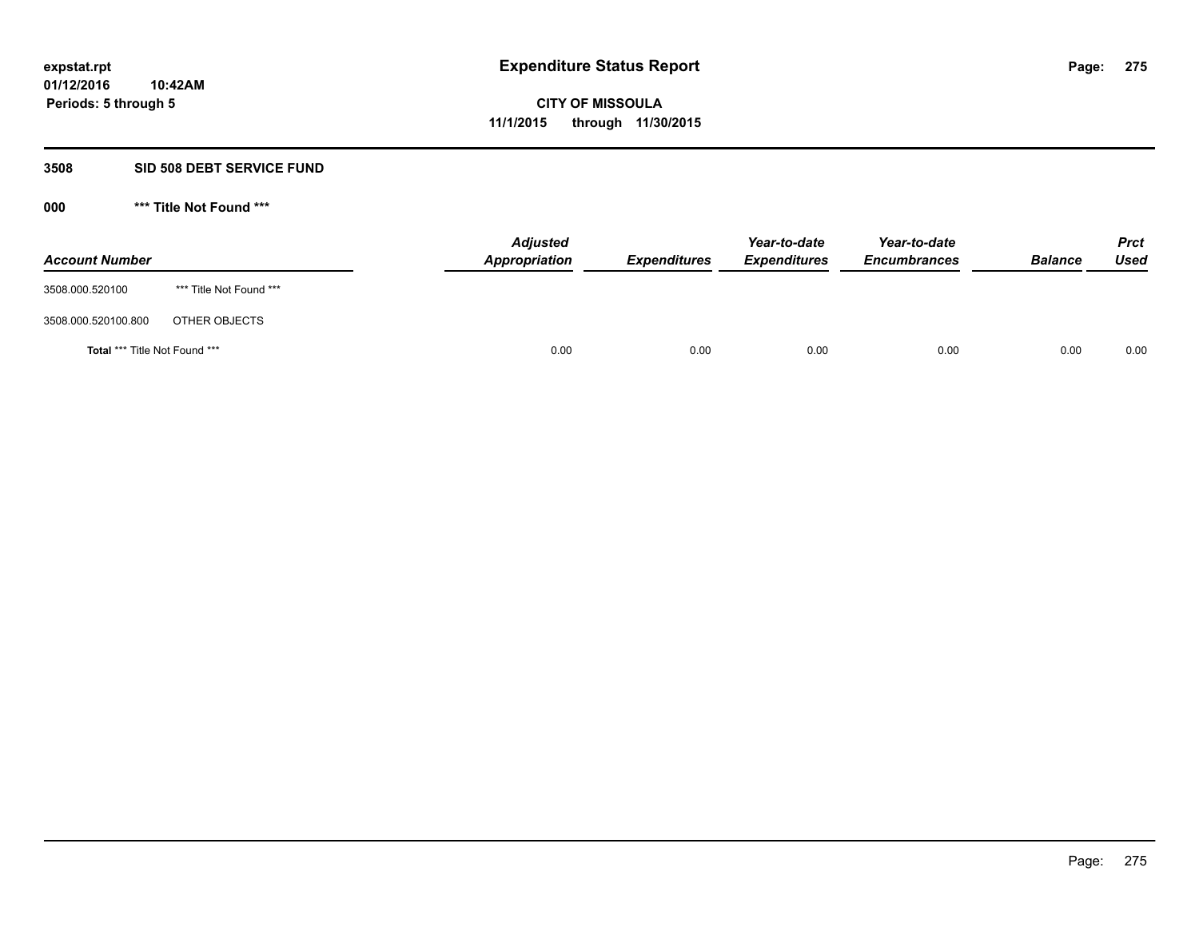# Expenditure Status Report

expstat.rpt
01/12/2016 10:42AM
Periods: 5 through 5

**CITY OF MISSOULA**
**11/1/2015 through 11/30/2015**

## 3508 SID 508 DEBT SERVICE FUND

### 000 *** Title Not Found ***

| Account Number | | Adjusted Appropriation | Expenditures | Year-to-date Expenditures | Year-to-date Encumbrances | Balance | Prct Used |
|---|---|---|---|---|---|---|---|
| 3508.000.520100 | *** Title Not Found *** | | | | | | |
| 3508.000.520100.800 | OTHER OBJECTS | | | | | | |
| **Total** *** Title Not Found *** | | 0.00 | 0.00 | 0.00 | 0.00 | 0.00 | 0.00 |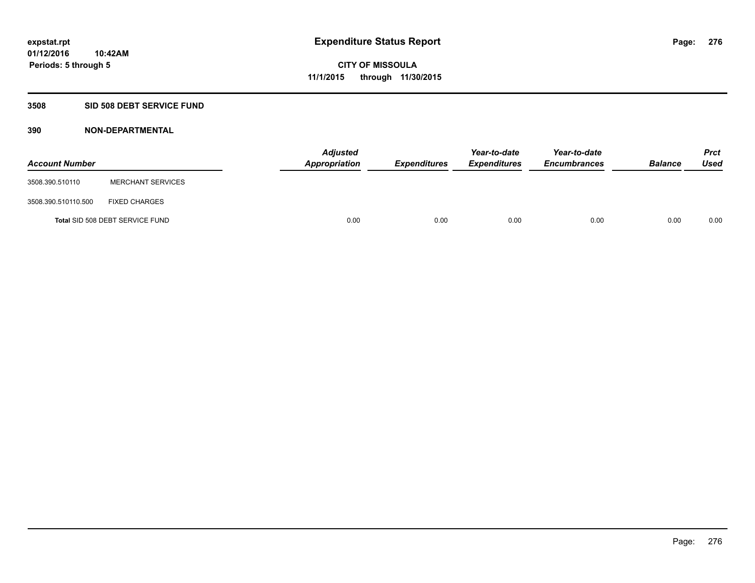expstat.rpt
01/12/2016 10:42AM
Periods: 5 through 5

# Expenditure Status Report

CITY OF MISSOULA
11/1/2015 through 11/30/2015

## 3508 SID 508 DEBT SERVICE FUND

### 390 NON-DEPARTMENTAL

| Account Number | | *Adjusted Appropriation* | *Expenditures* | *Year-to-date Expenditures* | *Year-to-date Encumbrances* | *Balance* | *Prct Used* |
|---|---|---|---|---|---|---|---|
| 3508.390.510110 | MERCHANT SERVICES | | | | | | |
| 3508.390.510110.500 | FIXED CHARGES | | | | | | |
| **Total** SID 508 DEBT SERVICE FUND | | 0.00 | 0.00 | 0.00 | 0.00 | 0.00 | 0.00 |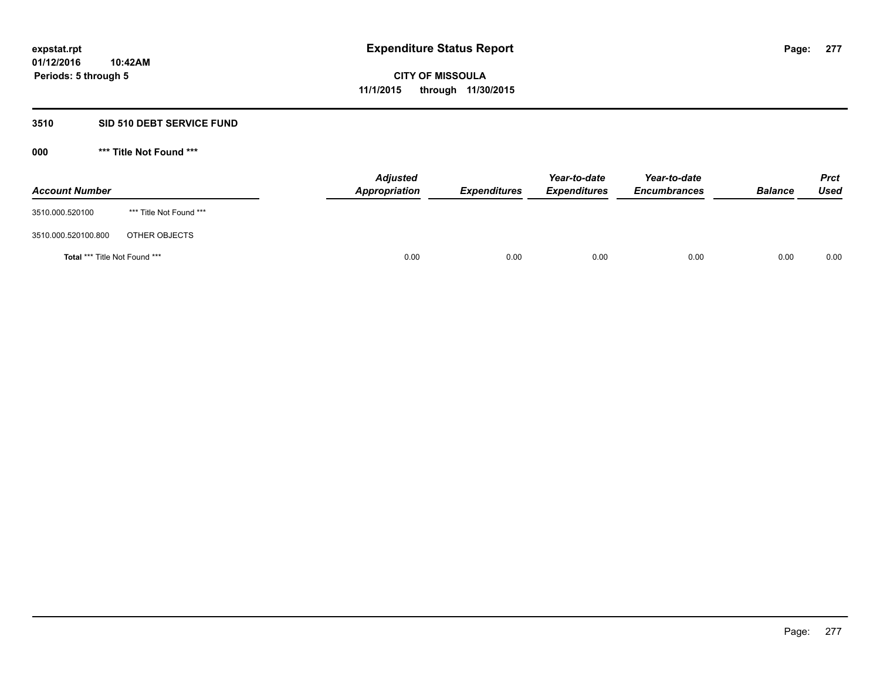expstat.rpt
01/12/2016 10:42AM
Periods: 5 through 5

# Expenditure Status Report

**CITY OF MISSOULA**
**11/1/2015 through 11/30/2015**

## 3510 SID 510 DEBT SERVICE FUND

### 000 *** Title Not Found ***

| Account Number | | Adjusted Appropriation | Expenditures | Year-to-date Expenditures | Year-to-date Encumbrances | Balance | Prct Used |
|---|---|---|---|---|---|---|---|
| 3510.000.520100 | *** Title Not Found *** | | | | | | |
| 3510.000.520100.800 | OTHER OBJECTS | | | | | | |
| **Total** *** Title Not Found *** | | 0.00 | 0.00 | 0.00 | 0.00 | 0.00 | 0.00 |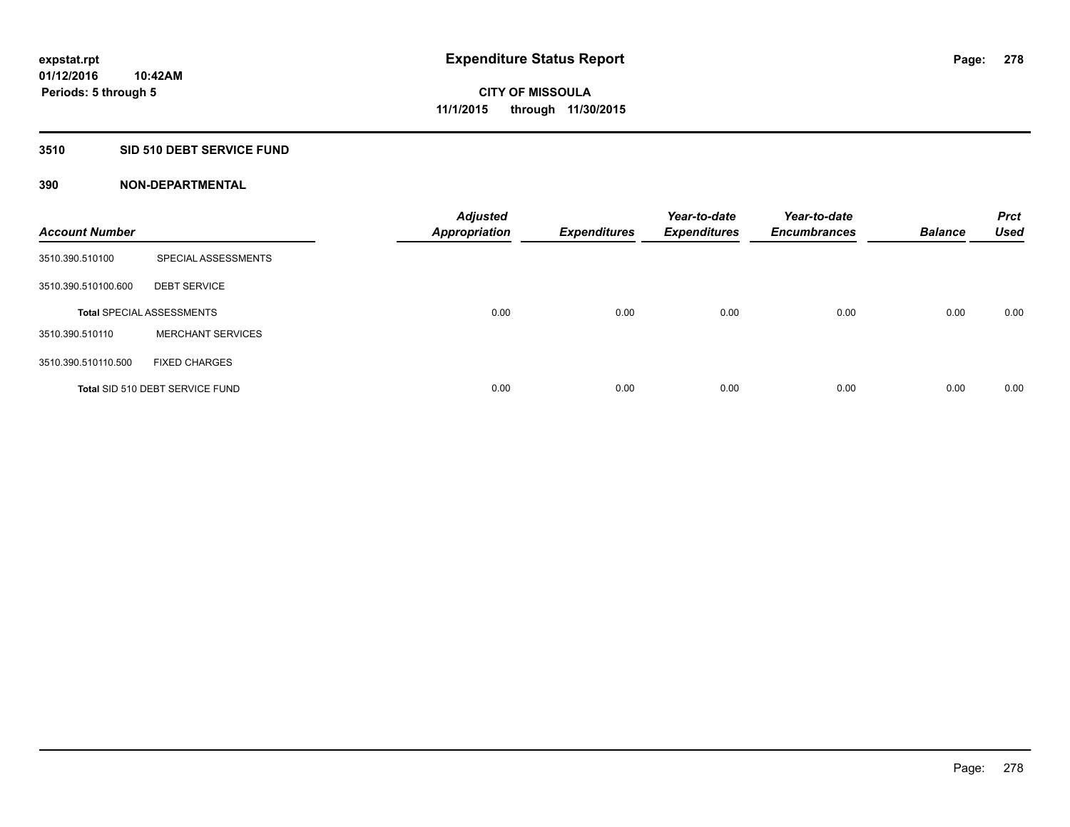expstat.rpt
01/12/2016 10:42AM
Periods: 5 through 5

# Expenditure Status Report

CITY OF MISSOULA
11/1/2015 through 11/30/2015

## 3510 SID 510 DEBT SERVICE FUND

### 390 NON-DEPARTMENTAL

| Account Number | | Adjusted Appropriation | Expenditures | Year-to-date Expenditures | Year-to-date Encumbrances | Balance | Prct Used |
|---|---|---|---|---|---|---|---|
| 3510.390.510100 | SPECIAL ASSESSMENTS | | | | | | |
| 3510.390.510100.600 | DEBT SERVICE | | | | | | |
| **Total** SPECIAL ASSESSMENTS | | 0.00 | 0.00 | 0.00 | 0.00 | 0.00 | 0.00 |
| 3510.390.510110 | MERCHANT SERVICES | | | | | | |
| 3510.390.510110.500 | FIXED CHARGES | | | | | | |
| **Total** SID 510 DEBT SERVICE FUND | | 0.00 | 0.00 | 0.00 | 0.00 | 0.00 | 0.00 |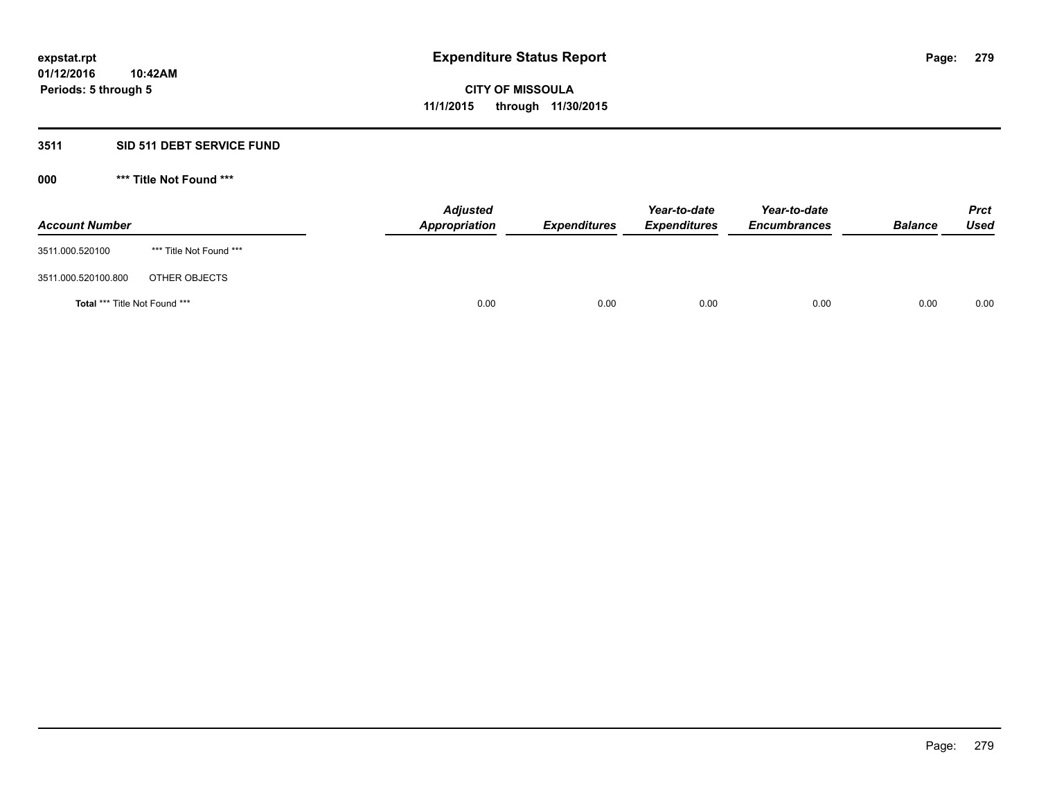**expstat.rpt**
**01/12/2016 10:42AM**
**Periods: 5 through 5**

# Expenditure Status Report

**CITY OF MISSOULA**
**11/1/2015 through 11/30/2015**

## 3511 SID 511 DEBT SERVICE FUND

### 000 *** Title Not Found ***

| Account Number | | Adjusted Appropriation | Expenditures | Year-to-date Expenditures | Year-to-date Encumbrances | Balance | Prct Used |
|---|---|---|---|---|---|---|---|
| 3511.000.520100 | *** Title Not Found *** | | | | | | |
| 3511.000.520100.800 | OTHER OBJECTS | | | | | | |
| **Total** *** Title Not Found *** | | 0.00 | 0.00 | 0.00 | 0.00 | 0.00 | 0.00 |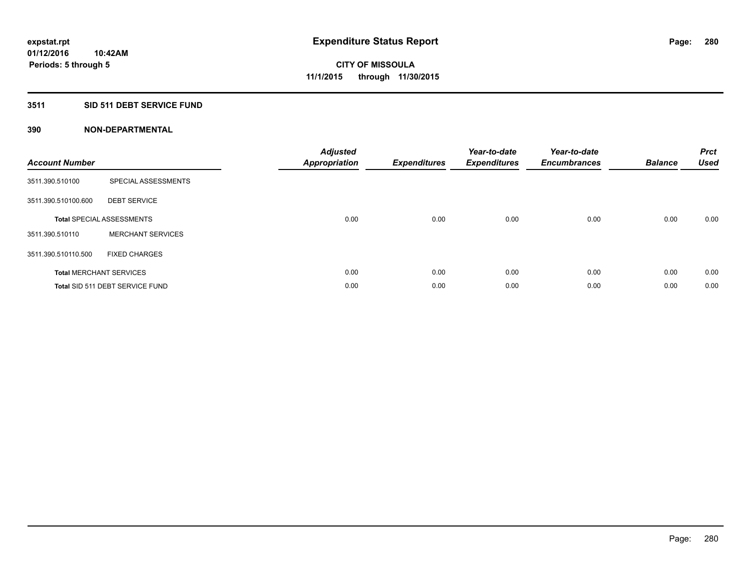**expstat.rpt**
**01/12/2016 10:42AM**
**Periods: 5 through 5**

# Expenditure Status Report

**CITY OF MISSOULA**
**11/1/2015 through 11/30/2015**

## 3511 SID 511 DEBT SERVICE FUND

## 390 NON-DEPARTMENTAL

| Account Number | | Adjusted Appropriation | Expenditures | Year-to-date Expenditures | Year-to-date Encumbrances | Balance | Prct Used |
|---|---|---|---|---|---|---|---|
| 3511.390.510100 | SPECIAL ASSESSMENTS | | | | | | |
| 3511.390.510100.600 | DEBT SERVICE | | | | | | |
| **Total** SPECIAL ASSESSMENTS | | 0.00 | 0.00 | 0.00 | 0.00 | 0.00 | 0.00 |
| 3511.390.510110 | MERCHANT SERVICES | | | | | | |
| 3511.390.510110.500 | FIXED CHARGES | | | | | | |
| **Total** MERCHANT SERVICES | | 0.00 | 0.00 | 0.00 | 0.00 | 0.00 | 0.00 |
| **Total** SID 511 DEBT SERVICE FUND | | 0.00 | 0.00 | 0.00 | 0.00 | 0.00 | 0.00 |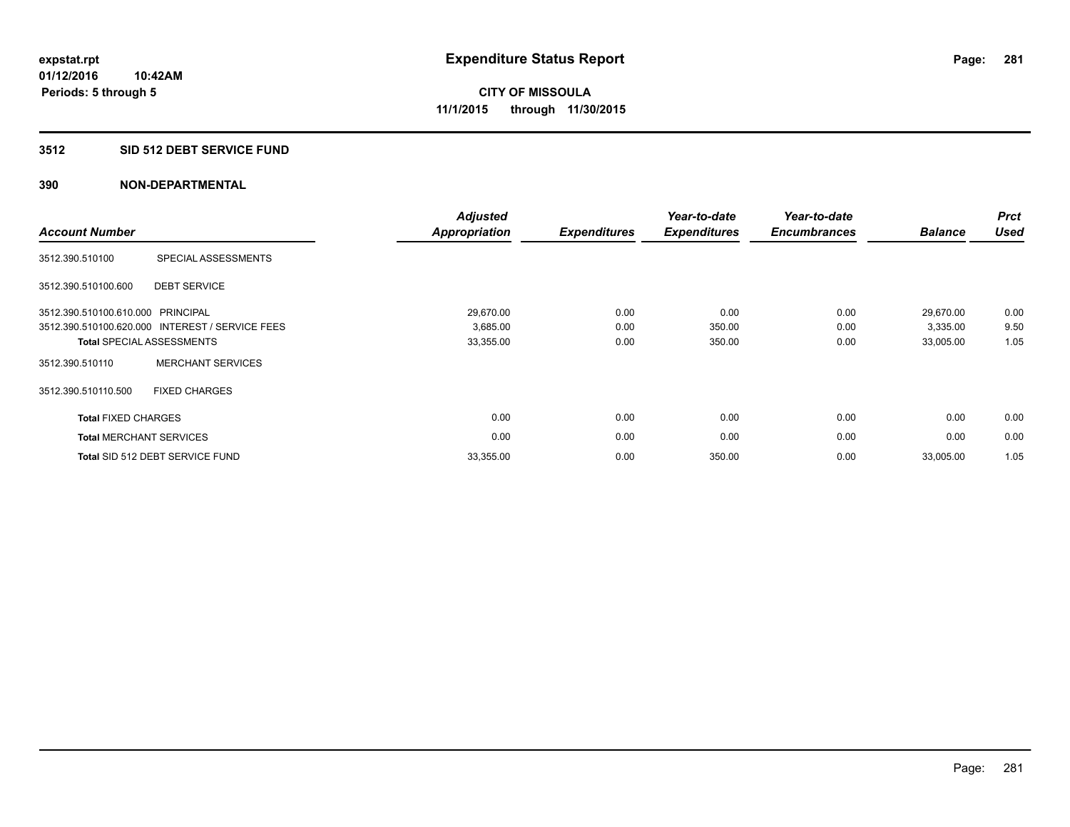expstat.rpt
01/12/2016 10:42AM
Periods: 5 through 5

# Expenditure Status Report

CITY OF MISSOULA
11/1/2015 through 11/30/2015

## 3512 SID 512 DEBT SERVICE FUND

## 390 NON-DEPARTMENTAL

| Account Number | | Adjusted Appropriation | Expenditures | Year-to-date Expenditures | Year-to-date Encumbrances | Balance | Prct Used |
|---|---|---|---|---|---|---|---|
| 3512.390.510100 | SPECIAL ASSESSMENTS | | | | | | |
| 3512.390.510100.600 | DEBT SERVICE | | | | | | |
| 3512.390.510100.610.000 | PRINCIPAL | 29,670.00 | 0.00 | 0.00 | 0.00 | 29,670.00 | 0.00 |
| 3512.390.510100.620.000 | INTEREST / SERVICE FEES | 3,685.00 | 0.00 | 350.00 | 0.00 | 3,335.00 | 9.50 |
| **Total** SPECIAL ASSESSMENTS | | 33,355.00 | 0.00 | 350.00 | 0.00 | 33,005.00 | 1.05 |
| 3512.390.510110 | MERCHANT SERVICES | | | | | | |
| 3512.390.510110.500 | FIXED CHARGES | | | | | | |
| **Total** FIXED CHARGES | | 0.00 | 0.00 | 0.00 | 0.00 | 0.00 | 0.00 |
| **Total** MERCHANT SERVICES | | 0.00 | 0.00 | 0.00 | 0.00 | 0.00 | 0.00 |
| **Total** SID 512 DEBT SERVICE FUND | | 33,355.00 | 0.00 | 350.00 | 0.00 | 33,005.00 | 1.05 |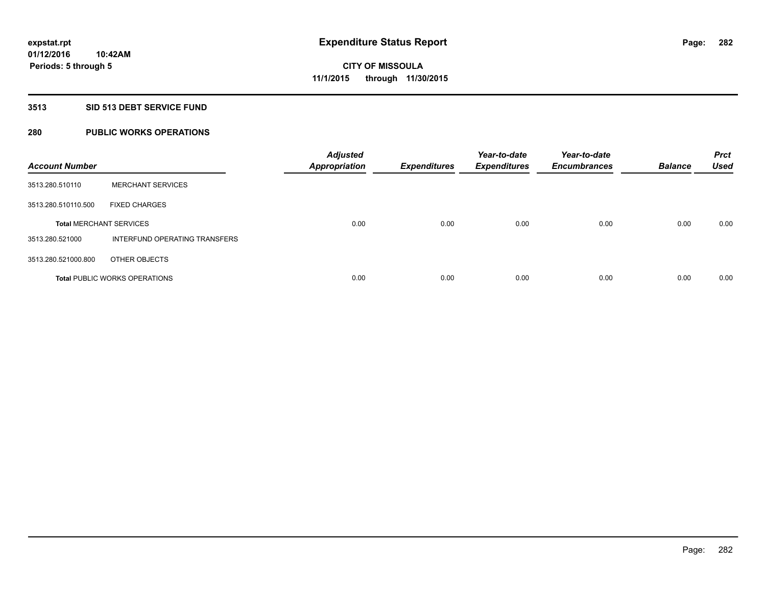# Expenditure Status Report

**CITY OF MISSOULA**
**11/1/2015 through 11/30/2015**

expstat.rpt
01/12/2016 10:42AM
Periods: 5 through 5

## 3513 SID 513 DEBT SERVICE FUND

## 280 PUBLIC WORKS OPERATIONS

| Account Number | | Adjusted Appropriation | Expenditures | Year-to-date Expenditures | Year-to-date Encumbrances | Balance | Prct Used |
|---|---|---|---|---|---|---|---|
| 3513.280.510110 | MERCHANT SERVICES | | | | | | |
| 3513.280.510110.500 | FIXED CHARGES | | | | | | |
| **Total** MERCHANT SERVICES | | 0.00 | 0.00 | 0.00 | 0.00 | 0.00 | 0.00 |
| 3513.280.521000 | INTERFUND OPERATING TRANSFERS | | | | | | |
| 3513.280.521000.800 | OTHER OBJECTS | | | | | | |
| **Total** PUBLIC WORKS OPERATIONS | | 0.00 | 0.00 | 0.00 | 0.00 | 0.00 | 0.00 |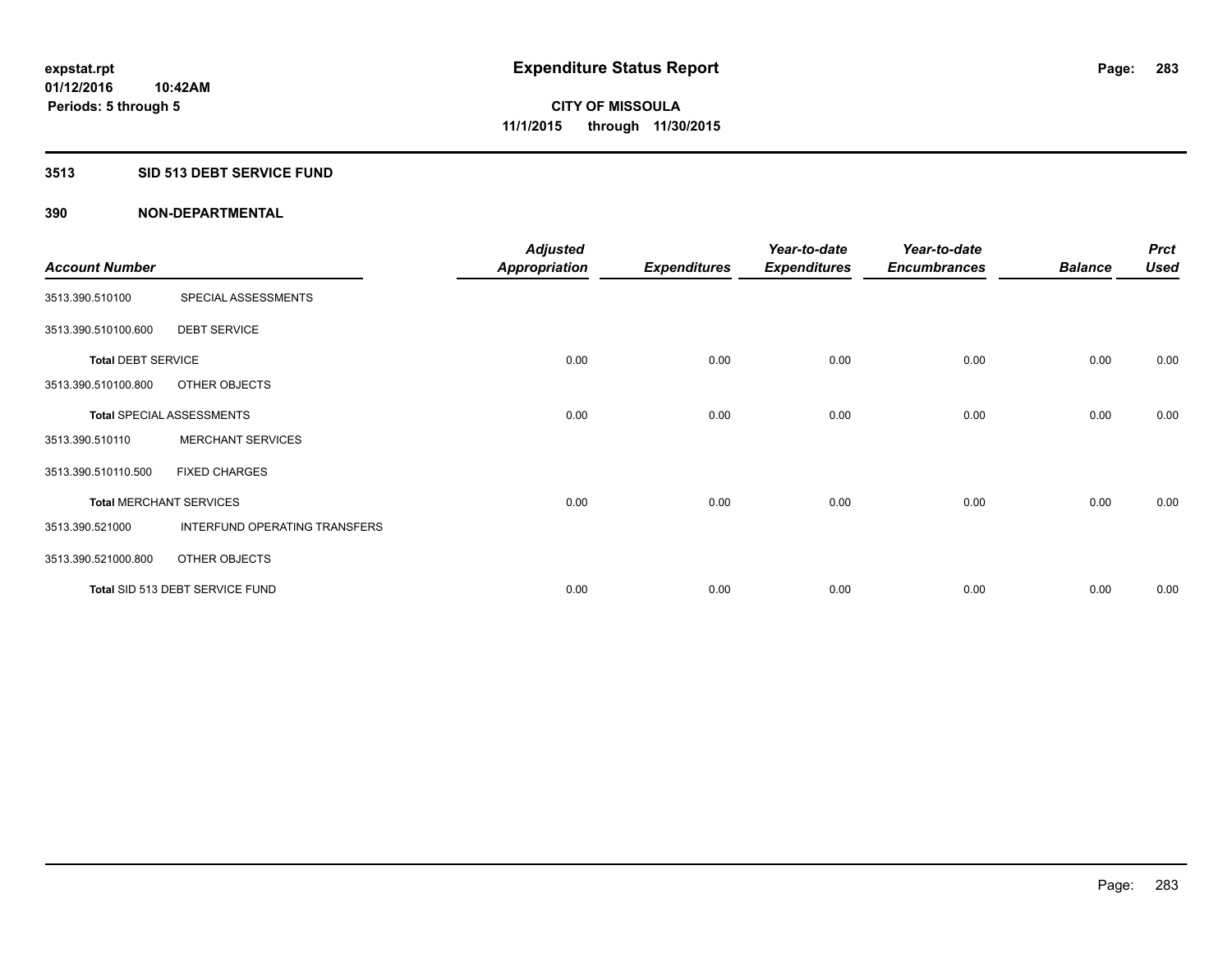# Expenditure Status Report

**expstat.rpt**
**01/12/2016 10:42AM**
**Periods: 5 through 5**

**CITY OF MISSOULA**
**11/1/2015 through 11/30/2015**

## 3513 SID 513 DEBT SERVICE FUND

## 390 NON-DEPARTMENTAL

| Account Number | | Adjusted Appropriation | Expenditures | Year-to-date Expenditures | Year-to-date Encumbrances | Balance | Prct Used |
|---|---|---|---|---|---|---|---|
| 3513.390.510100 | SPECIAL ASSESSMENTS | | | | | | |
| 3513.390.510100.600 | DEBT SERVICE | | | | | | |
| **Total** DEBT SERVICE | | 0.00 | 0.00 | 0.00 | 0.00 | 0.00 | 0.00 |
| 3513.390.510100.800 | OTHER OBJECTS | | | | | | |
| **Total** SPECIAL ASSESSMENTS | | 0.00 | 0.00 | 0.00 | 0.00 | 0.00 | 0.00 |
| 3513.390.510110 | MERCHANT SERVICES | | | | | | |
| 3513.390.510110.500 | FIXED CHARGES | | | | | | |
| **Total** MERCHANT SERVICES | | 0.00 | 0.00 | 0.00 | 0.00 | 0.00 | 0.00 |
| 3513.390.521000 | INTERFUND OPERATING TRANSFERS | | | | | | |
| 3513.390.521000.800 | OTHER OBJECTS | | | | | | |
| **Total** SID 513 DEBT SERVICE FUND | | 0.00 | 0.00 | 0.00 | 0.00 | 0.00 | 0.00 |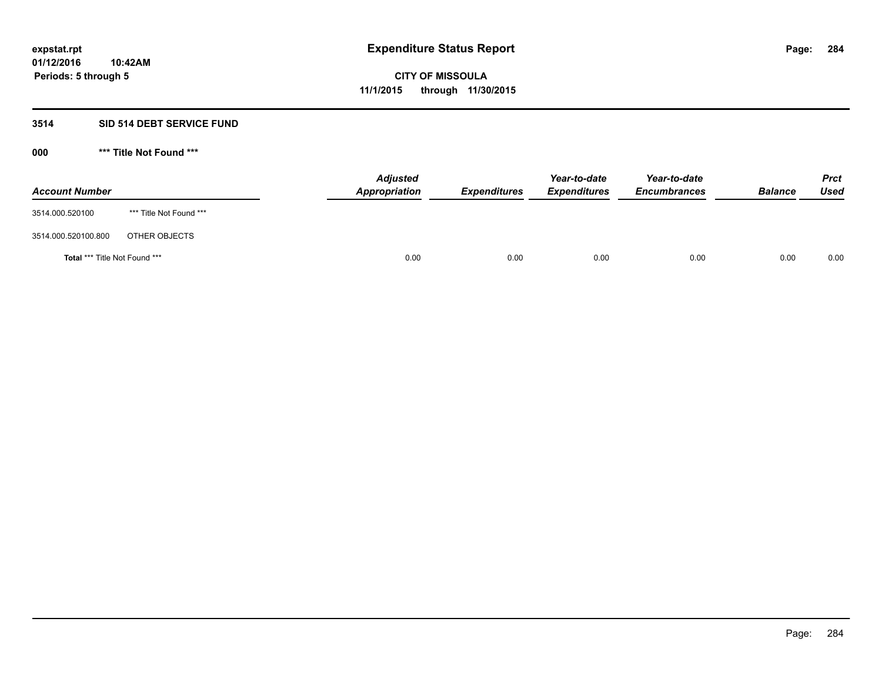# Expenditure Status Report

**expstat.rpt**
**01/12/2016 10:42AM**
**Periods: 5 through 5**

**CITY OF MISSOULA**
**11/1/2015 through 11/30/2015**

## 3514 SID 514 DEBT SERVICE FUND

### 000 *** Title Not Found ***

| Account Number | | Adjusted Appropriation | Expenditures | Year-to-date Expenditures | Year-to-date Encumbrances | Balance | Prct Used |
|---|---|---|---|---|---|---|---|
| 3514.000.520100 | *** Title Not Found *** | | | | | | |
| 3514.000.520100.800 | OTHER OBJECTS | | | | | | |
| **Total** *** Title Not Found *** | | 0.00 | 0.00 | 0.00 | 0.00 | 0.00 | 0.00 |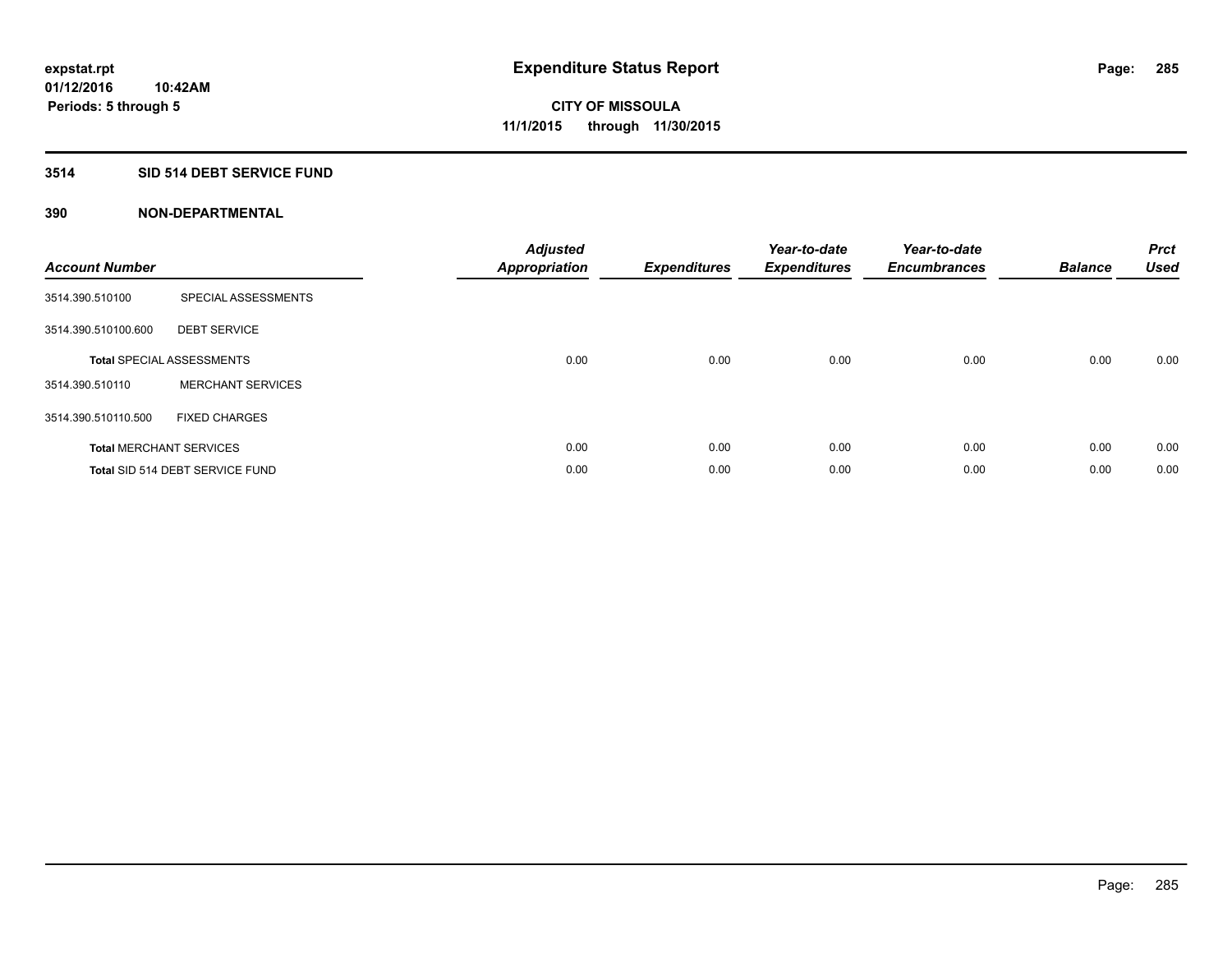**expstat.rpt**
**01/12/2016 10:42AM**
**Periods: 5 through 5**

# Expenditure Status Report

**CITY OF MISSOULA**
**11/1/2015 through 11/30/2015**

## 3514 SID 514 DEBT SERVICE FUND

### 390 NON-DEPARTMENTAL

| Account Number | | Adjusted Appropriation | Expenditures | Year-to-date Expenditures | Year-to-date Encumbrances | Balance | Prct Used |
|---|---|---|---|---|---|---|---|
| 3514.390.510100 | SPECIAL ASSESSMENTS | | | | | | |
| 3514.390.510100.600 | DEBT SERVICE | | | | | | |
| **Total** SPECIAL ASSESSMENTS | | 0.00 | 0.00 | 0.00 | 0.00 | 0.00 | 0.00 |
| 3514.390.510110 | MERCHANT SERVICES | | | | | | |
| 3514.390.510110.500 | FIXED CHARGES | | | | | | |
| **Total** MERCHANT SERVICES | | 0.00 | 0.00 | 0.00 | 0.00 | 0.00 | 0.00 |
| **Total** SID 514 DEBT SERVICE FUND | | 0.00 | 0.00 | 0.00 | 0.00 | 0.00 | 0.00 |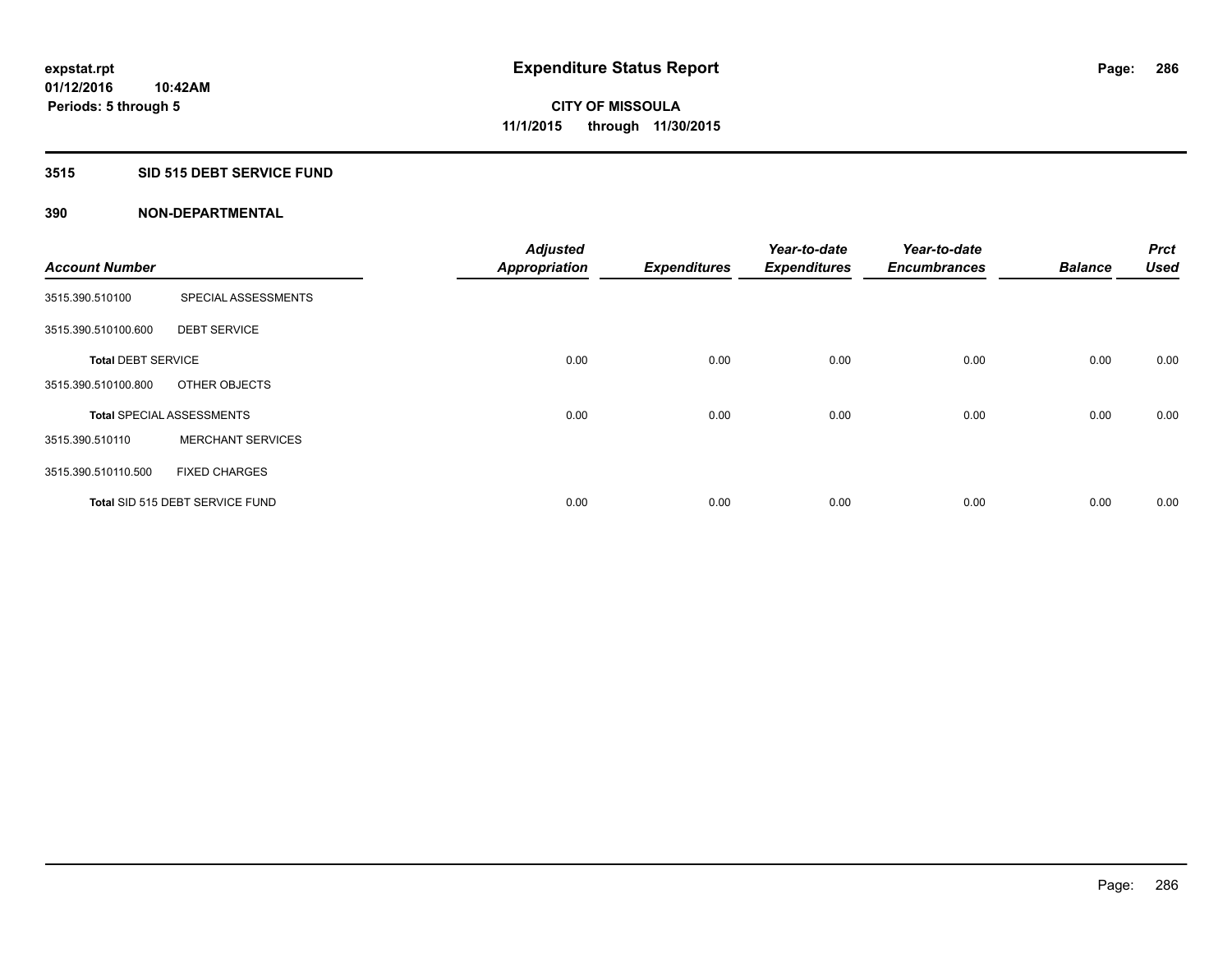**expstat.rpt**
**01/12/2016 10:42AM**
**Periods: 5 through 5**

# Expenditure Status Report

**CITY OF MISSOULA**
**11/1/2015 through 11/30/2015**

## 3515 SID 515 DEBT SERVICE FUND

## 390 NON-DEPARTMENTAL

| Account Number | | Adjusted Appropriation | Expenditures | Year-to-date Expenditures | Year-to-date Encumbrances | Balance | Prct Used |
|---|---|---|---|---|---|---|---|
| 3515.390.510100 | SPECIAL ASSESSMENTS | | | | | | |
| 3515.390.510100.600 | DEBT SERVICE | | | | | | |
| **Total** DEBT SERVICE | | 0.00 | 0.00 | 0.00 | 0.00 | 0.00 | 0.00 |
| 3515.390.510100.800 | OTHER OBJECTS | | | | | | |
| **Total** SPECIAL ASSESSMENTS | | 0.00 | 0.00 | 0.00 | 0.00 | 0.00 | 0.00 |
| 3515.390.510110 | MERCHANT SERVICES | | | | | | |
| 3515.390.510110.500 | FIXED CHARGES | | | | | | |
| **Total** SID 515 DEBT SERVICE FUND | | 0.00 | 0.00 | 0.00 | 0.00 | 0.00 | 0.00 |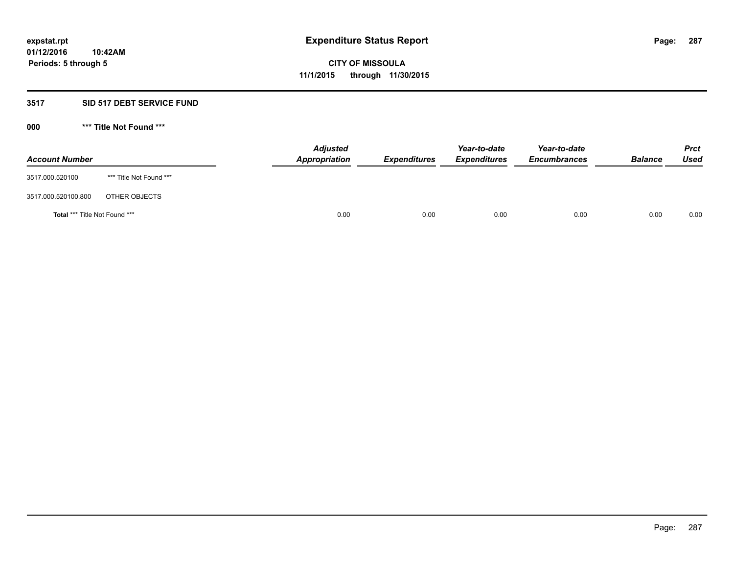**expstat.rpt**
**01/12/2016 10:42AM**
**Periods: 5 through 5**

# Expenditure Status Report

**CITY OF MISSOULA**
**11/1/2015 through 11/30/2015**

## 3517 SID 517 DEBT SERVICE FUND

### 000 *** Title Not Found ***

| Account Number | | Adjusted Appropriation | Expenditures | Year-to-date Expenditures | Year-to-date Encumbrances | Balance | Prct Used |
|---|---|---|---|---|---|---|---|
| 3517.000.520100 | *** Title Not Found *** | | | | | | |
| 3517.000.520100.800 | OTHER OBJECTS | | | | | | |
| **Total** *** Title Not Found *** | | 0.00 | 0.00 | 0.00 | 0.00 | 0.00 | 0.00 |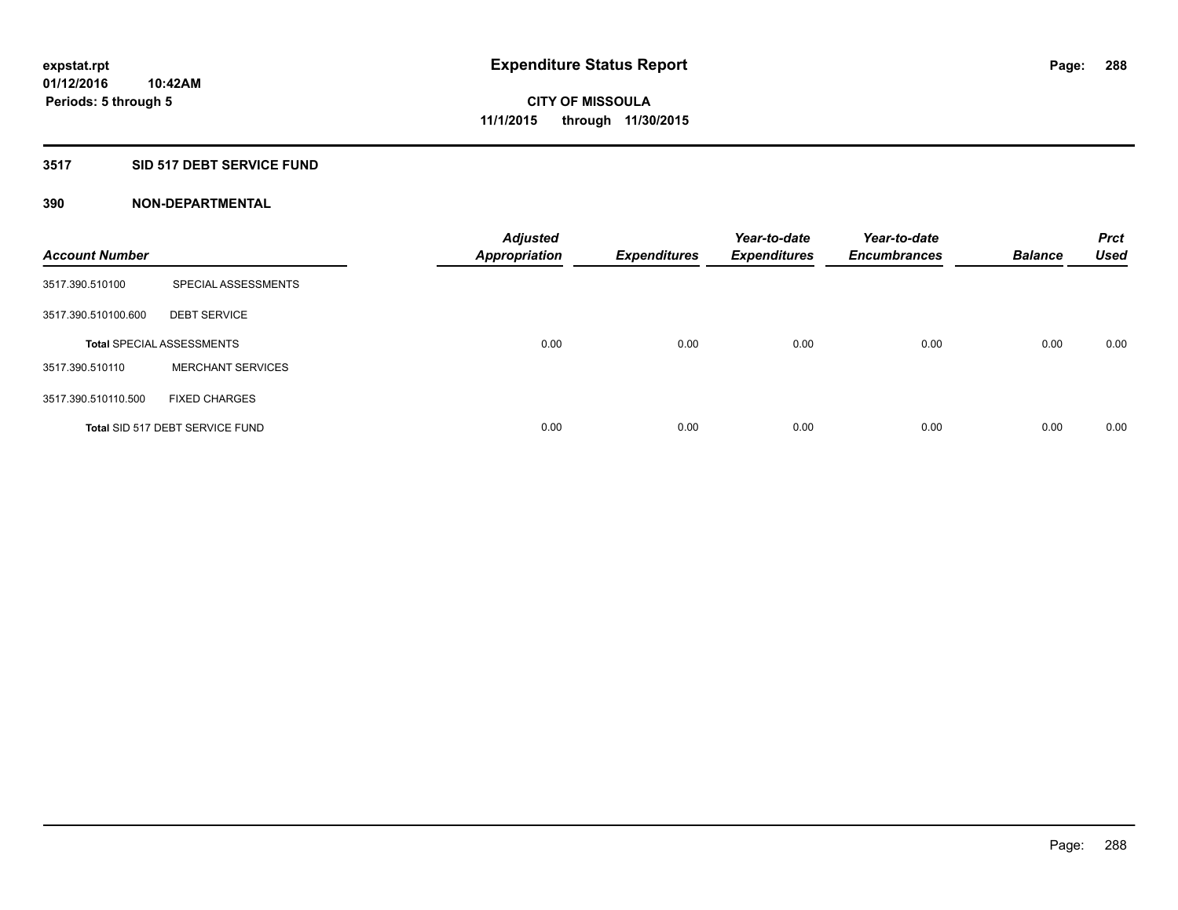**expstat.rpt**
**01/12/2016 10:42AM**
**Periods: 5 through 5**

# Expenditure Status Report

**CITY OF MISSOULA**
**11/1/2015 through 11/30/2015**

## 3517 SID 517 DEBT SERVICE FUND

### 390 NON-DEPARTMENTAL

| Account Number | | Adjusted Appropriation | Expenditures | Year-to-date Expenditures | Year-to-date Encumbrances | Balance | Prct Used |
|---|---|---|---|---|---|---|---|
| 3517.390.510100 | SPECIAL ASSESSMENTS | | | | | | |
| 3517.390.510100.600 | DEBT SERVICE | | | | | | |
| Total SPECIAL ASSESSMENTS | | 0.00 | 0.00 | 0.00 | 0.00 | 0.00 | 0.00 |
| 3517.390.510110 | MERCHANT SERVICES | | | | | | |
| 3517.390.510110.500 | FIXED CHARGES | | | | | | |
| Total SID 517 DEBT SERVICE FUND | | 0.00 | 0.00 | 0.00 | 0.00 | 0.00 | 0.00 |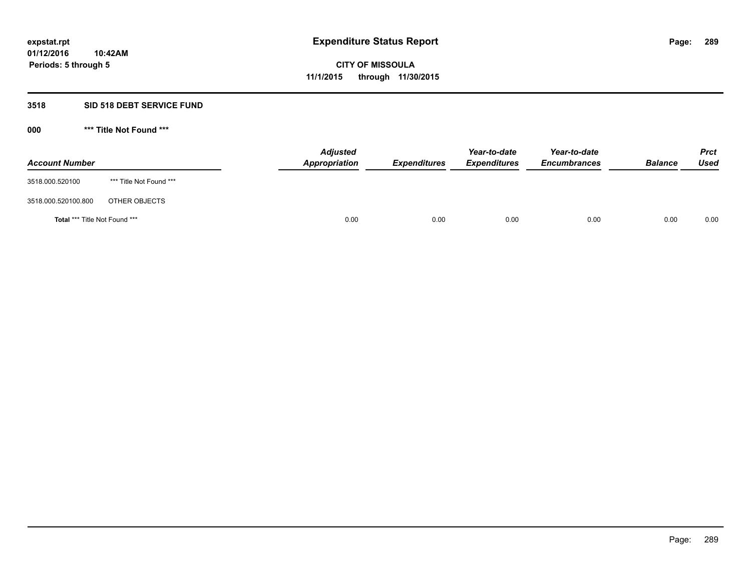# Expenditure Status Report

**CITY OF MISSOULA**

**11/1/2015 through 11/30/2015**

expstat.rpt
01/12/2016 10:42AM
Periods: 5 through 5

## 3518 SID 518 DEBT SERVICE FUND

### 000 *** Title Not Found ***

| Account Number | | Adjusted Appropriation | Expenditures | Year-to-date Expenditures | Year-to-date Encumbrances | Balance | Prct Used |
|---|---|---|---|---|---|---|---|
| 3518.000.520100 | *** Title Not Found *** | | | | | | |
| 3518.000.520100.800 | OTHER OBJECTS | | | | | | |
| **Total** *** Title Not Found *** | | 0.00 | 0.00 | 0.00 | 0.00 | 0.00 | 0.00 |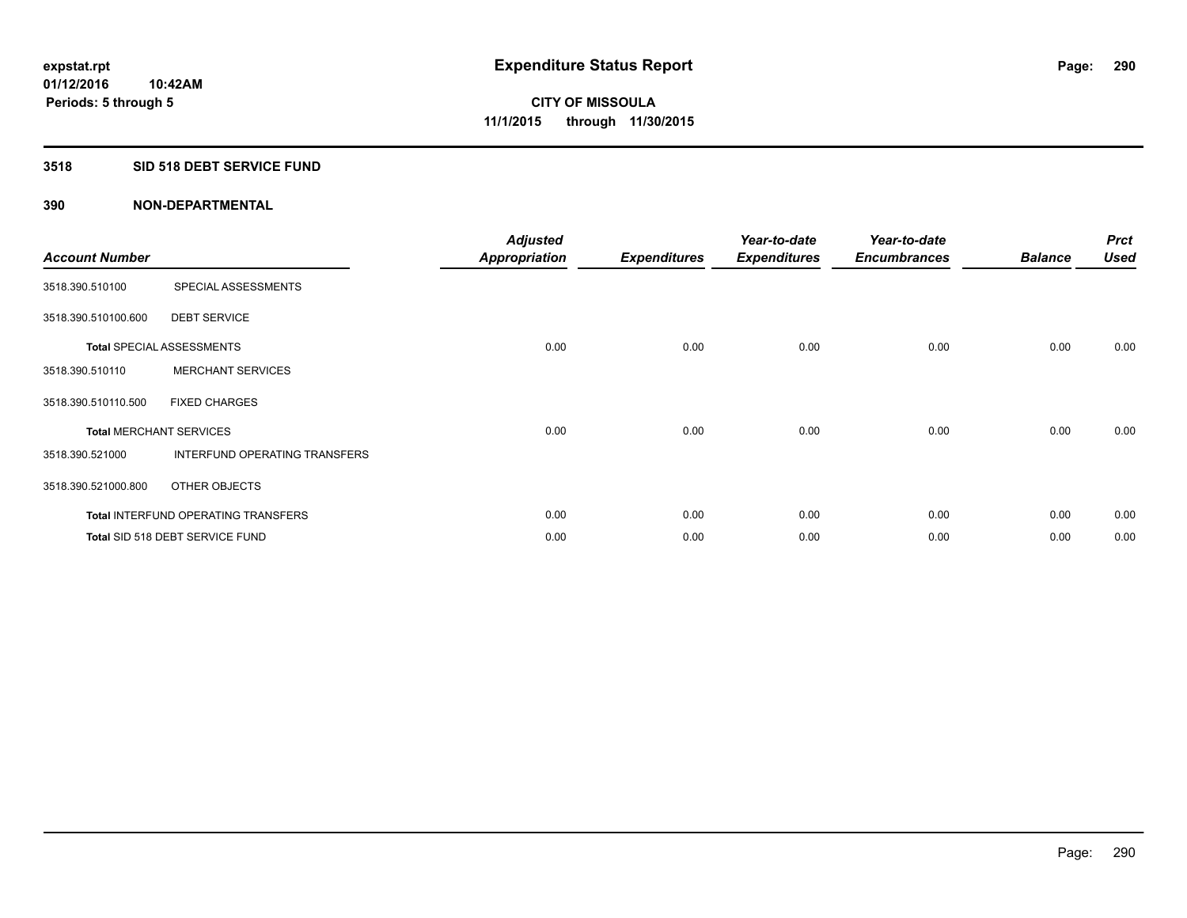# Expenditure Status Report

**expstat.rpt**
**01/12/2016 10:42AM**
**Periods: 5 through 5**

**CITY OF MISSOULA**
**11/1/2015 through 11/30/2015**

**3518 SID 518 DEBT SERVICE FUND**

**390 NON-DEPARTMENTAL**

| Account Number | | Adjusted Appropriation | Expenditures | Year-to-date Expenditures | Year-to-date Encumbrances | Balance | Prct Used |
|---|---|---|---|---|---|---|---|
| 3518.390.510100 | SPECIAL ASSESSMENTS | | | | | | |
| 3518.390.510100.600 | DEBT SERVICE | | | | | | |
| **Total** SPECIAL ASSESSMENTS | | 0.00 | 0.00 | 0.00 | 0.00 | 0.00 | 0.00 |
| 3518.390.510110 | MERCHANT SERVICES | | | | | | |
| 3518.390.510110.500 | FIXED CHARGES | | | | | | |
| **Total** MERCHANT SERVICES | | 0.00 | 0.00 | 0.00 | 0.00 | 0.00 | 0.00 |
| 3518.390.521000 | INTERFUND OPERATING TRANSFERS | | | | | | |
| 3518.390.521000.800 | OTHER OBJECTS | | | | | | |
| **Total** INTERFUND OPERATING TRANSFERS | | 0.00 | 0.00 | 0.00 | 0.00 | 0.00 | 0.00 |
| **Total** SID 518 DEBT SERVICE FUND | | 0.00 | 0.00 | 0.00 | 0.00 | 0.00 | 0.00 |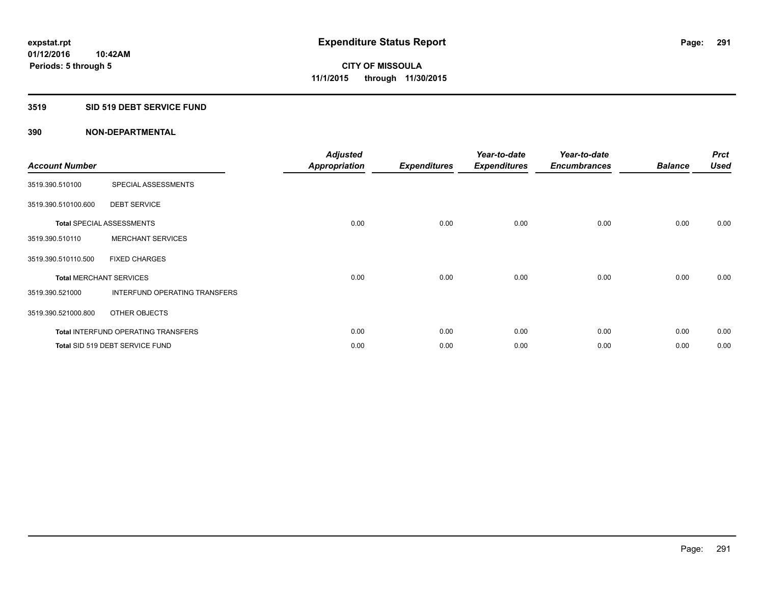**expstat.rpt**
**01/12/2016 10:42AM**
**Periods: 5 through 5**

# Expenditure Status Report

**CITY OF MISSOULA**
**11/1/2015 through 11/30/2015**

## 3519 SID 519 DEBT SERVICE FUND

### 390 NON-DEPARTMENTAL

| Account Number | | Adjusted Appropriation | Expenditures | Year-to-date Expenditures | Year-to-date Encumbrances | Balance | Prct Used |
|---|---|---|---|---|---|---|---|
| 3519.390.510100 | SPECIAL ASSESSMENTS | | | | | | |
| 3519.390.510100.600 | DEBT SERVICE | | | | | | |
| **Total** SPECIAL ASSESSMENTS | | 0.00 | 0.00 | 0.00 | 0.00 | 0.00 | 0.00 |
| 3519.390.510110 | MERCHANT SERVICES | | | | | | |
| 3519.390.510110.500 | FIXED CHARGES | | | | | | |
| **Total** MERCHANT SERVICES | | 0.00 | 0.00 | 0.00 | 0.00 | 0.00 | 0.00 |
| 3519.390.521000 | INTERFUND OPERATING TRANSFERS | | | | | | |
| 3519.390.521000.800 | OTHER OBJECTS | | | | | | |
| **Total** INTERFUND OPERATING TRANSFERS | | 0.00 | 0.00 | 0.00 | 0.00 | 0.00 | 0.00 |
| **Total** SID 519 DEBT SERVICE FUND | | 0.00 | 0.00 | 0.00 | 0.00 | 0.00 | 0.00 |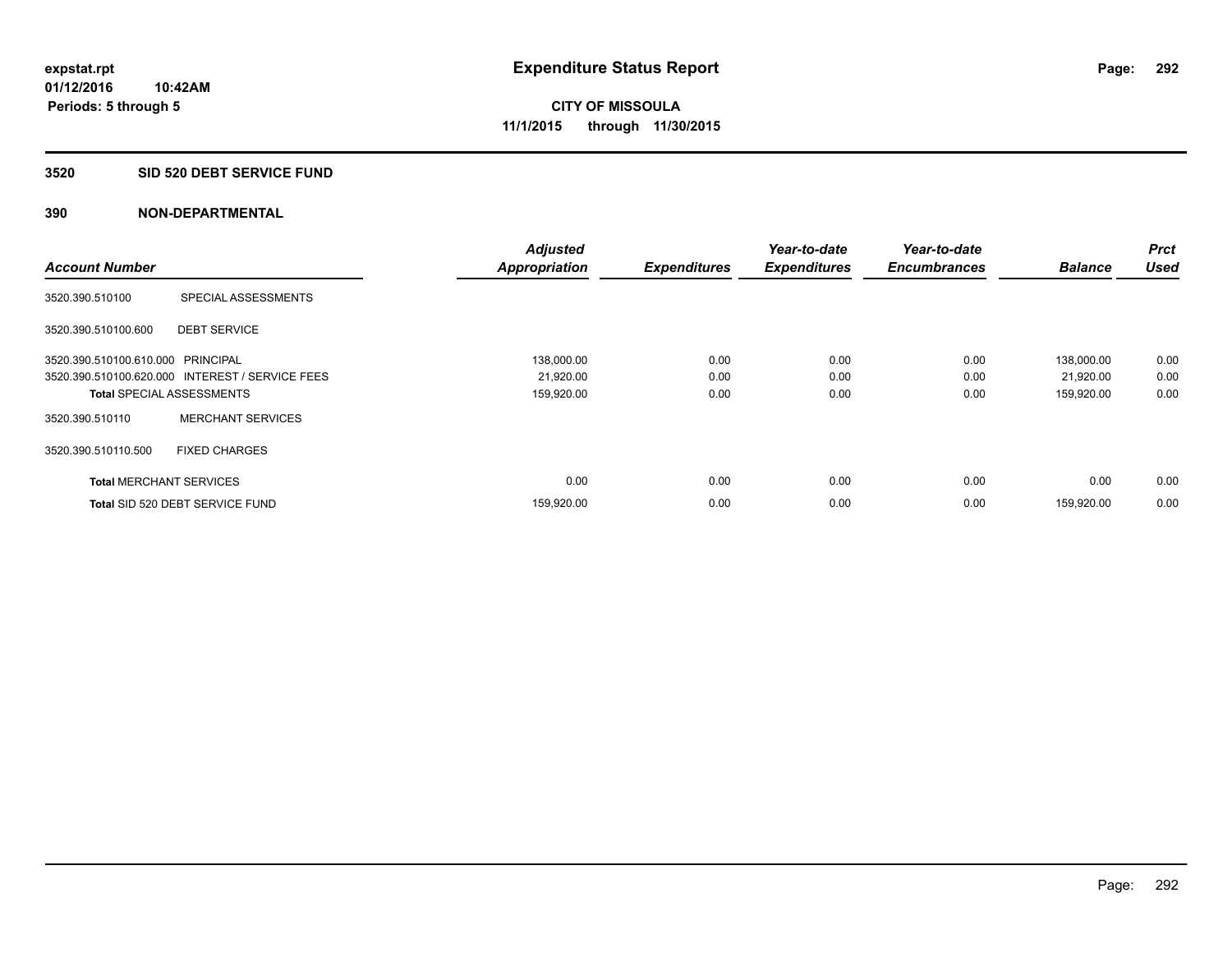**expstat.rpt**
**01/12/2016 10:42AM**
**Periods: 5 through 5**

# Expenditure Status Report

**CITY OF MISSOULA**
**11/1/2015 through 11/30/2015**

## 3520 SID 520 DEBT SERVICE FUND

### 390 NON-DEPARTMENTAL

| Account Number | | Adjusted Appropriation | Expenditures | Year-to-date Expenditures | Year-to-date Encumbrances | Balance | Prct Used |
|---|---|---|---|---|---|---|---|
| 3520.390.510100 | SPECIAL ASSESSMENTS | | | | | | |
| 3520.390.510100.600 | DEBT SERVICE | | | | | | |
| 3520.390.510100.610.000 | PRINCIPAL | 138,000.00 | 0.00 | 0.00 | 0.00 | 138,000.00 | 0.00 |
| 3520.390.510100.620.000 | INTEREST / SERVICE FEES | 21,920.00 | 0.00 | 0.00 | 0.00 | 21,920.00 | 0.00 |
| **Total** SPECIAL ASSESSMENTS | | 159,920.00 | 0.00 | 0.00 | 0.00 | 159,920.00 | 0.00 |
| 3520.390.510110 | MERCHANT SERVICES | | | | | | |
| 3520.390.510110.500 | FIXED CHARGES | | | | | | |
| **Total** MERCHANT SERVICES | | 0.00 | 0.00 | 0.00 | 0.00 | 0.00 | 0.00 |
| **Total** SID 520 DEBT SERVICE FUND | | 159,920.00 | 0.00 | 0.00 | 0.00 | 159,920.00 | 0.00 |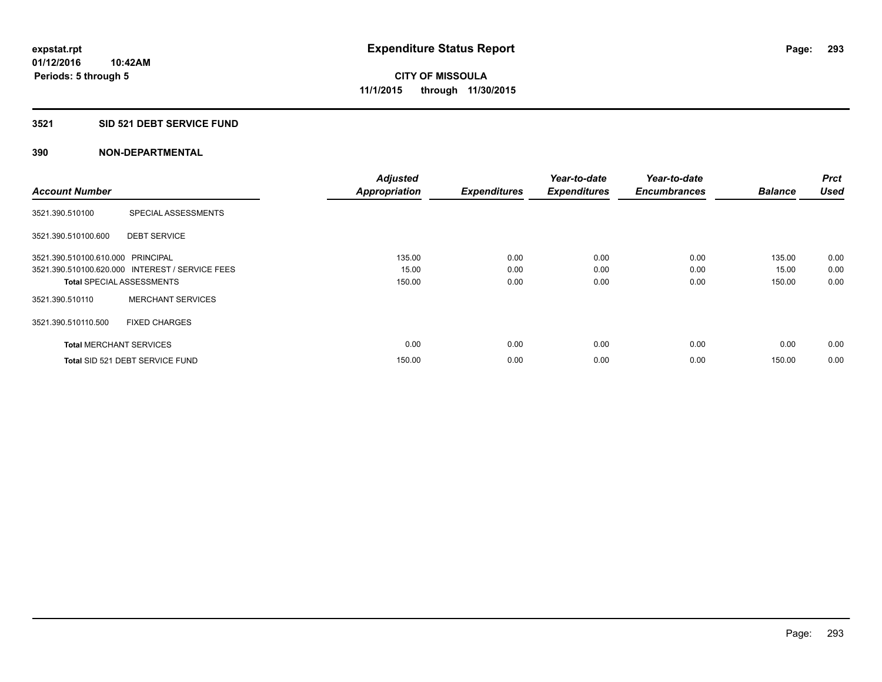# Expenditure Status Report

expstat.rpt
01/12/2016 10:42AM
Periods: 5 through 5

**CITY OF MISSOULA**
**11/1/2015 through 11/30/2015**

## 3521 SID 521 DEBT SERVICE FUND

## 390 NON-DEPARTMENTAL

| Account Number | | Adjusted Appropriation | Expenditures | Year-to-date Expenditures | Year-to-date Encumbrances | Balance | Prct Used |
|---|---|---|---|---|---|---|---|
| 3521.390.510100 | SPECIAL ASSESSMENTS | | | | | | |
| 3521.390.510100.600 | DEBT SERVICE | | | | | | |
| 3521.390.510100.610.000 | PRINCIPAL | 135.00 | 0.00 | 0.00 | 0.00 | 135.00 | 0.00 |
| 3521.390.510100.620.000 | INTEREST / SERVICE FEES | 15.00 | 0.00 | 0.00 | 0.00 | 15.00 | 0.00 |
| **Total** SPECIAL ASSESSMENTS | | 150.00 | 0.00 | 0.00 | 0.00 | 150.00 | 0.00 |
| 3521.390.510110 | MERCHANT SERVICES | | | | | | |
| 3521.390.510110.500 | FIXED CHARGES | | | | | | |
| **Total** MERCHANT SERVICES | | 0.00 | 0.00 | 0.00 | 0.00 | 0.00 | 0.00 |
| **Total** SID 521 DEBT SERVICE FUND | | 150.00 | 0.00 | 0.00 | 0.00 | 150.00 | 0.00 |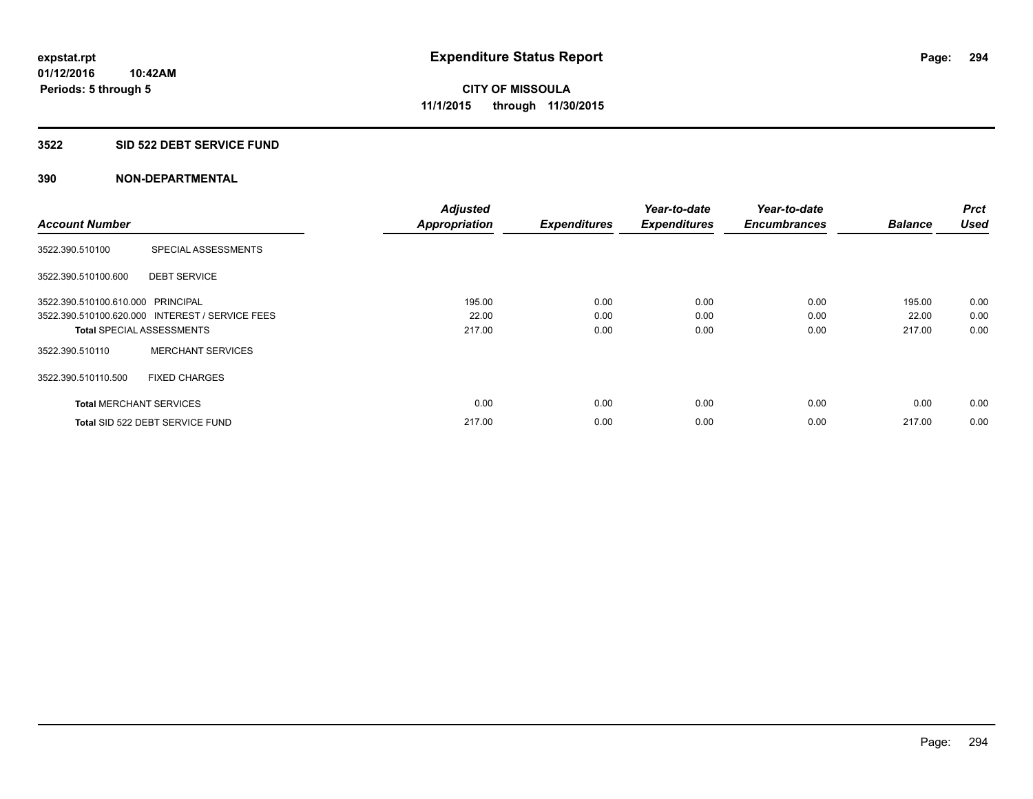**expstat.rpt**
**01/12/2016 10:42AM**
**Periods: 5 through 5**

# Expenditure Status Report

**CITY OF MISSOULA**
**11/1/2015 through 11/30/2015**

## 3522 SID 522 DEBT SERVICE FUND

## 390 NON-DEPARTMENTAL

| Account Number | | Adjusted Appropriation | Expenditures | Year-to-date Expenditures | Year-to-date Encumbrances | Balance | Prct Used |
|---|---|---|---|---|---|---|---|
| 3522.390.510100 | SPECIAL ASSESSMENTS | | | | | | |
| 3522.390.510100.600 | DEBT SERVICE | | | | | | |
| 3522.390.510100.610.000 | PRINCIPAL | 195.00 | 0.00 | 0.00 | 0.00 | 195.00 | 0.00 |
| 3522.390.510100.620.000 | INTEREST / SERVICE FEES | 22.00 | 0.00 | 0.00 | 0.00 | 22.00 | 0.00 |
| **Total** SPECIAL ASSESSMENTS | | 217.00 | 0.00 | 0.00 | 0.00 | 217.00 | 0.00 |
| 3522.390.510110 | MERCHANT SERVICES | | | | | | |
| 3522.390.510110.500 | FIXED CHARGES | | | | | | |
| **Total** MERCHANT SERVICES | | 0.00 | 0.00 | 0.00 | 0.00 | 0.00 | 0.00 |
| **Total** SID 522 DEBT SERVICE FUND | | 217.00 | 0.00 | 0.00 | 0.00 | 217.00 | 0.00 |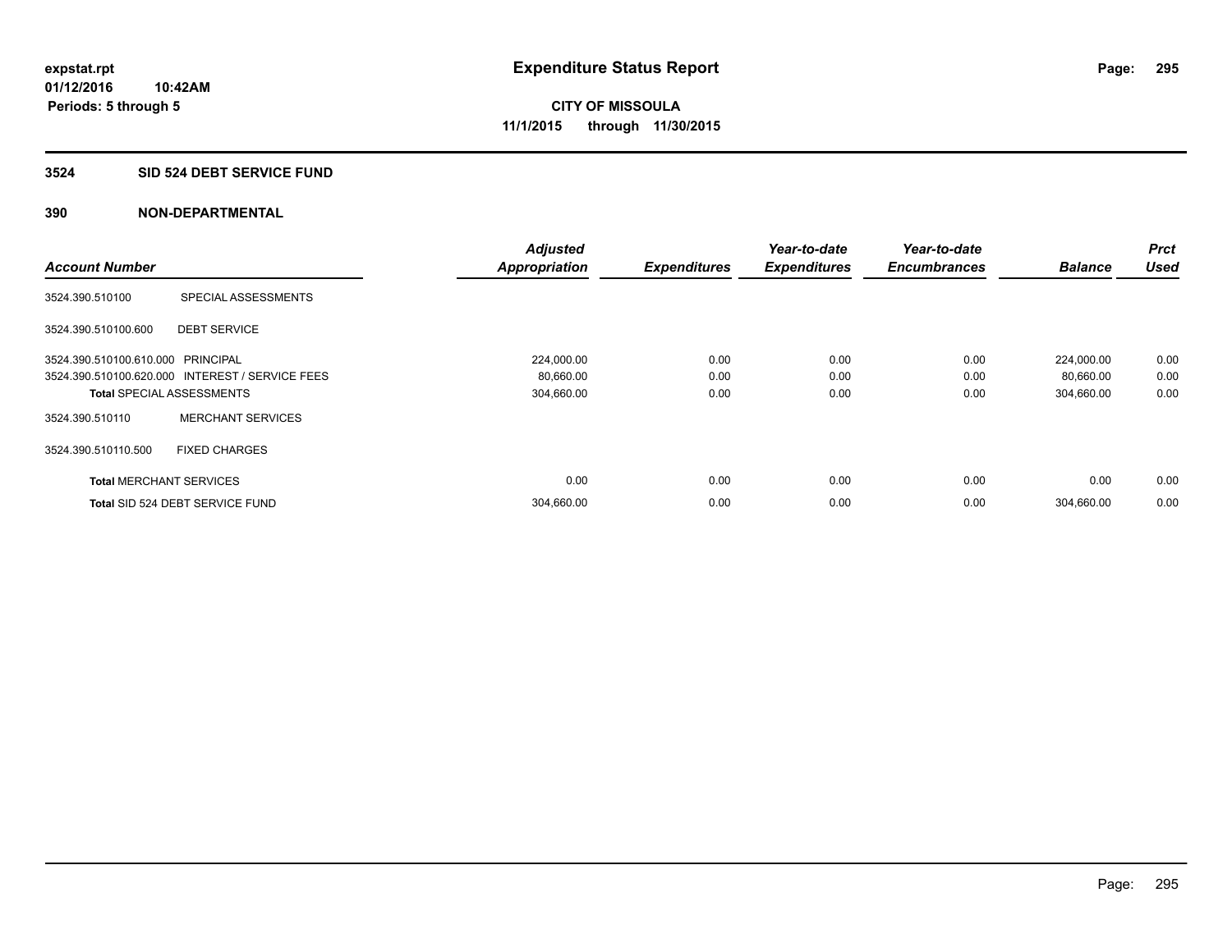**expstat.rpt**
**01/12/2016 10:42AM**
**Periods: 5 through 5**

# Expenditure Status Report

**CITY OF MISSOULA**
**11/1/2015 through 11/30/2015**

## 3524 SID 524 DEBT SERVICE FUND

## 390 NON-DEPARTMENTAL

| Account Number | | Adjusted Appropriation | Expenditures | Year-to-date Expenditures | Year-to-date Encumbrances | Balance | Prct Used |
|---|---|---|---|---|---|---|---|
| 3524.390.510100 | SPECIAL ASSESSMENTS | | | | | | |
| 3524.390.510100.600 | DEBT SERVICE | | | | | | |
| 3524.390.510100.610.000 | PRINCIPAL | 224,000.00 | 0.00 | 0.00 | 0.00 | 224,000.00 | 0.00 |
| 3524.390.510100.620.000 | INTEREST / SERVICE FEES | 80,660.00 | 0.00 | 0.00 | 0.00 | 80,660.00 | 0.00 |
| **Total** SPECIAL ASSESSMENTS | | 304,660.00 | 0.00 | 0.00 | 0.00 | 304,660.00 | 0.00 |
| 3524.390.510110 | MERCHANT SERVICES | | | | | | |
| 3524.390.510110.500 | FIXED CHARGES | | | | | | |
| **Total** MERCHANT SERVICES | | 0.00 | 0.00 | 0.00 | 0.00 | 0.00 | 0.00 |
| **Total** SID 524 DEBT SERVICE FUND | | 304,660.00 | 0.00 | 0.00 | 0.00 | 304,660.00 | 0.00 |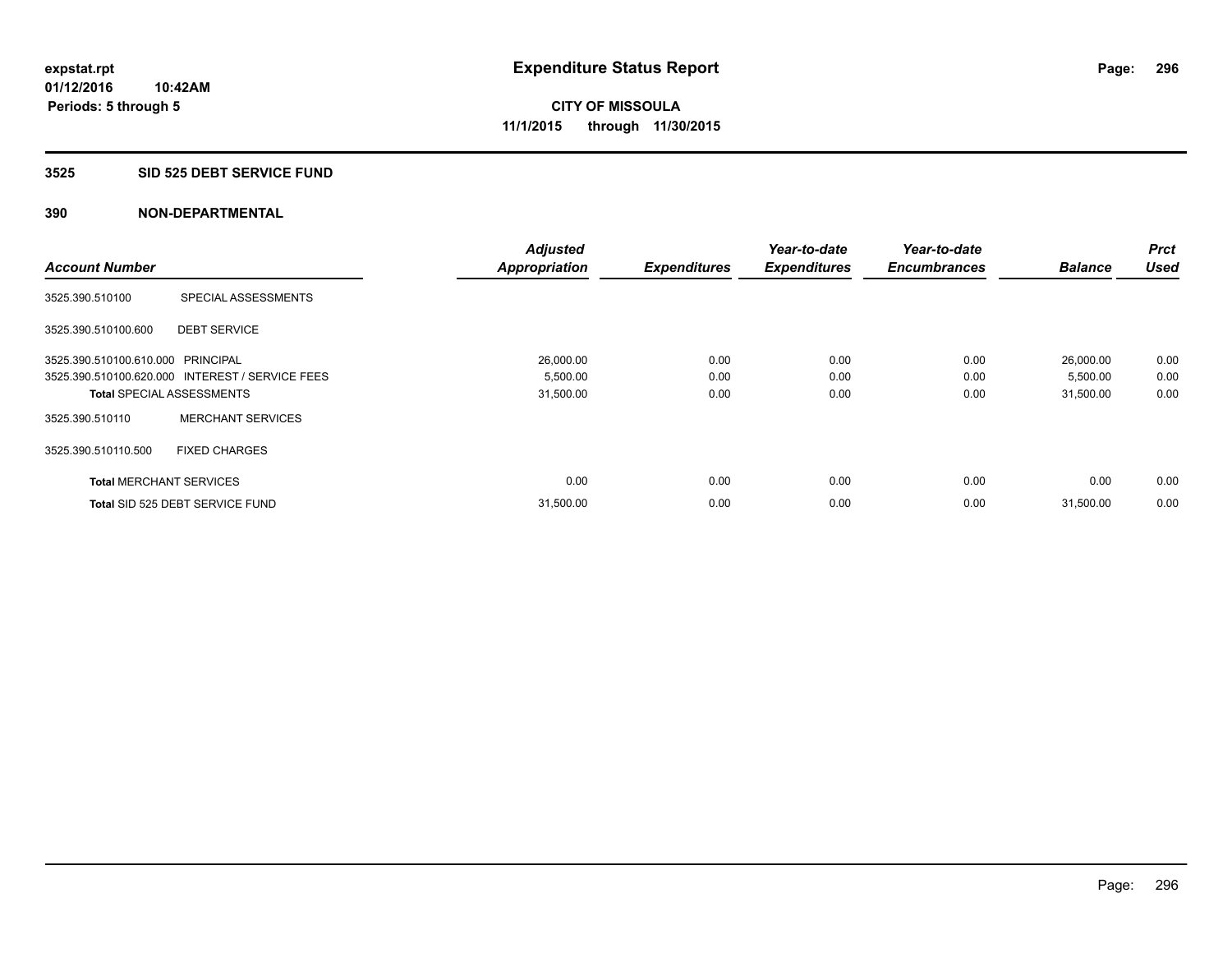expstat.rpt
01/12/2016 10:42AM
Periods: 5 through 5

# Expenditure Status Report

CITY OF MISSOULA
11/1/2015 through 11/30/2015

## 3525 SID 525 DEBT SERVICE FUND

## 390 NON-DEPARTMENTAL

| Account Number | | Adjusted Appropriation | Expenditures | Year-to-date Expenditures | Year-to-date Encumbrances | Balance | Prct Used |
|---|---|---|---|---|---|---|---|
| 3525.390.510100 | SPECIAL ASSESSMENTS | | | | | | |
| 3525.390.510100.600 | DEBT SERVICE | | | | | | |
| 3525.390.510100.610.000 | PRINCIPAL | 26,000.00 | 0.00 | 0.00 | 0.00 | 26,000.00 | 0.00 |
| 3525.390.510100.620.000 | INTEREST / SERVICE FEES | 5,500.00 | 0.00 | 0.00 | 0.00 | 5,500.00 | 0.00 |
| **Total** SPECIAL ASSESSMENTS | | 31,500.00 | 0.00 | 0.00 | 0.00 | 31,500.00 | 0.00 |
| 3525.390.510110 | MERCHANT SERVICES | | | | | | |
| 3525.390.510110.500 | FIXED CHARGES | | | | | | |
| **Total** MERCHANT SERVICES | | 0.00 | 0.00 | 0.00 | 0.00 | 0.00 | 0.00 |
| **Total** SID 525 DEBT SERVICE FUND | | 31,500.00 | 0.00 | 0.00 | 0.00 | 31,500.00 | 0.00 |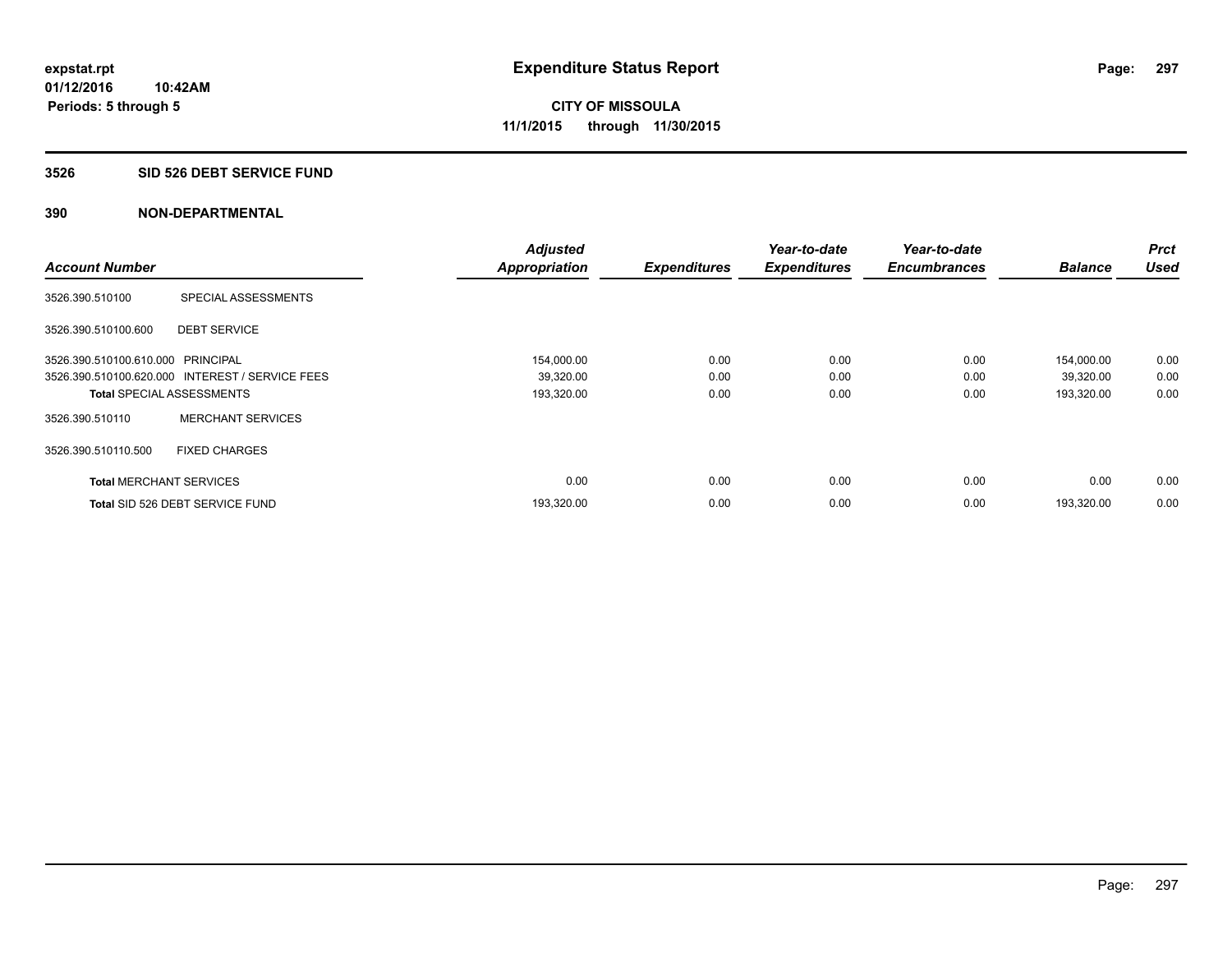expstat.rpt
01/12/2016 10:42AM
Periods: 5 through 5

# Expenditure Status Report

CITY OF MISSOULA
11/1/2015 through 11/30/2015

## 3526 SID 526 DEBT SERVICE FUND

### 390 NON-DEPARTMENTAL

| Account Number | | Adjusted Appropriation | Expenditures | Year-to-date Expenditures | Year-to-date Encumbrances | Balance | Prct Used |
|---|---|---|---|---|---|---|---|
| 3526.390.510100 | SPECIAL ASSESSMENTS | | | | | | |
| 3526.390.510100.600 | DEBT SERVICE | | | | | | |
| 3526.390.510100.610.000 | PRINCIPAL | 154,000.00 | 0.00 | 0.00 | 0.00 | 154,000.00 | 0.00 |
| 3526.390.510100.620.000 | INTEREST / SERVICE FEES | 39,320.00 | 0.00 | 0.00 | 0.00 | 39,320.00 | 0.00 |
| **Total** SPECIAL ASSESSMENTS | | 193,320.00 | 0.00 | 0.00 | 0.00 | 193,320.00 | 0.00 |
| 3526.390.510110 | MERCHANT SERVICES | | | | | | |
| 3526.390.510110.500 | FIXED CHARGES | | | | | | |
| **Total** MERCHANT SERVICES | | 0.00 | 0.00 | 0.00 | 0.00 | 0.00 | 0.00 |
| **Total** SID 526 DEBT SERVICE FUND | | 193,320.00 | 0.00 | 0.00 | 0.00 | 193,320.00 | 0.00 |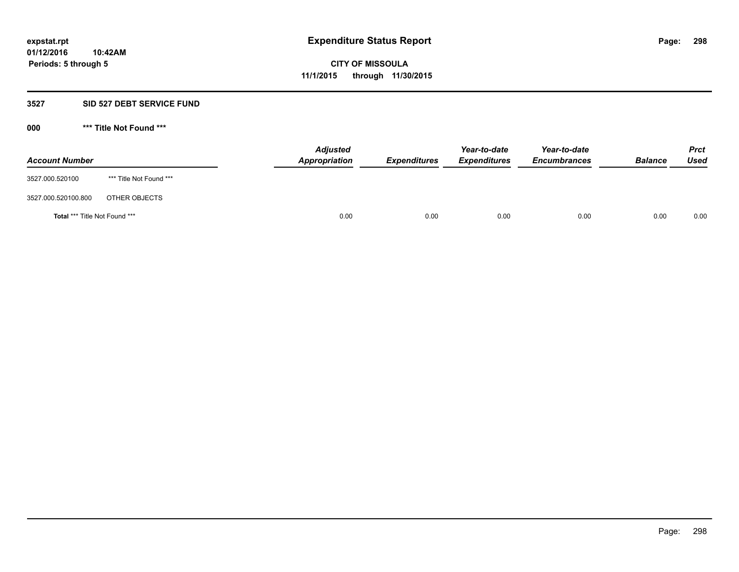expstat.rpt
01/12/2016 10:42AM
Periods: 5 through 5

# Expenditure Status Report

**CITY OF MISSOULA**
**11/1/2015 through 11/30/2015**

## 3527 SID 527 DEBT SERVICE FUND

### 000 *** Title Not Found ***

| Account Number | | Adjusted Appropriation | Expenditures | Year-to-date Expenditures | Year-to-date Encumbrances | Balance | Prct Used |
|---|---|---|---|---|---|---|---|
| 3527.000.520100 | *** Title Not Found *** | | | | | | |
| 3527.000.520100.800 | OTHER OBJECTS | | | | | | |
| **Total** *** Title Not Found *** | | 0.00 | 0.00 | 0.00 | 0.00 | 0.00 | 0.00 |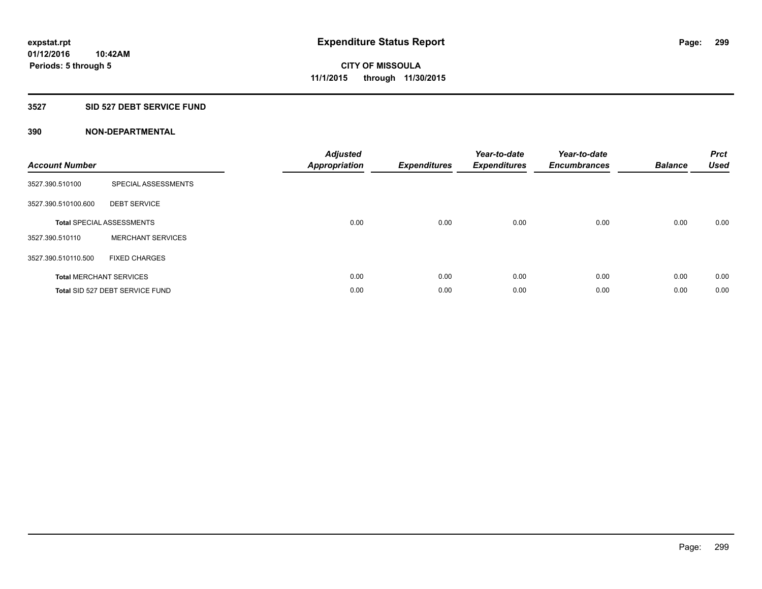expstat.rpt
01/12/2016 10:42AM
Periods: 5 through 5

# Expenditure Status Report

**CITY OF MISSOULA**
**11/1/2015 through 11/30/2015**

## 3527 SID 527 DEBT SERVICE FUND

### 390 NON-DEPARTMENTAL

| Account Number | | Adjusted Appropriation | Expenditures | Year-to-date Expenditures | Year-to-date Encumbrances | Balance | Prct Used |
|---|---|---|---|---|---|---|---|
| 3527.390.510100 | SPECIAL ASSESSMENTS | | | | | | |
| 3527.390.510100.600 | DEBT SERVICE | | | | | | |
| **Total** SPECIAL ASSESSMENTS | | 0.00 | 0.00 | 0.00 | 0.00 | 0.00 | 0.00 |
| 3527.390.510110 | MERCHANT SERVICES | | | | | | |
| 3527.390.510110.500 | FIXED CHARGES | | | | | | |
| **Total** MERCHANT SERVICES | | 0.00 | 0.00 | 0.00 | 0.00 | 0.00 | 0.00 |
| **Total** SID 527 DEBT SERVICE FUND | | 0.00 | 0.00 | 0.00 | 0.00 | 0.00 | 0.00 |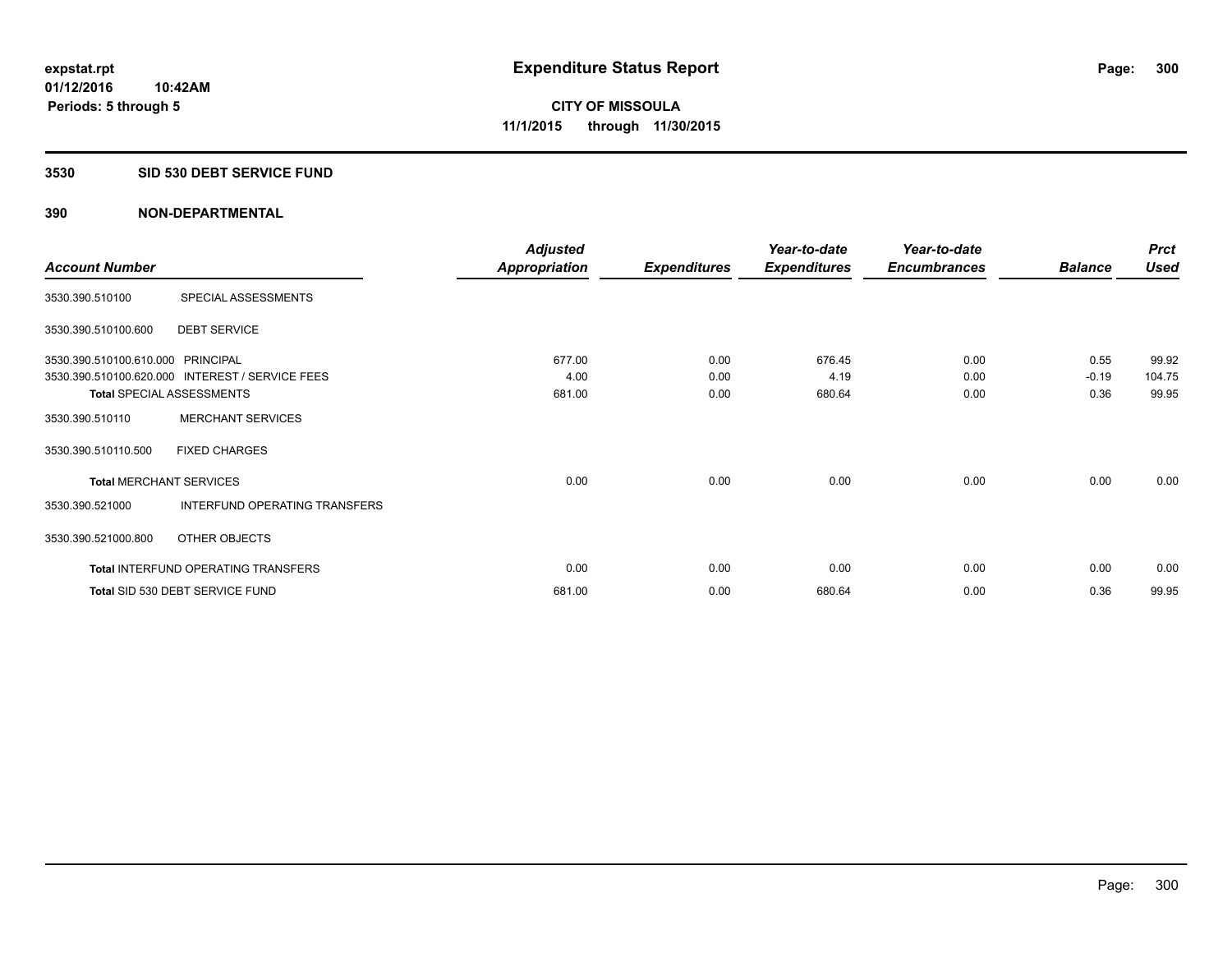expstat.rpt
01/12/2016 10:42AM
Periods: 5 through 5

# Expenditure Status Report

**CITY OF MISSOULA**
**11/1/2015 through 11/30/2015**

## 3530 SID 530 DEBT SERVICE FUND

## 390 NON-DEPARTMENTAL

| Account Number | | Adjusted Appropriation | Expenditures | Year-to-date Expenditures | Year-to-date Encumbrances | Balance | Prct Used |
|---|---|---|---|---|---|---|---|
| 3530.390.510100 | SPECIAL ASSESSMENTS | | | | | | |
| 3530.390.510100.600 | DEBT SERVICE | | | | | | |
| 3530.390.510100.610.000 | PRINCIPAL | 677.00 | 0.00 | 676.45 | 0.00 | 0.55 | 99.92 |
| 3530.390.510100.620.000 | INTEREST / SERVICE FEES | 4.00 | 0.00 | 4.19 | 0.00 | -0.19 | 104.75 |
| **Total** SPECIAL ASSESSMENTS | | 681.00 | 0.00 | 680.64 | 0.00 | 0.36 | 99.95 |
| 3530.390.510110 | MERCHANT SERVICES | | | | | | |
| 3530.390.510110.500 | FIXED CHARGES | | | | | | |
| **Total** MERCHANT SERVICES | | 0.00 | 0.00 | 0.00 | 0.00 | 0.00 | 0.00 |
| 3530.390.521000 | INTERFUND OPERATING TRANSFERS | | | | | | |
| 3530.390.521000.800 | OTHER OBJECTS | | | | | | |
| **Total** INTERFUND OPERATING TRANSFERS | | 0.00 | 0.00 | 0.00 | 0.00 | 0.00 | 0.00 |
| **Total** SID 530 DEBT SERVICE FUND | | 681.00 | 0.00 | 680.64 | 0.00 | 0.36 | 99.95 |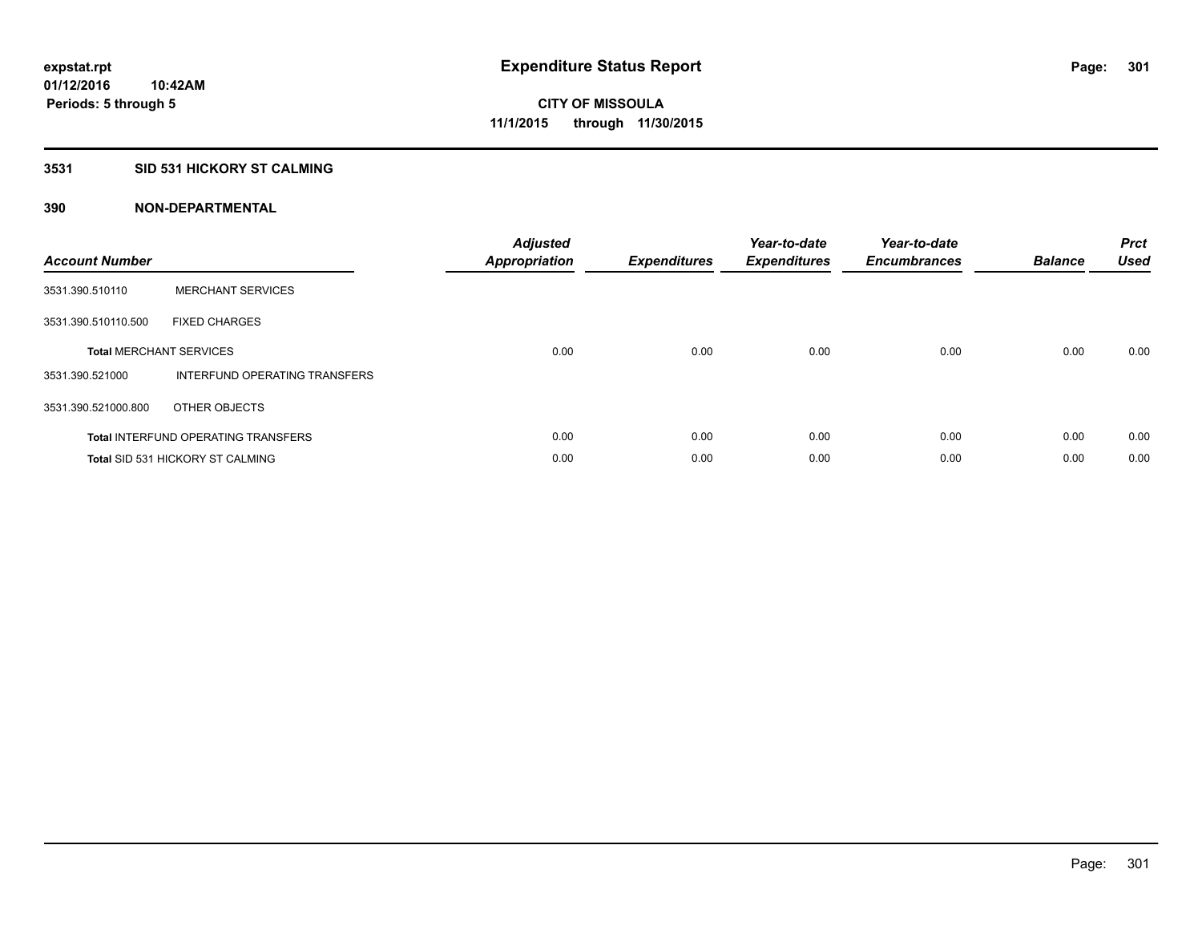**expstat.rpt**
**01/12/2016 10:42AM**
**Periods: 5 through 5**

# Expenditure Status Report

**CITY OF MISSOULA**
**11/1/2015 through 11/30/2015**

## 3531 SID 531 HICKORY ST CALMING

### 390 NON-DEPARTMENTAL

| Account Number | | Adjusted Appropriation | Expenditures | Year-to-date Expenditures | Year-to-date Encumbrances | Balance | Prct Used |
|---|---|---|---|---|---|---|---|
| 3531.390.510110 | MERCHANT SERVICES | | | | | | |
| 3531.390.510110.500 | FIXED CHARGES | | | | | | |
| **Total** MERCHANT SERVICES | | 0.00 | 0.00 | 0.00 | 0.00 | 0.00 | 0.00 |
| 3531.390.521000 | INTERFUND OPERATING TRANSFERS | | | | | | |
| 3531.390.521000.800 | OTHER OBJECTS | | | | | | |
| **Total** INTERFUND OPERATING TRANSFERS | | 0.00 | 0.00 | 0.00 | 0.00 | 0.00 | 0.00 |
| **Total** SID 531 HICKORY ST CALMING | | 0.00 | 0.00 | 0.00 | 0.00 | 0.00 | 0.00 |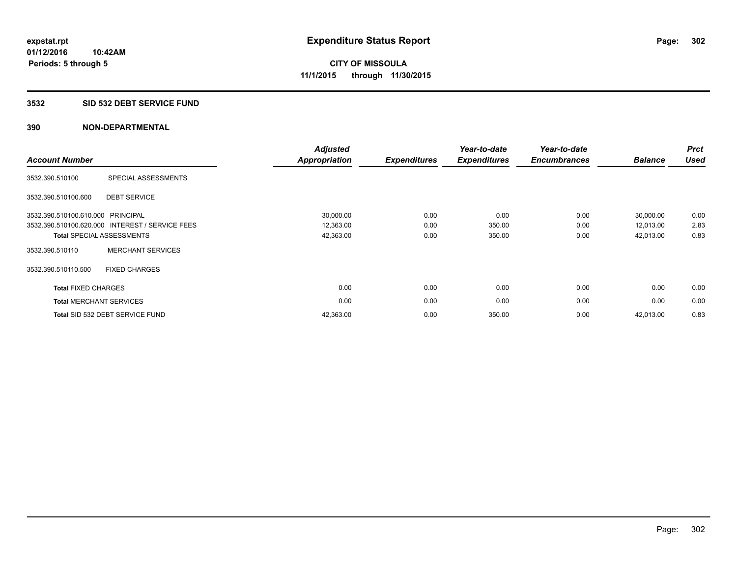**expstat.rpt**
**01/12/2016 10:42AM**
**Periods: 5 through 5**

# Expenditure Status Report

**CITY OF MISSOULA**
**11/1/2015 through 11/30/2015**

## 3532 SID 532 DEBT SERVICE FUND

## 390 NON-DEPARTMENTAL

| Account Number | | Adjusted Appropriation | Expenditures | Year-to-date Expenditures | Year-to-date Encumbrances | Balance | Prct Used |
|---|---|---|---|---|---|---|---|
| 3532.390.510100 | SPECIAL ASSESSMENTS | | | | | | |
| 3532.390.510100.600 | DEBT SERVICE | | | | | | |
| 3532.390.510100.610.000 | PRINCIPAL | 30,000.00 | 0.00 | 0.00 | 0.00 | 30,000.00 | 0.00 |
| 3532.390.510100.620.000 | INTEREST / SERVICE FEES | 12,363.00 | 0.00 | 350.00 | 0.00 | 12,013.00 | 2.83 |
| **Total** SPECIAL ASSESSMENTS | | 42,363.00 | 0.00 | 350.00 | 0.00 | 42,013.00 | 0.83 |
| 3532.390.510110 | MERCHANT SERVICES | | | | | | |
| 3532.390.510110.500 | FIXED CHARGES | | | | | | |
| **Total** FIXED CHARGES | | 0.00 | 0.00 | 0.00 | 0.00 | 0.00 | 0.00 |
| **Total** MERCHANT SERVICES | | 0.00 | 0.00 | 0.00 | 0.00 | 0.00 | 0.00 |
| **Total** SID 532 DEBT SERVICE FUND | | 42,363.00 | 0.00 | 350.00 | 0.00 | 42,013.00 | 0.83 |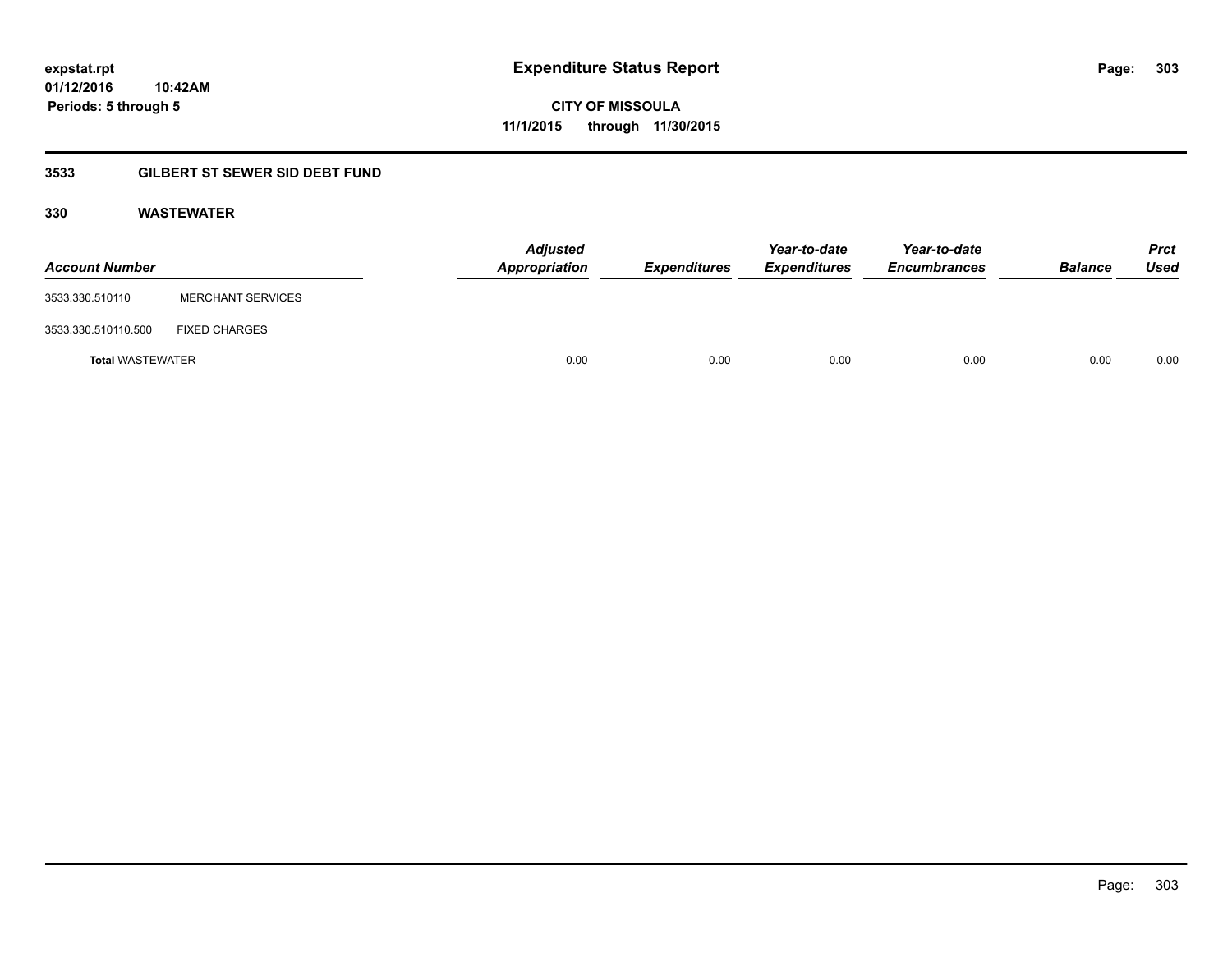# Expenditure Status Report

expstat.rpt
01/12/2016 10:42AM
Periods: 5 through 5

CITY OF MISSOULA
11/1/2015 through 11/30/2015

## 3533 GILBERT ST SEWER SID DEBT FUND

### 330 WASTEWATER

| Account Number | | Adjusted Appropriation | Expenditures | Year-to-date Expenditures | Year-to-date Encumbrances | Balance | Prct Used |
|---|---|---|---|---|---|---|---|
| 3533.330.510110 | MERCHANT SERVICES | | | | | | |
| 3533.330.510110.500 | FIXED CHARGES | | | | | | |
| **Total** WASTEWATER | | 0.00 | 0.00 | 0.00 | 0.00 | 0.00 | 0.00 |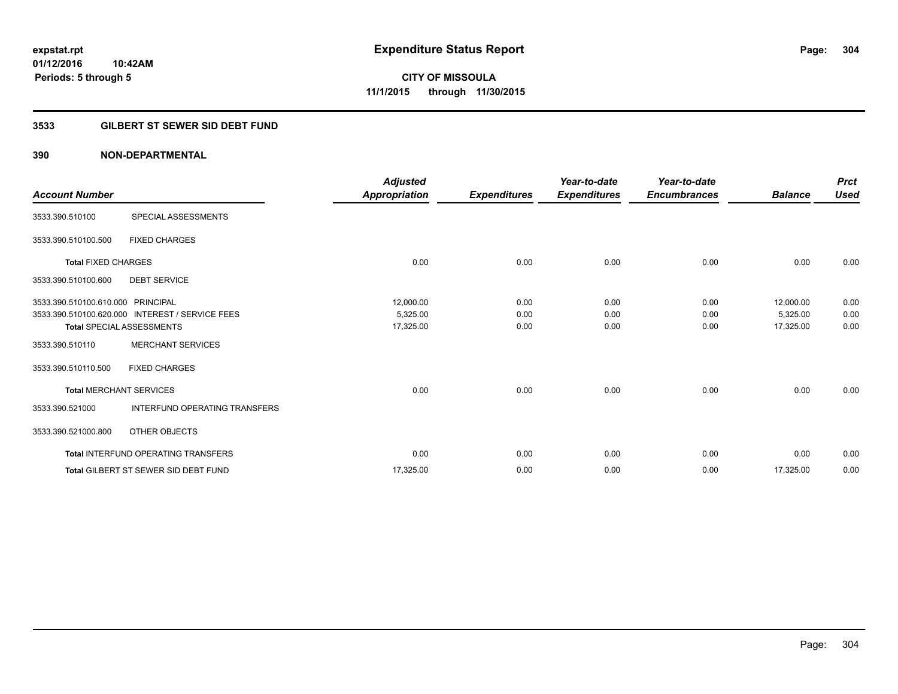**expstat.rpt**
**01/12/2016 10:42AM**
**Periods: 5 through 5**

# Expenditure Status Report

**CITY OF MISSOULA**
**11/1/2015 through 11/30/2015**

## 3533 GILBERT ST SEWER SID DEBT FUND

### 390 NON-DEPARTMENTAL

| Account Number | | Adjusted Appropriation | Expenditures | Year-to-date Expenditures | Year-to-date Encumbrances | Balance | Prct Used |
|---|---|---|---|---|---|---|---|
| 3533.390.510100 | SPECIAL ASSESSMENTS | | | | | | |
| 3533.390.510100.500 | FIXED CHARGES | | | | | | |
| **Total** FIXED CHARGES | | 0.00 | 0.00 | 0.00 | 0.00 | 0.00 | 0.00 |
| 3533.390.510100.600 | DEBT SERVICE | | | | | | |
| 3533.390.510100.610.000 | PRINCIPAL | 12,000.00 | 0.00 | 0.00 | 0.00 | 12,000.00 | 0.00 |
| 3533.390.510100.620.000 | INTEREST / SERVICE FEES | 5,325.00 | 0.00 | 0.00 | 0.00 | 5,325.00 | 0.00 |
| **Total** SPECIAL ASSESSMENTS | | 17,325.00 | 0.00 | 0.00 | 0.00 | 17,325.00 | 0.00 |
| 3533.390.510110 | MERCHANT SERVICES | | | | | | |
| 3533.390.510110.500 | FIXED CHARGES | | | | | | |
| **Total** MERCHANT SERVICES | | 0.00 | 0.00 | 0.00 | 0.00 | 0.00 | 0.00 |
| 3533.390.521000 | INTERFUND OPERATING TRANSFERS | | | | | | |
| 3533.390.521000.800 | OTHER OBJECTS | | | | | | |
| **Total** INTERFUND OPERATING TRANSFERS | | 0.00 | 0.00 | 0.00 | 0.00 | 0.00 | 0.00 |
| **Total** GILBERT ST SEWER SID DEBT FUND | | 17,325.00 | 0.00 | 0.00 | 0.00 | 17,325.00 | 0.00 |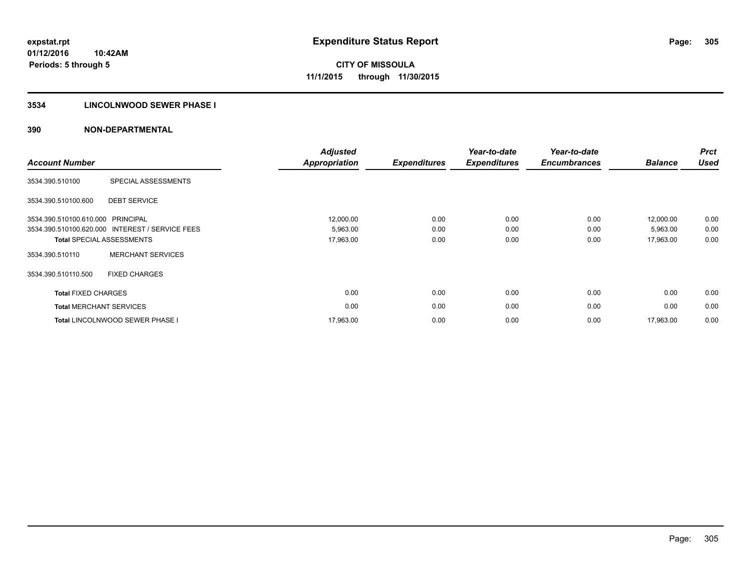expstat.rpt
01/12/2016 10:42AM
Periods: 5 through 5

# Expenditure Status Report

CITY OF MISSOULA
11/1/2015 through 11/30/2015

## 3534 LINCOLNWOOD SEWER PHASE I

## 390 NON-DEPARTMENTAL

| Account Number | | Adjusted Appropriation | Expenditures | Year-to-date Expenditures | Year-to-date Encumbrances | Balance | Prct Used |
|---|---|---|---|---|---|---|---|
| 3534.390.510100 | SPECIAL ASSESSMENTS | | | | | | |
| 3534.390.510100.600 | DEBT SERVICE | | | | | | |
| 3534.390.510100.610.000 | PRINCIPAL | 12,000.00 | 0.00 | 0.00 | 0.00 | 12,000.00 | 0.00 |
| 3534.390.510100.620.000 | INTEREST / SERVICE FEES | 5,963.00 | 0.00 | 0.00 | 0.00 | 5,963.00 | 0.00 |
| **Total** SPECIAL ASSESSMENTS | | 17,963.00 | 0.00 | 0.00 | 0.00 | 17,963.00 | 0.00 |
| 3534.390.510110 | MERCHANT SERVICES | | | | | | |
| 3534.390.510110.500 | FIXED CHARGES | | | | | | |
| **Total** FIXED CHARGES | | 0.00 | 0.00 | 0.00 | 0.00 | 0.00 | 0.00 |
| **Total** MERCHANT SERVICES | | 0.00 | 0.00 | 0.00 | 0.00 | 0.00 | 0.00 |
| **Total** LINCOLNWOOD SEWER PHASE I | | 17,963.00 | 0.00 | 0.00 | 0.00 | 17,963.00 | 0.00 |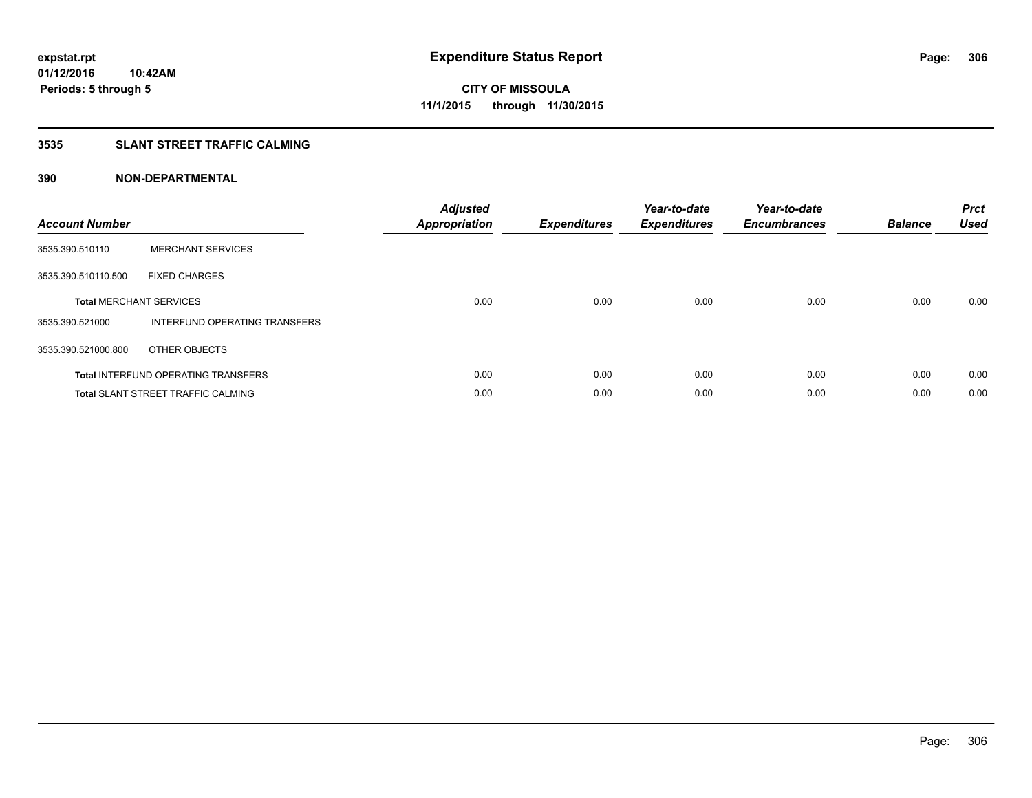**expstat.rpt**
**01/12/2016 10:42AM**
**Periods: 5 through 5**

# Expenditure Status Report

**CITY OF MISSOULA**
**11/1/2015 through 11/30/2015**

## 3535 SLANT STREET TRAFFIC CALMING

### 390 NON-DEPARTMENTAL

| Account Number | | Adjusted Appropriation | Expenditures | Year-to-date Expenditures | Year-to-date Encumbrances | Balance | Prct Used |
|---|---|---|---|---|---|---|---|
| 3535.390.510110 | MERCHANT SERVICES | | | | | | |
| 3535.390.510110.500 | FIXED CHARGES | | | | | | |
| **Total** MERCHANT SERVICES | | 0.00 | 0.00 | 0.00 | 0.00 | 0.00 | 0.00 |
| 3535.390.521000 | INTERFUND OPERATING TRANSFERS | | | | | | |
| 3535.390.521000.800 | OTHER OBJECTS | | | | | | |
| **Total** INTERFUND OPERATING TRANSFERS | | 0.00 | 0.00 | 0.00 | 0.00 | 0.00 | 0.00 |
| **Total** SLANT STREET TRAFFIC CALMING | | 0.00 | 0.00 | 0.00 | 0.00 | 0.00 | 0.00 |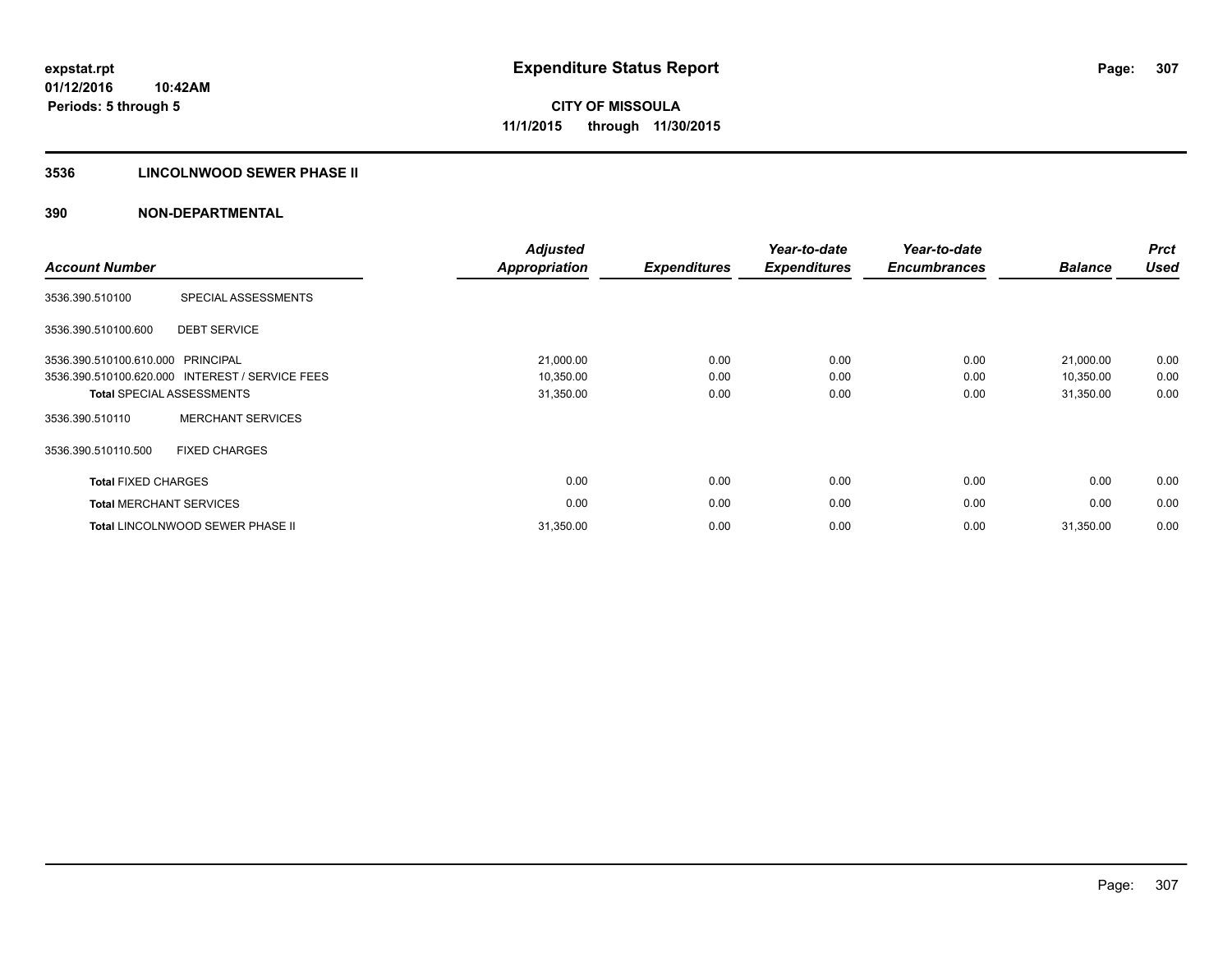expstat.rpt
01/12/2016 10:42AM
Periods: 5 through 5

# Expenditure Status Report

**CITY OF MISSOULA**
**11/1/2015 through 11/30/2015**

## 3536 LINCOLNWOOD SEWER PHASE II

## 390 NON-DEPARTMENTAL

| Account Number | | Adjusted Appropriation | Expenditures | Year-to-date Expenditures | Year-to-date Encumbrances | Balance | Prct Used |
|---|---|---|---|---|---|---|---|
| 3536.390.510100 | SPECIAL ASSESSMENTS | | | | | | |
| 3536.390.510100.600 | DEBT SERVICE | | | | | | |
| 3536.390.510100.610.000 | PRINCIPAL | 21,000.00 | 0.00 | 0.00 | 0.00 | 21,000.00 | 0.00 |
| 3536.390.510100.620.000 | INTEREST / SERVICE FEES | 10,350.00 | 0.00 | 0.00 | 0.00 | 10,350.00 | 0.00 |
| **Total** SPECIAL ASSESSMENTS | | 31,350.00 | 0.00 | 0.00 | 0.00 | 31,350.00 | 0.00 |
| 3536.390.510110 | MERCHANT SERVICES | | | | | | |
| 3536.390.510110.500 | FIXED CHARGES | | | | | | |
| **Total** FIXED CHARGES | | 0.00 | 0.00 | 0.00 | 0.00 | 0.00 | 0.00 |
| **Total** MERCHANT SERVICES | | 0.00 | 0.00 | 0.00 | 0.00 | 0.00 | 0.00 |
| **Total** LINCOLNWOOD SEWER PHASE II | | 31,350.00 | 0.00 | 0.00 | 0.00 | 31,350.00 | 0.00 |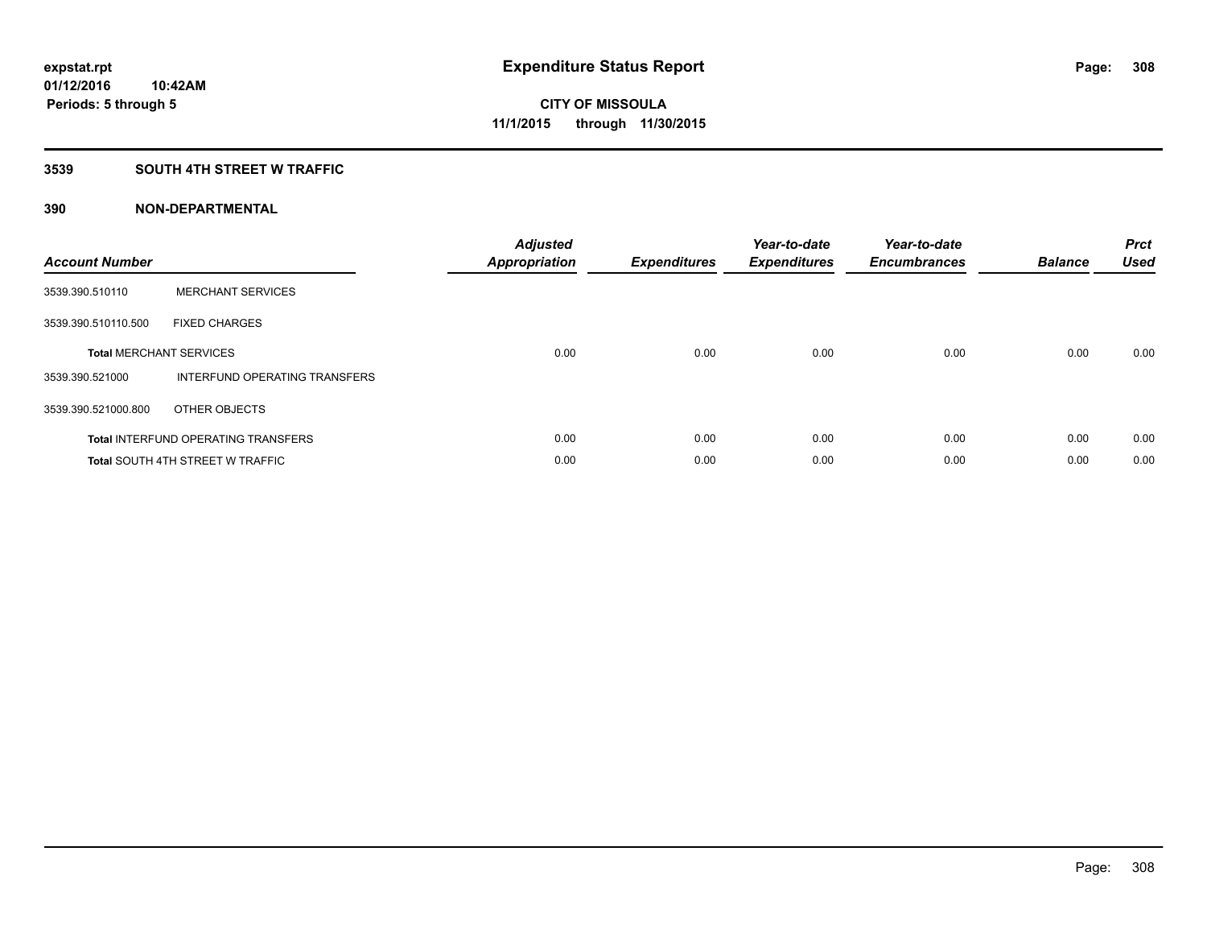expstat.rpt
01/12/2016 10:42AM
Periods: 5 through 5

# Expenditure Status Report

CITY OF MISSOULA
11/1/2015 through 11/30/2015

## 3539 SOUTH 4TH STREET W TRAFFIC

### 390 NON-DEPARTMENTAL

| Account Number | | Adjusted Appropriation | Expenditures | Year-to-date Expenditures | Year-to-date Encumbrances | Balance | Prct Used |
|---|---|---|---|---|---|---|---|
| 3539.390.510110 | MERCHANT SERVICES | | | | | | |
| 3539.390.510110.500 | FIXED CHARGES | | | | | | |
| **Total** MERCHANT SERVICES | | 0.00 | 0.00 | 0.00 | 0.00 | 0.00 | 0.00 |
| 3539.390.521000 | INTERFUND OPERATING TRANSFERS | | | | | | |
| 3539.390.521000.800 | OTHER OBJECTS | | | | | | |
| **Total** INTERFUND OPERATING TRANSFERS | | 0.00 | 0.00 | 0.00 | 0.00 | 0.00 | 0.00 |
| **Total** SOUTH 4TH STREET W TRAFFIC | | 0.00 | 0.00 | 0.00 | 0.00 | 0.00 | 0.00 |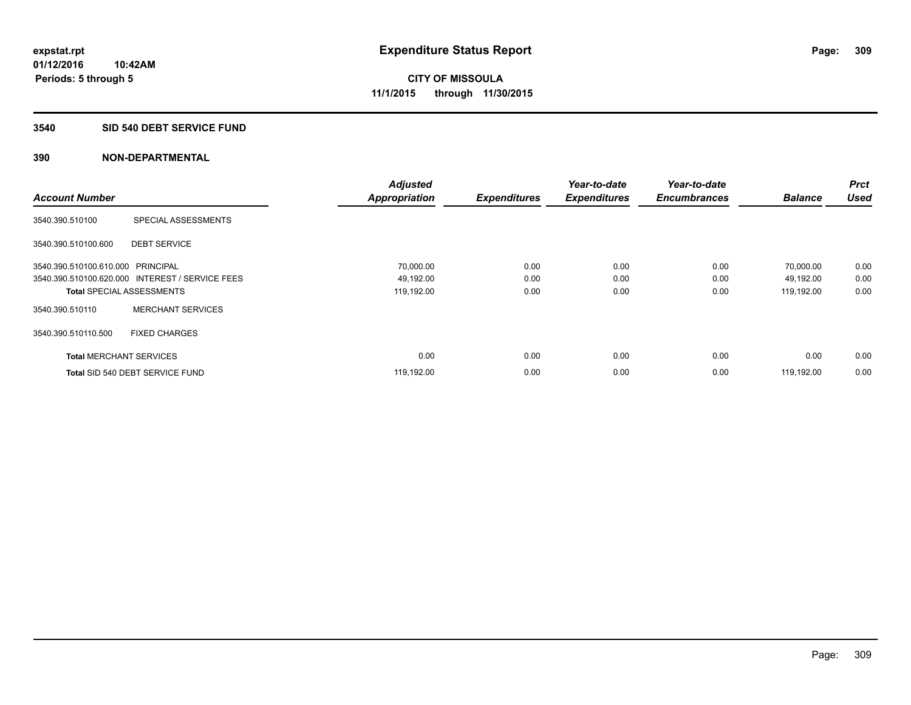expstat.rpt
01/12/2016 10:42AM
Periods: 5 through 5

# Expenditure Status Report

CITY OF MISSOULA
11/1/2015 through 11/30/2015

## 3540 SID 540 DEBT SERVICE FUND

## 390 NON-DEPARTMENTAL

| Account Number | | Adjusted Appropriation | Expenditures | Year-to-date Expenditures | Year-to-date Encumbrances | Balance | Prct Used |
|---|---|---|---|---|---|---|---|
| 3540.390.510100 | SPECIAL ASSESSMENTS | | | | | | |
| 3540.390.510100.600 | DEBT SERVICE | | | | | | |
| 3540.390.510100.610.000 | PRINCIPAL | 70,000.00 | 0.00 | 0.00 | 0.00 | 70,000.00 | 0.00 |
| 3540.390.510100.620.000 | INTEREST / SERVICE FEES | 49,192.00 | 0.00 | 0.00 | 0.00 | 49,192.00 | 0.00 |
| **Total** SPECIAL ASSESSMENTS | | 119,192.00 | 0.00 | 0.00 | 0.00 | 119,192.00 | 0.00 |
| 3540.390.510110 | MERCHANT SERVICES | | | | | | |
| 3540.390.510110.500 | FIXED CHARGES | | | | | | |
| **Total** MERCHANT SERVICES | | 0.00 | 0.00 | 0.00 | 0.00 | 0.00 | 0.00 |
| **Total** SID 540 DEBT SERVICE FUND | | 119,192.00 | 0.00 | 0.00 | 0.00 | 119,192.00 | 0.00 |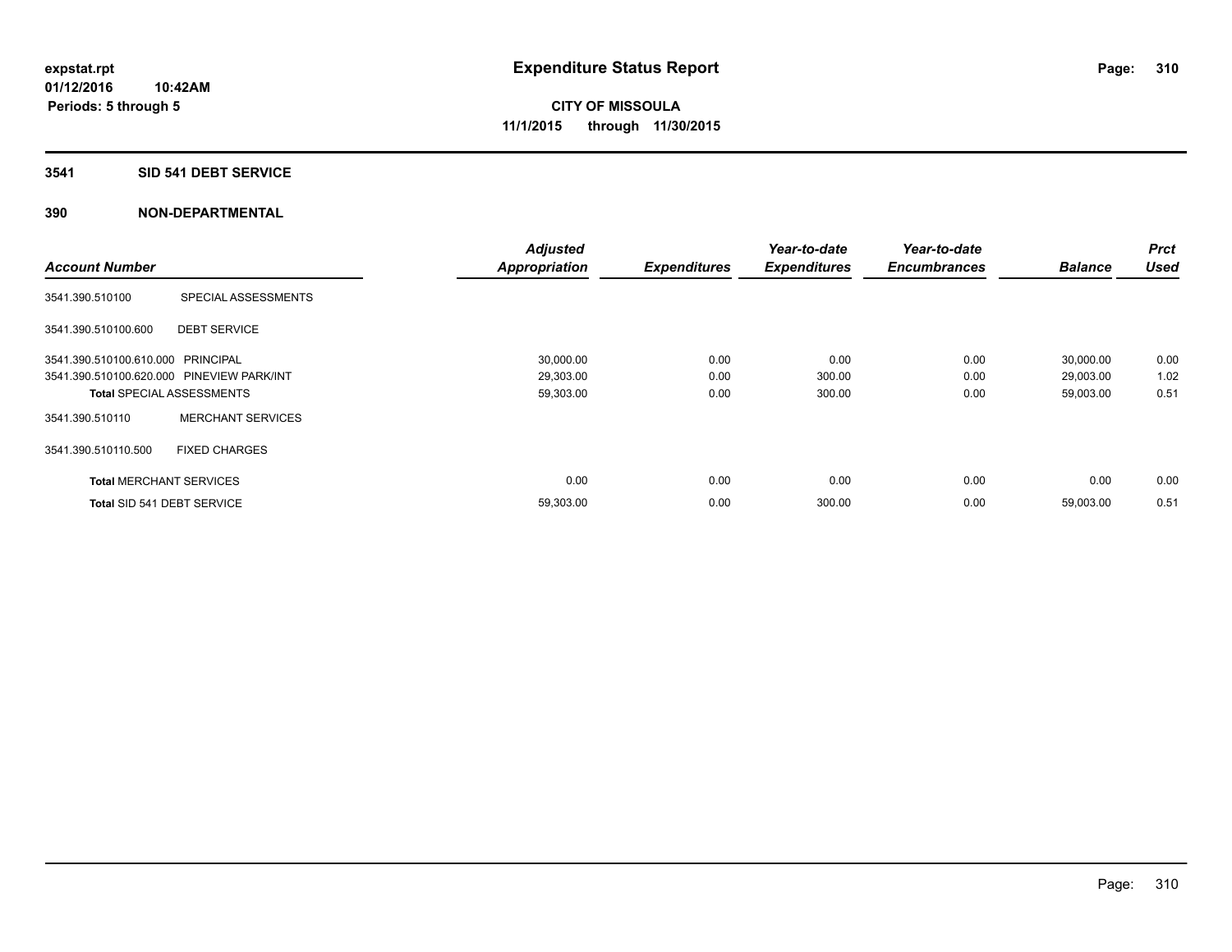expstat.rpt
01/12/2016 10:42AM
Periods: 5 through 5

# Expenditure Status Report

**CITY OF MISSOULA**
**11/1/2015 through 11/30/2015**

## 3541 SID 541 DEBT SERVICE

## 390 NON-DEPARTMENTAL

| Account Number | | Adjusted Appropriation | Expenditures | Year-to-date Expenditures | Year-to-date Encumbrances | Balance | Prct Used |
|---|---|---|---|---|---|---|---|
| 3541.390.510100 | SPECIAL ASSESSMENTS | | | | | | |
| 3541.390.510100.600 | DEBT SERVICE | | | | | | |
| 3541.390.510100.610.000 | PRINCIPAL | 30,000.00 | 0.00 | 0.00 | 0.00 | 30,000.00 | 0.00 |
| 3541.390.510100.620.000 | PINEVIEW PARK/INT | 29,303.00 | 0.00 | 300.00 | 0.00 | 29,003.00 | 1.02 |
| Total SPECIAL ASSESSMENTS | | 59,303.00 | 0.00 | 300.00 | 0.00 | 59,003.00 | 0.51 |
| 3541.390.510110 | MERCHANT SERVICES | | | | | | |
| 3541.390.510110.500 | FIXED CHARGES | | | | | | |
| Total MERCHANT SERVICES | | 0.00 | 0.00 | 0.00 | 0.00 | 0.00 | 0.00 |
| Total SID 541 DEBT SERVICE | | 59,303.00 | 0.00 | 300.00 | 0.00 | 59,003.00 | 0.51 |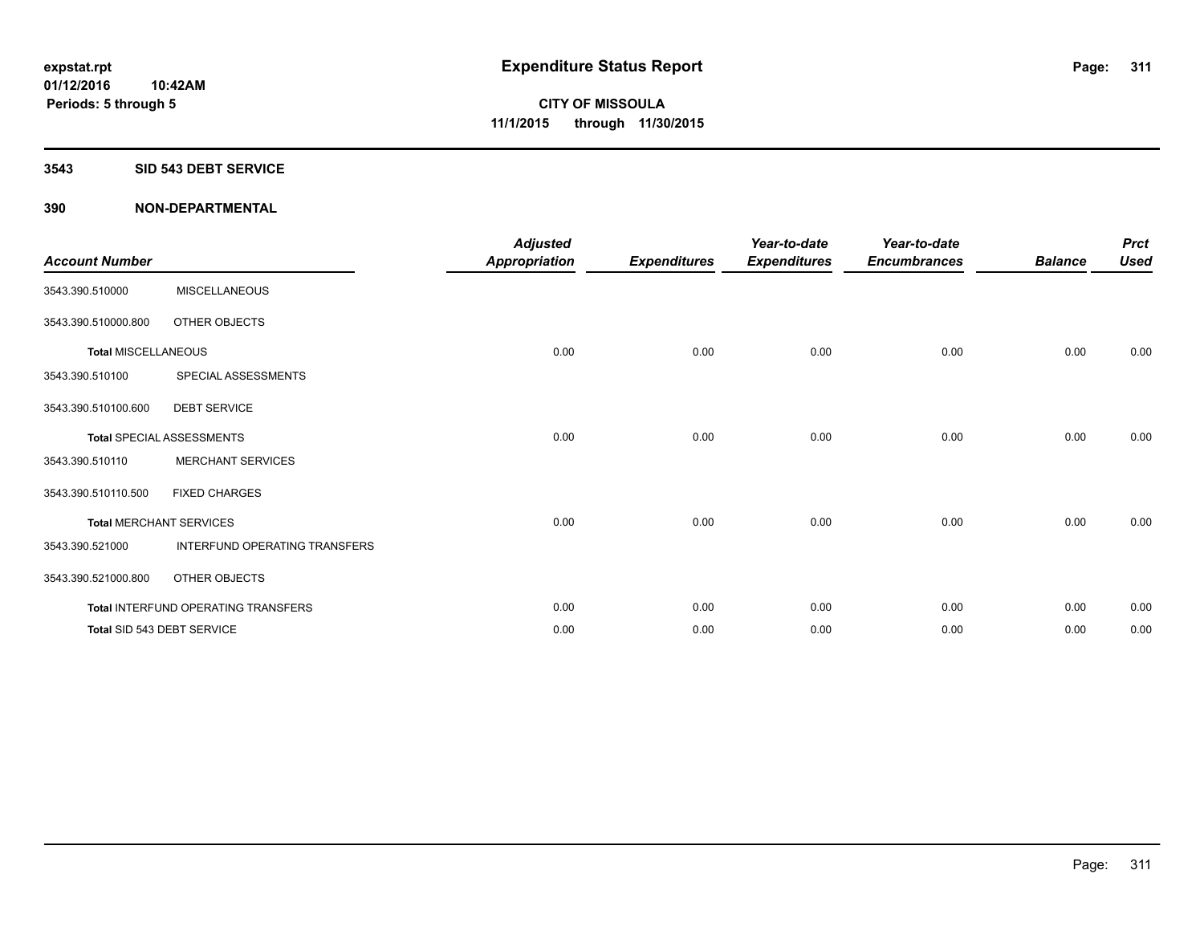expstat.rpt
01/12/2016 10:42AM
Periods: 5 through 5

# Expenditure Status Report

**CITY OF MISSOULA**
**11/1/2015 through 11/30/2015**

## 3543 SID 543 DEBT SERVICE

## 390 NON-DEPARTMENTAL

| Account Number | | Adjusted Appropriation | Expenditures | Year-to-date Expenditures | Year-to-date Encumbrances | Balance | Prct Used |
|---|---|---|---|---|---|---|---|
| 3543.390.510000 | MISCELLANEOUS | | | | | | |
| 3543.390.510000.800 | OTHER OBJECTS | | | | | | |
| **Total** MISCELLANEOUS | | 0.00 | 0.00 | 0.00 | 0.00 | 0.00 | 0.00 |
| 3543.390.510100 | SPECIAL ASSESSMENTS | | | | | | |
| 3543.390.510100.600 | DEBT SERVICE | | | | | | |
| **Total** SPECIAL ASSESSMENTS | | 0.00 | 0.00 | 0.00 | 0.00 | 0.00 | 0.00 |
| 3543.390.510110 | MERCHANT SERVICES | | | | | | |
| 3543.390.510110.500 | FIXED CHARGES | | | | | | |
| **Total** MERCHANT SERVICES | | 0.00 | 0.00 | 0.00 | 0.00 | 0.00 | 0.00 |
| 3543.390.521000 | INTERFUND OPERATING TRANSFERS | | | | | | |
| 3543.390.521000.800 | OTHER OBJECTS | | | | | | |
| **Total** INTERFUND OPERATING TRANSFERS | | 0.00 | 0.00 | 0.00 | 0.00 | 0.00 | 0.00 |
| **Total** SID 543 DEBT SERVICE | | 0.00 | 0.00 | 0.00 | 0.00 | 0.00 | 0.00 |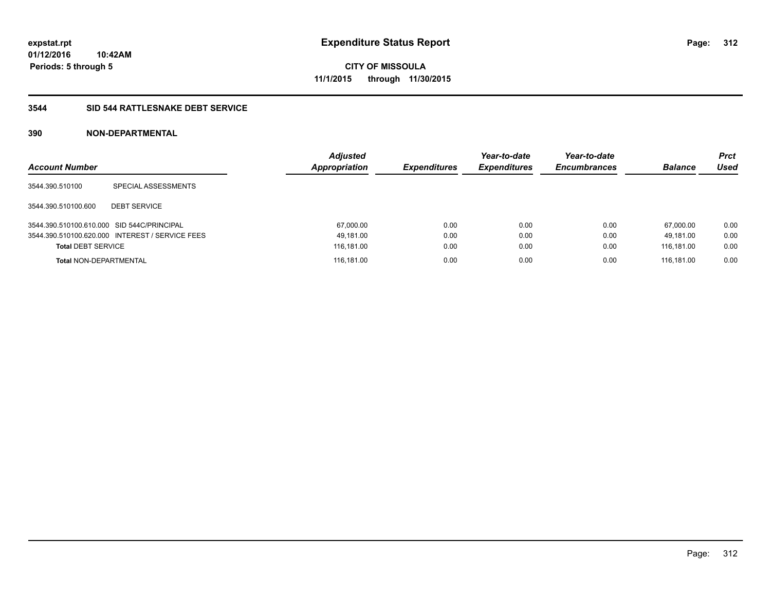**expstat.rpt**
**01/12/2016 10:42AM**
**Periods: 5 through 5**

# Expenditure Status Report

**CITY OF MISSOULA**
**11/1/2015 through 11/30/2015**

## 3544 SID 544 RATTLESNAKE DEBT SERVICE

### 390 NON-DEPARTMENTAL

| Account Number | | Adjusted Appropriation | Expenditures | Year-to-date Expenditures | Year-to-date Encumbrances | Balance | Prct Used |
|---|---|---|---|---|---|---|---|
| 3544.390.510100 | SPECIAL ASSESSMENTS | | | | | | |
| 3544.390.510100.600 | DEBT SERVICE | | | | | | |
| 3544.390.510100.610.000 | SID 544C/PRINCIPAL | 67,000.00 | 0.00 | 0.00 | 0.00 | 67,000.00 | 0.00 |
| 3544.390.510100.620.000 | INTEREST / SERVICE FEES | 49,181.00 | 0.00 | 0.00 | 0.00 | 49,181.00 | 0.00 |
| **Total** DEBT SERVICE | | 116,181.00 | 0.00 | 0.00 | 0.00 | 116,181.00 | 0.00 |
| **Total** NON-DEPARTMENTAL | | 116,181.00 | 0.00 | 0.00 | 0.00 | 116,181.00 | 0.00 |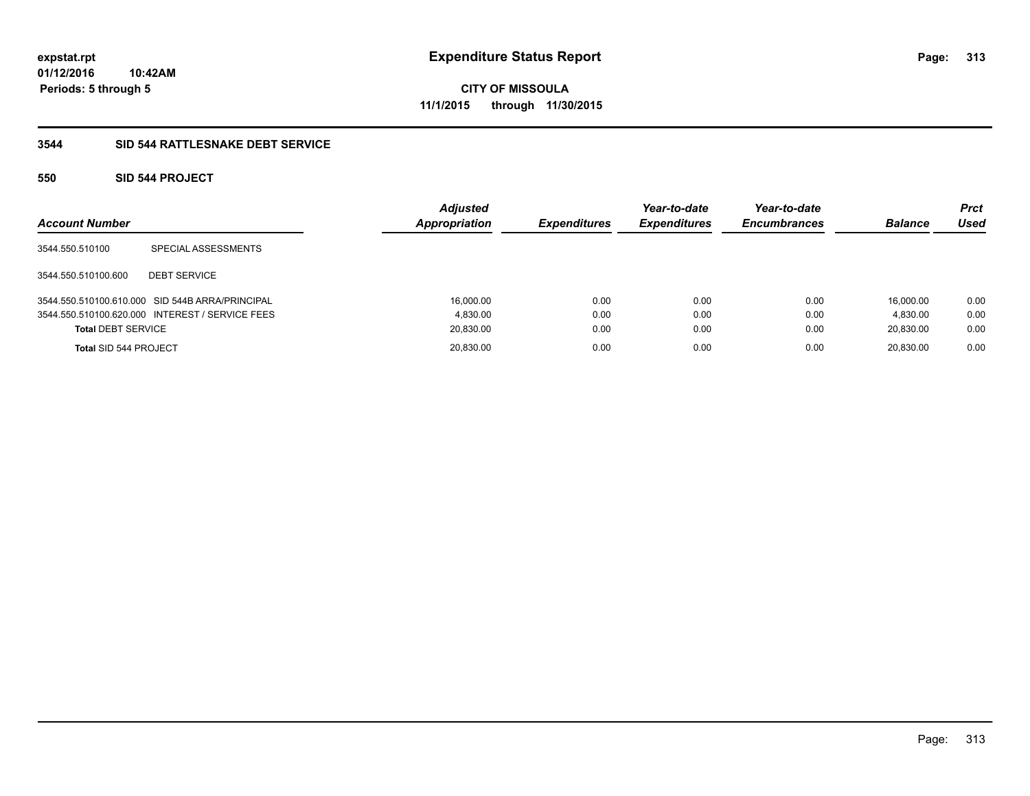**expstat.rpt**
**01/12/2016 10:42AM**
**Periods: 5 through 5**

# Expenditure Status Report

**CITY OF MISSOULA**
**11/1/2015 through 11/30/2015**

## 3544 SID 544 RATTLESNAKE DEBT SERVICE

### 550 SID 544 PROJECT

| Account Number | | Adjusted Appropriation | Expenditures | Year-to-date Expenditures | Year-to-date Encumbrances | Balance | Prct Used |
|---|---|---|---|---|---|---|---|
| 3544.550.510100 | SPECIAL ASSESSMENTS | | | | | | |
| 3544.550.510100.600 | DEBT SERVICE | | | | | | |
| 3544.550.510100.610.000 | SID 544B ARRA/PRINCIPAL | 16,000.00 | 0.00 | 0.00 | 0.00 | 16,000.00 | 0.00 |
| 3544.550.510100.620.000 | INTEREST / SERVICE FEES | 4,830.00 | 0.00 | 0.00 | 0.00 | 4,830.00 | 0.00 |
| **Total** DEBT SERVICE | | 20,830.00 | 0.00 | 0.00 | 0.00 | 20,830.00 | 0.00 |
| **Total** SID 544 PROJECT | | 20,830.00 | 0.00 | 0.00 | 0.00 | 20,830.00 | 0.00 |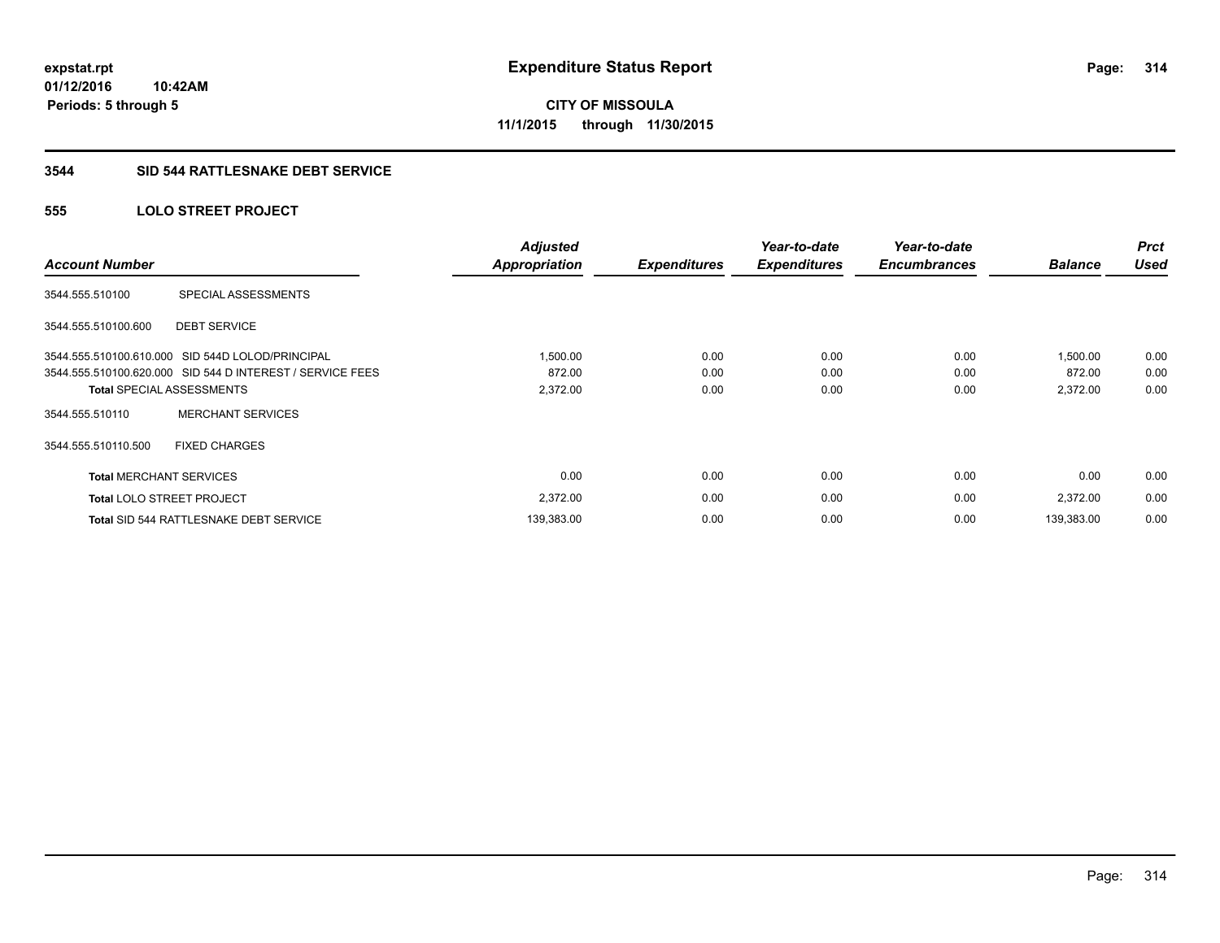**expstat.rpt**
**01/12/2016 10:42AM**
**Periods: 5 through 5**

# Expenditure Status Report

**CITY OF MISSOULA**
**11/1/2015 through 11/30/2015**

## 3544 SID 544 RATTLESNAKE DEBT SERVICE

### 555 LOLO STREET PROJECT

| Account Number | | Adjusted Appropriation | Expenditures | Year-to-date Expenditures | Year-to-date Encumbrances | Balance | Prct Used |
|---|---|---|---|---|---|---|---|
| 3544.555.510100 | SPECIAL ASSESSMENTS | | | | | | |
| 3544.555.510100.600 | DEBT SERVICE | | | | | | |
| 3544.555.510100.610.000 | SID 544D LOLOD/PRINCIPAL | 1,500.00 | 0.00 | 0.00 | 0.00 | 1,500.00 | 0.00 |
| 3544.555.510100.620.000 | SID 544 D INTEREST / SERVICE FEES | 872.00 | 0.00 | 0.00 | 0.00 | 872.00 | 0.00 |
| **Total** SPECIAL ASSESSMENTS | | 2,372.00 | 0.00 | 0.00 | 0.00 | 2,372.00 | 0.00 |
| 3544.555.510110 | MERCHANT SERVICES | | | | | | |
| 3544.555.510110.500 | FIXED CHARGES | | | | | | |
| **Total** MERCHANT SERVICES | | 0.00 | 0.00 | 0.00 | 0.00 | 0.00 | 0.00 |
| **Total** LOLO STREET PROJECT | | 2,372.00 | 0.00 | 0.00 | 0.00 | 2,372.00 | 0.00 |
| **Total** SID 544 RATTLESNAKE DEBT SERVICE | | 139,383.00 | 0.00 | 0.00 | 0.00 | 139,383.00 | 0.00 |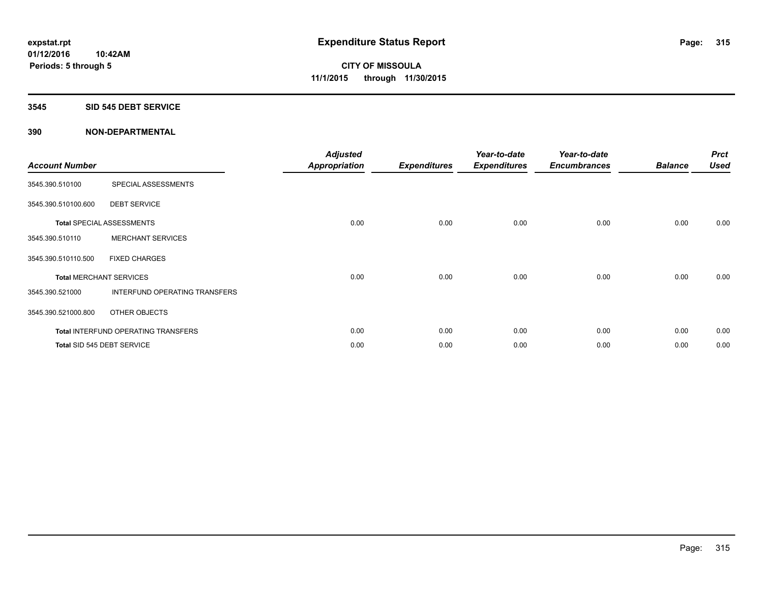**expstat.rpt**
**01/12/2016 10:42AM**
**Periods: 5 through 5**

# Expenditure Status Report

**CITY OF MISSOULA**
**11/1/2015 through 11/30/2015**

## 3545 SID 545 DEBT SERVICE

### 390 NON-DEPARTMENTAL

| Account Number | | Adjusted Appropriation | Expenditures | Year-to-date Expenditures | Year-to-date Encumbrances | Balance | Prct Used |
|---|---|---|---|---|---|---|---|
| 3545.390.510100 | SPECIAL ASSESSMENTS | | | | | | |
| 3545.390.510100.600 | DEBT SERVICE | | | | | | |
| **Total** SPECIAL ASSESSMENTS | | 0.00 | 0.00 | 0.00 | 0.00 | 0.00 | 0.00 |
| 3545.390.510110 | MERCHANT SERVICES | | | | | | |
| 3545.390.510110.500 | FIXED CHARGES | | | | | | |
| **Total** MERCHANT SERVICES | | 0.00 | 0.00 | 0.00 | 0.00 | 0.00 | 0.00 |
| 3545.390.521000 | INTERFUND OPERATING TRANSFERS | | | | | | |
| 3545.390.521000.800 | OTHER OBJECTS | | | | | | |
| **Total** INTERFUND OPERATING TRANSFERS | | 0.00 | 0.00 | 0.00 | 0.00 | 0.00 | 0.00 |
| **Total** SID 545 DEBT SERVICE | | 0.00 | 0.00 | 0.00 | 0.00 | 0.00 | 0.00 |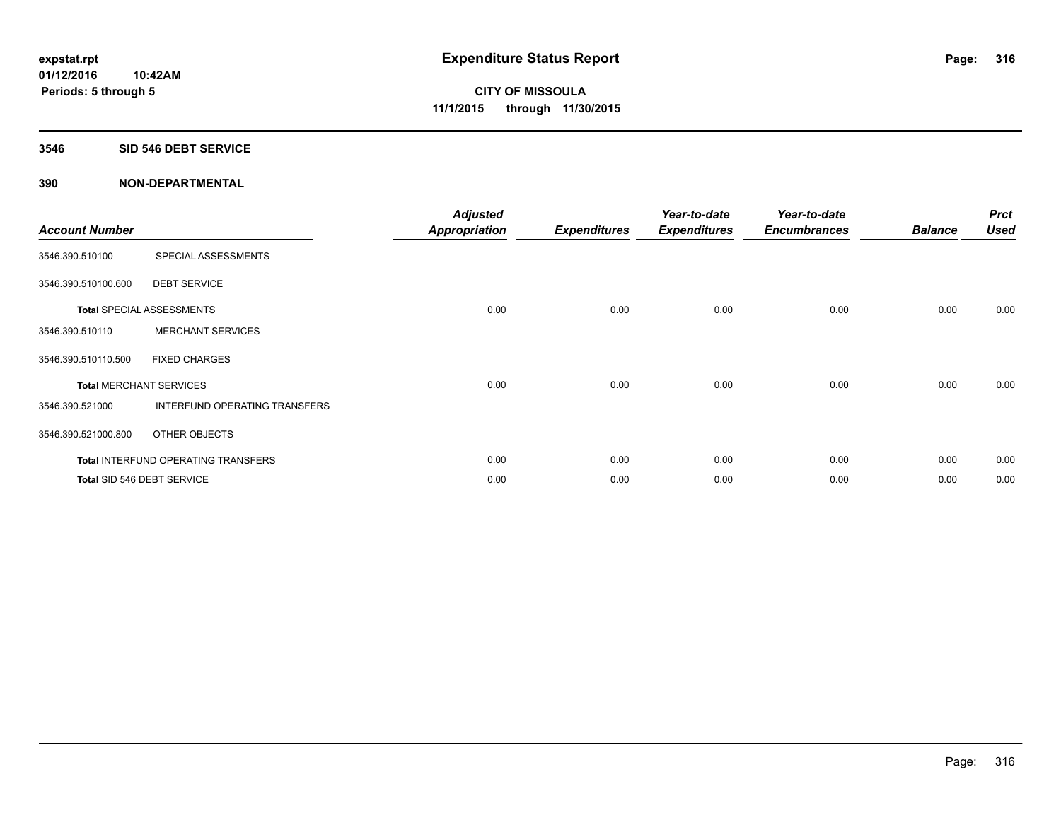# Expenditure Status Report

**expstat.rpt**
**01/12/2016 10:42AM**
**Periods: 5 through 5**

**CITY OF MISSOULA**
**11/1/2015 through 11/30/2015**

## 3546 SID 546 DEBT SERVICE

### 390 NON-DEPARTMENTAL

| Account Number | | Adjusted Appropriation | Expenditures | Year-to-date Expenditures | Year-to-date Encumbrances | Balance | Prct Used |
|---|---|---|---|---|---|---|---|
| 3546.390.510100 | SPECIAL ASSESSMENTS | | | | | | |
| 3546.390.510100.600 | DEBT SERVICE | | | | | | |
| **Total** SPECIAL ASSESSMENTS | | 0.00 | 0.00 | 0.00 | 0.00 | 0.00 | 0.00 |
| 3546.390.510110 | MERCHANT SERVICES | | | | | | |
| 3546.390.510110.500 | FIXED CHARGES | | | | | | |
| **Total** MERCHANT SERVICES | | 0.00 | 0.00 | 0.00 | 0.00 | 0.00 | 0.00 |
| 3546.390.521000 | INTERFUND OPERATING TRANSFERS | | | | | | |
| 3546.390.521000.800 | OTHER OBJECTS | | | | | | |
| **Total** INTERFUND OPERATING TRANSFERS | | 0.00 | 0.00 | 0.00 | 0.00 | 0.00 | 0.00 |
| **Total** SID 546 DEBT SERVICE | | 0.00 | 0.00 | 0.00 | 0.00 | 0.00 | 0.00 |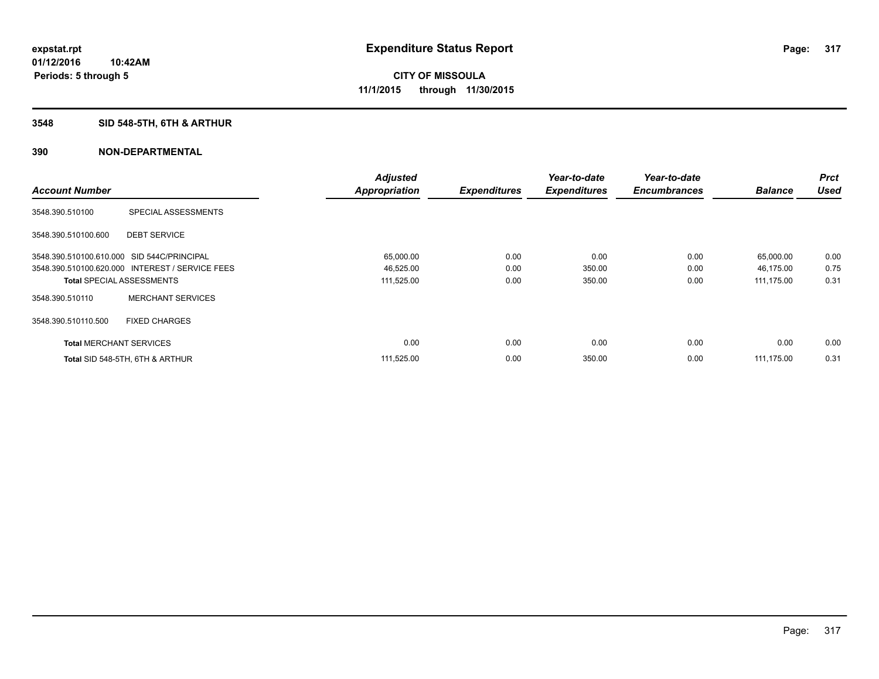**expstat.rpt**
**01/12/2016 10:42AM**
**Periods: 5 through 5**

# Expenditure Status Report

**CITY OF MISSOULA**
**11/1/2015 through 11/30/2015**

## 3548 SID 548-5TH, 6TH & ARTHUR

## 390 NON-DEPARTMENTAL

| Account Number | | Adjusted Appropriation | Expenditures | Year-to-date Expenditures | Year-to-date Encumbrances | Balance | Prct Used |
|---|---|---|---|---|---|---|---|
| 3548.390.510100 | SPECIAL ASSESSMENTS | | | | | | |
| 3548.390.510100.600 | DEBT SERVICE | | | | | | |
| 3548.390.510100.610.000 | SID 544C/PRINCIPAL | 65,000.00 | 0.00 | 0.00 | 0.00 | 65,000.00 | 0.00 |
| 3548.390.510100.620.000 | INTEREST / SERVICE FEES | 46,525.00 | 0.00 | 350.00 | 0.00 | 46,175.00 | 0.75 |
| **Total** SPECIAL ASSESSMENTS | | 111,525.00 | 0.00 | 350.00 | 0.00 | 111,175.00 | 0.31 |
| 3548.390.510110 | MERCHANT SERVICES | | | | | | |
| 3548.390.510110.500 | FIXED CHARGES | | | | | | |
| **Total** MERCHANT SERVICES | | 0.00 | 0.00 | 0.00 | 0.00 | 0.00 | 0.00 |
| **Total** SID 548-5TH, 6TH & ARTHUR | | 111,525.00 | 0.00 | 350.00 | 0.00 | 111,175.00 | 0.31 |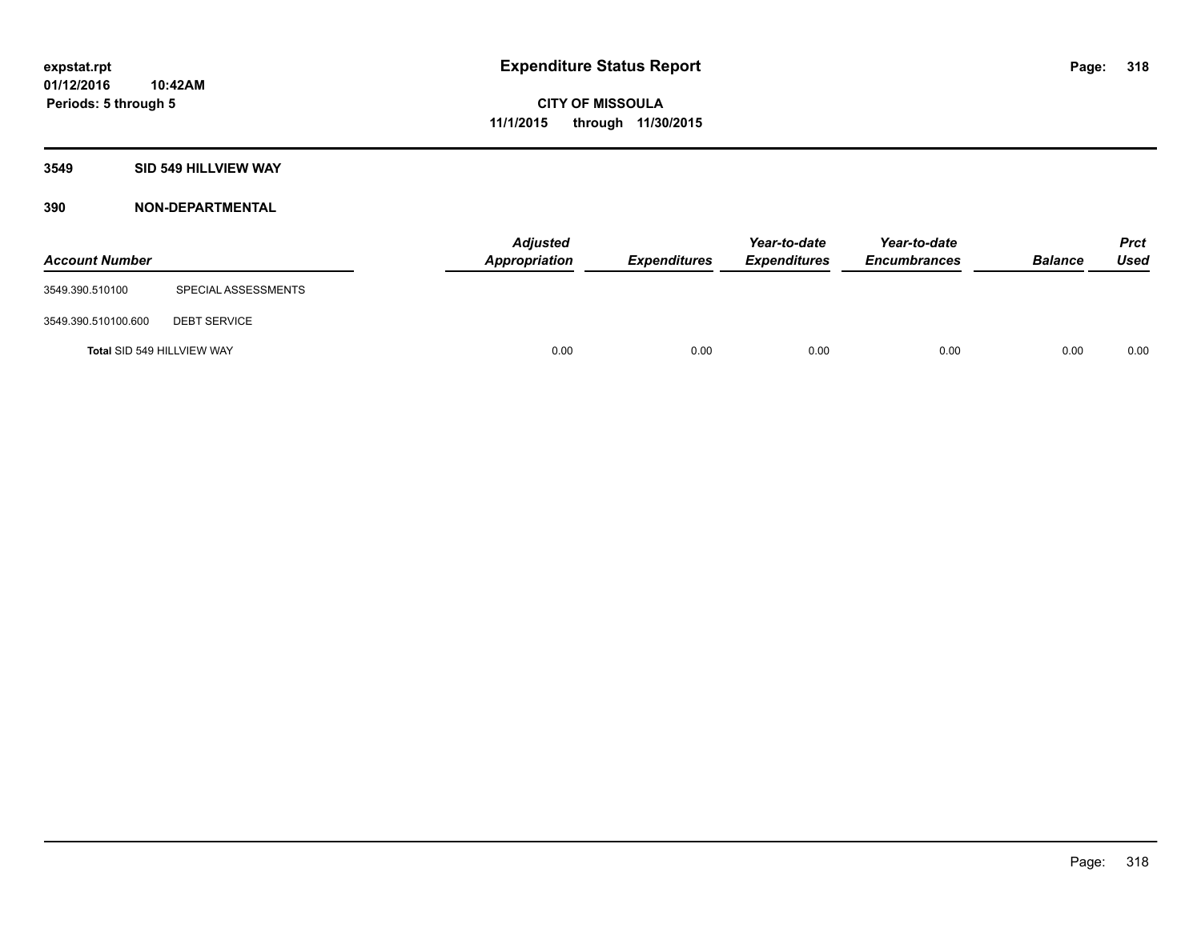# Expenditure Status Report

expstat.rpt
01/12/2016 10:42AM
Periods: 5 through 5

**CITY OF MISSOULA**
**11/1/2015 through 11/30/2015**

## 3549 SID 549 HILLVIEW WAY

### 390 NON-DEPARTMENTAL

| Account Number | | Adjusted Appropriation | Expenditures | Year-to-date Expenditures | Year-to-date Encumbrances | Balance | Prct Used |
|---|---|---|---|---|---|---|---|
| 3549.390.510100 | SPECIAL ASSESSMENTS | | | | | | |
| 3549.390.510100.600 | DEBT SERVICE | | | | | | |
| **Total** SID 549 HILLVIEW WAY | | 0.00 | 0.00 | 0.00 | 0.00 | 0.00 | 0.00 |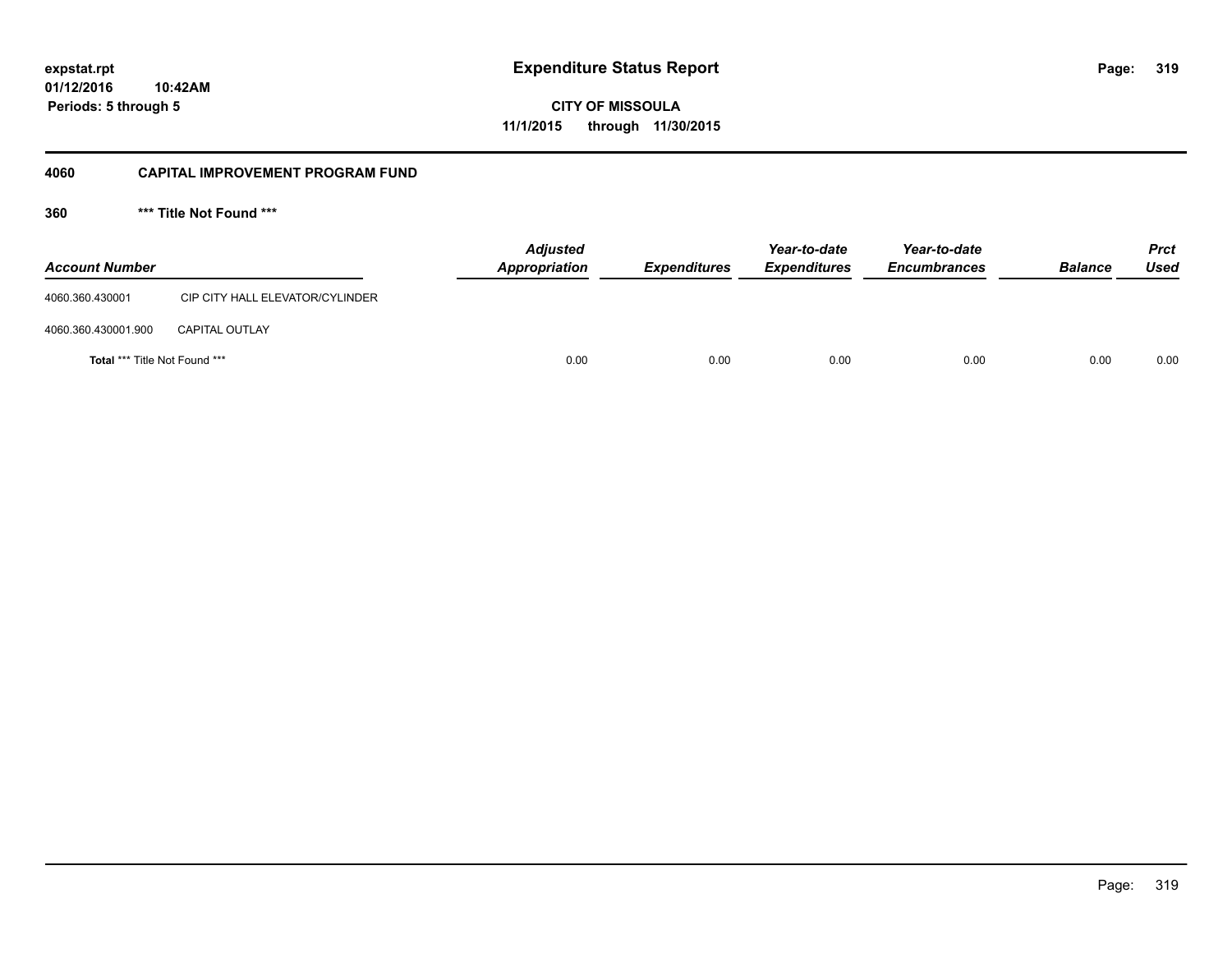**expstat.rpt**
**01/12/2016 10:42AM**
**Periods: 5 through 5**

# Expenditure Status Report

**CITY OF MISSOULA**
**11/1/2015 through 11/30/2015**

## 4060 CAPITAL IMPROVEMENT PROGRAM FUND

### 360 *** Title Not Found ***

| Account Number | | Adjusted Appropriation | Expenditures | Year-to-date Expenditures | Year-to-date Encumbrances | Balance | Prct Used |
|---|---|---|---|---|---|---|---|
| 4060.360.430001 | CIP CITY HALL ELEVATOR/CYLINDER | | | | | | |
| 4060.360.430001.900 | CAPITAL OUTLAY | | | | | | |
| **Total** *** Title Not Found *** | | 0.00 | 0.00 | 0.00 | 0.00 | 0.00 | 0.00 |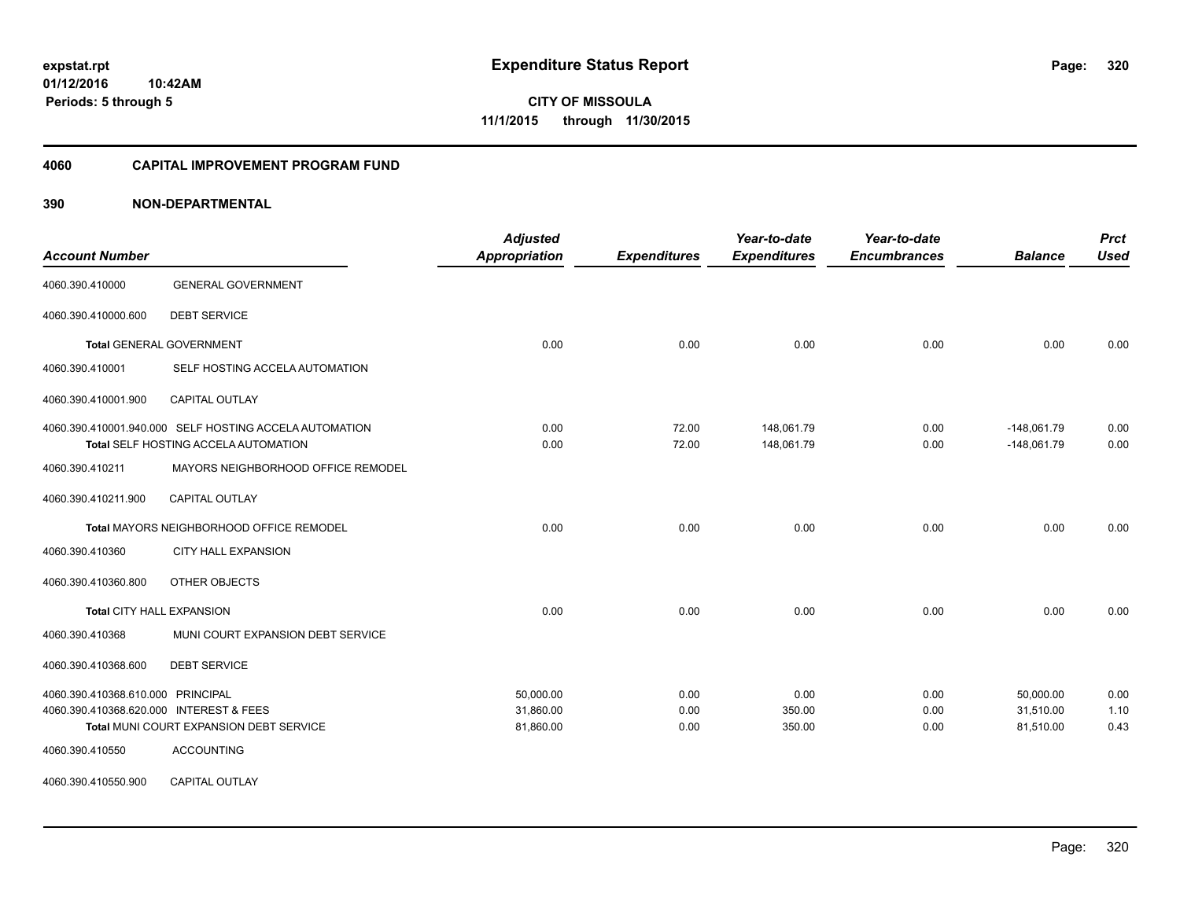# Expenditure Status Report

**CITY OF MISSOULA**

**11/1/2015 through 11/30/2015**

expstat.rpt
01/12/2016 10:42AM
Periods: 5 through 5

## 4060 CAPITAL IMPROVEMENT PROGRAM FUND

### 390 NON-DEPARTMENTAL

| Account Number | | Adjusted Appropriation | Expenditures | Year-to-date Expenditures | Year-to-date Encumbrances | Balance | Prct Used |
|---|---|---|---|---|---|---|---|
| 4060.390.410000 | GENERAL GOVERNMENT | | | | | | |
| 4060.390.410000.600 | DEBT SERVICE | | | | | | |
| **Total** GENERAL GOVERNMENT | | 0.00 | 0.00 | 0.00 | 0.00 | 0.00 | 0.00 |
| 4060.390.410001 | SELF HOSTING ACCELA AUTOMATION | | | | | | |
| 4060.390.410001.900 | CAPITAL OUTLAY | | | | | | |
| 4060.390.410001.940.000 | SELF HOSTING ACCELA AUTOMATION | 0.00 | 72.00 | 148,061.79 | 0.00 | -148,061.79 | 0.00 |
| **Total** SELF HOSTING ACCELA AUTOMATION | | 0.00 | 72.00 | 148,061.79 | 0.00 | -148,061.79 | 0.00 |
| 4060.390.410211 | MAYORS NEIGHBORHOOD OFFICE REMODEL | | | | | | |
| 4060.390.410211.900 | CAPITAL OUTLAY | | | | | | |
| **Total** MAYORS NEIGHBORHOOD OFFICE REMODEL | | 0.00 | 0.00 | 0.00 | 0.00 | 0.00 | 0.00 |
| 4060.390.410360 | CITY HALL EXPANSION | | | | | | |
| 4060.390.410360.800 | OTHER OBJECTS | | | | | | |
| **Total** CITY HALL EXPANSION | | 0.00 | 0.00 | 0.00 | 0.00 | 0.00 | 0.00 |
| 4060.390.410368 | MUNI COURT EXPANSION DEBT SERVICE | | | | | | |
| 4060.390.410368.600 | DEBT SERVICE | | | | | | |
| 4060.390.410368.610.000 | PRINCIPAL | 50,000.00 | 0.00 | 0.00 | 0.00 | 50,000.00 | 0.00 |
| 4060.390.410368.620.000 | INTEREST & FEES | 31,860.00 | 0.00 | 350.00 | 0.00 | 31,510.00 | 1.10 |
| **Total** MUNI COURT EXPANSION DEBT SERVICE | | 81,860.00 | 0.00 | 350.00 | 0.00 | 81,510.00 | 0.43 |
| 4060.390.410550 | ACCOUNTING | | | | | | |
| 4060.390.410550.900 | CAPITAL OUTLAY | | | | | | |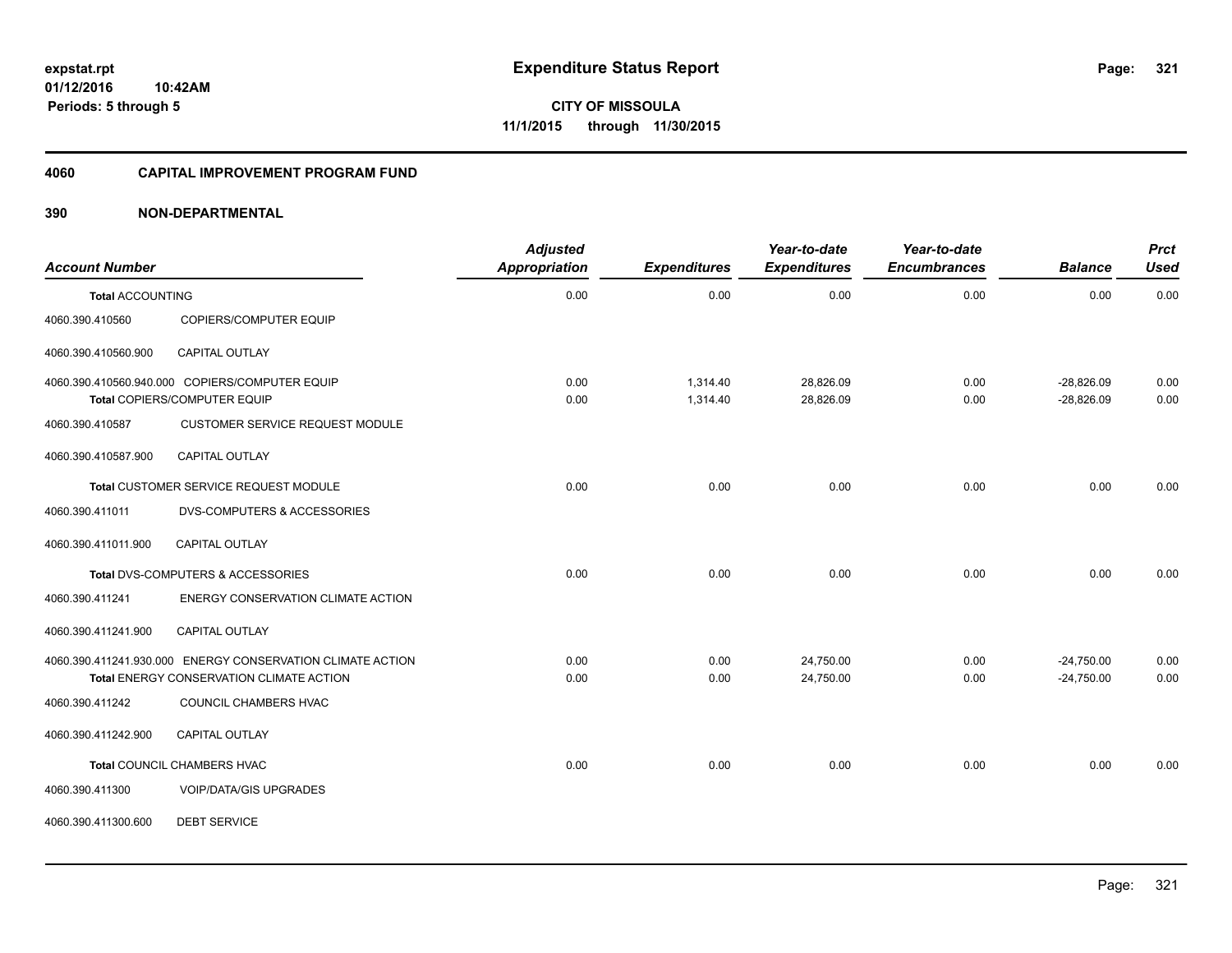**expstat.rpt**
**01/12/2016 10:42AM**
**Periods: 5 through 5**

# Expenditure Status Report

**CITY OF MISSOULA**
**11/1/2015 through 11/30/2015**

## 4060 CAPITAL IMPROVEMENT PROGRAM FUND

## 390 NON-DEPARTMENTAL

| Account Number | | Adjusted Appropriation | Expenditures | Year-to-date Expenditures | Year-to-date Encumbrances | Balance | Prct Used |
|---|---|---|---|---|---|---|---|
| **Total** ACCOUNTING | | 0.00 | 0.00 | 0.00 | 0.00 | 0.00 | 0.00 |
| 4060.390.410560 | COPIERS/COMPUTER EQUIP | | | | | | |
| 4060.390.410560.900 | CAPITAL OUTLAY | | | | | | |
| 4060.390.410560.940.000 | COPIERS/COMPUTER EQUIP | 0.00 | 1,314.40 | 28,826.09 | 0.00 | -28,826.09 | 0.00 |
| **Total** COPIERS/COMPUTER EQUIP | | 0.00 | 1,314.40 | 28,826.09 | 0.00 | -28,826.09 | 0.00 |
| 4060.390.410587 | CUSTOMER SERVICE REQUEST MODULE | | | | | | |
| 4060.390.410587.900 | CAPITAL OUTLAY | | | | | | |
| **Total** CUSTOMER SERVICE REQUEST MODULE | | 0.00 | 0.00 | 0.00 | 0.00 | 0.00 | 0.00 |
| 4060.390.411011 | DVS-COMPUTERS & ACCESSORIES | | | | | | |
| 4060.390.411011.900 | CAPITAL OUTLAY | | | | | | |
| **Total** DVS-COMPUTERS & ACCESSORIES | | 0.00 | 0.00 | 0.00 | 0.00 | 0.00 | 0.00 |
| 4060.390.411241 | ENERGY CONSERVATION CLIMATE ACTION | | | | | | |
| 4060.390.411241.900 | CAPITAL OUTLAY | | | | | | |
| 4060.390.411241.930.000 | ENERGY CONSERVATION CLIMATE ACTION | 0.00 | 0.00 | 24,750.00 | 0.00 | -24,750.00 | 0.00 |
| **Total** ENERGY CONSERVATION CLIMATE ACTION | | 0.00 | 0.00 | 24,750.00 | 0.00 | -24,750.00 | 0.00 |
| 4060.390.411242 | COUNCIL CHAMBERS HVAC | | | | | | |
| 4060.390.411242.900 | CAPITAL OUTLAY | | | | | | |
| **Total** COUNCIL CHAMBERS HVAC | | 0.00 | 0.00 | 0.00 | 0.00 | 0.00 | 0.00 |
| 4060.390.411300 | VOIP/DATA/GIS UPGRADES | | | | | | |
| 4060.390.411300.600 | DEBT SERVICE | | | | | | |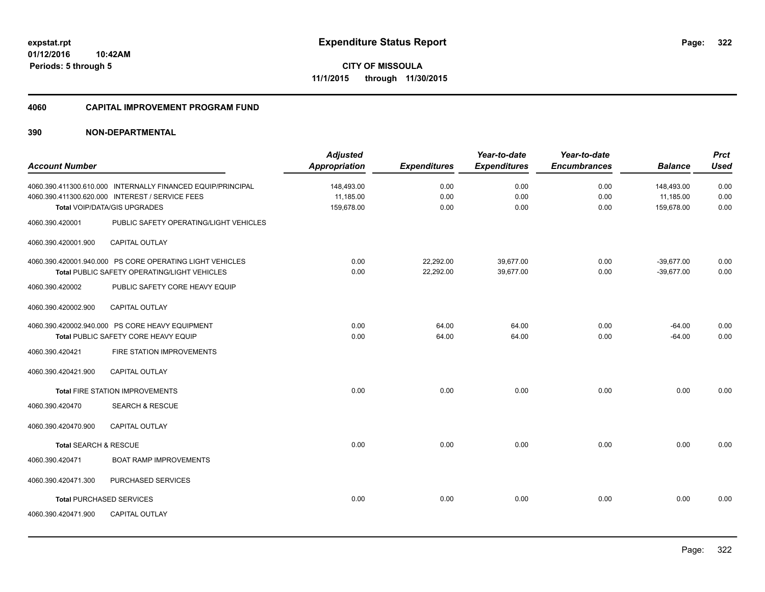**expstat.rpt**
**01/12/2016 10:42AM**
**Periods: 5 through 5**

# Expenditure Status Report

**CITY OF MISSOULA**
**11/1/2015 through 11/30/2015**

## 4060 CAPITAL IMPROVEMENT PROGRAM FUND

## 390 NON-DEPARTMENTAL

| Account Number | | Adjusted Appropriation | Expenditures | Year-to-date Expenditures | Year-to-date Encumbrances | Balance | Prct Used |
|---|---|---|---|---|---|---|---|
| 4060.390.411300.610.000 | INTERNALLY FINANCED EQUIP/PRINCIPAL | 148,493.00 | 0.00 | 0.00 | 0.00 | 148,493.00 | 0.00 |
| 4060.390.411300.620.000 | INTEREST / SERVICE FEES | 11,185.00 | 0.00 | 0.00 | 0.00 | 11,185.00 | 0.00 |
| **Total** VOIP/DATA/GIS UPGRADES | | 159,678.00 | 0.00 | 0.00 | 0.00 | 159,678.00 | 0.00 |
| 4060.390.420001 | PUBLIC SAFETY OPERATING/LIGHT VEHICLES | | | | | | |
| 4060.390.420001.900 | CAPITAL OUTLAY | | | | | | |
| 4060.390.420001.940.000 | PS CORE OPERATING LIGHT VEHICLES | 0.00 | 22,292.00 | 39,677.00 | 0.00 | -39,677.00 | 0.00 |
| **Total** PUBLIC SAFETY OPERATING/LIGHT VEHICLES | | 0.00 | 22,292.00 | 39,677.00 | 0.00 | -39,677.00 | 0.00 |
| 4060.390.420002 | PUBLIC SAFETY CORE HEAVY EQUIP | | | | | | |
| 4060.390.420002.900 | CAPITAL OUTLAY | | | | | | |
| 4060.390.420002.940.000 | PS CORE HEAVY EQUIPMENT | 0.00 | 64.00 | 64.00 | 0.00 | -64.00 | 0.00 |
| **Total** PUBLIC SAFETY CORE HEAVY EQUIP | | 0.00 | 64.00 | 64.00 | 0.00 | -64.00 | 0.00 |
| 4060.390.420421 | FIRE STATION IMPROVEMENTS | | | | | | |
| 4060.390.420421.900 | CAPITAL OUTLAY | | | | | | |
| **Total** FIRE STATION IMPROVEMENTS | | 0.00 | 0.00 | 0.00 | 0.00 | 0.00 | 0.00 |
| 4060.390.420470 | SEARCH & RESCUE | | | | | | |
| 4060.390.420470.900 | CAPITAL OUTLAY | | | | | | |
| **Total** SEARCH & RESCUE | | 0.00 | 0.00 | 0.00 | 0.00 | 0.00 | 0.00 |
| 4060.390.420471 | BOAT RAMP IMPROVEMENTS | | | | | | |
| 4060.390.420471.300 | PURCHASED SERVICES | | | | | | |
| **Total** PURCHASED SERVICES | | 0.00 | 0.00 | 0.00 | 0.00 | 0.00 | 0.00 |
| 4060.390.420471.900 | CAPITAL OUTLAY | | | | | | |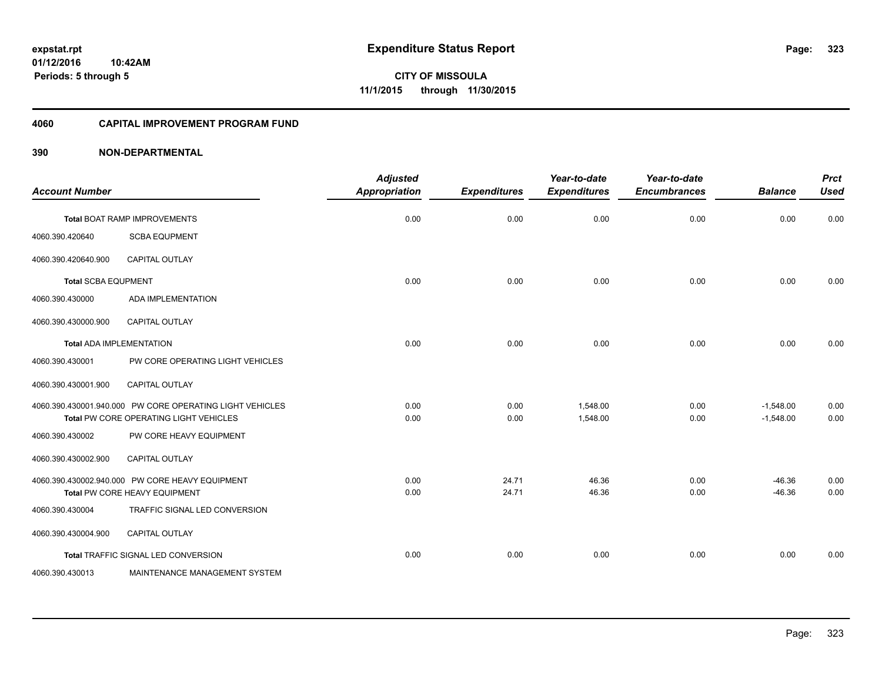**Expenditure Status Report**

**CITY OF MISSOULA**

**11/1/2015 through 11/30/2015**

expstat.rpt
01/12/2016 10:42AM
Periods: 5 through 5

## 4060 CAPITAL IMPROVEMENT PROGRAM FUND

## 390 NON-DEPARTMENTAL

| Account Number | | Adjusted Appropriation | Expenditures | Year-to-date Expenditures | Year-to-date Encumbrances | Balance | Prct Used |
|---|---|---|---|---|---|---|---|
| **Total** BOAT RAMP IMPROVEMENTS | | 0.00 | 0.00 | 0.00 | 0.00 | 0.00 | 0.00 |
| 4060.390.420640 | SCBA EQUPMENT | | | | | | |
| 4060.390.420640.900 | CAPITAL OUTLAY | | | | | | |
| **Total** SCBA EQUPMENT | | 0.00 | 0.00 | 0.00 | 0.00 | 0.00 | 0.00 |
| 4060.390.430000 | ADA IMPLEMENTATION | | | | | | |
| 4060.390.430000.900 | CAPITAL OUTLAY | | | | | | |
| **Total** ADA IMPLEMENTATION | | 0.00 | 0.00 | 0.00 | 0.00 | 0.00 | 0.00 |
| 4060.390.430001 | PW CORE OPERATING LIGHT VEHICLES | | | | | | |
| 4060.390.430001.900 | CAPITAL OUTLAY | | | | | | |
| 4060.390.430001.940.000 | PW CORE OPERATING LIGHT VEHICLES | 0.00 | 0.00 | 1,548.00 | 0.00 | -1,548.00 | 0.00 |
| **Total** PW CORE OPERATING LIGHT VEHICLES | | 0.00 | 0.00 | 1,548.00 | 0.00 | -1,548.00 | 0.00 |
| 4060.390.430002 | PW CORE HEAVY EQUIPMENT | | | | | | |
| 4060.390.430002.900 | CAPITAL OUTLAY | | | | | | |
| 4060.390.430002.940.000 | PW CORE HEAVY EQUIPMENT | 0.00 | 24.71 | 46.36 | 0.00 | -46.36 | 0.00 |
| **Total** PW CORE HEAVY EQUIPMENT | | 0.00 | 24.71 | 46.36 | 0.00 | -46.36 | 0.00 |
| 4060.390.430004 | TRAFFIC SIGNAL LED CONVERSION | | | | | | |
| 4060.390.430004.900 | CAPITAL OUTLAY | | | | | | |
| **Total** TRAFFIC SIGNAL LED CONVERSION | | 0.00 | 0.00 | 0.00 | 0.00 | 0.00 | 0.00 |
| 4060.390.430013 | MAINTENANCE MANAGEMENT SYSTEM | | | | | | |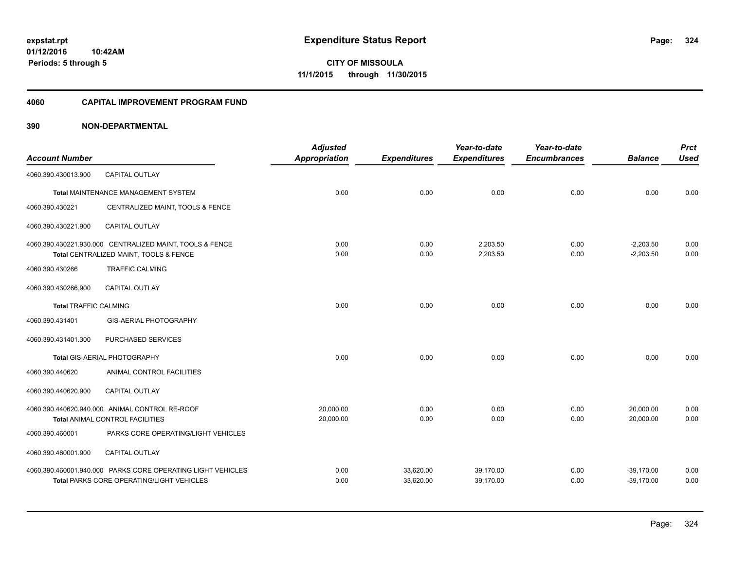**expstat.rpt**
**01/12/2016 10:42AM**
**Periods: 5 through 5**

# Expenditure Status Report

**CITY OF MISSOULA**
**11/1/2015 through 11/30/2015**

## 4060 CAPITAL IMPROVEMENT PROGRAM FUND

### 390 NON-DEPARTMENTAL

| Account Number | | Adjusted Appropriation | Expenditures | Year-to-date Expenditures | Year-to-date Encumbrances | Balance | Prct Used |
|---|---|---|---|---|---|---|---|
| 4060.390.430013.900 | CAPITAL OUTLAY | | | | | | |
| **Total** MAINTENANCE MANAGEMENT SYSTEM | | 0.00 | 0.00 | 0.00 | 0.00 | 0.00 | 0.00 |
| 4060.390.430221 | CENTRALIZED MAINT, TOOLS & FENCE | | | | | | |
| 4060.390.430221.900 | CAPITAL OUTLAY | | | | | | |
| 4060.390.430221.930.000 | CENTRALIZED MAINT, TOOLS & FENCE | 0.00 | 0.00 | 2,203.50 | 0.00 | -2,203.50 | 0.00 |
| **Total** CENTRALIZED MAINT, TOOLS & FENCE | | 0.00 | 0.00 | 2,203.50 | 0.00 | -2,203.50 | 0.00 |
| 4060.390.430266 | TRAFFIC CALMING | | | | | | |
| 4060.390.430266.900 | CAPITAL OUTLAY | | | | | | |
| **Total** TRAFFIC CALMING | | 0.00 | 0.00 | 0.00 | 0.00 | 0.00 | 0.00 |
| 4060.390.431401 | GIS-AERIAL PHOTOGRAPHY | | | | | | |
| 4060.390.431401.300 | PURCHASED SERVICES | | | | | | |
| **Total** GIS-AERIAL PHOTOGRAPHY | | 0.00 | 0.00 | 0.00 | 0.00 | 0.00 | 0.00 |
| 4060.390.440620 | ANIMAL CONTROL FACILITIES | | | | | | |
| 4060.390.440620.900 | CAPITAL OUTLAY | | | | | | |
| 4060.390.440620.940.000 | ANIMAL CONTROL RE-ROOF | 20,000.00 | 0.00 | 0.00 | 0.00 | 20,000.00 | 0.00 |
| **Total** ANIMAL CONTROL FACILITIES | | 20,000.00 | 0.00 | 0.00 | 0.00 | 20,000.00 | 0.00 |
| 4060.390.460001 | PARKS CORE OPERATING/LIGHT VEHICLES | | | | | | |
| 4060.390.460001.900 | CAPITAL OUTLAY | | | | | | |
| 4060.390.460001.940.000 | PARKS CORE OPERATING LIGHT VEHICLES | 0.00 | 33,620.00 | 39,170.00 | 0.00 | -39,170.00 | 0.00 |
| **Total** PARKS CORE OPERATING/LIGHT VEHICLES | | 0.00 | 33,620.00 | 39,170.00 | 0.00 | -39,170.00 | 0.00 |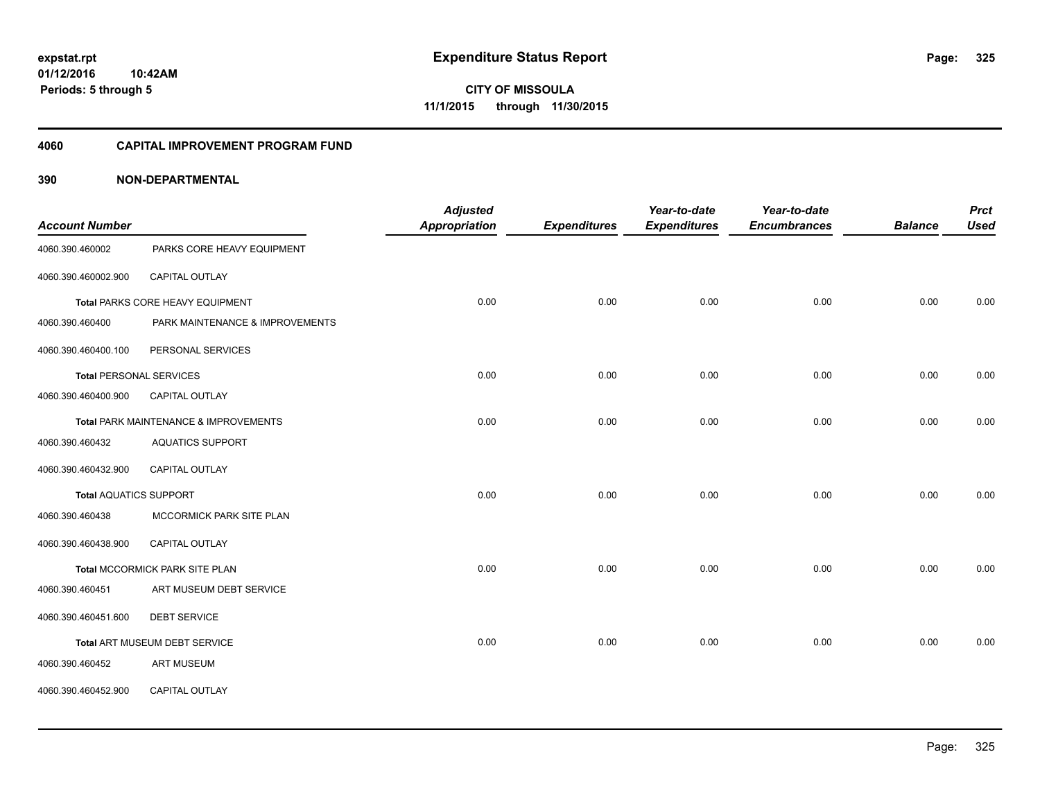# Expenditure Status Report

expstat.rpt
01/12/2016 10:42AM
Periods: 5 through 5

**CITY OF MISSOULA**
**11/1/2015 through 11/30/2015**

## 4060 CAPITAL IMPROVEMENT PROGRAM FUND

## 390 NON-DEPARTMENTAL

| Account Number | | Adjusted Appropriation | Expenditures | Year-to-date Expenditures | Year-to-date Encumbrances | Balance | Prct Used |
|---|---|---|---|---|---|---|---|
| 4060.390.460002 | PARKS CORE HEAVY EQUIPMENT | | | | | | |
| 4060.390.460002.900 | CAPITAL OUTLAY | | | | | | |
| | **Total** PARKS CORE HEAVY EQUIPMENT | 0.00 | 0.00 | 0.00 | 0.00 | 0.00 | 0.00 |
| 4060.390.460400 | PARK MAINTENANCE & IMPROVEMENTS | | | | | | |
| 4060.390.460400.100 | PERSONAL SERVICES | | | | | | |
| | **Total** PERSONAL SERVICES | 0.00 | 0.00 | 0.00 | 0.00 | 0.00 | 0.00 |
| 4060.390.460400.900 | CAPITAL OUTLAY | | | | | | |
| | **Total** PARK MAINTENANCE & IMPROVEMENTS | 0.00 | 0.00 | 0.00 | 0.00 | 0.00 | 0.00 |
| 4060.390.460432 | AQUATICS SUPPORT | | | | | | |
| 4060.390.460432.900 | CAPITAL OUTLAY | | | | | | |
| | **Total** AQUATICS SUPPORT | 0.00 | 0.00 | 0.00 | 0.00 | 0.00 | 0.00 |
| 4060.390.460438 | MCCORMICK PARK SITE PLAN | | | | | | |
| 4060.390.460438.900 | CAPITAL OUTLAY | | | | | | |
| | **Total** MCCORMICK PARK SITE PLAN | 0.00 | 0.00 | 0.00 | 0.00 | 0.00 | 0.00 |
| 4060.390.460451 | ART MUSEUM DEBT SERVICE | | | | | | |
| 4060.390.460451.600 | DEBT SERVICE | | | | | | |
| | **Total** ART MUSEUM DEBT SERVICE | 0.00 | 0.00 | 0.00 | 0.00 | 0.00 | 0.00 |
| 4060.390.460452 | ART MUSEUM | | | | | | |
| 4060.390.460452.900 | CAPITAL OUTLAY | | | | | | |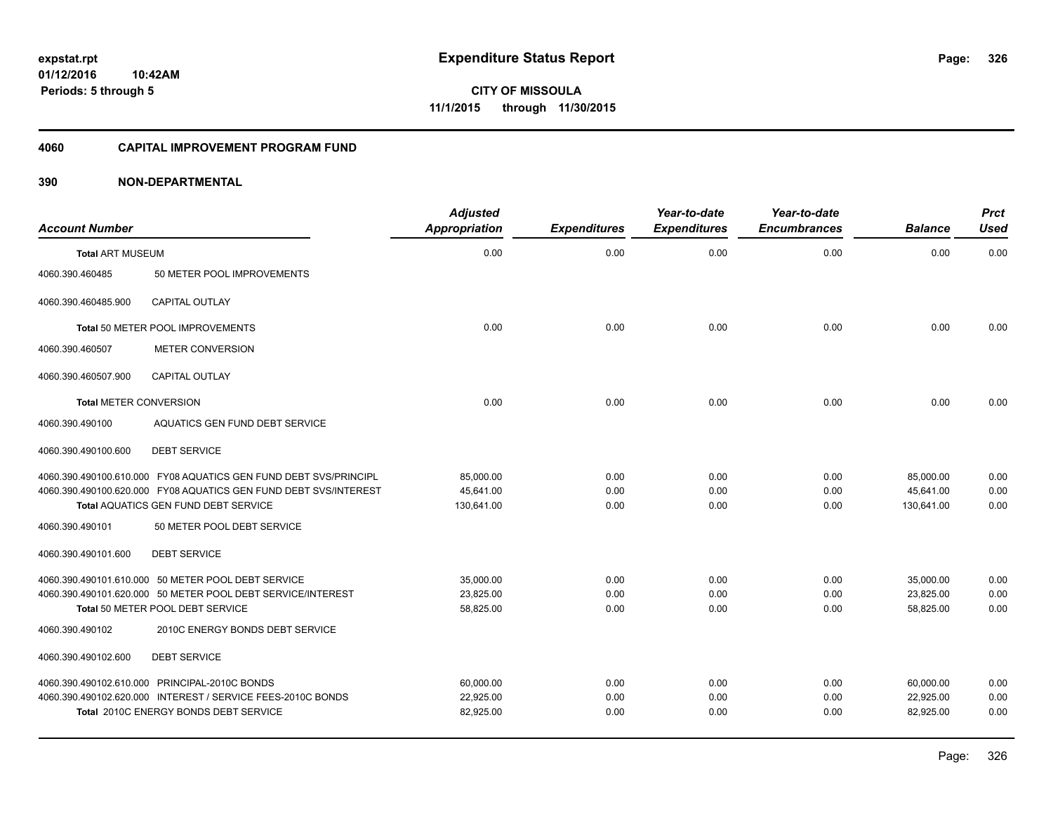**expstat.rpt**
**01/12/2016 10:42AM**
**Periods: 5 through 5**

# Expenditure Status Report

**CITY OF MISSOULA**
**11/1/2015 through 11/30/2015**

## 4060 CAPITAL IMPROVEMENT PROGRAM FUND

## 390 NON-DEPARTMENTAL

| Account Number | | Adjusted Appropriation | Expenditures | Year-to-date Expenditures | Year-to-date Encumbrances | Balance | Prct Used |
|---|---|---|---|---|---|---|---|
| **Total** ART MUSEUM | | 0.00 | 0.00 | 0.00 | 0.00 | 0.00 | 0.00 |
| 4060.390.460485 | 50 METER POOL IMPROVEMENTS | | | | | | |
| 4060.390.460485.900 | CAPITAL OUTLAY | | | | | | |
| **Total** 50 METER POOL IMPROVEMENTS | | 0.00 | 0.00 | 0.00 | 0.00 | 0.00 | 0.00 |
| 4060.390.460507 | METER CONVERSION | | | | | | |
| 4060.390.460507.900 | CAPITAL OUTLAY | | | | | | |
| **Total** METER CONVERSION | | 0.00 | 0.00 | 0.00 | 0.00 | 0.00 | 0.00 |
| 4060.390.490100 | AQUATICS GEN FUND DEBT SERVICE | | | | | | |
| 4060.390.490100.600 | DEBT SERVICE | | | | | | |
| 4060.390.490100.610.000 | FY08 AQUATICS GEN FUND DEBT SVS/PRINCIPL | 85,000.00 | 0.00 | 0.00 | 0.00 | 85,000.00 | 0.00 |
| 4060.390.490100.620.000 | FY08 AQUATICS GEN FUND DEBT SVS/INTEREST | 45,641.00 | 0.00 | 0.00 | 0.00 | 45,641.00 | 0.00 |
| **Total** AQUATICS GEN FUND DEBT SERVICE | | 130,641.00 | 0.00 | 0.00 | 0.00 | 130,641.00 | 0.00 |
| 4060.390.490101 | 50 METER POOL DEBT SERVICE | | | | | | |
| 4060.390.490101.600 | DEBT SERVICE | | | | | | |
| 4060.390.490101.610.000 | 50 METER POOL DEBT SERVICE | 35,000.00 | 0.00 | 0.00 | 0.00 | 35,000.00 | 0.00 |
| 4060.390.490101.620.000 | 50 METER POOL DEBT SERVICE/INTEREST | 23,825.00 | 0.00 | 0.00 | 0.00 | 23,825.00 | 0.00 |
| **Total** 50 METER POOL DEBT SERVICE | | 58,825.00 | 0.00 | 0.00 | 0.00 | 58,825.00 | 0.00 |
| 4060.390.490102 | 2010C ENERGY BONDS DEBT SERVICE | | | | | | |
| 4060.390.490102.600 | DEBT SERVICE | | | | | | |
| 4060.390.490102.610.000 | PRINCIPAL-2010C BONDS | 60,000.00 | 0.00 | 0.00 | 0.00 | 60,000.00 | 0.00 |
| 4060.390.490102.620.000 | INTEREST / SERVICE FEES-2010C BONDS | 22,925.00 | 0.00 | 0.00 | 0.00 | 22,925.00 | 0.00 |
| **Total** 2010C ENERGY BONDS DEBT SERVICE | | 82,925.00 | 0.00 | 0.00 | 0.00 | 82,925.00 | 0.00 |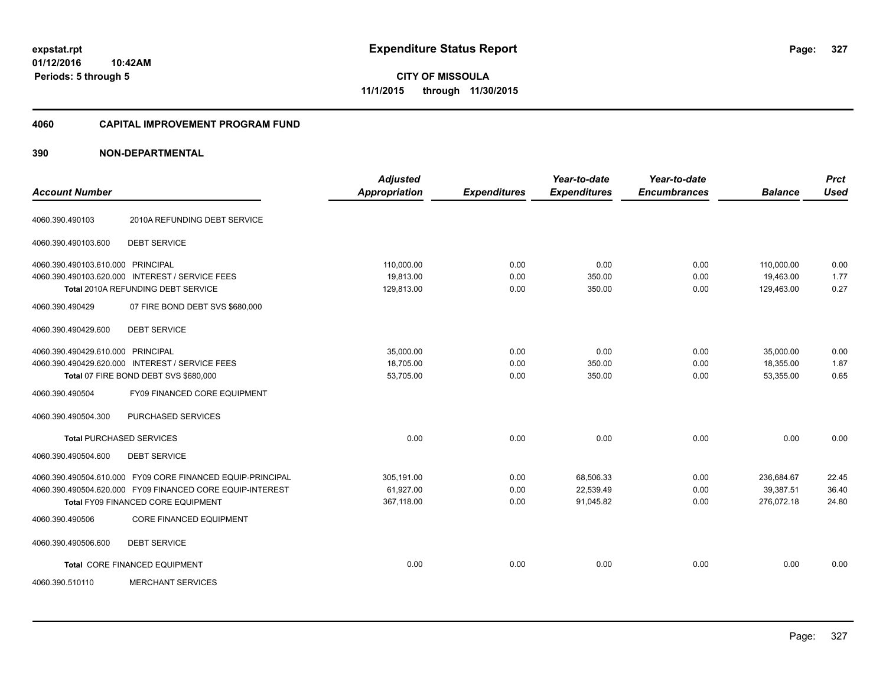**Expenditure Status Report**

**CITY OF MISSOULA**

**11/1/2015 through 11/30/2015**

expstat.rpt
01/12/2016 10:42AM
Periods: 5 through 5

## 4060 CAPITAL IMPROVEMENT PROGRAM FUND

## 390 NON-DEPARTMENTAL

| Account Number | | Adjusted Appropriation | Expenditures | Year-to-date Expenditures | Year-to-date Encumbrances | Balance | Prct Used |
|---|---|---|---|---|---|---|---|
| 4060.390.490103 | 2010A REFUNDING DEBT SERVICE | | | | | | |
| 4060.390.490103.600 | DEBT SERVICE | | | | | | |
| 4060.390.490103.610.000 | PRINCIPAL | 110,000.00 | 0.00 | 0.00 | 0.00 | 110,000.00 | 0.00 |
| 4060.390.490103.620.000 | INTEREST / SERVICE FEES | 19,813.00 | 0.00 | 350.00 | 0.00 | 19,463.00 | 1.77 |
| **Total** 2010A REFUNDING DEBT SERVICE | | 129,813.00 | 0.00 | 350.00 | 0.00 | 129,463.00 | 0.27 |
| 4060.390.490429 | 07 FIRE BOND DEBT SVS $680,000 | | | | | | |
| 4060.390.490429.600 | DEBT SERVICE | | | | | | |
| 4060.390.490429.610.000 | PRINCIPAL | 35,000.00 | 0.00 | 0.00 | 0.00 | 35,000.00 | 0.00 |
| 4060.390.490429.620.000 | INTEREST / SERVICE FEES | 18,705.00 | 0.00 | 350.00 | 0.00 | 18,355.00 | 1.87 |
| **Total** 07 FIRE BOND DEBT SVS $680,000 | | 53,705.00 | 0.00 | 350.00 | 0.00 | 53,355.00 | 0.65 |
| 4060.390.490504 | FY09 FINANCED CORE EQUIPMENT | | | | | | |
| 4060.390.490504.300 | PURCHASED SERVICES | | | | | | |
| **Total** PURCHASED SERVICES | | 0.00 | 0.00 | 0.00 | 0.00 | 0.00 | 0.00 |
| 4060.390.490504.600 | DEBT SERVICE | | | | | | |
| 4060.390.490504.610.000 | FY09 CORE FINANCED EQUIP-PRINCIPAL | 305,191.00 | 0.00 | 68,506.33 | 0.00 | 236,684.67 | 22.45 |
| 4060.390.490504.620.000 | FY09 FINANCED CORE EQUIP-INTEREST | 61,927.00 | 0.00 | 22,539.49 | 0.00 | 39,387.51 | 36.40 |
| **Total** FY09 FINANCED CORE EQUIPMENT | | 367,118.00 | 0.00 | 91,045.82 | 0.00 | 276,072.18 | 24.80 |
| 4060.390.490506 | CORE FINANCED EQUIPMENT | | | | | | |
| 4060.390.490506.600 | DEBT SERVICE | | | | | | |
| **Total** CORE FINANCED EQUIPMENT | | 0.00 | 0.00 | 0.00 | 0.00 | 0.00 | 0.00 |
| 4060.390.510110 | MERCHANT SERVICES | | | | | | |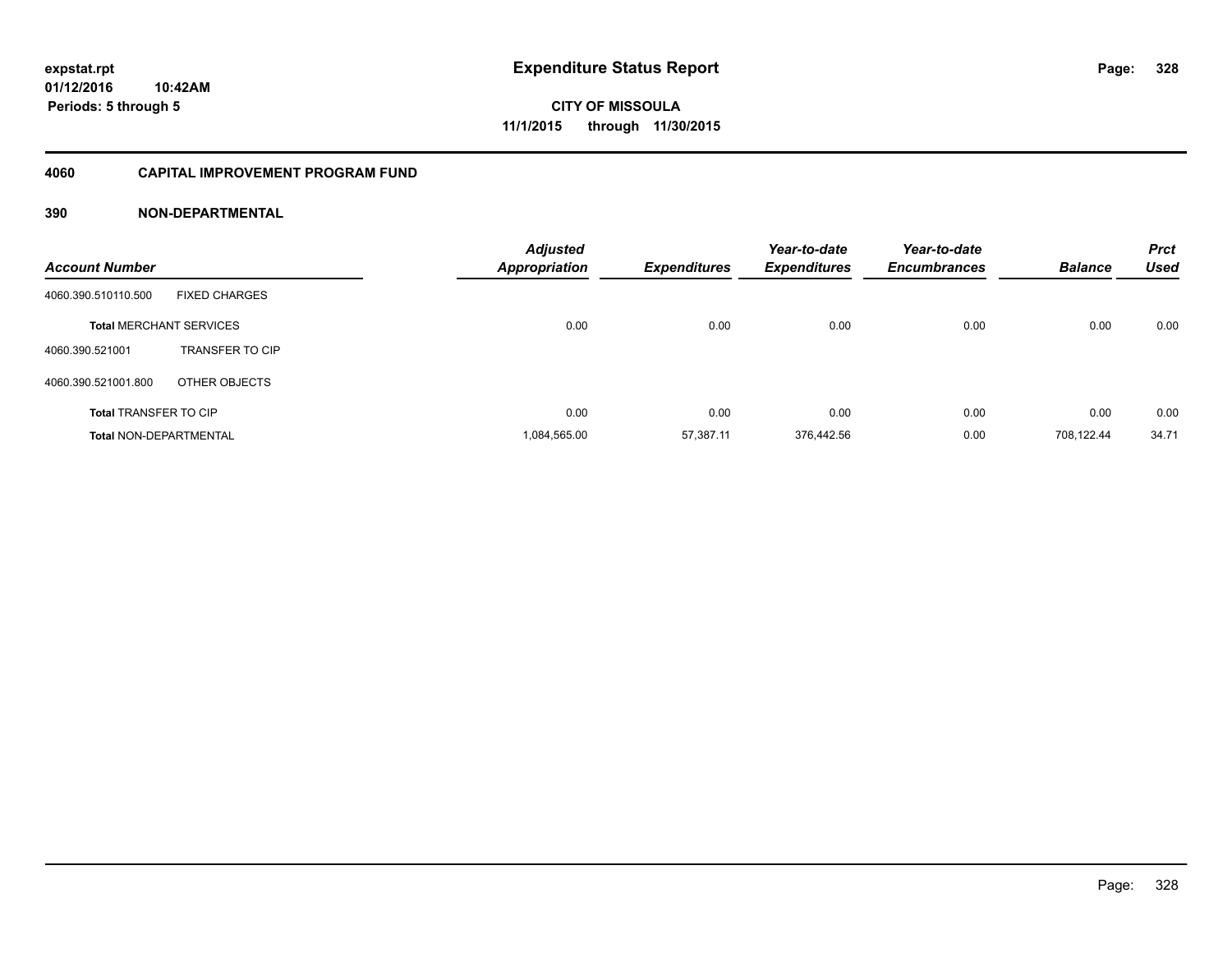**expstat.rpt**
**01/12/2016 10:42AM**
**Periods: 5 through 5**

# Expenditure Status Report

**CITY OF MISSOULA**
**11/1/2015 through 11/30/2015**

## 4060 CAPITAL IMPROVEMENT PROGRAM FUND

### 390 NON-DEPARTMENTAL

| Account Number | | Adjusted Appropriation | Expenditures | Year-to-date Expenditures | Year-to-date Encumbrances | Balance | Prct Used |
|---|---|---|---|---|---|---|---|
| 4060.390.510110.500 | FIXED CHARGES | | | | | | |
| **Total** MERCHANT SERVICES | | 0.00 | 0.00 | 0.00 | 0.00 | 0.00 | 0.00 |
| 4060.390.521001 | TRANSFER TO CIP | | | | | | |
| 4060.390.521001.800 | OTHER OBJECTS | | | | | | |
| **Total** TRANSFER TO CIP | | 0.00 | 0.00 | 0.00 | 0.00 | 0.00 | 0.00 |
| **Total** NON-DEPARTMENTAL | | 1,084,565.00 | 57,387.11 | 376,442.56 | 0.00 | 708,122.44 | 34.71 |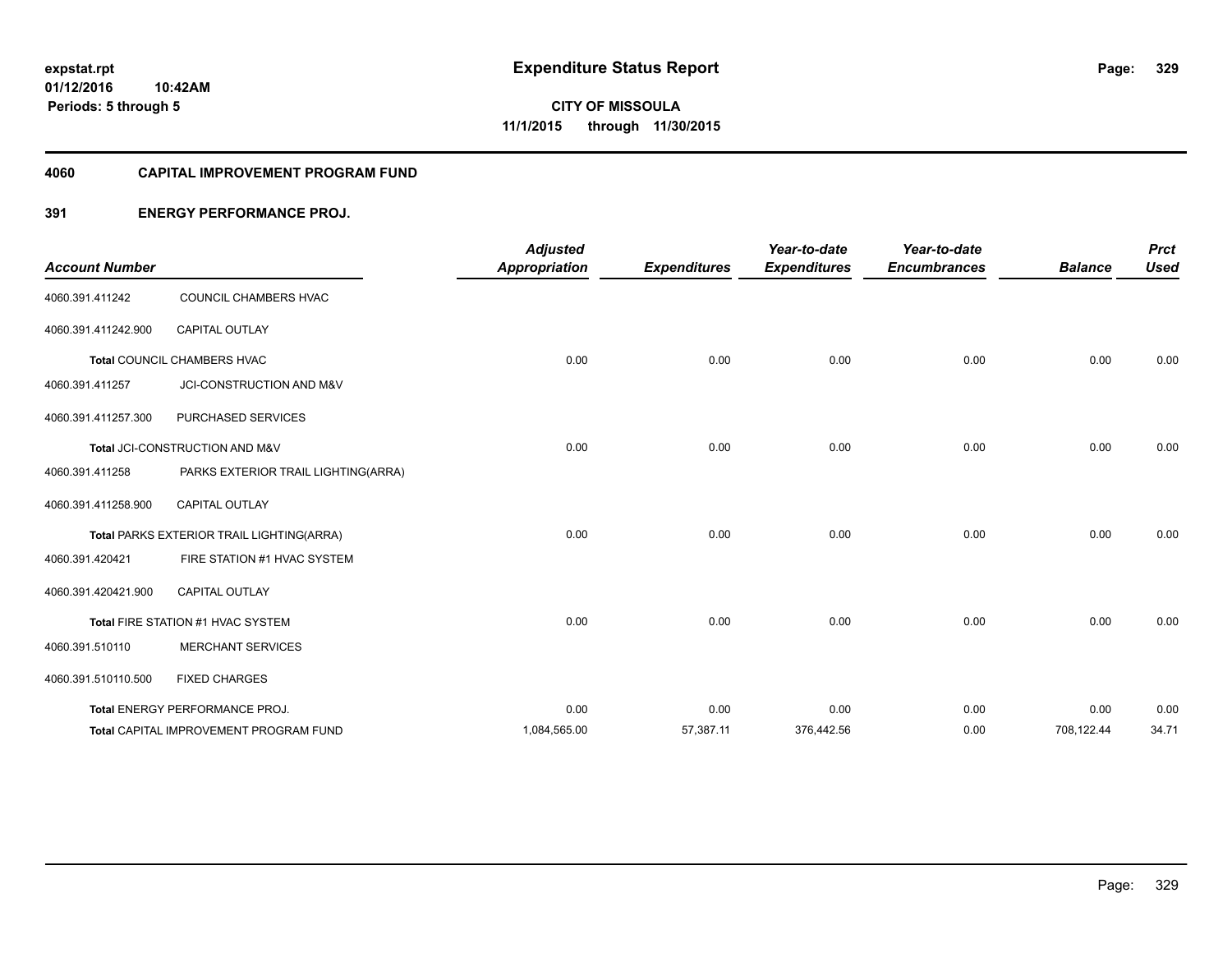**expstat.rpt**
**01/12/2016 10:42AM**
**Periods: 5 through 5**

# Expenditure Status Report

**CITY OF MISSOULA**
**11/1/2015 through 11/30/2015**

## 4060 CAPITAL IMPROVEMENT PROGRAM FUND

### 391 ENERGY PERFORMANCE PROJ.

| Account Number | | Adjusted Appropriation | Expenditures | Year-to-date Expenditures | Year-to-date Encumbrances | Balance | Prct Used |
|---|---|---|---|---|---|---|---|
| 4060.391.411242 | COUNCIL CHAMBERS HVAC | | | | | | |
| 4060.391.411242.900 | CAPITAL OUTLAY | | | | | | |
| **Total** COUNCIL CHAMBERS HVAC | | 0.00 | 0.00 | 0.00 | 0.00 | 0.00 | 0.00 |
| 4060.391.411257 | JCI-CONSTRUCTION AND M&V | | | | | | |
| 4060.391.411257.300 | PURCHASED SERVICES | | | | | | |
| **Total** JCI-CONSTRUCTION AND M&V | | 0.00 | 0.00 | 0.00 | 0.00 | 0.00 | 0.00 |
| 4060.391.411258 | PARKS EXTERIOR TRAIL LIGHTING(ARRA) | | | | | | |
| 4060.391.411258.900 | CAPITAL OUTLAY | | | | | | |
| **Total** PARKS EXTERIOR TRAIL LIGHTING(ARRA) | | 0.00 | 0.00 | 0.00 | 0.00 | 0.00 | 0.00 |
| 4060.391.420421 | FIRE STATION #1 HVAC SYSTEM | | | | | | |
| 4060.391.420421.900 | CAPITAL OUTLAY | | | | | | |
| **Total** FIRE STATION #1 HVAC SYSTEM | | 0.00 | 0.00 | 0.00 | 0.00 | 0.00 | 0.00 |
| 4060.391.510110 | MERCHANT SERVICES | | | | | | |
| 4060.391.510110.500 | FIXED CHARGES | | | | | | |
| **Total** ENERGY PERFORMANCE PROJ. | | 0.00 | 0.00 | 0.00 | 0.00 | 0.00 | 0.00 |
| **Total** CAPITAL IMPROVEMENT PROGRAM FUND | | 1,084,565.00 | 57,387.11 | 376,442.56 | 0.00 | 708,122.44 | 34.71 |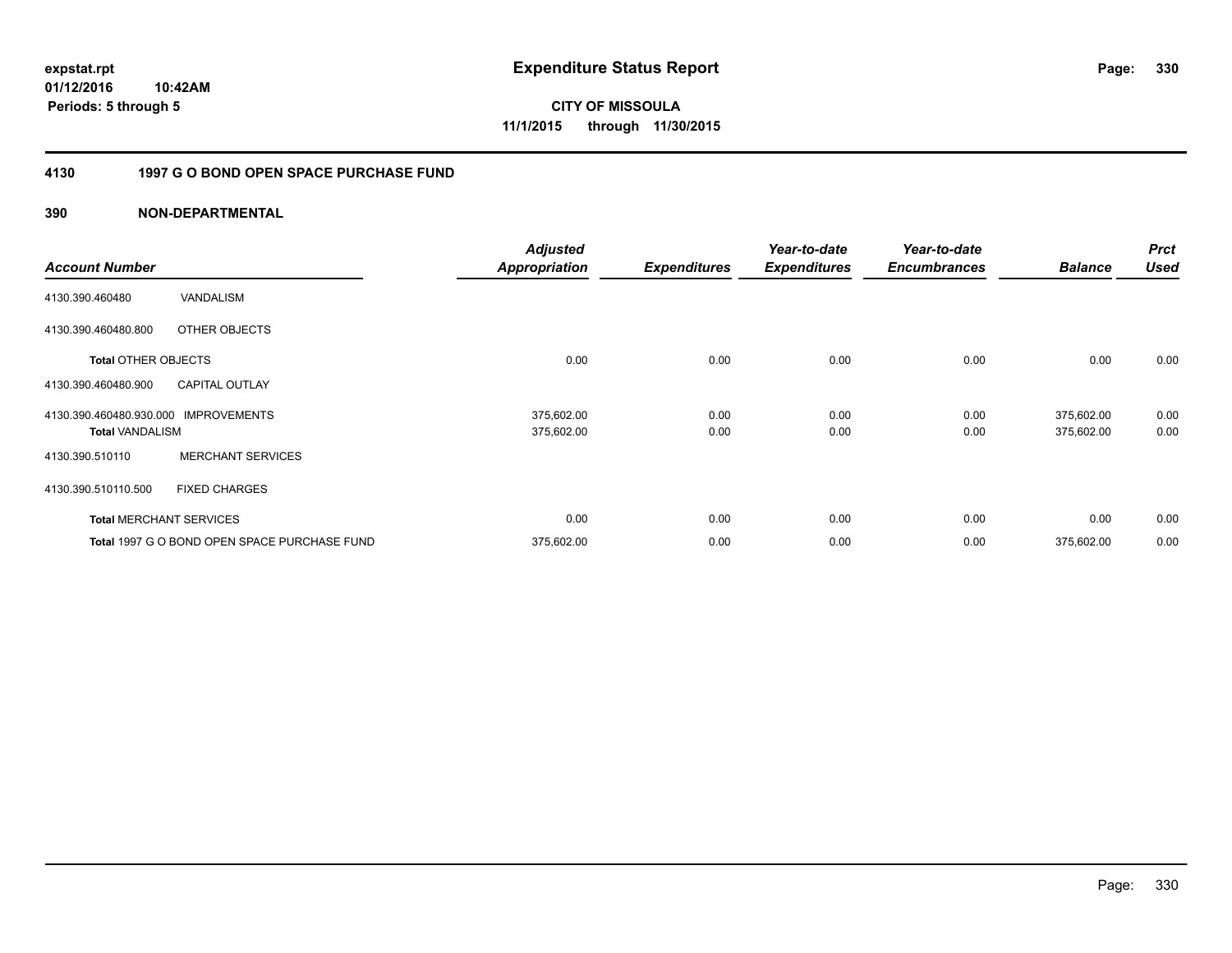**expstat.rpt**
**01/12/2016 10:42AM**
**Periods: 5 through 5**

# Expenditure Status Report

**CITY OF MISSOULA**
**11/1/2015 through 11/30/2015**

## 4130 1997 G O BOND OPEN SPACE PURCHASE FUND

### 390 NON-DEPARTMENTAL

| Account Number | | Adjusted Appropriation | Expenditures | Year-to-date Expenditures | Year-to-date Encumbrances | Balance | Prct Used |
|---|---|---|---|---|---|---|---|
| 4130.390.460480 | VANDALISM | | | | | | |
| 4130.390.460480.800 | OTHER OBJECTS | | | | | | |
| **Total** OTHER OBJECTS | | 0.00 | 0.00 | 0.00 | 0.00 | 0.00 | 0.00 |
| 4130.390.460480.900 | CAPITAL OUTLAY | | | | | | |
| 4130.390.460480.930.000 | IMPROVEMENTS | 375,602.00 | 0.00 | 0.00 | 0.00 | 375,602.00 | 0.00 |
| **Total** VANDALISM | | 375,602.00 | 0.00 | 0.00 | 0.00 | 375,602.00 | 0.00 |
| 4130.390.510110 | MERCHANT SERVICES | | | | | | |
| 4130.390.510110.500 | FIXED CHARGES | | | | | | |
| **Total** MERCHANT SERVICES | | 0.00 | 0.00 | 0.00 | 0.00 | 0.00 | 0.00 |
| **Total** 1997 G O BOND OPEN SPACE PURCHASE FUND | | 375,602.00 | 0.00 | 0.00 | 0.00 | 375,602.00 | 0.00 |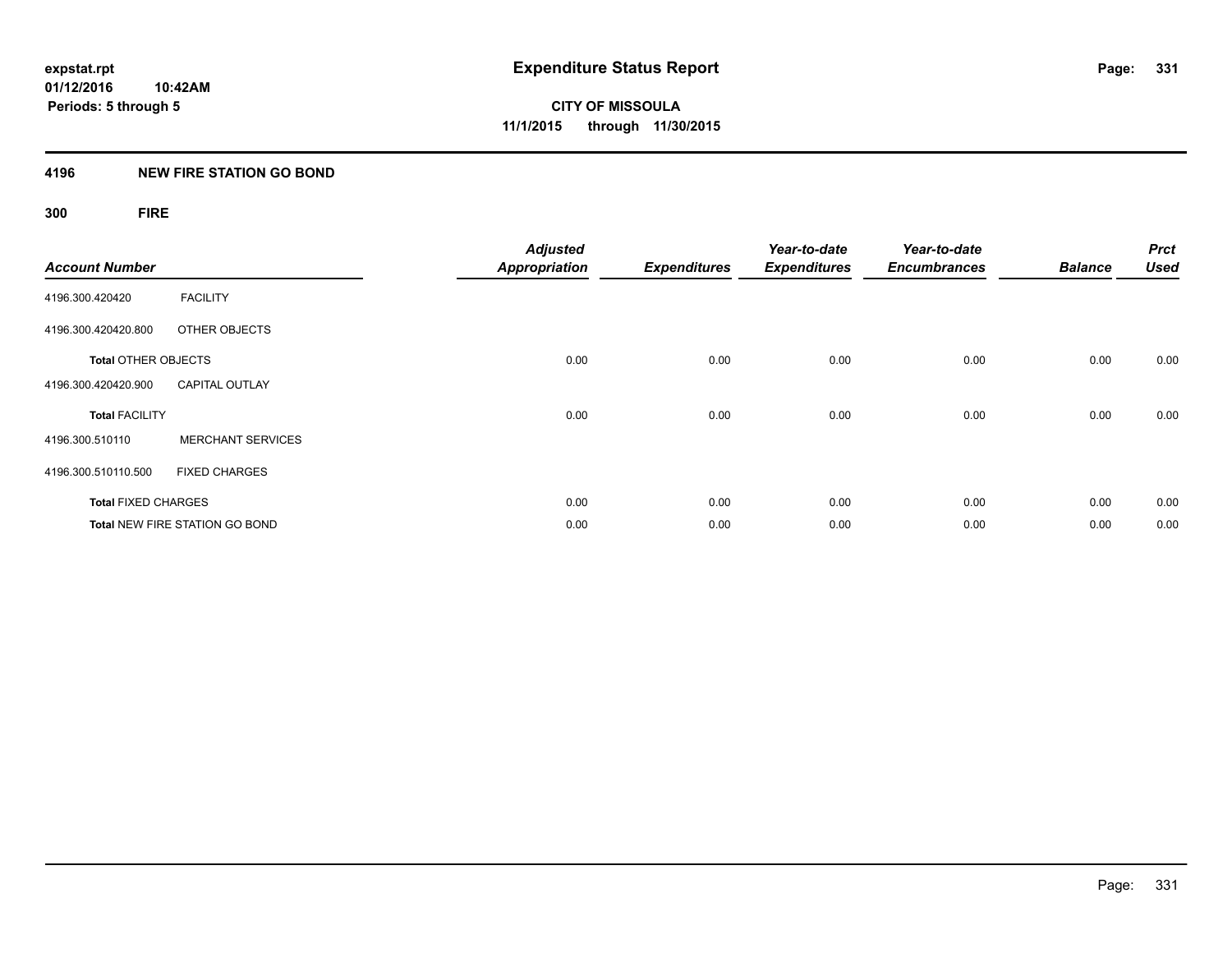**Expenditure Status Report**

**CITY OF MISSOULA**
**11/1/2015 through 11/30/2015**

expstat.rpt
01/12/2016 10:42AM
Periods: 5 through 5

## 4196 NEW FIRE STATION GO BOND

### 300 FIRE

| Account Number | | Adjusted Appropriation | Expenditures | Year-to-date Expenditures | Year-to-date Encumbrances | Balance | Prct Used |
|---|---|---|---|---|---|---|---|
| 4196.300.420420 | FACILITY | | | | | | |
| 4196.300.420420.800 | OTHER OBJECTS | | | | | | |
| **Total** OTHER OBJECTS | | 0.00 | 0.00 | 0.00 | 0.00 | 0.00 | 0.00 |
| 4196.300.420420.900 | CAPITAL OUTLAY | | | | | | |
| **Total** FACILITY | | 0.00 | 0.00 | 0.00 | 0.00 | 0.00 | 0.00 |
| 4196.300.510110 | MERCHANT SERVICES | | | | | | |
| 4196.300.510110.500 | FIXED CHARGES | | | | | | |
| **Total** FIXED CHARGES | | 0.00 | 0.00 | 0.00 | 0.00 | 0.00 | 0.00 |
| **Total** NEW FIRE STATION GO BOND | | 0.00 | 0.00 | 0.00 | 0.00 | 0.00 | 0.00 |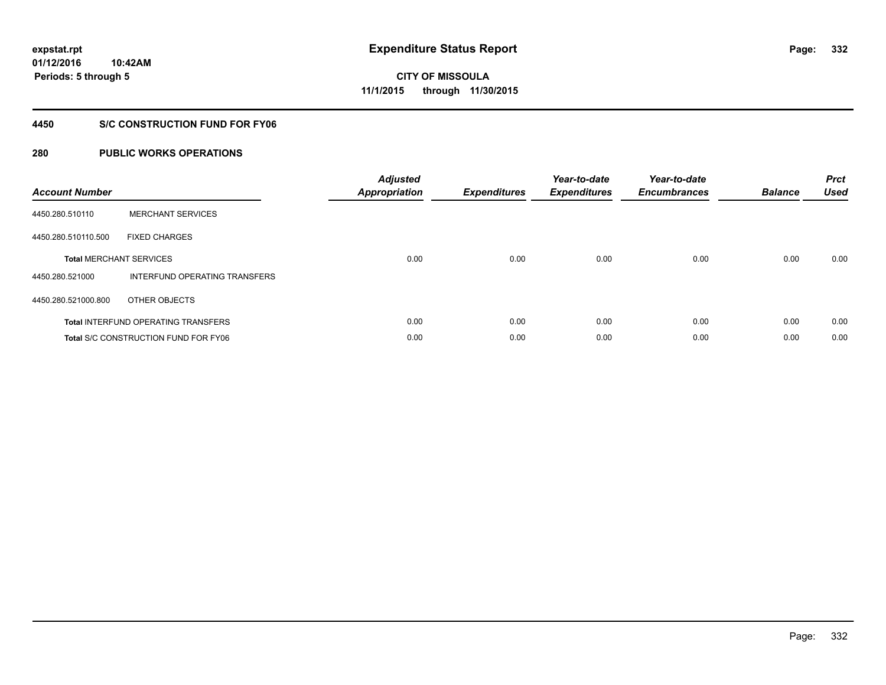expstat.rpt
01/12/2016 10:42AM
Periods: 5 through 5

# Expenditure Status Report

CITY OF MISSOULA
11/1/2015 through 11/30/2015

## 4450 S/C CONSTRUCTION FUND FOR FY06

## 280 PUBLIC WORKS OPERATIONS

| Account Number | | Adjusted Appropriation | Expenditures | Year-to-date Expenditures | Year-to-date Encumbrances | Balance | Prct Used |
|---|---|---|---|---|---|---|---|
| 4450.280.510110 | MERCHANT SERVICES | | | | | | |
| 4450.280.510110.500 | FIXED CHARGES | | | | | | |
| **Total** MERCHANT SERVICES | | 0.00 | 0.00 | 0.00 | 0.00 | 0.00 | 0.00 |
| 4450.280.521000 | INTERFUND OPERATING TRANSFERS | | | | | | |
| 4450.280.521000.800 | OTHER OBJECTS | | | | | | |
| **Total** INTERFUND OPERATING TRANSFERS | | 0.00 | 0.00 | 0.00 | 0.00 | 0.00 | 0.00 |
| **Total** S/C CONSTRUCTION FUND FOR FY06 | | 0.00 | 0.00 | 0.00 | 0.00 | 0.00 | 0.00 |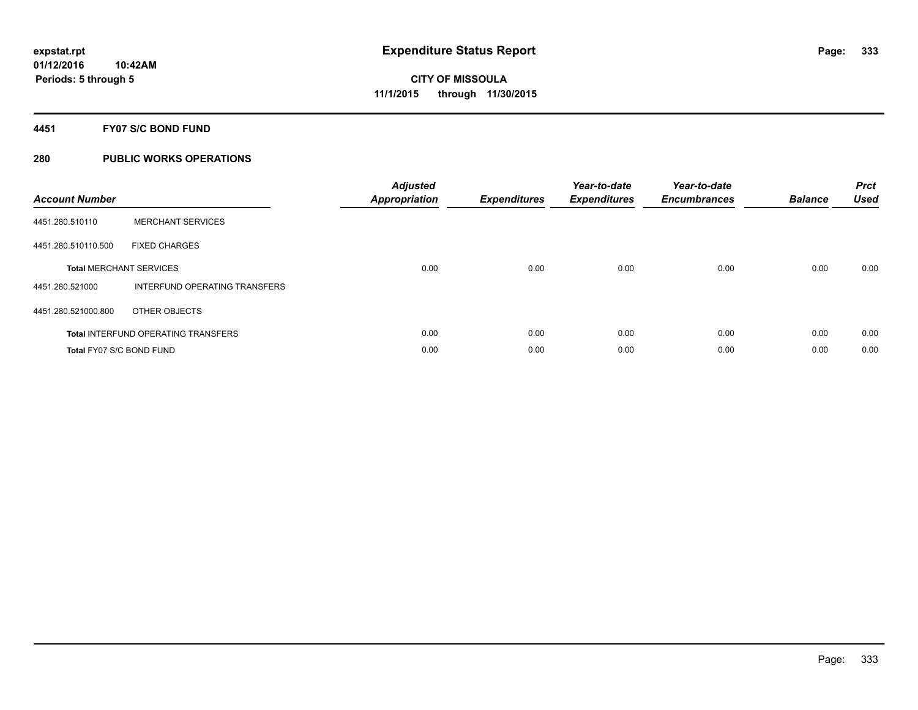# Expenditure Status Report

expstat.rpt
01/12/2016 10:42AM
Periods: 5 through 5

**CITY OF MISSOULA**
**11/1/2015 through 11/30/2015**

## 4451 FY07 S/C BOND FUND

### 280 PUBLIC WORKS OPERATIONS

| Account Number | | Adjusted Appropriation | Expenditures | Year-to-date Expenditures | Year-to-date Encumbrances | Balance | Prct Used |
|---|---|---|---|---|---|---|---|
| 4451.280.510110 | MERCHANT SERVICES | | | | | | |
| 4451.280.510110.500 | FIXED CHARGES | | | | | | |
| **Total** MERCHANT SERVICES | | 0.00 | 0.00 | 0.00 | 0.00 | 0.00 | 0.00 |
| 4451.280.521000 | INTERFUND OPERATING TRANSFERS | | | | | | |
| 4451.280.521000.800 | OTHER OBJECTS | | | | | | |
| **Total** INTERFUND OPERATING TRANSFERS | | 0.00 | 0.00 | 0.00 | 0.00 | 0.00 | 0.00 |
| **Total** FY07 S/C BOND FUND | | 0.00 | 0.00 | 0.00 | 0.00 | 0.00 | 0.00 |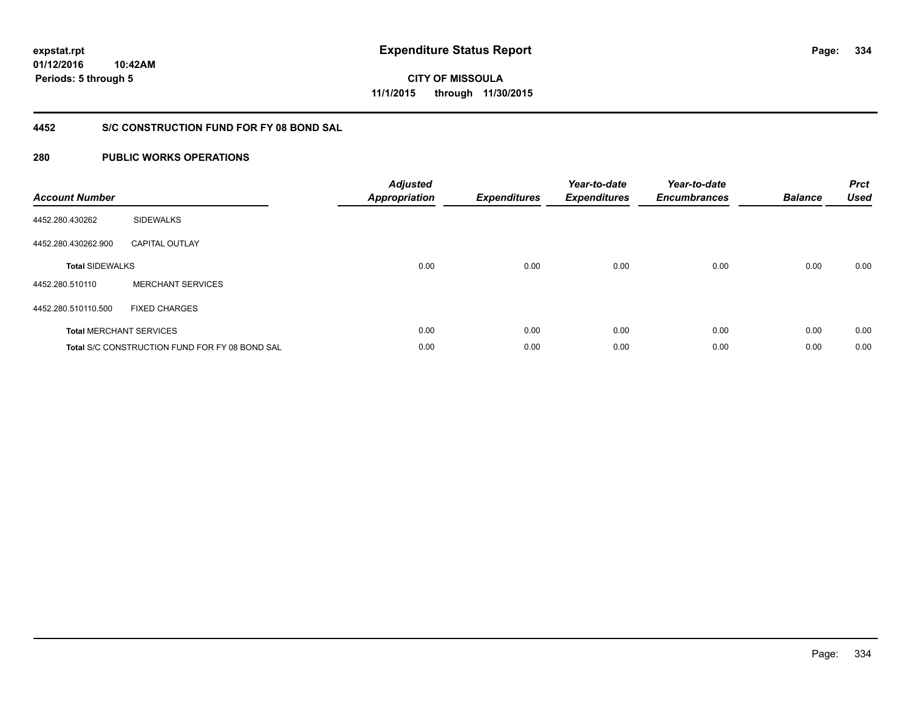# Expenditure Status Report

expstat.rpt
01/12/2016 10:42AM
Periods: 5 through 5

CITY OF MISSOULA
11/1/2015 through 11/30/2015

## 4452 S/C CONSTRUCTION FUND FOR FY 08 BOND SAL

### 280 PUBLIC WORKS OPERATIONS

| Account Number | | Adjusted Appropriation | Expenditures | Year-to-date Expenditures | Year-to-date Encumbrances | Balance | Prct Used |
|---|---|---|---|---|---|---|---|
| 4452.280.430262 | SIDEWALKS | | | | | | |
| 4452.280.430262.900 | CAPITAL OUTLAY | | | | | | |
| **Total** SIDEWALKS | | 0.00 | 0.00 | 0.00 | 0.00 | 0.00 | 0.00 |
| 4452.280.510110 | MERCHANT SERVICES | | | | | | |
| 4452.280.510110.500 | FIXED CHARGES | | | | | | |
| **Total** MERCHANT SERVICES | | 0.00 | 0.00 | 0.00 | 0.00 | 0.00 | 0.00 |
| **Total** S/C CONSTRUCTION FUND FOR FY 08 BOND SAL | | 0.00 | 0.00 | 0.00 | 0.00 | 0.00 | 0.00 |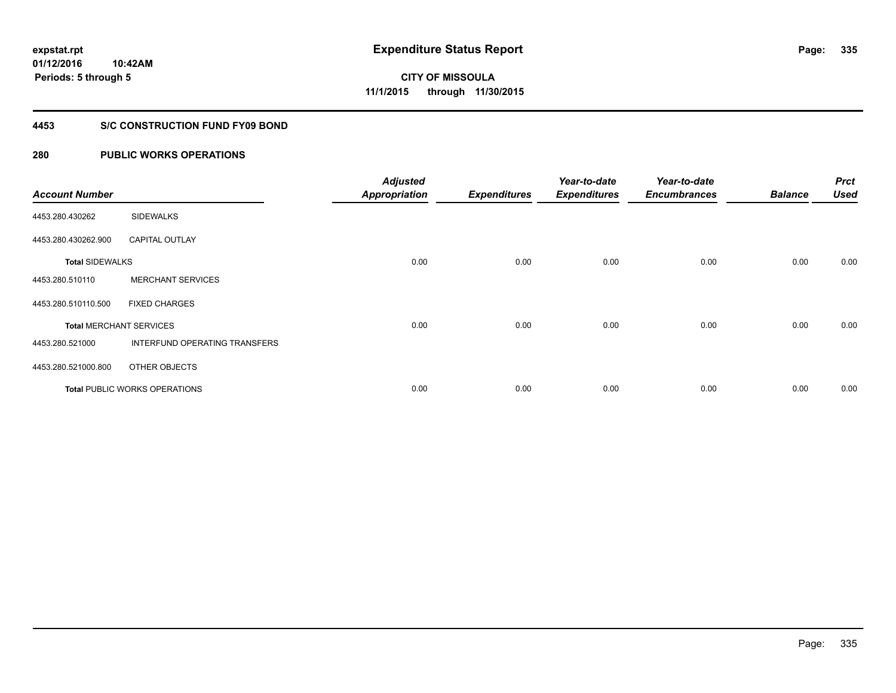expstat.rpt
01/12/2016 10:42AM
Periods: 5 through 5

# Expenditure Status Report

CITY OF MISSOULA
11/1/2015 through 11/30/2015

## 4453 S/C CONSTRUCTION FUND FY09 BOND

## 280 PUBLIC WORKS OPERATIONS

| Account Number | | Adjusted Appropriation | Expenditures | Year-to-date Expenditures | Year-to-date Encumbrances | Balance | Prct Used |
|---|---|---|---|---|---|---|---|
| 4453.280.430262 | SIDEWALKS | | | | | | |
| 4453.280.430262.900 | CAPITAL OUTLAY | | | | | | |
| **Total** SIDEWALKS | | 0.00 | 0.00 | 0.00 | 0.00 | 0.00 | 0.00 |
| 4453.280.510110 | MERCHANT SERVICES | | | | | | |
| 4453.280.510110.500 | FIXED CHARGES | | | | | | |
| **Total** MERCHANT SERVICES | | 0.00 | 0.00 | 0.00 | 0.00 | 0.00 | 0.00 |
| 4453.280.521000 | INTERFUND OPERATING TRANSFERS | | | | | | |
| 4453.280.521000.800 | OTHER OBJECTS | | | | | | |
| **Total** PUBLIC WORKS OPERATIONS | | 0.00 | 0.00 | 0.00 | 0.00 | 0.00 | 0.00 |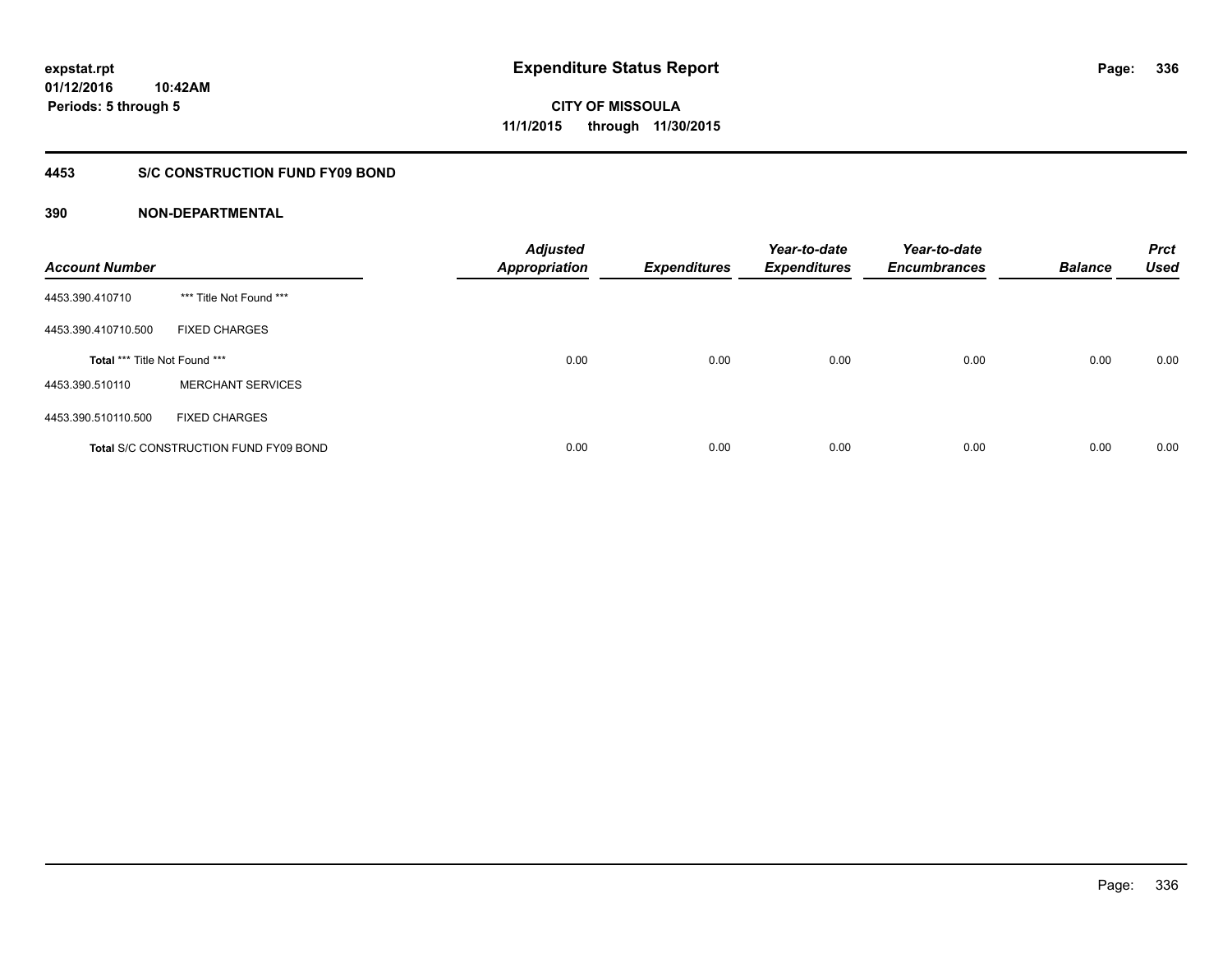**expstat.rpt**
**01/12/2016 10:42AM**
**Periods: 5 through 5**

# Expenditure Status Report

**CITY OF MISSOULA**
**11/1/2015 through 11/30/2015**

## 4453 S/C CONSTRUCTION FUND FY09 BOND

### 390 NON-DEPARTMENTAL

| Account Number | | Adjusted Appropriation | Expenditures | Year-to-date Expenditures | Year-to-date Encumbrances | Balance | Prct Used |
|---|---|---|---|---|---|---|---|
| 4453.390.410710 | *** Title Not Found *** | | | | | | |
| 4453.390.410710.500 | FIXED CHARGES | | | | | | |
| Total *** Title Not Found *** | | 0.00 | 0.00 | 0.00 | 0.00 | 0.00 | 0.00 |
| 4453.390.510110 | MERCHANT SERVICES | | | | | | |
| 4453.390.510110.500 | FIXED CHARGES | | | | | | |
| Total S/C CONSTRUCTION FUND FY09 BOND | | 0.00 | 0.00 | 0.00 | 0.00 | 0.00 | 0.00 |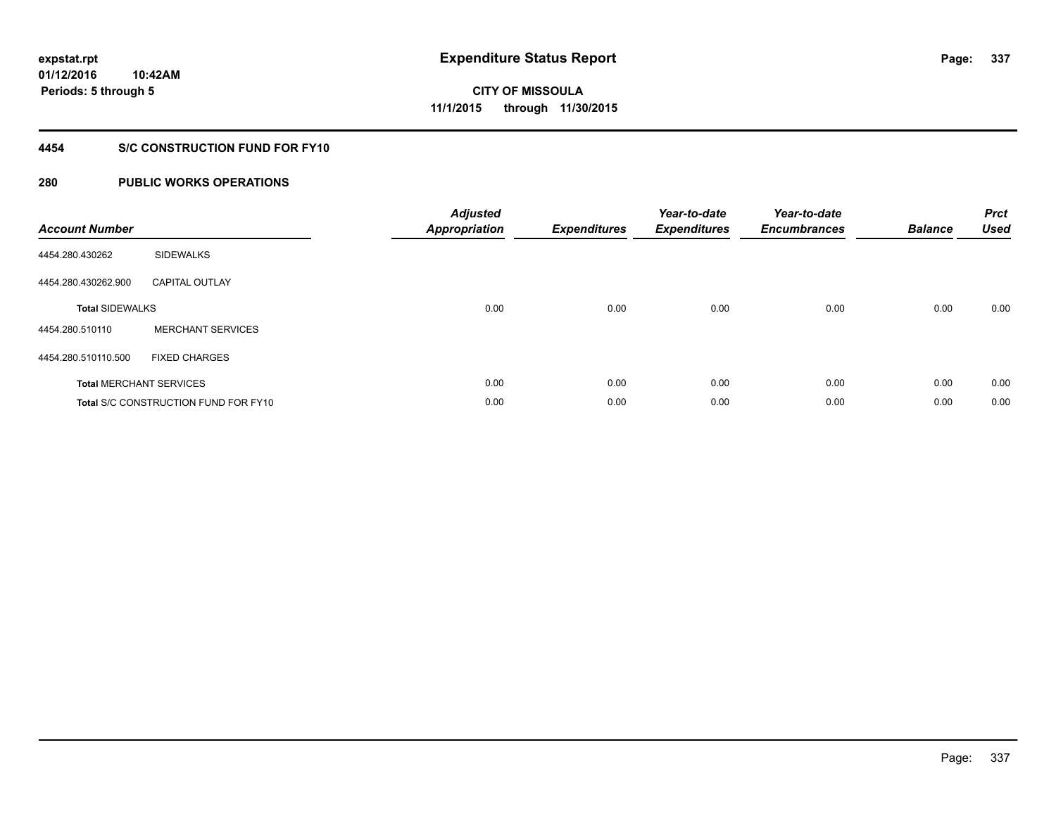**expstat.rpt**
**01/12/2016 10:42AM**
**Periods: 5 through 5**

# Expenditure Status Report

**CITY OF MISSOULA**
**11/1/2015 through 11/30/2015**

## 4454 S/C CONSTRUCTION FUND FOR FY10

## 280 PUBLIC WORKS OPERATIONS

| Account Number | | Adjusted Appropriation | Expenditures | Year-to-date Expenditures | Year-to-date Encumbrances | Balance | Prct Used |
|---|---|---|---|---|---|---|---|
| 4454.280.430262 | SIDEWALKS | | | | | | |
| 4454.280.430262.900 | CAPITAL OUTLAY | | | | | | |
| **Total SIDEWALKS** | | 0.00 | 0.00 | 0.00 | 0.00 | 0.00 | 0.00 |
| 4454.280.510110 | MERCHANT SERVICES | | | | | | |
| 4454.280.510110.500 | FIXED CHARGES | | | | | | |
| **Total MERCHANT SERVICES** | | 0.00 | 0.00 | 0.00 | 0.00 | 0.00 | 0.00 |
| **Total S/C CONSTRUCTION FUND FOR FY10** | | 0.00 | 0.00 | 0.00 | 0.00 | 0.00 | 0.00 |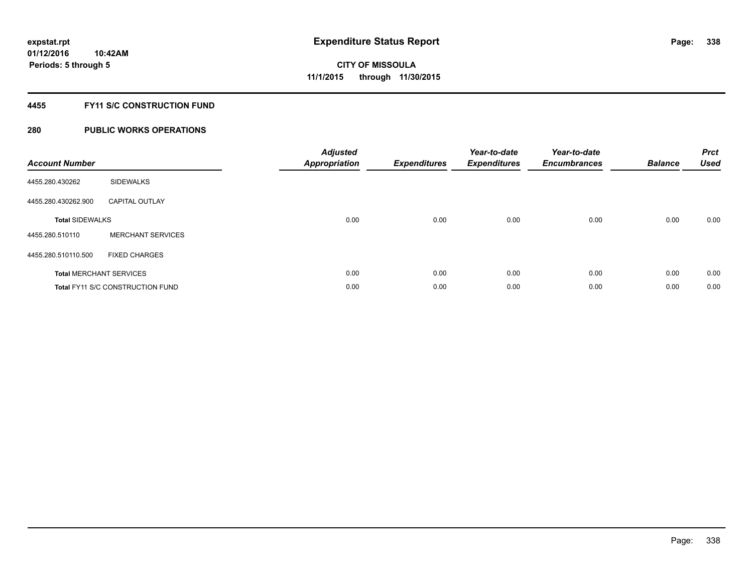expstat.rpt
01/12/2016 10:42AM
Periods: 5 through 5

# Expenditure Status Report

CITY OF MISSOULA
11/1/2015 through 11/30/2015

## 4455 FY11 S/C CONSTRUCTION FUND

## 280 PUBLIC WORKS OPERATIONS

| Account Number | | Adjusted Appropriation | Expenditures | Year-to-date Expenditures | Year-to-date Encumbrances | Balance | Prct Used |
|---|---|---|---|---|---|---|---|
| 4455.280.430262 | SIDEWALKS | | | | | | |
| 4455.280.430262.900 | CAPITAL OUTLAY | | | | | | |
| **Total** SIDEWALKS | | 0.00 | 0.00 | 0.00 | 0.00 | 0.00 | 0.00 |
| 4455.280.510110 | MERCHANT SERVICES | | | | | | |
| 4455.280.510110.500 | FIXED CHARGES | | | | | | |
| **Total** MERCHANT SERVICES | | 0.00 | 0.00 | 0.00 | 0.00 | 0.00 | 0.00 |
| **Total** FY11 S/C CONSTRUCTION FUND | | 0.00 | 0.00 | 0.00 | 0.00 | 0.00 | 0.00 |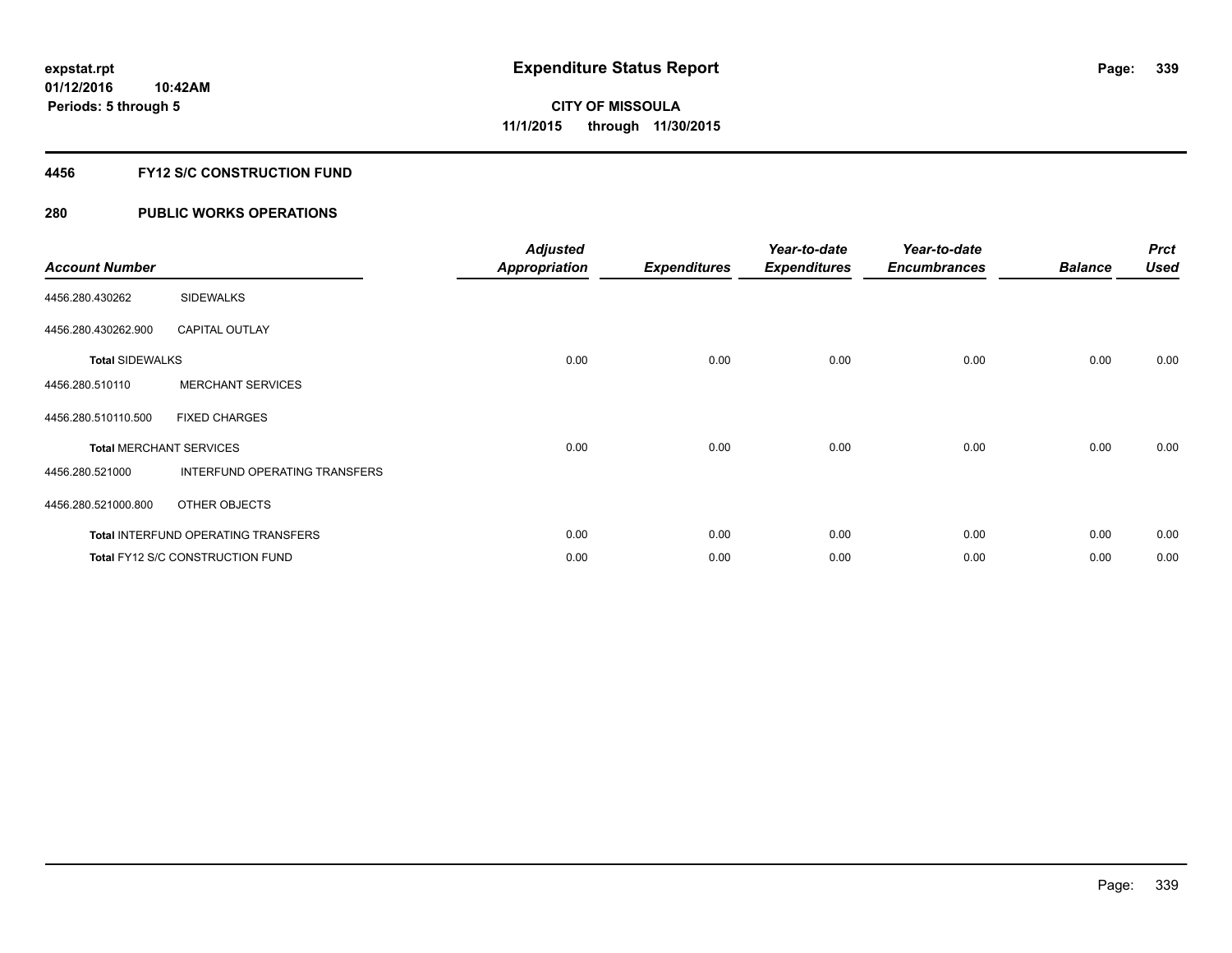**expstat.rpt**
**01/12/2016 10:42AM**
**Periods: 5 through 5**

# Expenditure Status Report

**CITY OF MISSOULA**
**11/1/2015 through 11/30/2015**

## 4456 FY12 S/C CONSTRUCTION FUND

## 280 PUBLIC WORKS OPERATIONS

| Account Number | | Adjusted Appropriation | Expenditures | Year-to-date Expenditures | Year-to-date Encumbrances | Balance | Prct Used |
|---|---|---|---|---|---|---|---|
| 4456.280.430262 | SIDEWALKS | | | | | | |
| 4456.280.430262.900 | CAPITAL OUTLAY | | | | | | |
| **Total** SIDEWALKS | | 0.00 | 0.00 | 0.00 | 0.00 | 0.00 | 0.00 |
| 4456.280.510110 | MERCHANT SERVICES | | | | | | |
| 4456.280.510110.500 | FIXED CHARGES | | | | | | |
| **Total** MERCHANT SERVICES | | 0.00 | 0.00 | 0.00 | 0.00 | 0.00 | 0.00 |
| 4456.280.521000 | INTERFUND OPERATING TRANSFERS | | | | | | |
| 4456.280.521000.800 | OTHER OBJECTS | | | | | | |
| **Total** INTERFUND OPERATING TRANSFERS | | 0.00 | 0.00 | 0.00 | 0.00 | 0.00 | 0.00 |
| **Total** FY12 S/C CONSTRUCTION FUND | | 0.00 | 0.00 | 0.00 | 0.00 | 0.00 | 0.00 |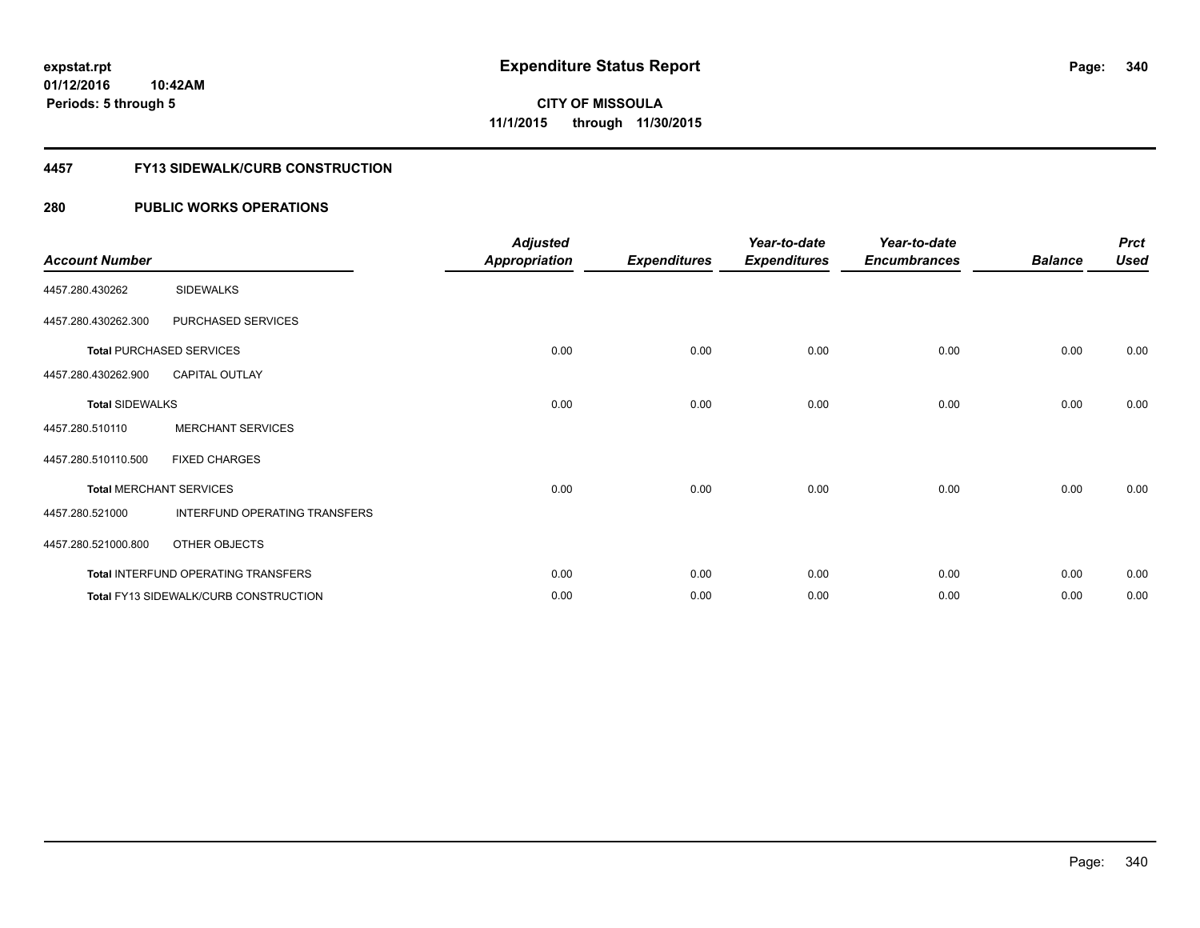**expstat.rpt**
**01/12/2016 10:42AM**
**Periods: 5 through 5**

# Expenditure Status Report

**CITY OF MISSOULA**
**11/1/2015 through 11/30/2015**

## 4457 FY13 SIDEWALK/CURB CONSTRUCTION

## 280 PUBLIC WORKS OPERATIONS

| Account Number | | Adjusted Appropriation | Expenditures | Year-to-date Expenditures | Year-to-date Encumbrances | Balance | Prct Used |
|---|---|---|---|---|---|---|---|
| 4457.280.430262 | SIDEWALKS | | | | | | |
| 4457.280.430262.300 | PURCHASED SERVICES | | | | | | |
| **Total** PURCHASED SERVICES | | 0.00 | 0.00 | 0.00 | 0.00 | 0.00 | 0.00 |
| 4457.280.430262.900 | CAPITAL OUTLAY | | | | | | |
| **Total** SIDEWALKS | | 0.00 | 0.00 | 0.00 | 0.00 | 0.00 | 0.00 |
| 4457.280.510110 | MERCHANT SERVICES | | | | | | |
| 4457.280.510110.500 | FIXED CHARGES | | | | | | |
| **Total** MERCHANT SERVICES | | 0.00 | 0.00 | 0.00 | 0.00 | 0.00 | 0.00 |
| 4457.280.521000 | INTERFUND OPERATING TRANSFERS | | | | | | |
| 4457.280.521000.800 | OTHER OBJECTS | | | | | | |
| **Total** INTERFUND OPERATING TRANSFERS | | 0.00 | 0.00 | 0.00 | 0.00 | 0.00 | 0.00 |
| **Total** FY13 SIDEWALK/CURB CONSTRUCTION | | 0.00 | 0.00 | 0.00 | 0.00 | 0.00 | 0.00 |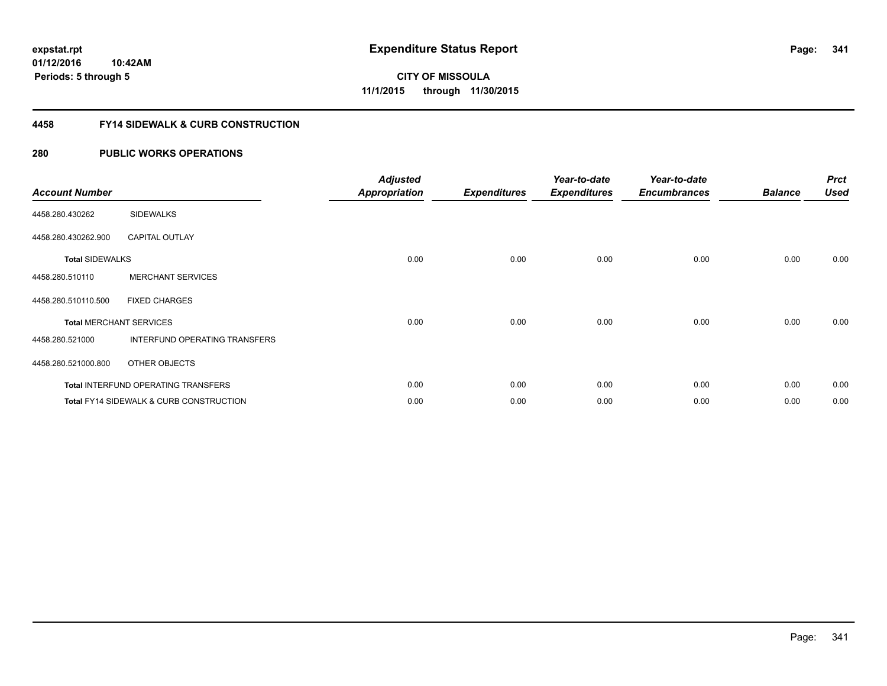expstat.rpt
01/12/2016 10:42AM
Periods: 5 through 5

# Expenditure Status Report

CITY OF MISSOULA
11/1/2015 through 11/30/2015

## 4458 FY14 SIDEWALK & CURB CONSTRUCTION

## 280 PUBLIC WORKS OPERATIONS

| Account Number | | Adjusted Appropriation | Expenditures | Year-to-date Expenditures | Year-to-date Encumbrances | Balance | Prct Used |
|---|---|---|---|---|---|---|---|
| 4458.280.430262 | SIDEWALKS | | | | | | |
| 4458.280.430262.900 | CAPITAL OUTLAY | | | | | | |
| **Total** SIDEWALKS | | 0.00 | 0.00 | 0.00 | 0.00 | 0.00 | 0.00 |
| 4458.280.510110 | MERCHANT SERVICES | | | | | | |
| 4458.280.510110.500 | FIXED CHARGES | | | | | | |
| **Total** MERCHANT SERVICES | | 0.00 | 0.00 | 0.00 | 0.00 | 0.00 | 0.00 |
| 4458.280.521000 | INTERFUND OPERATING TRANSFERS | | | | | | |
| 4458.280.521000.800 | OTHER OBJECTS | | | | | | |
| **Total** INTERFUND OPERATING TRANSFERS | | 0.00 | 0.00 | 0.00 | 0.00 | 0.00 | 0.00 |
| **Total** FY14 SIDEWALK & CURB CONSTRUCTION | | 0.00 | 0.00 | 0.00 | 0.00 | 0.00 | 0.00 |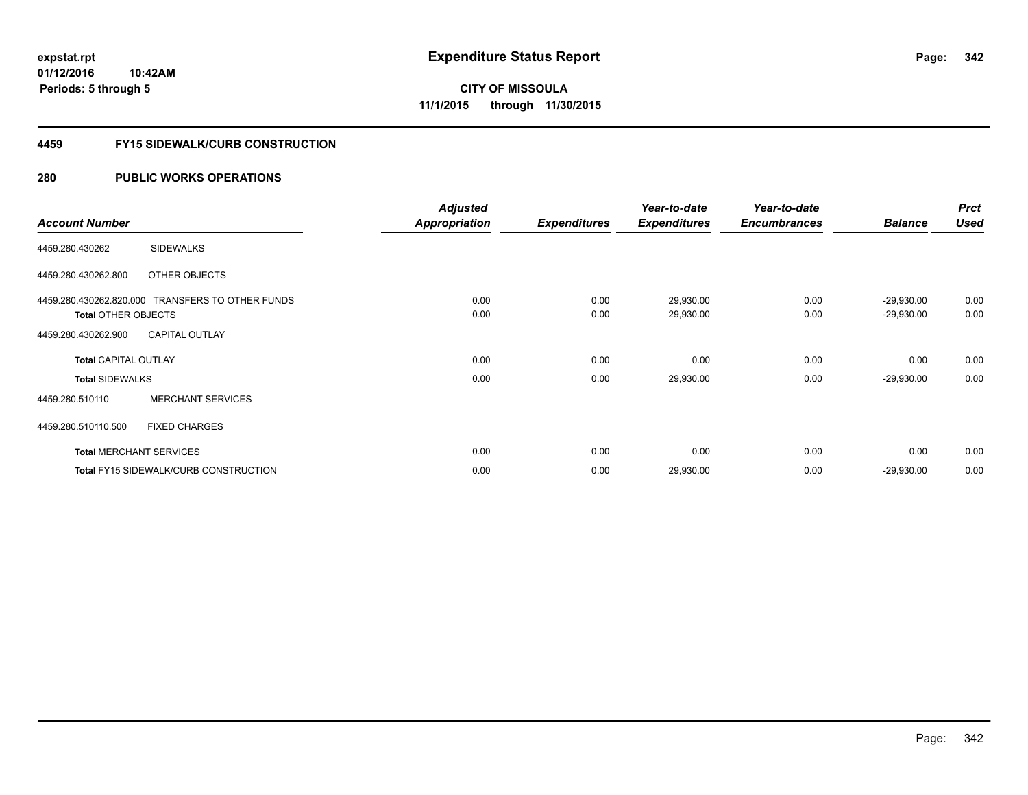expstat.rpt
01/12/2016 10:42AM
Periods: 5 through 5

# Expenditure Status Report

CITY OF MISSOULA
11/1/2015 through 11/30/2015

## 4459 FY15 SIDEWALK/CURB CONSTRUCTION

## 280 PUBLIC WORKS OPERATIONS

| Account Number | | Adjusted Appropriation | Expenditures | Year-to-date Expenditures | Year-to-date Encumbrances | Balance | Prct Used |
|---|---|---|---|---|---|---|---|
| 4459.280.430262 | SIDEWALKS | | | | | | |
| 4459.280.430262.800 | OTHER OBJECTS | | | | | | |
| 4459.280.430262.820.000 | TRANSFERS TO OTHER FUNDS | 0.00 | 0.00 | 29,930.00 | 0.00 | -29,930.00 | 0.00 |
| Total OTHER OBJECTS | | 0.00 | 0.00 | 29,930.00 | 0.00 | -29,930.00 | 0.00 |
| 4459.280.430262.900 | CAPITAL OUTLAY | | | | | | |
| Total CAPITAL OUTLAY | | 0.00 | 0.00 | 0.00 | 0.00 | 0.00 | 0.00 |
| Total SIDEWALKS | | 0.00 | 0.00 | 29,930.00 | 0.00 | -29,930.00 | 0.00 |
| 4459.280.510110 | MERCHANT SERVICES | | | | | | |
| 4459.280.510110.500 | FIXED CHARGES | | | | | | |
| Total MERCHANT SERVICES | | 0.00 | 0.00 | 0.00 | 0.00 | 0.00 | 0.00 |
| Total FY15 SIDEWALK/CURB CONSTRUCTION | | 0.00 | 0.00 | 29,930.00 | 0.00 | -29,930.00 | 0.00 |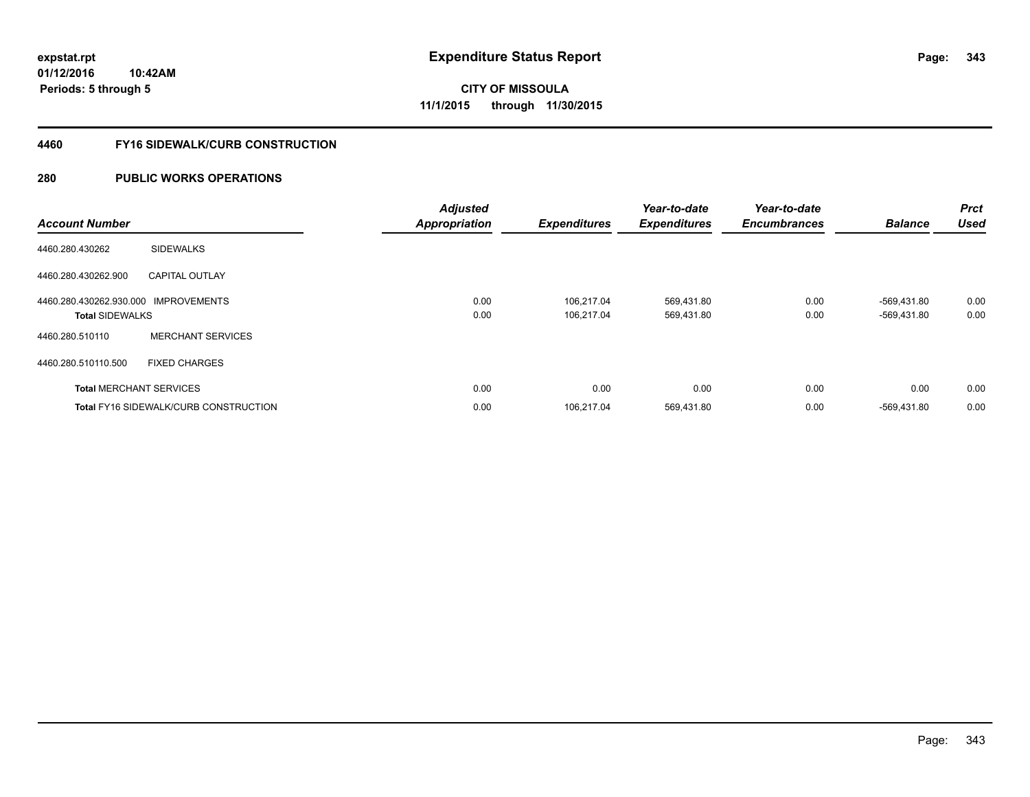**expstat.rpt**
**01/12/2016 10:42AM**
**Periods: 5 through 5**

# Expenditure Status Report

**CITY OF MISSOULA**
**11/1/2015 through 11/30/2015**

## 4460 FY16 SIDEWALK/CURB CONSTRUCTION

## 280 PUBLIC WORKS OPERATIONS

| Account Number | | Adjusted Appropriation | Expenditures | Year-to-date Expenditures | Year-to-date Encumbrances | Balance | Prct Used |
|---|---|---|---|---|---|---|---|
| 4460.280.430262 | SIDEWALKS | | | | | | |
| 4460.280.430262.900 | CAPITAL OUTLAY | | | | | | |
| 4460.280.430262.930.000 | IMPROVEMENTS | 0.00 | 106,217.04 | 569,431.80 | 0.00 | -569,431.80 | 0.00 |
| **Total** SIDEWALKS | | 0.00 | 106,217.04 | 569,431.80 | 0.00 | -569,431.80 | 0.00 |
| 4460.280.510110 | MERCHANT SERVICES | | | | | | |
| 4460.280.510110.500 | FIXED CHARGES | | | | | | |
| **Total** MERCHANT SERVICES | | 0.00 | 0.00 | 0.00 | 0.00 | 0.00 | 0.00 |
| **Total** FY16 SIDEWALK/CURB CONSTRUCTION | | 0.00 | 106,217.04 | 569,431.80 | 0.00 | -569,431.80 | 0.00 |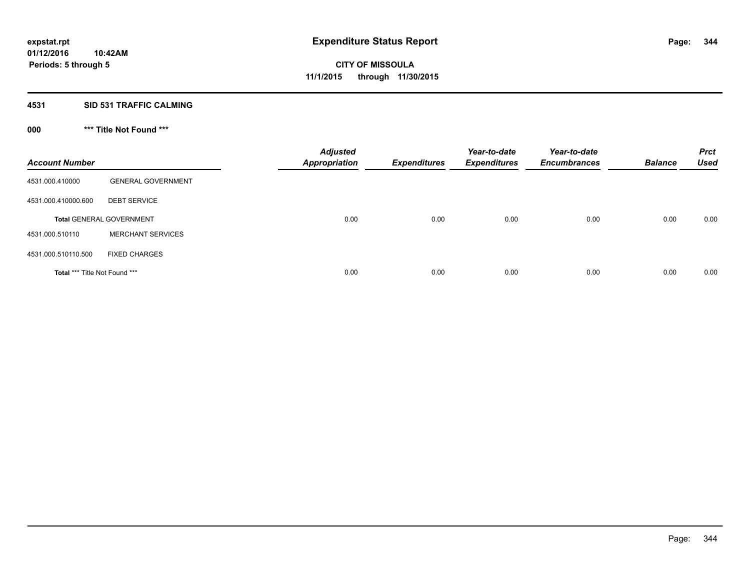# Expenditure Status Report

expstat.rpt
01/12/2016 10:42AM
Periods: 5 through 5

CITY OF MISSOULA
11/1/2015 through 11/30/2015

## 4531 SID 531 TRAFFIC CALMING

### 000 *** Title Not Found ***

| Account Number | | Adjusted Appropriation | Expenditures | Year-to-date Expenditures | Year-to-date Encumbrances | Balance | Prct Used |
|---|---|---|---|---|---|---|---|
| 4531.000.410000 | GENERAL GOVERNMENT | | | | | | |
| 4531.000.410000.600 | DEBT SERVICE | | | | | | |
| **Total** GENERAL GOVERNMENT | | 0.00 | 0.00 | 0.00 | 0.00 | 0.00 | 0.00 |
| 4531.000.510110 | MERCHANT SERVICES | | | | | | |
| 4531.000.510110.500 | FIXED CHARGES | | | | | | |
| **Total** *** Title Not Found *** | | 0.00 | 0.00 | 0.00 | 0.00 | 0.00 | 0.00 |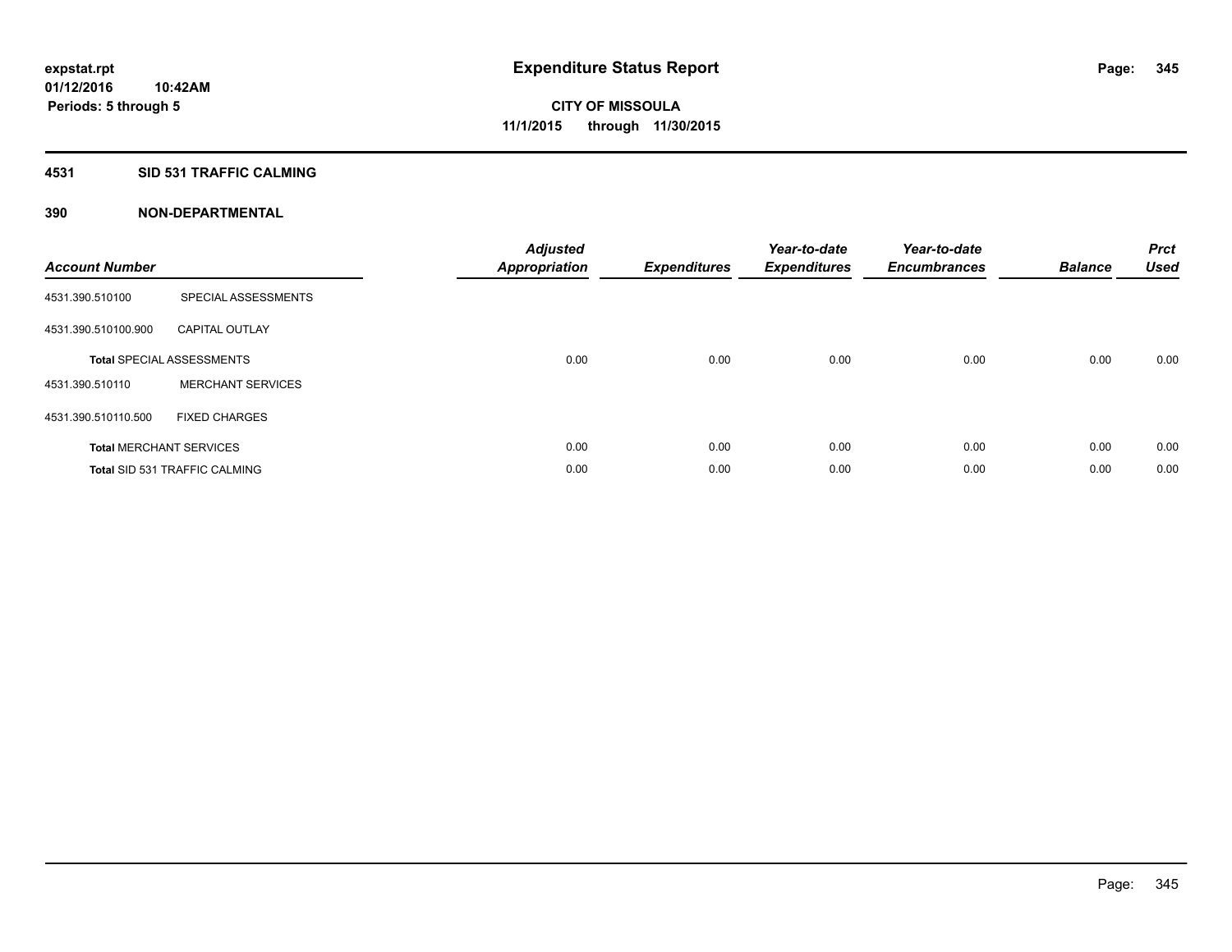# Expenditure Status Report

**CITY OF MISSOULA**
**11/1/2015 through 11/30/2015**

expstat.rpt
01/12/2016 10:42AM
Periods: 5 through 5

## 4531 SID 531 TRAFFIC CALMING

### 390 NON-DEPARTMENTAL

| Account Number | | Adjusted Appropriation | Expenditures | Year-to-date Expenditures | Year-to-date Encumbrances | Balance | Prct Used |
|---|---|---|---|---|---|---|---|
| 4531.390.510100 | SPECIAL ASSESSMENTS | | | | | | |
| 4531.390.510100.900 | CAPITAL OUTLAY | | | | | | |
| **Total** SPECIAL ASSESSMENTS | | 0.00 | 0.00 | 0.00 | 0.00 | 0.00 | 0.00 |
| 4531.390.510110 | MERCHANT SERVICES | | | | | | |
| 4531.390.510110.500 | FIXED CHARGES | | | | | | |
| **Total** MERCHANT SERVICES | | 0.00 | 0.00 | 0.00 | 0.00 | 0.00 | 0.00 |
| **Total** SID 531 TRAFFIC CALMING | | 0.00 | 0.00 | 0.00 | 0.00 | 0.00 | 0.00 |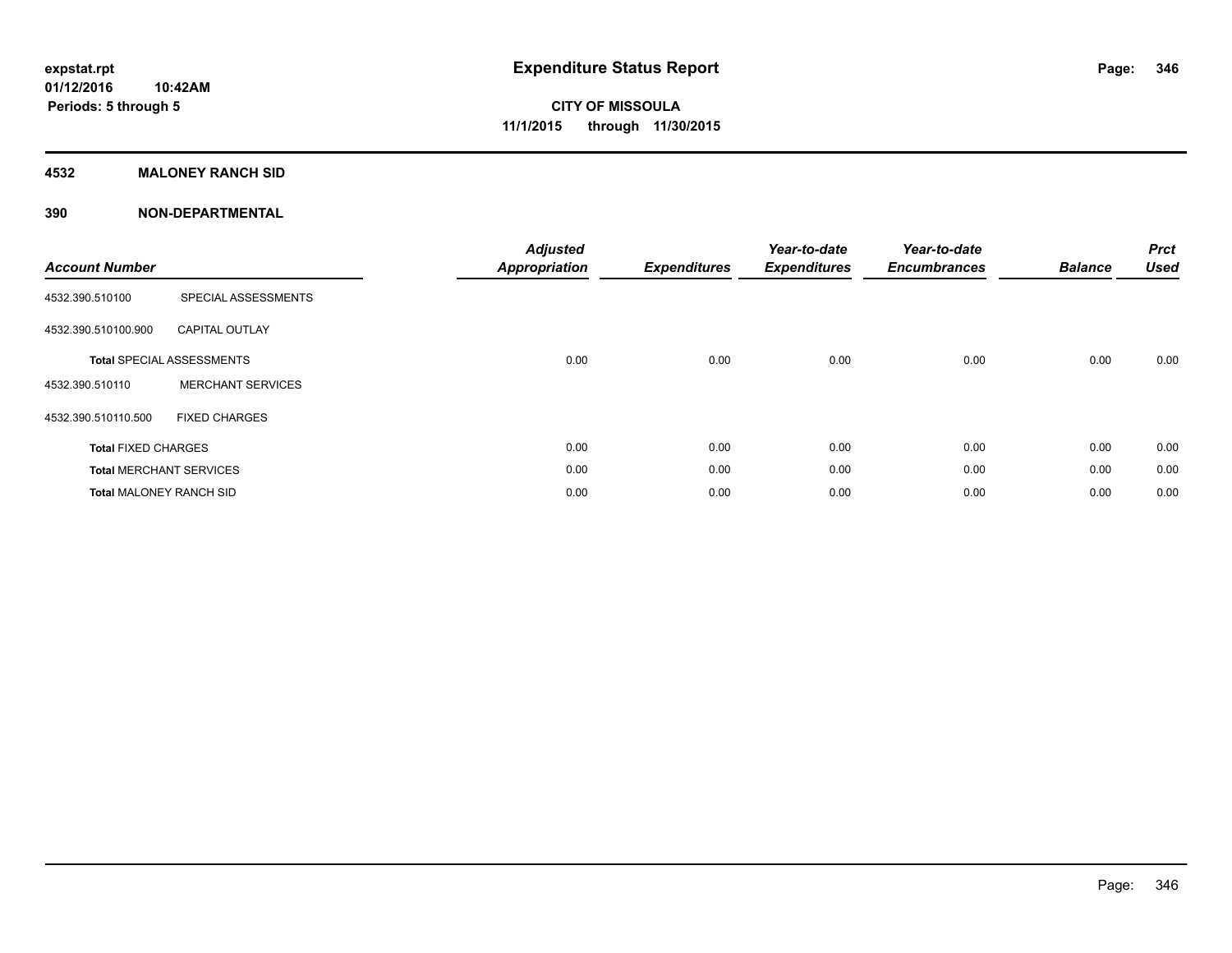**expstat.rpt**
**01/12/2016 10:42AM**
**Periods: 5 through 5**

# Expenditure Status Report

**CITY OF MISSOULA**
**11/1/2015 through 11/30/2015**

## 4532 MALONEY RANCH SID

## 390 NON-DEPARTMENTAL

| Account Number | | Adjusted Appropriation | Expenditures | Year-to-date Expenditures | Year-to-date Encumbrances | Balance | Prct Used |
|---|---|---|---|---|---|---|---|
| 4532.390.510100 | SPECIAL ASSESSMENTS | | | | | | |
| 4532.390.510100.900 | CAPITAL OUTLAY | | | | | | |
| **Total** SPECIAL ASSESSMENTS | | 0.00 | 0.00 | 0.00 | 0.00 | 0.00 | 0.00 |
| 4532.390.510110 | MERCHANT SERVICES | | | | | | |
| 4532.390.510110.500 | FIXED CHARGES | | | | | | |
| **Total** FIXED CHARGES | | 0.00 | 0.00 | 0.00 | 0.00 | 0.00 | 0.00 |
| **Total** MERCHANT SERVICES | | 0.00 | 0.00 | 0.00 | 0.00 | 0.00 | 0.00 |
| **Total** MALONEY RANCH SID | | 0.00 | 0.00 | 0.00 | 0.00 | 0.00 | 0.00 |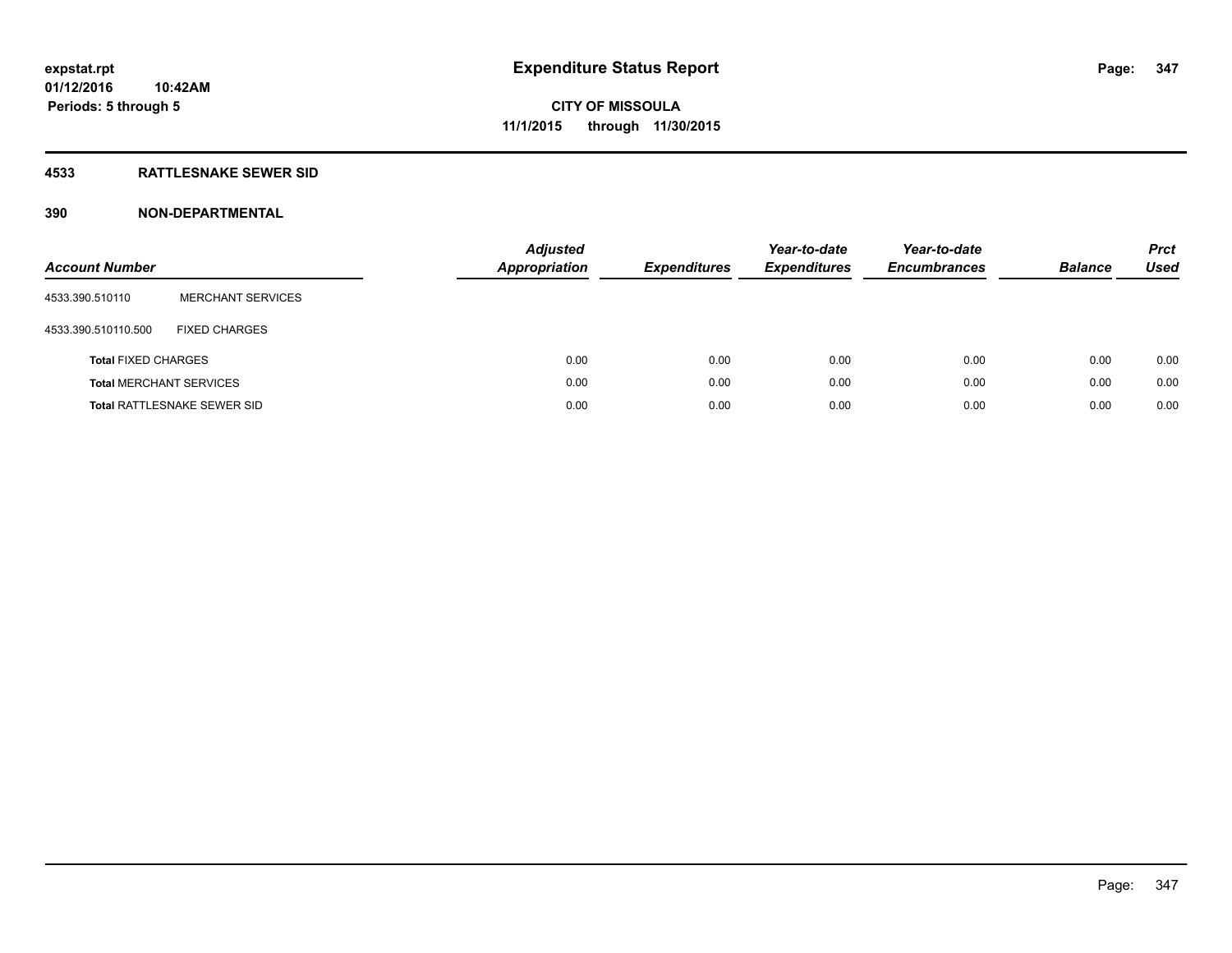# Expenditure Status Report

expstat.rpt
01/12/2016 10:42AM
Periods: 5 through 5

CITY OF MISSOULA
11/1/2015 through 11/30/2015

## 4533 RATTLESNAKE SEWER SID

## 390 NON-DEPARTMENTAL

| Account Number | | Adjusted Appropriation | Expenditures | Year-to-date Expenditures | Year-to-date Encumbrances | Balance | Prct Used |
|---|---|---|---|---|---|---|---|
| 4533.390.510110 | MERCHANT SERVICES | | | | | | |
| 4533.390.510110.500 | FIXED CHARGES | | | | | | |
| **Total** FIXED CHARGES | | 0.00 | 0.00 | 0.00 | 0.00 | 0.00 | 0.00 |
| **Total** MERCHANT SERVICES | | 0.00 | 0.00 | 0.00 | 0.00 | 0.00 | 0.00 |
| **Total** RATTLESNAKE SEWER SID | | 0.00 | 0.00 | 0.00 | 0.00 | 0.00 | 0.00 |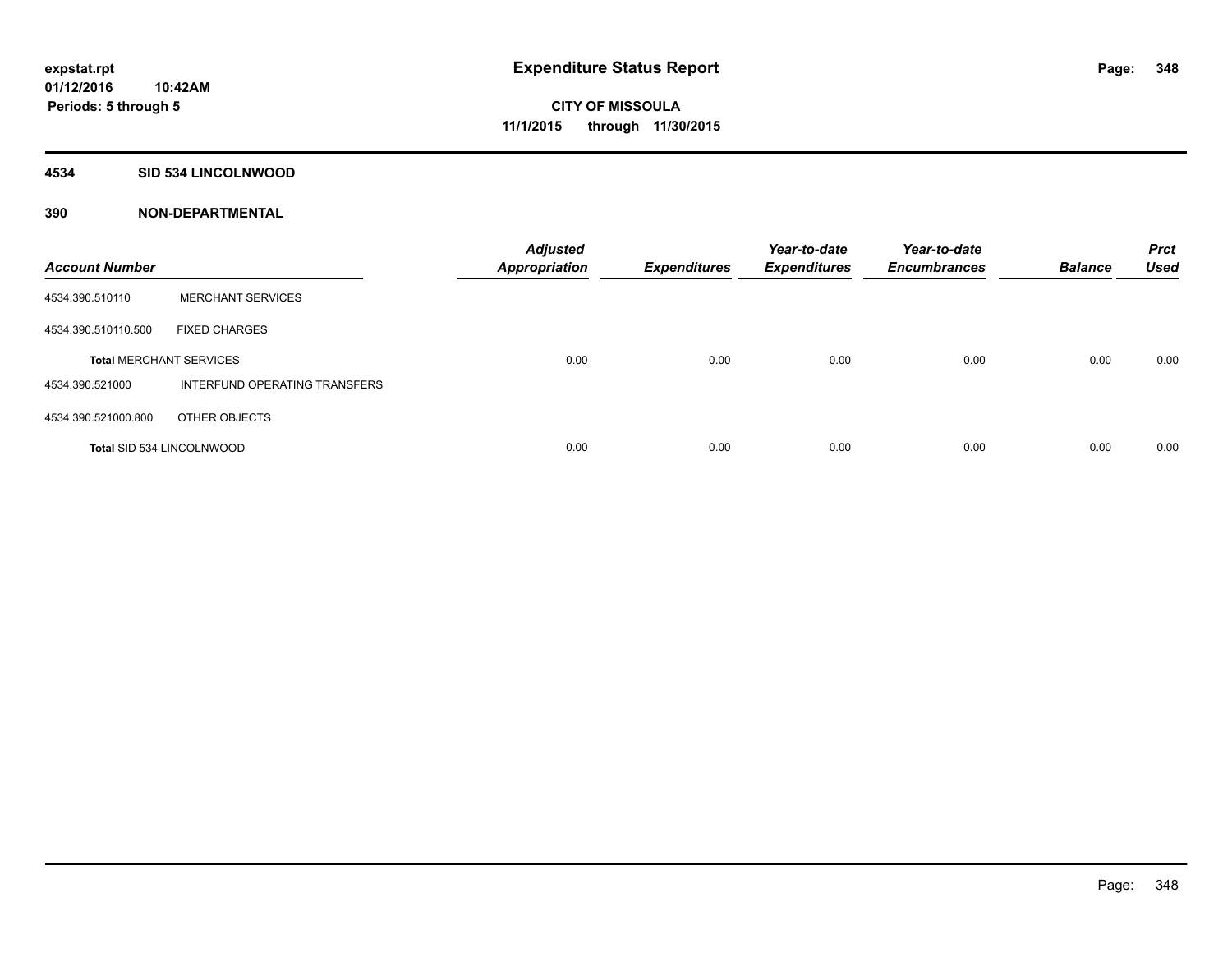# Expenditure Status Report

expstat.rpt
01/12/2016 10:42AM
Periods: 5 through 5

**CITY OF MISSOULA**
**11/1/2015 through 11/30/2015**

## 4534 SID 534 LINCOLNWOOD

### 390 NON-DEPARTMENTAL

| Account Number | | Adjusted Appropriation | Expenditures | Year-to-date Expenditures | Year-to-date Encumbrances | Balance | Prct Used |
|---|---|---|---|---|---|---|---|
| 4534.390.510110 | MERCHANT SERVICES | | | | | | |
| 4534.390.510110.500 | FIXED CHARGES | | | | | | |
| **Total** MERCHANT SERVICES | | 0.00 | 0.00 | 0.00 | 0.00 | 0.00 | 0.00 |
| 4534.390.521000 | INTERFUND OPERATING TRANSFERS | | | | | | |
| 4534.390.521000.800 | OTHER OBJECTS | | | | | | |
| **Total SID 534 LINCOLNWOOD** | | 0.00 | 0.00 | 0.00 | 0.00 | 0.00 | 0.00 |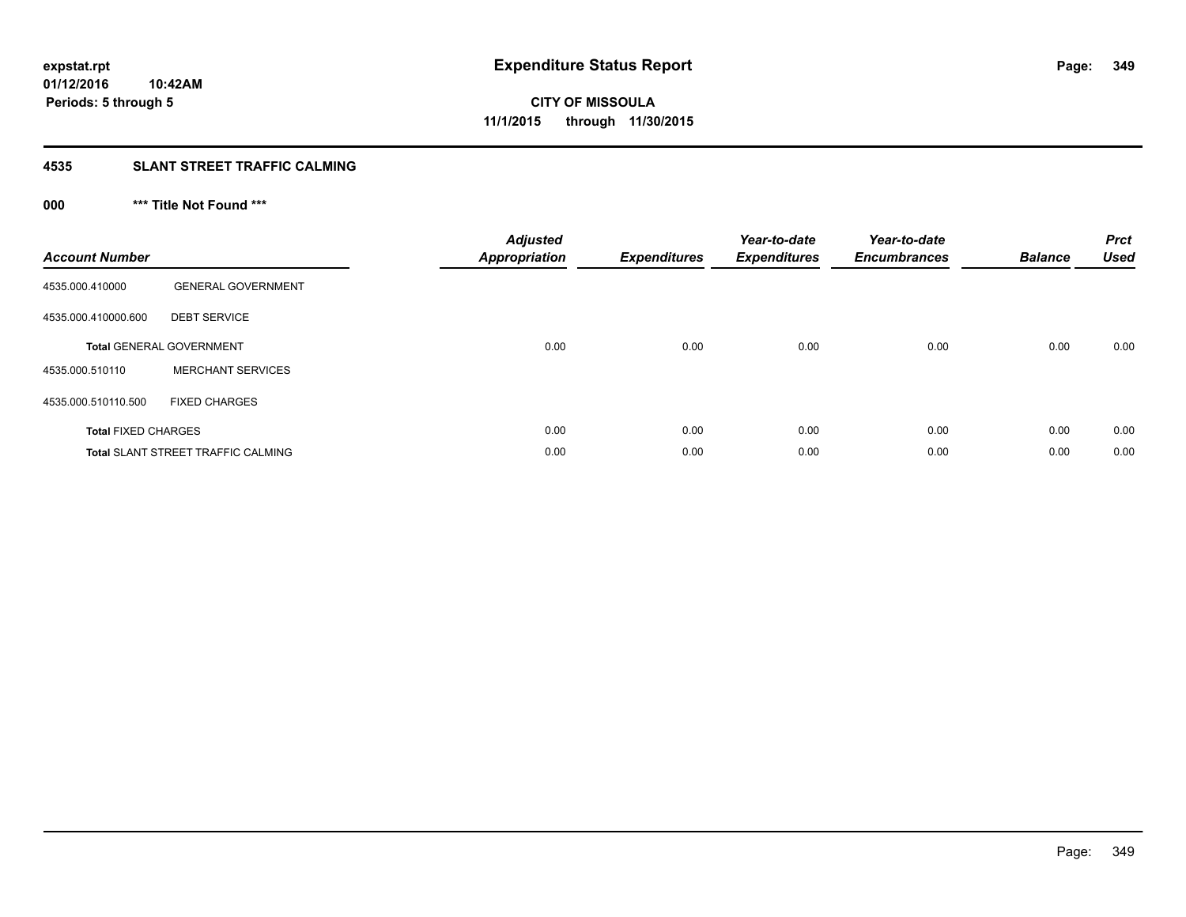# Expenditure Status Report

**CITY OF MISSOULA**
**11/1/2015 through 11/30/2015**

expstat.rpt
01/12/2016 10:42AM
Periods: 5 through 5

## 4535 SLANT STREET TRAFFIC CALMING

### 000 *** Title Not Found ***

| Account Number | | Adjusted Appropriation | Expenditures | Year-to-date Expenditures | Year-to-date Encumbrances | Balance | Prct Used |
|---|---|---|---|---|---|---|---|
| 4535.000.410000 | GENERAL GOVERNMENT | | | | | | |
| 4535.000.410000.600 | DEBT SERVICE | | | | | | |
| **Total** GENERAL GOVERNMENT | | 0.00 | 0.00 | 0.00 | 0.00 | 0.00 | 0.00 |
| 4535.000.510110 | MERCHANT SERVICES | | | | | | |
| 4535.000.510110.500 | FIXED CHARGES | | | | | | |
| **Total** FIXED CHARGES | | 0.00 | 0.00 | 0.00 | 0.00 | 0.00 | 0.00 |
| **Total** SLANT STREET TRAFFIC CALMING | | 0.00 | 0.00 | 0.00 | 0.00 | 0.00 | 0.00 |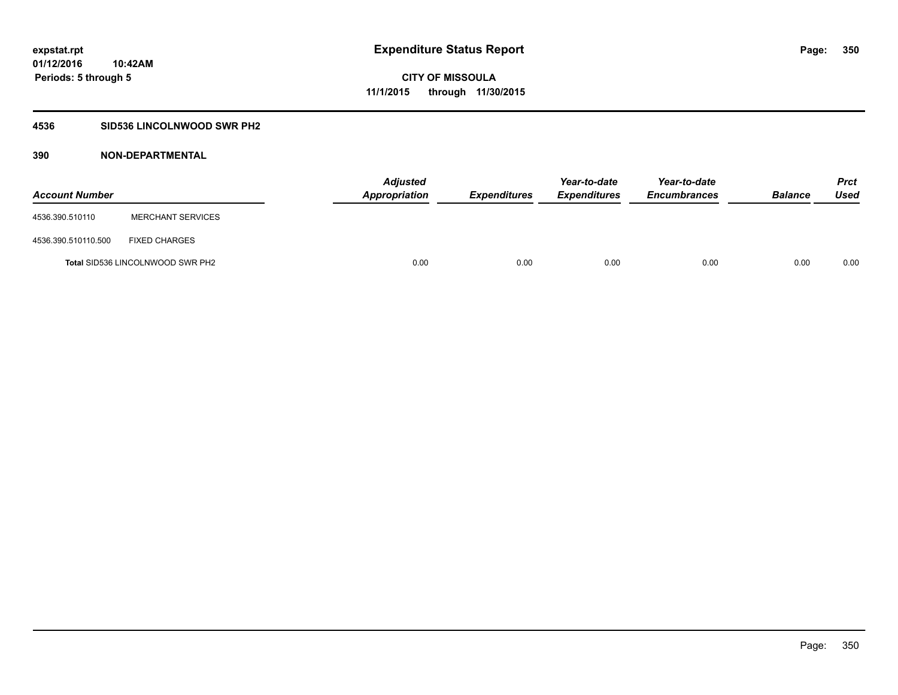**expstat.rpt**
**01/12/2016 10:42AM**
**Periods: 5 through 5**

# Expenditure Status Report

**CITY OF MISSOULA**
**11/1/2015 through 11/30/2015**

## 4536 SID536 LINCOLNWOOD SWR PH2

### 390 NON-DEPARTMENTAL

| Account Number | | Adjusted Appropriation | Expenditures | Year-to-date Expenditures | Year-to-date Encumbrances | Balance | Prct Used |
|---|---|---|---|---|---|---|---|
| 4536.390.510110 | MERCHANT SERVICES | | | | | | |
| 4536.390.510110.500 | FIXED CHARGES | | | | | | |
| **Total** SID536 LINCOLNWOOD SWR PH2 | | 0.00 | 0.00 | 0.00 | 0.00 | 0.00 | 0.00 |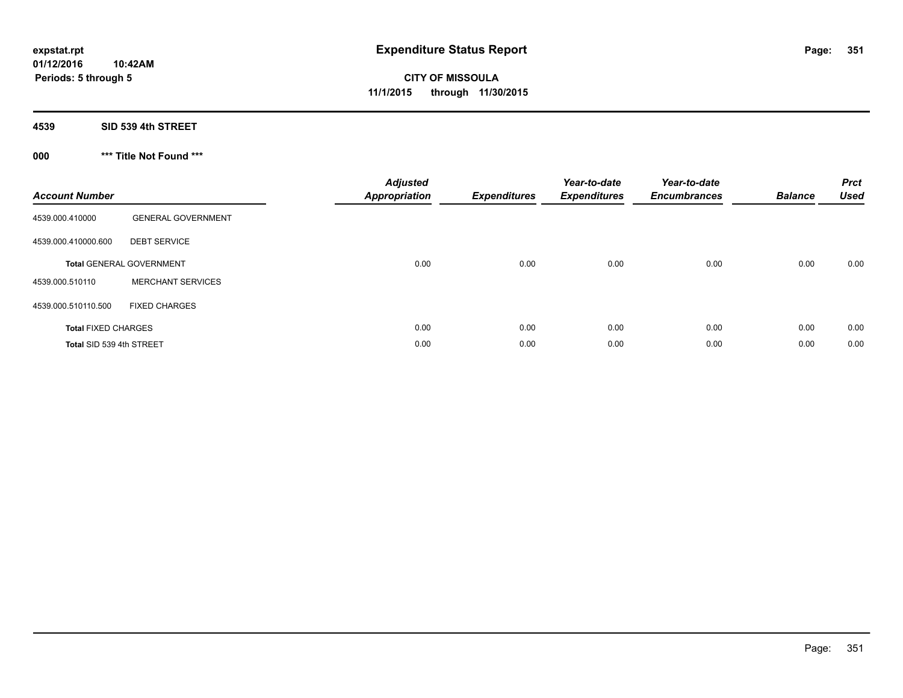# Expenditure Status Report

**CITY OF MISSOULA**
**11/1/2015 through 11/30/2015**

expstat.rpt
01/12/2016 10:42AM
Periods: 5 through 5

## 4539 SID 539 4th STREET

### 000 *** Title Not Found ***

| Account Number | | Adjusted Appropriation | Expenditures | Year-to-date Expenditures | Year-to-date Encumbrances | Balance | Prct Used |
|---|---|---|---|---|---|---|---|
| 4539.000.410000 | GENERAL GOVERNMENT | | | | | | |
| 4539.000.410000.600 | DEBT SERVICE | | | | | | |
| **Total** GENERAL GOVERNMENT | | 0.00 | 0.00 | 0.00 | 0.00 | 0.00 | 0.00 |
| 4539.000.510110 | MERCHANT SERVICES | | | | | | |
| 4539.000.510110.500 | FIXED CHARGES | | | | | | |
| **Total** FIXED CHARGES | | 0.00 | 0.00 | 0.00 | 0.00 | 0.00 | 0.00 |
| **Total** SID 539 4th STREET | | 0.00 | 0.00 | 0.00 | 0.00 | 0.00 | 0.00 |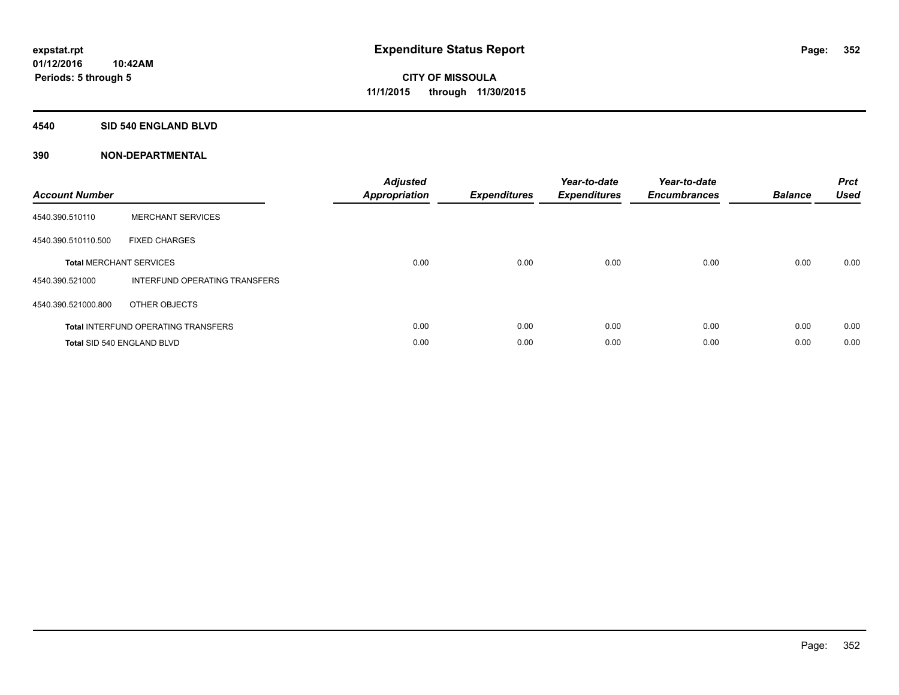# Expenditure Status Report

**CITY OF MISSOULA**
**11/1/2015 through 11/30/2015**

expstat.rpt
01/12/2016 10:42AM
Periods: 5 through 5

## 4540 SID 540 ENGLAND BLVD

### 390 NON-DEPARTMENTAL

| Account Number | | Adjusted Appropriation | Expenditures | Year-to-date Expenditures | Year-to-date Encumbrances | Balance | Prct Used |
|---|---|---|---|---|---|---|---|
| 4540.390.510110 | MERCHANT SERVICES | | | | | | |
| 4540.390.510110.500 | FIXED CHARGES | | | | | | |
| **Total** MERCHANT SERVICES | | 0.00 | 0.00 | 0.00 | 0.00 | 0.00 | 0.00 |
| 4540.390.521000 | INTERFUND OPERATING TRANSFERS | | | | | | |
| 4540.390.521000.800 | OTHER OBJECTS | | | | | | |
| **Total** INTERFUND OPERATING TRANSFERS | | 0.00 | 0.00 | 0.00 | 0.00 | 0.00 | 0.00 |
| **Total** SID 540 ENGLAND BLVD | | 0.00 | 0.00 | 0.00 | 0.00 | 0.00 | 0.00 |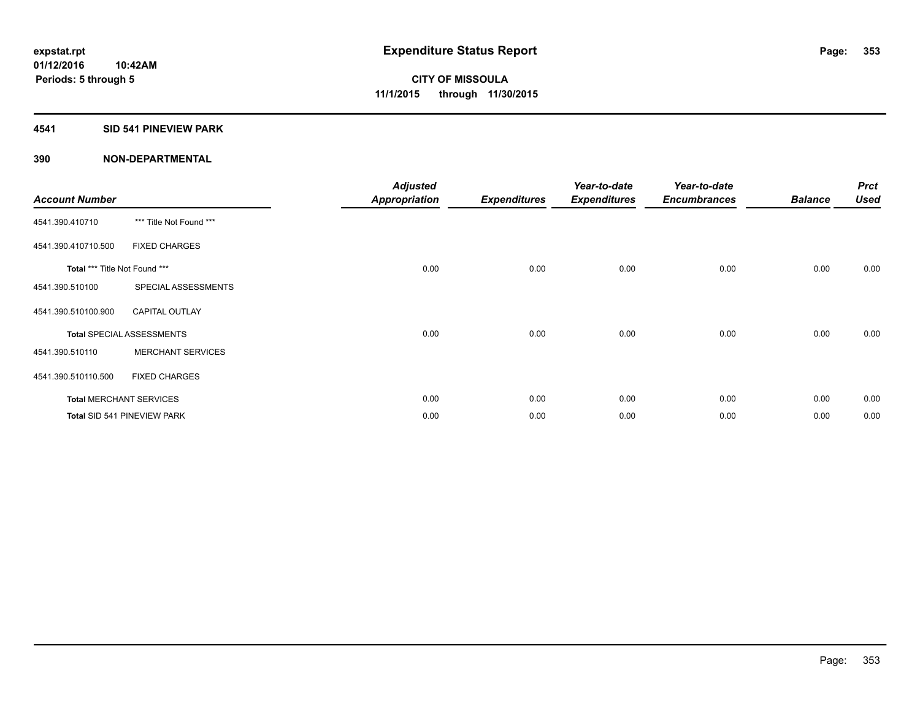# Expenditure Status Report

expstat.rpt
01/12/2016 10:42AM
Periods: 5 through 5

**CITY OF MISSOULA**
**11/1/2015 through 11/30/2015**

## 4541 SID 541 PINEVIEW PARK

### 390 NON-DEPARTMENTAL

| Account Number | | Adjusted Appropriation | Expenditures | Year-to-date Expenditures | Year-to-date Encumbrances | Balance | Prct Used |
|---|---|---|---|---|---|---|---|
| 4541.390.410710 | *** Title Not Found *** | | | | | | |
| 4541.390.410710.500 | FIXED CHARGES | | | | | | |
| Total *** Title Not Found *** | | 0.00 | 0.00 | 0.00 | 0.00 | 0.00 | 0.00 |
| 4541.390.510100 | SPECIAL ASSESSMENTS | | | | | | |
| 4541.390.510100.900 | CAPITAL OUTLAY | | | | | | |
| Total SPECIAL ASSESSMENTS | | 0.00 | 0.00 | 0.00 | 0.00 | 0.00 | 0.00 |
| 4541.390.510110 | MERCHANT SERVICES | | | | | | |
| 4541.390.510110.500 | FIXED CHARGES | | | | | | |
| Total MERCHANT SERVICES | | 0.00 | 0.00 | 0.00 | 0.00 | 0.00 | 0.00 |
| Total SID 541 PINEVIEW PARK | | 0.00 | 0.00 | 0.00 | 0.00 | 0.00 | 0.00 |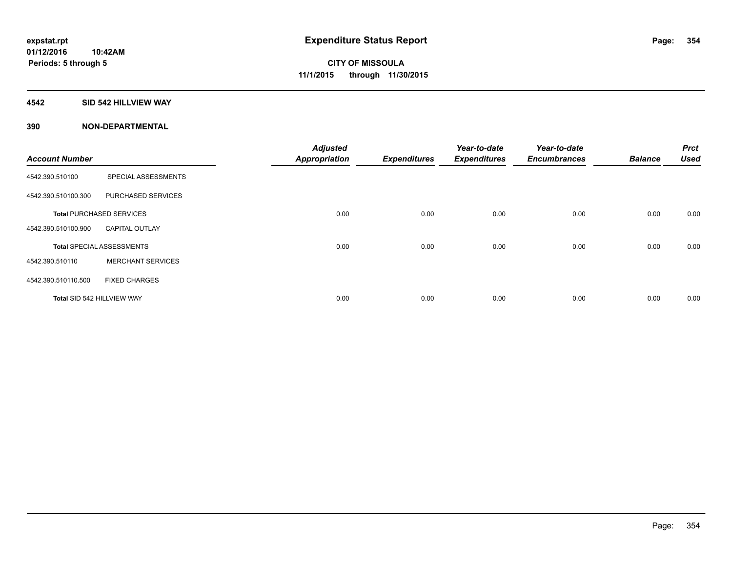**expstat.rpt**
**01/12/2016 10:42AM**
**Periods: 5 through 5**

# Expenditure Status Report

**CITY OF MISSOULA**
**11/1/2015 through 11/30/2015**

## 4542 SID 542 HILLVIEW WAY

### 390 NON-DEPARTMENTAL

| Account Number | | Adjusted Appropriation | Expenditures | Year-to-date Expenditures | Year-to-date Encumbrances | Balance | Prct Used |
|---|---|---|---|---|---|---|---|
| 4542.390.510100 | SPECIAL ASSESSMENTS | | | | | | |
| 4542.390.510100.300 | PURCHASED SERVICES | | | | | | |
| **Total** PURCHASED SERVICES | | 0.00 | 0.00 | 0.00 | 0.00 | 0.00 | 0.00 |
| 4542.390.510100.900 | CAPITAL OUTLAY | | | | | | |
| **Total** SPECIAL ASSESSMENTS | | 0.00 | 0.00 | 0.00 | 0.00 | 0.00 | 0.00 |
| 4542.390.510110 | MERCHANT SERVICES | | | | | | |
| 4542.390.510110.500 | FIXED CHARGES | | | | | | |
| **Total** SID 542 HILLVIEW WAY | | 0.00 | 0.00 | 0.00 | 0.00 | 0.00 | 0.00 |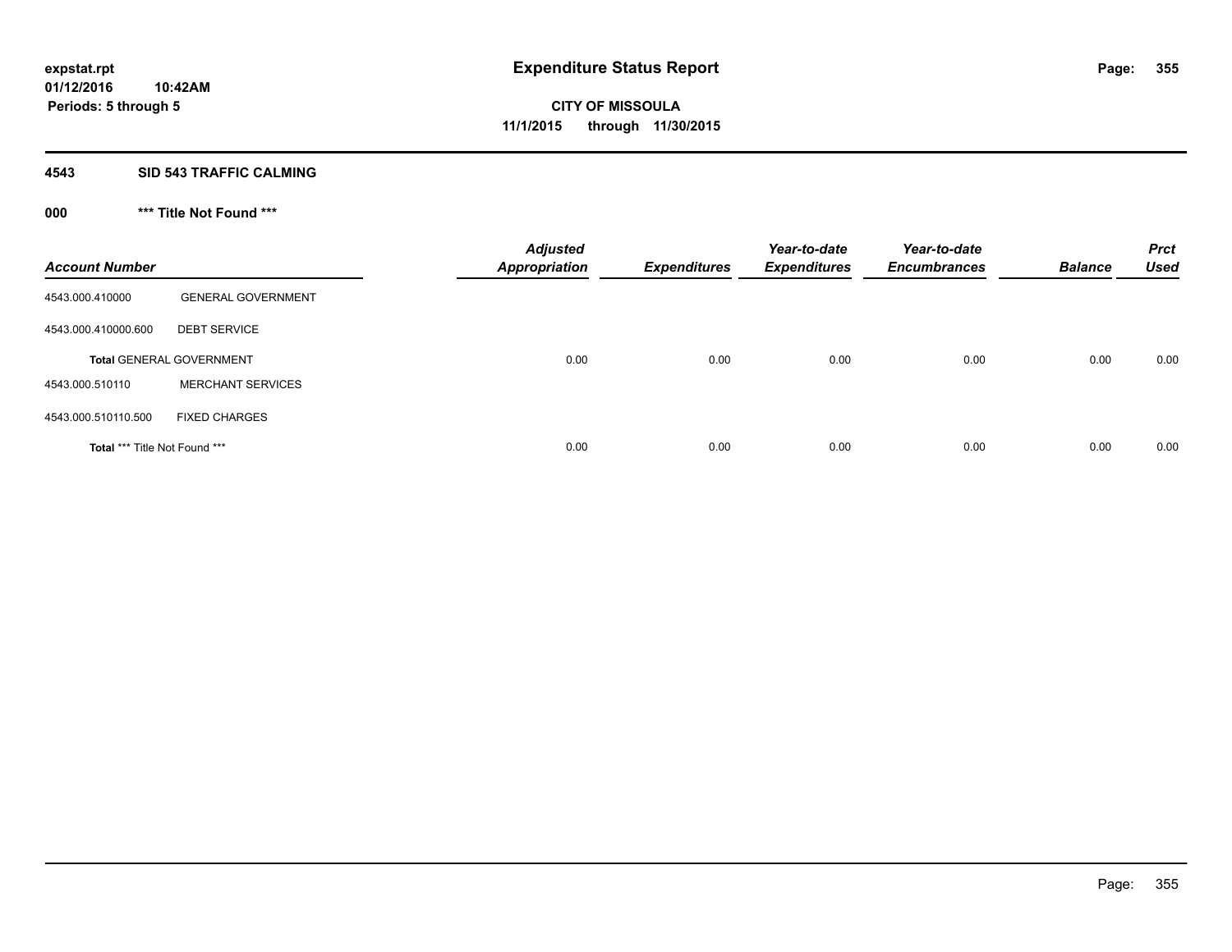expstat.rpt
01/12/2016 10:42AM
Periods: 5 through 5

# Expenditure Status Report

**CITY OF MISSOULA**
**11/1/2015 through 11/30/2015**

## 4543 SID 543 TRAFFIC CALMING

### 000 *** Title Not Found ***

| Account Number | | Adjusted Appropriation | Expenditures | Year-to-date Expenditures | Year-to-date Encumbrances | Balance | Prct Used |
|---|---|---|---|---|---|---|---|
| 4543.000.410000 | GENERAL GOVERNMENT | | | | | | |
| 4543.000.410000.600 | DEBT SERVICE | | | | | | |
| **Total** GENERAL GOVERNMENT | | 0.00 | 0.00 | 0.00 | 0.00 | 0.00 | 0.00 |
| 4543.000.510110 | MERCHANT SERVICES | | | | | | |
| 4543.000.510110.500 | FIXED CHARGES | | | | | | |
| **Total** *** Title Not Found *** | | 0.00 | 0.00 | 0.00 | 0.00 | 0.00 | 0.00 |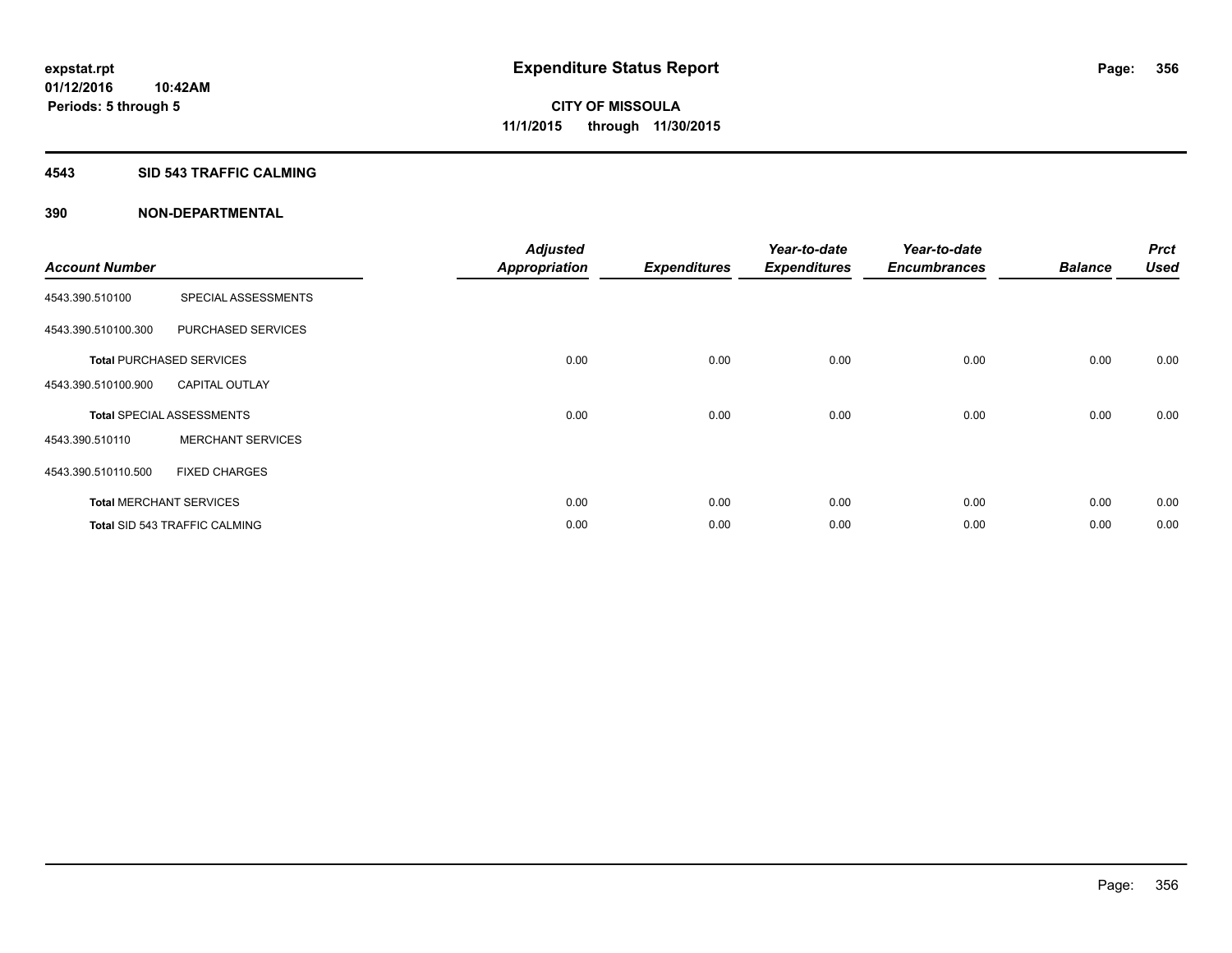expstat.rpt
01/12/2016 10:42AM
Periods: 5 through 5

# Expenditure Status Report

**CITY OF MISSOULA**
**11/1/2015 through 11/30/2015**

## 4543 SID 543 TRAFFIC CALMING

## 390 NON-DEPARTMENTAL

| Account Number | | Adjusted Appropriation | Expenditures | Year-to-date Expenditures | Year-to-date Encumbrances | Balance | Prct Used |
|---|---|---|---|---|---|---|---|
| 4543.390.510100 | SPECIAL ASSESSMENTS | | | | | | |
| 4543.390.510100.300 | PURCHASED SERVICES | | | | | | |
| **Total** PURCHASED SERVICES | | 0.00 | 0.00 | 0.00 | 0.00 | 0.00 | 0.00 |
| 4543.390.510100.900 | CAPITAL OUTLAY | | | | | | |
| **Total** SPECIAL ASSESSMENTS | | 0.00 | 0.00 | 0.00 | 0.00 | 0.00 | 0.00 |
| 4543.390.510110 | MERCHANT SERVICES | | | | | | |
| 4543.390.510110.500 | FIXED CHARGES | | | | | | |
| **Total** MERCHANT SERVICES | | 0.00 | 0.00 | 0.00 | 0.00 | 0.00 | 0.00 |
| **Total** SID 543 TRAFFIC CALMING | | 0.00 | 0.00 | 0.00 | 0.00 | 0.00 | 0.00 |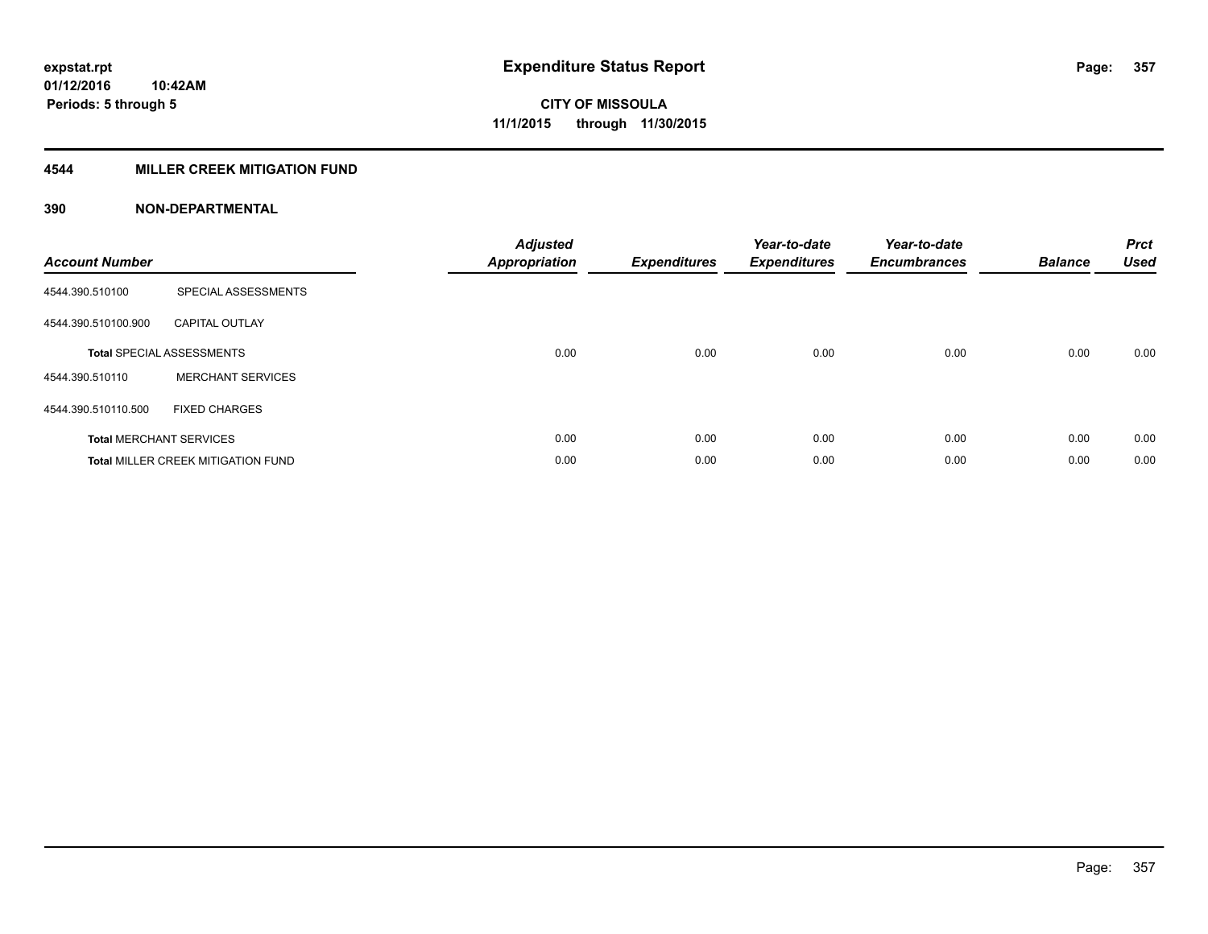expstat.rpt
01/12/2016 10:42AM
Periods: 5 through 5

# Expenditure Status Report

CITY OF MISSOULA
11/1/2015 through 11/30/2015

## 4544 MILLER CREEK MITIGATION FUND

### 390 NON-DEPARTMENTAL

| Account Number | | Adjusted Appropriation | Expenditures | Year-to-date Expenditures | Year-to-date Encumbrances | Balance | Prct Used |
|---|---|---|---|---|---|---|---|
| 4544.390.510100 | SPECIAL ASSESSMENTS | | | | | | |
| 4544.390.510100.900 | CAPITAL OUTLAY | | | | | | |
| **Total** SPECIAL ASSESSMENTS | | 0.00 | 0.00 | 0.00 | 0.00 | 0.00 | 0.00 |
| 4544.390.510110 | MERCHANT SERVICES | | | | | | |
| 4544.390.510110.500 | FIXED CHARGES | | | | | | |
| **Total** MERCHANT SERVICES | | 0.00 | 0.00 | 0.00 | 0.00 | 0.00 | 0.00 |
| **Total** MILLER CREEK MITIGATION FUND | | 0.00 | 0.00 | 0.00 | 0.00 | 0.00 | 0.00 |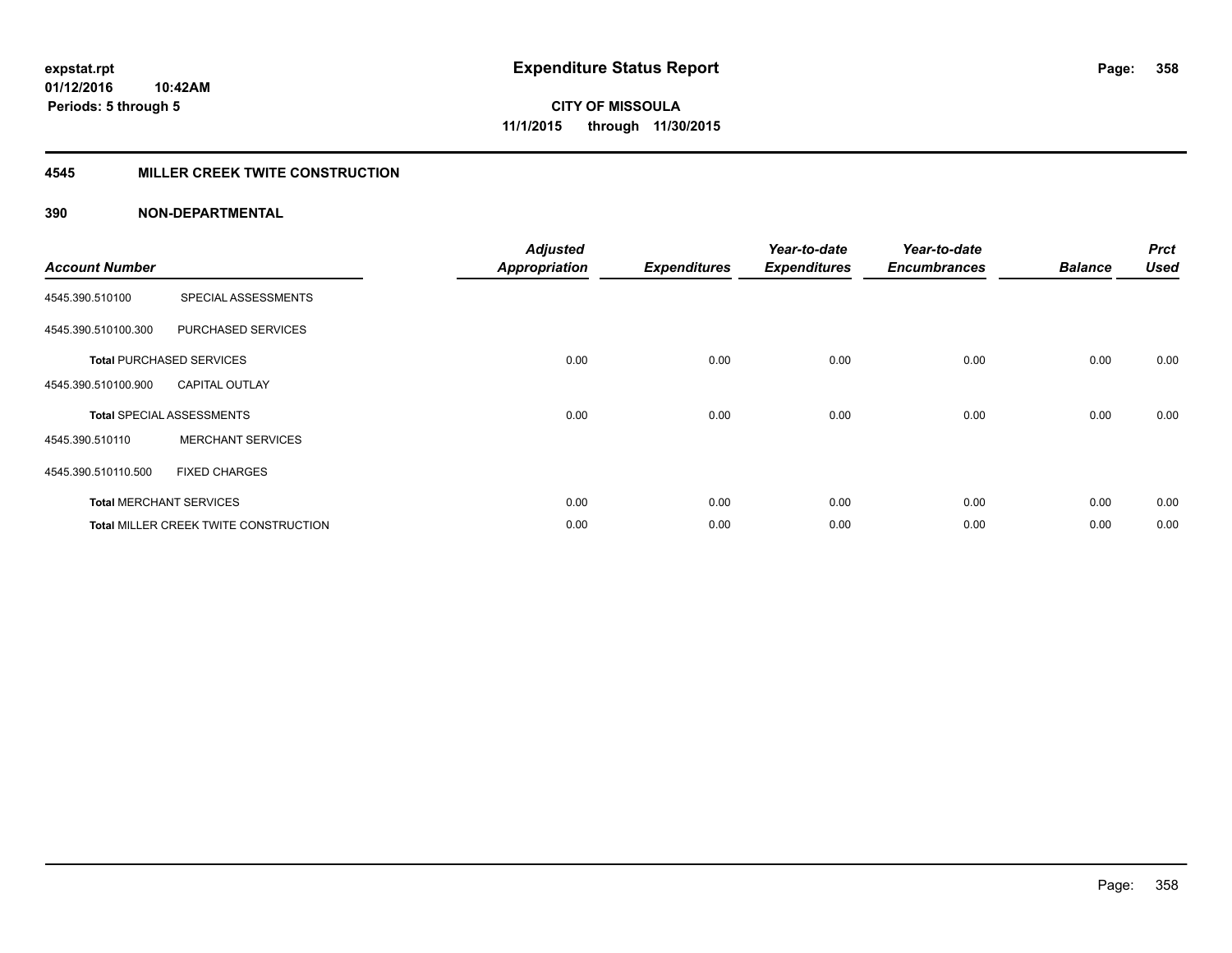**expstat.rpt**
**01/12/2016 10:42AM**
**Periods: 5 through 5**

# Expenditure Status Report

**CITY OF MISSOULA**
**11/1/2015 through 11/30/2015**

## 4545 MILLER CREEK TWITE CONSTRUCTION

### 390 NON-DEPARTMENTAL

| Account Number | | Adjusted Appropriation | Expenditures | Year-to-date Expenditures | Year-to-date Encumbrances | Balance | Prct Used |
|---|---|---|---|---|---|---|---|
| 4545.390.510100 | SPECIAL ASSESSMENTS | | | | | | |
| 4545.390.510100.300 | PURCHASED SERVICES | | | | | | |
| **Total** PURCHASED SERVICES | | 0.00 | 0.00 | 0.00 | 0.00 | 0.00 | 0.00 |
| 4545.390.510100.900 | CAPITAL OUTLAY | | | | | | |
| **Total** SPECIAL ASSESSMENTS | | 0.00 | 0.00 | 0.00 | 0.00 | 0.00 | 0.00 |
| 4545.390.510110 | MERCHANT SERVICES | | | | | | |
| 4545.390.510110.500 | FIXED CHARGES | | | | | | |
| **Total** MERCHANT SERVICES | | 0.00 | 0.00 | 0.00 | 0.00 | 0.00 | 0.00 |
| **Total** MILLER CREEK TWITE CONSTRUCTION | | 0.00 | 0.00 | 0.00 | 0.00 | 0.00 | 0.00 |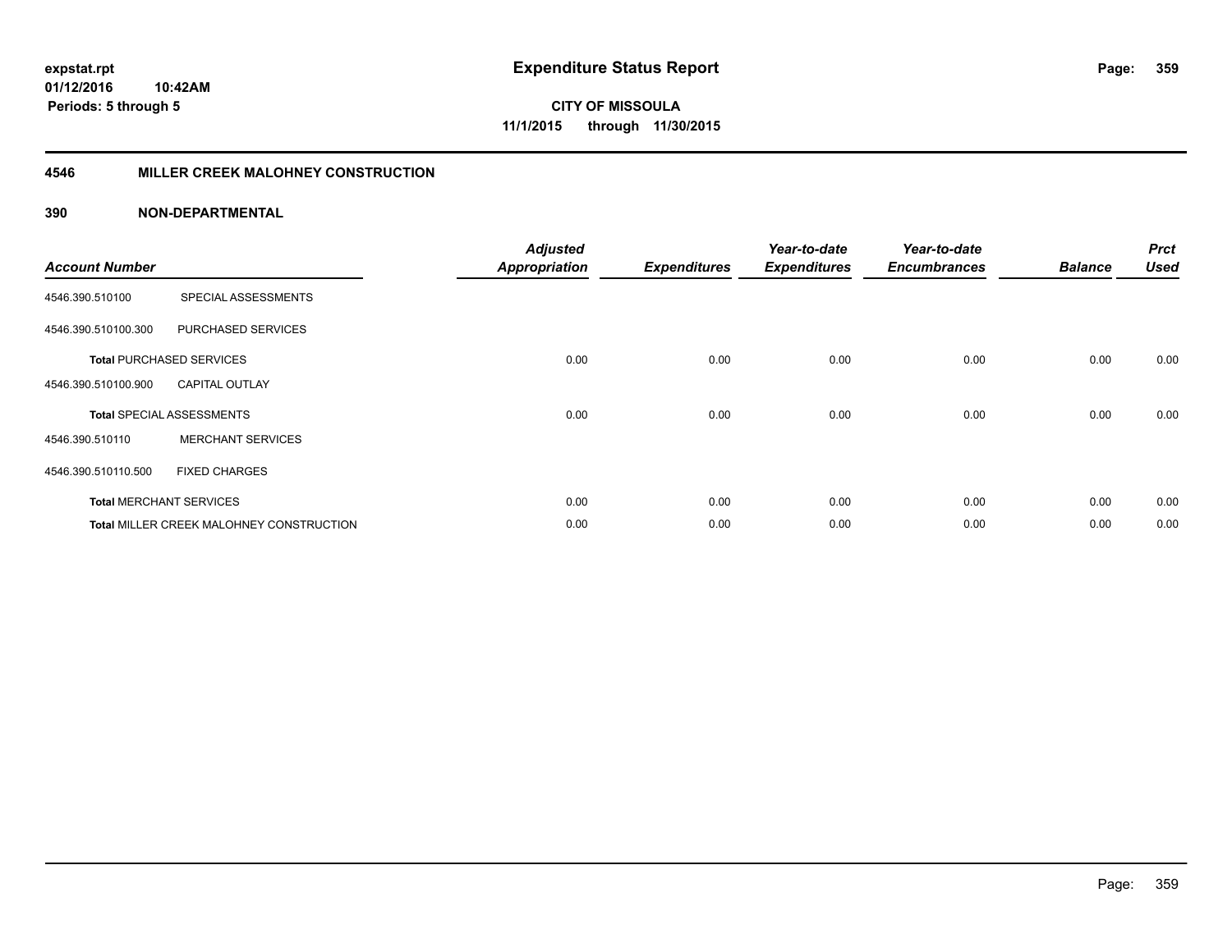**expstat.rpt**
**01/12/2016 10:42AM**
**Periods: 5 through 5**

# Expenditure Status Report

**CITY OF MISSOULA**
**11/1/2015 through 11/30/2015**

## 4546 MILLER CREEK MALOHNEY CONSTRUCTION

### 390 NON-DEPARTMENTAL

| Account Number | | Adjusted Appropriation | Expenditures | Year-to-date Expenditures | Year-to-date Encumbrances | Balance | Prct Used |
|---|---|---|---|---|---|---|---|
| 4546.390.510100 | SPECIAL ASSESSMENTS | | | | | | |
| 4546.390.510100.300 | PURCHASED SERVICES | | | | | | |
| **Total** PURCHASED SERVICES | | 0.00 | 0.00 | 0.00 | 0.00 | 0.00 | 0.00 |
| 4546.390.510100.900 | CAPITAL OUTLAY | | | | | | |
| **Total** SPECIAL ASSESSMENTS | | 0.00 | 0.00 | 0.00 | 0.00 | 0.00 | 0.00 |
| 4546.390.510110 | MERCHANT SERVICES | | | | | | |
| 4546.390.510110.500 | FIXED CHARGES | | | | | | |
| **Total** MERCHANT SERVICES | | 0.00 | 0.00 | 0.00 | 0.00 | 0.00 | 0.00 |
| **Total** MILLER CREEK MALOHNEY CONSTRUCTION | | 0.00 | 0.00 | 0.00 | 0.00 | 0.00 | 0.00 |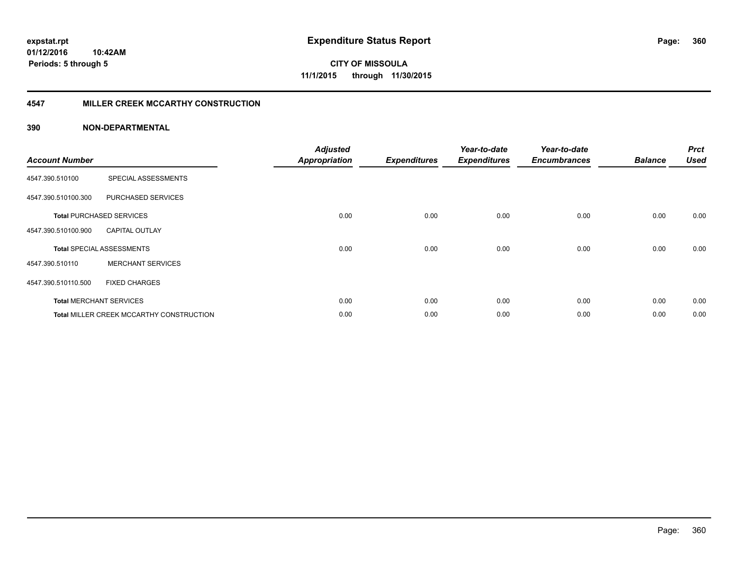# Expenditure Status Report

**CITY OF MISSOULA**
**11/1/2015 through 11/30/2015**

expstat.rpt
01/12/2016 10:42AM
Periods: 5 through 5

## 4547 MILLER CREEK MCCARTHY CONSTRUCTION

### 390 NON-DEPARTMENTAL

| Account Number | | Adjusted Appropriation | Expenditures | Year-to-date Expenditures | Year-to-date Encumbrances | Balance | Prct Used |
|---|---|---|---|---|---|---|---|
| 4547.390.510100 | SPECIAL ASSESSMENTS | | | | | | |
| 4547.390.510100.300 | PURCHASED SERVICES | | | | | | |
| **Total** PURCHASED SERVICES | | 0.00 | 0.00 | 0.00 | 0.00 | 0.00 | 0.00 |
| 4547.390.510100.900 | CAPITAL OUTLAY | | | | | | |
| **Total** SPECIAL ASSESSMENTS | | 0.00 | 0.00 | 0.00 | 0.00 | 0.00 | 0.00 |
| 4547.390.510110 | MERCHANT SERVICES | | | | | | |
| 4547.390.510110.500 | FIXED CHARGES | | | | | | |
| **Total** MERCHANT SERVICES | | 0.00 | 0.00 | 0.00 | 0.00 | 0.00 | 0.00 |
| **Total** MILLER CREEK MCCARTHY CONSTRUCTION | | 0.00 | 0.00 | 0.00 | 0.00 | 0.00 | 0.00 |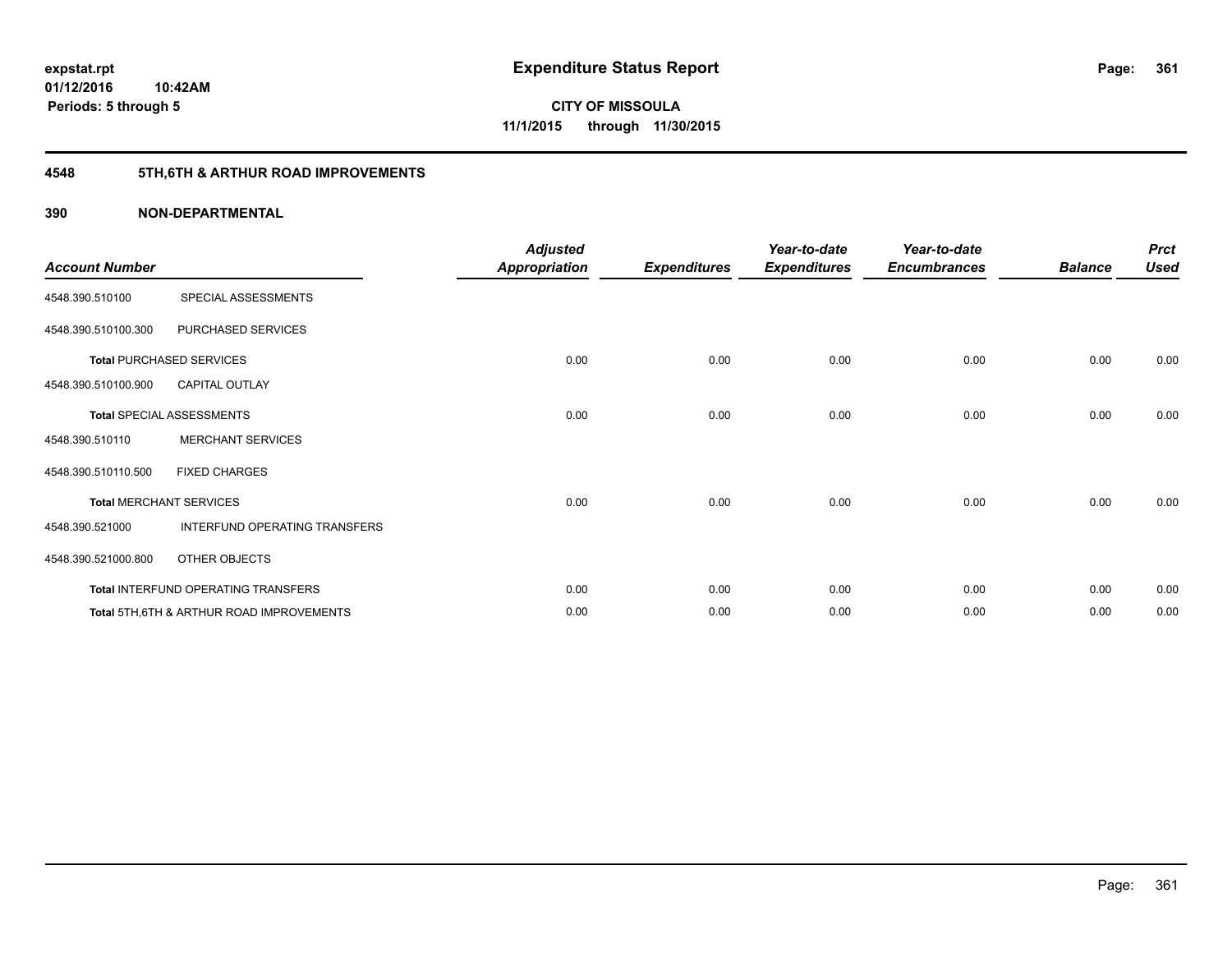**expstat.rpt**
**01/12/2016 10:42AM**
**Periods: 5 through 5**

# Expenditure Status Report

**CITY OF MISSOULA**
**11/1/2015 through 11/30/2015**

## 4548 5TH,6TH & ARTHUR ROAD IMPROVEMENTS

### 390 NON-DEPARTMENTAL

| Account Number | | Adjusted Appropriation | Expenditures | Year-to-date Expenditures | Year-to-date Encumbrances | Balance | Prct Used |
|---|---|---|---|---|---|---|---|
| 4548.390.510100 | SPECIAL ASSESSMENTS | | | | | | |
| 4548.390.510100.300 | PURCHASED SERVICES | | | | | | |
| **Total** PURCHASED SERVICES | | 0.00 | 0.00 | 0.00 | 0.00 | 0.00 | 0.00 |
| 4548.390.510100.900 | CAPITAL OUTLAY | | | | | | |
| **Total** SPECIAL ASSESSMENTS | | 0.00 | 0.00 | 0.00 | 0.00 | 0.00 | 0.00 |
| 4548.390.510110 | MERCHANT SERVICES | | | | | | |
| 4548.390.510110.500 | FIXED CHARGES | | | | | | |
| **Total** MERCHANT SERVICES | | 0.00 | 0.00 | 0.00 | 0.00 | 0.00 | 0.00 |
| 4548.390.521000 | INTERFUND OPERATING TRANSFERS | | | | | | |
| 4548.390.521000.800 | OTHER OBJECTS | | | | | | |
| **Total** INTERFUND OPERATING TRANSFERS | | 0.00 | 0.00 | 0.00 | 0.00 | 0.00 | 0.00 |
| **Total** 5TH,6TH & ARTHUR ROAD IMPROVEMENTS | | 0.00 | 0.00 | 0.00 | 0.00 | 0.00 | 0.00 |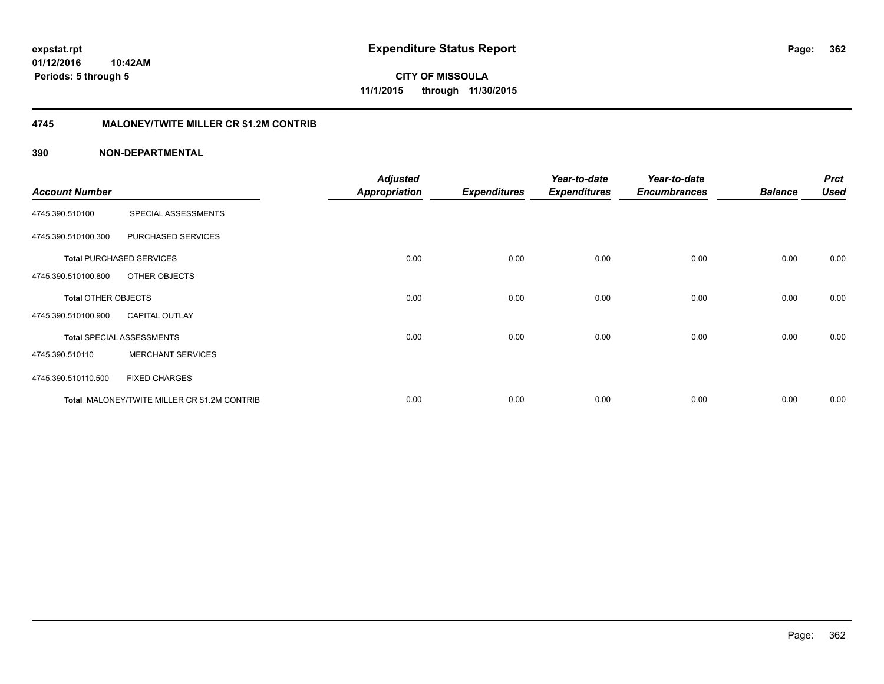**expstat.rpt**
**01/12/2016 10:42AM**
**Periods: 5 through 5**

# Expenditure Status Report

**CITY OF MISSOULA**
**11/1/2015 through 11/30/2015**

## 4745 MALONEY/TWITE MILLER CR $1.2M CONTRIB

## 390 NON-DEPARTMENTAL

| Account Number | | Adjusted Appropriation | Expenditures | Year-to-date Expenditures | Year-to-date Encumbrances | Balance | Prct Used |
|---|---|---|---|---|---|---|---|
| 4745.390.510100 | SPECIAL ASSESSMENTS | | | | | | |
| 4745.390.510100.300 | PURCHASED SERVICES | | | | | | |
| **Total** PURCHASED SERVICES | | 0.00 | 0.00 | 0.00 | 0.00 | 0.00 | 0.00 |
| 4745.390.510100.800 | OTHER OBJECTS | | | | | | |
| **Total** OTHER OBJECTS | | 0.00 | 0.00 | 0.00 | 0.00 | 0.00 | 0.00 |
| 4745.390.510100.900 | CAPITAL OUTLAY | | | | | | |
| **Total** SPECIAL ASSESSMENTS | | 0.00 | 0.00 | 0.00 | 0.00 | 0.00 | 0.00 |
| 4745.390.510110 | MERCHANT SERVICES | | | | | | |
| 4745.390.510110.500 | FIXED CHARGES | | | | | | |
| **Total** MALONEY/TWITE MILLER CR $1.2M CONTRIB | | 0.00 | 0.00 | 0.00 | 0.00 | 0.00 | 0.00 |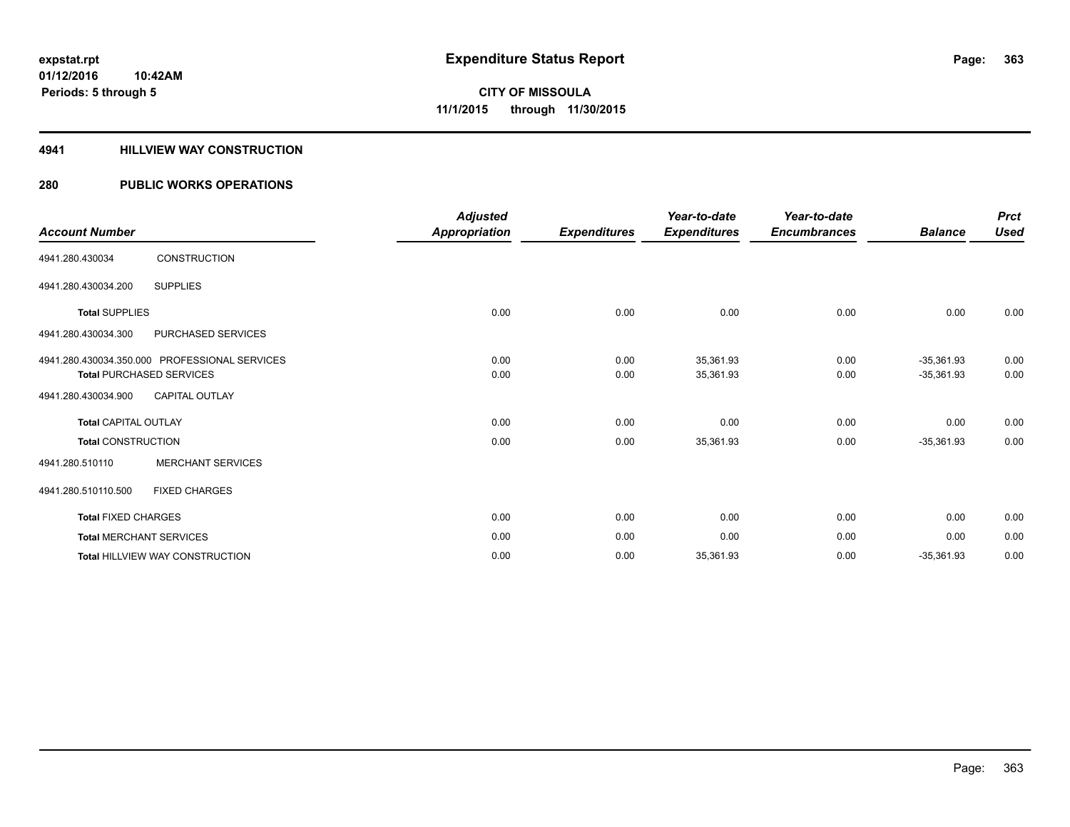expstat.rpt
01/12/2016 10:42AM
Periods: 5 through 5

# Expenditure Status Report

CITY OF MISSOULA
11/1/2015 through 11/30/2015

## 4941 HILLVIEW WAY CONSTRUCTION

## 280 PUBLIC WORKS OPERATIONS

| Account Number | | Adjusted Appropriation | Expenditures | Year-to-date Expenditures | Year-to-date Encumbrances | Balance | Prct Used |
|---|---|---|---|---|---|---|---|
| 4941.280.430034 | CONSTRUCTION | | | | | | |
| 4941.280.430034.200 | SUPPLIES | | | | | | |
| Total SUPPLIES | | 0.00 | 0.00 | 0.00 | 0.00 | 0.00 | 0.00 |
| 4941.280.430034.300 | PURCHASED SERVICES | | | | | | |
| 4941.280.430034.350.000 | PROFESSIONAL SERVICES | 0.00 | 0.00 | 35,361.93 | 0.00 | -35,361.93 | 0.00 |
| Total PURCHASED SERVICES | | 0.00 | 0.00 | 35,361.93 | 0.00 | -35,361.93 | 0.00 |
| 4941.280.430034.900 | CAPITAL OUTLAY | | | | | | |
| Total CAPITAL OUTLAY | | 0.00 | 0.00 | 0.00 | 0.00 | 0.00 | 0.00 |
| Total CONSTRUCTION | | 0.00 | 0.00 | 35,361.93 | 0.00 | -35,361.93 | 0.00 |
| 4941.280.510110 | MERCHANT SERVICES | | | | | | |
| 4941.280.510110.500 | FIXED CHARGES | | | | | | |
| Total FIXED CHARGES | | 0.00 | 0.00 | 0.00 | 0.00 | 0.00 | 0.00 |
| Total MERCHANT SERVICES | | 0.00 | 0.00 | 0.00 | 0.00 | 0.00 | 0.00 |
| Total HILLVIEW WAY CONSTRUCTION | | 0.00 | 0.00 | 35,361.93 | 0.00 | -35,361.93 | 0.00 |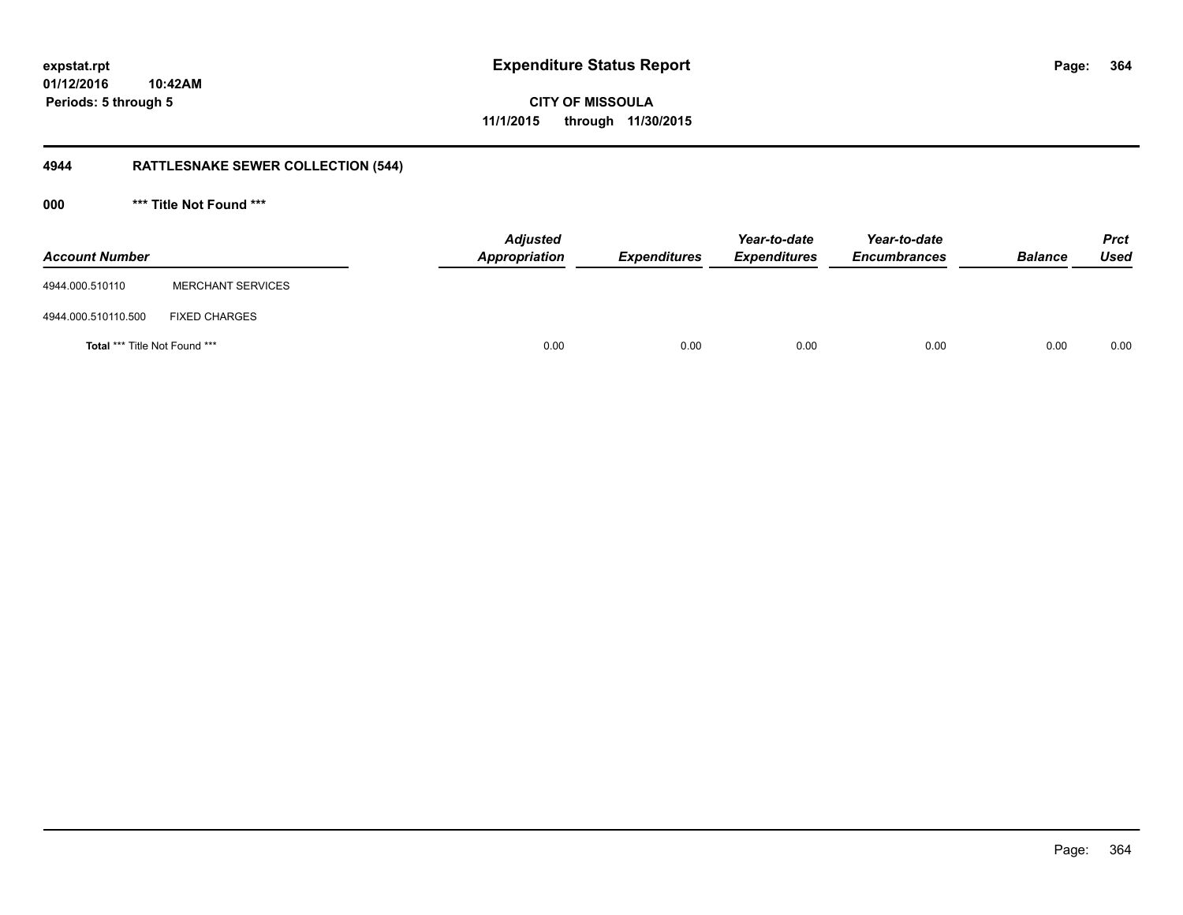# Expenditure Status Report

expstat.rpt
01/12/2016 10:42AM
Periods: 5 through 5

CITY OF MISSOULA
11/1/2015 through 11/30/2015

## 4944 RATTLESNAKE SEWER COLLECTION (544)

### 000 *** Title Not Found ***

| Account Number | | Adjusted Appropriation | Expenditures | Year-to-date Expenditures | Year-to-date Encumbrances | Balance | Prct Used |
|---|---|---|---|---|---|---|---|
| 4944.000.510110 | MERCHANT SERVICES | | | | | | |
| 4944.000.510110.500 | FIXED CHARGES | | | | | | |
| **Total** *** Title Not Found *** | | 0.00 | 0.00 | 0.00 | 0.00 | 0.00 | 0.00 |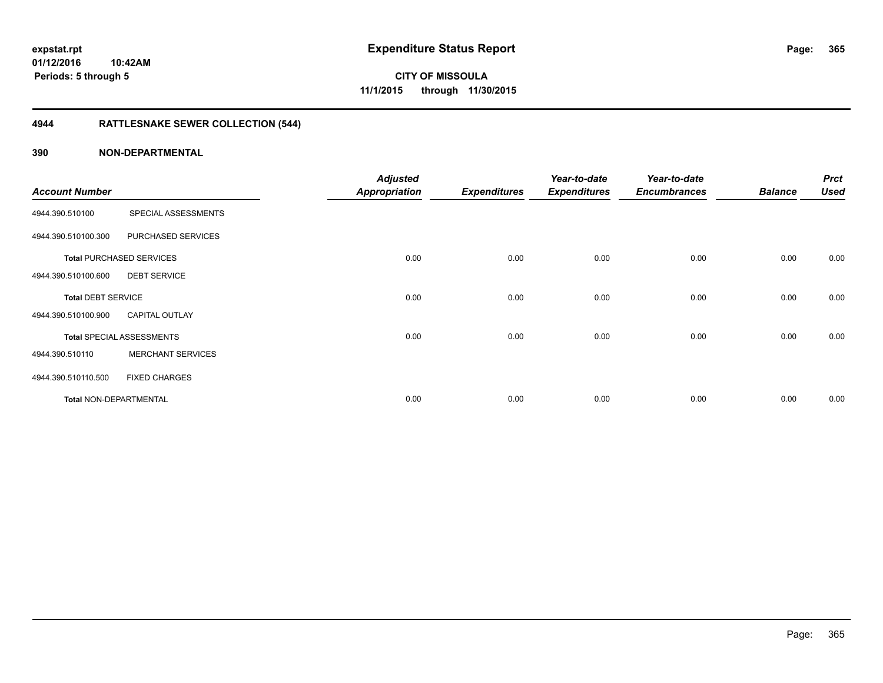# Expenditure Status Report

**CITY OF MISSOULA**

**11/1/2015 through 11/30/2015**

expstat.rpt
01/12/2016 10:42AM
Periods: 5 through 5

## 4944 RATTLESNAKE SEWER COLLECTION (544)

## 390 NON-DEPARTMENTAL

| Account Number | | Adjusted Appropriation | Expenditures | Year-to-date Expenditures | Year-to-date Encumbrances | Balance | Prct Used |
|---|---|---|---|---|---|---|---|
| 4944.390.510100 | SPECIAL ASSESSMENTS | | | | | | |
| 4944.390.510100.300 | PURCHASED SERVICES | | | | | | |
| **Total** PURCHASED SERVICES | | 0.00 | 0.00 | 0.00 | 0.00 | 0.00 | 0.00 |
| 4944.390.510100.600 | DEBT SERVICE | | | | | | |
| **Total** DEBT SERVICE | | 0.00 | 0.00 | 0.00 | 0.00 | 0.00 | 0.00 |
| 4944.390.510100.900 | CAPITAL OUTLAY | | | | | | |
| **Total** SPECIAL ASSESSMENTS | | 0.00 | 0.00 | 0.00 | 0.00 | 0.00 | 0.00 |
| 4944.390.510110 | MERCHANT SERVICES | | | | | | |
| 4944.390.510110.500 | FIXED CHARGES | | | | | | |
| **Total** NON-DEPARTMENTAL | | 0.00 | 0.00 | 0.00 | 0.00 | 0.00 | 0.00 |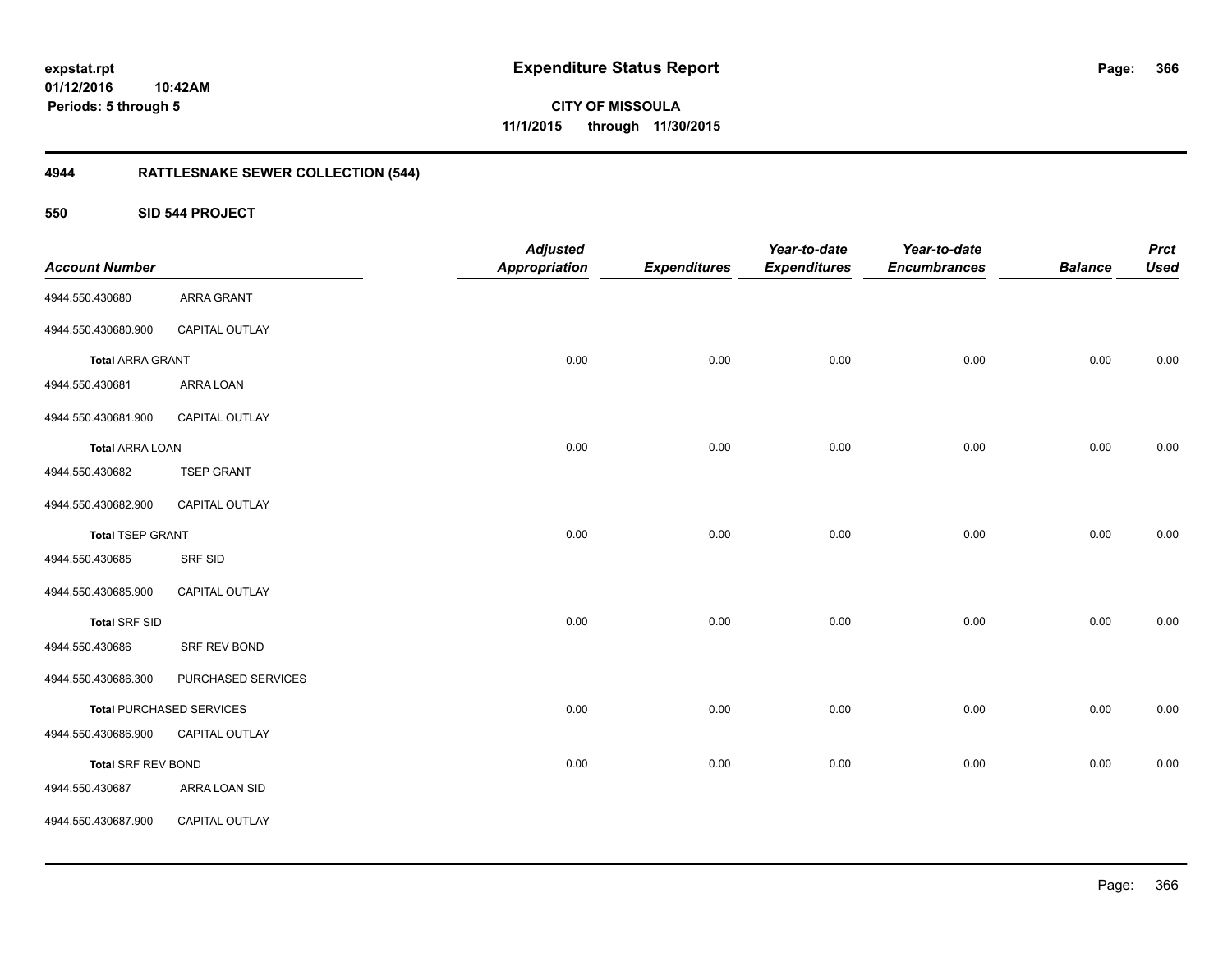**expstat.rpt**
**01/12/2016 10:42AM**
**Periods: 5 through 5**

# Expenditure Status Report

**CITY OF MISSOULA**
**11/1/2015 through 11/30/2015**

## 4944 RATTLESNAKE SEWER COLLECTION (544)

### 550 SID 544 PROJECT

| Account Number | | Adjusted Appropriation | Expenditures | Year-to-date Expenditures | Year-to-date Encumbrances | Balance | Prct Used |
|---|---|---|---|---|---|---|---|
| 4944.550.430680 | ARRA GRANT | | | | | | |
| 4944.550.430680.900 | CAPITAL OUTLAY | | | | | | |
| **Total** ARRA GRANT | | 0.00 | 0.00 | 0.00 | 0.00 | 0.00 | 0.00 |
| 4944.550.430681 | ARRA LOAN | | | | | | |
| 4944.550.430681.900 | CAPITAL OUTLAY | | | | | | |
| **Total** ARRA LOAN | | 0.00 | 0.00 | 0.00 | 0.00 | 0.00 | 0.00 |
| 4944.550.430682 | TSEP GRANT | | | | | | |
| 4944.550.430682.900 | CAPITAL OUTLAY | | | | | | |
| **Total** TSEP GRANT | | 0.00 | 0.00 | 0.00 | 0.00 | 0.00 | 0.00 |
| 4944.550.430685 | SRF SID | | | | | | |
| 4944.550.430685.900 | CAPITAL OUTLAY | | | | | | |
| **Total** SRF SID | | 0.00 | 0.00 | 0.00 | 0.00 | 0.00 | 0.00 |
| 4944.550.430686 | SRF REV BOND | | | | | | |
| 4944.550.430686.300 | PURCHASED SERVICES | | | | | | |
| **Total** PURCHASED SERVICES | | 0.00 | 0.00 | 0.00 | 0.00 | 0.00 | 0.00 |
| 4944.550.430686.900 | CAPITAL OUTLAY | | | | | | |
| **Total** SRF REV BOND | | 0.00 | 0.00 | 0.00 | 0.00 | 0.00 | 0.00 |
| 4944.550.430687 | ARRA LOAN SID | | | | | | |
| 4944.550.430687.900 | CAPITAL OUTLAY | | | | | | |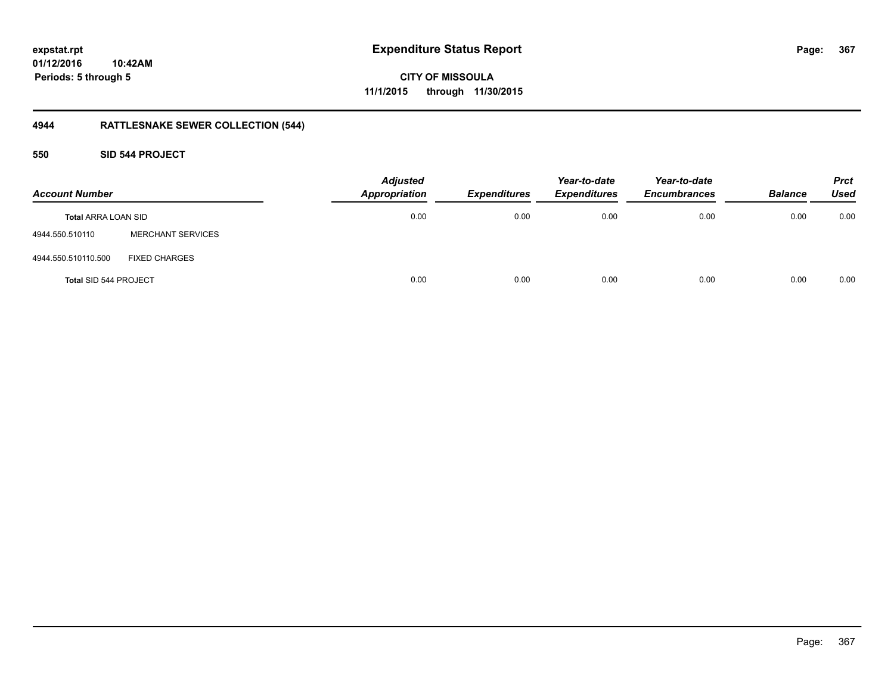# Expenditure Status Report

**CITY OF MISSOULA**
**11/1/2015 through 11/30/2015**

expstat.rpt
01/12/2016 10:42AM
Periods: 5 through 5

## 4944 RATTLESNAKE SEWER COLLECTION (544)

### 550 SID 544 PROJECT

| Account Number | | Adjusted Appropriation | Expenditures | Year-to-date Expenditures | Year-to-date Encumbrances | Balance | Prct Used |
|---|---|---|---|---|---|---|---|
| **Total** ARRA LOAN SID | | 0.00 | 0.00 | 0.00 | 0.00 | 0.00 | 0.00 |
| 4944.550.510110 | MERCHANT SERVICES | | | | | | |
| 4944.550.510110.500 | FIXED CHARGES | | | | | | |
| **Total** SID 544 PROJECT | | 0.00 | 0.00 | 0.00 | 0.00 | 0.00 | 0.00 |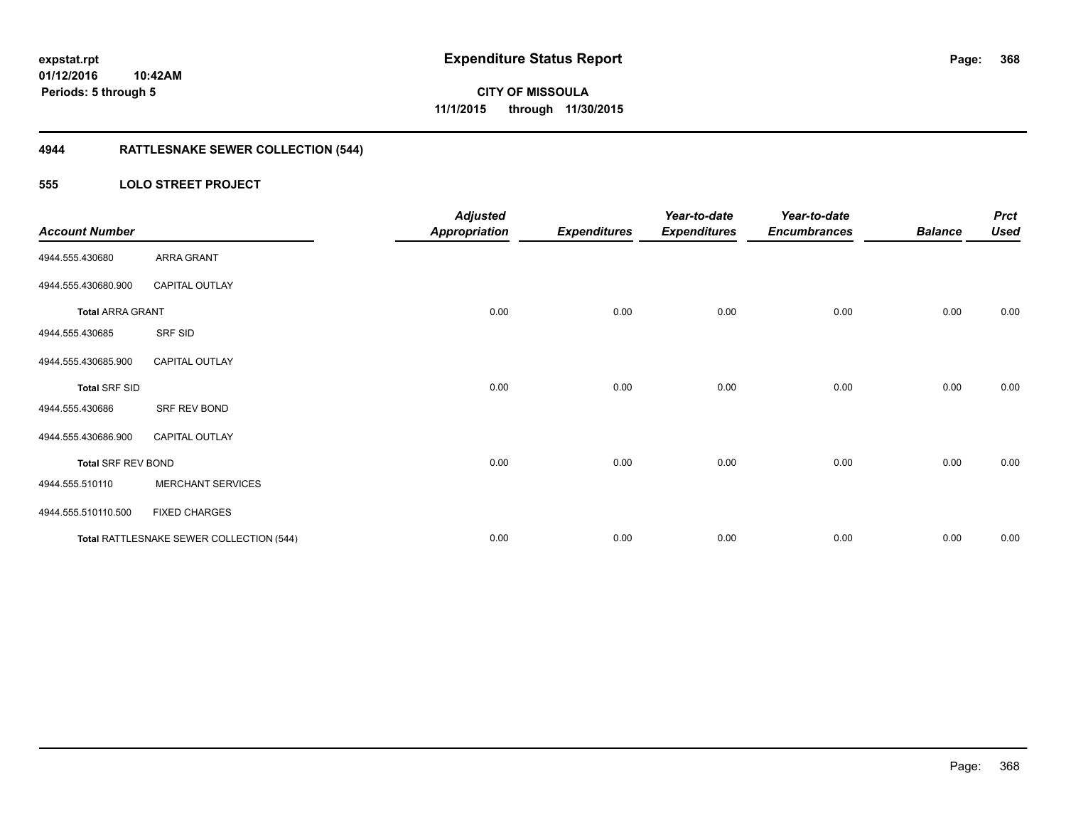expstat.rpt
01/12/2016 10:42AM
Periods: 5 through 5

# Expenditure Status Report

CITY OF MISSOULA
11/1/2015 through 11/30/2015

## 4944 RATTLESNAKE SEWER COLLECTION (544)

### 555 LOLO STREET PROJECT

| Account Number | | Adjusted Appropriation | Expenditures | Year-to-date Expenditures | Year-to-date Encumbrances | Balance | Prct Used |
|---|---|---|---|---|---|---|---|
| 4944.555.430680 | ARRA GRANT | | | | | | |
| 4944.555.430680.900 | CAPITAL OUTLAY | | | | | | |
| **Total ARRA GRANT** | | 0.00 | 0.00 | 0.00 | 0.00 | 0.00 | 0.00 |
| 4944.555.430685 | SRF SID | | | | | | |
| 4944.555.430685.900 | CAPITAL OUTLAY | | | | | | |
| **Total SRF SID** | | 0.00 | 0.00 | 0.00 | 0.00 | 0.00 | 0.00 |
| 4944.555.430686 | SRF REV BOND | | | | | | |
| 4944.555.430686.900 | CAPITAL OUTLAY | | | | | | |
| **Total SRF REV BOND** | | 0.00 | 0.00 | 0.00 | 0.00 | 0.00 | 0.00 |
| 4944.555.510110 | MERCHANT SERVICES | | | | | | |
| 4944.555.510110.500 | FIXED CHARGES | | | | | | |
| **Total RATTLESNAKE SEWER COLLECTION (544)** | | 0.00 | 0.00 | 0.00 | 0.00 | 0.00 | 0.00 |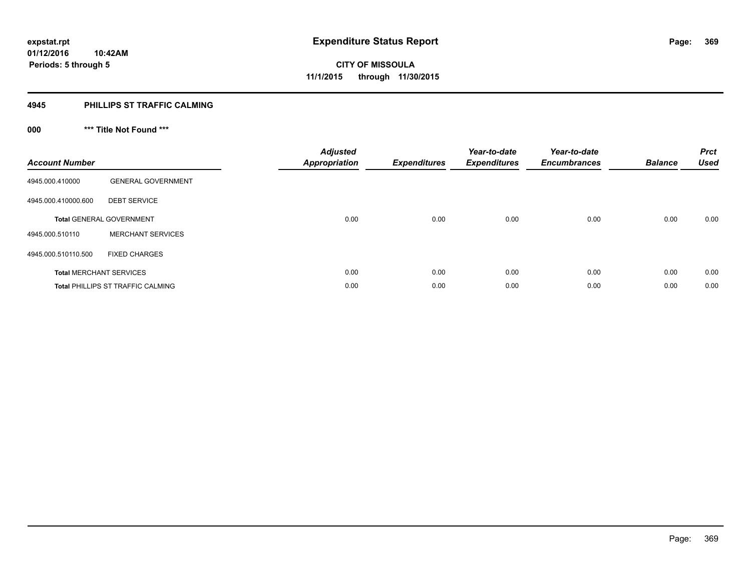# Expenditure Status Report

**CITY OF MISSOULA**
**11/1/2015 through 11/30/2015**

expstat.rpt
01/12/2016 10:42AM
Periods: 5 through 5

## 4945 PHILLIPS ST TRAFFIC CALMING

### 000 *** Title Not Found ***

| Account Number | | Adjusted Appropriation | Expenditures | Year-to-date Expenditures | Year-to-date Encumbrances | Balance | Prct Used |
|---|---|---|---|---|---|---|---|
| 4945.000.410000 | GENERAL GOVERNMENT | | | | | | |
| 4945.000.410000.600 | DEBT SERVICE | | | | | | |
| **Total** GENERAL GOVERNMENT | | 0.00 | 0.00 | 0.00 | 0.00 | 0.00 | 0.00 |
| 4945.000.510110 | MERCHANT SERVICES | | | | | | |
| 4945.000.510110.500 | FIXED CHARGES | | | | | | |
| **Total** MERCHANT SERVICES | | 0.00 | 0.00 | 0.00 | 0.00 | 0.00 | 0.00 |
| **Total** PHILLIPS ST TRAFFIC CALMING | | 0.00 | 0.00 | 0.00 | 0.00 | 0.00 | 0.00 |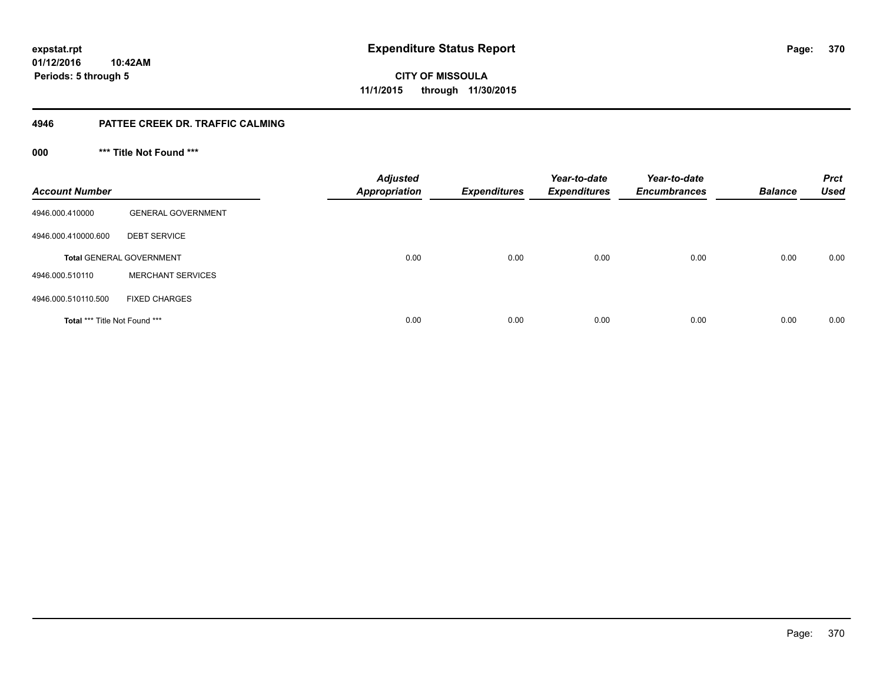**expstat.rpt**
**01/12/2016 10:42AM**
**Periods: 5 through 5**

# Expenditure Status Report

**CITY OF MISSOULA**
**11/1/2015 through 11/30/2015**

## 4946 PATTEE CREEK DR. TRAFFIC CALMING

### 000 *** Title Not Found ***

| Account Number | | Adjusted Appropriation | Expenditures | Year-to-date Expenditures | Year-to-date Encumbrances | Balance | Prct Used |
|---|---|---|---|---|---|---|---|
| 4946.000.410000 | GENERAL GOVERNMENT | | | | | | |
| 4946.000.410000.600 | DEBT SERVICE | | | | | | |
| **Total** GENERAL GOVERNMENT | | 0.00 | 0.00 | 0.00 | 0.00 | 0.00 | 0.00 |
| 4946.000.510110 | MERCHANT SERVICES | | | | | | |
| 4946.000.510110.500 | FIXED CHARGES | | | | | | |
| **Total** *** Title Not Found *** | | 0.00 | 0.00 | 0.00 | 0.00 | 0.00 | 0.00 |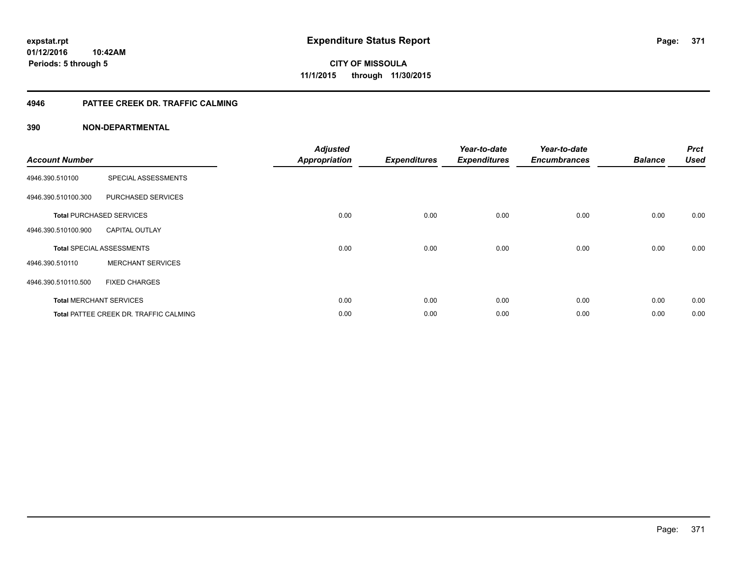**expstat.rpt**
**01/12/2016 10:42AM**
**Periods: 5 through 5**

# Expenditure Status Report

**CITY OF MISSOULA**
**11/1/2015 through 11/30/2015**

## 4946 PATTEE CREEK DR. TRAFFIC CALMING

### 390 NON-DEPARTMENTAL

| Account Number | | Adjusted Appropriation | Expenditures | Year-to-date Expenditures | Year-to-date Encumbrances | Balance | Prct Used |
|---|---|---|---|---|---|---|---|
| 4946.390.510100 | SPECIAL ASSESSMENTS | | | | | | |
| 4946.390.510100.300 | PURCHASED SERVICES | | | | | | |
| **Total** PURCHASED SERVICES | | 0.00 | 0.00 | 0.00 | 0.00 | 0.00 | 0.00 |
| 4946.390.510100.900 | CAPITAL OUTLAY | | | | | | |
| **Total** SPECIAL ASSESSMENTS | | 0.00 | 0.00 | 0.00 | 0.00 | 0.00 | 0.00 |
| 4946.390.510110 | MERCHANT SERVICES | | | | | | |
| 4946.390.510110.500 | FIXED CHARGES | | | | | | |
| **Total** MERCHANT SERVICES | | 0.00 | 0.00 | 0.00 | 0.00 | 0.00 | 0.00 |
| **Total** PATTEE CREEK DR. TRAFFIC CALMING | | 0.00 | 0.00 | 0.00 | 0.00 | 0.00 | 0.00 |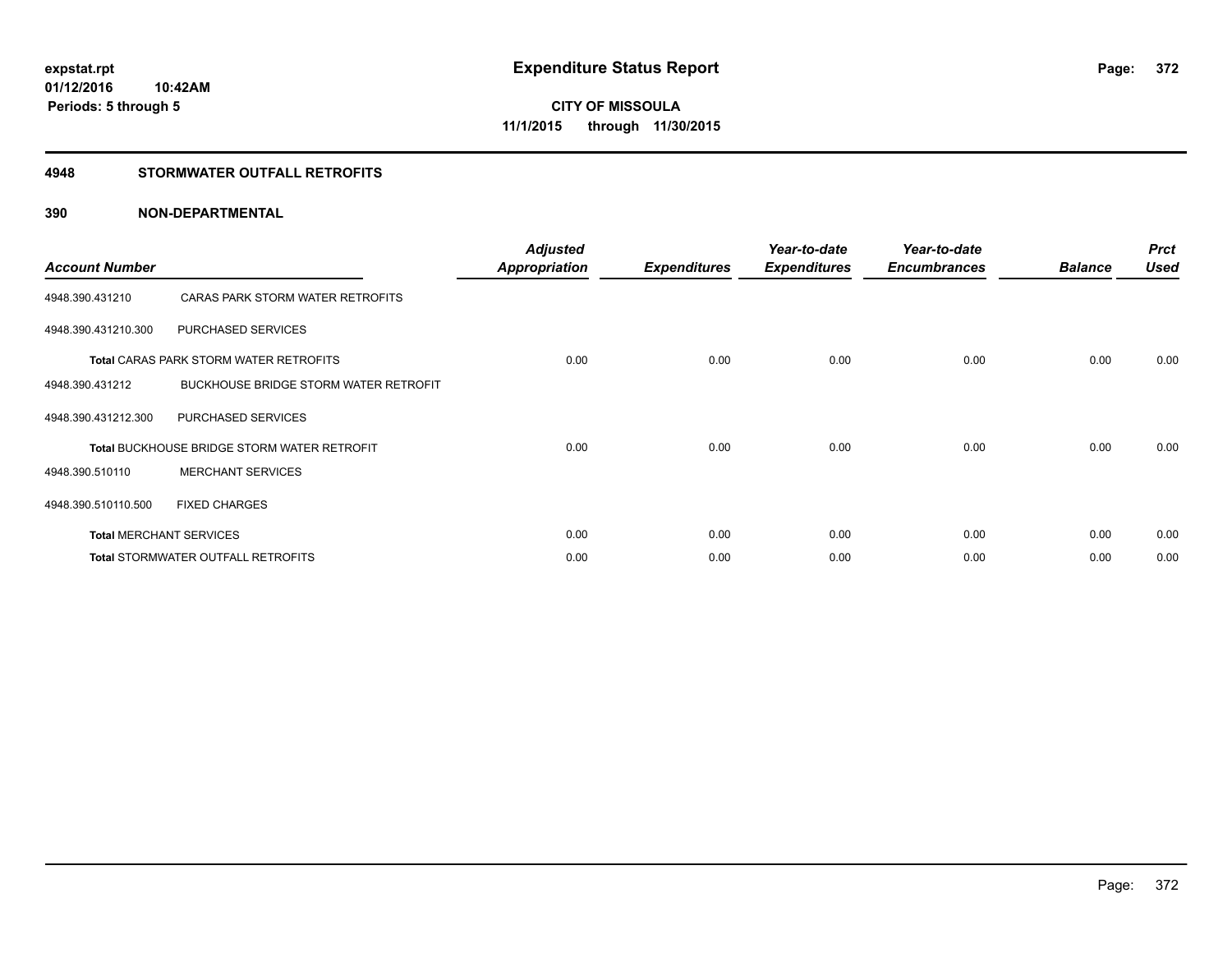expstat.rpt
01/12/2016 10:42AM
Periods: 5 through 5

# Expenditure Status Report

**CITY OF MISSOULA**
**11/1/2015 through 11/30/2015**

## 4948 STORMWATER OUTFALL RETROFITS

### 390 NON-DEPARTMENTAL

| Account Number | | Adjusted Appropriation | Expenditures | Year-to-date Expenditures | Year-to-date Encumbrances | Balance | Prct Used |
|---|---|---|---|---|---|---|---|
| 4948.390.431210 | CARAS PARK STORM WATER RETROFITS | | | | | | |
| 4948.390.431210.300 | PURCHASED SERVICES | | | | | | |
| **Total** CARAS PARK STORM WATER RETROFITS | | 0.00 | 0.00 | 0.00 | 0.00 | 0.00 | 0.00 |
| 4948.390.431212 | BUCKHOUSE BRIDGE STORM WATER RETROFIT | | | | | | |
| 4948.390.431212.300 | PURCHASED SERVICES | | | | | | |
| **Total** BUCKHOUSE BRIDGE STORM WATER RETROFIT | | 0.00 | 0.00 | 0.00 | 0.00 | 0.00 | 0.00 |
| 4948.390.510110 | MERCHANT SERVICES | | | | | | |
| 4948.390.510110.500 | FIXED CHARGES | | | | | | |
| **Total** MERCHANT SERVICES | | 0.00 | 0.00 | 0.00 | 0.00 | 0.00 | 0.00 |
| **Total** STORMWATER OUTFALL RETROFITS | | 0.00 | 0.00 | 0.00 | 0.00 | 0.00 | 0.00 |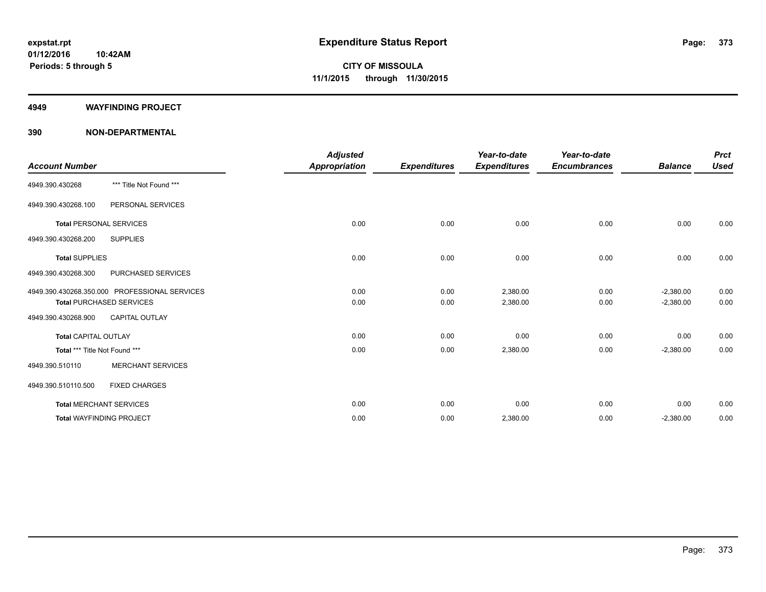expstat.rpt
01/12/2016 10:42AM
Periods: 5 through 5

# Expenditure Status Report

**CITY OF MISSOULA**
**11/1/2015 through 11/30/2015**

## 4949 WAYFINDING PROJECT

## 390 NON-DEPARTMENTAL

| Account Number | | Adjusted Appropriation | Expenditures | Year-to-date Expenditures | Year-to-date Encumbrances | Balance | Prct Used |
|---|---|---|---|---|---|---|---|
| 4949.390.430268 | *** Title Not Found *** | | | | | | |
| 4949.390.430268.100 | PERSONAL SERVICES | | | | | | |
| **Total** PERSONAL SERVICES | | 0.00 | 0.00 | 0.00 | 0.00 | 0.00 | 0.00 |
| 4949.390.430268.200 | SUPPLIES | | | | | | |
| **Total** SUPPLIES | | 0.00 | 0.00 | 0.00 | 0.00 | 0.00 | 0.00 |
| 4949.390.430268.300 | PURCHASED SERVICES | | | | | | |
| 4949.390.430268.350.000 | PROFESSIONAL SERVICES | 0.00 | 0.00 | 2,380.00 | 0.00 | -2,380.00 | 0.00 |
| **Total** PURCHASED SERVICES | | 0.00 | 0.00 | 2,380.00 | 0.00 | -2,380.00 | 0.00 |
| 4949.390.430268.900 | CAPITAL OUTLAY | | | | | | |
| **Total** CAPITAL OUTLAY | | 0.00 | 0.00 | 0.00 | 0.00 | 0.00 | 0.00 |
| **Total** *** Title Not Found *** | | 0.00 | 0.00 | 2,380.00 | 0.00 | -2,380.00 | 0.00 |
| 4949.390.510110 | MERCHANT SERVICES | | | | | | |
| 4949.390.510110.500 | FIXED CHARGES | | | | | | |
| **Total** MERCHANT SERVICES | | 0.00 | 0.00 | 0.00 | 0.00 | 0.00 | 0.00 |
| **Total** WAYFINDING PROJECT | | 0.00 | 0.00 | 2,380.00 | 0.00 | -2,380.00 | 0.00 |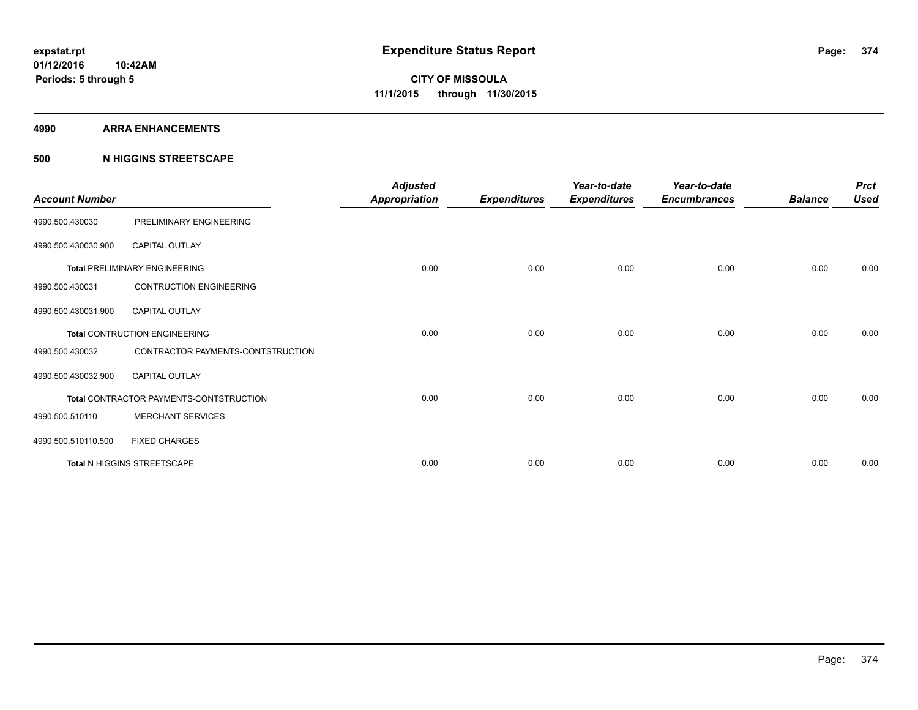# Expenditure Status Report

expstat.rpt
01/12/2016 10:42AM
Periods: 5 through 5

**CITY OF MISSOULA**
**11/1/2015 through 11/30/2015**

## 4990 ARRA ENHANCEMENTS

### 500 N HIGGINS STREETSCAPE

| Account Number | | Adjusted Appropriation | Expenditures | Year-to-date Expenditures | Year-to-date Encumbrances | Balance | Prct Used |
|---|---|---|---|---|---|---|---|
| 4990.500.430030 | PRELIMINARY ENGINEERING | | | | | | |
| 4990.500.430030.900 | CAPITAL OUTLAY | | | | | | |
| | **Total** PRELIMINARY ENGINEERING | 0.00 | 0.00 | 0.00 | 0.00 | 0.00 | 0.00 |
| 4990.500.430031 | CONTRUCTION ENGINEERING | | | | | | |
| 4990.500.430031.900 | CAPITAL OUTLAY | | | | | | |
| | **Total** CONTRUCTION ENGINEERING | 0.00 | 0.00 | 0.00 | 0.00 | 0.00 | 0.00 |
| 4990.500.430032 | CONTRACTOR PAYMENTS-CONTSTRUCTION | | | | | | |
| 4990.500.430032.900 | CAPITAL OUTLAY | | | | | | |
| | **Total** CONTRACTOR PAYMENTS-CONTSTRUCTION | 0.00 | 0.00 | 0.00 | 0.00 | 0.00 | 0.00 |
| 4990.500.510110 | MERCHANT SERVICES | | | | | | |
| 4990.500.510110.500 | FIXED CHARGES | | | | | | |
| | **Total** N HIGGINS STREETSCAPE | 0.00 | 0.00 | 0.00 | 0.00 | 0.00 | 0.00 |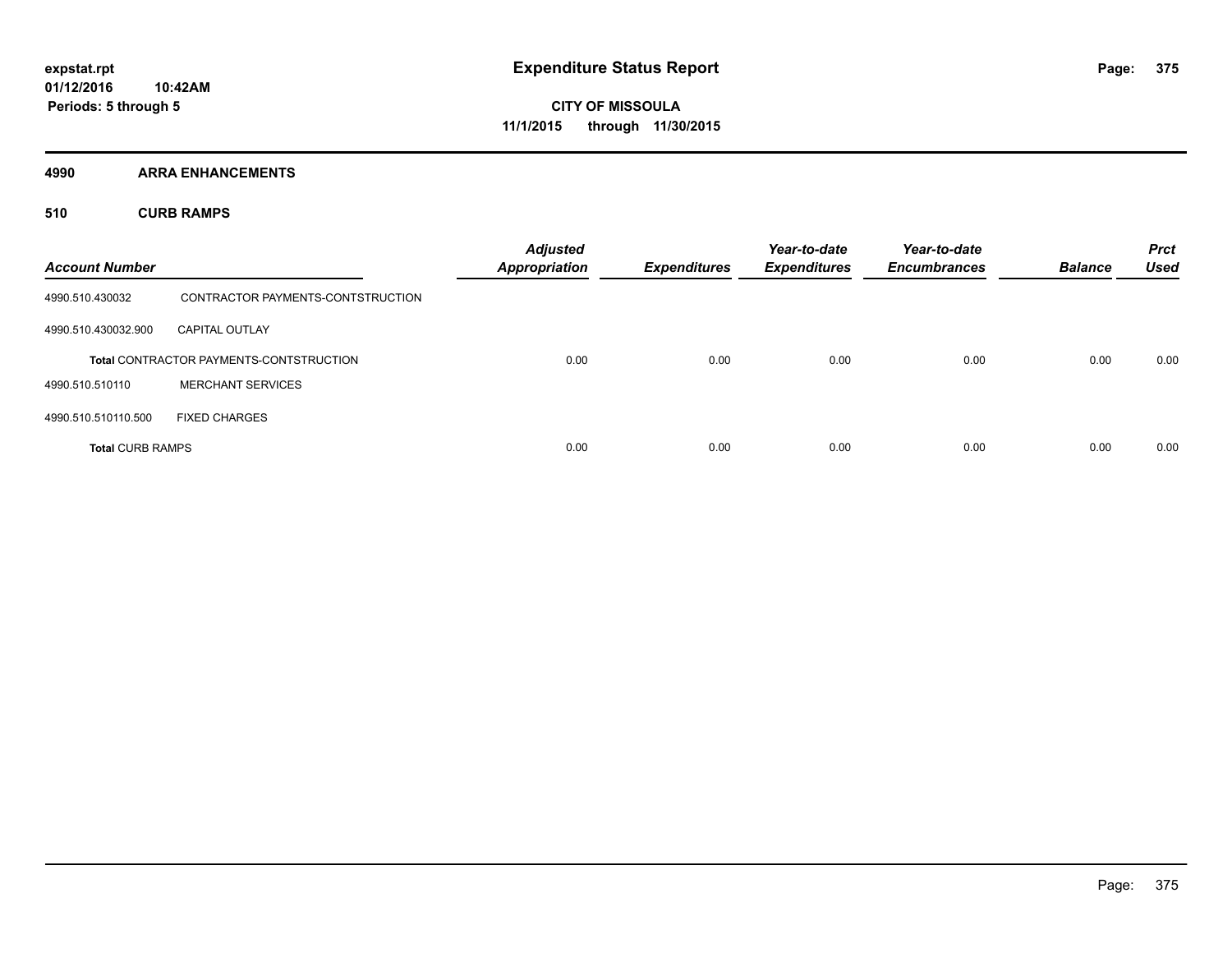**expstat.rpt**
**01/12/2016 10:42AM**
**Periods: 5 through 5**

# Expenditure Status Report

**CITY OF MISSOULA**
**11/1/2015 through 11/30/2015**

## 4990 ARRA ENHANCEMENTS

### 510 CURB RAMPS

| Account Number | | Adjusted Appropriation | Expenditures | Year-to-date Expenditures | Year-to-date Encumbrances | Balance | Prct Used |
|---|---|---|---|---|---|---|---|
| 4990.510.430032 | CONTRACTOR PAYMENTS-CONTSTRUCTION | | | | | | |
| 4990.510.430032.900 | CAPITAL OUTLAY | | | | | | |
| **Total** CONTRACTOR PAYMENTS-CONTSTRUCTION | | 0.00 | 0.00 | 0.00 | 0.00 | 0.00 | 0.00 |
| 4990.510.510110 | MERCHANT SERVICES | | | | | | |
| 4990.510.510110.500 | FIXED CHARGES | | | | | | |
| **Total** CURB RAMPS | | 0.00 | 0.00 | 0.00 | 0.00 | 0.00 | 0.00 |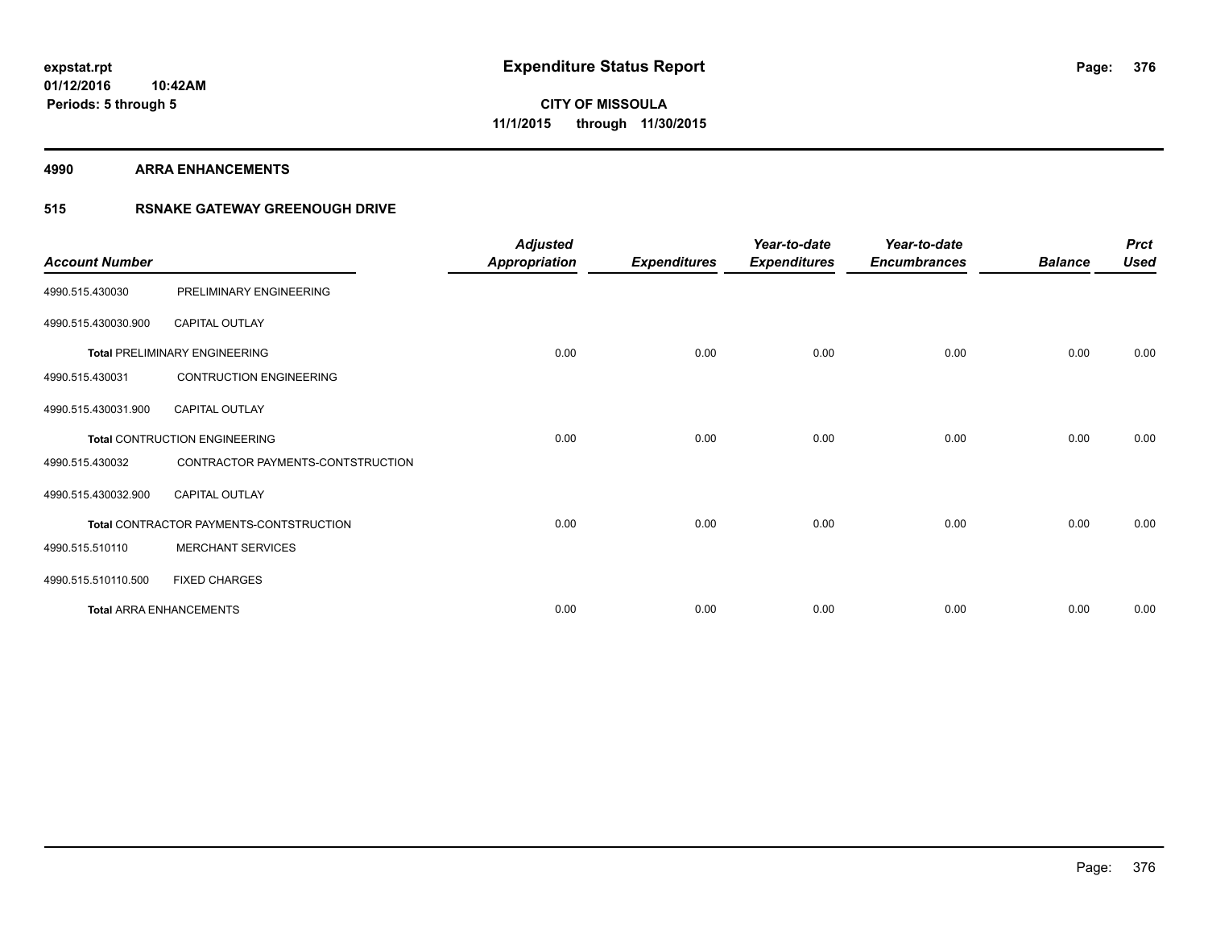expstat.rpt
01/12/2016 10:42AM
Periods: 5 through 5

# Expenditure Status Report

CITY OF MISSOULA
11/1/2015 through 11/30/2015

## 4990 ARRA ENHANCEMENTS

### 515 RSNAKE GATEWAY GREENOUGH DRIVE

| Account Number | | Adjusted Appropriation | Expenditures | Year-to-date Expenditures | Year-to-date Encumbrances | Balance | Prct Used |
|---|---|---|---|---|---|---|---|
| 4990.515.430030 | PRELIMINARY ENGINEERING | | | | | | |
| 4990.515.430030.900 | CAPITAL OUTLAY | | | | | | |
| **Total** PRELIMINARY ENGINEERING | | 0.00 | 0.00 | 0.00 | 0.00 | 0.00 | 0.00 |
| 4990.515.430031 | CONTRUCTION ENGINEERING | | | | | | |
| 4990.515.430031.900 | CAPITAL OUTLAY | | | | | | |
| **Total** CONTRUCTION ENGINEERING | | 0.00 | 0.00 | 0.00 | 0.00 | 0.00 | 0.00 |
| 4990.515.430032 | CONTRACTOR PAYMENTS-CONTSTRUCTION | | | | | | |
| 4990.515.430032.900 | CAPITAL OUTLAY | | | | | | |
| **Total** CONTRACTOR PAYMENTS-CONTSTRUCTION | | 0.00 | 0.00 | 0.00 | 0.00 | 0.00 | 0.00 |
| 4990.515.510110 | MERCHANT SERVICES | | | | | | |
| 4990.515.510110.500 | FIXED CHARGES | | | | | | |
| **Total** ARRA ENHANCEMENTS | | 0.00 | 0.00 | 0.00 | 0.00 | 0.00 | 0.00 |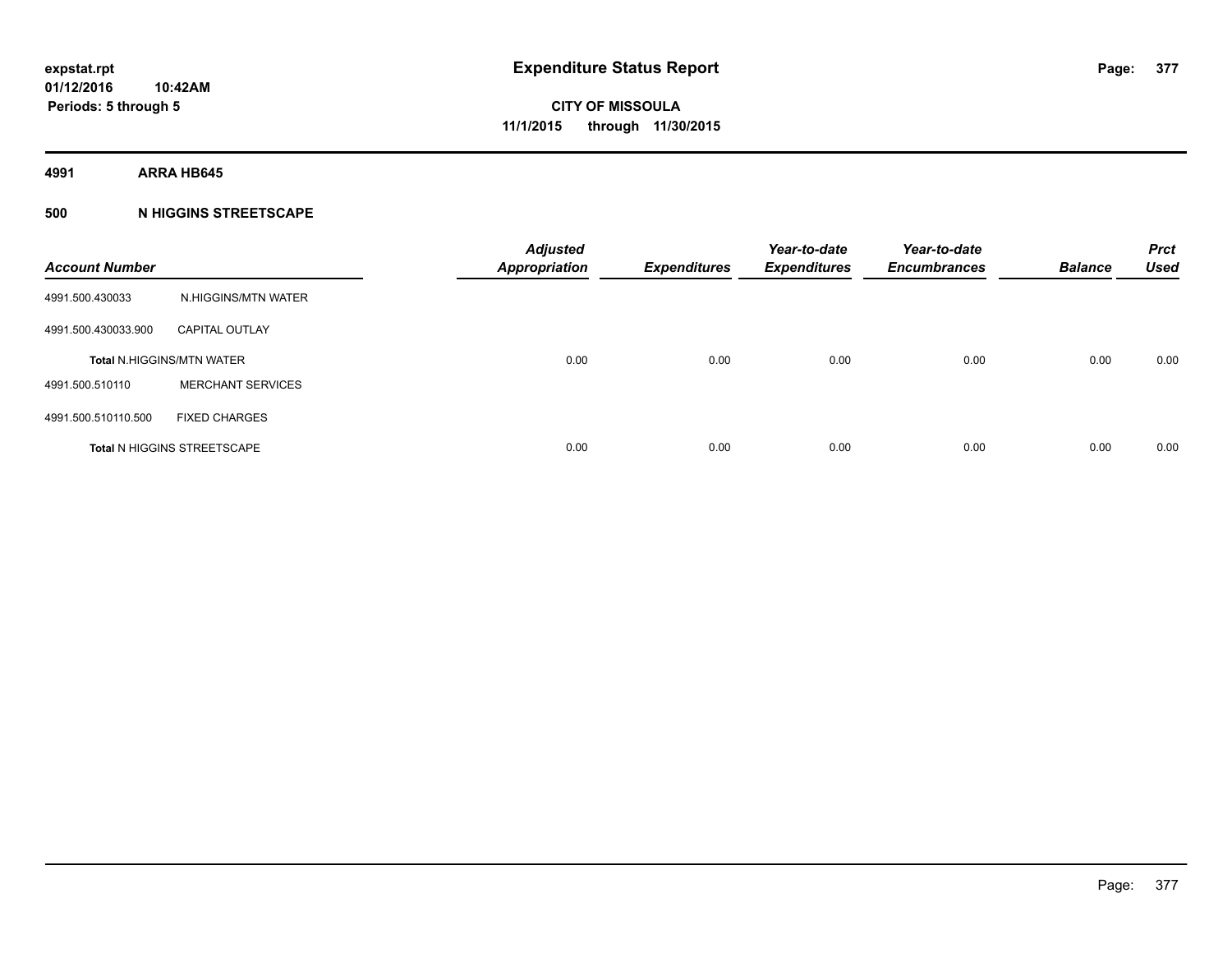**expstat.rpt**
**01/12/2016 10:42AM**
**Periods: 5 through 5**

# Expenditure Status Report

**CITY OF MISSOULA**
**11/1/2015 through 11/30/2015**

## 4991 ARRA HB645

### 500 N HIGGINS STREETSCAPE

| Account Number | | Adjusted Appropriation | Expenditures | Year-to-date Expenditures | Year-to-date Encumbrances | Balance | Prct Used |
|---|---|---|---|---|---|---|---|
| 4991.500.430033 | N.HIGGINS/MTN WATER | | | | | | |
| 4991.500.430033.900 | CAPITAL OUTLAY | | | | | | |
| Total N.HIGGINS/MTN WATER | | 0.00 | 0.00 | 0.00 | 0.00 | 0.00 | 0.00 |
| 4991.500.510110 | MERCHANT SERVICES | | | | | | |
| 4991.500.510110.500 | FIXED CHARGES | | | | | | |
| Total N HIGGINS STREETSCAPE | | 0.00 | 0.00 | 0.00 | 0.00 | 0.00 | 0.00 |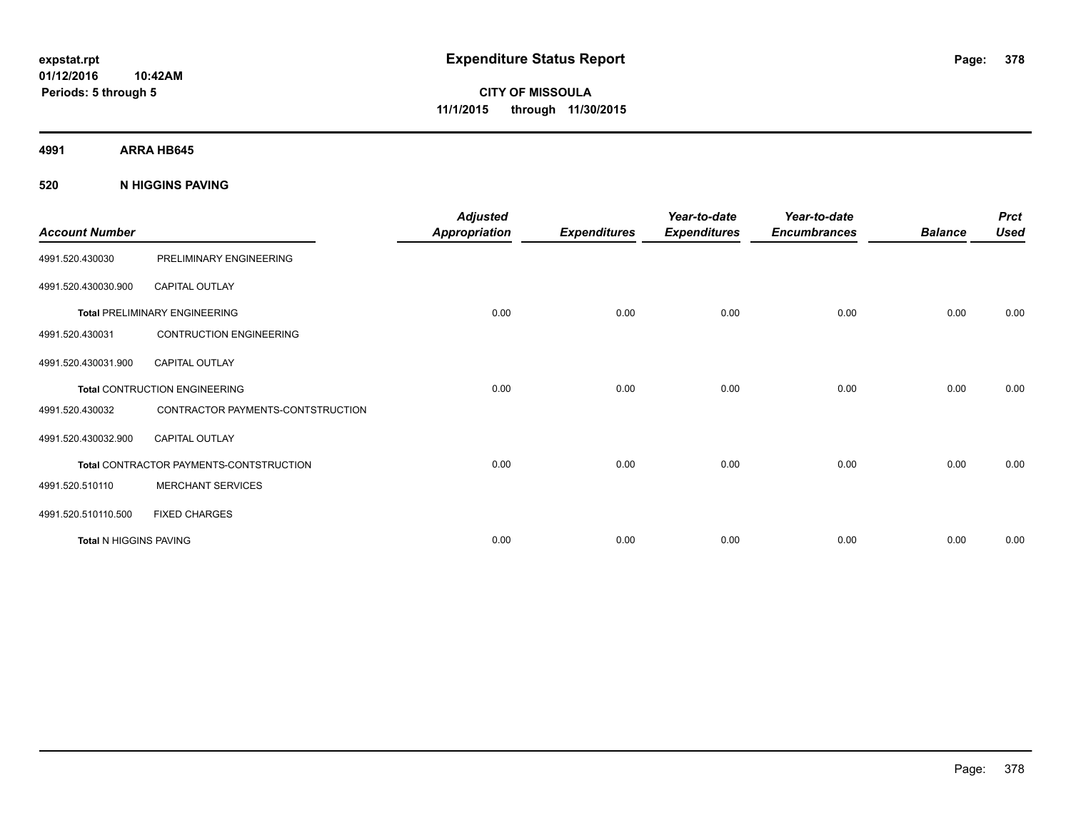# Expenditure Status Report

expstat.rpt
01/12/2016 10:42AM
Periods: 5 through 5

**CITY OF MISSOULA**
**11/1/2015 through 11/30/2015**

## 4991 ARRA HB645

### 520 N HIGGINS PAVING

| Account Number | | Adjusted Appropriation | Expenditures | Year-to-date Expenditures | Year-to-date Encumbrances | Balance | Prct Used |
|---|---|---|---|---|---|---|---|
| 4991.520.430030 | PRELIMINARY ENGINEERING | | | | | | |
| 4991.520.430030.900 | CAPITAL OUTLAY | | | | | | |
| **Total** PRELIMINARY ENGINEERING | | 0.00 | 0.00 | 0.00 | 0.00 | 0.00 | 0.00 |
| 4991.520.430031 | CONTRUCTION ENGINEERING | | | | | | |
| 4991.520.430031.900 | CAPITAL OUTLAY | | | | | | |
| **Total** CONTRUCTION ENGINEERING | | 0.00 | 0.00 | 0.00 | 0.00 | 0.00 | 0.00 |
| 4991.520.430032 | CONTRACTOR PAYMENTS-CONTSTRUCTION | | | | | | |
| 4991.520.430032.900 | CAPITAL OUTLAY | | | | | | |
| **Total** CONTRACTOR PAYMENTS-CONTSTRUCTION | | 0.00 | 0.00 | 0.00 | 0.00 | 0.00 | 0.00 |
| 4991.520.510110 | MERCHANT SERVICES | | | | | | |
| 4991.520.510110.500 | FIXED CHARGES | | | | | | |
| **Total** N HIGGINS PAVING | | 0.00 | 0.00 | 0.00 | 0.00 | 0.00 | 0.00 |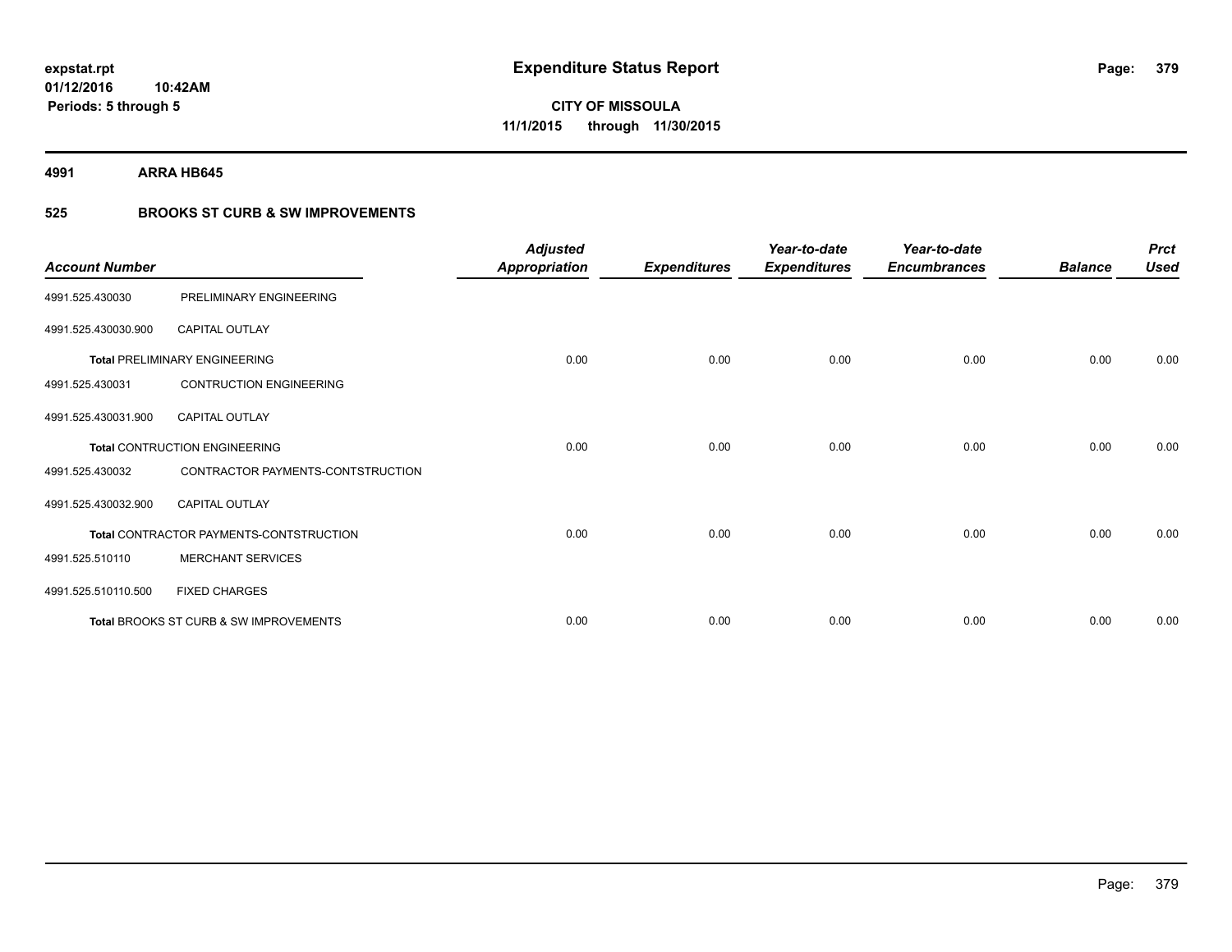# Expenditure Status Report

**CITY OF MISSOULA**

**11/1/2015 through 11/30/2015**

expstat.rpt
01/12/2016 10:42AM
Periods: 5 through 5

**4991 ARRA HB645**

**525 BROOKS ST CURB & SW IMPROVEMENTS**

| Account Number | | Adjusted Appropriation | Expenditures | Year-to-date Expenditures | Year-to-date Encumbrances | Balance | Prct Used |
|---|---|---|---|---|---|---|---|
| 4991.525.430030 | PRELIMINARY ENGINEERING | | | | | | |
| 4991.525.430030.900 | CAPITAL OUTLAY | | | | | | |
| Total PRELIMINARY ENGINEERING | | 0.00 | 0.00 | 0.00 | 0.00 | 0.00 | 0.00 |
| 4991.525.430031 | CONTRUCTION ENGINEERING | | | | | | |
| 4991.525.430031.900 | CAPITAL OUTLAY | | | | | | |
| Total CONTRUCTION ENGINEERING | | 0.00 | 0.00 | 0.00 | 0.00 | 0.00 | 0.00 |
| 4991.525.430032 | CONTRACTOR PAYMENTS-CONTSTRUCTION | | | | | | |
| 4991.525.430032.900 | CAPITAL OUTLAY | | | | | | |
| Total CONTRACTOR PAYMENTS-CONTSTRUCTION | | 0.00 | 0.00 | 0.00 | 0.00 | 0.00 | 0.00 |
| 4991.525.510110 | MERCHANT SERVICES | | | | | | |
| 4991.525.510110.500 | FIXED CHARGES | | | | | | |
| Total BROOKS ST CURB & SW IMPROVEMENTS | | 0.00 | 0.00 | 0.00 | 0.00 | 0.00 | 0.00 |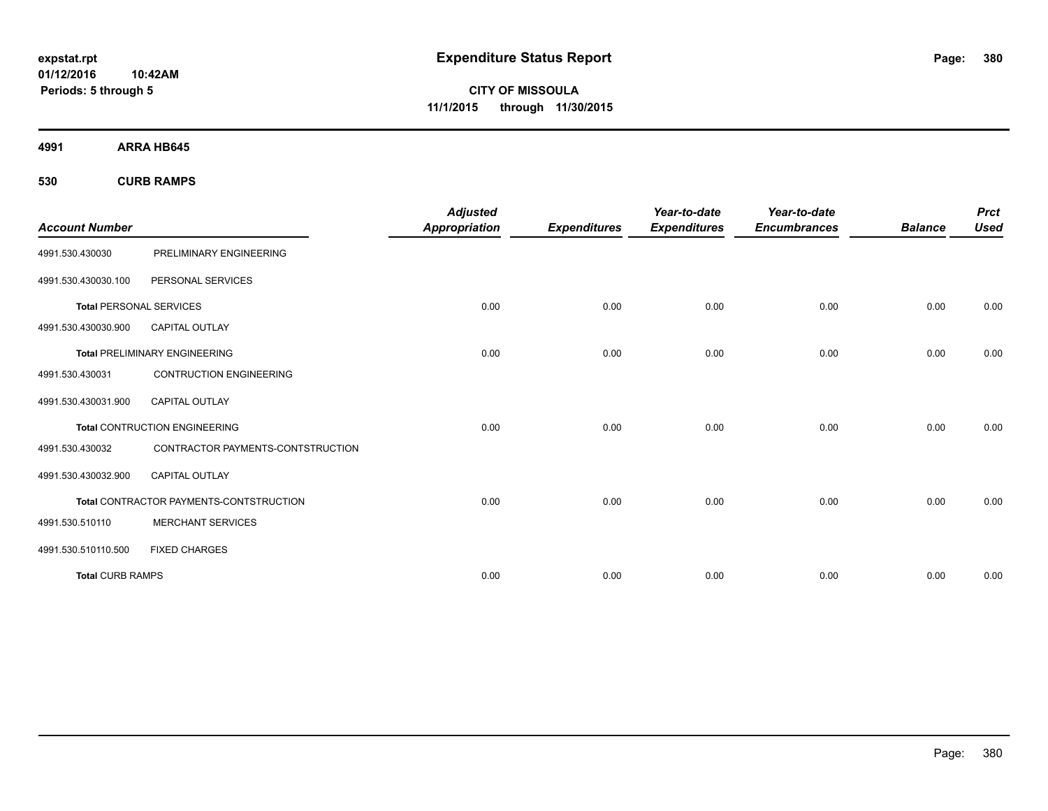# Expenditure Status Report

**CITY OF MISSOULA**
**11/1/2015 through 11/30/2015**

expstat.rpt
01/12/2016 10:42AM
Periods: 5 through 5

## 4991 ARRA HB645

### 530 CURB RAMPS

| Account Number | | Adjusted Appropriation | Expenditures | Year-to-date Expenditures | Year-to-date Encumbrances | Balance | Prct Used |
|---|---|---|---|---|---|---|---|
| 4991.530.430030 | PRELIMINARY ENGINEERING | | | | | | |
| 4991.530.430030.100 | PERSONAL SERVICES | | | | | | |
| **Total** PERSONAL SERVICES | | 0.00 | 0.00 | 0.00 | 0.00 | 0.00 | 0.00 |
| 4991.530.430030.900 | CAPITAL OUTLAY | | | | | | |
| **Total** PRELIMINARY ENGINEERING | | 0.00 | 0.00 | 0.00 | 0.00 | 0.00 | 0.00 |
| 4991.530.430031 | CONTRUCTION ENGINEERING | | | | | | |
| 4991.530.430031.900 | CAPITAL OUTLAY | | | | | | |
| **Total** CONTRUCTION ENGINEERING | | 0.00 | 0.00 | 0.00 | 0.00 | 0.00 | 0.00 |
| 4991.530.430032 | CONTRACTOR PAYMENTS-CONTSTRUCTION | | | | | | |
| 4991.530.430032.900 | CAPITAL OUTLAY | | | | | | |
| **Total** CONTRACTOR PAYMENTS-CONTSTRUCTION | | 0.00 | 0.00 | 0.00 | 0.00 | 0.00 | 0.00 |
| 4991.530.510110 | MERCHANT SERVICES | | | | | | |
| 4991.530.510110.500 | FIXED CHARGES | | | | | | |
| **Total** CURB RAMPS | | 0.00 | 0.00 | 0.00 | 0.00 | 0.00 | 0.00 |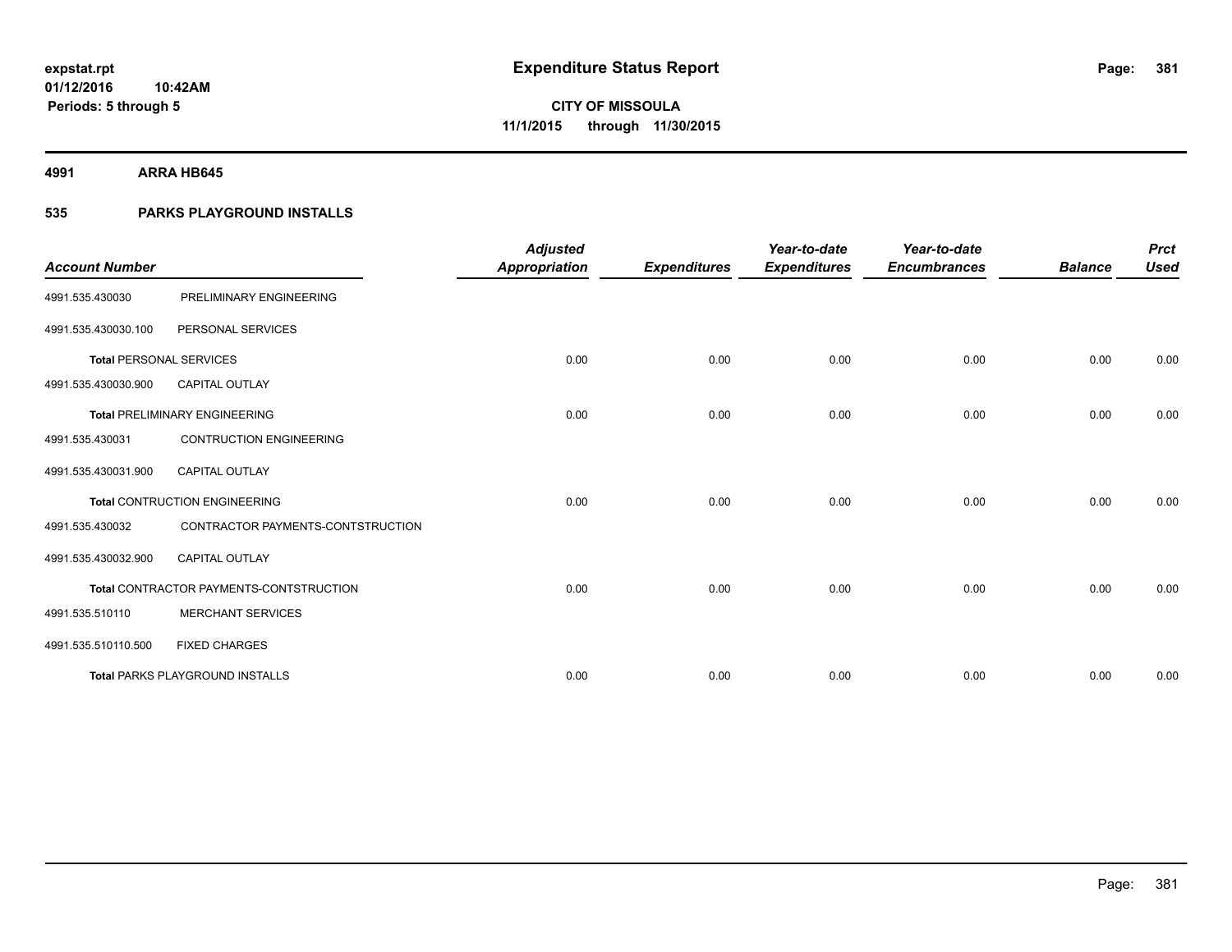expstat.rpt
01/12/2016 10:42AM
Periods: 5 through 5

# Expenditure Status Report

CITY OF MISSOULA
11/1/2015 through 11/30/2015

**4991 ARRA HB645**

**535 PARKS PLAYGROUND INSTALLS**

| Account Number | | Adjusted Appropriation | Expenditures | Year-to-date Expenditures | Year-to-date Encumbrances | Balance | Prct Used |
|---|---|---|---|---|---|---|---|
| 4991.535.430030 | PRELIMINARY ENGINEERING | | | | | | |
| 4991.535.430030.100 | PERSONAL SERVICES | | | | | | |
| Total PERSONAL SERVICES | | 0.00 | 0.00 | 0.00 | 0.00 | 0.00 | 0.00 |
| 4991.535.430030.900 | CAPITAL OUTLAY | | | | | | |
| Total PRELIMINARY ENGINEERING | | 0.00 | 0.00 | 0.00 | 0.00 | 0.00 | 0.00 |
| 4991.535.430031 | CONTRUCTION ENGINEERING | | | | | | |
| 4991.535.430031.900 | CAPITAL OUTLAY | | | | | | |
| Total CONTRUCTION ENGINEERING | | 0.00 | 0.00 | 0.00 | 0.00 | 0.00 | 0.00 |
| 4991.535.430032 | CONTRACTOR PAYMENTS-CONTSTRUCTION | | | | | | |
| 4991.535.430032.900 | CAPITAL OUTLAY | | | | | | |
| Total CONTRACTOR PAYMENTS-CONTSTRUCTION | | 0.00 | 0.00 | 0.00 | 0.00 | 0.00 | 0.00 |
| 4991.535.510110 | MERCHANT SERVICES | | | | | | |
| 4991.535.510110.500 | FIXED CHARGES | | | | | | |
| Total PARKS PLAYGROUND INSTALLS | | 0.00 | 0.00 | 0.00 | 0.00 | 0.00 | 0.00 |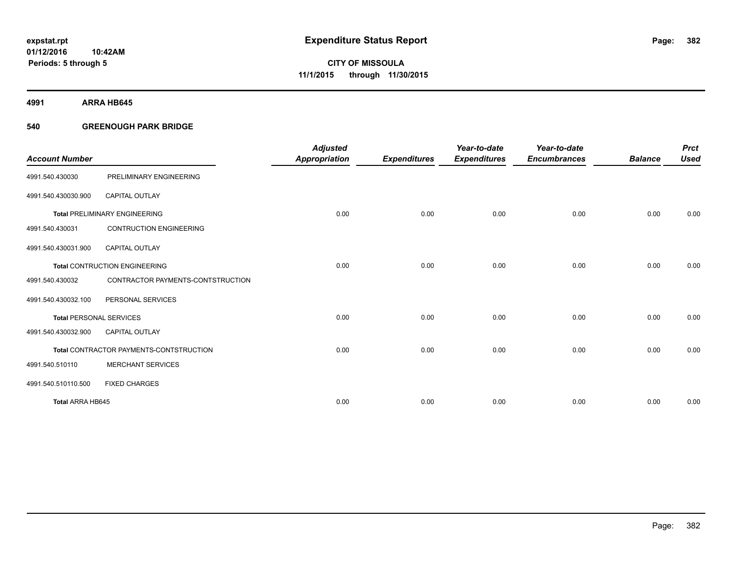# Expenditure Status Report

expstat.rpt
01/12/2016 10:42AM
Periods: 5 through 5

**CITY OF MISSOULA**
**11/1/2015 through 11/30/2015**

## 4991 ARRA HB645

### 540 GREENOUGH PARK BRIDGE

| Account Number | | Adjusted Appropriation | Expenditures | Year-to-date Expenditures | Year-to-date Encumbrances | Balance | Prct Used |
|---|---|---|---|---|---|---|---|
| 4991.540.430030 | PRELIMINARY ENGINEERING | | | | | | |
| 4991.540.430030.900 | CAPITAL OUTLAY | | | | | | |
| **Total** PRELIMINARY ENGINEERING | | 0.00 | 0.00 | 0.00 | 0.00 | 0.00 | 0.00 |
| 4991.540.430031 | CONTRUCTION ENGINEERING | | | | | | |
| 4991.540.430031.900 | CAPITAL OUTLAY | | | | | | |
| **Total** CONTRUCTION ENGINEERING | | 0.00 | 0.00 | 0.00 | 0.00 | 0.00 | 0.00 |
| 4991.540.430032 | CONTRACTOR PAYMENTS-CONTSTRUCTION | | | | | | |
| 4991.540.430032.100 | PERSONAL SERVICES | | | | | | |
| **Total** PERSONAL SERVICES | | 0.00 | 0.00 | 0.00 | 0.00 | 0.00 | 0.00 |
| 4991.540.430032.900 | CAPITAL OUTLAY | | | | | | |
| **Total** CONTRACTOR PAYMENTS-CONTSTRUCTION | | 0.00 | 0.00 | 0.00 | 0.00 | 0.00 | 0.00 |
| 4991.540.510110 | MERCHANT SERVICES | | | | | | |
| 4991.540.510110.500 | FIXED CHARGES | | | | | | |
| **Total ARRA HB645** | | 0.00 | 0.00 | 0.00 | 0.00 | 0.00 | 0.00 |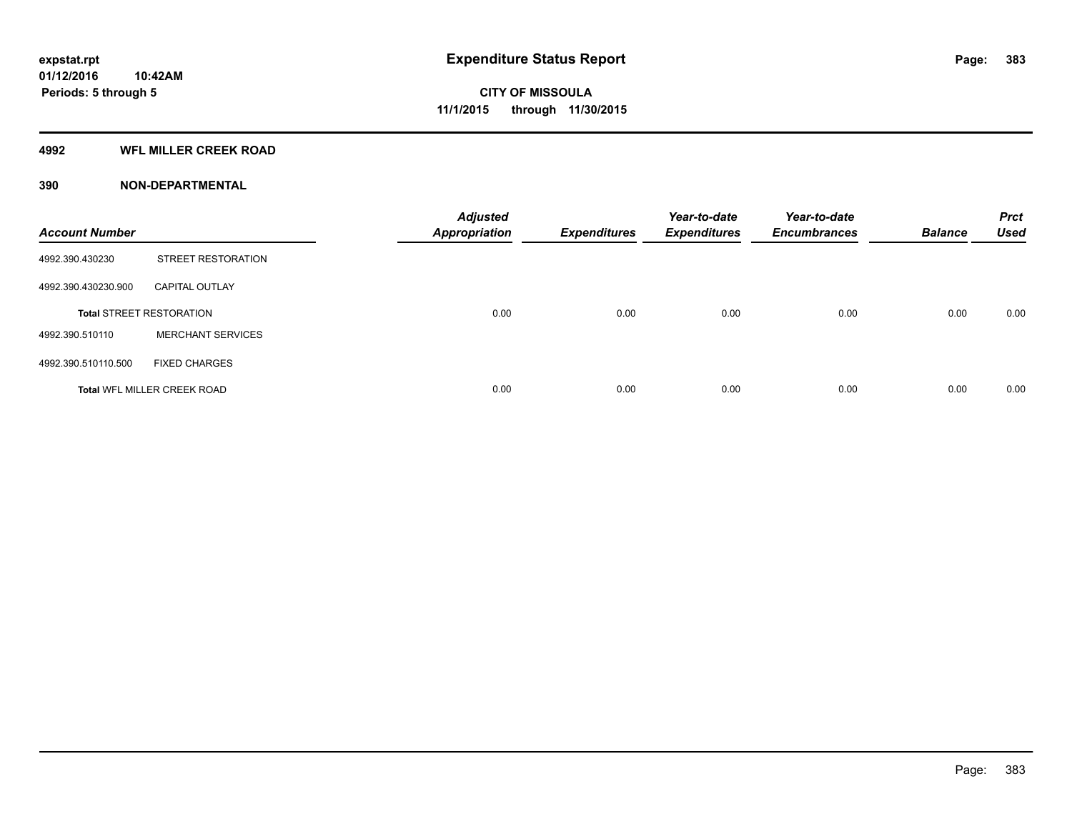# Expenditure Status Report

**expstat.rpt**
**01/12/2016 10:42AM**
**Periods: 5 through 5**

**CITY OF MISSOULA**
**11/1/2015 through 11/30/2015**

## 4992 WFL MILLER CREEK ROAD

## 390 NON-DEPARTMENTAL

| Account Number | | Adjusted Appropriation | Expenditures | Year-to-date Expenditures | Year-to-date Encumbrances | Balance | Prct Used |
|---|---|---|---|---|---|---|---|
| 4992.390.430230 | STREET RESTORATION | | | | | | |
| 4992.390.430230.900 | CAPITAL OUTLAY | | | | | | |
| **Total** STREET RESTORATION | | 0.00 | 0.00 | 0.00 | 0.00 | 0.00 | 0.00 |
| 4992.390.510110 | MERCHANT SERVICES | | | | | | |
| 4992.390.510110.500 | FIXED CHARGES | | | | | | |
| **Total** WFL MILLER CREEK ROAD | | 0.00 | 0.00 | 0.00 | 0.00 | 0.00 | 0.00 |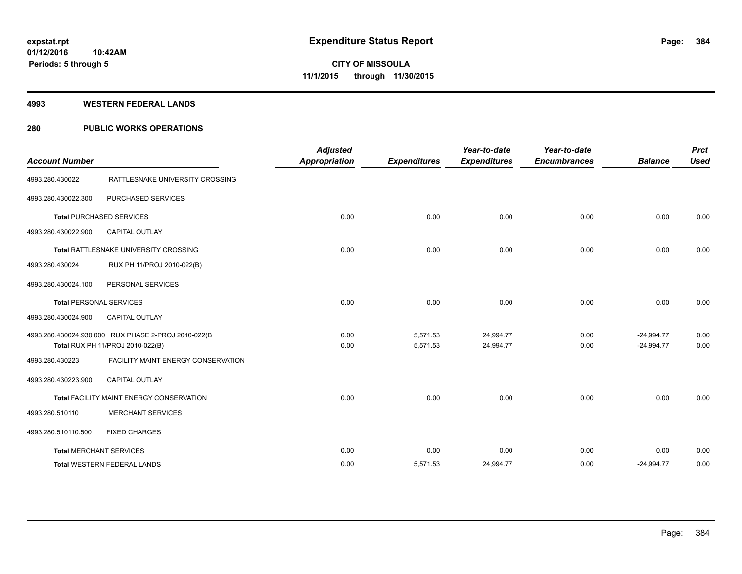# Expenditure Status Report

**CITY OF MISSOULA**
**11/1/2015 through 11/30/2015**

expstat.rpt
01/12/2016 10:42AM
Periods: 5 through 5

## 4993 WESTERN FEDERAL LANDS

## 280 PUBLIC WORKS OPERATIONS

| Account Number | | Adjusted Appropriation | Expenditures | Year-to-date Expenditures | Year-to-date Encumbrances | Balance | Prct Used |
|---|---|---|---|---|---|---|---|
| 4993.280.430022 | RATTLESNAKE UNIVERSITY CROSSING | | | | | | |
| 4993.280.430022.300 | PURCHASED SERVICES | | | | | | |
| **Total** PURCHASED SERVICES | | 0.00 | 0.00 | 0.00 | 0.00 | 0.00 | 0.00 |
| 4993.280.430022.900 | CAPITAL OUTLAY | | | | | | |
| **Total** RATTLESNAKE UNIVERSITY CROSSING | | 0.00 | 0.00 | 0.00 | 0.00 | 0.00 | 0.00 |
| 4993.280.430024 | RUX PH 11/PROJ 2010-022(B) | | | | | | |
| 4993.280.430024.100 | PERSONAL SERVICES | | | | | | |
| **Total** PERSONAL SERVICES | | 0.00 | 0.00 | 0.00 | 0.00 | 0.00 | 0.00 |
| 4993.280.430024.900 | CAPITAL OUTLAY | | | | | | |
| 4993.280.430024.930.000 | RUX PHASE 2-PROJ 2010-022(B | 0.00 | 5,571.53 | 24,994.77 | 0.00 | -24,994.77 | 0.00 |
| **Total** RUX PH 11/PROJ 2010-022(B) | | 0.00 | 5,571.53 | 24,994.77 | 0.00 | -24,994.77 | 0.00 |
| 4993.280.430223 | FACILITY MAINT ENERGY CONSERVATION | | | | | | |
| 4993.280.430223.900 | CAPITAL OUTLAY | | | | | | |
| **Total** FACILITY MAINT ENERGY CONSERVATION | | 0.00 | 0.00 | 0.00 | 0.00 | 0.00 | 0.00 |
| 4993.280.510110 | MERCHANT SERVICES | | | | | | |
| 4993.280.510110.500 | FIXED CHARGES | | | | | | |
| **Total** MERCHANT SERVICES | | 0.00 | 0.00 | 0.00 | 0.00 | 0.00 | 0.00 |
| **Total** WESTERN FEDERAL LANDS | | 0.00 | 5,571.53 | 24,994.77 | 0.00 | -24,994.77 | 0.00 |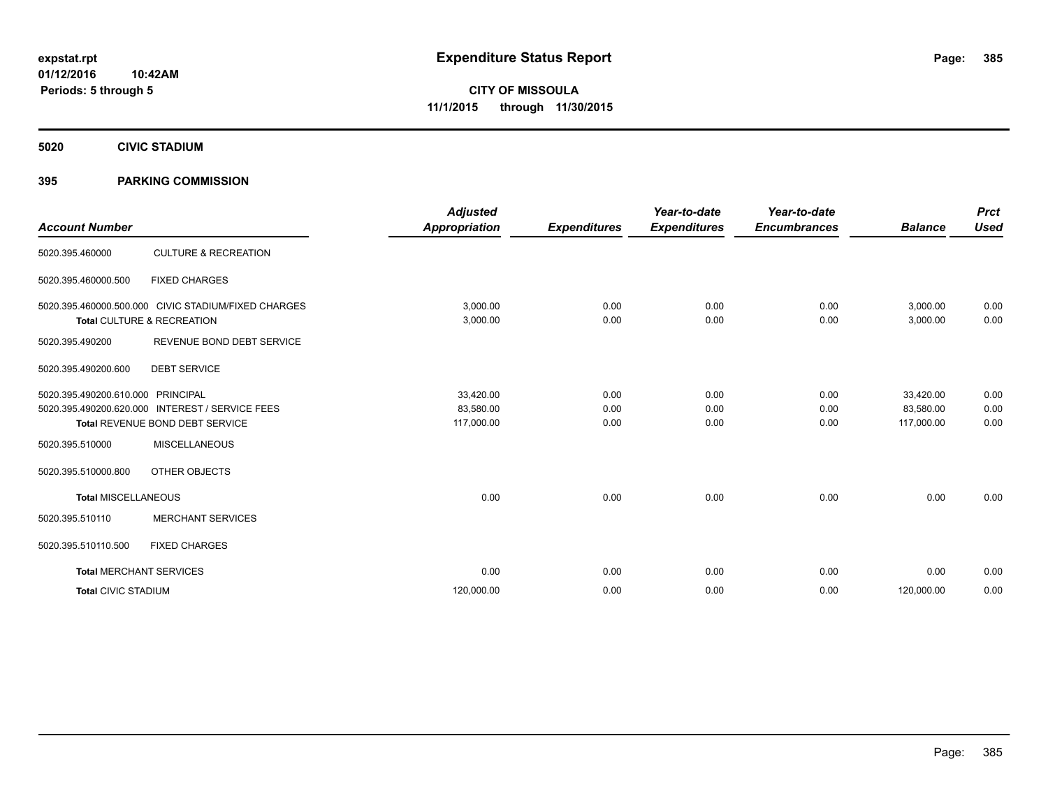expstat.rpt
01/12/2016 10:42AM
Periods: 5 through 5

# Expenditure Status Report

**CITY OF MISSOULA**
**11/1/2015 through 11/30/2015**

## 5020 CIVIC STADIUM

## 395 PARKING COMMISSION

| Account Number | | Adjusted Appropriation | Expenditures | Year-to-date Expenditures | Year-to-date Encumbrances | Balance | Prct Used |
|---|---|---|---|---|---|---|---|
| 5020.395.460000 | CULTURE & RECREATION | | | | | | |
| 5020.395.460000.500 | FIXED CHARGES | | | | | | |
| 5020.395.460000.500.000 | CIVIC STADIUM/FIXED CHARGES | 3,000.00 | 0.00 | 0.00 | 0.00 | 3,000.00 | 0.00 |
| **Total** CULTURE & RECREATION | | 3,000.00 | 0.00 | 0.00 | 0.00 | 3,000.00 | 0.00 |
| 5020.395.490200 | REVENUE BOND DEBT SERVICE | | | | | | |
| 5020.395.490200.600 | DEBT SERVICE | | | | | | |
| 5020.395.490200.610.000 | PRINCIPAL | 33,420.00 | 0.00 | 0.00 | 0.00 | 33,420.00 | 0.00 |
| 5020.395.490200.620.000 | INTEREST / SERVICE FEES | 83,580.00 | 0.00 | 0.00 | 0.00 | 83,580.00 | 0.00 |
| **Total** REVENUE BOND DEBT SERVICE | | 117,000.00 | 0.00 | 0.00 | 0.00 | 117,000.00 | 0.00 |
| 5020.395.510000 | MISCELLANEOUS | | | | | | |
| 5020.395.510000.800 | OTHER OBJECTS | | | | | | |
| **Total** MISCELLANEOUS | | 0.00 | 0.00 | 0.00 | 0.00 | 0.00 | 0.00 |
| 5020.395.510110 | MERCHANT SERVICES | | | | | | |
| 5020.395.510110.500 | FIXED CHARGES | | | | | | |
| **Total** MERCHANT SERVICES | | 0.00 | 0.00 | 0.00 | 0.00 | 0.00 | 0.00 |
| **Total** CIVIC STADIUM | | 120,000.00 | 0.00 | 0.00 | 0.00 | 120,000.00 | 0.00 |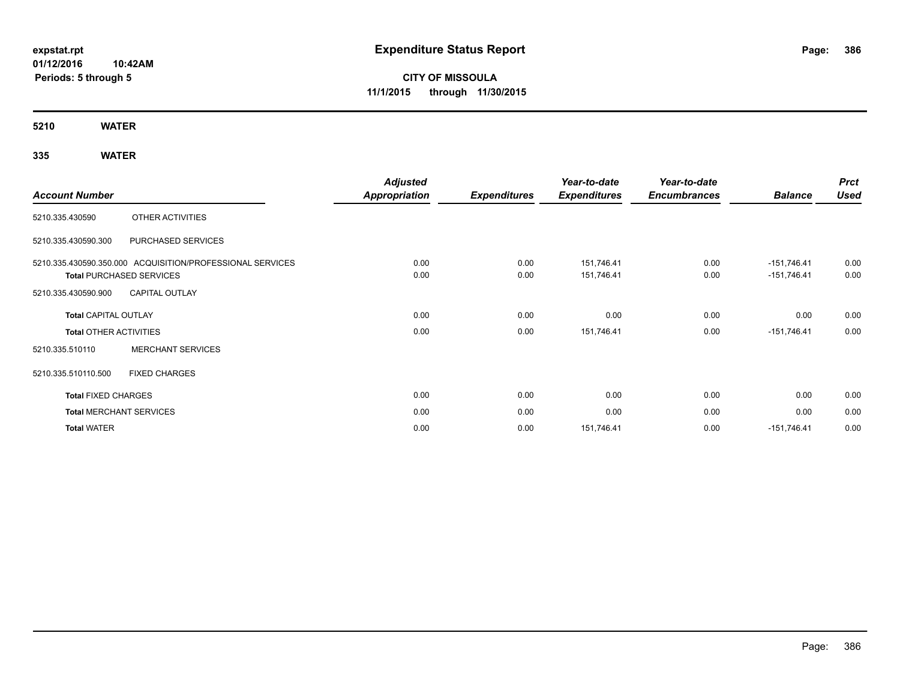**expstat.rpt**
**01/12/2016 10:42AM**
**Periods: 5 through 5**

# Expenditure Status Report

**CITY OF MISSOULA**
**11/1/2015 through 11/30/2015**

## 5210 WATER

## 335 WATER

| Account Number | | Adjusted Appropriation | Expenditures | Year-to-date Expenditures | Year-to-date Encumbrances | Balance | Prct Used |
|---|---|---|---|---|---|---|---|
| 5210.335.430590 | OTHER ACTIVITIES | | | | | | |
| 5210.335.430590.300 | PURCHASED SERVICES | | | | | | |
| 5210.335.430590.350.000 | ACQUISITION/PROFESSIONAL SERVICES | 0.00 | 0.00 | 151,746.41 | 0.00 | -151,746.41 | 0.00 |
| **Total** PURCHASED SERVICES | | 0.00 | 0.00 | 151,746.41 | 0.00 | -151,746.41 | 0.00 |
| 5210.335.430590.900 | CAPITAL OUTLAY | | | | | | |
| **Total** CAPITAL OUTLAY | | 0.00 | 0.00 | 0.00 | 0.00 | 0.00 | 0.00 |
| **Total** OTHER ACTIVITIES | | 0.00 | 0.00 | 151,746.41 | 0.00 | -151,746.41 | 0.00 |
| 5210.335.510110 | MERCHANT SERVICES | | | | | | |
| 5210.335.510110.500 | FIXED CHARGES | | | | | | |
| **Total** FIXED CHARGES | | 0.00 | 0.00 | 0.00 | 0.00 | 0.00 | 0.00 |
| **Total** MERCHANT SERVICES | | 0.00 | 0.00 | 0.00 | 0.00 | 0.00 | 0.00 |
| **Total** WATER | | 0.00 | 0.00 | 151,746.41 | 0.00 | -151,746.41 | 0.00 |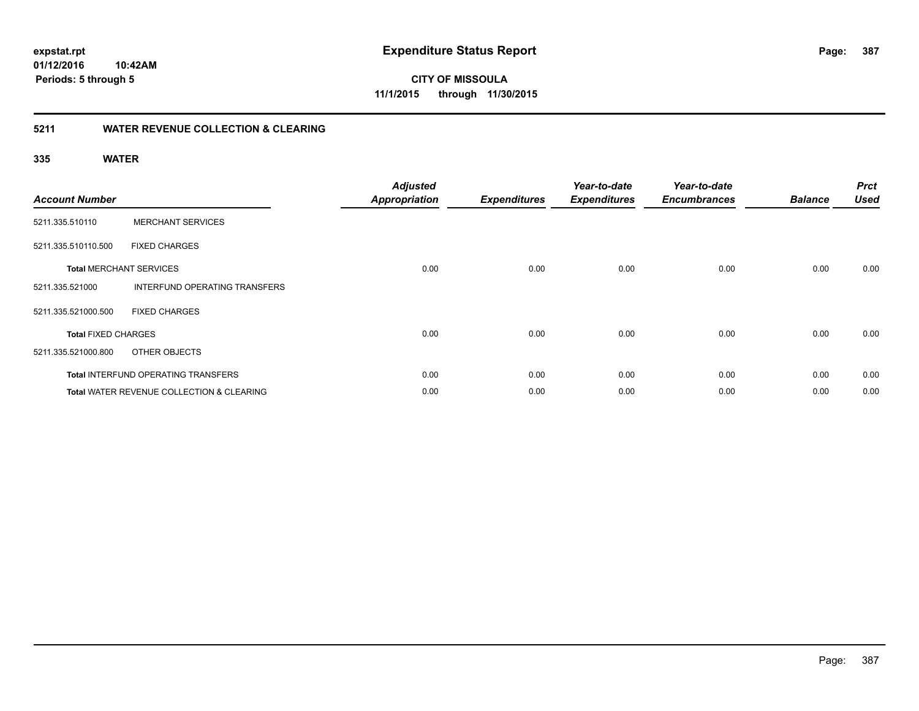# Expenditure Status Report

**expstat.rpt**
**01/12/2016 10:42AM**
**Periods: 5 through 5**

**CITY OF MISSOULA**
**11/1/2015 through 11/30/2015**

## 5211 WATER REVENUE COLLECTION & CLEARING

### 335 WATER

| Account Number | | Adjusted Appropriation | Expenditures | Year-to-date Expenditures | Year-to-date Encumbrances | Balance | Prct Used |
|---|---|---|---|---|---|---|---|
| 5211.335.510110 | MERCHANT SERVICES | | | | | | |
| 5211.335.510110.500 | FIXED CHARGES | | | | | | |
| **Total** MERCHANT SERVICES | | 0.00 | 0.00 | 0.00 | 0.00 | 0.00 | 0.00 |
| 5211.335.521000 | INTERFUND OPERATING TRANSFERS | | | | | | |
| 5211.335.521000.500 | FIXED CHARGES | | | | | | |
| **Total** FIXED CHARGES | | 0.00 | 0.00 | 0.00 | 0.00 | 0.00 | 0.00 |
| 5211.335.521000.800 | OTHER OBJECTS | | | | | | |
| **Total** INTERFUND OPERATING TRANSFERS | | 0.00 | 0.00 | 0.00 | 0.00 | 0.00 | 0.00 |
| **Total** WATER REVENUE COLLECTION & CLEARING | | 0.00 | 0.00 | 0.00 | 0.00 | 0.00 | 0.00 |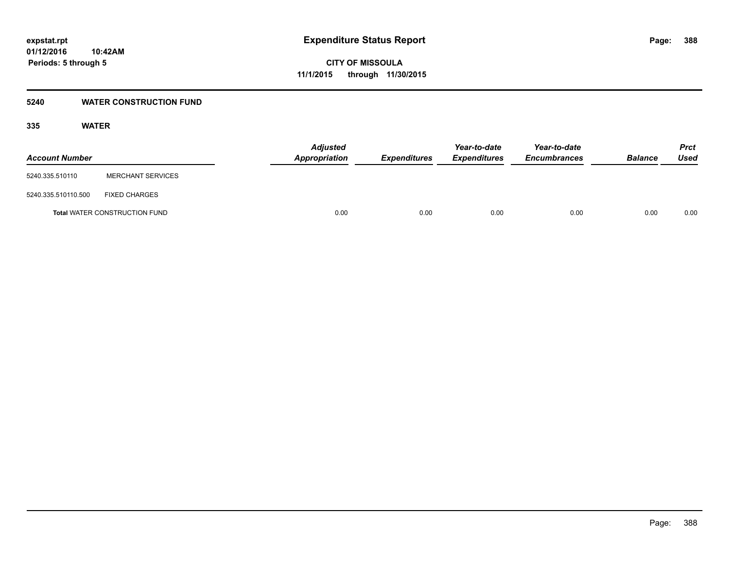# Expenditure Status Report

**CITY OF MISSOULA**
**11/1/2015 through 11/30/2015**

expstat.rpt
01/12/2016 10:42AM
Periods: 5 through 5

## 5240 WATER CONSTRUCTION FUND

### 335 WATER

| Account Number | | Adjusted Appropriation | Expenditures | Year-to-date Expenditures | Year-to-date Encumbrances | Balance | Prct Used |
|---|---|---|---|---|---|---|---|
| 5240.335.510110 | MERCHANT SERVICES | | | | | | |
| 5240.335.510110.500 | FIXED CHARGES | | | | | | |
| **Total** WATER CONSTRUCTION FUND | | 0.00 | 0.00 | 0.00 | 0.00 | 0.00 | 0.00 |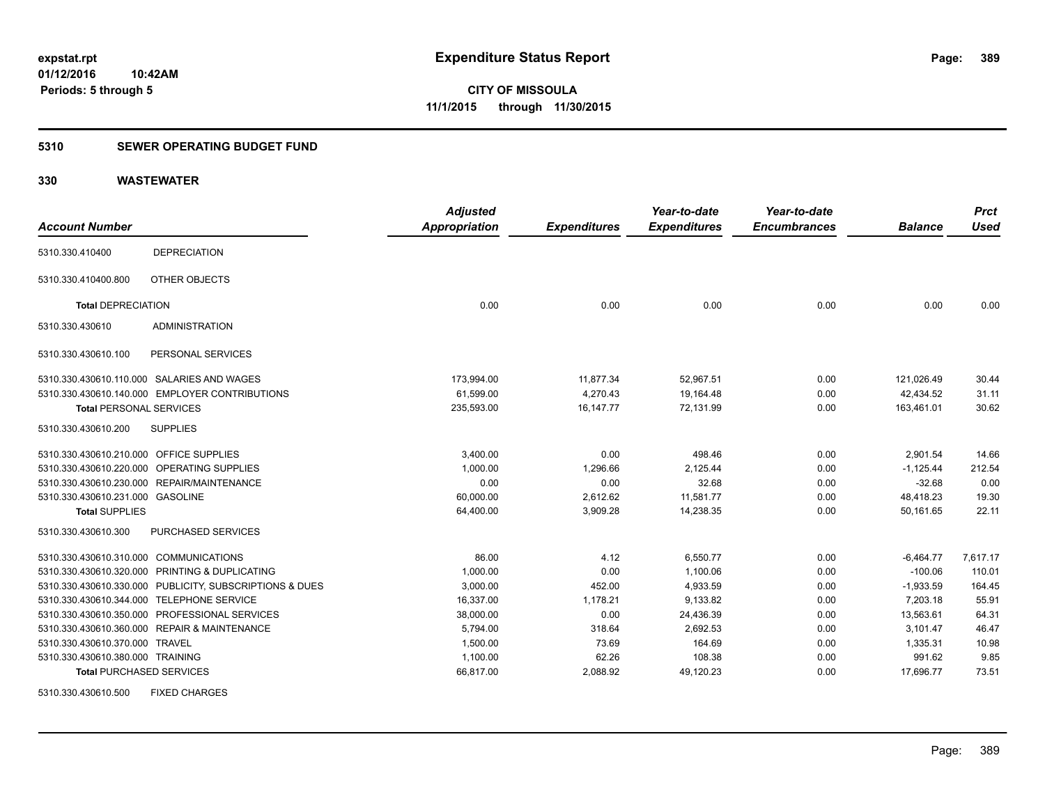**expstat.rpt**
**01/12/2016 10:42AM**
**Periods: 5 through 5**

# Expenditure Status Report

**CITY OF MISSOULA**
**11/1/2015 through 11/30/2015**

## 5310 SEWER OPERATING BUDGET FUND

## 330 WASTEWATER

| Account Number | | Adjusted Appropriation | Expenditures | Year-to-date Expenditures | Year-to-date Encumbrances | Balance | Prct Used |
|---|---|---|---|---|---|---|---|
| 5310.330.410400 | DEPRECIATION | | | | | | |
| 5310.330.410400.800 | OTHER OBJECTS | | | | | | |
| **Total** DEPRECIATION | | 0.00 | 0.00 | 0.00 | 0.00 | 0.00 | 0.00 |
| 5310.330.430610 | ADMINISTRATION | | | | | | |
| 5310.330.430610.100 | PERSONAL SERVICES | | | | | | |
| 5310.330.430610.110.000 | SALARIES AND WAGES | 173,994.00 | 11,877.34 | 52,967.51 | 0.00 | 121,026.49 | 30.44 |
| 5310.330.430610.140.000 | EMPLOYER CONTRIBUTIONS | 61,599.00 | 4,270.43 | 19,164.48 | 0.00 | 42,434.52 | 31.11 |
| **Total** PERSONAL SERVICES | | 235,593.00 | 16,147.77 | 72,131.99 | 0.00 | 163,461.01 | 30.62 |
| 5310.330.430610.200 | SUPPLIES | | | | | | |
| 5310.330.430610.210.000 | OFFICE SUPPLIES | 3,400.00 | 0.00 | 498.46 | 0.00 | 2,901.54 | 14.66 |
| 5310.330.430610.220.000 | OPERATING SUPPLIES | 1,000.00 | 1,296.66 | 2,125.44 | 0.00 | -1,125.44 | 212.54 |
| 5310.330.430610.230.000 | REPAIR/MAINTENANCE | 0.00 | 0.00 | 32.68 | 0.00 | -32.68 | 0.00 |
| 5310.330.430610.231.000 | GASOLINE | 60,000.00 | 2,612.62 | 11,581.77 | 0.00 | 48,418.23 | 19.30 |
| **Total** SUPPLIES | | 64,400.00 | 3,909.28 | 14,238.35 | 0.00 | 50,161.65 | 22.11 |
| 5310.330.430610.300 | PURCHASED SERVICES | | | | | | |
| 5310.330.430610.310.000 | COMMUNICATIONS | 86.00 | 4.12 | 6,550.77 | 0.00 | -6,464.77 | 7,617.17 |
| 5310.330.430610.320.000 | PRINTING & DUPLICATING | 1,000.00 | 0.00 | 1,100.06 | 0.00 | -100.06 | 110.01 |
| 5310.330.430610.330.000 | PUBLICITY, SUBSCRIPTIONS & DUES | 3,000.00 | 452.00 | 4,933.59 | 0.00 | -1,933.59 | 164.45 |
| 5310.330.430610.344.000 | TELEPHONE SERVICE | 16,337.00 | 1,178.21 | 9,133.82 | 0.00 | 7,203.18 | 55.91 |
| 5310.330.430610.350.000 | PROFESSIONAL SERVICES | 38,000.00 | 0.00 | 24,436.39 | 0.00 | 13,563.61 | 64.31 |
| 5310.330.430610.360.000 | REPAIR & MAINTENANCE | 5,794.00 | 318.64 | 2,692.53 | 0.00 | 3,101.47 | 46.47 |
| 5310.330.430610.370.000 | TRAVEL | 1,500.00 | 73.69 | 164.69 | 0.00 | 1,335.31 | 10.98 |
| 5310.330.430610.380.000 | TRAINING | 1,100.00 | 62.26 | 108.38 | 0.00 | 991.62 | 9.85 |
| **Total** PURCHASED SERVICES | | 66,817.00 | 2,088.92 | 49,120.23 | 0.00 | 17,696.77 | 73.51 |
| 5310.330.430610.500 | FIXED CHARGES | | | | | | |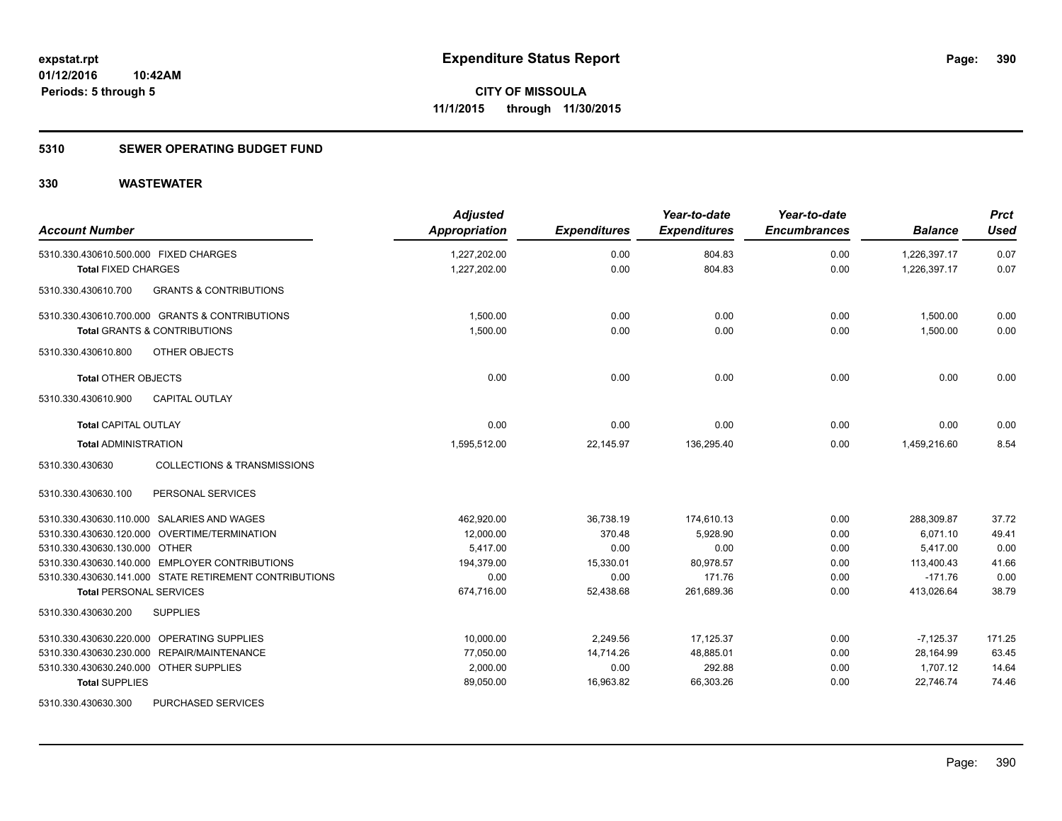**expstat.rpt**
**01/12/2016 10:42AM**
**Periods: 5 through 5**

# Expenditure Status Report

**CITY OF MISSOULA**
**11/1/2015 through 11/30/2015**

## 5310 SEWER OPERATING BUDGET FUND

## 330 WASTEWATER

| Account Number | Adjusted Appropriation | Expenditures | Year-to-date Expenditures | Year-to-date Encumbrances | Balance | Prct Used |
|---|---|---|---|---|---|---|
| 5310.330.430610.500.000 FIXED CHARGES | 1,227,202.00 | 0.00 | 804.83 | 0.00 | 1,226,397.17 | 0.07 |
| **Total** FIXED CHARGES | 1,227,202.00 | 0.00 | 804.83 | 0.00 | 1,226,397.17 | 0.07 |
| 5310.330.430610.700 GRANTS & CONTRIBUTIONS | | | | | | |
| 5310.330.430610.700.000 GRANTS & CONTRIBUTIONS | 1,500.00 | 0.00 | 0.00 | 0.00 | 1,500.00 | 0.00 |
| **Total** GRANTS & CONTRIBUTIONS | 1,500.00 | 0.00 | 0.00 | 0.00 | 1,500.00 | 0.00 |
| 5310.330.430610.800 OTHER OBJECTS | | | | | | |
| **Total** OTHER OBJECTS | 0.00 | 0.00 | 0.00 | 0.00 | 0.00 | 0.00 |
| 5310.330.430610.900 CAPITAL OUTLAY | | | | | | |
| **Total** CAPITAL OUTLAY | 0.00 | 0.00 | 0.00 | 0.00 | 0.00 | 0.00 |
| **Total** ADMINISTRATION | 1,595,512.00 | 22,145.97 | 136,295.40 | 0.00 | 1,459,216.60 | 8.54 |
| 5310.330.430630 COLLECTIONS & TRANSMISSIONS | | | | | | |
| 5310.330.430630.100 PERSONAL SERVICES | | | | | | |
| 5310.330.430630.110.000 SALARIES AND WAGES | 462,920.00 | 36,738.19 | 174,610.13 | 0.00 | 288,309.87 | 37.72 |
| 5310.330.430630.120.000 OVERTIME/TERMINATION | 12,000.00 | 370.48 | 5,928.90 | 0.00 | 6,071.10 | 49.41 |
| 5310.330.430630.130.000 OTHER | 5,417.00 | 0.00 | 0.00 | 0.00 | 5,417.00 | 0.00 |
| 5310.330.430630.140.000 EMPLOYER CONTRIBUTIONS | 194,379.00 | 15,330.01 | 80,978.57 | 0.00 | 113,400.43 | 41.66 |
| 5310.330.430630.141.000 STATE RETIREMENT CONTRIBUTIONS | 0.00 | 0.00 | 171.76 | 0.00 | -171.76 | 0.00 |
| **Total** PERSONAL SERVICES | 674,716.00 | 52,438.68 | 261,689.36 | 0.00 | 413,026.64 | 38.79 |
| 5310.330.430630.200 SUPPLIES | | | | | | |
| 5310.330.430630.220.000 OPERATING SUPPLIES | 10,000.00 | 2,249.56 | 17,125.37 | 0.00 | -7,125.37 | 171.25 |
| 5310.330.430630.230.000 REPAIR/MAINTENANCE | 77,050.00 | 14,714.26 | 48,885.01 | 0.00 | 28,164.99 | 63.45 |
| 5310.330.430630.240.000 OTHER SUPPLIES | 2,000.00 | 0.00 | 292.88 | 0.00 | 1,707.12 | 14.64 |
| **Total** SUPPLIES | 89,050.00 | 16,963.82 | 66,303.26 | 0.00 | 22,746.74 | 74.46 |
| 5310.330.430630.300 PURCHASED SERVICES | | | | | | |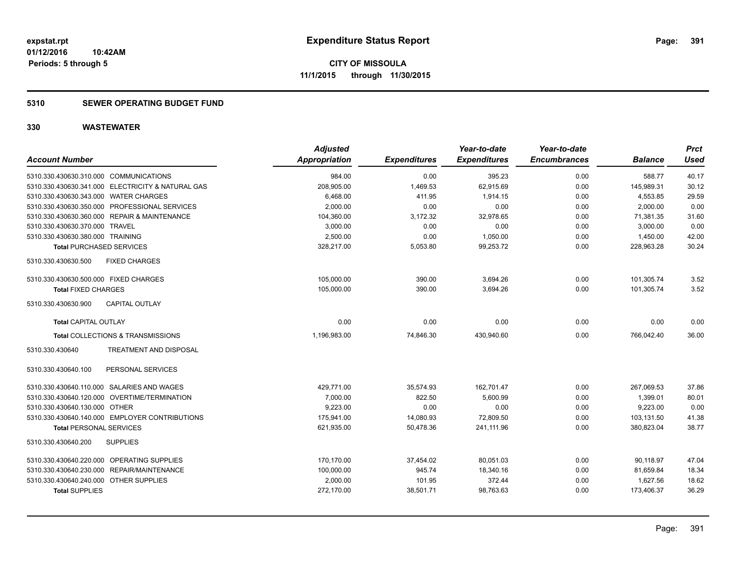**expstat.rpt**
**01/12/2016 10:42AM**
**Periods: 5 through 5**

# Expenditure Status Report

**CITY OF MISSOULA**
**11/1/2015 through 11/30/2015**

## 5310 SEWER OPERATING BUDGET FUND

## 330 WASTEWATER

| Account Number | Adjusted Appropriation | Expenditures | Year-to-date Expenditures | Year-to-date Encumbrances | Balance | Prct Used |
|---|---|---|---|---|---|---|
| 5310.330.430630.310.000 COMMUNICATIONS | 984.00 | 0.00 | 395.23 | 0.00 | 588.77 | 40.17 |
| 5310.330.430630.341.000 ELECTRICITY & NATURAL GAS | 208,905.00 | 1,469.53 | 62,915.69 | 0.00 | 145,989.31 | 30.12 |
| 5310.330.430630.343.000 WATER CHARGES | 6,468.00 | 411.95 | 1,914.15 | 0.00 | 4,553.85 | 29.59 |
| 5310.330.430630.350.000 PROFESSIONAL SERVICES | 2,000.00 | 0.00 | 0.00 | 0.00 | 2,000.00 | 0.00 |
| 5310.330.430630.360.000 REPAIR & MAINTENANCE | 104,360.00 | 3,172.32 | 32,978.65 | 0.00 | 71,381.35 | 31.60 |
| 5310.330.430630.370.000 TRAVEL | 3,000.00 | 0.00 | 0.00 | 0.00 | 3,000.00 | 0.00 |
| 5310.330.430630.380.000 TRAINING | 2,500.00 | 0.00 | 1,050.00 | 0.00 | 1,450.00 | 42.00 |
| **Total** PURCHASED SERVICES | 328,217.00 | 5,053.80 | 99,253.72 | 0.00 | 228,963.28 | 30.24 |
| 5310.330.430630.500 FIXED CHARGES | | | | | | |
| 5310.330.430630.500.000 FIXED CHARGES | 105,000.00 | 390.00 | 3,694.26 | 0.00 | 101,305.74 | 3.52 |
| **Total** FIXED CHARGES | 105,000.00 | 390.00 | 3,694.26 | 0.00 | 101,305.74 | 3.52 |
| 5310.330.430630.900 CAPITAL OUTLAY | | | | | | |
| **Total** CAPITAL OUTLAY | 0.00 | 0.00 | 0.00 | 0.00 | 0.00 | 0.00 |
| **Total** COLLECTIONS & TRANSMISSIONS | 1,196,983.00 | 74,846.30 | 430,940.60 | 0.00 | 766,042.40 | 36.00 |
| 5310.330.430640 TREATMENT AND DISPOSAL | | | | | | |
| 5310.330.430640.100 PERSONAL SERVICES | | | | | | |
| 5310.330.430640.110.000 SALARIES AND WAGES | 429,771.00 | 35,574.93 | 162,701.47 | 0.00 | 267,069.53 | 37.86 |
| 5310.330.430640.120.000 OVERTIME/TERMINATION | 7,000.00 | 822.50 | 5,600.99 | 0.00 | 1,399.01 | 80.01 |
| 5310.330.430640.130.000 OTHER | 9,223.00 | 0.00 | 0.00 | 0.00 | 9,223.00 | 0.00 |
| 5310.330.430640.140.000 EMPLOYER CONTRIBUTIONS | 175,941.00 | 14,080.93 | 72,809.50 | 0.00 | 103,131.50 | 41.38 |
| **Total** PERSONAL SERVICES | 621,935.00 | 50,478.36 | 241,111.96 | 0.00 | 380,823.04 | 38.77 |
| 5310.330.430640.200 SUPPLIES | | | | | | |
| 5310.330.430640.220.000 OPERATING SUPPLIES | 170,170.00 | 37,454.02 | 80,051.03 | 0.00 | 90,118.97 | 47.04 |
| 5310.330.430640.230.000 REPAIR/MAINTENANCE | 100,000.00 | 945.74 | 18,340.16 | 0.00 | 81,659.84 | 18.34 |
| 5310.330.430640.240.000 OTHER SUPPLIES | 2,000.00 | 101.95 | 372.44 | 0.00 | 1,627.56 | 18.62 |
| **Total** SUPPLIES | 272,170.00 | 38,501.71 | 98,763.63 | 0.00 | 173,406.37 | 36.29 |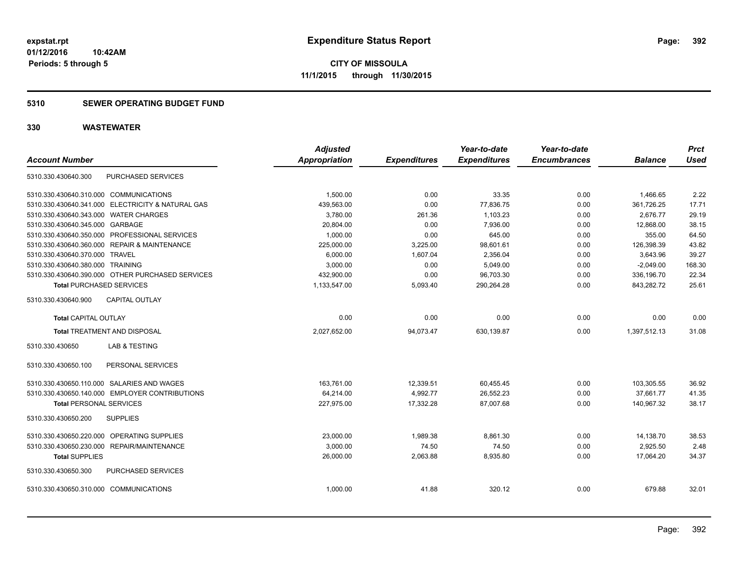# Expenditure Status Report

expstat.rpt
01/12/2016 10:42AM
Periods: 5 through 5

**CITY OF MISSOULA**
**11/1/2015 through 11/30/2015**

## 5310 SEWER OPERATING BUDGET FUND

## 330 WASTEWATER

| Account Number | Adjusted Appropriation | Expenditures | Year-to-date Expenditures | Year-to-date Encumbrances | Balance | Prct Used |
|---|---|---|---|---|---|---|
| 5310.330.430640.300 PURCHASED SERVICES | | | | | | |
| 5310.330.430640.310.000 COMMUNICATIONS | 1,500.00 | 0.00 | 33.35 | 0.00 | 1,466.65 | 2.22 |
| 5310.330.430640.341.000 ELECTRICITY & NATURAL GAS | 439,563.00 | 0.00 | 77,836.75 | 0.00 | 361,726.25 | 17.71 |
| 5310.330.430640.343.000 WATER CHARGES | 3,780.00 | 261.36 | 1,103.23 | 0.00 | 2,676.77 | 29.19 |
| 5310.330.430640.345.000 GARBAGE | 20,804.00 | 0.00 | 7,936.00 | 0.00 | 12,868.00 | 38.15 |
| 5310.330.430640.350.000 PROFESSIONAL SERVICES | 1,000.00 | 0.00 | 645.00 | 0.00 | 355.00 | 64.50 |
| 5310.330.430640.360.000 REPAIR & MAINTENANCE | 225,000.00 | 3,225.00 | 98,601.61 | 0.00 | 126,398.39 | 43.82 |
| 5310.330.430640.370.000 TRAVEL | 6,000.00 | 1,607.04 | 2,356.04 | 0.00 | 3,643.96 | 39.27 |
| 5310.330.430640.380.000 TRAINING | 3,000.00 | 0.00 | 5,049.00 | 0.00 | -2,049.00 | 168.30 |
| 5310.330.430640.390.000 OTHER PURCHASED SERVICES | 432,900.00 | 0.00 | 96,703.30 | 0.00 | 336,196.70 | 22.34 |
| **Total** PURCHASED SERVICES | 1,133,547.00 | 5,093.40 | 290,264.28 | 0.00 | 843,282.72 | 25.61 |
| 5310.330.430640.900 CAPITAL OUTLAY | | | | | | |
| **Total** CAPITAL OUTLAY | 0.00 | 0.00 | 0.00 | 0.00 | 0.00 | 0.00 |
| **Total** TREATMENT AND DISPOSAL | 2,027,652.00 | 94,073.47 | 630,139.87 | 0.00 | 1,397,512.13 | 31.08 |
| 5310.330.430650 LAB & TESTING | | | | | | |
| 5310.330.430650.100 PERSONAL SERVICES | | | | | | |
| 5310.330.430650.110.000 SALARIES AND WAGES | 163,761.00 | 12,339.51 | 60,455.45 | 0.00 | 103,305.55 | 36.92 |
| 5310.330.430650.140.000 EMPLOYER CONTRIBUTIONS | 64,214.00 | 4,992.77 | 26,552.23 | 0.00 | 37,661.77 | 41.35 |
| **Total** PERSONAL SERVICES | 227,975.00 | 17,332.28 | 87,007.68 | 0.00 | 140,967.32 | 38.17 |
| 5310.330.430650.200 SUPPLIES | | | | | | |
| 5310.330.430650.220.000 OPERATING SUPPLIES | 23,000.00 | 1,989.38 | 8,861.30 | 0.00 | 14,138.70 | 38.53 |
| 5310.330.430650.230.000 REPAIR/MAINTENANCE | 3,000.00 | 74.50 | 74.50 | 0.00 | 2,925.50 | 2.48 |
| **Total** SUPPLIES | 26,000.00 | 2,063.88 | 8,935.80 | 0.00 | 17,064.20 | 34.37 |
| 5310.330.430650.300 PURCHASED SERVICES | | | | | | |
| 5310.330.430650.310.000 COMMUNICATIONS | 1,000.00 | 41.88 | 320.12 | 0.00 | 679.88 | 32.01 |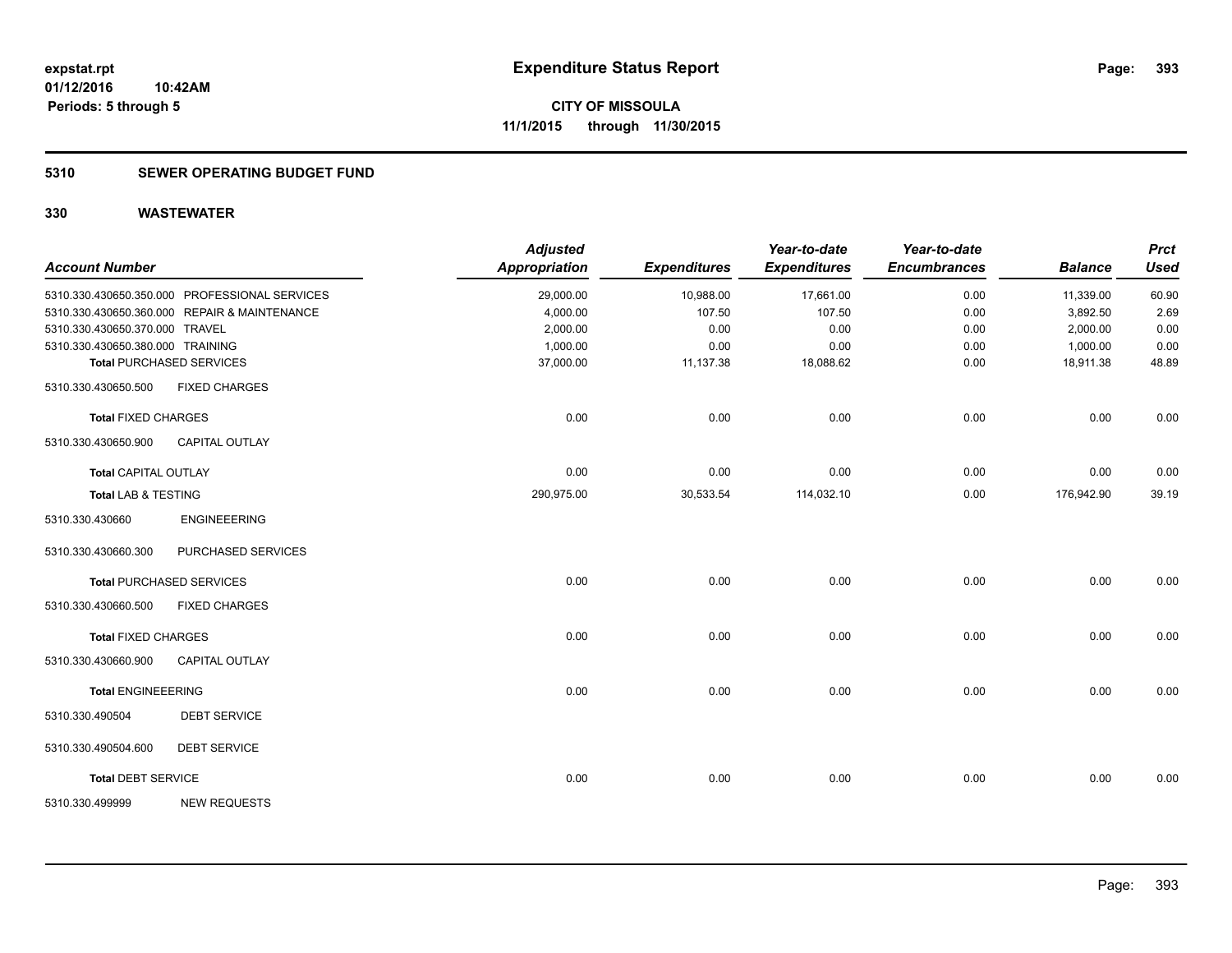**expstat.rpt**
**01/12/2016 10:42AM**
**Periods: 5 through 5**

# Expenditure Status Report

**CITY OF MISSOULA**
**11/1/2015 through 11/30/2015**

## 5310 SEWER OPERATING BUDGET FUND

## 330 WASTEWATER

| Account Number | | Adjusted Appropriation | Expenditures | Year-to-date Expenditures | Year-to-date Encumbrances | Balance | Prct Used |
|---|---|---|---|---|---|---|---|
| 5310.330.430650.350.000 | PROFESSIONAL SERVICES | 29,000.00 | 10,988.00 | 17,661.00 | 0.00 | 11,339.00 | 60.90 |
| 5310.330.430650.360.000 | REPAIR & MAINTENANCE | 4,000.00 | 107.50 | 107.50 | 0.00 | 3,892.50 | 2.69 |
| 5310.330.430650.370.000 | TRAVEL | 2,000.00 | 0.00 | 0.00 | 0.00 | 2,000.00 | 0.00 |
| 5310.330.430650.380.000 | TRAINING | 1,000.00 | 0.00 | 0.00 | 0.00 | 1,000.00 | 0.00 |
| **Total** PURCHASED SERVICES | | 37,000.00 | 11,137.38 | 18,088.62 | 0.00 | 18,911.38 | 48.89 |
| 5310.330.430650.500 | FIXED CHARGES | | | | | | |
| **Total** FIXED CHARGES | | 0.00 | 0.00 | 0.00 | 0.00 | 0.00 | 0.00 |
| 5310.330.430650.900 | CAPITAL OUTLAY | | | | | | |
| **Total** CAPITAL OUTLAY | | 0.00 | 0.00 | 0.00 | 0.00 | 0.00 | 0.00 |
| **Total LAB & TESTING** | | 290,975.00 | 30,533.54 | 114,032.10 | 0.00 | 176,942.90 | 39.19 |
| 5310.330.430660 | ENGINEEERING | | | | | | |
| 5310.330.430660.300 | PURCHASED SERVICES | | | | | | |
| **Total** PURCHASED SERVICES | | 0.00 | 0.00 | 0.00 | 0.00 | 0.00 | 0.00 |
| 5310.330.430660.500 | FIXED CHARGES | | | | | | |
| **Total** FIXED CHARGES | | 0.00 | 0.00 | 0.00 | 0.00 | 0.00 | 0.00 |
| 5310.330.430660.900 | CAPITAL OUTLAY | | | | | | |
| **Total** ENGINEEERING | | 0.00 | 0.00 | 0.00 | 0.00 | 0.00 | 0.00 |
| 5310.330.490504 | DEBT SERVICE | | | | | | |
| 5310.330.490504.600 | DEBT SERVICE | | | | | | |
| **Total** DEBT SERVICE | | 0.00 | 0.00 | 0.00 | 0.00 | 0.00 | 0.00 |
| 5310.330.499999 | NEW REQUESTS | | | | | | |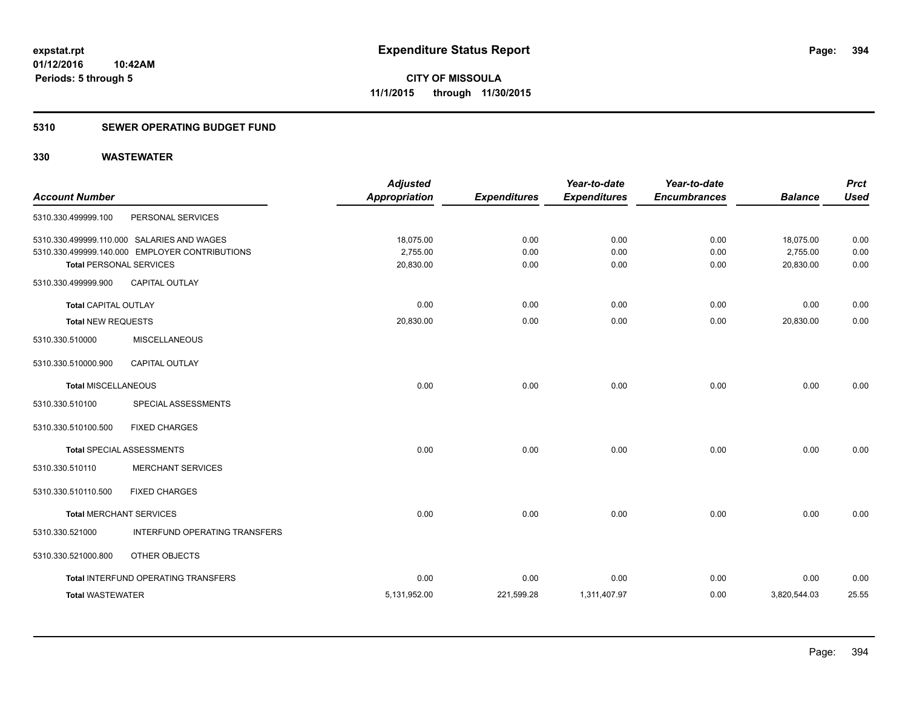**expstat.rpt**
**01/12/2016 10:42AM**
**Periods: 5 through 5**

# Expenditure Status Report

**CITY OF MISSOULA**
**11/1/2015 through 11/30/2015**

## 5310 SEWER OPERATING BUDGET FUND

## 330 WASTEWATER

| Account Number | | Adjusted Appropriation | Expenditures | Year-to-date Expenditures | Year-to-date Encumbrances | Balance | Prct Used |
|---|---|---|---|---|---|---|---|
| 5310.330.499999.100 | PERSONAL SERVICES | | | | | | |
| 5310.330.499999.110.000 | SALARIES AND WAGES | 18,075.00 | 0.00 | 0.00 | 0.00 | 18,075.00 | 0.00 |
| 5310.330.499999.140.000 | EMPLOYER CONTRIBUTIONS | 2,755.00 | 0.00 | 0.00 | 0.00 | 2,755.00 | 0.00 |
| **Total** PERSONAL SERVICES | | 20,830.00 | 0.00 | 0.00 | 0.00 | 20,830.00 | 0.00 |
| 5310.330.499999.900 | CAPITAL OUTLAY | | | | | | |
| **Total** CAPITAL OUTLAY | | 0.00 | 0.00 | 0.00 | 0.00 | 0.00 | 0.00 |
| **Total** NEW REQUESTS | | 20,830.00 | 0.00 | 0.00 | 0.00 | 20,830.00 | 0.00 |
| 5310.330.510000 | MISCELLANEOUS | | | | | | |
| 5310.330.510000.900 | CAPITAL OUTLAY | | | | | | |
| **Total** MISCELLANEOUS | | 0.00 | 0.00 | 0.00 | 0.00 | 0.00 | 0.00 |
| 5310.330.510100 | SPECIAL ASSESSMENTS | | | | | | |
| 5310.330.510100.500 | FIXED CHARGES | | | | | | |
| **Total** SPECIAL ASSESSMENTS | | 0.00 | 0.00 | 0.00 | 0.00 | 0.00 | 0.00 |
| 5310.330.510110 | MERCHANT SERVICES | | | | | | |
| 5310.330.510110.500 | FIXED CHARGES | | | | | | |
| **Total** MERCHANT SERVICES | | 0.00 | 0.00 | 0.00 | 0.00 | 0.00 | 0.00 |
| 5310.330.521000 | INTERFUND OPERATING TRANSFERS | | | | | | |
| 5310.330.521000.800 | OTHER OBJECTS | | | | | | |
| **Total** INTERFUND OPERATING TRANSFERS | | 0.00 | 0.00 | 0.00 | 0.00 | 0.00 | 0.00 |
| **Total** WASTEWATER | | 5,131,952.00 | 221,599.28 | 1,311,407.97 | 0.00 | 3,820,544.03 | 25.55 |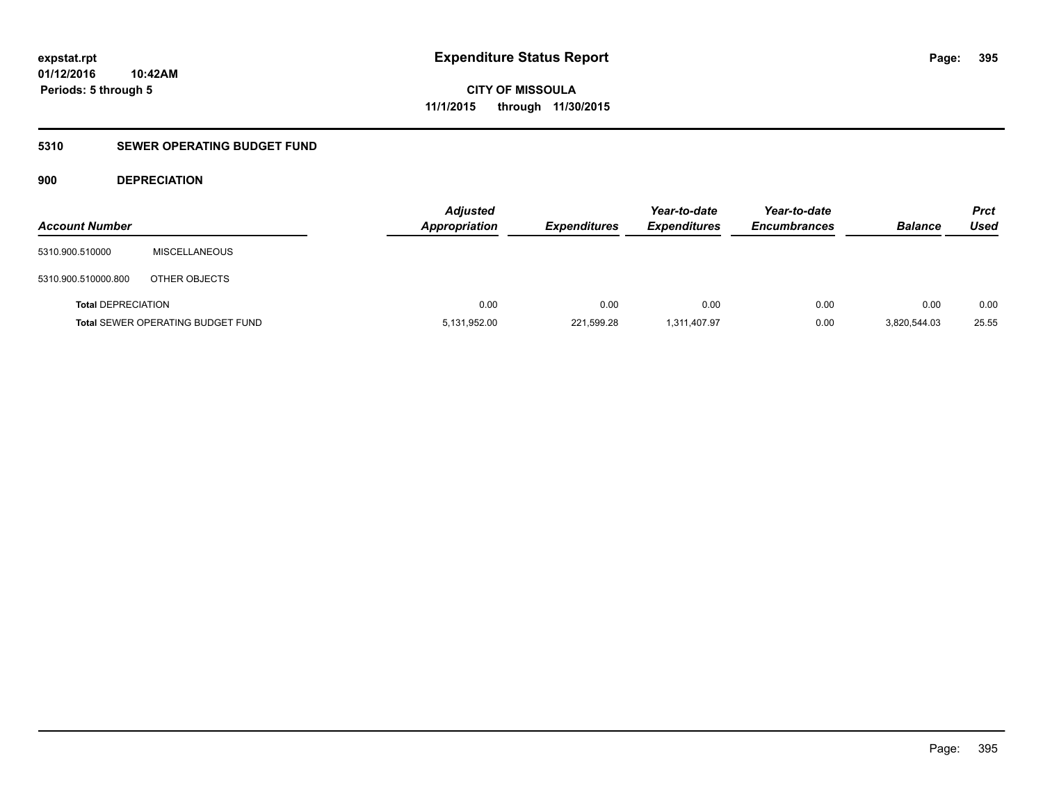# Expenditure Status Report

**CITY OF MISSOULA**

**11/1/2015 through 11/30/2015**

expstat.rpt
01/12/2016 10:42AM
Periods: 5 through 5

## 5310 SEWER OPERATING BUDGET FUND

### 900 DEPRECIATION

| Account Number | | Adjusted Appropriation | Expenditures | Year-to-date Expenditures | Year-to-date Encumbrances | Balance | Prct Used |
|---|---|---|---|---|---|---|---|
| 5310.900.510000 | MISCELLANEOUS | | | | | | |
| 5310.900.510000.800 | OTHER OBJECTS | | | | | | |
| **Total** DEPRECIATION | | 0.00 | 0.00 | 0.00 | 0.00 | 0.00 | 0.00 |
| **Total** SEWER OPERATING BUDGET FUND | | 5,131,952.00 | 221,599.28 | 1,311,407.97 | 0.00 | 3,820,544.03 | 25.55 |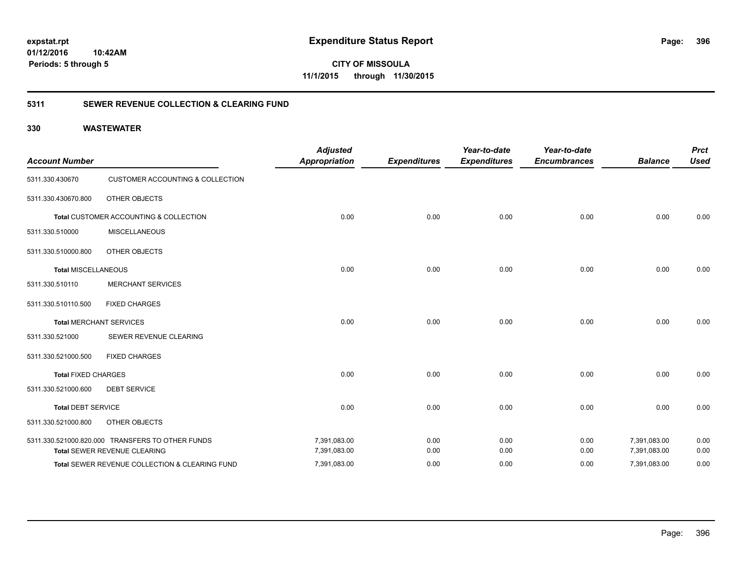# Expenditure Status Report

**expstat.rpt**
**01/12/2016 10:42AM**
**Periods: 5 through 5**

**CITY OF MISSOULA**
**11/1/2015 through 11/30/2015**

## 5311 SEWER REVENUE COLLECTION & CLEARING FUND

### 330 WASTEWATER

| Account Number | | Adjusted Appropriation | Expenditures | Year-to-date Expenditures | Year-to-date Encumbrances | Balance | Prct Used |
|---|---|---|---|---|---|---|---|
| 5311.330.430670 | CUSTOMER ACCOUNTING & COLLECTION | | | | | | |
| 5311.330.430670.800 | OTHER OBJECTS | | | | | | |
| **Total** CUSTOMER ACCOUNTING & COLLECTION | | 0.00 | 0.00 | 0.00 | 0.00 | 0.00 | 0.00 |
| 5311.330.510000 | MISCELLANEOUS | | | | | | |
| 5311.330.510000.800 | OTHER OBJECTS | | | | | | |
| **Total** MISCELLANEOUS | | 0.00 | 0.00 | 0.00 | 0.00 | 0.00 | 0.00 |
| 5311.330.510110 | MERCHANT SERVICES | | | | | | |
| 5311.330.510110.500 | FIXED CHARGES | | | | | | |
| **Total** MERCHANT SERVICES | | 0.00 | 0.00 | 0.00 | 0.00 | 0.00 | 0.00 |
| 5311.330.521000 | SEWER REVENUE CLEARING | | | | | | |
| 5311.330.521000.500 | FIXED CHARGES | | | | | | |
| **Total** FIXED CHARGES | | 0.00 | 0.00 | 0.00 | 0.00 | 0.00 | 0.00 |
| 5311.330.521000.600 | DEBT SERVICE | | | | | | |
| **Total** DEBT SERVICE | | 0.00 | 0.00 | 0.00 | 0.00 | 0.00 | 0.00 |
| 5311.330.521000.800 | OTHER OBJECTS | | | | | | |
| 5311.330.521000.820.000 | TRANSFERS TO OTHER FUNDS | 7,391,083.00 | 0.00 | 0.00 | 0.00 | 7,391,083.00 | 0.00 |
| **Total** SEWER REVENUE CLEARING | | 7,391,083.00 | 0.00 | 0.00 | 0.00 | 7,391,083.00 | 0.00 |
| **Total** SEWER REVENUE COLLECTION & CLEARING FUND | | 7,391,083.00 | 0.00 | 0.00 | 0.00 | 7,391,083.00 | 0.00 |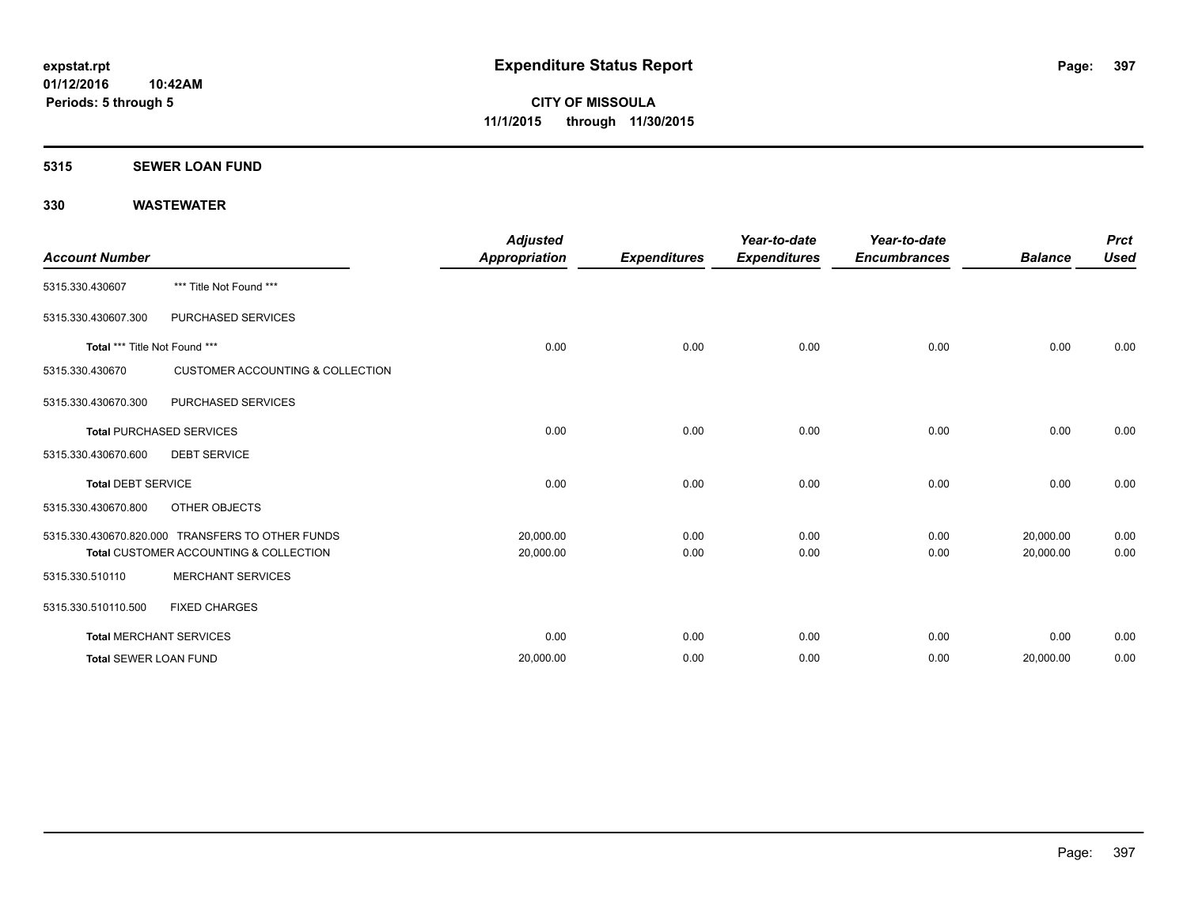# Expenditure Status Report

**CITY OF MISSOULA**
**11/1/2015 through 11/30/2015**

expstat.rpt
01/12/2016 10:42AM
Periods: 5 through 5

**5315 SEWER LOAN FUND**

**330 WASTEWATER**

| Account Number | | Adjusted Appropriation | Expenditures | Year-to-date Expenditures | Year-to-date Encumbrances | Balance | Prct Used |
|---|---|---|---|---|---|---|---|
| 5315.330.430607 | *** Title Not Found *** | | | | | | |
| 5315.330.430607.300 | PURCHASED SERVICES | | | | | | |
| **Total** *** Title Not Found *** | | 0.00 | 0.00 | 0.00 | 0.00 | 0.00 | 0.00 |
| 5315.330.430670 | CUSTOMER ACCOUNTING & COLLECTION | | | | | | |
| 5315.330.430670.300 | PURCHASED SERVICES | | | | | | |
| **Total** PURCHASED SERVICES | | 0.00 | 0.00 | 0.00 | 0.00 | 0.00 | 0.00 |
| 5315.330.430670.600 | DEBT SERVICE | | | | | | |
| **Total** DEBT SERVICE | | 0.00 | 0.00 | 0.00 | 0.00 | 0.00 | 0.00 |
| 5315.330.430670.800 | OTHER OBJECTS | | | | | | |
| 5315.330.430670.820.000 | TRANSFERS TO OTHER FUNDS | 20,000.00 | 0.00 | 0.00 | 0.00 | 20,000.00 | 0.00 |
| **Total** CUSTOMER ACCOUNTING & COLLECTION | | 20,000.00 | 0.00 | 0.00 | 0.00 | 20,000.00 | 0.00 |
| 5315.330.510110 | MERCHANT SERVICES | | | | | | |
| 5315.330.510110.500 | FIXED CHARGES | | | | | | |
| **Total** MERCHANT SERVICES | | 0.00 | 0.00 | 0.00 | 0.00 | 0.00 | 0.00 |
| **Total** SEWER LOAN FUND | | 20,000.00 | 0.00 | 0.00 | 0.00 | 20,000.00 | 0.00 |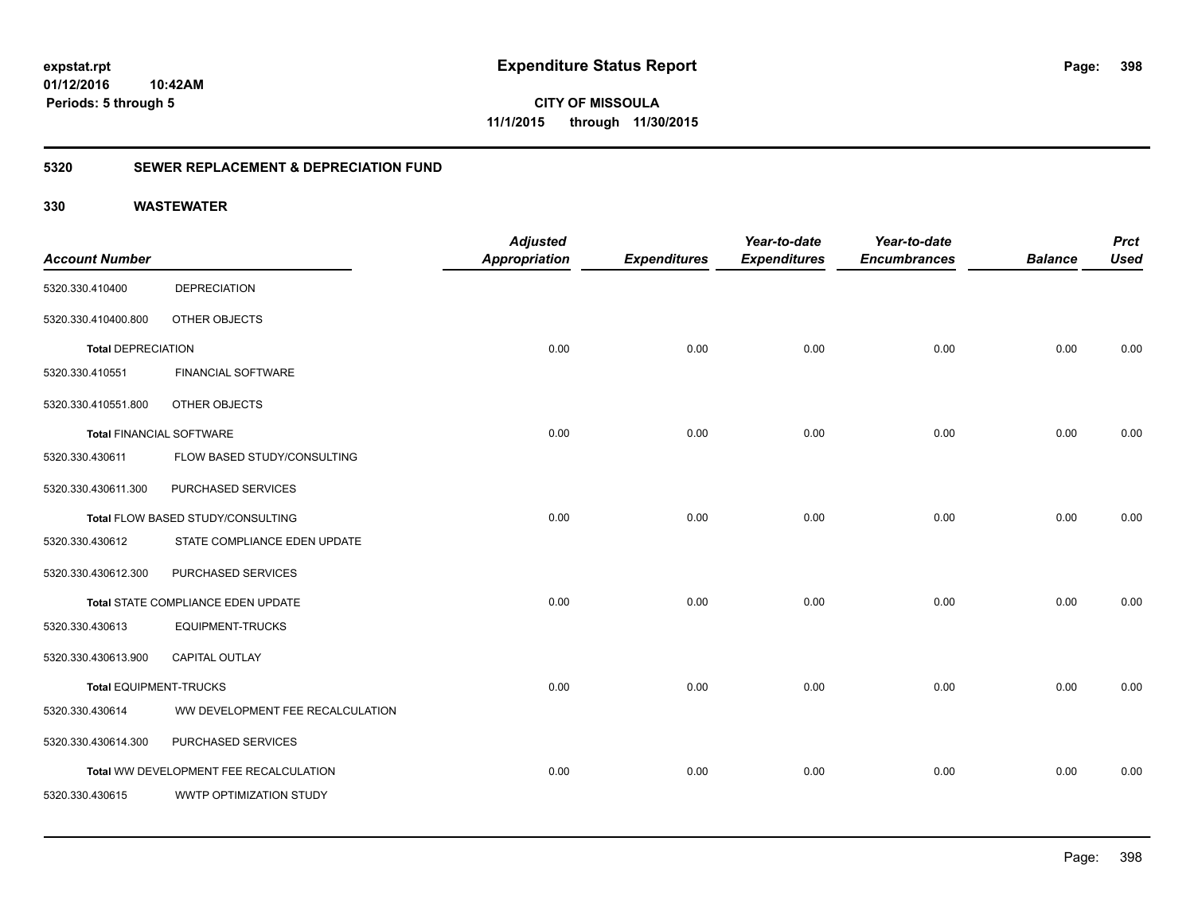**expstat.rpt**
**01/12/2016 10:42AM**
**Periods: 5 through 5**

# Expenditure Status Report

**CITY OF MISSOULA**
**11/1/2015 through 11/30/2015**

## 5320 SEWER REPLACEMENT & DEPRECIATION FUND

## 330 WASTEWATER

| Account Number | | Adjusted Appropriation | Expenditures | Year-to-date Expenditures | Year-to-date Encumbrances | Balance | Prct Used |
|---|---|---|---|---|---|---|---|
| 5320.330.410400 | DEPRECIATION | | | | | | |
| 5320.330.410400.800 | OTHER OBJECTS | | | | | | |
| **Total** DEPRECIATION | | 0.00 | 0.00 | 0.00 | 0.00 | 0.00 | 0.00 |
| 5320.330.410551 | FINANCIAL SOFTWARE | | | | | | |
| 5320.330.410551.800 | OTHER OBJECTS | | | | | | |
| **Total** FINANCIAL SOFTWARE | | 0.00 | 0.00 | 0.00 | 0.00 | 0.00 | 0.00 |
| 5320.330.430611 | FLOW BASED STUDY/CONSULTING | | | | | | |
| 5320.330.430611.300 | PURCHASED SERVICES | | | | | | |
| **Total** FLOW BASED STUDY/CONSULTING | | 0.00 | 0.00 | 0.00 | 0.00 | 0.00 | 0.00 |
| 5320.330.430612 | STATE COMPLIANCE EDEN UPDATE | | | | | | |
| 5320.330.430612.300 | PURCHASED SERVICES | | | | | | |
| **Total** STATE COMPLIANCE EDEN UPDATE | | 0.00 | 0.00 | 0.00 | 0.00 | 0.00 | 0.00 |
| 5320.330.430613 | EQUIPMENT-TRUCKS | | | | | | |
| 5320.330.430613.900 | CAPITAL OUTLAY | | | | | | |
| **Total** EQUIPMENT-TRUCKS | | 0.00 | 0.00 | 0.00 | 0.00 | 0.00 | 0.00 |
| 5320.330.430614 | WW DEVELOPMENT FEE RECALCULATION | | | | | | |
| 5320.330.430614.300 | PURCHASED SERVICES | | | | | | |
| **Total** WW DEVELOPMENT FEE RECALCULATION | | 0.00 | 0.00 | 0.00 | 0.00 | 0.00 | 0.00 |
| 5320.330.430615 | WWTP OPTIMIZATION STUDY | | | | | | |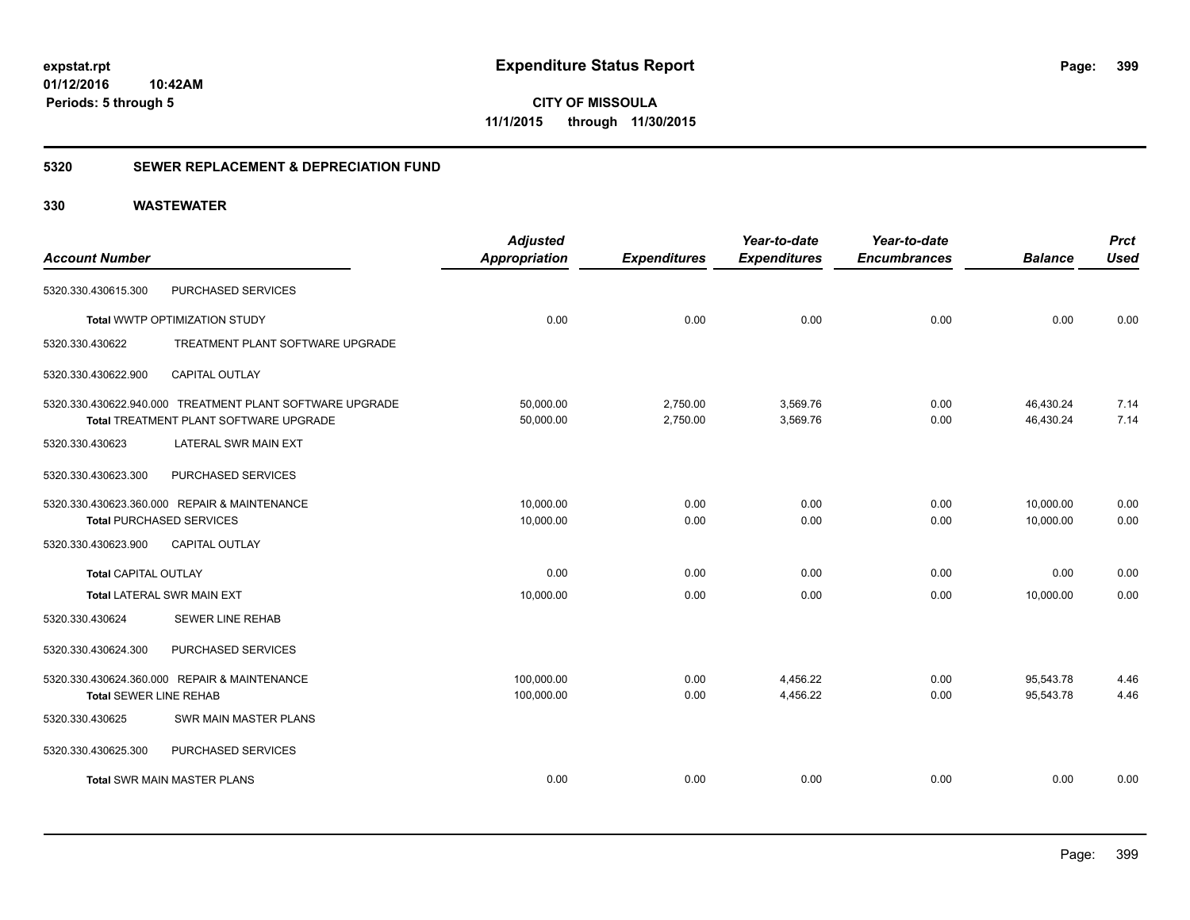**expstat.rpt**
**01/12/2016 10:42AM**
**Periods: 5 through 5**

# Expenditure Status Report

**CITY OF MISSOULA**
**11/1/2015 through 11/30/2015**

## 5320 SEWER REPLACEMENT & DEPRECIATION FUND

## 330 WASTEWATER

| Account Number | | Adjusted Appropriation | Expenditures | Year-to-date Expenditures | Year-to-date Encumbrances | Balance | Prct Used |
|---|---|---|---|---|---|---|---|
| 5320.330.430615.300 | PURCHASED SERVICES | | | | | | |
| **Total** WWTP OPTIMIZATION STUDY | | 0.00 | 0.00 | 0.00 | 0.00 | 0.00 | 0.00 |
| 5320.330.430622 | TREATMENT PLANT SOFTWARE UPGRADE | | | | | | |
| 5320.330.430622.900 | CAPITAL OUTLAY | | | | | | |
| 5320.330.430622.940.000 | TREATMENT PLANT SOFTWARE UPGRADE | 50,000.00 | 2,750.00 | 3,569.76 | 0.00 | 46,430.24 | 7.14 |
| **Total** TREATMENT PLANT SOFTWARE UPGRADE | | 50,000.00 | 2,750.00 | 3,569.76 | 0.00 | 46,430.24 | 7.14 |
| 5320.330.430623 | LATERAL SWR MAIN EXT | | | | | | |
| 5320.330.430623.300 | PURCHASED SERVICES | | | | | | |
| 5320.330.430623.360.000 | REPAIR & MAINTENANCE | 10,000.00 | 0.00 | 0.00 | 0.00 | 10,000.00 | 0.00 |
| **Total** PURCHASED SERVICES | | 10,000.00 | 0.00 | 0.00 | 0.00 | 10,000.00 | 0.00 |
| 5320.330.430623.900 | CAPITAL OUTLAY | | | | | | |
| **Total** CAPITAL OUTLAY | | 0.00 | 0.00 | 0.00 | 0.00 | 0.00 | 0.00 |
| **Total** LATERAL SWR MAIN EXT | | 10,000.00 | 0.00 | 0.00 | 0.00 | 10,000.00 | 0.00 |
| 5320.330.430624 | SEWER LINE REHAB | | | | | | |
| 5320.330.430624.300 | PURCHASED SERVICES | | | | | | |
| 5320.330.430624.360.000 | REPAIR & MAINTENANCE | 100,000.00 | 0.00 | 4,456.22 | 0.00 | 95,543.78 | 4.46 |
| **Total** SEWER LINE REHAB | | 100,000.00 | 0.00 | 4,456.22 | 0.00 | 95,543.78 | 4.46 |
| 5320.330.430625 | SWR MAIN MASTER PLANS | | | | | | |
| 5320.330.430625.300 | PURCHASED SERVICES | | | | | | |
| **Total** SWR MAIN MASTER PLANS | | 0.00 | 0.00 | 0.00 | 0.00 | 0.00 | 0.00 |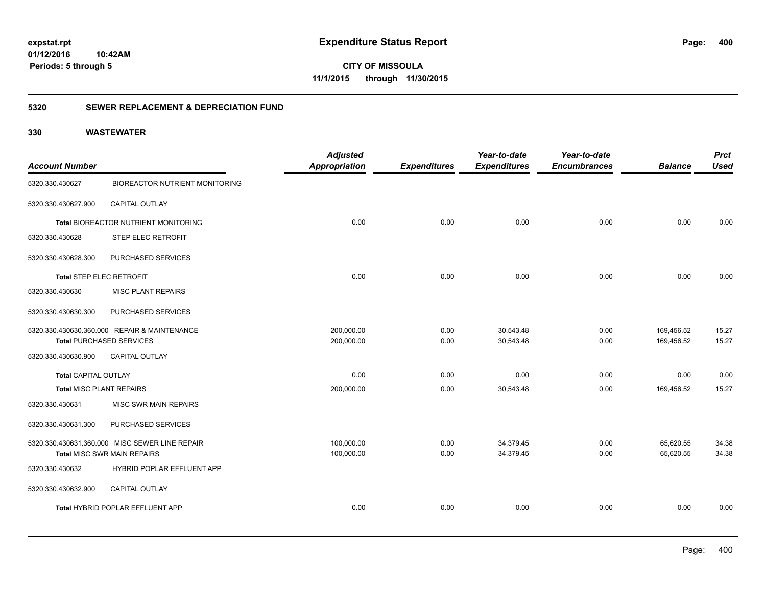**Expenditure Status Report**

**CITY OF MISSOULA**

**11/1/2015 through 11/30/2015**

expstat.rpt
01/12/2016 10:42AM
Periods: 5 through 5

## 5320 SEWER REPLACEMENT & DEPRECIATION FUND

## 330 WASTEWATER

| Account Number | | Adjusted Appropriation | Expenditures | Year-to-date Expenditures | Year-to-date Encumbrances | Balance | Prct Used |
|---|---|---|---|---|---|---|---|
| 5320.330.430627 | BIOREACTOR NUTRIENT MONITORING | | | | | | |
| 5320.330.430627.900 | CAPITAL OUTLAY | | | | | | |
| Total BIOREACTOR NUTRIENT MONITORING | | 0.00 | 0.00 | 0.00 | 0.00 | 0.00 | 0.00 |
| 5320.330.430628 | STEP ELEC RETROFIT | | | | | | |
| 5320.330.430628.300 | PURCHASED SERVICES | | | | | | |
| Total STEP ELEC RETROFIT | | 0.00 | 0.00 | 0.00 | 0.00 | 0.00 | 0.00 |
| 5320.330.430630 | MISC PLANT REPAIRS | | | | | | |
| 5320.330.430630.300 | PURCHASED SERVICES | | | | | | |
| 5320.330.430630.360.000 | REPAIR & MAINTENANCE | 200,000.00 | 0.00 | 30,543.48 | 0.00 | 169,456.52 | 15.27 |
| Total PURCHASED SERVICES | | 200,000.00 | 0.00 | 30,543.48 | 0.00 | 169,456.52 | 15.27 |
| 5320.330.430630.900 | CAPITAL OUTLAY | | | | | | |
| Total CAPITAL OUTLAY | | 0.00 | 0.00 | 0.00 | 0.00 | 0.00 | 0.00 |
| Total MISC PLANT REPAIRS | | 200,000.00 | 0.00 | 30,543.48 | 0.00 | 169,456.52 | 15.27 |
| 5320.330.430631 | MISC SWR MAIN REPAIRS | | | | | | |
| 5320.330.430631.300 | PURCHASED SERVICES | | | | | | |
| 5320.330.430631.360.000 | MISC SEWER LINE REPAIR | 100,000.00 | 0.00 | 34,379.45 | 0.00 | 65,620.55 | 34.38 |
| Total MISC SWR MAIN REPAIRS | | 100,000.00 | 0.00 | 34,379.45 | 0.00 | 65,620.55 | 34.38 |
| 5320.330.430632 | HYBRID POPLAR EFFLUENT APP | | | | | | |
| 5320.330.430632.900 | CAPITAL OUTLAY | | | | | | |
| Total HYBRID POPLAR EFFLUENT APP | | 0.00 | 0.00 | 0.00 | 0.00 | 0.00 | 0.00 |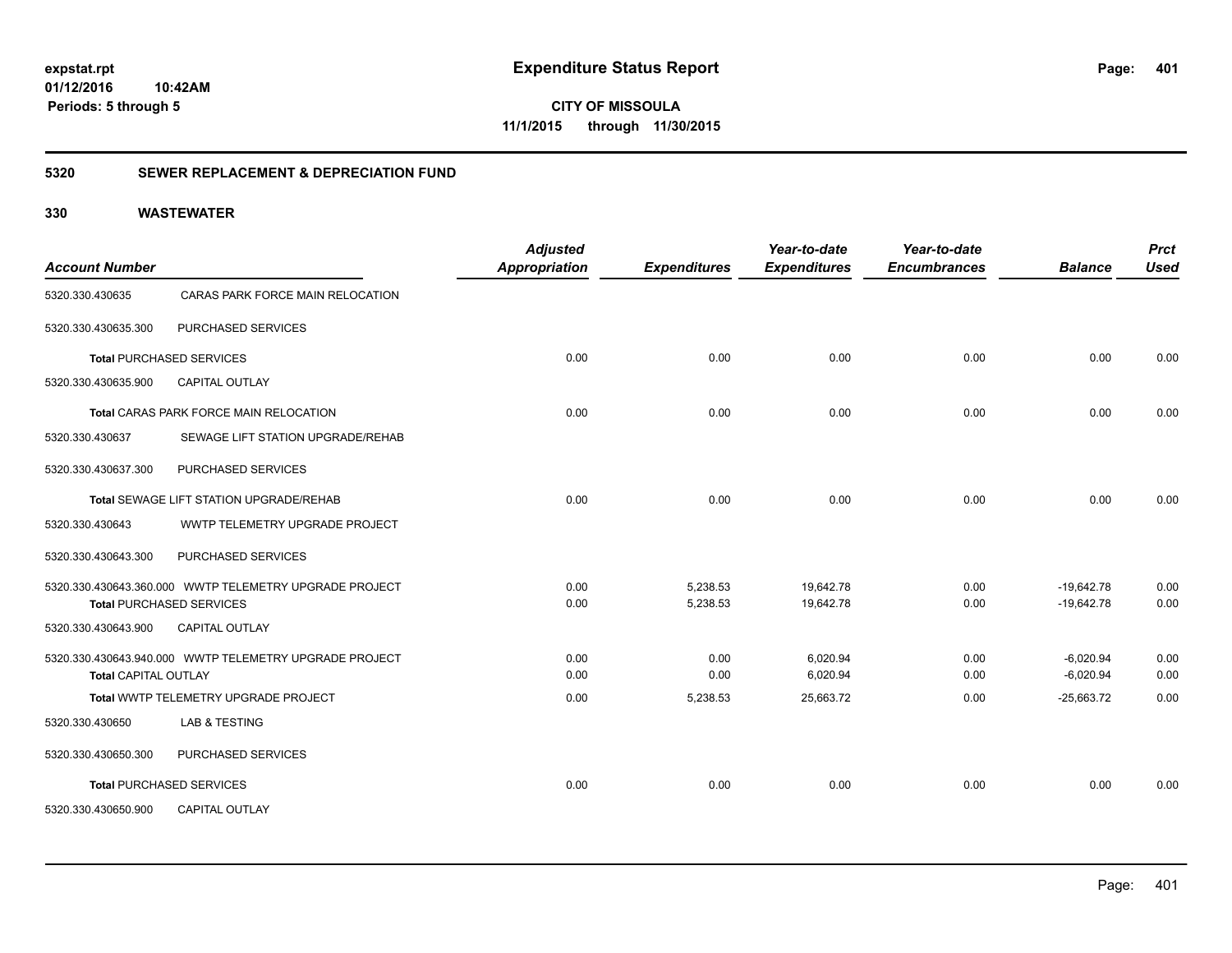**expstat.rpt**
**01/12/2016 10:42AM**
**Periods: 5 through 5**

# Expenditure Status Report

**CITY OF MISSOULA**
**11/1/2015 through 11/30/2015**

## 5320 SEWER REPLACEMENT & DEPRECIATION FUND

## 330 WASTEWATER

| Account Number | | Adjusted Appropriation | Expenditures | Year-to-date Expenditures | Year-to-date Encumbrances | Balance | Prct Used |
|---|---|---|---|---|---|---|---|
| 5320.330.430635 | CARAS PARK FORCE MAIN RELOCATION | | | | | | |
| 5320.330.430635.300 | PURCHASED SERVICES | | | | | | |
| **Total** PURCHASED SERVICES | | 0.00 | 0.00 | 0.00 | 0.00 | 0.00 | 0.00 |
| 5320.330.430635.900 | CAPITAL OUTLAY | | | | | | |
| **Total** CARAS PARK FORCE MAIN RELOCATION | | 0.00 | 0.00 | 0.00 | 0.00 | 0.00 | 0.00 |
| 5320.330.430637 | SEWAGE LIFT STATION UPGRADE/REHAB | | | | | | |
| 5320.330.430637.300 | PURCHASED SERVICES | | | | | | |
| **Total** SEWAGE LIFT STATION UPGRADE/REHAB | | 0.00 | 0.00 | 0.00 | 0.00 | 0.00 | 0.00 |
| 5320.330.430643 | WWTP TELEMETRY UPGRADE PROJECT | | | | | | |
| 5320.330.430643.300 | PURCHASED SERVICES | | | | | | |
| 5320.330.430643.360.000 | WWTP TELEMETRY UPGRADE PROJECT | 0.00 | 5,238.53 | 19,642.78 | 0.00 | -19,642.78 | 0.00 |
| **Total** PURCHASED SERVICES | | 0.00 | 5,238.53 | 19,642.78 | 0.00 | -19,642.78 | 0.00 |
| 5320.330.430643.900 | CAPITAL OUTLAY | | | | | | |
| 5320.330.430643.940.000 | WWTP TELEMETRY UPGRADE PROJECT | 0.00 | 0.00 | 6,020.94 | 0.00 | -6,020.94 | 0.00 |
| **Total** CAPITAL OUTLAY | | 0.00 | 0.00 | 6,020.94 | 0.00 | -6,020.94 | 0.00 |
| **Total** WWTP TELEMETRY UPGRADE PROJECT | | 0.00 | 5,238.53 | 25,663.72 | 0.00 | -25,663.72 | 0.00 |
| 5320.330.430650 | LAB & TESTING | | | | | | |
| 5320.330.430650.300 | PURCHASED SERVICES | | | | | | |
| **Total** PURCHASED SERVICES | | 0.00 | 0.00 | 0.00 | 0.00 | 0.00 | 0.00 |
| 5320.330.430650.900 | CAPITAL OUTLAY | | | | | | |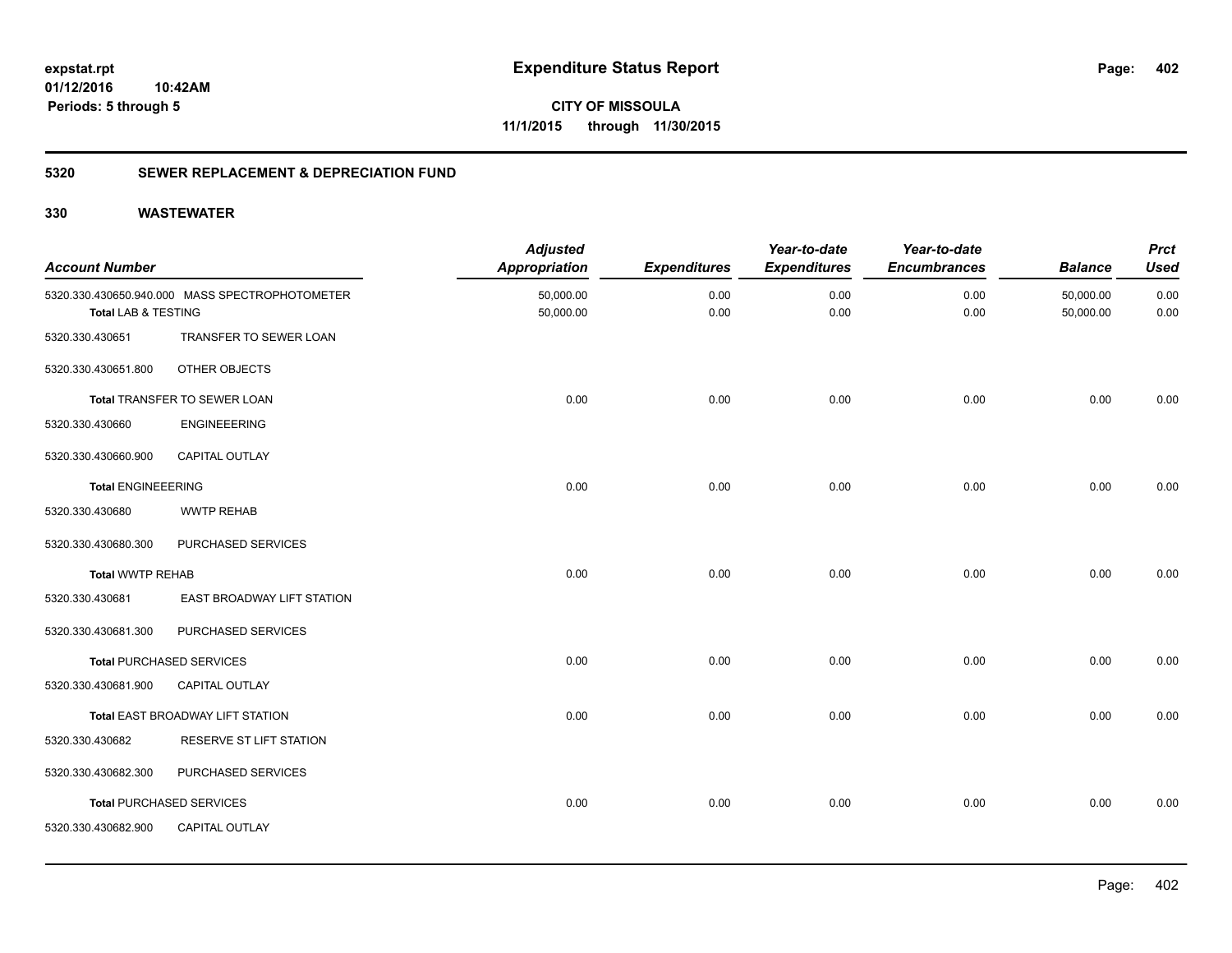expstat.rpt
01/12/2016 10:42AM
Periods: 5 through 5

# Expenditure Status Report

CITY OF MISSOULA
11/1/2015 through 11/30/2015

## 5320 SEWER REPLACEMENT & DEPRECIATION FUND

## 330 WASTEWATER

| Account Number | | Adjusted Appropriation | Expenditures | Year-to-date Expenditures | Year-to-date Encumbrances | Balance | Prct Used |
|---|---|---|---|---|---|---|---|
| 5320.330.430650.940.000 | MASS SPECTROPHOTOMETER | 50,000.00 | 0.00 | 0.00 | 0.00 | 50,000.00 | 0.00 |
| **Total** LAB & TESTING | | 50,000.00 | 0.00 | 0.00 | 0.00 | 50,000.00 | 0.00 |
| 5320.330.430651 | TRANSFER TO SEWER LOAN | | | | | | |
| 5320.330.430651.800 | OTHER OBJECTS | | | | | | |
| **Total** TRANSFER TO SEWER LOAN | | 0.00 | 0.00 | 0.00 | 0.00 | 0.00 | 0.00 |
| 5320.330.430660 | ENGINEEERING | | | | | | |
| 5320.330.430660.900 | CAPITAL OUTLAY | | | | | | |
| **Total** ENGINEEERING | | 0.00 | 0.00 | 0.00 | 0.00 | 0.00 | 0.00 |
| 5320.330.430680 | WWTP REHAB | | | | | | |
| 5320.330.430680.300 | PURCHASED SERVICES | | | | | | |
| **Total** WWTP REHAB | | 0.00 | 0.00 | 0.00 | 0.00 | 0.00 | 0.00 |
| 5320.330.430681 | EAST BROADWAY LIFT STATION | | | | | | |
| 5320.330.430681.300 | PURCHASED SERVICES | | | | | | |
| **Total** PURCHASED SERVICES | | 0.00 | 0.00 | 0.00 | 0.00 | 0.00 | 0.00 |
| 5320.330.430681.900 | CAPITAL OUTLAY | | | | | | |
| **Total** EAST BROADWAY LIFT STATION | | 0.00 | 0.00 | 0.00 | 0.00 | 0.00 | 0.00 |
| 5320.330.430682 | RESERVE ST LIFT STATION | | | | | | |
| 5320.330.430682.300 | PURCHASED SERVICES | | | | | | |
| **Total** PURCHASED SERVICES | | 0.00 | 0.00 | 0.00 | 0.00 | 0.00 | 0.00 |
| 5320.330.430682.900 | CAPITAL OUTLAY | | | | | | |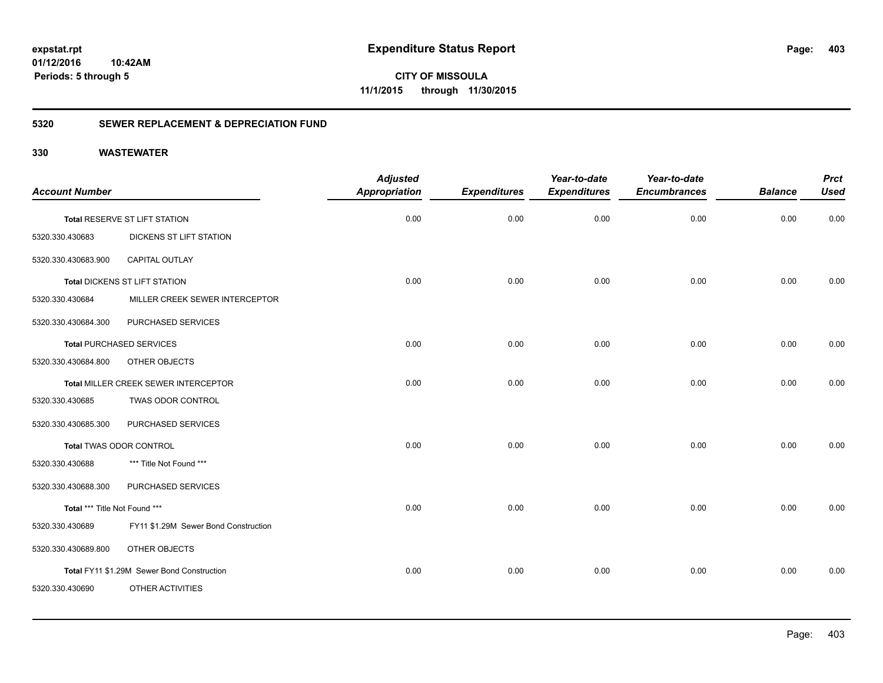# Expenditure Status Report

**CITY OF MISSOULA**

**11/1/2015 through 11/30/2015**

expstat.rpt
01/12/2016 10:42AM
Periods: 5 through 5

## 5320 SEWER REPLACEMENT & DEPRECIATION FUND

### 330 WASTEWATER

| Account Number | | Adjusted Appropriation | Expenditures | Year-to-date Expenditures | Year-to-date Encumbrances | Balance | Prct Used |
|---|---|---|---|---|---|---|---|
| Total RESERVE ST LIFT STATION | | 0.00 | 0.00 | 0.00 | 0.00 | 0.00 | 0.00 |
| 5320.330.430683 | DICKENS ST LIFT STATION | | | | | | |
| 5320.330.430683.900 | CAPITAL OUTLAY | | | | | | |
| Total DICKENS ST LIFT STATION | | 0.00 | 0.00 | 0.00 | 0.00 | 0.00 | 0.00 |
| 5320.330.430684 | MILLER CREEK SEWER INTERCEPTOR | | | | | | |
| 5320.330.430684.300 | PURCHASED SERVICES | | | | | | |
| Total PURCHASED SERVICES | | 0.00 | 0.00 | 0.00 | 0.00 | 0.00 | 0.00 |
| 5320.330.430684.800 | OTHER OBJECTS | | | | | | |
| Total MILLER CREEK SEWER INTERCEPTOR | | 0.00 | 0.00 | 0.00 | 0.00 | 0.00 | 0.00 |
| 5320.330.430685 | TWAS ODOR CONTROL | | | | | | |
| 5320.330.430685.300 | PURCHASED SERVICES | | | | | | |
| Total TWAS ODOR CONTROL | | 0.00 | 0.00 | 0.00 | 0.00 | 0.00 | 0.00 |
| 5320.330.430688 | *** Title Not Found *** | | | | | | |
| 5320.330.430688.300 | PURCHASED SERVICES | | | | | | |
| Total *** Title Not Found *** | | 0.00 | 0.00 | 0.00 | 0.00 | 0.00 | 0.00 |
| 5320.330.430689 | FY11 $1.29M Sewer Bond Construction | | | | | | |
| 5320.330.430689.800 | OTHER OBJECTS | | | | | | |
| Total FY11 $1.29M Sewer Bond Construction | | 0.00 | 0.00 | 0.00 | 0.00 | 0.00 | 0.00 |
| 5320.330.430690 | OTHER ACTIVITIES | | | | | | |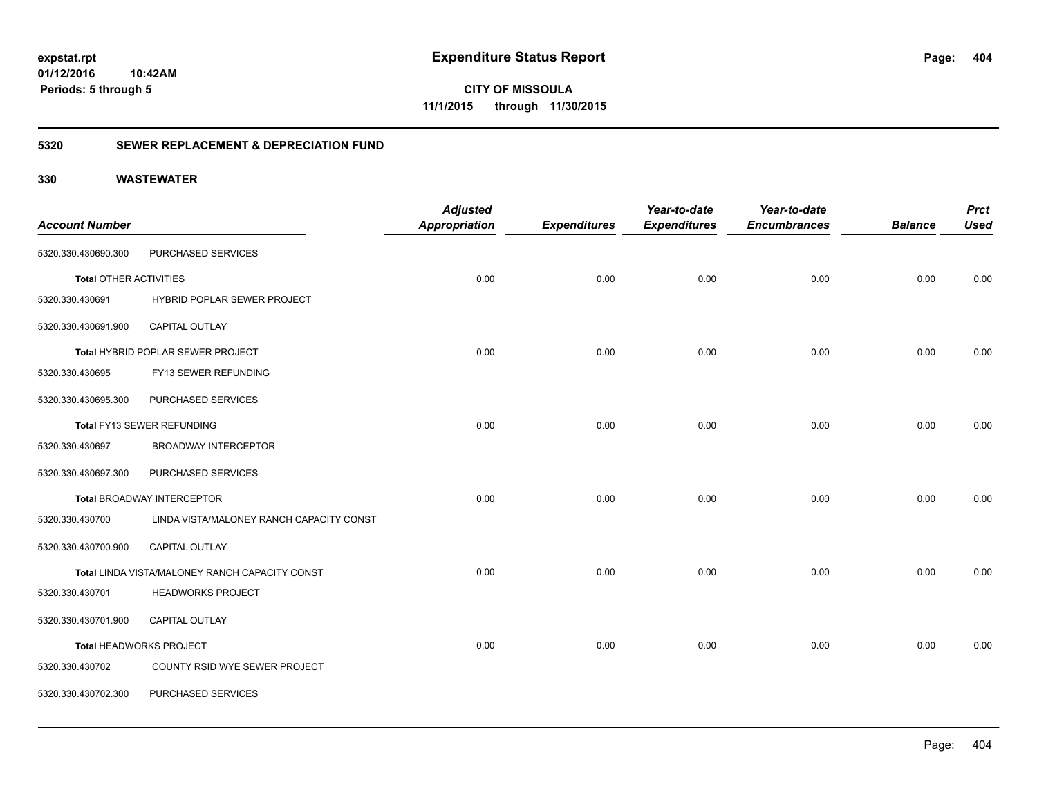**expstat.rpt**
**01/12/2016 10:42AM**
**Periods: 5 through 5**

# Expenditure Status Report

**CITY OF MISSOULA**
**11/1/2015 through 11/30/2015**

## 5320 SEWER REPLACEMENT & DEPRECIATION FUND

### 330 WASTEWATER

| Account Number | | Adjusted Appropriation | Expenditures | Year-to-date Expenditures | Year-to-date Encumbrances | Balance | Prct Used |
|---|---|---|---|---|---|---|---|
| 5320.330.430690.300 | PURCHASED SERVICES | | | | | | |
| **Total** OTHER ACTIVITIES | | 0.00 | 0.00 | 0.00 | 0.00 | 0.00 | 0.00 |
| 5320.330.430691 | HYBRID POPLAR SEWER PROJECT | | | | | | |
| 5320.330.430691.900 | CAPITAL OUTLAY | | | | | | |
| **Total** HYBRID POPLAR SEWER PROJECT | | 0.00 | 0.00 | 0.00 | 0.00 | 0.00 | 0.00 |
| 5320.330.430695 | FY13 SEWER REFUNDING | | | | | | |
| 5320.330.430695.300 | PURCHASED SERVICES | | | | | | |
| **Total** FY13 SEWER REFUNDING | | 0.00 | 0.00 | 0.00 | 0.00 | 0.00 | 0.00 |
| 5320.330.430697 | BROADWAY INTERCEPTOR | | | | | | |
| 5320.330.430697.300 | PURCHASED SERVICES | | | | | | |
| **Total** BROADWAY INTERCEPTOR | | 0.00 | 0.00 | 0.00 | 0.00 | 0.00 | 0.00 |
| 5320.330.430700 | LINDA VISTA/MALONEY RANCH CAPACITY CONST | | | | | | |
| 5320.330.430700.900 | CAPITAL OUTLAY | | | | | | |
| **Total** LINDA VISTA/MALONEY RANCH CAPACITY CONST | | 0.00 | 0.00 | 0.00 | 0.00 | 0.00 | 0.00 |
| 5320.330.430701 | HEADWORKS PROJECT | | | | | | |
| 5320.330.430701.900 | CAPITAL OUTLAY | | | | | | |
| **Total** HEADWORKS PROJECT | | 0.00 | 0.00 | 0.00 | 0.00 | 0.00 | 0.00 |
| 5320.330.430702 | COUNTY RSID WYE SEWER PROJECT | | | | | | |
| 5320.330.430702.300 | PURCHASED SERVICES | | | | | | |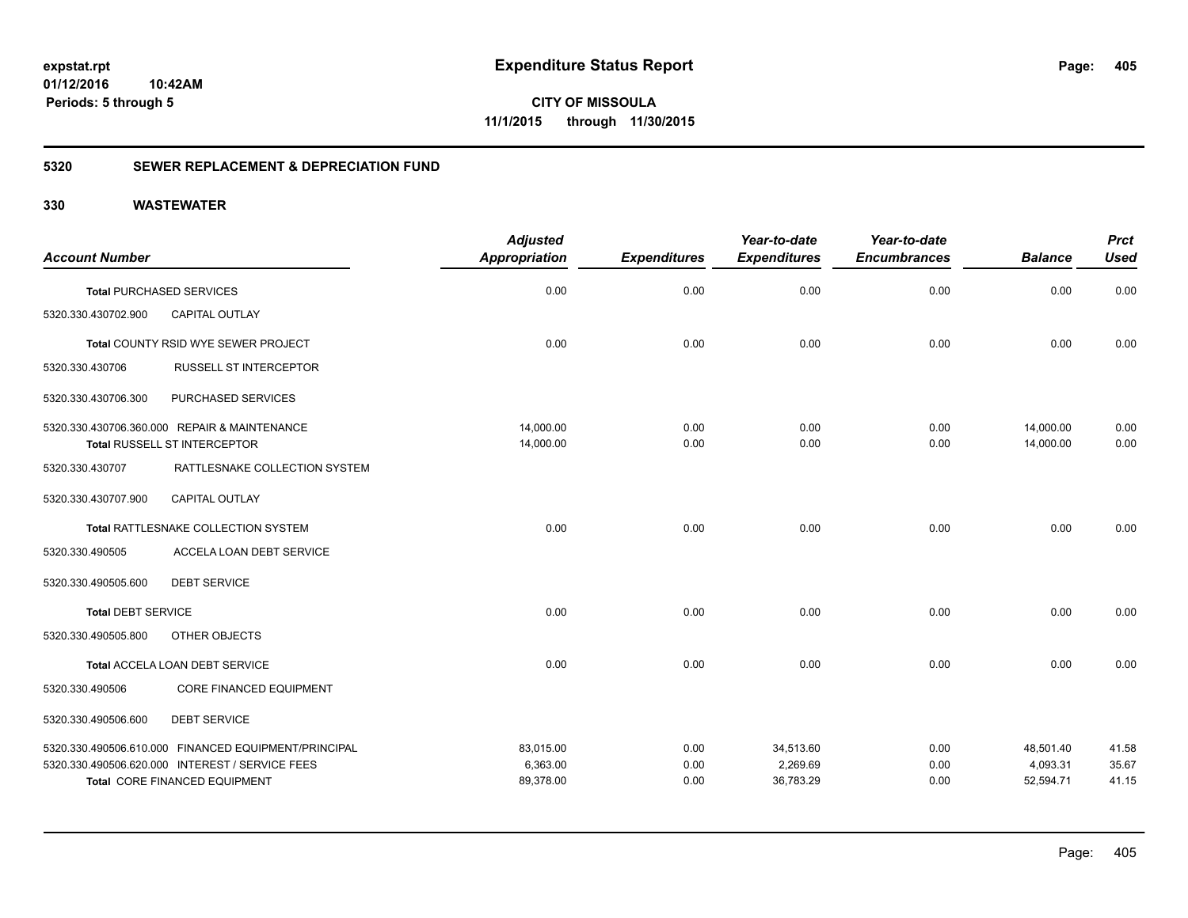# Expenditure Status Report

**CITY OF MISSOULA**

**11/1/2015 through 11/30/2015**

expstat.rpt
01/12/2016 10:42AM
Periods: 5 through 5

## 5320 SEWER REPLACEMENT & DEPRECIATION FUND

## 330 WASTEWATER

| Account Number | | Adjusted Appropriation | Expenditures | Year-to-date Expenditures | Year-to-date Encumbrances | Balance | Prct Used |
|---|---|---|---|---|---|---|---|
| **Total** PURCHASED SERVICES | | 0.00 | 0.00 | 0.00 | 0.00 | 0.00 | 0.00 |
| 5320.330.430702.900 | CAPITAL OUTLAY | | | | | | |
| **Total** COUNTY RSID WYE SEWER PROJECT | | 0.00 | 0.00 | 0.00 | 0.00 | 0.00 | 0.00 |
| 5320.330.430706 | RUSSELL ST INTERCEPTOR | | | | | | |
| 5320.330.430706.300 | PURCHASED SERVICES | | | | | | |
| 5320.330.430706.360.000 | REPAIR & MAINTENANCE | 14,000.00 | 0.00 | 0.00 | 0.00 | 14,000.00 | 0.00 |
| **Total** RUSSELL ST INTERCEPTOR | | 14,000.00 | 0.00 | 0.00 | 0.00 | 14,000.00 | 0.00 |
| 5320.330.430707 | RATTLESNAKE COLLECTION SYSTEM | | | | | | |
| 5320.330.430707.900 | CAPITAL OUTLAY | | | | | | |
| **Total** RATTLESNAKE COLLECTION SYSTEM | | 0.00 | 0.00 | 0.00 | 0.00 | 0.00 | 0.00 |
| 5320.330.490505 | ACCELA LOAN DEBT SERVICE | | | | | | |
| 5320.330.490505.600 | DEBT SERVICE | | | | | | |
| **Total** DEBT SERVICE | | 0.00 | 0.00 | 0.00 | 0.00 | 0.00 | 0.00 |
| 5320.330.490505.800 | OTHER OBJECTS | | | | | | |
| **Total** ACCELA LOAN DEBT SERVICE | | 0.00 | 0.00 | 0.00 | 0.00 | 0.00 | 0.00 |
| 5320.330.490506 | CORE FINANCED EQUIPMENT | | | | | | |
| 5320.330.490506.600 | DEBT SERVICE | | | | | | |
| 5320.330.490506.610.000 | FINANCED EQUIPMENT/PRINCIPAL | 83,015.00 | 0.00 | 34,513.60 | 0.00 | 48,501.40 | 41.58 |
| 5320.330.490506.620.000 | INTEREST / SERVICE FEES | 6,363.00 | 0.00 | 2,269.69 | 0.00 | 4,093.31 | 35.67 |
| **Total** CORE FINANCED EQUIPMENT | | 89,378.00 | 0.00 | 36,783.29 | 0.00 | 52,594.71 | 41.15 |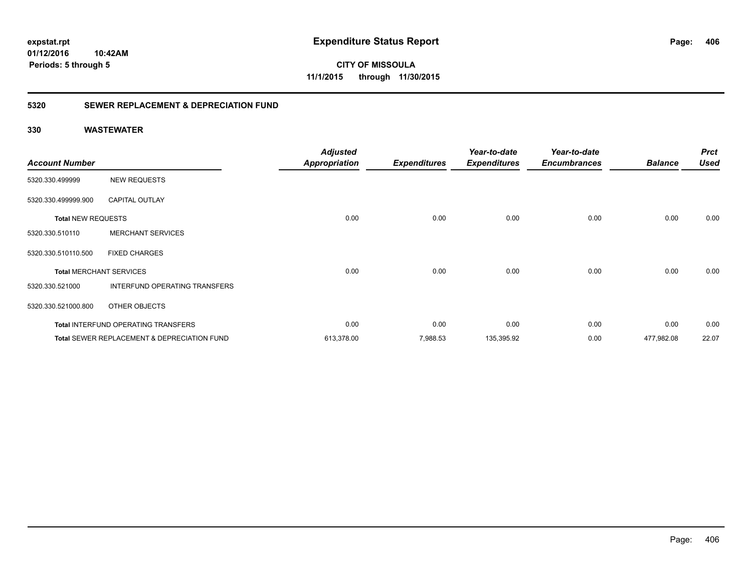# Expenditure Status Report

**CITY OF MISSOULA**

**11/1/2015 through 11/30/2015**

expstat.rpt
01/12/2016 10:42AM
Periods: 5 through 5

## 5320 SEWER REPLACEMENT & DEPRECIATION FUND

### 330 WASTEWATER

| Account Number | | Adjusted Appropriation | Expenditures | Year-to-date Expenditures | Year-to-date Encumbrances | Balance | Prct Used |
|---|---|---|---|---|---|---|---|
| 5320.330.499999 | NEW REQUESTS | | | | | | |
| 5320.330.499999.900 | CAPITAL OUTLAY | | | | | | |
| **Total** NEW REQUESTS | | 0.00 | 0.00 | 0.00 | 0.00 | 0.00 | 0.00 |
| 5320.330.510110 | MERCHANT SERVICES | | | | | | |
| 5320.330.510110.500 | FIXED CHARGES | | | | | | |
| **Total** MERCHANT SERVICES | | 0.00 | 0.00 | 0.00 | 0.00 | 0.00 | 0.00 |
| 5320.330.521000 | INTERFUND OPERATING TRANSFERS | | | | | | |
| 5320.330.521000.800 | OTHER OBJECTS | | | | | | |
| **Total** INTERFUND OPERATING TRANSFERS | | 0.00 | 0.00 | 0.00 | 0.00 | 0.00 | 0.00 |
| **Total** SEWER REPLACEMENT & DEPRECIATION FUND | | 613,378.00 | 7,988.53 | 135,395.92 | 0.00 | 477,982.08 | 22.07 |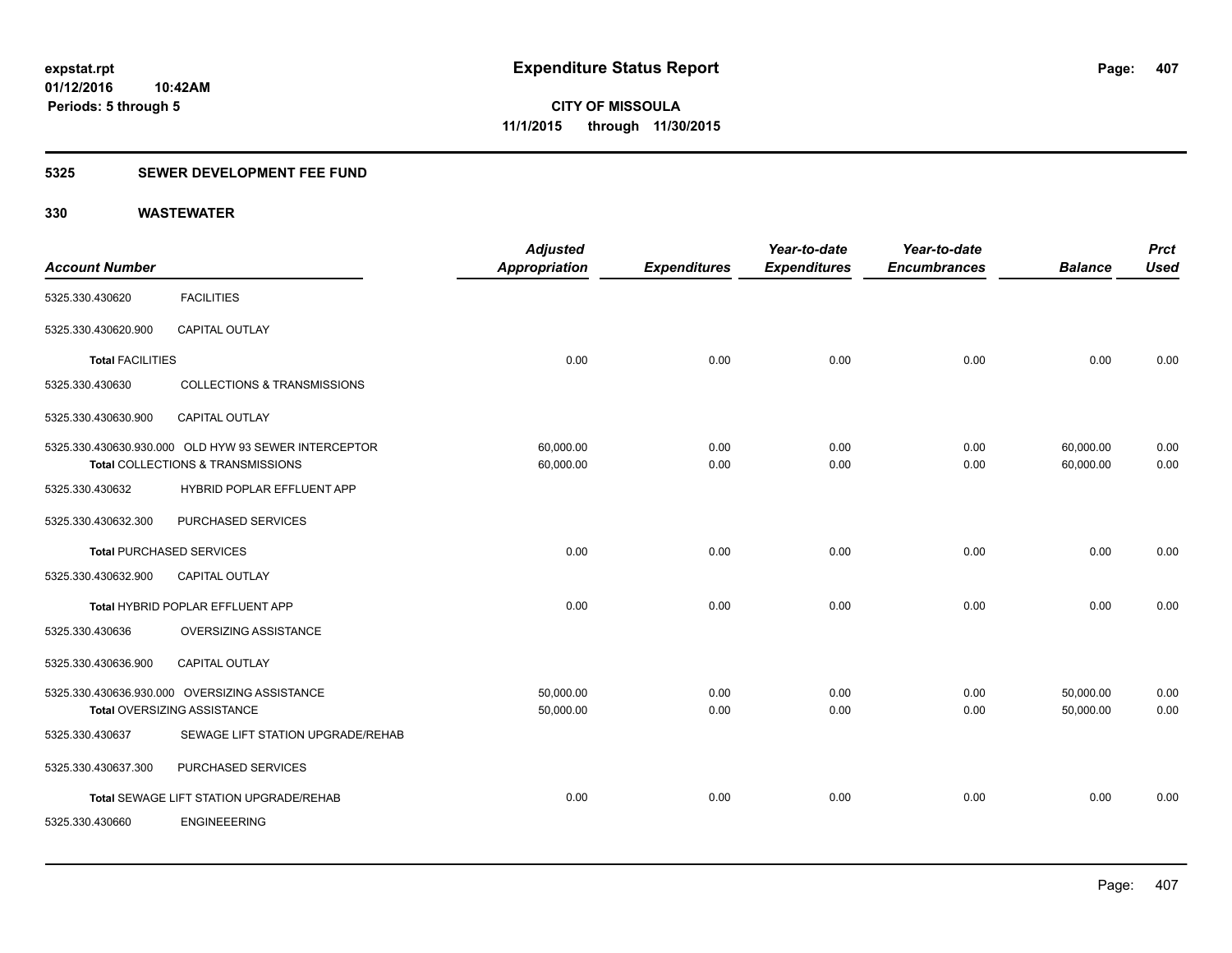expstat.rpt
01/12/2016 10:42AM
Periods: 5 through 5

# Expenditure Status Report

**CITY OF MISSOULA**
**11/1/2015 through 11/30/2015**

## 5325 SEWER DEVELOPMENT FEE FUND

## 330 WASTEWATER

| Account Number | | Adjusted Appropriation | Expenditures | Year-to-date Expenditures | Year-to-date Encumbrances | Balance | Prct Used |
|---|---|---|---|---|---|---|---|
| 5325.330.430620 | FACILITIES | | | | | | |
| 5325.330.430620.900 | CAPITAL OUTLAY | | | | | | |
| **Total** FACILITIES | | 0.00 | 0.00 | 0.00 | 0.00 | 0.00 | 0.00 |
| 5325.330.430630 | COLLECTIONS & TRANSMISSIONS | | | | | | |
| 5325.330.430630.900 | CAPITAL OUTLAY | | | | | | |
| 5325.330.430630.930.000 | OLD HYW 93 SEWER INTERCEPTOR | 60,000.00 | 0.00 | 0.00 | 0.00 | 60,000.00 | 0.00 |
| **Total** COLLECTIONS & TRANSMISSIONS | | 60,000.00 | 0.00 | 0.00 | 0.00 | 60,000.00 | 0.00 |
| 5325.330.430632 | HYBRID POPLAR EFFLUENT APP | | | | | | |
| 5325.330.430632.300 | PURCHASED SERVICES | | | | | | |
| **Total** PURCHASED SERVICES | | 0.00 | 0.00 | 0.00 | 0.00 | 0.00 | 0.00 |
| 5325.330.430632.900 | CAPITAL OUTLAY | | | | | | |
| **Total** HYBRID POPLAR EFFLUENT APP | | 0.00 | 0.00 | 0.00 | 0.00 | 0.00 | 0.00 |
| 5325.330.430636 | OVERSIZING ASSISTANCE | | | | | | |
| 5325.330.430636.900 | CAPITAL OUTLAY | | | | | | |
| 5325.330.430636.930.000 | OVERSIZING ASSISTANCE | 50,000.00 | 0.00 | 0.00 | 0.00 | 50,000.00 | 0.00 |
| **Total** OVERSIZING ASSISTANCE | | 50,000.00 | 0.00 | 0.00 | 0.00 | 50,000.00 | 0.00 |
| 5325.330.430637 | SEWAGE LIFT STATION UPGRADE/REHAB | | | | | | |
| 5325.330.430637.300 | PURCHASED SERVICES | | | | | | |
| **Total** SEWAGE LIFT STATION UPGRADE/REHAB | | 0.00 | 0.00 | 0.00 | 0.00 | 0.00 | 0.00 |
| 5325.330.430660 | ENGINEEERING | | | | | | |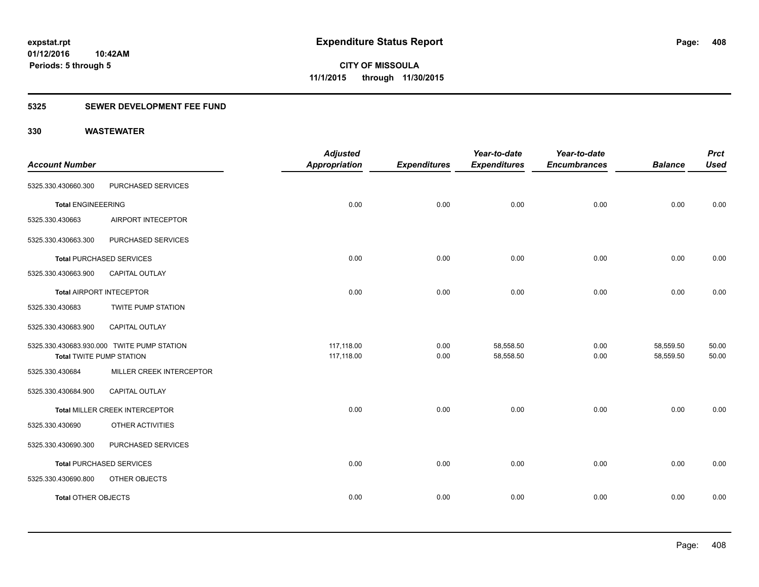**expstat.rpt**
**01/12/2016 10:42AM**
**Periods: 5 through 5**

# Expenditure Status Report

**CITY OF MISSOULA**
**11/1/2015 through 11/30/2015**

## 5325 SEWER DEVELOPMENT FEE FUND

## 330 WASTEWATER

| Account Number | | Adjusted Appropriation | Expenditures | Year-to-date Expenditures | Year-to-date Encumbrances | Balance | Prct Used |
|---|---|---|---|---|---|---|---|
| 5325.330.430660.300 | PURCHASED SERVICES | | | | | | |
| **Total** ENGINEEERING | | 0.00 | 0.00 | 0.00 | 0.00 | 0.00 | 0.00 |
| 5325.330.430663 | AIRPORT INTECEPTOR | | | | | | |
| 5325.330.430663.300 | PURCHASED SERVICES | | | | | | |
| **Total** PURCHASED SERVICES | | 0.00 | 0.00 | 0.00 | 0.00 | 0.00 | 0.00 |
| 5325.330.430663.900 | CAPITAL OUTLAY | | | | | | |
| **Total** AIRPORT INTECEPTOR | | 0.00 | 0.00 | 0.00 | 0.00 | 0.00 | 0.00 |
| 5325.330.430683 | TWITE PUMP STATION | | | | | | |
| 5325.330.430683.900 | CAPITAL OUTLAY | | | | | | |
| 5325.330.430683.930.000 | TWITE PUMP STATION | 117,118.00 | 0.00 | 58,558.50 | 0.00 | 58,559.50 | 50.00 |
| **Total** TWITE PUMP STATION | | 117,118.00 | 0.00 | 58,558.50 | 0.00 | 58,559.50 | 50.00 |
| 5325.330.430684 | MILLER CREEK INTERCEPTOR | | | | | | |
| 5325.330.430684.900 | CAPITAL OUTLAY | | | | | | |
| **Total** MILLER CREEK INTERCEPTOR | | 0.00 | 0.00 | 0.00 | 0.00 | 0.00 | 0.00 |
| 5325.330.430690 | OTHER ACTIVITIES | | | | | | |
| 5325.330.430690.300 | PURCHASED SERVICES | | | | | | |
| **Total** PURCHASED SERVICES | | 0.00 | 0.00 | 0.00 | 0.00 | 0.00 | 0.00 |
| 5325.330.430690.800 | OTHER OBJECTS | | | | | | |
| **Total** OTHER OBJECTS | | 0.00 | 0.00 | 0.00 | 0.00 | 0.00 | 0.00 |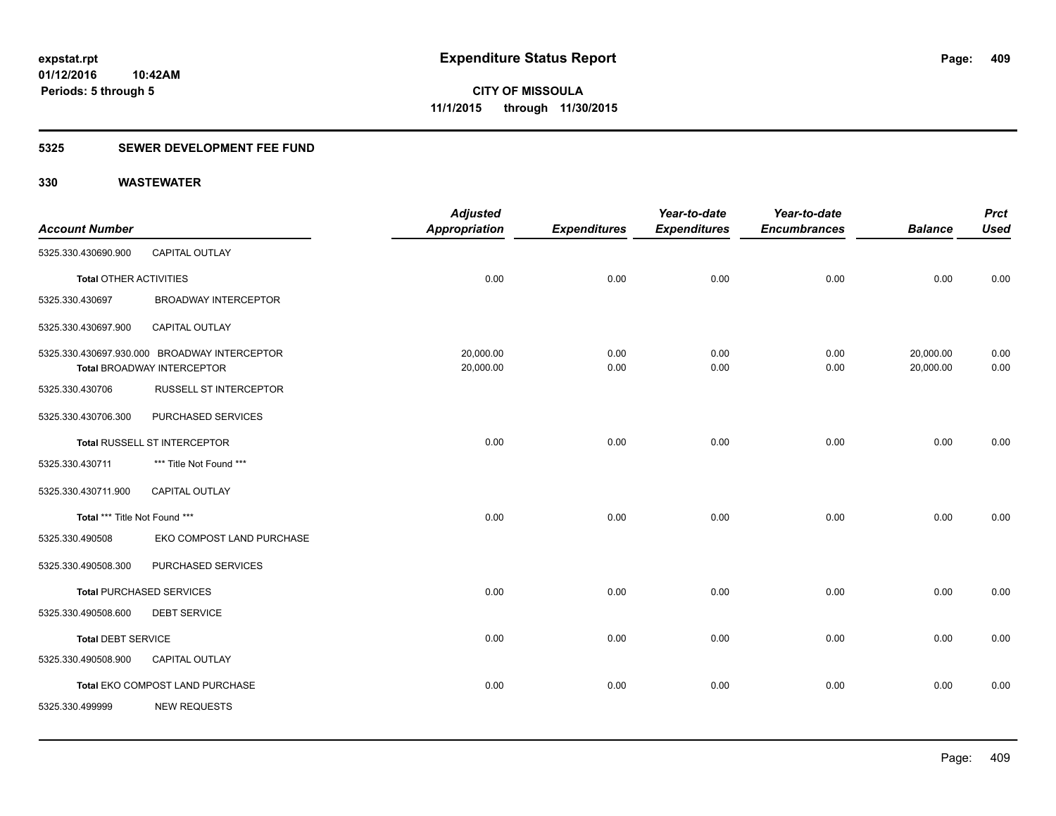# Expenditure Status Report

**CITY OF MISSOULA**

**11/1/2015 through 11/30/2015**

expstat.rpt
01/12/2016 10:42AM
Periods: 5 through 5

## 5325 SEWER DEVELOPMENT FEE FUND

## 330 WASTEWATER

| Account Number | | Adjusted Appropriation | Expenditures | Year-to-date Expenditures | Year-to-date Encumbrances | Balance | Prct Used |
|---|---|---|---|---|---|---|---|
| 5325.330.430690.900 | CAPITAL OUTLAY | | | | | | |
| **Total** OTHER ACTIVITIES | | 0.00 | 0.00 | 0.00 | 0.00 | 0.00 | 0.00 |
| 5325.330.430697 | BROADWAY INTERCEPTOR | | | | | | |
| 5325.330.430697.900 | CAPITAL OUTLAY | | | | | | |
| 5325.330.430697.930.000 | BROADWAY INTERCEPTOR | 20,000.00 | 0.00 | 0.00 | 0.00 | 20,000.00 | 0.00 |
| **Total** BROADWAY INTERCEPTOR | | 20,000.00 | 0.00 | 0.00 | 0.00 | 20,000.00 | 0.00 |
| 5325.330.430706 | RUSSELL ST INTERCEPTOR | | | | | | |
| 5325.330.430706.300 | PURCHASED SERVICES | | | | | | |
| **Total** RUSSELL ST INTERCEPTOR | | 0.00 | 0.00 | 0.00 | 0.00 | 0.00 | 0.00 |
| 5325.330.430711 | *** Title Not Found *** | | | | | | |
| 5325.330.430711.900 | CAPITAL OUTLAY | | | | | | |
| **Total** *** Title Not Found *** | | 0.00 | 0.00 | 0.00 | 0.00 | 0.00 | 0.00 |
| 5325.330.490508 | EKO COMPOST LAND PURCHASE | | | | | | |
| 5325.330.490508.300 | PURCHASED SERVICES | | | | | | |
| **Total** PURCHASED SERVICES | | 0.00 | 0.00 | 0.00 | 0.00 | 0.00 | 0.00 |
| 5325.330.490508.600 | DEBT SERVICE | | | | | | |
| **Total** DEBT SERVICE | | 0.00 | 0.00 | 0.00 | 0.00 | 0.00 | 0.00 |
| 5325.330.490508.900 | CAPITAL OUTLAY | | | | | | |
| **Total** EKO COMPOST LAND PURCHASE | | 0.00 | 0.00 | 0.00 | 0.00 | 0.00 | 0.00 |
| 5325.330.499999 | NEW REQUESTS | | | | | | |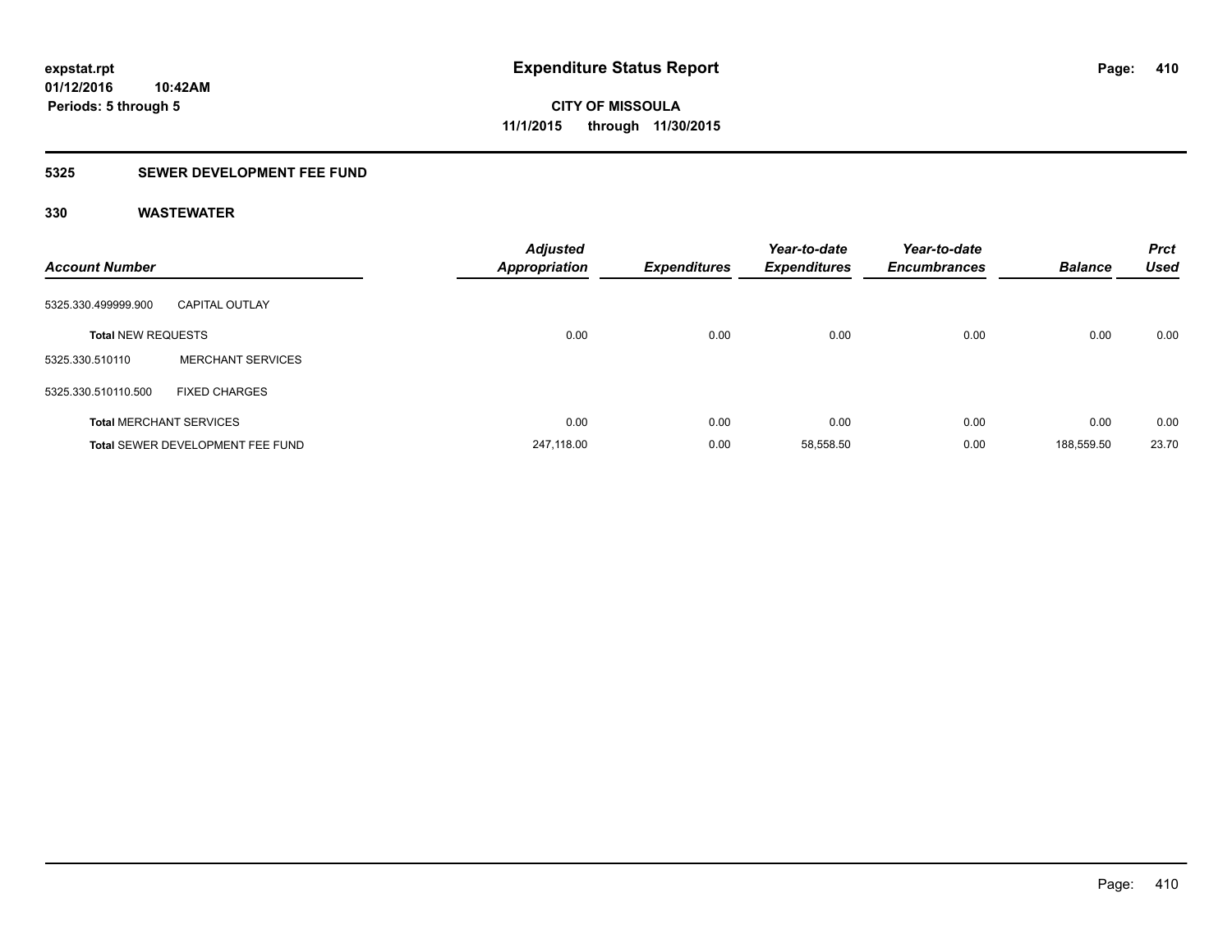expstat.rpt
01/12/2016 10:42AM
Periods: 5 through 5

# Expenditure Status Report

CITY OF MISSOULA
11/1/2015 through 11/30/2015

## 5325 SEWER DEVELOPMENT FEE FUND

### 330 WASTEWATER

| Account Number | | Adjusted Appropriation | Expenditures | Year-to-date Expenditures | Year-to-date Encumbrances | Balance | Prct Used |
|---|---|---|---|---|---|---|---|
| 5325.330.499999.900 | CAPITAL OUTLAY | | | | | | |
| **Total** NEW REQUESTS | | 0.00 | 0.00 | 0.00 | 0.00 | 0.00 | 0.00 |
| 5325.330.510110 | MERCHANT SERVICES | | | | | | |
| 5325.330.510110.500 | FIXED CHARGES | | | | | | |
| **Total** MERCHANT SERVICES | | 0.00 | 0.00 | 0.00 | 0.00 | 0.00 | 0.00 |
| **Total** SEWER DEVELOPMENT FEE FUND | | 247,118.00 | 0.00 | 58,558.50 | 0.00 | 188,559.50 | 23.70 |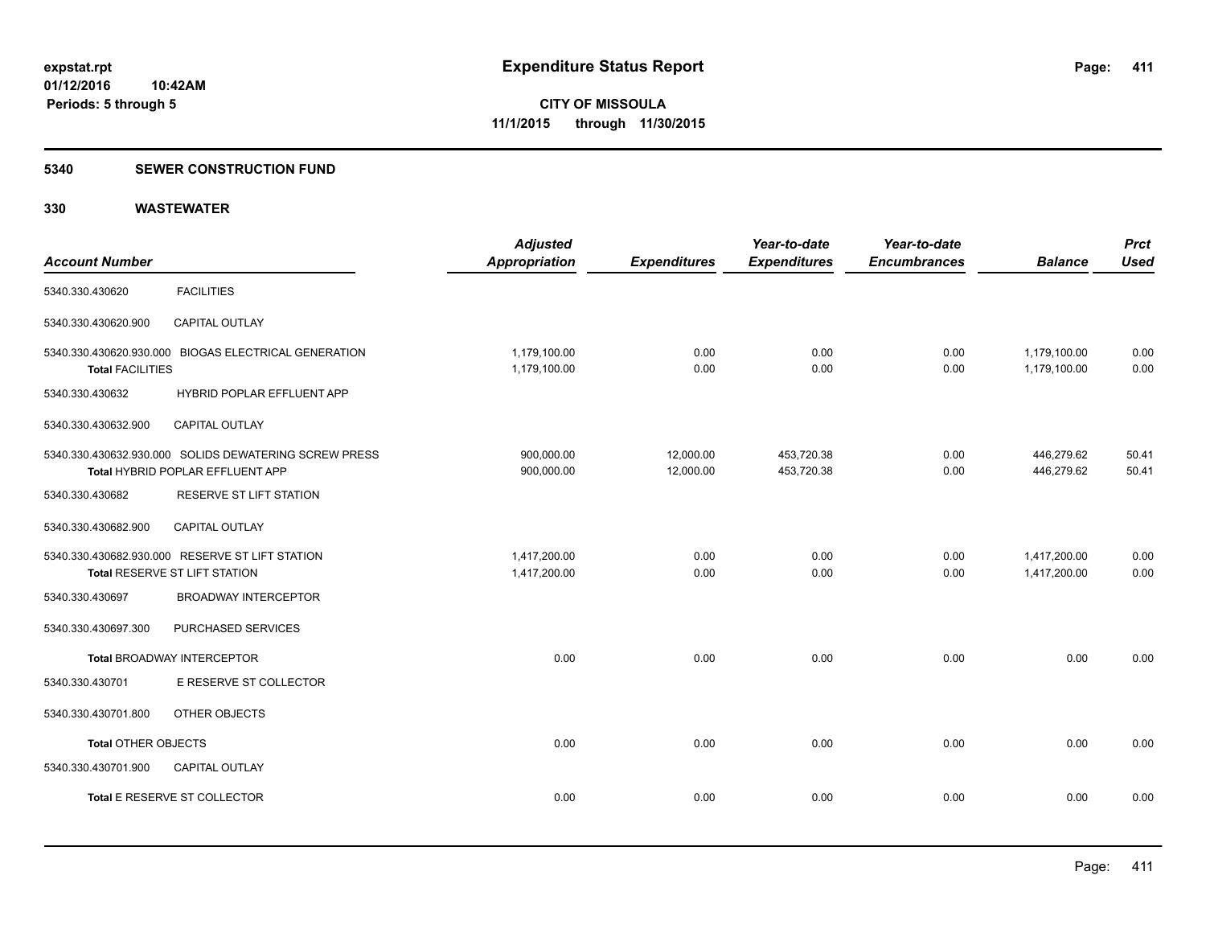**expstat.rpt**
**01/12/2016 10:42AM**
**Periods: 5 through 5**

# Expenditure Status Report

**CITY OF MISSOULA**
**11/1/2015 through 11/30/2015**

## 5340 SEWER CONSTRUCTION FUND

## 330 WASTEWATER

| Account Number | | *Adjusted Appropriation* | *Expenditures* | *Year-to-date Expenditures* | *Year-to-date Encumbrances* | *Balance* | *Prct Used* |
|---|---|---|---|---|---|---|---|
| 5340.330.430620 | FACILITIES | | | | | | |
| 5340.330.430620.900 | CAPITAL OUTLAY | | | | | | |
| 5340.330.430620.930.000 | BIOGAS ELECTRICAL GENERATION | 1,179,100.00 | 0.00 | 0.00 | 0.00 | 1,179,100.00 | 0.00 |
| **Total** FACILITIES | | 1,179,100.00 | 0.00 | 0.00 | 0.00 | 1,179,100.00 | 0.00 |
| 5340.330.430632 | HYBRID POPLAR EFFLUENT APP | | | | | | |
| 5340.330.430632.900 | CAPITAL OUTLAY | | | | | | |
| 5340.330.430632.930.000 | SOLIDS DEWATERING SCREW PRESS | 900,000.00 | 12,000.00 | 453,720.38 | 0.00 | 446,279.62 | 50.41 |
| **Total** HYBRID POPLAR EFFLUENT APP | | 900,000.00 | 12,000.00 | 453,720.38 | 0.00 | 446,279.62 | 50.41 |
| 5340.330.430682 | RESERVE ST LIFT STATION | | | | | | |
| 5340.330.430682.900 | CAPITAL OUTLAY | | | | | | |
| 5340.330.430682.930.000 | RESERVE ST LIFT STATION | 1,417,200.00 | 0.00 | 0.00 | 0.00 | 1,417,200.00 | 0.00 |
| **Total** RESERVE ST LIFT STATION | | 1,417,200.00 | 0.00 | 0.00 | 0.00 | 1,417,200.00 | 0.00 |
| 5340.330.430697 | BROADWAY INTERCEPTOR | | | | | | |
| 5340.330.430697.300 | PURCHASED SERVICES | | | | | | |
| **Total** BROADWAY INTERCEPTOR | | 0.00 | 0.00 | 0.00 | 0.00 | 0.00 | 0.00 |
| 5340.330.430701 | E RESERVE ST COLLECTOR | | | | | | |
| 5340.330.430701.800 | OTHER OBJECTS | | | | | | |
| **Total** OTHER OBJECTS | | 0.00 | 0.00 | 0.00 | 0.00 | 0.00 | 0.00 |
| 5340.330.430701.900 | CAPITAL OUTLAY | | | | | | |
| **Total** E RESERVE ST COLLECTOR | | 0.00 | 0.00 | 0.00 | 0.00 | 0.00 | 0.00 |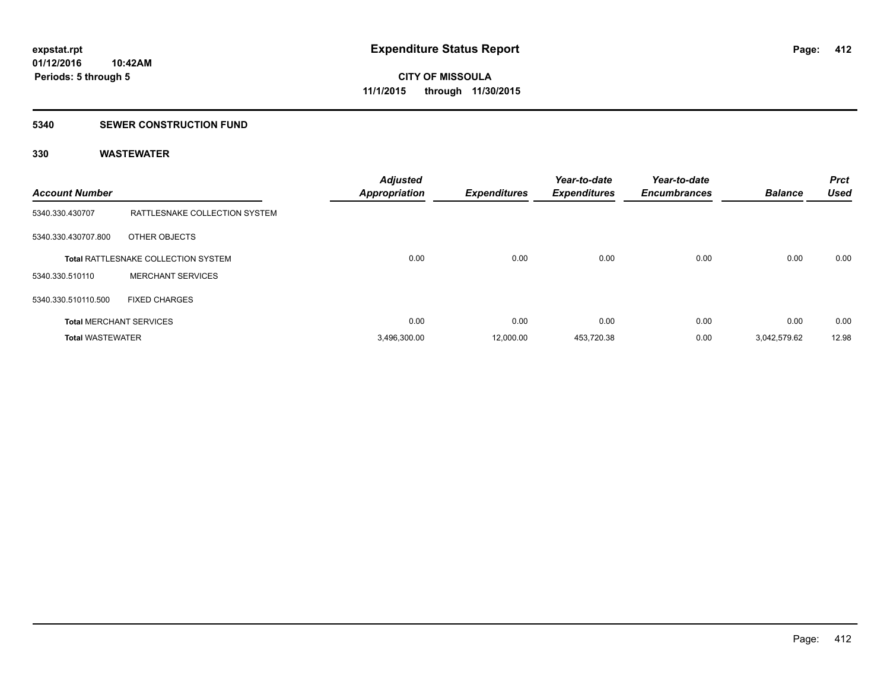**expstat.rpt**
**01/12/2016 10:42AM**
**Periods: 5 through 5**

# Expenditure Status Report

**CITY OF MISSOULA**
**11/1/2015 through 11/30/2015**

## 5340 SEWER CONSTRUCTION FUND

### 330 WASTEWATER

| Account Number | | Adjusted Appropriation | Expenditures | Year-to-date Expenditures | Year-to-date Encumbrances | Balance | Prct Used |
|---|---|---|---|---|---|---|---|
| 5340.330.430707 | RATTLESNAKE COLLECTION SYSTEM | | | | | | |
| 5340.330.430707.800 | OTHER OBJECTS | | | | | | |
| **Total** RATTLESNAKE COLLECTION SYSTEM | | 0.00 | 0.00 | 0.00 | 0.00 | 0.00 | 0.00 |
| 5340.330.510110 | MERCHANT SERVICES | | | | | | |
| 5340.330.510110.500 | FIXED CHARGES | | | | | | |
| **Total** MERCHANT SERVICES | | 0.00 | 0.00 | 0.00 | 0.00 | 0.00 | 0.00 |
| **Total** WASTEWATER | | 3,496,300.00 | 12,000.00 | 453,720.38 | 0.00 | 3,042,579.62 | 12.98 |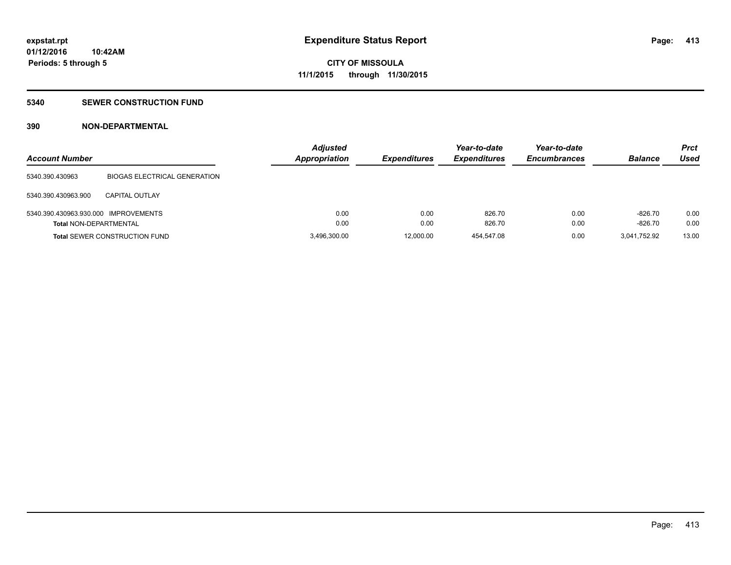# Expenditure Status Report

**CITY OF MISSOULA**

**11/1/2015 through 11/30/2015**

expstat.rpt
01/12/2016 10:42AM
Periods: 5 through 5

## 5340 SEWER CONSTRUCTION FUND

### 390 NON-DEPARTMENTAL

| Account Number | | Adjusted Appropriation | Expenditures | Year-to-date Expenditures | Year-to-date Encumbrances | Balance | Prct Used |
|---|---|---|---|---|---|---|---|
| 5340.390.430963 | BIOGAS ELECTRICAL GENERATION | | | | | | |
| 5340.390.430963.900 | CAPITAL OUTLAY | | | | | | |
| 5340.390.430963.930.000 | IMPROVEMENTS | 0.00 | 0.00 | 826.70 | 0.00 | -826.70 | 0.00 |
| **Total** NON-DEPARTMENTAL | | 0.00 | 0.00 | 826.70 | 0.00 | -826.70 | 0.00 |
| **Total** SEWER CONSTRUCTION FUND | | 3,496,300.00 | 12,000.00 | 454,547.08 | 0.00 | 3,041,752.92 | 13.00 |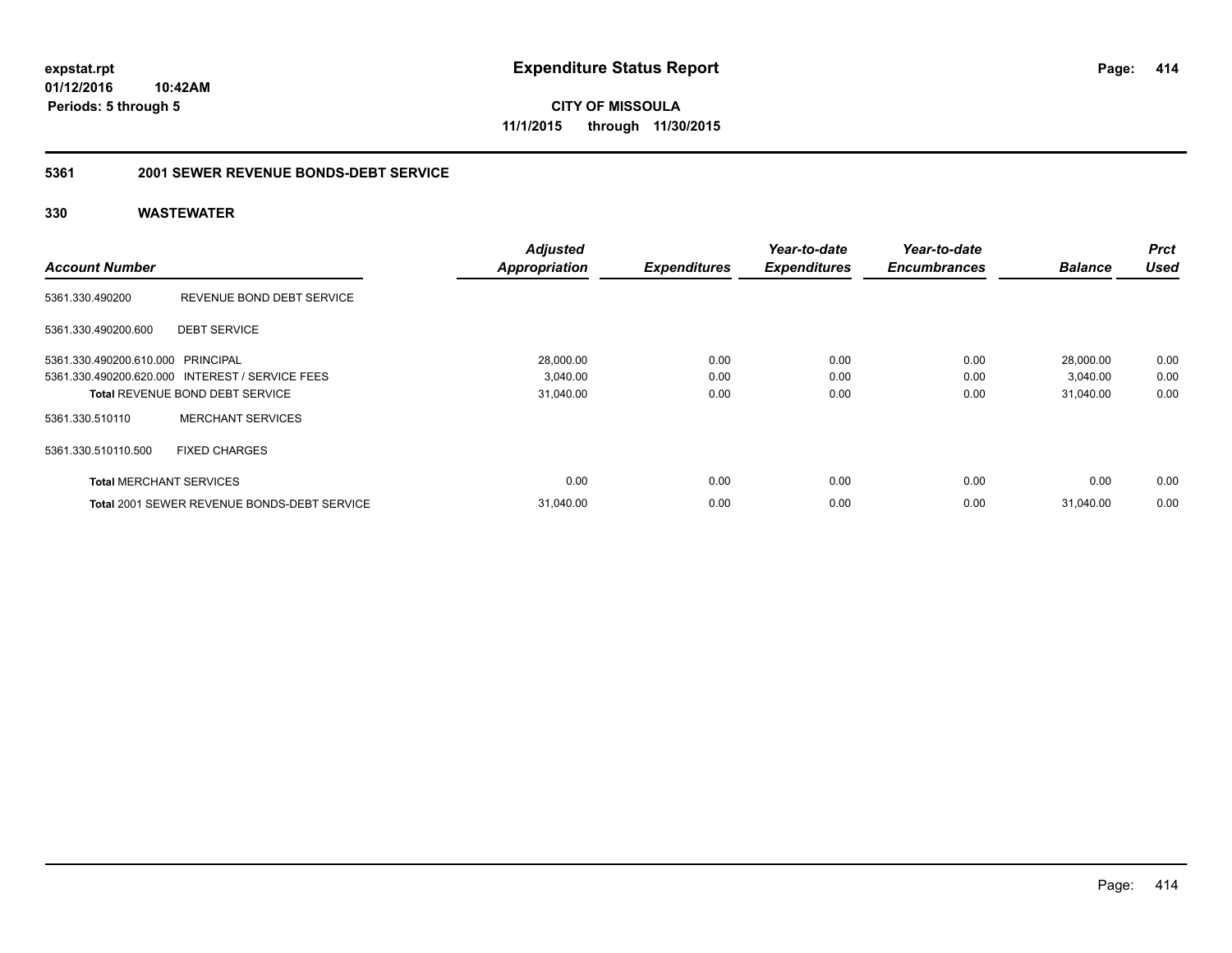**expstat.rpt**
**01/12/2016 10:42AM**
**Periods: 5 through 5**

# Expenditure Status Report

**CITY OF MISSOULA**
**11/1/2015 through 11/30/2015**

## 5361 2001 SEWER REVENUE BONDS-DEBT SERVICE

### 330 WASTEWATER

| Account Number | | Adjusted Appropriation | Expenditures | Year-to-date Expenditures | Year-to-date Encumbrances | Balance | Prct Used |
|---|---|---|---|---|---|---|---|
| 5361.330.490200 | REVENUE BOND DEBT SERVICE | | | | | | |
| 5361.330.490200.600 | DEBT SERVICE | | | | | | |
| 5361.330.490200.610.000 | PRINCIPAL | 28,000.00 | 0.00 | 0.00 | 0.00 | 28,000.00 | 0.00 |
| 5361.330.490200.620.000 | INTEREST / SERVICE FEES | 3,040.00 | 0.00 | 0.00 | 0.00 | 3,040.00 | 0.00 |
| **Total** REVENUE BOND DEBT SERVICE | | 31,040.00 | 0.00 | 0.00 | 0.00 | 31,040.00 | 0.00 |
| 5361.330.510110 | MERCHANT SERVICES | | | | | | |
| 5361.330.510110.500 | FIXED CHARGES | | | | | | |
| **Total** MERCHANT SERVICES | | 0.00 | 0.00 | 0.00 | 0.00 | 0.00 | 0.00 |
| **Total** 2001 SEWER REVENUE BONDS-DEBT SERVICE | | 31,040.00 | 0.00 | 0.00 | 0.00 | 31,040.00 | 0.00 |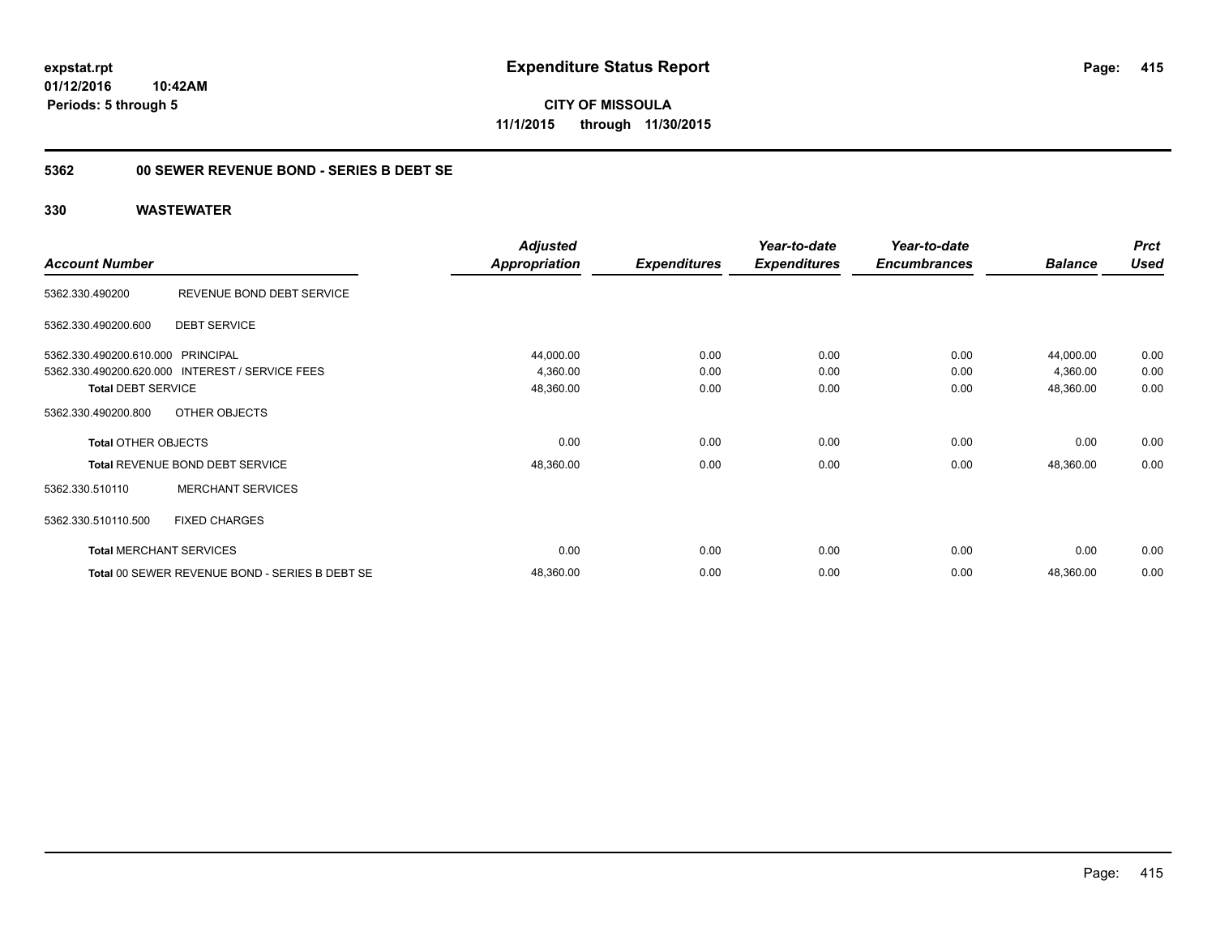**expstat.rpt**
**01/12/2016 10:42AM**
**Periods: 5 through 5**

# Expenditure Status Report

**CITY OF MISSOULA**
**11/1/2015 through 11/30/2015**

## 5362 00 SEWER REVENUE BOND - SERIES B DEBT SE

## 330 WASTEWATER

| Account Number | | Adjusted Appropriation | Expenditures | Year-to-date Expenditures | Year-to-date Encumbrances | Balance | Prct Used |
|---|---|---|---|---|---|---|---|
| 5362.330.490200 | REVENUE BOND DEBT SERVICE | | | | | | |
| 5362.330.490200.600 | DEBT SERVICE | | | | | | |
| 5362.330.490200.610.000 | PRINCIPAL | 44,000.00 | 0.00 | 0.00 | 0.00 | 44,000.00 | 0.00 |
| 5362.330.490200.620.000 | INTEREST / SERVICE FEES | 4,360.00 | 0.00 | 0.00 | 0.00 | 4,360.00 | 0.00 |
| **Total DEBT SERVICE** | | 48,360.00 | 0.00 | 0.00 | 0.00 | 48,360.00 | 0.00 |
| 5362.330.490200.800 | OTHER OBJECTS | | | | | | |
| **Total OTHER OBJECTS** | | 0.00 | 0.00 | 0.00 | 0.00 | 0.00 | 0.00 |
| **Total REVENUE BOND DEBT SERVICE** | | 48,360.00 | 0.00 | 0.00 | 0.00 | 48,360.00 | 0.00 |
| 5362.330.510110 | MERCHANT SERVICES | | | | | | |
| 5362.330.510110.500 | FIXED CHARGES | | | | | | |
| **Total MERCHANT SERVICES** | | 0.00 | 0.00 | 0.00 | 0.00 | 0.00 | 0.00 |
| **Total 00 SEWER REVENUE BOND - SERIES B DEBT SE** | | 48,360.00 | 0.00 | 0.00 | 0.00 | 48,360.00 | 0.00 |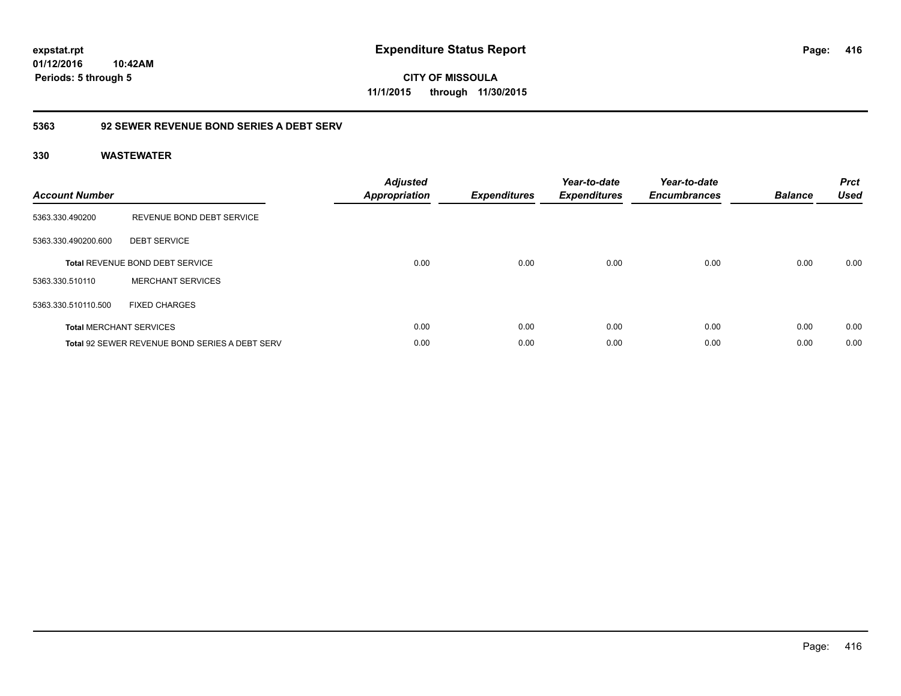**expstat.rpt**
**01/12/2016 10:42AM**
**Periods: 5 through 5**

# Expenditure Status Report

**CITY OF MISSOULA**
**11/1/2015 through 11/30/2015**

## 5363 92 SEWER REVENUE BOND SERIES A DEBT SERV

### 330 WASTEWATER

| Account Number | | Adjusted Appropriation | Expenditures | Year-to-date Expenditures | Year-to-date Encumbrances | Balance | Prct Used |
|---|---|---|---|---|---|---|---|
| 5363.330.490200 | REVENUE BOND DEBT SERVICE | | | | | | |
| 5363.330.490200.600 | DEBT SERVICE | | | | | | |
| **Total** REVENUE BOND DEBT SERVICE | | 0.00 | 0.00 | 0.00 | 0.00 | 0.00 | 0.00 |
| 5363.330.510110 | MERCHANT SERVICES | | | | | | |
| 5363.330.510110.500 | FIXED CHARGES | | | | | | |
| **Total** MERCHANT SERVICES | | 0.00 | 0.00 | 0.00 | 0.00 | 0.00 | 0.00 |
| **Total** 92 SEWER REVENUE BOND SERIES A DEBT SERV | | 0.00 | 0.00 | 0.00 | 0.00 | 0.00 | 0.00 |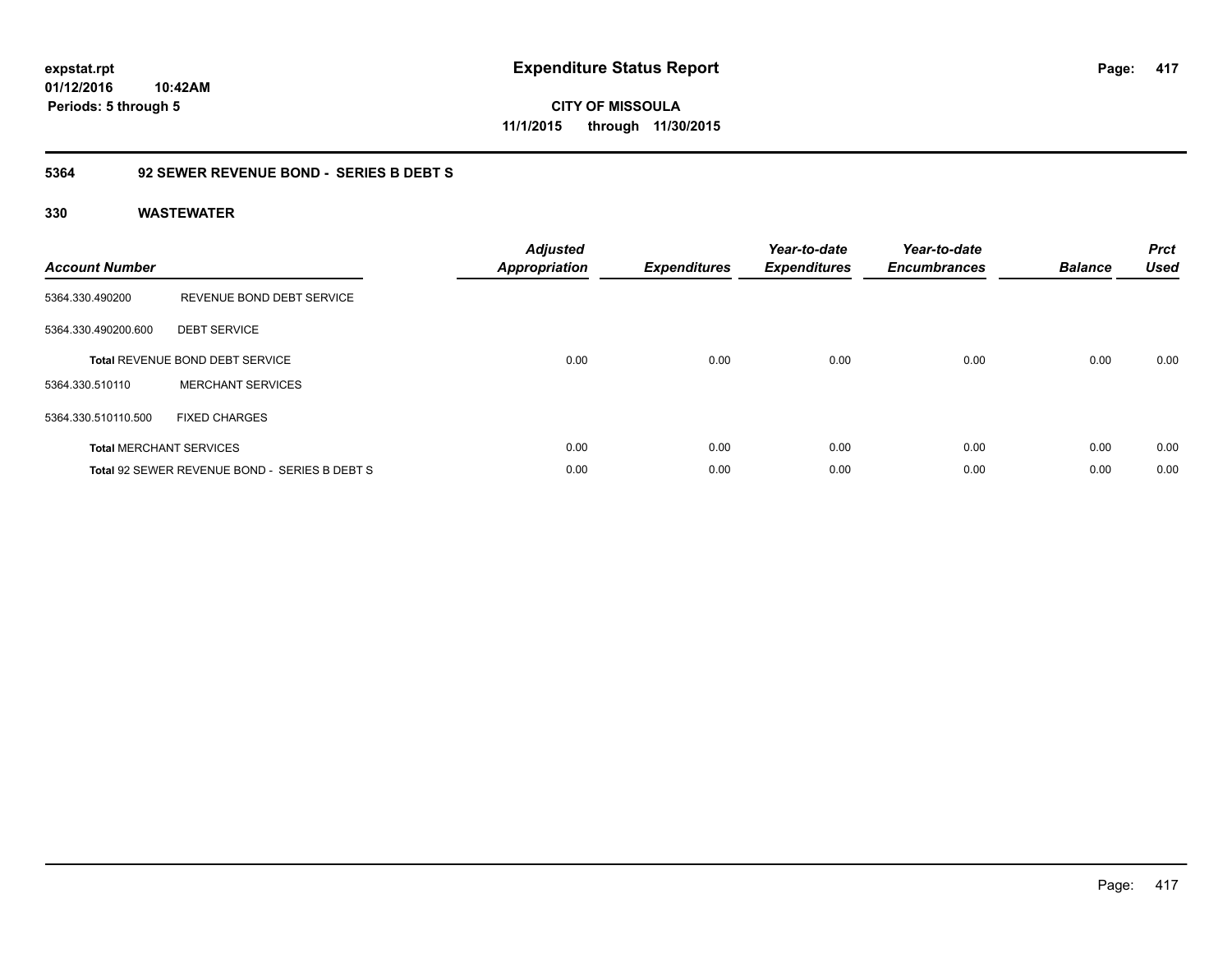**expstat.rpt**
**01/12/2016 10:42AM**
**Periods: 5 through 5**

# Expenditure Status Report

**CITY OF MISSOULA**
**11/1/2015 through 11/30/2015**

## 5364 92 SEWER REVENUE BOND - SERIES B DEBT S

### 330 WASTEWATER

| Account Number | | Adjusted Appropriation | Expenditures | Year-to-date Expenditures | Year-to-date Encumbrances | Balance | Prct Used |
|---|---|---|---|---|---|---|---|
| 5364.330.490200 | REVENUE BOND DEBT SERVICE | | | | | | |
| 5364.330.490200.600 | DEBT SERVICE | | | | | | |
| **Total** REVENUE BOND DEBT SERVICE | | 0.00 | 0.00 | 0.00 | 0.00 | 0.00 | 0.00 |
| 5364.330.510110 | MERCHANT SERVICES | | | | | | |
| 5364.330.510110.500 | FIXED CHARGES | | | | | | |
| **Total** MERCHANT SERVICES | | 0.00 | 0.00 | 0.00 | 0.00 | 0.00 | 0.00 |
| **Total** 92 SEWER REVENUE BOND - SERIES B DEBT S | | 0.00 | 0.00 | 0.00 | 0.00 | 0.00 | 0.00 |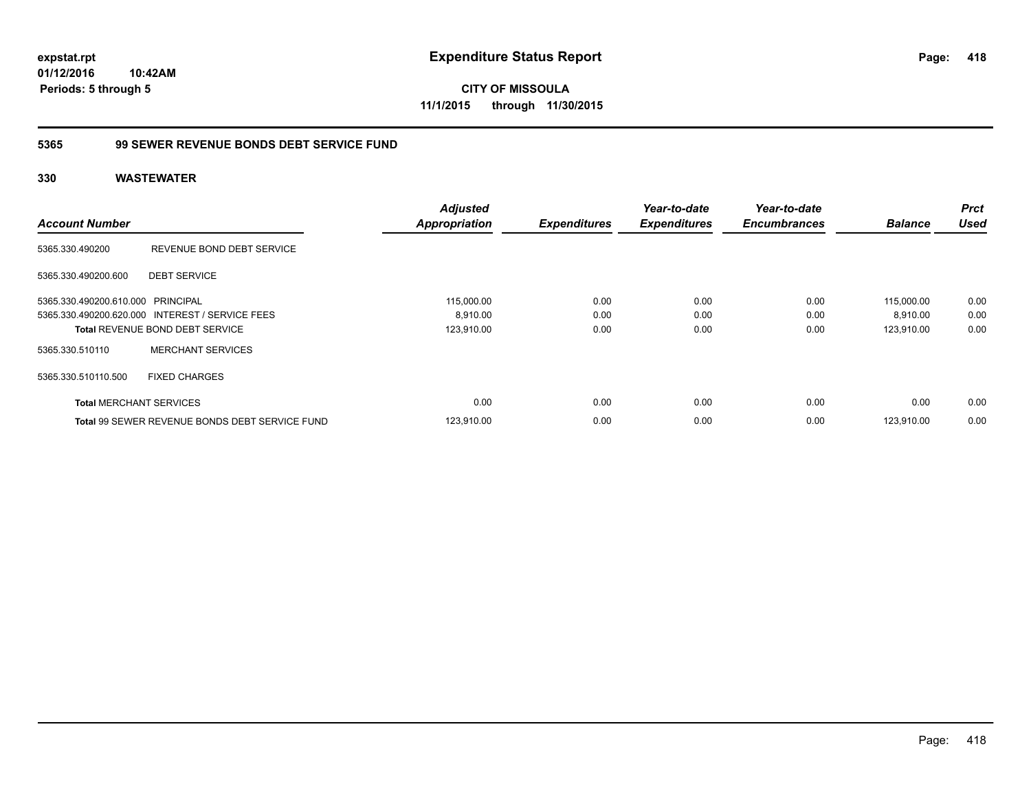expstat.rpt
01/12/2016 10:42AM
Periods: 5 through 5

# Expenditure Status Report

**CITY OF MISSOULA**
**11/1/2015 through 11/30/2015**

## 5365 99 SEWER REVENUE BONDS DEBT SERVICE FUND

## 330 WASTEWATER

| Account Number | | Adjusted Appropriation | Expenditures | Year-to-date Expenditures | Year-to-date Encumbrances | Balance | Prct Used |
|---|---|---|---|---|---|---|---|
| 5365.330.490200 | REVENUE BOND DEBT SERVICE | | | | | | |
| 5365.330.490200.600 | DEBT SERVICE | | | | | | |
| 5365.330.490200.610.000 | PRINCIPAL | 115,000.00 | 0.00 | 0.00 | 0.00 | 115,000.00 | 0.00 |
| 5365.330.490200.620.000 | INTEREST / SERVICE FEES | 8,910.00 | 0.00 | 0.00 | 0.00 | 8,910.00 | 0.00 |
| **Total** REVENUE BOND DEBT SERVICE | | 123,910.00 | 0.00 | 0.00 | 0.00 | 123,910.00 | 0.00 |
| 5365.330.510110 | MERCHANT SERVICES | | | | | | |
| 5365.330.510110.500 | FIXED CHARGES | | | | | | |
| **Total** MERCHANT SERVICES | | 0.00 | 0.00 | 0.00 | 0.00 | 0.00 | 0.00 |
| **Total** 99 SEWER REVENUE BONDS DEBT SERVICE FUND | | 123,910.00 | 0.00 | 0.00 | 0.00 | 123,910.00 | 0.00 |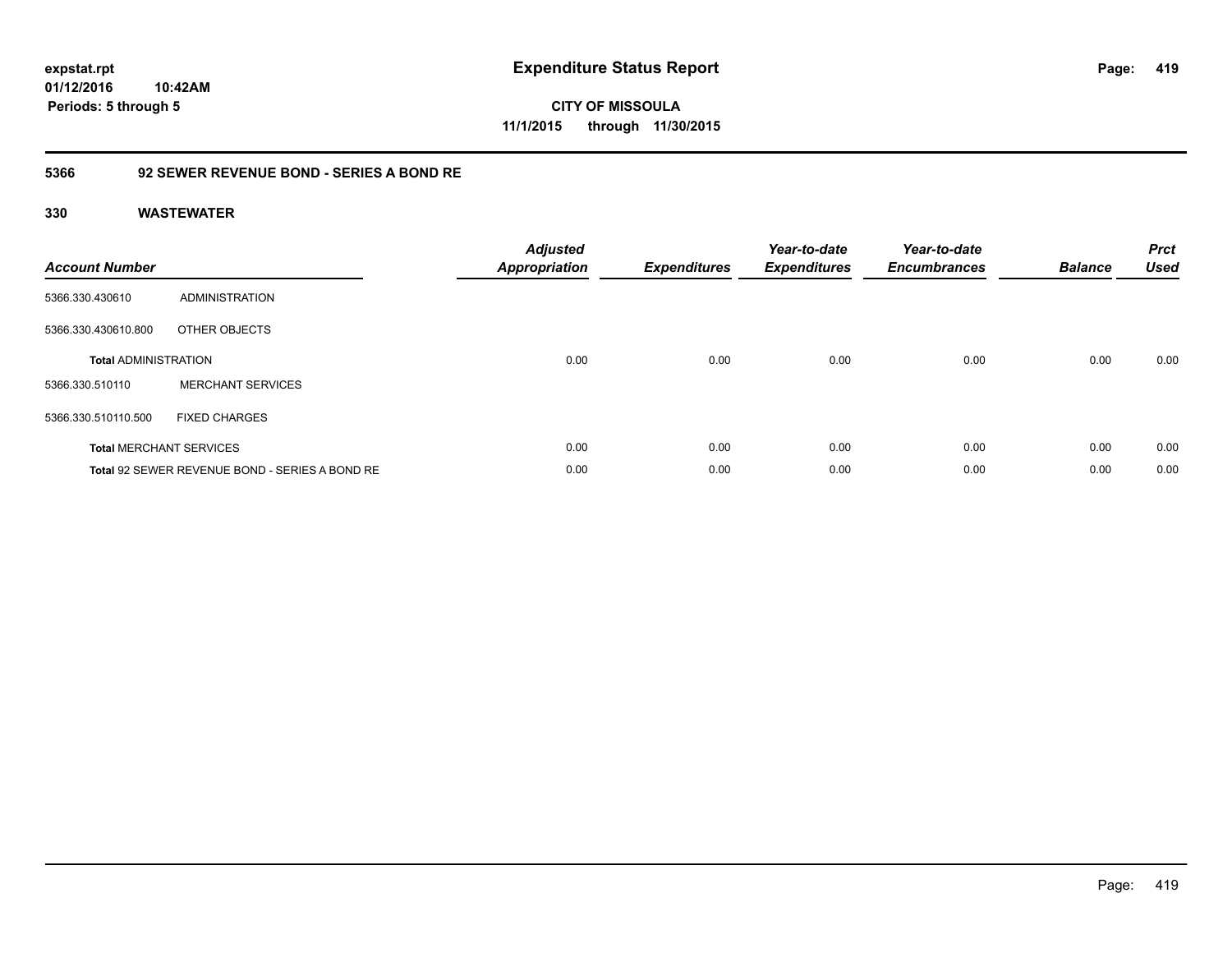**expstat.rpt**
**01/12/2016 10:42AM**
**Periods: 5 through 5**

# Expenditure Status Report

**CITY OF MISSOULA**
**11/1/2015 through 11/30/2015**

## 5366 92 SEWER REVENUE BOND - SERIES A BOND RE

### 330 WASTEWATER

| Account Number | | Adjusted Appropriation | Expenditures | Year-to-date Expenditures | Year-to-date Encumbrances | Balance | Prct Used |
|---|---|---|---|---|---|---|---|
| 5366.330.430610 | ADMINISTRATION | | | | | | |
| 5366.330.430610.800 | OTHER OBJECTS | | | | | | |
| **Total** ADMINISTRATION | | 0.00 | 0.00 | 0.00 | 0.00 | 0.00 | 0.00 |
| 5366.330.510110 | MERCHANT SERVICES | | | | | | |
| 5366.330.510110.500 | FIXED CHARGES | | | | | | |
| **Total** MERCHANT SERVICES | | 0.00 | 0.00 | 0.00 | 0.00 | 0.00 | 0.00 |
| **Total** 92 SEWER REVENUE BOND - SERIES A BOND RE | | 0.00 | 0.00 | 0.00 | 0.00 | 0.00 | 0.00 |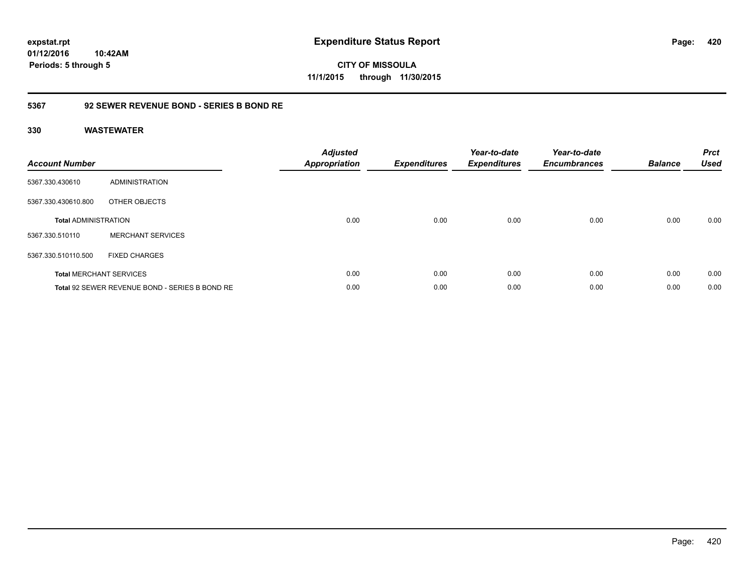**expstat.rpt**
**01/12/2016 10:42AM**
**Periods: 5 through 5**

# Expenditure Status Report

**CITY OF MISSOULA**
**11/1/2015 through 11/30/2015**

## 5367 92 SEWER REVENUE BOND - SERIES B BOND RE

### 330 WASTEWATER

| Account Number | | Adjusted Appropriation | Expenditures | Year-to-date Expenditures | Year-to-date Encumbrances | Balance | Prct Used |
|---|---|---|---|---|---|---|---|
| 5367.330.430610 | ADMINISTRATION | | | | | | |
| 5367.330.430610.800 | OTHER OBJECTS | | | | | | |
| **Total** ADMINISTRATION | | 0.00 | 0.00 | 0.00 | 0.00 | 0.00 | 0.00 |
| 5367.330.510110 | MERCHANT SERVICES | | | | | | |
| 5367.330.510110.500 | FIXED CHARGES | | | | | | |
| **Total** MERCHANT SERVICES | | 0.00 | 0.00 | 0.00 | 0.00 | 0.00 | 0.00 |
| **Total** 92 SEWER REVENUE BOND - SERIES B BOND RE | | 0.00 | 0.00 | 0.00 | 0.00 | 0.00 | 0.00 |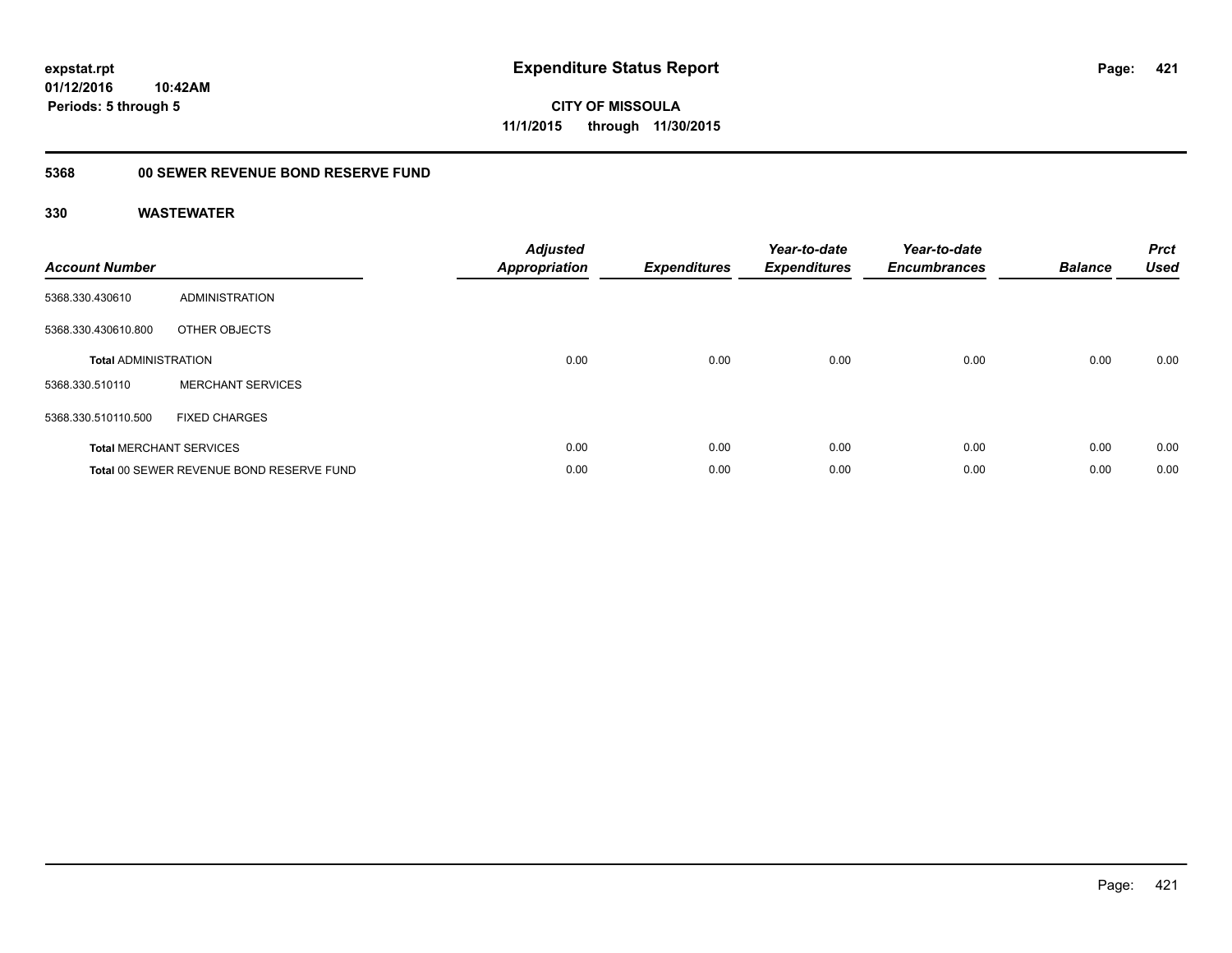expstat.rpt
01/12/2016 10:42AM
Periods: 5 through 5

# Expenditure Status Report

CITY OF MISSOULA
11/1/2015 through 11/30/2015

## 5368 00 SEWER REVENUE BOND RESERVE FUND

### 330 WASTEWATER

| Account Number | | Adjusted Appropriation | Expenditures | Year-to-date Expenditures | Year-to-date Encumbrances | Balance | Prct Used |
|---|---|---|---|---|---|---|---|
| 5368.330.430610 | ADMINISTRATION | | | | | | |
| 5368.330.430610.800 | OTHER OBJECTS | | | | | | |
| **Total** ADMINISTRATION | | 0.00 | 0.00 | 0.00 | 0.00 | 0.00 | 0.00 |
| 5368.330.510110 | MERCHANT SERVICES | | | | | | |
| 5368.330.510110.500 | FIXED CHARGES | | | | | | |
| **Total** MERCHANT SERVICES | | 0.00 | 0.00 | 0.00 | 0.00 | 0.00 | 0.00 |
| **Total** 00 SEWER REVENUE BOND RESERVE FUND | | 0.00 | 0.00 | 0.00 | 0.00 | 0.00 | 0.00 |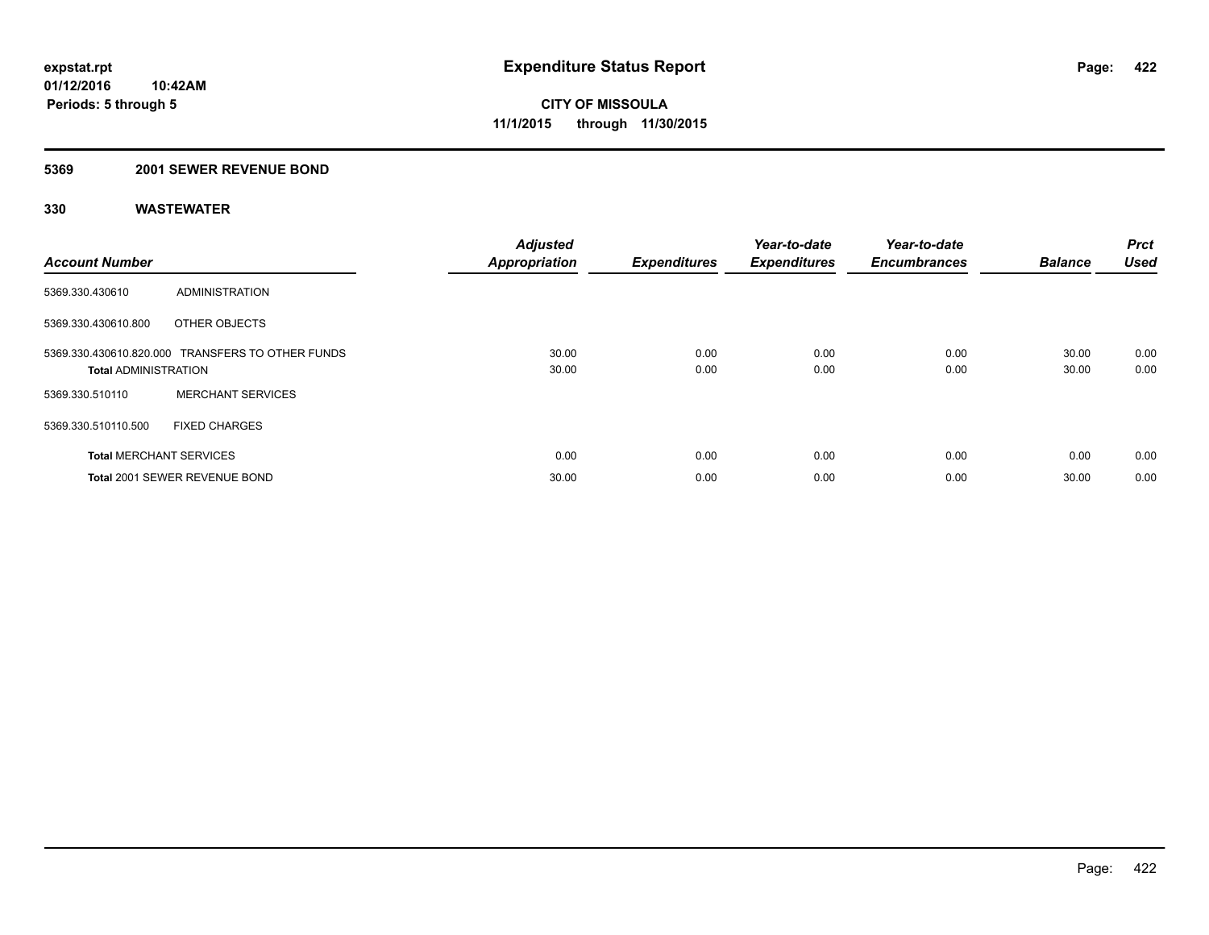# Expenditure Status Report

**CITY OF MISSOULA**

**11/1/2015 through 11/30/2015**

expstat.rpt
01/12/2016 10:42AM
Periods: 5 through 5

## 5369 2001 SEWER REVENUE BOND

### 330 WASTEWATER

| Account Number | | Adjusted Appropriation | Expenditures | Year-to-date Expenditures | Year-to-date Encumbrances | Balance | Prct Used |
|---|---|---|---|---|---|---|---|
| 5369.330.430610 | ADMINISTRATION | | | | | | |
| 5369.330.430610.800 | OTHER OBJECTS | | | | | | |
| 5369.330.430610.820.000 | TRANSFERS TO OTHER FUNDS | 30.00 | 0.00 | 0.00 | 0.00 | 30.00 | 0.00 |
| **Total** ADMINISTRATION | | 30.00 | 0.00 | 0.00 | 0.00 | 30.00 | 0.00 |
| 5369.330.510110 | MERCHANT SERVICES | | | | | | |
| 5369.330.510110.500 | FIXED CHARGES | | | | | | |
| **Total** MERCHANT SERVICES | | 0.00 | 0.00 | 0.00 | 0.00 | 0.00 | 0.00 |
| **Total** 2001 SEWER REVENUE BOND | | 30.00 | 0.00 | 0.00 | 0.00 | 30.00 | 0.00 |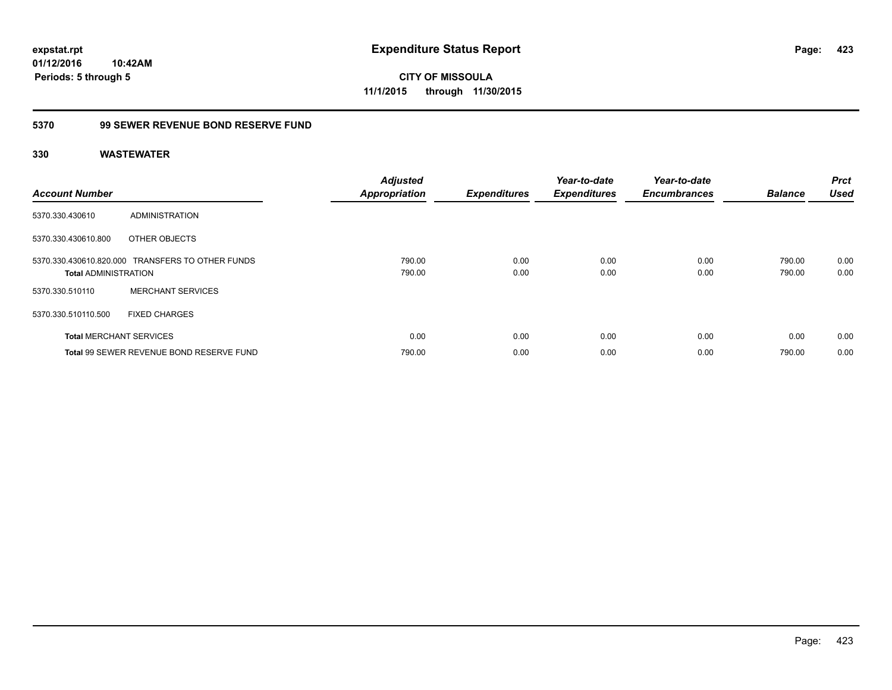**expstat.rpt**
**01/12/2016 10:42AM**
**Periods: 5 through 5**

# Expenditure Status Report

**CITY OF MISSOULA**
**11/1/2015 through 11/30/2015**

## 5370 99 SEWER REVENUE BOND RESERVE FUND

### 330 WASTEWATER

| Account Number | | Adjusted Appropriation | Expenditures | Year-to-date Expenditures | Year-to-date Encumbrances | Balance | Prct Used |
|---|---|---|---|---|---|---|---|
| 5370.330.430610 | ADMINISTRATION | | | | | | |
| 5370.330.430610.800 | OTHER OBJECTS | | | | | | |
| 5370.330.430610.820.000 | TRANSFERS TO OTHER FUNDS | 790.00 | 0.00 | 0.00 | 0.00 | 790.00 | 0.00 |
| **Total** ADMINISTRATION | | 790.00 | 0.00 | 0.00 | 0.00 | 790.00 | 0.00 |
| 5370.330.510110 | MERCHANT SERVICES | | | | | | |
| 5370.330.510110.500 | FIXED CHARGES | | | | | | |
| **Total** MERCHANT SERVICES | | 0.00 | 0.00 | 0.00 | 0.00 | 0.00 | 0.00 |
| **Total** 99 SEWER REVENUE BOND RESERVE FUND | | 790.00 | 0.00 | 0.00 | 0.00 | 790.00 | 0.00 |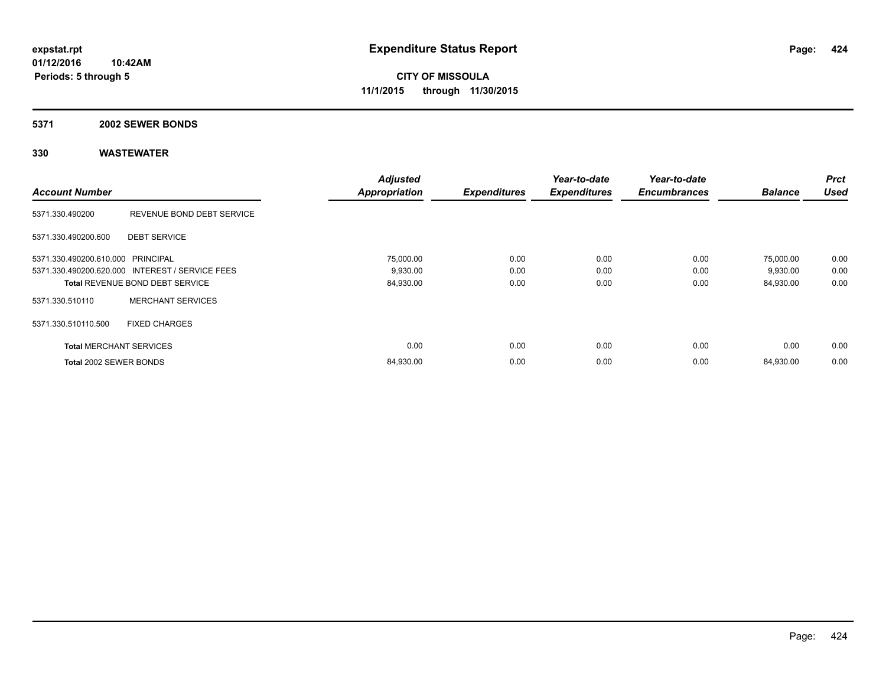**expstat.rpt**
**01/12/2016 10:42AM**
**Periods: 5 through 5**

# Expenditure Status Report

**CITY OF MISSOULA**
**11/1/2015 through 11/30/2015**

## 5371 2002 SEWER BONDS

## 330 WASTEWATER

| Account Number | | Adjusted Appropriation | Expenditures | Year-to-date Expenditures | Year-to-date Encumbrances | Balance | Prct Used |
|---|---|---|---|---|---|---|---|
| 5371.330.490200 | REVENUE BOND DEBT SERVICE | | | | | | |
| 5371.330.490200.600 | DEBT SERVICE | | | | | | |
| 5371.330.490200.610.000 | PRINCIPAL | 75,000.00 | 0.00 | 0.00 | 0.00 | 75,000.00 | 0.00 |
| 5371.330.490200.620.000 | INTEREST / SERVICE FEES | 9,930.00 | 0.00 | 0.00 | 0.00 | 9,930.00 | 0.00 |
| Total REVENUE BOND DEBT SERVICE | | 84,930.00 | 0.00 | 0.00 | 0.00 | 84,930.00 | 0.00 |
| 5371.330.510110 | MERCHANT SERVICES | | | | | | |
| 5371.330.510110.500 | FIXED CHARGES | | | | | | |
| Total MERCHANT SERVICES | | 0.00 | 0.00 | 0.00 | 0.00 | 0.00 | 0.00 |
| Total 2002 SEWER BONDS | | 84,930.00 | 0.00 | 0.00 | 0.00 | 84,930.00 | 0.00 |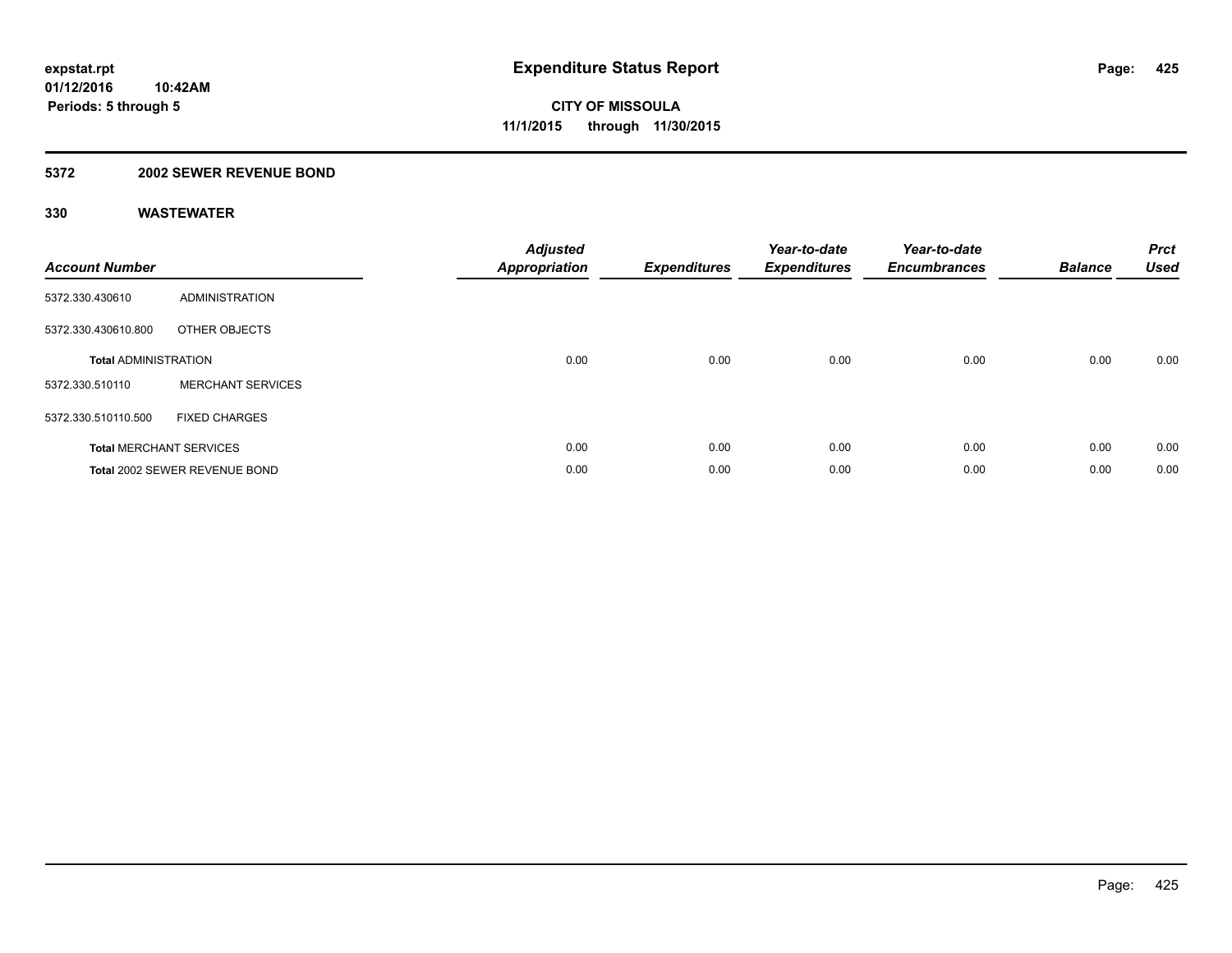# Expenditure Status Report

**CITY OF MISSOULA**
**11/1/2015 through 11/30/2015**

expstat.rpt
01/12/2016 10:42AM
Periods: 5 through 5

## 5372 2002 SEWER REVENUE BOND

### 330 WASTEWATER

| Account Number | | Adjusted Appropriation | Expenditures | Year-to-date Expenditures | Year-to-date Encumbrances | Balance | Prct Used |
|---|---|---|---|---|---|---|---|
| 5372.330.430610 | ADMINISTRATION | | | | | | |
| 5372.330.430610.800 | OTHER OBJECTS | | | | | | |
| **Total** ADMINISTRATION | | 0.00 | 0.00 | 0.00 | 0.00 | 0.00 | 0.00 |
| 5372.330.510110 | MERCHANT SERVICES | | | | | | |
| 5372.330.510110.500 | FIXED CHARGES | | | | | | |
| **Total** MERCHANT SERVICES | | 0.00 | 0.00 | 0.00 | 0.00 | 0.00 | 0.00 |
| **Total** 2002 SEWER REVENUE BOND | | 0.00 | 0.00 | 0.00 | 0.00 | 0.00 | 0.00 |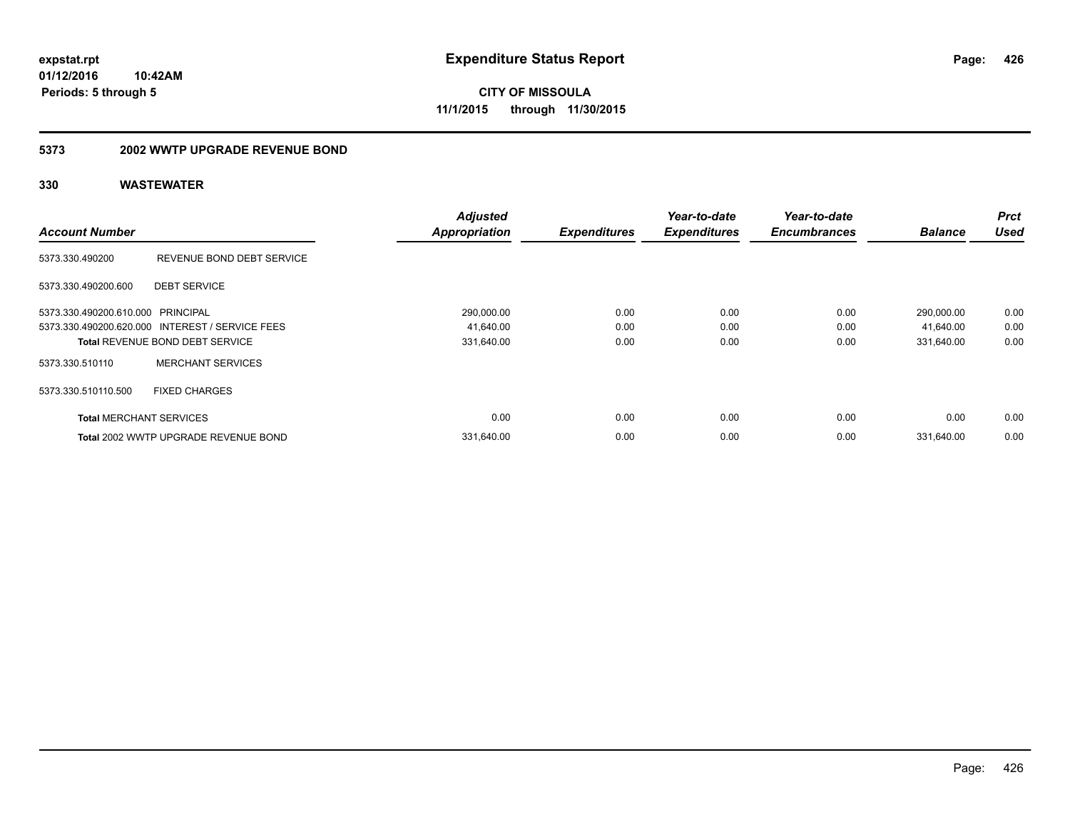**expstat.rpt**
**01/12/2016 10:42AM**
**Periods: 5 through 5**

# Expenditure Status Report

**CITY OF MISSOULA**
**11/1/2015 through 11/30/2015**

## 5373 2002 WWTP UPGRADE REVENUE BOND

### 330 WASTEWATER

| Account Number | | Adjusted Appropriation | Expenditures | Year-to-date Expenditures | Year-to-date Encumbrances | Balance | Prct Used |
|---|---|---|---|---|---|---|---|
| 5373.330.490200 | REVENUE BOND DEBT SERVICE | | | | | | |
| 5373.330.490200.600 | DEBT SERVICE | | | | | | |
| 5373.330.490200.610.000 | PRINCIPAL | 290,000.00 | 0.00 | 0.00 | 0.00 | 290,000.00 | 0.00 |
| 5373.330.490200.620.000 | INTEREST / SERVICE FEES | 41,640.00 | 0.00 | 0.00 | 0.00 | 41,640.00 | 0.00 |
| **Total** REVENUE BOND DEBT SERVICE | | 331,640.00 | 0.00 | 0.00 | 0.00 | 331,640.00 | 0.00 |
| 5373.330.510110 | MERCHANT SERVICES | | | | | | |
| 5373.330.510110.500 | FIXED CHARGES | | | | | | |
| **Total** MERCHANT SERVICES | | 0.00 | 0.00 | 0.00 | 0.00 | 0.00 | 0.00 |
| **Total** 2002 WWTP UPGRADE REVENUE BOND | | 331,640.00 | 0.00 | 0.00 | 0.00 | 331,640.00 | 0.00 |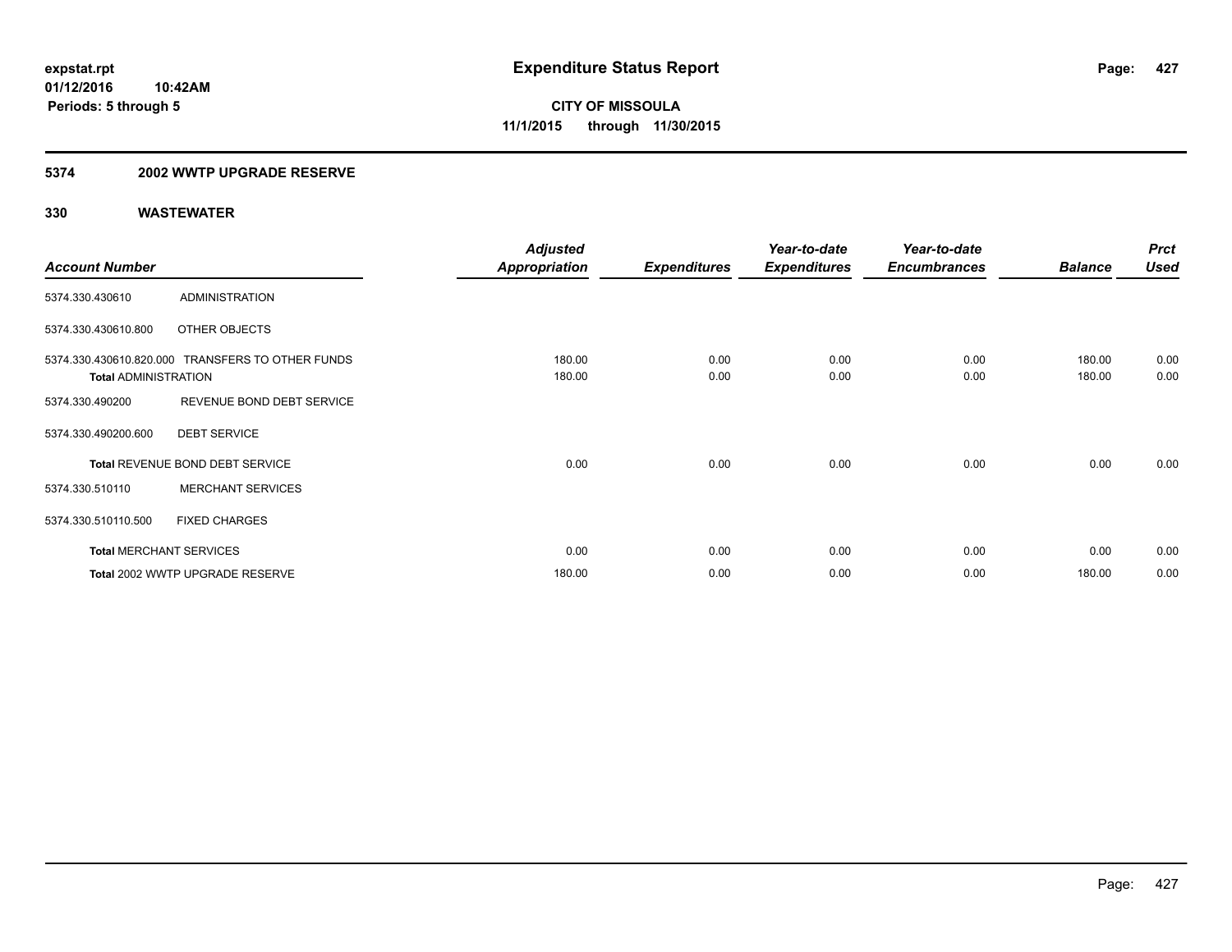# Expenditure Status Report

**CITY OF MISSOULA**
**11/1/2015 through 11/30/2015**

expstat.rpt
01/12/2016 10:42AM
Periods: 5 through 5

## 5374 2002 WWTP UPGRADE RESERVE

### 330 WASTEWATER

| Account Number | | Adjusted Appropriation | Expenditures | Year-to-date Expenditures | Year-to-date Encumbrances | Balance | Prct Used |
|---|---|---|---|---|---|---|---|
| 5374.330.430610 | ADMINISTRATION | | | | | | |
| 5374.330.430610.800 | OTHER OBJECTS | | | | | | |
| 5374.330.430610.820.000 | TRANSFERS TO OTHER FUNDS | 180.00 | 0.00 | 0.00 | 0.00 | 180.00 | 0.00 |
| **Total** ADMINISTRATION | | 180.00 | 0.00 | 0.00 | 0.00 | 180.00 | 0.00 |
| 5374.330.490200 | REVENUE BOND DEBT SERVICE | | | | | | |
| 5374.330.490200.600 | DEBT SERVICE | | | | | | |
| **Total** REVENUE BOND DEBT SERVICE | | 0.00 | 0.00 | 0.00 | 0.00 | 0.00 | 0.00 |
| 5374.330.510110 | MERCHANT SERVICES | | | | | | |
| 5374.330.510110.500 | FIXED CHARGES | | | | | | |
| **Total** MERCHANT SERVICES | | 0.00 | 0.00 | 0.00 | 0.00 | 0.00 | 0.00 |
| **Total** 2002 WWTP UPGRADE RESERVE | | 180.00 | 0.00 | 0.00 | 0.00 | 180.00 | 0.00 |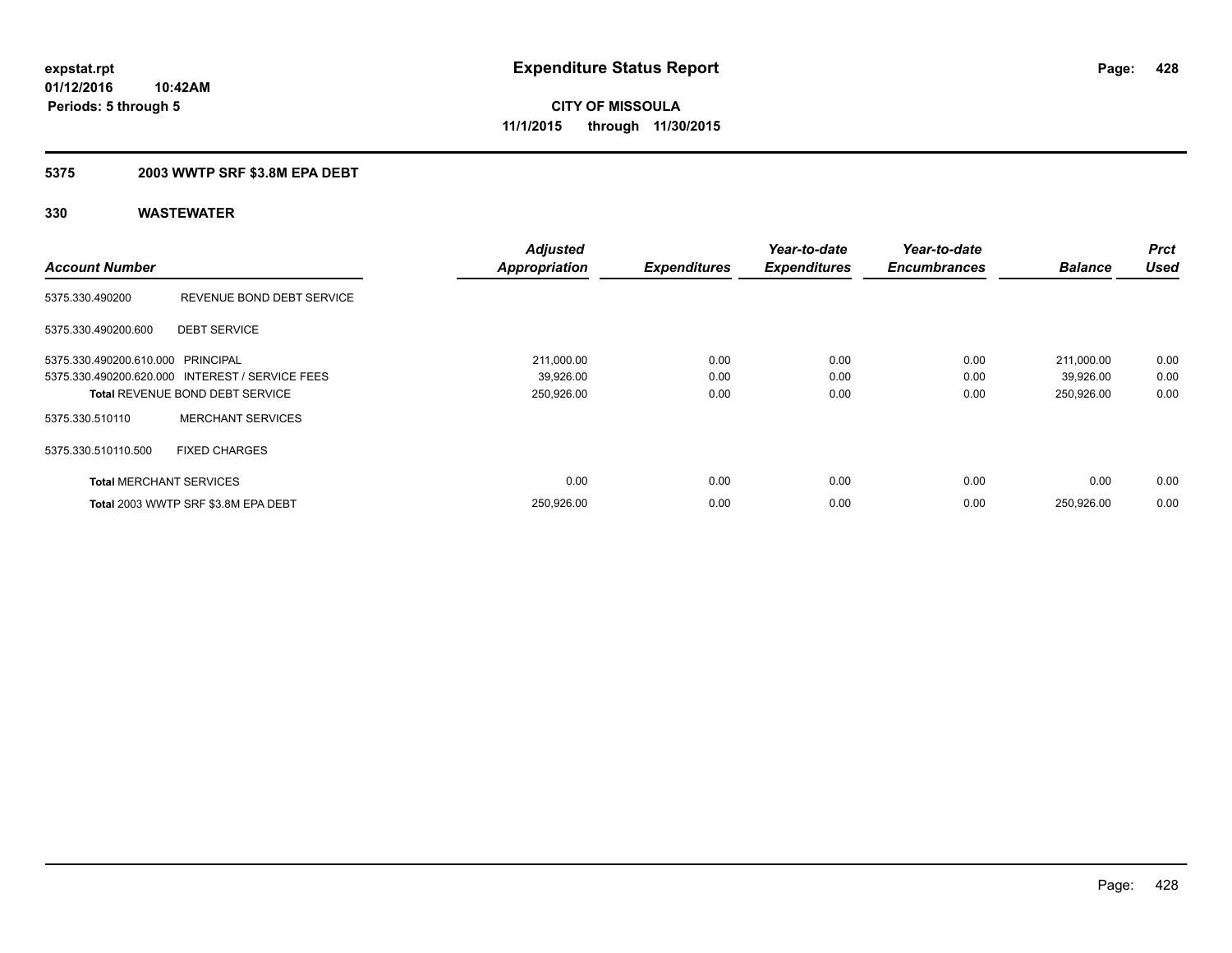# Expenditure Status Report

**CITY OF MISSOULA**
**11/1/2015 through 11/30/2015**

expstat.rpt
01/12/2016 10:42AM
Periods: 5 through 5

## 5375 2003 WWTP SRF $3.8M EPA DEBT

### 330 WASTEWATER

| Account Number | | Adjusted Appropriation | Expenditures | Year-to-date Expenditures | Year-to-date Encumbrances | Balance | Prct Used |
|---|---|---|---|---|---|---|---|
| 5375.330.490200 | REVENUE BOND DEBT SERVICE | | | | | | |
| 5375.330.490200.600 | DEBT SERVICE | | | | | | |
| 5375.330.490200.610.000 | PRINCIPAL | 211,000.00 | 0.00 | 0.00 | 0.00 | 211,000.00 | 0.00 |
| 5375.330.490200.620.000 | INTEREST / SERVICE FEES | 39,926.00 | 0.00 | 0.00 | 0.00 | 39,926.00 | 0.00 |
| **Total** REVENUE BOND DEBT SERVICE | | 250,926.00 | 0.00 | 0.00 | 0.00 | 250,926.00 | 0.00 |
| 5375.330.510110 | MERCHANT SERVICES | | | | | | |
| 5375.330.510110.500 | FIXED CHARGES | | | | | | |
| **Total** MERCHANT SERVICES | | 0.00 | 0.00 | 0.00 | 0.00 | 0.00 | 0.00 |
| **Total** 2003 WWTP SRF $3.8M EPA DEBT | | 250,926.00 | 0.00 | 0.00 | 0.00 | 250,926.00 | 0.00 |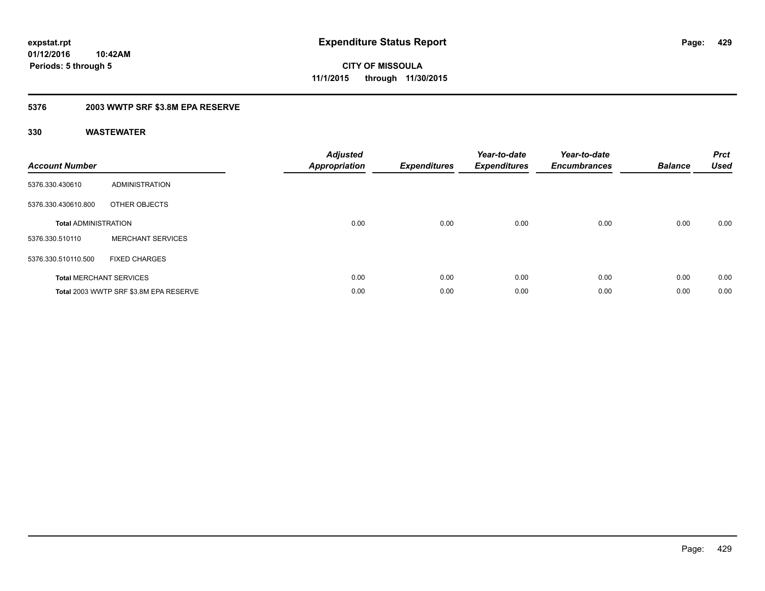**expstat.rpt**
**01/12/2016 10:42AM**
**Periods: 5 through 5**

# Expenditure Status Report

**CITY OF MISSOULA**
**11/1/2015 through 11/30/2015**

## 5376 2003 WWTP SRF $3.8M EPA RESERVE

### 330 WASTEWATER

| Account Number | | Adjusted Appropriation | Expenditures | Year-to-date Expenditures | Year-to-date Encumbrances | Balance | Prct Used |
|---|---|---|---|---|---|---|---|
| 5376.330.430610 | ADMINISTRATION | | | | | | |
| 5376.330.430610.800 | OTHER OBJECTS | | | | | | |
| **Total** ADMINISTRATION | | 0.00 | 0.00 | 0.00 | 0.00 | 0.00 | 0.00 |
| 5376.330.510110 | MERCHANT SERVICES | | | | | | |
| 5376.330.510110.500 | FIXED CHARGES | | | | | | |
| **Total** MERCHANT SERVICES | | 0.00 | 0.00 | 0.00 | 0.00 | 0.00 | 0.00 |
| **Total** 2003 WWTP SRF $3.8M EPA RESERVE | | 0.00 | 0.00 | 0.00 | 0.00 | 0.00 | 0.00 |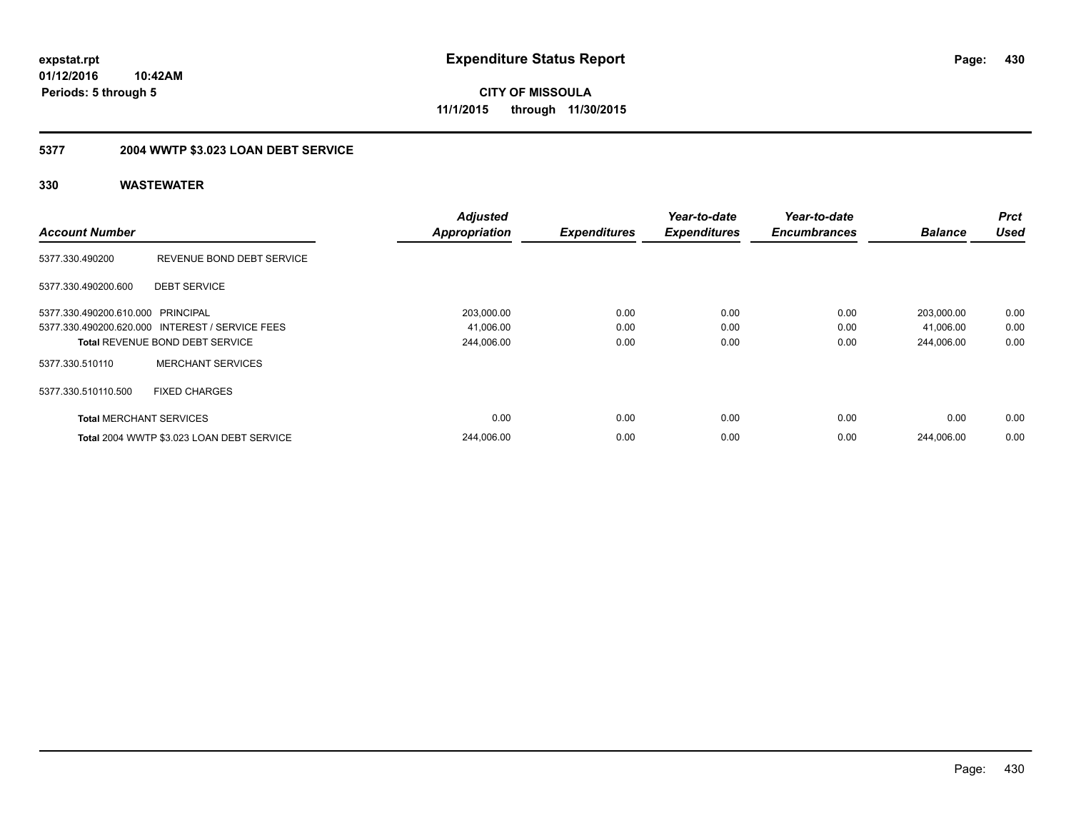**expstat.rpt**
**01/12/2016 10:42AM**
**Periods: 5 through 5**

# Expenditure Status Report

**CITY OF MISSOULA**
**11/1/2015 through 11/30/2015**

## 5377 2004 WWTP $3.023 LOAN DEBT SERVICE

### 330 WASTEWATER

| Account Number | | Adjusted Appropriation | Expenditures | Year-to-date Expenditures | Year-to-date Encumbrances | Balance | Prct Used |
|---|---|---|---|---|---|---|---|
| 5377.330.490200 | REVENUE BOND DEBT SERVICE | | | | | | |
| 5377.330.490200.600 | DEBT SERVICE | | | | | | |
| 5377.330.490200.610.000 | PRINCIPAL | 203,000.00 | 0.00 | 0.00 | 0.00 | 203,000.00 | 0.00 |
| 5377.330.490200.620.000 | INTEREST / SERVICE FEES | 41,006.00 | 0.00 | 0.00 | 0.00 | 41,006.00 | 0.00 |
| **Total** REVENUE BOND DEBT SERVICE | | 244,006.00 | 0.00 | 0.00 | 0.00 | 244,006.00 | 0.00 |
| 5377.330.510110 | MERCHANT SERVICES | | | | | | |
| 5377.330.510110.500 | FIXED CHARGES | | | | | | |
| **Total** MERCHANT SERVICES | | 0.00 | 0.00 | 0.00 | 0.00 | 0.00 | 0.00 |
| **Total** 2004 WWTP $3.023 LOAN DEBT SERVICE | | 244,006.00 | 0.00 | 0.00 | 0.00 | 244,006.00 | 0.00 |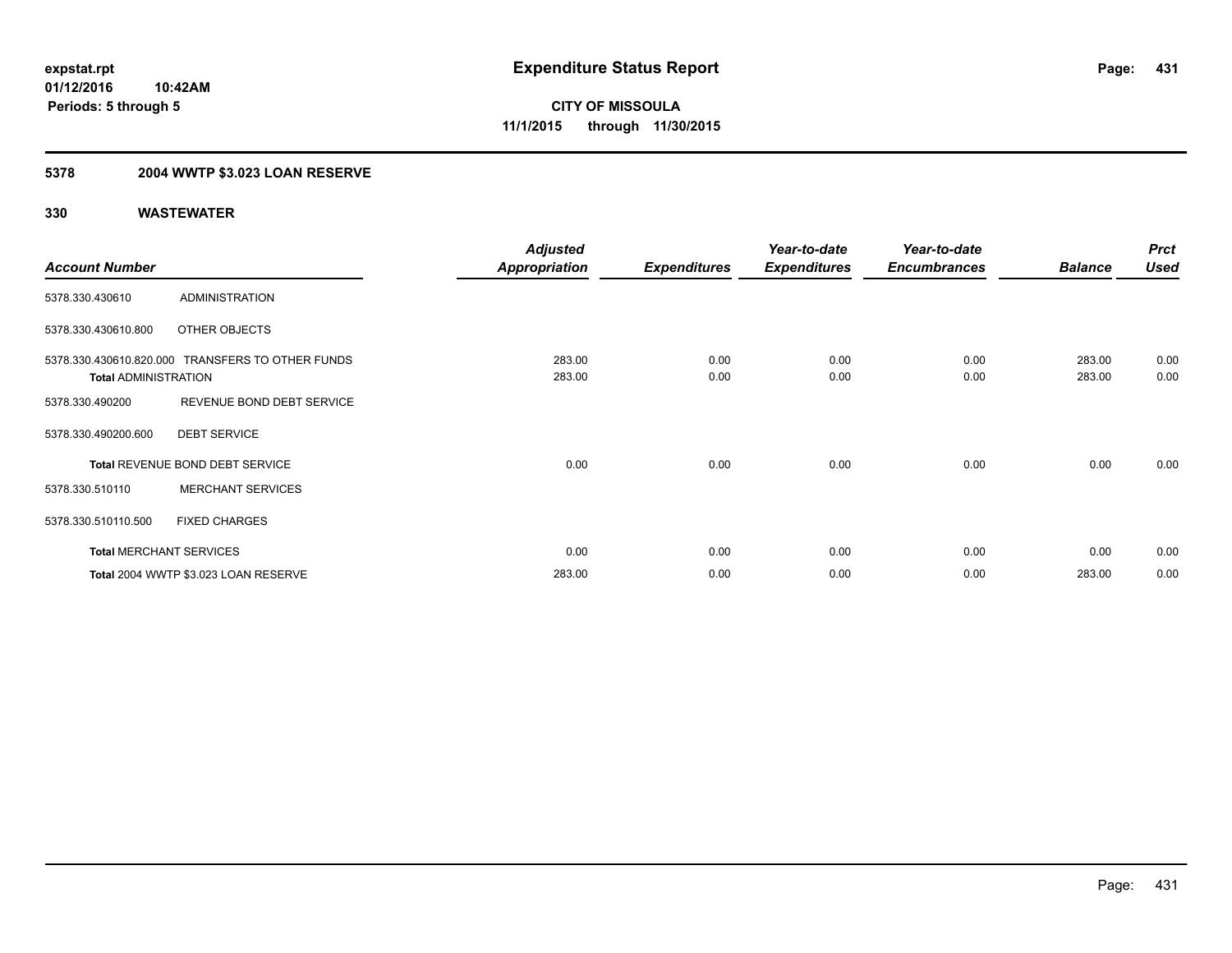expstat.rpt
01/12/2016 10:42AM
Periods: 5 through 5

# Expenditure Status Report

**CITY OF MISSOULA**
**11/1/2015 through 11/30/2015**

## 5378 2004 WWTP $3.023 LOAN RESERVE

### 330 WASTEWATER

| Account Number | | Adjusted Appropriation | Expenditures | Year-to-date Expenditures | Year-to-date Encumbrances | Balance | Prct Used |
|---|---|---|---|---|---|---|---|
| 5378.330.430610 | ADMINISTRATION | | | | | | |
| 5378.330.430610.800 | OTHER OBJECTS | | | | | | |
| 5378.330.430610.820.000 | TRANSFERS TO OTHER FUNDS | 283.00 | 0.00 | 0.00 | 0.00 | 283.00 | 0.00 |
| **Total** ADMINISTRATION | | 283.00 | 0.00 | 0.00 | 0.00 | 283.00 | 0.00 |
| 5378.330.490200 | REVENUE BOND DEBT SERVICE | | | | | | |
| 5378.330.490200.600 | DEBT SERVICE | | | | | | |
| **Total** REVENUE BOND DEBT SERVICE | | 0.00 | 0.00 | 0.00 | 0.00 | 0.00 | 0.00 |
| 5378.330.510110 | MERCHANT SERVICES | | | | | | |
| 5378.330.510110.500 | FIXED CHARGES | | | | | | |
| **Total** MERCHANT SERVICES | | 0.00 | 0.00 | 0.00 | 0.00 | 0.00 | 0.00 |
| **Total** 2004 WWTP $3.023 LOAN RESERVE | | 283.00 | 0.00 | 0.00 | 0.00 | 283.00 | 0.00 |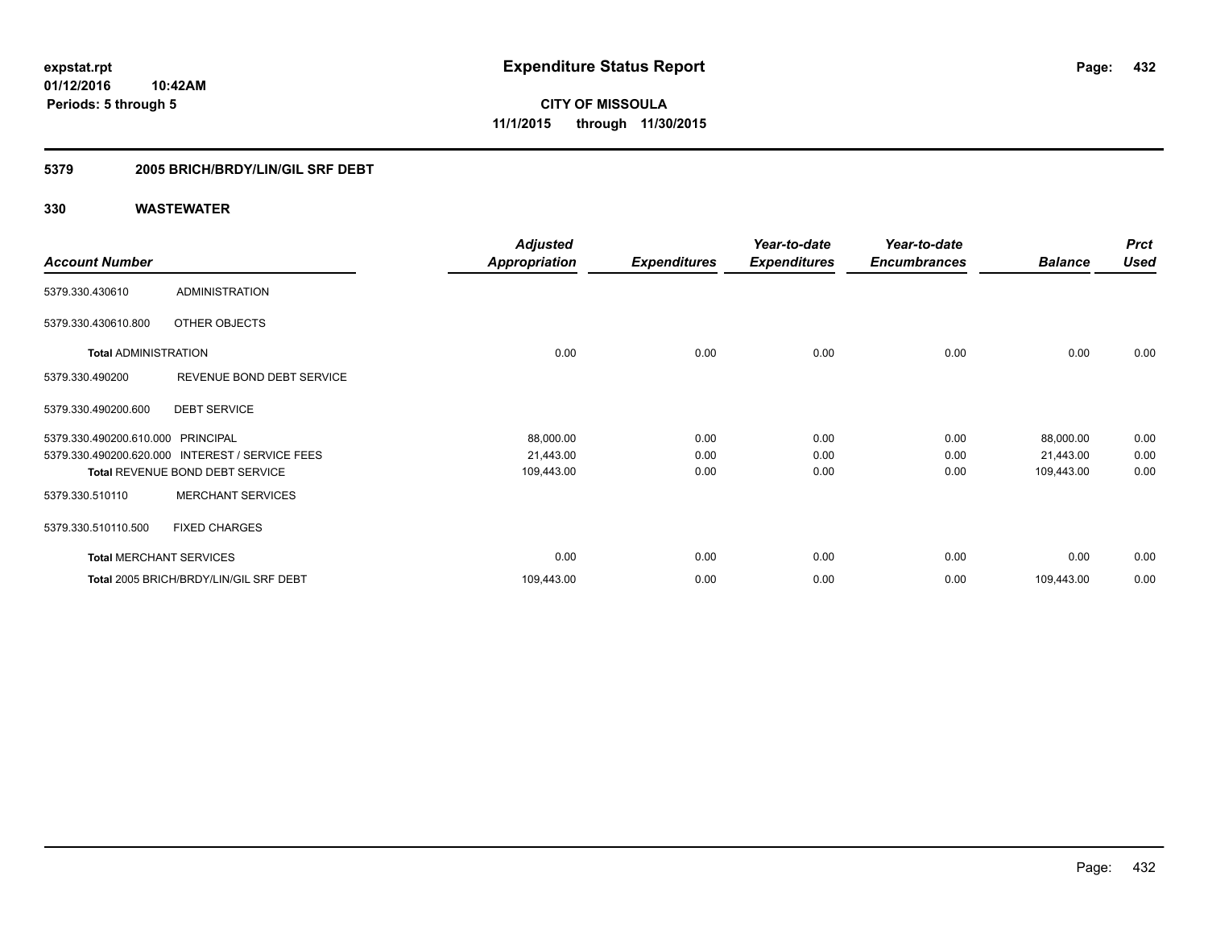expstat.rpt
01/12/2016 10:42AM
Periods: 5 through 5

# Expenditure Status Report

**CITY OF MISSOULA**
**11/1/2015 through 11/30/2015**

## 5379 2005 BRICH/BRDY/LIN/GIL SRF DEBT

### 330 WASTEWATER

| Account Number | | Adjusted Appropriation | Expenditures | Year-to-date Expenditures | Year-to-date Encumbrances | Balance | Prct Used |
|---|---|---|---|---|---|---|---|
| 5379.330.430610 | ADMINISTRATION | | | | | | |
| 5379.330.430610.800 | OTHER OBJECTS | | | | | | |
| **Total** ADMINISTRATION | | 0.00 | 0.00 | 0.00 | 0.00 | 0.00 | 0.00 |
| 5379.330.490200 | REVENUE BOND DEBT SERVICE | | | | | | |
| 5379.330.490200.600 | DEBT SERVICE | | | | | | |
| 5379.330.490200.610.000 | PRINCIPAL | 88,000.00 | 0.00 | 0.00 | 0.00 | 88,000.00 | 0.00 |
| 5379.330.490200.620.000 | INTEREST / SERVICE FEES | 21,443.00 | 0.00 | 0.00 | 0.00 | 21,443.00 | 0.00 |
| **Total** REVENUE BOND DEBT SERVICE | | 109,443.00 | 0.00 | 0.00 | 0.00 | 109,443.00 | 0.00 |
| 5379.330.510110 | MERCHANT SERVICES | | | | | | |
| 5379.330.510110.500 | FIXED CHARGES | | | | | | |
| **Total** MERCHANT SERVICES | | 0.00 | 0.00 | 0.00 | 0.00 | 0.00 | 0.00 |
| **Total** 2005 BRICH/BRDY/LIN/GIL SRF DEBT | | 109,443.00 | 0.00 | 0.00 | 0.00 | 109,443.00 | 0.00 |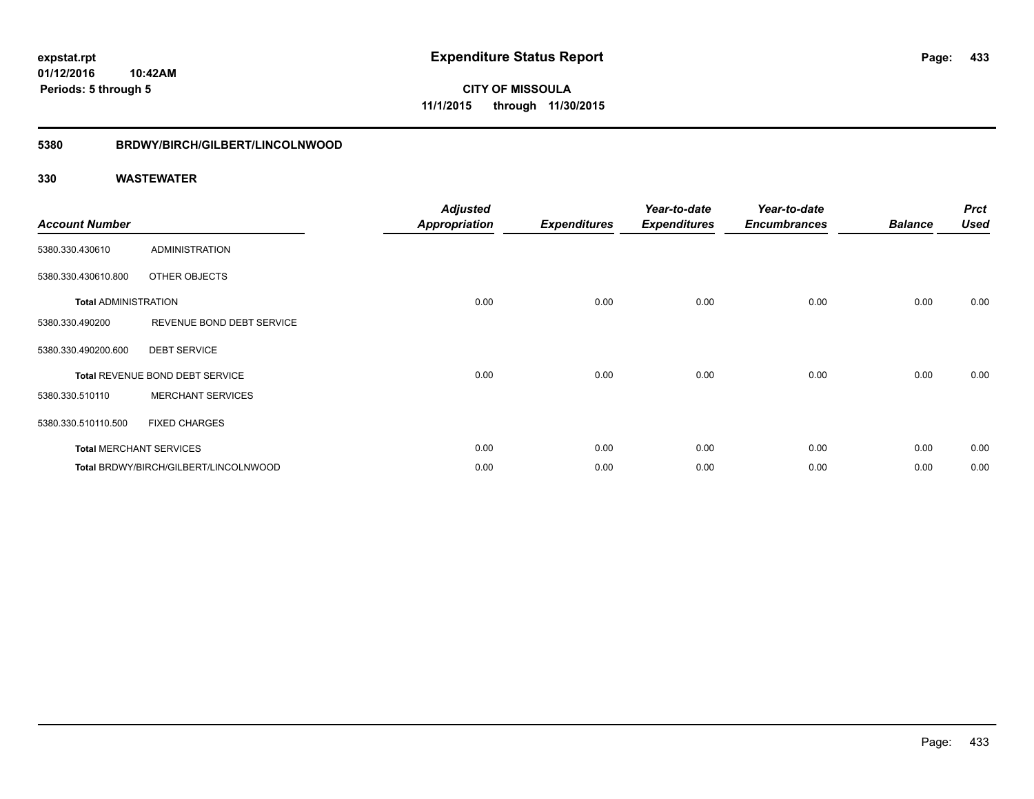**expstat.rpt**
**01/12/2016 10:42AM**
**Periods: 5 through 5**

# Expenditure Status Report

**CITY OF MISSOULA**
**11/1/2015 through 11/30/2015**

## 5380 BRDWY/BIRCH/GILBERT/LINCOLNWOOD

## 330 WASTEWATER

| Account Number | | Adjusted Appropriation | Expenditures | Year-to-date Expenditures | Year-to-date Encumbrances | Balance | Prct Used |
|---|---|---|---|---|---|---|---|
| 5380.330.430610 | ADMINISTRATION | | | | | | |
| 5380.330.430610.800 | OTHER OBJECTS | | | | | | |
| **Total** ADMINISTRATION | | 0.00 | 0.00 | 0.00 | 0.00 | 0.00 | 0.00 |
| 5380.330.490200 | REVENUE BOND DEBT SERVICE | | | | | | |
| 5380.330.490200.600 | DEBT SERVICE | | | | | | |
| **Total** REVENUE BOND DEBT SERVICE | | 0.00 | 0.00 | 0.00 | 0.00 | 0.00 | 0.00 |
| 5380.330.510110 | MERCHANT SERVICES | | | | | | |
| 5380.330.510110.500 | FIXED CHARGES | | | | | | |
| **Total** MERCHANT SERVICES | | 0.00 | 0.00 | 0.00 | 0.00 | 0.00 | 0.00 |
| **Total** BRDWY/BIRCH/GILBERT/LINCOLNWOOD | | 0.00 | 0.00 | 0.00 | 0.00 | 0.00 | 0.00 |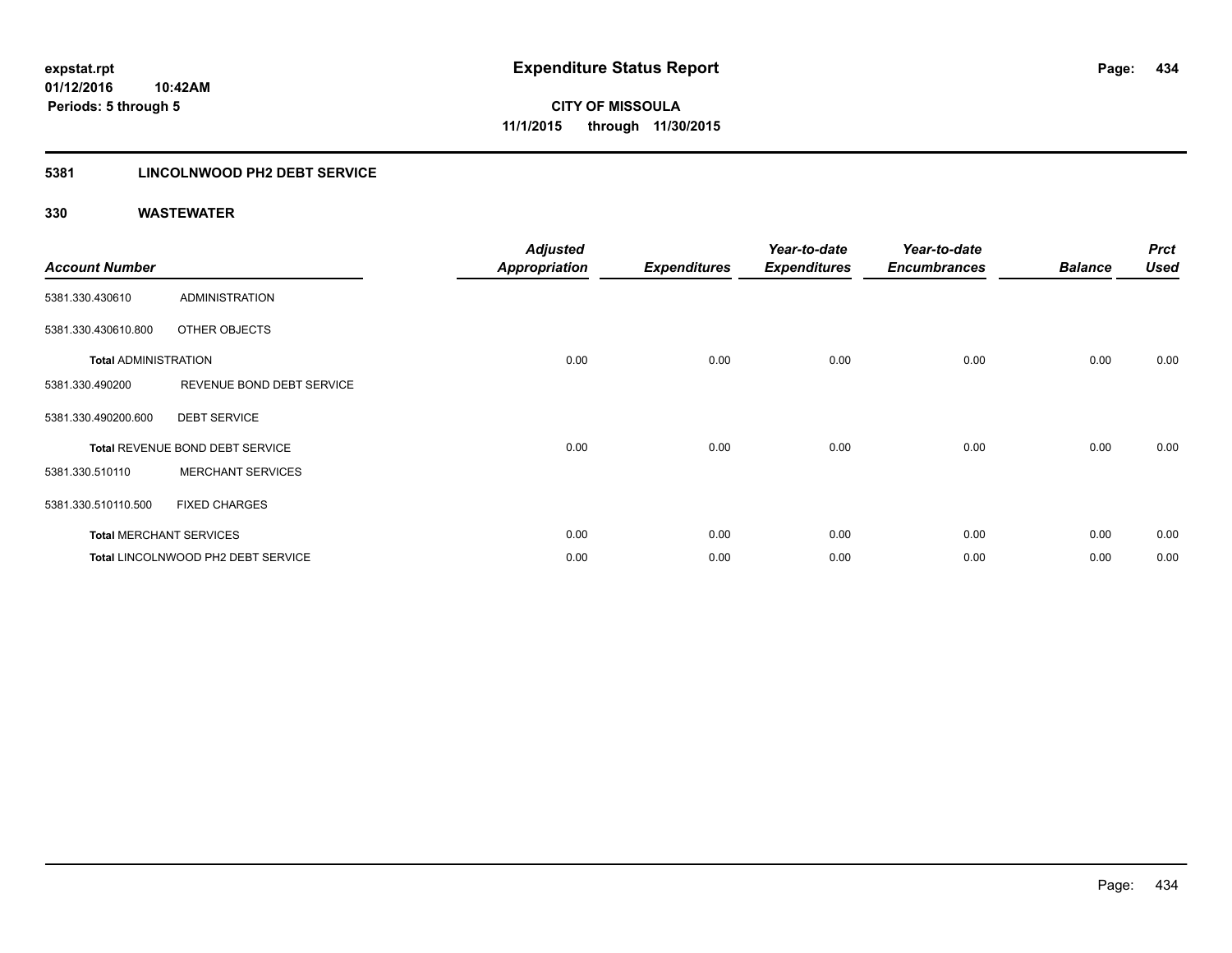**expstat.rpt**
**01/12/2016 10:42AM**
**Periods: 5 through 5**

# Expenditure Status Report

**CITY OF MISSOULA**
**11/1/2015 through 11/30/2015**

## 5381 LINCOLNWOOD PH2 DEBT SERVICE

### 330 WASTEWATER

| Account Number | | Adjusted Appropriation | Expenditures | Year-to-date Expenditures | Year-to-date Encumbrances | Balance | Prct Used |
|---|---|---|---|---|---|---|---|
| 5381.330.430610 | ADMINISTRATION | | | | | | |
| 5381.330.430610.800 | OTHER OBJECTS | | | | | | |
| **Total** ADMINISTRATION | | 0.00 | 0.00 | 0.00 | 0.00 | 0.00 | 0.00 |
| 5381.330.490200 | REVENUE BOND DEBT SERVICE | | | | | | |
| 5381.330.490200.600 | DEBT SERVICE | | | | | | |
| **Total** REVENUE BOND DEBT SERVICE | | 0.00 | 0.00 | 0.00 | 0.00 | 0.00 | 0.00 |
| 5381.330.510110 | MERCHANT SERVICES | | | | | | |
| 5381.330.510110.500 | FIXED CHARGES | | | | | | |
| **Total** MERCHANT SERVICES | | 0.00 | 0.00 | 0.00 | 0.00 | 0.00 | 0.00 |
| **Total** LINCOLNWOOD PH2 DEBT SERVICE | | 0.00 | 0.00 | 0.00 | 0.00 | 0.00 | 0.00 |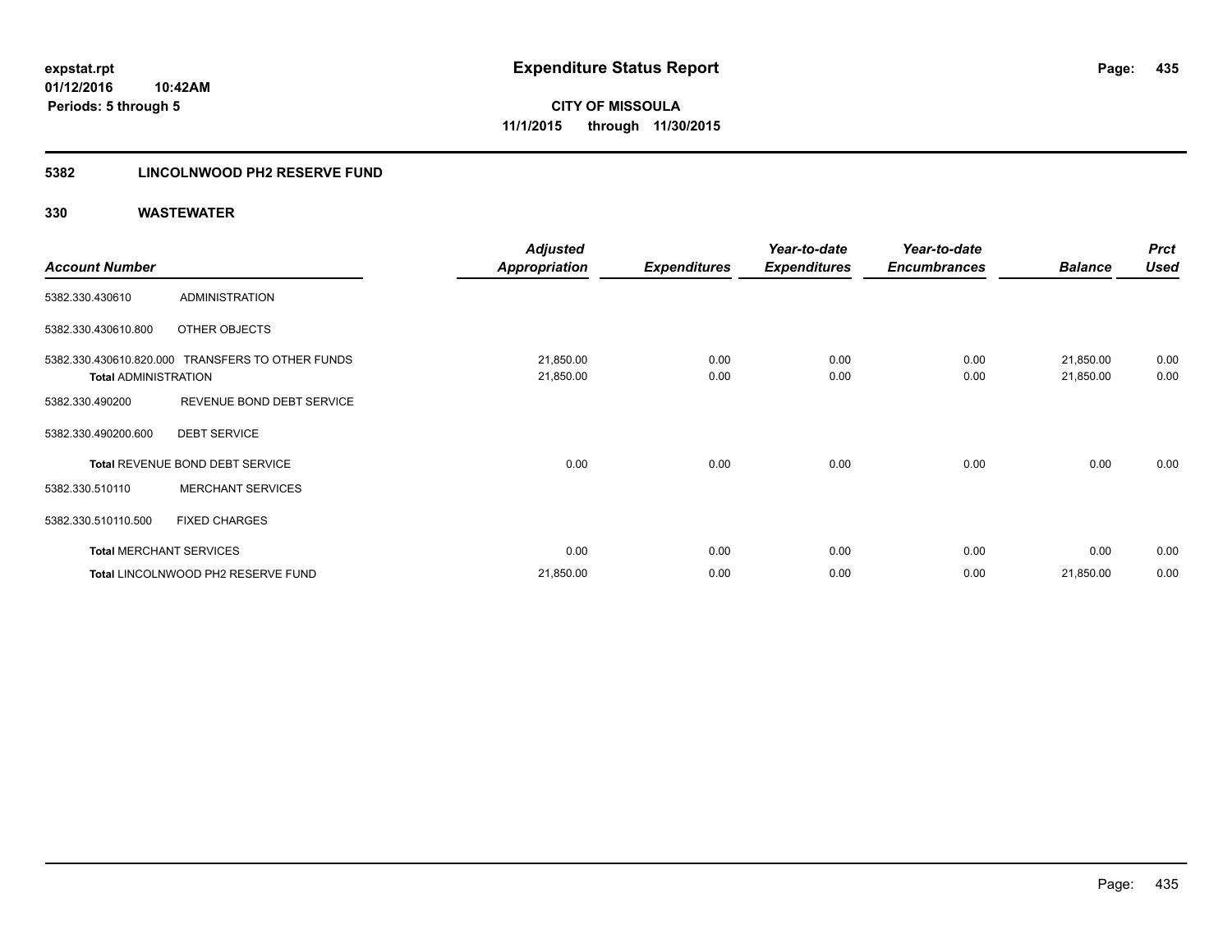expstat.rpt
01/12/2016 10:42AM
Periods: 5 through 5

# Expenditure Status Report

**CITY OF MISSOULA**
**11/1/2015 through 11/30/2015**

## 5382 LINCOLNWOOD PH2 RESERVE FUND

### 330 WASTEWATER

| Account Number | | Adjusted Appropriation | Expenditures | Year-to-date Expenditures | Year-to-date Encumbrances | Balance | Prct Used |
|---|---|---|---|---|---|---|---|
| 5382.330.430610 | ADMINISTRATION | | | | | | |
| 5382.330.430610.800 | OTHER OBJECTS | | | | | | |
| 5382.330.430610.820.000 | TRANSFERS TO OTHER FUNDS | 21,850.00 | 0.00 | 0.00 | 0.00 | 21,850.00 | 0.00 |
| **Total** ADMINISTRATION | | 21,850.00 | 0.00 | 0.00 | 0.00 | 21,850.00 | 0.00 |
| 5382.330.490200 | REVENUE BOND DEBT SERVICE | | | | | | |
| 5382.330.490200.600 | DEBT SERVICE | | | | | | |
| **Total** REVENUE BOND DEBT SERVICE | | 0.00 | 0.00 | 0.00 | 0.00 | 0.00 | 0.00 |
| 5382.330.510110 | MERCHANT SERVICES | | | | | | |
| 5382.330.510110.500 | FIXED CHARGES | | | | | | |
| **Total** MERCHANT SERVICES | | 0.00 | 0.00 | 0.00 | 0.00 | 0.00 | 0.00 |
| **Total** LINCOLNWOOD PH2 RESERVE FUND | | 21,850.00 | 0.00 | 0.00 | 0.00 | 21,850.00 | 0.00 |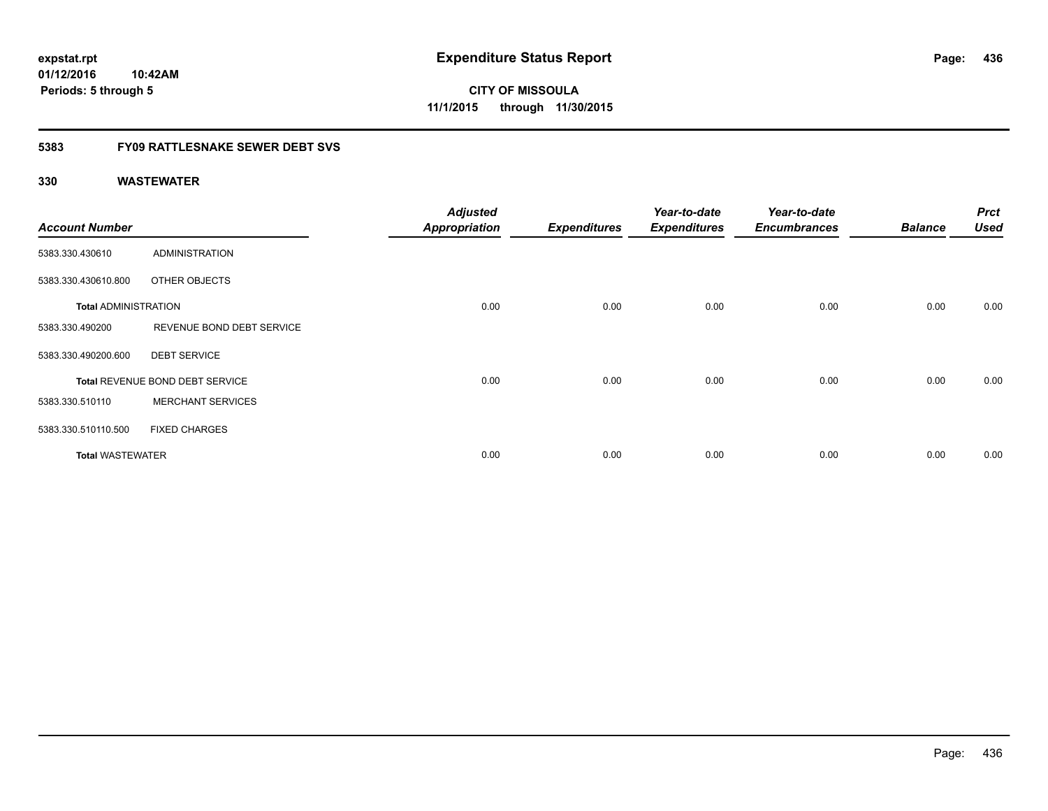**expstat.rpt**
**01/12/2016 10:42AM**
**Periods: 5 through 5**

# Expenditure Status Report

**CITY OF MISSOULA**
**11/1/2015 through 11/30/2015**

## 5383 FY09 RATTLESNAKE SEWER DEBT SVS

### 330 WASTEWATER

| Account Number | | Adjusted Appropriation | Expenditures | Year-to-date Expenditures | Year-to-date Encumbrances | Balance | Prct Used |
|---|---|---|---|---|---|---|---|
| 5383.330.430610 | ADMINISTRATION | | | | | | |
| 5383.330.430610.800 | OTHER OBJECTS | | | | | | |
| **Total** ADMINISTRATION | | 0.00 | 0.00 | 0.00 | 0.00 | 0.00 | 0.00 |
| 5383.330.490200 | REVENUE BOND DEBT SERVICE | | | | | | |
| 5383.330.490200.600 | DEBT SERVICE | | | | | | |
| **Total** REVENUE BOND DEBT SERVICE | | 0.00 | 0.00 | 0.00 | 0.00 | 0.00 | 0.00 |
| 5383.330.510110 | MERCHANT SERVICES | | | | | | |
| 5383.330.510110.500 | FIXED CHARGES | | | | | | |
| **Total** WASTEWATER | | 0.00 | 0.00 | 0.00 | 0.00 | 0.00 | 0.00 |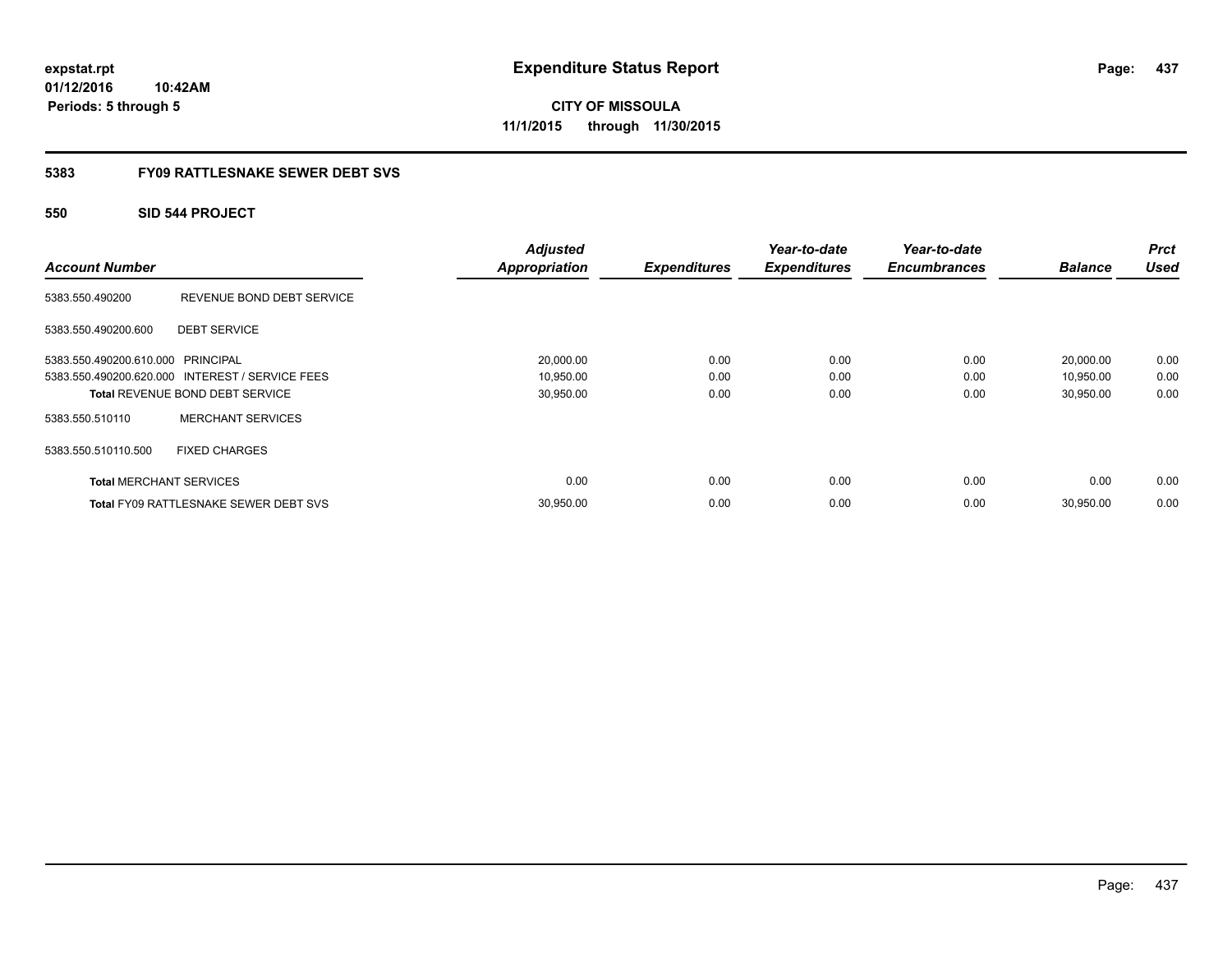**expstat.rpt**
**01/12/2016 10:42AM**
**Periods: 5 through 5**

# Expenditure Status Report

**CITY OF MISSOULA**
**11/1/2015 through 11/30/2015**

## 5383 FY09 RATTLESNAKE SEWER DEBT SVS

### 550 SID 544 PROJECT

| Account Number | | Adjusted Appropriation | Expenditures | Year-to-date Expenditures | Year-to-date Encumbrances | Balance | Prct Used |
|---|---|---|---|---|---|---|---|
| 5383.550.490200 | REVENUE BOND DEBT SERVICE | | | | | | |
| 5383.550.490200.600 | DEBT SERVICE | | | | | | |
| 5383.550.490200.610.000 | PRINCIPAL | 20,000.00 | 0.00 | 0.00 | 0.00 | 20,000.00 | 0.00 |
| 5383.550.490200.620.000 | INTEREST / SERVICE FEES | 10,950.00 | 0.00 | 0.00 | 0.00 | 10,950.00 | 0.00 |
| **Total** REVENUE BOND DEBT SERVICE | | 30,950.00 | 0.00 | 0.00 | 0.00 | 30,950.00 | 0.00 |
| 5383.550.510110 | MERCHANT SERVICES | | | | | | |
| 5383.550.510110.500 | FIXED CHARGES | | | | | | |
| **Total** MERCHANT SERVICES | | 0.00 | 0.00 | 0.00 | 0.00 | 0.00 | 0.00 |
| **Total** FY09 RATTLESNAKE SEWER DEBT SVS | | 30,950.00 | 0.00 | 0.00 | 0.00 | 30,950.00 | 0.00 |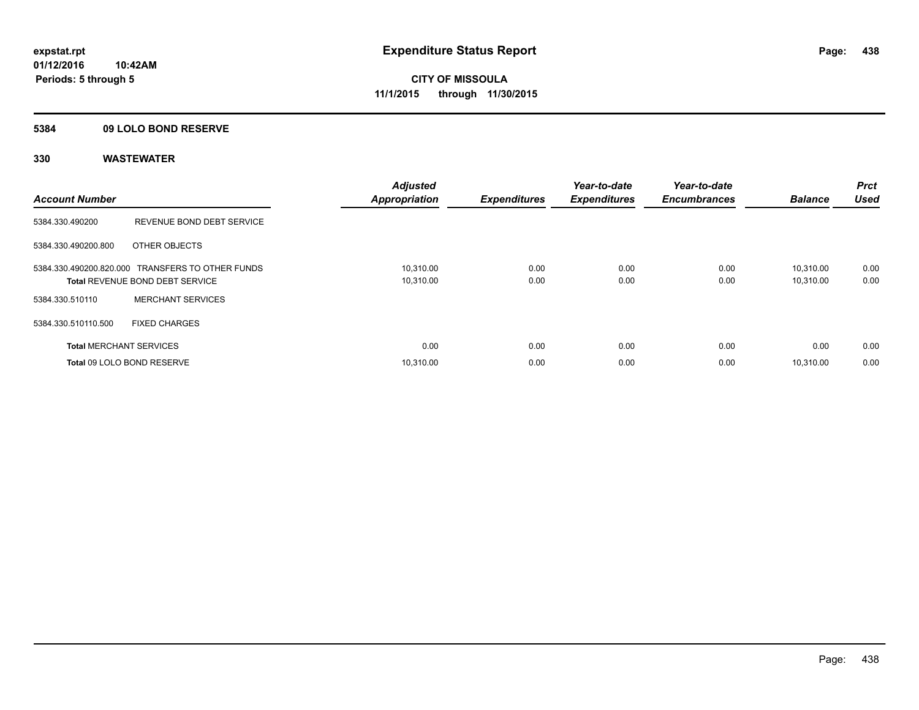expstat.rpt
01/12/2016 10:42AM
Periods: 5 through 5

# Expenditure Status Report

**CITY OF MISSOULA**
**11/1/2015 through 11/30/2015**

**5384 09 LOLO BOND RESERVE**

**330 WASTEWATER**

| Account Number | | Adjusted Appropriation | Expenditures | Year-to-date Expenditures | Year-to-date Encumbrances | Balance | Prct Used |
|---|---|---|---|---|---|---|---|
| 5384.330.490200 | REVENUE BOND DEBT SERVICE | | | | | | |
| 5384.330.490200.800 | OTHER OBJECTS | | | | | | |
| 5384.330.490200.820.000 | TRANSFERS TO OTHER FUNDS | 10,310.00 | 0.00 | 0.00 | 0.00 | 10,310.00 | 0.00 |
| **Total** REVENUE BOND DEBT SERVICE | | 10,310.00 | 0.00 | 0.00 | 0.00 | 10,310.00 | 0.00 |
| 5384.330.510110 | MERCHANT SERVICES | | | | | | |
| 5384.330.510110.500 | FIXED CHARGES | | | | | | |
| **Total** MERCHANT SERVICES | | 0.00 | 0.00 | 0.00 | 0.00 | 0.00 | 0.00 |
| **Total** 09 LOLO BOND RESERVE | | 10,310.00 | 0.00 | 0.00 | 0.00 | 10,310.00 | 0.00 |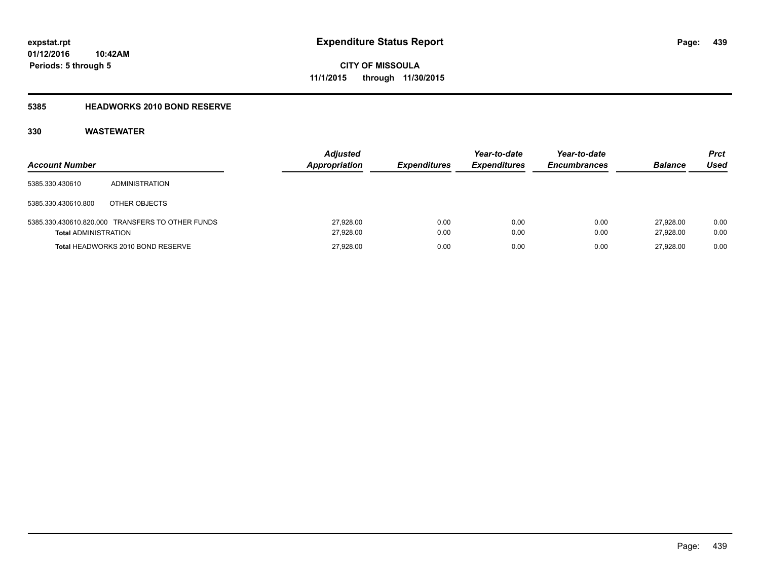**expstat.rpt**
**01/12/2016 10:42AM**
**Periods: 5 through 5**

# Expenditure Status Report

**CITY OF MISSOULA**
**11/1/2015 through 11/30/2015**

## 5385 HEADWORKS 2010 BOND RESERVE

### 330 WASTEWATER

| Account Number | | Adjusted Appropriation | Expenditures | Year-to-date Expenditures | Year-to-date Encumbrances | Balance | Prct Used |
|---|---|---|---|---|---|---|---|
| 5385.330.430610 | ADMINISTRATION | | | | | | |
| 5385.330.430610.800 | OTHER OBJECTS | | | | | | |
| 5385.330.430610.820.000 | TRANSFERS TO OTHER FUNDS | 27,928.00 | 0.00 | 0.00 | 0.00 | 27,928.00 | 0.00 |
| **Total** ADMINISTRATION | | 27,928.00 | 0.00 | 0.00 | 0.00 | 27,928.00 | 0.00 |
| **Total** HEADWORKS 2010 BOND RESERVE | | 27,928.00 | 0.00 | 0.00 | 0.00 | 27,928.00 | 0.00 |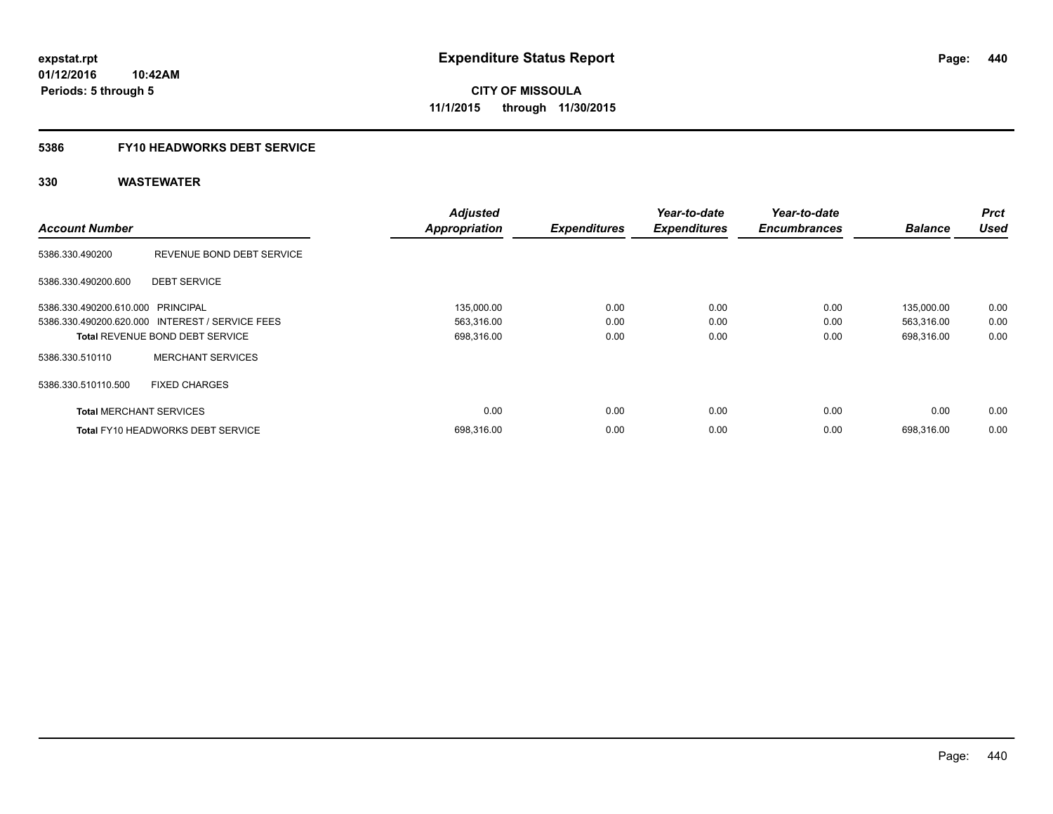**expstat.rpt**
**01/12/2016 10:42AM**
**Periods: 5 through 5**

# Expenditure Status Report

**CITY OF MISSOULA**
**11/1/2015 through 11/30/2015**

## 5386 FY10 HEADWORKS DEBT SERVICE

## 330 WASTEWATER

| Account Number | | *Adjusted Appropriation* | *Expenditures* | *Year-to-date Expenditures* | *Year-to-date Encumbrances* | *Balance* | *Prct Used* |
|---|---|---|---|---|---|---|---|
| 5386.330.490200 | REVENUE BOND DEBT SERVICE | | | | | | |
| 5386.330.490200.600 | DEBT SERVICE | | | | | | |
| 5386.330.490200.610.000 | PRINCIPAL | 135,000.00 | 0.00 | 0.00 | 0.00 | 135,000.00 | 0.00 |
| 5386.330.490200.620.000 | INTEREST / SERVICE FEES | 563,316.00 | 0.00 | 0.00 | 0.00 | 563,316.00 | 0.00 |
| **Total** REVENUE BOND DEBT SERVICE | | 698,316.00 | 0.00 | 0.00 | 0.00 | 698,316.00 | 0.00 |
| 5386.330.510110 | MERCHANT SERVICES | | | | | | |
| 5386.330.510110.500 | FIXED CHARGES | | | | | | |
| **Total** MERCHANT SERVICES | | 0.00 | 0.00 | 0.00 | 0.00 | 0.00 | 0.00 |
| **Total** FY10 HEADWORKS DEBT SERVICE | | 698,316.00 | 0.00 | 0.00 | 0.00 | 698,316.00 | 0.00 |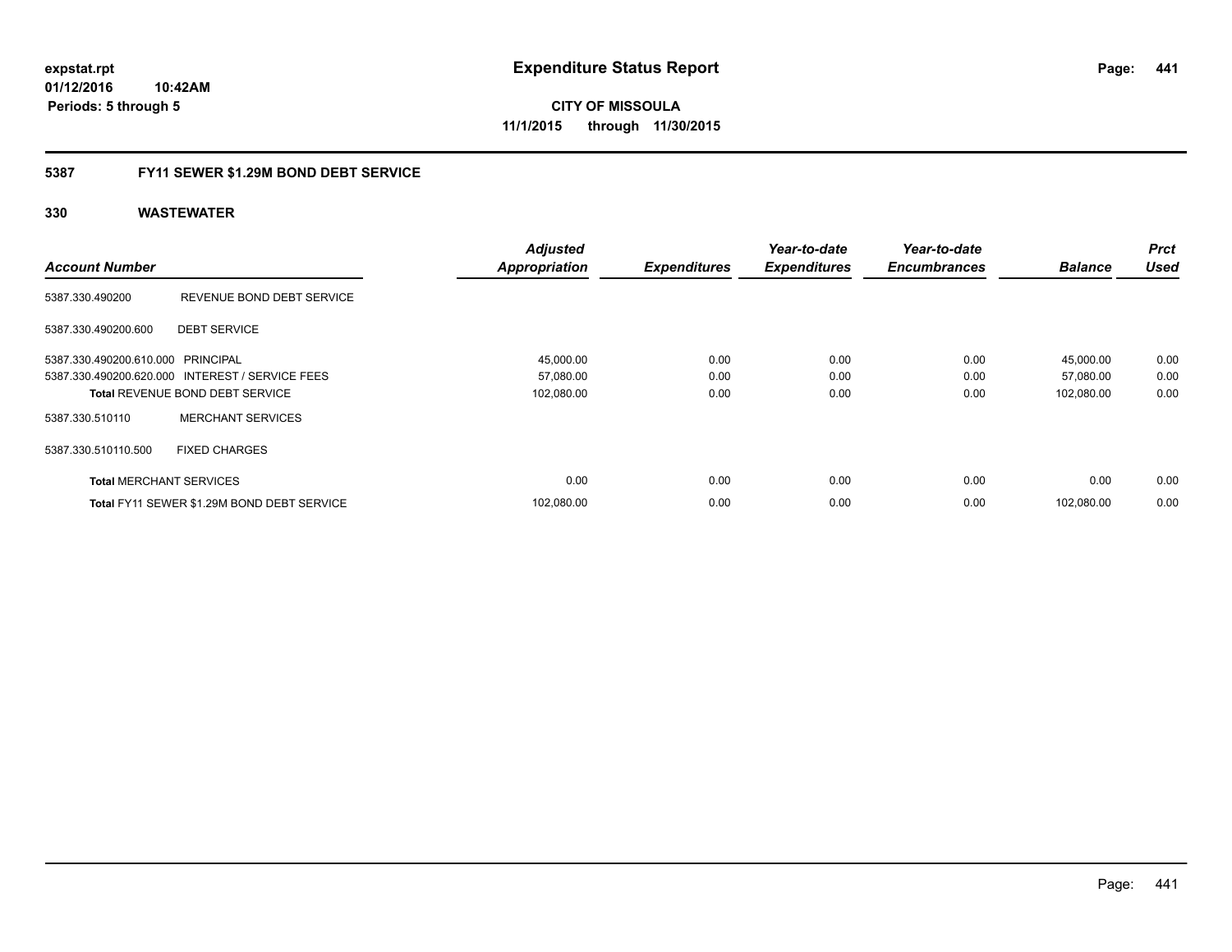# Expenditure Status Report

**expstat.rpt**
**01/12/2016 10:42AM**
**Periods: 5 through 5**

**CITY OF MISSOULA**
**11/1/2015 through 11/30/2015**

## 5387 FY11 SEWER $1.29M BOND DEBT SERVICE

### 330 WASTEWATER

| Account Number | | Adjusted Appropriation | Expenditures | Year-to-date Expenditures | Year-to-date Encumbrances | Balance | Prct Used |
|---|---|---|---|---|---|---|---|
| 5387.330.490200 | REVENUE BOND DEBT SERVICE | | | | | | |
| 5387.330.490200.600 | DEBT SERVICE | | | | | | |
| 5387.330.490200.610.000 | PRINCIPAL | 45,000.00 | 0.00 | 0.00 | 0.00 | 45,000.00 | 0.00 |
| 5387.330.490200.620.000 | INTEREST / SERVICE FEES | 57,080.00 | 0.00 | 0.00 | 0.00 | 57,080.00 | 0.00 |
| **Total** REVENUE BOND DEBT SERVICE | | 102,080.00 | 0.00 | 0.00 | 0.00 | 102,080.00 | 0.00 |
| 5387.330.510110 | MERCHANT SERVICES | | | | | | |
| 5387.330.510110.500 | FIXED CHARGES | | | | | | |
| **Total** MERCHANT SERVICES | | 0.00 | 0.00 | 0.00 | 0.00 | 0.00 | 0.00 |
| **Total** FY11 SEWER $1.29M BOND DEBT SERVICE | | 102,080.00 | 0.00 | 0.00 | 0.00 | 102,080.00 | 0.00 |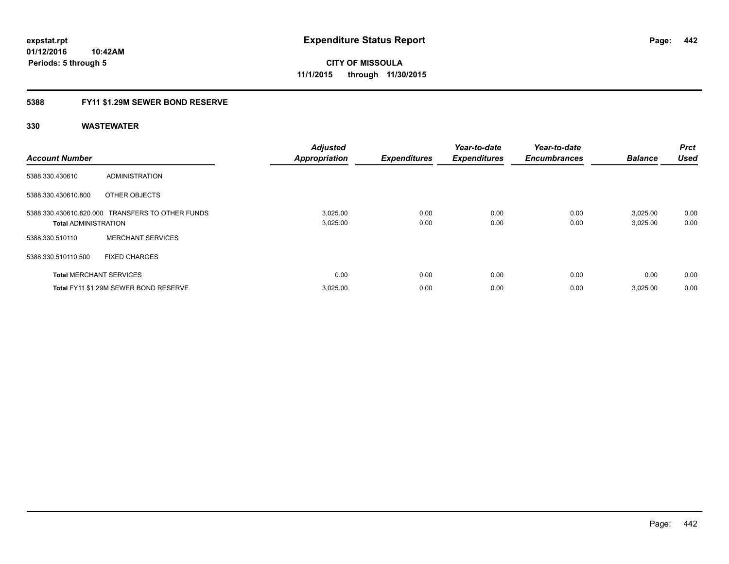expstat.rpt
01/12/2016 10:42AM
Periods: 5 through 5

# Expenditure Status Report

CITY OF MISSOULA
11/1/2015 through 11/30/2015

## 5388 FY11 $1.29M SEWER BOND RESERVE

### 330 WASTEWATER

| Account Number | | Adjusted Appropriation | Expenditures | Year-to-date Expenditures | Year-to-date Encumbrances | Balance | Prct Used |
|---|---|---|---|---|---|---|---|
| 5388.330.430610 | ADMINISTRATION | | | | | | |
| 5388.330.430610.800 | OTHER OBJECTS | | | | | | |
| 5388.330.430610.820.000 | TRANSFERS TO OTHER FUNDS | 3,025.00 | 0.00 | 0.00 | 0.00 | 3,025.00 | 0.00 |
| **Total** ADMINISTRATION | | 3,025.00 | 0.00 | 0.00 | 0.00 | 3,025.00 | 0.00 |
| 5388.330.510110 | MERCHANT SERVICES | | | | | | |
| 5388.330.510110.500 | FIXED CHARGES | | | | | | |
| **Total** MERCHANT SERVICES | | 0.00 | 0.00 | 0.00 | 0.00 | 0.00 | 0.00 |
| **Total** FY11 $1.29M SEWER BOND RESERVE | | 3,025.00 | 0.00 | 0.00 | 0.00 | 3,025.00 | 0.00 |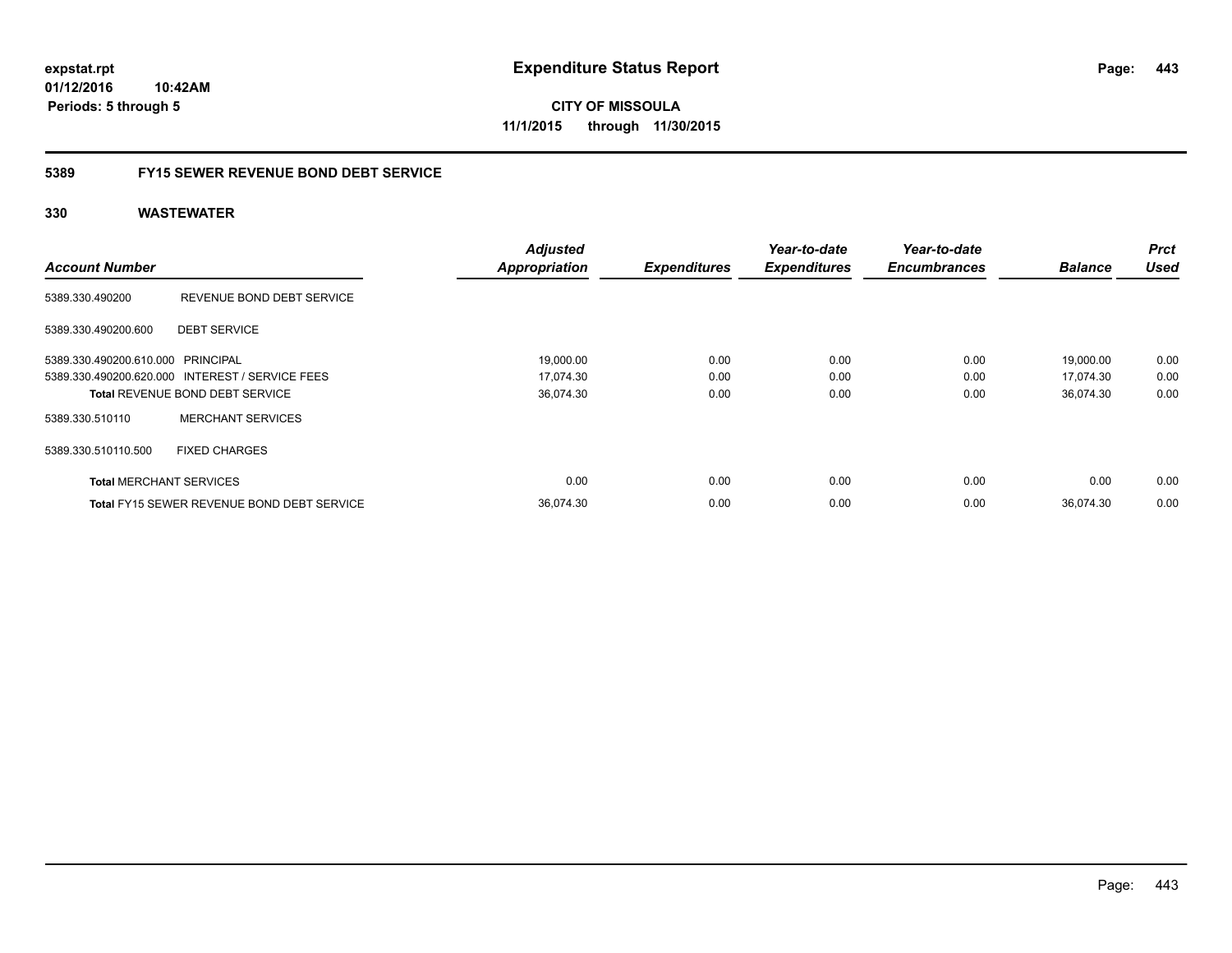**expstat.rpt**
**01/12/2016 10:42AM**
**Periods: 5 through 5**

# Expenditure Status Report

**CITY OF MISSOULA**
**11/1/2015 through 11/30/2015**

## 5389 FY15 SEWER REVENUE BOND DEBT SERVICE

### 330 WASTEWATER

| Account Number | | Adjusted Appropriation | Expenditures | Year-to-date Expenditures | Year-to-date Encumbrances | Balance | Prct Used |
|---|---|---|---|---|---|---|---|
| 5389.330.490200 | REVENUE BOND DEBT SERVICE | | | | | | |
| 5389.330.490200.600 | DEBT SERVICE | | | | | | |
| 5389.330.490200.610.000 | PRINCIPAL | 19,000.00 | 0.00 | 0.00 | 0.00 | 19,000.00 | 0.00 |
| 5389.330.490200.620.000 | INTEREST / SERVICE FEES | 17,074.30 | 0.00 | 0.00 | 0.00 | 17,074.30 | 0.00 |
| **Total** REVENUE BOND DEBT SERVICE | | 36,074.30 | 0.00 | 0.00 | 0.00 | 36,074.30 | 0.00 |
| 5389.330.510110 | MERCHANT SERVICES | | | | | | |
| 5389.330.510110.500 | FIXED CHARGES | | | | | | |
| **Total** MERCHANT SERVICES | | 0.00 | 0.00 | 0.00 | 0.00 | 0.00 | 0.00 |
| **Total** FY15 SEWER REVENUE BOND DEBT SERVICE | | 36,074.30 | 0.00 | 0.00 | 0.00 | 36,074.30 | 0.00 |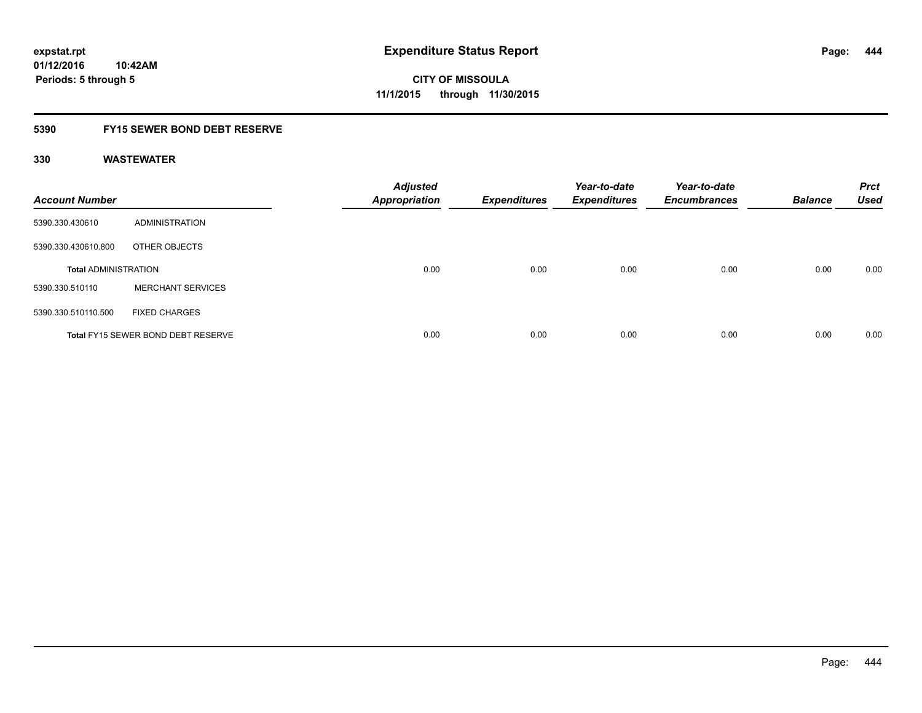# Expenditure Status Report

**expstat.rpt**
**01/12/2016 10:42AM**
**Periods: 5 through 5**

**CITY OF MISSOULA**
**11/1/2015 through 11/30/2015**

## 5390 FY15 SEWER BOND DEBT RESERVE

### 330 WASTEWATER

| Account Number | | Adjusted Appropriation | Expenditures | Year-to-date Expenditures | Year-to-date Encumbrances | Balance | Prct Used |
|---|---|---|---|---|---|---|---|
| 5390.330.430610 | ADMINISTRATION | | | | | | |
| 5390.330.430610.800 | OTHER OBJECTS | | | | | | |
| **Total** ADMINISTRATION | | 0.00 | 0.00 | 0.00 | 0.00 | 0.00 | 0.00 |
| 5390.330.510110 | MERCHANT SERVICES | | | | | | |
| 5390.330.510110.500 | FIXED CHARGES | | | | | | |
| **Total** FY15 SEWER BOND DEBT RESERVE | | 0.00 | 0.00 | 0.00 | 0.00 | 0.00 | 0.00 |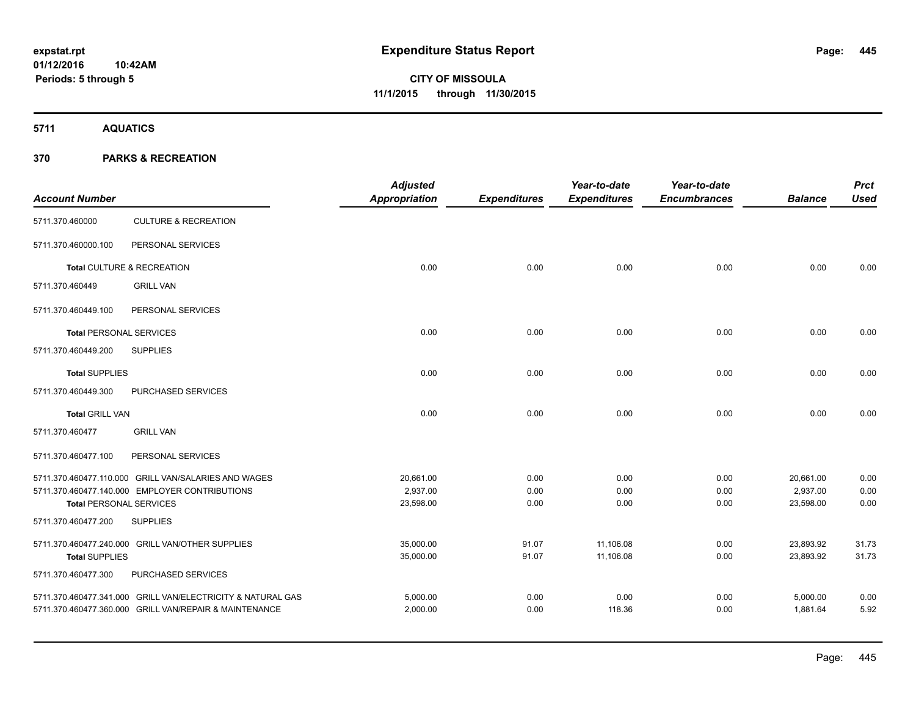expstat.rpt
01/12/2016 10:42AM
Periods: 5 through 5

# Expenditure Status Report

**CITY OF MISSOULA**
**11/1/2015 through 11/30/2015**

## 5711 AQUATICS

## 370 PARKS & RECREATION

| Account Number | | Adjusted Appropriation | Expenditures | Year-to-date Expenditures | Year-to-date Encumbrances | Balance | Prct Used |
|---|---|---|---|---|---|---|---|
| 5711.370.460000 | CULTURE & RECREATION | | | | | | |
| 5711.370.460000.100 | PERSONAL SERVICES | | | | | | |
| **Total** CULTURE & RECREATION | | 0.00 | 0.00 | 0.00 | 0.00 | 0.00 | 0.00 |
| 5711.370.460449 | GRILL VAN | | | | | | |
| 5711.370.460449.100 | PERSONAL SERVICES | | | | | | |
| **Total** PERSONAL SERVICES | | 0.00 | 0.00 | 0.00 | 0.00 | 0.00 | 0.00 |
| 5711.370.460449.200 | SUPPLIES | | | | | | |
| **Total** SUPPLIES | | 0.00 | 0.00 | 0.00 | 0.00 | 0.00 | 0.00 |
| 5711.370.460449.300 | PURCHASED SERVICES | | | | | | |
| **Total** GRILL VAN | | 0.00 | 0.00 | 0.00 | 0.00 | 0.00 | 0.00 |
| 5711.370.460477 | GRILL VAN | | | | | | |
| 5711.370.460477.100 | PERSONAL SERVICES | | | | | | |
| 5711.370.460477.110.000 | GRILL VAN/SALARIES AND WAGES | 20,661.00 | 0.00 | 0.00 | 0.00 | 20,661.00 | 0.00 |
| 5711.370.460477.140.000 | EMPLOYER CONTRIBUTIONS | 2,937.00 | 0.00 | 0.00 | 0.00 | 2,937.00 | 0.00 |
| **Total** PERSONAL SERVICES | | 23,598.00 | 0.00 | 0.00 | 0.00 | 23,598.00 | 0.00 |
| 5711.370.460477.200 | SUPPLIES | | | | | | |
| 5711.370.460477.240.000 | GRILL VAN/OTHER SUPPLIES | 35,000.00 | 91.07 | 11,106.08 | 0.00 | 23,893.92 | 31.73 |
| **Total** SUPPLIES | | 35,000.00 | 91.07 | 11,106.08 | 0.00 | 23,893.92 | 31.73 |
| 5711.370.460477.300 | PURCHASED SERVICES | | | | | | |
| 5711.370.460477.341.000 | GRILL VAN/ELECTRICITY & NATURAL GAS | 5,000.00 | 0.00 | 0.00 | 0.00 | 5,000.00 | 0.00 |
| 5711.370.460477.360.000 | GRILL VAN/REPAIR & MAINTENANCE | 2,000.00 | 0.00 | 118.36 | 0.00 | 1,881.64 | 5.92 |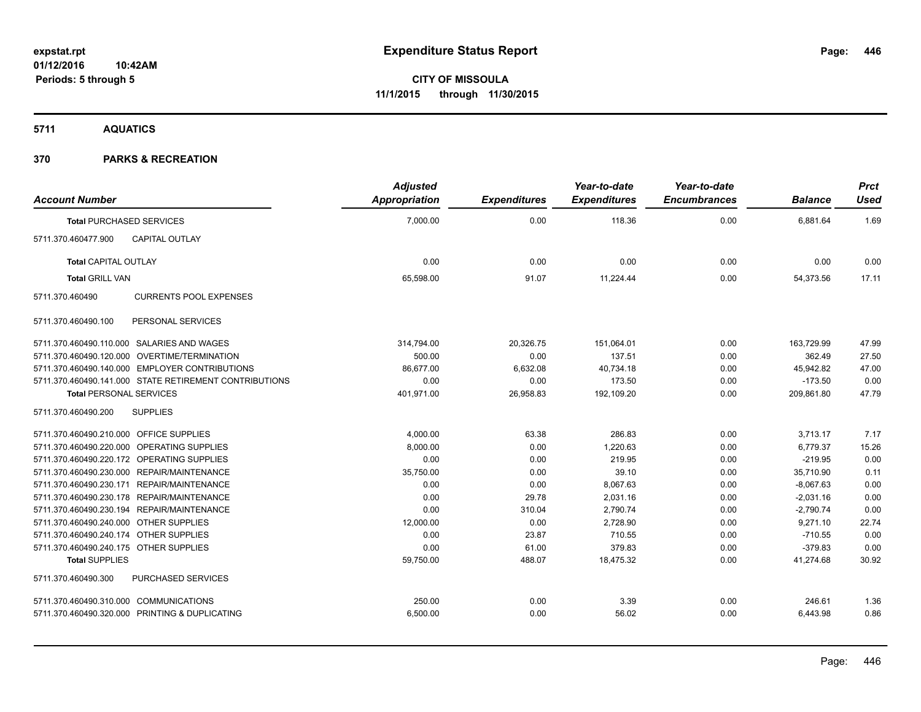# Expenditure Status Report

expstat.rpt
01/12/2016 10:42AM
Periods: 5 through 5

**CITY OF MISSOULA**
**11/1/2015 through 11/30/2015**

## 5711 AQUATICS

## 370 PARKS & RECREATION

| Account Number | | Adjusted Appropriation | Expenditures | Year-to-date Expenditures | Year-to-date Encumbrances | Balance | Prct Used |
|---|---|---|---|---|---|---|---|
| **Total** PURCHASED SERVICES | | 7,000.00 | 0.00 | 118.36 | 0.00 | 6,881.64 | 1.69 |
| 5711.370.460477.900 | CAPITAL OUTLAY | | | | | | |
| **Total** CAPITAL OUTLAY | | 0.00 | 0.00 | 0.00 | 0.00 | 0.00 | 0.00 |
| **Total** GRILL VAN | | 65,598.00 | 91.07 | 11,224.44 | 0.00 | 54,373.56 | 17.11 |
| 5711.370.460490 | CURRENTS POOL EXPENSES | | | | | | |
| 5711.370.460490.100 | PERSONAL SERVICES | | | | | | |
| 5711.370.460490.110.000 | SALARIES AND WAGES | 314,794.00 | 20,326.75 | 151,064.01 | 0.00 | 163,729.99 | 47.99 |
| 5711.370.460490.120.000 | OVERTIME/TERMINATION | 500.00 | 0.00 | 137.51 | 0.00 | 362.49 | 27.50 |
| 5711.370.460490.140.000 | EMPLOYER CONTRIBUTIONS | 86,677.00 | 6,632.08 | 40,734.18 | 0.00 | 45,942.82 | 47.00 |
| 5711.370.460490.141.000 | STATE RETIREMENT CONTRIBUTIONS | 0.00 | 0.00 | 173.50 | 0.00 | -173.50 | 0.00 |
| **Total** PERSONAL SERVICES | | 401,971.00 | 26,958.83 | 192,109.20 | 0.00 | 209,861.80 | 47.79 |
| 5711.370.460490.200 | SUPPLIES | | | | | | |
| 5711.370.460490.210.000 | OFFICE SUPPLIES | 4,000.00 | 63.38 | 286.83 | 0.00 | 3,713.17 | 7.17 |
| 5711.370.460490.220.000 | OPERATING SUPPLIES | 8,000.00 | 0.00 | 1,220.63 | 0.00 | 6,779.37 | 15.26 |
| 5711.370.460490.220.172 | OPERATING SUPPLIES | 0.00 | 0.00 | 219.95 | 0.00 | -219.95 | 0.00 |
| 5711.370.460490.230.000 | REPAIR/MAINTENANCE | 35,750.00 | 0.00 | 39.10 | 0.00 | 35,710.90 | 0.11 |
| 5711.370.460490.230.171 | REPAIR/MAINTENANCE | 0.00 | 0.00 | 8,067.63 | 0.00 | -8,067.63 | 0.00 |
| 5711.370.460490.230.178 | REPAIR/MAINTENANCE | 0.00 | 29.78 | 2,031.16 | 0.00 | -2,031.16 | 0.00 |
| 5711.370.460490.230.194 | REPAIR/MAINTENANCE | 0.00 | 310.04 | 2,790.74 | 0.00 | -2,790.74 | 0.00 |
| 5711.370.460490.240.000 | OTHER SUPPLIES | 12,000.00 | 0.00 | 2,728.90 | 0.00 | 9,271.10 | 22.74 |
| 5711.370.460490.240.174 | OTHER SUPPLIES | 0.00 | 23.87 | 710.55 | 0.00 | -710.55 | 0.00 |
| 5711.370.460490.240.175 | OTHER SUPPLIES | 0.00 | 61.00 | 379.83 | 0.00 | -379.83 | 0.00 |
| **Total** SUPPLIES | | 59,750.00 | 488.07 | 18,475.32 | 0.00 | 41,274.68 | 30.92 |
| 5711.370.460490.300 | PURCHASED SERVICES | | | | | | |
| 5711.370.460490.310.000 | COMMUNICATIONS | 250.00 | 0.00 | 3.39 | 0.00 | 246.61 | 1.36 |
| 5711.370.460490.320.000 | PRINTING & DUPLICATING | 6,500.00 | 0.00 | 56.02 | 0.00 | 6,443.98 | 0.86 |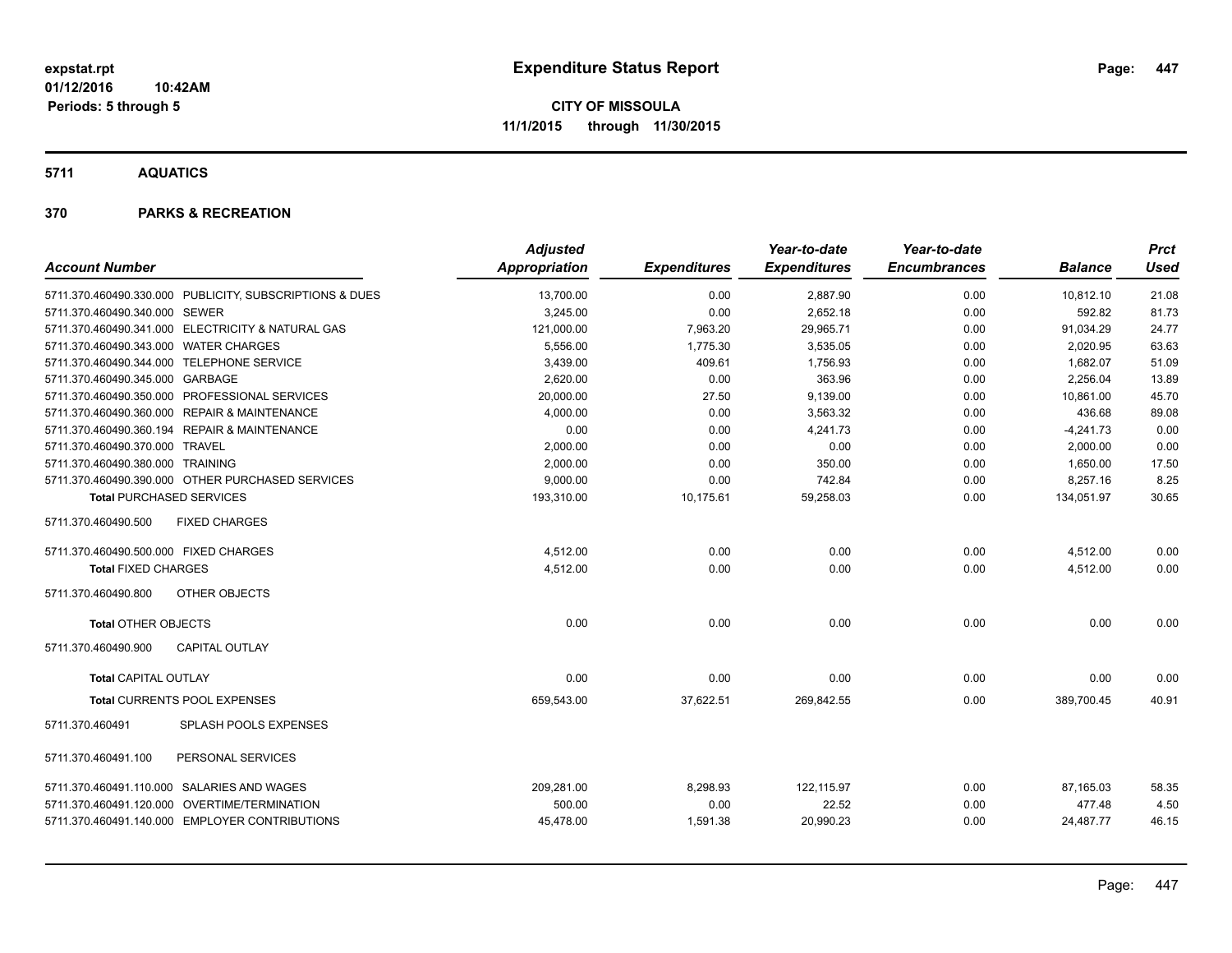# Expenditure Status Report

**CITY OF MISSOULA**

**11/1/2015 through 11/30/2015**

expstat.rpt
01/12/2016 10:42AM
Periods: 5 through 5

## 5711 AQUATICS

## 370 PARKS & RECREATION

| Account Number | Adjusted Appropriation | Expenditures | Year-to-date Expenditures | Year-to-date Encumbrances | Balance | Prct Used |
|---|---|---|---|---|---|---|
| 5711.370.460490.330.000 PUBLICITY, SUBSCRIPTIONS & DUES | 13,700.00 | 0.00 | 2,887.90 | 0.00 | 10,812.10 | 21.08 |
| 5711.370.460490.340.000 SEWER | 3,245.00 | 0.00 | 2,652.18 | 0.00 | 592.82 | 81.73 |
| 5711.370.460490.341.000 ELECTRICITY & NATURAL GAS | 121,000.00 | 7,963.20 | 29,965.71 | 0.00 | 91,034.29 | 24.77 |
| 5711.370.460490.343.000 WATER CHARGES | 5,556.00 | 1,775.30 | 3,535.05 | 0.00 | 2,020.95 | 63.63 |
| 5711.370.460490.344.000 TELEPHONE SERVICE | 3,439.00 | 409.61 | 1,756.93 | 0.00 | 1,682.07 | 51.09 |
| 5711.370.460490.345.000 GARBAGE | 2,620.00 | 0.00 | 363.96 | 0.00 | 2,256.04 | 13.89 |
| 5711.370.460490.350.000 PROFESSIONAL SERVICES | 20,000.00 | 27.50 | 9,139.00 | 0.00 | 10,861.00 | 45.70 |
| 5711.370.460490.360.000 REPAIR & MAINTENANCE | 4,000.00 | 0.00 | 3,563.32 | 0.00 | 436.68 | 89.08 |
| 5711.370.460490.360.194 REPAIR & MAINTENANCE | 0.00 | 0.00 | 4,241.73 | 0.00 | -4,241.73 | 0.00 |
| 5711.370.460490.370.000 TRAVEL | 2,000.00 | 0.00 | 0.00 | 0.00 | 2,000.00 | 0.00 |
| 5711.370.460490.380.000 TRAINING | 2,000.00 | 0.00 | 350.00 | 0.00 | 1,650.00 | 17.50 |
| 5711.370.460490.390.000 OTHER PURCHASED SERVICES | 9,000.00 | 0.00 | 742.84 | 0.00 | 8,257.16 | 8.25 |
| **Total** PURCHASED SERVICES | 193,310.00 | 10,175.61 | 59,258.03 | 0.00 | 134,051.97 | 30.65 |
| 5711.370.460490.500 FIXED CHARGES | | | | | | |
| 5711.370.460490.500.000 FIXED CHARGES | 4,512.00 | 0.00 | 0.00 | 0.00 | 4,512.00 | 0.00 |
| **Total** FIXED CHARGES | 4,512.00 | 0.00 | 0.00 | 0.00 | 4,512.00 | 0.00 |
| 5711.370.460490.800 OTHER OBJECTS | | | | | | |
| **Total** OTHER OBJECTS | 0.00 | 0.00 | 0.00 | 0.00 | 0.00 | 0.00 |
| 5711.370.460490.900 CAPITAL OUTLAY | | | | | | |
| **Total** CAPITAL OUTLAY | 0.00 | 0.00 | 0.00 | 0.00 | 0.00 | 0.00 |
| **Total** CURRENTS POOL EXPENSES | 659,543.00 | 37,622.51 | 269,842.55 | 0.00 | 389,700.45 | 40.91 |
| 5711.370.460491 SPLASH POOLS EXPENSES | | | | | | |
| 5711.370.460491.100 PERSONAL SERVICES | | | | | | |
| 5711.370.460491.110.000 SALARIES AND WAGES | 209,281.00 | 8,298.93 | 122,115.97 | 0.00 | 87,165.03 | 58.35 |
| 5711.370.460491.120.000 OVERTIME/TERMINATION | 500.00 | 0.00 | 22.52 | 0.00 | 477.48 | 4.50 |
| 5711.370.460491.140.000 EMPLOYER CONTRIBUTIONS | 45,478.00 | 1,591.38 | 20,990.23 | 0.00 | 24,487.77 | 46.15 |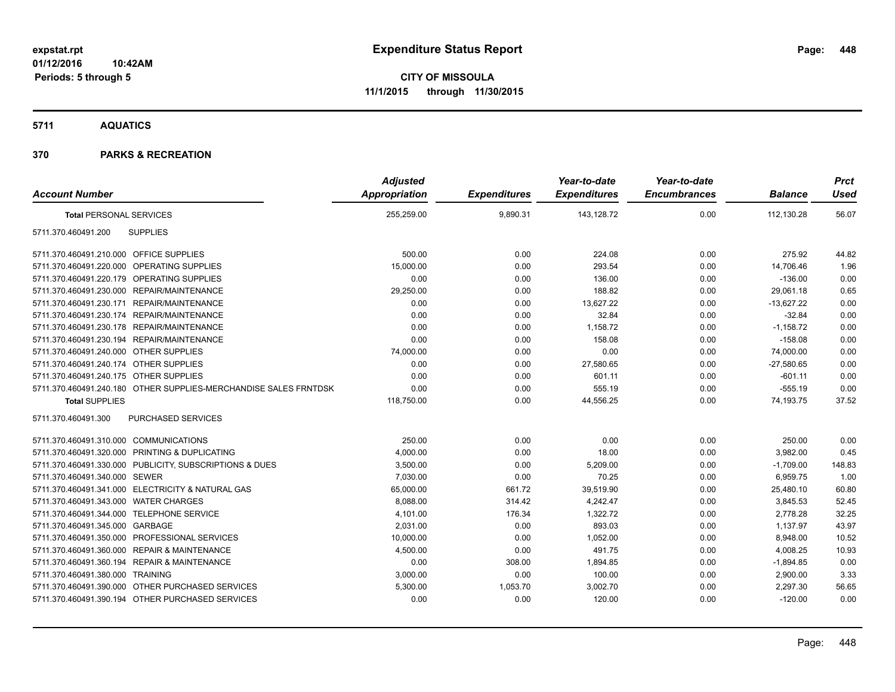expstat.rpt
01/12/2016 10:42AM
Periods: 5 through 5

# Expenditure Status Report

**CITY OF MISSOULA**
**11/1/2015 through 11/30/2015**

## 5711 AQUATICS

## 370 PARKS & RECREATION

| Account Number | | Adjusted Appropriation | Expenditures | Year-to-date Expenditures | Year-to-date Encumbrances | Balance | Prct Used |
|---|---|---|---|---|---|---|---|
| **Total** PERSONAL SERVICES | | 255,259.00 | 9,890.31 | 143,128.72 | 0.00 | 112,130.28 | 56.07 |
| 5711.370.460491.200 | SUPPLIES | | | | | | |
| 5711.370.460491.210.000 | OFFICE SUPPLIES | 500.00 | 0.00 | 224.08 | 0.00 | 275.92 | 44.82 |
| 5711.370.460491.220.000 | OPERATING SUPPLIES | 15,000.00 | 0.00 | 293.54 | 0.00 | 14,706.46 | 1.96 |
| 5711.370.460491.220.179 | OPERATING SUPPLIES | 0.00 | 0.00 | 136.00 | 0.00 | -136.00 | 0.00 |
| 5711.370.460491.230.000 | REPAIR/MAINTENANCE | 29,250.00 | 0.00 | 188.82 | 0.00 | 29,061.18 | 0.65 |
| 5711.370.460491.230.171 | REPAIR/MAINTENANCE | 0.00 | 0.00 | 13,627.22 | 0.00 | -13,627.22 | 0.00 |
| 5711.370.460491.230.174 | REPAIR/MAINTENANCE | 0.00 | 0.00 | 32.84 | 0.00 | -32.84 | 0.00 |
| 5711.370.460491.230.178 | REPAIR/MAINTENANCE | 0.00 | 0.00 | 1,158.72 | 0.00 | -1,158.72 | 0.00 |
| 5711.370.460491.230.194 | REPAIR/MAINTENANCE | 0.00 | 0.00 | 158.08 | 0.00 | -158.08 | 0.00 |
| 5711.370.460491.240.000 | OTHER SUPPLIES | 74,000.00 | 0.00 | 0.00 | 0.00 | 74,000.00 | 0.00 |
| 5711.370.460491.240.174 | OTHER SUPPLIES | 0.00 | 0.00 | 27,580.65 | 0.00 | -27,580.65 | 0.00 |
| 5711.370.460491.240.175 | OTHER SUPPLIES | 0.00 | 0.00 | 601.11 | 0.00 | -601.11 | 0.00 |
| 5711.370.460491.240.180 | OTHER SUPPLIES-MERCHANDISE SALES FRNTDSK | 0.00 | 0.00 | 555.19 | 0.00 | -555.19 | 0.00 |
| **Total** SUPPLIES | | 118,750.00 | 0.00 | 44,556.25 | 0.00 | 74,193.75 | 37.52 |
| 5711.370.460491.300 | PURCHASED SERVICES | | | | | | |
| 5711.370.460491.310.000 | COMMUNICATIONS | 250.00 | 0.00 | 0.00 | 0.00 | 250.00 | 0.00 |
| 5711.370.460491.320.000 | PRINTING & DUPLICATING | 4,000.00 | 0.00 | 18.00 | 0.00 | 3,982.00 | 0.45 |
| 5711.370.460491.330.000 | PUBLICITY, SUBSCRIPTIONS & DUES | 3,500.00 | 0.00 | 5,209.00 | 0.00 | -1,709.00 | 148.83 |
| 5711.370.460491.340.000 | SEWER | 7,030.00 | 0.00 | 70.25 | 0.00 | 6,959.75 | 1.00 |
| 5711.370.460491.341.000 | ELECTRICITY & NATURAL GAS | 65,000.00 | 661.72 | 39,519.90 | 0.00 | 25,480.10 | 60.80 |
| 5711.370.460491.343.000 | WATER CHARGES | 8,088.00 | 314.42 | 4,242.47 | 0.00 | 3,845.53 | 52.45 |
| 5711.370.460491.344.000 | TELEPHONE SERVICE | 4,101.00 | 176.34 | 1,322.72 | 0.00 | 2,778.28 | 32.25 |
| 5711.370.460491.345.000 | GARBAGE | 2,031.00 | 0.00 | 893.03 | 0.00 | 1,137.97 | 43.97 |
| 5711.370.460491.350.000 | PROFESSIONAL SERVICES | 10,000.00 | 0.00 | 1,052.00 | 0.00 | 8,948.00 | 10.52 |
| 5711.370.460491.360.000 | REPAIR & MAINTENANCE | 4,500.00 | 0.00 | 491.75 | 0.00 | 4,008.25 | 10.93 |
| 5711.370.460491.360.194 | REPAIR & MAINTENANCE | 0.00 | 308.00 | 1,894.85 | 0.00 | -1,894.85 | 0.00 |
| 5711.370.460491.380.000 | TRAINING | 3,000.00 | 0.00 | 100.00 | 0.00 | 2,900.00 | 3.33 |
| 5711.370.460491.390.000 | OTHER PURCHASED SERVICES | 5,300.00 | 1,053.70 | 3,002.70 | 0.00 | 2,297.30 | 56.65 |
| 5711.370.460491.390.194 | OTHER PURCHASED SERVICES | 0.00 | 0.00 | 120.00 | 0.00 | -120.00 | 0.00 |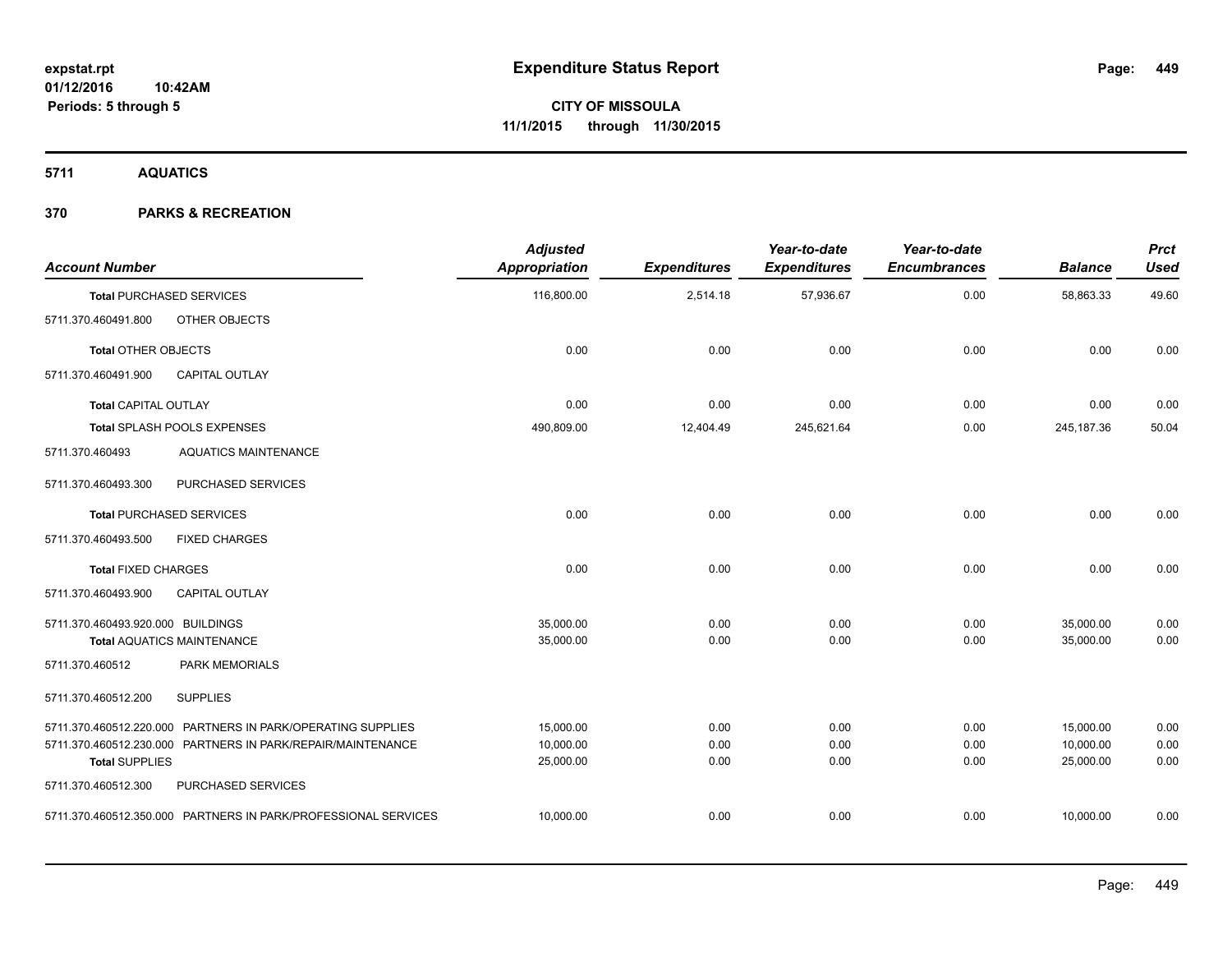**expstat.rpt**
**01/12/2016 10:42AM**
**Periods: 5 through 5**

# Expenditure Status Report

**CITY OF MISSOULA**
**11/1/2015 through 11/30/2015**

## 5711 AQUATICS

## 370 PARKS & RECREATION

| Account Number | | Adjusted Appropriation | Expenditures | Year-to-date Expenditures | Year-to-date Encumbrances | Balance | Prct Used |
|---|---|---|---|---|---|---|---|
| **Total** PURCHASED SERVICES | | 116,800.00 | 2,514.18 | 57,936.67 | 0.00 | 58,863.33 | 49.60 |
| 5711.370.460491.800 | OTHER OBJECTS | | | | | | |
| **Total** OTHER OBJECTS | | 0.00 | 0.00 | 0.00 | 0.00 | 0.00 | 0.00 |
| 5711.370.460491.900 | CAPITAL OUTLAY | | | | | | |
| **Total** CAPITAL OUTLAY | | 0.00 | 0.00 | 0.00 | 0.00 | 0.00 | 0.00 |
| **Total** SPLASH POOLS EXPENSES | | 490,809.00 | 12,404.49 | 245,621.64 | 0.00 | 245,187.36 | 50.04 |
| 5711.370.460493 | AQUATICS MAINTENANCE | | | | | | |
| 5711.370.460493.300 | PURCHASED SERVICES | | | | | | |
| **Total** PURCHASED SERVICES | | 0.00 | 0.00 | 0.00 | 0.00 | 0.00 | 0.00 |
| 5711.370.460493.500 | FIXED CHARGES | | | | | | |
| **Total** FIXED CHARGES | | 0.00 | 0.00 | 0.00 | 0.00 | 0.00 | 0.00 |
| 5711.370.460493.900 | CAPITAL OUTLAY | | | | | | |
| 5711.370.460493.920.000 | BUILDINGS | 35,000.00 | 0.00 | 0.00 | 0.00 | 35,000.00 | 0.00 |
| **Total** AQUATICS MAINTENANCE | | 35,000.00 | 0.00 | 0.00 | 0.00 | 35,000.00 | 0.00 |
| 5711.370.460512 | PARK MEMORIALS | | | | | | |
| 5711.370.460512.200 | SUPPLIES | | | | | | |
| 5711.370.460512.220.000 | PARTNERS IN PARK/OPERATING SUPPLIES | 15,000.00 | 0.00 | 0.00 | 0.00 | 15,000.00 | 0.00 |
| 5711.370.460512.230.000 | PARTNERS IN PARK/REPAIR/MAINTENANCE | 10,000.00 | 0.00 | 0.00 | 0.00 | 10,000.00 | 0.00 |
| **Total** SUPPLIES | | 25,000.00 | 0.00 | 0.00 | 0.00 | 25,000.00 | 0.00 |
| 5711.370.460512.300 | PURCHASED SERVICES | | | | | | |
| 5711.370.460512.350.000 | PARTNERS IN PARK/PROFESSIONAL SERVICES | 10,000.00 | 0.00 | 0.00 | 0.00 | 10,000.00 | 0.00 |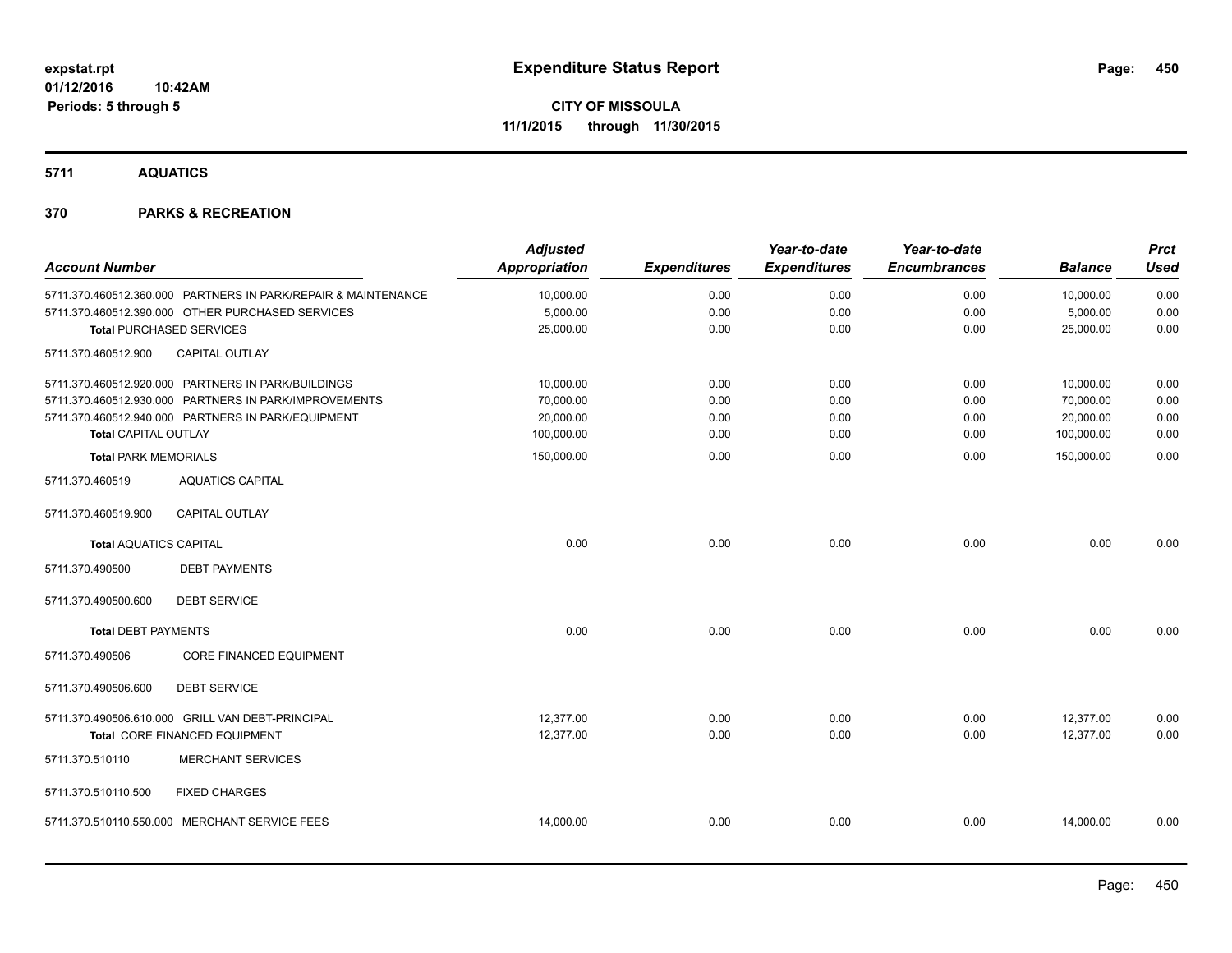**expstat.rpt**
**01/12/2016 10:42AM**
**Periods: 5 through 5**

# Expenditure Status Report

**CITY OF MISSOULA**
**11/1/2015 through 11/30/2015**

## 5711 AQUATICS

## 370 PARKS & RECREATION

| Account Number | Adjusted Appropriation | Expenditures | Year-to-date Expenditures | Year-to-date Encumbrances | Balance | Prct Used |
|---|---|---|---|---|---|---|
| 5711.370.460512.360.000 PARTNERS IN PARK/REPAIR & MAINTENANCE | 10,000.00 | 0.00 | 0.00 | 0.00 | 10,000.00 | 0.00 |
| 5711.370.460512.390.000 OTHER PURCHASED SERVICES | 5,000.00 | 0.00 | 0.00 | 0.00 | 5,000.00 | 0.00 |
| **Total** PURCHASED SERVICES | 25,000.00 | 0.00 | 0.00 | 0.00 | 25,000.00 | 0.00 |
| 5711.370.460512.900 CAPITAL OUTLAY | | | | | | |
| 5711.370.460512.920.000 PARTNERS IN PARK/BUILDINGS | 10,000.00 | 0.00 | 0.00 | 0.00 | 10,000.00 | 0.00 |
| 5711.370.460512.930.000 PARTNERS IN PARK/IMPROVEMENTS | 70,000.00 | 0.00 | 0.00 | 0.00 | 70,000.00 | 0.00 |
| 5711.370.460512.940.000 PARTNERS IN PARK/EQUIPMENT | 20,000.00 | 0.00 | 0.00 | 0.00 | 20,000.00 | 0.00 |
| **Total** CAPITAL OUTLAY | 100,000.00 | 0.00 | 0.00 | 0.00 | 100,000.00 | 0.00 |
| **Total** PARK MEMORIALS | 150,000.00 | 0.00 | 0.00 | 0.00 | 150,000.00 | 0.00 |
| 5711.370.460519 AQUATICS CAPITAL | | | | | | |
| 5711.370.460519.900 CAPITAL OUTLAY | | | | | | |
| **Total** AQUATICS CAPITAL | 0.00 | 0.00 | 0.00 | 0.00 | 0.00 | 0.00 |
| 5711.370.490500 DEBT PAYMENTS | | | | | | |
| 5711.370.490500.600 DEBT SERVICE | | | | | | |
| **Total** DEBT PAYMENTS | 0.00 | 0.00 | 0.00 | 0.00 | 0.00 | 0.00 |
| 5711.370.490506 CORE FINANCED EQUIPMENT | | | | | | |
| 5711.370.490506.600 DEBT SERVICE | | | | | | |
| 5711.370.490506.610.000 GRILL VAN DEBT-PRINCIPAL | 12,377.00 | 0.00 | 0.00 | 0.00 | 12,377.00 | 0.00 |
| **Total** CORE FINANCED EQUIPMENT | 12,377.00 | 0.00 | 0.00 | 0.00 | 12,377.00 | 0.00 |
| 5711.370.510110 MERCHANT SERVICES | | | | | | |
| 5711.370.510110.500 FIXED CHARGES | | | | | | |
| 5711.370.510110.550.000 MERCHANT SERVICE FEES | 14,000.00 | 0.00 | 0.00 | 0.00 | 14,000.00 | 0.00 |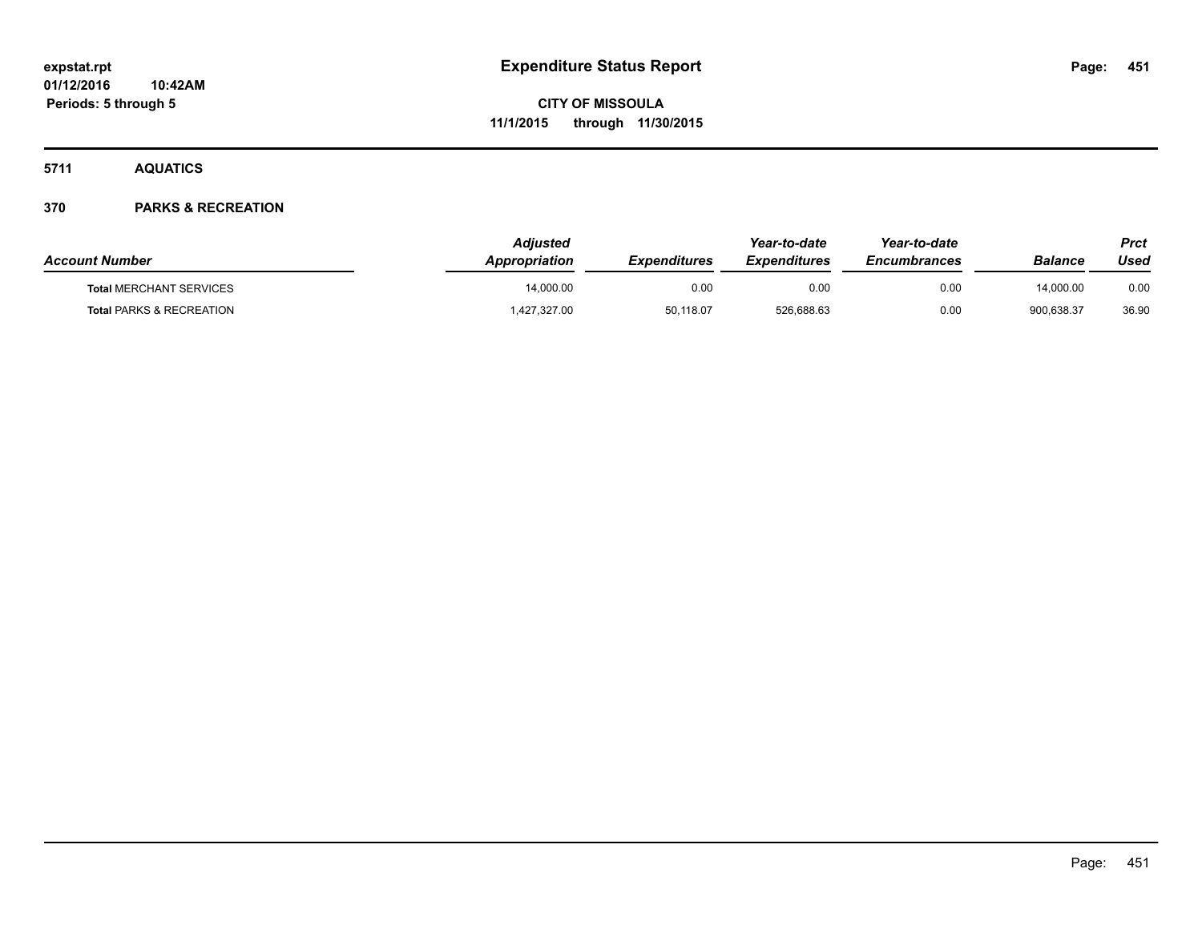expstat.rpt
01/12/2016 10:42AM
Periods: 5 through 5

# Expenditure Status Report

CITY OF MISSOULA
11/1/2015 through 11/30/2015

**5711 AQUATICS**

**370 PARKS & RECREATION**

| Account Number | Adjusted Appropriation | Expenditures | Year-to-date Expenditures | Year-to-date Encumbrances | Balance | Prct Used |
|---|---|---|---|---|---|---|
| **Total** MERCHANT SERVICES | 14,000.00 | 0.00 | 0.00 | 0.00 | 14,000.00 | 0.00 |
| **Total** PARKS & RECREATION | 1,427,327.00 | 50,118.07 | 526,688.63 | 0.00 | 900,638.37 | 36.90 |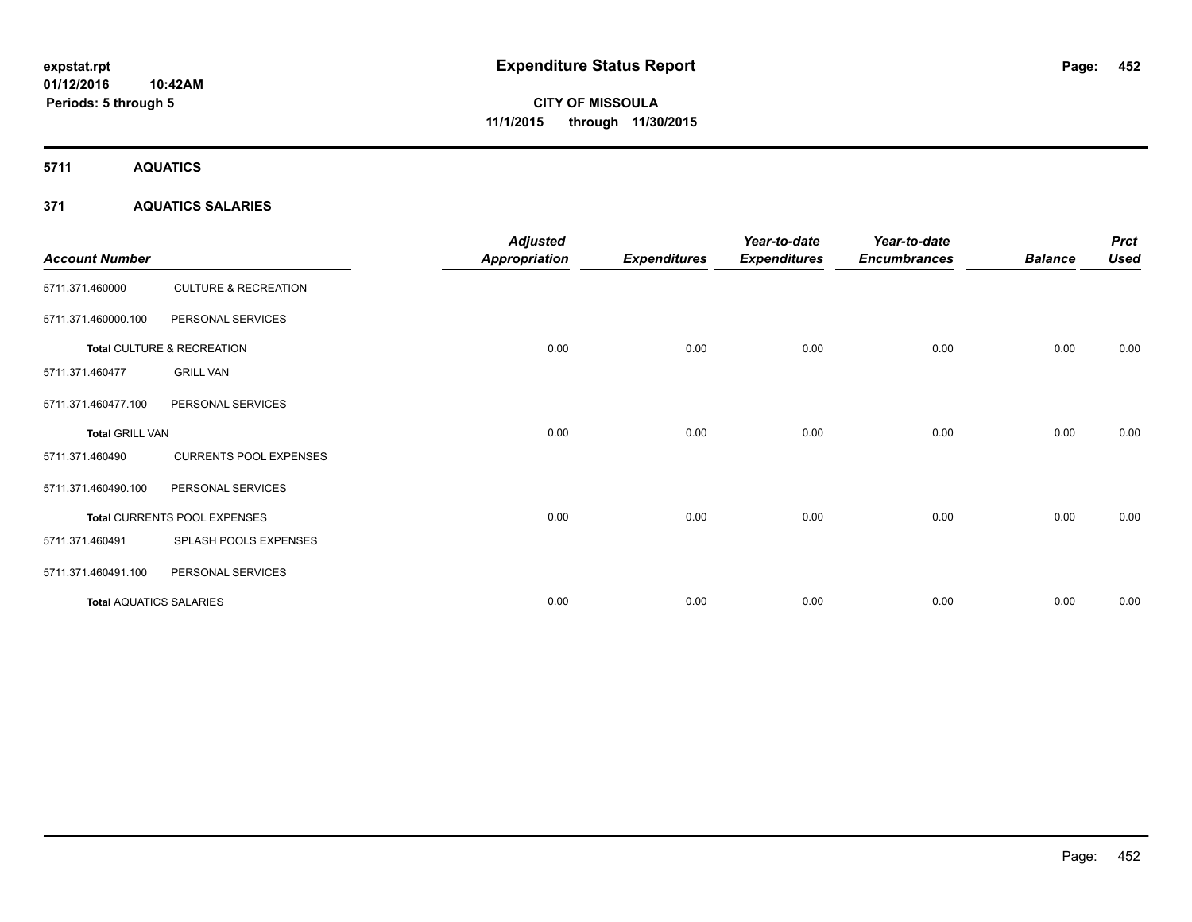**Expenditure Status Report**

**CITY OF MISSOULA**

**11/1/2015 through 11/30/2015**

expstat.rpt
01/12/2016 10:42AM
Periods: 5 through 5

## 5711 AQUATICS

### 371 AQUATICS SALARIES

| Account Number | | Adjusted Appropriation | Expenditures | Year-to-date Expenditures | Year-to-date Encumbrances | Balance | Prct Used |
|---|---|---|---|---|---|---|---|
| 5711.371.460000 | CULTURE & RECREATION | | | | | | |
| 5711.371.460000.100 | PERSONAL SERVICES | | | | | | |
| **Total** CULTURE & RECREATION | | 0.00 | 0.00 | 0.00 | 0.00 | 0.00 | 0.00 |
| 5711.371.460477 | GRILL VAN | | | | | | |
| 5711.371.460477.100 | PERSONAL SERVICES | | | | | | |
| **Total** GRILL VAN | | 0.00 | 0.00 | 0.00 | 0.00 | 0.00 | 0.00 |
| 5711.371.460490 | CURRENTS POOL EXPENSES | | | | | | |
| 5711.371.460490.100 | PERSONAL SERVICES | | | | | | |
| **Total** CURRENTS POOL EXPENSES | | 0.00 | 0.00 | 0.00 | 0.00 | 0.00 | 0.00 |
| 5711.371.460491 | SPLASH POOLS EXPENSES | | | | | | |
| 5711.371.460491.100 | PERSONAL SERVICES | | | | | | |
| **Total** AQUATICS SALARIES | | 0.00 | 0.00 | 0.00 | 0.00 | 0.00 | 0.00 |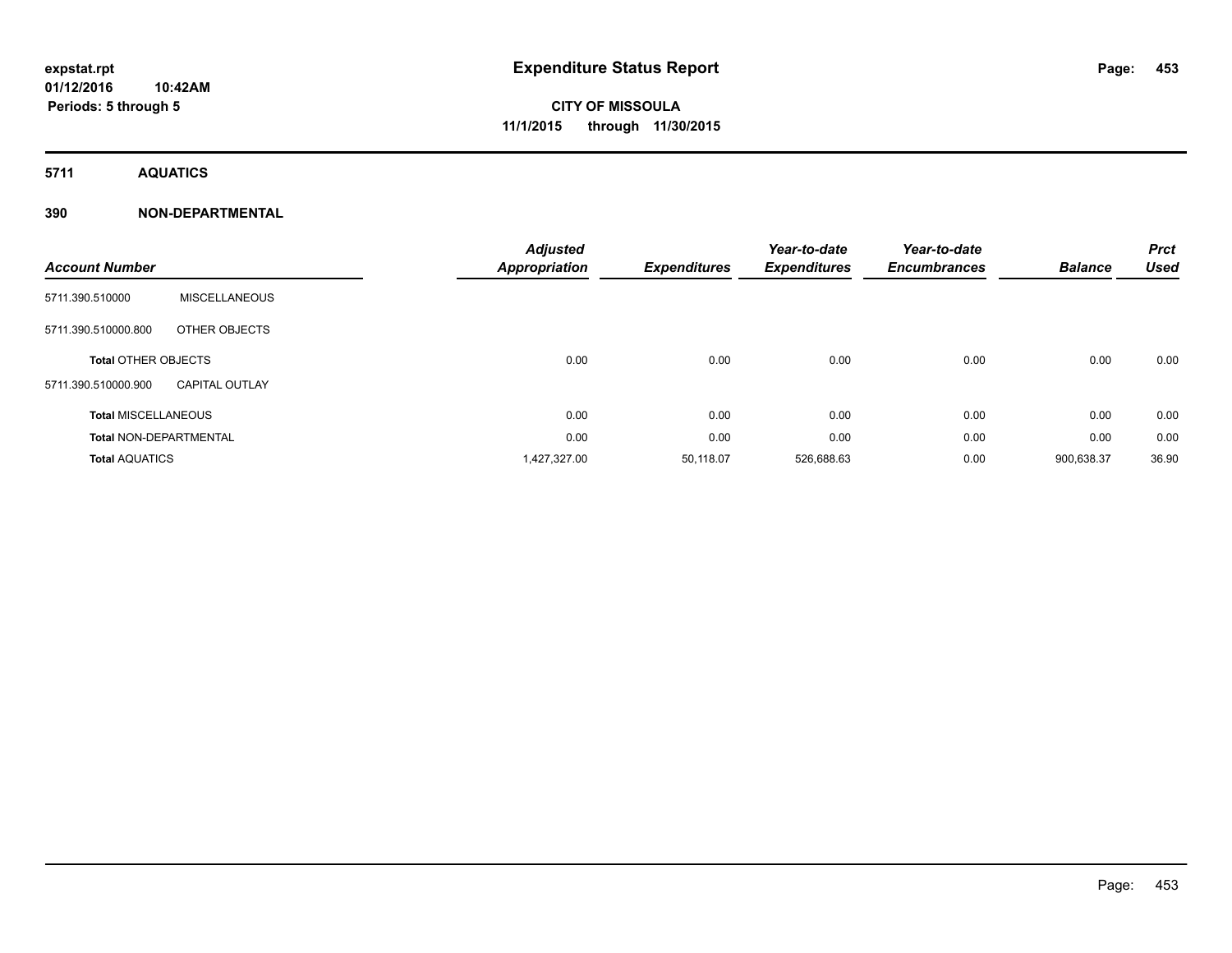**Expenditure Status Report**

**CITY OF MISSOULA**

**11/1/2015 through 11/30/2015**

expstat.rpt
01/12/2016 10:42AM
Periods: 5 through 5

## 5711 AQUATICS

### 390 NON-DEPARTMENTAL

| Account Number | | Adjusted Appropriation | Expenditures | Year-to-date Expenditures | Year-to-date Encumbrances | Balance | Prct Used |
|---|---|---|---|---|---|---|---|
| 5711.390.510000 | MISCELLANEOUS | | | | | | |
| 5711.390.510000.800 | OTHER OBJECTS | | | | | | |
| Total OTHER OBJECTS | | 0.00 | 0.00 | 0.00 | 0.00 | 0.00 | 0.00 |
| 5711.390.510000.900 | CAPITAL OUTLAY | | | | | | |
| Total MISCELLANEOUS | | 0.00 | 0.00 | 0.00 | 0.00 | 0.00 | 0.00 |
| Total NON-DEPARTMENTAL | | 0.00 | 0.00 | 0.00 | 0.00 | 0.00 | 0.00 |
| Total AQUATICS | | 1,427,327.00 | 50,118.07 | 526,688.63 | 0.00 | 900,638.37 | 36.90 |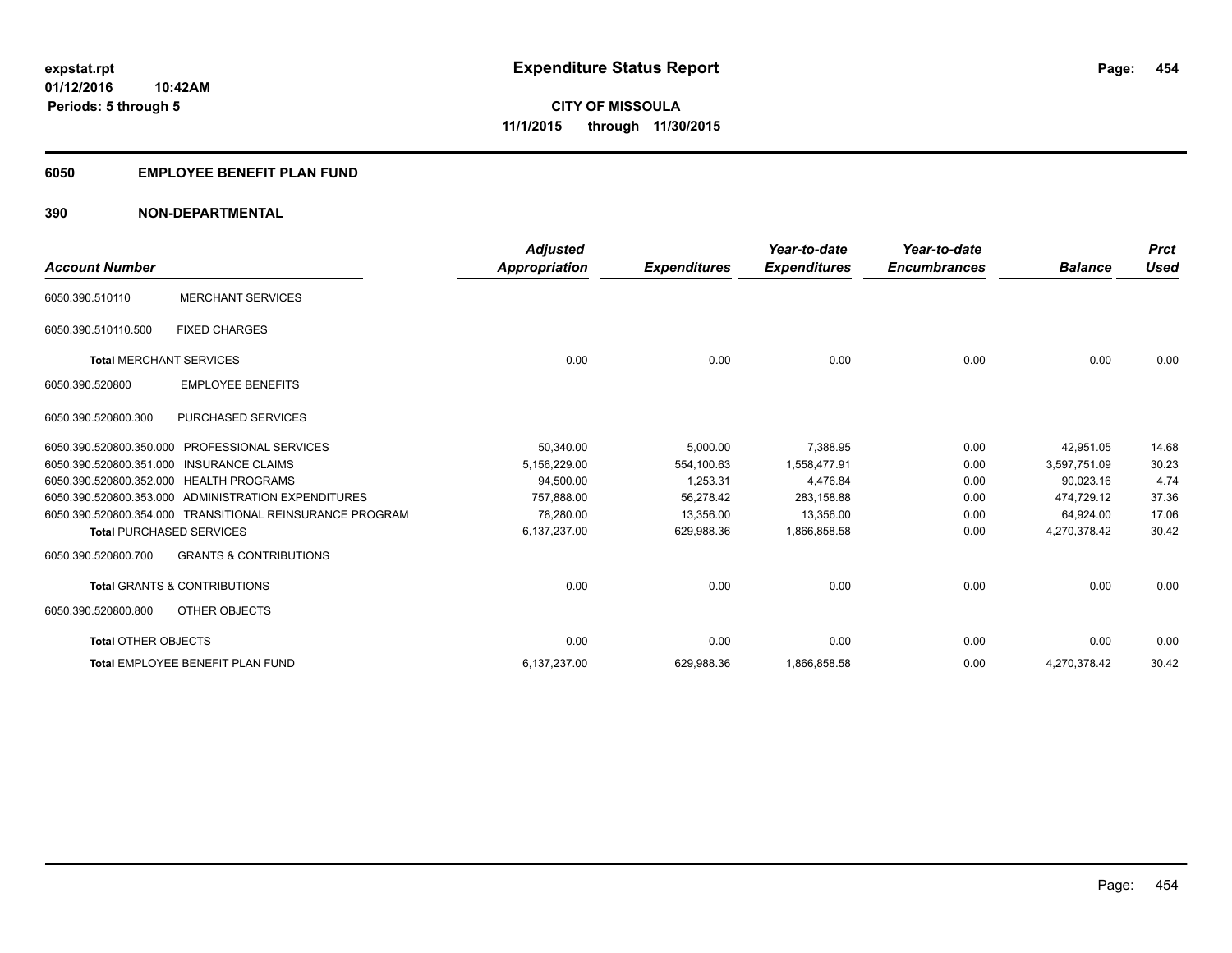# Expenditure Status Report

expstat.rpt
01/12/2016 10:42AM
Periods: 5 through 5

**CITY OF MISSOULA**
**11/1/2015 through 11/30/2015**

## 6050 EMPLOYEE BENEFIT PLAN FUND

## 390 NON-DEPARTMENTAL

| Account Number | | Adjusted Appropriation | Expenditures | Year-to-date Expenditures | Year-to-date Encumbrances | Balance | Prct Used |
|---|---|---|---|---|---|---|---|
| 6050.390.510110 | MERCHANT SERVICES | | | | | | |
| 6050.390.510110.500 | FIXED CHARGES | | | | | | |
| **Total** MERCHANT SERVICES | | 0.00 | 0.00 | 0.00 | 0.00 | 0.00 | 0.00 |
| 6050.390.520800 | EMPLOYEE BENEFITS | | | | | | |
| 6050.390.520800.300 | PURCHASED SERVICES | | | | | | |
| 6050.390.520800.350.000 | PROFESSIONAL SERVICES | 50,340.00 | 5,000.00 | 7,388.95 | 0.00 | 42,951.05 | 14.68 |
| 6050.390.520800.351.000 | INSURANCE CLAIMS | 5,156,229.00 | 554,100.63 | 1,558,477.91 | 0.00 | 3,597,751.09 | 30.23 |
| 6050.390.520800.352.000 | HEALTH PROGRAMS | 94,500.00 | 1,253.31 | 4,476.84 | 0.00 | 90,023.16 | 4.74 |
| 6050.390.520800.353.000 | ADMINISTRATION EXPENDITURES | 757,888.00 | 56,278.42 | 283,158.88 | 0.00 | 474,729.12 | 37.36 |
| 6050.390.520800.354.000 | TRANSITIONAL REINSURANCE PROGRAM | 78,280.00 | 13,356.00 | 13,356.00 | 0.00 | 64,924.00 | 17.06 |
| **Total** PURCHASED SERVICES | | 6,137,237.00 | 629,988.36 | 1,866,858.58 | 0.00 | 4,270,378.42 | 30.42 |
| 6050.390.520800.700 | GRANTS & CONTRIBUTIONS | | | | | | |
| **Total** GRANTS & CONTRIBUTIONS | | 0.00 | 0.00 | 0.00 | 0.00 | 0.00 | 0.00 |
| 6050.390.520800.800 | OTHER OBJECTS | | | | | | |
| **Total** OTHER OBJECTS | | 0.00 | 0.00 | 0.00 | 0.00 | 0.00 | 0.00 |
| **Total** EMPLOYEE BENEFIT PLAN FUND | | 6,137,237.00 | 629,988.36 | 1,866,858.58 | 0.00 | 4,270,378.42 | 30.42 |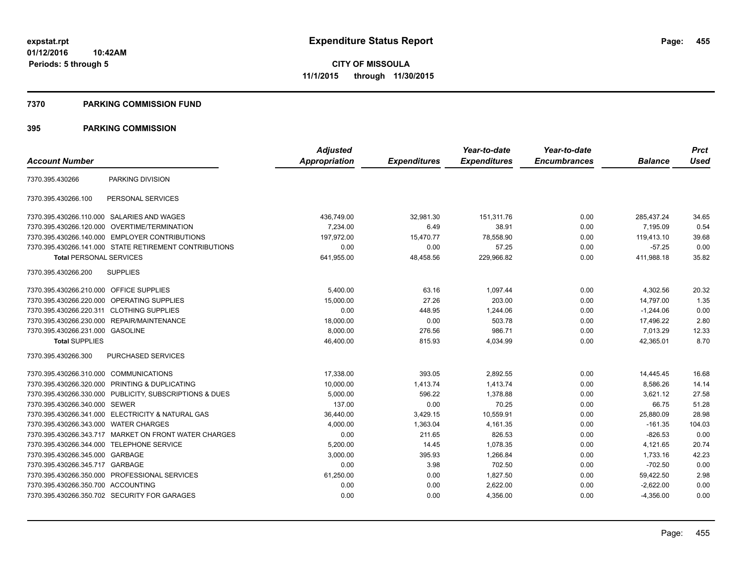# Expenditure Status Report

expstat.rpt
01/12/2016 10:42AM
Periods: 5 through 5

**CITY OF MISSOULA**
**11/1/2015 through 11/30/2015**

## 7370 PARKING COMMISSION FUND

### 395 PARKING COMMISSION

| Account Number | | Adjusted Appropriation | Expenditures | Year-to-date Expenditures | Year-to-date Encumbrances | Balance | Prct Used |
|---|---|---|---|---|---|---|---|
| 7370.395.430266 | PARKING DIVISION | | | | | | |
| 7370.395.430266.100 | PERSONAL SERVICES | | | | | | |
| 7370.395.430266.110.000 | SALARIES AND WAGES | 436,749.00 | 32,981.30 | 151,311.76 | 0.00 | 285,437.24 | 34.65 |
| 7370.395.430266.120.000 | OVERTIME/TERMINATION | 7,234.00 | 6.49 | 38.91 | 0.00 | 7,195.09 | 0.54 |
| 7370.395.430266.140.000 | EMPLOYER CONTRIBUTIONS | 197,972.00 | 15,470.77 | 78,558.90 | 0.00 | 119,413.10 | 39.68 |
| 7370.395.430266.141.000 | STATE RETIREMENT CONTRIBUTIONS | 0.00 | 0.00 | 57.25 | 0.00 | -57.25 | 0.00 |
| **Total PERSONAL SERVICES** | | 641,955.00 | 48,458.56 | 229,966.82 | 0.00 | 411,988.18 | 35.82 |
| 7370.395.430266.200 | SUPPLIES | | | | | | |
| 7370.395.430266.210.000 | OFFICE SUPPLIES | 5,400.00 | 63.16 | 1,097.44 | 0.00 | 4,302.56 | 20.32 |
| 7370.395.430266.220.000 | OPERATING SUPPLIES | 15,000.00 | 27.26 | 203.00 | 0.00 | 14,797.00 | 1.35 |
| 7370.395.430266.220.311 | CLOTHING SUPPLIES | 0.00 | 448.95 | 1,244.06 | 0.00 | -1,244.06 | 0.00 |
| 7370.395.430266.230.000 | REPAIR/MAINTENANCE | 18,000.00 | 0.00 | 503.78 | 0.00 | 17,496.22 | 2.80 |
| 7370.395.430266.231.000 | GASOLINE | 8,000.00 | 276.56 | 986.71 | 0.00 | 7,013.29 | 12.33 |
| **Total SUPPLIES** | | 46,400.00 | 815.93 | 4,034.99 | 0.00 | 42,365.01 | 8.70 |
| 7370.395.430266.300 | PURCHASED SERVICES | | | | | | |
| 7370.395.430266.310.000 | COMMUNICATIONS | 17,338.00 | 393.05 | 2,892.55 | 0.00 | 14,445.45 | 16.68 |
| 7370.395.430266.320.000 | PRINTING & DUPLICATING | 10,000.00 | 1,413.74 | 1,413.74 | 0.00 | 8,586.26 | 14.14 |
| 7370.395.430266.330.000 | PUBLICITY, SUBSCRIPTIONS & DUES | 5,000.00 | 596.22 | 1,378.88 | 0.00 | 3,621.12 | 27.58 |
| 7370.395.430266.340.000 | SEWER | 137.00 | 0.00 | 70.25 | 0.00 | 66.75 | 51.28 |
| 7370.395.430266.341.000 | ELECTRICITY & NATURAL GAS | 36,440.00 | 3,429.15 | 10,559.91 | 0.00 | 25,880.09 | 28.98 |
| 7370.395.430266.343.000 | WATER CHARGES | 4,000.00 | 1,363.04 | 4,161.35 | 0.00 | -161.35 | 104.03 |
| 7370.395.430266.343.717 | MARKET ON FRONT WATER CHARGES | 0.00 | 211.65 | 826.53 | 0.00 | -826.53 | 0.00 |
| 7370.395.430266.344.000 | TELEPHONE SERVICE | 5,200.00 | 14.45 | 1,078.35 | 0.00 | 4,121.65 | 20.74 |
| 7370.395.430266.345.000 | GARBAGE | 3,000.00 | 395.93 | 1,266.84 | 0.00 | 1,733.16 | 42.23 |
| 7370.395.430266.345.717 | GARBAGE | 0.00 | 3.98 | 702.50 | 0.00 | -702.50 | 0.00 |
| 7370.395.430266.350.000 | PROFESSIONAL SERVICES | 61,250.00 | 0.00 | 1,827.50 | 0.00 | 59,422.50 | 2.98 |
| 7370.395.430266.350.700 | ACCOUNTING | 0.00 | 0.00 | 2,622.00 | 0.00 | -2,622.00 | 0.00 |
| 7370.395.430266.350.702 | SECURITY FOR GARAGES | 0.00 | 0.00 | 4,356.00 | 0.00 | -4,356.00 | 0.00 |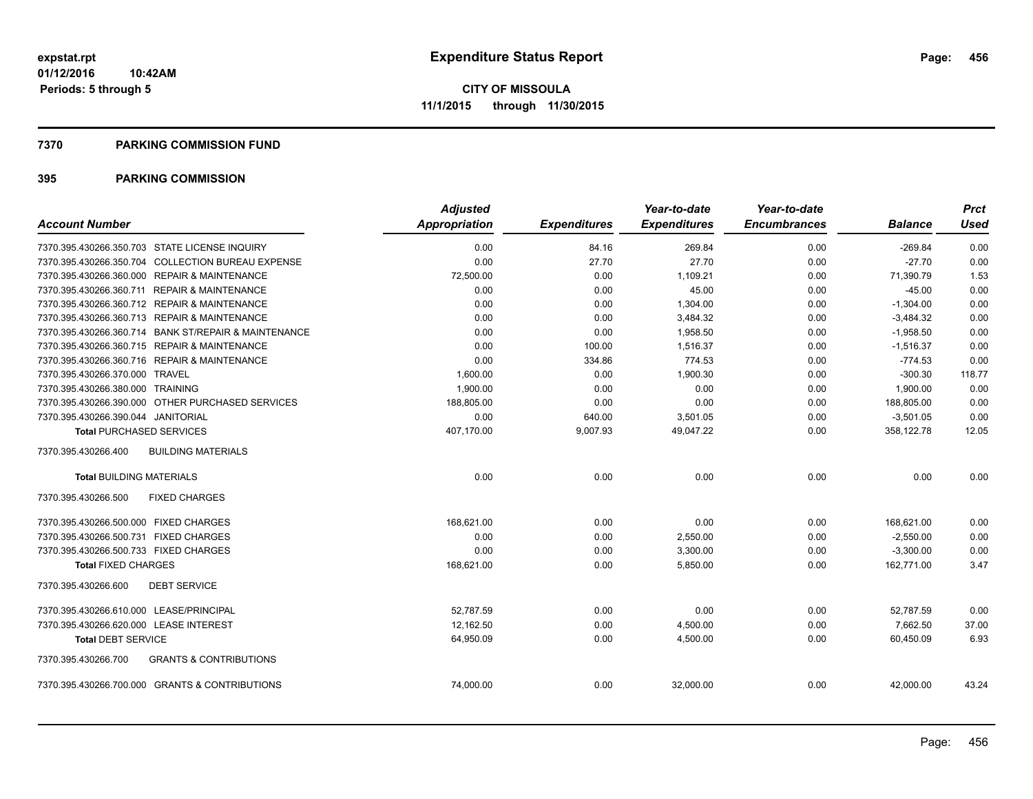**expstat.rpt**
**01/12/2016 10:42AM**
**Periods: 5 through 5**

# Expenditure Status Report

**CITY OF MISSOULA**
**11/1/2015 through 11/30/2015**

## 7370 PARKING COMMISSION FUND

## 395 PARKING COMMISSION

| Account Number | Adjusted Appropriation | Expenditures | Year-to-date Expenditures | Year-to-date Encumbrances | Balance | Prct Used |
|---|---|---|---|---|---|---|
| 7370.395.430266.350.703 STATE LICENSE INQUIRY | 0.00 | 84.16 | 269.84 | 0.00 | -269.84 | 0.00 |
| 7370.395.430266.350.704 COLLECTION BUREAU EXPENSE | 0.00 | 27.70 | 27.70 | 0.00 | -27.70 | 0.00 |
| 7370.395.430266.360.000 REPAIR & MAINTENANCE | 72,500.00 | 0.00 | 1,109.21 | 0.00 | 71,390.79 | 1.53 |
| 7370.395.430266.360.711 REPAIR & MAINTENANCE | 0.00 | 0.00 | 45.00 | 0.00 | -45.00 | 0.00 |
| 7370.395.430266.360.712 REPAIR & MAINTENANCE | 0.00 | 0.00 | 1,304.00 | 0.00 | -1,304.00 | 0.00 |
| 7370.395.430266.360.713 REPAIR & MAINTENANCE | 0.00 | 0.00 | 3,484.32 | 0.00 | -3,484.32 | 0.00 |
| 7370.395.430266.360.714 BANK ST/REPAIR & MAINTENANCE | 0.00 | 0.00 | 1,958.50 | 0.00 | -1,958.50 | 0.00 |
| 7370.395.430266.360.715 REPAIR & MAINTENANCE | 0.00 | 100.00 | 1,516.37 | 0.00 | -1,516.37 | 0.00 |
| 7370.395.430266.360.716 REPAIR & MAINTENANCE | 0.00 | 334.86 | 774.53 | 0.00 | -774.53 | 0.00 |
| 7370.395.430266.370.000 TRAVEL | 1,600.00 | 0.00 | 1,900.30 | 0.00 | -300.30 | 118.77 |
| 7370.395.430266.380.000 TRAINING | 1,900.00 | 0.00 | 0.00 | 0.00 | 1,900.00 | 0.00 |
| 7370.395.430266.390.000 OTHER PURCHASED SERVICES | 188,805.00 | 0.00 | 0.00 | 0.00 | 188,805.00 | 0.00 |
| 7370.395.430266.390.044 JANITORIAL | 0.00 | 640.00 | 3,501.05 | 0.00 | -3,501.05 | 0.00 |
| **Total** PURCHASED SERVICES | 407,170.00 | 9,007.93 | 49,047.22 | 0.00 | 358,122.78 | 12.05 |
| 7370.395.430266.400 BUILDING MATERIALS | | | | | | |
| **Total** BUILDING MATERIALS | 0.00 | 0.00 | 0.00 | 0.00 | 0.00 | 0.00 |
| 7370.395.430266.500 FIXED CHARGES | | | | | | |
| 7370.395.430266.500.000 FIXED CHARGES | 168,621.00 | 0.00 | 0.00 | 0.00 | 168,621.00 | 0.00 |
| 7370.395.430266.500.731 FIXED CHARGES | 0.00 | 0.00 | 2,550.00 | 0.00 | -2,550.00 | 0.00 |
| 7370.395.430266.500.733 FIXED CHARGES | 0.00 | 0.00 | 3,300.00 | 0.00 | -3,300.00 | 0.00 |
| **Total** FIXED CHARGES | 168,621.00 | 0.00 | 5,850.00 | 0.00 | 162,771.00 | 3.47 |
| 7370.395.430266.600 DEBT SERVICE | | | | | | |
| 7370.395.430266.610.000 LEASE/PRINCIPAL | 52,787.59 | 0.00 | 0.00 | 0.00 | 52,787.59 | 0.00 |
| 7370.395.430266.620.000 LEASE INTEREST | 12,162.50 | 0.00 | 4,500.00 | 0.00 | 7,662.50 | 37.00 |
| **Total** DEBT SERVICE | 64,950.09 | 0.00 | 4,500.00 | 0.00 | 60,450.09 | 6.93 |
| 7370.395.430266.700 GRANTS & CONTRIBUTIONS | | | | | | |
| 7370.395.430266.700.000 GRANTS & CONTRIBUTIONS | 74,000.00 | 0.00 | 32,000.00 | 0.00 | 42,000.00 | 43.24 |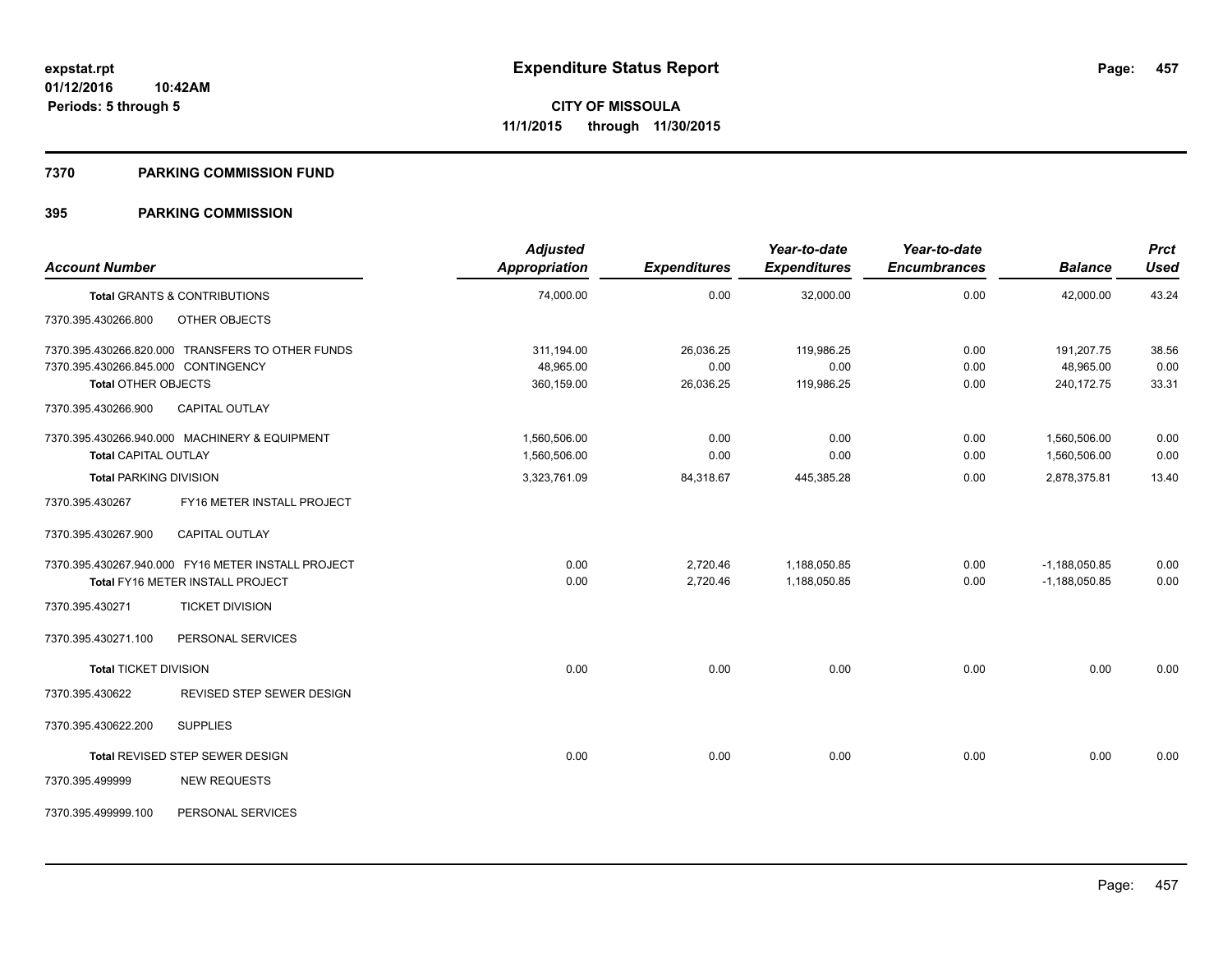# Expenditure Status Report

**CITY OF MISSOULA**

**11/1/2015 through 11/30/2015**

expstat.rpt
01/12/2016 10:42AM
Periods: 5 through 5

## 7370 PARKING COMMISSION FUND

### 395 PARKING COMMISSION

| Account Number | | Adjusted Appropriation | Expenditures | Year-to-date Expenditures | Year-to-date Encumbrances | Balance | Prct Used |
|---|---|---|---|---|---|---|---|
| **Total** GRANTS & CONTRIBUTIONS | | 74,000.00 | 0.00 | 32,000.00 | 0.00 | 42,000.00 | 43.24 |
| 7370.395.430266.800 | OTHER OBJECTS | | | | | | |
| 7370.395.430266.820.000 | TRANSFERS TO OTHER FUNDS | 311,194.00 | 26,036.25 | 119,986.25 | 0.00 | 191,207.75 | 38.56 |
| 7370.395.430266.845.000 | CONTINGENCY | 48,965.00 | 0.00 | 0.00 | 0.00 | 48,965.00 | 0.00 |
| **Total** OTHER OBJECTS | | 360,159.00 | 26,036.25 | 119,986.25 | 0.00 | 240,172.75 | 33.31 |
| 7370.395.430266.900 | CAPITAL OUTLAY | | | | | | |
| 7370.395.430266.940.000 | MACHINERY & EQUIPMENT | 1,560,506.00 | 0.00 | 0.00 | 0.00 | 1,560,506.00 | 0.00 |
| **Total** CAPITAL OUTLAY | | 1,560,506.00 | 0.00 | 0.00 | 0.00 | 1,560,506.00 | 0.00 |
| **Total** PARKING DIVISION | | 3,323,761.09 | 84,318.67 | 445,385.28 | 0.00 | 2,878,375.81 | 13.40 |
| 7370.395.430267 | FY16 METER INSTALL PROJECT | | | | | | |
| 7370.395.430267.900 | CAPITAL OUTLAY | | | | | | |
| 7370.395.430267.940.000 | FY16 METER INSTALL PROJECT | 0.00 | 2,720.46 | 1,188,050.85 | 0.00 | -1,188,050.85 | 0.00 |
| **Total** FY16 METER INSTALL PROJECT | | 0.00 | 2,720.46 | 1,188,050.85 | 0.00 | -1,188,050.85 | 0.00 |
| 7370.395.430271 | TICKET DIVISION | | | | | | |
| 7370.395.430271.100 | PERSONAL SERVICES | | | | | | |
| **Total** TICKET DIVISION | | 0.00 | 0.00 | 0.00 | 0.00 | 0.00 | 0.00 |
| 7370.395.430622 | REVISED STEP SEWER DESIGN | | | | | | |
| 7370.395.430622.200 | SUPPLIES | | | | | | |
| **Total** REVISED STEP SEWER DESIGN | | 0.00 | 0.00 | 0.00 | 0.00 | 0.00 | 0.00 |
| 7370.395.499999 | NEW REQUESTS | | | | | | |
| 7370.395.499999.100 | PERSONAL SERVICES | | | | | | |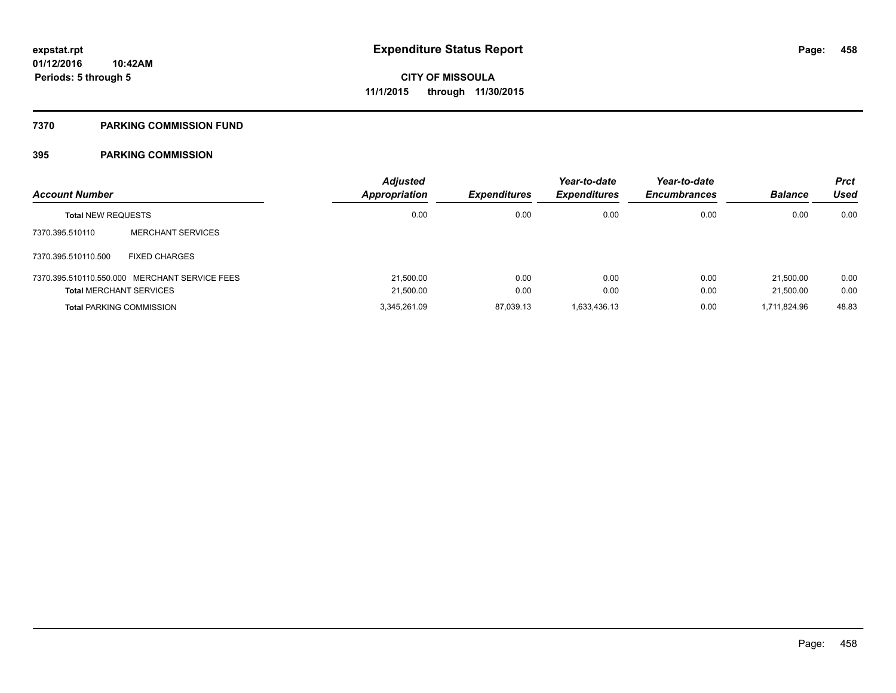# Expenditure Status Report

**CITY OF MISSOULA**

**11/1/2015 through 11/30/2015**

expstat.rpt
01/12/2016 10:42AM
Periods: 5 through 5

## 7370 PARKING COMMISSION FUND

### 395 PARKING COMMISSION

| Account Number | | Adjusted Appropriation | Expenditures | Year-to-date Expenditures | Year-to-date Encumbrances | Balance | Prct Used |
|---|---|---|---|---|---|---|---|
| **Total** NEW REQUESTS | | 0.00 | 0.00 | 0.00 | 0.00 | 0.00 | 0.00 |
| 7370.395.510110 | MERCHANT SERVICES | | | | | | |
| 7370.395.510110.500 | FIXED CHARGES | | | | | | |
| 7370.395.510110.550.000 | MERCHANT SERVICE FEES | 21,500.00 | 0.00 | 0.00 | 0.00 | 21,500.00 | 0.00 |
| **Total** MERCHANT SERVICES | | 21,500.00 | 0.00 | 0.00 | 0.00 | 21,500.00 | 0.00 |
| **Total** PARKING COMMISSION | | 3,345,261.09 | 87,039.13 | 1,633,436.13 | 0.00 | 1,711,824.96 | 48.83 |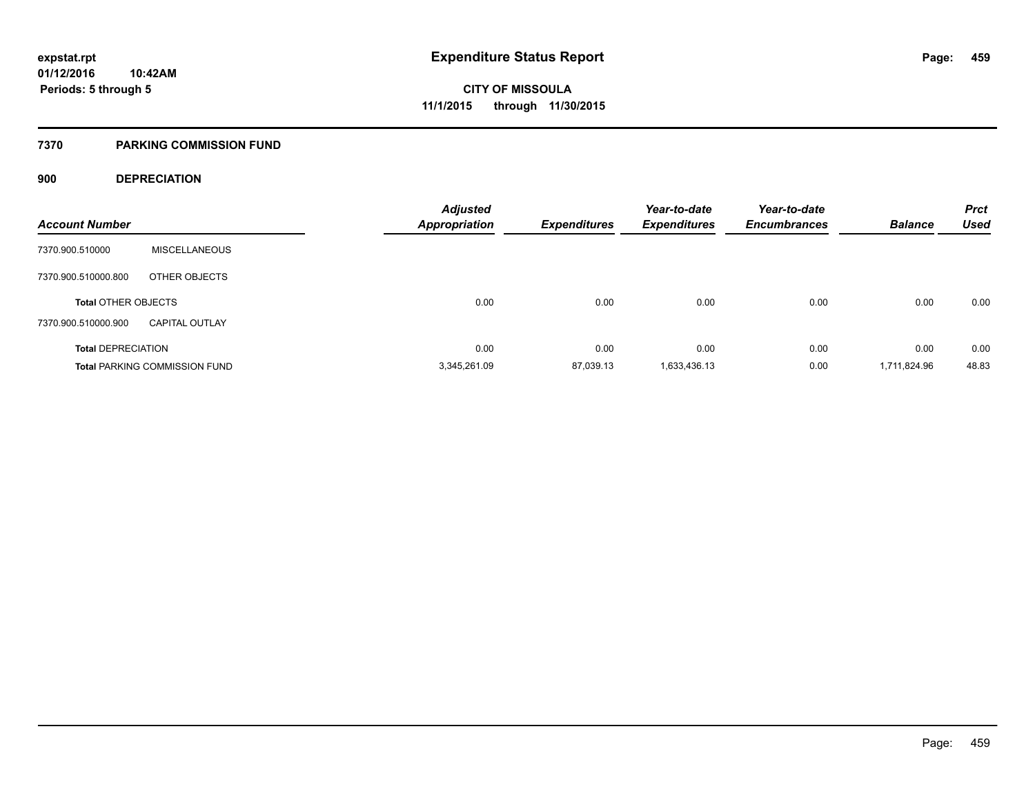# Expenditure Status Report

expstat.rpt
01/12/2016 10:42AM
Periods: 5 through 5

**CITY OF MISSOULA**
**11/1/2015 through 11/30/2015**

## 7370 PARKING COMMISSION FUND

### 900 DEPRECIATION

| Account Number | | Adjusted Appropriation | Expenditures | Year-to-date Expenditures | Year-to-date Encumbrances | Balance | Prct Used |
|---|---|---|---|---|---|---|---|
| 7370.900.510000 | MISCELLANEOUS | | | | | | |
| 7370.900.510000.800 | OTHER OBJECTS | | | | | | |
| **Total** OTHER OBJECTS | | 0.00 | 0.00 | 0.00 | 0.00 | 0.00 | 0.00 |
| 7370.900.510000.900 | CAPITAL OUTLAY | | | | | | |
| **Total** DEPRECIATION | | 0.00 | 0.00 | 0.00 | 0.00 | 0.00 | 0.00 |
| **Total** PARKING COMMISSION FUND | | 3,345,261.09 | 87,039.13 | 1,633,436.13 | 0.00 | 1,711,824.96 | 48.83 |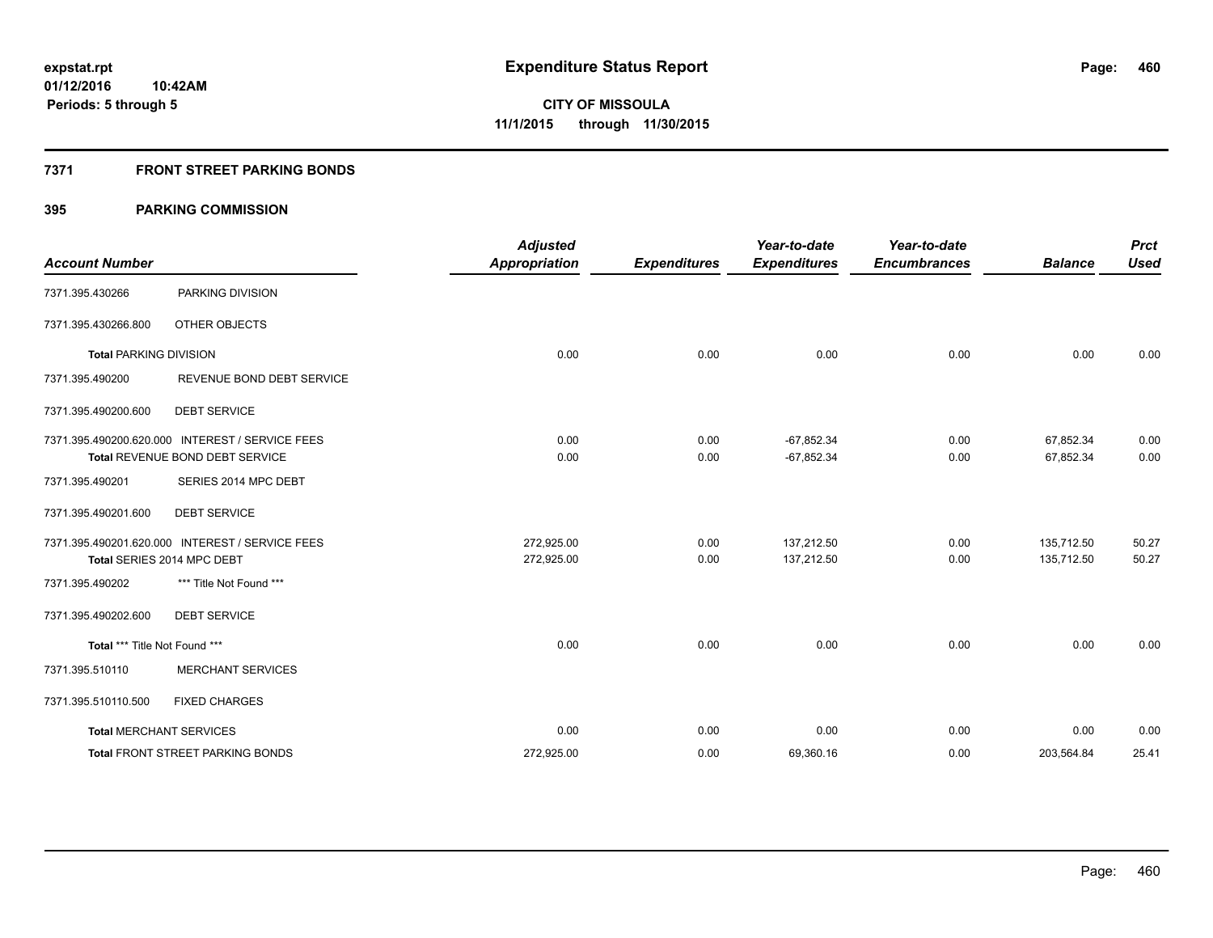# Expenditure Status Report

expstat.rpt
01/12/2016 10:42AM
Periods: 5 through 5

**CITY OF MISSOULA**
**11/1/2015 through 11/30/2015**

## 7371 FRONT STREET PARKING BONDS

## 395 PARKING COMMISSION

| Account Number | | Adjusted Appropriation | Expenditures | Year-to-date Expenditures | Year-to-date Encumbrances | Balance | Prct Used |
|---|---|---|---|---|---|---|---|
| 7371.395.430266 | PARKING DIVISION | | | | | | |
| 7371.395.430266.800 | OTHER OBJECTS | | | | | | |
| **Total** PARKING DIVISION | | 0.00 | 0.00 | 0.00 | 0.00 | 0.00 | 0.00 |
| 7371.395.490200 | REVENUE BOND DEBT SERVICE | | | | | | |
| 7371.395.490200.600 | DEBT SERVICE | | | | | | |
| 7371.395.490200.620.000 | INTEREST / SERVICE FEES | 0.00 | 0.00 | -67,852.34 | 0.00 | 67,852.34 | 0.00 |
| **Total** REVENUE BOND DEBT SERVICE | | 0.00 | 0.00 | -67,852.34 | 0.00 | 67,852.34 | 0.00 |
| 7371.395.490201 | SERIES 2014 MPC DEBT | | | | | | |
| 7371.395.490201.600 | DEBT SERVICE | | | | | | |
| 7371.395.490201.620.000 | INTEREST / SERVICE FEES | 272,925.00 | 0.00 | 137,212.50 | 0.00 | 135,712.50 | 50.27 |
| **Total** SERIES 2014 MPC DEBT | | 272,925.00 | 0.00 | 137,212.50 | 0.00 | 135,712.50 | 50.27 |
| 7371.395.490202 | *** Title Not Found *** | | | | | | |
| 7371.395.490202.600 | DEBT SERVICE | | | | | | |
| **Total** *** Title Not Found *** | | 0.00 | 0.00 | 0.00 | 0.00 | 0.00 | 0.00 |
| 7371.395.510110 | MERCHANT SERVICES | | | | | | |
| 7371.395.510110.500 | FIXED CHARGES | | | | | | |
| **Total** MERCHANT SERVICES | | 0.00 | 0.00 | 0.00 | 0.00 | 0.00 | 0.00 |
| **Total** FRONT STREET PARKING BONDS | | 272,925.00 | 0.00 | 69,360.16 | 0.00 | 203,564.84 | 25.41 |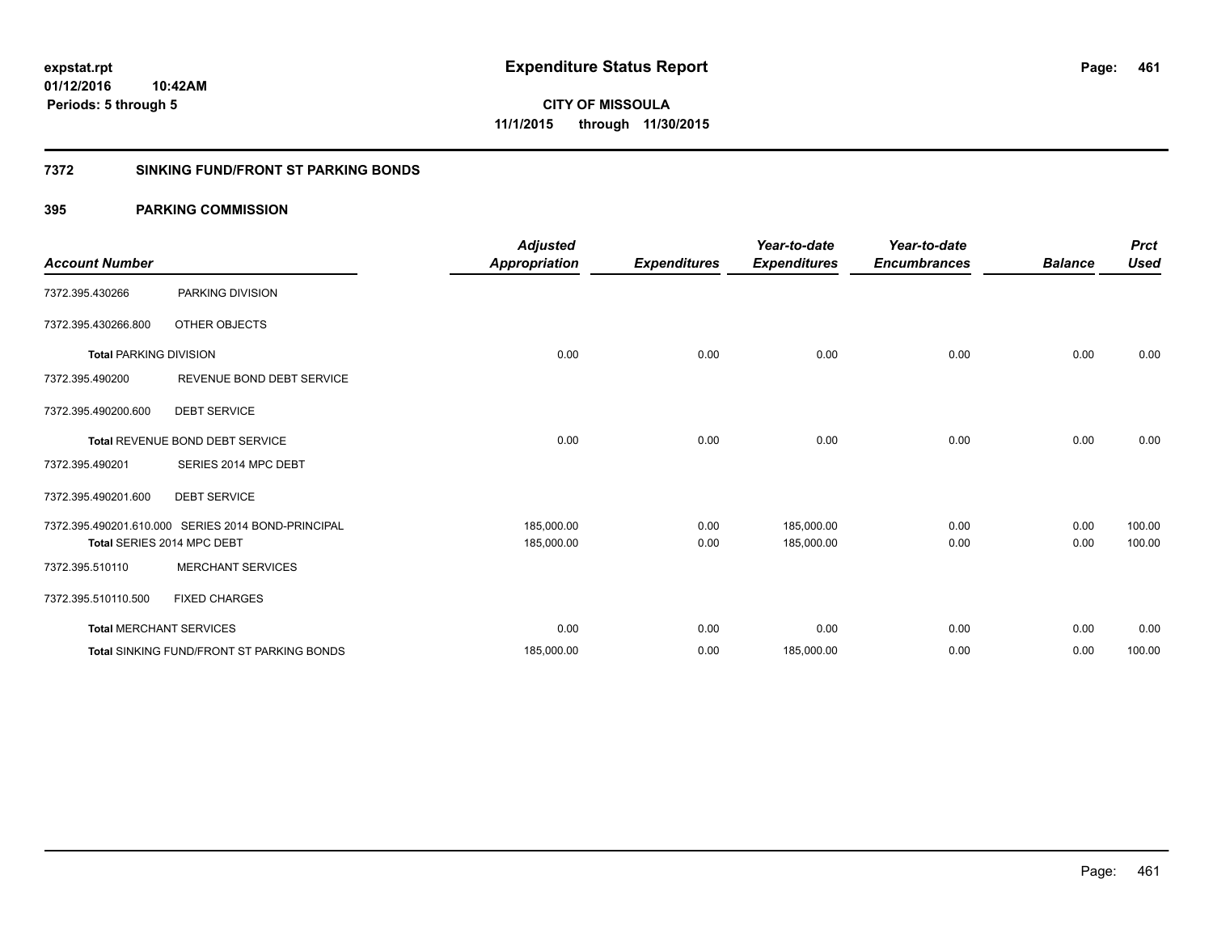**expstat.rpt**
**01/12/2016 10:42AM**
**Periods: 5 through 5**

# Expenditure Status Report

**CITY OF MISSOULA**
**11/1/2015 through 11/30/2015**

## 7372 SINKING FUND/FRONT ST PARKING BONDS

### 395 PARKING COMMISSION

| Account Number | | Adjusted Appropriation | Expenditures | Year-to-date Expenditures | Year-to-date Encumbrances | Balance | Prct Used |
|---|---|---|---|---|---|---|---|
| 7372.395.430266 | PARKING DIVISION | | | | | | |
| 7372.395.430266.800 | OTHER OBJECTS | | | | | | |
| **Total** PARKING DIVISION | | 0.00 | 0.00 | 0.00 | 0.00 | 0.00 | 0.00 |
| 7372.395.490200 | REVENUE BOND DEBT SERVICE | | | | | | |
| 7372.395.490200.600 | DEBT SERVICE | | | | | | |
| **Total** REVENUE BOND DEBT SERVICE | | 0.00 | 0.00 | 0.00 | 0.00 | 0.00 | 0.00 |
| 7372.395.490201 | SERIES 2014 MPC DEBT | | | | | | |
| 7372.395.490201.600 | DEBT SERVICE | | | | | | |
| 7372.395.490201.610.000 | SERIES 2014 BOND-PRINCIPAL | 185,000.00 | 0.00 | 185,000.00 | 0.00 | 0.00 | 100.00 |
| **Total** SERIES 2014 MPC DEBT | | 185,000.00 | 0.00 | 185,000.00 | 0.00 | 0.00 | 100.00 |
| 7372.395.510110 | MERCHANT SERVICES | | | | | | |
| 7372.395.510110.500 | FIXED CHARGES | | | | | | |
| **Total** MERCHANT SERVICES | | 0.00 | 0.00 | 0.00 | 0.00 | 0.00 | 0.00 |
| **Total** SINKING FUND/FRONT ST PARKING BONDS | | 185,000.00 | 0.00 | 185,000.00 | 0.00 | 0.00 | 100.00 |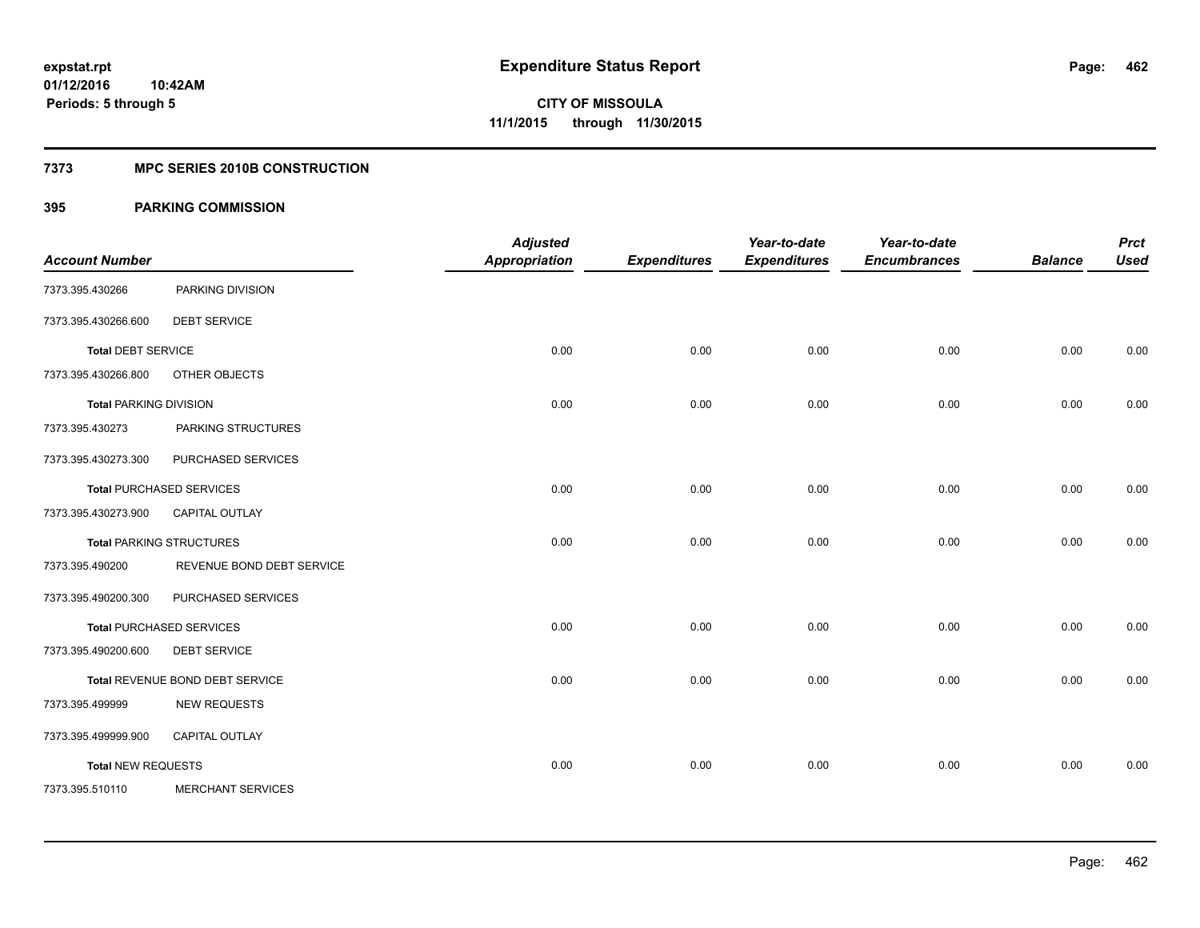expstat.rpt
01/12/2016 10:42AM
Periods: 5 through 5

# Expenditure Status Report

CITY OF MISSOULA
11/1/2015 through 11/30/2015

## 7373 MPC SERIES 2010B CONSTRUCTION

## 395 PARKING COMMISSION

| Account Number | | Adjusted Appropriation | Expenditures | Year-to-date Expenditures | Year-to-date Encumbrances | Balance | Prct Used |
|---|---|---|---|---|---|---|---|
| 7373.395.430266 | PARKING DIVISION | | | | | | |
| 7373.395.430266.600 | DEBT SERVICE | | | | | | |
| **Total** DEBT SERVICE | | 0.00 | 0.00 | 0.00 | 0.00 | 0.00 | 0.00 |
| 7373.395.430266.800 | OTHER OBJECTS | | | | | | |
| **Total** PARKING DIVISION | | 0.00 | 0.00 | 0.00 | 0.00 | 0.00 | 0.00 |
| 7373.395.430273 | PARKING STRUCTURES | | | | | | |
| 7373.395.430273.300 | PURCHASED SERVICES | | | | | | |
| **Total** PURCHASED SERVICES | | 0.00 | 0.00 | 0.00 | 0.00 | 0.00 | 0.00 |
| 7373.395.430273.900 | CAPITAL OUTLAY | | | | | | |
| **Total** PARKING STRUCTURES | | 0.00 | 0.00 | 0.00 | 0.00 | 0.00 | 0.00 |
| 7373.395.490200 | REVENUE BOND DEBT SERVICE | | | | | | |
| 7373.395.490200.300 | PURCHASED SERVICES | | | | | | |
| **Total** PURCHASED SERVICES | | 0.00 | 0.00 | 0.00 | 0.00 | 0.00 | 0.00 |
| 7373.395.490200.600 | DEBT SERVICE | | | | | | |
| **Total** REVENUE BOND DEBT SERVICE | | 0.00 | 0.00 | 0.00 | 0.00 | 0.00 | 0.00 |
| 7373.395.499999 | NEW REQUESTS | | | | | | |
| 7373.395.499999.900 | CAPITAL OUTLAY | | | | | | |
| **Total** NEW REQUESTS | | 0.00 | 0.00 | 0.00 | 0.00 | 0.00 | 0.00 |
| 7373.395.510110 | MERCHANT SERVICES | | | | | | |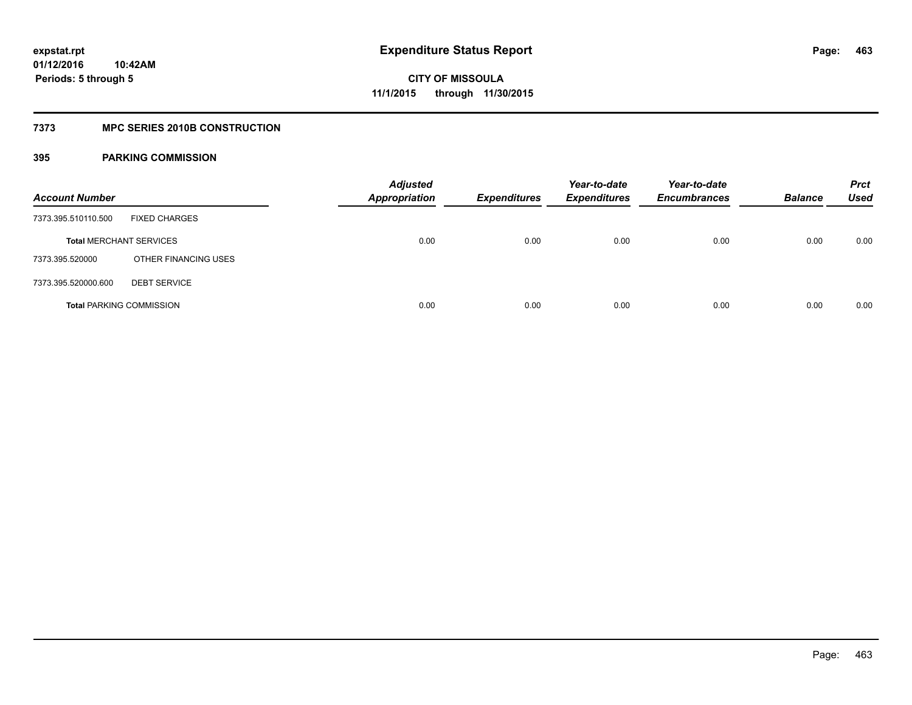**expstat.rpt**
**01/12/2016 10:42AM**
**Periods: 5 through 5**

# Expenditure Status Report

**CITY OF MISSOULA**
**11/1/2015 through 11/30/2015**

## 7373 MPC SERIES 2010B CONSTRUCTION

### 395 PARKING COMMISSION

| Account Number | | Adjusted Appropriation | Expenditures | Year-to-date Expenditures | Year-to-date Encumbrances | Balance | Prct Used |
|---|---|---|---|---|---|---|---|
| 7373.395.510110.500 | FIXED CHARGES | | | | | | |
| **Total** MERCHANT SERVICES | | 0.00 | 0.00 | 0.00 | 0.00 | 0.00 | 0.00 |
| 7373.395.520000 | OTHER FINANCING USES | | | | | | |
| 7373.395.520000.600 | DEBT SERVICE | | | | | | |
| **Total** PARKING COMMISSION | | 0.00 | 0.00 | 0.00 | 0.00 | 0.00 | 0.00 |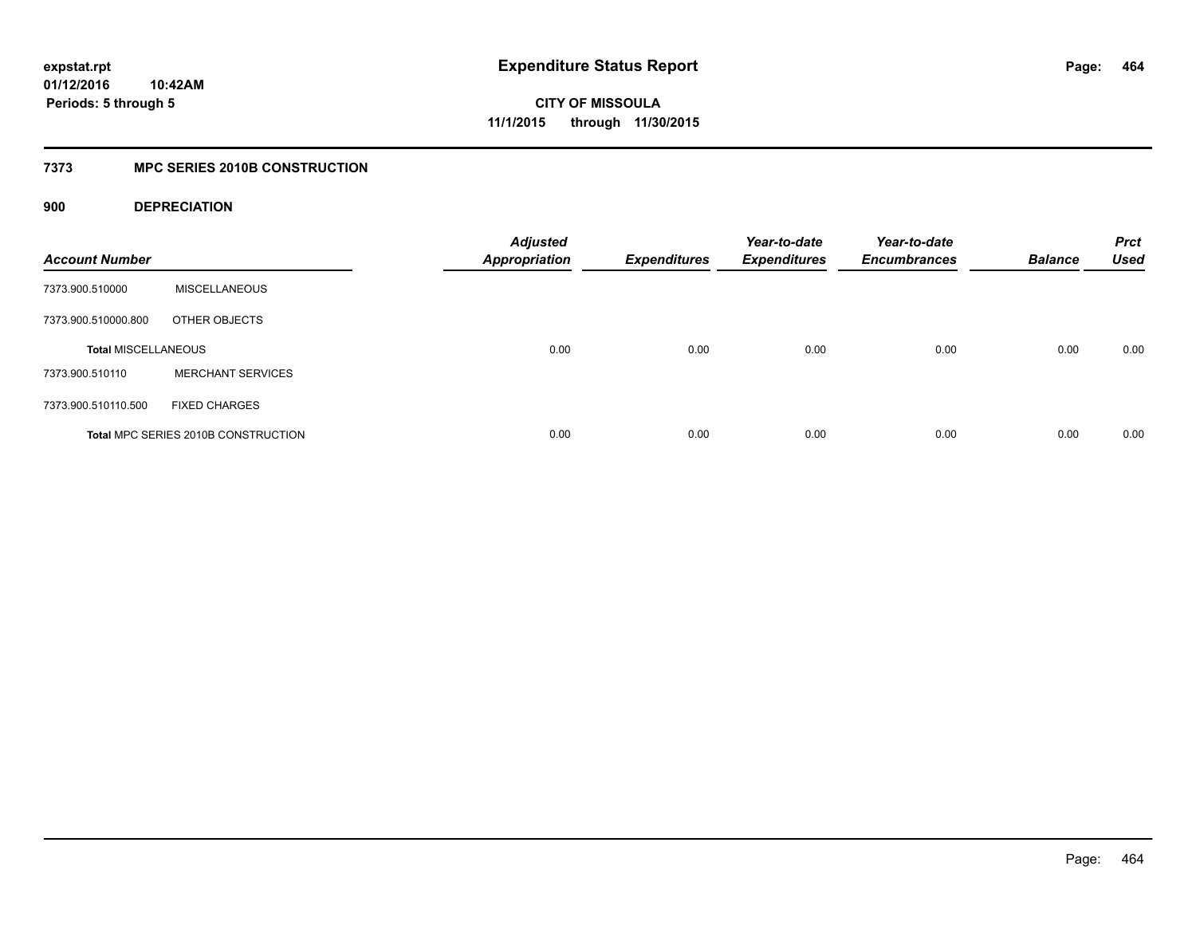**expstat.rpt**
**01/12/2016 10:42AM**
**Periods: 5 through 5**

# Expenditure Status Report

**CITY OF MISSOULA**
**11/1/2015 through 11/30/2015**

## 7373 MPC SERIES 2010B CONSTRUCTION

### 900 DEPRECIATION

| Account Number | | Adjusted Appropriation | Expenditures | Year-to-date Expenditures | Year-to-date Encumbrances | Balance | Prct Used |
|---|---|---|---|---|---|---|---|
| 7373.900.510000 | MISCELLANEOUS | | | | | | |
| 7373.900.510000.800 | OTHER OBJECTS | | | | | | |
| **Total MISCELLANEOUS** | | 0.00 | 0.00 | 0.00 | 0.00 | 0.00 | 0.00 |
| 7373.900.510110 | MERCHANT SERVICES | | | | | | |
| 7373.900.510110.500 | FIXED CHARGES | | | | | | |
| **Total MPC SERIES 2010B CONSTRUCTION** | | 0.00 | 0.00 | 0.00 | 0.00 | 0.00 | 0.00 |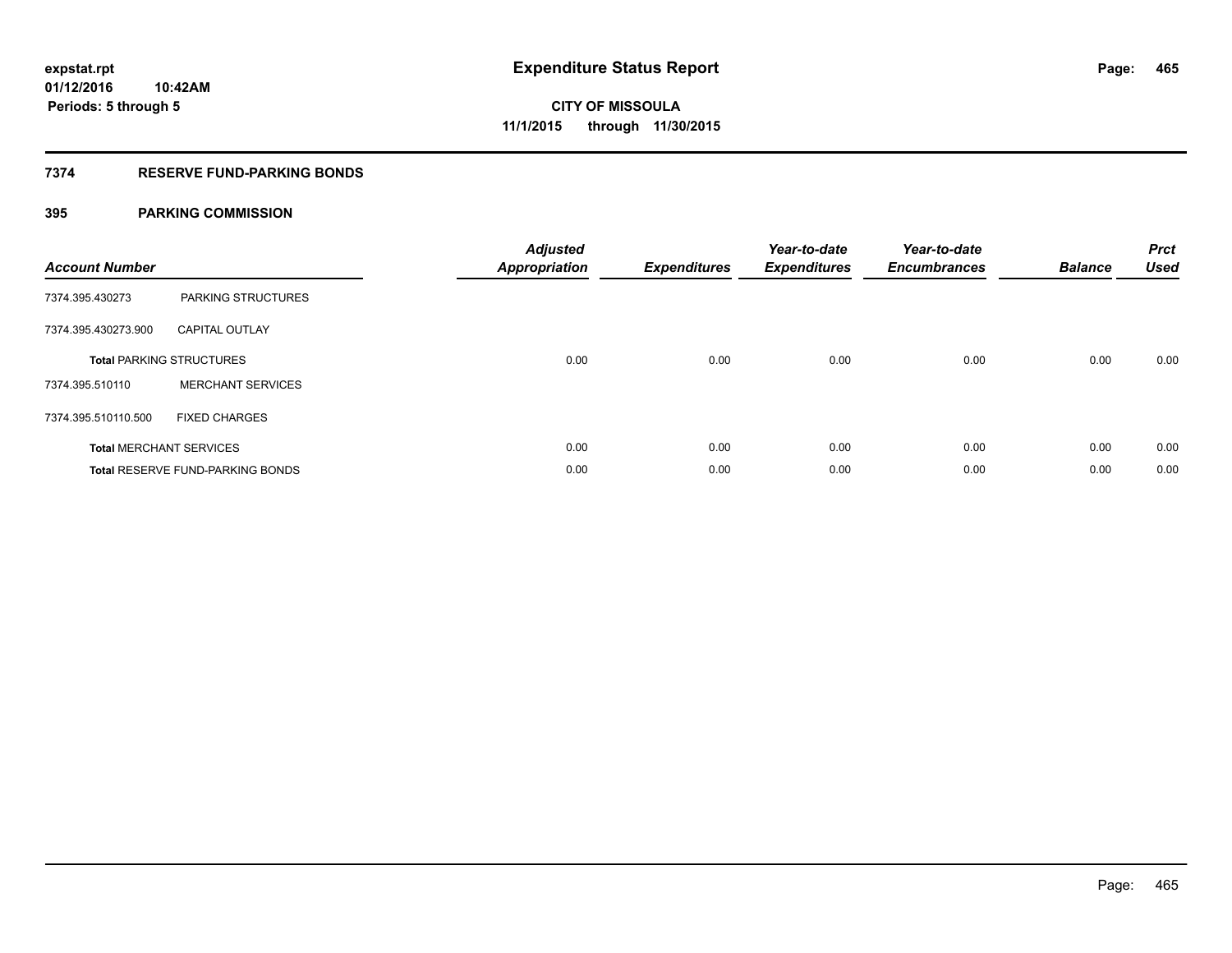**expstat.rpt**
**01/12/2016 10:42AM**
**Periods: 5 through 5**

# Expenditure Status Report

**CITY OF MISSOULA**
**11/1/2015 through 11/30/2015**

## 7374 RESERVE FUND-PARKING BONDS

### 395 PARKING COMMISSION

| Account Number | | Adjusted Appropriation | Expenditures | Year-to-date Expenditures | Year-to-date Encumbrances | Balance | Prct Used |
|---|---|---|---|---|---|---|---|
| 7374.395.430273 | PARKING STRUCTURES | | | | | | |
| 7374.395.430273.900 | CAPITAL OUTLAY | | | | | | |
| **Total** PARKING STRUCTURES | | 0.00 | 0.00 | 0.00 | 0.00 | 0.00 | 0.00 |
| 7374.395.510110 | MERCHANT SERVICES | | | | | | |
| 7374.395.510110.500 | FIXED CHARGES | | | | | | |
| **Total** MERCHANT SERVICES | | 0.00 | 0.00 | 0.00 | 0.00 | 0.00 | 0.00 |
| **Total** RESERVE FUND-PARKING BONDS | | 0.00 | 0.00 | 0.00 | 0.00 | 0.00 | 0.00 |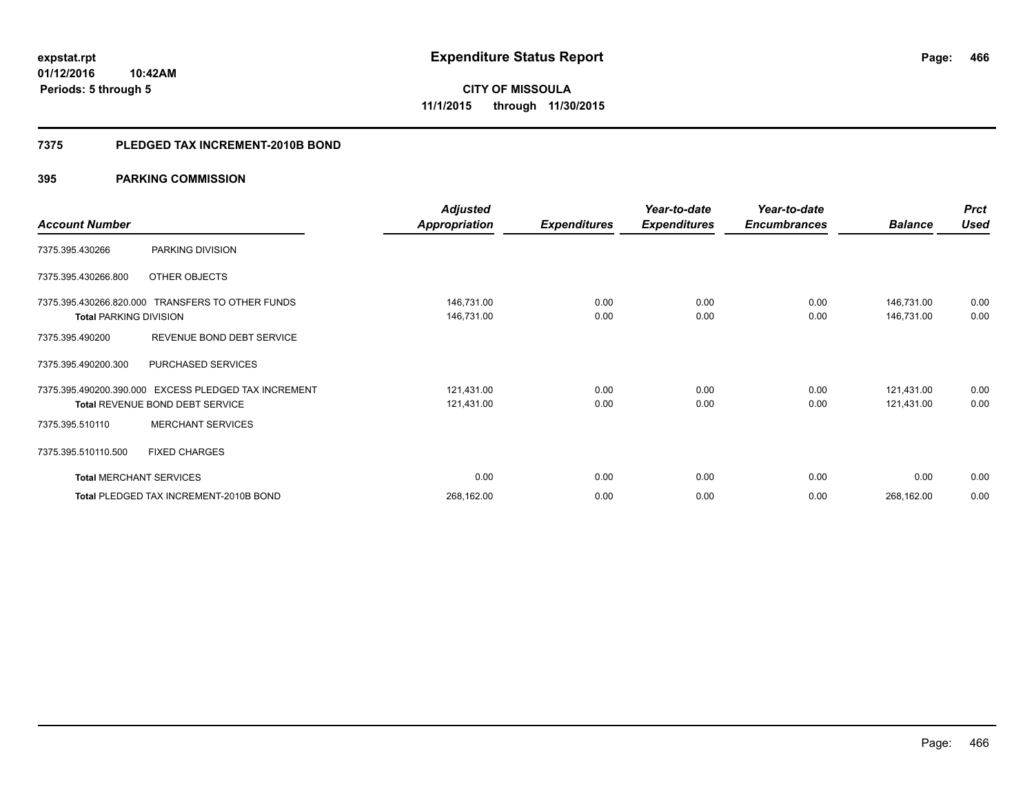**expstat.rpt**
**01/12/2016 10:42AM**
**Periods: 5 through 5**

# Expenditure Status Report

**CITY OF MISSOULA**
**11/1/2015 through 11/30/2015**

## 7375 PLEDGED TAX INCREMENT-2010B BOND

### 395 PARKING COMMISSION

| Account Number | | *Adjusted Appropriation* | *Expenditures* | *Year-to-date Expenditures* | *Year-to-date Encumbrances* | *Balance* | *Prct Used* |
|---|---|---|---|---|---|---|---|
| 7375.395.430266 | PARKING DIVISION | | | | | | |
| 7375.395.430266.800 | OTHER OBJECTS | | | | | | |
| 7375.395.430266.820.000 | TRANSFERS TO OTHER FUNDS | 146,731.00 | 0.00 | 0.00 | 0.00 | 146,731.00 | 0.00 |
| **Total** PARKING DIVISION | | 146,731.00 | 0.00 | 0.00 | 0.00 | 146,731.00 | 0.00 |
| 7375.395.490200 | REVENUE BOND DEBT SERVICE | | | | | | |
| 7375.395.490200.300 | PURCHASED SERVICES | | | | | | |
| 7375.395.490200.390.000 | EXCESS PLEDGED TAX INCREMENT | 121,431.00 | 0.00 | 0.00 | 0.00 | 121,431.00 | 0.00 |
| **Total** REVENUE BOND DEBT SERVICE | | 121,431.00 | 0.00 | 0.00 | 0.00 | 121,431.00 | 0.00 |
| 7375.395.510110 | MERCHANT SERVICES | | | | | | |
| 7375.395.510110.500 | FIXED CHARGES | | | | | | |
| **Total** MERCHANT SERVICES | | 0.00 | 0.00 | 0.00 | 0.00 | 0.00 | 0.00 |
| **Total** PLEDGED TAX INCREMENT-2010B BOND | | 268,162.00 | 0.00 | 0.00 | 0.00 | 268,162.00 | 0.00 |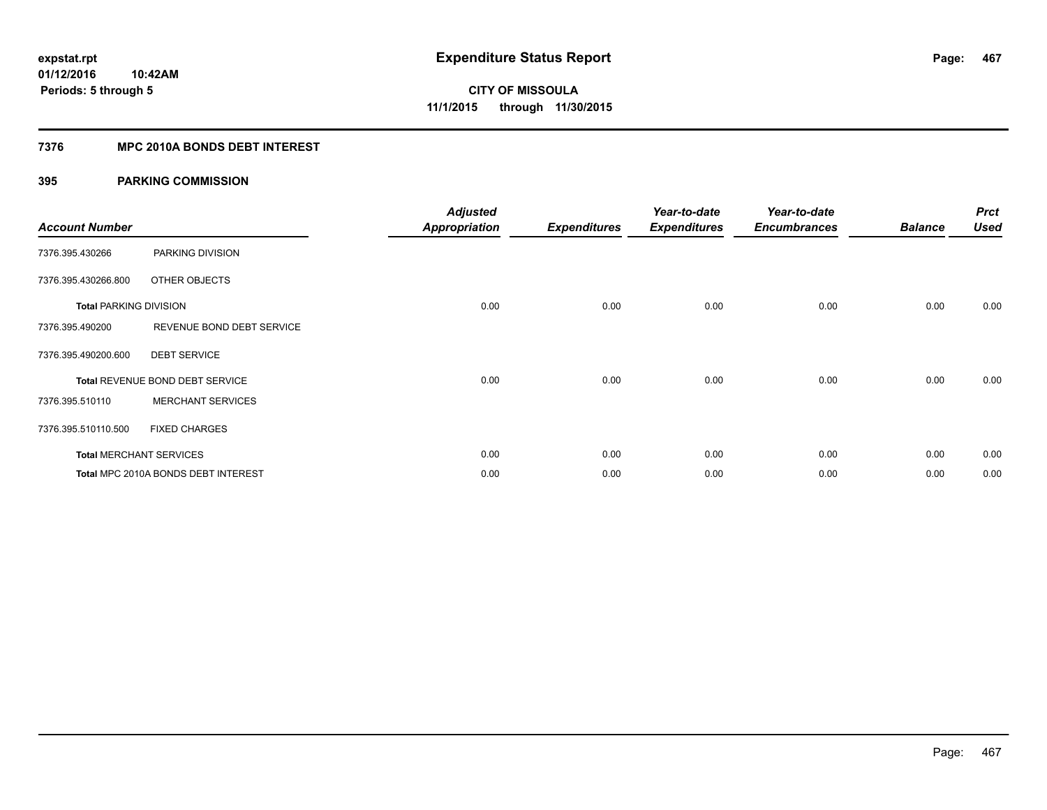# Expenditure Status Report

expstat.rpt
01/12/2016 10:42AM
Periods: 5 through 5

**CITY OF MISSOULA**
**11/1/2015 through 11/30/2015**

## 7376 MPC 2010A BONDS DEBT INTEREST

### 395 PARKING COMMISSION

| Account Number | | Adjusted Appropriation | Expenditures | Year-to-date Expenditures | Year-to-date Encumbrances | Balance | Prct Used |
|---|---|---|---|---|---|---|---|
| 7376.395.430266 | PARKING DIVISION | | | | | | |
| 7376.395.430266.800 | OTHER OBJECTS | | | | | | |
| **Total** PARKING DIVISION | | 0.00 | 0.00 | 0.00 | 0.00 | 0.00 | 0.00 |
| 7376.395.490200 | REVENUE BOND DEBT SERVICE | | | | | | |
| 7376.395.490200.600 | DEBT SERVICE | | | | | | |
| **Total** REVENUE BOND DEBT SERVICE | | 0.00 | 0.00 | 0.00 | 0.00 | 0.00 | 0.00 |
| 7376.395.510110 | MERCHANT SERVICES | | | | | | |
| 7376.395.510110.500 | FIXED CHARGES | | | | | | |
| **Total** MERCHANT SERVICES | | 0.00 | 0.00 | 0.00 | 0.00 | 0.00 | 0.00 |
| **Total** MPC 2010A BONDS DEBT INTEREST | | 0.00 | 0.00 | 0.00 | 0.00 | 0.00 | 0.00 |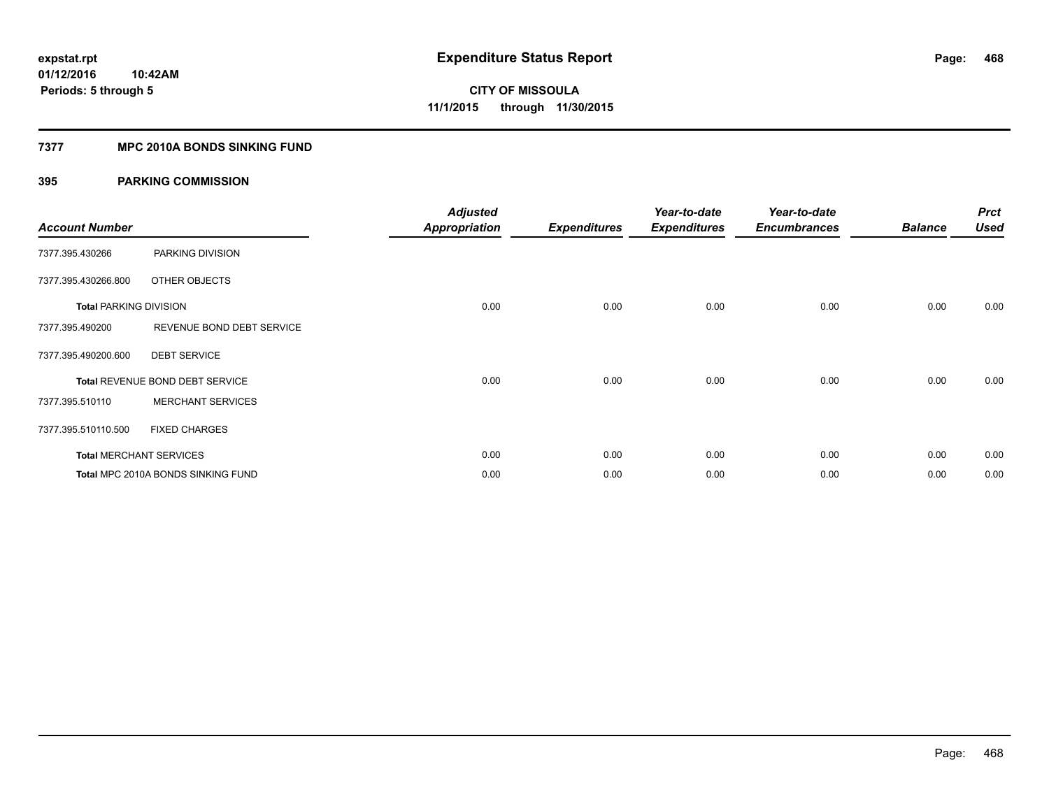# Expenditure Status Report

expstat.rpt
01/12/2016 10:42AM
Periods: 5 through 5

**CITY OF MISSOULA**
**11/1/2015 through 11/30/2015**

## 7377 MPC 2010A BONDS SINKING FUND

### 395 PARKING COMMISSION

| Account Number | | Adjusted Appropriation | Expenditures | Year-to-date Expenditures | Year-to-date Encumbrances | Balance | Prct Used |
|---|---|---|---|---|---|---|---|
| 7377.395.430266 | PARKING DIVISION | | | | | | |
| 7377.395.430266.800 | OTHER OBJECTS | | | | | | |
| **Total** PARKING DIVISION | | 0.00 | 0.00 | 0.00 | 0.00 | 0.00 | 0.00 |
| 7377.395.490200 | REVENUE BOND DEBT SERVICE | | | | | | |
| 7377.395.490200.600 | DEBT SERVICE | | | | | | |
| **Total** REVENUE BOND DEBT SERVICE | | 0.00 | 0.00 | 0.00 | 0.00 | 0.00 | 0.00 |
| 7377.395.510110 | MERCHANT SERVICES | | | | | | |
| 7377.395.510110.500 | FIXED CHARGES | | | | | | |
| **Total** MERCHANT SERVICES | | 0.00 | 0.00 | 0.00 | 0.00 | 0.00 | 0.00 |
| **Total** MPC 2010A BONDS SINKING FUND | | 0.00 | 0.00 | 0.00 | 0.00 | 0.00 | 0.00 |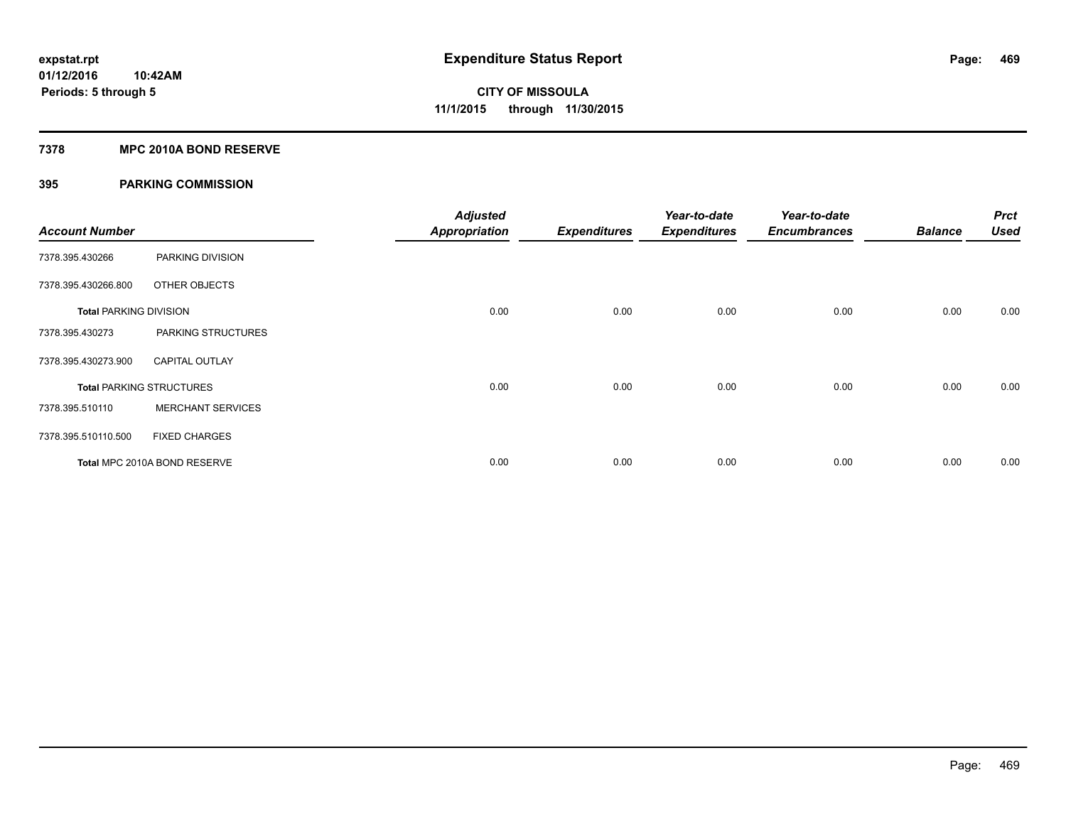**expstat.rpt**
**01/12/2016 10:42AM**
**Periods: 5 through 5**

# Expenditure Status Report

**CITY OF MISSOULA**
**11/1/2015 through 11/30/2015**

## 7378 MPC 2010A BOND RESERVE

### 395 PARKING COMMISSION

| Account Number | | Adjusted Appropriation | Expenditures | Year-to-date Expenditures | Year-to-date Encumbrances | Balance | Prct Used |
|---|---|---|---|---|---|---|---|
| 7378.395.430266 | PARKING DIVISION | | | | | | |
| 7378.395.430266.800 | OTHER OBJECTS | | | | | | |
| **Total** PARKING DIVISION | | 0.00 | 0.00 | 0.00 | 0.00 | 0.00 | 0.00 |
| 7378.395.430273 | PARKING STRUCTURES | | | | | | |
| 7378.395.430273.900 | CAPITAL OUTLAY | | | | | | |
| **Total** PARKING STRUCTURES | | 0.00 | 0.00 | 0.00 | 0.00 | 0.00 | 0.00 |
| 7378.395.510110 | MERCHANT SERVICES | | | | | | |
| 7378.395.510110.500 | FIXED CHARGES | | | | | | |
| **Total** MPC 2010A BOND RESERVE | | 0.00 | 0.00 | 0.00 | 0.00 | 0.00 | 0.00 |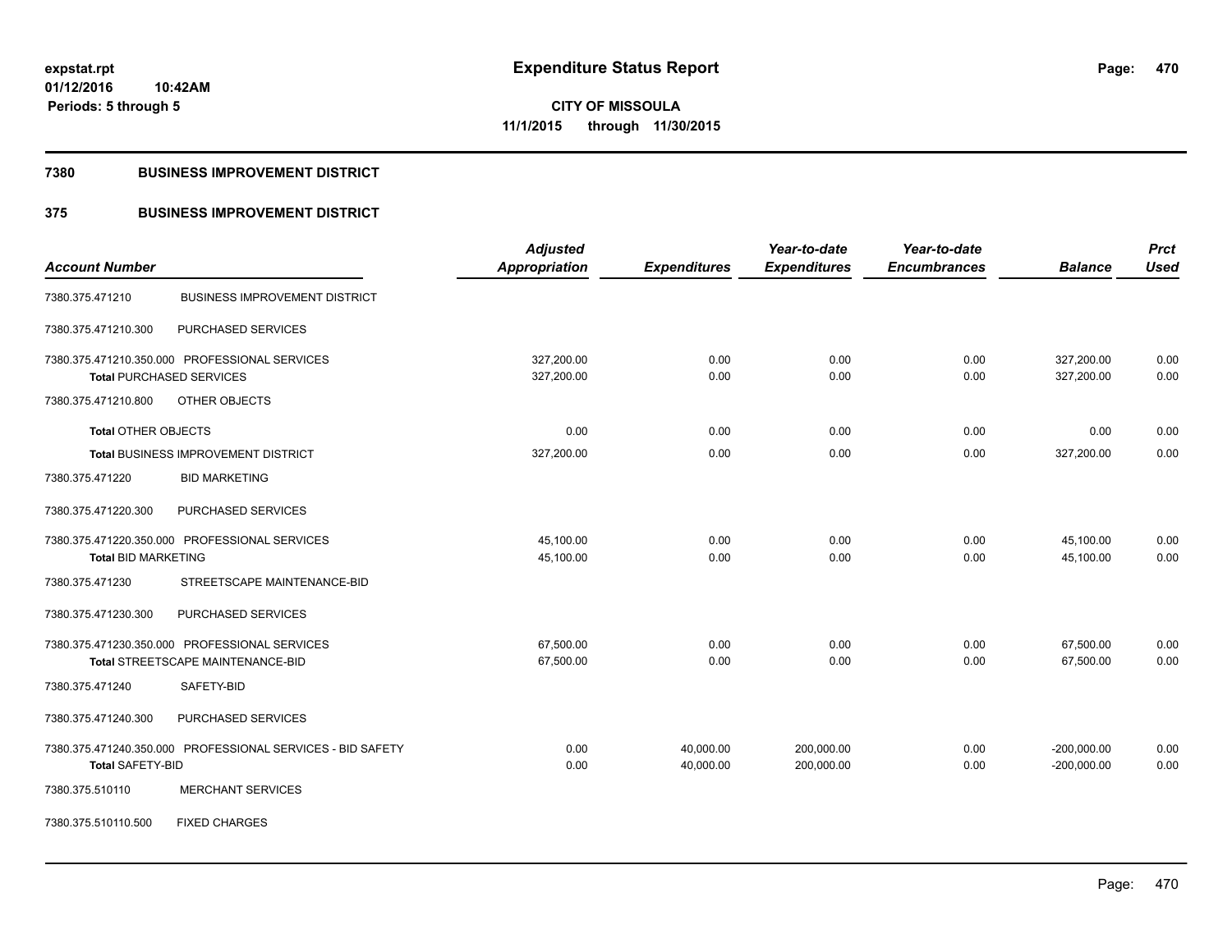# Expenditure Status Report

**CITY OF MISSOULA**
**11/1/2015 through 11/30/2015**

expstat.rpt
01/12/2016 10:42AM
Periods: 5 through 5

## 7380 BUSINESS IMPROVEMENT DISTRICT

## 375 BUSINESS IMPROVEMENT DISTRICT

| Account Number | | Adjusted Appropriation | Expenditures | Year-to-date Expenditures | Year-to-date Encumbrances | Balance | Prct Used |
|---|---|---|---|---|---|---|---|
| 7380.375.471210 | BUSINESS IMPROVEMENT DISTRICT | | | | | | |
| 7380.375.471210.300 | PURCHASED SERVICES | | | | | | |
| 7380.375.471210.350.000 | PROFESSIONAL SERVICES | 327,200.00 | 0.00 | 0.00 | 0.00 | 327,200.00 | 0.00 |
| **Total** PURCHASED SERVICES | | 327,200.00 | 0.00 | 0.00 | 0.00 | 327,200.00 | 0.00 |
| 7380.375.471210.800 | OTHER OBJECTS | | | | | | |
| **Total** OTHER OBJECTS | | 0.00 | 0.00 | 0.00 | 0.00 | 0.00 | 0.00 |
| **Total** BUSINESS IMPROVEMENT DISTRICT | | 327,200.00 | 0.00 | 0.00 | 0.00 | 327,200.00 | 0.00 |
| 7380.375.471220 | BID MARKETING | | | | | | |
| 7380.375.471220.300 | PURCHASED SERVICES | | | | | | |
| 7380.375.471220.350.000 | PROFESSIONAL SERVICES | 45,100.00 | 0.00 | 0.00 | 0.00 | 45,100.00 | 0.00 |
| **Total** BID MARKETING | | 45,100.00 | 0.00 | 0.00 | 0.00 | 45,100.00 | 0.00 |
| 7380.375.471230 | STREETSCAPE MAINTENANCE-BID | | | | | | |
| 7380.375.471230.300 | PURCHASED SERVICES | | | | | | |
| 7380.375.471230.350.000 | PROFESSIONAL SERVICES | 67,500.00 | 0.00 | 0.00 | 0.00 | 67,500.00 | 0.00 |
| **Total** STREETSCAPE MAINTENANCE-BID | | 67,500.00 | 0.00 | 0.00 | 0.00 | 67,500.00 | 0.00 |
| 7380.375.471240 | SAFETY-BID | | | | | | |
| 7380.375.471240.300 | PURCHASED SERVICES | | | | | | |
| 7380.375.471240.350.000 | PROFESSIONAL SERVICES - BID SAFETY | 0.00 | 40,000.00 | 200,000.00 | 0.00 | -200,000.00 | 0.00 |
| **Total** SAFETY-BID | | 0.00 | 40,000.00 | 200,000.00 | 0.00 | -200,000.00 | 0.00 |
| 7380.375.510110 | MERCHANT SERVICES | | | | | | |
| 7380.375.510110.500 | FIXED CHARGES | | | | | | |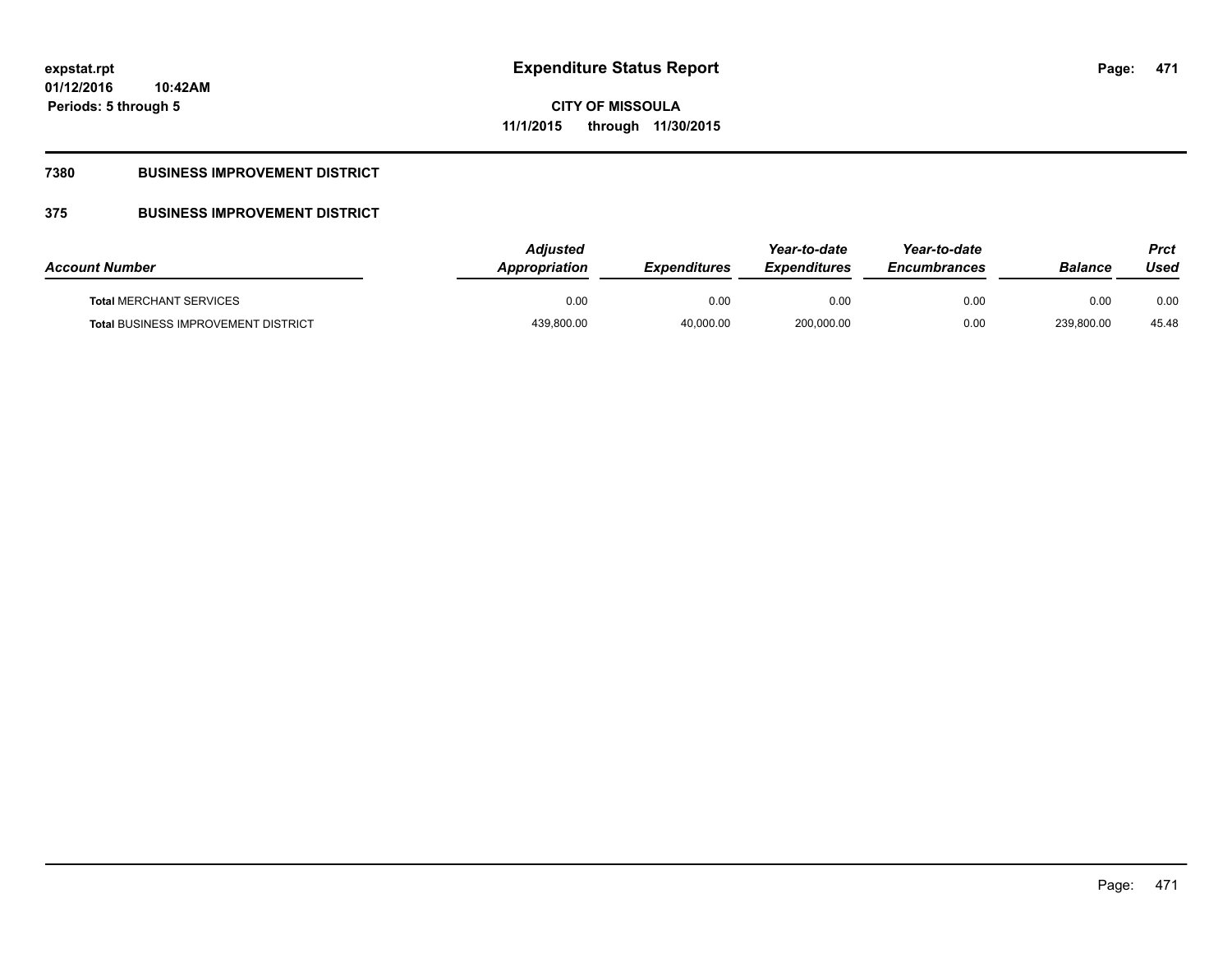# Expenditure Status Report

**CITY OF MISSOULA**

**11/1/2015 through 11/30/2015**

expstat.rpt
01/12/2016 10:42AM
Periods: 5 through 5

## 7380 BUSINESS IMPROVEMENT DISTRICT

## 375 BUSINESS IMPROVEMENT DISTRICT

| Account Number | Adjusted Appropriation | Expenditures | Year-to-date Expenditures | Year-to-date Encumbrances | Balance | Prct Used |
|---|---|---|---|---|---|---|
| **Total** MERCHANT SERVICES | 0.00 | 0.00 | 0.00 | 0.00 | 0.00 | 0.00 |
| **Total** BUSINESS IMPROVEMENT DISTRICT | 439,800.00 | 40,000.00 | 200,000.00 | 0.00 | 239,800.00 | 45.48 |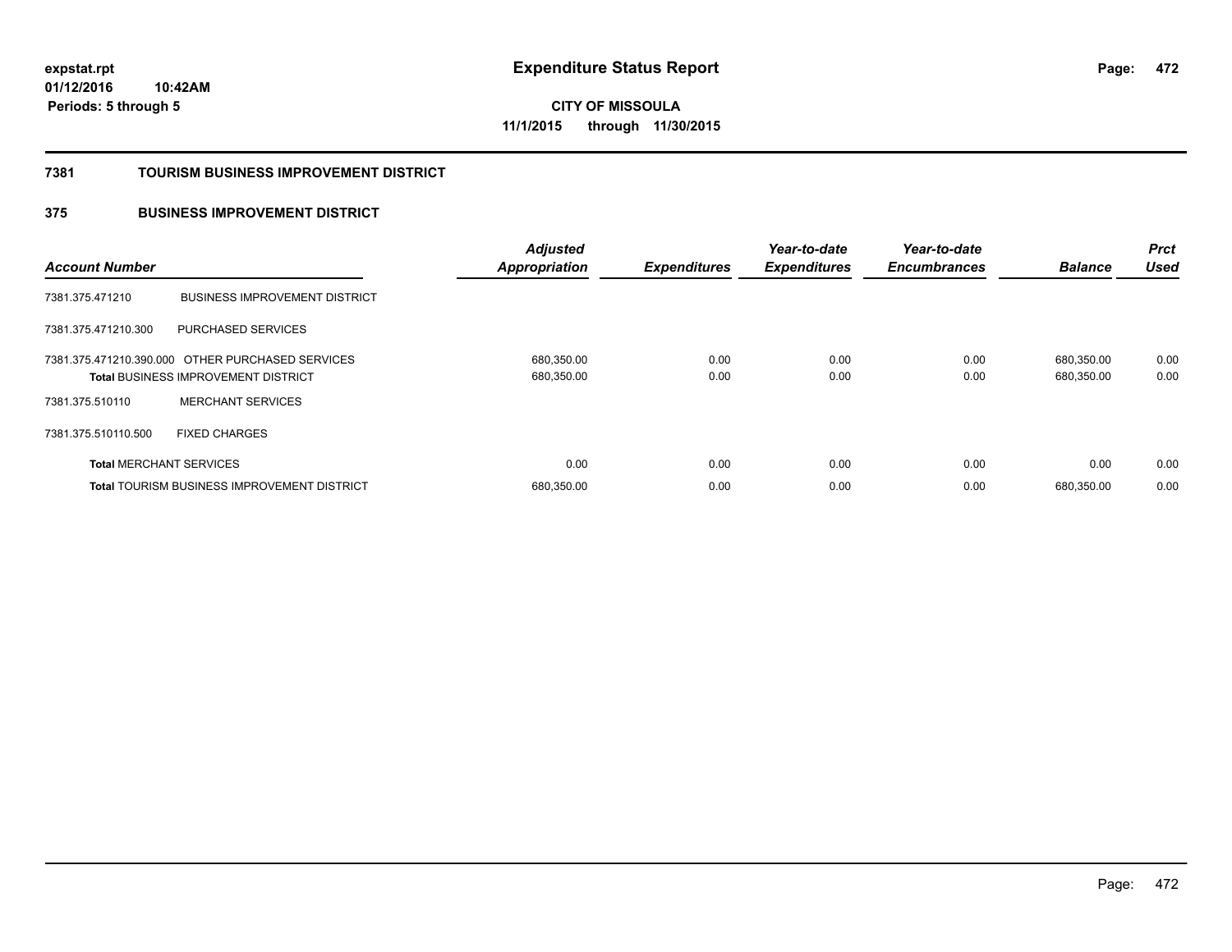**expstat.rpt**
**01/12/2016 10:42AM**
**Periods: 5 through 5**

# Expenditure Status Report

**CITY OF MISSOULA**
**11/1/2015 through 11/30/2015**

## 7381 TOURISM BUSINESS IMPROVEMENT DISTRICT

### 375 BUSINESS IMPROVEMENT DISTRICT

| Account Number | | Adjusted Appropriation | Expenditures | Year-to-date Expenditures | Year-to-date Encumbrances | Balance | Prct Used |
|---|---|---|---|---|---|---|---|
| 7381.375.471210 | BUSINESS IMPROVEMENT DISTRICT | | | | | | |
| 7381.375.471210.300 | PURCHASED SERVICES | | | | | | |
| 7381.375.471210.390.000 | OTHER PURCHASED SERVICES | 680,350.00 | 0.00 | 0.00 | 0.00 | 680,350.00 | 0.00 |
| **Total** BUSINESS IMPROVEMENT DISTRICT | | 680,350.00 | 0.00 | 0.00 | 0.00 | 680,350.00 | 0.00 |
| 7381.375.510110 | MERCHANT SERVICES | | | | | | |
| 7381.375.510110.500 | FIXED CHARGES | | | | | | |
| **Total** MERCHANT SERVICES | | 0.00 | 0.00 | 0.00 | 0.00 | 0.00 | 0.00 |
| **Total** TOURISM BUSINESS IMPROVEMENT DISTRICT | | 680,350.00 | 0.00 | 0.00 | 0.00 | 680,350.00 | 0.00 |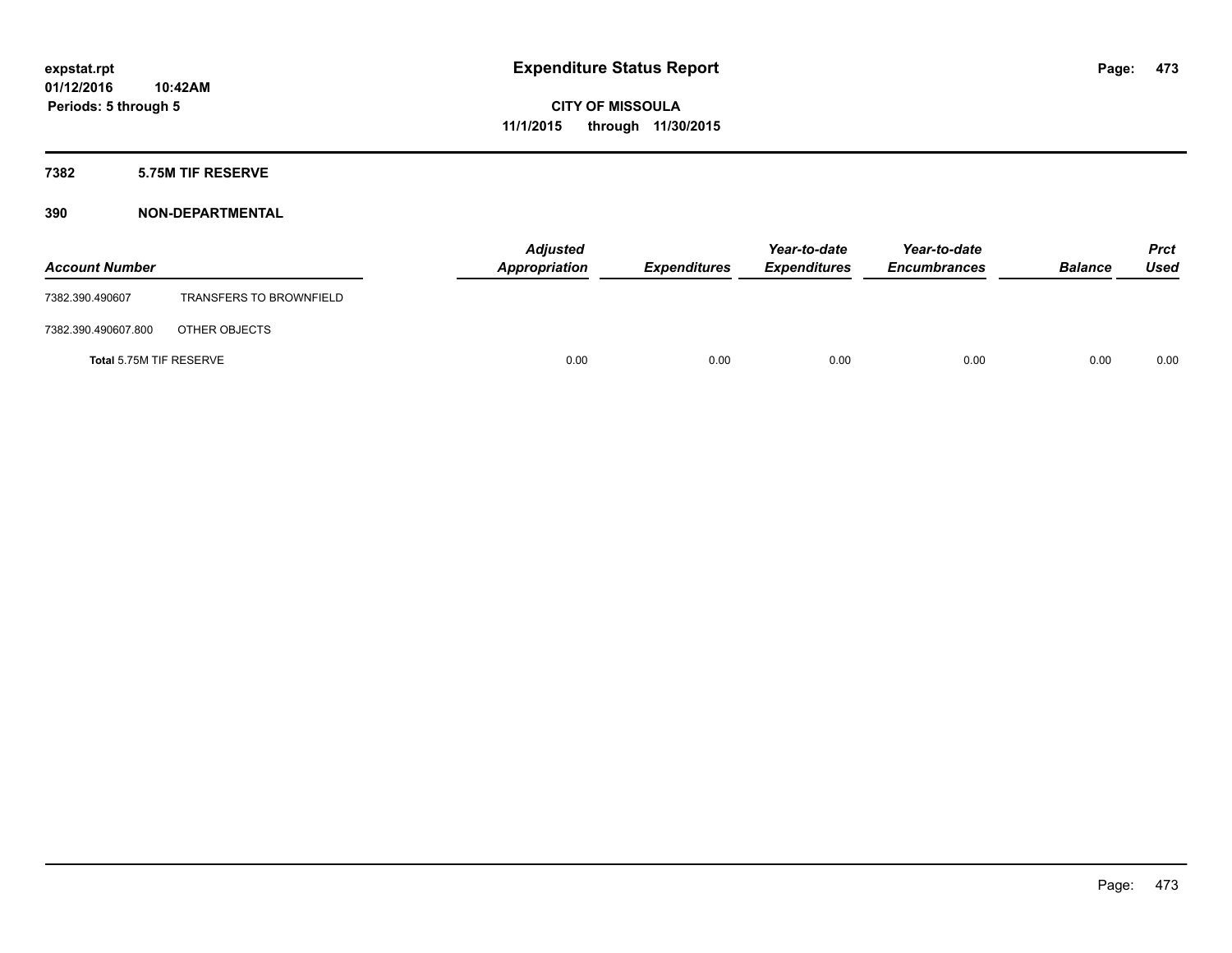expstat.rpt
01/12/2016 10:42AM
Periods: 5 through 5

# Expenditure Status Report

CITY OF MISSOULA
11/1/2015 through 11/30/2015

## 7382 5.75M TIF RESERVE

## 390 NON-DEPARTMENTAL

| Account Number | | Adjusted Appropriation | Expenditures | Year-to-date Expenditures | Year-to-date Encumbrances | Balance | Prct Used |
|---|---|---|---|---|---|---|---|
| 7382.390.490607 | TRANSFERS TO BROWNFIELD | | | | | | |
| 7382.390.490607.800 | OTHER OBJECTS | | | | | | |
| **Total** 5.75M TIF RESERVE | | 0.00 | 0.00 | 0.00 | 0.00 | 0.00 | 0.00 |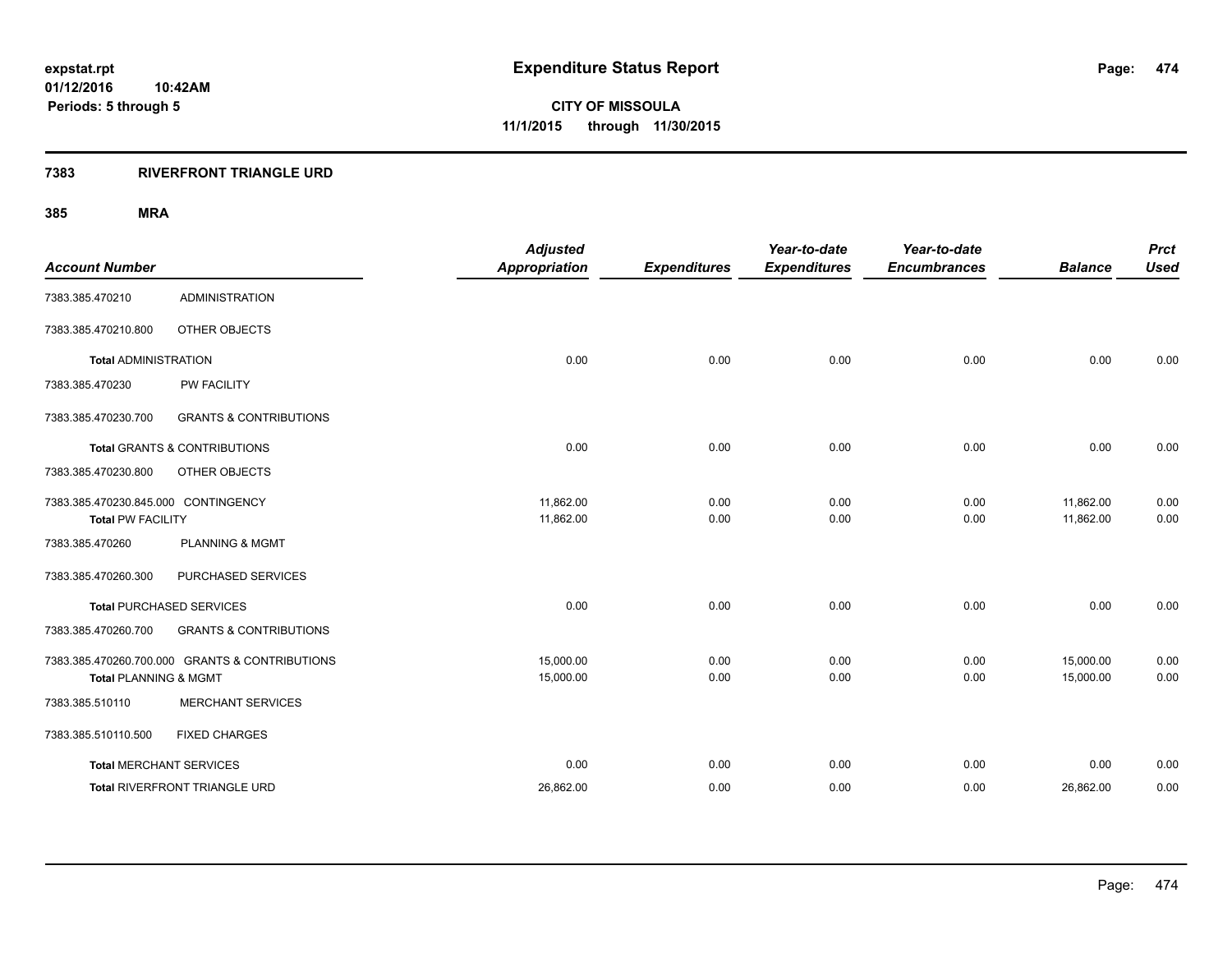expstat.rpt
01/12/2016 10:42AM
Periods: 5 through 5

# Expenditure Status Report

**CITY OF MISSOULA**
**11/1/2015 through 11/30/2015**

## 7383 RIVERFRONT TRIANGLE URD

### 385 MRA

| Account Number | | Adjusted Appropriation | Expenditures | Year-to-date Expenditures | Year-to-date Encumbrances | Balance | Prct Used |
|---|---|---|---|---|---|---|---|
| 7383.385.470210 | ADMINISTRATION | | | | | | |
| 7383.385.470210.800 | OTHER OBJECTS | | | | | | |
| **Total** ADMINISTRATION | | 0.00 | 0.00 | 0.00 | 0.00 | 0.00 | 0.00 |
| 7383.385.470230 | PW FACILITY | | | | | | |
| 7383.385.470230.700 | GRANTS & CONTRIBUTIONS | | | | | | |
| **Total** GRANTS & CONTRIBUTIONS | | 0.00 | 0.00 | 0.00 | 0.00 | 0.00 | 0.00 |
| 7383.385.470230.800 | OTHER OBJECTS | | | | | | |
| 7383.385.470230.845.000 CONTINGENCY | | 11,862.00 | 0.00 | 0.00 | 0.00 | 11,862.00 | 0.00 |
| **Total** PW FACILITY | | 11,862.00 | 0.00 | 0.00 | 0.00 | 11,862.00 | 0.00 |
| 7383.385.470260 | PLANNING & MGMT | | | | | | |
| 7383.385.470260.300 | PURCHASED SERVICES | | | | | | |
| **Total** PURCHASED SERVICES | | 0.00 | 0.00 | 0.00 | 0.00 | 0.00 | 0.00 |
| 7383.385.470260.700 | GRANTS & CONTRIBUTIONS | | | | | | |
| 7383.385.470260.700.000 GRANTS & CONTRIBUTIONS | | 15,000.00 | 0.00 | 0.00 | 0.00 | 15,000.00 | 0.00 |
| **Total** PLANNING & MGMT | | 15,000.00 | 0.00 | 0.00 | 0.00 | 15,000.00 | 0.00 |
| 7383.385.510110 | MERCHANT SERVICES | | | | | | |
| 7383.385.510110.500 | FIXED CHARGES | | | | | | |
| **Total** MERCHANT SERVICES | | 0.00 | 0.00 | 0.00 | 0.00 | 0.00 | 0.00 |
| **Total** RIVERFRONT TRIANGLE URD | | 26,862.00 | 0.00 | 0.00 | 0.00 | 26,862.00 | 0.00 |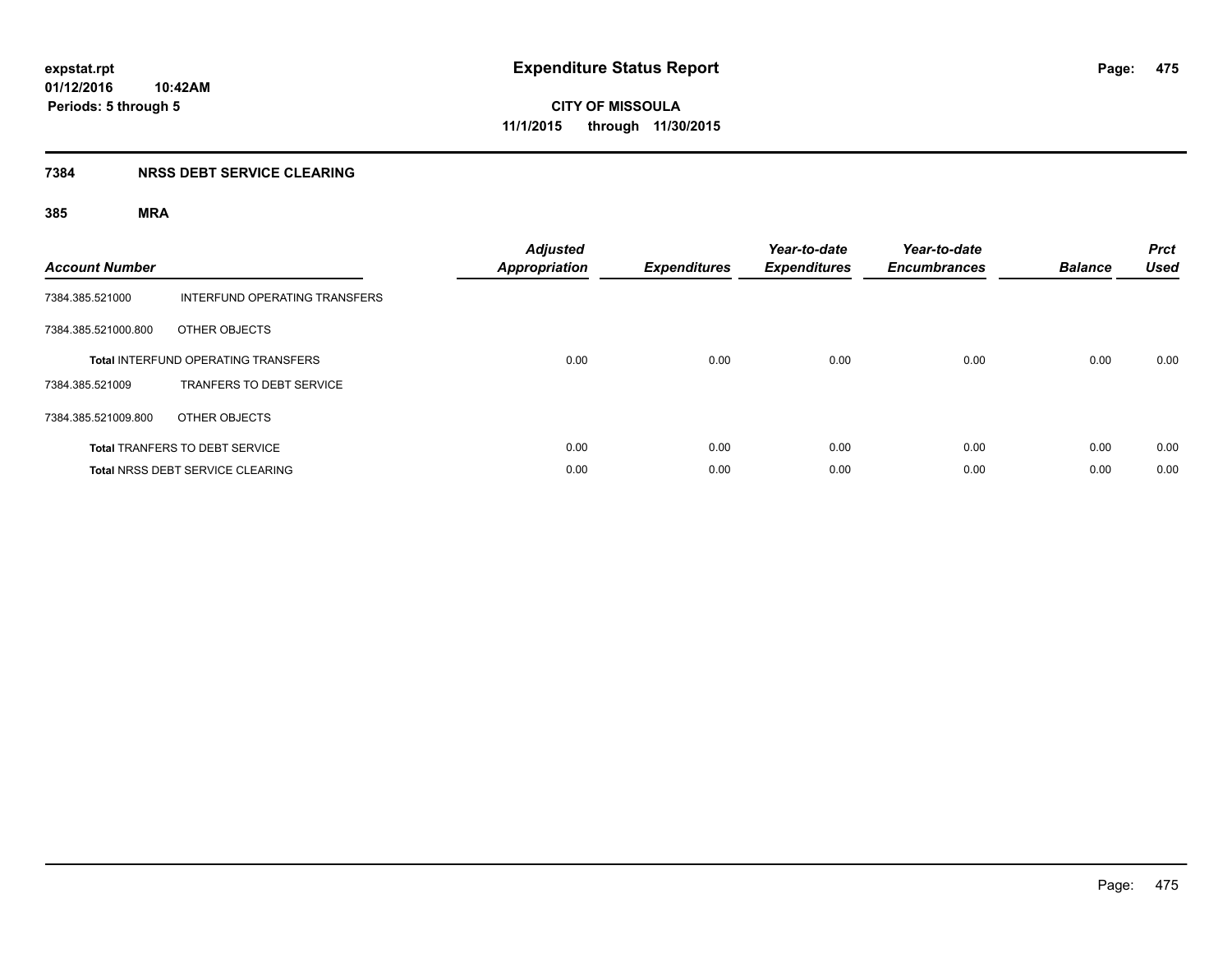expstat.rpt
01/12/2016 10:42AM
Periods: 5 through 5

# Expenditure Status Report

CITY OF MISSOULA
11/1/2015 through 11/30/2015

## 7384 NRSS DEBT SERVICE CLEARING

### 385 MRA

| Account Number | | Adjusted Appropriation | Expenditures | Year-to-date Expenditures | Year-to-date Encumbrances | Balance | Prct Used |
|---|---|---|---|---|---|---|---|
| 7384.385.521000 | INTERFUND OPERATING TRANSFERS | | | | | | |
| 7384.385.521000.800 | OTHER OBJECTS | | | | | | |
| **Total** INTERFUND OPERATING TRANSFERS | | 0.00 | 0.00 | 0.00 | 0.00 | 0.00 | 0.00 |
| 7384.385.521009 | TRANFERS TO DEBT SERVICE | | | | | | |
| 7384.385.521009.800 | OTHER OBJECTS | | | | | | |
| **Total** TRANFERS TO DEBT SERVICE | | 0.00 | 0.00 | 0.00 | 0.00 | 0.00 | 0.00 |
| **Total** NRSS DEBT SERVICE CLEARING | | 0.00 | 0.00 | 0.00 | 0.00 | 0.00 | 0.00 |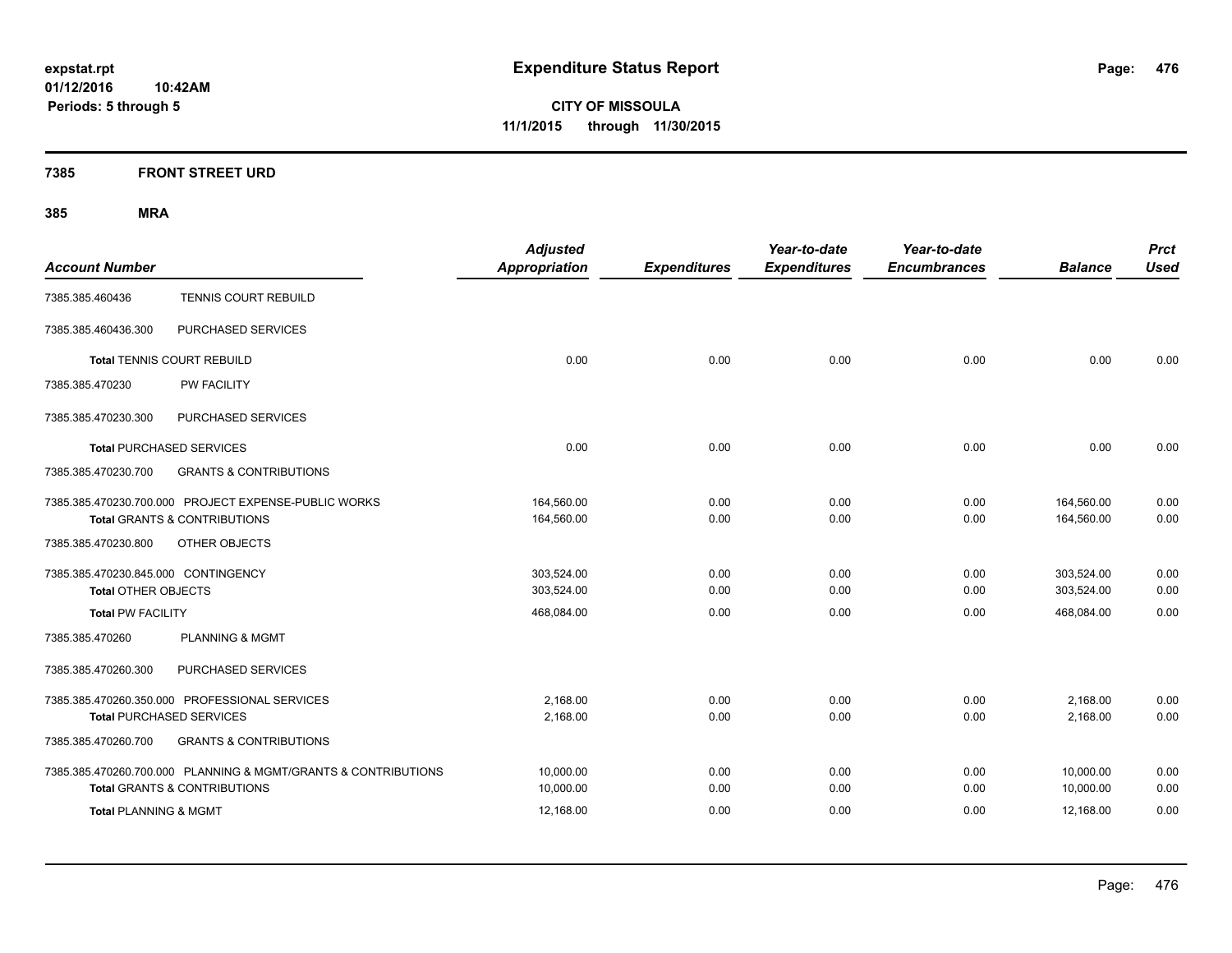**expstat.rpt**
**01/12/2016 10:42AM**
**Periods: 5 through 5**

# Expenditure Status Report

**CITY OF MISSOULA**
**11/1/2015 through 11/30/2015**

## 7385 FRONT STREET URD

### 385 MRA

| Account Number | | Adjusted Appropriation | Expenditures | Year-to-date Expenditures | Year-to-date Encumbrances | Balance | Prct Used |
|---|---|---|---|---|---|---|---|
| 7385.385.460436 | TENNIS COURT REBUILD | | | | | | |
| 7385.385.460436.300 | PURCHASED SERVICES | | | | | | |
| **Total** TENNIS COURT REBUILD | | 0.00 | 0.00 | 0.00 | 0.00 | 0.00 | 0.00 |
| 7385.385.470230 | PW FACILITY | | | | | | |
| 7385.385.470230.300 | PURCHASED SERVICES | | | | | | |
| **Total** PURCHASED SERVICES | | 0.00 | 0.00 | 0.00 | 0.00 | 0.00 | 0.00 |
| 7385.385.470230.700 | GRANTS & CONTRIBUTIONS | | | | | | |
| 7385.385.470230.700.000 | PROJECT EXPENSE-PUBLIC WORKS | 164,560.00 | 0.00 | 0.00 | 0.00 | 164,560.00 | 0.00 |
| **Total** GRANTS & CONTRIBUTIONS | | 164,560.00 | 0.00 | 0.00 | 0.00 | 164,560.00 | 0.00 |
| 7385.385.470230.800 | OTHER OBJECTS | | | | | | |
| 7385.385.470230.845.000 | CONTINGENCY | 303,524.00 | 0.00 | 0.00 | 0.00 | 303,524.00 | 0.00 |
| **Total** OTHER OBJECTS | | 303,524.00 | 0.00 | 0.00 | 0.00 | 303,524.00 | 0.00 |
| **Total** PW FACILITY | | 468,084.00 | 0.00 | 0.00 | 0.00 | 468,084.00 | 0.00 |
| 7385.385.470260 | PLANNING & MGMT | | | | | | |
| 7385.385.470260.300 | PURCHASED SERVICES | | | | | | |
| 7385.385.470260.350.000 | PROFESSIONAL SERVICES | 2,168.00 | 0.00 | 0.00 | 0.00 | 2,168.00 | 0.00 |
| **Total** PURCHASED SERVICES | | 2,168.00 | 0.00 | 0.00 | 0.00 | 2,168.00 | 0.00 |
| 7385.385.470260.700 | GRANTS & CONTRIBUTIONS | | | | | | |
| 7385.385.470260.700.000 | PLANNING & MGMT/GRANTS & CONTRIBUTIONS | 10,000.00 | 0.00 | 0.00 | 0.00 | 10,000.00 | 0.00 |
| **Total** GRANTS & CONTRIBUTIONS | | 10,000.00 | 0.00 | 0.00 | 0.00 | 10,000.00 | 0.00 |
| **Total** PLANNING & MGMT | | 12,168.00 | 0.00 | 0.00 | 0.00 | 12,168.00 | 0.00 |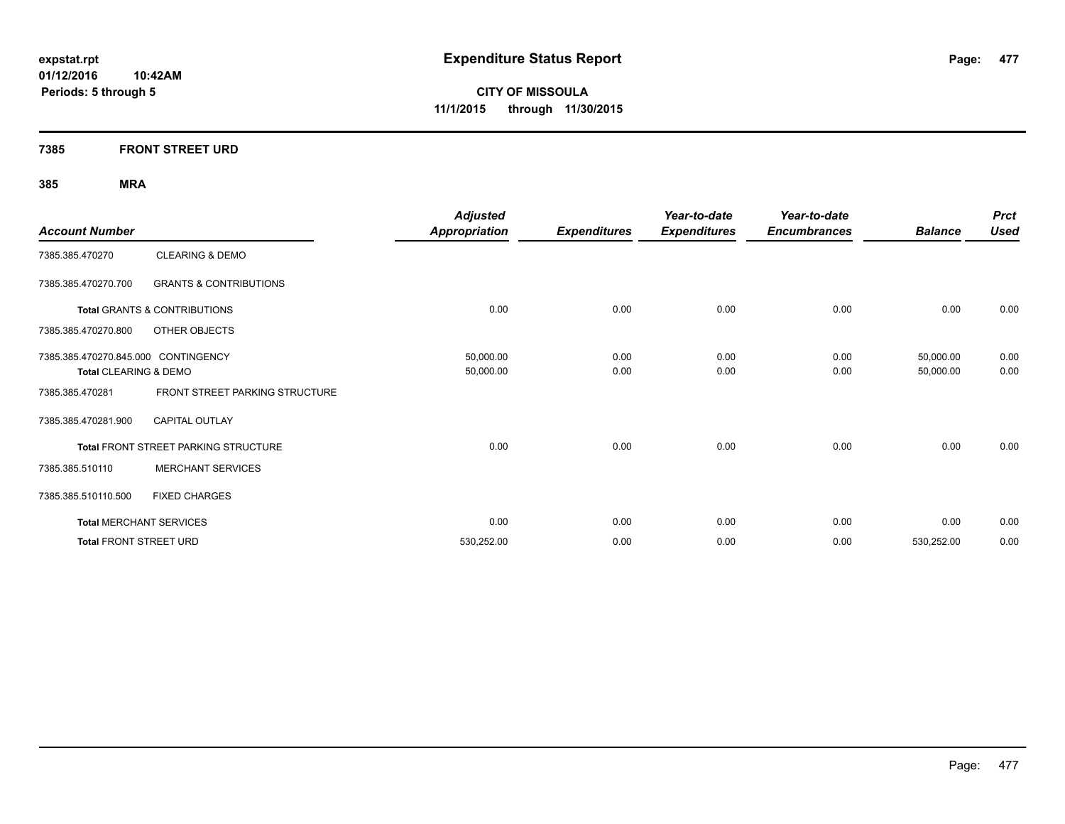**expstat.rpt**
**01/12/2016 10:42AM**
**Periods: 5 through 5**

# Expenditure Status Report

**CITY OF MISSOULA**
**11/1/2015 through 11/30/2015**

## 7385 FRONT STREET URD

### 385 MRA

| Account Number | | Adjusted Appropriation | Expenditures | Year-to-date Expenditures | Year-to-date Encumbrances | Balance | Prct Used |
|---|---|---|---|---|---|---|---|
| 7385.385.470270 | CLEARING & DEMO | | | | | | |
| 7385.385.470270.700 | GRANTS & CONTRIBUTIONS | | | | | | |
| **Total** GRANTS & CONTRIBUTIONS | | 0.00 | 0.00 | 0.00 | 0.00 | 0.00 | 0.00 |
| 7385.385.470270.800 | OTHER OBJECTS | | | | | | |
| 7385.385.470270.845.000 | CONTINGENCY | 50,000.00 | 0.00 | 0.00 | 0.00 | 50,000.00 | 0.00 |
| **Total** CLEARING & DEMO | | 50,000.00 | 0.00 | 0.00 | 0.00 | 50,000.00 | 0.00 |
| 7385.385.470281 | FRONT STREET PARKING STRUCTURE | | | | | | |
| 7385.385.470281.900 | CAPITAL OUTLAY | | | | | | |
| **Total** FRONT STREET PARKING STRUCTURE | | 0.00 | 0.00 | 0.00 | 0.00 | 0.00 | 0.00 |
| 7385.385.510110 | MERCHANT SERVICES | | | | | | |
| 7385.385.510110.500 | FIXED CHARGES | | | | | | |
| **Total** MERCHANT SERVICES | | 0.00 | 0.00 | 0.00 | 0.00 | 0.00 | 0.00 |
| **Total** FRONT STREET URD | | 530,252.00 | 0.00 | 0.00 | 0.00 | 530,252.00 | 0.00 |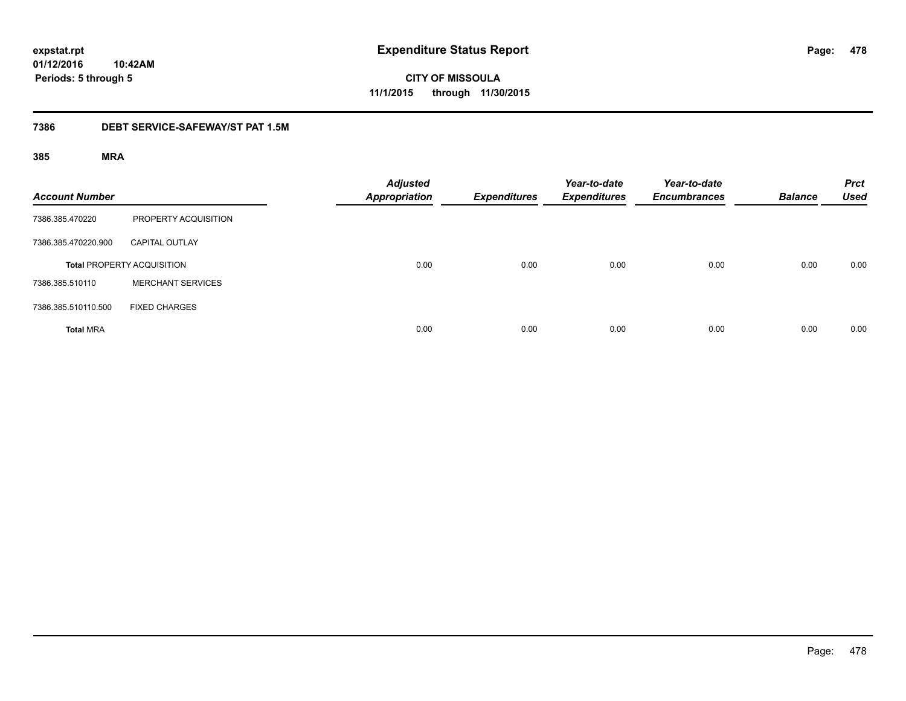**expstat.rpt**
**01/12/2016 10:42AM**
**Periods: 5 through 5**

# Expenditure Status Report

**CITY OF MISSOULA**
**11/1/2015 through 11/30/2015**

## 7386 DEBT SERVICE-SAFEWAY/ST PAT 1.5M

### 385 MRA

| Account Number | | Adjusted Appropriation | Expenditures | Year-to-date Expenditures | Year-to-date Encumbrances | Balance | Prct Used |
|---|---|---|---|---|---|---|---|
| 7386.385.470220 | PROPERTY ACQUISITION | | | | | | |
| 7386.385.470220.900 | CAPITAL OUTLAY | | | | | | |
| **Total** PROPERTY ACQUISITION | | 0.00 | 0.00 | 0.00 | 0.00 | 0.00 | 0.00 |
| 7386.385.510110 | MERCHANT SERVICES | | | | | | |
| 7386.385.510110.500 | FIXED CHARGES | | | | | | |
| **Total** MRA | | 0.00 | 0.00 | 0.00 | 0.00 | 0.00 | 0.00 |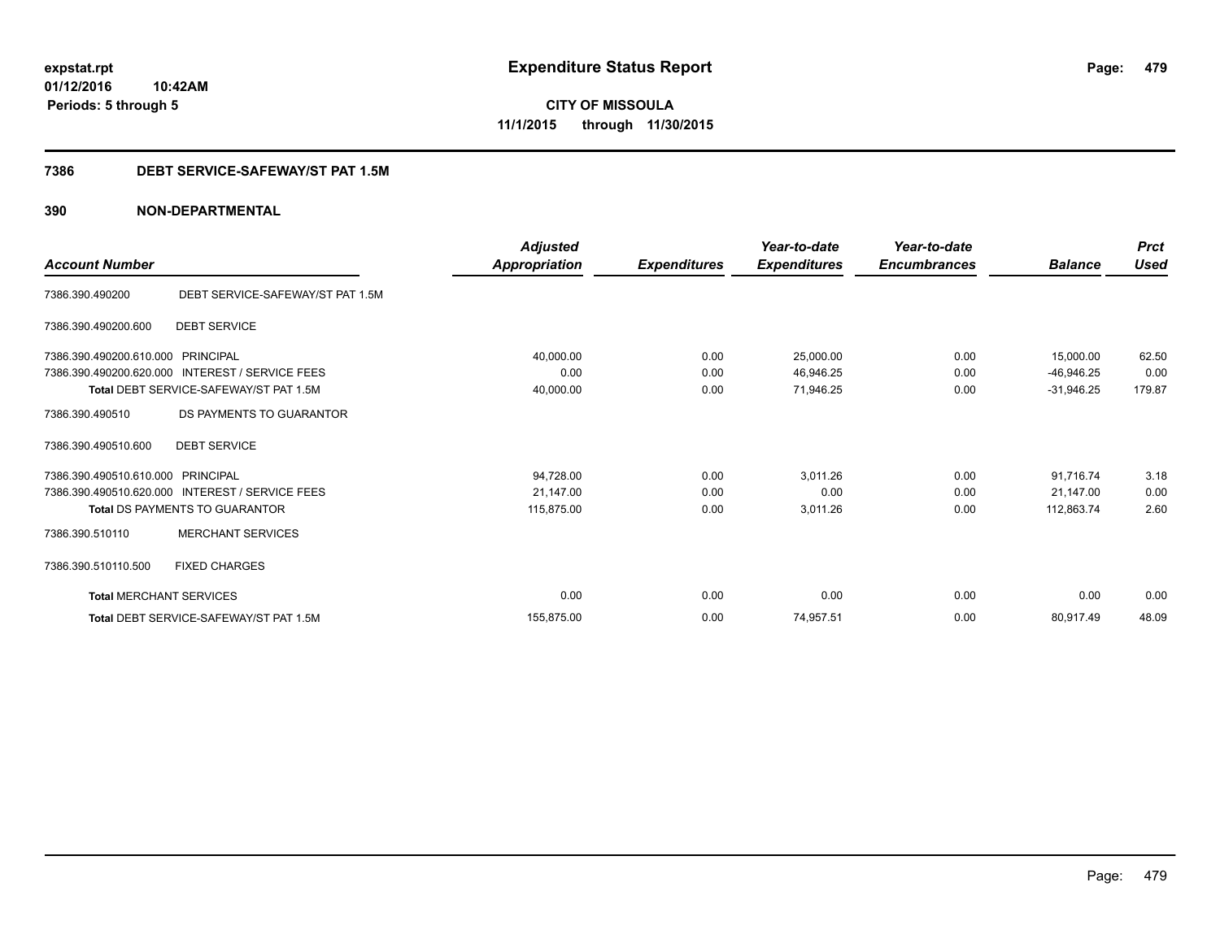**expstat.rpt**
**01/12/2016 10:42AM**
**Periods: 5 through 5**

# Expenditure Status Report

**CITY OF MISSOULA**
**11/1/2015 through 11/30/2015**

## 7386 DEBT SERVICE-SAFEWAY/ST PAT 1.5M

## 390 NON-DEPARTMENTAL

| Account Number | | *Adjusted Appropriation* | *Expenditures* | *Year-to-date Expenditures* | *Year-to-date Encumbrances* | *Balance* | *Prct Used* |
|---|---|---|---|---|---|---|---|
| 7386.390.490200 | DEBT SERVICE-SAFEWAY/ST PAT 1.5M | | | | | | |
| 7386.390.490200.600 | DEBT SERVICE | | | | | | |
| 7386.390.490200.610.000 | PRINCIPAL | 40,000.00 | 0.00 | 25,000.00 | 0.00 | 15,000.00 | 62.50 |
| 7386.390.490200.620.000 | INTEREST / SERVICE FEES | 0.00 | 0.00 | 46,946.25 | 0.00 | -46,946.25 | 0.00 |
| **Total** DEBT SERVICE-SAFEWAY/ST PAT 1.5M | | 40,000.00 | 0.00 | 71,946.25 | 0.00 | -31,946.25 | 179.87 |
| 7386.390.490510 | DS PAYMENTS TO GUARANTOR | | | | | | |
| 7386.390.490510.600 | DEBT SERVICE | | | | | | |
| 7386.390.490510.610.000 | PRINCIPAL | 94,728.00 | 0.00 | 3,011.26 | 0.00 | 91,716.74 | 3.18 |
| 7386.390.490510.620.000 | INTEREST / SERVICE FEES | 21,147.00 | 0.00 | 0.00 | 0.00 | 21,147.00 | 0.00 |
| **Total** DS PAYMENTS TO GUARANTOR | | 115,875.00 | 0.00 | 3,011.26 | 0.00 | 112,863.74 | 2.60 |
| 7386.390.510110 | MERCHANT SERVICES | | | | | | |
| 7386.390.510110.500 | FIXED CHARGES | | | | | | |
| **Total** MERCHANT SERVICES | | 0.00 | 0.00 | 0.00 | 0.00 | 0.00 | 0.00 |
| **Total** DEBT SERVICE-SAFEWAY/ST PAT 1.5M | | 155,875.00 | 0.00 | 74,957.51 | 0.00 | 80,917.49 | 48.09 |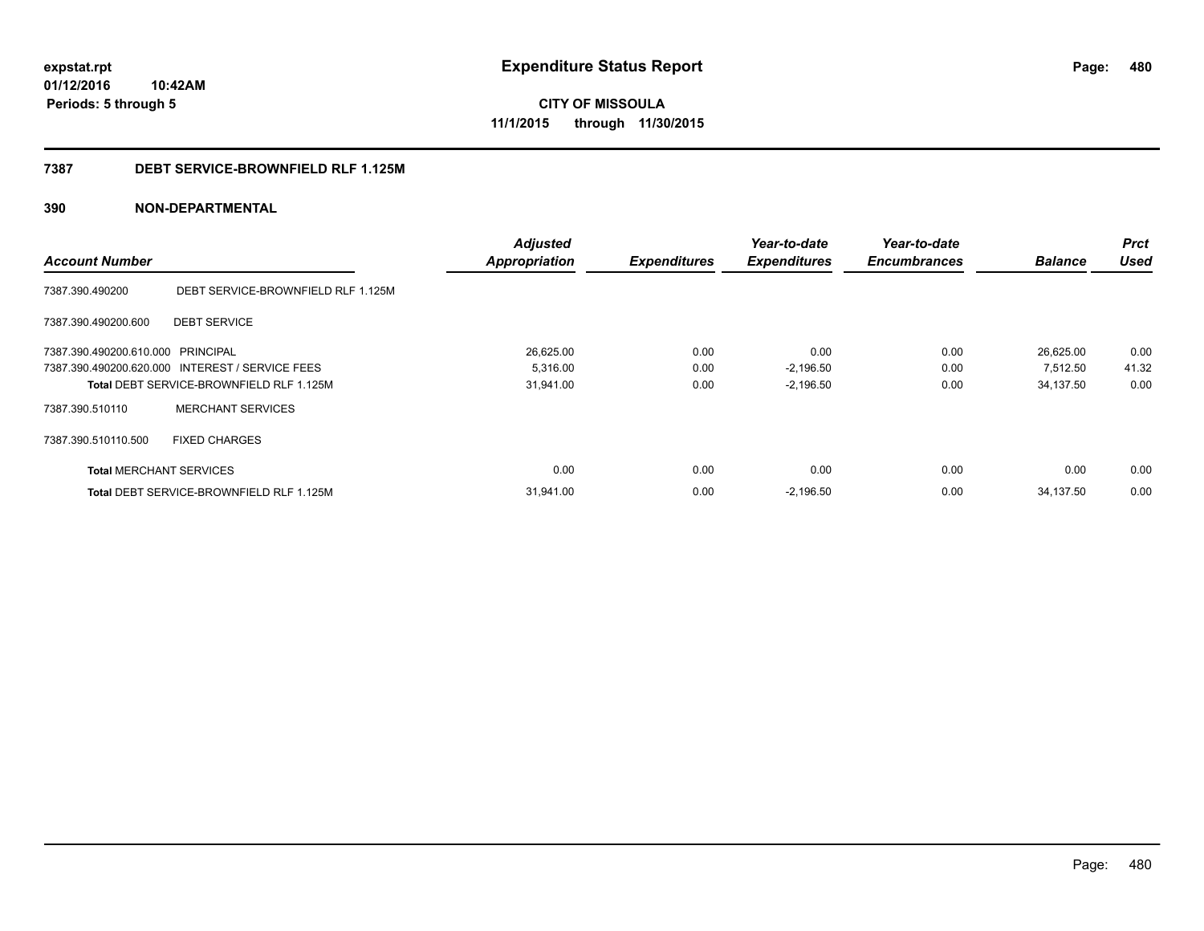expstat.rpt
01/12/2016 10:42AM
Periods: 5 through 5

# Expenditure Status Report

CITY OF MISSOULA

11/1/2015 through 11/30/2015

## 7387 DEBT SERVICE-BROWNFIELD RLF 1.125M

## 390 NON-DEPARTMENTAL

| Account Number | | Adjusted Appropriation | Expenditures | Year-to-date Expenditures | Year-to-date Encumbrances | Balance | Prct Used |
|---|---|---|---|---|---|---|---|
| 7387.390.490200 | DEBT SERVICE-BROWNFIELD RLF 1.125M | | | | | | |
| 7387.390.490200.600 | DEBT SERVICE | | | | | | |
| 7387.390.490200.610.000 | PRINCIPAL | 26,625.00 | 0.00 | 0.00 | 0.00 | 26,625.00 | 0.00 |
| 7387.390.490200.620.000 | INTEREST / SERVICE FEES | 5,316.00 | 0.00 | -2,196.50 | 0.00 | 7,512.50 | 41.32 |
| **Total** DEBT SERVICE-BROWNFIELD RLF 1.125M | | 31,941.00 | 0.00 | -2,196.50 | 0.00 | 34,137.50 | 0.00 |
| 7387.390.510110 | MERCHANT SERVICES | | | | | | |
| 7387.390.510110.500 | FIXED CHARGES | | | | | | |
| **Total** MERCHANT SERVICES | | 0.00 | 0.00 | 0.00 | 0.00 | 0.00 | 0.00 |
| **Total** DEBT SERVICE-BROWNFIELD RLF 1.125M | | 31,941.00 | 0.00 | -2,196.50 | 0.00 | 34,137.50 | 0.00 |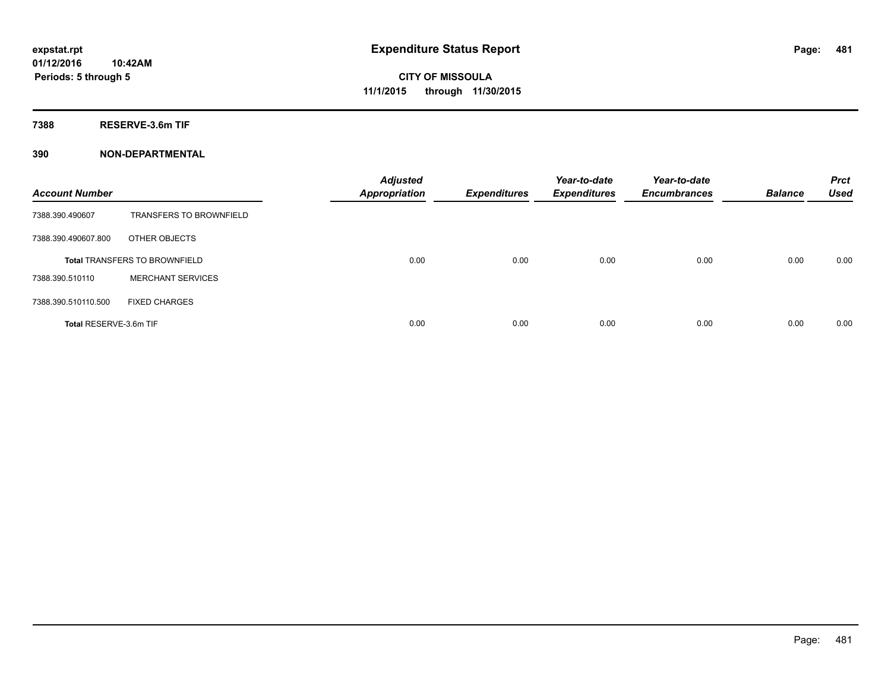**expstat.rpt**
**01/12/2016 10:42AM**
**Periods: 5 through 5**

# Expenditure Status Report

**CITY OF MISSOULA**
**11/1/2015 through 11/30/2015**

## 7388 RESERVE-3.6m TIF

## 390 NON-DEPARTMENTAL

| Account Number | | Adjusted Appropriation | Expenditures | Year-to-date Expenditures | Year-to-date Encumbrances | Balance | Prct Used |
|---|---|---|---|---|---|---|---|
| 7388.390.490607 | TRANSFERS TO BROWNFIELD | | | | | | |
| 7388.390.490607.800 | OTHER OBJECTS | | | | | | |
| **Total** TRANSFERS TO BROWNFIELD | | 0.00 | 0.00 | 0.00 | 0.00 | 0.00 | 0.00 |
| 7388.390.510110 | MERCHANT SERVICES | | | | | | |
| 7388.390.510110.500 | FIXED CHARGES | | | | | | |
| **Total** RESERVE-3.6m TIF | | 0.00 | 0.00 | 0.00 | 0.00 | 0.00 | 0.00 |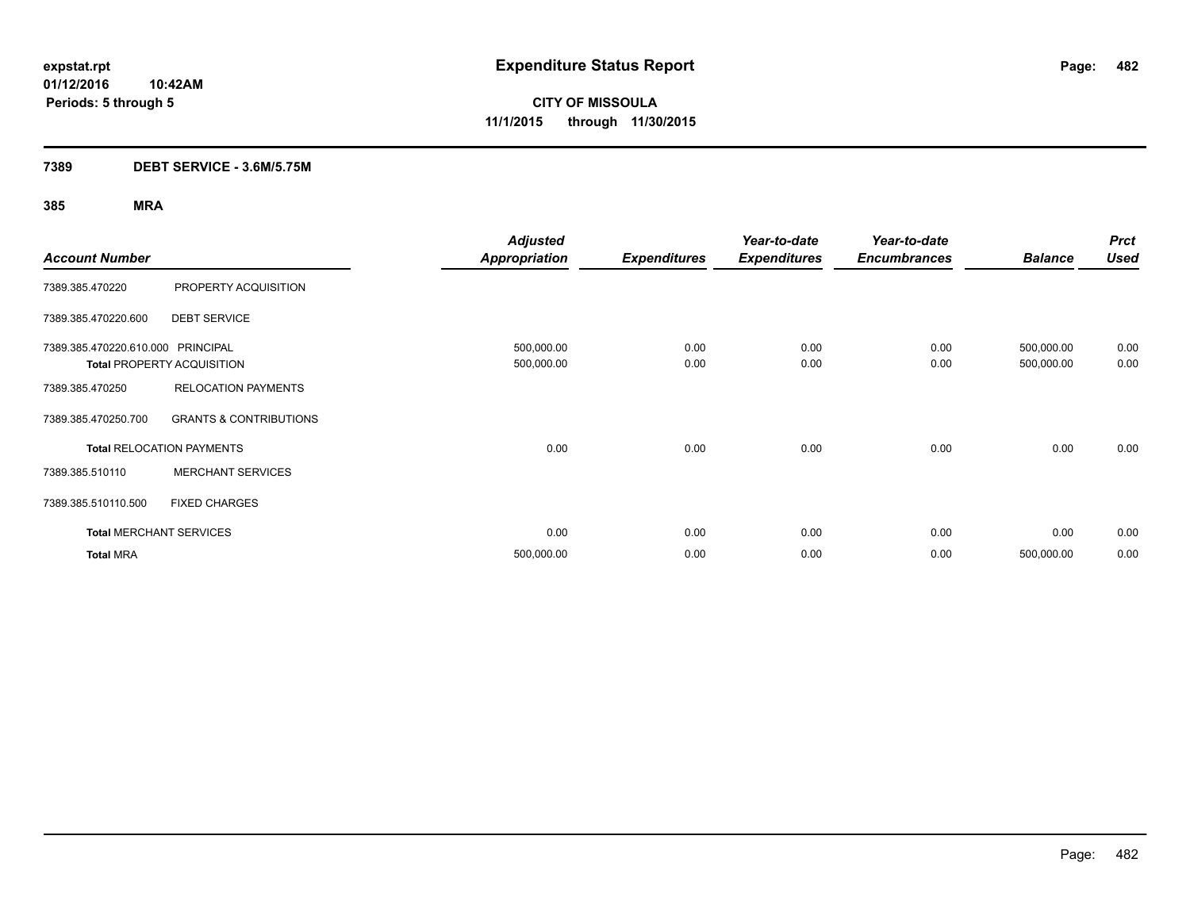expstat.rpt
01/12/2016 10:42AM
Periods: 5 through 5

# Expenditure Status Report

**CITY OF MISSOULA**
**11/1/2015 through 11/30/2015**

## 7389 DEBT SERVICE - 3.6M/5.75M

### 385 MRA

| Account Number | | Adjusted Appropriation | Expenditures | Year-to-date Expenditures | Year-to-date Encumbrances | Balance | Prct Used |
|---|---|---|---|---|---|---|---|
| 7389.385.470220 | PROPERTY ACQUISITION | | | | | | |
| 7389.385.470220.600 | DEBT SERVICE | | | | | | |
| 7389.385.470220.610.000 | PRINCIPAL | 500,000.00 | 0.00 | 0.00 | 0.00 | 500,000.00 | 0.00 |
| **Total** PROPERTY ACQUISITION | | 500,000.00 | 0.00 | 0.00 | 0.00 | 500,000.00 | 0.00 |
| 7389.385.470250 | RELOCATION PAYMENTS | | | | | | |
| 7389.385.470250.700 | GRANTS & CONTRIBUTIONS | | | | | | |
| **Total** RELOCATION PAYMENTS | | 0.00 | 0.00 | 0.00 | 0.00 | 0.00 | 0.00 |
| 7389.385.510110 | MERCHANT SERVICES | | | | | | |
| 7389.385.510110.500 | FIXED CHARGES | | | | | | |
| **Total** MERCHANT SERVICES | | 0.00 | 0.00 | 0.00 | 0.00 | 0.00 | 0.00 |
| **Total** MRA | | 500,000.00 | 0.00 | 0.00 | 0.00 | 500,000.00 | 0.00 |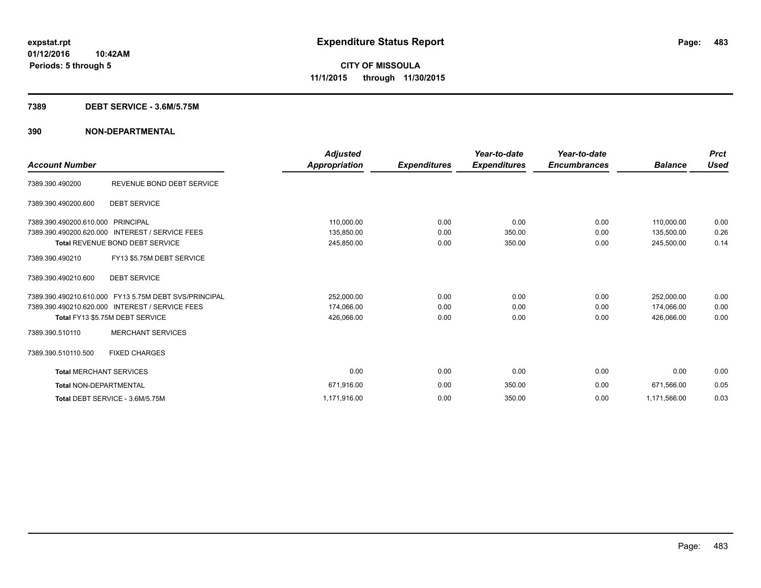# Expenditure Status Report

expstat.rpt
01/12/2016 10:42AM
Periods: 5 through 5

**CITY OF MISSOULA**
**11/1/2015 through 11/30/2015**

## 7389 DEBT SERVICE - 3.6M/5.75M

### 390 NON-DEPARTMENTAL

| Account Number | | Adjusted Appropriation | Expenditures | Year-to-date Expenditures | Year-to-date Encumbrances | Balance | Prct Used |
|---|---|---|---|---|---|---|---|
| 7389.390.490200 | REVENUE BOND DEBT SERVICE | | | | | | |
| 7389.390.490200.600 | DEBT SERVICE | | | | | | |
| 7389.390.490200.610.000 | PRINCIPAL | 110,000.00 | 0.00 | 0.00 | 0.00 | 110,000.00 | 0.00 |
| 7389.390.490200.620.000 | INTEREST / SERVICE FEES | 135,850.00 | 0.00 | 350.00 | 0.00 | 135,500.00 | 0.26 |
| **Total** REVENUE BOND DEBT SERVICE | | 245,850.00 | 0.00 | 350.00 | 0.00 | 245,500.00 | 0.14 |
| 7389.390.490210 | FY13 $5.75M DEBT SERVICE | | | | | | |
| 7389.390.490210.600 | DEBT SERVICE | | | | | | |
| 7389.390.490210.610.000 | FY13 5.75M DEBT SVS/PRINCIPAL | 252,000.00 | 0.00 | 0.00 | 0.00 | 252,000.00 | 0.00 |
| 7389.390.490210.620.000 | INTEREST / SERVICE FEES | 174,066.00 | 0.00 | 0.00 | 0.00 | 174,066.00 | 0.00 |
| **Total** FY13 $5.75M DEBT SERVICE | | 426,066.00 | 0.00 | 0.00 | 0.00 | 426,066.00 | 0.00 |
| 7389.390.510110 | MERCHANT SERVICES | | | | | | |
| 7389.390.510110.500 | FIXED CHARGES | | | | | | |
| **Total** MERCHANT SERVICES | | 0.00 | 0.00 | 0.00 | 0.00 | 0.00 | 0.00 |
| **Total** NON-DEPARTMENTAL | | 671,916.00 | 0.00 | 350.00 | 0.00 | 671,566.00 | 0.05 |
| **Total** DEBT SERVICE - 3.6M/5.75M | | 1,171,916.00 | 0.00 | 350.00 | 0.00 | 1,171,566.00 | 0.03 |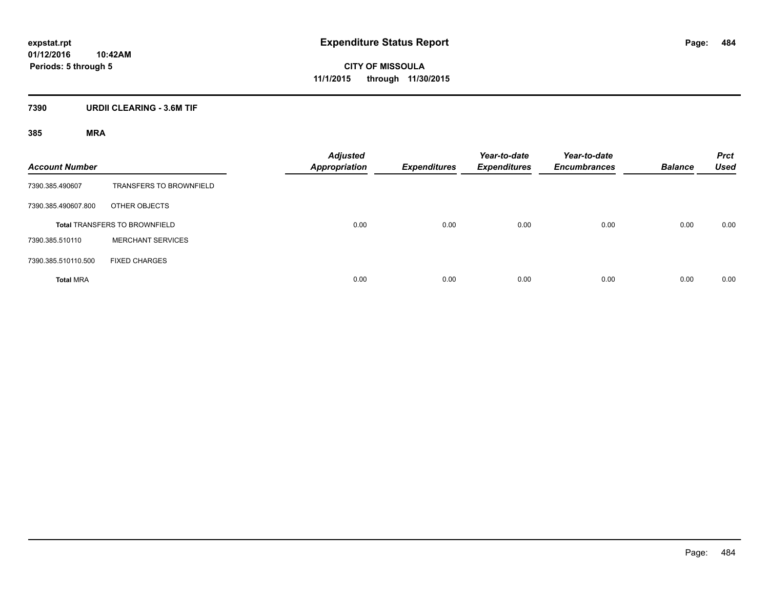# Expenditure Status Report

**CITY OF MISSOULA**
**11/1/2015 through 11/30/2015**

expstat.rpt
01/12/2016 10:42AM
Periods: 5 through 5

## 7390 URDII CLEARING - 3.6M TIF

### 385 MRA

| Account Number | | Adjusted Appropriation | Expenditures | Year-to-date Expenditures | Year-to-date Encumbrances | Balance | Prct Used |
|---|---|---|---|---|---|---|---|
| 7390.385.490607 | TRANSFERS TO BROWNFIELD | | | | | | |
| 7390.385.490607.800 | OTHER OBJECTS | | | | | | |
| **Total** TRANSFERS TO BROWNFIELD | | 0.00 | 0.00 | 0.00 | 0.00 | 0.00 | 0.00 |
| 7390.385.510110 | MERCHANT SERVICES | | | | | | |
| 7390.385.510110.500 | FIXED CHARGES | | | | | | |
| **Total** MRA | | 0.00 | 0.00 | 0.00 | 0.00 | 0.00 | 0.00 |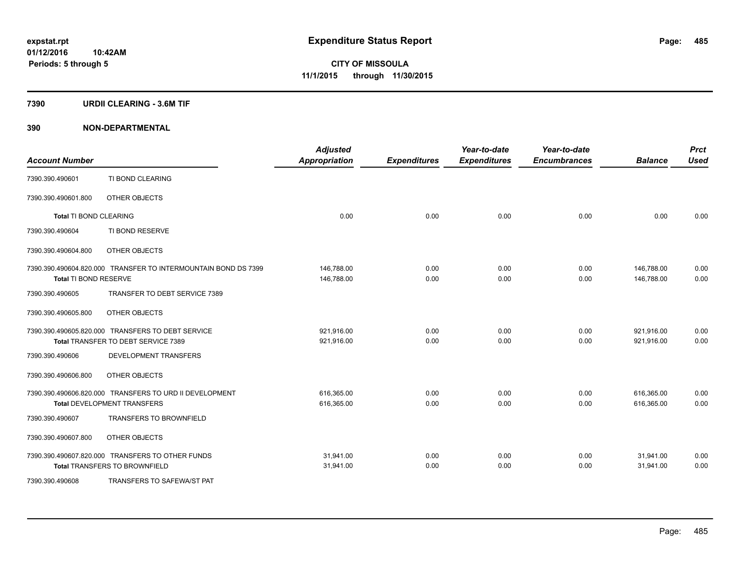**expstat.rpt**
**01/12/2016 10:42AM**
**Periods: 5 through 5**

# Expenditure Status Report

**CITY OF MISSOULA**
**11/1/2015 through 11/30/2015**

## 7390 URDII CLEARING - 3.6M TIF

## 390 NON-DEPARTMENTAL

| Account Number | | Adjusted Appropriation | Expenditures | Year-to-date Expenditures | Year-to-date Encumbrances | Balance | Prct Used |
|---|---|---|---|---|---|---|---|
| 7390.390.490601 | TI BOND CLEARING | | | | | | |
| 7390.390.490601.800 | OTHER OBJECTS | | | | | | |
| **Total** TI BOND CLEARING | | 0.00 | 0.00 | 0.00 | 0.00 | 0.00 | 0.00 |
| 7390.390.490604 | TI BOND RESERVE | | | | | | |
| 7390.390.490604.800 | OTHER OBJECTS | | | | | | |
| 7390.390.490604.820.000 | TRANSFER TO INTERMOUNTAIN BOND DS 7399 | 146,788.00 | 0.00 | 0.00 | 0.00 | 146,788.00 | 0.00 |
| **Total** TI BOND RESERVE | | 146,788.00 | 0.00 | 0.00 | 0.00 | 146,788.00 | 0.00 |
| 7390.390.490605 | TRANSFER TO DEBT SERVICE 7389 | | | | | | |
| 7390.390.490605.800 | OTHER OBJECTS | | | | | | |
| 7390.390.490605.820.000 | TRANSFERS TO DEBT SERVICE | 921,916.00 | 0.00 | 0.00 | 0.00 | 921,916.00 | 0.00 |
| **Total** TRANSFER TO DEBT SERVICE 7389 | | 921,916.00 | 0.00 | 0.00 | 0.00 | 921,916.00 | 0.00 |
| 7390.390.490606 | DEVELOPMENT TRANSFERS | | | | | | |
| 7390.390.490606.800 | OTHER OBJECTS | | | | | | |
| 7390.390.490606.820.000 | TRANSFERS TO URD II DEVELOPMENT | 616,365.00 | 0.00 | 0.00 | 0.00 | 616,365.00 | 0.00 |
| **Total** DEVELOPMENT TRANSFERS | | 616,365.00 | 0.00 | 0.00 | 0.00 | 616,365.00 | 0.00 |
| 7390.390.490607 | TRANSFERS TO BROWNFIELD | | | | | | |
| 7390.390.490607.800 | OTHER OBJECTS | | | | | | |
| 7390.390.490607.820.000 | TRANSFERS TO OTHER FUNDS | 31,941.00 | 0.00 | 0.00 | 0.00 | 31,941.00 | 0.00 |
| **Total** TRANSFERS TO BROWNFIELD | | 31,941.00 | 0.00 | 0.00 | 0.00 | 31,941.00 | 0.00 |
| 7390.390.490608 | TRANSFERS TO SAFEWA/ST PAT | | | | | | |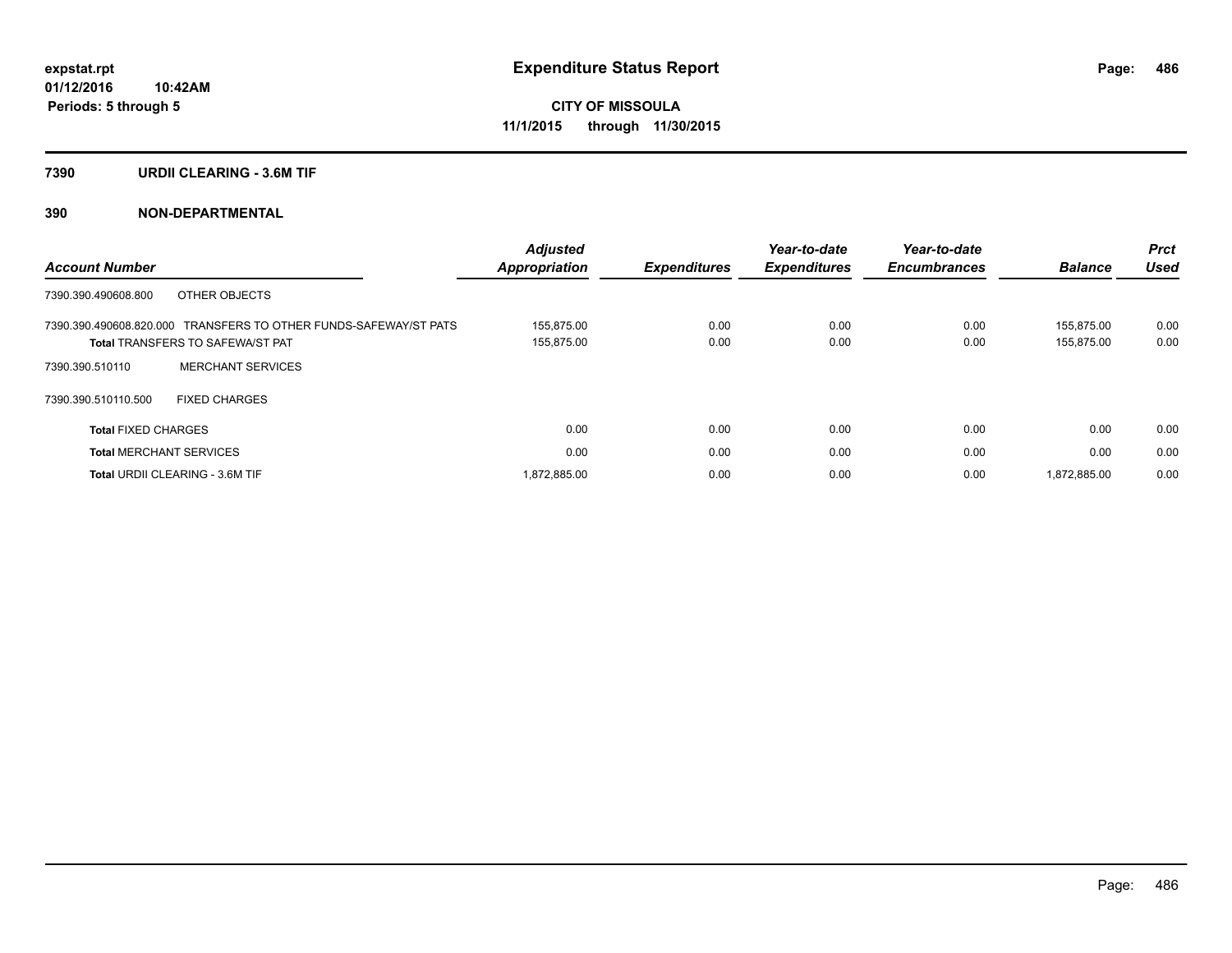**expstat.rpt**
**01/12/2016 10:42AM**
**Periods: 5 through 5**

# Expenditure Status Report

**CITY OF MISSOULA**
**11/1/2015 through 11/30/2015**

## 7390 URDII CLEARING - 3.6M TIF

## 390 NON-DEPARTMENTAL

| Account Number | | Adjusted Appropriation | Expenditures | Year-to-date Expenditures | Year-to-date Encumbrances | Balance | Prct Used |
|---|---|---|---|---|---|---|---|
| 7390.390.490608.800 | OTHER OBJECTS | | | | | | |
| 7390.390.490608.820.000 | TRANSFERS TO OTHER FUNDS-SAFEWAY/ST PATS | 155,875.00 | 0.00 | 0.00 | 0.00 | 155,875.00 | 0.00 |
| **Total** TRANSFERS TO SAFEWA/ST PAT | | 155,875.00 | 0.00 | 0.00 | 0.00 | 155,875.00 | 0.00 |
| 7390.390.510110 | MERCHANT SERVICES | | | | | | |
| 7390.390.510110.500 | FIXED CHARGES | | | | | | |
| **Total** FIXED CHARGES | | 0.00 | 0.00 | 0.00 | 0.00 | 0.00 | 0.00 |
| **Total** MERCHANT SERVICES | | 0.00 | 0.00 | 0.00 | 0.00 | 0.00 | 0.00 |
| **Total** URDII CLEARING - 3.6M TIF | | 1,872,885.00 | 0.00 | 0.00 | 0.00 | 1,872,885.00 | 0.00 |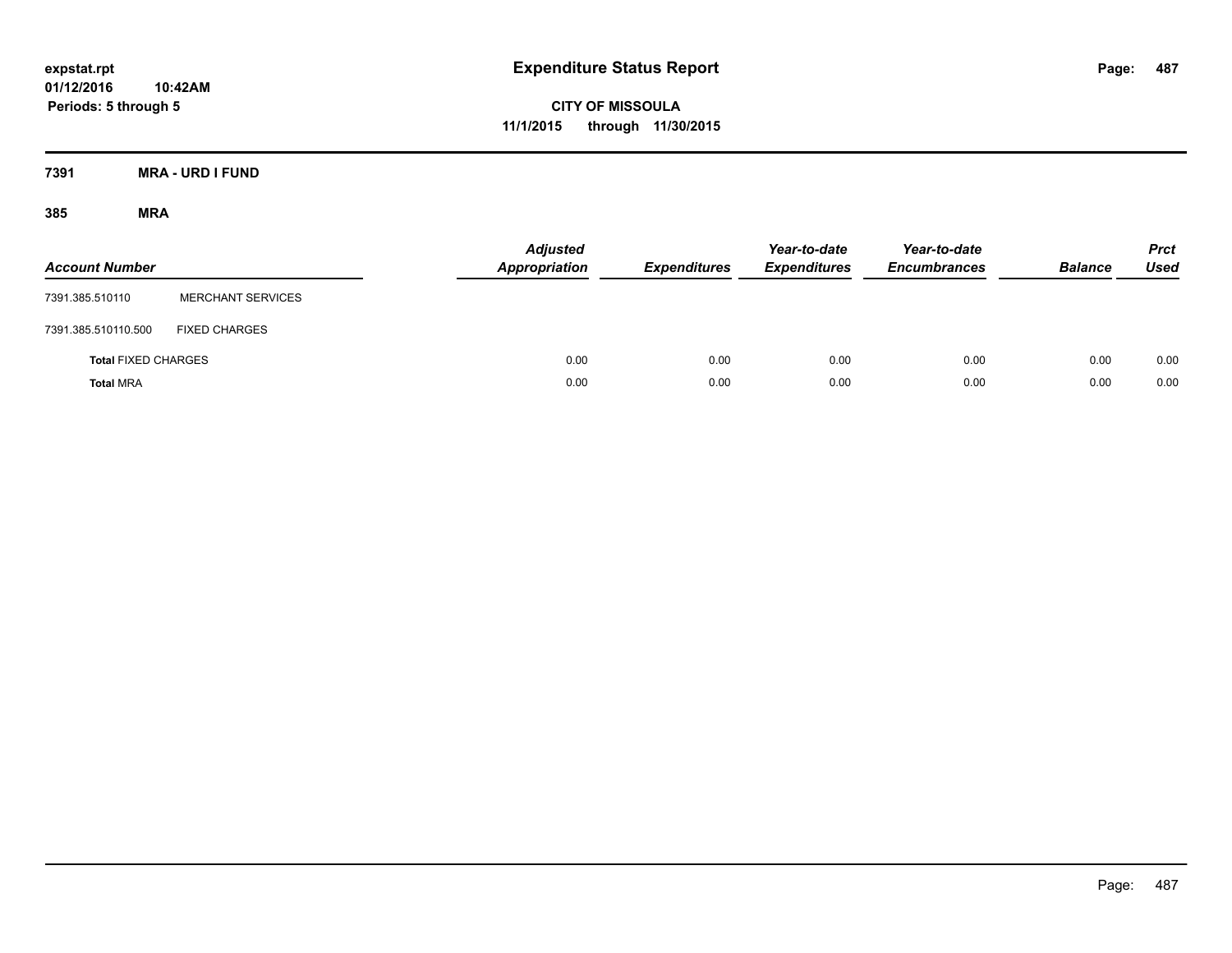**expstat.rpt**
**01/12/2016 10:42AM**
**Periods: 5 through 5**

# Expenditure Status Report

**CITY OF MISSOULA**
**11/1/2015 through 11/30/2015**

## 7391 MRA - URD I FUND

### 385 MRA

| Account Number | | Adjusted Appropriation | Expenditures | Year-to-date Expenditures | Year-to-date Encumbrances | Balance | Prct Used |
|---|---|---|---|---|---|---|---|
| 7391.385.510110 | MERCHANT SERVICES | | | | | | |
| 7391.385.510110.500 | FIXED CHARGES | | | | | | |
| **Total** FIXED CHARGES | | 0.00 | 0.00 | 0.00 | 0.00 | 0.00 | 0.00 |
| **Total** MRA | | 0.00 | 0.00 | 0.00 | 0.00 | 0.00 | 0.00 |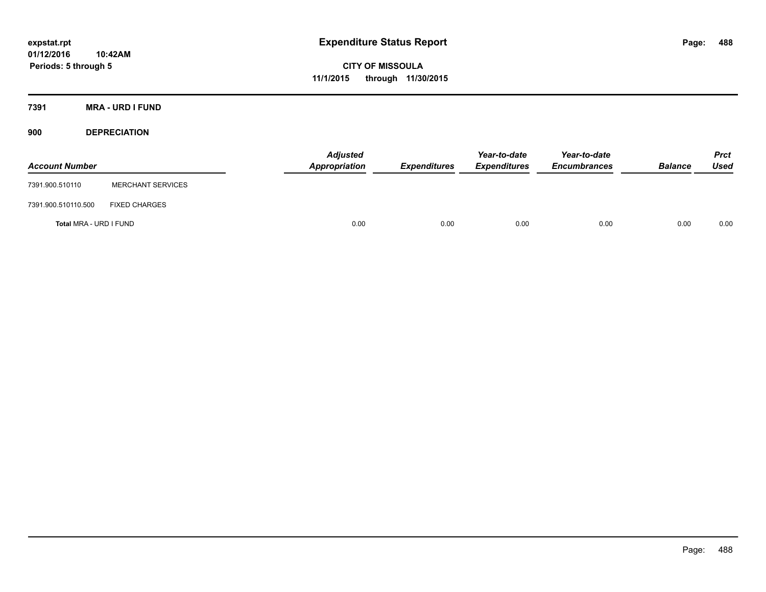**expstat.rpt**
**01/12/2016 10:42AM**
**Periods: 5 through 5**

# Expenditure Status Report

**CITY OF MISSOULA**
**11/1/2015 through 11/30/2015**

## 7391 MRA - URD I FUND

### 900 DEPRECIATION

| Account Number | | Adjusted Appropriation | Expenditures | Year-to-date Expenditures | Year-to-date Encumbrances | Balance | Prct Used |
|---|---|---|---|---|---|---|---|
| 7391.900.510110 | MERCHANT SERVICES | | | | | | |
| 7391.900.510110.500 | FIXED CHARGES | | | | | | |
| **Total** MRA - URD I FUND | | 0.00 | 0.00 | 0.00 | 0.00 | 0.00 | 0.00 |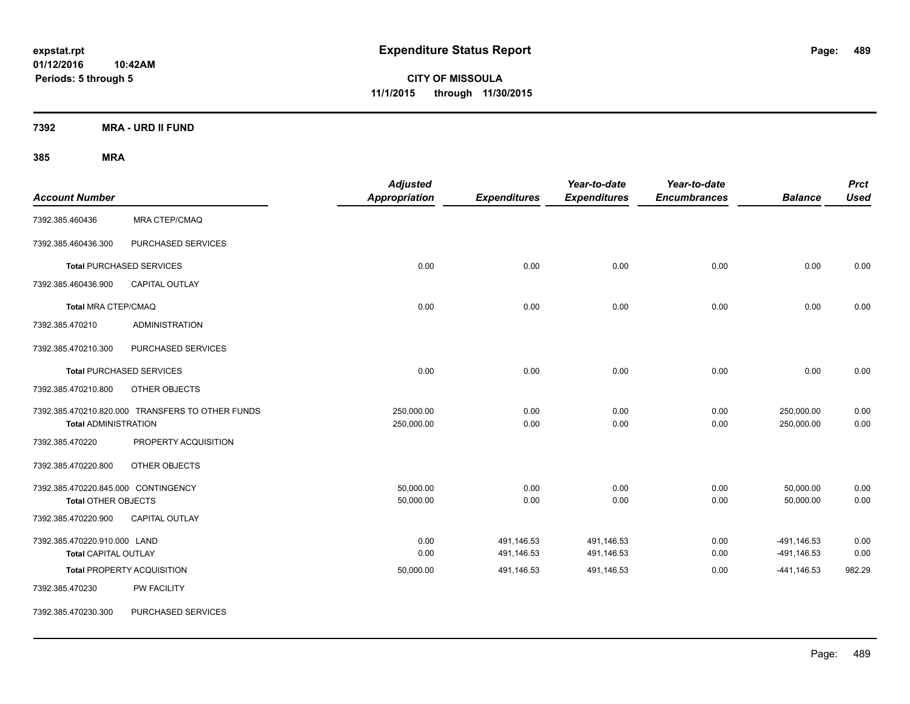**expstat.rpt**
**01/12/2016 10:42AM**
**Periods: 5 through 5**

# Expenditure Status Report

**CITY OF MISSOULA**
**11/1/2015 through 11/30/2015**

## 7392 MRA - URD II FUND

## 385 MRA

| Account Number | | Adjusted Appropriation | Expenditures | Year-to-date Expenditures | Year-to-date Encumbrances | Balance | Prct Used |
|---|---|---|---|---|---|---|---|
| 7392.385.460436 | MRA CTEP/CMAQ | | | | | | |
| 7392.385.460436.300 | PURCHASED SERVICES | | | | | | |
| **Total** PURCHASED SERVICES | | 0.00 | 0.00 | 0.00 | 0.00 | 0.00 | 0.00 |
| 7392.385.460436.900 | CAPITAL OUTLAY | | | | | | |
| **Total** MRA CTEP/CMAQ | | 0.00 | 0.00 | 0.00 | 0.00 | 0.00 | 0.00 |
| 7392.385.470210 | ADMINISTRATION | | | | | | |
| 7392.385.470210.300 | PURCHASED SERVICES | | | | | | |
| **Total** PURCHASED SERVICES | | 0.00 | 0.00 | 0.00 | 0.00 | 0.00 | 0.00 |
| 7392.385.470210.800 | OTHER OBJECTS | | | | | | |
| 7392.385.470210.820.000 | TRANSFERS TO OTHER FUNDS | 250,000.00 | 0.00 | 0.00 | 0.00 | 250,000.00 | 0.00 |
| **Total** ADMINISTRATION | | 250,000.00 | 0.00 | 0.00 | 0.00 | 250,000.00 | 0.00 |
| 7392.385.470220 | PROPERTY ACQUISITION | | | | | | |
| 7392.385.470220.800 | OTHER OBJECTS | | | | | | |
| 7392.385.470220.845.000 | CONTINGENCY | 50,000.00 | 0.00 | 0.00 | 0.00 | 50,000.00 | 0.00 |
| **Total** OTHER OBJECTS | | 50,000.00 | 0.00 | 0.00 | 0.00 | 50,000.00 | 0.00 |
| 7392.385.470220.900 | CAPITAL OUTLAY | | | | | | |
| 7392.385.470220.910.000 | LAND | 0.00 | 491,146.53 | 491,146.53 | 0.00 | -491,146.53 | 0.00 |
| **Total** CAPITAL OUTLAY | | 0.00 | 491,146.53 | 491,146.53 | 0.00 | -491,146.53 | 0.00 |
| **Total** PROPERTY ACQUISITION | | 50,000.00 | 491,146.53 | 491,146.53 | 0.00 | -441,146.53 | 982.29 |
| 7392.385.470230 | PW FACILITY | | | | | | |
| 7392.385.470230.300 | PURCHASED SERVICES | | | | | | |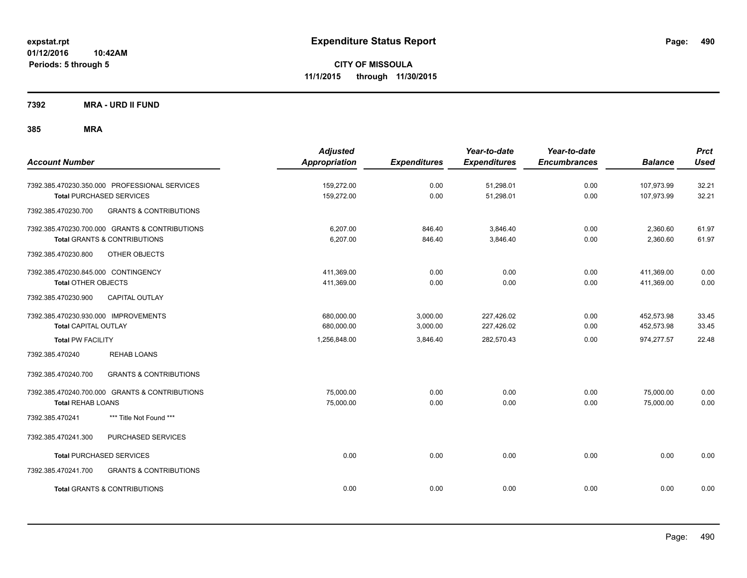# Expenditure Status Report

expstat.rpt
01/12/2016 10:42AM
Periods: 5 through 5

**CITY OF MISSOULA**
**11/1/2015 through 11/30/2015**

**7392 MRA - URD II FUND**

**385 MRA**

| Account Number | Adjusted Appropriation | Expenditures | Year-to-date Expenditures | Year-to-date Encumbrances | Balance | Prct Used |
|---|---|---|---|---|---|---|
| 7392.385.470230.350.000 PROFESSIONAL SERVICES | 159,272.00 | 0.00 | 51,298.01 | 0.00 | 107,973.99 | 32.21 |
| **Total** PURCHASED SERVICES | 159,272.00 | 0.00 | 51,298.01 | 0.00 | 107,973.99 | 32.21 |
| 7392.385.470230.700 GRANTS & CONTRIBUTIONS | | | | | | |
| 7392.385.470230.700.000 GRANTS & CONTRIBUTIONS | 6,207.00 | 846.40 | 3,846.40 | 0.00 | 2,360.60 | 61.97 |
| **Total** GRANTS & CONTRIBUTIONS | 6,207.00 | 846.40 | 3,846.40 | 0.00 | 2,360.60 | 61.97 |
| 7392.385.470230.800 OTHER OBJECTS | | | | | | |
| 7392.385.470230.845.000 CONTINGENCY | 411,369.00 | 0.00 | 0.00 | 0.00 | 411,369.00 | 0.00 |
| **Total** OTHER OBJECTS | 411,369.00 | 0.00 | 0.00 | 0.00 | 411,369.00 | 0.00 |
| 7392.385.470230.900 CAPITAL OUTLAY | | | | | | |
| 7392.385.470230.930.000 IMPROVEMENTS | 680,000.00 | 3,000.00 | 227,426.02 | 0.00 | 452,573.98 | 33.45 |
| **Total** CAPITAL OUTLAY | 680,000.00 | 3,000.00 | 227,426.02 | 0.00 | 452,573.98 | 33.45 |
| **Total PW FACILITY** | 1,256,848.00 | 3,846.40 | 282,570.43 | 0.00 | 974,277.57 | 22.48 |
| 7392.385.470240 REHAB LOANS | | | | | | |
| 7392.385.470240.700 GRANTS & CONTRIBUTIONS | | | | | | |
| 7392.385.470240.700.000 GRANTS & CONTRIBUTIONS | 75,000.00 | 0.00 | 0.00 | 0.00 | 75,000.00 | 0.00 |
| **Total** REHAB LOANS | 75,000.00 | 0.00 | 0.00 | 0.00 | 75,000.00 | 0.00 |
| 7392.385.470241 *** Title Not Found *** | | | | | | |
| 7392.385.470241.300 PURCHASED SERVICES | | | | | | |
| **Total** PURCHASED SERVICES | 0.00 | 0.00 | 0.00 | 0.00 | 0.00 | 0.00 |
| 7392.385.470241.700 GRANTS & CONTRIBUTIONS | | | | | | |
| **Total** GRANTS & CONTRIBUTIONS | 0.00 | 0.00 | 0.00 | 0.00 | 0.00 | 0.00 |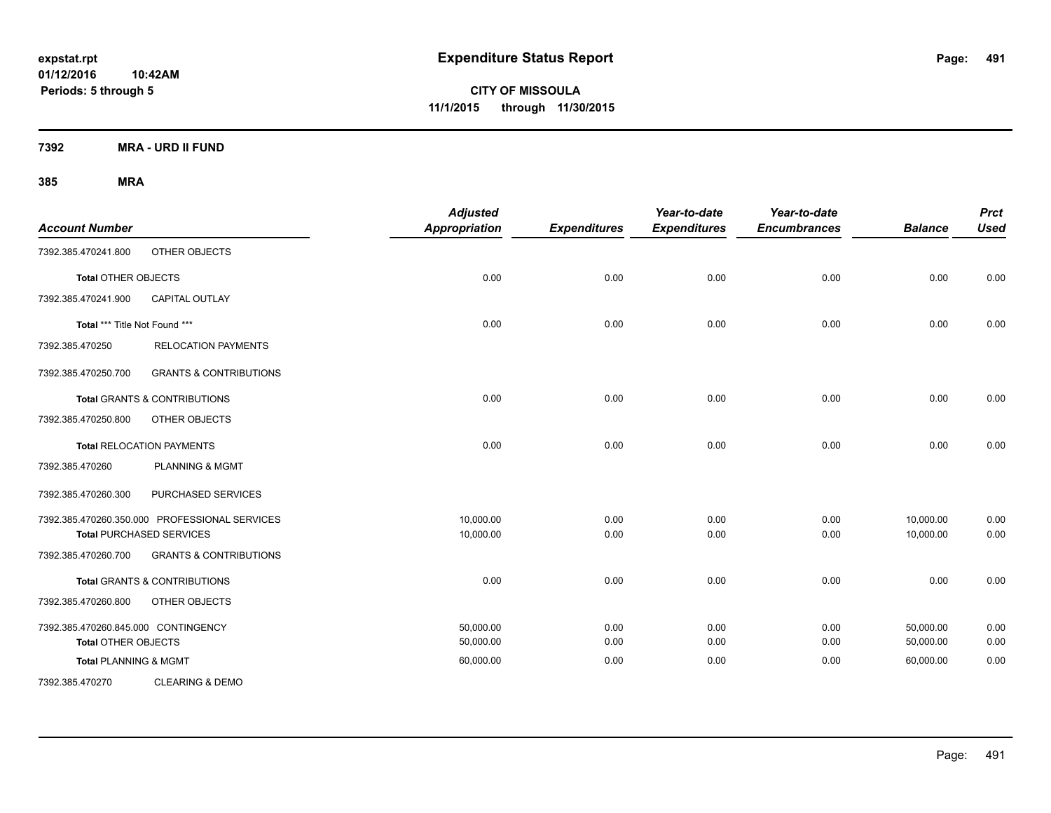**expstat.rpt**
**01/12/2016 10:42AM**
**Periods: 5 through 5**

# Expenditure Status Report

**CITY OF MISSOULA**
**11/1/2015 through 11/30/2015**

## 7392 MRA - URD II FUND

## 385 MRA

| Account Number | | Adjusted Appropriation | Expenditures | Year-to-date Expenditures | Year-to-date Encumbrances | Balance | Prct Used |
|---|---|---|---|---|---|---|---|
| 7392.385.470241.800 | OTHER OBJECTS | | | | | | |
| **Total** OTHER OBJECTS | | 0.00 | 0.00 | 0.00 | 0.00 | 0.00 | 0.00 |
| 7392.385.470241.900 | CAPITAL OUTLAY | | | | | | |
| **Total** *** Title Not Found *** | | 0.00 | 0.00 | 0.00 | 0.00 | 0.00 | 0.00 |
| 7392.385.470250 | RELOCATION PAYMENTS | | | | | | |
| 7392.385.470250.700 | GRANTS & CONTRIBUTIONS | | | | | | |
| **Total** GRANTS & CONTRIBUTIONS | | 0.00 | 0.00 | 0.00 | 0.00 | 0.00 | 0.00 |
| 7392.385.470250.800 | OTHER OBJECTS | | | | | | |
| **Total** RELOCATION PAYMENTS | | 0.00 | 0.00 | 0.00 | 0.00 | 0.00 | 0.00 |
| 7392.385.470260 | PLANNING & MGMT | | | | | | |
| 7392.385.470260.300 | PURCHASED SERVICES | | | | | | |
| 7392.385.470260.350.000 | PROFESSIONAL SERVICES | 10,000.00 | 0.00 | 0.00 | 0.00 | 10,000.00 | 0.00 |
| **Total** PURCHASED SERVICES | | 10,000.00 | 0.00 | 0.00 | 0.00 | 10,000.00 | 0.00 |
| 7392.385.470260.700 | GRANTS & CONTRIBUTIONS | | | | | | |
| **Total** GRANTS & CONTRIBUTIONS | | 0.00 | 0.00 | 0.00 | 0.00 | 0.00 | 0.00 |
| 7392.385.470260.800 | OTHER OBJECTS | | | | | | |
| 7392.385.470260.845.000 | CONTINGENCY | 50,000.00 | 0.00 | 0.00 | 0.00 | 50,000.00 | 0.00 |
| **Total** OTHER OBJECTS | | 50,000.00 | 0.00 | 0.00 | 0.00 | 50,000.00 | 0.00 |
| **Total** PLANNING & MGMT | | 60,000.00 | 0.00 | 0.00 | 0.00 | 60,000.00 | 0.00 |
| 7392.385.470270 | CLEARING & DEMO | | | | | | |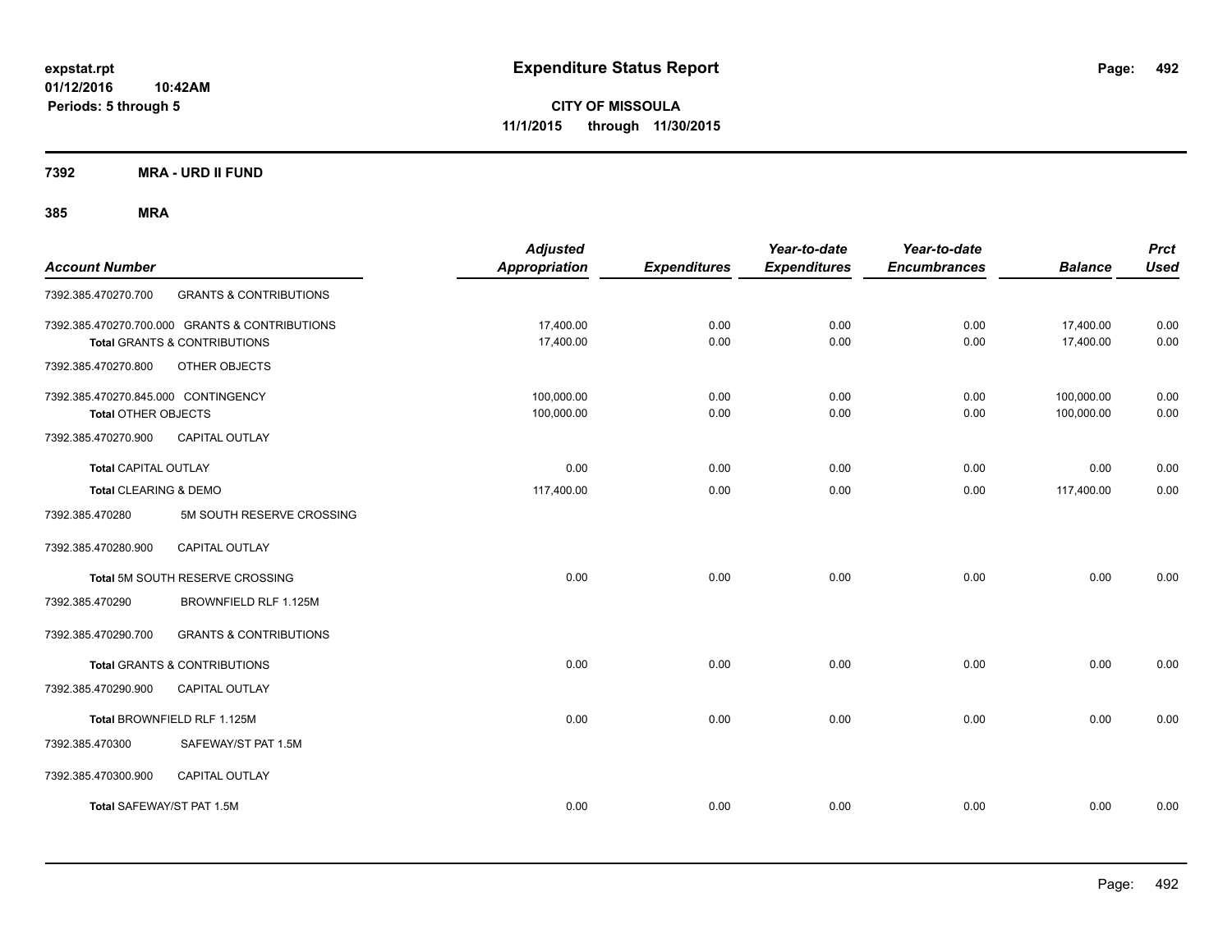**expstat.rpt**
**01/12/2016 10:42AM**
**Periods: 5 through 5**

# Expenditure Status Report

**CITY OF MISSOULA**
**11/1/2015 through 11/30/2015**

## 7392 MRA - URD II FUND

## 385 MRA

| Account Number | | Adjusted Appropriation | Expenditures | Year-to-date Expenditures | Year-to-date Encumbrances | Balance | Prct Used |
|---|---|---|---|---|---|---|---|
| 7392.385.470270.700 | GRANTS & CONTRIBUTIONS | | | | | | |
| 7392.385.470270.700.000 GRANTS & CONTRIBUTIONS | | 17,400.00 | 0.00 | 0.00 | 0.00 | 17,400.00 | 0.00 |
| Total GRANTS & CONTRIBUTIONS | | 17,400.00 | 0.00 | 0.00 | 0.00 | 17,400.00 | 0.00 |
| 7392.385.470270.800 | OTHER OBJECTS | | | | | | |
| 7392.385.470270.845.000 CONTINGENCY | | 100,000.00 | 0.00 | 0.00 | 0.00 | 100,000.00 | 0.00 |
| Total OTHER OBJECTS | | 100,000.00 | 0.00 | 0.00 | 0.00 | 100,000.00 | 0.00 |
| 7392.385.470270.900 | CAPITAL OUTLAY | | | | | | |
| Total CAPITAL OUTLAY | | 0.00 | 0.00 | 0.00 | 0.00 | 0.00 | 0.00 |
| Total CLEARING & DEMO | | 117,400.00 | 0.00 | 0.00 | 0.00 | 117,400.00 | 0.00 |
| 7392.385.470280 | 5M SOUTH RESERVE CROSSING | | | | | | |
| 7392.385.470280.900 | CAPITAL OUTLAY | | | | | | |
| Total 5M SOUTH RESERVE CROSSING | | 0.00 | 0.00 | 0.00 | 0.00 | 0.00 | 0.00 |
| 7392.385.470290 | BROWNFIELD RLF 1.125M | | | | | | |
| 7392.385.470290.700 | GRANTS & CONTRIBUTIONS | | | | | | |
| Total GRANTS & CONTRIBUTIONS | | 0.00 | 0.00 | 0.00 | 0.00 | 0.00 | 0.00 |
| 7392.385.470290.900 | CAPITAL OUTLAY | | | | | | |
| Total BROWNFIELD RLF 1.125M | | 0.00 | 0.00 | 0.00 | 0.00 | 0.00 | 0.00 |
| 7392.385.470300 | SAFEWAY/ST PAT 1.5M | | | | | | |
| 7392.385.470300.900 | CAPITAL OUTLAY | | | | | | |
| Total SAFEWAY/ST PAT 1.5M | | 0.00 | 0.00 | 0.00 | 0.00 | 0.00 | 0.00 |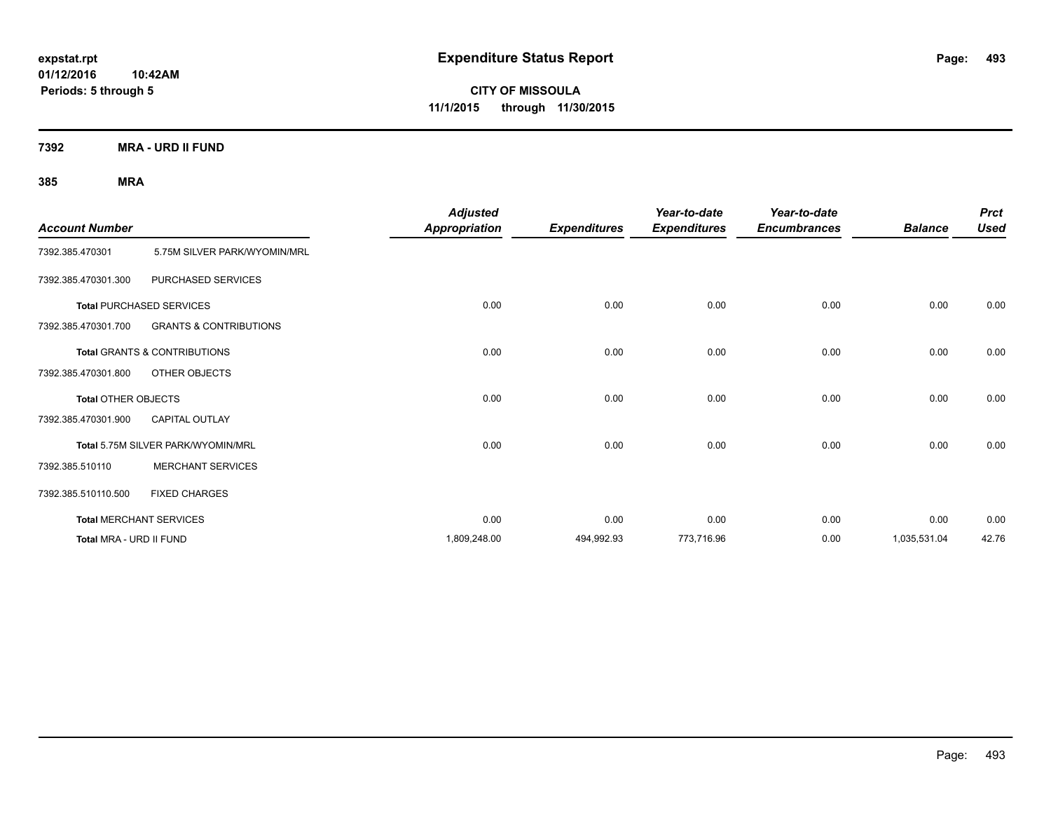expstat.rpt
01/12/2016 10:42AM
Periods: 5 through 5

# Expenditure Status Report

**CITY OF MISSOULA**
**11/1/2015 through 11/30/2015**

**7392 MRA - URD II FUND**

**385 MRA**

| Account Number | | Adjusted Appropriation | Expenditures | Year-to-date Expenditures | Year-to-date Encumbrances | Balance | Prct Used |
|---|---|---|---|---|---|---|---|
| 7392.385.470301 | 5.75M SILVER PARK/WYOMIN/MRL | | | | | | |
| 7392.385.470301.300 | PURCHASED SERVICES | | | | | | |
| **Total** PURCHASED SERVICES | | 0.00 | 0.00 | 0.00 | 0.00 | 0.00 | 0.00 |
| 7392.385.470301.700 | GRANTS & CONTRIBUTIONS | | | | | | |
| **Total** GRANTS & CONTRIBUTIONS | | 0.00 | 0.00 | 0.00 | 0.00 | 0.00 | 0.00 |
| 7392.385.470301.800 | OTHER OBJECTS | | | | | | |
| **Total** OTHER OBJECTS | | 0.00 | 0.00 | 0.00 | 0.00 | 0.00 | 0.00 |
| 7392.385.470301.900 | CAPITAL OUTLAY | | | | | | |
| Total 5.75M SILVER PARK/WYOMIN/MRL | | 0.00 | 0.00 | 0.00 | 0.00 | 0.00 | 0.00 |
| 7392.385.510110 | MERCHANT SERVICES | | | | | | |
| 7392.385.510110.500 | FIXED CHARGES | | | | | | |
| **Total** MERCHANT SERVICES | | 0.00 | 0.00 | 0.00 | 0.00 | 0.00 | 0.00 |
| Total MRA - URD II FUND | | 1,809,248.00 | 494,992.93 | 773,716.96 | 0.00 | 1,035,531.04 | 42.76 |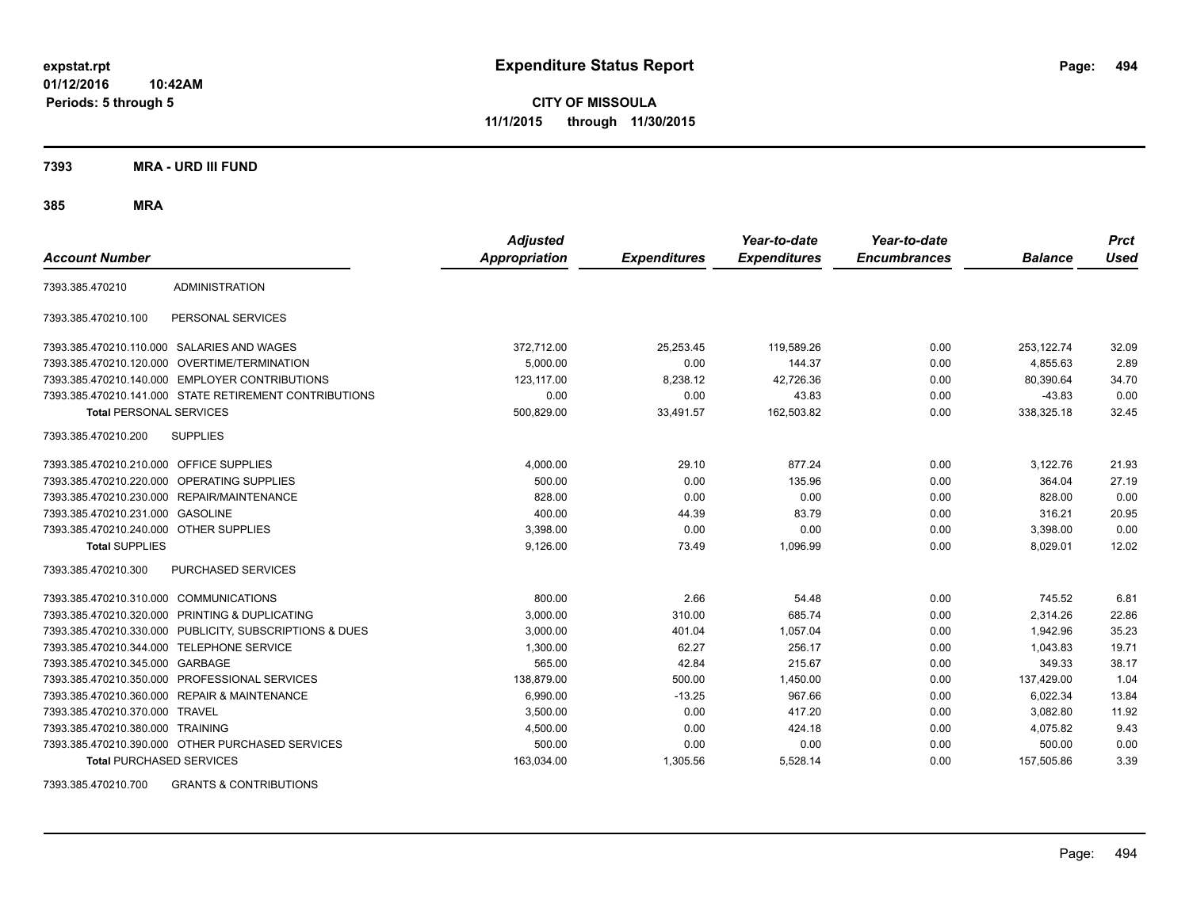**expstat.rpt**
**01/12/2016 10:42AM**
**Periods: 5 through 5**

# Expenditure Status Report

**CITY OF MISSOULA**
**11/1/2015 through 11/30/2015**

## 7393 MRA - URD III FUND

### 385 MRA

| Account Number | | Adjusted Appropriation | Expenditures | Year-to-date Expenditures | Year-to-date Encumbrances | Balance | Prct Used |
|---|---|---|---|---|---|---|---|
| 7393.385.470210 | ADMINISTRATION | | | | | | |
| 7393.385.470210.100 | PERSONAL SERVICES | | | | | | |
| 7393.385.470210.110.000 | SALARIES AND WAGES | 372,712.00 | 25,253.45 | 119,589.26 | 0.00 | 253,122.74 | 32.09 |
| 7393.385.470210.120.000 | OVERTIME/TERMINATION | 5,000.00 | 0.00 | 144.37 | 0.00 | 4,855.63 | 2.89 |
| 7393.385.470210.140.000 | EMPLOYER CONTRIBUTIONS | 123,117.00 | 8,238.12 | 42,726.36 | 0.00 | 80,390.64 | 34.70 |
| 7393.385.470210.141.000 | STATE RETIREMENT CONTRIBUTIONS | 0.00 | 0.00 | 43.83 | 0.00 | -43.83 | 0.00 |
| **Total** PERSONAL SERVICES | | 500,829.00 | 33,491.57 | 162,503.82 | 0.00 | 338,325.18 | 32.45 |
| 7393.385.470210.200 | SUPPLIES | | | | | | |
| 7393.385.470210.210.000 | OFFICE SUPPLIES | 4,000.00 | 29.10 | 877.24 | 0.00 | 3,122.76 | 21.93 |
| 7393.385.470210.220.000 | OPERATING SUPPLIES | 500.00 | 0.00 | 135.96 | 0.00 | 364.04 | 27.19 |
| 7393.385.470210.230.000 | REPAIR/MAINTENANCE | 828.00 | 0.00 | 0.00 | 0.00 | 828.00 | 0.00 |
| 7393.385.470210.231.000 | GASOLINE | 400.00 | 44.39 | 83.79 | 0.00 | 316.21 | 20.95 |
| 7393.385.470210.240.000 | OTHER SUPPLIES | 3,398.00 | 0.00 | 0.00 | 0.00 | 3,398.00 | 0.00 |
| **Total** SUPPLIES | | 9,126.00 | 73.49 | 1,096.99 | 0.00 | 8,029.01 | 12.02 |
| 7393.385.470210.300 | PURCHASED SERVICES | | | | | | |
| 7393.385.470210.310.000 | COMMUNICATIONS | 800.00 | 2.66 | 54.48 | 0.00 | 745.52 | 6.81 |
| 7393.385.470210.320.000 | PRINTING & DUPLICATING | 3,000.00 | 310.00 | 685.74 | 0.00 | 2,314.26 | 22.86 |
| 7393.385.470210.330.000 | PUBLICITY, SUBSCRIPTIONS & DUES | 3,000.00 | 401.04 | 1,057.04 | 0.00 | 1,942.96 | 35.23 |
| 7393.385.470210.344.000 | TELEPHONE SERVICE | 1,300.00 | 62.27 | 256.17 | 0.00 | 1,043.83 | 19.71 |
| 7393.385.470210.345.000 | GARBAGE | 565.00 | 42.84 | 215.67 | 0.00 | 349.33 | 38.17 |
| 7393.385.470210.350.000 | PROFESSIONAL SERVICES | 138,879.00 | 500.00 | 1,450.00 | 0.00 | 137,429.00 | 1.04 |
| 7393.385.470210.360.000 | REPAIR & MAINTENANCE | 6,990.00 | -13.25 | 967.66 | 0.00 | 6,022.34 | 13.84 |
| 7393.385.470210.370.000 | TRAVEL | 3,500.00 | 0.00 | 417.20 | 0.00 | 3,082.80 | 11.92 |
| 7393.385.470210.380.000 | TRAINING | 4,500.00 | 0.00 | 424.18 | 0.00 | 4,075.82 | 9.43 |
| 7393.385.470210.390.000 | OTHER PURCHASED SERVICES | 500.00 | 0.00 | 0.00 | 0.00 | 500.00 | 0.00 |
| **Total** PURCHASED SERVICES | | 163,034.00 | 1,305.56 | 5,528.14 | 0.00 | 157,505.86 | 3.39 |
| 7393.385.470210.700 | GRANTS & CONTRIBUTIONS | | | | | | |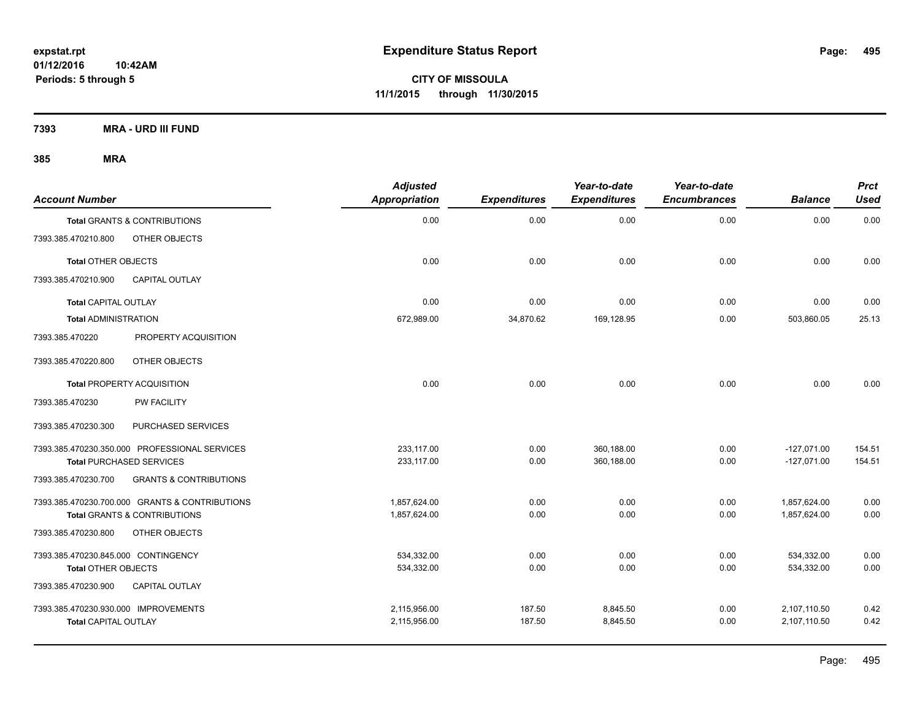# Expenditure Status Report

expstat.rpt
01/12/2016 10:42AM
Periods: 5 through 5

**CITY OF MISSOULA**
**11/1/2015 through 11/30/2015**

**7393 MRA - URD III FUND**

**385 MRA**

| Account Number | Adjusted Appropriation | Expenditures | Year-to-date Expenditures | Year-to-date Encumbrances | Balance | Prct Used |
|---|---|---|---|---|---|---|
| **Total GRANTS & CONTRIBUTIONS** | 0.00 | 0.00 | 0.00 | 0.00 | 0.00 | 0.00 |
| 7393.385.470210.800 OTHER OBJECTS | | | | | | |
| **Total OTHER OBJECTS** | 0.00 | 0.00 | 0.00 | 0.00 | 0.00 | 0.00 |
| 7393.385.470210.900 CAPITAL OUTLAY | | | | | | |
| **Total CAPITAL OUTLAY** | 0.00 | 0.00 | 0.00 | 0.00 | 0.00 | 0.00 |
| **Total ADMINISTRATION** | 672,989.00 | 34,870.62 | 169,128.95 | 0.00 | 503,860.05 | 25.13 |
| 7393.385.470220 PROPERTY ACQUISITION | | | | | | |
| 7393.385.470220.800 OTHER OBJECTS | | | | | | |
| **Total PROPERTY ACQUISITION** | 0.00 | 0.00 | 0.00 | 0.00 | 0.00 | 0.00 |
| 7393.385.470230 PW FACILITY | | | | | | |
| 7393.385.470230.300 PURCHASED SERVICES | | | | | | |
| 7393.385.470230.350.000 PROFESSIONAL SERVICES | 233,117.00 | 0.00 | 360,188.00 | 0.00 | -127,071.00 | 154.51 |
| **Total PURCHASED SERVICES** | 233,117.00 | 0.00 | 360,188.00 | 0.00 | -127,071.00 | 154.51 |
| 7393.385.470230.700 GRANTS & CONTRIBUTIONS | | | | | | |
| 7393.385.470230.700.000 GRANTS & CONTRIBUTIONS | 1,857,624.00 | 0.00 | 0.00 | 0.00 | 1,857,624.00 | 0.00 |
| **Total GRANTS & CONTRIBUTIONS** | 1,857,624.00 | 0.00 | 0.00 | 0.00 | 1,857,624.00 | 0.00 |
| 7393.385.470230.800 OTHER OBJECTS | | | | | | |
| 7393.385.470230.845.000 CONTINGENCY | 534,332.00 | 0.00 | 0.00 | 0.00 | 534,332.00 | 0.00 |
| **Total OTHER OBJECTS** | 534,332.00 | 0.00 | 0.00 | 0.00 | 534,332.00 | 0.00 |
| 7393.385.470230.900 CAPITAL OUTLAY | | | | | | |
| 7393.385.470230.930.000 IMPROVEMENTS | 2,115,956.00 | 187.50 | 8,845.50 | 0.00 | 2,107,110.50 | 0.42 |
| **Total CAPITAL OUTLAY** | 2,115,956.00 | 187.50 | 8,845.50 | 0.00 | 2,107,110.50 | 0.42 |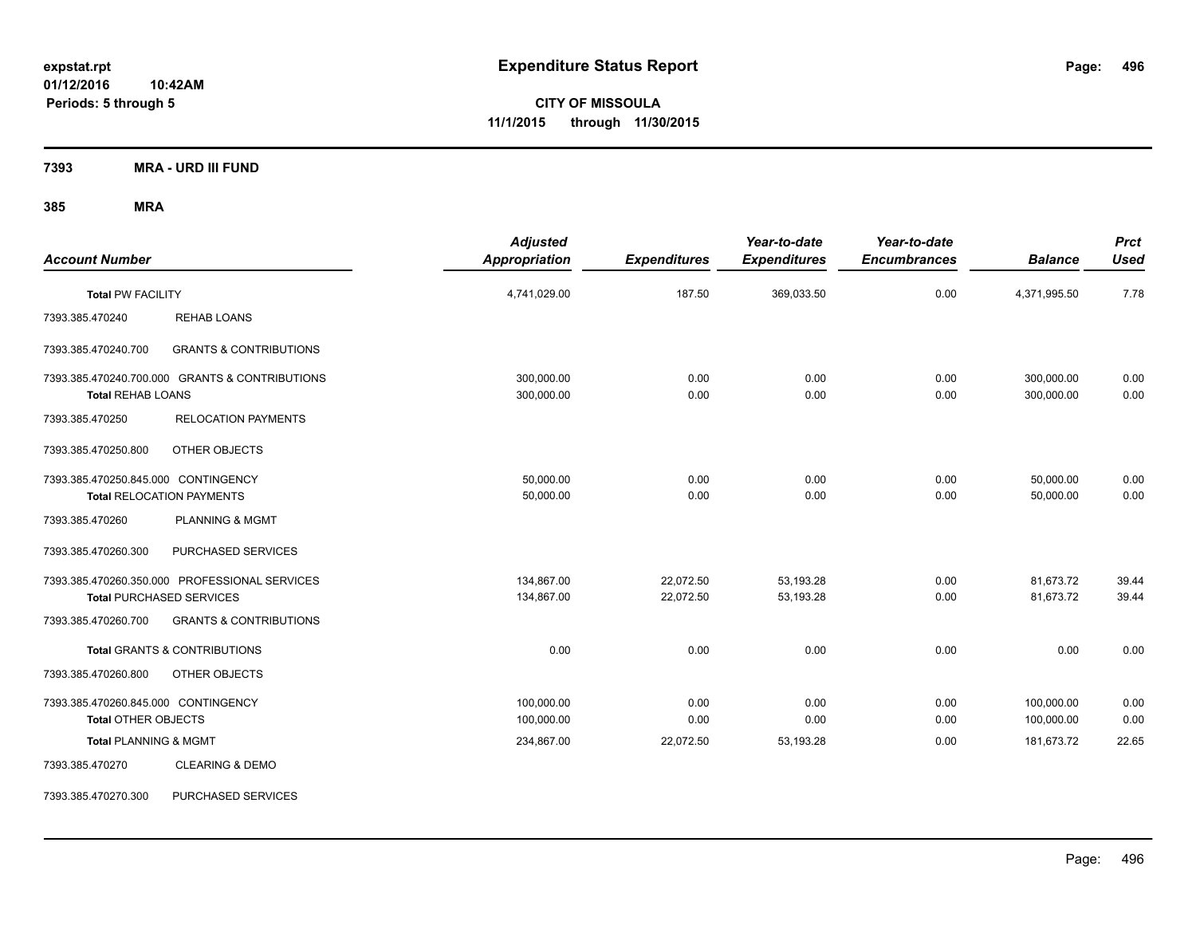**expstat.rpt**
**01/12/2016 10:42AM**
**Periods: 5 through 5**

# Expenditure Status Report

**CITY OF MISSOULA**
**11/1/2015 through 11/30/2015**

**7393 MRA - URD III FUND**

**385 MRA**

| Account Number | | Adjusted Appropriation | Expenditures | Year-to-date Expenditures | Year-to-date Encumbrances | Balance | Prct Used |
|---|---|---|---|---|---|---|---|
| **Total PW FACILITY** | | 4,741,029.00 | 187.50 | 369,033.50 | 0.00 | 4,371,995.50 | 7.78 |
| 7393.385.470240 | REHAB LOANS | | | | | | |
| 7393.385.470240.700 | GRANTS & CONTRIBUTIONS | | | | | | |
| 7393.385.470240.700.000 | GRANTS & CONTRIBUTIONS | 300,000.00 | 0.00 | 0.00 | 0.00 | 300,000.00 | 0.00 |
| **Total REHAB LOANS** | | 300,000.00 | 0.00 | 0.00 | 0.00 | 300,000.00 | 0.00 |
| 7393.385.470250 | RELOCATION PAYMENTS | | | | | | |
| 7393.385.470250.800 | OTHER OBJECTS | | | | | | |
| 7393.385.470250.845.000 | CONTINGENCY | 50,000.00 | 0.00 | 0.00 | 0.00 | 50,000.00 | 0.00 |
| **Total RELOCATION PAYMENTS** | | 50,000.00 | 0.00 | 0.00 | 0.00 | 50,000.00 | 0.00 |
| 7393.385.470260 | PLANNING & MGMT | | | | | | |
| 7393.385.470260.300 | PURCHASED SERVICES | | | | | | |
| 7393.385.470260.350.000 | PROFESSIONAL SERVICES | 134,867.00 | 22,072.50 | 53,193.28 | 0.00 | 81,673.72 | 39.44 |
| **Total PURCHASED SERVICES** | | 134,867.00 | 22,072.50 | 53,193.28 | 0.00 | 81,673.72 | 39.44 |
| 7393.385.470260.700 | GRANTS & CONTRIBUTIONS | | | | | | |
| **Total GRANTS & CONTRIBUTIONS** | | 0.00 | 0.00 | 0.00 | 0.00 | 0.00 | 0.00 |
| 7393.385.470260.800 | OTHER OBJECTS | | | | | | |
| 7393.385.470260.845.000 | CONTINGENCY | 100,000.00 | 0.00 | 0.00 | 0.00 | 100,000.00 | 0.00 |
| **Total OTHER OBJECTS** | | 100,000.00 | 0.00 | 0.00 | 0.00 | 100,000.00 | 0.00 |
| **Total PLANNING & MGMT** | | 234,867.00 | 22,072.50 | 53,193.28 | 0.00 | 181,673.72 | 22.65 |
| 7393.385.470270 | CLEARING & DEMO | | | | | | |
| 7393.385.470270.300 | PURCHASED SERVICES | | | | | | |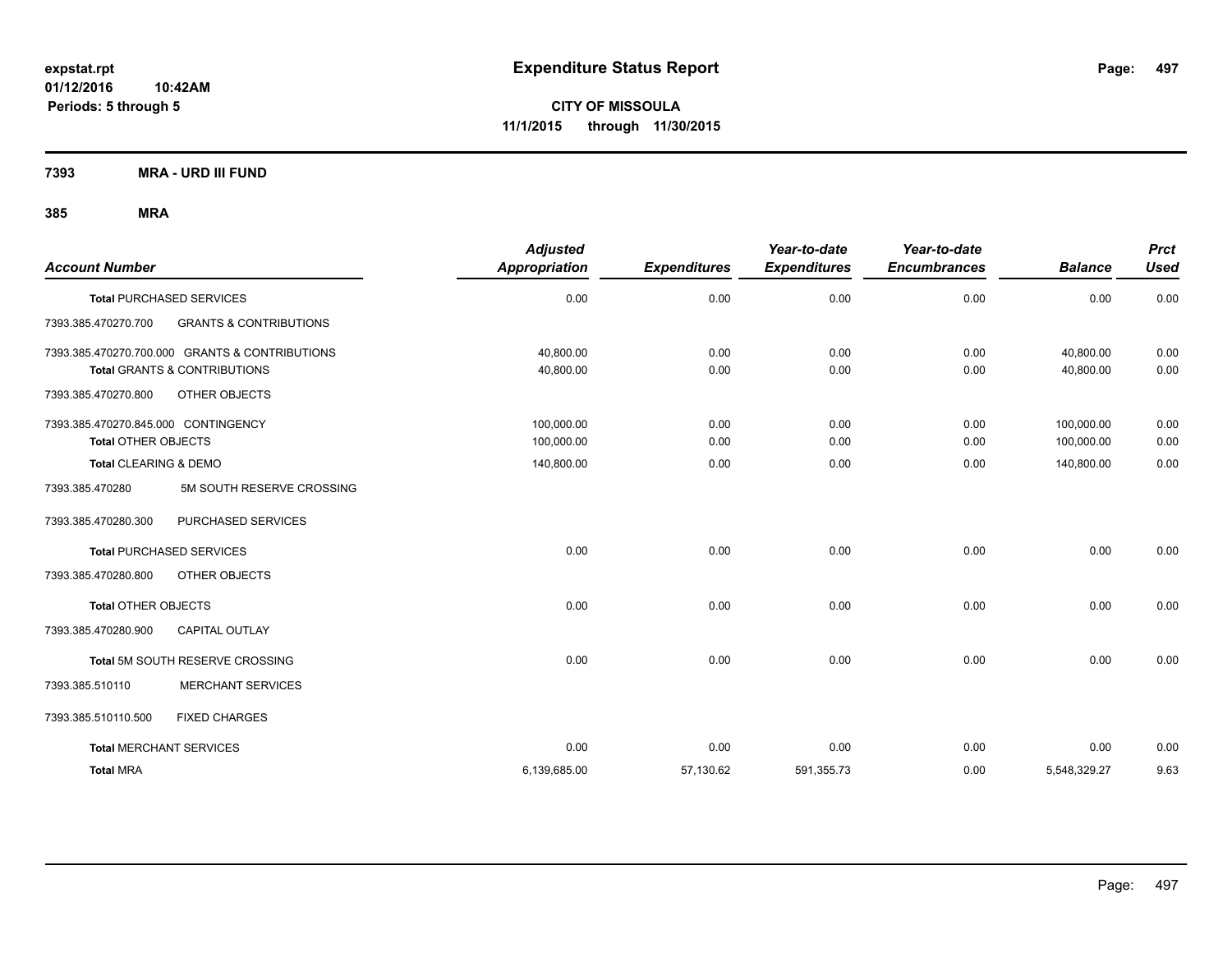**expstat.rpt**
**01/12/2016 10:42AM**
**Periods: 5 through 5**

# Expenditure Status Report

**CITY OF MISSOULA**
**11/1/2015 through 11/30/2015**

## 7393 MRA - URD III FUND

## 385 MRA

| Account Number | | Adjusted Appropriation | Expenditures | Year-to-date Expenditures | Year-to-date Encumbrances | Balance | Prct Used |
|---|---|---|---|---|---|---|---|
| **Total** PURCHASED SERVICES | | 0.00 | 0.00 | 0.00 | 0.00 | 0.00 | 0.00 |
| 7393.385.470270.700 | GRANTS & CONTRIBUTIONS | | | | | | |
| 7393.385.470270.700.000 GRANTS & CONTRIBUTIONS | | 40,800.00 | 0.00 | 0.00 | 0.00 | 40,800.00 | 0.00 |
| **Total** GRANTS & CONTRIBUTIONS | | 40,800.00 | 0.00 | 0.00 | 0.00 | 40,800.00 | 0.00 |
| 7393.385.470270.800 | OTHER OBJECTS | | | | | | |
| 7393.385.470270.845.000 CONTINGENCY | | 100,000.00 | 0.00 | 0.00 | 0.00 | 100,000.00 | 0.00 |
| **Total** OTHER OBJECTS | | 100,000.00 | 0.00 | 0.00 | 0.00 | 100,000.00 | 0.00 |
| **Total** CLEARING & DEMO | | 140,800.00 | 0.00 | 0.00 | 0.00 | 140,800.00 | 0.00 |
| 7393.385.470280 | 5M SOUTH RESERVE CROSSING | | | | | | |
| 7393.385.470280.300 | PURCHASED SERVICES | | | | | | |
| **Total** PURCHASED SERVICES | | 0.00 | 0.00 | 0.00 | 0.00 | 0.00 | 0.00 |
| 7393.385.470280.800 | OTHER OBJECTS | | | | | | |
| **Total** OTHER OBJECTS | | 0.00 | 0.00 | 0.00 | 0.00 | 0.00 | 0.00 |
| 7393.385.470280.900 | CAPITAL OUTLAY | | | | | | |
| **Total** 5M SOUTH RESERVE CROSSING | | 0.00 | 0.00 | 0.00 | 0.00 | 0.00 | 0.00 |
| 7393.385.510110 | MERCHANT SERVICES | | | | | | |
| 7393.385.510110.500 | FIXED CHARGES | | | | | | |
| **Total** MERCHANT SERVICES | | 0.00 | 0.00 | 0.00 | 0.00 | 0.00 | 0.00 |
| **Total** MRA | | 6,139,685.00 | 57,130.62 | 591,355.73 | 0.00 | 5,548,329.27 | 9.63 |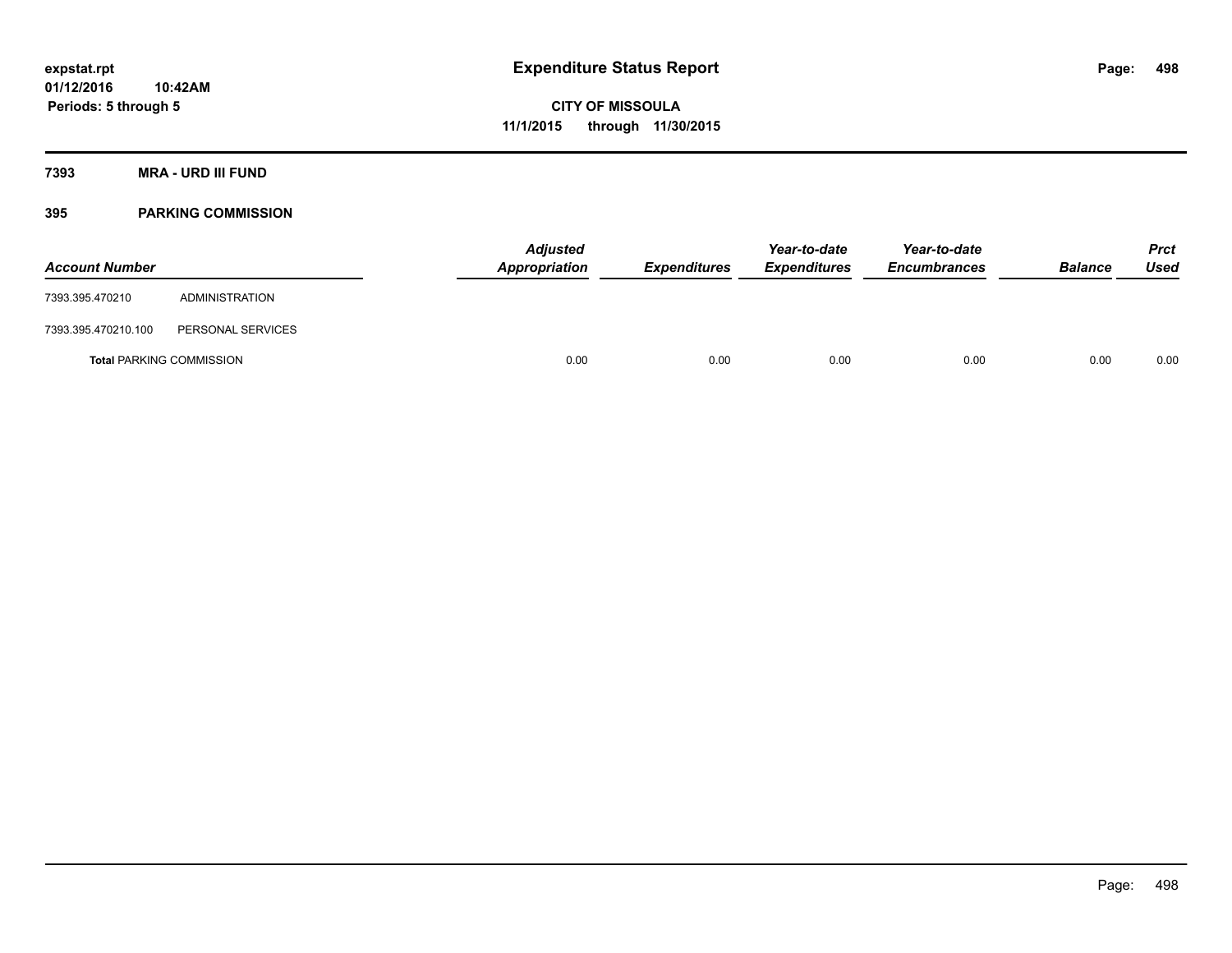**expstat.rpt**
**01/12/2016 10:42AM**
**Periods: 5 through 5**

# Expenditure Status Report

**CITY OF MISSOULA**
**11/1/2015 through 11/30/2015**

## 7393 MRA - URD III FUND

### 395 PARKING COMMISSION

| Account Number | | Adjusted Appropriation | Expenditures | Year-to-date Expenditures | Year-to-date Encumbrances | Balance | Prct Used |
|---|---|---|---|---|---|---|---|
| 7393.395.470210 | ADMINISTRATION | | | | | | |
| 7393.395.470210.100 | PERSONAL SERVICES | | | | | | |
| **Total** PARKING COMMISSION | | 0.00 | 0.00 | 0.00 | 0.00 | 0.00 | 0.00 |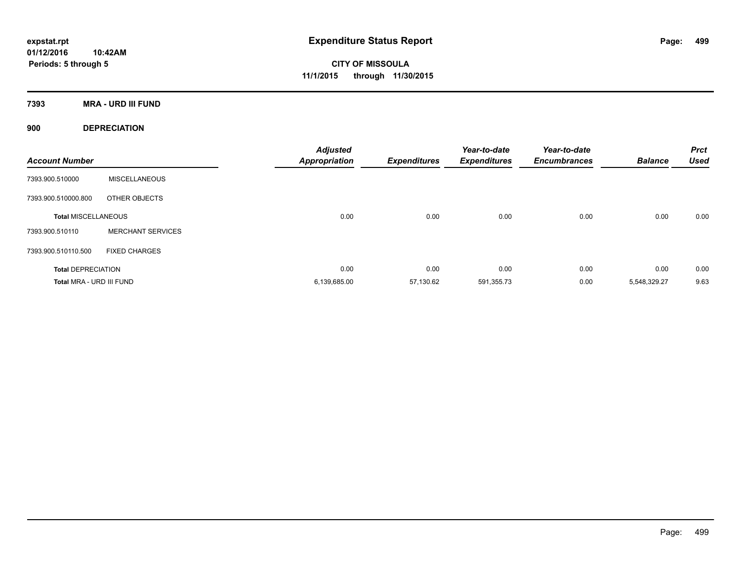# Expenditure Status Report

expstat.rpt
01/12/2016 10:42AM
Periods: 5 through 5

**CITY OF MISSOULA**
**11/1/2015 through 11/30/2015**

## 7393 MRA - URD III FUND

### 900 DEPRECIATION

| Account Number | | Adjusted Appropriation | Expenditures | Year-to-date Expenditures | Year-to-date Encumbrances | Balance | Prct Used |
|---|---|---|---|---|---|---|---|
| 7393.900.510000 | MISCELLANEOUS | | | | | | |
| 7393.900.510000.800 | OTHER OBJECTS | | | | | | |
| **Total MISCELLANEOUS** | | 0.00 | 0.00 | 0.00 | 0.00 | 0.00 | 0.00 |
| 7393.900.510110 | MERCHANT SERVICES | | | | | | |
| 7393.900.510110.500 | FIXED CHARGES | | | | | | |
| **Total DEPRECIATION** | | 0.00 | 0.00 | 0.00 | 0.00 | 0.00 | 0.00 |
| **Total MRA - URD III FUND** | | 6,139,685.00 | 57,130.62 | 591,355.73 | 0.00 | 5,548,329.27 | 9.63 |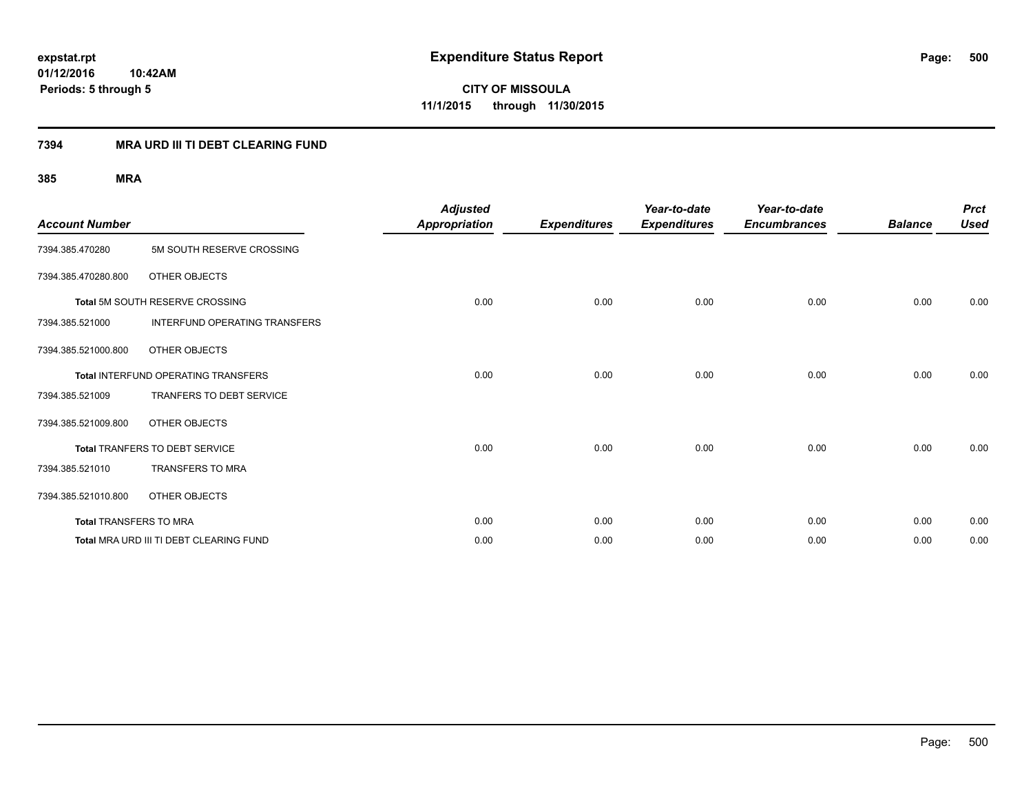# Expenditure Status Report

**CITY OF MISSOULA**

**11/1/2015 through 11/30/2015**

expstat.rpt
01/12/2016 10:42AM
Periods: 5 through 5

## 7394 MRA URD III TI DEBT CLEARING FUND

### 385 MRA

| Account Number | | Adjusted Appropriation | Expenditures | Year-to-date Expenditures | Year-to-date Encumbrances | Balance | Prct Used |
|---|---|---|---|---|---|---|---|
| 7394.385.470280 | 5M SOUTH RESERVE CROSSING | | | | | | |
| 7394.385.470280.800 | OTHER OBJECTS | | | | | | |
| Total 5M SOUTH RESERVE CROSSING | | 0.00 | 0.00 | 0.00 | 0.00 | 0.00 | 0.00 |
| 7394.385.521000 | INTERFUND OPERATING TRANSFERS | | | | | | |
| 7394.385.521000.800 | OTHER OBJECTS | | | | | | |
| Total INTERFUND OPERATING TRANSFERS | | 0.00 | 0.00 | 0.00 | 0.00 | 0.00 | 0.00 |
| 7394.385.521009 | TRANFERS TO DEBT SERVICE | | | | | | |
| 7394.385.521009.800 | OTHER OBJECTS | | | | | | |
| Total TRANFERS TO DEBT SERVICE | | 0.00 | 0.00 | 0.00 | 0.00 | 0.00 | 0.00 |
| 7394.385.521010 | TRANSFERS TO MRA | | | | | | |
| 7394.385.521010.800 | OTHER OBJECTS | | | | | | |
| Total TRANSFERS TO MRA | | 0.00 | 0.00 | 0.00 | 0.00 | 0.00 | 0.00 |
| Total MRA URD III TI DEBT CLEARING FUND | | 0.00 | 0.00 | 0.00 | 0.00 | 0.00 | 0.00 |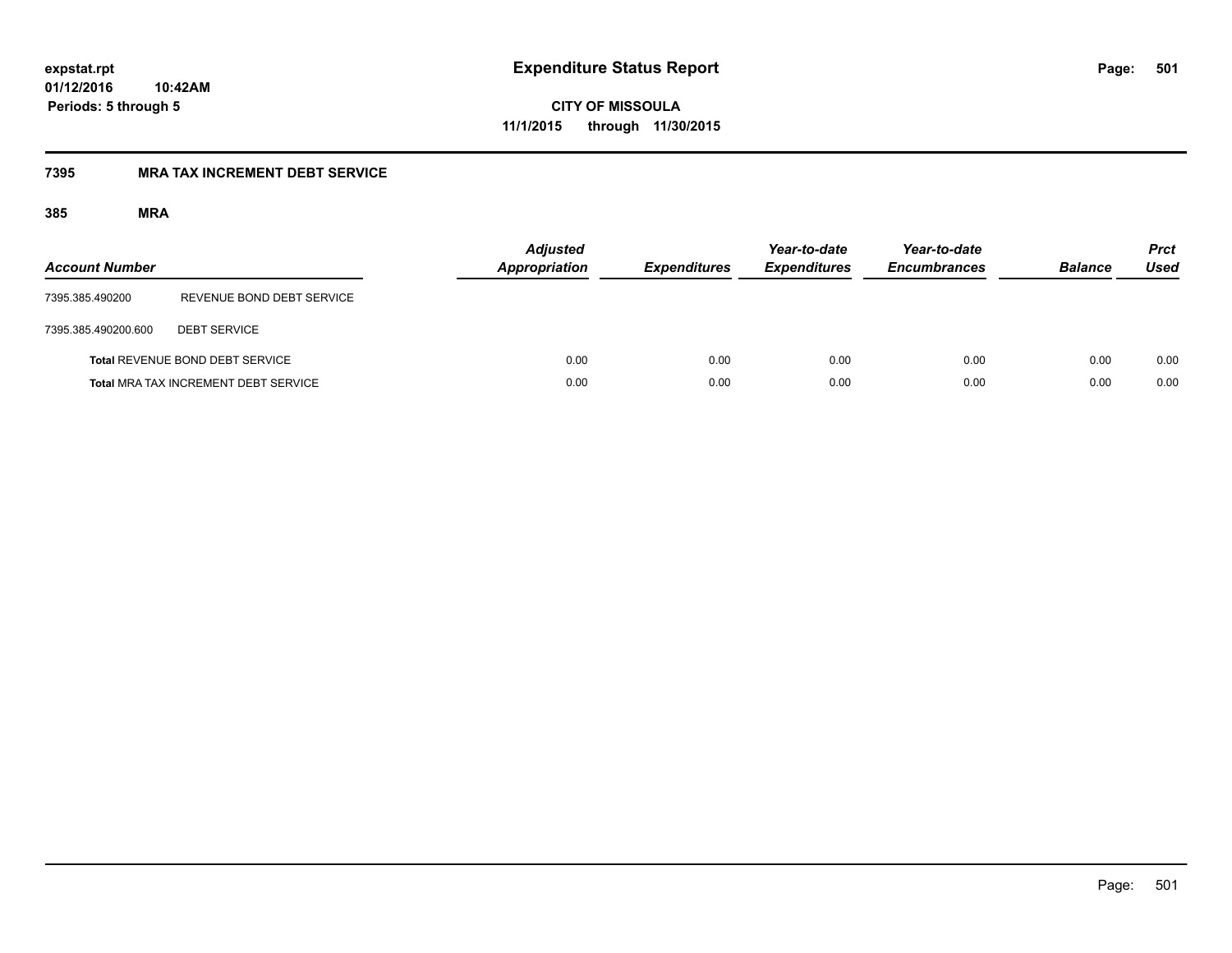expstat.rpt
01/12/2016 10:42AM
Periods: 5 through 5

# Expenditure Status Report

CITY OF MISSOULA
11/1/2015 through 11/30/2015

## 7395 MRA TAX INCREMENT DEBT SERVICE

### 385 MRA

| Account Number | | Adjusted Appropriation | Expenditures | Year-to-date Expenditures | Year-to-date Encumbrances | Balance | Prct Used |
|---|---|---|---|---|---|---|---|
| 7395.385.490200 | REVENUE BOND DEBT SERVICE | | | | | | |
| 7395.385.490200.600 | DEBT SERVICE | | | | | | |
| **Total** REVENUE BOND DEBT SERVICE | | 0.00 | 0.00 | 0.00 | 0.00 | 0.00 | 0.00 |
| **Total** MRA TAX INCREMENT DEBT SERVICE | | 0.00 | 0.00 | 0.00 | 0.00 | 0.00 | 0.00 |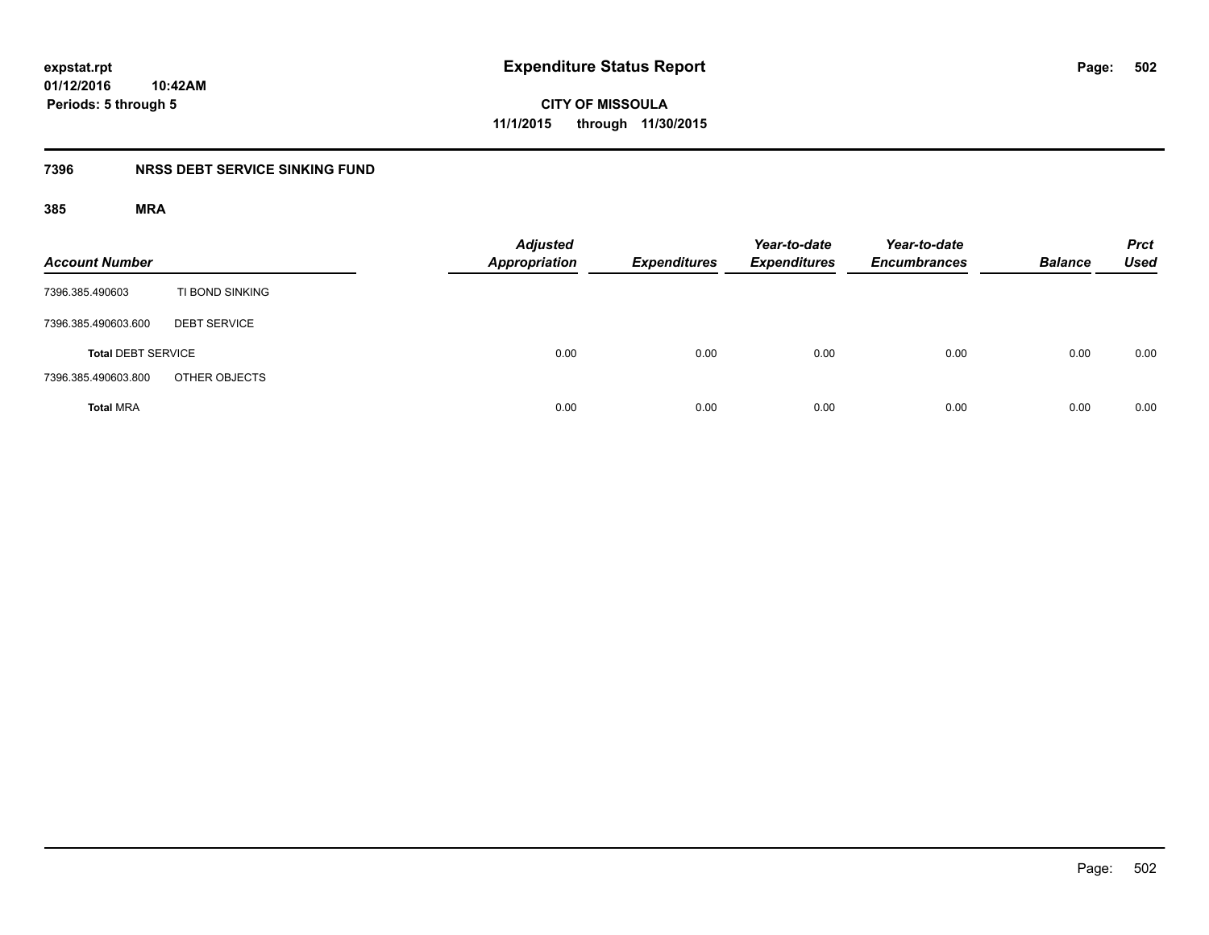**expstat.rpt**
**01/12/2016 10:42AM**
**Periods: 5 through 5**

# Expenditure Status Report

**CITY OF MISSOULA**
**11/1/2015 through 11/30/2015**

## 7396 NRSS DEBT SERVICE SINKING FUND

### 385 MRA

| Account Number | | Adjusted Appropriation | Expenditures | Year-to-date Expenditures | Year-to-date Encumbrances | Balance | Prct Used |
|---|---|---|---|---|---|---|---|
| 7396.385.490603 | TI BOND SINKING | | | | | | |
| 7396.385.490603.600 | DEBT SERVICE | | | | | | |
| **Total** DEBT SERVICE | | 0.00 | 0.00 | 0.00 | 0.00 | 0.00 | 0.00 |
| 7396.385.490603.800 | OTHER OBJECTS | | | | | | |
| **Total** MRA | | 0.00 | 0.00 | 0.00 | 0.00 | 0.00 | 0.00 |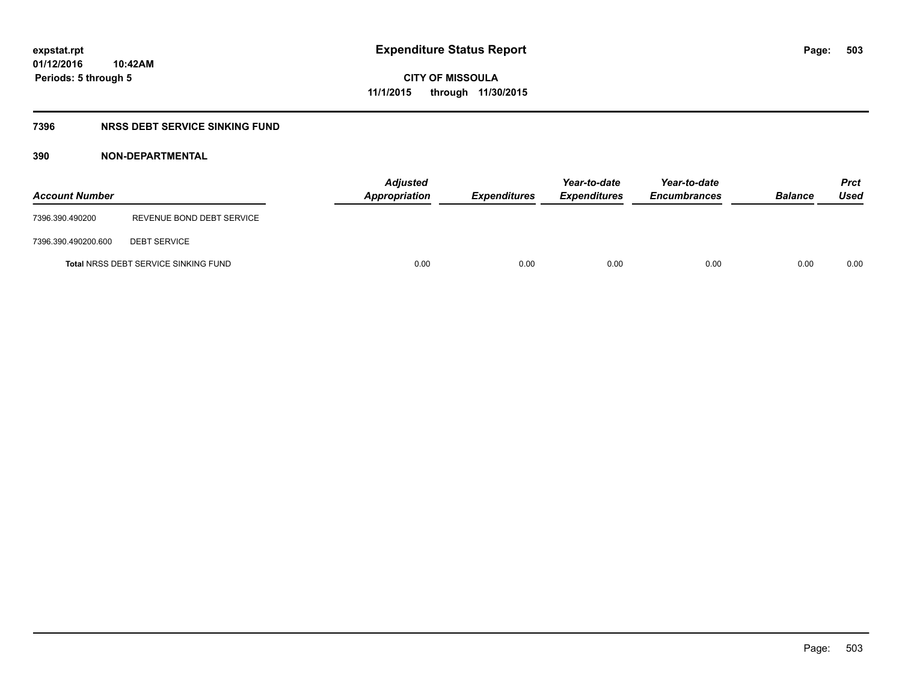# Expenditure Status Report

**CITY OF MISSOULA**
**11/1/2015 through 11/30/2015**

expstat.rpt
01/12/2016 10:42AM
Periods: 5 through 5

## 7396 NRSS DEBT SERVICE SINKING FUND

### 390 NON-DEPARTMENTAL

| Account Number | | Adjusted Appropriation | Expenditures | Year-to-date Expenditures | Year-to-date Encumbrances | Balance | Prct Used |
|---|---|---|---|---|---|---|---|
| 7396.390.490200 | REVENUE BOND DEBT SERVICE | | | | | | |
| 7396.390.490200.600 | DEBT SERVICE | | | | | | |
| **Total** NRSS DEBT SERVICE SINKING FUND | | 0.00 | 0.00 | 0.00 | 0.00 | 0.00 | 0.00 |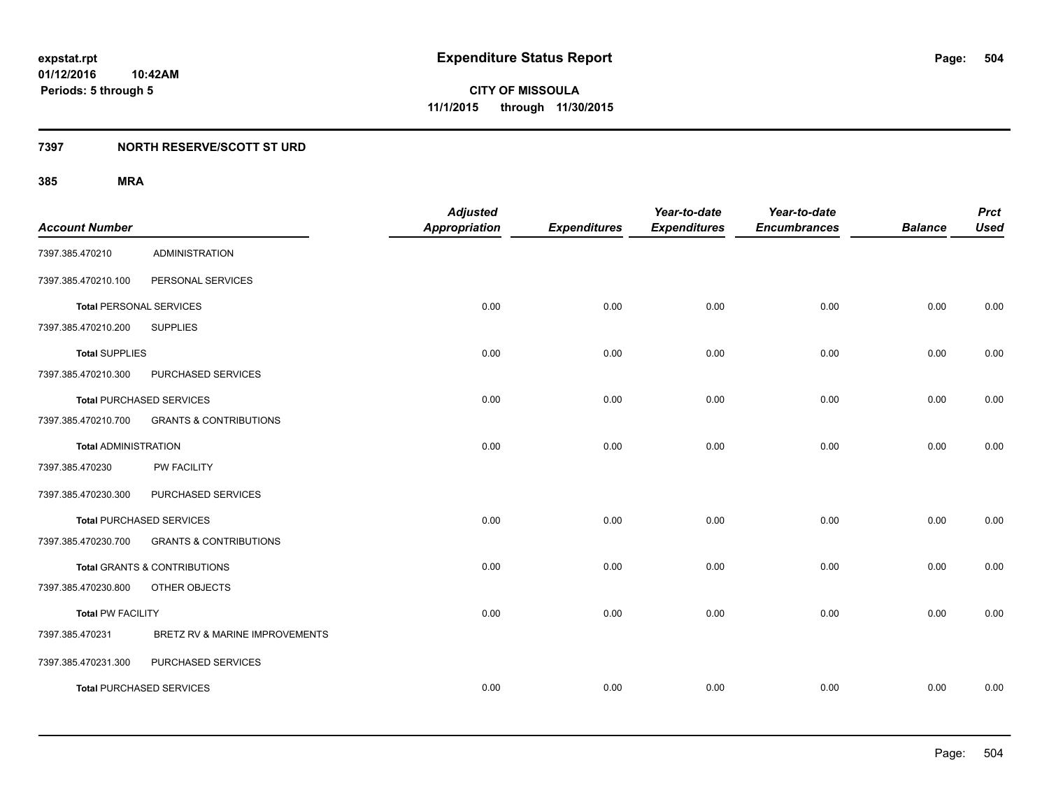expstat.rpt
01/12/2016 10:42AM
Periods: 5 through 5

# Expenditure Status Report

**CITY OF MISSOULA**
**11/1/2015 through 11/30/2015**

## 7397 NORTH RESERVE/SCOTT ST URD

### 385 MRA

| Account Number | | Adjusted Appropriation | Expenditures | Year-to-date Expenditures | Year-to-date Encumbrances | Balance | Prct Used |
|---|---|---|---|---|---|---|---|
| 7397.385.470210 | ADMINISTRATION | | | | | | |
| 7397.385.470210.100 | PERSONAL SERVICES | | | | | | |
| **Total** PERSONAL SERVICES | | 0.00 | 0.00 | 0.00 | 0.00 | 0.00 | 0.00 |
| 7397.385.470210.200 | SUPPLIES | | | | | | |
| **Total** SUPPLIES | | 0.00 | 0.00 | 0.00 | 0.00 | 0.00 | 0.00 |
| 7397.385.470210.300 | PURCHASED SERVICES | | | | | | |
| **Total** PURCHASED SERVICES | | 0.00 | 0.00 | 0.00 | 0.00 | 0.00 | 0.00 |
| 7397.385.470210.700 | GRANTS & CONTRIBUTIONS | | | | | | |
| **Total** ADMINISTRATION | | 0.00 | 0.00 | 0.00 | 0.00 | 0.00 | 0.00 |
| 7397.385.470230 | PW FACILITY | | | | | | |
| 7397.385.470230.300 | PURCHASED SERVICES | | | | | | |
| **Total** PURCHASED SERVICES | | 0.00 | 0.00 | 0.00 | 0.00 | 0.00 | 0.00 |
| 7397.385.470230.700 | GRANTS & CONTRIBUTIONS | | | | | | |
| **Total** GRANTS & CONTRIBUTIONS | | 0.00 | 0.00 | 0.00 | 0.00 | 0.00 | 0.00 |
| 7397.385.470230.800 | OTHER OBJECTS | | | | | | |
| **Total** PW FACILITY | | 0.00 | 0.00 | 0.00 | 0.00 | 0.00 | 0.00 |
| 7397.385.470231 | BRETZ RV & MARINE IMPROVEMENTS | | | | | | |
| 7397.385.470231.300 | PURCHASED SERVICES | | | | | | |
| **Total** PURCHASED SERVICES | | 0.00 | 0.00 | 0.00 | 0.00 | 0.00 | 0.00 |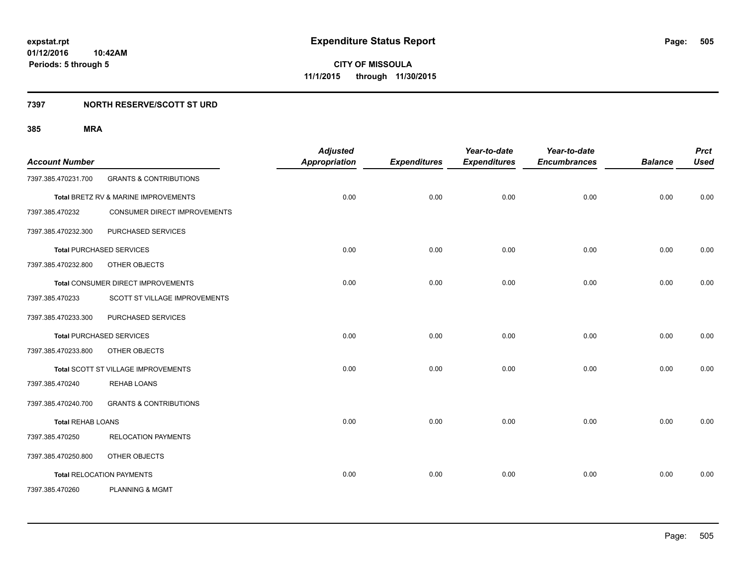**expstat.rpt**
**01/12/2016 10:42AM**
**Periods: 5 through 5**

# Expenditure Status Report

**CITY OF MISSOULA**
**11/1/2015 through 11/30/2015**

## 7397 NORTH RESERVE/SCOTT ST URD

### 385 MRA

| Account Number | | Adjusted Appropriation | Expenditures | Year-to-date Expenditures | Year-to-date Encumbrances | Balance | Prct Used |
|---|---|---|---|---|---|---|---|
| 7397.385.470231.700 | GRANTS & CONTRIBUTIONS | | | | | | |
| Total BRETZ RV & MARINE IMPROVEMENTS | | 0.00 | 0.00 | 0.00 | 0.00 | 0.00 | 0.00 |
| 7397.385.470232 | CONSUMER DIRECT IMPROVEMENTS | | | | | | |
| 7397.385.470232.300 | PURCHASED SERVICES | | | | | | |
| Total PURCHASED SERVICES | | 0.00 | 0.00 | 0.00 | 0.00 | 0.00 | 0.00 |
| 7397.385.470232.800 | OTHER OBJECTS | | | | | | |
| Total CONSUMER DIRECT IMPROVEMENTS | | 0.00 | 0.00 | 0.00 | 0.00 | 0.00 | 0.00 |
| 7397.385.470233 | SCOTT ST VILLAGE IMPROVEMENTS | | | | | | |
| 7397.385.470233.300 | PURCHASED SERVICES | | | | | | |
| Total PURCHASED SERVICES | | 0.00 | 0.00 | 0.00 | 0.00 | 0.00 | 0.00 |
| 7397.385.470233.800 | OTHER OBJECTS | | | | | | |
| Total SCOTT ST VILLAGE IMPROVEMENTS | | 0.00 | 0.00 | 0.00 | 0.00 | 0.00 | 0.00 |
| 7397.385.470240 | REHAB LOANS | | | | | | |
| 7397.385.470240.700 | GRANTS & CONTRIBUTIONS | | | | | | |
| Total REHAB LOANS | | 0.00 | 0.00 | 0.00 | 0.00 | 0.00 | 0.00 |
| 7397.385.470250 | RELOCATION PAYMENTS | | | | | | |
| 7397.385.470250.800 | OTHER OBJECTS | | | | | | |
| Total RELOCATION PAYMENTS | | 0.00 | 0.00 | 0.00 | 0.00 | 0.00 | 0.00 |
| 7397.385.470260 | PLANNING & MGMT | | | | | | |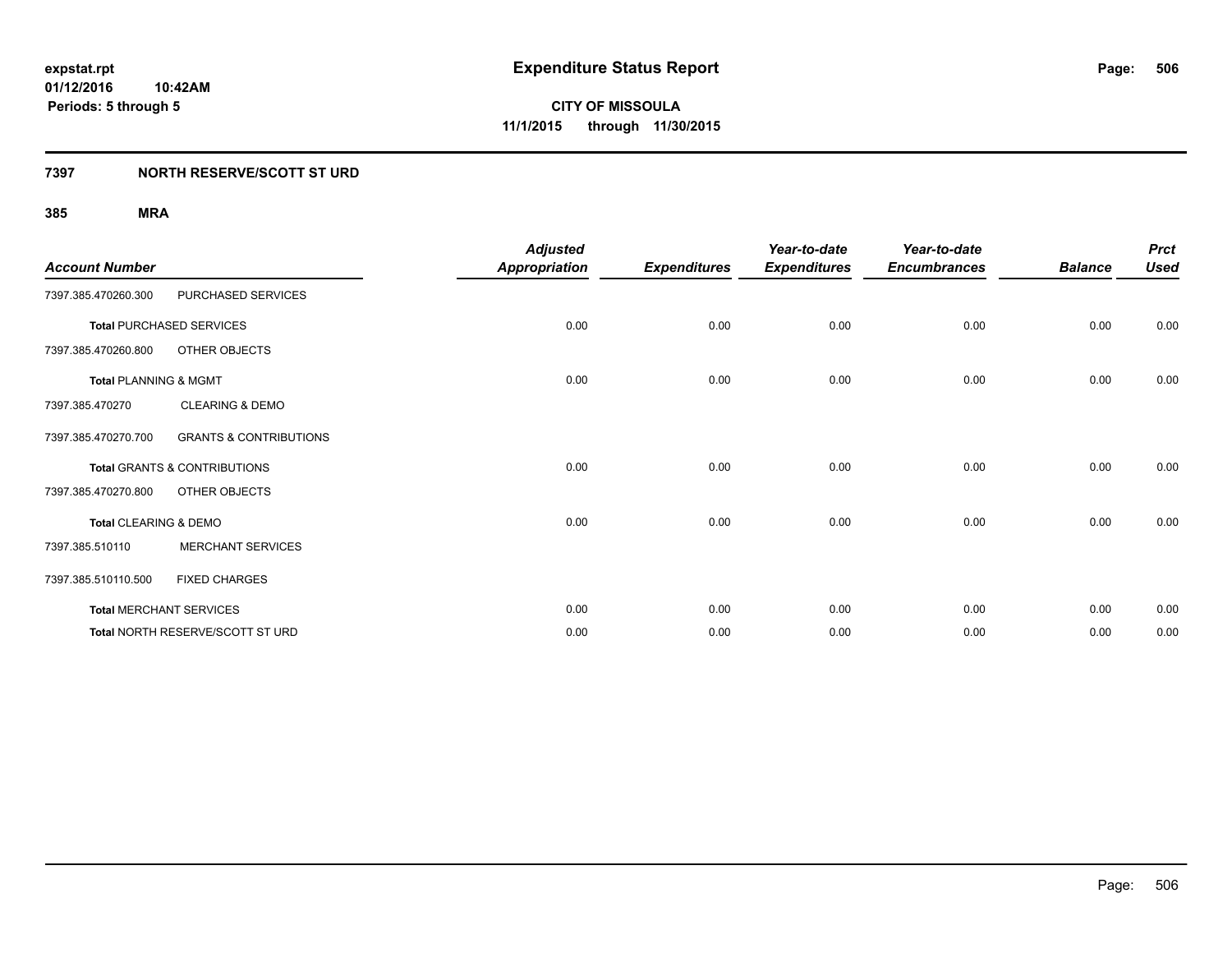# Expenditure Status Report

expstat.rpt
01/12/2016 10:42AM
Periods: 5 through 5

**CITY OF MISSOULA**
**11/1/2015 through 11/30/2015**

## 7397 NORTH RESERVE/SCOTT ST URD

### 385 MRA

| Account Number | | Adjusted Appropriation | Expenditures | Year-to-date Expenditures | Year-to-date Encumbrances | Balance | Prct Used |
|---|---|---|---|---|---|---|---|
| 7397.385.470260.300 | PURCHASED SERVICES | | | | | | |
| **Total** PURCHASED SERVICES | | 0.00 | 0.00 | 0.00 | 0.00 | 0.00 | 0.00 |
| 7397.385.470260.800 | OTHER OBJECTS | | | | | | |
| **Total** PLANNING & MGMT | | 0.00 | 0.00 | 0.00 | 0.00 | 0.00 | 0.00 |
| 7397.385.470270 | CLEARING & DEMO | | | | | | |
| 7397.385.470270.700 | GRANTS & CONTRIBUTIONS | | | | | | |
| **Total** GRANTS & CONTRIBUTIONS | | 0.00 | 0.00 | 0.00 | 0.00 | 0.00 | 0.00 |
| 7397.385.470270.800 | OTHER OBJECTS | | | | | | |
| **Total** CLEARING & DEMO | | 0.00 | 0.00 | 0.00 | 0.00 | 0.00 | 0.00 |
| 7397.385.510110 | MERCHANT SERVICES | | | | | | |
| 7397.385.510110.500 | FIXED CHARGES | | | | | | |
| **Total** MERCHANT SERVICES | | 0.00 | 0.00 | 0.00 | 0.00 | 0.00 | 0.00 |
| **Total** NORTH RESERVE/SCOTT ST URD | | 0.00 | 0.00 | 0.00 | 0.00 | 0.00 | 0.00 |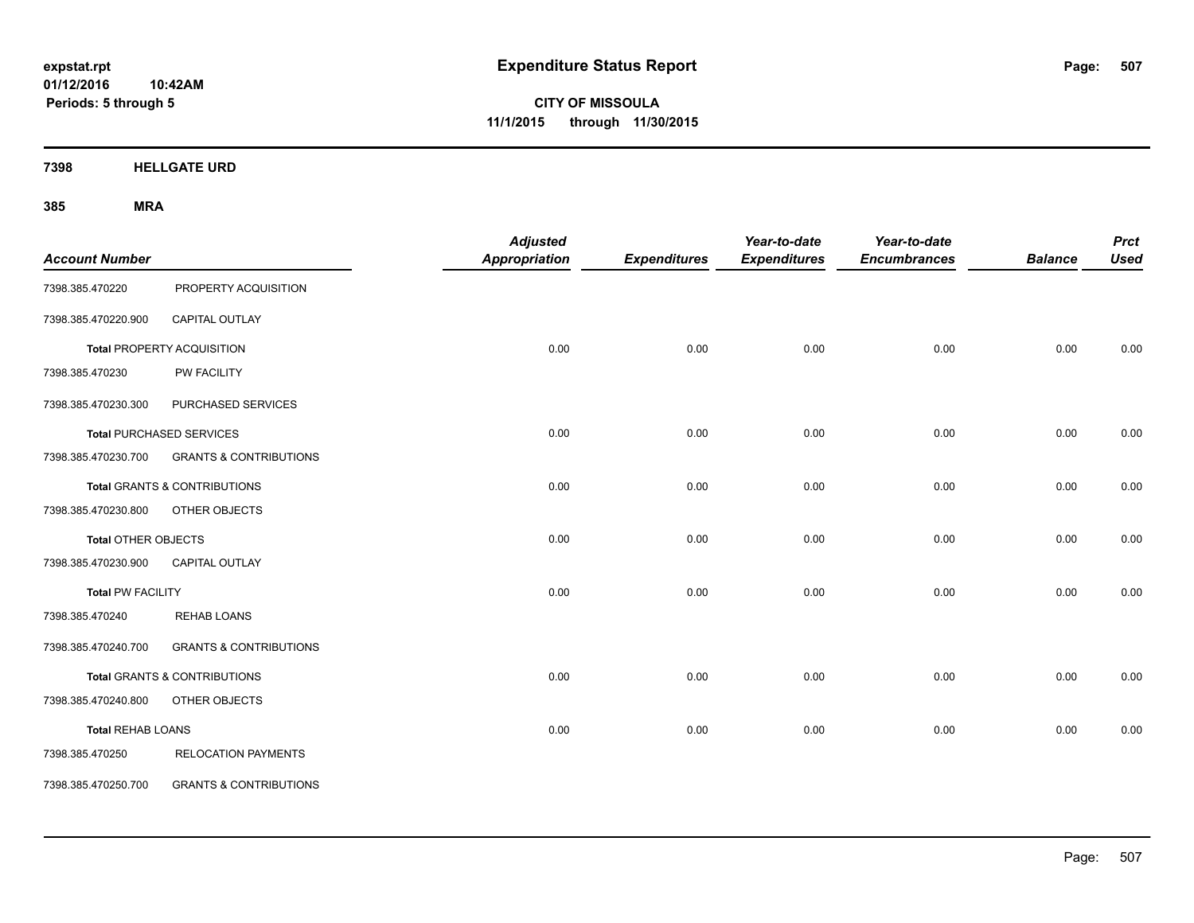**expstat.rpt**
**01/12/2016 10:42AM**
**Periods: 5 through 5**

# Expenditure Status Report

**CITY OF MISSOULA**
**11/1/2015 through 11/30/2015**

## 7398 HELLGATE URD

### 385 MRA

| Account Number | | Adjusted Appropriation | Expenditures | Year-to-date Expenditures | Year-to-date Encumbrances | Balance | Prct Used |
|---|---|---|---|---|---|---|---|
| 7398.385.470220 | PROPERTY ACQUISITION | | | | | | |
| 7398.385.470220.900 | CAPITAL OUTLAY | | | | | | |
| **Total** PROPERTY ACQUISITION | | 0.00 | 0.00 | 0.00 | 0.00 | 0.00 | 0.00 |
| 7398.385.470230 | PW FACILITY | | | | | | |
| 7398.385.470230.300 | PURCHASED SERVICES | | | | | | |
| **Total** PURCHASED SERVICES | | 0.00 | 0.00 | 0.00 | 0.00 | 0.00 | 0.00 |
| 7398.385.470230.700 | GRANTS & CONTRIBUTIONS | | | | | | |
| **Total** GRANTS & CONTRIBUTIONS | | 0.00 | 0.00 | 0.00 | 0.00 | 0.00 | 0.00 |
| 7398.385.470230.800 | OTHER OBJECTS | | | | | | |
| **Total** OTHER OBJECTS | | 0.00 | 0.00 | 0.00 | 0.00 | 0.00 | 0.00 |
| 7398.385.470230.900 | CAPITAL OUTLAY | | | | | | |
| **Total** PW FACILITY | | 0.00 | 0.00 | 0.00 | 0.00 | 0.00 | 0.00 |
| 7398.385.470240 | REHAB LOANS | | | | | | |
| 7398.385.470240.700 | GRANTS & CONTRIBUTIONS | | | | | | |
| **Total** GRANTS & CONTRIBUTIONS | | 0.00 | 0.00 | 0.00 | 0.00 | 0.00 | 0.00 |
| 7398.385.470240.800 | OTHER OBJECTS | | | | | | |
| **Total** REHAB LOANS | | 0.00 | 0.00 | 0.00 | 0.00 | 0.00 | 0.00 |
| 7398.385.470250 | RELOCATION PAYMENTS | | | | | | |
| 7398.385.470250.700 | GRANTS & CONTRIBUTIONS | | | | | | |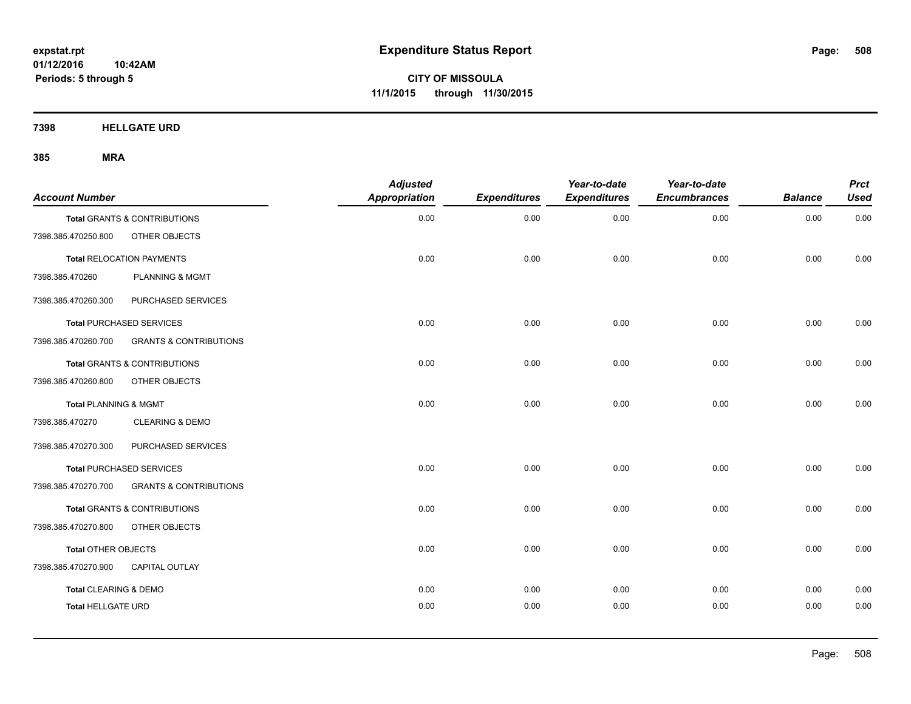**expstat.rpt**
**01/12/2016 10:42AM**
**Periods: 5 through 5**

# Expenditure Status Report

**CITY OF MISSOULA**
**11/1/2015 through 11/30/2015**

## 7398 HELLGATE URD

### 385 MRA

| Account Number | | Adjusted Appropriation | Expenditures | Year-to-date Expenditures | Year-to-date Encumbrances | Balance | Prct Used |
|---|---|---|---|---|---|---|---|
| **Total GRANTS & CONTRIBUTIONS** | | 0.00 | 0.00 | 0.00 | 0.00 | 0.00 | 0.00 |
| 7398.385.470250.800 | OTHER OBJECTS | | | | | | |
| **Total RELOCATION PAYMENTS** | | 0.00 | 0.00 | 0.00 | 0.00 | 0.00 | 0.00 |
| 7398.385.470260 | PLANNING & MGMT | | | | | | |
| 7398.385.470260.300 | PURCHASED SERVICES | | | | | | |
| **Total PURCHASED SERVICES** | | 0.00 | 0.00 | 0.00 | 0.00 | 0.00 | 0.00 |
| 7398.385.470260.700 | GRANTS & CONTRIBUTIONS | | | | | | |
| **Total GRANTS & CONTRIBUTIONS** | | 0.00 | 0.00 | 0.00 | 0.00 | 0.00 | 0.00 |
| 7398.385.470260.800 | OTHER OBJECTS | | | | | | |
| **Total PLANNING & MGMT** | | 0.00 | 0.00 | 0.00 | 0.00 | 0.00 | 0.00 |
| 7398.385.470270 | CLEARING & DEMO | | | | | | |
| 7398.385.470270.300 | PURCHASED SERVICES | | | | | | |
| **Total PURCHASED SERVICES** | | 0.00 | 0.00 | 0.00 | 0.00 | 0.00 | 0.00 |
| 7398.385.470270.700 | GRANTS & CONTRIBUTIONS | | | | | | |
| **Total GRANTS & CONTRIBUTIONS** | | 0.00 | 0.00 | 0.00 | 0.00 | 0.00 | 0.00 |
| 7398.385.470270.800 | OTHER OBJECTS | | | | | | |
| **Total OTHER OBJECTS** | | 0.00 | 0.00 | 0.00 | 0.00 | 0.00 | 0.00 |
| 7398.385.470270.900 | CAPITAL OUTLAY | | | | | | |
| **Total CLEARING & DEMO** | | 0.00 | 0.00 | 0.00 | 0.00 | 0.00 | 0.00 |
| **Total HELLGATE URD** | | 0.00 | 0.00 | 0.00 | 0.00 | 0.00 | 0.00 |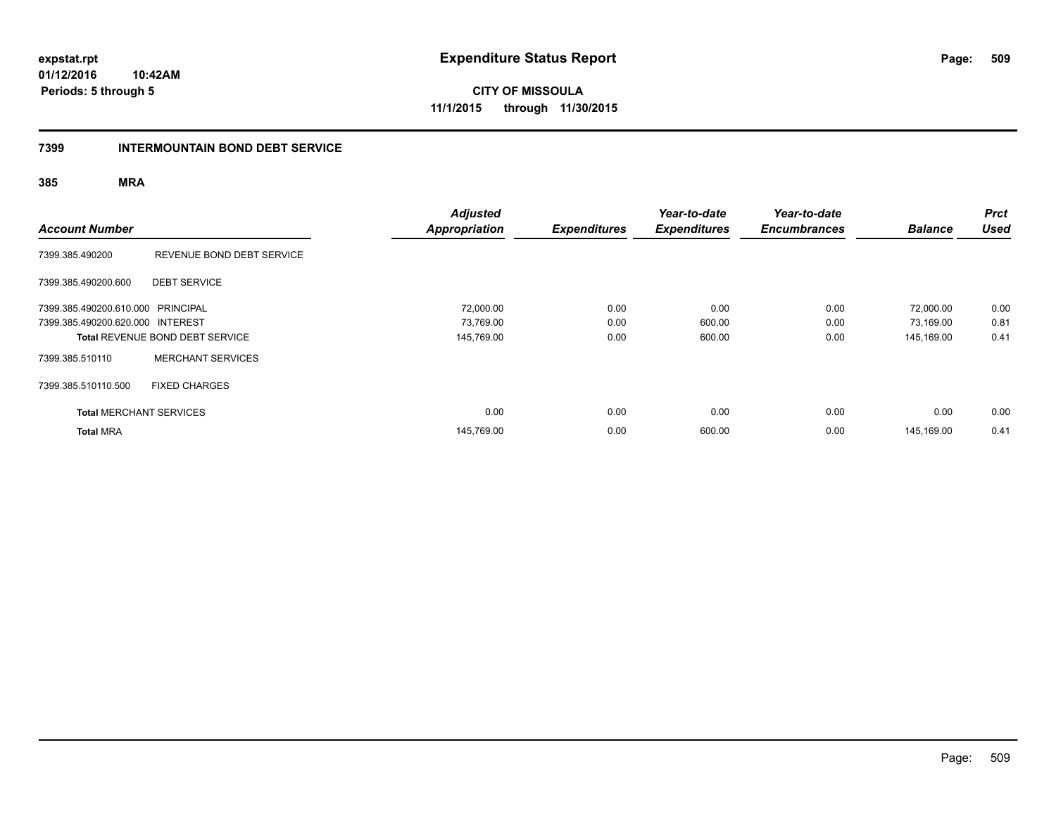**expstat.rpt**
**01/12/2016 10:42AM**
**Periods: 5 through 5**

# Expenditure Status Report

**CITY OF MISSOULA**
**11/1/2015 through 11/30/2015**

## 7399 INTERMOUNTAIN BOND DEBT SERVICE

### 385 MRA

| Account Number | | Adjusted Appropriation | Expenditures | Year-to-date Expenditures | Year-to-date Encumbrances | Balance | Prct Used |
|---|---|---|---|---|---|---|---|
| 7399.385.490200 | REVENUE BOND DEBT SERVICE | | | | | | |
| 7399.385.490200.600 | DEBT SERVICE | | | | | | |
| 7399.385.490200.610.000 | PRINCIPAL | 72,000.00 | 0.00 | 0.00 | 0.00 | 72,000.00 | 0.00 |
| 7399.385.490200.620.000 | INTEREST | 73,769.00 | 0.00 | 600.00 | 0.00 | 73,169.00 | 0.81 |
| Total REVENUE BOND DEBT SERVICE | | 145,769.00 | 0.00 | 600.00 | 0.00 | 145,169.00 | 0.41 |
| 7399.385.510110 | MERCHANT SERVICES | | | | | | |
| 7399.385.510110.500 | FIXED CHARGES | | | | | | |
| Total MERCHANT SERVICES | | 0.00 | 0.00 | 0.00 | 0.00 | 0.00 | 0.00 |
| Total MRA | | 145,769.00 | 0.00 | 600.00 | 0.00 | 145,169.00 | 0.41 |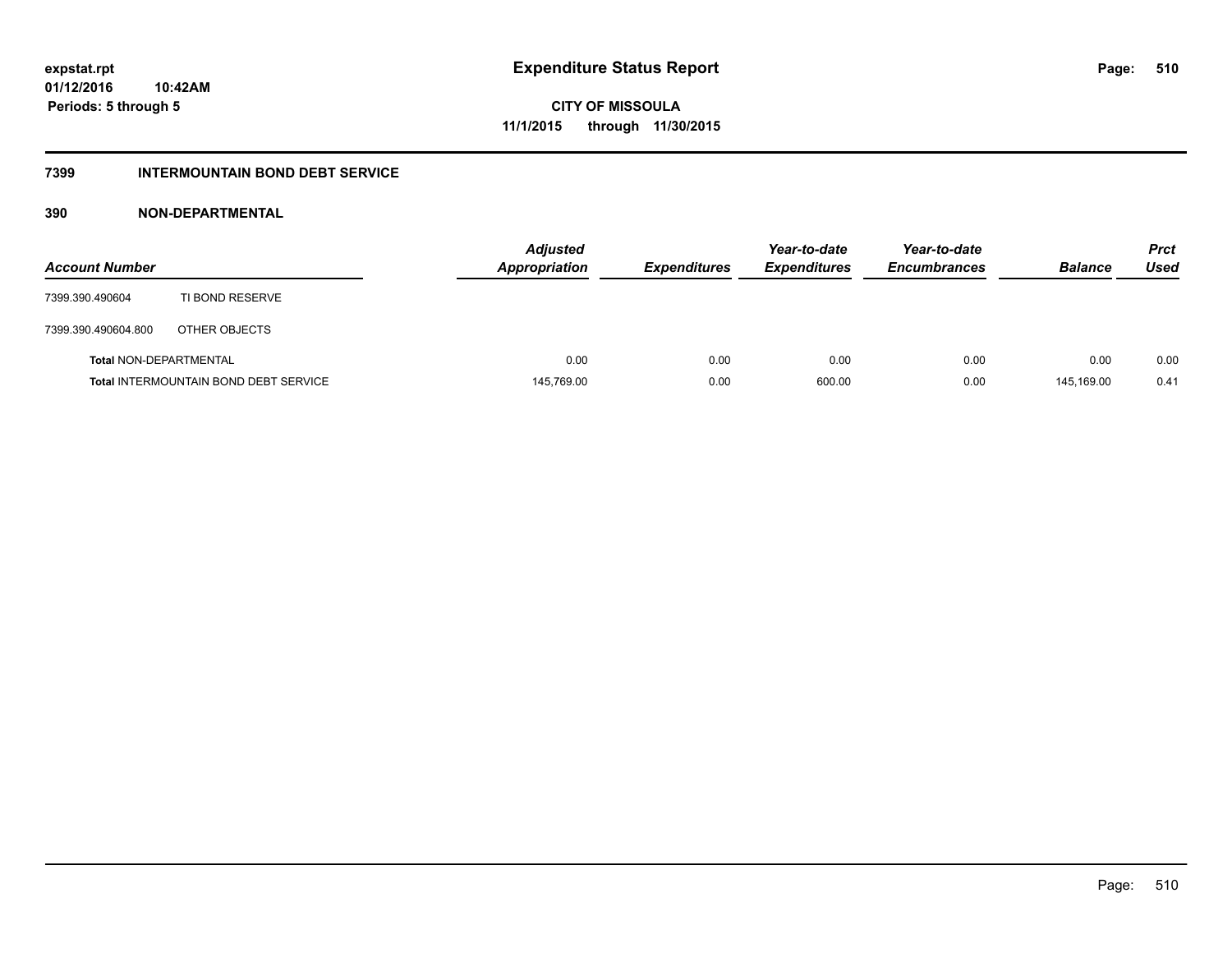**expstat.rpt**
**01/12/2016 10:42AM**
**Periods: 5 through 5**

# Expenditure Status Report

**CITY OF MISSOULA**
**11/1/2015 through 11/30/2015**

## 7399 INTERMOUNTAIN BOND DEBT SERVICE

### 390 NON-DEPARTMENTAL

| Account Number | | Adjusted Appropriation | Expenditures | Year-to-date Expenditures | Year-to-date Encumbrances | Balance | Prct Used |
|---|---|---|---|---|---|---|---|
| 7399.390.490604 | TI BOND RESERVE | | | | | | |
| 7399.390.490604.800 | OTHER OBJECTS | | | | | | |
| **Total** NON-DEPARTMENTAL | | 0.00 | 0.00 | 0.00 | 0.00 | 0.00 | 0.00 |
| **Total** INTERMOUNTAIN BOND DEBT SERVICE | | 145,769.00 | 0.00 | 600.00 | 0.00 | 145,169.00 | 0.41 |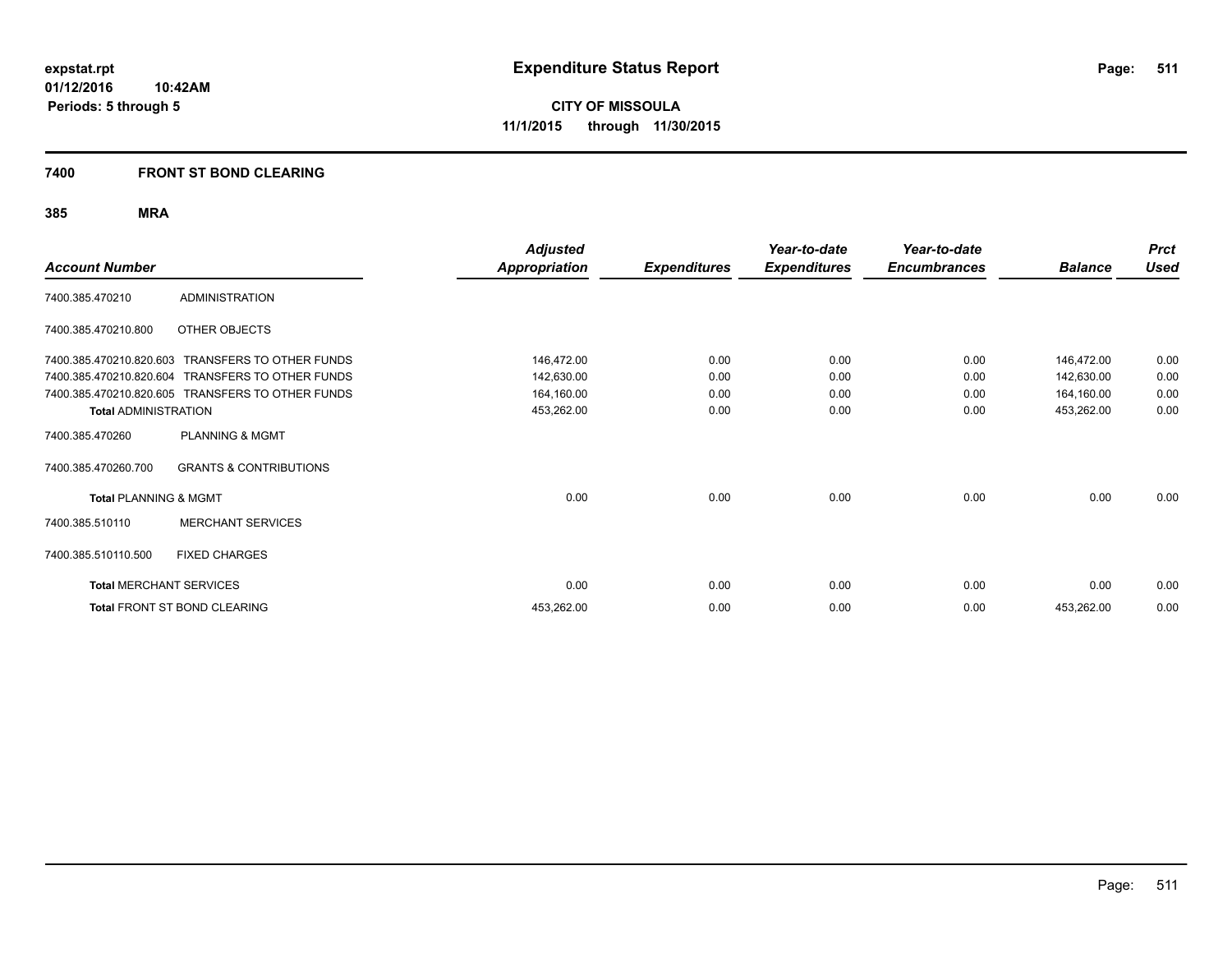**expstat.rpt**
**01/12/2016 10:42AM**
**Periods: 5 through 5**

# Expenditure Status Report

**CITY OF MISSOULA**
**11/1/2015 through 11/30/2015**

## 7400 FRONT ST BOND CLEARING

### 385 MRA

| Account Number | | Adjusted Appropriation | Expenditures | Year-to-date Expenditures | Year-to-date Encumbrances | Balance | Prct Used |
|---|---|---|---|---|---|---|---|
| 7400.385.470210 | ADMINISTRATION | | | | | | |
| 7400.385.470210.800 | OTHER OBJECTS | | | | | | |
| 7400.385.470210.820.603 | TRANSFERS TO OTHER FUNDS | 146,472.00 | 0.00 | 0.00 | 0.00 | 146,472.00 | 0.00 |
| 7400.385.470210.820.604 | TRANSFERS TO OTHER FUNDS | 142,630.00 | 0.00 | 0.00 | 0.00 | 142,630.00 | 0.00 |
| 7400.385.470210.820.605 | TRANSFERS TO OTHER FUNDS | 164,160.00 | 0.00 | 0.00 | 0.00 | 164,160.00 | 0.00 |
| **Total** ADMINISTRATION | | 453,262.00 | 0.00 | 0.00 | 0.00 | 453,262.00 | 0.00 |
| 7400.385.470260 | PLANNING & MGMT | | | | | | |
| 7400.385.470260.700 | GRANTS & CONTRIBUTIONS | | | | | | |
| **Total** PLANNING & MGMT | | 0.00 | 0.00 | 0.00 | 0.00 | 0.00 | 0.00 |
| 7400.385.510110 | MERCHANT SERVICES | | | | | | |
| 7400.385.510110.500 | FIXED CHARGES | | | | | | |
| **Total** MERCHANT SERVICES | | 0.00 | 0.00 | 0.00 | 0.00 | 0.00 | 0.00 |
| **Total** FRONT ST BOND CLEARING | | 453,262.00 | 0.00 | 0.00 | 0.00 | 453,262.00 | 0.00 |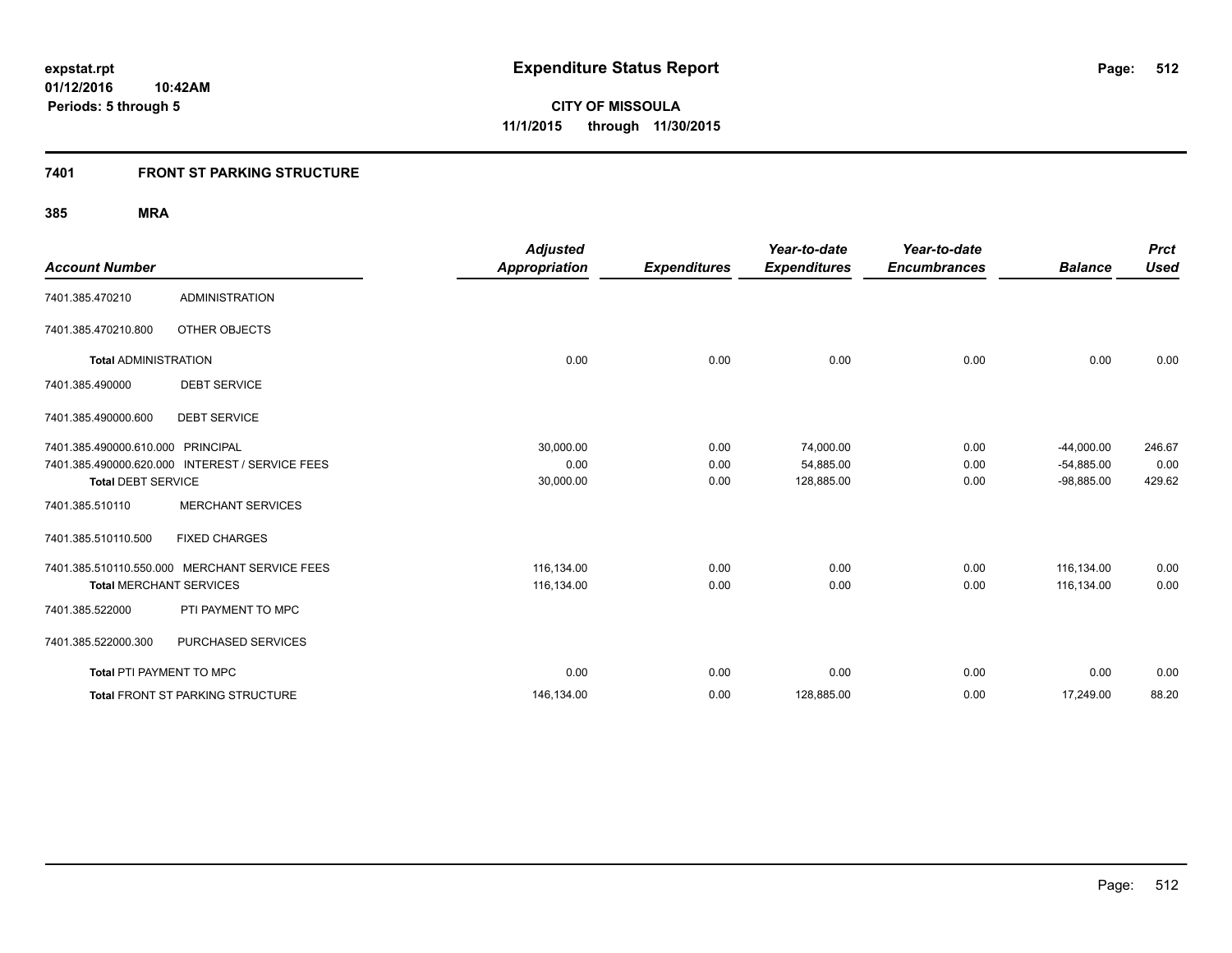**expstat.rpt**
**01/12/2016 10:42AM**
**Periods: 5 through 5**

# Expenditure Status Report

**CITY OF MISSOULA**
**11/1/2015 through 11/30/2015**

## 7401 FRONT ST PARKING STRUCTURE

### 385 MRA

| Account Number | | Adjusted Appropriation | Expenditures | Year-to-date Expenditures | Year-to-date Encumbrances | Balance | Prct Used |
|---|---|---|---|---|---|---|---|
| 7401.385.470210 | ADMINISTRATION | | | | | | |
| 7401.385.470210.800 | OTHER OBJECTS | | | | | | |
| **Total** ADMINISTRATION | | 0.00 | 0.00 | 0.00 | 0.00 | 0.00 | 0.00 |
| 7401.385.490000 | DEBT SERVICE | | | | | | |
| 7401.385.490000.600 | DEBT SERVICE | | | | | | |
| 7401.385.490000.610.000 | PRINCIPAL | 30,000.00 | 0.00 | 74,000.00 | 0.00 | -44,000.00 | 246.67 |
| 7401.385.490000.620.000 | INTEREST / SERVICE FEES | 0.00 | 0.00 | 54,885.00 | 0.00 | -54,885.00 | 0.00 |
| **Total** DEBT SERVICE | | 30,000.00 | 0.00 | 128,885.00 | 0.00 | -98,885.00 | 429.62 |
| 7401.385.510110 | MERCHANT SERVICES | | | | | | |
| 7401.385.510110.500 | FIXED CHARGES | | | | | | |
| 7401.385.510110.550.000 | MERCHANT SERVICE FEES | 116,134.00 | 0.00 | 0.00 | 0.00 | 116,134.00 | 0.00 |
| **Total** MERCHANT SERVICES | | 116,134.00 | 0.00 | 0.00 | 0.00 | 116,134.00 | 0.00 |
| 7401.385.522000 | PTI PAYMENT TO MPC | | | | | | |
| 7401.385.522000.300 | PURCHASED SERVICES | | | | | | |
| **Total** PTI PAYMENT TO MPC | | 0.00 | 0.00 | 0.00 | 0.00 | 0.00 | 0.00 |
| **Total** FRONT ST PARKING STRUCTURE | | 146,134.00 | 0.00 | 128,885.00 | 0.00 | 17,249.00 | 88.20 |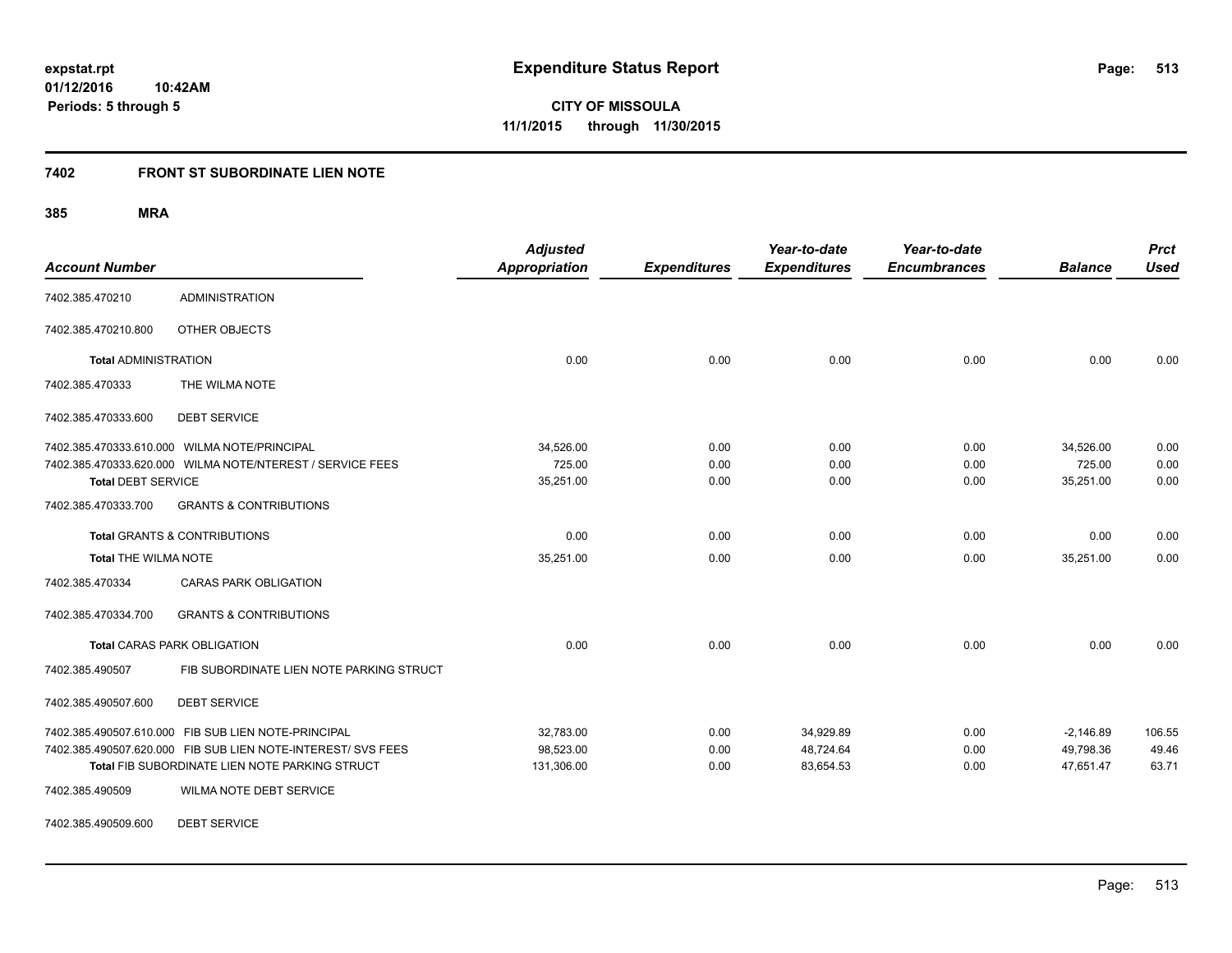**expstat.rpt**
**01/12/2016 10:42AM**
**Periods: 5 through 5**

# Expenditure Status Report

**CITY OF MISSOULA**
**11/1/2015 through 11/30/2015**

## 7402 FRONT ST SUBORDINATE LIEN NOTE

### 385 MRA

| Account Number | | Adjusted Appropriation | Expenditures | Year-to-date Expenditures | Year-to-date Encumbrances | Balance | Prct Used |
|---|---|---|---|---|---|---|---|
| 7402.385.470210 | ADMINISTRATION | | | | | | |
| 7402.385.470210.800 | OTHER OBJECTS | | | | | | |
| **Total** ADMINISTRATION | | 0.00 | 0.00 | 0.00 | 0.00 | 0.00 | 0.00 |
| 7402.385.470333 | THE WILMA NOTE | | | | | | |
| 7402.385.470333.600 | DEBT SERVICE | | | | | | |
| 7402.385.470333.610.000 | WILMA NOTE/PRINCIPAL | 34,526.00 | 0.00 | 0.00 | 0.00 | 34,526.00 | 0.00 |
| 7402.385.470333.620.000 | WILMA NOTE/NTEREST / SERVICE FEES | 725.00 | 0.00 | 0.00 | 0.00 | 725.00 | 0.00 |
| **Total** DEBT SERVICE | | 35,251.00 | 0.00 | 0.00 | 0.00 | 35,251.00 | 0.00 |
| 7402.385.470333.700 | GRANTS & CONTRIBUTIONS | | | | | | |
| **Total** GRANTS & CONTRIBUTIONS | | 0.00 | 0.00 | 0.00 | 0.00 | 0.00 | 0.00 |
| **Total** THE WILMA NOTE | | 35,251.00 | 0.00 | 0.00 | 0.00 | 35,251.00 | 0.00 |
| 7402.385.470334 | CARAS PARK OBLIGATION | | | | | | |
| 7402.385.470334.700 | GRANTS & CONTRIBUTIONS | | | | | | |
| **Total** CARAS PARK OBLIGATION | | 0.00 | 0.00 | 0.00 | 0.00 | 0.00 | 0.00 |
| 7402.385.490507 | FIB SUBORDINATE LIEN NOTE PARKING STRUCT | | | | | | |
| 7402.385.490507.600 | DEBT SERVICE | | | | | | |
| 7402.385.490507.610.000 | FIB SUB LIEN NOTE-PRINCIPAL | 32,783.00 | 0.00 | 34,929.89 | 0.00 | -2,146.89 | 106.55 |
| 7402.385.490507.620.000 | FIB SUB LIEN NOTE-INTEREST/ SVS FEES | 98,523.00 | 0.00 | 48,724.64 | 0.00 | 49,798.36 | 49.46 |
| **Total** FIB SUBORDINATE LIEN NOTE PARKING STRUCT | | 131,306.00 | 0.00 | 83,654.53 | 0.00 | 47,651.47 | 63.71 |
| 7402.385.490509 | WILMA NOTE DEBT SERVICE | | | | | | |
| 7402.385.490509.600 | DEBT SERVICE | | | | | | |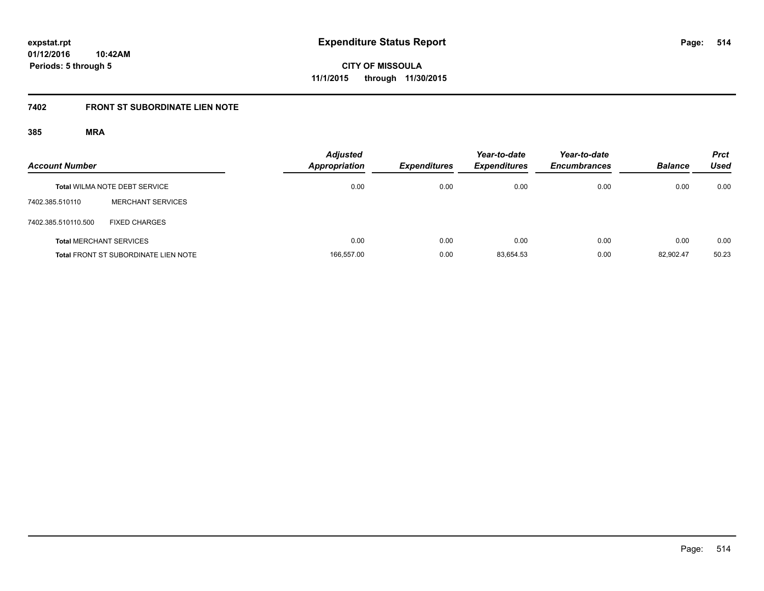**expstat.rpt**
**01/12/2016 10:42AM**
**Periods: 5 through 5**

# Expenditure Status Report

**CITY OF MISSOULA**
**11/1/2015 through 11/30/2015**

## 7402 FRONT ST SUBORDINATE LIEN NOTE

### 385 MRA

| Account Number | | Adjusted Appropriation | Expenditures | Year-to-date Expenditures | Year-to-date Encumbrances | Balance | Prct Used |
|---|---|---|---|---|---|---|---|
| **Total** WILMA NOTE DEBT SERVICE | | 0.00 | 0.00 | 0.00 | 0.00 | 0.00 | 0.00 |
| 7402.385.510110 | MERCHANT SERVICES | | | | | | |
| 7402.385.510110.500 | FIXED CHARGES | | | | | | |
| **Total** MERCHANT SERVICES | | 0.00 | 0.00 | 0.00 | 0.00 | 0.00 | 0.00 |
| **Total** FRONT ST SUBORDINATE LIEN NOTE | | 166,557.00 | 0.00 | 83,654.53 | 0.00 | 82,902.47 | 50.23 |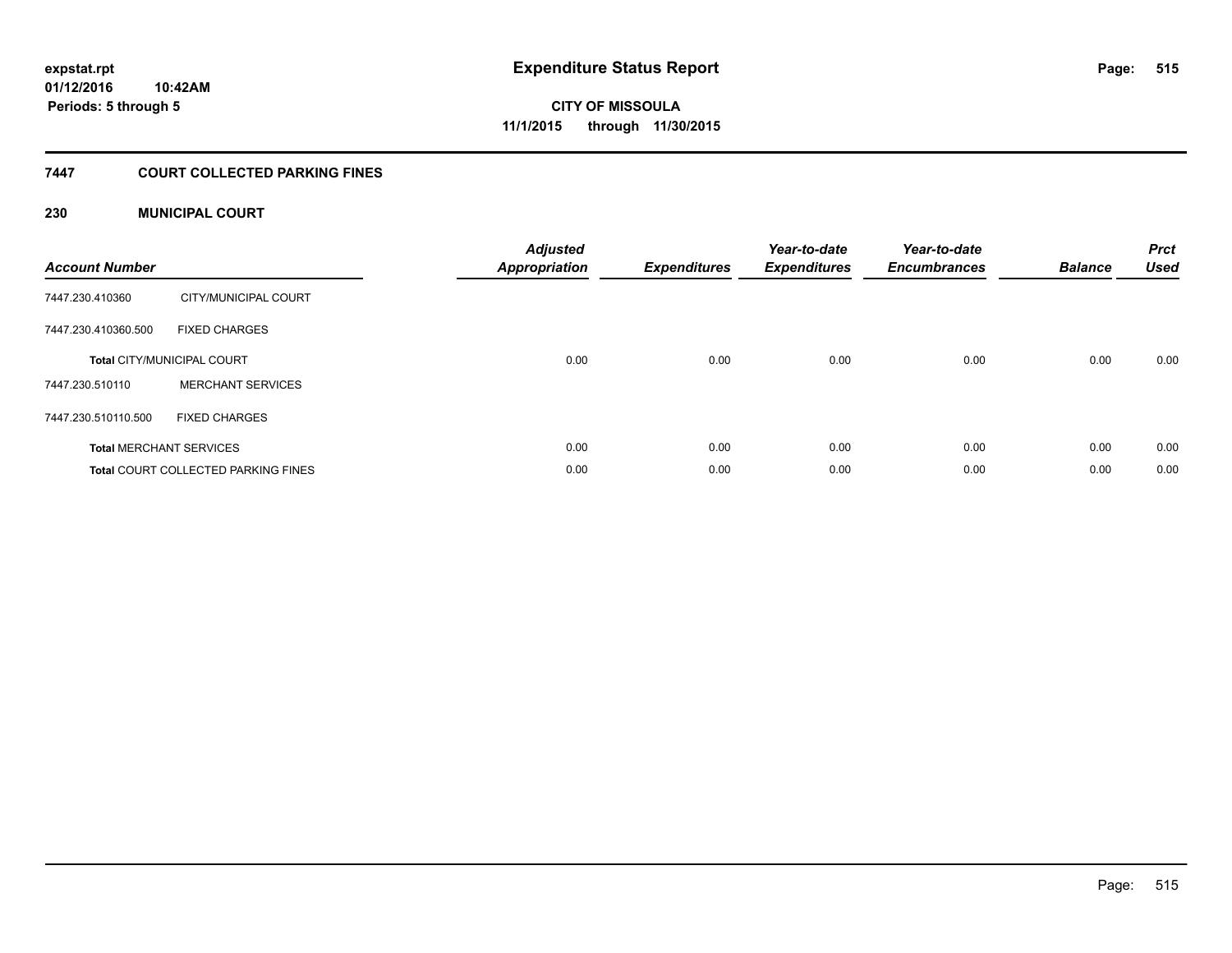**Expenditure Status Report**

**CITY OF MISSOULA**
**11/1/2015 through 11/30/2015**

expstat.rpt
01/12/2016 10:42AM
Periods: 5 through 5

## 7447 COURT COLLECTED PARKING FINES

### 230 MUNICIPAL COURT

| Account Number | | Adjusted Appropriation | Expenditures | Year-to-date Expenditures | Year-to-date Encumbrances | Balance | Prct Used |
|---|---|---|---|---|---|---|---|
| 7447.230.410360 | CITY/MUNICIPAL COURT | | | | | | |
| 7447.230.410360.500 | FIXED CHARGES | | | | | | |
| **Total** CITY/MUNICIPAL COURT | | 0.00 | 0.00 | 0.00 | 0.00 | 0.00 | 0.00 |
| 7447.230.510110 | MERCHANT SERVICES | | | | | | |
| 7447.230.510110.500 | FIXED CHARGES | | | | | | |
| **Total** MERCHANT SERVICES | | 0.00 | 0.00 | 0.00 | 0.00 | 0.00 | 0.00 |
| **Total** COURT COLLECTED PARKING FINES | | 0.00 | 0.00 | 0.00 | 0.00 | 0.00 | 0.00 |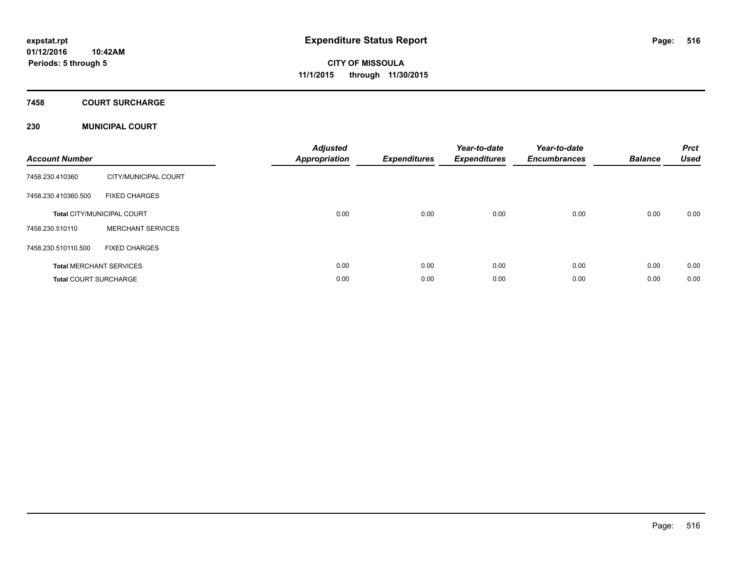# Expenditure Status Report

expstat.rpt
01/12/2016 10:42AM
Periods: 5 through 5

**CITY OF MISSOULA**
**11/1/2015 through 11/30/2015**

## 7458 COURT SURCHARGE

### 230 MUNICIPAL COURT

| Account Number | | Adjusted Appropriation | Expenditures | Year-to-date Expenditures | Year-to-date Encumbrances | Balance | Prct Used |
|---|---|---|---|---|---|---|---|
| 7458.230.410360 | CITY/MUNICIPAL COURT | | | | | | |
| 7458.230.410360.500 | FIXED CHARGES | | | | | | |
| **Total** CITY/MUNICIPAL COURT | | 0.00 | 0.00 | 0.00 | 0.00 | 0.00 | 0.00 |
| 7458.230.510110 | MERCHANT SERVICES | | | | | | |
| 7458.230.510110.500 | FIXED CHARGES | | | | | | |
| **Total** MERCHANT SERVICES | | 0.00 | 0.00 | 0.00 | 0.00 | 0.00 | 0.00 |
| **Total** COURT SURCHARGE | | 0.00 | 0.00 | 0.00 | 0.00 | 0.00 | 0.00 |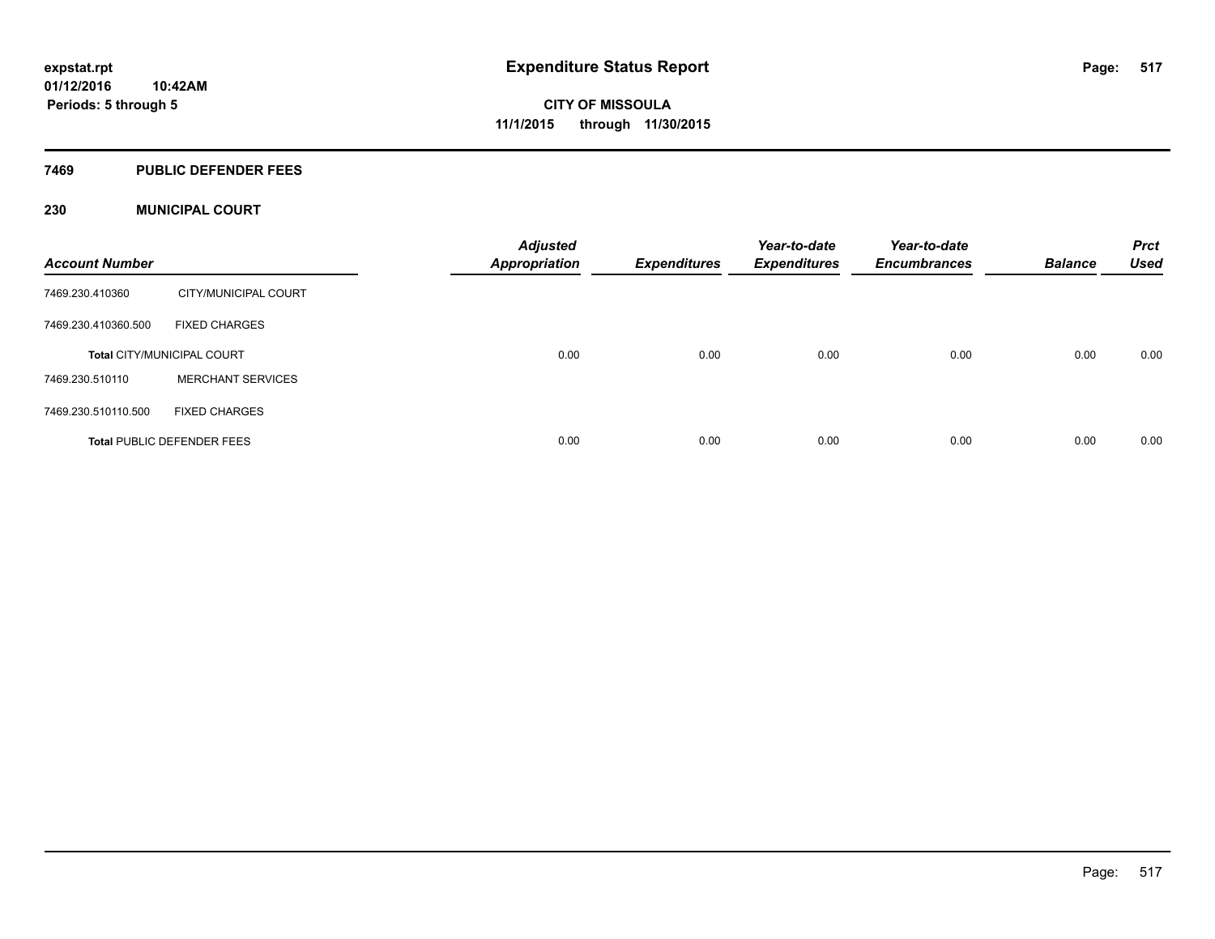**expstat.rpt**
**01/12/2016 10:42AM**
**Periods: 5 through 5**

# Expenditure Status Report

**CITY OF MISSOULA**
**11/1/2015 through 11/30/2015**

## 7469 PUBLIC DEFENDER FEES

### 230 MUNICIPAL COURT

| Account Number | | Adjusted Appropriation | Expenditures | Year-to-date Expenditures | Year-to-date Encumbrances | Balance | Prct Used |
|---|---|---|---|---|---|---|---|
| 7469.230.410360 | CITY/MUNICIPAL COURT | | | | | | |
| 7469.230.410360.500 | FIXED CHARGES | | | | | | |
| **Total** CITY/MUNICIPAL COURT | | 0.00 | 0.00 | 0.00 | 0.00 | 0.00 | 0.00 |
| 7469.230.510110 | MERCHANT SERVICES | | | | | | |
| 7469.230.510110.500 | FIXED CHARGES | | | | | | |
| **Total** PUBLIC DEFENDER FEES | | 0.00 | 0.00 | 0.00 | 0.00 | 0.00 | 0.00 |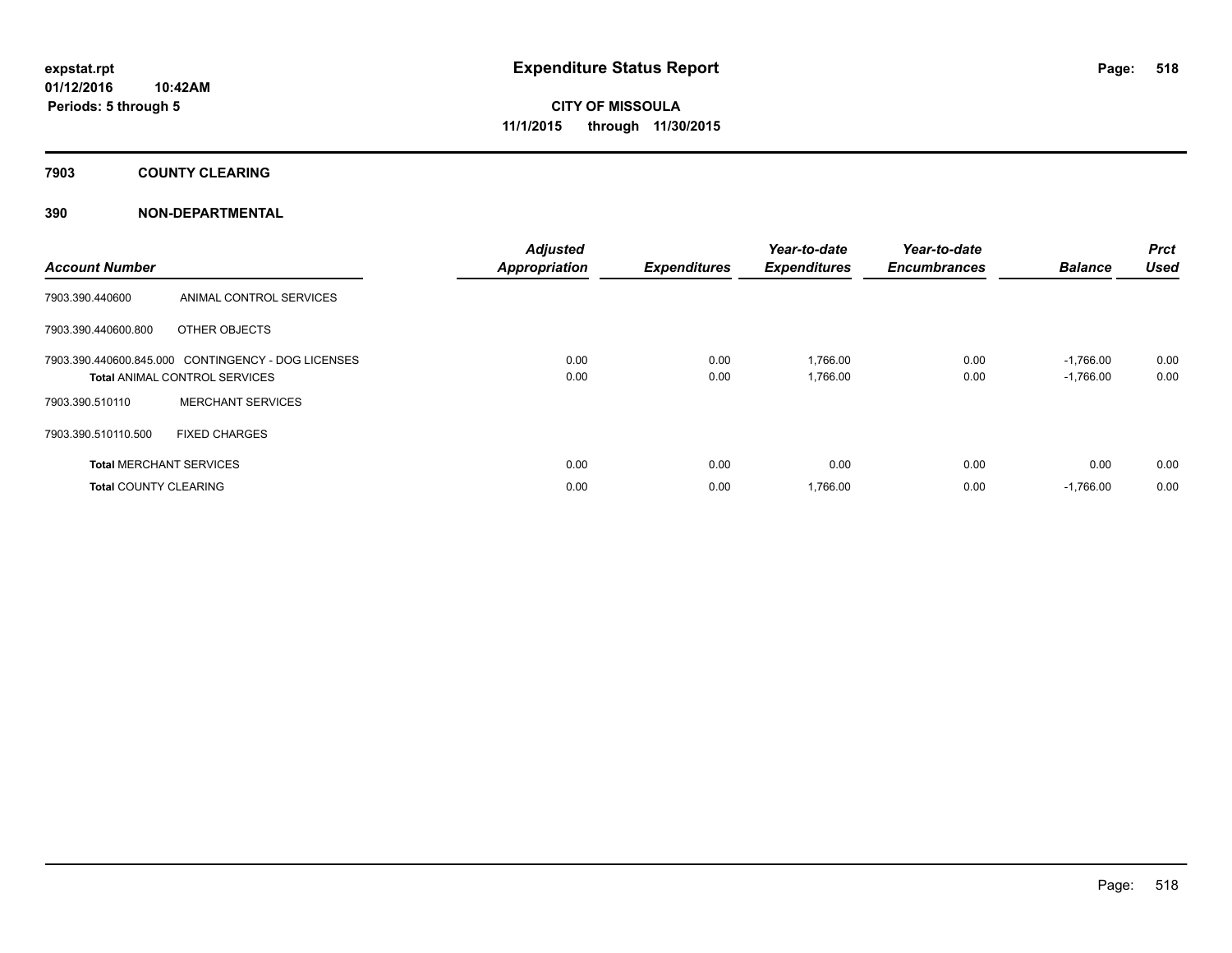**expstat.rpt**
**01/12/2016 10:42AM**
**Periods: 5 through 5**

# Expenditure Status Report

**CITY OF MISSOULA**
**11/1/2015 through 11/30/2015**

## 7903 COUNTY CLEARING

## 390 NON-DEPARTMENTAL

| Account Number | | Adjusted Appropriation | Expenditures | Year-to-date Expenditures | Year-to-date Encumbrances | Balance | Prct Used |
|---|---|---|---|---|---|---|---|
| 7903.390.440600 | ANIMAL CONTROL SERVICES | | | | | | |
| 7903.390.440600.800 | OTHER OBJECTS | | | | | | |
| 7903.390.440600.845.000 | CONTINGENCY - DOG LICENSES | 0.00 | 0.00 | 1,766.00 | 0.00 | -1,766.00 | 0.00 |
| **Total** ANIMAL CONTROL SERVICES | | 0.00 | 0.00 | 1,766.00 | 0.00 | -1,766.00 | 0.00 |
| 7903.390.510110 | MERCHANT SERVICES | | | | | | |
| 7903.390.510110.500 | FIXED CHARGES | | | | | | |
| **Total** MERCHANT SERVICES | | 0.00 | 0.00 | 0.00 | 0.00 | 0.00 | 0.00 |
| **Total** COUNTY CLEARING | | 0.00 | 0.00 | 1,766.00 | 0.00 | -1,766.00 | 0.00 |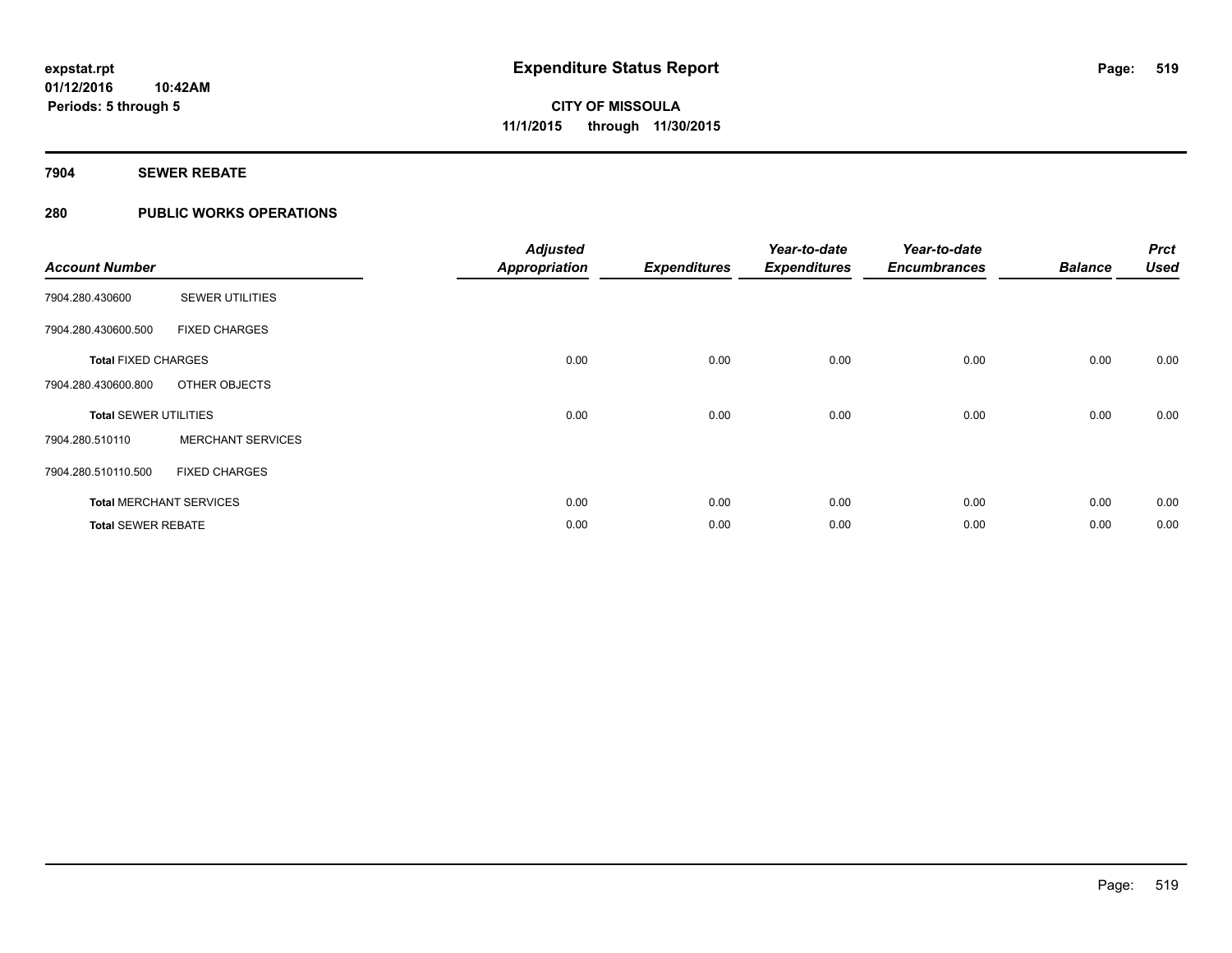# Expenditure Status Report

**CITY OF MISSOULA**

**11/1/2015 through 11/30/2015**

expstat.rpt
01/12/2016 10:42AM
Periods: 5 through 5

## 7904 SEWER REBATE

## 280 PUBLIC WORKS OPERATIONS

| Account Number | | Adjusted Appropriation | Expenditures | Year-to-date Expenditures | Year-to-date Encumbrances | Balance | Prct Used |
|---|---|---|---|---|---|---|---|
| 7904.280.430600 | SEWER UTILITIES | | | | | | |
| 7904.280.430600.500 | FIXED CHARGES | | | | | | |
| **Total** FIXED CHARGES | | 0.00 | 0.00 | 0.00 | 0.00 | 0.00 | 0.00 |
| 7904.280.430600.800 | OTHER OBJECTS | | | | | | |
| **Total** SEWER UTILITIES | | 0.00 | 0.00 | 0.00 | 0.00 | 0.00 | 0.00 |
| 7904.280.510110 | MERCHANT SERVICES | | | | | | |
| 7904.280.510110.500 | FIXED CHARGES | | | | | | |
| **Total** MERCHANT SERVICES | | 0.00 | 0.00 | 0.00 | 0.00 | 0.00 | 0.00 |
| **Total** SEWER REBATE | | 0.00 | 0.00 | 0.00 | 0.00 | 0.00 | 0.00 |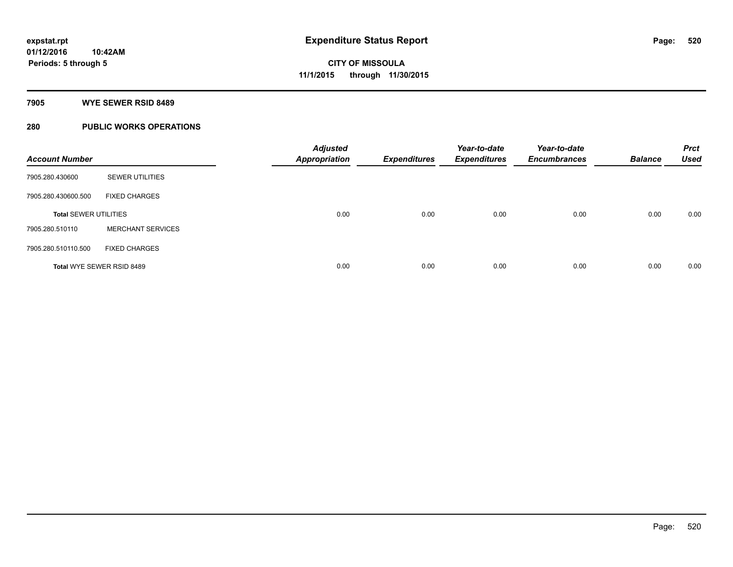**expstat.rpt**
**01/12/2016 10:42AM**
**Periods: 5 through 5**

# Expenditure Status Report

**CITY OF MISSOULA**
**11/1/2015 through 11/30/2015**

## 7905 WYE SEWER RSID 8489

## 280 PUBLIC WORKS OPERATIONS

| Account Number | | Adjusted Appropriation | Expenditures | Year-to-date Expenditures | Year-to-date Encumbrances | Balance | Prct Used |
|---|---|---|---|---|---|---|---|
| 7905.280.430600 | SEWER UTILITIES | | | | | | |
| 7905.280.430600.500 | FIXED CHARGES | | | | | | |
| **Total SEWER UTILITIES** | | 0.00 | 0.00 | 0.00 | 0.00 | 0.00 | 0.00 |
| 7905.280.510110 | MERCHANT SERVICES | | | | | | |
| 7905.280.510110.500 | FIXED CHARGES | | | | | | |
| **Total WYE SEWER RSID 8489** | | 0.00 | 0.00 | 0.00 | 0.00 | 0.00 | 0.00 |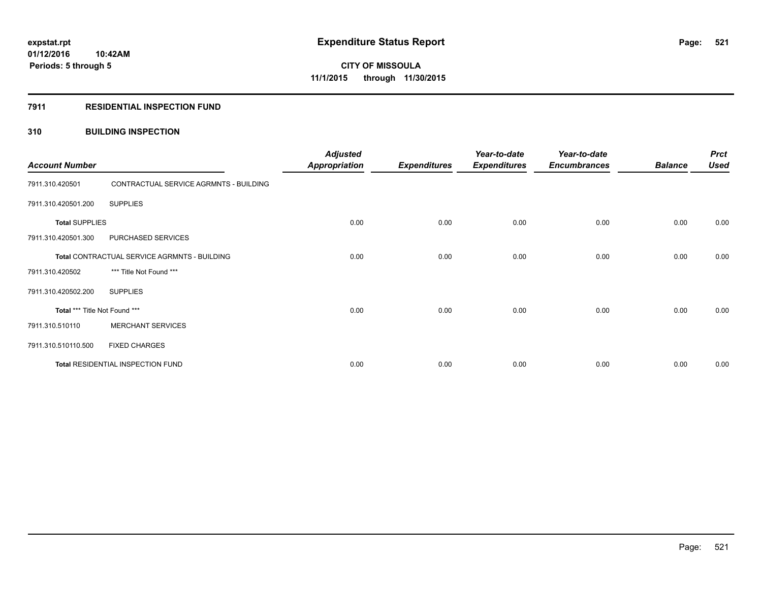**expstat.rpt**
**01/12/2016 10:42AM**
**Periods: 5 through 5**

# Expenditure Status Report

**CITY OF MISSOULA**
**11/1/2015 through 11/30/2015**

## 7911 RESIDENTIAL INSPECTION FUND

## 310 BUILDING INSPECTION

| Account Number | | Adjusted Appropriation | Expenditures | Year-to-date Expenditures | Year-to-date Encumbrances | Balance | Prct Used |
|---|---|---|---|---|---|---|---|
| 7911.310.420501 | CONTRACTUAL SERVICE AGRMNTS - BUILDING | | | | | | |
| 7911.310.420501.200 | SUPPLIES | | | | | | |
| **Total** SUPPLIES | | 0.00 | 0.00 | 0.00 | 0.00 | 0.00 | 0.00 |
| 7911.310.420501.300 | PURCHASED SERVICES | | | | | | |
| **Total** CONTRACTUAL SERVICE AGRMNTS - BUILDING | | 0.00 | 0.00 | 0.00 | 0.00 | 0.00 | 0.00 |
| 7911.310.420502 | *** Title Not Found *** | | | | | | |
| 7911.310.420502.200 | SUPPLIES | | | | | | |
| **Total** *** Title Not Found *** | | 0.00 | 0.00 | 0.00 | 0.00 | 0.00 | 0.00 |
| 7911.310.510110 | MERCHANT SERVICES | | | | | | |
| 7911.310.510110.500 | FIXED CHARGES | | | | | | |
| **Total** RESIDENTIAL INSPECTION FUND | | 0.00 | 0.00 | 0.00 | 0.00 | 0.00 | 0.00 |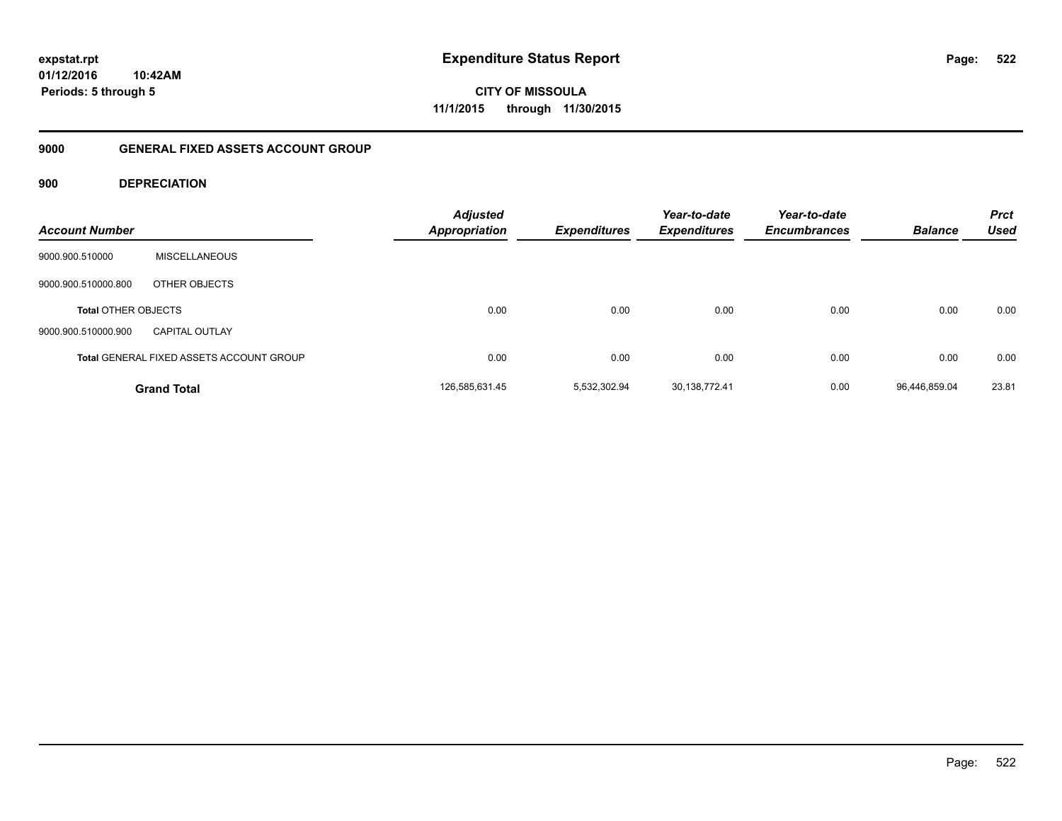**expstat.rpt**
**01/12/2016 10:42AM**
**Periods: 5 through 5**

# Expenditure Status Report

**CITY OF MISSOULA**
**11/1/2015 through 11/30/2015**

## 9000 GENERAL FIXED ASSETS ACCOUNT GROUP

### 900 DEPRECIATION

| Account Number | | Adjusted Appropriation | Expenditures | Year-to-date Expenditures | Year-to-date Encumbrances | Balance | Prct Used |
|---|---|---|---|---|---|---|---|
| 9000.900.510000 | MISCELLANEOUS | | | | | | |
| 9000.900.510000.800 | OTHER OBJECTS | | | | | | |
| **Total** OTHER OBJECTS | | 0.00 | 0.00 | 0.00 | 0.00 | 0.00 | 0.00 |
| 9000.900.510000.900 | CAPITAL OUTLAY | | | | | | |
| **Total** GENERAL FIXED ASSETS ACCOUNT GROUP | | 0.00 | 0.00 | 0.00 | 0.00 | 0.00 | 0.00 |
| **Grand Total** | | 126,585,631.45 | 5,532,302.94 | 30,138,772.41 | 0.00 | 96,446,859.04 | 23.81 |